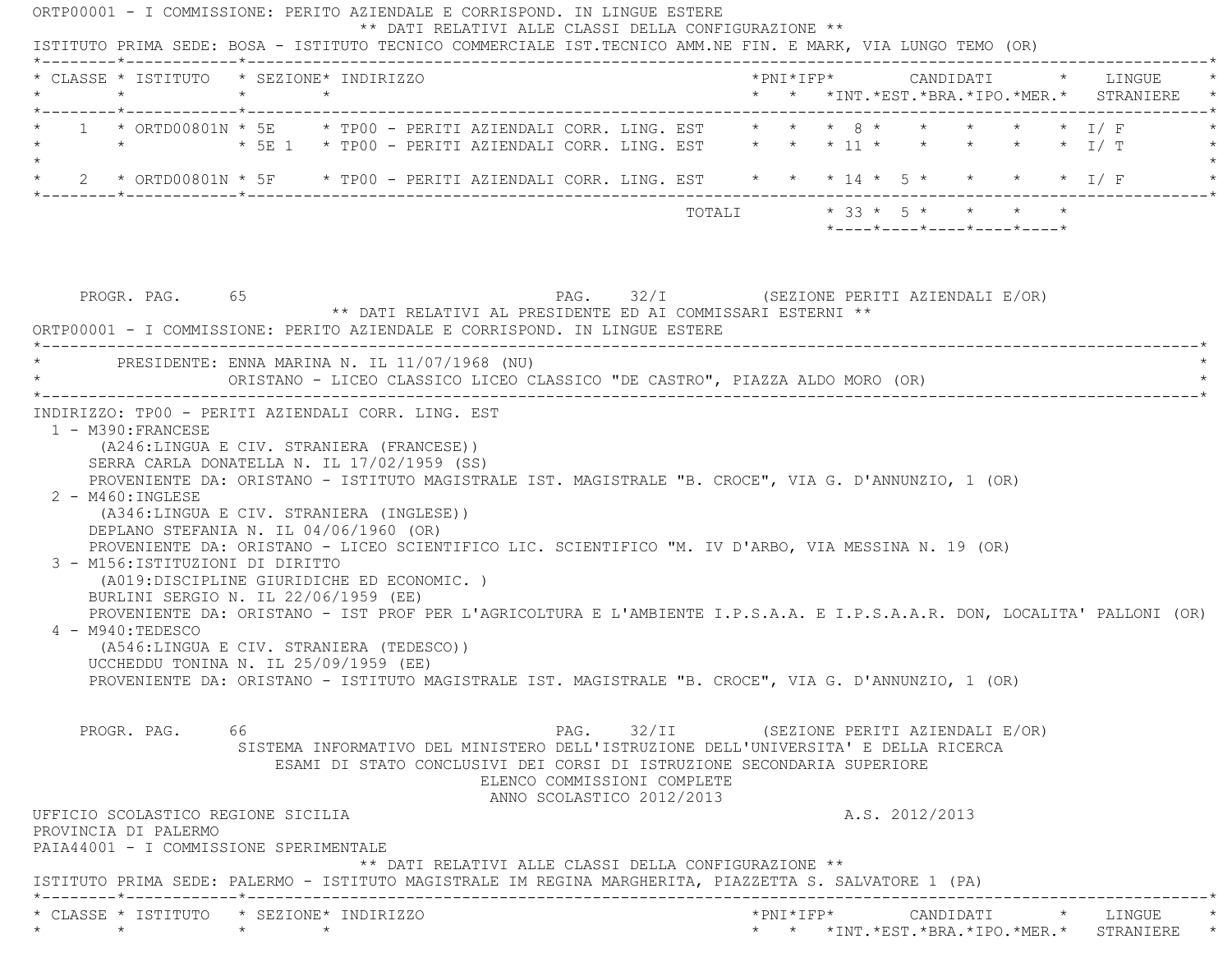ORTP00001 - I COMMISSIONE: PERITO AZIENDALE E CORRISPOND. IN LINGUE ESTERE

** DATI RELATIVI ALLE CLASSI DELLA CONFIGURAZIONE **

ISTITUTO PRIMA SEDE: BOSA - ISTITUTO TECNICO COMMERCIALE IST.TECNICO AMM.NE FIN. E MARK, VIA LUNGO TEMO (OR)

| CLASSE | ISTITUTO | SEZIONE | INDIRIZZO | PNI | IFP | CANDIDATI INT. | CANDIDATI EST. | CANDIDATI BRA. | CANDIDATI IPO. | CANDIDATI MER. | LINGUE STRANIERE |
|---|---|---|---|---|---|---|---|---|---|---|---|
| 1 | ORTD00801N | 5E | TP00 - PERITI AZIENDALI CORR. LING. EST | | | 8 | | | | | I/ F |
| | | 5E 1 | TP00 - PERITI AZIENDALI CORR. LING. EST | | | 11 | | | | | I/ T |
| 2 | ORTD00801N | 5F | TP00 - PERITI AZIENDALI CORR. LING. EST | | | 14 | 5 | | | | I/ F |
| | | | TOTALI | | | 33 | 5 | | | | |

PROGR. PAG. 65 PAG. 32/I (SEZIONE PERITI AZIENDALI E/OR)

** DATI RELATIVI AL PRESIDENTE ED AI COMMISSARI ESTERNI **

ORTP00001 - I COMMISSIONE: PERITO AZIENDALE E CORRISPOND. IN LINGUE ESTERE

PRESIDENTE: ENNA MARINA N. IL 11/07/1968 (NU)
ORISTANO - LICEO CLASSICO LICEO CLASSICO "DE CASTRO", PIAZZA ALDO MORO (OR)

INDIRIZZO: TP00 - PERITI AZIENDALI CORR. LING. EST

1 - M390:FRANCESE
(A246:LINGUA E CIV. STRANIERA (FRANCESE))
SERRA CARLA DONATELLA N. IL 17/02/1959 (SS)
PROVENIENTE DA: ORISTANO - ISTITUTO MAGISTRALE IST. MAGISTRALE "B. CROCE", VIA G. D'ANNUNZIO, 1 (OR)

2 - M460:INGLESE
(A346:LINGUA E CIV. STRANIERA (INGLESE))
DEPLANO STEFANIA N. IL 04/06/1960 (OR)
PROVENIENTE DA: ORISTANO - LICEO SCIENTIFICO LIC. SCIENTIFICO "M. IV D'ARBO, VIA MESSINA N. 19 (OR)

3 - M156:ISTITUZIONI DI DIRITTO
(A019:DISCIPLINE GIURIDICHE ED ECONOMIC. )
BURLINI SERGIO N. IL 22/06/1959 (EE)
PROVENIENTE DA: ORISTANO - IST PROF PER L'AGRICOLTURA E L'AMBIENTE I.P.S.A.A. E I.P.S.A.A.R. DON, LOCALITA' PALLONI (OR)

4 - M940:TEDESCO
(A546:LINGUA E CIV. STRANIERA (TEDESCO))
UCCHEDDU TONINA N. IL 25/09/1959 (EE)
PROVENIENTE DA: ORISTANO - ISTITUTO MAGISTRALE IST. MAGISTRALE "B. CROCE", VIA G. D'ANNUNZIO, 1 (OR)

PROGR. PAG. 66 PAG. 32/II (SEZIONE PERITI AZIENDALI E/OR)

SISTEMA INFORMATIVO DEL MINISTERO DELL'ISTRUZIONE DELL'UNIVERSITA' E DELLA RICERCA
ESAMI DI STATO CONCLUSIVI DEI CORSI DI ISTRUZIONE SECONDARIA SUPERIORE
ELENCO COMMISSIONI COMPLETE
ANNO SCOLASTICO 2012/2013

UFFICIO SCOLASTICO REGIONE SICILIA A.S. 2012/2013
PROVINCIA DI PALERMO
PAIA44001 - I COMMISSIONE SPERIMENTALE

** DATI RELATIVI ALLE CLASSI DELLA CONFIGURAZIONE **

ISTITUTO PRIMA SEDE: PALERMO - ISTITUTO MAGISTRALE IM REGINA MARGHERITA, PIAZZETTA S. SALVATORE 1 (PA)

| CLASSE | ISTITUTO | SEZIONE | INDIRIZZO | PNI | IFP | CANDIDATI INT. | CANDIDATI EST. | CANDIDATI BRA. | CANDIDATI IPO. | CANDIDATI MER. | LINGUE STRANIERE |
|---|---|---|---|---|---|---|---|---|---|---|---|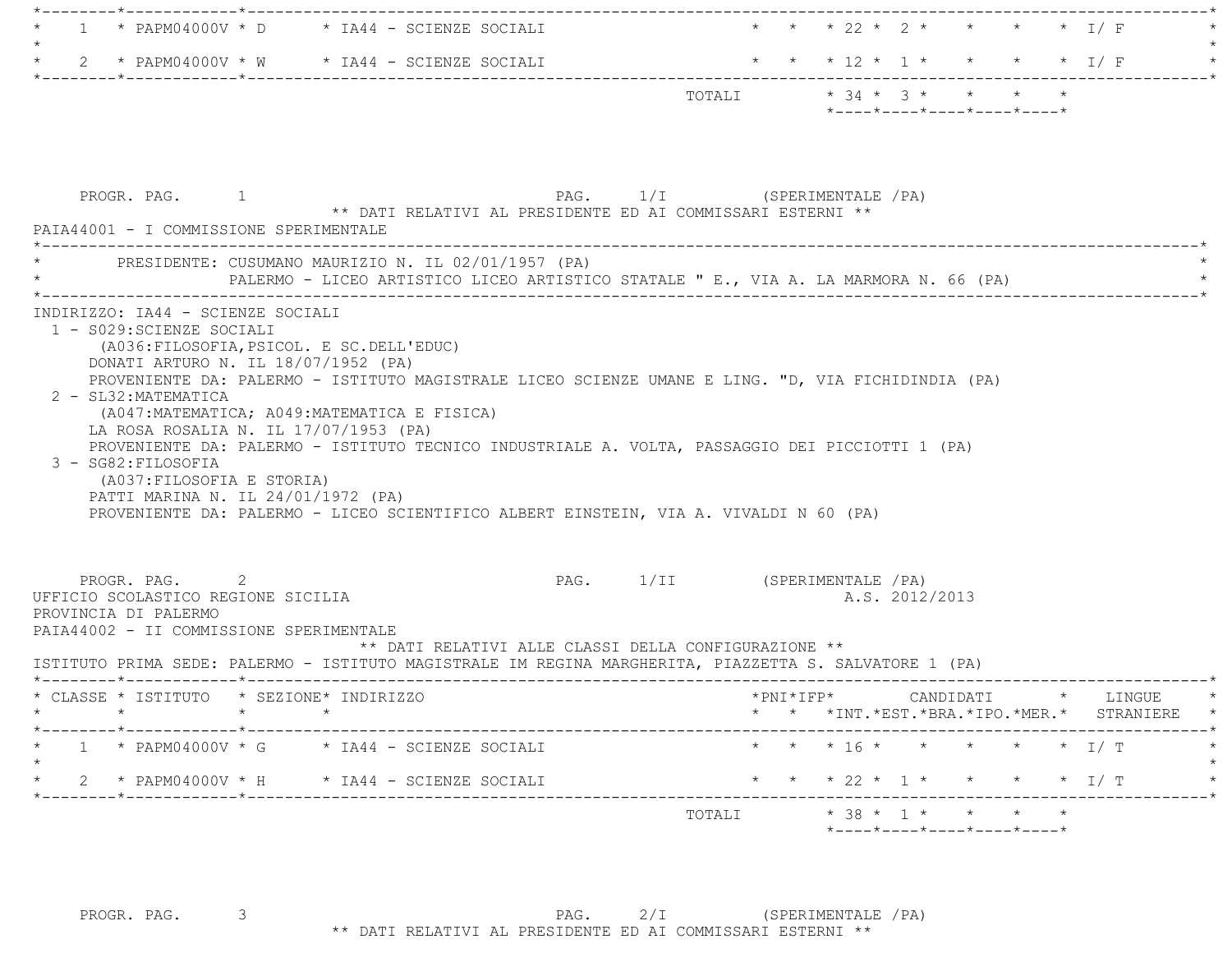| CLASSE | ISTITUTO | SEZIONE | INDIRIZZO | PNI | IFP | INT. | EST. | BRA. | IPO. | MER. | LINGUE STRANIERE |
|---|---|---|---|---|---|---|---|---|---|---|---|
| 1 | PAPM04000V | D | IA44 - SCIENZE SOCIALI | | | 22 | 2 | | | | I/ F |
| 2 | PAPM04000V | W | IA44 - SCIENZE SOCIALI | | | 12 | 1 | | | | I/ F |
| | | | TOTALI | | | 34 | 3 | | | | |

PROGR. PAG. 1 PAG. 1/I (SPERIMENTALE /PA)

** DATI RELATIVI AL PRESIDENTE ED AI COMMISSARI ESTERNI **

PAIA44001 - I COMMISSIONE SPERIMENTALE

PRESIDENTE: CUSUMANO MAURIZIO N. IL 02/01/1957 (PA)
PALERMO - LICEO ARTISTICO LICEO ARTISTICO STATALE " E., VIA A. LA MARMORA N. 66 (PA)

INDIRIZZO: IA44 - SCIENZE SOCIALI

1 - S029:SCIENZE SOCIALI
(A036:FILOSOFIA,PSICOL. E SC.DELL'EDUC)
DONATI ARTURO N. IL 18/07/1952 (PA)
PROVENIENTE DA: PALERMO - ISTITUTO MAGISTRALE LICEO SCIENZE UMANE E LING. "D, VIA FICHIDINDIA (PA)

2 - SL32:MATEMATICA
(A047:MATEMATICA; A049:MATEMATICA E FISICA)
LA ROSA ROSALIA N. IL 17/07/1953 (PA)
PROVENIENTE DA: PALERMO - ISTITUTO TECNICO INDUSTRIALE A. VOLTA, PASSAGGIO DEI PICCIOTTI 1 (PA)

3 - SG82:FILOSOFIA
(A037:FILOSOFIA E STORIA)
PATTI MARINA N. IL 24/01/1972 (PA)
PROVENIENTE DA: PALERMO - LICEO SCIENTIFICO ALBERT EINSTEIN, VIA A. VIVALDI N 60 (PA)

PROGR. PAG. 2 PAG. 1/II (SPERIMENTALE /PA)

UFFICIO SCOLASTICO REGIONE SICILIA A.S. 2012/2013
PROVINCIA DI PALERMO
PAIA44002 - II COMMISSIONE SPERIMENTALE

** DATI RELATIVI ALLE CLASSI DELLA CONFIGURAZIONE **

ISTITUTO PRIMA SEDE: PALERMO - ISTITUTO MAGISTRALE IM REGINA MARGHERITA, PIAZZETTA S. SALVATORE 1 (PA)

| CLASSE | ISTITUTO | SEZIONE | INDIRIZZO | PNI | IFP | INT. | EST. | BRA. | IPO. | MER. | LINGUE STRANIERE |
|---|---|---|---|---|---|---|---|---|---|---|---|
| 1 | PAPM04000V | G | IA44 - SCIENZE SOCIALI | | | 16 | | | | | I/ T |
| 2 | PAPM04000V | H | IA44 - SCIENZE SOCIALI | | | 22 | 1 | | | | I/ T |
| | | | TOTALI | | | 38 | 1 | | | | |

PROGR. PAG. 3 PAG. 2/I (SPERIMENTALE /PA)

** DATI RELATIVI AL PRESIDENTE ED AI COMMISSARI ESTERNI **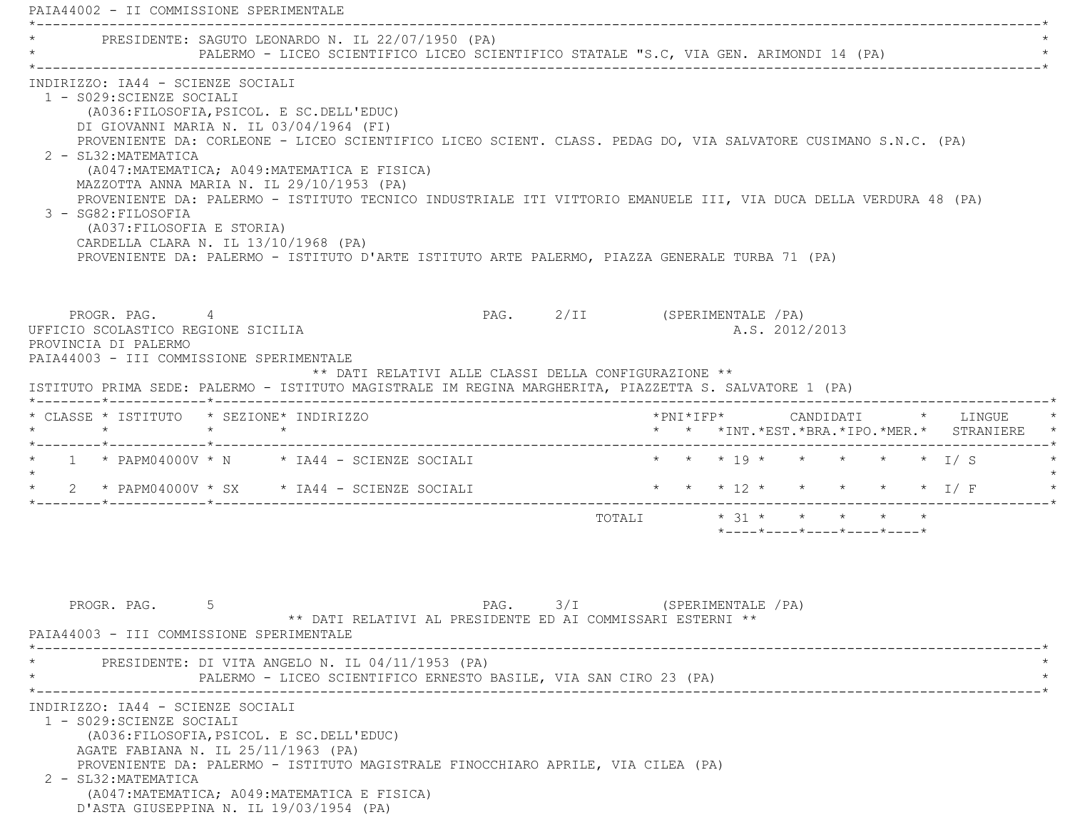PAIA44002 - II COMMISSIONE SPERIMENTALE

PRESIDENTE: SAGUTO LEONARDO N. IL 22/07/1950 (PA)
PALERMO - LICEO SCIENTIFICO LICEO SCIENTIFICO STATALE "S.C, VIA GEN. ARIMONDI 14 (PA)

INDIRIZZO: IA44 - SCIENZE SOCIALI

1 - S029:SCIENZE SOCIALI
(A036:FILOSOFIA,PSICOL. E SC.DELL'EDUC)
DI GIOVANNI MARIA N. IL 03/04/1964 (FI)
PROVENIENTE DA: CORLEONE - LICEO SCIENTIFICO LICEO SCIENT. CLASS. PEDAG DO, VIA SALVATORE CUSIMANO S.N.C. (PA)

2 - SL32:MATEMATICA
(A047:MATEMATICA; A049:MATEMATICA E FISICA)
MAZZOTTA ANNA MARIA N. IL 29/10/1953 (PA)
PROVENIENTE DA: PALERMO - ISTITUTO TECNICO INDUSTRIALE ITI VITTORIO EMANUELE III, VIA DUCA DELLA VERDURA 48 (PA)

3 - SG82:FILOSOFIA
(A037:FILOSOFIA E STORIA)
CARDELLA CLARA N. IL 13/10/1968 (PA)
PROVENIENTE DA: PALERMO - ISTITUTO D'ARTE ISTITUTO ARTE PALERMO, PIAZZA GENERALE TURBA 71 (PA)

PROGR. PAG. 4 PAG. 2/II (SPERIMENTALE /PA)

UFFICIO SCOLASTICO REGIONE SICILIA A.S. 2012/2013

PROVINCIA DI PALERMO

PAIA44003 - III COMMISSIONE SPERIMENTALE

** DATI RELATIVI ALLE CLASSI DELLA CONFIGURAZIONE **

ISTITUTO PRIMA SEDE: PALERMO - ISTITUTO MAGISTRALE IM REGINA MARGHERITA, PIAZZETTA S. SALVATORE 1 (PA)

| CLASSE | ISTITUTO | SEZIONE | INDIRIZZO | PNI | IFP | CANDIDATI INT. | CANDIDATI EST. | CANDIDATI BRA. | CANDIDATI IPO. | CANDIDATI MER. | LINGUE STRANIERE |
|---|---|---|---|---|---|---|---|---|---|---|---|
| 1 | PAPM04000V | N | IA44 - SCIENZE SOCIALI | | | 19 | | | | | I/ S |
| 2 | PAPM04000V | SX | IA44 - SCIENZE SOCIALI | | | 12 | | | | | I/ F |
| | | | | | TOTALI | 31 | | | | | |

PROGR. PAG. 5 PAG. 3/I (SPERIMENTALE /PA)

** DATI RELATIVI AL PRESIDENTE ED AI COMMISSARI ESTERNI **

PAIA44003 - III COMMISSIONE SPERIMENTALE

PRESIDENTE: DI VITA ANGELO N. IL 04/11/1953 (PA)
PALERMO - LICEO SCIENTIFICO ERNESTO BASILE, VIA SAN CIRO 23 (PA)

INDIRIZZO: IA44 - SCIENZE SOCIALI

1 - S029:SCIENZE SOCIALI
(A036:FILOSOFIA,PSICOL. E SC.DELL'EDUC)
AGATE FABIANA N. IL 25/11/1963 (PA)
PROVENIENTE DA: PALERMO - ISTITUTO MAGISTRALE FINOCCHIARO APRILE, VIA CILEA (PA)

2 - SL32:MATEMATICA
(A047:MATEMATICA; A049:MATEMATICA E FISICA)
D'ASTA GIUSEPPINA N. IL 19/03/1954 (PA)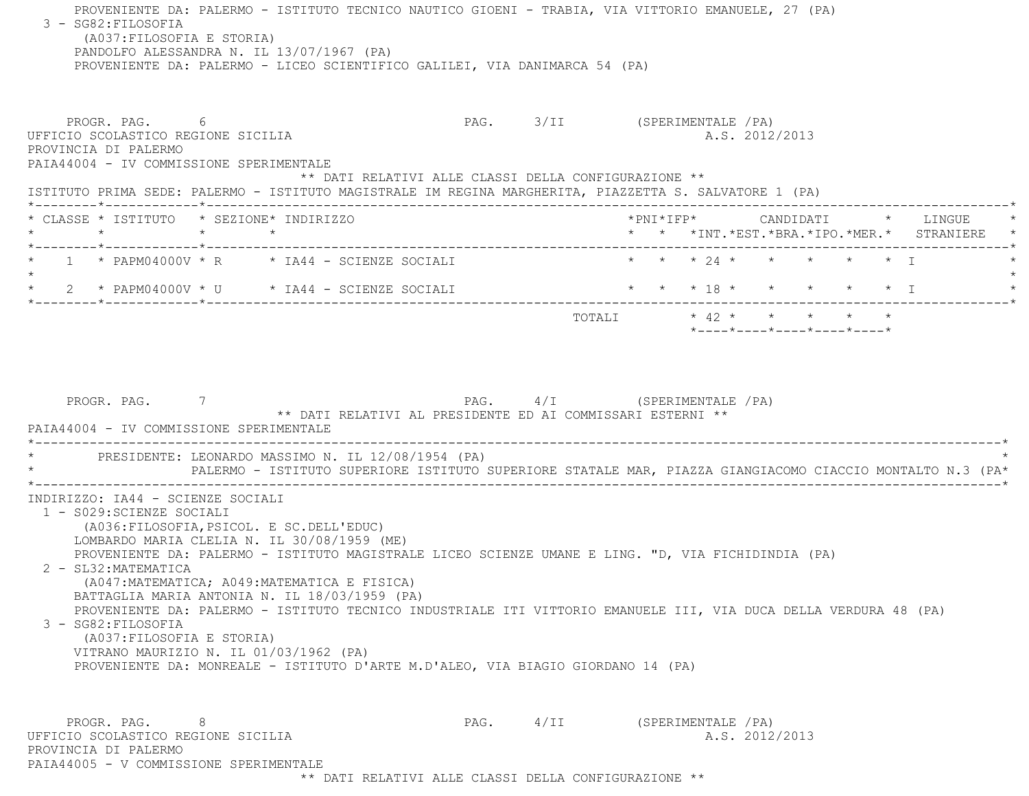PROVENIENTE DA: PALERMO - ISTITUTO TECNICO NAUTICO GIOENI - TRABIA, VIA VITTORIO EMANUELE, 27 (PA)

3 - SG82:FILOSOFIA
(A037:FILOSOFIA E STORIA)
PANDOLFO ALESSANDRA N. IL 13/07/1967 (PA)
PROVENIENTE DA: PALERMO - LICEO SCIENTIFICO GALILEI, VIA DANIMARCA 54 (PA)

PROGR. PAG. 6 PAG. 3/II (SPERIMENTALE /PA)

UFFICIO SCOLASTICO REGIONE SICILIA A.S. 2012/2013
PROVINCIA DI PALERMO
PAIA44004 - IV COMMISSIONE SPERIMENTALE

** DATI RELATIVI ALLE CLASSI DELLA CONFIGURAZIONE **

ISTITUTO PRIMA SEDE: PALERMO - ISTITUTO MAGISTRALE IM REGINA MARGHERITA, PIAZZETTA S. SALVATORE 1 (PA)

| CLASSE | ISTITUTO | SEZIONE | INDIRIZZO | PNI | IFP | CANDIDATI INT. | EST. | BRA. | IPO. | MER. | LINGUE STRANIERE |
|---|---|---|---|---|---|---|---|---|---|---|---|
| 1 | PAPM04000V | R | IA44 - SCIENZE SOCIALI | | | 24 | | | | | I |
| 2 | PAPM04000V | U | IA44 - SCIENZE SOCIALI | | | 18 | | | | | I |
| | | | TOTALI | | | 42 | | | | | |

PROGR. PAG. 7 PAG. 4/I (SPERIMENTALE /PA)

** DATI RELATIVI AL PRESIDENTE ED AI COMMISSARI ESTERNI **

PAIA44004 - IV COMMISSIONE SPERIMENTALE

PRESIDENTE: LEONARDO MASSIMO N. IL 12/08/1954 (PA)
PALERMO - ISTITUTO SUPERIORE ISTITUTO SUPERIORE STATALE MAR, PIAZZA GIANGIACOMO CIACCIO MONTALTO N.3 (PA

INDIRIZZO: IA44 - SCIENZE SOCIALI

1 - S029:SCIENZE SOCIALI
(A036:FILOSOFIA,PSICOL. E SC.DELL'EDUC)
LOMBARDO MARIA CLELIA N. IL 30/08/1959 (ME)
PROVENIENTE DA: PALERMO - ISTITUTO MAGISTRALE LICEO SCIENZE UMANE E LING. "D, VIA FICHIDINDIA (PA)

2 - SL32:MATEMATICA
(A047:MATEMATICA; A049:MATEMATICA E FISICA)
BATTAGLIA MARIA ANTONIA N. IL 18/03/1959 (PA)
PROVENIENTE DA: PALERMO - ISTITUTO TECNICO INDUSTRIALE ITI VITTORIO EMANUELE III, VIA DUCA DELLA VERDURA 48 (PA)

3 - SG82:FILOSOFIA
(A037:FILOSOFIA E STORIA)
VITRANO MAURIZIO N. IL 01/03/1962 (PA)
PROVENIENTE DA: MONREALE - ISTITUTO D'ARTE M.D'ALEO, VIA BIAGIO GIORDANO 14 (PA)

PROGR. PAG. 8 PAG. 4/II (SPERIMENTALE /PA)

UFFICIO SCOLASTICO REGIONE SICILIA A.S. 2012/2013
PROVINCIA DI PALERMO
PAIA44005 - V COMMISSIONE SPERIMENTALE

** DATI RELATIVI ALLE CLASSI DELLA CONFIGURAZIONE **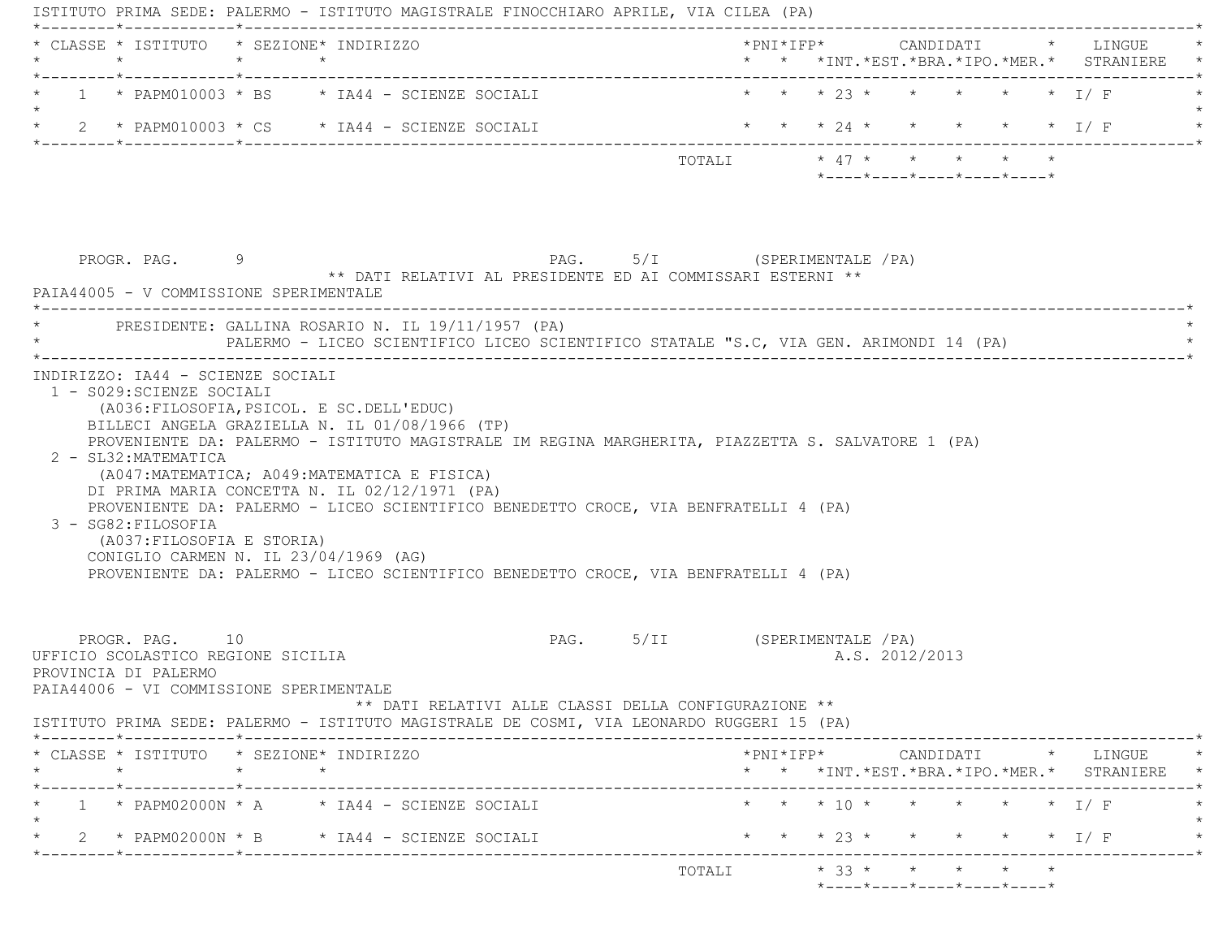ISTITUTO PRIMA SEDE: PALERMO - ISTITUTO MAGISTRALE FINOCCHIARO APRILE, VIA CILEA (PA)

| CLASSE | ISTITUTO | SEZIONE | INDIRIZZO | PNI | IFP | CANDIDATI INT. | EST. | BRA. | IPO. | MER. | LINGUE STRANIERE |
|---|---|---|---|---|---|---|---|---|---|---|---|
| 1 | PAPM010003 | BS | IA44 - SCIENZE SOCIALI | | | 23 | | | | | I/ F |
| 2 | PAPM010003 | CS | IA44 - SCIENZE SOCIALI | | | 24 | | | | | I/ F |
| | | | TOTALI | | | 47 | | | | | |

PROGR. PAG. 9 PAG. 5/I (SPERIMENTALE /PA)

** DATI RELATIVI AL PRESIDENTE ED AI COMMISSARI ESTERNI **

PAIA44005 - V COMMISSIONE SPERIMENTALE

PRESIDENTE: GALLINA ROSARIO N. IL 19/11/1957 (PA)
PALERMO - LICEO SCIENTIFICO LICEO SCIENTIFICO STATALE "S.C, VIA GEN. ARIMONDI 14 (PA)

INDIRIZZO: IA44 - SCIENZE SOCIALI

1 - S029:SCIENZE SOCIALI
(A036:FILOSOFIA,PSICOL. E SC.DELL'EDUC)
BILLECI ANGELA GRAZIELLA N. IL 01/08/1966 (TP)
PROVENIENTE DA: PALERMO - ISTITUTO MAGISTRALE IM REGINA MARGHERITA, PIAZZETTA S. SALVATORE 1 (PA)

2 - SL32:MATEMATICA
(A047:MATEMATICA; A049:MATEMATICA E FISICA)
DI PRIMA MARIA CONCETTA N. IL 02/12/1971 (PA)
PROVENIENTE DA: PALERMO - LICEO SCIENTIFICO BENEDETTO CROCE, VIA BENFRATELLI 4 (PA)

3 - SG82:FILOSOFIA
(A037:FILOSOFIA E STORIA)
CONIGLIO CARMEN N. IL 23/04/1969 (AG)
PROVENIENTE DA: PALERMO - LICEO SCIENTIFICO BENEDETTO CROCE, VIA BENFRATELLI 4 (PA)

PROGR. PAG. 10 PAG. 5/II (SPERIMENTALE /PA)

UFFICIO SCOLASTICO REGIONE SICILIA A.S. 2012/2013
PROVINCIA DI PALERMO
PAIA44006 - VI COMMISSIONE SPERIMENTALE

** DATI RELATIVI ALLE CLASSI DELLA CONFIGURAZIONE **

ISTITUTO PRIMA SEDE: PALERMO - ISTITUTO MAGISTRALE DE COSMI, VIA LEONARDO RUGGERI 15 (PA)

| CLASSE | ISTITUTO | SEZIONE | INDIRIZZO | PNI | IFP | CANDIDATI INT. | EST. | BRA. | IPO. | MER. | LINGUE STRANIERE |
|---|---|---|---|---|---|---|---|---|---|---|---|
| 1 | PAPM02000N | A | IA44 - SCIENZE SOCIALI | | | 10 | | | | | I/ F |
| 2 | PAPM02000N | B | IA44 - SCIENZE SOCIALI | | | 23 | | | | | I/ F |
| | | | TOTALI | | | 33 | | | | | |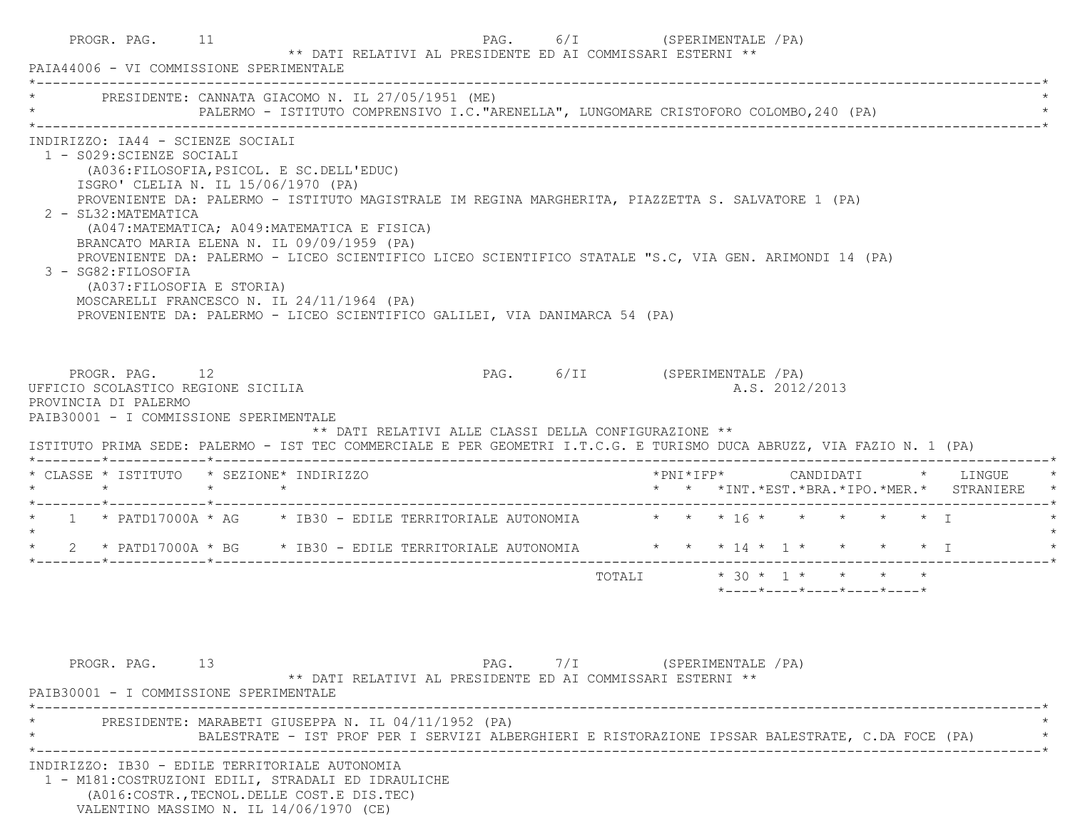PROGR. PAG. 11 PAG. 6/I (SPERIMENTALE /PA)

** DATI RELATIVI AL PRESIDENTE ED AI COMMISSARI ESTERNI **

PAIA44006 - VI COMMISSIONE SPERIMENTALE

PRESIDENTE: CANNATA GIACOMO N. IL 27/05/1951 (ME)
PALERMO - ISTITUTO COMPRENSIVO I.C."ARENELLA", LUNGOMARE CRISTOFORO COLOMBO,240 (PA)

INDIRIZZO: IA44 - SCIENZE SOCIALI

1 - S029:SCIENZE SOCIALI
(A036:FILOSOFIA,PSICOL. E SC.DELL'EDUC)
ISGRO' CLELIA N. IL 15/06/1970 (PA)
PROVENIENTE DA: PALERMO - ISTITUTO MAGISTRALE IM REGINA MARGHERITA, PIAZZETTA S. SALVATORE 1 (PA)

2 - SL32:MATEMATICA
(A047:MATEMATICA; A049:MATEMATICA E FISICA)
BRANCATO MARIA ELENA N. IL 09/09/1959 (PA)
PROVENIENTE DA: PALERMO - LICEO SCIENTIFICO LICEO SCIENTIFICO STATALE "S.C, VIA GEN. ARIMONDI 14 (PA)

3 - SG82:FILOSOFIA
(A037:FILOSOFIA E STORIA)
MOSCARELLI FRANCESCO N. IL 24/11/1964 (PA)
PROVENIENTE DA: PALERMO - LICEO SCIENTIFICO GALILEI, VIA DANIMARCA 54 (PA)

PROGR. PAG. 12 PAG. 6/II (SPERIMENTALE /PA)

UFFICIO SCOLASTICO REGIONE SICILIA A.S. 2012/2013
PROVINCIA DI PALERMO
PAIB30001 - I COMMISSIONE SPERIMENTALE

** DATI RELATIVI ALLE CLASSI DELLA CONFIGURAZIONE **

ISTITUTO PRIMA SEDE: PALERMO - IST TEC COMMERCIALE E PER GEOMETRI I.T.C.G. E TURISMO DUCA ABRUZZ, VIA FAZIO N. 1 (PA)

| CLASSE | ISTITUTO | SEZIONE | INDIRIZZO | PNI | IFP | CANDIDATI INT. | EST. | BRA. | IPO. | MER. | LINGUE STRANIERE |
|---|---|---|---|---|---|---|---|---|---|---|---|
| 1 | PATD17000A | AG | IB30 - EDILE TERRITORIALE AUTONOMIA | | | 16 | | | | | I |
| 2 | PATD17000A | BG | IB30 - EDILE TERRITORIALE AUTONOMIA | | | 14 | 1 | | | | I |
| | | | TOTALI | | | 30 | 1 | | | | |

PROGR. PAG. 13 PAG. 7/I (SPERIMENTALE /PA)

** DATI RELATIVI AL PRESIDENTE ED AI COMMISSARI ESTERNI **

PAIB30001 - I COMMISSIONE SPERIMENTALE

PRESIDENTE: MARABETI GIUSEPPA N. IL 04/11/1952 (PA)
BALESTRATE - IST PROF PER I SERVIZI ALBERGHIERI E RISTORAZIONE IPSSAR BALESTRATE, C.DA FOCE (PA)

INDIRIZZO: IB30 - EDILE TERRITORIALE AUTONOMIA

1 - M181:COSTRUZIONI EDILI, STRADALI ED IDRAULICHE
(A016:COSTR.,TECNOL.DELLE COST.E DIS.TEC)
VALENTINO MASSIMO N. IL 14/06/1970 (CE)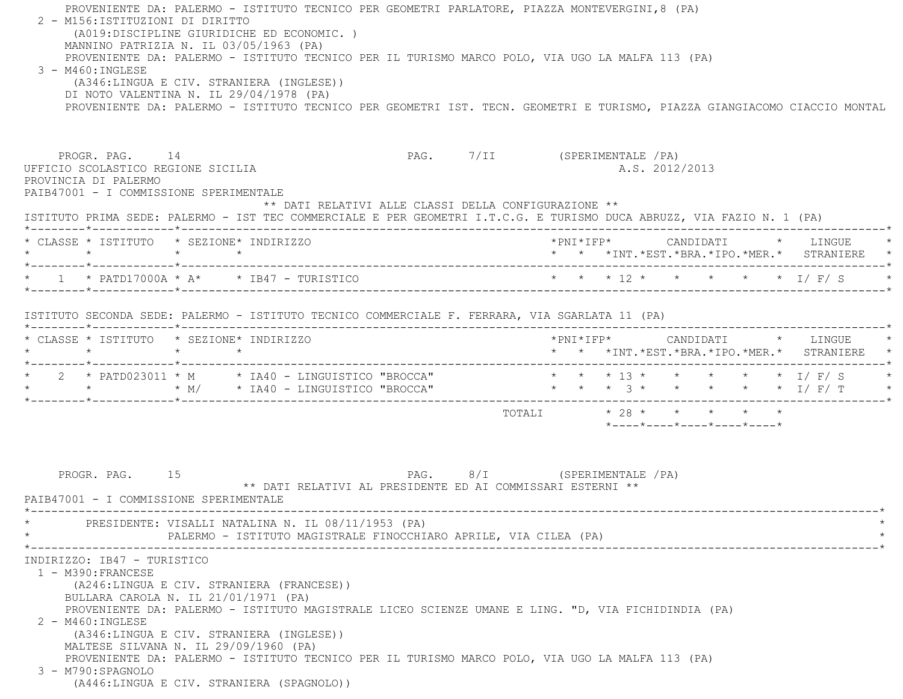PROVENIENTE DA: PALERMO - ISTITUTO TECNICO PER GEOMETRI PARLATORE, PIAZZA MONTEVERGINI,8 (PA)

2 - M156:ISTITUZIONI DI DIRITTO
(A019:DISCIPLINE GIURIDICHE ED ECONOMIC. )
MANNINO PATRIZIA N. IL 03/05/1963 (PA)
PROVENIENTE DA: PALERMO - ISTITUTO TECNICO PER IL TURISMO MARCO POLO, VIA UGO LA MALFA 113 (PA)

3 - M460:INGLESE
(A346:LINGUA E CIV. STRANIERA (INGLESE))
DI NOTO VALENTINA N. IL 29/04/1978 (PA)
PROVENIENTE DA: PALERMO - ISTITUTO TECNICO PER GEOMETRI IST. TECN. GEOMETRI E TURISMO, PIAZZA GIANGIACOMO CIACCIO MONTAL

PROGR. PAG. 14 PAG. 7/II (SPERIMENTALE /PA)

UFFICIO SCOLASTICO REGIONE SICILIA A.S. 2012/2013
PROVINCIA DI PALERMO
PAIB47001 - I COMMISSIONE SPERIMENTALE

** DATI RELATIVI ALLE CLASSI DELLA CONFIGURAZIONE **

ISTITUTO PRIMA SEDE: PALERMO - IST TEC COMMERCIALE E PER GEOMETRI I.T.C.G. E TURISMO DUCA ABRUZZ, VIA FAZIO N. 1 (PA)

| CLASSE | ISTITUTO | SEZIONE | INDIRIZZO | PNI | IFP | CANDIDATI INT. | EST. | BRA. | IPO. | MER. | LINGUE STRANIERE |
|---|---|---|---|---|---|---|---|---|---|---|---|
| 1 | PATD17000A | A | IB47 - TURISTICO | | | 12 | | | | | I/ F/ S |

ISTITUTO SECONDA SEDE: PALERMO - ISTITUTO TECNICO COMMERCIALE F. FERRARA, VIA SGARLATA 11 (PA)

| CLASSE | ISTITUTO | SEZIONE | INDIRIZZO | PNI | IFP | CANDIDATI INT. | EST. | BRA. | IPO. | MER. | LINGUE STRANIERE |
|---|---|---|---|---|---|---|---|---|---|---|---|
| 2 | PATD023011 | M | IA40 - LINGUISTICO "BROCCA" | | | 13 | | | | | I/ F/ S |
| | | M/ | IA40 - LINGUISTICO "BROCCA" | | | 3 | | | | | I/ F/ T |
| | | | TOTALI | | | 28 | | | | | |

PROGR. PAG. 15 PAG. 8/I (SPERIMENTALE /PA)

** DATI RELATIVI AL PRESIDENTE ED AI COMMISSARI ESTERNI **

PAIB47001 - I COMMISSIONE SPERIMENTALE

PRESIDENTE: VISALLI NATALINA N. IL 08/11/1953 (PA)
PALERMO - ISTITUTO MAGISTRALE FINOCCHIARO APRILE, VIA CILEA (PA)

INDIRIZZO: IB47 - TURISTICO

1 - M390:FRANCESE
(A246:LINGUA E CIV. STRANIERA (FRANCESE))
BULLARA CAROLA N. IL 21/01/1971 (PA)
PROVENIENTE DA: PALERMO - ISTITUTO MAGISTRALE LICEO SCIENZE UMANE E LING. "D, VIA FICHIDINDIA (PA)

2 - M460:INGLESE
(A346:LINGUA E CIV. STRANIERA (INGLESE))
MALTESE SILVANA N. IL 29/09/1960 (PA)
PROVENIENTE DA: PALERMO - ISTITUTO TECNICO PER IL TURISMO MARCO POLO, VIA UGO LA MALFA 113 (PA)

3 - M790:SPAGNOLO
(A446:LINGUA E CIV. STRANIERA (SPAGNOLO))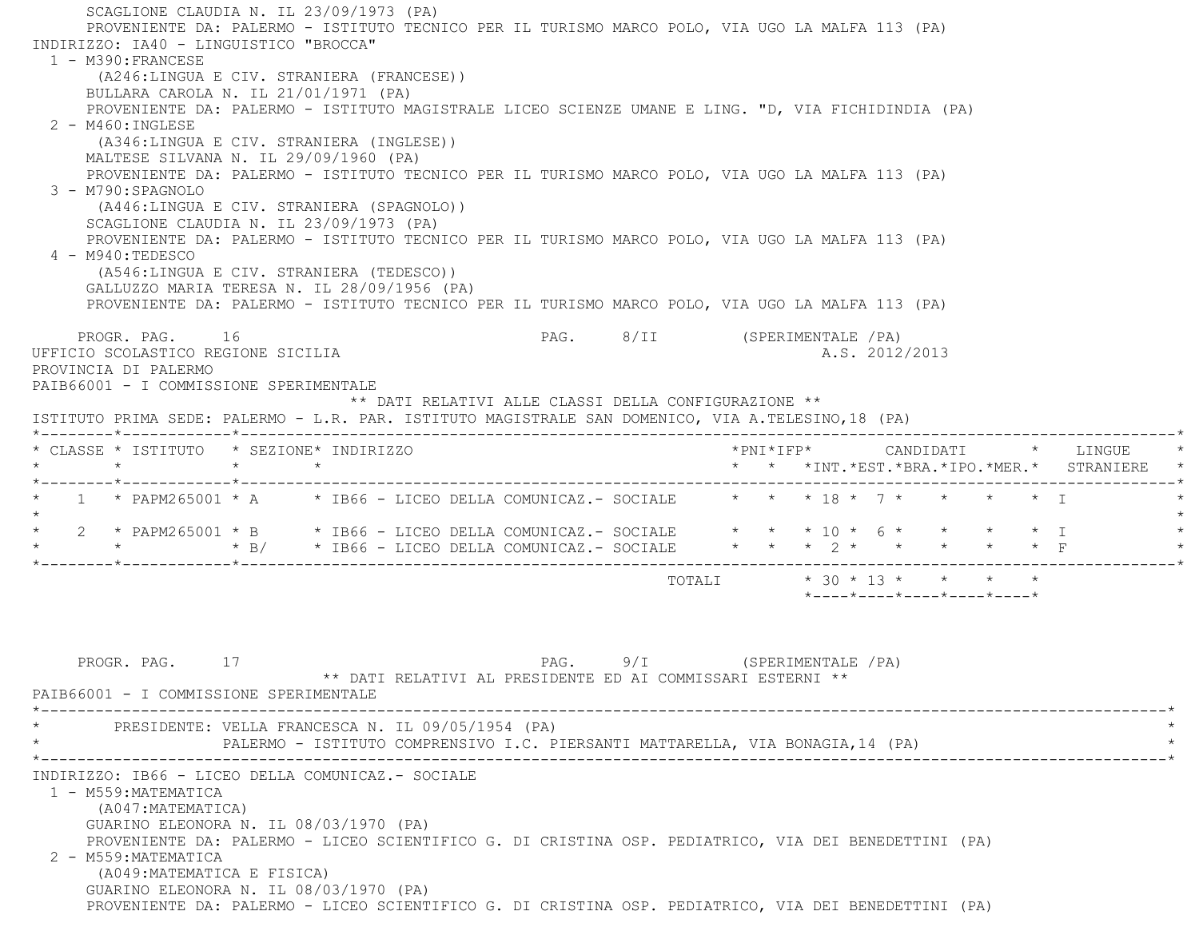SCAGLIONE CLAUDIA N. IL 23/09/1973 (PA)
PROVENIENTE DA: PALERMO - ISTITUTO TECNICO PER IL TURISMO MARCO POLO, VIA UGO LA MALFA 113 (PA)

INDIRIZZO: IA40 - LINGUISTICO "BROCCA"

1 - M390:FRANCESE
(A246:LINGUA E CIV. STRANIERA (FRANCESE))
BULLARA CAROLA N. IL 21/01/1971 (PA)
PROVENIENTE DA: PALERMO - ISTITUTO MAGISTRALE LICEO SCIENZE UMANE E LING. "D, VIA FICHIDINDIA (PA)

2 - M460:INGLESE
(A346:LINGUA E CIV. STRANIERA (INGLESE))
MALTESE SILVANA N. IL 29/09/1960 (PA)
PROVENIENTE DA: PALERMO - ISTITUTO TECNICO PER IL TURISMO MARCO POLO, VIA UGO LA MALFA 113 (PA)

3 - M790:SPAGNOLO
(A446:LINGUA E CIV. STRANIERA (SPAGNOLO))
SCAGLIONE CLAUDIA N. IL 23/09/1973 (PA)
PROVENIENTE DA: PALERMO - ISTITUTO TECNICO PER IL TURISMO MARCO POLO, VIA UGO LA MALFA 113 (PA)

4 - M940:TEDESCO
(A546:LINGUA E CIV. STRANIERA (TEDESCO))
GALLUZZO MARIA TERESA N. IL 28/09/1956 (PA)
PROVENIENTE DA: PALERMO - ISTITUTO TECNICO PER IL TURISMO MARCO POLO, VIA UGO LA MALFA 113 (PA)

PROGR. PAG. 16 PAG. 8/II (SPERIMENTALE /PA)

UFFICIO SCOLASTICO REGIONE SICILIA A.S. 2012/2013
PROVINCIA DI PALERMO
PAIB66001 - I COMMISSIONE SPERIMENTALE

** DATI RELATIVI ALLE CLASSI DELLA CONFIGURAZIONE **

ISTITUTO PRIMA SEDE: PALERMO - L.R. PAR. ISTITUTO MAGISTRALE SAN DOMENICO, VIA A.TELESINO,18 (PA)

| CLASSE | ISTITUTO | SEZIONE | INDIRIZZO | PNI | IFP | CANDIDATI INT. | EST. | BRA. | IPO. | MER. | LINGUE STRANIERE |
|---|---|---|---|---|---|---|---|---|---|---|---|
| 1 | PAPM265001 | A | IB66 - LICEO DELLA COMUNICAZ.- SOCIALE | | | 18 | 7 | | | | I |
| 2 | PAPM265001 | B | IB66 - LICEO DELLA COMUNICAZ.- SOCIALE | | | 10 | 6 | | | | I |
| | | B/ | IB66 - LICEO DELLA COMUNICAZ.- SOCIALE | | | 2 | | | | | F |
| | | | TOTALI | | | 30 | 13 | | | | |

PROGR. PAG. 17 PAG. 9/I (SPERIMENTALE /PA)

** DATI RELATIVI AL PRESIDENTE ED AI COMMISSARI ESTERNI **

PAIB66001 - I COMMISSIONE SPERIMENTALE

PRESIDENTE: VELLA FRANCESCA N. IL 09/05/1954 (PA)
PALERMO - ISTITUTO COMPRENSIVO I.C. PIERSANTI MATTARELLA, VIA BONAGIA,14 (PA)

INDIRIZZO: IB66 - LICEO DELLA COMUNICAZ.- SOCIALE

1 - M559:MATEMATICA
(A047:MATEMATICA)
GUARINO ELEONORA N. IL 08/03/1970 (PA)
PROVENIENTE DA: PALERMO - LICEO SCIENTIFICO G. DI CRISTINA OSP. PEDIATRICO, VIA DEI BENEDETTINI (PA)

2 - M559:MATEMATICA
(A049:MATEMATICA E FISICA)
GUARINO ELEONORA N. IL 08/03/1970 (PA)
PROVENIENTE DA: PALERMO - LICEO SCIENTIFICO G. DI CRISTINA OSP. PEDIATRICO, VIA DEI BENEDETTINI (PA)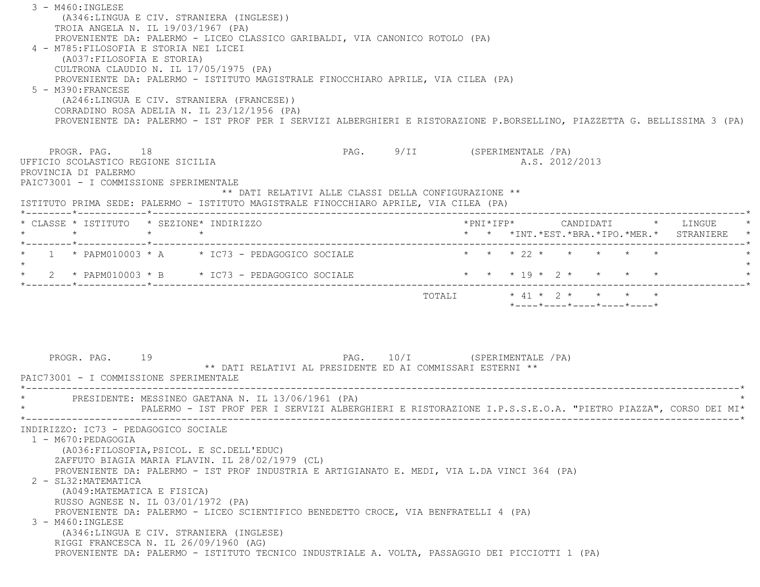3 - M460:INGLESE
(A346:LINGUA E CIV. STRANIERA (INGLESE))
TROIA ANGELA N. IL 19/03/1967 (PA)
PROVENIENTE DA: PALERMO - LICEO CLASSICO GARIBALDI, VIA CANONICO ROTOLO (PA)

4 - M785:FILOSOFIA E STORIA NEI LICEI
(A037:FILOSOFIA E STORIA)
CULTRONA CLAUDIO N. IL 17/05/1975 (PA)
PROVENIENTE DA: PALERMO - ISTITUTO MAGISTRALE FINOCCHIARO APRILE, VIA CILEA (PA)

5 - M390:FRANCESE
(A246:LINGUA E CIV. STRANIERA (FRANCESE))
CORRADINO ROSA ADELIA N. IL 23/12/1956 (PA)
PROVENIENTE DA: PALERMO - IST PROF PER I SERVIZI ALBERGHIERI E RISTORAZIONE P.BORSELLINO, PIAZZETTA G. BELLISSIMA 3 (PA)

PROGR. PAG. 18 PAG. 9/II (SPERIMENTALE /PA)

UFFICIO SCOLASTICO REGIONE SICILIA A.S. 2012/2013
PROVINCIA DI PALERMO
PAIC73001 - I COMMISSIONE SPERIMENTALE

** DATI RELATIVI ALLE CLASSI DELLA CONFIGURAZIONE **

ISTITUTO PRIMA SEDE: PALERMO - ISTITUTO MAGISTRALE FINOCCHIARO APRILE, VIA CILEA (PA)

| CLASSE | ISTITUTO | SEZIONE | INDIRIZZO | PNI | IFP | CANDIDATI INT. | EST. | BRA. | IPO. | MER. | LINGUE STRANIERE |
|---|---|---|---|---|---|---|---|---|---|---|---|
| 1 | PAPM010003 | A | IC73 - PEDAGOGICO SOCIALE | | | 22 | | | | | |
| 2 | PAPM010003 | B | IC73 - PEDAGOGICO SOCIALE | | | 19 | 2 | | | | |
| | | | TOTALI | | | 41 | 2 | | | | |

PROGR. PAG. 19 PAG. 10/I (SPERIMENTALE /PA)

** DATI RELATIVI AL PRESIDENTE ED AI COMMISSARI ESTERNI **

PAIC73001 - I COMMISSIONE SPERIMENTALE

PRESIDENTE: MESSINEO GAETANA N. IL 13/06/1961 (PA)
PALERMO - IST PROF PER I SERVIZI ALBERGHIERI E RISTORAZIONE I.P.S.S.E.O.A. "PIETRO PIAZZA", CORSO DEI MI

INDIRIZZO: IC73 - PEDAGOGICO SOCIALE

1 - M670:PEDAGOGIA
(A036:FILOSOFIA,PSICOL. E SC.DELL'EDUC)
ZAFFUTO BIAGIA MARIA FLAVIN. IL 28/02/1979 (CL)
PROVENIENTE DA: PALERMO - IST PROF INDUSTRIA E ARTIGIANATO E. MEDI, VIA L.DA VINCI 364 (PA)

2 - SL32:MATEMATICA
(A049:MATEMATICA E FISICA)
RUSSO AGNESE N. IL 03/01/1972 (PA)
PROVENIENTE DA: PALERMO - LICEO SCIENTIFICO BENEDETTO CROCE, VIA BENFRATELLI 4 (PA)

3 - M460:INGLESE
(A346:LINGUA E CIV. STRANIERA (INGLESE)
RIGGI FRANCESCA N. IL 26/09/1960 (AG)
PROVENIENTE DA: PALERMO - ISTITUTO TECNICO INDUSTRIALE A. VOLTA, PASSAGGIO DEI PICCIOTTI 1 (PA)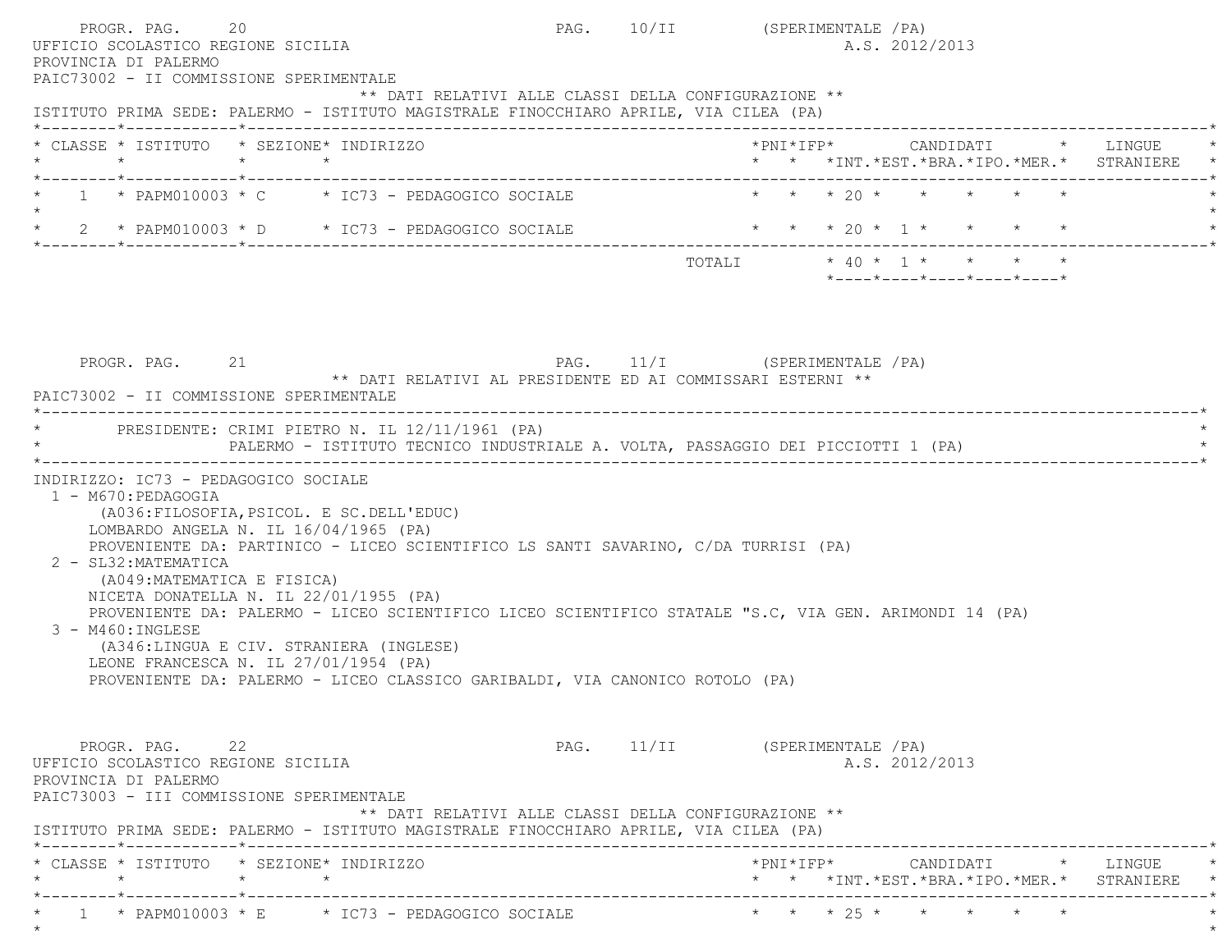UFFICIO SCOLASTICO REGIONE SICILIA — A.S. 2012/2013

PROVINCIA DI PALERMO

PAIC73002 - II COMMISSIONE SPERIMENTALE

** DATI RELATIVI ALLE CLASSI DELLA CONFIGURAZIONE **

ISTITUTO PRIMA SEDE: PALERMO - ISTITUTO MAGISTRALE FINOCCHIARO APRILE, VIA CILEA (PA)

| CLASSE | ISTITUTO | SEZIONE | INDIRIZZO | PNI | IFP | CANDIDATI INT. | CANDIDATI EST. | CANDIDATI BRA. | CANDIDATI IPO. | CANDIDATI MER. | LINGUE STRANIERE |
|---|---|---|---|---|---|---|---|---|---|---|---|
| 1 | PAPM010003 | C | IC73 - PEDAGOGICO SOCIALE | | | 20 | | | | | |
| 2 | PAPM010003 | D | IC73 - PEDAGOGICO SOCIALE | | | 20 | 1 | | | | |
| | | | TOTALI | | | 40 | 1 | | | | |

** DATI RELATIVI AL PRESIDENTE ED AI COMMISSARI ESTERNI **

PAIC73002 - II COMMISSIONE SPERIMENTALE

PRESIDENTE: CRIMI PIETRO N. IL 12/11/1961 (PA)
PALERMO - ISTITUTO TECNICO INDUSTRIALE A. VOLTA, PASSAGGIO DEI PICCIOTTI 1 (PA)

INDIRIZZO: IC73 - PEDAGOGICO SOCIALE

1 - M670:PEDAGOGIA
(A036:FILOSOFIA,PSICOL. E SC.DELL'EDUC)
LOMBARDO ANGELA N. IL 16/04/1965 (PA)
PROVENIENTE DA: PARTINICO - LICEO SCIENTIFICO LS SANTI SAVARINO, C/DA TURRISI (PA)

2 - SL32:MATEMATICA
(A049:MATEMATICA E FISICA)
NICETA DONATELLA N. IL 22/01/1955 (PA)
PROVENIENTE DA: PALERMO - LICEO SCIENTIFICO LICEO SCIENTIFICO STATALE "S.C, VIA GEN. ARIMONDI 14 (PA)

3 - M460:INGLESE
(A346:LINGUA E CIV. STRANIERA (INGLESE)
LEONE FRANCESCA N. IL 27/01/1954 (PA)
PROVENIENTE DA: PALERMO - LICEO CLASSICO GARIBALDI, VIA CANONICO ROTOLO (PA)

UFFICIO SCOLASTICO REGIONE SICILIA — A.S. 2012/2013

PROVINCIA DI PALERMO

PAIC73003 - III COMMISSIONE SPERIMENTALE

** DATI RELATIVI ALLE CLASSI DELLA CONFIGURAZIONE **

ISTITUTO PRIMA SEDE: PALERMO - ISTITUTO MAGISTRALE FINOCCHIARO APRILE, VIA CILEA (PA)

| CLASSE | ISTITUTO | SEZIONE | INDIRIZZO | PNI | IFP | CANDIDATI INT. | CANDIDATI EST. | CANDIDATI BRA. | CANDIDATI IPO. | CANDIDATI MER. | LINGUE STRANIERE |
|---|---|---|---|---|---|---|---|---|---|---|---|
| 1 | PAPM010003 | E | IC73 - PEDAGOGICO SOCIALE | | | 25 | | | | | |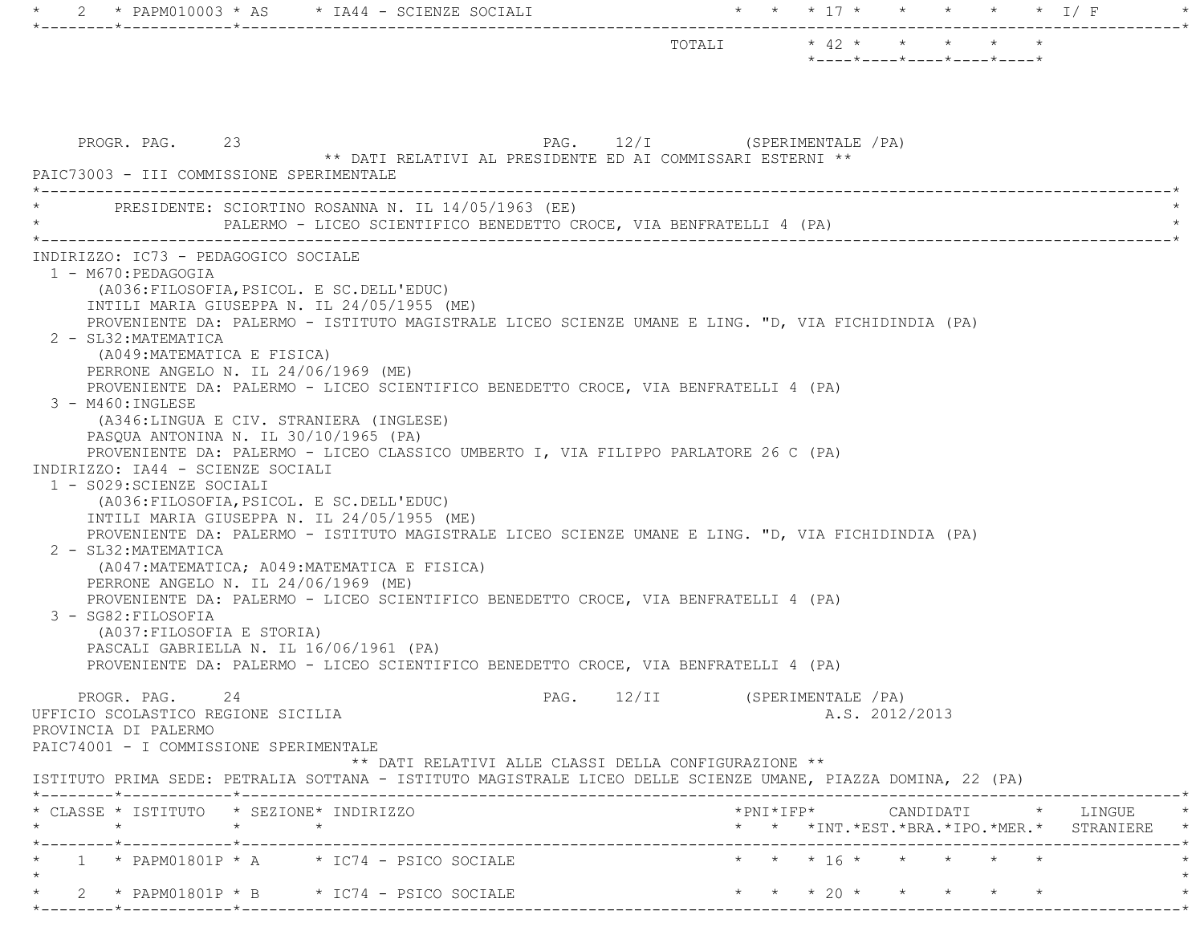| CLASSE | ISTITUTO | SEZIONE | INDIRIZZO | PNI | IFP | INT. | EST. | BRA. | IPO. | MER. | LINGUE STRANIERE |
|---|---|---|---|---|---|---|---|---|---|---|---|
| 2 | PAPM010003 | AS | IA44 - SCIENZE SOCIALI | | | 17 | | | | | I/ F |
| | | | TOTALI | | | 42 | | | | | |

PROGR. PAG. 23 PAG. 12/I (SPERIMENTALE /PA)

** DATI RELATIVI AL PRESIDENTE ED AI COMMISSARI ESTERNI **

PAIC73003 - III COMMISSIONE SPERIMENTALE

PRESIDENTE: SCIORTINO ROSANNA N. IL 14/05/1963 (EE)
PALERMO - LICEO SCIENTIFICO BENEDETTO CROCE, VIA BENFRATELLI 4 (PA)

INDIRIZZO: IC73 - PEDAGOGICO SOCIALE

1 - M670:PEDAGOGIA
(A036:FILOSOFIA,PSICOL. E SC.DELL'EDUC)
INTILI MARIA GIUSEPPA N. IL 24/05/1955 (ME)
PROVENIENTE DA: PALERMO - ISTITUTO MAGISTRALE LICEO SCIENZE UMANE E LING. "D, VIA FICHIDINDIA (PA)

2 - SL32:MATEMATICA
(A049:MATEMATICA E FISICA)
PERRONE ANGELO N. IL 24/06/1969 (ME)
PROVENIENTE DA: PALERMO - LICEO SCIENTIFICO BENEDETTO CROCE, VIA BENFRATELLI 4 (PA)

3 - M460:INGLESE
(A346:LINGUA E CIV. STRANIERA (INGLESE)
PASQUA ANTONINA N. IL 30/10/1965 (PA)
PROVENIENTE DA: PALERMO - LICEO CLASSICO UMBERTO I, VIA FILIPPO PARLATORE 26 C (PA)

INDIRIZZO: IA44 - SCIENZE SOCIALI

1 - S029:SCIENZE SOCIALI
(A036:FILOSOFIA,PSICOL. E SC.DELL'EDUC)
INTILI MARIA GIUSEPPA N. IL 24/05/1955 (ME)
PROVENIENTE DA: PALERMO - ISTITUTO MAGISTRALE LICEO SCIENZE UMANE E LING. "D, VIA FICHIDINDIA (PA)

2 - SL32:MATEMATICA
(A047:MATEMATICA; A049:MATEMATICA E FISICA)
PERRONE ANGELO N. IL 24/06/1969 (ME)
PROVENIENTE DA: PALERMO - LICEO SCIENTIFICO BENEDETTO CROCE, VIA BENFRATELLI 4 (PA)

3 - SG82:FILOSOFIA
(A037:FILOSOFIA E STORIA)
PASCALI GABRIELLA N. IL 16/06/1961 (PA)
PROVENIENTE DA: PALERMO - LICEO SCIENTIFICO BENEDETTO CROCE, VIA BENFRATELLI 4 (PA)

PROGR. PAG. 24 PAG. 12/II (SPERIMENTALE /PA)

UFFICIO SCOLASTICO REGIONE SICILIA A.S. 2012/2013

PROVINCIA DI PALERMO

PAIC74001 - I COMMISSIONE SPERIMENTALE

** DATI RELATIVI ALLE CLASSI DELLA CONFIGURAZIONE **

ISTITUTO PRIMA SEDE: PETRALIA SOTTANA - ISTITUTO MAGISTRALE LICEO DELLE SCIENZE UMANE, PIAZZA DOMINA, 22 (PA)

| CLASSE | ISTITUTO | SEZIONE | INDIRIZZO | PNI | IFP | INT. | EST. | BRA. | IPO. | MER. | LINGUE STRANIERE |
|---|---|---|---|---|---|---|---|---|---|---|---|
| 1 | PAPM01801P | A | IC74 - PSICO SOCIALE | | | 16 | | | | | |
| 2 | PAPM01801P | B | IC74 - PSICO SOCIALE | | | 20 | | | | | |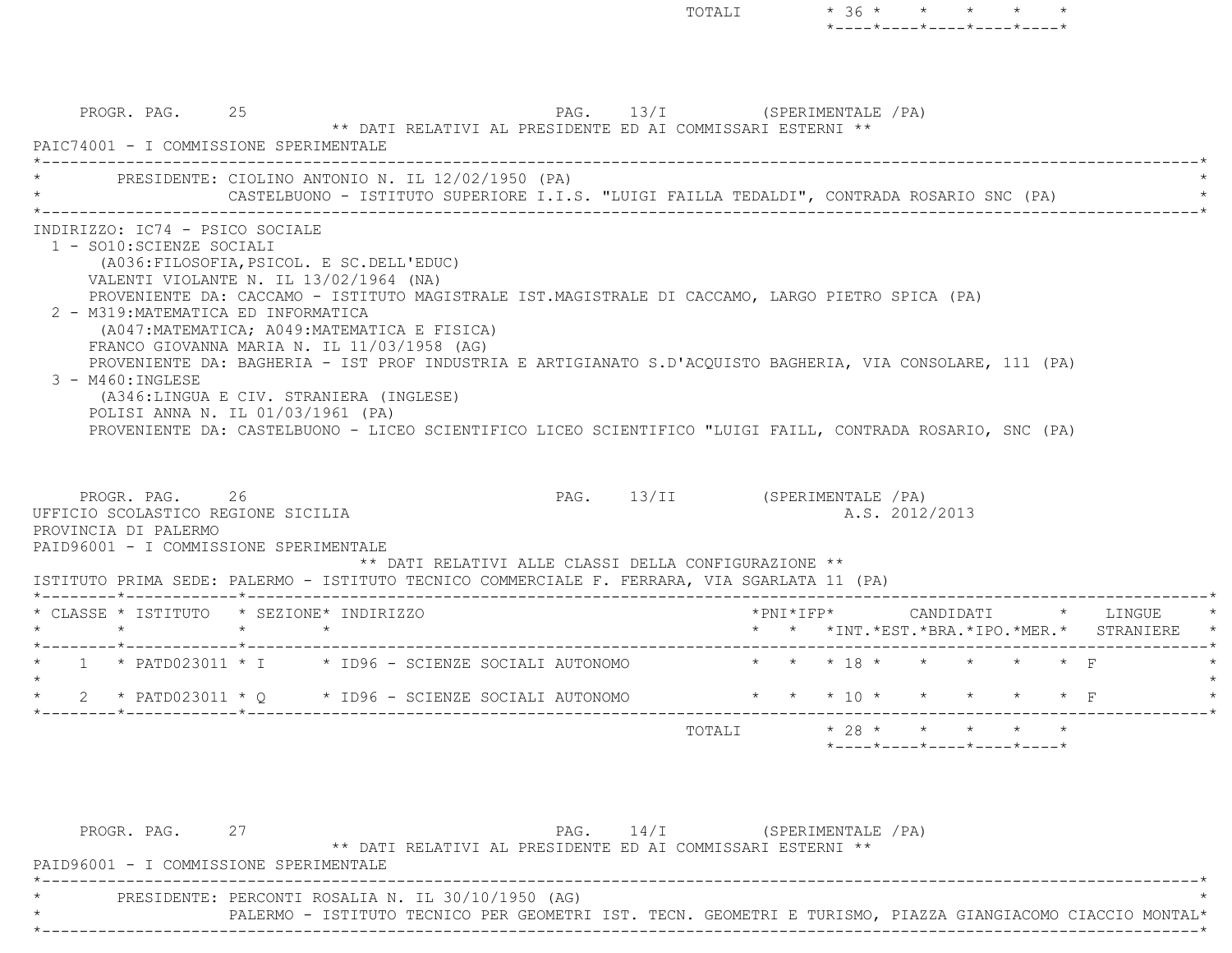| | | | | | | | | | | | |
|---|---|---|---|---|---|---|---|---|---|---|---|
| | | | | | TOTALI | 36 | | | | | |

PROGR. PAG. 25 PAG. 13/I (SPERIMENTALE /PA)

** DATI RELATIVI AL PRESIDENTE ED AI COMMISSARI ESTERNI **

PAIC74001 - I COMMISSIONE SPERIMENTALE

PRESIDENTE: CIOLINO ANTONIO N. IL 12/02/1950 (PA)
CASTELBUONO - ISTITUTO SUPERIORE I.I.S. "LUIGI FAILLA TEDALDI", CONTRADA ROSARIO SNC (PA)

INDIRIZZO: IC74 - PSICO SOCIALE

1 - SO10:SCIENZE SOCIALI
   (A036:FILOSOFIA,PSICOL. E SC.DELL'EDUC)
   VALENTI VIOLANTE N. IL 13/02/1964 (NA)
   PROVENIENTE DA: CACCAMO - ISTITUTO MAGISTRALE IST.MAGISTRALE DI CACCAMO, LARGO PIETRO SPICA (PA)
2 - M319:MATEMATICA ED INFORMATICA
   (A047:MATEMATICA; A049:MATEMATICA E FISICA)
   FRANCO GIOVANNA MARIA N. IL 11/03/1958 (AG)
   PROVENIENTE DA: BAGHERIA - IST PROF INDUSTRIA E ARTIGIANATO S.D'ACQUISTO BAGHERIA, VIA CONSOLARE, 111 (PA)
3 - M460:INGLESE
   (A346:LINGUA E CIV. STRANIERA (INGLESE)
   POLISI ANNA N. IL 01/03/1961 (PA)
   PROVENIENTE DA: CASTELBUONO - LICEO SCIENTIFICO LICEO SCIENTIFICO "LUIGI FAILL, CONTRADA ROSARIO, SNC (PA)

PROGR. PAG. 26 PAG. 13/II (SPERIMENTALE /PA)

UFFICIO SCOLASTICO REGIONE SICILIA A.S. 2012/2013

PROVINCIA DI PALERMO

PAID96001 - I COMMISSIONE SPERIMENTALE

** DATI RELATIVI ALLE CLASSI DELLA CONFIGURAZIONE **

ISTITUTO PRIMA SEDE: PALERMO - ISTITUTO TECNICO COMMERCIALE F. FERRARA, VIA SGARLATA 11 (PA)

| CLASSE | ISTITUTO | SEZIONE | INDIRIZZO | PNI | IFP | CANDIDATI INT. | EST. | BRA. | IPO. | MER. | LINGUE STRANIERE |
|---|---|---|---|---|---|---|---|---|---|---|---|
| 1 | PATD023011 | I | ID96 - SCIENZE SOCIALI AUTONOMO | | | 18 | | | | | F |
| 2 | PATD023011 | Q | ID96 - SCIENZE SOCIALI AUTONOMO | | | 10 | | | | | F |
| | | | | | TOTALI | 28 | | | | | |

PROGR. PAG. 27 PAG. 14/I (SPERIMENTALE /PA)

** DATI RELATIVI AL PRESIDENTE ED AI COMMISSARI ESTERNI **

PAID96001 - I COMMISSIONE SPERIMENTALE

PRESIDENTE: PERCONTI ROSALIA N. IL 30/10/1950 (AG)
PALERMO - ISTITUTO TECNICO PER GEOMETRI IST. TECN. GEOMETRI E TURISMO, PIAZZA GIANGIACOMO CIACCIO MONTAL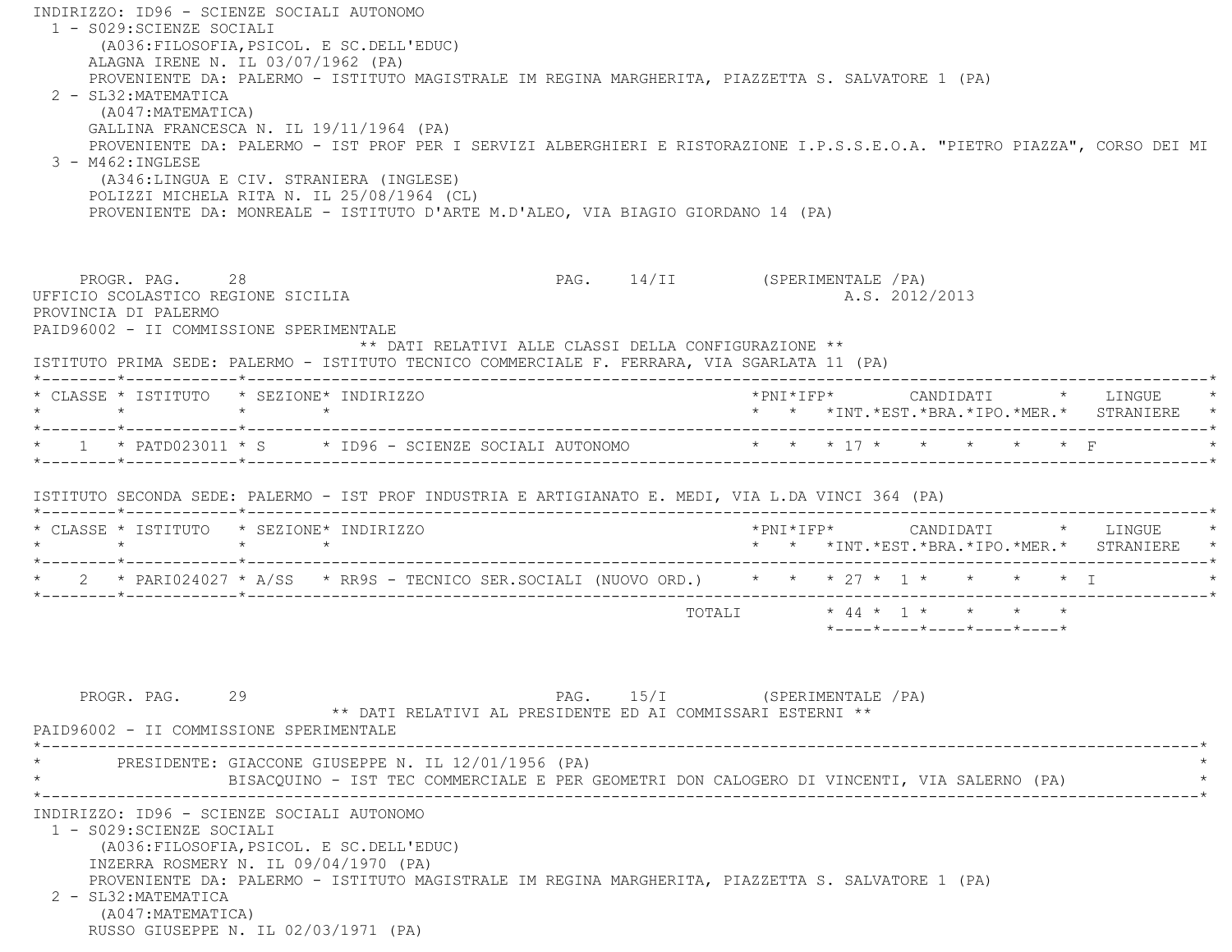INDIRIZZO: ID96 - SCIENZE SOCIALI AUTONOMO

1 - S029:SCIENZE SOCIALI
   (A036:FILOSOFIA,PSICOL. E SC.DELL'EDUC)
   ALAGNA IRENE N. IL 03/07/1962 (PA)
   PROVENIENTE DA: PALERMO - ISTITUTO MAGISTRALE IM REGINA MARGHERITA, PIAZZETTA S. SALVATORE 1 (PA)
2 - SL32:MATEMATICA
   (A047:MATEMATICA)
   GALLINA FRANCESCA N. IL 19/11/1964 (PA)
   PROVENIENTE DA: PALERMO - IST PROF PER I SERVIZI ALBERGHIERI E RISTORAZIONE I.P.S.S.E.O.A. "PIETRO PIAZZA", CORSO DEI MI
3 - M462:INGLESE
   (A346:LINGUA E CIV. STRANIERA (INGLESE)
   POLIZZI MICHELA RITA N. IL 25/08/1964 (CL)
   PROVENIENTE DA: MONREALE - ISTITUTO D'ARTE M.D'ALEO, VIA BIAGIO GIORDANO 14 (PA)

PROGR. PAG. 28 PAG. 14/II (SPERIMENTALE /PA)

UFFICIO SCOLASTICO REGIONE SICILIA A.S. 2012/2013

PROVINCIA DI PALERMO

PAID96002 - II COMMISSIONE SPERIMENTALE

** DATI RELATIVI ALLE CLASSI DELLA CONFIGURAZIONE **

ISTITUTO PRIMA SEDE: PALERMO - ISTITUTO TECNICO COMMERCIALE F. FERRARA, VIA SGARLATA 11 (PA)

| CLASSE | ISTITUTO | SEZIONE | INDIRIZZO | PNI | IFP | CANDIDATI INT. | EST. | BRA. | IPO. | MER. | LINGUE STRANIERE |
|---|---|---|---|---|---|---|---|---|---|---|---|
| 1 | PATD023011 | S | ID96 - SCIENZE SOCIALI AUTONOMO | | | 17 | | | | | F |

ISTITUTO SECONDA SEDE: PALERMO - IST PROF INDUSTRIA E ARTIGIANATO E. MEDI, VIA L.DA VINCI 364 (PA)

| CLASSE | ISTITUTO | SEZIONE | INDIRIZZO | PNI | IFP | CANDIDATI INT. | EST. | BRA. | IPO. | MER. | LINGUE STRANIERE |
|---|---|---|---|---|---|---|---|---|---|---|---|
| 2 | PARI024027 | A/SS | RR9S - TECNICO SER.SOCIALI (NUOVO ORD.) | | | 27 | 1 | | | | I |
| | | | TOTALI | | | 44 | 1 | | | | |

PROGR. PAG. 29 PAG. 15/I (SPERIMENTALE /PA)

** DATI RELATIVI AL PRESIDENTE ED AI COMMISSARI ESTERNI **

PAID96002 - II COMMISSIONE SPERIMENTALE

PRESIDENTE: GIACCONE GIUSEPPE N. IL 12/01/1956 (PA)
BISACQUINO - IST TEC COMMERCIALE E PER GEOMETRI DON CALOGERO DI VINCENTI, VIA SALERNO (PA)

INDIRIZZO: ID96 - SCIENZE SOCIALI AUTONOMO

1 - S029:SCIENZE SOCIALI
   (A036:FILOSOFIA,PSICOL. E SC.DELL'EDUC)
   INZERRA ROSMERY N. IL 09/04/1970 (PA)
   PROVENIENTE DA: PALERMO - ISTITUTO MAGISTRALE IM REGINA MARGHERITA, PIAZZETTA S. SALVATORE 1 (PA)
2 - SL32:MATEMATICA
   (A047:MATEMATICA)
   RUSSO GIUSEPPE N. IL 02/03/1971 (PA)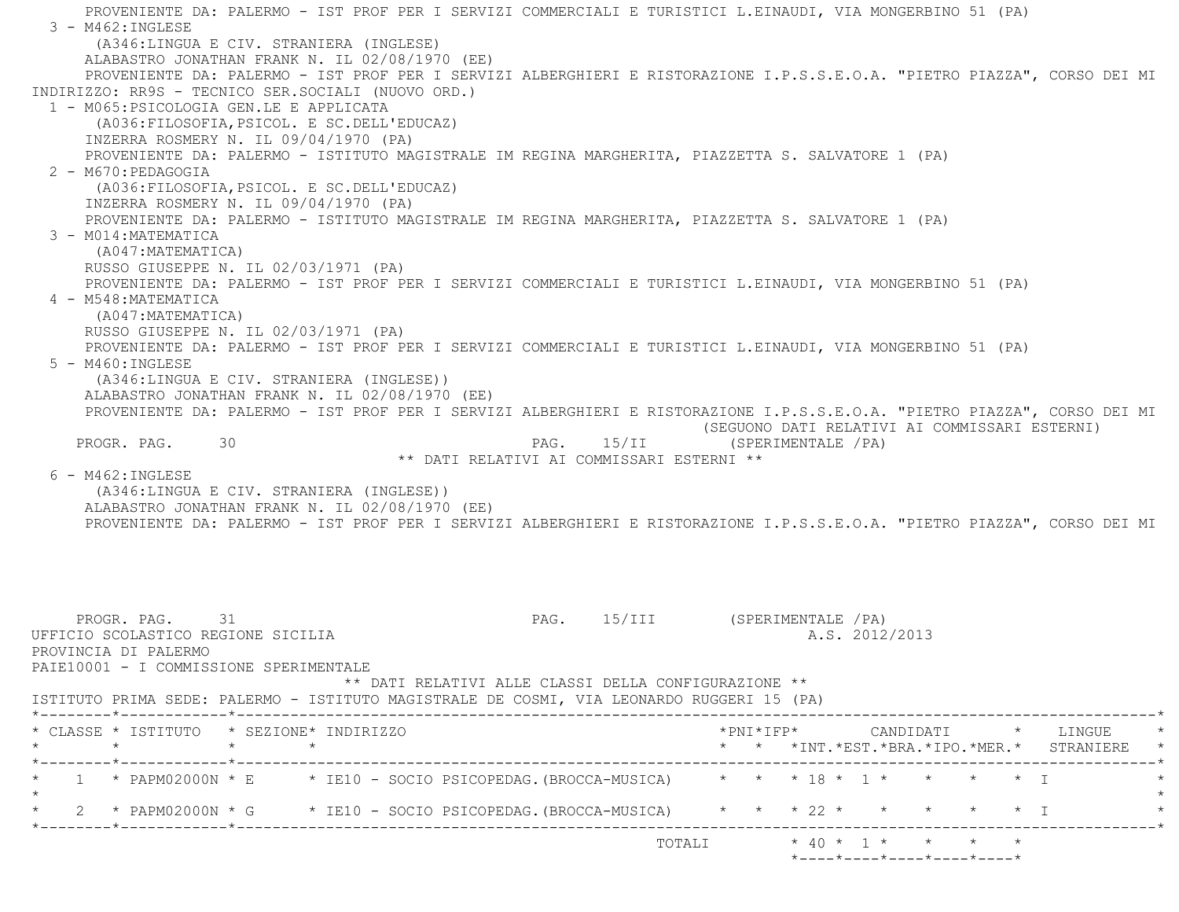PROVENIENTE DA: PALERMO - IST PROF PER I SERVIZI COMMERCIALI E TURISTICI L.EINAUDI, VIA MONGERBINO 51 (PA)

3 - M462:INGLESE
(A346:LINGUA E CIV. STRANIERA (INGLESE)
ALABASTRO JONATHAN FRANK N. IL 02/08/1970 (EE)
PROVENIENTE DA: PALERMO - IST PROF PER I SERVIZI ALBERGHIERI E RISTORAZIONE I.P.S.S.E.O.A. "PIETRO PIAZZA", CORSO DEI MI

INDIRIZZO: RR9S - TECNICO SER.SOCIALI (NUOVO ORD.)

1 - M065:PSICOLOGIA GEN.LE E APPLICATA
(A036:FILOSOFIA,PSICOL. E SC.DELL'EDUCAZ)
INZERRA ROSMERY N. IL 09/04/1970 (PA)
PROVENIENTE DA: PALERMO - ISTITUTO MAGISTRALE IM REGINA MARGHERITA, PIAZZETTA S. SALVATORE 1 (PA)

2 - M670:PEDAGOGIA
(A036:FILOSOFIA,PSICOL. E SC.DELL'EDUCAZ)
INZERRA ROSMERY N. IL 09/04/1970 (PA)
PROVENIENTE DA: PALERMO - ISTITUTO MAGISTRALE IM REGINA MARGHERITA, PIAZZETTA S. SALVATORE 1 (PA)

3 - M014:MATEMATICA
(A047:MATEMATICA)
RUSSO GIUSEPPE N. IL 02/03/1971 (PA)
PROVENIENTE DA: PALERMO - IST PROF PER I SERVIZI COMMERCIALI E TURISTICI L.EINAUDI, VIA MONGERBINO 51 (PA)

4 - M548:MATEMATICA
(A047:MATEMATICA)
RUSSO GIUSEPPE N. IL 02/03/1971 (PA)
PROVENIENTE DA: PALERMO - IST PROF PER I SERVIZI COMMERCIALI E TURISTICI L.EINAUDI, VIA MONGERBINO 51 (PA)

5 - M460:INGLESE
(A346:LINGUA E CIV. STRANIERA (INGLESE))
ALABASTRO JONATHAN FRANK N. IL 02/08/1970 (EE)
PROVENIENTE DA: PALERMO - IST PROF PER I SERVIZI ALBERGHIERI E RISTORAZIONE I.P.S.S.E.O.A. "PIETRO PIAZZA", CORSO DEI MI

(SEGUONO DATI RELATIVI AI COMMISSARI ESTERNI)

PROGR. PAG. 30 PAG. 15/II (SPERIMENTALE /PA)

** DATI RELATIVI AI COMMISSARI ESTERNI **

6 - M462:INGLESE
(A346:LINGUA E CIV. STRANIERA (INGLESE))
ALABASTRO JONATHAN FRANK N. IL 02/08/1970 (EE)
PROVENIENTE DA: PALERMO - IST PROF PER I SERVIZI ALBERGHIERI E RISTORAZIONE I.P.S.S.E.O.A. "PIETRO PIAZZA", CORSO DEI MI

PROGR. PAG. 31 PAG. 15/III (SPERIMENTALE /PA)

UFFICIO SCOLASTICO REGIONE SICILIA A.S. 2012/2013

PROVINCIA DI PALERMO

PAIE10001 - I COMMISSIONE SPERIMENTALE

** DATI RELATIVI ALLE CLASSI DELLA CONFIGURAZIONE **

ISTITUTO PRIMA SEDE: PALERMO - ISTITUTO MAGISTRALE DE COSMI, VIA LEONARDO RUGGERI 15 (PA)

| CLASSE | ISTITUTO | SEZIONE | INDIRIZZO | PNI | IFP | CANDIDATI INT. | CANDIDATI EST. | CANDIDATI BRA. | CANDIDATI IPO. | CANDIDATI MER. | LINGUE STRANIERE |
|---|---|---|---|---|---|---|---|---|---|---|---|
| 1 | PAPM02000N | E | IE10 - SOCIO PSICOPEDAG.(BROCCA-MUSICA) | | | 18 | 1 | | | | I |
| 2 | PAPM02000N | G | IE10 - SOCIO PSICOPEDAG.(BROCCA-MUSICA) | | | 22 | | | | | I |
| | | | TOTALI | | | 40 | 1 | | | | |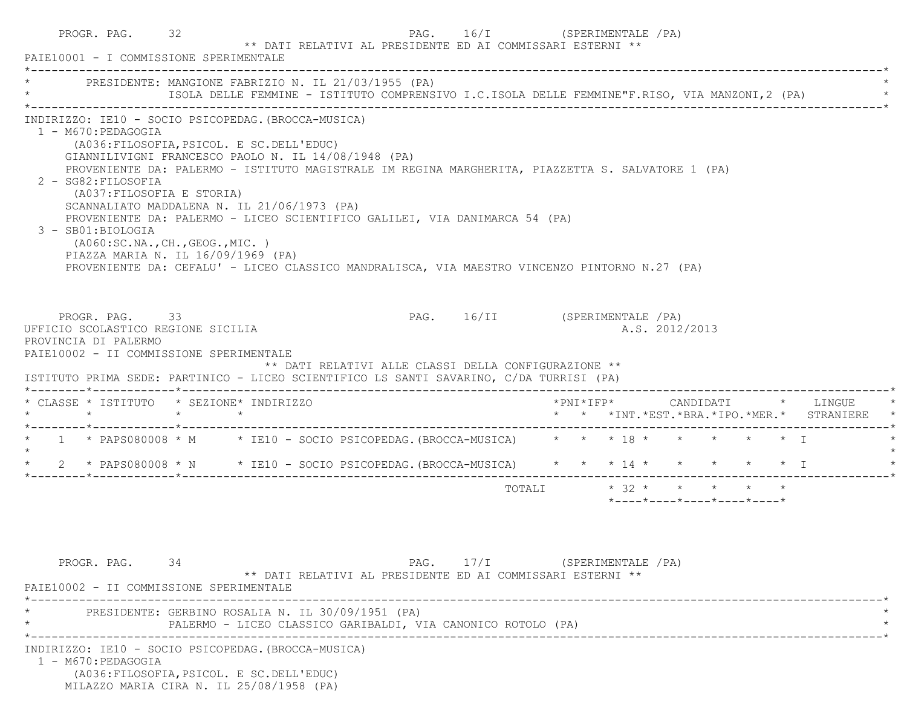PROGR. PAG. 32 PAG. 16/I (SPERIMENTALE /PA)

** DATI RELATIVI AL PRESIDENTE ED AI COMMISSARI ESTERNI **

PAIE10001 - I COMMISSIONE SPERIMENTALE

PRESIDENTE: MANGIONE FABRIZIO N. IL 21/03/1955 (PA)
ISOLA DELLE FEMMINE - ISTITUTO COMPRENSIVO I.C.ISOLA DELLE FEMMINE"F.RISO, VIA MANZONI,2 (PA)

INDIRIZZO: IE10 - SOCIO PSICOPEDAG.(BROCCA-MUSICA)

1 - M670:PEDAGOGIA
(A036:FILOSOFIA,PSICOL. E SC.DELL'EDUC)
GIANNILIVIGNI FRANCESCO PAOLO N. IL 14/08/1948 (PA)
PROVENIENTE DA: PALERMO - ISTITUTO MAGISTRALE IM REGINA MARGHERITA, PIAZZETTA S. SALVATORE 1 (PA)

2 - SG82:FILOSOFIA
(A037:FILOSOFIA E STORIA)
SCANNALIATO MADDALENA N. IL 21/06/1973 (PA)
PROVENIENTE DA: PALERMO - LICEO SCIENTIFICO GALILEI, VIA DANIMARCA 54 (PA)

3 - SB01:BIOLOGIA
(A060:SC.NA.,CH.,GEOG.,MIC. )
PIAZZA MARIA N. IL 16/09/1969 (PA)
PROVENIENTE DA: CEFALU' - LICEO CLASSICO MANDRALISCA, VIA MAESTRO VINCENZO PINTORNO N.27 (PA)

PROGR. PAG. 33 PAG. 16/II (SPERIMENTALE /PA)

UFFICIO SCOLASTICO REGIONE SICILIA A.S. 2012/2013

PROVINCIA DI PALERMO

PAIE10002 - II COMMISSIONE SPERIMENTALE

** DATI RELATIVI ALLE CLASSI DELLA CONFIGURAZIONE **

ISTITUTO PRIMA SEDE: PARTINICO - LICEO SCIENTIFICO LS SANTI SAVARINO, C/DA TURRISI (PA)

| CLASSE | ISTITUTO | SEZIONE | INDIRIZZO | PNI | IFP | CANDIDATI INT. | EST. | BRA. | IPO. | MER. | LINGUE STRANIERE |
|---|---|---|---|---|---|---|---|---|---|---|---|
| 1 | PAPS080008 | M | IE10 - SOCIO PSICOPEDAG.(BROCCA-MUSICA) | | | 18 | | | | | I |
| 2 | PAPS080008 | N | IE10 - SOCIO PSICOPEDAG.(BROCCA-MUSICA) | | | 14 | | | | | I |
| | | | TOTALI | | | 32 | | | | | |

PROGR. PAG. 34 PAG. 17/I (SPERIMENTALE /PA)

** DATI RELATIVI AL PRESIDENTE ED AI COMMISSARI ESTERNI **

PAIE10002 - II COMMISSIONE SPERIMENTALE

PRESIDENTE: GERBINO ROSALIA N. IL 30/09/1951 (PA)
PALERMO - LICEO CLASSICO GARIBALDI, VIA CANONICO ROTOLO (PA)

INDIRIZZO: IE10 - SOCIO PSICOPEDAG.(BROCCA-MUSICA)

1 - M670:PEDAGOGIA
(A036:FILOSOFIA,PSICOL. E SC.DELL'EDUC)
MILAZZO MARIA CIRA N. IL 25/08/1958 (PA)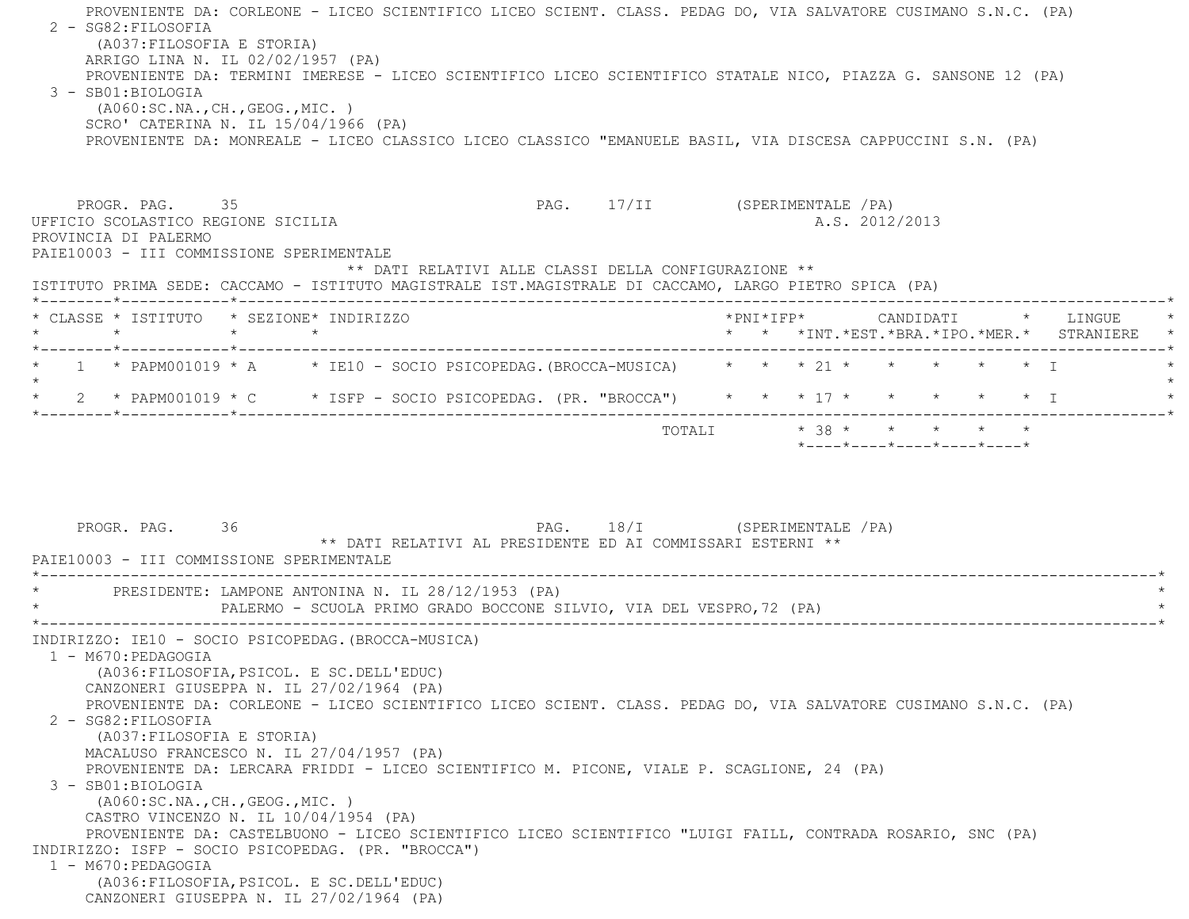PROVENIENTE DA: CORLEONE - LICEO SCIENTIFICO LICEO SCIENT. CLASS. PEDAG DO, VIA SALVATORE CUSIMANO S.N.C. (PA)

2 - SG82:FILOSOFIA
(A037:FILOSOFIA E STORIA)
ARRIGO LINA N. IL 02/02/1957 (PA)
PROVENIENTE DA: TERMINI IMERESE - LICEO SCIENTIFICO LICEO SCIENTIFICO STATALE NICO, PIAZZA G. SANSONE 12 (PA)

3 - SB01:BIOLOGIA
(A060:SC.NA.,CH.,GEOG.,MIC. )
SCRO' CATERINA N. IL 15/04/1966 (PA)
PROVENIENTE DA: MONREALE - LICEO CLASSICO LICEO CLASSICO "EMANUELE BASIL, VIA DISCESA CAPPUCCINI S.N. (PA)

PROGR. PAG. 35 PAG. 17/II (SPERIMENTALE /PA)

UFFICIO SCOLASTICO REGIONE SICILIA A.S. 2012/2013
PROVINCIA DI PALERMO
PAIE10003 - III COMMISSIONE SPERIMENTALE

** DATI RELATIVI ALLE CLASSI DELLA CONFIGURAZIONE **

ISTITUTO PRIMA SEDE: CACCAMO - ISTITUTO MAGISTRALE IST.MAGISTRALE DI CACCAMO, LARGO PIETRO SPICA (PA)

| CLASSE | ISTITUTO | SEZIONE | INDIRIZZO | PNI | IFP | CANDIDATI INT. | EST. | BRA. | IPO. | MER. | LINGUE STRANIERE |
|---|---|---|---|---|---|---|---|---|---|---|---|
| 1 | PAPM001019 | A | IE10 - SOCIO PSICOPEDAG.(BROCCA-MUSICA) | | | 21 | | | | | I |
| 2 | PAPM001019 | C | ISFP - SOCIO PSICOPEDAG. (PR. "BROCCA") | | | 17 | | | | | I |
| | | | TOTALI | | | 38 | | | | | |

PROGR. PAG. 36 PAG. 18/I (SPERIMENTALE /PA)

** DATI RELATIVI AL PRESIDENTE ED AI COMMISSARI ESTERNI **

PAIE10003 - III COMMISSIONE SPERIMENTALE

PRESIDENTE: LAMPONE ANTONINA N. IL 28/12/1953 (PA)
PALERMO - SCUOLA PRIMO GRADO BOCCONE SILVIO, VIA DEL VESPRO,72 (PA)

INDIRIZZO: IE10 - SOCIO PSICOPEDAG.(BROCCA-MUSICA)

1 - M670:PEDAGOGIA
(A036:FILOSOFIA,PSICOL. E SC.DELL'EDUC)
CANZONERI GIUSEPPA N. IL 27/02/1964 (PA)
PROVENIENTE DA: CORLEONE - LICEO SCIENTIFICO LICEO SCIENT. CLASS. PEDAG DO, VIA SALVATORE CUSIMANO S.N.C. (PA)

2 - SG82:FILOSOFIA
(A037:FILOSOFIA E STORIA)
MACALUSO FRANCESCO N. IL 27/04/1957 (PA)
PROVENIENTE DA: LERCARA FRIDDI - LICEO SCIENTIFICO M. PICONE, VIALE P. SCAGLIONE, 24 (PA)

3 - SB01:BIOLOGIA
(A060:SC.NA.,CH.,GEOG.,MIC. )
CASTRO VINCENZO N. IL 10/04/1954 (PA)
PROVENIENTE DA: CASTELBUONO - LICEO SCIENTIFICO LICEO SCIENTIFICO "LUIGI FAILL, CONTRADA ROSARIO, SNC (PA)

INDIRIZZO: ISFP - SOCIO PSICOPEDAG. (PR. "BROCCA")

1 - M670:PEDAGOGIA
(A036:FILOSOFIA,PSICOL. E SC.DELL'EDUC)
CANZONERI GIUSEPPA N. IL 27/02/1964 (PA)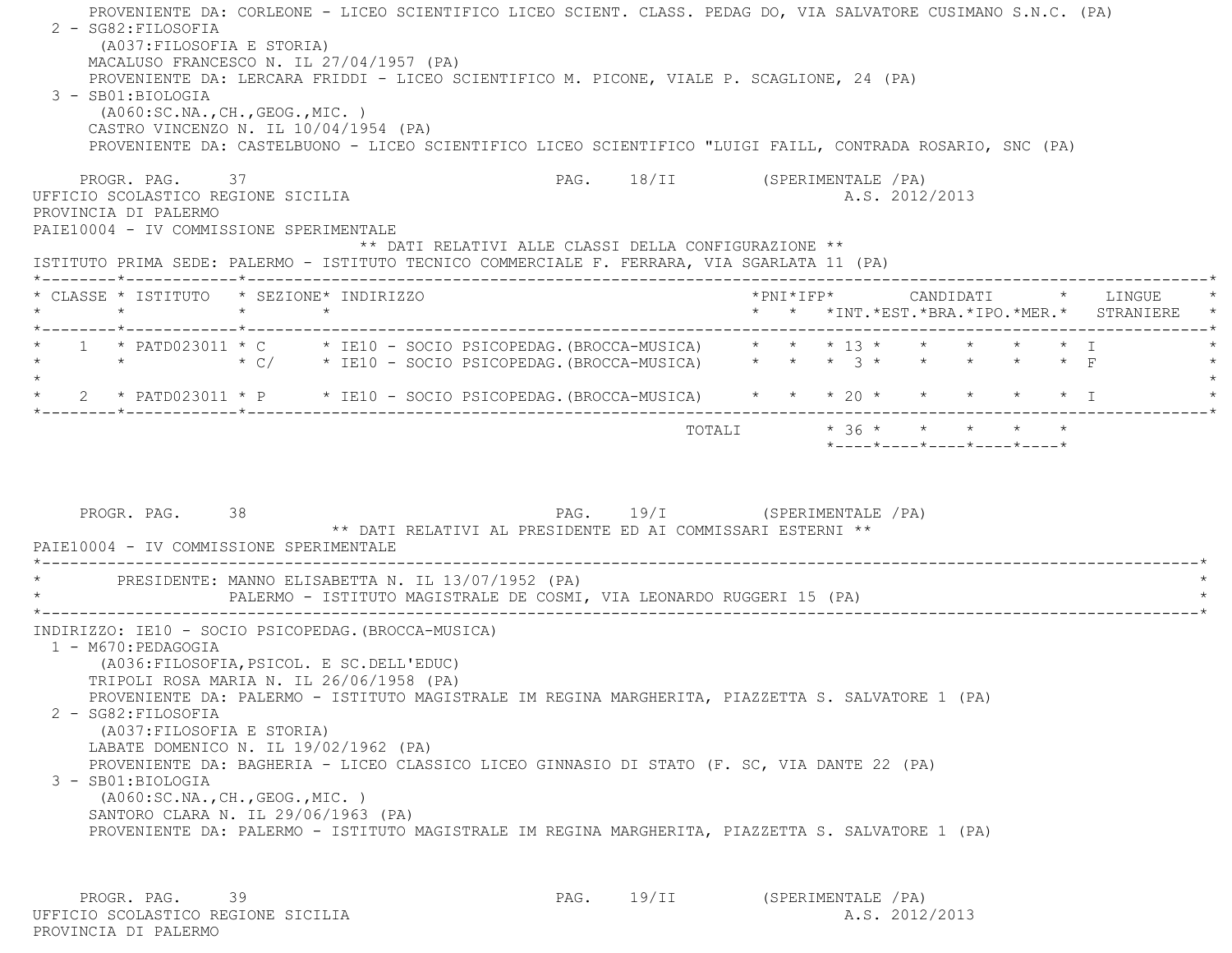PROVENIENTE DA: CORLEONE - LICEO SCIENTIFICO LICEO SCIENT. CLASS. PEDAG DO, VIA SALVATORE CUSIMANO S.N.C. (PA)

2 - SG82:FILOSOFIA
(A037:FILOSOFIA E STORIA)
MACALUSO FRANCESCO N. IL 27/04/1957 (PA)
PROVENIENTE DA: LERCARA FRIDDI - LICEO SCIENTIFICO M. PICONE, VIALE P. SCAGLIONE, 24 (PA)

3 - SB01:BIOLOGIA
(A060:SC.NA.,CH.,GEOG.,MIC. )
CASTRO VINCENZO N. IL 10/04/1954 (PA)
PROVENIENTE DA: CASTELBUONO - LICEO SCIENTIFICO LICEO SCIENTIFICO "LUIGI FAILL, CONTRADA ROSARIO, SNC (PA)

PROGR. PAG. 37 PAG. 18/II (SPERIMENTALE /PA)

UFFICIO SCOLASTICO REGIONE SICILIA A.S. 2012/2013

PROVINCIA DI PALERMO

PAIE10004 - IV COMMISSIONE SPERIMENTALE

** DATI RELATIVI ALLE CLASSI DELLA CONFIGURAZIONE **

ISTITUTO PRIMA SEDE: PALERMO - ISTITUTO TECNICO COMMERCIALE F. FERRARA, VIA SGARLATA 11 (PA)

| CLASSE | ISTITUTO | SEZIONE | INDIRIZZO | PNI | IFP | CANDIDATI INT. | EST. | BRA. | IPO. | MER. | LINGUE STRANIERE |
|---|---|---|---|---|---|---|---|---|---|---|---|
| 1 | PATD023011 | C | IE10 - SOCIO PSICOPEDAG.(BROCCA-MUSICA) | | | 13 | | | | | I |
| | | C/ | IE10 - SOCIO PSICOPEDAG.(BROCCA-MUSICA) | | | 3 | | | | | F |
| 2 | PATD023011 | P | IE10 - SOCIO PSICOPEDAG.(BROCCA-MUSICA) | | | 20 | | | | | I |
| | | | TOTALI | | | 36 | | | | | |

PROGR. PAG. 38 PAG. 19/I (SPERIMENTALE /PA)

** DATI RELATIVI AL PRESIDENTE ED AI COMMISSARI ESTERNI **

PAIE10004 - IV COMMISSIONE SPERIMENTALE

PRESIDENTE: MANNO ELISABETTA N. IL 13/07/1952 (PA)
PALERMO - ISTITUTO MAGISTRALE DE COSMI, VIA LEONARDO RUGGERI 15 (PA)

INDIRIZZO: IE10 - SOCIO PSICOPEDAG.(BROCCA-MUSICA)

1 - M670:PEDAGOGIA
(A036:FILOSOFIA,PSICOL. E SC.DELL'EDUC)
TRIPOLI ROSA MARIA N. IL 26/06/1958 (PA)
PROVENIENTE DA: PALERMO - ISTITUTO MAGISTRALE IM REGINA MARGHERITA, PIAZZETTA S. SALVATORE 1 (PA)

2 - SG82:FILOSOFIA
(A037:FILOSOFIA E STORIA)
LABATE DOMENICO N. IL 19/02/1962 (PA)
PROVENIENTE DA: BAGHERIA - LICEO CLASSICO LICEO GINNASIO DI STATO (F. SC, VIA DANTE 22 (PA)

3 - SB01:BIOLOGIA
(A060:SC.NA.,CH.,GEOG.,MIC. )
SANTORO CLARA N. IL 29/06/1963 (PA)
PROVENIENTE DA: PALERMO - ISTITUTO MAGISTRALE IM REGINA MARGHERITA, PIAZZETTA S. SALVATORE 1 (PA)

PROGR. PAG. 39 PAG. 19/II (SPERIMENTALE /PA)

UFFICIO SCOLASTICO REGIONE SICILIA A.S. 2012/2013

PROVINCIA DI PALERMO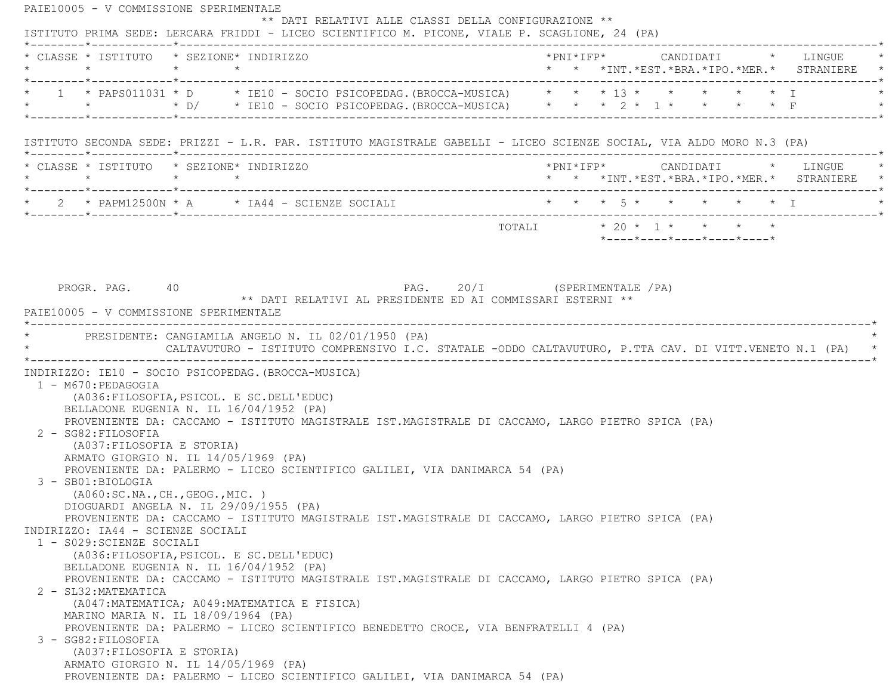PAIE10005 - V COMMISSIONE SPERIMENTALE

** DATI RELATIVI ALLE CLASSI DELLA CONFIGURAZIONE **

ISTITUTO PRIMA SEDE: LERCARA FRIDDI - LICEO SCIENTIFICO M. PICONE, VIALE P. SCAGLIONE, 24 (PA)

| CLASSE | ISTITUTO | SEZIONE | INDIRIZZO | PNI | IFP | CANDIDATI INT. | CANDIDATI EST. | CANDIDATI BRA. | CANDIDATI IPO. | CANDIDATI MER. | LINGUE STRANIERE |
|---|---|---|---|---|---|---|---|---|---|---|---|
| 1 | PAPS011031 | D | IE10 - SOCIO PSICOPEDAG.(BROCCA-MUSICA) | | | 13 | | | | | I |
| | | D/ | IE10 - SOCIO PSICOPEDAG.(BROCCA-MUSICA) | | | 2 | 1 | | | | F |

ISTITUTO SECONDA SEDE: PRIZZI - L.R. PAR. ISTITUTO MAGISTRALE GABELLI - LICEO SCIENZE SOCIAL, VIA ALDO MORO N.3 (PA)

| CLASSE | ISTITUTO | SEZIONE | INDIRIZZO | PNI | IFP | CANDIDATI INT. | CANDIDATI EST. | CANDIDATI BRA. | CANDIDATI IPO. | CANDIDATI MER. | LINGUE STRANIERE |
|---|---|---|---|---|---|---|---|---|---|---|---|
| 2 | PAPM12500N | A | IA44 - SCIENZE SOCIALI | | | 5 | | | | | I |
| | | | TOTALI | | | 20 | 1 | | | | |

PROGR. PAG. 40 PAG. 20/I (SPERIMENTALE /PA)

** DATI RELATIVI AL PRESIDENTE ED AI COMMISSARI ESTERNI **

PAIE10005 - V COMMISSIONE SPERIMENTALE

PRESIDENTE: CANGIAMILA ANGELO N. IL 02/01/1950 (PA)
CALTAVUTURO - ISTITUTO COMPRENSIVO I.C. STATALE -ODDO CALTAVUTURO, P.TTA CAV. DI VITT.VENETO N.1 (PA)

INDIRIZZO: IE10 - SOCIO PSICOPEDAG.(BROCCA-MUSICA)

1 - M670:PEDAGOGIA
(A036:FILOSOFIA,PSICOL. E SC.DELL'EDUC)
BELLADONE EUGENIA N. IL 16/04/1952 (PA)
PROVENIENTE DA: CACCAMO - ISTITUTO MAGISTRALE IST.MAGISTRALE DI CACCAMO, LARGO PIETRO SPICA (PA)

2 - SG82:FILOSOFIA
(A037:FILOSOFIA E STORIA)
ARMATO GIORGIO N. IL 14/05/1969 (PA)
PROVENIENTE DA: PALERMO - LICEO SCIENTIFICO GALILEI, VIA DANIMARCA 54 (PA)

3 - SB01:BIOLOGIA
(A060:SC.NA.,CH.,GEOG.,MIC. )
DIOGUARDI ANGELA N. IL 29/09/1955 (PA)
PROVENIENTE DA: CACCAMO - ISTITUTO MAGISTRALE IST.MAGISTRALE DI CACCAMO, LARGO PIETRO SPICA (PA)

INDIRIZZO: IA44 - SCIENZE SOCIALI

1 - S029:SCIENZE SOCIALI
(A036:FILOSOFIA,PSICOL. E SC.DELL'EDUC)
BELLADONE EUGENIA N. IL 16/04/1952 (PA)
PROVENIENTE DA: CACCAMO - ISTITUTO MAGISTRALE IST.MAGISTRALE DI CACCAMO, LARGO PIETRO SPICA (PA)

2 - SL32:MATEMATICA
(A047:MATEMATICA; A049:MATEMATICA E FISICA)
MARINO MARIA N. IL 18/09/1964 (PA)
PROVENIENTE DA: PALERMO - LICEO SCIENTIFICO BENEDETTO CROCE, VIA BENFRATELLI 4 (PA)

3 - SG82:FILOSOFIA
(A037:FILOSOFIA E STORIA)
ARMATO GIORGIO N. IL 14/05/1969 (PA)
PROVENIENTE DA: PALERMO - LICEO SCIENTIFICO GALILEI, VIA DANIMARCA 54 (PA)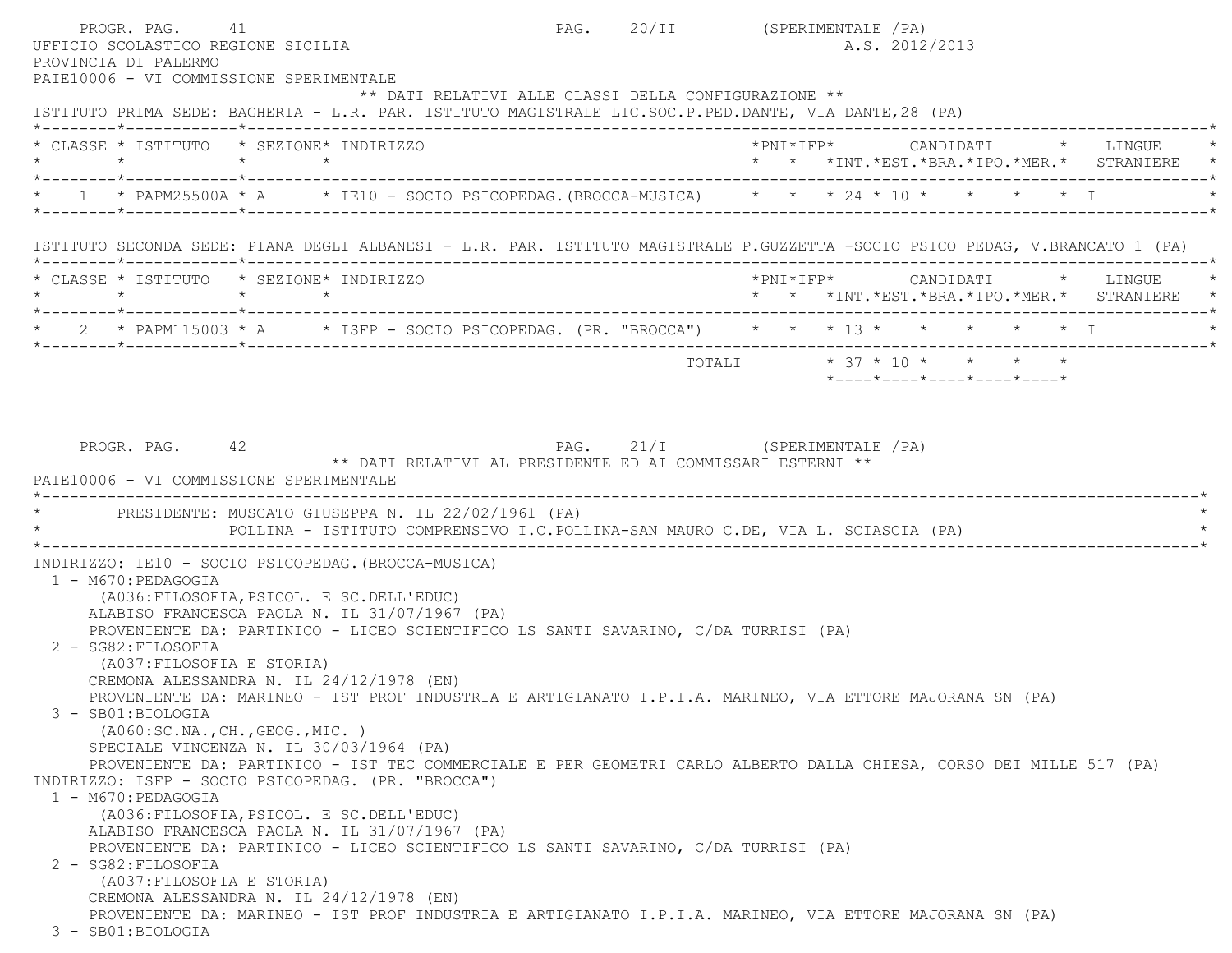UFFICIO SCOLASTICO REGIONE SICILIA — A.S. 2012/2013

PROVINCIA DI PALERMO

PAIE10006 - VI COMMISSIONE SPERIMENTALE

** DATI RELATIVI ALLE CLASSI DELLA CONFIGURAZIONE **

ISTITUTO PRIMA SEDE: BAGHERIA - L.R. PAR. ISTITUTO MAGISTRALE LIC.SOC.P.PED.DANTE, VIA DANTE,28 (PA)

| CLASSE | ISTITUTO | SEZIONE | INDIRIZZO | PNI | IFP | CANDIDATI INT. | CANDIDATI EST. | CANDIDATI BRA. | CANDIDATI IPO. | CANDIDATI MER. | LINGUE STRANIERE |
|---|---|---|---|---|---|---|---|---|---|---|---|
| 1 | PAPM25500A | A | IE10 - SOCIO PSICOPEDAG.(BROCCA-MUSICA) | | | 24 | 10 | | | | I |

ISTITUTO SECONDA SEDE: PIANA DEGLI ALBANESI - L.R. PAR. ISTITUTO MAGISTRALE P.GUZZETTA -SOCIO PSICO PEDAG, V.BRANCATO 1 (PA)

| CLASSE | ISTITUTO | SEZIONE | INDIRIZZO | PNI | IFP | CANDIDATI INT. | CANDIDATI EST. | CANDIDATI BRA. | CANDIDATI IPO. | CANDIDATI MER. | LINGUE STRANIERE |
|---|---|---|---|---|---|---|---|---|---|---|---|
| 2 | PAPM115003 | A | ISFP - SOCIO PSICOPEDAG. (PR. "BROCCA") | | | 13 | | | | | I |
| | | | TOTALI | | | 37 | 10 | | | | |

** DATI RELATIVI AL PRESIDENTE ED AI COMMISSARI ESTERNI **

PAIE10006 - VI COMMISSIONE SPERIMENTALE

PRESIDENTE: MUSCATO GIUSEPPA N. IL 22/02/1961 (PA)
POLLINA - ISTITUTO COMPRENSIVO I.C.POLLINA-SAN MAURO C.DE, VIA L. SCIASCIA (PA)

INDIRIZZO: IE10 - SOCIO PSICOPEDAG.(BROCCA-MUSICA)

1 - M670:PEDAGOGIA
(A036:FILOSOFIA,PSICOL. E SC.DELL'EDUC)
ALABISO FRANCESCA PAOLA N. IL 31/07/1967 (PA)
PROVENIENTE DA: PARTINICO - LICEO SCIENTIFICO LS SANTI SAVARINO, C/DA TURRISI (PA)

2 - SG82:FILOSOFIA
(A037:FILOSOFIA E STORIA)
CREMONA ALESSANDRA N. IL 24/12/1978 (EN)
PROVENIENTE DA: MARINEO - IST PROF INDUSTRIA E ARTIGIANATO I.P.I.A. MARINEO, VIA ETTORE MAJORANA SN (PA)

3 - SB01:BIOLOGIA
(A060:SC.NA.,CH.,GEOG.,MIC. )
SPECIALE VINCENZA N. IL 30/03/1964 (PA)
PROVENIENTE DA: PARTINICO - IST TEC COMMERCIALE E PER GEOMETRI CARLO ALBERTO DALLA CHIESA, CORSO DEI MILLE 517 (PA)

INDIRIZZO: ISFP - SOCIO PSICOPEDAG. (PR. "BROCCA")

1 - M670:PEDAGOGIA
(A036:FILOSOFIA,PSICOL. E SC.DELL'EDUC)
ALABISO FRANCESCA PAOLA N. IL 31/07/1967 (PA)
PROVENIENTE DA: PARTINICO - LICEO SCIENTIFICO LS SANTI SAVARINO, C/DA TURRISI (PA)

2 - SG82:FILOSOFIA
(A037:FILOSOFIA E STORIA)
CREMONA ALESSANDRA N. IL 24/12/1978 (EN)
PROVENIENTE DA: MARINEO - IST PROF INDUSTRIA E ARTIGIANATO I.P.I.A. MARINEO, VIA ETTORE MAJORANA SN (PA)

3 - SB01:BIOLOGIA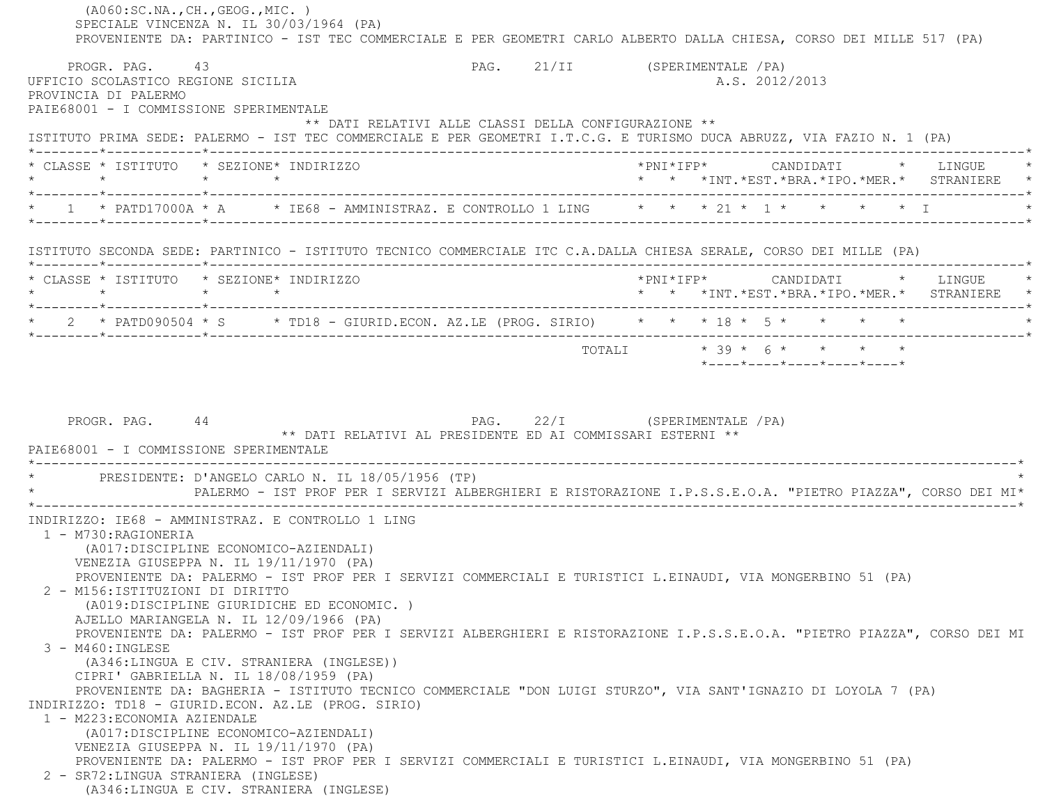(A060:SC.NA.,CH.,GEOG.,MIC. )
SPECIALE VINCENZA N. IL 30/03/1964 (PA)
PROVENIENTE DA: PARTINICO - IST TEC COMMERCIALE E PER GEOMETRI CARLO ALBERTO DALLA CHIESA, CORSO DEI MILLE 517 (PA)

PROGR. PAG. 43 PAG. 21/II (SPERIMENTALE /PA)
UFFICIO SCOLASTICO REGIONE SICILIA A.S. 2012/2013
PROVINCIA DI PALERMO
PAIE68001 - I COMMISSIONE SPERIMENTALE

** DATI RELATIVI ALLE CLASSI DELLA CONFIGURAZIONE **

ISTITUTO PRIMA SEDE: PALERMO - IST TEC COMMERCIALE E PER GEOMETRI I.T.C.G. E TURISMO DUCA ABRUZZ, VIA FAZIO N. 1 (PA)

| CLASSE | ISTITUTO | SEZIONE | INDIRIZZO | PNI | IFP | CANDIDATI INT. | EST. | BRA. | IPO. | MER. | LINGUE STRANIERE |
|---|---|---|---|---|---|---|---|---|---|---|---|
| 1 | PATD17000A | A | IE68 - AMMINISTRAZ. E CONTROLLO 1 LING | | | 21 | 1 | | | | I |

ISTITUTO SECONDA SEDE: PARTINICO - ISTITUTO TECNICO COMMERCIALE ITC C.A.DALLA CHIESA SERALE, CORSO DEI MILLE (PA)

| CLASSE | ISTITUTO | SEZIONE | INDIRIZZO | PNI | IFP | CANDIDATI INT. | EST. | BRA. | IPO. | MER. | LINGUE STRANIERE |
|---|---|---|---|---|---|---|---|---|---|---|---|
| 2 | PATD090504 | S | TD18 - GIURID.ECON. AZ.LE (PROG. SIRIO) | | | 18 | 5 | | | | |
| | | | TOTALI | | | 39 | 6 | | | | |

PROGR. PAG. 44 PAG. 22/I (SPERIMENTALE /PA)

** DATI RELATIVI AL PRESIDENTE ED AI COMMISSARI ESTERNI **

PAIE68001 - I COMMISSIONE SPERIMENTALE

PRESIDENTE: D'ANGELO CARLO N. IL 18/05/1956 (TP)
PALERMO - IST PROF PER I SERVIZI ALBERGHIERI E RISTORAZIONE I.P.S.S.E.O.A. "PIETRO PIAZZA", CORSO DEI MI

INDIRIZZO: IE68 - AMMINISTRAZ. E CONTROLLO 1 LING

1 - M730:RAGIONERIA
(A017:DISCIPLINE ECONOMICO-AZIENDALI)
VENEZIA GIUSEPPA N. IL 19/11/1970 (PA)
PROVENIENTE DA: PALERMO - IST PROF PER I SERVIZI COMMERCIALI E TURISTICI L.EINAUDI, VIA MONGERBINO 51 (PA)

2 - M156:ISTITUZIONI DI DIRITTO
(A019:DISCIPLINE GIURIDICHE ED ECONOMIC. )
AJELLO MARIANGELA N. IL 12/09/1966 (PA)
PROVENIENTE DA: PALERMO - IST PROF PER I SERVIZI ALBERGHIERI E RISTORAZIONE I.P.S.S.E.O.A. "PIETRO PIAZZA", CORSO DEI MI

3 - M460:INGLESE
(A346:LINGUA E CIV. STRANIERA (INGLESE))
CIPRI' GABRIELLA N. IL 18/08/1959 (PA)
PROVENIENTE DA: BAGHERIA - ISTITUTO TECNICO COMMERCIALE "DON LUIGI STURZO", VIA SANT'IGNAZIO DI LOYOLA 7 (PA)

INDIRIZZO: TD18 - GIURID.ECON. AZ.LE (PROG. SIRIO)

1 - M223:ECONOMIA AZIENDALE
(A017:DISCIPLINE ECONOMICO-AZIENDALI)
VENEZIA GIUSEPPA N. IL 19/11/1970 (PA)
PROVENIENTE DA: PALERMO - IST PROF PER I SERVIZI COMMERCIALI E TURISTICI L.EINAUDI, VIA MONGERBINO 51 (PA)

2 - SR72:LINGUA STRANIERA (INGLESE)
(A346:LINGUA E CIV. STRANIERA (INGLESE)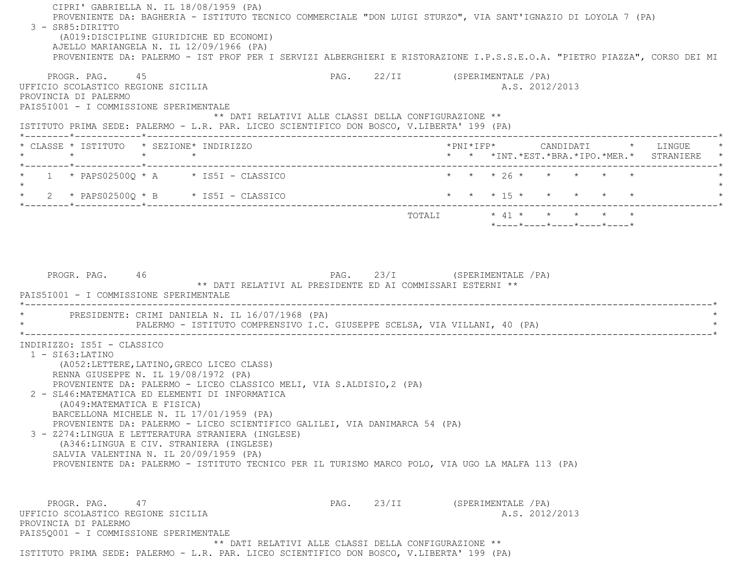CIPRI' GABRIELLA N. IL 18/08/1959 (PA)
PROVENIENTE DA: BAGHERIA - ISTITUTO TECNICO COMMERCIALE "DON LUIGI STURZO", VIA SANT'IGNAZIO DI LOYOLA 7 (PA)

3 - SR85:DIRITTO
(A019:DISCIPLINE GIURIDICHE ED ECONOMI)
AJELLO MARIANGELA N. IL 12/09/1966 (PA)
PROVENIENTE DA: PALERMO - IST PROF PER I SERVIZI ALBERGHIERI E RISTORAZIONE I.P.S.S.E.O.A. "PIETRO PIAZZA", CORSO DEI MI

PROGR. PAG. 45 PAG. 22/II (SPERIMENTALE /PA)

UFFICIO SCOLASTICO REGIONE SICILIA A.S. 2012/2013
PROVINCIA DI PALERMO
PAIS5I001 - I COMMISSIONE SPERIMENTALE

** DATI RELATIVI ALLE CLASSI DELLA CONFIGURAZIONE **

ISTITUTO PRIMA SEDE: PALERMO - L.R. PAR. LICEO SCIENTIFICO DON BOSCO, V.LIBERTA' 199 (PA)

| CLASSE | ISTITUTO | SEZIONE | INDIRIZZO | PNI | IFP | CANDIDATI INT. | EST. | BRA. | IPO. | MER. | LINGUE STRANIERE |
|---|---|---|---|---|---|---|---|---|---|---|---|
| 1 | PAPS02500Q | A | IS5I - CLASSICO | | | 26 | | | | | |
| 2 | PAPS02500Q | B | IS5I - CLASSICO | | | 15 | | | | | |
| | | | TOTALI | | | 41 | | | | | |

PROGR. PAG. 46 PAG. 23/I (SPERIMENTALE /PA)

** DATI RELATIVI AL PRESIDENTE ED AI COMMISSARI ESTERNI **

PAIS5I001 - I COMMISSIONE SPERIMENTALE

PRESIDENTE: CRIMI DANIELA N. IL 16/07/1968 (PA)
PALERMO - ISTITUTO COMPRENSIVO I.C. GIUSEPPE SCELSA, VIA VILLANI, 40 (PA)

INDIRIZZO: IS5I - CLASSICO

1 - SI63:LATINO
(A052:LETTERE,LATINO,GRECO LICEO CLASS)
RENNA GIUSEPPE N. IL 19/08/1972 (PA)
PROVENIENTE DA: PALERMO - LICEO CLASSICO MELI, VIA S.ALDISIO,2 (PA)

2 - SL46:MATEMATICA ED ELEMENTI DI INFORMATICA
(A049:MATEMATICA E FISICA)
BARCELLONA MICHELE N. IL 17/01/1959 (PA)
PROVENIENTE DA: PALERMO - LICEO SCIENTIFICO GALILEI, VIA DANIMARCA 54 (PA)

3 - Z274:LINGUA E LETTERATURA STRANIERA (INGLESE)
(A346:LINGUA E CIV. STRANIERA (INGLESE)
SALVIA VALENTINA N. IL 20/09/1959 (PA)
PROVENIENTE DA: PALERMO - ISTITUTO TECNICO PER IL TURISMO MARCO POLO, VIA UGO LA MALFA 113 (PA)

PROGR. PAG. 47 PAG. 23/II (SPERIMENTALE /PA)

UFFICIO SCOLASTICO REGIONE SICILIA A.S. 2012/2013
PROVINCIA DI PALERMO
PAIS5Q001 - I COMMISSIONE SPERIMENTALE

** DATI RELATIVI ALLE CLASSI DELLA CONFIGURAZIONE **

ISTITUTO PRIMA SEDE: PALERMO - L.R. PAR. LICEO SCIENTIFICO DON BOSCO, V.LIBERTA' 199 (PA)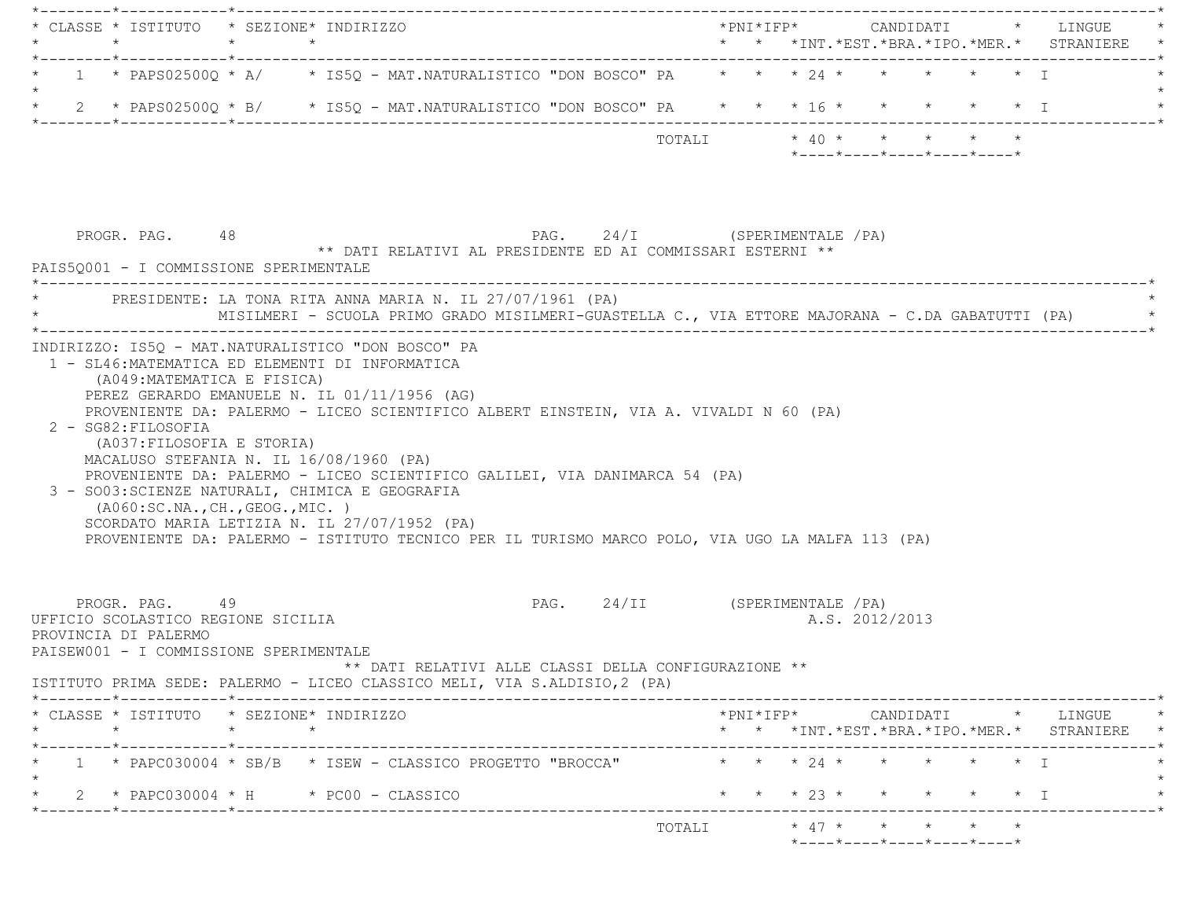| CLASSE | ISTITUTO | SEZIONE | INDIRIZZO | PNI | IFP | CANDIDATI INT. | EST. | BRA. | IPO. | MER. | LINGUE STRANIERE |
|---|---|---|---|---|---|---|---|---|---|---|---|
| 1 | PAPS02500Q | A/ | IS5Q - MAT.NATURALISTICO "DON BOSCO" PA | | | 24 | | | | | I |
| 2 | PAPS02500Q | B/ | IS5Q - MAT.NATURALISTICO "DON BOSCO" PA | | | 16 | | | | | I |
| | | | TOTALI | | | 40 | | | | | |

PROGR. PAG. 48 PAG. 24/I (SPERIMENTALE /PA)

** DATI RELATIVI AL PRESIDENTE ED AI COMMISSARI ESTERNI **

PAIS5Q001 - I COMMISSIONE SPERIMENTALE

PRESIDENTE: LA TONA RITA ANNA MARIA N. IL 27/07/1961 (PA)
MISILMERI - SCUOLA PRIMO GRADO MISILMERI-GUASTELLA C., VIA ETTORE MAJORANA - C.DA GABATUTTI (PA)

INDIRIZZO: IS5Q - MAT.NATURALISTICO "DON BOSCO" PA

1 - SL46:MATEMATICA ED ELEMENTI DI INFORMATICA
(A049:MATEMATICA E FISICA)
PEREZ GERARDO EMANUELE N. IL 01/11/1956 (AG)
PROVENIENTE DA: PALERMO - LICEO SCIENTIFICO ALBERT EINSTEIN, VIA A. VIVALDI N 60 (PA)

2 - SG82:FILOSOFIA
(A037:FILOSOFIA E STORIA)
MACALUSO STEFANIA N. IL 16/08/1960 (PA)
PROVENIENTE DA: PALERMO - LICEO SCIENTIFICO GALILEI, VIA DANIMARCA 54 (PA)

3 - SO03:SCIENZE NATURALI, CHIMICA E GEOGRAFIA
(A060:SC.NA.,CH.,GEOG.,MIC. )
SCORDATO MARIA LETIZIA N. IL 27/07/1952 (PA)
PROVENIENTE DA: PALERMO - ISTITUTO TECNICO PER IL TURISMO MARCO POLO, VIA UGO LA MALFA 113 (PA)

PROGR. PAG. 49 PAG. 24/II (SPERIMENTALE /PA)

UFFICIO SCOLASTICO REGIONE SICILIA A.S. 2012/2013

PROVINCIA DI PALERMO

PAISEW001 - I COMMISSIONE SPERIMENTALE

** DATI RELATIVI ALLE CLASSI DELLA CONFIGURAZIONE **

ISTITUTO PRIMA SEDE: PALERMO - LICEO CLASSICO MELI, VIA S.ALDISIO,2 (PA)

| CLASSE | ISTITUTO | SEZIONE | INDIRIZZO | PNI | IFP | CANDIDATI INT. | EST. | BRA. | IPO. | MER. | LINGUE STRANIERE |
|---|---|---|---|---|---|---|---|---|---|---|---|
| 1 | PAPC030004 | SB/B | ISEW - CLASSICO PROGETTO "BROCCA" | | | 24 | | | | | I |
| 2 | PAPC030004 | H | PC00 - CLASSICO | | | 23 | | | | | I |
| | | | TOTALI | | | 47 | | | | | |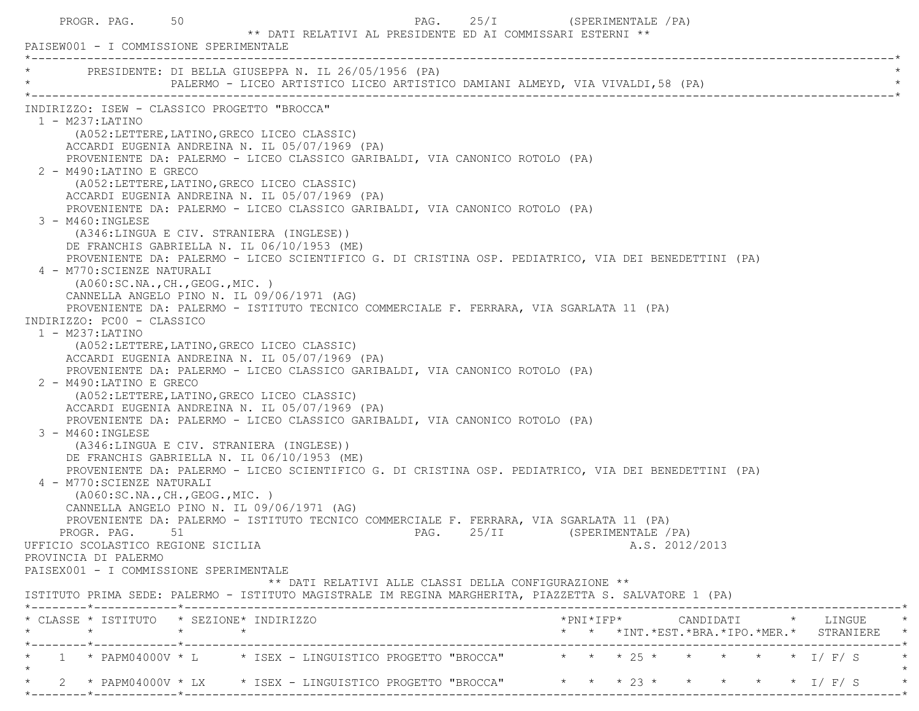** DATI RELATIVI AL PRESIDENTE ED AI COMMISSARI ESTERNI **

PAISEW001 - I COMMISSIONE SPERIMENTALE

PRESIDENTE: DI BELLA GIUSEPPA N. IL 26/05/1956 (PA)
PALERMO - LICEO ARTISTICO LICEO ARTISTICO DAMIANI ALMEYD, VIA VIVALDI,58 (PA)

INDIRIZZO: ISEW - CLASSICO PROGETTO "BROCCA"

1 - M237:LATINO
(A052:LETTERE,LATINO,GRECO LICEO CLASSIC)
ACCARDI EUGENIA ANDREINA N. IL 05/07/1969 (PA)
PROVENIENTE DA: PALERMO - LICEO CLASSICO GARIBALDI, VIA CANONICO ROTOLO (PA)

2 - M490:LATINO E GRECO
(A052:LETTERE,LATINO,GRECO LICEO CLASSIC)
ACCARDI EUGENIA ANDREINA N. IL 05/07/1969 (PA)
PROVENIENTE DA: PALERMO - LICEO CLASSICO GARIBALDI, VIA CANONICO ROTOLO (PA)

3 - M460:INGLESE
(A346:LINGUA E CIV. STRANIERA (INGLESE))
DE FRANCHIS GABRIELLA N. IL 06/10/1953 (ME)
PROVENIENTE DA: PALERMO - LICEO SCIENTIFICO G. DI CRISTINA OSP. PEDIATRICO, VIA DEI BENEDETTINI (PA)

4 - M770:SCIENZE NATURALI
(A060:SC.NA.,CH.,GEOG.,MIC. )
CANNELLA ANGELO PINO N. IL 09/06/1971 (AG)
PROVENIENTE DA: PALERMO - ISTITUTO TECNICO COMMERCIALE F. FERRARA, VIA SGARLATA 11 (PA)

INDIRIZZO: PC00 - CLASSICO

1 - M237:LATINO
(A052:LETTERE,LATINO,GRECO LICEO CLASSIC)
ACCARDI EUGENIA ANDREINA N. IL 05/07/1969 (PA)
PROVENIENTE DA: PALERMO - LICEO CLASSICO GARIBALDI, VIA CANONICO ROTOLO (PA)

2 - M490:LATINO E GRECO
(A052:LETTERE,LATINO,GRECO LICEO CLASSIC)
ACCARDI EUGENIA ANDREINA N. IL 05/07/1969 (PA)
PROVENIENTE DA: PALERMO - LICEO CLASSICO GARIBALDI, VIA CANONICO ROTOLO (PA)

3 - M460:INGLESE
(A346:LINGUA E CIV. STRANIERA (INGLESE))
DE FRANCHIS GABRIELLA N. IL 06/10/1953 (ME)
PROVENIENTE DA: PALERMO - LICEO SCIENTIFICO G. DI CRISTINA OSP. PEDIATRICO, VIA DEI BENEDETTINI (PA)

4 - M770:SCIENZE NATURALI
(A060:SC.NA.,CH.,GEOG.,MIC. )
CANNELLA ANGELO PINO N. IL 09/06/1971 (AG)
PROVENIENTE DA: PALERMO - ISTITUTO TECNICO COMMERCIALE F. FERRARA, VIA SGARLATA 11 (PA)

UFFICIO SCOLASTICO REGIONE SICILIA — A.S. 2012/2013

PROVINCIA DI PALERMO

PAISEX001 - I COMMISSIONE SPERIMENTALE

** DATI RELATIVI ALLE CLASSI DELLA CONFIGURAZIONE **

ISTITUTO PRIMA SEDE: PALERMO - ISTITUTO MAGISTRALE IM REGINA MARGHERITA, PIAZZETTA S. SALVATORE 1 (PA)

| CLASSE | ISTITUTO | SEZIONE | INDIRIZZO | PNI | IFP | CANDIDATI INT. | EST. | BRA. | IPO. | MER. | LINGUE STRANIERE |
|---|---|---|---|---|---|---|---|---|---|---|---|
| 1 | PAPM04000V | L | ISEX - LINGUISTICO PROGETTO "BROCCA" | | | 25 | | | | | I/ F/ S |
| 2 | PAPM04000V | LX | ISEX - LINGUISTICO PROGETTO "BROCCA" | | | 23 | | | | | I/ F/ S |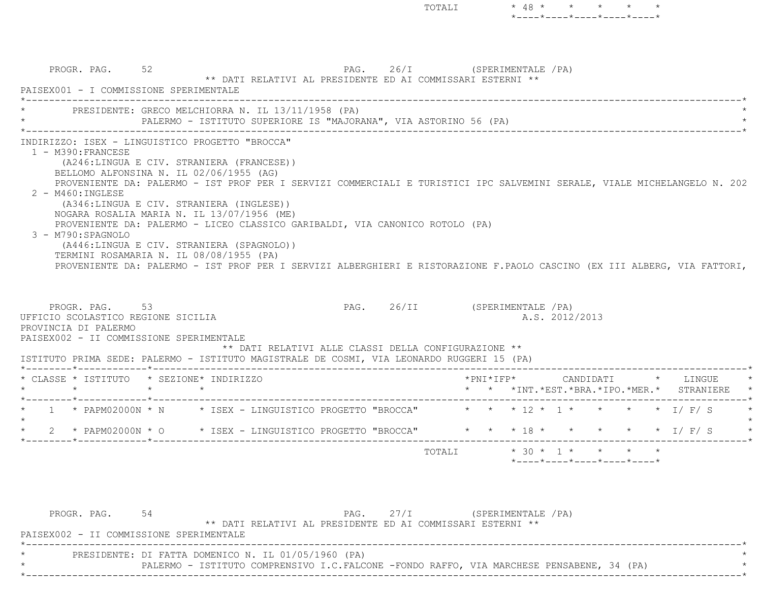| | | | | | | | | | |
|---|---|---|---|---|---|---|---|---|---|
| TOTALI | 48 | | | | | | | | |

PROGR. PAG. 52 PAG. 26/I (SPERIMENTALE /PA)

** DATI RELATIVI AL PRESIDENTE ED AI COMMISSARI ESTERNI **

PAISEX001 - I COMMISSIONE SPERIMENTALE

PRESIDENTE: GRECO MELCHIORRA N. IL 13/11/1958 (PA)
PALERMO - ISTITUTO SUPERIORE IS "MAJORANA", VIA ASTORINO 56 (PA)

INDIRIZZO: ISEX - LINGUISTICO PROGETTO "BROCCA"

1 - M390:FRANCESE
(A246:LINGUA E CIV. STRANIERA (FRANCESE))
BELLOMO ALFONSINA N. IL 02/06/1955 (AG)
PROVENIENTE DA: PALERMO - IST PROF PER I SERVIZI COMMERCIALI E TURISTICI IPC SALVEMINI SERALE, VIALE MICHELANGELO N. 202

2 - M460:INGLESE
(A346:LINGUA E CIV. STRANIERA (INGLESE))
NOGARA ROSALIA MARIA N. IL 13/07/1956 (ME)
PROVENIENTE DA: PALERMO - LICEO CLASSICO GARIBALDI, VIA CANONICO ROTOLO (PA)

3 - M790:SPAGNOLO
(A446:LINGUA E CIV. STRANIERA (SPAGNOLO))
TERMINI ROSAMARIA N. IL 08/08/1955 (PA)
PROVENIENTE DA: PALERMO - IST PROF PER I SERVIZI ALBERGHIERI E RISTORAZIONE F.PAOLO CASCINO (EX III ALBERG, VIA FATTORI,

PROGR. PAG. 53 PAG. 26/II (SPERIMENTALE /PA)

UFFICIO SCOLASTICO REGIONE SICILIA A.S. 2012/2013

PROVINCIA DI PALERMO

PAISEX002 - II COMMISSIONE SPERIMENTALE

** DATI RELATIVI ALLE CLASSI DELLA CONFIGURAZIONE **

ISTITUTO PRIMA SEDE: PALERMO - ISTITUTO MAGISTRALE DE COSMI, VIA LEONARDO RUGGERI 15 (PA)

| CLASSE | ISTITUTO | SEZIONE | INDIRIZZO | PNI | IFP | CANDIDATI INT. | EST. | BRA. | IPO. | MER. | LINGUE STRANIERE |
|---|---|---|---|---|---|---|---|---|---|---|---|
| 1 | PAPM02000N | N | ISEX - LINGUISTICO PROGETTO "BROCCA" | | | 12 | 1 | | | | I/ F/ S |
| 2 | PAPM02000N | O | ISEX - LINGUISTICO PROGETTO "BROCCA" | | | 18 | | | | | I/ F/ S |
| | | | TOTALI | | | 30 | 1 | | | | |

PROGR. PAG. 54 PAG. 27/I (SPERIMENTALE /PA)

** DATI RELATIVI AL PRESIDENTE ED AI COMMISSARI ESTERNI **

PAISEX002 - II COMMISSIONE SPERIMENTALE

PRESIDENTE: DI FATTA DOMENICO N. IL 01/05/1960 (PA)
PALERMO - ISTITUTO COMPRENSIVO I.C.FALCONE -FONDO RAFFO, VIA MARCHESE PENSABENE, 34 (PA)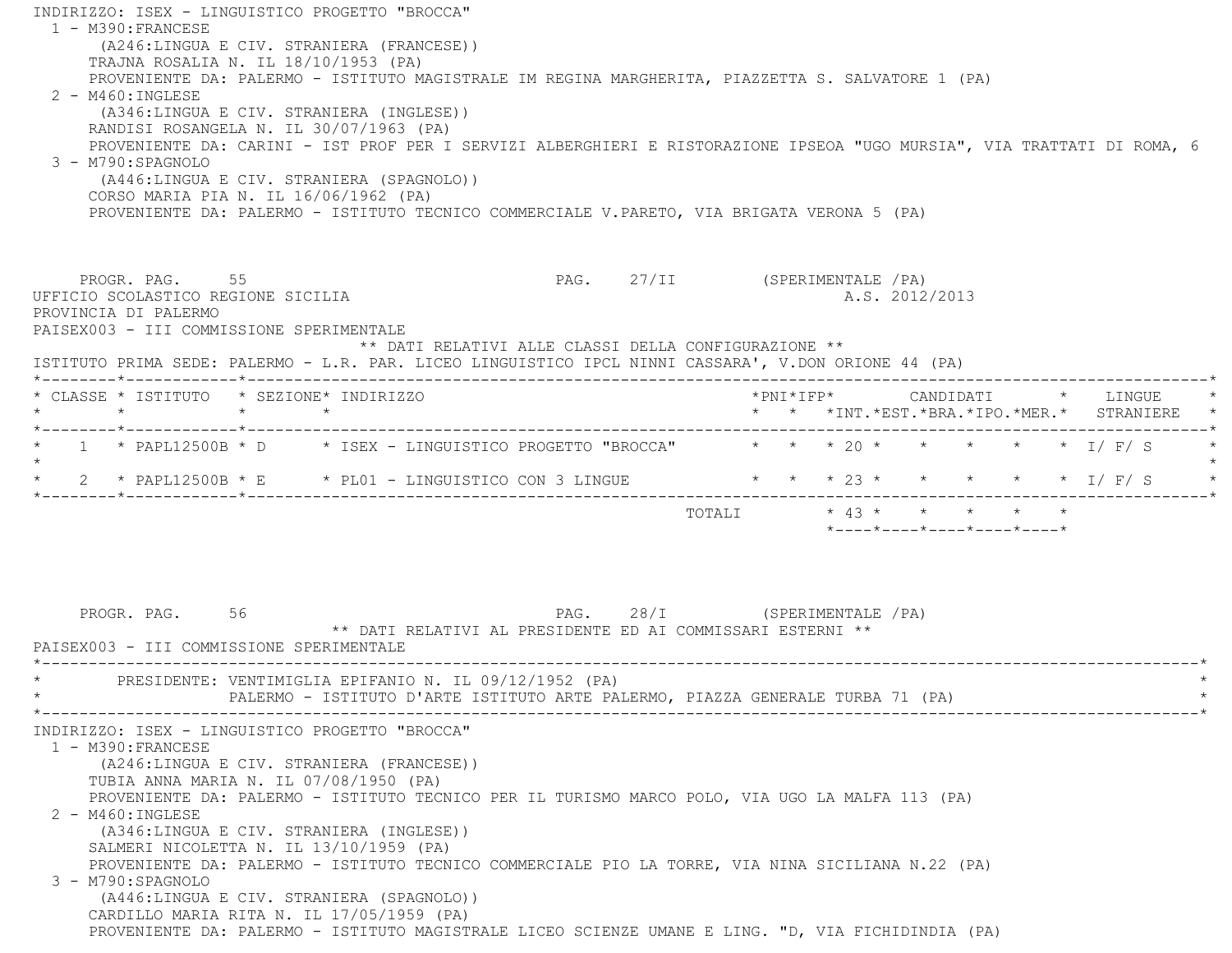INDIRIZZO: ISEX - LINGUISTICO PROGETTO "BROCCA"

1 - M390:FRANCESE
(A246:LINGUA E CIV. STRANIERA (FRANCESE))
TRAJNA ROSALIA N. IL 18/10/1953 (PA)
PROVENIENTE DA: PALERMO - ISTITUTO MAGISTRALE IM REGINA MARGHERITA, PIAZZETTA S. SALVATORE 1 (PA)

2 - M460:INGLESE
(A346:LINGUA E CIV. STRANIERA (INGLESE))
RANDISI ROSANGELA N. IL 30/07/1963 (PA)
PROVENIENTE DA: CARINI - IST PROF PER I SERVIZI ALBERGHIERI E RISTORAZIONE IPSEOA "UGO MURSIA", VIA TRATTATI DI ROMA, 6

3 - M790:SPAGNOLO
(A446:LINGUA E CIV. STRANIERA (SPAGNOLO))
CORSO MARIA PIA N. IL 16/06/1962 (PA)
PROVENIENTE DA: PALERMO - ISTITUTO TECNICO COMMERCIALE V.PARETO, VIA BRIGATA VERONA 5 (PA)

UFFICIO SCOLASTICO REGIONE SICILIA — A.S. 2012/2013

PROVINCIA DI PALERMO

PAISEX003 - III COMMISSIONE SPERIMENTALE

** DATI RELATIVI ALLE CLASSI DELLA CONFIGURAZIONE **

ISTITUTO PRIMA SEDE: PALERMO - L.R. PAR. LICEO LINGUISTICO IPCL NINNI CASSARA', V.DON ORIONE 44 (PA)

| CLASSE | ISTITUTO | SEZIONE | INDIRIZZO | PNI | IFP | CANDIDATI INT. | EST. | BRA. | IPO. | MER. | LINGUE STRANIERE |
|---|---|---|---|---|---|---|---|---|---|---|---|
| 1 | PAPL12500B | D | ISEX - LINGUISTICO PROGETTO "BROCCA" | | | 20 | | | | | I/ F/ S |
| 2 | PAPL12500B | E | PL01 - LINGUISTICO CON 3 LINGUE | | | 23 | | | | | I/ F/ S |
| | | | TOTALI | | | 43 | | | | | |

** DATI RELATIVI AL PRESIDENTE ED AI COMMISSARI ESTERNI **

PAISEX003 - III COMMISSIONE SPERIMENTALE

PRESIDENTE: VENTIMIGLIA EPIFANIO N. IL 09/12/1952 (PA)
PALERMO - ISTITUTO D'ARTE ISTITUTO ARTE PALERMO, PIAZZA GENERALE TURBA 71 (PA)

INDIRIZZO: ISEX - LINGUISTICO PROGETTO "BROCCA"

1 - M390:FRANCESE
(A246:LINGUA E CIV. STRANIERA (FRANCESE))
TUBIA ANNA MARIA N. IL 07/08/1950 (PA)
PROVENIENTE DA: PALERMO - ISTITUTO TECNICO PER IL TURISMO MARCO POLO, VIA UGO LA MALFA 113 (PA)

2 - M460:INGLESE
(A346:LINGUA E CIV. STRANIERA (INGLESE))
SALMERI NICOLETTA N. IL 13/10/1959 (PA)
PROVENIENTE DA: PALERMO - ISTITUTO TECNICO COMMERCIALE PIO LA TORRE, VIA NINA SICILIANA N.22 (PA)

3 - M790:SPAGNOLO
(A446:LINGUA E CIV. STRANIERA (SPAGNOLO))
CARDILLO MARIA RITA N. IL 17/05/1959 (PA)
PROVENIENTE DA: PALERMO - ISTITUTO MAGISTRALE LICEO SCIENZE UMANE E LING. "D, VIA FICHIDINDIA (PA)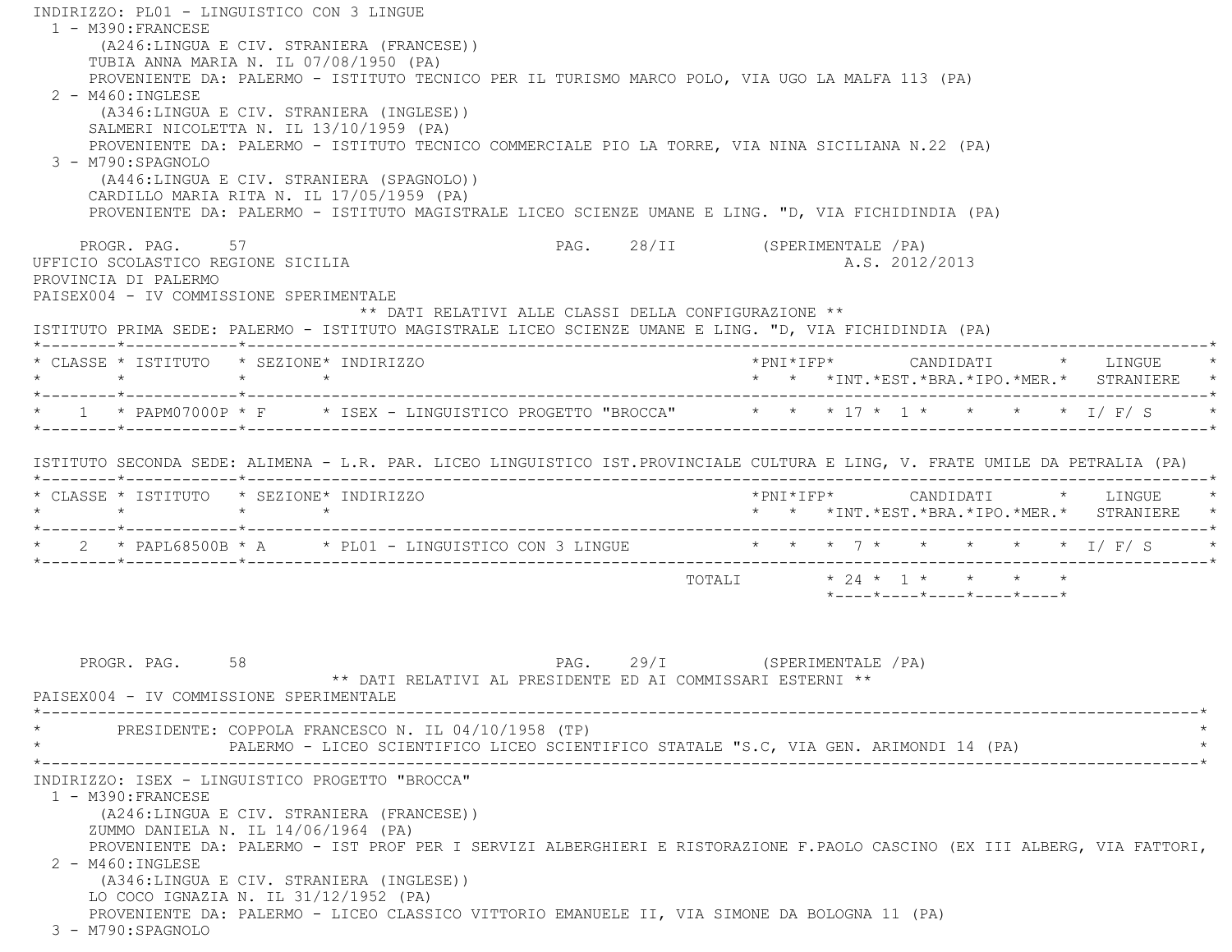INDIRIZZO: PL01 - LINGUISTICO CON 3 LINGUE

1 - M390:FRANCESE
   (A246:LINGUA E CIV. STRANIERA (FRANCESE))
   TUBIA ANNA MARIA N. IL 07/08/1950 (PA)
   PROVENIENTE DA: PALERMO - ISTITUTO TECNICO PER IL TURISMO MARCO POLO, VIA UGO LA MALFA 113 (PA)

2 - M460:INGLESE
   (A346:LINGUA E CIV. STRANIERA (INGLESE))
   SALMERI NICOLETTA N. IL 13/10/1959 (PA)
   PROVENIENTE DA: PALERMO - ISTITUTO TECNICO COMMERCIALE PIO LA TORRE, VIA NINA SICILIANA N.22 (PA)

3 - M790:SPAGNOLO
   (A446:LINGUA E CIV. STRANIERA (SPAGNOLO))
   CARDILLO MARIA RITA N. IL 17/05/1959 (PA)
   PROVENIENTE DA: PALERMO - ISTITUTO MAGISTRALE LICEO SCIENZE UMANE E LING. "D, VIA FICHIDINDIA (PA)

PROGR. PAG. 57 PAG. 28/II (SPERIMENTALE /PA)

UFFICIO SCOLASTICO REGIONE SICILIA A.S. 2012/2013

PROVINCIA DI PALERMO

PAISEX004 - IV COMMISSIONE SPERIMENTALE

** DATI RELATIVI ALLE CLASSI DELLA CONFIGURAZIONE **

ISTITUTO PRIMA SEDE: PALERMO - ISTITUTO MAGISTRALE LICEO SCIENZE UMANE E LING. "D, VIA FICHIDINDIA (PA)

| CLASSE | ISTITUTO | SEZIONE | INDIRIZZO | PNI | IFP | CANDIDATI INT. | EST. | BRA. | IPO. | MER. | LINGUE STRANIERE |
|---|---|---|---|---|---|---|---|---|---|---|---|
| 1 | PAPM07000P | F | ISEX - LINGUISTICO PROGETTO "BROCCA" | | | 17 | 1 | | | | I/ F/ S |

ISTITUTO SECONDA SEDE: ALIMENA - L.R. PAR. LICEO LINGUISTICO IST.PROVINCIALE CULTURA E LING, V. FRATE UMILE DA PETRALIA (PA)

| CLASSE | ISTITUTO | SEZIONE | INDIRIZZO | PNI | IFP | CANDIDATI INT. | EST. | BRA. | IPO. | MER. | LINGUE STRANIERE |
|---|---|---|---|---|---|---|---|---|---|---|---|
| 2 | PAPL68500B | A | PL01 - LINGUISTICO CON 3 LINGUE | | | 7 | | | | | I/ F/ S |
| | | | TOTALI | | | 24 | 1 | | | | |

PROGR. PAG. 58 PAG. 29/I (SPERIMENTALE /PA)

** DATI RELATIVI AL PRESIDENTE ED AI COMMISSARI ESTERNI **

PAISEX004 - IV COMMISSIONE SPERIMENTALE

PRESIDENTE: COPPOLA FRANCESCO N. IL 04/10/1958 (TP)
PALERMO - LICEO SCIENTIFICO LICEO SCIENTIFICO STATALE "S.C, VIA GEN. ARIMONDI 14 (PA)

INDIRIZZO: ISEX - LINGUISTICO PROGETTO "BROCCA"

1 - M390:FRANCESE
   (A246:LINGUA E CIV. STRANIERA (FRANCESE))
   ZUMMO DANIELA N. IL 14/06/1964 (PA)
   PROVENIENTE DA: PALERMO - IST PROF PER I SERVIZI ALBERGHIERI E RISTORAZIONE F.PAOLO CASCINO (EX III ALBERG, VIA FATTORI,

2 - M460:INGLESE
   (A346:LINGUA E CIV. STRANIERA (INGLESE))
   LO COCO IGNAZIA N. IL 31/12/1952 (PA)
   PROVENIENTE DA: PALERMO - LICEO CLASSICO VITTORIO EMANUELE II, VIA SIMONE DA BOLOGNA 11 (PA)

3 - M790:SPAGNOLO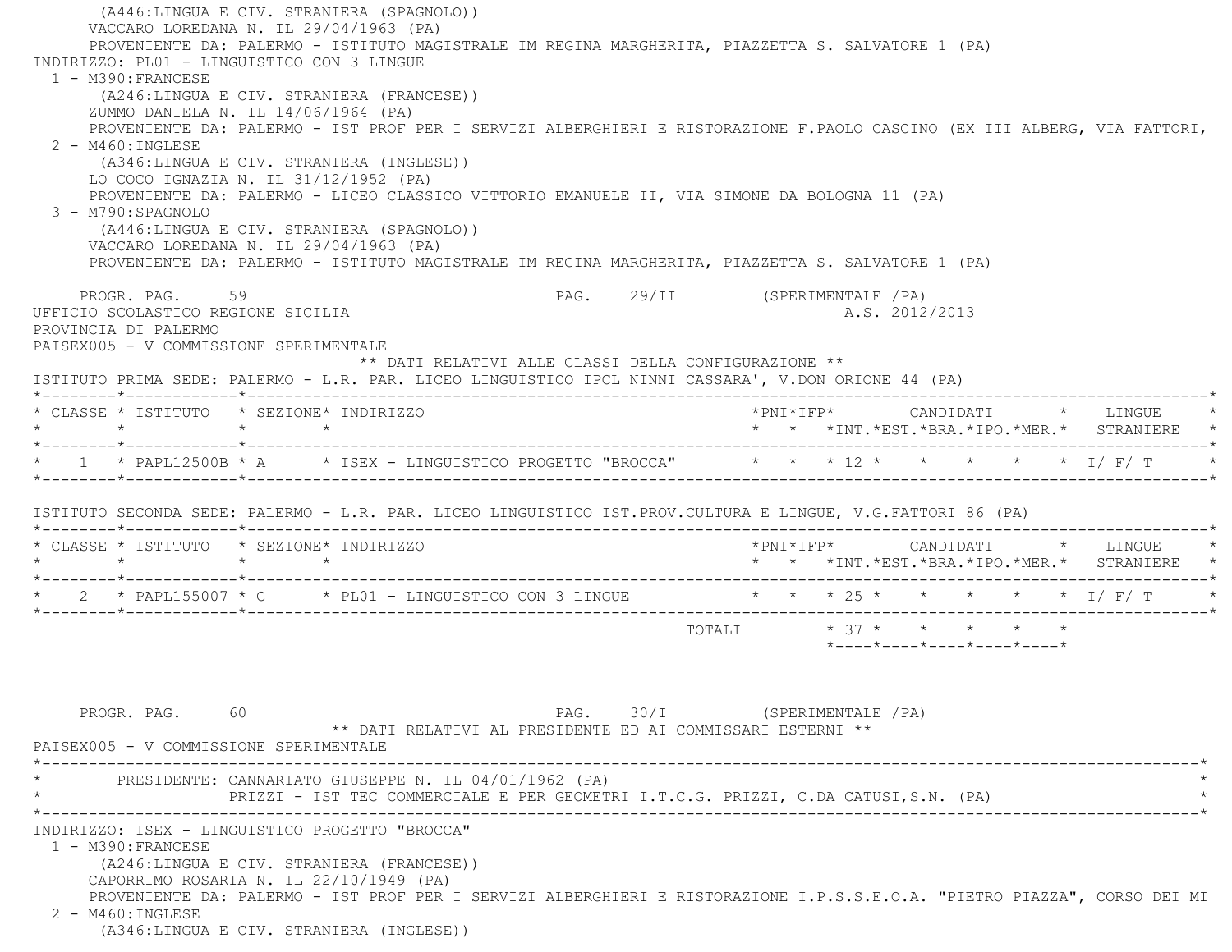(A446:LINGUA E CIV. STRANIERA (SPAGNOLO))
VACCARO LOREDANA N. IL 29/04/1963 (PA)
PROVENIENTE DA: PALERMO - ISTITUTO MAGISTRALE IM REGINA MARGHERITA, PIAZZETTA S. SALVATORE 1 (PA)

INDIRIZZO: PL01 - LINGUISTICO CON 3 LINGUE

1 - M390:FRANCESE
(A246:LINGUA E CIV. STRANIERA (FRANCESE))
ZUMMO DANIELA N. IL 14/06/1964 (PA)
PROVENIENTE DA: PALERMO - IST PROF PER I SERVIZI ALBERGHIERI E RISTORAZIONE F.PAOLO CASCINO (EX III ALBERG, VIA FATTORI,

2 - M460:INGLESE
(A346:LINGUA E CIV. STRANIERA (INGLESE))
LO COCO IGNAZIA N. IL 31/12/1952 (PA)
PROVENIENTE DA: PALERMO - LICEO CLASSICO VITTORIO EMANUELE II, VIA SIMONE DA BOLOGNA 11 (PA)

3 - M790:SPAGNOLO
(A446:LINGUA E CIV. STRANIERA (SPAGNOLO))
VACCARO LOREDANA N. IL 29/04/1963 (PA)
PROVENIENTE DA: PALERMO - ISTITUTO MAGISTRALE IM REGINA MARGHERITA, PIAZZETTA S. SALVATORE 1 (PA)

PROGR. PAG. 59 PAG. 29/II (SPERIMENTALE /PA)

UFFICIO SCOLASTICO REGIONE SICILIA A.S. 2012/2013

PROVINCIA DI PALERMO

PAISEX005 - V COMMISSIONE SPERIMENTALE

** DATI RELATIVI ALLE CLASSI DELLA CONFIGURAZIONE **

ISTITUTO PRIMA SEDE: PALERMO - L.R. PAR. LICEO LINGUISTICO IPCL NINNI CASSARA', V.DON ORIONE 44 (PA)

| CLASSE | ISTITUTO | SEZIONE | INDIRIZZO | PNI | IFP | CANDIDATI INT. | EST. | BRA. | IPO. | MER. | LINGUE STRANIERE |
|---|---|---|---|---|---|---|---|---|---|---|---|
| 1 | PAPL12500B | A | ISEX - LINGUISTICO PROGETTO "BROCCA" | | | 12 | | | | | I/ F/ T |

ISTITUTO SECONDA SEDE: PALERMO - L.R. PAR. LICEO LINGUISTICO IST.PROV.CULTURA E LINGUE, V.G.FATTORI 86 (PA)

| CLASSE | ISTITUTO | SEZIONE | INDIRIZZO | PNI | IFP | CANDIDATI INT. | EST. | BRA. | IPO. | MER. | LINGUE STRANIERE |
|---|---|---|---|---|---|---|---|---|---|---|---|
| 2 | PAPL155007 | C | PL01 - LINGUISTICO CON 3 LINGUE | | | 25 | | | | | I/ F/ T |
| | | | TOTALI | | | 37 | | | | | |

PROGR. PAG. 60 PAG. 30/I (SPERIMENTALE /PA)

** DATI RELATIVI AL PRESIDENTE ED AI COMMISSARI ESTERNI **

PAISEX005 - V COMMISSIONE SPERIMENTALE

PRESIDENTE: CANNARIATO GIUSEPPE N. IL 04/01/1962 (PA)
PRIZZI - IST TEC COMMERCIALE E PER GEOMETRI I.T.C.G. PRIZZI, C.DA CATUSI,S.N. (PA)

INDIRIZZO: ISEX - LINGUISTICO PROGETTO "BROCCA"

1 - M390:FRANCESE
(A246:LINGUA E CIV. STRANIERA (FRANCESE))
CAPORRIMO ROSARIA N. IL 22/10/1949 (PA)
PROVENIENTE DA: PALERMO - IST PROF PER I SERVIZI ALBERGHIERI E RISTORAZIONE I.P.S.S.E.O.A. "PIETRO PIAZZA", CORSO DEI MI

2 - M460:INGLESE
(A346:LINGUA E CIV. STRANIERA (INGLESE))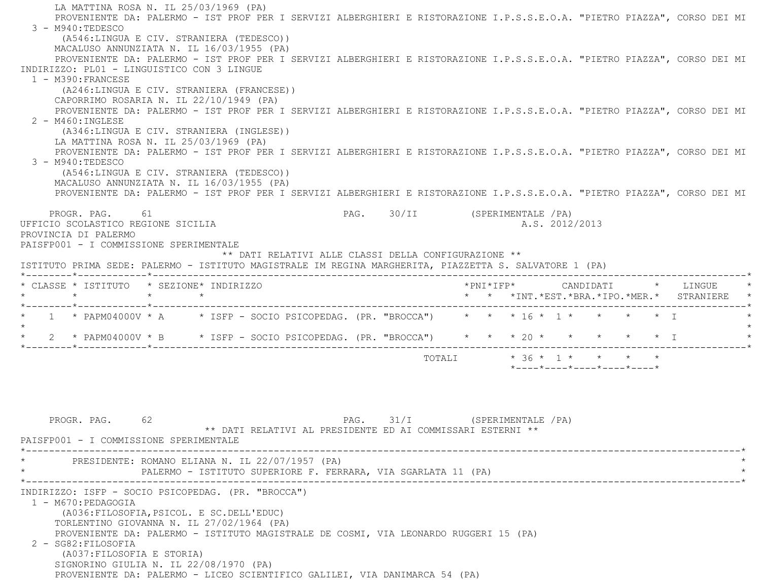LA MATTINA ROSA N. IL 25/03/1969 (PA)
PROVENIENTE DA: PALERMO - IST PROF PER I SERVIZI ALBERGHIERI E RISTORAZIONE I.P.S.S.E.O.A. "PIETRO PIAZZA", CORSO DEI MI

3 - M940:TEDESCO
(A546:LINGUA E CIV. STRANIERA (TEDESCO))
MACALUSO ANNUNZIATA N. IL 16/03/1955 (PA)
PROVENIENTE DA: PALERMO - IST PROF PER I SERVIZI ALBERGHIERI E RISTORAZIONE I.P.S.S.E.O.A. "PIETRO PIAZZA", CORSO DEI MI

INDIRIZZO: PL01 - LINGUISTICO CON 3 LINGUE

1 - M390:FRANCESE
(A246:LINGUA E CIV. STRANIERA (FRANCESE))
CAPORRIMO ROSARIA N. IL 22/10/1949 (PA)
PROVENIENTE DA: PALERMO - IST PROF PER I SERVIZI ALBERGHIERI E RISTORAZIONE I.P.S.S.E.O.A. "PIETRO PIAZZA", CORSO DEI MI

2 - M460:INGLESE
(A346:LINGUA E CIV. STRANIERA (INGLESE))
LA MATTINA ROSA N. IL 25/03/1969 (PA)
PROVENIENTE DA: PALERMO - IST PROF PER I SERVIZI ALBERGHIERI E RISTORAZIONE I.P.S.S.E.O.A. "PIETRO PIAZZA", CORSO DEI MI

3 - M940:TEDESCO
(A546:LINGUA E CIV. STRANIERA (TEDESCO))
MACALUSO ANNUNZIATA N. IL 16/03/1955 (PA)
PROVENIENTE DA: PALERMO - IST PROF PER I SERVIZI ALBERGHIERI E RISTORAZIONE I.P.S.S.E.O.A. "PIETRO PIAZZA", CORSO DEI MI

PROGR. PAG. 61 PAG. 30/II (SPERIMENTALE /PA)

UFFICIO SCOLASTICO REGIONE SICILIA A.S. 2012/2013

PROVINCIA DI PALERMO

PAISFP001 - I COMMISSIONE SPERIMENTALE

** DATI RELATIVI ALLE CLASSI DELLA CONFIGURAZIONE **

ISTITUTO PRIMA SEDE: PALERMO - ISTITUTO MAGISTRALE IM REGINA MARGHERITA, PIAZZETTA S. SALVATORE 1 (PA)

| CLASSE | ISTITUTO | SEZIONE | INDIRIZZO | PNI | IFP | CANDIDATI INT. | EST. | BRA. | IPO. | MER. | LINGUE STRANIERE |
|---|---|---|---|---|---|---|---|---|---|---|---|
| 1 | PAPM04000V | A | ISFP - SOCIO PSICOPEDAG. (PR. "BROCCA") | | | 16 | 1 | | | | I |
| 2 | PAPM04000V | B | ISFP - SOCIO PSICOPEDAG. (PR. "BROCCA") | | | 20 | | | | | I |
| | | | TOTALI | | | 36 | 1 | | | | |

PROGR. PAG. 62 PAG. 31/I (SPERIMENTALE /PA)

** DATI RELATIVI AL PRESIDENTE ED AI COMMISSARI ESTERNI **

PAISFP001 - I COMMISSIONE SPERIMENTALE

PRESIDENTE: ROMANO ELIANA N. IL 22/07/1957 (PA)
PALERMO - ISTITUTO SUPERIORE F. FERRARA, VIA SGARLATA 11 (PA)

INDIRIZZO: ISFP - SOCIO PSICOPEDAG. (PR. "BROCCA")

1 - M670:PEDAGOGIA
(A036:FILOSOFIA,PSICOL. E SC.DELL'EDUC)
TORLENTINO GIOVANNA N. IL 27/02/1964 (PA)
PROVENIENTE DA: PALERMO - ISTITUTO MAGISTRALE DE COSMI, VIA LEONARDO RUGGERI 15 (PA)

2 - SG82:FILOSOFIA
(A037:FILOSOFIA E STORIA)
SIGNORINO GIULIA N. IL 22/08/1970 (PA)
PROVENIENTE DA: PALERMO - LICEO SCIENTIFICO GALILEI, VIA DANIMARCA 54 (PA)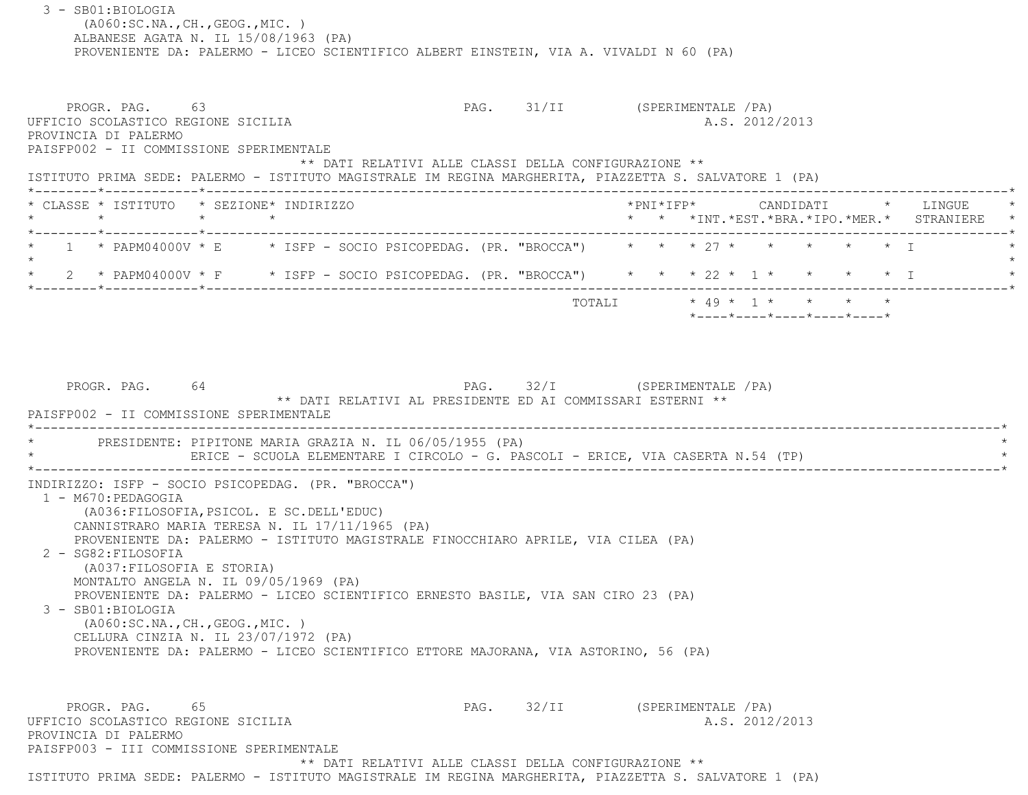3 - SB01:BIOLOGIA
(A060:SC.NA.,CH.,GEOG.,MIC. )
ALBANESE AGATA N. IL 15/08/1963 (PA)
PROVENIENTE DA: PALERMO - LICEO SCIENTIFICO ALBERT EINSTEIN, VIA A. VIVALDI N 60 (PA)

PROGR. PAG. 63 PAG. 31/II (SPERIMENTALE /PA)

UFFICIO SCOLASTICO REGIONE SICILIA A.S. 2012/2013

PROVINCIA DI PALERMO

PAISFP002 - II COMMISSIONE SPERIMENTALE

** DATI RELATIVI ALLE CLASSI DELLA CONFIGURAZIONE **

ISTITUTO PRIMA SEDE: PALERMO - ISTITUTO MAGISTRALE IM REGINA MARGHERITA, PIAZZETTA S. SALVATORE 1 (PA)

| CLASSE | ISTITUTO | SEZIONE | INDIRIZZO | PNI | IFP | CANDIDATI INT. | EST. | BRA. | IPO. | MER. | LINGUE STRANIERE |
|---|---|---|---|---|---|---|---|---|---|---|---|
| 1 | PAPM04000V | E | ISFP - SOCIO PSICOPEDAG. (PR. "BROCCA") | | | 27 | | | | | I |
| 2 | PAPM04000V | F | ISFP - SOCIO PSICOPEDAG. (PR. "BROCCA") | | | 22 | 1 | | | | I |
| | | | TOTALI | | | 49 | 1 | | | | |

PROGR. PAG. 64 PAG. 32/I (SPERIMENTALE /PA)

** DATI RELATIVI AL PRESIDENTE ED AI COMMISSARI ESTERNI **

PAISFP002 - II COMMISSIONE SPERIMENTALE

PRESIDENTE: PIPITONE MARIA GRAZIA N. IL 06/05/1955 (PA)
ERICE - SCUOLA ELEMENTARE I CIRCOLO - G. PASCOLI - ERICE, VIA CASERTA N.54 (TP)

INDIRIZZO: ISFP - SOCIO PSICOPEDAG. (PR. "BROCCA")

1 - M670:PEDAGOGIA
(A036:FILOSOFIA,PSICOL. E SC.DELL'EDUC)
CANNISTRARO MARIA TERESA N. IL 17/11/1965 (PA)
PROVENIENTE DA: PALERMO - ISTITUTO MAGISTRALE FINOCCHIARO APRILE, VIA CILEA (PA)

2 - SG82:FILOSOFIA
(A037:FILOSOFIA E STORIA)
MONTALTO ANGELA N. IL 09/05/1969 (PA)
PROVENIENTE DA: PALERMO - LICEO SCIENTIFICO ERNESTO BASILE, VIA SAN CIRO 23 (PA)

3 - SB01:BIOLOGIA
(A060:SC.NA.,CH.,GEOG.,MIC. )
CELLURA CINZIA N. IL 23/07/1972 (PA)
PROVENIENTE DA: PALERMO - LICEO SCIENTIFICO ETTORE MAJORANA, VIA ASTORINO, 56 (PA)

PROGR. PAG. 65 PAG. 32/II (SPERIMENTALE /PA)

UFFICIO SCOLASTICO REGIONE SICILIA A.S. 2012/2013

PROVINCIA DI PALERMO

PAISFP003 - III COMMISSIONE SPERIMENTALE

** DATI RELATIVI ALLE CLASSI DELLA CONFIGURAZIONE **

ISTITUTO PRIMA SEDE: PALERMO - ISTITUTO MAGISTRALE IM REGINA MARGHERITA, PIAZZETTA S. SALVATORE 1 (PA)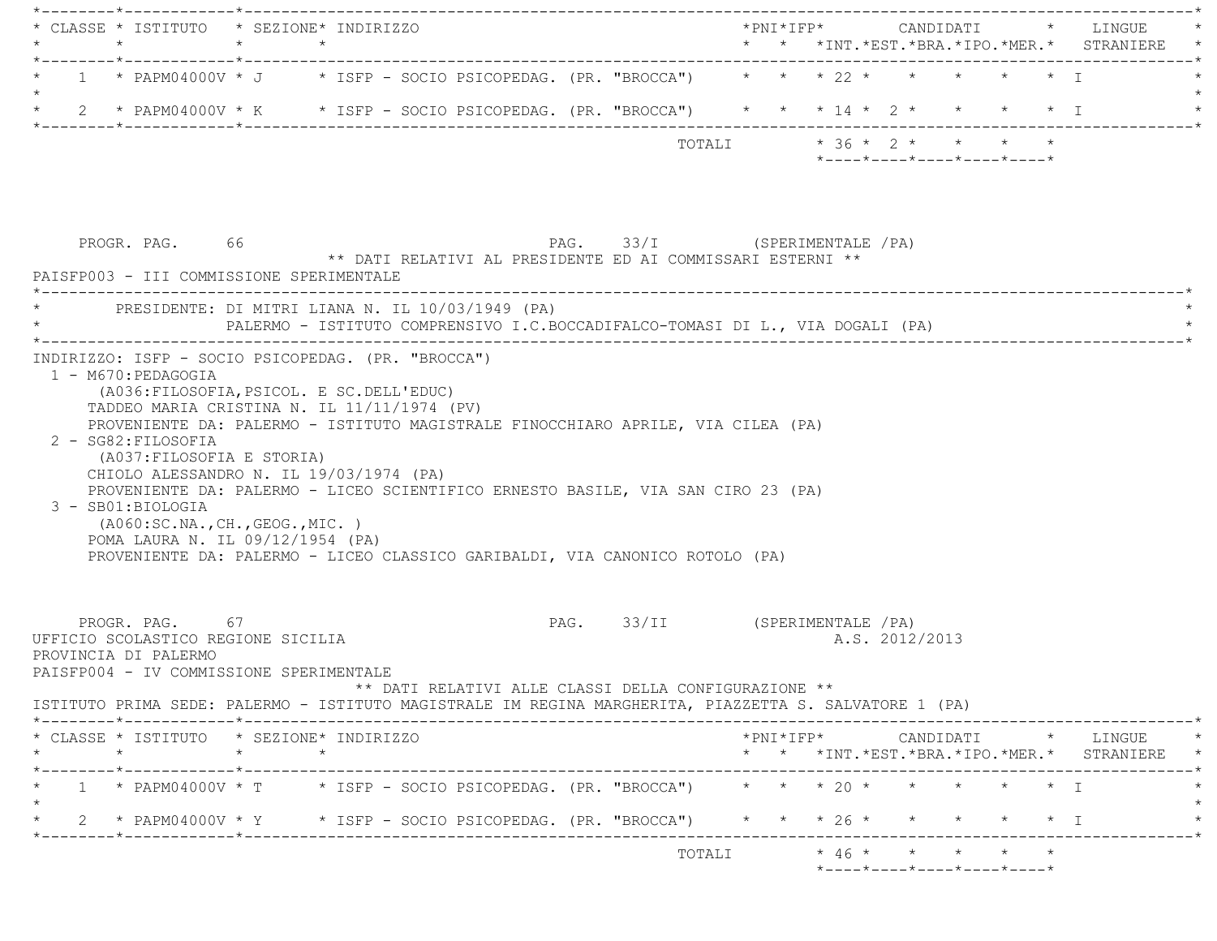| CLASSE | ISTITUTO | SEZIONE | INDIRIZZO | PNI | IFP | INT. | EST. | BRA. | IPO. | MER. | LINGUE STRANIERE |
|---|---|---|---|---|---|---|---|---|---|---|---|
| 1 | PAPM04000V | J | ISFP - SOCIO PSICOPEDAG. (PR. "BROCCA") | | | 22 | | | | | I |
| 2 | PAPM04000V | K | ISFP - SOCIO PSICOPEDAG. (PR. "BROCCA") | | | 14 | 2 | | | | I |
| | | | TOTALI | | | 36 | 2 | | | | |

PROGR. PAG. 66 PAG. 33/I (SPERIMENTALE /PA)

** DATI RELATIVI AL PRESIDENTE ED AI COMMISSARI ESTERNI **

PAISFP003 - III COMMISSIONE SPERIMENTALE

PRESIDENTE: DI MITRI LIANA N. IL 10/03/1949 (PA)
PALERMO - ISTITUTO COMPRENSIVO I.C.BOCCADIFALCO-TOMASI DI L., VIA DOGALI (PA)

INDIRIZZO: ISFP - SOCIO PSICOPEDAG. (PR. "BROCCA")

1 - M670:PEDAGOGIA
(A036:FILOSOFIA,PSICOL. E SC.DELL'EDUC)
TADDEO MARIA CRISTINA N. IL 11/11/1974 (PV)
PROVENIENTE DA: PALERMO - ISTITUTO MAGISTRALE FINOCCHIARO APRILE, VIA CILEA (PA)

2 - SG82:FILOSOFIA
(A037:FILOSOFIA E STORIA)
CHIOLO ALESSANDRO N. IL 19/03/1974 (PA)
PROVENIENTE DA: PALERMO - LICEO SCIENTIFICO ERNESTO BASILE, VIA SAN CIRO 23 (PA)

3 - SB01:BIOLOGIA
(A060:SC.NA.,CH.,GEOG.,MIC. )
POMA LAURA N. IL 09/12/1954 (PA)
PROVENIENTE DA: PALERMO - LICEO CLASSICO GARIBALDI, VIA CANONICO ROTOLO (PA)

PROGR. PAG. 67 PAG. 33/II (SPERIMENTALE /PA)

UFFICIO SCOLASTICO REGIONE SICILIA A.S. 2012/2013

PROVINCIA DI PALERMO

PAISFP004 - IV COMMISSIONE SPERIMENTALE

** DATI RELATIVI ALLE CLASSI DELLA CONFIGURAZIONE **

ISTITUTO PRIMA SEDE: PALERMO - ISTITUTO MAGISTRALE IM REGINA MARGHERITA, PIAZZETTA S. SALVATORE 1 (PA)

| CLASSE | ISTITUTO | SEZIONE | INDIRIZZO | PNI | IFP | INT. | EST. | BRA. | IPO. | MER. | LINGUE STRANIERE |
|---|---|---|---|---|---|---|---|---|---|---|---|
| 1 | PAPM04000V | T | ISFP - SOCIO PSICOPEDAG. (PR. "BROCCA") | | | 20 | | | | | I |
| 2 | PAPM04000V | Y | ISFP - SOCIO PSICOPEDAG. (PR. "BROCCA") | | | 26 | | | | | I |
| | | | TOTALI | | | 46 | | | | | |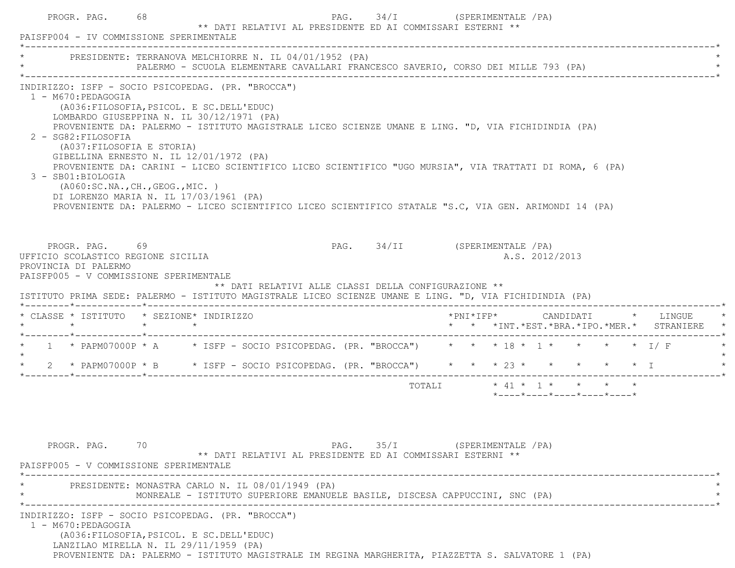** DATI RELATIVI AL PRESIDENTE ED AI COMMISSARI ESTERNI **

PAISFP004 - IV COMMISSIONE SPERIMENTALE

PRESIDENTE: TERRANOVA MELCHIORRE N. IL 04/01/1952 (PA)
PALERMO - SCUOLA ELEMENTARE CAVALLARI FRANCESCO SAVERIO, CORSO DEI MILLE 793 (PA)

INDIRIZZO: ISFP - SOCIO PSICOPEDAG. (PR. "BROCCA")

1 - M670:PEDAGOGIA
(A036:FILOSOFIA,PSICOL. E SC.DELL'EDUC)
LOMBARDO GIUSEPPINA N. IL 30/12/1971 (PA)
PROVENIENTE DA: PALERMO - ISTITUTO MAGISTRALE LICEO SCIENZE UMANE E LING. "D, VIA FICHIDINDIA (PA)

2 - SG82:FILOSOFIA
(A037:FILOSOFIA E STORIA)
GIBELLINA ERNESTO N. IL 12/01/1972 (PA)
PROVENIENTE DA: CARINI - LICEO SCIENTIFICO LICEO SCIENTIFICO "UGO MURSIA", VIA TRATTATI DI ROMA, 6 (PA)

3 - SB01:BIOLOGIA
(A060:SC.NA.,CH.,GEOG.,MIC. )
DI LORENZO MARIA N. IL 17/03/1961 (PA)
PROVENIENTE DA: PALERMO - LICEO SCIENTIFICO LICEO SCIENTIFICO STATALE "S.C, VIA GEN. ARIMONDI 14 (PA)

UFFICIO SCOLASTICO REGIONE SICILIA — A.S. 2012/2013

PROVINCIA DI PALERMO

PAISFP005 - V COMMISSIONE SPERIMENTALE

** DATI RELATIVI ALLE CLASSI DELLA CONFIGURAZIONE **

ISTITUTO PRIMA SEDE: PALERMO - ISTITUTO MAGISTRALE LICEO SCIENZE UMANE E LING. "D, VIA FICHIDINDIA (PA)

| CLASSE | ISTITUTO | SEZIONE | INDIRIZZO | PNI | IFP | CANDIDATI INT. | CANDIDATI EST. | CANDIDATI BRA. | CANDIDATI IPO. | CANDIDATI MER. | LINGUE STRANIERE |
|---|---|---|---|---|---|---|---|---|---|---|---|
| 1 | PAPM07000P | A | ISFP - SOCIO PSICOPEDAG. (PR. "BROCCA") | | | 18 | 1 | | | | I/ F |
| 2 | PAPM07000P | B | ISFP - SOCIO PSICOPEDAG. (PR. "BROCCA") | | | 23 | | | | | I |
| | | | TOTALI | | | 41 | 1 | | | | |

** DATI RELATIVI AL PRESIDENTE ED AI COMMISSARI ESTERNI **

PAISFP005 - V COMMISSIONE SPERIMENTALE

PRESIDENTE: MONASTRA CARLO N. IL 08/01/1949 (PA)
MONREALE - ISTITUTO SUPERIORE EMANUELE BASILE, DISCESA CAPPUCCINI, SNC (PA)

INDIRIZZO: ISFP - SOCIO PSICOPEDAG. (PR. "BROCCA")

1 - M670:PEDAGOGIA
(A036:FILOSOFIA,PSICOL. E SC.DELL'EDUC)
LANZILAO MIRELLA N. IL 29/11/1959 (PA)
PROVENIENTE DA: PALERMO - ISTITUTO MAGISTRALE IM REGINA MARGHERITA, PIAZZETTA S. SALVATORE 1 (PA)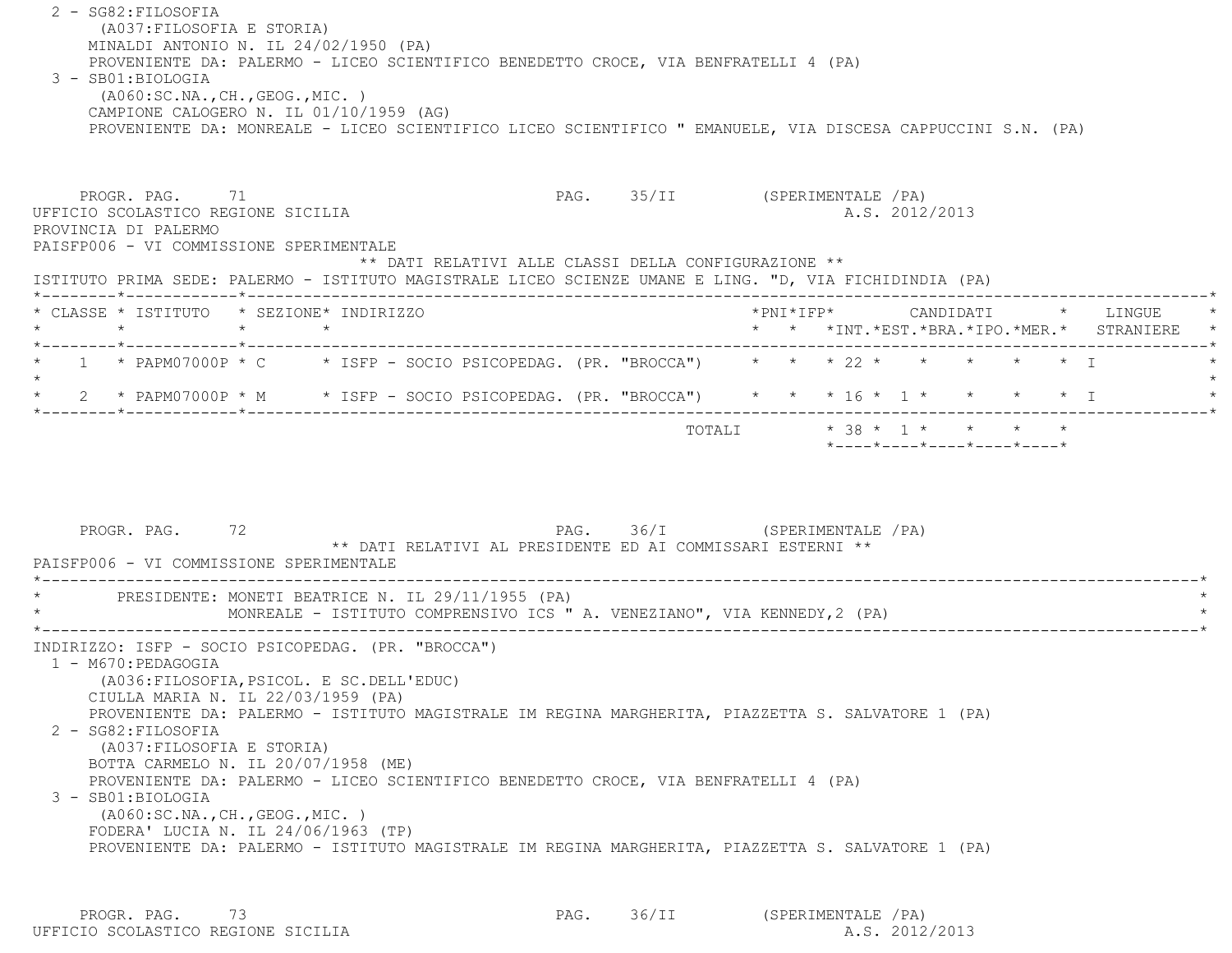2 - SG82:FILOSOFIA
(A037:FILOSOFIA E STORIA)
MINALDI ANTONIO N. IL 24/02/1950 (PA)
PROVENIENTE DA: PALERMO - LICEO SCIENTIFICO BENEDETTO CROCE, VIA BENFRATELLI 4 (PA)

3 - SB01:BIOLOGIA
(A060:SC.NA.,CH.,GEOG.,MIC. )
CAMPIONE CALOGERO N. IL 01/10/1959 (AG)
PROVENIENTE DA: MONREALE - LICEO SCIENTIFICO LICEO SCIENTIFICO " EMANUELE, VIA DISCESA CAPPUCCINI S.N. (PA)

PROGR. PAG. 71 PAG. 35/II (SPERIMENTALE /PA)
UFFICIO SCOLASTICO REGIONE SICILIA A.S. 2012/2013
PROVINCIA DI PALERMO
PAISFP006 - VI COMMISSIONE SPERIMENTALE

** DATI RELATIVI ALLE CLASSI DELLA CONFIGURAZIONE **

ISTITUTO PRIMA SEDE: PALERMO - ISTITUTO MAGISTRALE LICEO SCIENZE UMANE E LING. "D, VIA FICHIDINDIA (PA)

| CLASSE | ISTITUTO | SEZIONE | INDIRIZZO | PNI | IFP | CANDIDATI INT. | CANDIDATI EST. | CANDIDATI BRA. | CANDIDATI IPO. | CANDIDATI MER. | LINGUE STRANIERE |
|---|---|---|---|---|---|---|---|---|---|---|---|
| 1 | PAPM07000P | C | ISFP - SOCIO PSICOPEDAG. (PR. "BROCCA") | | | 22 | | | | | I |
| 2 | PAPM07000P | M | ISFP - SOCIO PSICOPEDAG. (PR. "BROCCA") | | | 16 | 1 | | | | I |
| | | | TOTALI | | | 38 | 1 | | | | |

PROGR. PAG. 72 PAG. 36/I (SPERIMENTALE /PA)

** DATI RELATIVI AL PRESIDENTE ED AI COMMISSARI ESTERNI **

PAISFP006 - VI COMMISSIONE SPERIMENTALE

PRESIDENTE: MONETI BEATRICE N. IL 29/11/1955 (PA)
MONREALE - ISTITUTO COMPRENSIVO ICS " A. VENEZIANO", VIA KENNEDY,2 (PA)

INDIRIZZO: ISFP - SOCIO PSICOPEDAG. (PR. "BROCCA")

1 - M670:PEDAGOGIA
(A036:FILOSOFIA,PSICOL. E SC.DELL'EDUC)
CIULLA MARIA N. IL 22/03/1959 (PA)
PROVENIENTE DA: PALERMO - ISTITUTO MAGISTRALE IM REGINA MARGHERITA, PIAZZETTA S. SALVATORE 1 (PA)

2 - SG82:FILOSOFIA
(A037:FILOSOFIA E STORIA)
BOTTA CARMELO N. IL 20/07/1958 (ME)
PROVENIENTE DA: PALERMO - LICEO SCIENTIFICO BENEDETTO CROCE, VIA BENFRATELLI 4 (PA)

3 - SB01:BIOLOGIA
(A060:SC.NA.,CH.,GEOG.,MIC. )
FODERA' LUCIA N. IL 24/06/1963 (TP)
PROVENIENTE DA: PALERMO - ISTITUTO MAGISTRALE IM REGINA MARGHERITA, PIAZZETTA S. SALVATORE 1 (PA)

PROGR. PAG. 73 PAG. 36/II (SPERIMENTALE /PA)
UFFICIO SCOLASTICO REGIONE SICILIA A.S. 2012/2013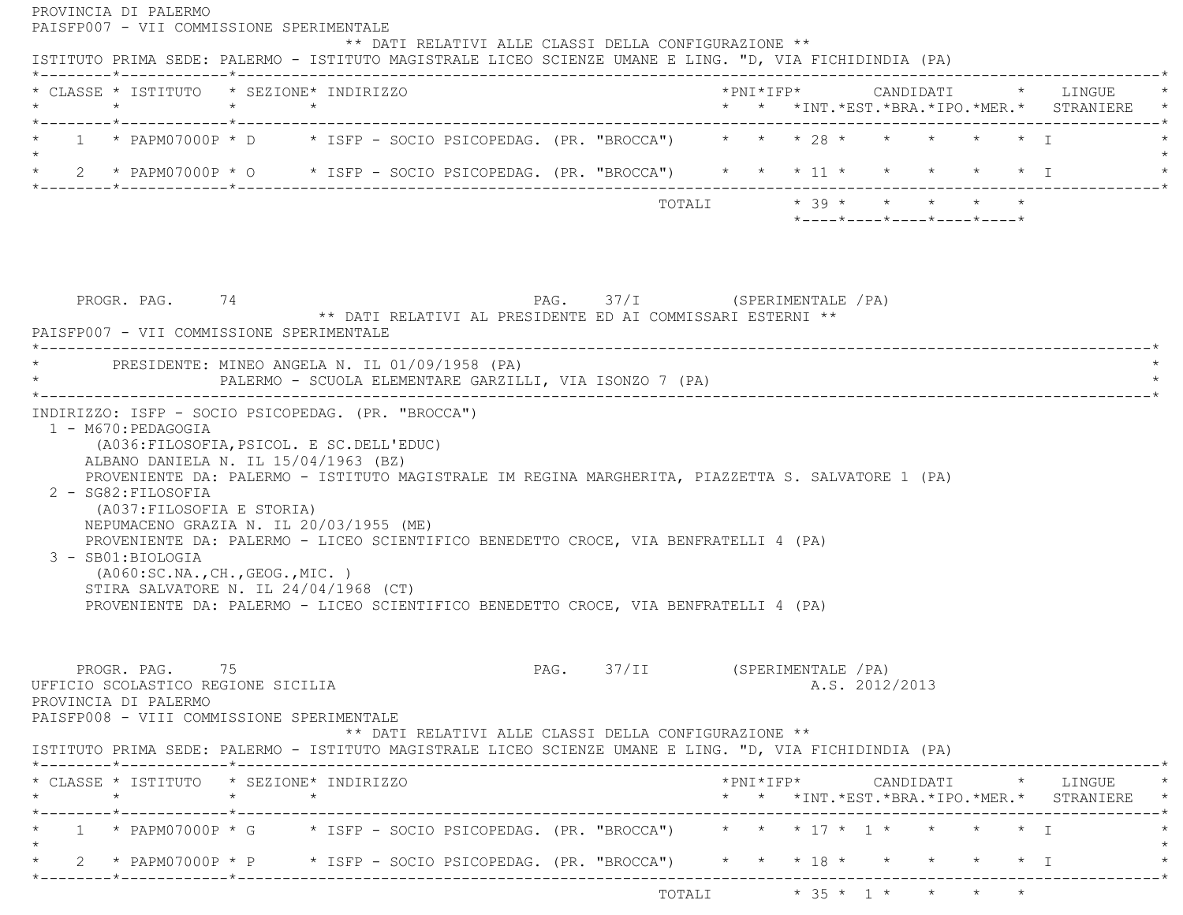PROVINCIA DI PALERMO
PAISFP007 - VII COMMISSIONE SPERIMENTALE

** DATI RELATIVI ALLE CLASSI DELLA CONFIGURAZIONE **

ISTITUTO PRIMA SEDE: PALERMO - ISTITUTO MAGISTRALE LICEO SCIENZE UMANE E LING. "D, VIA FICHIDINDIA (PA)

| CLASSE | ISTITUTO | SEZIONE | INDIRIZZO | PNI | IFP | CANDIDATI INT. | EST. | BRA. | IPO. | MER. | LINGUE STRANIERE |
|---|---|---|---|---|---|---|---|---|---|---|---|
| 1 | PAPM07000P | D | ISFP - SOCIO PSICOPEDAG. (PR. "BROCCA") | | | 28 | | | | | I |
| 2 | PAPM07000P | O | ISFP - SOCIO PSICOPEDAG. (PR. "BROCCA") | | | 11 | | | | | I |
| | | | TOTALI | | | 39 | | | | | |

PROGR. PAG. 74 PAG. 37/I (SPERIMENTALE /PA)

** DATI RELATIVI AL PRESIDENTE ED AI COMMISSARI ESTERNI **

PAISFP007 - VII COMMISSIONE SPERIMENTALE

PRESIDENTE: MINEO ANGELA N. IL 01/09/1958 (PA)
PALERMO - SCUOLA ELEMENTARE GARZILLI, VIA ISONZO 7 (PA)

INDIRIZZO: ISFP - SOCIO PSICOPEDAG. (PR. "BROCCA")

1 - M670:PEDAGOGIA
(A036:FILOSOFIA,PSICOL. E SC.DELL'EDUC)
ALBANO DANIELA N. IL 15/04/1963 (BZ)
PROVENIENTE DA: PALERMO - ISTITUTO MAGISTRALE IM REGINA MARGHERITA, PIAZZETTA S. SALVATORE 1 (PA)

2 - SG82:FILOSOFIA
(A037:FILOSOFIA E STORIA)
NEPUMACENO GRAZIA N. IL 20/03/1955 (ME)
PROVENIENTE DA: PALERMO - LICEO SCIENTIFICO BENEDETTO CROCE, VIA BENFRATELLI 4 (PA)

3 - SB01:BIOLOGIA
(A060:SC.NA.,CH.,GEOG.,MIC. )
STIRA SALVATORE N. IL 24/04/1968 (CT)
PROVENIENTE DA: PALERMO - LICEO SCIENTIFICO BENEDETTO CROCE, VIA BENFRATELLI 4 (PA)

PROGR. PAG. 75 PAG. 37/II (SPERIMENTALE /PA)

UFFICIO SCOLASTICO REGIONE SICILIA A.S. 2012/2013
PROVINCIA DI PALERMO
PAISFP008 - VIII COMMISSIONE SPERIMENTALE

** DATI RELATIVI ALLE CLASSI DELLA CONFIGURAZIONE **

ISTITUTO PRIMA SEDE: PALERMO - ISTITUTO MAGISTRALE LICEO SCIENZE UMANE E LING. "D, VIA FICHIDINDIA (PA)

| CLASSE | ISTITUTO | SEZIONE | INDIRIZZO | PNI | IFP | CANDIDATI INT. | EST. | BRA. | IPO. | MER. | LINGUE STRANIERE |
|---|---|---|---|---|---|---|---|---|---|---|---|
| 1 | PAPM07000P | G | ISFP - SOCIO PSICOPEDAG. (PR. "BROCCA") | | | 17 | 1 | | | | I |
| 2 | PAPM07000P | P | ISFP - SOCIO PSICOPEDAG. (PR. "BROCCA") | | | 18 | | | | | I |
| | | | TOTALI | | | 35 | 1 | | | | |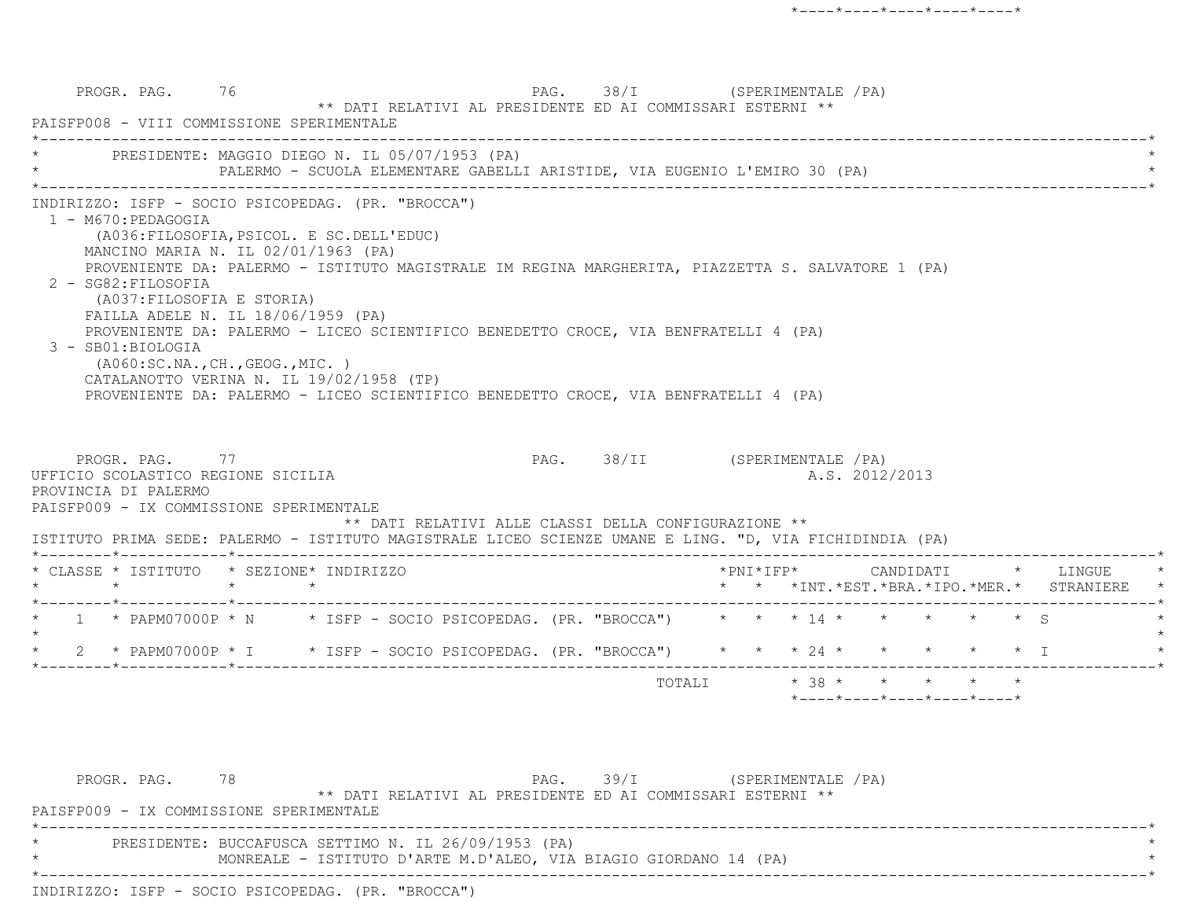PROGR. PAG. 76 PAG. 38/I (SPERIMENTALE /PA)

** DATI RELATIVI AL PRESIDENTE ED AI COMMISSARI ESTERNI **

PAISFP008 - VIII COMMISSIONE SPERIMENTALE

PRESIDENTE: MAGGIO DIEGO N. IL 05/07/1953 (PA)
PALERMO - SCUOLA ELEMENTARE GABELLI ARISTIDE, VIA EUGENIO L'EMIRO 30 (PA)

INDIRIZZO: ISFP - SOCIO PSICOPEDAG. (PR. "BROCCA")

1 - M670:PEDAGOGIA
(A036:FILOSOFIA,PSICOL. E SC.DELL'EDUC)
MANCINO MARIA N. IL 02/01/1963 (PA)
PROVENIENTE DA: PALERMO - ISTITUTO MAGISTRALE IM REGINA MARGHERITA, PIAZZETTA S. SALVATORE 1 (PA)

2 - SG82:FILOSOFIA
(A037:FILOSOFIA E STORIA)
FAILLA ADELE N. IL 18/06/1959 (PA)
PROVENIENTE DA: PALERMO - LICEO SCIENTIFICO BENEDETTO CROCE, VIA BENFRATELLI 4 (PA)

3 - SB01:BIOLOGIA
(A060:SC.NA.,CH.,GEOG.,MIC. )
CATALANOTTO VERINA N. IL 19/02/1958 (TP)
PROVENIENTE DA: PALERMO - LICEO SCIENTIFICO BENEDETTO CROCE, VIA BENFRATELLI 4 (PA)

PROGR. PAG. 77 PAG. 38/II (SPERIMENTALE /PA)

UFFICIO SCOLASTICO REGIONE SICILIA A.S. 2012/2013

PROVINCIA DI PALERMO

PAISFP009 - IX COMMISSIONE SPERIMENTALE

** DATI RELATIVI ALLE CLASSI DELLA CONFIGURAZIONE **

ISTITUTO PRIMA SEDE: PALERMO - ISTITUTO MAGISTRALE LICEO SCIENZE UMANE E LING. "D, VIA FICHIDINDIA (PA)

| CLASSE | ISTITUTO | SEZIONE | INDIRIZZO | PNI | IFP | CANDIDATI INT. | CANDIDATI EST. | CANDIDATI BRA. | CANDIDATI IPO. | CANDIDATI MER. | LINGUE STRANIERE |
|---|---|---|---|---|---|---|---|---|---|---|---|
| 1 | PAPM07000P | N | ISFP - SOCIO PSICOPEDAG. (PR. "BROCCA") | | | 14 | | | | | S |
| 2 | PAPM07000P | I | ISFP - SOCIO PSICOPEDAG. (PR. "BROCCA") | | | 24 | | | | | I |
| | | | TOTALI | | | 38 | | | | | |

PROGR. PAG. 78 PAG. 39/I (SPERIMENTALE /PA)

** DATI RELATIVI AL PRESIDENTE ED AI COMMISSARI ESTERNI **

PAISFP009 - IX COMMISSIONE SPERIMENTALE

PRESIDENTE: BUCCAFUSCA SETTIMO N. IL 26/09/1953 (PA)
MONREALE - ISTITUTO D'ARTE M.D'ALEO, VIA BIAGIO GIORDANO 14 (PA)

INDIRIZZO: ISFP - SOCIO PSICOPEDAG. (PR. "BROCCA")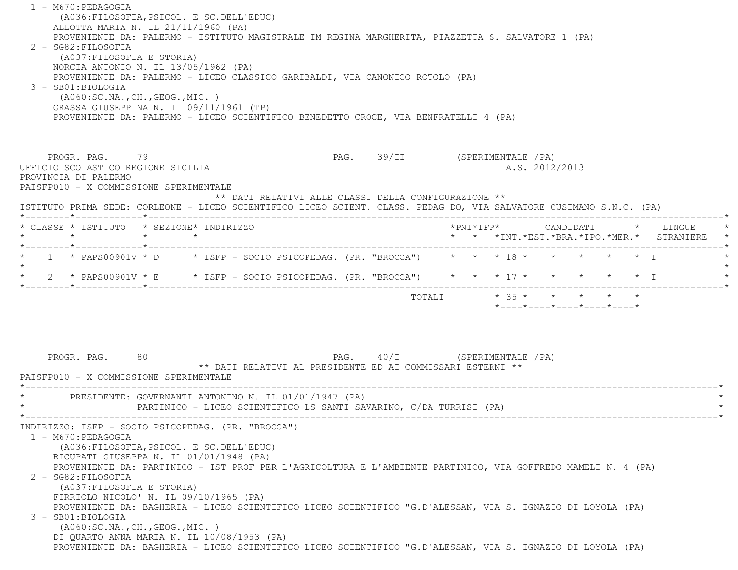1 - M670:PEDAGOGIA
  (A036:FILOSOFIA,PSICOL. E SC.DELL'EDUC)
  ALLOTTA MARIA N. IL 21/11/1960 (PA)
  PROVENIENTE DA: PALERMO - ISTITUTO MAGISTRALE IM REGINA MARGHERITA, PIAZZETTA S. SALVATORE 1 (PA)
2 - SG82:FILOSOFIA
  (A037:FILOSOFIA E STORIA)
  NORCIA ANTONIO N. IL 13/05/1962 (PA)
  PROVENIENTE DA: PALERMO - LICEO CLASSICO GARIBALDI, VIA CANONICO ROTOLO (PA)
3 - SB01:BIOLOGIA
  (A060:SC.NA.,CH.,GEOG.,MIC. )
  GRASSA GIUSEPPINA N. IL 09/11/1961 (TP)
  PROVENIENTE DA: PALERMO - LICEO SCIENTIFICO BENEDETTO CROCE, VIA BENFRATELLI 4 (PA)

PROGR. PAG. 79 PAG. 39/II (SPERIMENTALE /PA)
UFFICIO SCOLASTICO REGIONE SICILIA A.S. 2012/2013
PROVINCIA DI PALERMO
PAISFP010 - X COMMISSIONE SPERIMENTALE

** DATI RELATIVI ALLE CLASSI DELLA CONFIGURAZIONE **

ISTITUTO PRIMA SEDE: CORLEONE - LICEO SCIENTIFICO LICEO SCIENT. CLASS. PEDAG DO, VIA SALVATORE CUSIMANO S.N.C. (PA)

| CLASSE | ISTITUTO | SEZIONE | INDIRIZZO | PNI | IFP | CANDIDATI INT. | EST. | BRA. | IPO. | MER. | LINGUE STRANIERE |
|---|---|---|---|---|---|---|---|---|---|---|---|
| 1 | PAPS00901V | D | ISFP - SOCIO PSICOPEDAG. (PR. "BROCCA") | | | 18 | | | | | I |
| 2 | PAPS00901V | E | ISFP - SOCIO PSICOPEDAG. (PR. "BROCCA") | | | 17 | | | | | I |
| | | | TOTALI | | | 35 | | | | | |

PROGR. PAG. 80 PAG. 40/I (SPERIMENTALE /PA)

** DATI RELATIVI AL PRESIDENTE ED AI COMMISSARI ESTERNI **

PAISFP010 - X COMMISSIONE SPERIMENTALE

PRESIDENTE: GOVERNANTI ANTONINO N. IL 01/01/1947 (PA)
PARTINICO - LICEO SCIENTIFICO LS SANTI SAVARINO, C/DA TURRISI (PA)

INDIRIZZO: ISFP - SOCIO PSICOPEDAG. (PR. "BROCCA")
1 - M670:PEDAGOGIA
  (A036:FILOSOFIA,PSICOL. E SC.DELL'EDUC)
  RICUPATI GIUSEPPA N. IL 01/01/1948 (PA)
  PROVENIENTE DA: PARTINICO - IST PROF PER L'AGRICOLTURA E L'AMBIENTE PARTINICO, VIA GOFFREDO MAMELI N. 4 (PA)
2 - SG82:FILOSOFIA
  (A037:FILOSOFIA E STORIA)
  FIRRIOLO NICOLO' N. IL 09/10/1965 (PA)
  PROVENIENTE DA: BAGHERIA - LICEO SCIENTIFICO LICEO SCIENTIFICO "G.D'ALESSAN, VIA S. IGNAZIO DI LOYOLA (PA)
3 - SB01:BIOLOGIA
  (A060:SC.NA.,CH.,GEOG.,MIC. )
  DI QUARTO ANNA MARIA N. IL 10/08/1953 (PA)
  PROVENIENTE DA: BAGHERIA - LICEO SCIENTIFICO LICEO SCIENTIFICO "G.D'ALESSAN, VIA S. IGNAZIO DI LOYOLA (PA)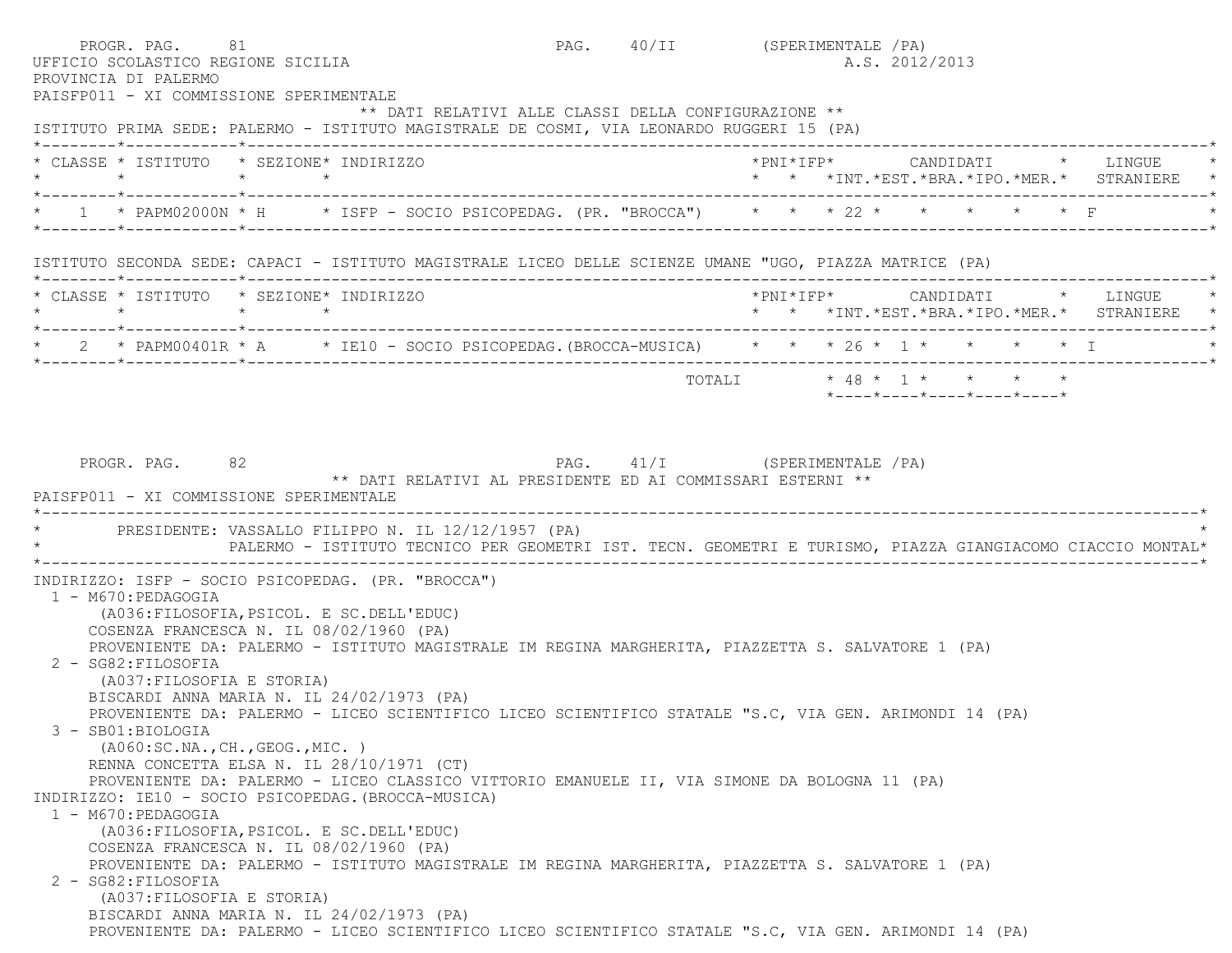PROGR. PAG. 81 PAG. 40/II (SPERIMENTALE /PA)

UFFICIO SCOLASTICO REGIONE SICILIA A.S. 2012/2013

PROVINCIA DI PALERMO

PAISFP011 - XI COMMISSIONE SPERIMENTALE

** DATI RELATIVI ALLE CLASSI DELLA CONFIGURAZIONE **

ISTITUTO PRIMA SEDE: PALERMO - ISTITUTO MAGISTRALE DE COSMI, VIA LEONARDO RUGGERI 15 (PA)

| CLASSE | ISTITUTO | SEZIONE | INDIRIZZO | PNI | IFP | CANDIDATI INT. | EST. | BRA. | IPO. | MER. | LINGUE STRANIERE |
|---|---|---|---|---|---|---|---|---|---|---|---|
| 1 | PAPM02000N | H | ISFP - SOCIO PSICOPEDAG. (PR. "BROCCA") | | | 22 | | | | | F |

ISTITUTO SECONDA SEDE: CAPACI - ISTITUTO MAGISTRALE LICEO DELLE SCIENZE UMANE "UGO, PIAZZA MATRICE (PA)

| CLASSE | ISTITUTO | SEZIONE | INDIRIZZO | PNI | IFP | CANDIDATI INT. | EST. | BRA. | IPO. | MER. | LINGUE STRANIERE |
|---|---|---|---|---|---|---|---|---|---|---|---|
| 2 | PAPM00401R | A | IE10 - SOCIO PSICOPEDAG.(BROCCA-MUSICA) | | | 26 | 1 | | | | I |
| | | | TOTALI | | | 48 | 1 | | | | |

PROGR. PAG. 82 PAG. 41/I (SPERIMENTALE /PA)

** DATI RELATIVI AL PRESIDENTE ED AI COMMISSARI ESTERNI **

PAISFP011 - XI COMMISSIONE SPERIMENTALE

PRESIDENTE: VASSALLO FILIPPO N. IL 12/12/1957 (PA)
PALERMO - ISTITUTO TECNICO PER GEOMETRI IST. TECN. GEOMETRI E TURISMO, PIAZZA GIANGIACOMO CIACCIO MONTAL

INDIRIZZO: ISFP - SOCIO PSICOPEDAG. (PR. "BROCCA")

1 - M670:PEDAGOGIA
(A036:FILOSOFIA,PSICOL. E SC.DELL'EDUC)
COSENZA FRANCESCA N. IL 08/02/1960 (PA)
PROVENIENTE DA: PALERMO - ISTITUTO MAGISTRALE IM REGINA MARGHERITA, PIAZZETTA S. SALVATORE 1 (PA)

2 - SG82:FILOSOFIA
(A037:FILOSOFIA E STORIA)
BISCARDI ANNA MARIA N. IL 24/02/1973 (PA)
PROVENIENTE DA: PALERMO - LICEO SCIENTIFICO LICEO SCIENTIFICO STATALE "S.C, VIA GEN. ARIMONDI 14 (PA)

3 - SB01:BIOLOGIA
(A060:SC.NA.,CH.,GEOG.,MIC. )
RENNA CONCETTA ELSA N. IL 28/10/1971 (CT)
PROVENIENTE DA: PALERMO - LICEO CLASSICO VITTORIO EMANUELE II, VIA SIMONE DA BOLOGNA 11 (PA)

INDIRIZZO: IE10 - SOCIO PSICOPEDAG.(BROCCA-MUSICA)

1 - M670:PEDAGOGIA
(A036:FILOSOFIA,PSICOL. E SC.DELL'EDUC)
COSENZA FRANCESCA N. IL 08/02/1960 (PA)
PROVENIENTE DA: PALERMO - ISTITUTO MAGISTRALE IM REGINA MARGHERITA, PIAZZETTA S. SALVATORE 1 (PA)

2 - SG82:FILOSOFIA
(A037:FILOSOFIA E STORIA)
BISCARDI ANNA MARIA N. IL 24/02/1973 (PA)
PROVENIENTE DA: PALERMO - LICEO SCIENTIFICO LICEO SCIENTIFICO STATALE "S.C, VIA GEN. ARIMONDI 14 (PA)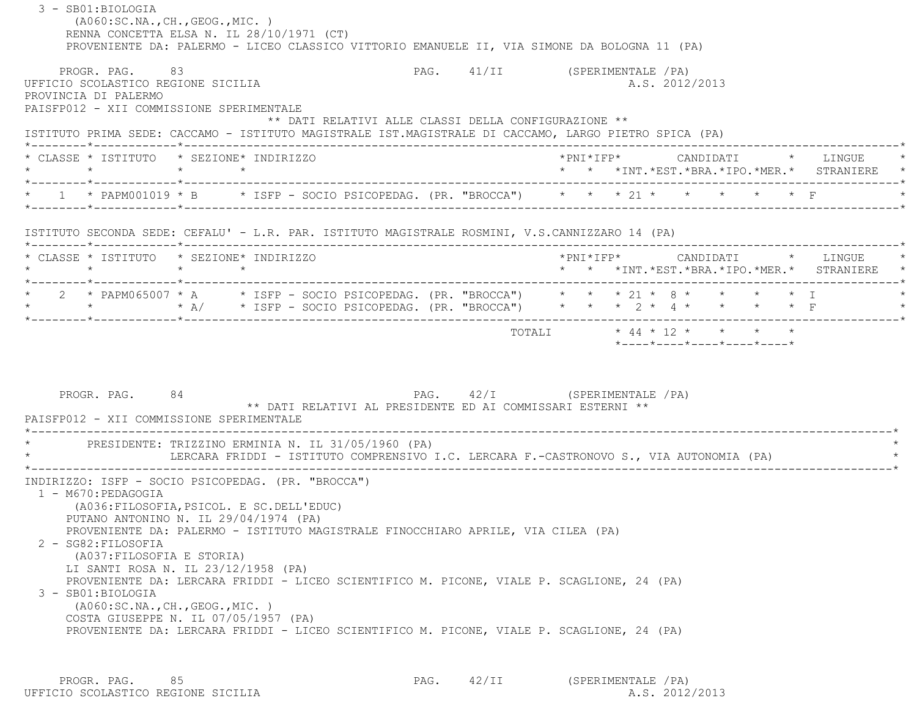3 - SB01:BIOLOGIA
(A060:SC.NA.,CH.,GEOG.,MIC. )
RENNA CONCETTA ELSA N. IL 28/10/1971 (CT)
PROVENIENTE DA: PALERMO - LICEO CLASSICO VITTORIO EMANUELE II, VIA SIMONE DA BOLOGNA 11 (PA)

PROGR. PAG. 83 PAG. 41/II (SPERIMENTALE /PA)
UFFICIO SCOLASTICO REGIONE SICILIA A.S. 2012/2013
PROVINCIA DI PALERMO
PAISFP012 - XII COMMISSIONE SPERIMENTALE

** DATI RELATIVI ALLE CLASSI DELLA CONFIGURAZIONE **

ISTITUTO PRIMA SEDE: CACCAMO - ISTITUTO MAGISTRALE IST.MAGISTRALE DI CACCAMO, LARGO PIETRO SPICA (PA)

| CLASSE | ISTITUTO | SEZIONE | INDIRIZZO | PNI | IFP | CANDIDATI INT. | EST. | BRA. | IPO. | MER. | LINGUE STRANIERE |
|---|---|---|---|---|---|---|---|---|---|---|---|
| 1 | PAPM001019 | B | ISFP - SOCIO PSICOPEDAG. (PR. "BROCCA") | | | 21 | | | | | F |

ISTITUTO SECONDA SEDE: CEFALU' - L.R. PAR. ISTITUTO MAGISTRALE ROSMINI, V.S.CANNIZZARO 14 (PA)

| CLASSE | ISTITUTO | SEZIONE | INDIRIZZO | PNI | IFP | CANDIDATI INT. | EST. | BRA. | IPO. | MER. | LINGUE STRANIERE |
|---|---|---|---|---|---|---|---|---|---|---|---|
| 2 | PAPM065007 | A | ISFP - SOCIO PSICOPEDAG. (PR. "BROCCA") | | | 21 | 8 | | | | I |
| | | A/ | ISFP - SOCIO PSICOPEDAG. (PR. "BROCCA") | | | 2 | 4 | | | | F |
| | | | TOTALI | | | 44 | 12 | | | | |

PROGR. PAG. 84 PAG. 42/I (SPERIMENTALE /PA)

** DATI RELATIVI AL PRESIDENTE ED AI COMMISSARI ESTERNI **

PAISFP012 - XII COMMISSIONE SPERIMENTALE

PRESIDENTE: TRIZZINO ERMINIA N. IL 31/05/1960 (PA)
LERCARA FRIDDI - ISTITUTO COMPRENSIVO I.C. LERCARA F.-CASTRONOVO S., VIA AUTONOMIA (PA)

INDIRIZZO: ISFP - SOCIO PSICOPEDAG. (PR. "BROCCA")

1 - M670:PEDAGOGIA
(A036:FILOSOFIA,PSICOL. E SC.DELL'EDUC)
PUTANO ANTONINO N. IL 29/04/1974 (PA)
PROVENIENTE DA: PALERMO - ISTITUTO MAGISTRALE FINOCCHIARO APRILE, VIA CILEA (PA)

2 - SG82:FILOSOFIA
(A037:FILOSOFIA E STORIA)
LI SANTI ROSA N. IL 23/12/1958 (PA)
PROVENIENTE DA: LERCARA FRIDDI - LICEO SCIENTIFICO M. PICONE, VIALE P. SCAGLIONE, 24 (PA)

3 - SB01:BIOLOGIA
(A060:SC.NA.,CH.,GEOG.,MIC. )
COSTA GIUSEPPE N. IL 07/05/1957 (PA)
PROVENIENTE DA: LERCARA FRIDDI - LICEO SCIENTIFICO M. PICONE, VIALE P. SCAGLIONE, 24 (PA)

PROGR. PAG. 85 PAG. 42/II (SPERIMENTALE /PA)
UFFICIO SCOLASTICO REGIONE SICILIA A.S. 2012/2013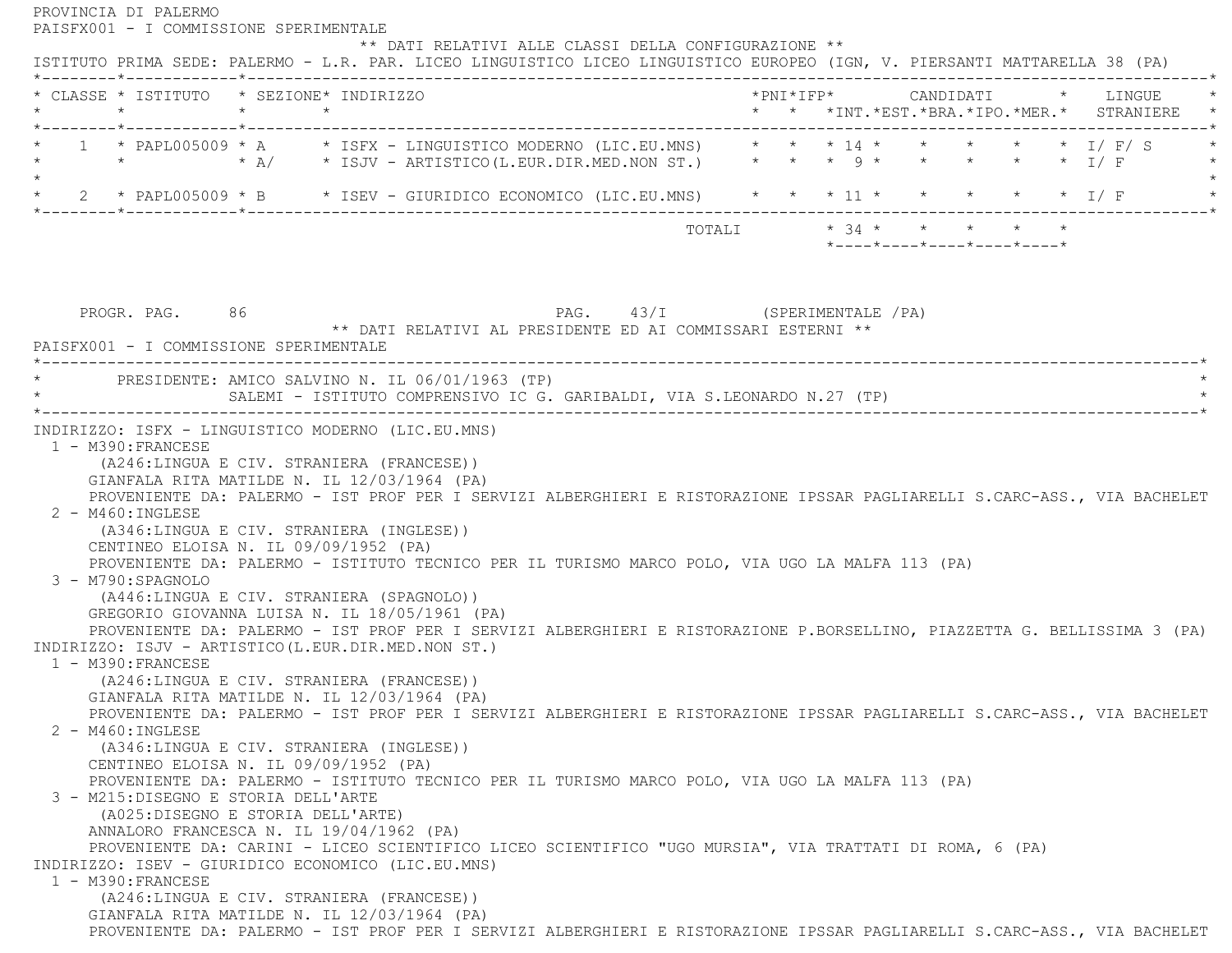PROVINCIA DI PALERMO
PAISFX001 - I COMMISSIONE SPERIMENTALE

** DATI RELATIVI ALLE CLASSI DELLA CONFIGURAZIONE **

ISTITUTO PRIMA SEDE: PALERMO - L.R. PAR. LICEO LINGUISTICO LICEO LINGUISTICO EUROPEO (IGN, V. PIERSANTI MATTARELLA 38 (PA)

| CLASSE | ISTITUTO | SEZIONE | INDIRIZZO | PNI | IFP | CANDIDATI INT. | EST. | BRA. | IPO. | MER. | LINGUE STRANIERE |
|---|---|---|---|---|---|---|---|---|---|---|---|
| 1 | PAPL005009 | A | ISFX - LINGUISTICO MODERNO (LIC.EU.MNS) | | | 14 | | | | | I/ F/ S |
| | | A/ | ISJV - ARTISTICO(L.EUR.DIR.MED.NON ST.) | | | 9 | | | | | I/ F |
| 2 | PAPL005009 | B | ISEV - GIURIDICO ECONOMICO (LIC.EU.MNS) | | | 11 | | | | | I/ F |
| | | | TOTALI | | | 34 | | | | | |

PROGR. PAG. 86 PAG. 43/I (SPERIMENTALE /PA)

** DATI RELATIVI AL PRESIDENTE ED AI COMMISSARI ESTERNI **

PAISFX001 - I COMMISSIONE SPERIMENTALE

PRESIDENTE: AMICO SALVINO N. IL 06/01/1963 (TP)
SALEMI - ISTITUTO COMPRENSIVO IC G. GARIBALDI, VIA S.LEONARDO N.27 (TP)

INDIRIZZO: ISFX - LINGUISTICO MODERNO (LIC.EU.MNS)

1 - M390:FRANCESE
(A246:LINGUA E CIV. STRANIERA (FRANCESE))
GIANFALA RITA MATILDE N. IL 12/03/1964 (PA)
PROVENIENTE DA: PALERMO - IST PROF PER I SERVIZI ALBERGHIERI E RISTORAZIONE IPSSAR PAGLIARELLI S.CARC-ASS., VIA BACHELET

2 - M460:INGLESE
(A346:LINGUA E CIV. STRANIERA (INGLESE))
CENTINEO ELOISA N. IL 09/09/1952 (PA)
PROVENIENTE DA: PALERMO - ISTITUTO TECNICO PER IL TURISMO MARCO POLO, VIA UGO LA MALFA 113 (PA)

3 - M790:SPAGNOLO
(A446:LINGUA E CIV. STRANIERA (SPAGNOLO))
GREGORIO GIOVANNA LUISA N. IL 18/05/1961 (PA)
PROVENIENTE DA: PALERMO - IST PROF PER I SERVIZI ALBERGHIERI E RISTORAZIONE P.BORSELLINO, PIAZZETTA G. BELLISSIMA 3 (PA)

INDIRIZZO: ISJV - ARTISTICO(L.EUR.DIR.MED.NON ST.)

1 - M390:FRANCESE
(A246:LINGUA E CIV. STRANIERA (FRANCESE))
GIANFALA RITA MATILDE N. IL 12/03/1964 (PA)
PROVENIENTE DA: PALERMO - IST PROF PER I SERVIZI ALBERGHIERI E RISTORAZIONE IPSSAR PAGLIARELLI S.CARC-ASS., VIA BACHELET

2 - M460:INGLESE
(A346:LINGUA E CIV. STRANIERA (INGLESE))
CENTINEO ELOISA N. IL 09/09/1952 (PA)
PROVENIENTE DA: PALERMO - ISTITUTO TECNICO PER IL TURISMO MARCO POLO, VIA UGO LA MALFA 113 (PA)

3 - M215:DISEGNO E STORIA DELL'ARTE
(A025:DISEGNO E STORIA DELL'ARTE)
ANNALORO FRANCESCA N. IL 19/04/1962 (PA)
PROVENIENTE DA: CARINI - LICEO SCIENTIFICO LICEO SCIENTIFICO "UGO MURSIA", VIA TRATTATI DI ROMA, 6 (PA)

INDIRIZZO: ISEV - GIURIDICO ECONOMICO (LIC.EU.MNS)

1 - M390:FRANCESE
(A246:LINGUA E CIV. STRANIERA (FRANCESE))
GIANFALA RITA MATILDE N. IL 12/03/1964 (PA)
PROVENIENTE DA: PALERMO - IST PROF PER I SERVIZI ALBERGHIERI E RISTORAZIONE IPSSAR PAGLIARELLI S.CARC-ASS., VIA BACHELET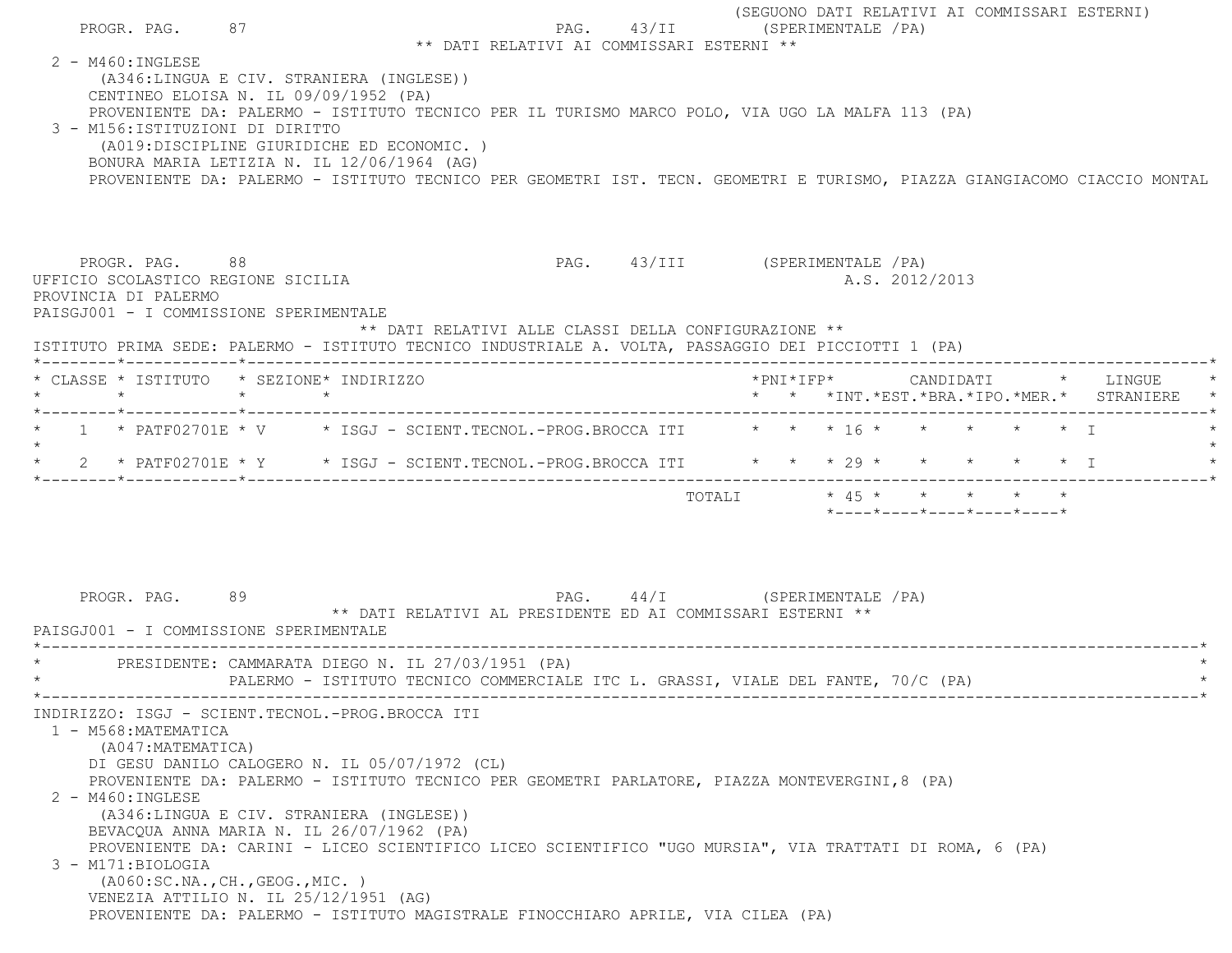(SEGUONO DATI RELATIVI AI COMMISSARI ESTERNI)

PROGR. PAG. 87 PAG. 43/II (SPERIMENTALE /PA)

** DATI RELATIVI AI COMMISSARI ESTERNI **

2 - M460:INGLESE
(A346:LINGUA E CIV. STRANIERA (INGLESE))
CENTINEO ELOISA N. IL 09/09/1952 (PA)
PROVENIENTE DA: PALERMO - ISTITUTO TECNICO PER IL TURISMO MARCO POLO, VIA UGO LA MALFA 113 (PA)

3 - M156:ISTITUZIONI DI DIRITTO
(A019:DISCIPLINE GIURIDICHE ED ECONOMIC. )
BONURA MARIA LETIZIA N. IL 12/06/1964 (AG)
PROVENIENTE DA: PALERMO - ISTITUTO TECNICO PER GEOMETRI IST. TECN. GEOMETRI E TURISMO, PIAZZA GIANGIACOMO CIACCIO MONTAL

PROGR. PAG. 88 PAG. 43/III (SPERIMENTALE /PA)

UFFICIO SCOLASTICO REGIONE SICILIA A.S. 2012/2013
PROVINCIA DI PALERMO
PAISGJ001 - I COMMISSIONE SPERIMENTALE

** DATI RELATIVI ALLE CLASSI DELLA CONFIGURAZIONE **

ISTITUTO PRIMA SEDE: PALERMO - ISTITUTO TECNICO INDUSTRIALE A. VOLTA, PASSAGGIO DEI PICCIOTTI 1 (PA)

| CLASSE | ISTITUTO | SEZIONE | INDIRIZZO | PNI | IFP | CANDIDATI INT. | CANDIDATI EST. | CANDIDATI BRA. | CANDIDATI IPO. | CANDIDATI MER. | LINGUE STRANIERE |
|---|---|---|---|---|---|---|---|---|---|---|---|
| 1 | PATF02701E | V | ISGJ - SCIENT.TECNOL.-PROG.BROCCA ITI | | | 16 | | | | | I |
| 2 | PATF02701E | Y | ISGJ - SCIENT.TECNOL.-PROG.BROCCA ITI | | | 29 | | | | | I |
| | | | TOTALI | | | 45 | | | | | |

PROGR. PAG. 89 PAG. 44/I (SPERIMENTALE /PA)

** DATI RELATIVI AL PRESIDENTE ED AI COMMISSARI ESTERNI **

PAISGJ001 - I COMMISSIONE SPERIMENTALE

PRESIDENTE: CAMMARATA DIEGO N. IL 27/03/1951 (PA)
PALERMO - ISTITUTO TECNICO COMMERCIALE ITC L. GRASSI, VIALE DEL FANTE, 70/C (PA)

INDIRIZZO: ISGJ - SCIENT.TECNOL.-PROG.BROCCA ITI

1 - M568:MATEMATICA
(A047:MATEMATICA)
DI GESU DANILO CALOGERO N. IL 05/07/1972 (CL)
PROVENIENTE DA: PALERMO - ISTITUTO TECNICO PER GEOMETRI PARLATORE, PIAZZA MONTEVERGINI,8 (PA)

2 - M460:INGLESE
(A346:LINGUA E CIV. STRANIERA (INGLESE))
BEVACQUA ANNA MARIA N. IL 26/07/1962 (PA)
PROVENIENTE DA: CARINI - LICEO SCIENTIFICO LICEO SCIENTIFICO "UGO MURSIA", VIA TRATTATI DI ROMA, 6 (PA)

3 - M171:BIOLOGIA
(A060:SC.NA.,CH.,GEOG.,MIC. )
VENEZIA ATTILIO N. IL 25/12/1951 (AG)
PROVENIENTE DA: PALERMO - ISTITUTO MAGISTRALE FINOCCHIARO APRILE, VIA CILEA (PA)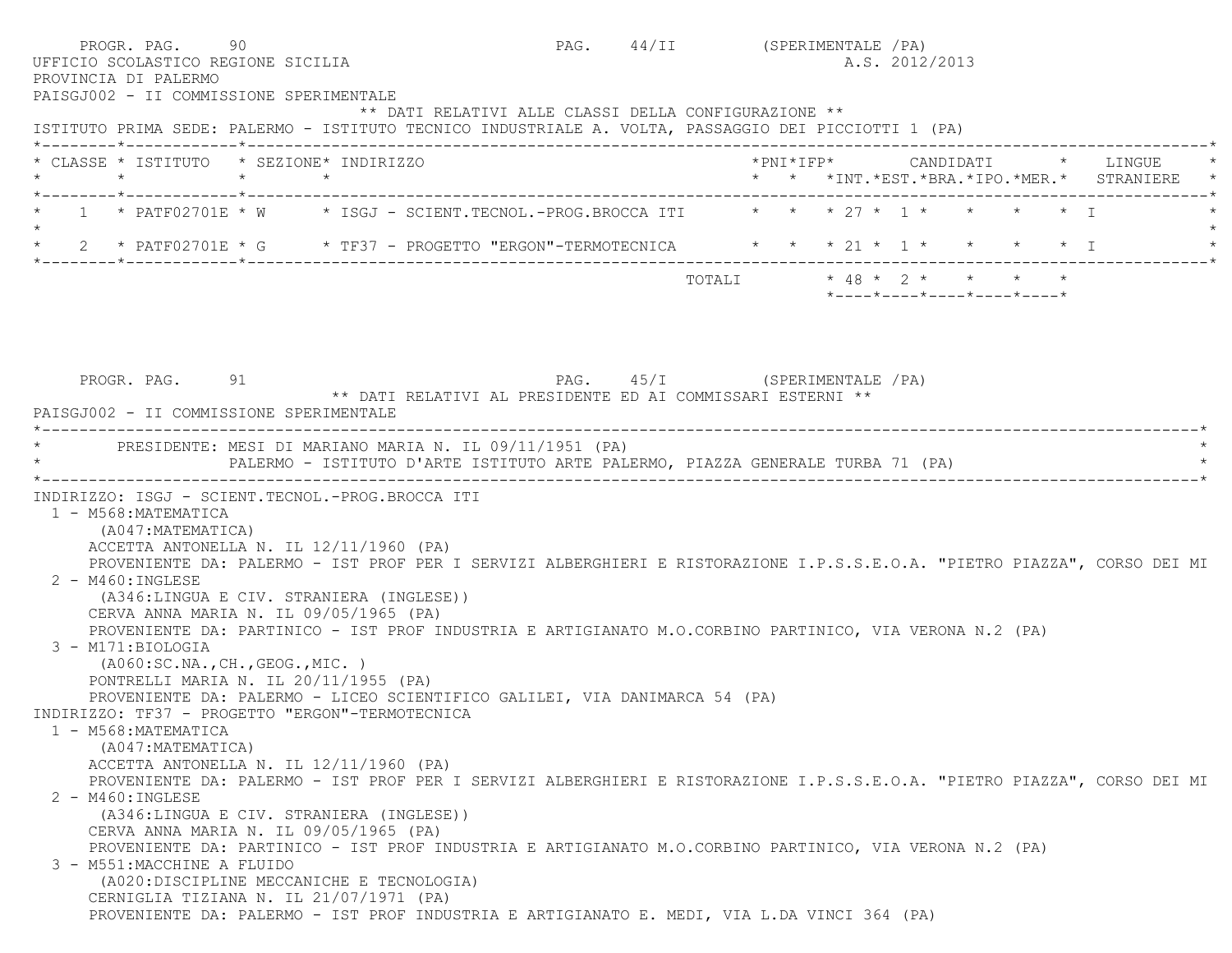PROGR. PAG. 90 PAG. 44/II (SPERIMENTALE /PA)

UFFICIO SCOLASTICO REGIONE SICILIA A.S. 2012/2013

PROVINCIA DI PALERMO

PAISGJ002 - II COMMISSIONE SPERIMENTALE

** DATI RELATIVI ALLE CLASSI DELLA CONFIGURAZIONE **

ISTITUTO PRIMA SEDE: PALERMO - ISTITUTO TECNICO INDUSTRIALE A. VOLTA, PASSAGGIO DEI PICCIOTTI 1 (PA)

| CLASSE | ISTITUTO | SEZIONE | INDIRIZZO | PNI | IFP | CANDIDATI INT. | EST. | BRA. | IPO. | MER. | LINGUE STRANIERE |
|---|---|---|---|---|---|---|---|---|---|---|---|
| 1 | PATF02701E | W | ISGJ - SCIENT.TECNOL.-PROG.BROCCA ITI | | | 27 | 1 | | | | I |
| 2 | PATF02701E | G | TF37 - PROGETTO "ERGON"-TERMOTECNICA | | | 21 | 1 | | | | I |
| | | | TOTALI | | | 48 | 2 | | | | |

PROGR. PAG. 91 PAG. 45/I (SPERIMENTALE /PA)

** DATI RELATIVI AL PRESIDENTE ED AI COMMISSARI ESTERNI **

PAISGJ002 - II COMMISSIONE SPERIMENTALE

PRESIDENTE: MESI DI MARIANO MARIA N. IL 09/11/1951 (PA)
PALERMO - ISTITUTO D'ARTE ISTITUTO ARTE PALERMO, PIAZZA GENERALE TURBA 71 (PA)

INDIRIZZO: ISGJ - SCIENT.TECNOL.-PROG.BROCCA ITI

1 - M568:MATEMATICA
(A047:MATEMATICA)
ACCETTA ANTONELLA N. IL 12/11/1960 (PA)
PROVENIENTE DA: PALERMO - IST PROF PER I SERVIZI ALBERGHIERI E RISTORAZIONE I.P.S.S.E.O.A. "PIETRO PIAZZA", CORSO DEI MI

2 - M460:INGLESE
(A346:LINGUA E CIV. STRANIERA (INGLESE))
CERVA ANNA MARIA N. IL 09/05/1965 (PA)
PROVENIENTE DA: PARTINICO - IST PROF INDUSTRIA E ARTIGIANATO M.O.CORBINO PARTINICO, VIA VERONA N.2 (PA)

3 - M171:BIOLOGIA
(A060:SC.NA.,CH.,GEOG.,MIC. )
PONTRELLI MARIA N. IL 20/11/1955 (PA)
PROVENIENTE DA: PALERMO - LICEO SCIENTIFICO GALILEI, VIA DANIMARCA 54 (PA)

INDIRIZZO: TF37 - PROGETTO "ERGON"-TERMOTECNICA

1 - M568:MATEMATICA
(A047:MATEMATICA)
ACCETTA ANTONELLA N. IL 12/11/1960 (PA)
PROVENIENTE DA: PALERMO - IST PROF PER I SERVIZI ALBERGHIERI E RISTORAZIONE I.P.S.S.E.O.A. "PIETRO PIAZZA", CORSO DEI MI

2 - M460:INGLESE
(A346:LINGUA E CIV. STRANIERA (INGLESE))
CERVA ANNA MARIA N. IL 09/05/1965 (PA)
PROVENIENTE DA: PARTINICO - IST PROF INDUSTRIA E ARTIGIANATO M.O.CORBINO PARTINICO, VIA VERONA N.2 (PA)

3 - M551:MACCHINE A FLUIDO
(A020:DISCIPLINE MECCANICHE E TECNOLOGIA)
CERNIGLIA TIZIANA N. IL 21/07/1971 (PA)
PROVENIENTE DA: PALERMO - IST PROF INDUSTRIA E ARTIGIANATO E. MEDI, VIA L.DA VINCI 364 (PA)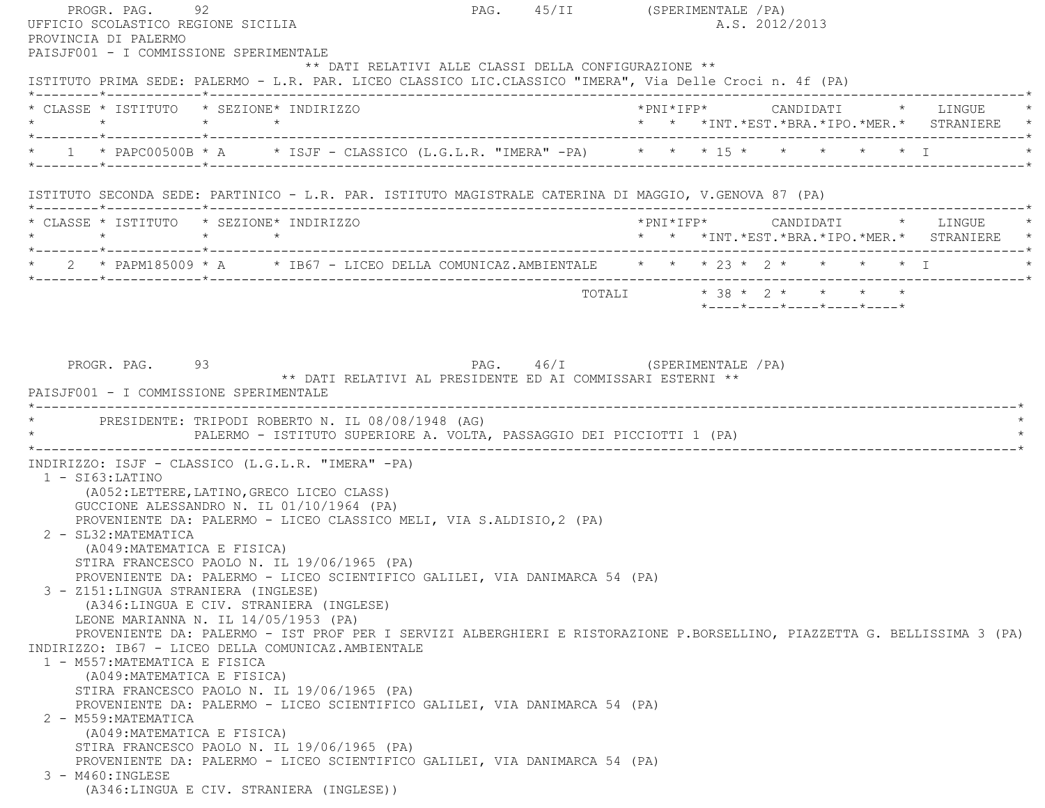PROGR. PAG. 92 PAG. 45/II (SPERIMENTALE /PA)

UFFICIO SCOLASTICO REGIONE SICILIA A.S. 2012/2013

PROVINCIA DI PALERMO

PAISJF001 - I COMMISSIONE SPERIMENTALE

** DATI RELATIVI ALLE CLASSI DELLA CONFIGURAZIONE **

ISTITUTO PRIMA SEDE: PALERMO - L.R. PAR. LICEO CLASSICO LIC.CLASSICO "IMERA", Via Delle Croci n. 4f (PA)

| CLASSE | ISTITUTO | SEZIONE | INDIRIZZO | PNI | IFP | CANDIDATI INT. | EST. | BRA. | IPO. | MER. | LINGUE STRANIERE |
|---|---|---|---|---|---|---|---|---|---|---|---|
| 1 | PAPC00500B | A | ISJF - CLASSICO (L.G.L.R. "IMERA" -PA) | | | 15 | | | | | I |

ISTITUTO SECONDA SEDE: PARTINICO - L.R. PAR. ISTITUTO MAGISTRALE CATERINA DI MAGGIO, V.GENOVA 87 (PA)

| CLASSE | ISTITUTO | SEZIONE | INDIRIZZO | PNI | IFP | CANDIDATI INT. | EST. | BRA. | IPO. | MER. | LINGUE STRANIERE |
|---|---|---|---|---|---|---|---|---|---|---|---|
| 2 | PAPM185009 | A | IB67 - LICEO DELLA COMUNICAZ.AMBIENTALE | | | 23 | 2 | | | | I |
| | | | TOTALI | | | 38 | 2 | | | | |

PROGR. PAG. 93 PAG. 46/I (SPERIMENTALE /PA)

** DATI RELATIVI AL PRESIDENTE ED AI COMMISSARI ESTERNI **

PAISJF001 - I COMMISSIONE SPERIMENTALE

PRESIDENTE: TRIPODI ROBERTO N. IL 08/08/1948 (AG)
PALERMO - ISTITUTO SUPERIORE A. VOLTA, PASSAGGIO DEI PICCIOTTI 1 (PA)

INDIRIZZO: ISJF - CLASSICO (L.G.L.R. "IMERA" -PA)

1 - SI63:LATINO
(A052:LETTERE,LATINO,GRECO LICEO CLASS)
GUCCIONE ALESSANDRO N. IL 01/10/1964 (PA)
PROVENIENTE DA: PALERMO - LICEO CLASSICO MELI, VIA S.ALDISIO,2 (PA)

2 - SL32:MATEMATICA
(A049:MATEMATICA E FISICA)
STIRA FRANCESCO PAOLO N. IL 19/06/1965 (PA)
PROVENIENTE DA: PALERMO - LICEO SCIENTIFICO GALILEI, VIA DANIMARCA 54 (PA)

3 - Z151:LINGUA STRANIERA (INGLESE)
(A346:LINGUA E CIV. STRANIERA (INGLESE)
LEONE MARIANNA N. IL 14/05/1953 (PA)
PROVENIENTE DA: PALERMO - IST PROF PER I SERVIZI ALBERGHIERI E RISTORAZIONE P.BORSELLINO, PIAZZETTA G. BELLISSIMA 3 (PA)

INDIRIZZO: IB67 - LICEO DELLA COMUNICAZ.AMBIENTALE

1 - M557:MATEMATICA E FISICA
(A049:MATEMATICA E FISICA)
STIRA FRANCESCO PAOLO N. IL 19/06/1965 (PA)
PROVENIENTE DA: PALERMO - LICEO SCIENTIFICO GALILEI, VIA DANIMARCA 54 (PA)

2 - M559:MATEMATICA
(A049:MATEMATICA E FISICA)
STIRA FRANCESCO PAOLO N. IL 19/06/1965 (PA)
PROVENIENTE DA: PALERMO - LICEO SCIENTIFICO GALILEI, VIA DANIMARCA 54 (PA)

3 - M460:INGLESE
(A346:LINGUA E CIV. STRANIERA (INGLESE))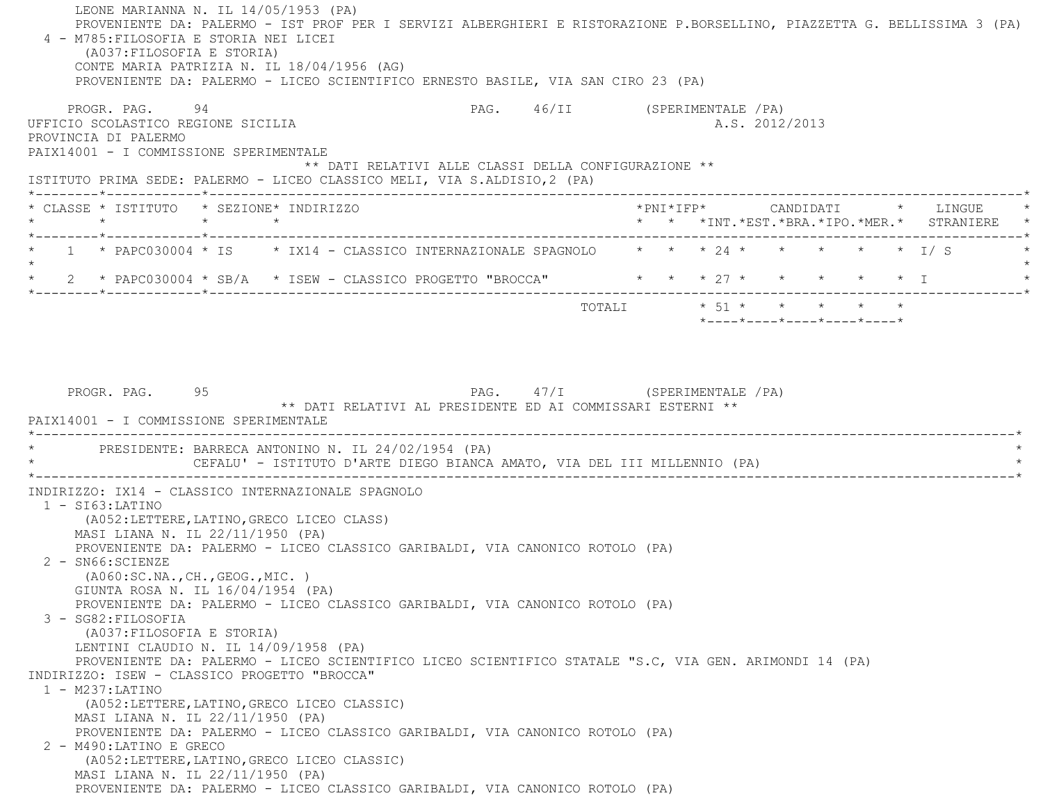LEONE MARIANNA N. IL 14/05/1953 (PA)
PROVENIENTE DA: PALERMO - IST PROF PER I SERVIZI ALBERGHIERI E RISTORAZIONE P.BORSELLINO, PIAZZETTA G. BELLISSIMA 3 (PA)

4 - M785:FILOSOFIA E STORIA NEI LICEI
(A037:FILOSOFIA E STORIA)
CONTE MARIA PATRIZIA N. IL 18/04/1956 (AG)
PROVENIENTE DA: PALERMO - LICEO SCIENTIFICO ERNESTO BASILE, VIA SAN CIRO 23 (PA)

PROGR. PAG. 94 PAG. 46/II (SPERIMENTALE /PA)

UFFICIO SCOLASTICO REGIONE SICILIA A.S. 2012/2013
PROVINCIA DI PALERMO
PAIX14001 - I COMMISSIONE SPERIMENTALE

** DATI RELATIVI ALLE CLASSI DELLA CONFIGURAZIONE **

ISTITUTO PRIMA SEDE: PALERMO - LICEO CLASSICO MELI, VIA S.ALDISIO,2 (PA)

| CLASSE | ISTITUTO | SEZIONE | INDIRIZZO | PNI | IFP | CANDIDATI INT. | EST. | BRA. | IPO. | MER. | LINGUE STRANIERE |
|---|---|---|---|---|---|---|---|---|---|---|---|
| 1 | PAPC030004 | IS | IX14 - CLASSICO INTERNAZIONALE SPAGNOLO | | | 24 | | | | | I/ S |
| 2 | PAPC030004 | SB/A | ISEW - CLASSICO PROGETTO "BROCCA" | | | 27 | | | | | I |
| | | | TOTALI | | | 51 | | | | | |

PROGR. PAG. 95 PAG. 47/I (SPERIMENTALE /PA)

** DATI RELATIVI AL PRESIDENTE ED AI COMMISSARI ESTERNI **

PAIX14001 - I COMMISSIONE SPERIMENTALE

PRESIDENTE: BARRECA ANTONINO N. IL 24/02/1954 (PA)
CEFALU' - ISTITUTO D'ARTE DIEGO BIANCA AMATO, VIA DEL III MILLENNIO (PA)

INDIRIZZO: IX14 - CLASSICO INTERNAZIONALE SPAGNOLO

1 - SI63:LATINO
(A052:LETTERE,LATINO,GRECO LICEO CLASS)
MASI LIANA N. IL 22/11/1950 (PA)
PROVENIENTE DA: PALERMO - LICEO CLASSICO GARIBALDI, VIA CANONICO ROTOLO (PA)

2 - SN66:SCIENZE
(A060:SC.NA.,CH.,GEOG.,MIC. )
GIUNTA ROSA N. IL 16/04/1954 (PA)
PROVENIENTE DA: PALERMO - LICEO CLASSICO GARIBALDI, VIA CANONICO ROTOLO (PA)

3 - SG82:FILOSOFIA
(A037:FILOSOFIA E STORIA)
LENTINI CLAUDIO N. IL 14/09/1958 (PA)
PROVENIENTE DA: PALERMO - LICEO SCIENTIFICO LICEO SCIENTIFICO STATALE "S.C, VIA GEN. ARIMONDI 14 (PA)

INDIRIZZO: ISEW - CLASSICO PROGETTO "BROCCA"

1 - M237:LATINO
(A052:LETTERE,LATINO,GRECO LICEO CLASSIC)
MASI LIANA N. IL 22/11/1950 (PA)
PROVENIENTE DA: PALERMO - LICEO CLASSICO GARIBALDI, VIA CANONICO ROTOLO (PA)

2 - M490:LATINO E GRECO
(A052:LETTERE,LATINO,GRECO LICEO CLASSIC)
MASI LIANA N. IL 22/11/1950 (PA)
PROVENIENTE DA: PALERMO - LICEO CLASSICO GARIBALDI, VIA CANONICO ROTOLO (PA)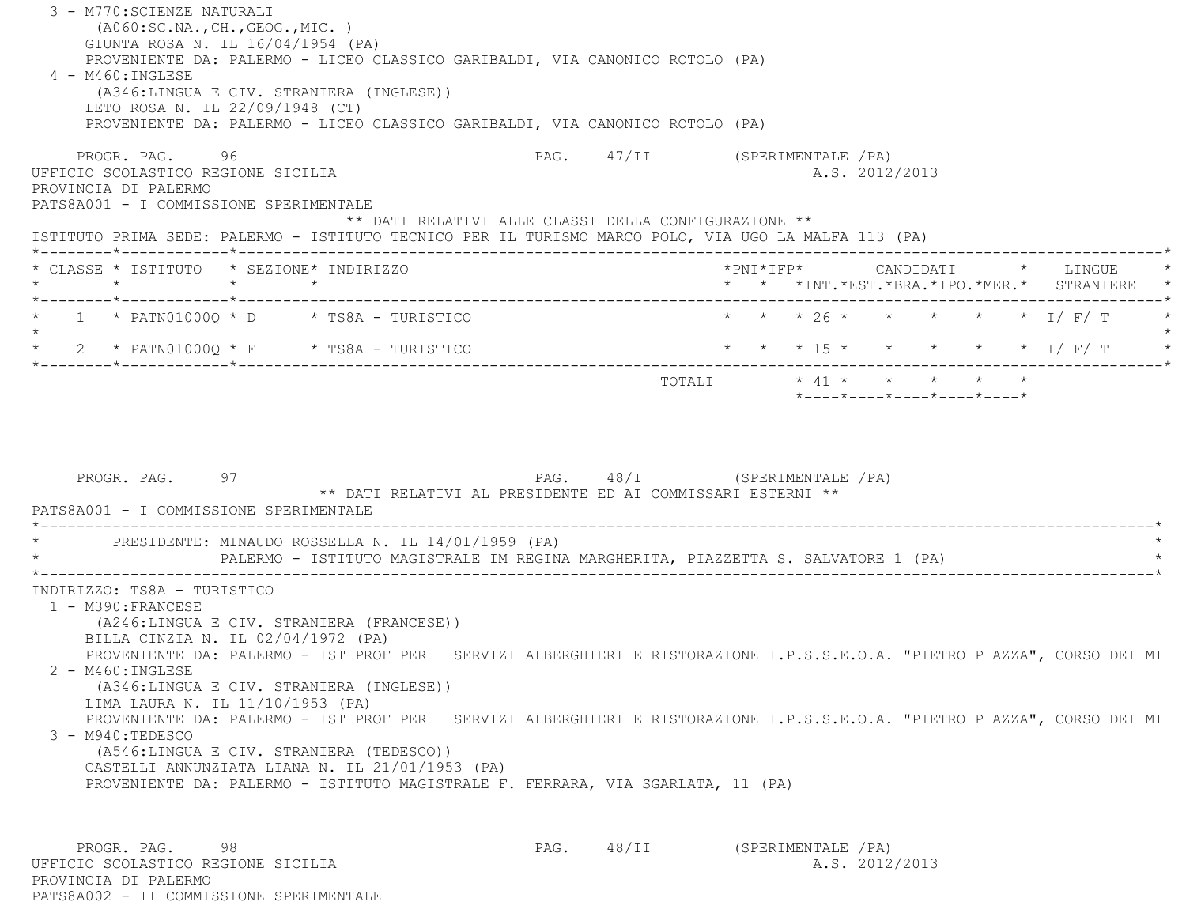3 - M770:SCIENZE NATURALI
(A060:SC.NA.,CH.,GEOG.,MIC. )
GIUNTA ROSA N. IL 16/04/1954 (PA)
PROVENIENTE DA: PALERMO - LICEO CLASSICO GARIBALDI, VIA CANONICO ROTOLO (PA)

4 - M460:INGLESE
(A346:LINGUA E CIV. STRANIERA (INGLESE))
LETO ROSA N. IL 22/09/1948 (CT)
PROVENIENTE DA: PALERMO - LICEO CLASSICO GARIBALDI, VIA CANONICO ROTOLO (PA)

PROGR. PAG. 96 PAG. 47/II (SPERIMENTALE /PA)

UFFICIO SCOLASTICO REGIONE SICILIA A.S. 2012/2013

PROVINCIA DI PALERMO

PATS8A001 - I COMMISSIONE SPERIMENTALE

** DATI RELATIVI ALLE CLASSI DELLA CONFIGURAZIONE **

ISTITUTO PRIMA SEDE: PALERMO - ISTITUTO TECNICO PER IL TURISMO MARCO POLO, VIA UGO LA MALFA 113 (PA)

| CLASSE | ISTITUTO | SEZIONE | INDIRIZZO | PNI | IFP | CANDIDATI INT. | EST. | BRA. | IPO. | MER. | LINGUE STRANIERE |
|---|---|---|---|---|---|---|---|---|---|---|---|
| 1 | PATN01000Q | D | TS8A - TURISTICO | | | 26 | | | | | I/ F/ T |
| 2 | PATN01000Q | F | TS8A - TURISTICO | | | 15 | | | | | I/ F/ T |
| | | | TOTALI | | | 41 | | | | | |

PROGR. PAG. 97 PAG. 48/I (SPERIMENTALE /PA)

** DATI RELATIVI AL PRESIDENTE ED AI COMMISSARI ESTERNI **

PATS8A001 - I COMMISSIONE SPERIMENTALE

PRESIDENTE: MINAUDO ROSSELLA N. IL 14/01/1959 (PA)
PALERMO - ISTITUTO MAGISTRALE IM REGINA MARGHERITA, PIAZZETTA S. SALVATORE 1 (PA)

INDIRIZZO: TS8A - TURISTICO

1 - M390:FRANCESE
(A246:LINGUA E CIV. STRANIERA (FRANCESE))
BILLA CINZIA N. IL 02/04/1972 (PA)
PROVENIENTE DA: PALERMO - IST PROF PER I SERVIZI ALBERGHIERI E RISTORAZIONE I.P.S.S.E.O.A. "PIETRO PIAZZA", CORSO DEI MI

2 - M460:INGLESE
(A346:LINGUA E CIV. STRANIERA (INGLESE))
LIMA LAURA N. IL 11/10/1953 (PA)
PROVENIENTE DA: PALERMO - IST PROF PER I SERVIZI ALBERGHIERI E RISTORAZIONE I.P.S.S.E.O.A. "PIETRO PIAZZA", CORSO DEI MI

3 - M940:TEDESCO
(A546:LINGUA E CIV. STRANIERA (TEDESCO))
CASTELLI ANNUNZIATA LIANA N. IL 21/01/1953 (PA)
PROVENIENTE DA: PALERMO - ISTITUTO MAGISTRALE F. FERRARA, VIA SGARLATA, 11 (PA)

PROGR. PAG. 98 PAG. 48/II (SPERIMENTALE /PA)

UFFICIO SCOLASTICO REGIONE SICILIA A.S. 2012/2013

PROVINCIA DI PALERMO

PATS8A002 - II COMMISSIONE SPERIMENTALE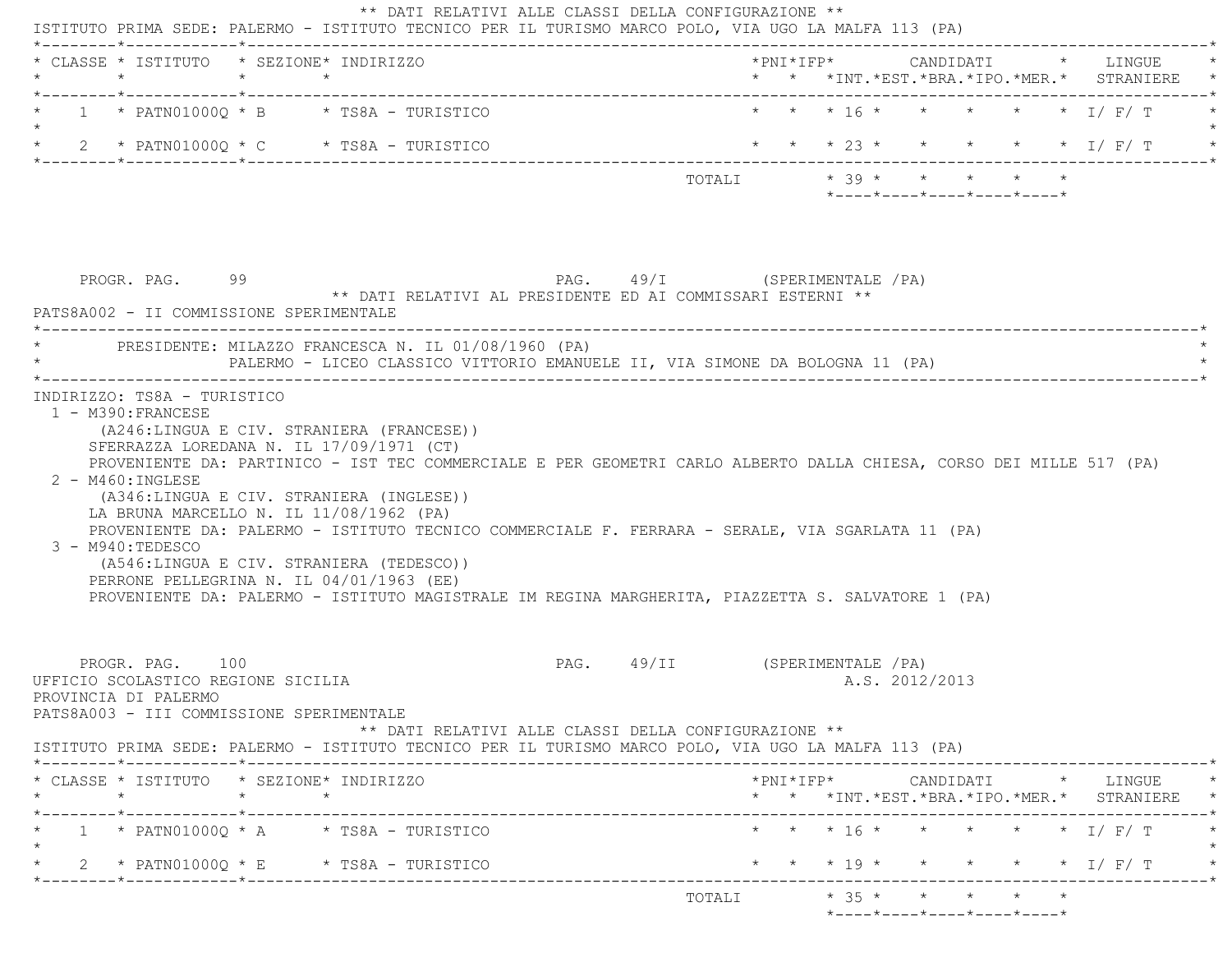** DATI RELATIVI ALLE CLASSI DELLA CONFIGURAZIONE **

ISTITUTO PRIMA SEDE: PALERMO - ISTITUTO TECNICO PER IL TURISMO MARCO POLO, VIA UGO LA MALFA 113 (PA)

| CLASSE | ISTITUTO | SEZIONE | INDIRIZZO | PNI | IFP | CANDIDATI INT. | EST. | BRA. | IPO. | MER. | LINGUE STRANIERE |
|---|---|---|---|---|---|---|---|---|---|---|---|
| 1 | PATN01000Q | B | TS8A - TURISTICO | | | 16 | | | | | I/ F/ T |
| 2 | PATN01000Q | C | TS8A - TURISTICO | | | 23 | | | | | I/ F/ T |
| | | | TOTALI | | | 39 | | | | | |

PROGR. PAG. 99 PAG. 49/I (SPERIMENTALE /PA)

** DATI RELATIVI AL PRESIDENTE ED AI COMMISSARI ESTERNI **

PATS8A002 - II COMMISSIONE SPERIMENTALE

PRESIDENTE: MILAZZO FRANCESCA N. IL 01/08/1960 (PA)
PALERMO - LICEO CLASSICO VITTORIO EMANUELE II, VIA SIMONE DA BOLOGNA 11 (PA)

INDIRIZZO: TS8A - TURISTICO

1 - M390:FRANCESE
(A246:LINGUA E CIV. STRANIERA (FRANCESE))
SFERRAZZA LOREDANA N. IL 17/09/1971 (CT)
PROVENIENTE DA: PARTINICO - IST TEC COMMERCIALE E PER GEOMETRI CARLO ALBERTO DALLA CHIESA, CORSO DEI MILLE 517 (PA)

2 - M460:INGLESE
(A346:LINGUA E CIV. STRANIERA (INGLESE))
LA BRUNA MARCELLO N. IL 11/08/1962 (PA)
PROVENIENTE DA: PALERMO - ISTITUTO TECNICO COMMERCIALE F. FERRARA - SERALE, VIA SGARLATA 11 (PA)

3 - M940:TEDESCO
(A546:LINGUA E CIV. STRANIERA (TEDESCO))
PERRONE PELLEGRINA N. IL 04/01/1963 (EE)
PROVENIENTE DA: PALERMO - ISTITUTO MAGISTRALE IM REGINA MARGHERITA, PIAZZETTA S. SALVATORE 1 (PA)

PROGR. PAG. 100 PAG. 49/II (SPERIMENTALE /PA)

UFFICIO SCOLASTICO REGIONE SICILIA A.S. 2012/2013

PROVINCIA DI PALERMO

PATS8A003 - III COMMISSIONE SPERIMENTALE

** DATI RELATIVI ALLE CLASSI DELLA CONFIGURAZIONE **

ISTITUTO PRIMA SEDE: PALERMO - ISTITUTO TECNICO PER IL TURISMO MARCO POLO, VIA UGO LA MALFA 113 (PA)

| CLASSE | ISTITUTO | SEZIONE | INDIRIZZO | PNI | IFP | CANDIDATI INT. | EST. | BRA. | IPO. | MER. | LINGUE STRANIERE |
|---|---|---|---|---|---|---|---|---|---|---|---|
| 1 | PATN01000Q | A | TS8A - TURISTICO | | | 16 | | | | | I/ F/ T |
| 2 | PATN01000Q | E | TS8A - TURISTICO | | | 19 | | | | | I/ F/ T |
| | | | TOTALI | | | 35 | | | | | |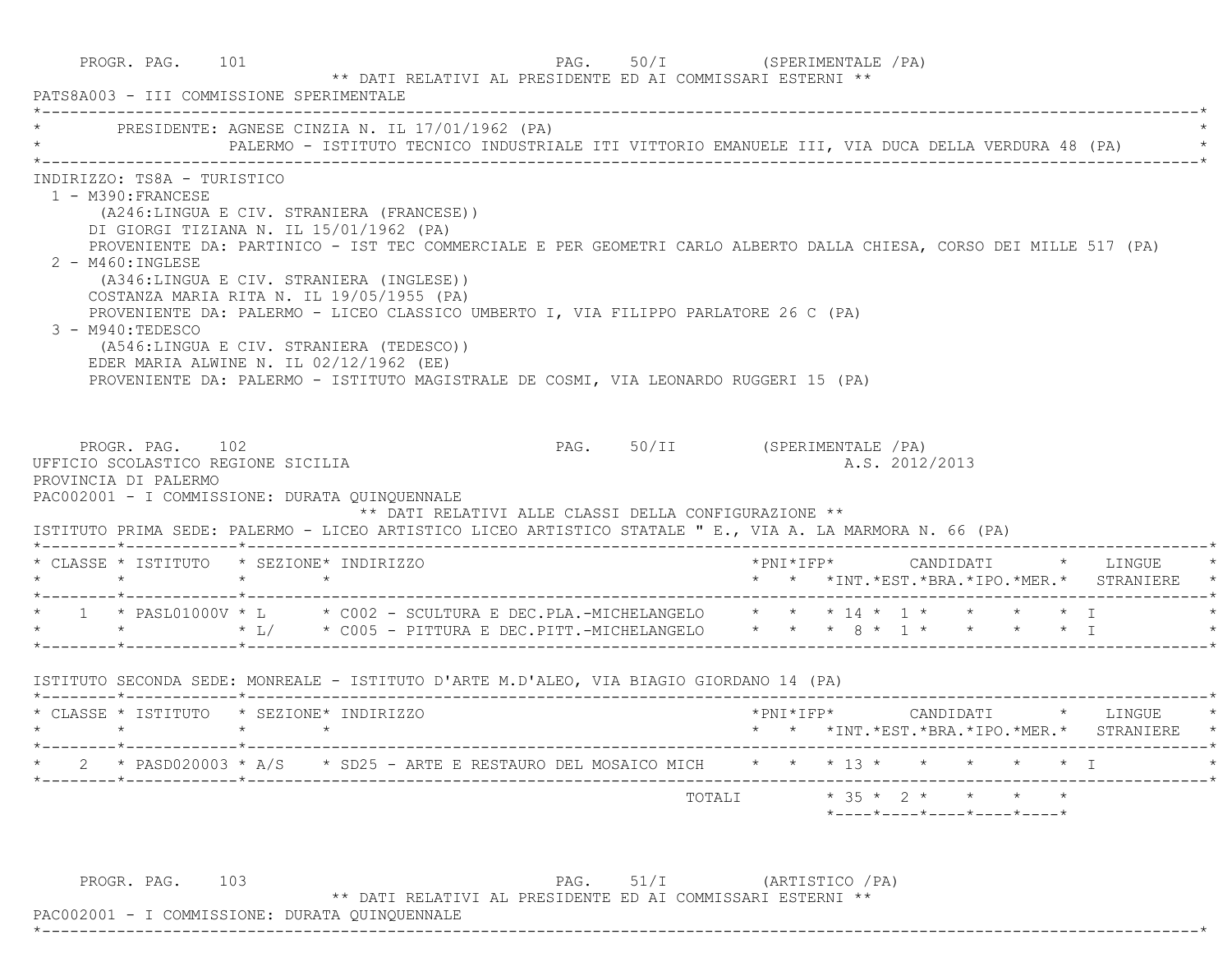PROGR. PAG. 101 PAG. 50/I (SPERIMENTALE /PA)

** DATI RELATIVI AL PRESIDENTE ED AI COMMISSARI ESTERNI **

PATS8A003 - III COMMISSIONE SPERIMENTALE

PRESIDENTE: AGNESE CINZIA N. IL 17/01/1962 (PA)
PALERMO - ISTITUTO TECNICO INDUSTRIALE ITI VITTORIO EMANUELE III, VIA DUCA DELLA VERDURA 48 (PA)

INDIRIZZO: TS8A - TURISTICO

1 - M390:FRANCESE
(A246:LINGUA E CIV. STRANIERA (FRANCESE))
DI GIORGI TIZIANA N. IL 15/01/1962 (PA)
PROVENIENTE DA: PARTINICO - IST TEC COMMERCIALE E PER GEOMETRI CARLO ALBERTO DALLA CHIESA, CORSO DEI MILLE 517 (PA)

2 - M460:INGLESE
(A346:LINGUA E CIV. STRANIERA (INGLESE))
COSTANZA MARIA RITA N. IL 19/05/1955 (PA)
PROVENIENTE DA: PALERMO - LICEO CLASSICO UMBERTO I, VIA FILIPPO PARLATORE 26 C (PA)

3 - M940:TEDESCO
(A546:LINGUA E CIV. STRANIERA (TEDESCO))
EDER MARIA ALWINE N. IL 02/12/1962 (EE)
PROVENIENTE DA: PALERMO - ISTITUTO MAGISTRALE DE COSMI, VIA LEONARDO RUGGERI 15 (PA)

PROGR. PAG. 102 PAG. 50/II (SPERIMENTALE /PA)

UFFICIO SCOLASTICO REGIONE SICILIA A.S. 2012/2013

PROVINCIA DI PALERMO

PAC002001 - I COMMISSIONE: DURATA QUINQUENNALE

** DATI RELATIVI ALLE CLASSI DELLA CONFIGURAZIONE **

ISTITUTO PRIMA SEDE: PALERMO - LICEO ARTISTICO LICEO ARTISTICO STATALE " E., VIA A. LA MARMORA N. 66 (PA)

| CLASSE | ISTITUTO | SEZIONE | INDIRIZZO | PNI | IFP | CANDIDATI INT. | EST. | BRA. | IPO. | MER. | LINGUE STRANIERE |
|---|---|---|---|---|---|---|---|---|---|---|---|
| 1 | PASL01000V | L | C002 - SCULTURA E DEC.PLA.-MICHELANGELO | | | 14 | 1 | | | | I |
| | | L/ | C005 - PITTURA E DEC.PITT.-MICHELANGELO | | | 8 | 1 | | | | I |

ISTITUTO SECONDA SEDE: MONREALE - ISTITUTO D'ARTE M.D'ALEO, VIA BIAGIO GIORDANO 14 (PA)

| CLASSE | ISTITUTO | SEZIONE | INDIRIZZO | PNI | IFP | CANDIDATI INT. | EST. | BRA. | IPO. | MER. | LINGUE STRANIERE |
|---|---|---|---|---|---|---|---|---|---|---|---|
| 2 | PASD020003 | A/S | SD25 - ARTE E RESTAURO DEL MOSAICO MICH | | | 13 | | | | | I |
| | | | TOTALI | | | 35 | 2 | | | | |

PROGR. PAG. 103 PAG. 51/I (ARTISTICO /PA)

** DATI RELATIVI AL PRESIDENTE ED AI COMMISSARI ESTERNI **

PAC002001 - I COMMISSIONE: DURATA QUINQUENNALE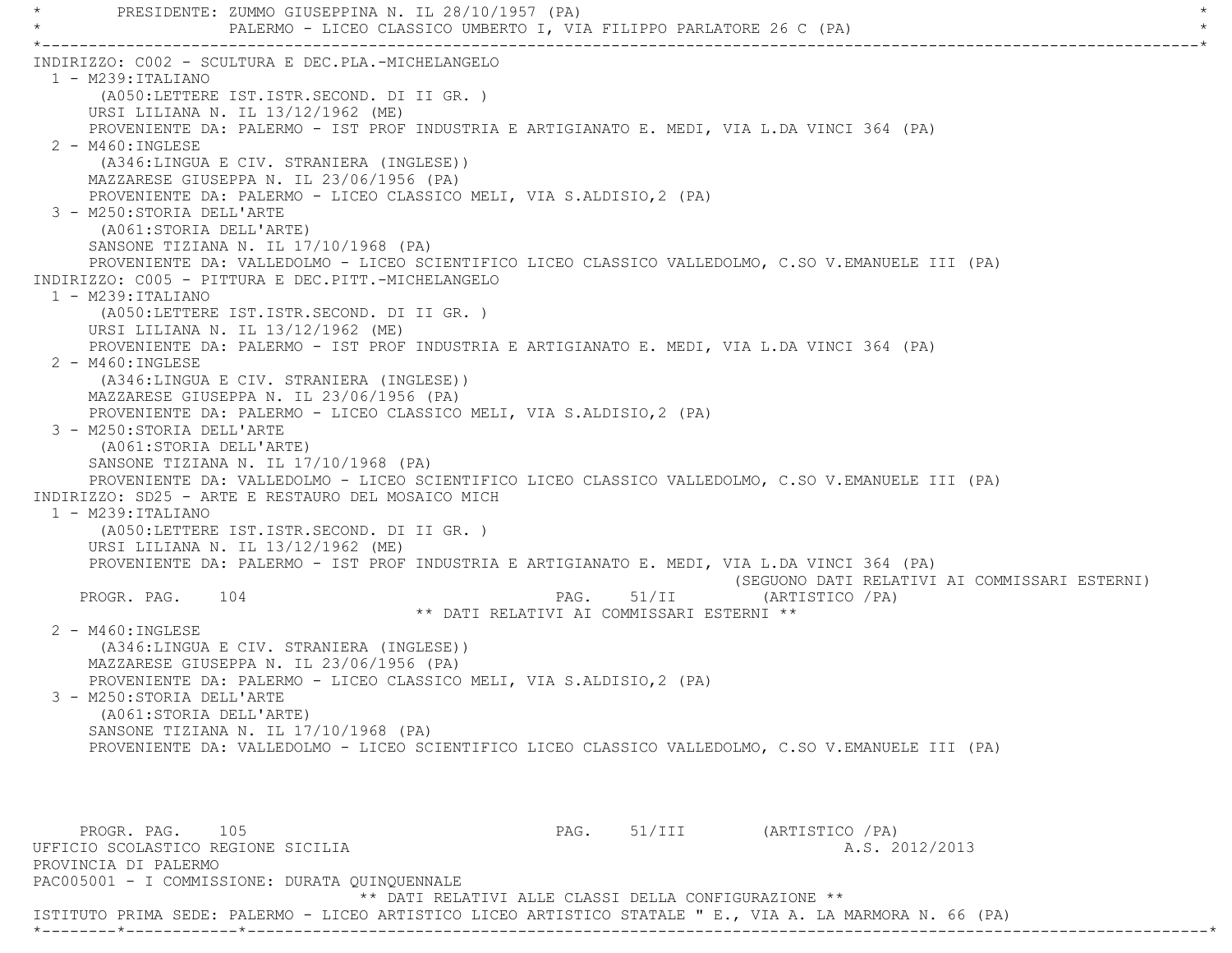\*        PRESIDENTE: ZUMMO GIUSEPPINA N. IL 28/10/1957 (PA)
\*                    PALERMO - LICEO CLASSICO UMBERTO I, VIA FILIPPO PARLATORE 26 C (PA)

INDIRIZZO: C002 - SCULTURA E DEC.PLA.-MICHELANGELO

- 1 - M239:ITALIANO
  - (A050:LETTERE IST.ISTR.SECOND. DI II GR. )
  - URSI LILIANA N. IL 13/12/1962 (ME)
  - PROVENIENTE DA: PALERMO - IST PROF INDUSTRIA E ARTIGIANATO E. MEDI, VIA L.DA VINCI 364 (PA)
- 2 - M460:INGLESE
  - (A346:LINGUA E CIV. STRANIERA (INGLESE))
  - MAZZARESE GIUSEPPA N. IL 23/06/1956 (PA)
  - PROVENIENTE DA: PALERMO - LICEO CLASSICO MELI, VIA S.ALDISIO,2 (PA)
- 3 - M250:STORIA DELL'ARTE
  - (A061:STORIA DELL'ARTE)
  - SANSONE TIZIANA N. IL 17/10/1968 (PA)
  - PROVENIENTE DA: VALLEDOLMO - LICEO SCIENTIFICO LICEO CLASSICO VALLEDOLMO, C.SO V.EMANUELE III (PA)

INDIRIZZO: C005 - PITTURA E DEC.PITT.-MICHELANGELO

- 1 - M239:ITALIANO
  - (A050:LETTERE IST.ISTR.SECOND. DI II GR. )
  - URSI LILIANA N. IL 13/12/1962 (ME)
  - PROVENIENTE DA: PALERMO - IST PROF INDUSTRIA E ARTIGIANATO E. MEDI, VIA L.DA VINCI 364 (PA)
- 2 - M460:INGLESE
  - (A346:LINGUA E CIV. STRANIERA (INGLESE))
  - MAZZARESE GIUSEPPA N. IL 23/06/1956 (PA)
  - PROVENIENTE DA: PALERMO - LICEO CLASSICO MELI, VIA S.ALDISIO,2 (PA)
- 3 - M250:STORIA DELL'ARTE
  - (A061:STORIA DELL'ARTE)
  - SANSONE TIZIANA N. IL 17/10/1968 (PA)
  - PROVENIENTE DA: VALLEDOLMO - LICEO SCIENTIFICO LICEO CLASSICO VALLEDOLMO, C.SO V.EMANUELE III (PA)

INDIRIZZO: SD25 - ARTE E RESTAURO DEL MOSAICO MICH

- 1 - M239:ITALIANO
  - (A050:LETTERE IST.ISTR.SECOND. DI II GR. )
  - URSI LILIANA N. IL 13/12/1962 (ME)
  - PROVENIENTE DA: PALERMO - IST PROF INDUSTRIA E ARTIGIANATO E. MEDI, VIA L.DA VINCI 364 (PA)

(SEGUONO DATI RELATIVI AI COMMISSARI ESTERNI)

PROGR. PAG. 104 PAG. 51/II (ARTISTICO /PA)

\*\* DATI RELATIVI AI COMMISSARI ESTERNI \*\*

- 2 - M460:INGLESE
  - (A346:LINGUA E CIV. STRANIERA (INGLESE))
  - MAZZARESE GIUSEPPA N. IL 23/06/1956 (PA)
  - PROVENIENTE DA: PALERMO - LICEO CLASSICO MELI, VIA S.ALDISIO,2 (PA)
- 3 - M250:STORIA DELL'ARTE
  - (A061:STORIA DELL'ARTE)
  - SANSONE TIZIANA N. IL 17/10/1968 (PA)
  - PROVENIENTE DA: VALLEDOLMO - LICEO SCIENTIFICO LICEO CLASSICO VALLEDOLMO, C.SO V.EMANUELE III (PA)

PROGR. PAG. 105 PAG. 51/III (ARTISTICO /PA)

UFFICIO SCOLASTICO REGIONE SICILIA A.S. 2012/2013

PROVINCIA DI PALERMO

PAC005001 - I COMMISSIONE: DURATA QUINQUENNALE

\*\* DATI RELATIVI ALLE CLASSI DELLA CONFIGURAZIONE \*\*

ISTITUTO PRIMA SEDE: PALERMO - LICEO ARTISTICO LICEO ARTISTICO STATALE " E., VIA A. LA MARMORA N. 66 (PA)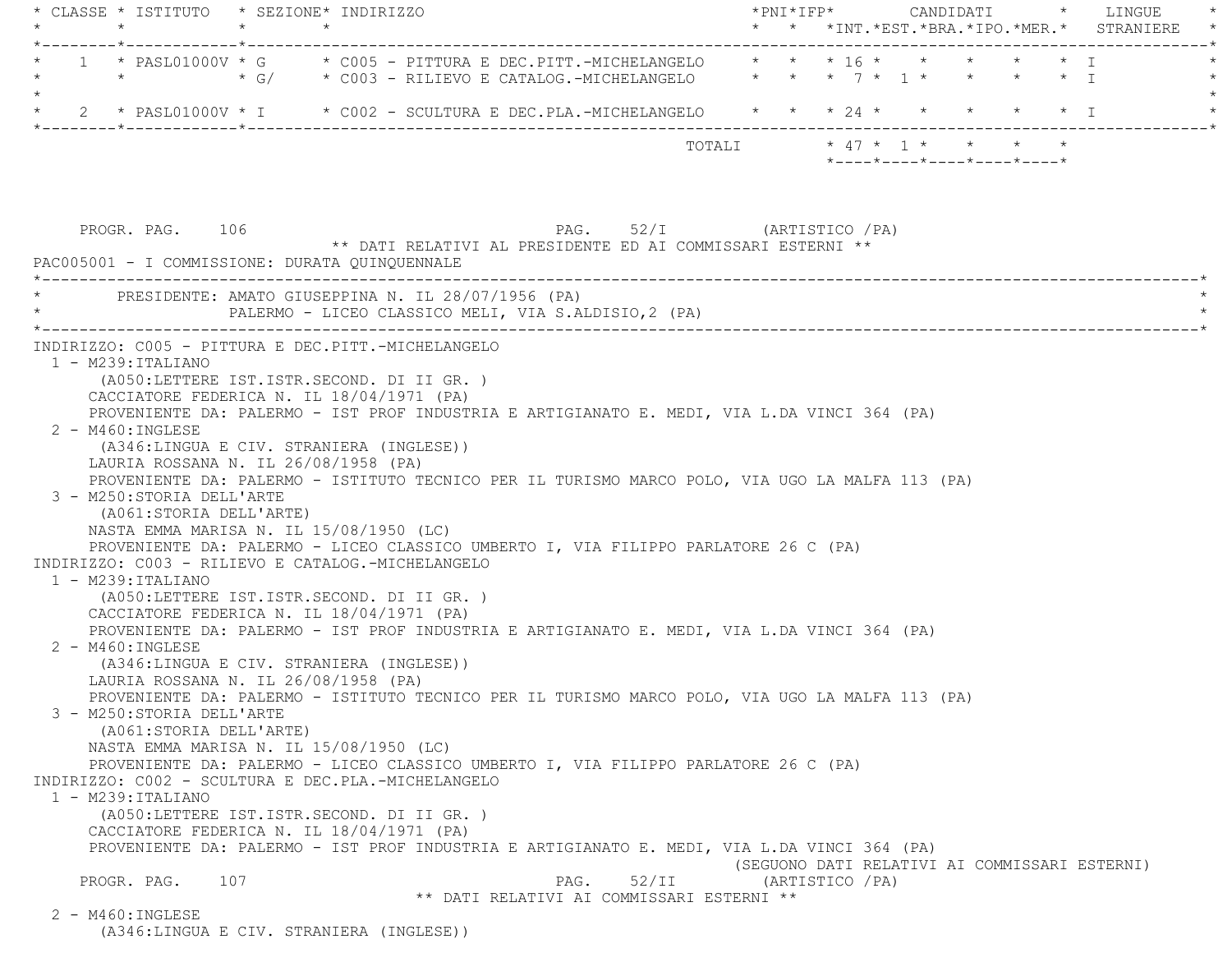| CLASSE | ISTITUTO | SEZIONE | INDIRIZZO | PNI | IFP | CANDIDATI INT. | CANDIDATI EST. | CANDIDATI BRA. | CANDIDATI IPO. | CANDIDATI MER. | LINGUE STRANIERE |
|---|---|---|---|---|---|---|---|---|---|---|---|
| 1 | PASL01000V | G | C005 - PITTURA E DEC.PITT.-MICHELANGELO | | | 16 | | | | | I |
| | | G/ | C003 - RILIEVO E CATALOG.-MICHELANGELO | | | 7 | 1 | | | | I |
| 2 | PASL01000V | I | C002 - SCULTURA E DEC.PLA.-MICHELANGELO | | | 24 | | | | | I |
| | | | TOTALI | | | 47 | 1 | | | | |

PROGR. PAG. 106 PAG. 52/I (ARTISTICO /PA)

** DATI RELATIVI AL PRESIDENTE ED AI COMMISSARI ESTERNI **

PAC005001 - I COMMISSIONE: DURATA QUINQUENNALE

PRESIDENTE: AMATO GIUSEPPINA N. IL 28/07/1956 (PA)
PALERMO - LICEO CLASSICO MELI, VIA S.ALDISIO,2 (PA)

INDIRIZZO: C005 - PITTURA E DEC.PITT.-MICHELANGELO

1 - M239:ITALIANO
(A050:LETTERE IST.ISTR.SECOND. DI II GR. )
CACCIATORE FEDERICA N. IL 18/04/1971 (PA)
PROVENIENTE DA: PALERMO - IST PROF INDUSTRIA E ARTIGIANATO E. MEDI, VIA L.DA VINCI 364 (PA)

2 - M460:INGLESE
(A346:LINGUA E CIV. STRANIERA (INGLESE))
LAURIA ROSSANA N. IL 26/08/1958 (PA)
PROVENIENTE DA: PALERMO - ISTITUTO TECNICO PER IL TURISMO MARCO POLO, VIA UGO LA MALFA 113 (PA)

3 - M250:STORIA DELL'ARTE
(A061:STORIA DELL'ARTE)
NASTA EMMA MARISA N. IL 15/08/1950 (LC)
PROVENIENTE DA: PALERMO - LICEO CLASSICO UMBERTO I, VIA FILIPPO PARLATORE 26 C (PA)

INDIRIZZO: C003 - RILIEVO E CATALOG.-MICHELANGELO

1 - M239:ITALIANO
(A050:LETTERE IST.ISTR.SECOND. DI II GR. )
CACCIATORE FEDERICA N. IL 18/04/1971 (PA)
PROVENIENTE DA: PALERMO - IST PROF INDUSTRIA E ARTIGIANATO E. MEDI, VIA L.DA VINCI 364 (PA)

2 - M460:INGLESE
(A346:LINGUA E CIV. STRANIERA (INGLESE))
LAURIA ROSSANA N. IL 26/08/1958 (PA)
PROVENIENTE DA: PALERMO - ISTITUTO TECNICO PER IL TURISMO MARCO POLO, VIA UGO LA MALFA 113 (PA)

3 - M250:STORIA DELL'ARTE
(A061:STORIA DELL'ARTE)
NASTA EMMA MARISA N. IL 15/08/1950 (LC)
PROVENIENTE DA: PALERMO - LICEO CLASSICO UMBERTO I, VIA FILIPPO PARLATORE 26 C (PA)

INDIRIZZO: C002 - SCULTURA E DEC.PLA.-MICHELANGELO

1 - M239:ITALIANO
(A050:LETTERE IST.ISTR.SECOND. DI II GR. )
CACCIATORE FEDERICA N. IL 18/04/1971 (PA)
PROVENIENTE DA: PALERMO - IST PROF INDUSTRIA E ARTIGIANATO E. MEDI, VIA L.DA VINCI 364 (PA)

(SEGUONO DATI RELATIVI AI COMMISSARI ESTERNI)

PROGR. PAG. 107 PAG. 52/II (ARTISTICO /PA)

** DATI RELATIVI AI COMMISSARI ESTERNI **

2 - M460:INGLESE
(A346:LINGUA E CIV. STRANIERA (INGLESE))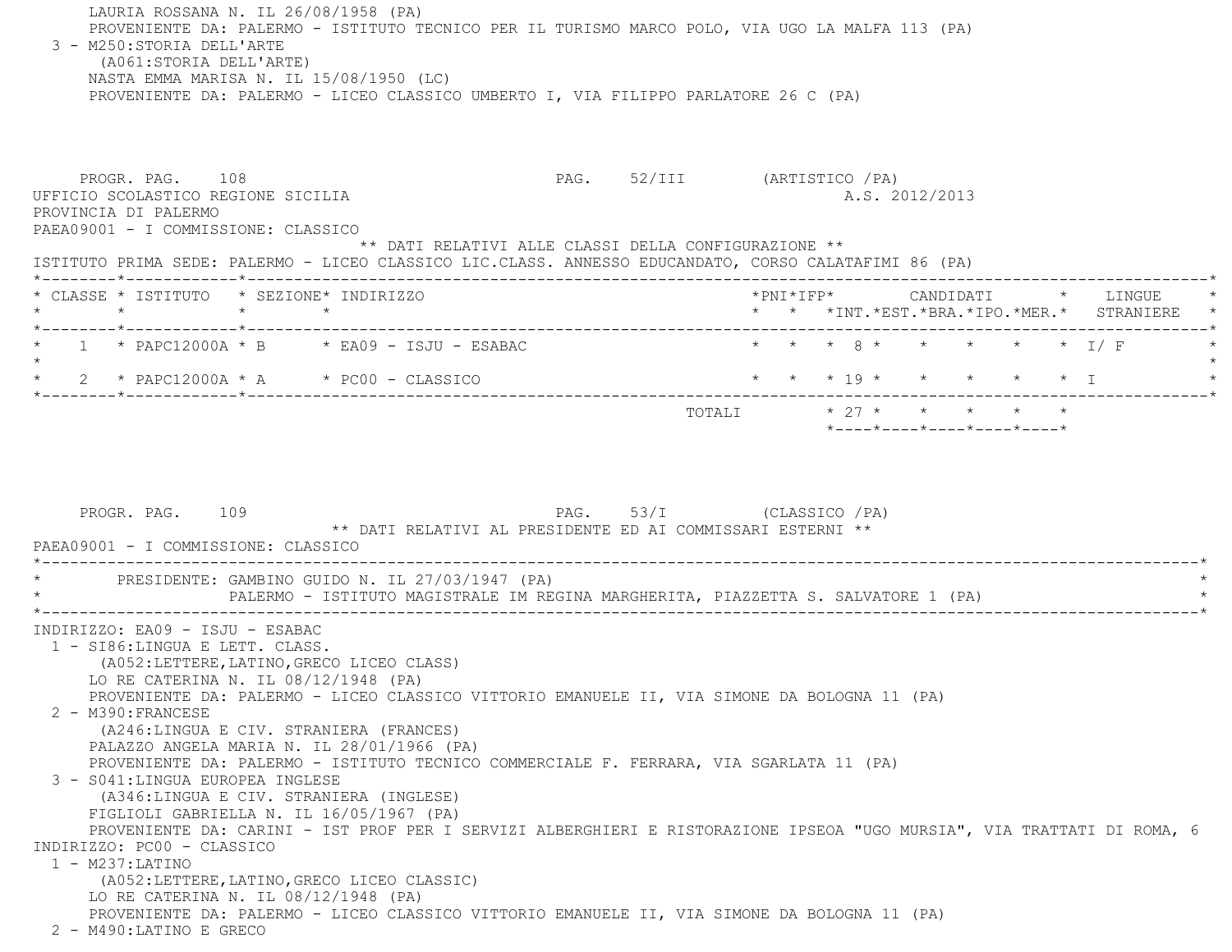LAURIA ROSSANA N. IL 26/08/1958 (PA)
PROVENIENTE DA: PALERMO - ISTITUTO TECNICO PER IL TURISMO MARCO POLO, VIA UGO LA MALFA 113 (PA)

3 - M250:STORIA DELL'ARTE
(A061:STORIA DELL'ARTE)
NASTA EMMA MARISA N. IL 15/08/1950 (LC)
PROVENIENTE DA: PALERMO - LICEO CLASSICO UMBERTO I, VIA FILIPPO PARLATORE 26 C (PA)

PROGR. PAG. 108 PAG. 52/III (ARTISTICO /PA)

UFFICIO SCOLASTICO REGIONE SICILIA A.S. 2012/2013

PROVINCIA DI PALERMO

PAEA09001 - I COMMISSIONE: CLASSICO

** DATI RELATIVI ALLE CLASSI DELLA CONFIGURAZIONE **

ISTITUTO PRIMA SEDE: PALERMO - LICEO CLASSICO LIC.CLASS. ANNESSO EDUCANDATO, CORSO CALATAFIMI 86 (PA)

| CLASSE | ISTITUTO | SEZIONE | INDIRIZZO | PNI | IFP | CANDIDATI INT. | EST. | BRA. | IPO. | MER. | LINGUE STRANIERE |
|---|---|---|---|---|---|---|---|---|---|---|---|
| 1 | PAPC12000A | B | EA09 - ISJU - ESABAC | | | 8 | | | | | I/ F |
| 2 | PAPC12000A | A | PC00 - CLASSICO | | | 19 | | | | | I |
| | | | TOTALI | | | 27 | | | | | |

PROGR. PAG. 109 PAG. 53/I (CLASSICO /PA)

** DATI RELATIVI AL PRESIDENTE ED AI COMMISSARI ESTERNI **

PAEA09001 - I COMMISSIONE: CLASSICO

PRESIDENTE: GAMBINO GUIDO N. IL 27/03/1947 (PA)
PALERMO - ISTITUTO MAGISTRALE IM REGINA MARGHERITA, PIAZZETTA S. SALVATORE 1 (PA)

INDIRIZZO: EA09 - ISJU - ESABAC

1 - SI86:LINGUA E LETT. CLASS.
(A052:LETTERE,LATINO,GRECO LICEO CLASS)
LO RE CATERINA N. IL 08/12/1948 (PA)
PROVENIENTE DA: PALERMO - LICEO CLASSICO VITTORIO EMANUELE II, VIA SIMONE DA BOLOGNA 11 (PA)

2 - M390:FRANCESE
(A246:LINGUA E CIV. STRANIERA (FRANCES)
PALAZZO ANGELA MARIA N. IL 28/01/1966 (PA)
PROVENIENTE DA: PALERMO - ISTITUTO TECNICO COMMERCIALE F. FERRARA, VIA SGARLATA 11 (PA)

3 - S041:LINGUA EUROPEA INGLESE
(A346:LINGUA E CIV. STRANIERA (INGLESE)
FIGLIOLI GABRIELLA N. IL 16/05/1967 (PA)
PROVENIENTE DA: CARINI - IST PROF PER I SERVIZI ALBERGHIERI E RISTORAZIONE IPSEOA "UGO MURSIA", VIA TRATTATI DI ROMA, 6

INDIRIZZO: PC00 - CLASSICO

1 - M237:LATINO
(A052:LETTERE,LATINO,GRECO LICEO CLASSIC)
LO RE CATERINA N. IL 08/12/1948 (PA)
PROVENIENTE DA: PALERMO - LICEO CLASSICO VITTORIO EMANUELE II, VIA SIMONE DA BOLOGNA 11 (PA)

2 - M490:LATINO E GRECO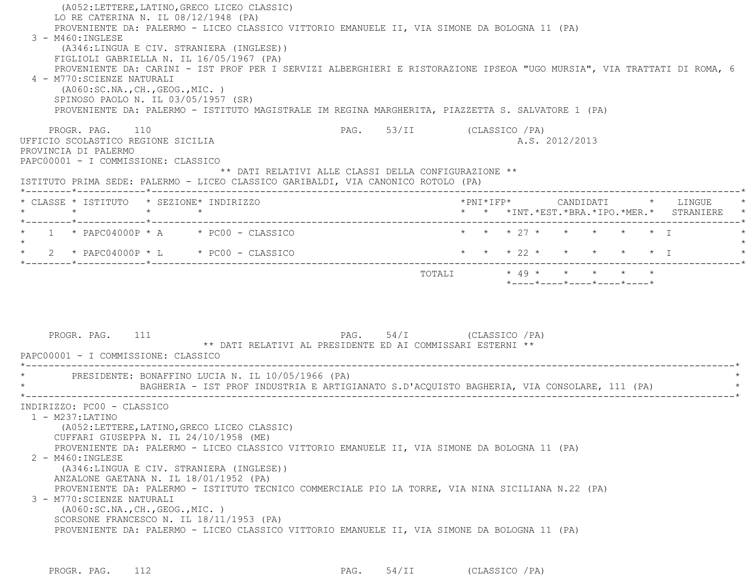(A052:LETTERE,LATINO,GRECO LICEO CLASSIC)
LO RE CATERINA N. IL 08/12/1948 (PA)
PROVENIENTE DA: PALERMO - LICEO CLASSICO VITTORIO EMANUELE II, VIA SIMONE DA BOLOGNA 11 (PA)

3 - M460:INGLESE
(A346:LINGUA E CIV. STRANIERA (INGLESE))
FIGLIOLI GABRIELLA N. IL 16/05/1967 (PA)
PROVENIENTE DA: CARINI - IST PROF PER I SERVIZI ALBERGHIERI E RISTORAZIONE IPSEOA "UGO MURSIA", VIA TRATTATI DI ROMA, 6

4 - M770:SCIENZE NATURALI
(A060:SC.NA.,CH.,GEOG.,MIC. )
SPINOSO PAOLO N. IL 03/05/1957 (SR)
PROVENIENTE DA: PALERMO - ISTITUTO MAGISTRALE IM REGINA MARGHERITA, PIAZZETTA S. SALVATORE 1 (PA)

PROGR. PAG. 110 PAG. 53/II (CLASSICO /PA)

UFFICIO SCOLASTICO REGIONE SICILIA A.S. 2012/2013
PROVINCIA DI PALERMO
PAPC00001 - I COMMISSIONE: CLASSICO

** DATI RELATIVI ALLE CLASSI DELLA CONFIGURAZIONE **

ISTITUTO PRIMA SEDE: PALERMO - LICEO CLASSICO GARIBALDI, VIA CANONICO ROTOLO (PA)

| CLASSE | ISTITUTO | SEZIONE | INDIRIZZO | PNI | IFP | CANDIDATI INT. | EST. | BRA. | IPO. | MER. | LINGUE STRANIERE |
|---|---|---|---|---|---|---|---|---|---|---|---|
| 1 | PAPC04000P | A | PC00 - CLASSICO | | | 27 | | | | | I |
| 2 | PAPC04000P | L | PC00 - CLASSICO | | | 22 | | | | | I |
| | | | TOTALI | | | 49 | | | | | |

PROGR. PAG. 111 PAG. 54/I (CLASSICO /PA)

** DATI RELATIVI AL PRESIDENTE ED AI COMMISSARI ESTERNI **

PAPC00001 - I COMMISSIONE: CLASSICO

PRESIDENTE: BONAFFINO LUCIA N. IL 10/05/1966 (PA)
BAGHERIA - IST PROF INDUSTRIA E ARTIGIANATO S.D'ACQUISTO BAGHERIA, VIA CONSOLARE, 111 (PA)

INDIRIZZO: PC00 - CLASSICO

1 - M237:LATINO
(A052:LETTERE,LATINO,GRECO LICEO CLASSIC)
CUFFARI GIUSEPPA N. IL 24/10/1958 (ME)
PROVENIENTE DA: PALERMO - LICEO CLASSICO VITTORIO EMANUELE II, VIA SIMONE DA BOLOGNA 11 (PA)

2 - M460:INGLESE
(A346:LINGUA E CIV. STRANIERA (INGLESE))
ANZALONE GAETANA N. IL 18/01/1952 (PA)
PROVENIENTE DA: PALERMO - ISTITUTO TECNICO COMMERCIALE PIO LA TORRE, VIA NINA SICILIANA N.22 (PA)

3 - M770:SCIENZE NATURALI
(A060:SC.NA.,CH.,GEOG.,MIC. )
SCORSONE FRANCESCO N. IL 18/11/1953 (PA)
PROVENIENTE DA: PALERMO - LICEO CLASSICO VITTORIO EMANUELE II, VIA SIMONE DA BOLOGNA 11 (PA)

PROGR. PAG. 112 PAG. 54/II (CLASSICO /PA)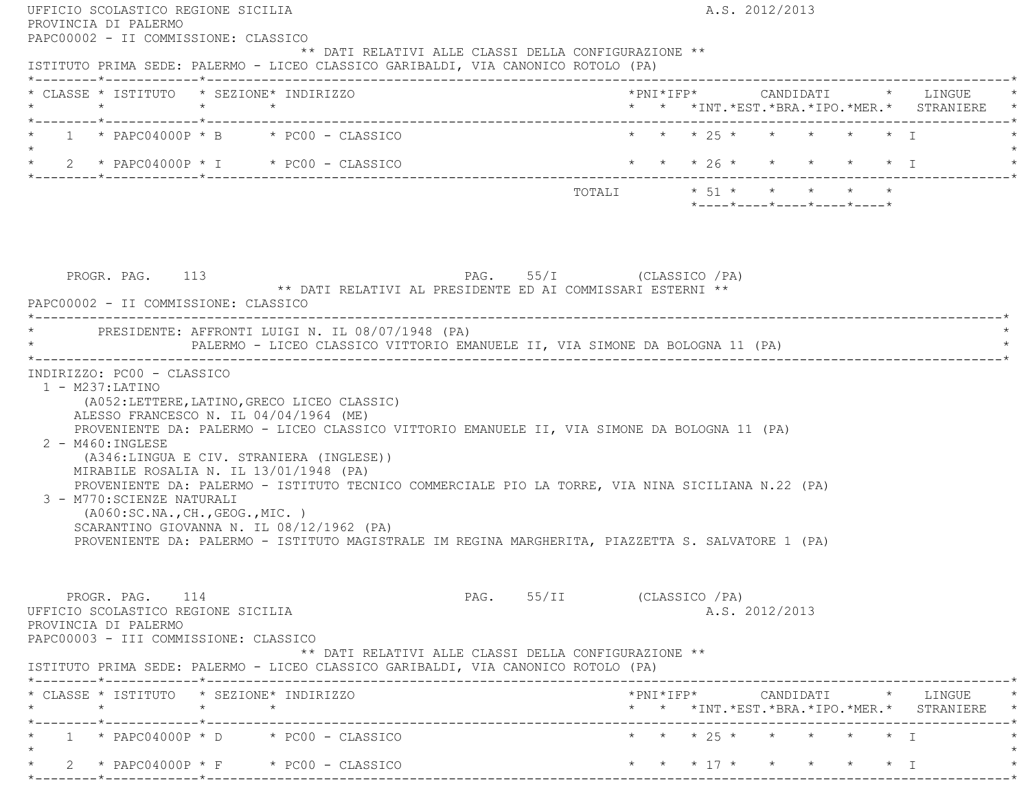UFFICIO SCOLASTICO REGIONE SICILIA A.S. 2012/2013
PROVINCIA DI PALERMO
PAPC00002 - II COMMISSIONE: CLASSICO

** DATI RELATIVI ALLE CLASSI DELLA CONFIGURAZIONE **

ISTITUTO PRIMA SEDE: PALERMO - LICEO CLASSICO GARIBALDI, VIA CANONICO ROTOLO (PA)

| CLASSE | ISTITUTO | SEZIONE | INDIRIZZO | PNI | IFP | CANDIDATI INT. | EST. | BRA. | IPO. | MER. | LINGUE STRANIERE |
|---|---|---|---|---|---|---|---|---|---|---|---|
| 1 | PAPC04000P | B | PC00 - CLASSICO | | | 25 | | | | | I |
| 2 | PAPC04000P | I | PC00 - CLASSICO | | | 26 | | | | | I |
| | | | TOTALI | | | 51 | | | | | |

PROGR. PAG. 113 PAG. 55/I (CLASSICO /PA)

** DATI RELATIVI AL PRESIDENTE ED AI COMMISSARI ESTERNI **

PAPC00002 - II COMMISSIONE: CLASSICO

PRESIDENTE: AFFRONTI LUIGI N. IL 08/07/1948 (PA)
PALERMO - LICEO CLASSICO VITTORIO EMANUELE II, VIA SIMONE DA BOLOGNA 11 (PA)

INDIRIZZO: PC00 - CLASSICO

1 - M237:LATINO
(A052:LETTERE,LATINO,GRECO LICEO CLASSIC)
ALESSO FRANCESCO N. IL 04/04/1964 (ME)
PROVENIENTE DA: PALERMO - LICEO CLASSICO VITTORIO EMANUELE II, VIA SIMONE DA BOLOGNA 11 (PA)

2 - M460:INGLESE
(A346:LINGUA E CIV. STRANIERA (INGLESE))
MIRABILE ROSALIA N. IL 13/01/1948 (PA)
PROVENIENTE DA: PALERMO - ISTITUTO TECNICO COMMERCIALE PIO LA TORRE, VIA NINA SICILIANA N.22 (PA)

3 - M770:SCIENZE NATURALI
(A060:SC.NA.,CH.,GEOG.,MIC. )
SCARANTINO GIOVANNA N. IL 08/12/1962 (PA)
PROVENIENTE DA: PALERMO - ISTITUTO MAGISTRALE IM REGINA MARGHERITA, PIAZZETTA S. SALVATORE 1 (PA)

PROGR. PAG. 114 PAG. 55/II (CLASSICO /PA)

UFFICIO SCOLASTICO REGIONE SICILIA A.S. 2012/2013
PROVINCIA DI PALERMO
PAPC00003 - III COMMISSIONE: CLASSICO

** DATI RELATIVI ALLE CLASSI DELLA CONFIGURAZIONE **

ISTITUTO PRIMA SEDE: PALERMO - LICEO CLASSICO GARIBALDI, VIA CANONICO ROTOLO (PA)

| CLASSE | ISTITUTO | SEZIONE | INDIRIZZO | PNI | IFP | CANDIDATI INT. | EST. | BRA. | IPO. | MER. | LINGUE STRANIERE |
|---|---|---|---|---|---|---|---|---|---|---|---|
| 1 | PAPC04000P | D | PC00 - CLASSICO | | | 25 | | | | | I |
| 2 | PAPC04000P | F | PC00 - CLASSICO | | | 17 | | | | | I |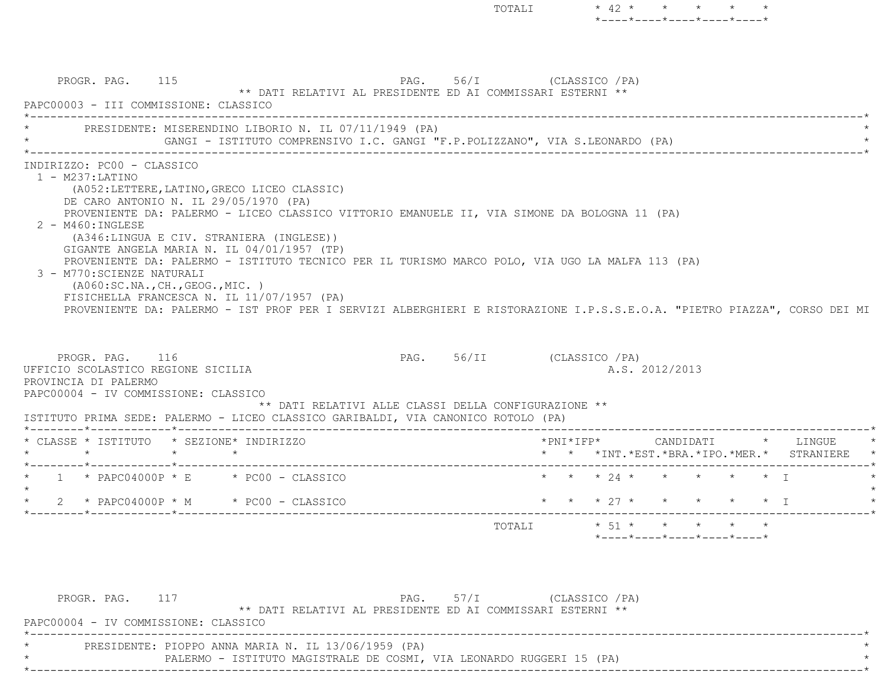| | TOTALI | * 42 * | * | * | * | * |
|---|---|---|---|---|---|---|

PROGR. PAG. 115 PAG. 56/I (CLASSICO /PA)

** DATI RELATIVI AL PRESIDENTE ED AI COMMISSARI ESTERNI **

PAPC00003 - III COMMISSIONE: CLASSICO

PRESIDENTE: MISERENDINO LIBORIO N. IL 07/11/1949 (PA)
GANGI - ISTITUTO COMPRENSIVO I.C. GANGI "F.P.POLIZZANO", VIA S.LEONARDO (PA)

INDIRIZZO: PC00 - CLASSICO

1 - M237:LATINO
(A052:LETTERE,LATINO,GRECO LICEO CLASSIC)
DE CARO ANTONIO N. IL 29/05/1970 (PA)
PROVENIENTE DA: PALERMO - LICEO CLASSICO VITTORIO EMANUELE II, VIA SIMONE DA BOLOGNA 11 (PA)

2 - M460:INGLESE
(A346:LINGUA E CIV. STRANIERA (INGLESE))
GIGANTE ANGELA MARIA N. IL 04/01/1957 (TP)
PROVENIENTE DA: PALERMO - ISTITUTO TECNICO PER IL TURISMO MARCO POLO, VIA UGO LA MALFA 113 (PA)

3 - M770:SCIENZE NATURALI
(A060:SC.NA.,CH.,GEOG.,MIC. )
FISICHELLA FRANCESCA N. IL 11/07/1957 (PA)
PROVENIENTE DA: PALERMO - IST PROF PER I SERVIZI ALBERGHIERI E RISTORAZIONE I.P.S.S.E.O.A. "PIETRO PIAZZA", CORSO DEI MI

PROGR. PAG. 116 PAG. 56/II (CLASSICO /PA)

UFFICIO SCOLASTICO REGIONE SICILIA A.S. 2012/2013

PROVINCIA DI PALERMO

PAPC00004 - IV COMMISSIONE: CLASSICO

** DATI RELATIVI ALLE CLASSI DELLA CONFIGURAZIONE **

ISTITUTO PRIMA SEDE: PALERMO - LICEO CLASSICO GARIBALDI, VIA CANONICO ROTOLO (PA)

| CLASSE | ISTITUTO | SEZIONE | INDIRIZZO | PNI | IFP | CANDIDATI INT. | EST. | BRA. | IPO. | MER. | LINGUE STRANIERE |
|---|---|---|---|---|---|---|---|---|---|---|---|
| 1 | PAPC04000P | E | PC00 - CLASSICO | | | 24 | | | | | I |
| 2 | PAPC04000P | M | PC00 - CLASSICO | | | 27 | | | | | I |
| | | | | | TOTALI | 51 | | | | | |

PROGR. PAG. 117 PAG. 57/I (CLASSICO /PA)

** DATI RELATIVI AL PRESIDENTE ED AI COMMISSARI ESTERNI **

PAPC00004 - IV COMMISSIONE: CLASSICO

PRESIDENTE: PIOPPO ANNA MARIA N. IL 13/06/1959 (PA)
PALERMO - ISTITUTO MAGISTRALE DE COSMI, VIA LEONARDO RUGGERI 15 (PA)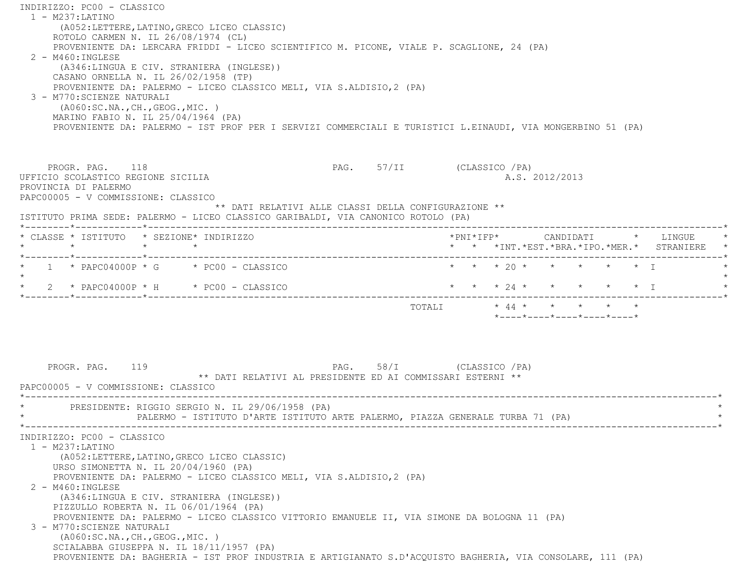INDIRIZZO: PC00 - CLASSICO

1 - M237:LATINO
   (A052:LETTERE,LATINO,GRECO LICEO CLASSIC)
   ROTOLO CARMEN N. IL 26/08/1974 (CL)
   PROVENIENTE DA: LERCARA FRIDDI - LICEO SCIENTIFICO M. PICONE, VIALE P. SCAGLIONE, 24 (PA)
2 - M460:INGLESE
   (A346:LINGUA E CIV. STRANIERA (INGLESE))
   CASANO ORNELLA N. IL 26/02/1958 (TP)
   PROVENIENTE DA: PALERMO - LICEO CLASSICO MELI, VIA S.ALDISIO,2 (PA)
3 - M770:SCIENZE NATURALI
   (A060:SC.NA.,CH.,GEOG.,MIC. )
   MARINO FABIO N. IL 25/04/1964 (PA)
   PROVENIENTE DA: PALERMO - IST PROF PER I SERVIZI COMMERCIALI E TURISTICI L.EINAUDI, VIA MONGERBINO 51 (PA)

PROGR. PAG. 118 PAG. 57/II (CLASSICO /PA)

UFFICIO SCOLASTICO REGIONE SICILIA A.S. 2012/2013

PROVINCIA DI PALERMO

PAPC00005 - V COMMISSIONE: CLASSICO

** DATI RELATIVI ALLE CLASSI DELLA CONFIGURAZIONE **

ISTITUTO PRIMA SEDE: PALERMO - LICEO CLASSICO GARIBALDI, VIA CANONICO ROTOLO (PA)

| CLASSE | ISTITUTO | SEZIONE | INDIRIZZO | PNI | IFP | CANDIDATI INT. | EST. | BRA. | IPO. | MER. | LINGUE STRANIERE |
|---|---|---|---|---|---|---|---|---|---|---|---|
| 1 | PAPC04000P | G | PC00 - CLASSICO | | | 20 | | | | | I |
| 2 | PAPC04000P | H | PC00 - CLASSICO | | | 24 | | | | | I |
| | | | TOTALI | | | 44 | | | | | |

PROGR. PAG. 119 PAG. 58/I (CLASSICO /PA)

** DATI RELATIVI AL PRESIDENTE ED AI COMMISSARI ESTERNI **

PAPC00005 - V COMMISSIONE: CLASSICO

PRESIDENTE: RIGGIO SERGIO N. IL 29/06/1958 (PA)
PALERMO - ISTITUTO D'ARTE ISTITUTO ARTE PALERMO, PIAZZA GENERALE TURBA 71 (PA)

INDIRIZZO: PC00 - CLASSICO

1 - M237:LATINO
   (A052:LETTERE,LATINO,GRECO LICEO CLASSIC)
   URSO SIMONETTA N. IL 20/04/1960 (PA)
   PROVENIENTE DA: PALERMO - LICEO CLASSICO MELI, VIA S.ALDISIO,2 (PA)
2 - M460:INGLESE
   (A346:LINGUA E CIV. STRANIERA (INGLESE))
   PIZZULLO ROBERTA N. IL 06/01/1964 (PA)
   PROVENIENTE DA: PALERMO - LICEO CLASSICO VITTORIO EMANUELE II, VIA SIMONE DA BOLOGNA 11 (PA)
3 - M770:SCIENZE NATURALI
   (A060:SC.NA.,CH.,GEOG.,MIC. )
   SCIALABBA GIUSEPPA N. IL 18/11/1957 (PA)
   PROVENIENTE DA: BAGHERIA - IST PROF INDUSTRIA E ARTIGIANATO S.D'ACQUISTO BAGHERIA, VIA CONSOLARE, 111 (PA)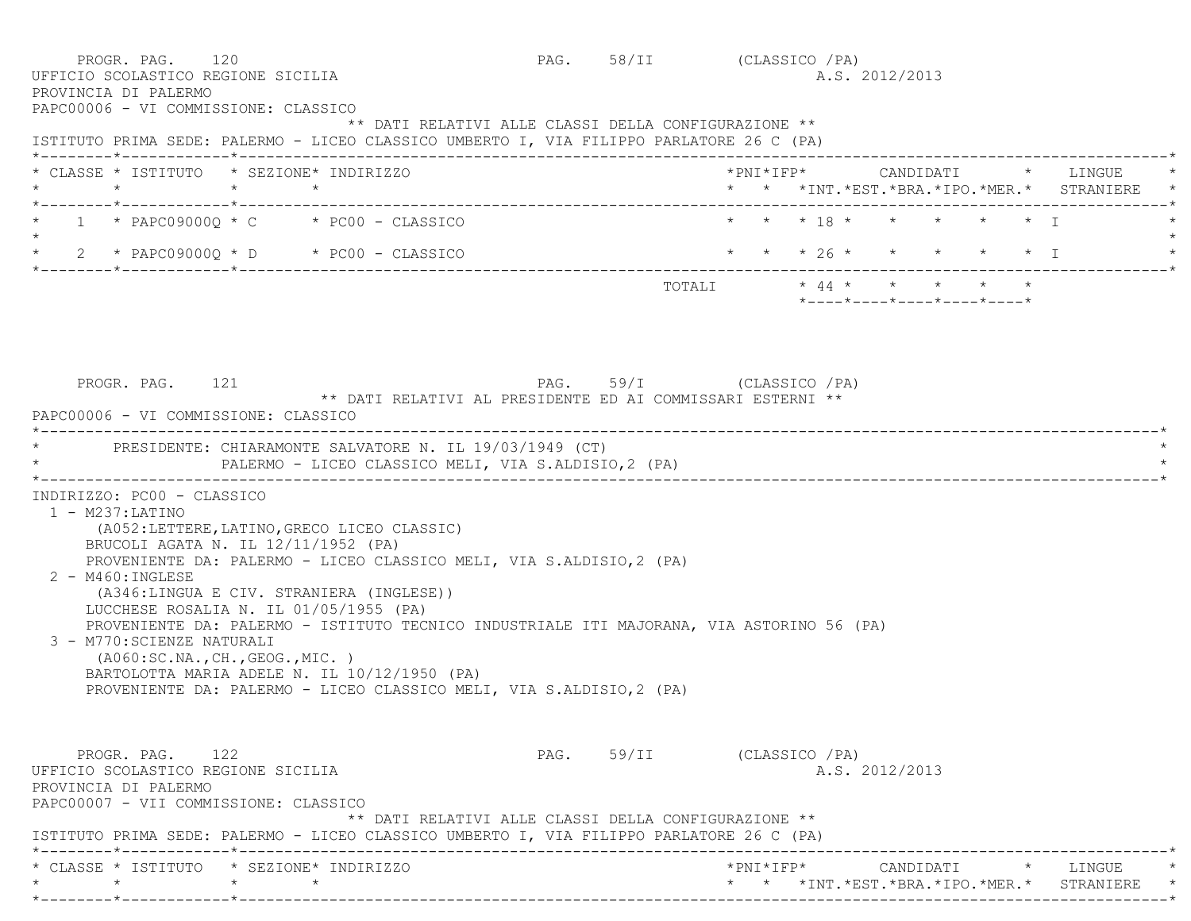PROGR. PAG. 120 PAG. 58/II (CLASSICO /PA)

UFFICIO SCOLASTICO REGIONE SICILIA A.S. 2012/2013

PROVINCIA DI PALERMO

PAPC00006 - VI COMMISSIONE: CLASSICO

** DATI RELATIVI ALLE CLASSI DELLA CONFIGURAZIONE **

ISTITUTO PRIMA SEDE: PALERMO - LICEO CLASSICO UMBERTO I, VIA FILIPPO PARLATORE 26 C (PA)

| CLASSE | ISTITUTO | SEZIONE | INDIRIZZO | PNI | IFP | CANDIDATI INT. | EST. | BRA. | IPO. | MER. | LINGUE STRANIERE |
|---|---|---|---|---|---|---|---|---|---|---|---|
| 1 | PAPC09000Q | C | PC00 - CLASSICO | | | 18 | | | | | I |
| 2 | PAPC09000Q | D | PC00 - CLASSICO | | | 26 | | | | | I |
| | | | TOTALI | | | 44 | | | | | |

PROGR. PAG. 121 PAG. 59/I (CLASSICO /PA)

** DATI RELATIVI AL PRESIDENTE ED AI COMMISSARI ESTERNI **

PAPC00006 - VI COMMISSIONE: CLASSICO

PRESIDENTE: CHIARAMONTE SALVATORE N. IL 19/03/1949 (CT)
PALERMO - LICEO CLASSICO MELI, VIA S.ALDISIO,2 (PA)

INDIRIZZO: PC00 - CLASSICO

1 - M237:LATINO
(A052:LETTERE,LATINO,GRECO LICEO CLASSIC)
BRUCOLI AGATA N. IL 12/11/1952 (PA)
PROVENIENTE DA: PALERMO - LICEO CLASSICO MELI, VIA S.ALDISIO,2 (PA)

2 - M460:INGLESE
(A346:LINGUA E CIV. STRANIERA (INGLESE))
LUCCHESE ROSALIA N. IL 01/05/1955 (PA)
PROVENIENTE DA: PALERMO - ISTITUTO TECNICO INDUSTRIALE ITI MAJORANA, VIA ASTORINO 56 (PA)

3 - M770:SCIENZE NATURALI
(A060:SC.NA.,CH.,GEOG.,MIC. )
BARTOLOTTA MARIA ADELE N. IL 10/12/1950 (PA)
PROVENIENTE DA: PALERMO - LICEO CLASSICO MELI, VIA S.ALDISIO,2 (PA)

PROGR. PAG. 122 PAG. 59/II (CLASSICO /PA)

UFFICIO SCOLASTICO REGIONE SICILIA A.S. 2012/2013

PROVINCIA DI PALERMO

PAPC00007 - VII COMMISSIONE: CLASSICO

** DATI RELATIVI ALLE CLASSI DELLA CONFIGURAZIONE **

ISTITUTO PRIMA SEDE: PALERMO - LICEO CLASSICO UMBERTO I, VIA FILIPPO PARLATORE 26 C (PA)

| CLASSE | ISTITUTO | SEZIONE | INDIRIZZO | PNI | IFP | CANDIDATI INT. | EST. | BRA. | IPO. | MER. | LINGUE STRANIERE |
|---|---|---|---|---|---|---|---|---|---|---|---|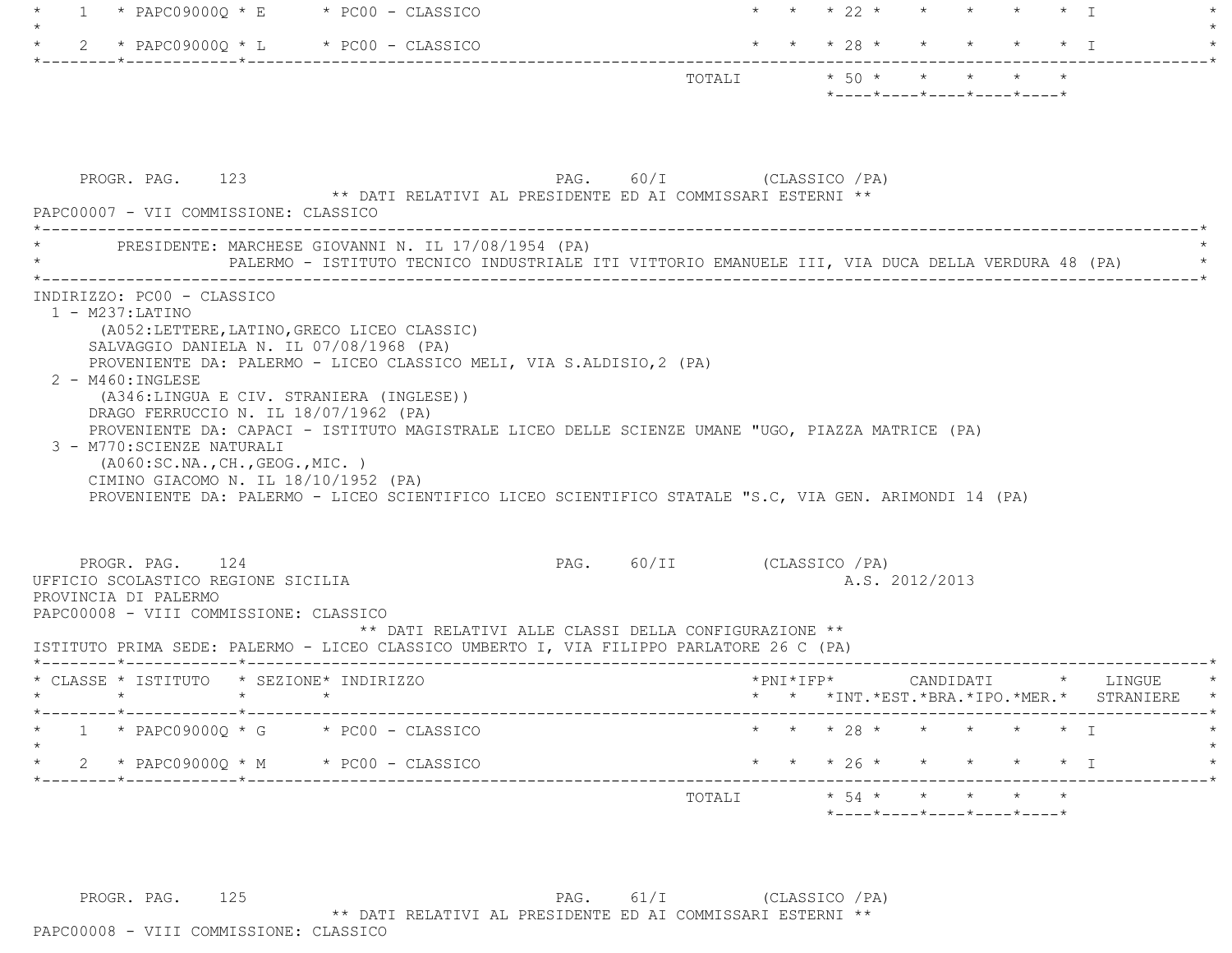| CLASSE | ISTITUTO | SEZIONE | INDIRIZZO | PNI | IFP | CANDIDATI INT. | EST. | BRA. | IPO. | MER. | LINGUE STRANIERE |
|---|---|---|---|---|---|---|---|---|---|---|---|
| 1 | PAPC09000Q | E | PC00 - CLASSICO | | | 22 | | | | | I |
| 2 | PAPC09000Q | L | PC00 - CLASSICO | | | 28 | | | | | I |
| | | | TOTALI | | | 50 | | | | | |

PROGR. PAG. 123 PAG. 60/I (CLASSICO /PA)

** DATI RELATIVI AL PRESIDENTE ED AI COMMISSARI ESTERNI **

PAPC00007 - VII COMMISSIONE: CLASSICO

PRESIDENTE: MARCHESE GIOVANNI N. IL 17/08/1954 (PA)
PALERMO - ISTITUTO TECNICO INDUSTRIALE ITI VITTORIO EMANUELE III, VIA DUCA DELLA VERDURA 48 (PA)

INDIRIZZO: PC00 - CLASSICO

1 - M237:LATINO
(A052:LETTERE,LATINO,GRECO LICEO CLASSIC)
SALVAGGIO DANIELA N. IL 07/08/1968 (PA)
PROVENIENTE DA: PALERMO - LICEO CLASSICO MELI, VIA S.ALDISIO,2 (PA)

2 - M460:INGLESE
(A346:LINGUA E CIV. STRANIERA (INGLESE))
DRAGO FERRUCCIO N. IL 18/07/1962 (PA)
PROVENIENTE DA: CAPACI - ISTITUTO MAGISTRALE LICEO DELLE SCIENZE UMANE "UGO, PIAZZA MATRICE (PA)

3 - M770:SCIENZE NATURALI
(A060:SC.NA.,CH.,GEOG.,MIC. )
CIMINO GIACOMO N. IL 18/10/1952 (PA)
PROVENIENTE DA: PALERMO - LICEO SCIENTIFICO LICEO SCIENTIFICO STATALE "S.C, VIA GEN. ARIMONDI 14 (PA)

PROGR. PAG. 124 PAG. 60/II (CLASSICO /PA)

UFFICIO SCOLASTICO REGIONE SICILIA A.S. 2012/2013

PROVINCIA DI PALERMO

PAPC00008 - VIII COMMISSIONE: CLASSICO

** DATI RELATIVI ALLE CLASSI DELLA CONFIGURAZIONE **

ISTITUTO PRIMA SEDE: PALERMO - LICEO CLASSICO UMBERTO I, VIA FILIPPO PARLATORE 26 C (PA)

| CLASSE | ISTITUTO | SEZIONE | INDIRIZZO | PNI | IFP | CANDIDATI INT. | EST. | BRA. | IPO. | MER. | LINGUE STRANIERE |
|---|---|---|---|---|---|---|---|---|---|---|---|
| 1 | PAPC09000Q | G | PC00 - CLASSICO | | | 28 | | | | | I |
| 2 | PAPC09000Q | M | PC00 - CLASSICO | | | 26 | | | | | I |
| | | | TOTALI | | | 54 | | | | | |

PROGR. PAG. 125 PAG. 61/I (CLASSICO /PA)

** DATI RELATIVI AL PRESIDENTE ED AI COMMISSARI ESTERNI **

PAPC00008 - VIII COMMISSIONE: CLASSICO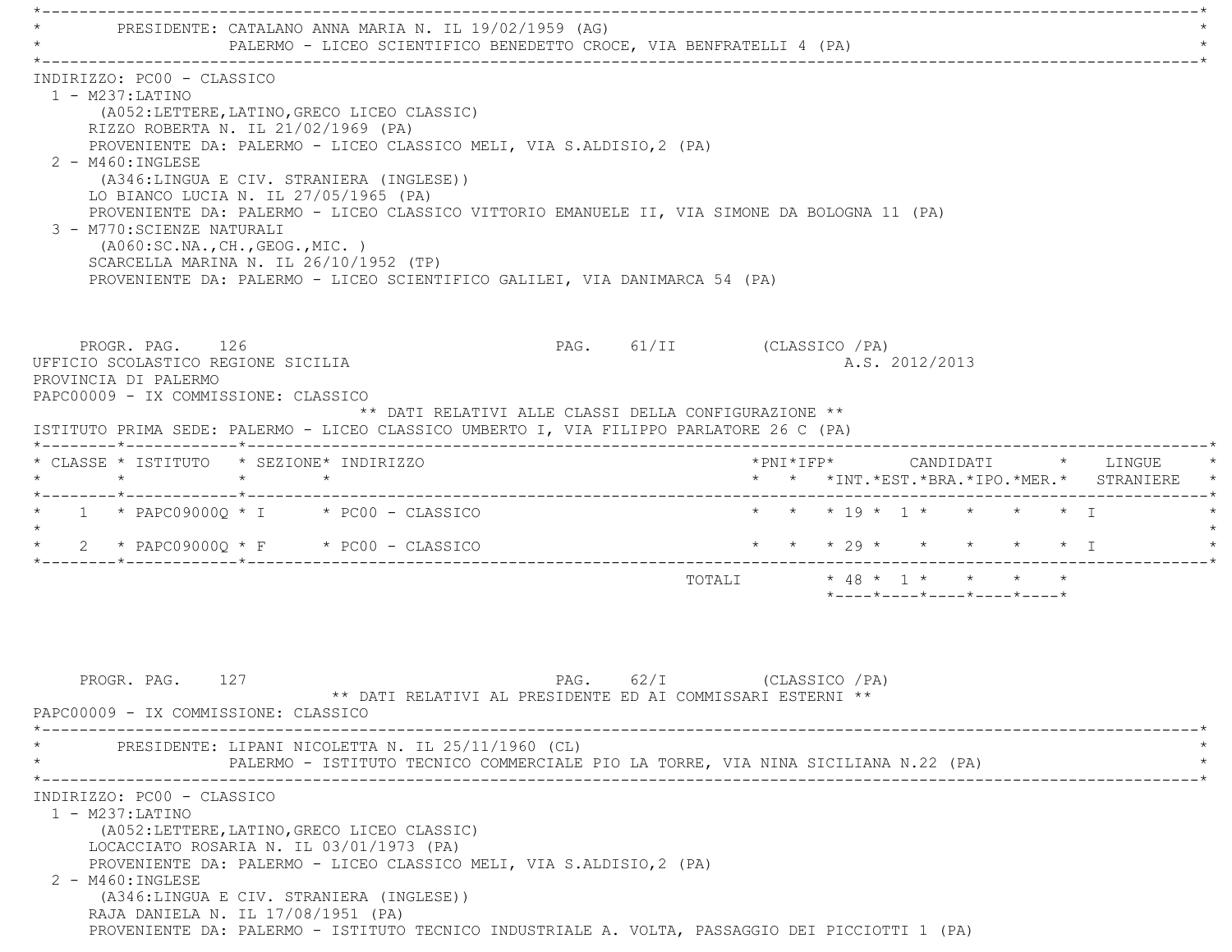**PRESIDENTE: CATALANO ANNA MARIA N. IL 19/02/1959 (AG)**
PALERMO - LICEO SCIENTIFICO BENEDETTO CROCE, VIA BENFRATELLI 4 (PA)

INDIRIZZO: PC00 - CLASSICO

1 - M237:LATINO
(A052:LETTERE,LATINO,GRECO LICEO CLASSIC)
RIZZO ROBERTA N. IL 21/02/1969 (PA)
PROVENIENTE DA: PALERMO - LICEO CLASSICO MELI, VIA S.ALDISIO,2 (PA)

2 - M460:INGLESE
(A346:LINGUA E CIV. STRANIERA (INGLESE))
LO BIANCO LUCIA N. IL 27/05/1965 (PA)
PROVENIENTE DA: PALERMO - LICEO CLASSICO VITTORIO EMANUELE II, VIA SIMONE DA BOLOGNA 11 (PA)

3 - M770:SCIENZE NATURALI
(A060:SC.NA.,CH.,GEOG.,MIC. )
SCARCELLA MARINA N. IL 26/10/1952 (TP)
PROVENIENTE DA: PALERMO - LICEO SCIENTIFICO GALILEI, VIA DANIMARCA 54 (PA)

PROGR. PAG. 126 PAG. 61/II (CLASSICO /PA)

UFFICIO SCOLASTICO REGIONE SICILIA A.S. 2012/2013
PROVINCIA DI PALERMO
PAPC00009 - IX COMMISSIONE: CLASSICO

** DATI RELATIVI ALLE CLASSI DELLA CONFIGURAZIONE **

ISTITUTO PRIMA SEDE: PALERMO - LICEO CLASSICO UMBERTO I, VIA FILIPPO PARLATORE 26 C (PA)

| CLASSE | ISTITUTO | SEZIONE | INDIRIZZO | PNI | IFP | CANDIDATI INT. | CANDIDATI EST. | CANDIDATI BRA. | CANDIDATI IPO. | CANDIDATI MER. | LINGUE STRANIERE |
|---|---|---|---|---|---|---|---|---|---|---|---|
| 1 | PAPC09000Q | I | PC00 - CLASSICO | | | 19 | 1 | | | | I |
| 2 | PAPC09000Q | F | PC00 - CLASSICO | | | 29 | | | | | I |
| | | | TOTALI | | | 48 | 1 | | | | |

PROGR. PAG. 127 PAG. 62/I (CLASSICO /PA)

** DATI RELATIVI AL PRESIDENTE ED AI COMMISSARI ESTERNI **

PAPC00009 - IX COMMISSIONE: CLASSICO

**PRESIDENTE: LIPANI NICOLETTA N. IL 25/11/1960 (CL)**
PALERMO - ISTITUTO TECNICO COMMERCIALE PIO LA TORRE, VIA NINA SICILIANA N.22 (PA)

INDIRIZZO: PC00 - CLASSICO

1 - M237:LATINO
(A052:LETTERE,LATINO,GRECO LICEO CLASSIC)
LOCACCIATO ROSARIA N. IL 03/01/1973 (PA)
PROVENIENTE DA: PALERMO - LICEO CLASSICO MELI, VIA S.ALDISIO,2 (PA)

2 - M460:INGLESE
(A346:LINGUA E CIV. STRANIERA (INGLESE))
RAJA DANIELA N. IL 17/08/1951 (PA)
PROVENIENTE DA: PALERMO - ISTITUTO TECNICO INDUSTRIALE A. VOLTA, PASSAGGIO DEI PICCIOTTI 1 (PA)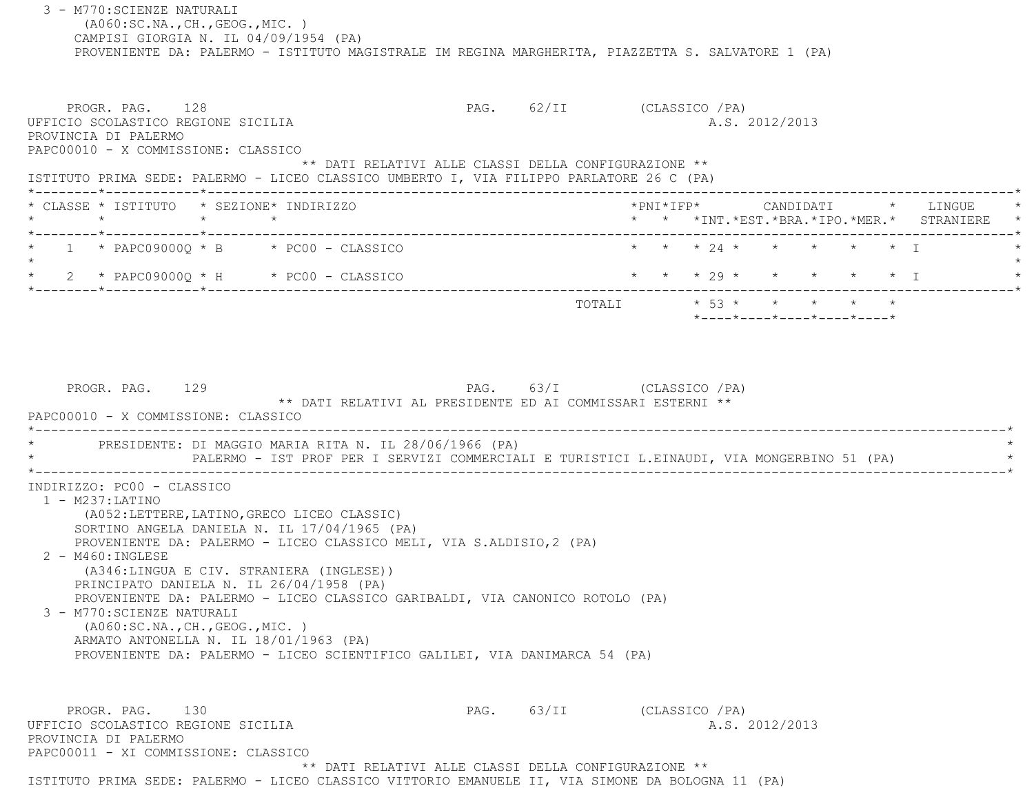3 - M770:SCIENZE NATURALI
(A060:SC.NA.,CH.,GEOG.,MIC. )
CAMPISI GIORGIA N. IL 04/09/1954 (PA)
PROVENIENTE DA: PALERMO - ISTITUTO MAGISTRALE IM REGINA MARGHERITA, PIAZZETTA S. SALVATORE 1 (PA)

PROGR. PAG. 128 PAG. 62/II (CLASSICO /PA)

UFFICIO SCOLASTICO REGIONE SICILIA A.S. 2012/2013

PROVINCIA DI PALERMO

PAPC00010 - X COMMISSIONE: CLASSICO

** DATI RELATIVI ALLE CLASSI DELLA CONFIGURAZIONE **

ISTITUTO PRIMA SEDE: PALERMO - LICEO CLASSICO UMBERTO I, VIA FILIPPO PARLATORE 26 C (PA)

| CLASSE | ISTITUTO | SEZIONE | INDIRIZZO | PNI | IFP | CANDIDATI INT. | EST. | BRA. | IPO. | MER. | LINGUE STRANIERE |
|---|---|---|---|---|---|---|---|---|---|---|---|
| 1 | PAPC09000Q | B | PC00 - CLASSICO | | | 24 | | | | | I |
| 2 | PAPC09000Q | H | PC00 - CLASSICO | | | 29 | | | | | I |
| | | | TOTALI | | | 53 | | | | | |

PROGR. PAG. 129 PAG. 63/I (CLASSICO /PA)

** DATI RELATIVI AL PRESIDENTE ED AI COMMISSARI ESTERNI **

PAPC00010 - X COMMISSIONE: CLASSICO

PRESIDENTE: DI MAGGIO MARIA RITA N. IL 28/06/1966 (PA)
PALERMO - IST PROF PER I SERVIZI COMMERCIALI E TURISTICI L.EINAUDI, VIA MONGERBINO 51 (PA)

INDIRIZZO: PC00 - CLASSICO

1 - M237:LATINO
(A052:LETTERE,LATINO,GRECO LICEO CLASSIC)
SORTINO ANGELA DANIELA N. IL 17/04/1965 (PA)
PROVENIENTE DA: PALERMO - LICEO CLASSICO MELI, VIA S.ALDISIO,2 (PA)

2 - M460:INGLESE
(A346:LINGUA E CIV. STRANIERA (INGLESE))
PRINCIPATO DANIELA N. IL 26/04/1958 (PA)
PROVENIENTE DA: PALERMO - LICEO CLASSICO GARIBALDI, VIA CANONICO ROTOLO (PA)

3 - M770:SCIENZE NATURALI
(A060:SC.NA.,CH.,GEOG.,MIC. )
ARMATO ANTONELLA N. IL 18/01/1963 (PA)
PROVENIENTE DA: PALERMO - LICEO SCIENTIFICO GALILEI, VIA DANIMARCA 54 (PA)

PROGR. PAG. 130 PAG. 63/II (CLASSICO /PA)

UFFICIO SCOLASTICO REGIONE SICILIA A.S. 2012/2013

PROVINCIA DI PALERMO

PAPC00011 - XI COMMISSIONE: CLASSICO

** DATI RELATIVI ALLE CLASSI DELLA CONFIGURAZIONE **

ISTITUTO PRIMA SEDE: PALERMO - LICEO CLASSICO VITTORIO EMANUELE II, VIA SIMONE DA BOLOGNA 11 (PA)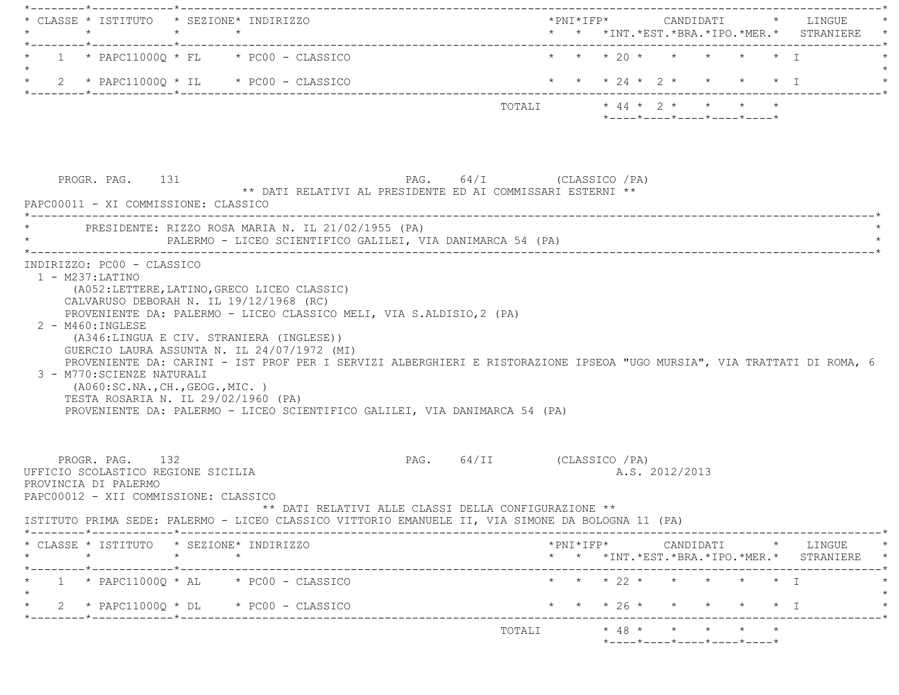| CLASSE | ISTITUTO | SEZIONE | INDIRIZZO | PNI | IFP | CANDIDATI INT. | EST. | BRA. | IPO. | MER. | LINGUE STRANIERE |
|---|---|---|---|---|---|---|---|---|---|---|---|
| 1 | PAPC11000Q | FL | PC00 - CLASSICO | | | 20 | | | | | I |
| 2 | PAPC11000Q | IL | PC00 - CLASSICO | | | 24 | 2 | | | | I |
| | | | TOTALI | | | 44 | 2 | | | | |

PROGR. PAG. 131 PAG. 64/I (CLASSICO /PA)

** DATI RELATIVI AL PRESIDENTE ED AI COMMISSARI ESTERNI **

PAPC00011 - XI COMMISSIONE: CLASSICO

PRESIDENTE: RIZZO ROSA MARIA N. IL 21/02/1955 (PA)
PALERMO - LICEO SCIENTIFICO GALILEI, VIA DANIMARCA 54 (PA)

INDIRIZZO: PC00 - CLASSICO

1 - M237:LATINO
(A052:LETTERE,LATINO,GRECO LICEO CLASSIC)
CALVARUSO DEBORAH N. IL 19/12/1968 (RC)
PROVENIENTE DA: PALERMO - LICEO CLASSICO MELI, VIA S.ALDISIO,2 (PA)

2 - M460:INGLESE
(A346:LINGUA E CIV. STRANIERA (INGLESE))
GUERCIO LAURA ASSUNTA N. IL 24/07/1972 (MI)
PROVENIENTE DA: CARINI - IST PROF PER I SERVIZI ALBERGHIERI E RISTORAZIONE IPSEOA "UGO MURSIA", VIA TRATTATI DI ROMA, 6

3 - M770:SCIENZE NATURALI
(A060:SC.NA.,CH.,GEOG.,MIC. )
TESTA ROSARIA N. IL 29/02/1960 (PA)
PROVENIENTE DA: PALERMO - LICEO SCIENTIFICO GALILEI, VIA DANIMARCA 54 (PA)

PROGR. PAG. 132 PAG. 64/II (CLASSICO /PA)

UFFICIO SCOLASTICO REGIONE SICILIA A.S. 2012/2013

PROVINCIA DI PALERMO

PAPC00012 - XII COMMISSIONE: CLASSICO

** DATI RELATIVI ALLE CLASSI DELLA CONFIGURAZIONE **

ISTITUTO PRIMA SEDE: PALERMO - LICEO CLASSICO VITTORIO EMANUELE II, VIA SIMONE DA BOLOGNA 11 (PA)

| CLASSE | ISTITUTO | SEZIONE | INDIRIZZO | PNI | IFP | CANDIDATI INT. | EST. | BRA. | IPO. | MER. | LINGUE STRANIERE |
|---|---|---|---|---|---|---|---|---|---|---|---|
| 1 | PAPC11000Q | AL | PC00 - CLASSICO | | | 22 | | | | | I |
| 2 | PAPC11000Q | DL | PC00 - CLASSICO | | | 26 | | | | | I |
| | | | TOTALI | | | 48 | | | | | |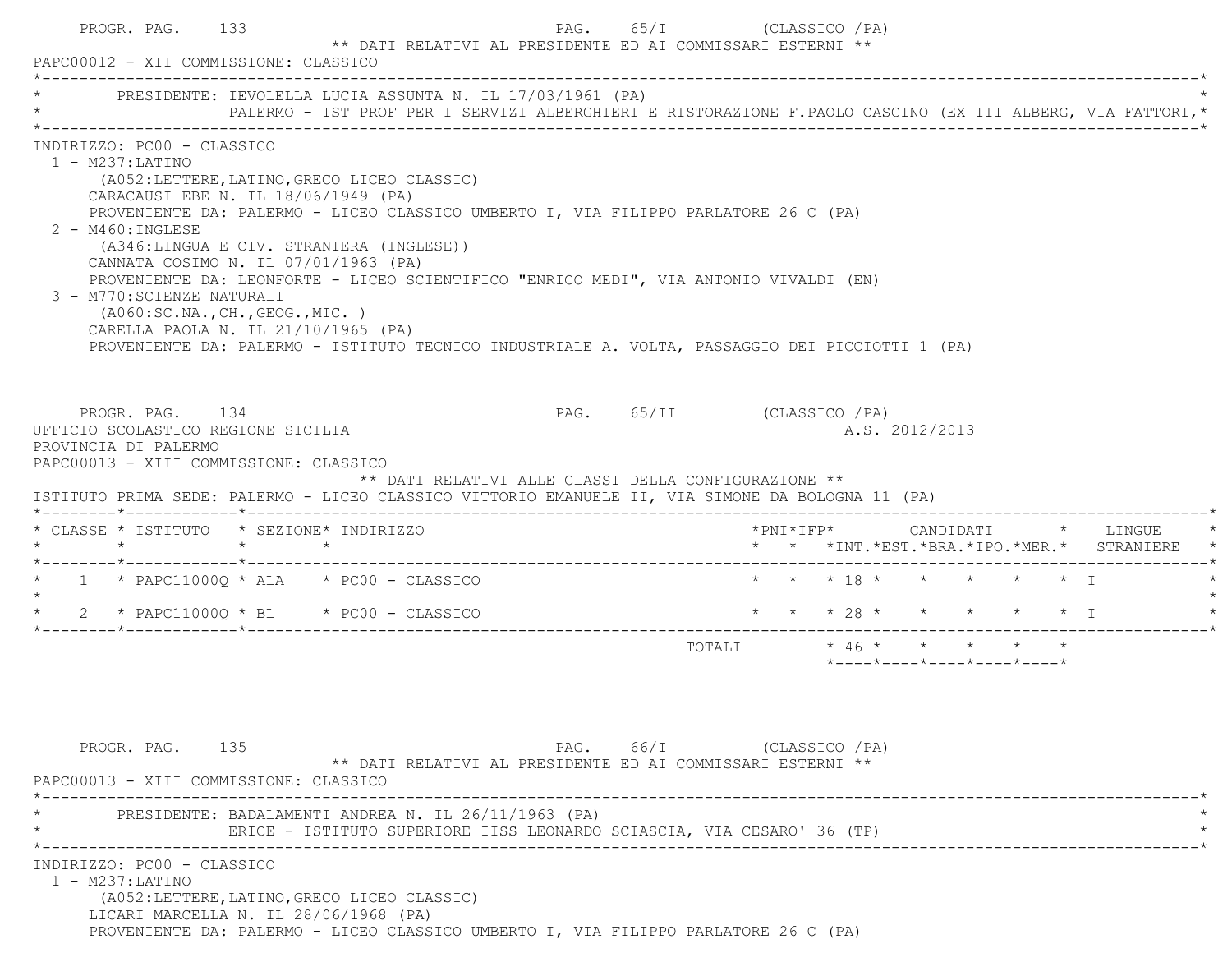PROGR. PAG. 133 PAG. 65/I (CLASSICO /PA)

** DATI RELATIVI AL PRESIDENTE ED AI COMMISSARI ESTERNI **

PAPC00012 - XII COMMISSIONE: CLASSICO

PRESIDENTE: IEVOLELLA LUCIA ASSUNTA N. IL 17/03/1961 (PA)
PALERMO - IST PROF PER I SERVIZI ALBERGHIERI E RISTORAZIONE F.PAOLO CASCINO (EX III ALBERG, VIA FATTORI,

INDIRIZZO: PC00 - CLASSICO

1 - M237:LATINO
(A052:LETTERE,LATINO,GRECO LICEO CLASSIC)
CARACAUSI EBE N. IL 18/06/1949 (PA)
PROVENIENTE DA: PALERMO - LICEO CLASSICO UMBERTO I, VIA FILIPPO PARLATORE 26 C (PA)

2 - M460:INGLESE
(A346:LINGUA E CIV. STRANIERA (INGLESE))
CANNATA COSIMO N. IL 07/01/1963 (PA)
PROVENIENTE DA: LEONFORTE - LICEO SCIENTIFICO "ENRICO MEDI", VIA ANTONIO VIVALDI (EN)

3 - M770:SCIENZE NATURALI
(A060:SC.NA.,CH.,GEOG.,MIC. )
CARELLA PAOLA N. IL 21/10/1965 (PA)
PROVENIENTE DA: PALERMO - ISTITUTO TECNICO INDUSTRIALE A. VOLTA, PASSAGGIO DEI PICCIOTTI 1 (PA)

PROGR. PAG. 134 PAG. 65/II (CLASSICO /PA)

UFFICIO SCOLASTICO REGIONE SICILIA A.S. 2012/2013

PROVINCIA DI PALERMO

PAPC00013 - XIII COMMISSIONE: CLASSICO

** DATI RELATIVI ALLE CLASSI DELLA CONFIGURAZIONE **

ISTITUTO PRIMA SEDE: PALERMO - LICEO CLASSICO VITTORIO EMANUELE II, VIA SIMONE DA BOLOGNA 11 (PA)

| CLASSE | ISTITUTO | SEZIONE | INDIRIZZO | PNI | IFP | CANDIDATI INT. | EST. | BRA. | IPO. | MER. | LINGUE STRANIERE |
|---|---|---|---|---|---|---|---|---|---|---|---|
| 1 | PAPC11000Q | ALA | PC00 - CLASSICO | | | 18 | | | | | I |
| 2 | PAPC11000Q | BL | PC00 - CLASSICO | | | 28 | | | | | I |
| | | | TOTALI | | | 46 | | | | | |

PROGR. PAG. 135 PAG. 66/I (CLASSICO /PA)

** DATI RELATIVI AL PRESIDENTE ED AI COMMISSARI ESTERNI **

PAPC00013 - XIII COMMISSIONE: CLASSICO

PRESIDENTE: BADALAMENTI ANDREA N. IL 26/11/1963 (PA)
ERICE - ISTITUTO SUPERIORE IISS LEONARDO SCIASCIA, VIA CESARO' 36 (TP)

INDIRIZZO: PC00 - CLASSICO

1 - M237:LATINO
(A052:LETTERE,LATINO,GRECO LICEO CLASSIC)
LICARI MARCELLA N. IL 28/06/1968 (PA)
PROVENIENTE DA: PALERMO - LICEO CLASSICO UMBERTO I, VIA FILIPPO PARLATORE 26 C (PA)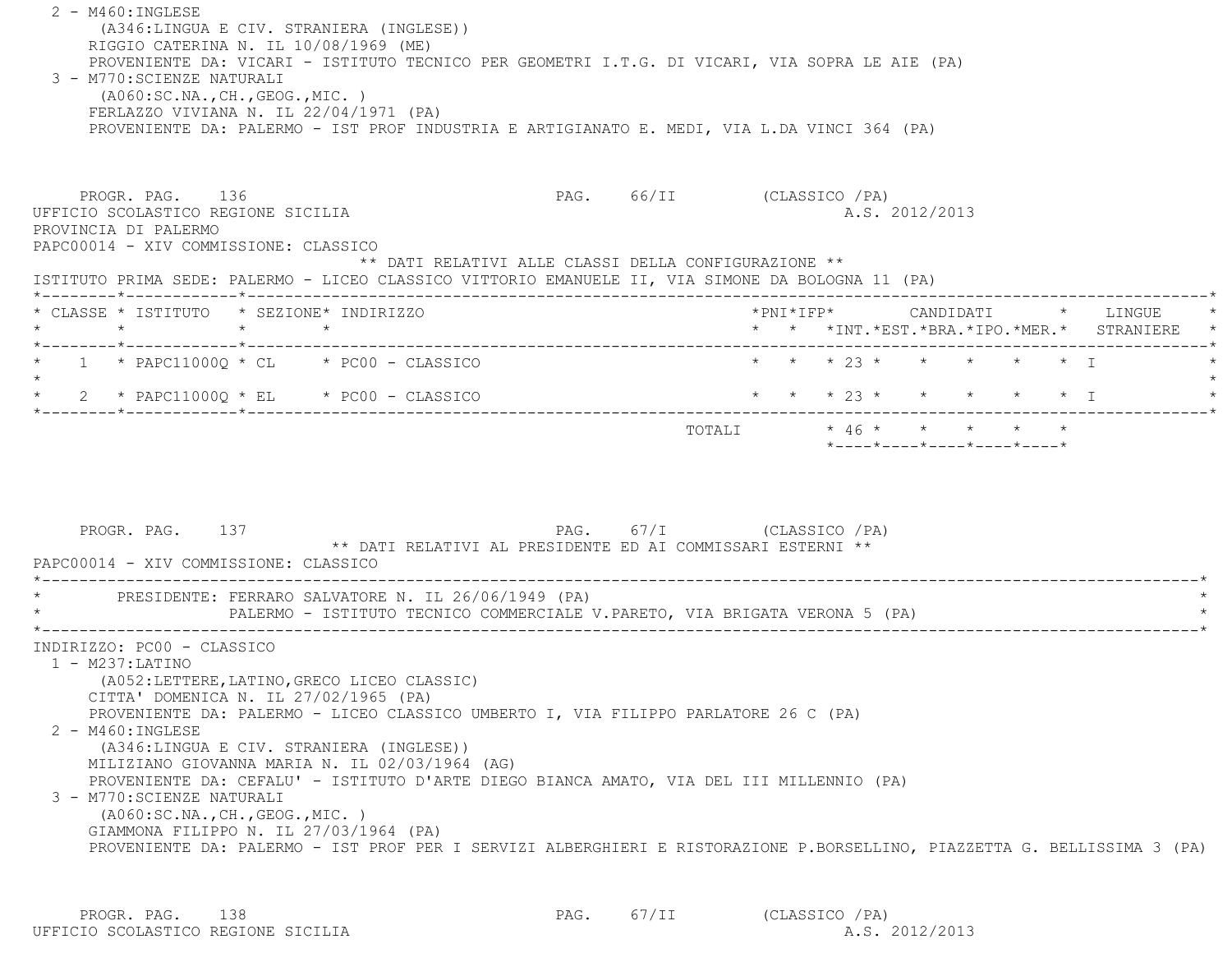2 - M460:INGLESE
(A346:LINGUA E CIV. STRANIERA (INGLESE))
RIGGIO CATERINA N. IL 10/08/1969 (ME)
PROVENIENTE DA: VICARI - ISTITUTO TECNICO PER GEOMETRI I.T.G. DI VICARI, VIA SOPRA LE AIE (PA)

3 - M770:SCIENZE NATURALI
(A060:SC.NA.,CH.,GEOG.,MIC. )
FERLAZZO VIVIANA N. IL 22/04/1971 (PA)
PROVENIENTE DA: PALERMO - IST PROF INDUSTRIA E ARTIGIANATO E. MEDI, VIA L.DA VINCI 364 (PA)

PROGR. PAG. 136 PAG. 66/II (CLASSICO /PA)

UFFICIO SCOLASTICO REGIONE SICILIA A.S. 2012/2013

PROVINCIA DI PALERMO

PAPC00014 - XIV COMMISSIONE: CLASSICO

** DATI RELATIVI ALLE CLASSI DELLA CONFIGURAZIONE **

ISTITUTO PRIMA SEDE: PALERMO - LICEO CLASSICO VITTORIO EMANUELE II, VIA SIMONE DA BOLOGNA 11 (PA)

| CLASSE | ISTITUTO | SEZIONE | INDIRIZZO | PNI | IFP | CANDIDATI INT. | EST. | BRA. | IPO. | MER. | LINGUE STRANIERE |
|---|---|---|---|---|---|---|---|---|---|---|---|
| 1 | PAPC11000Q | CL | PC00 - CLASSICO | | | 23 | | | | | I |
| 2 | PAPC11000Q | EL | PC00 - CLASSICO | | | 23 | | | | | I |
| | | | TOTALI | | | 46 | | | | | |

PROGR. PAG. 137 PAG. 67/I (CLASSICO /PA)

** DATI RELATIVI AL PRESIDENTE ED AI COMMISSARI ESTERNI **

PAPC00014 - XIV COMMISSIONE: CLASSICO

PRESIDENTE: FERRARO SALVATORE N. IL 26/06/1949 (PA)
PALERMO - ISTITUTO TECNICO COMMERCIALE V.PARETO, VIA BRIGATA VERONA 5 (PA)

INDIRIZZO: PC00 - CLASSICO

1 - M237:LATINO
(A052:LETTERE,LATINO,GRECO LICEO CLASSIC)
CITTA' DOMENICA N. IL 27/02/1965 (PA)
PROVENIENTE DA: PALERMO - LICEO CLASSICO UMBERTO I, VIA FILIPPO PARLATORE 26 C (PA)

2 - M460:INGLESE
(A346:LINGUA E CIV. STRANIERA (INGLESE))
MILIZIANO GIOVANNA MARIA N. IL 02/03/1964 (AG)
PROVENIENTE DA: CEFALU' - ISTITUTO D'ARTE DIEGO BIANCA AMATO, VIA DEL III MILLENNIO (PA)

3 - M770:SCIENZE NATURALI
(A060:SC.NA.,CH.,GEOG.,MIC. )
GIAMMONA FILIPPO N. IL 27/03/1964 (PA)
PROVENIENTE DA: PALERMO - IST PROF PER I SERVIZI ALBERGHIERI E RISTORAZIONE P.BORSELLINO, PIAZZETTA G. BELLISSIMA 3 (PA)

PROGR. PAG. 138 PAG. 67/II (CLASSICO /PA)

UFFICIO SCOLASTICO REGIONE SICILIA A.S. 2012/2013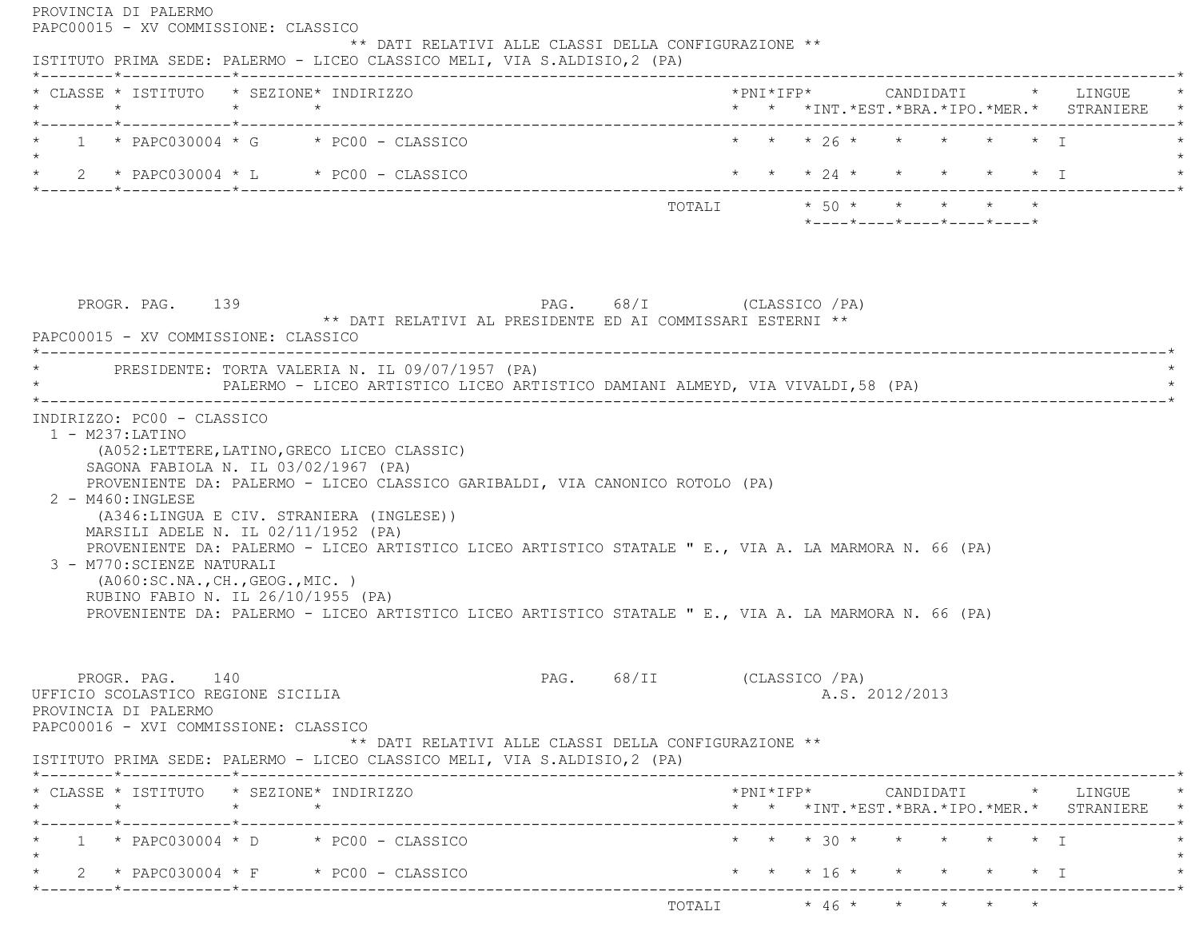PROVINCIA DI PALERMO
PAPC00015 - XV COMMISSIONE: CLASSICO

** DATI RELATIVI ALLE CLASSI DELLA CONFIGURAZIONE **

ISTITUTO PRIMA SEDE: PALERMO - LICEO CLASSICO MELI, VIA S.ALDISIO,2 (PA)

| CLASSE | ISTITUTO | SEZIONE | INDIRIZZO | PNI | IFP | CANDIDATI INT. | EST. | BRA. | IPO. | MER. | LINGUE STRANIERE |
|---|---|---|---|---|---|---|---|---|---|---|---|
| 1 | PAPC030004 | G | PC00 - CLASSICO | | | 26 | | | | | I |
| 2 | PAPC030004 | L | PC00 - CLASSICO | | | 24 | | | | | I |
| | | | TOTALI | | | 50 | | | | | |

PROGR. PAG. 139 PAG. 68/I (CLASSICO /PA)

** DATI RELATIVI AL PRESIDENTE ED AI COMMISSARI ESTERNI **

PAPC00015 - XV COMMISSIONE: CLASSICO

PRESIDENTE: TORTA VALERIA N. IL 09/07/1957 (PA)
PALERMO - LICEO ARTISTICO LICEO ARTISTICO DAMIANI ALMEYD, VIA VIVALDI,58 (PA)

INDIRIZZO: PC00 - CLASSICO

1 - M237:LATINO
(A052:LETTERE,LATINO,GRECO LICEO CLASSIC)
SAGONA FABIOLA N. IL 03/02/1967 (PA)
PROVENIENTE DA: PALERMO - LICEO CLASSICO GARIBALDI, VIA CANONICO ROTOLO (PA)

2 - M460:INGLESE
(A346:LINGUA E CIV. STRANIERA (INGLESE))
MARSILI ADELE N. IL 02/11/1952 (PA)
PROVENIENTE DA: PALERMO - LICEO ARTISTICO LICEO ARTISTICO STATALE " E., VIA A. LA MARMORA N. 66 (PA)

3 - M770:SCIENZE NATURALI
(A060:SC.NA.,CH.,GEOG.,MIC. )
RUBINO FABIO N. IL 26/10/1955 (PA)
PROVENIENTE DA: PALERMO - LICEO ARTISTICO LICEO ARTISTICO STATALE " E., VIA A. LA MARMORA N. 66 (PA)

PROGR. PAG. 140 PAG. 68/II (CLASSICO /PA)

UFFICIO SCOLASTICO REGIONE SICILIA A.S. 2012/2013
PROVINCIA DI PALERMO
PAPC00016 - XVI COMMISSIONE: CLASSICO

** DATI RELATIVI ALLE CLASSI DELLA CONFIGURAZIONE **

ISTITUTO PRIMA SEDE: PALERMO - LICEO CLASSICO MELI, VIA S.ALDISIO,2 (PA)

| CLASSE | ISTITUTO | SEZIONE | INDIRIZZO | PNI | IFP | CANDIDATI INT. | EST. | BRA. | IPO. | MER. | LINGUE STRANIERE |
|---|---|---|---|---|---|---|---|---|---|---|---|
| 1 | PAPC030004 | D | PC00 - CLASSICO | | | 30 | | | | | I |
| 2 | PAPC030004 | F | PC00 - CLASSICO | | | 16 | | | | | I |
| | | | TOTALI | | | 46 | | | | | |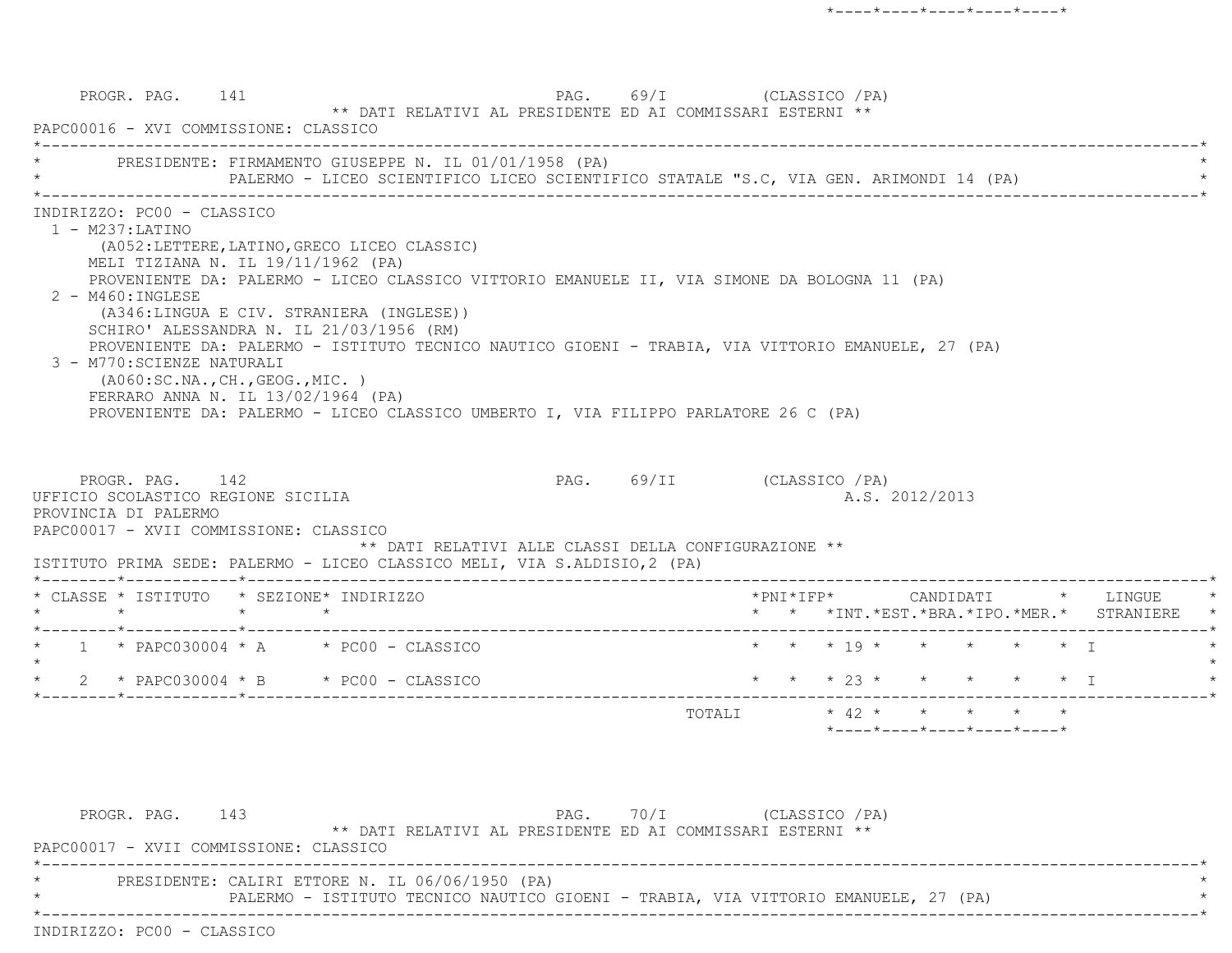PROGR. PAG. 141 PAG. 69/I (CLASSICO /PA)

** DATI RELATIVI AL PRESIDENTE ED AI COMMISSARI ESTERNI **

PAPC00016 - XVI COMMISSIONE: CLASSICO

PRESIDENTE: FIRMAMENTO GIUSEPPE N. IL 01/01/1958 (PA)
PALERMO - LICEO SCIENTIFICO LICEO SCIENTIFICO STATALE "S.C, VIA GEN. ARIMONDI 14 (PA)

INDIRIZZO: PC00 - CLASSICO

1 - M237:LATINO
(A052:LETTERE,LATINO,GRECO LICEO CLASSIC)
MELI TIZIANA N. IL 19/11/1962 (PA)
PROVENIENTE DA: PALERMO - LICEO CLASSICO VITTORIO EMANUELE II, VIA SIMONE DA BOLOGNA 11 (PA)

2 - M460:INGLESE
(A346:LINGUA E CIV. STRANIERA (INGLESE))
SCHIRO' ALESSANDRA N. IL 21/03/1956 (RM)
PROVENIENTE DA: PALERMO - ISTITUTO TECNICO NAUTICO GIOENI - TRABIA, VIA VITTORIO EMANUELE, 27 (PA)

3 - M770:SCIENZE NATURALI
(A060:SC.NA.,CH.,GEOG.,MIC. )
FERRARO ANNA N. IL 13/02/1964 (PA)
PROVENIENTE DA: PALERMO - LICEO CLASSICO UMBERTO I, VIA FILIPPO PARLATORE 26 C (PA)

PROGR. PAG. 142 PAG. 69/II (CLASSICO /PA)

UFFICIO SCOLASTICO REGIONE SICILIA A.S. 2012/2013

PROVINCIA DI PALERMO

PAPC00017 - XVII COMMISSIONE: CLASSICO

** DATI RELATIVI ALLE CLASSI DELLA CONFIGURAZIONE **

ISTITUTO PRIMA SEDE: PALERMO - LICEO CLASSICO MELI, VIA S.ALDISIO,2 (PA)

| CLASSE | ISTITUTO | SEZIONE | INDIRIZZO | PNI | IFP | CANDIDATI INT. | CANDIDATI EST. | CANDIDATI BRA. | CANDIDATI IPO. | CANDIDATI MER. | LINGUE STRANIERE |
|---|---|---|---|---|---|---|---|---|---|---|---|
| 1 | PAPC030004 | A | PC00 - CLASSICO | | | 19 | | | | | I |
| 2 | PAPC030004 | B | PC00 - CLASSICO | | | 23 | | | | | I |
| | | | TOTALI | | | 42 | | | | | |

PROGR. PAG. 143 PAG. 70/I (CLASSICO /PA)

** DATI RELATIVI AL PRESIDENTE ED AI COMMISSARI ESTERNI **

PAPC00017 - XVII COMMISSIONE: CLASSICO

PRESIDENTE: CALIRI ETTORE N. IL 06/06/1950 (PA)
PALERMO - ISTITUTO TECNICO NAUTICO GIOENI - TRABIA, VIA VITTORIO EMANUELE, 27 (PA)

INDIRIZZO: PC00 - CLASSICO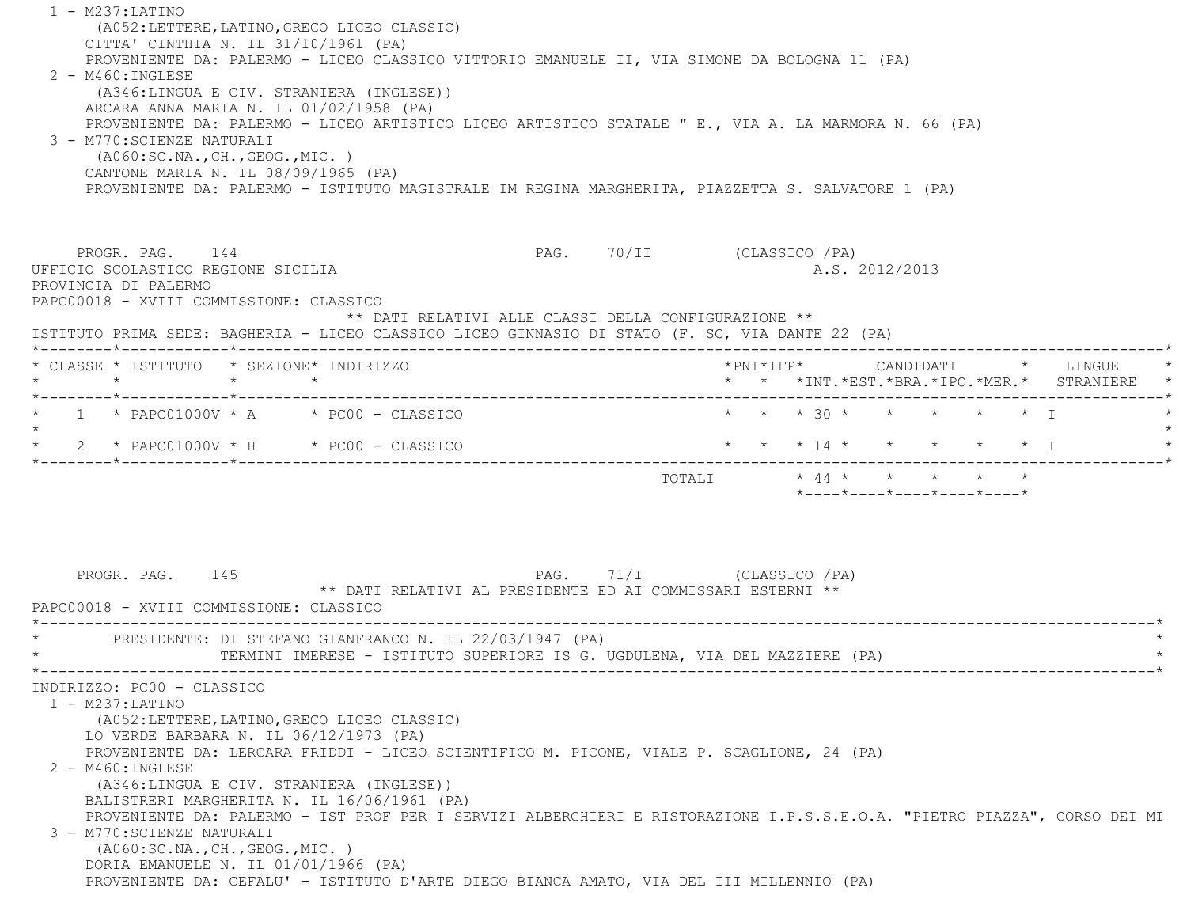1 - M237:LATINO
(A052:LETTERE,LATINO,GRECO LICEO CLASSIC)
CITTA' CINTHIA N. IL 31/10/1961 (PA)
PROVENIENTE DA: PALERMO - LICEO CLASSICO VITTORIO EMANUELE II, VIA SIMONE DA BOLOGNA 11 (PA)
2 - M460:INGLESE
(A346:LINGUA E CIV. STRANIERA (INGLESE))
ARCARA ANNA MARIA N. IL 01/02/1958 (PA)
PROVENIENTE DA: PALERMO - LICEO ARTISTICO LICEO ARTISTICO STATALE " E., VIA A. LA MARMORA N. 66 (PA)
3 - M770:SCIENZE NATURALI
(A060:SC.NA.,CH.,GEOG.,MIC. )
CANTONE MARIA N. IL 08/09/1965 (PA)
PROVENIENTE DA: PALERMO - ISTITUTO MAGISTRALE IM REGINA MARGHERITA, PIAZZETTA S. SALVATORE 1 (PA)

PROGR. PAG. 144 PAG. 70/II (CLASSICO /PA)
UFFICIO SCOLASTICO REGIONE SICILIA A.S. 2012/2013
PROVINCIA DI PALERMO
PAPC00018 - XVIII COMMISSIONE: CLASSICO

** DATI RELATIVI ALLE CLASSI DELLA CONFIGURAZIONE **

ISTITUTO PRIMA SEDE: BAGHERIA - LICEO CLASSICO LICEO GINNASIO DI STATO (F. SC, VIA DANTE 22 (PA)

| CLASSE | ISTITUTO | SEZIONE | INDIRIZZO | PNI | IFP | CANDIDATI INT. | EST. | BRA. | IPO. | MER. | LINGUE STRANIERE |
|---|---|---|---|---|---|---|---|---|---|---|---|
| 1 | PAPC01000V | A | PC00 - CLASSICO | | | 30 | | | | | I |
| 2 | PAPC01000V | H | PC00 - CLASSICO | | | 14 | | | | | I |
| | | | TOTALI | | | 44 | | | | | |

PROGR. PAG. 145 PAG. 71/I (CLASSICO /PA)

** DATI RELATIVI AL PRESIDENTE ED AI COMMISSARI ESTERNI **

PAPC00018 - XVIII COMMISSIONE: CLASSICO

PRESIDENTE: DI STEFANO GIANFRANCO N. IL 22/03/1947 (PA)
TERMINI IMERESE - ISTITUTO SUPERIORE IS G. UGDULENA, VIA DEL MAZZIERE (PA)

INDIRIZZO: PC00 - CLASSICO
1 - M237:LATINO
(A052:LETTERE,LATINO,GRECO LICEO CLASSIC)
LO VERDE BARBARA N. 06/12/1973 (PA)
PROVENIENTE DA: LERCARA FRIDDI - LICEO SCIENTIFICO M. PICONE, VIALE P. SCAGLIONE, 24 (PA)
2 - M460:INGLESE
(A346:LINGUA E CIV. STRANIERA (INGLESE))
BALISTRERI MARGHERITA N. IL 16/06/1961 (PA)
PROVENIENTE DA: PALERMO - IST PROF PER I SERVIZI ALBERGHIERI E RISTORAZIONE I.P.S.S.E.O.A. "PIETRO PIAZZA", CORSO DEI MI
3 - M770:SCIENZE NATURALI
(A060:SC.NA.,CH.,GEOG.,MIC. )
DORIA EMANUELE N. IL 01/01/1966 (PA)
PROVENIENTE DA: CEFALU' - ISTITUTO D'ARTE DIEGO BIANCA AMATO, VIA DEL III MILLENNIO (PA)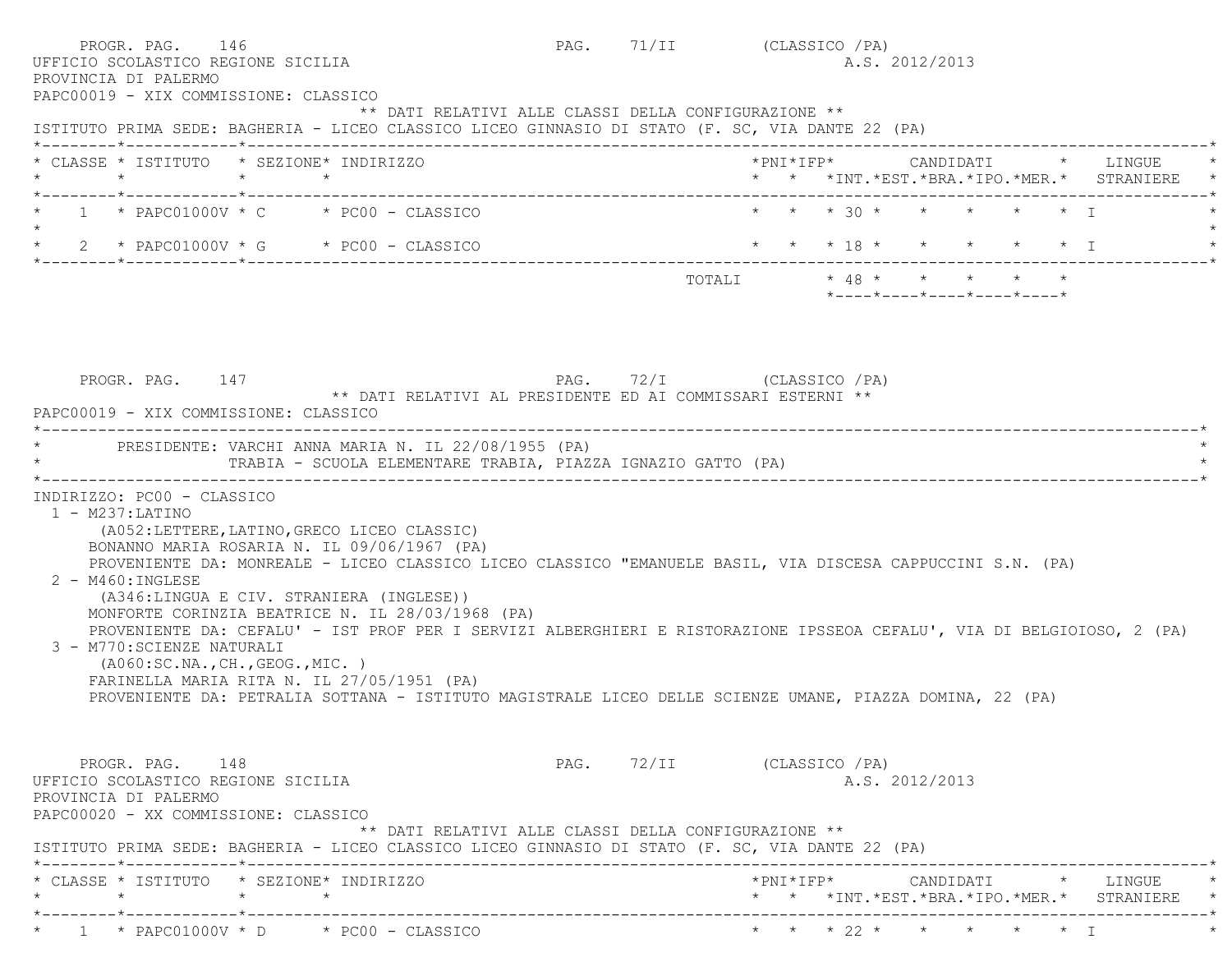PROGR. PAG. 146 PAG. 71/II (CLASSICO /PA)

UFFICIO SCOLASTICO REGIONE SICILIA A.S. 2012/2013

PROVINCIA DI PALERMO

PAPC00019 - XIX COMMISSIONE: CLASSICO

** DATI RELATIVI ALLE CLASSI DELLA CONFIGURAZIONE **

ISTITUTO PRIMA SEDE: BAGHERIA - LICEO CLASSICO LICEO GINNASIO DI STATO (F. SC, VIA DANTE 22 (PA)

| CLASSE | ISTITUTO | SEZIONE | INDIRIZZO | PNI | IFP | CANDIDATI INT. | EST. | BRA. | IPO. | MER. | LINGUE STRANIERE |
|---|---|---|---|---|---|---|---|---|---|---|---|
| 1 | PAPC01000V | C | PC00 - CLASSICO | | | 30 | | | | | I |
| 2 | PAPC01000V | G | PC00 - CLASSICO | | | 18 | | | | | I |
| | | | TOTALI | | | 48 | | | | | |

PROGR. PAG. 147 PAG. 72/I (CLASSICO /PA)

** DATI RELATIVI AL PRESIDENTE ED AI COMMISSARI ESTERNI **

PAPC00019 - XIX COMMISSIONE: CLASSICO

PRESIDENTE: VARCHI ANNA MARIA N. IL 22/08/1955 (PA)
TRABIA - SCUOLA ELEMENTARE TRABIA, PIAZZA IGNAZIO GATTO (PA)

INDIRIZZO: PC00 - CLASSICO

1 - M237:LATINO
(A052:LETTERE,LATINO,GRECO LICEO CLASSIC)
BONANNO MARIA ROSARIA N. IL 09/06/1967 (PA)
PROVENIENTE DA: MONREALE - LICEO CLASSICO LICEO CLASSICO "EMANUELE BASIL, VIA DISCESA CAPPUCCINI S.N. (PA)

2 - M460:INGLESE
(A346:LINGUA E CIV. STRANIERA (INGLESE))
MONFORTE CORINZIA BEATRICE N. IL 28/03/1968 (PA)
PROVENIENTE DA: CEFALU' - IST PROF PER I SERVIZI ALBERGHIERI E RISTORAZIONE IPSSEOA CEFALU', VIA DI BELGIOIOSO, 2 (PA)

3 - M770:SCIENZE NATURALI
(A060:SC.NA.,CH.,GEOG.,MIC. )
FARINELLA MARIA RITA N. IL 27/05/1951 (PA)
PROVENIENTE DA: PETRALIA SOTTANA - ISTITUTO MAGISTRALE LICEO DELLE SCIENZE UMANE, PIAZZA DOMINA, 22 (PA)

PROGR. PAG. 148 PAG. 72/II (CLASSICO /PA)

UFFICIO SCOLASTICO REGIONE SICILIA A.S. 2012/2013

PROVINCIA DI PALERMO

PAPC00020 - XX COMMISSIONE: CLASSICO

** DATI RELATIVI ALLE CLASSI DELLA CONFIGURAZIONE **

ISTITUTO PRIMA SEDE: BAGHERIA - LICEO CLASSICO LICEO GINNASIO DI STATO (F. SC, VIA DANTE 22 (PA)

| CLASSE | ISTITUTO | SEZIONE | INDIRIZZO | PNI | IFP | CANDIDATI INT. | EST. | BRA. | IPO. | MER. | LINGUE STRANIERE |
|---|---|---|---|---|---|---|---|---|---|---|---|
| 1 | PAPC01000V | D | PC00 - CLASSICO | | | 22 | | | | | I |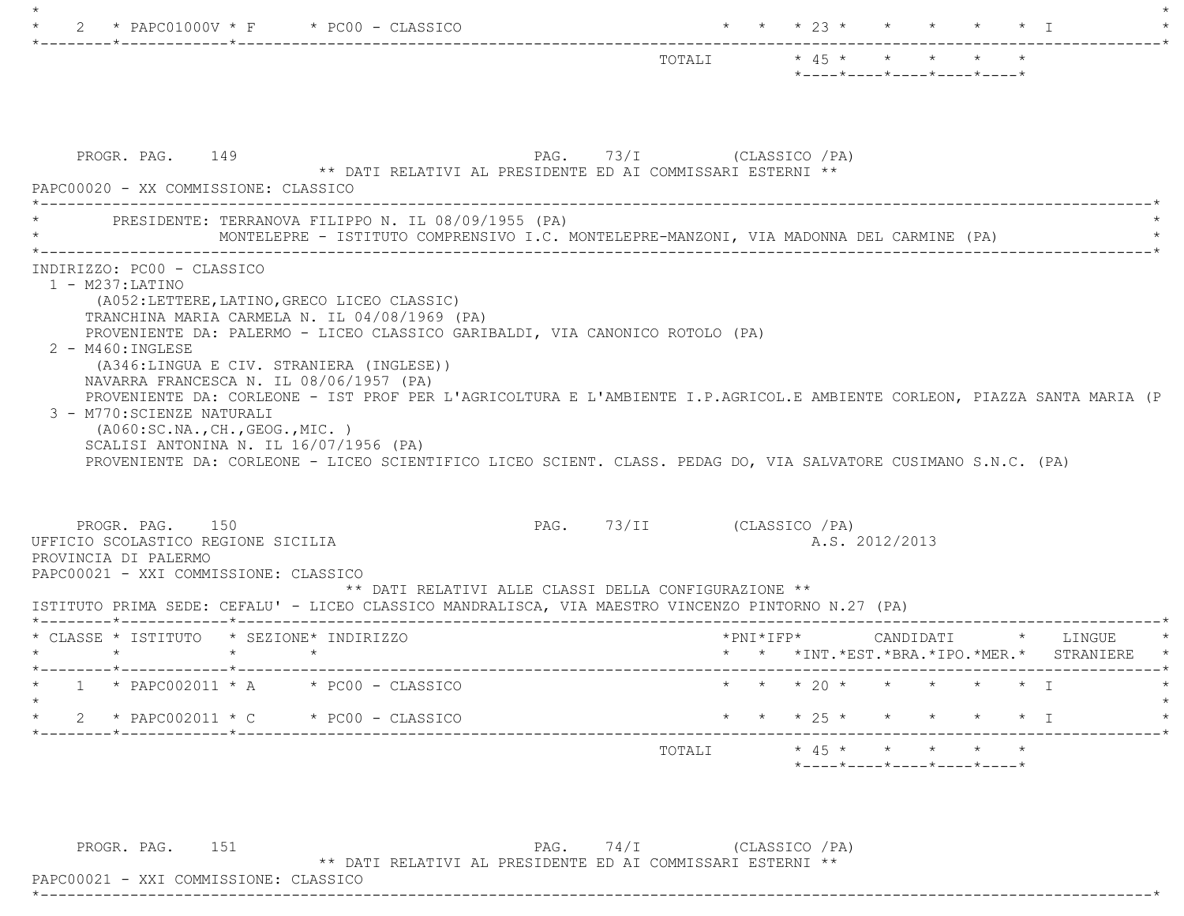| CLASSE | ISTITUTO | SEZIONE | INDIRIZZO | PNI | IFP | INT. | EST. | BRA. | IPO. | MER. | LINGUE STRANIERE |
|---|---|---|---|---|---|---|---|---|---|---|---|
| 2 | PAPC01000V | F | PC00 - CLASSICO | | | 23 | | | | | I |
| | | | TOTALI | | | 45 | | | | | |

PROGR. PAG. 149 PAG. 73/I (CLASSICO /PA)

** DATI RELATIVI AL PRESIDENTE ED AI COMMISSARI ESTERNI **

PAPC00020 - XX COMMISSIONE: CLASSICO

PRESIDENTE: TERRANOVA FILIPPO N. IL 08/09/1955 (PA)
MONTELEPRE - ISTITUTO COMPRENSIVO I.C. MONTELEPRE-MANZONI, VIA MADONNA DEL CARMINE (PA)

INDIRIZZO: PC00 - CLASSICO

1 - M237:LATINO
(A052:LETTERE,LATINO,GRECO LICEO CLASSIC)
TRANCHINA MARIA CARMELA N. IL 04/08/1969 (PA)
PROVENIENTE DA: PALERMO - LICEO CLASSICO GARIBALDI, VIA CANONICO ROTOLO (PA)

2 - M460:INGLESE
(A346:LINGUA E CIV. STRANIERA (INGLESE))
NAVARRA FRANCESCA N. IL 08/06/1957 (PA)
PROVENIENTE DA: CORLEONE - IST PROF PER L'AGRICOLTURA E L'AMBIENTE I.P.AGRICOL.E AMBIENTE CORLEON, PIAZZA SANTA MARIA (P

3 - M770:SCIENZE NATURALI
(A060:SC.NA.,CH.,GEOG.,MIC. )
SCALISI ANTONINA N. IL 16/07/1956 (PA)
PROVENIENTE DA: CORLEONE - LICEO SCIENTIFICO LICEO SCIENT. CLASS. PEDAG DO, VIA SALVATORE CUSIMANO S.N.C. (PA)

PROGR. PAG. 150 PAG. 73/II (CLASSICO /PA)

UFFICIO SCOLASTICO REGIONE SICILIA A.S. 2012/2013

PROVINCIA DI PALERMO

PAPC00021 - XXI COMMISSIONE: CLASSICO

** DATI RELATIVI ALLE CLASSI DELLA CONFIGURAZIONE **

ISTITUTO PRIMA SEDE: CEFALU' - LICEO CLASSICO MANDRALISCA, VIA MAESTRO VINCENZO PINTORNO N.27 (PA)

| CLASSE | ISTITUTO | SEZIONE | INDIRIZZO | PNI | IFP | INT. | EST. | BRA. | IPO. | MER. | LINGUE STRANIERE |
|---|---|---|---|---|---|---|---|---|---|---|---|
| 1 | PAPC002011 | A | PC00 - CLASSICO | | | 20 | | | | | I |
| 2 | PAPC002011 | C | PC00 - CLASSICO | | | 25 | | | | | I |
| | | | TOTALI | | | 45 | | | | | |

PROGR. PAG. 151 PAG. 74/I (CLASSICO /PA)

** DATI RELATIVI AL PRESIDENTE ED AI COMMISSARI ESTERNI **

PAPC00021 - XXI COMMISSIONE: CLASSICO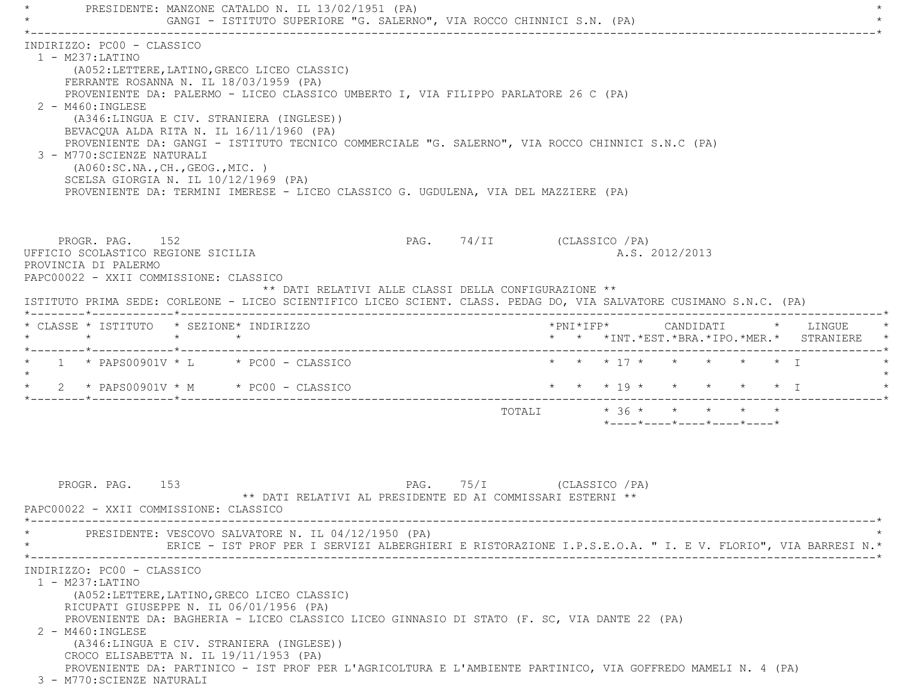PRESIDENTE: MANZONE CATALDO N. IL 13/02/1951 (PA)
GANGI - ISTITUTO SUPERIORE "G. SALERNO", VIA ROCCO CHINNICI S.N. (PA)

INDIRIZZO: PC00 - CLASSICO

1 - M237:LATINO
(A052:LETTERE,LATINO,GRECO LICEO CLASSIC)
FERRANTE ROSANNA N. IL 18/03/1959 (PA)
PROVENIENTE DA: PALERMO - LICEO CLASSICO UMBERTO I, VIA FILIPPO PARLATORE 26 C (PA)

2 - M460:INGLESE
(A346:LINGUA E CIV. STRANIERA (INGLESE))
BEVACQUA ALDA RITA N. IL 16/11/1960 (PA)
PROVENIENTE DA: GANGI - ISTITUTO TECNICO COMMERCIALE "G. SALERNO", VIA ROCCO CHINNICI S.N.C (PA)

3 - M770:SCIENZE NATURALI
(A060:SC.NA.,CH.,GEOG.,MIC. )
SCELSA GIORGIA N. IL 10/12/1969 (PA)
PROVENIENTE DA: TERMINI IMERESE - LICEO CLASSICO G. UGDULENA, VIA DEL MAZZIERE (PA)

PROGR. PAG. 152 PAG. 74/II (CLASSICO /PA)

UFFICIO SCOLASTICO REGIONE SICILIA A.S. 2012/2013
PROVINCIA DI PALERMO
PAPC00022 - XXII COMMISSIONE: CLASSICO

** DATI RELATIVI ALLE CLASSI DELLA CONFIGURAZIONE **

ISTITUTO PRIMA SEDE: CORLEONE - LICEO SCIENTIFICO LICEO SCIENT. CLASS. PEDAG DO, VIA SALVATORE CUSIMANO S.N.C. (PA)

| CLASSE | ISTITUTO | SEZIONE | INDIRIZZO | PNI | IFP | CANDIDATI INT. | EST. | BRA. | IPO. | MER. | LINGUE STRANIERE |
|---|---|---|---|---|---|---|---|---|---|---|---|
| 1 | PAPS00901V | L | PC00 - CLASSICO | | | 17 | | | | | I |
| 2 | PAPS00901V | M | PC00 - CLASSICO | | | 19 | | | | | I |
| | | | TOTALI | | | 36 | | | | | |

PROGR. PAG. 153 PAG. 75/I (CLASSICO /PA)

** DATI RELATIVI AL PRESIDENTE ED AI COMMISSARI ESTERNI **

PAPC00022 - XXII COMMISSIONE: CLASSICO

PRESIDENTE: VESCOVO SALVATORE N. IL 04/12/1950 (PA)
ERICE - IST PROF PER I SERVIZI ALBERGHIERI E RISTORAZIONE I.P.S.E.O.A. " I. E V. FLORIO", VIA BARRESI N.

INDIRIZZO: PC00 - CLASSICO

1 - M237:LATINO
(A052:LETTERE,LATINO,GRECO LICEO CLASSIC)
RICUPATI GIUSEPPE N. IL 06/01/1956 (PA)
PROVENIENTE DA: BAGHERIA - LICEO CLASSICO LICEO GINNASIO DI STATO (F. SC, VIA DANTE 22 (PA)

2 - M460:INGLESE
(A346:LINGUA E CIV. STRANIERA (INGLESE))
CROCO ELISABETTA N. IL 19/11/1953 (PA)
PROVENIENTE DA: PARTINICO - IST PROF PER L'AGRICOLTURA E L'AMBIENTE PARTINICO, VIA GOFFREDO MAMELI N. 4 (PA)

3 - M770:SCIENZE NATURALI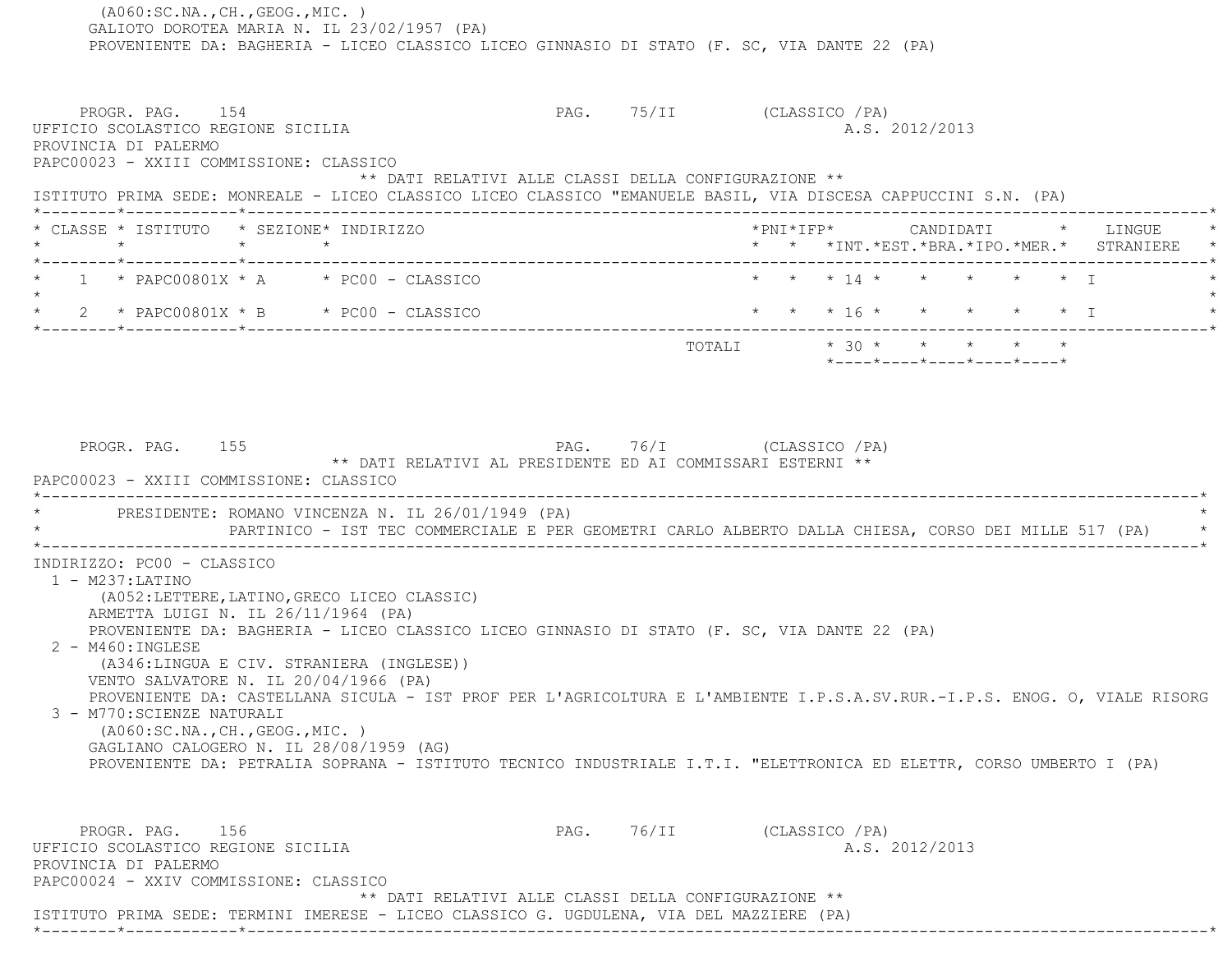(A060:SC.NA.,CH.,GEOG.,MIC. )
GALIOTO DOROTEA MARIA N. IL 23/02/1957 (PA)
PROVENIENTE DA: BAGHERIA - LICEO CLASSICO LICEO GINNASIO DI STATO (F. SC, VIA DANTE 22 (PA)

PROGR. PAG. 154 PAG. 75/II (CLASSICO /PA)
UFFICIO SCOLASTICO REGIONE SICILIA A.S. 2012/2013
PROVINCIA DI PALERMO
PAPC00023 - XXIII COMMISSIONE: CLASSICO

** DATI RELATIVI ALLE CLASSI DELLA CONFIGURAZIONE **

ISTITUTO PRIMA SEDE: MONREALE - LICEO CLASSICO LICEO CLASSICO "EMANUELE BASIL, VIA DISCESA CAPPUCCINI S.N. (PA)

| CLASSE | ISTITUTO | SEZIONE | INDIRIZZO | PNI | IFP | CANDIDATI INT. | EST. | BRA. | IPO. | MER. | LINGUE STRANIERE |
|---|---|---|---|---|---|---|---|---|---|---|---|
| 1 | PAPC00801X | A | PC00 - CLASSICO | | | 14 | | | | | I |
| 2 | PAPC00801X | B | PC00 - CLASSICO | | | 16 | | | | | I |
| | | | TOTALI | | | 30 | | | | | |

PROGR. PAG. 155 PAG. 76/I (CLASSICO /PA)

** DATI RELATIVI AL PRESIDENTE ED AI COMMISSARI ESTERNI **

PAPC00023 - XXIII COMMISSIONE: CLASSICO

PRESIDENTE: ROMANO VINCENZA N. IL 26/01/1949 (PA)
PARTINICO - IST TEC COMMERCIALE E PER GEOMETRI CARLO ALBERTO DALLA CHIESA, CORSO DEI MILLE 517 (PA)

INDIRIZZO: PC00 - CLASSICO

1 - M237:LATINO
(A052:LETTERE,LATINO,GRECO LICEO CLASSIC)
ARMETTA LUIGI N. IL 26/11/1964 (PA)
PROVENIENTE DA: BAGHERIA - LICEO CLASSICO LICEO GINNASIO DI STATO (F. SC, VIA DANTE 22 (PA)

2 - M460:INGLESE
(A346:LINGUA E CIV. STRANIERA (INGLESE))
VENTO SALVATORE N. IL 20/04/1966 (PA)
PROVENIENTE DA: CASTELLANA SICULA - IST PROF PER L'AGRICOLTURA E L'AMBIENTE I.P.S.A.SV.RUR.-I.P.S. ENOG. O, VIALE RISORG

3 - M770:SCIENZE NATURALI
(A060:SC.NA.,CH.,GEOG.,MIC. )
GAGLIANO CALOGERO N. IL 28/08/1959 (AG)
PROVENIENTE DA: PETRALIA SOPRANA - ISTITUTO TECNICO INDUSTRIALE I.T.I. "ELETTRONICA ED ELETTR, CORSO UMBERTO I (PA)

PROGR. PAG. 156 PAG. 76/II (CLASSICO /PA)
UFFICIO SCOLASTICO REGIONE SICILIA A.S. 2012/2013
PROVINCIA DI PALERMO
PAPC00024 - XXIV COMMISSIONE: CLASSICO

** DATI RELATIVI ALLE CLASSI DELLA CONFIGURAZIONE **

ISTITUTO PRIMA SEDE: TERMINI IMERESE - LICEO CLASSICO G. UGDULENA, VIA DEL MAZZIERE (PA)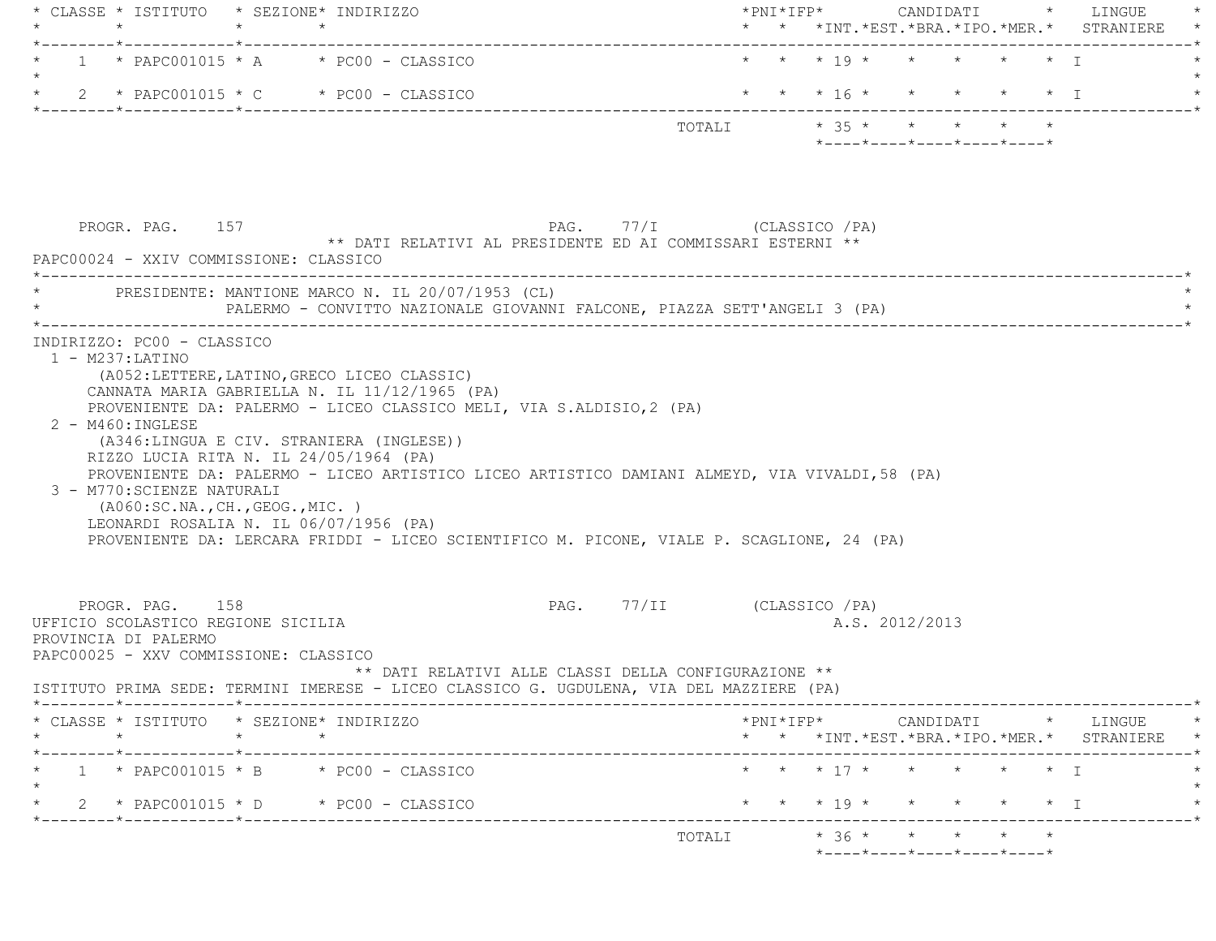| CLASSE | ISTITUTO | SEZIONE | INDIRIZZO | PNI | IFP | CANDIDATI INT. | EST. | BRA. | IPO. | MER. | LINGUE STRANIERE |
|---|---|---|---|---|---|---|---|---|---|---|---|
| 1 | PAPC001015 | A | PC00 - CLASSICO | | | 19 | | | | | I |
| 2 | PAPC001015 | C | PC00 - CLASSICO | | | 16 | | | | | I |
| | | | TOTALI | | | 35 | | | | | |

PROGR. PAG. 157 PAG. 77/I (CLASSICO /PA)

** DATI RELATIVI AL PRESIDENTE ED AI COMMISSARI ESTERNI **

PAPC00024 - XXIV COMMISSIONE: CLASSICO

PRESIDENTE: MANTIONE MARCO N. IL 20/07/1953 (CL)
PALERMO - CONVITTO NAZIONALE GIOVANNI FALCONE, PIAZZA SETT'ANGELI 3 (PA)

INDIRIZZO: PC00 - CLASSICO

1 - M237:LATINO
(A052:LETTERE,LATINO,GRECO LICEO CLASSIC)
CANNATA MARIA GABRIELLA N. IL 11/12/1965 (PA)
PROVENIENTE DA: PALERMO - LICEO CLASSICO MELI, VIA S.ALDISIO,2 (PA)

2 - M460:INGLESE
(A346:LINGUA E CIV. STRANIERA (INGLESE))
RIZZO LUCIA RITA N. IL 24/05/1964 (PA)
PROVENIENTE DA: PALERMO - LICEO ARTISTICO LICEO ARTISTICO DAMIANI ALMEYD, VIA VIVALDI,58 (PA)

3 - M770:SCIENZE NATURALI
(A060:SC.NA.,CH.,GEOG.,MIC. )
LEONARDI ROSALIA N. IL 06/07/1956 (PA)
PROVENIENTE DA: LERCARA FRIDDI - LICEO SCIENTIFICO M. PICONE, VIALE P. SCAGLIONE, 24 (PA)

PROGR. PAG. 158 PAG. 77/II (CLASSICO /PA)

UFFICIO SCOLASTICO REGIONE SICILIA A.S. 2012/2013

PROVINCIA DI PALERMO

PAPC00025 - XXV COMMISSIONE: CLASSICO

** DATI RELATIVI ALLE CLASSI DELLA CONFIGURAZIONE **

ISTITUTO PRIMA SEDE: TERMINI IMERESE - LICEO CLASSICO G. UGDULENA, VIA DEL MAZZIERE (PA)

| CLASSE | ISTITUTO | SEZIONE | INDIRIZZO | PNI | IFP | CANDIDATI INT. | EST. | BRA. | IPO. | MER. | LINGUE STRANIERE |
|---|---|---|---|---|---|---|---|---|---|---|---|
| 1 | PAPC001015 | B | PC00 - CLASSICO | | | 17 | | | | | I |
| 2 | PAPC001015 | D | PC00 - CLASSICO | | | 19 | | | | | I |
| | | | TOTALI | | | 36 | | | | | |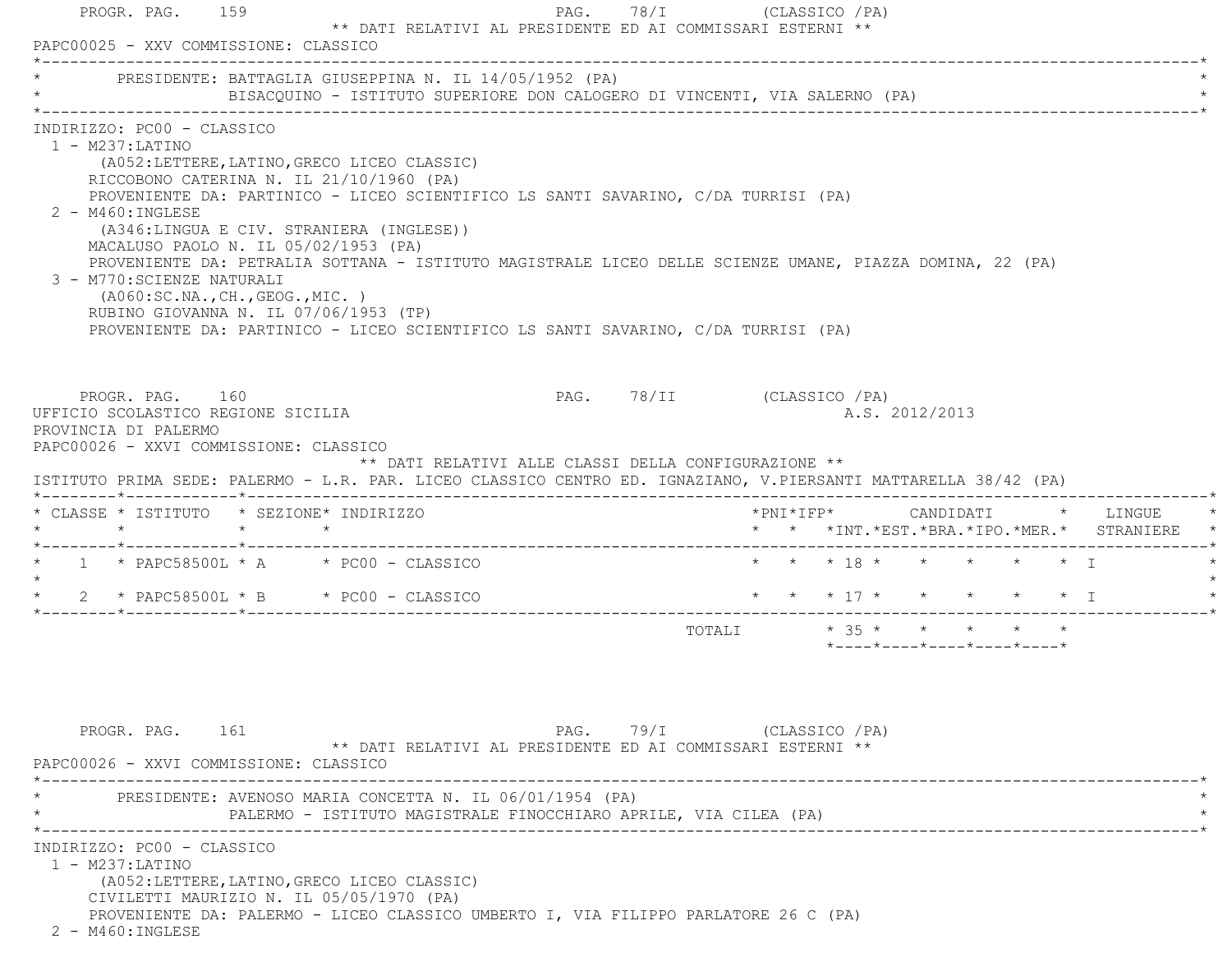PROGR. PAG. 159 PAG. 78/I (CLASSICO /PA)

** DATI RELATIVI AL PRESIDENTE ED AI COMMISSARI ESTERNI **

PAPC00025 - XXV COMMISSIONE: CLASSICO

PRESIDENTE: BATTAGLIA GIUSEPPINA N. IL 14/05/1952 (PA)
BISACQUINO - ISTITUTO SUPERIORE DON CALOGERO DI VINCENTI, VIA SALERNO (PA)

INDIRIZZO: PC00 - CLASSICO

1 - M237:LATINO
(A052:LETTERE,LATINO,GRECO LICEO CLASSIC)
RICCOBONO CATERINA N. IL 21/10/1960 (PA)
PROVENIENTE DA: PARTINICO - LICEO SCIENTIFICO LS SANTI SAVARINO, C/DA TURRISI (PA)

2 - M460:INGLESE
(A346:LINGUA E CIV. STRANIERA (INGLESE))
MACALUSO PAOLO N. IL 05/02/1953 (PA)
PROVENIENTE DA: PETRALIA SOTTANA - ISTITUTO MAGISTRALE LICEO DELLE SCIENZE UMANE, PIAZZA DOMINA, 22 (PA)

3 - M770:SCIENZE NATURALI
(A060:SC.NA.,CH.,GEOG.,MIC. )
RUBINO GIOVANNA N. IL 07/06/1953 (TP)
PROVENIENTE DA: PARTINICO - LICEO SCIENTIFICO LS SANTI SAVARINO, C/DA TURRISI (PA)

PROGR. PAG. 160 PAG. 78/II (CLASSICO /PA)

UFFICIO SCOLASTICO REGIONE SICILIA A.S. 2012/2013

PROVINCIA DI PALERMO

PAPC00026 - XXVI COMMISSIONE: CLASSICO

** DATI RELATIVI ALLE CLASSI DELLA CONFIGURAZIONE **

ISTITUTO PRIMA SEDE: PALERMO - L.R. PAR. LICEO CLASSICO CENTRO ED. IGNAZIANO, V.PIERSANTI MATTARELLA 38/42 (PA)

| CLASSE | ISTITUTO | SEZIONE | INDIRIZZO | PNI | IFP | CANDIDATI INT. | EST. | BRA. | IPO. | MER. | LINGUE STRANIERE |
|---|---|---|---|---|---|---|---|---|---|---|---|
| 1 | PAPC58500L | A | PC00 - CLASSICO | | | 18 | | | | | I |
| 2 | PAPC58500L | B | PC00 - CLASSICO | | | 17 | | | | | I |
| | | | TOTALI | | | 35 | | | | | |

PROGR. PAG. 161 PAG. 79/I (CLASSICO /PA)

** DATI RELATIVI AL PRESIDENTE ED AI COMMISSARI ESTERNI **

PAPC00026 - XXVI COMMISSIONE: CLASSICO

PRESIDENTE: AVENOSO MARIA CONCETTA N. IL 06/01/1954 (PA)
PALERMO - ISTITUTO MAGISTRALE FINOCCHIARO APRILE, VIA CILEA (PA)

INDIRIZZO: PC00 - CLASSICO

1 - M237:LATINO
(A052:LETTERE,LATINO,GRECO LICEO CLASSIC)
CIVILETTI MAURIZIO N. IL 05/05/1970 (PA)
PROVENIENTE DA: PALERMO - LICEO CLASSICO UMBERTO I, VIA FILIPPO PARLATORE 26 C (PA)

2 - M460:INGLESE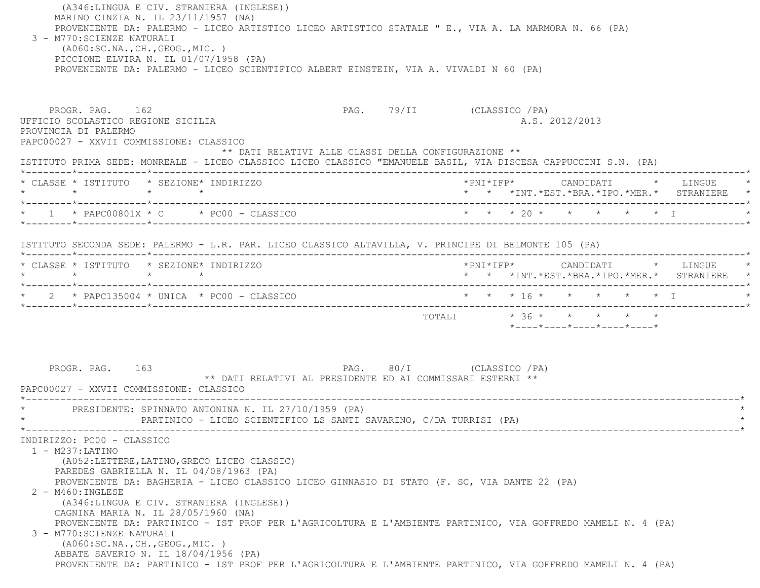(A346:LINGUA E CIV. STRANIERA (INGLESE))
MARINO CINZIA N. IL 23/11/1957 (NA)
PROVENIENTE DA: PALERMO - LICEO ARTISTICO LICEO ARTISTICO STATALE " E., VIA A. LA MARMORA N. 66 (PA)

3 - M770:SCIENZE NATURALI
(A060:SC.NA.,CH.,GEOG.,MIC. )
PICCIONE ELVIRA N. IL 01/07/1958 (PA)
PROVENIENTE DA: PALERMO - LICEO SCIENTIFICO ALBERT EINSTEIN, VIA A. VIVALDI N 60 (PA)

PROGR. PAG. 162 PAG. 79/II (CLASSICO /PA)

UFFICIO SCOLASTICO REGIONE SICILIA A.S. 2012/2013

PROVINCIA DI PALERMO

PAPC00027 - XXVII COMMISSIONE: CLASSICO

** DATI RELATIVI ALLE CLASSI DELLA CONFIGURAZIONE **

ISTITUTO PRIMA SEDE: MONREALE - LICEO CLASSICO LICEO CLASSICO "EMANUELE BASIL, VIA DISCESA CAPPUCCINI S.N. (PA)

| CLASSE | ISTITUTO | SEZIONE | INDIRIZZO | PNI | IFP | CANDIDATI INT. | EST. | BRA. | IPO. | MER. | LINGUE STRANIERE |
|---|---|---|---|---|---|---|---|---|---|---|---|
| 1 | PAPC00801X | C | PC00 - CLASSICO | | | 20 | | | | | I |

ISTITUTO SECONDA SEDE: PALERMO - L.R. PAR. LICEO CLASSICO ALTAVILLA, V. PRINCIPE DI BELMONTE 105 (PA)

| CLASSE | ISTITUTO | SEZIONE | INDIRIZZO | PNI | IFP | CANDIDATI INT. | EST. | BRA. | IPO. | MER. | LINGUE STRANIERE |
|---|---|---|---|---|---|---|---|---|---|---|---|
| 2 | PAPC135004 | UNICA | PC00 - CLASSICO | | | 16 | | | | | I |
| | | | TOTALI | | | 36 | | | | | |

PROGR. PAG. 163 PAG. 80/I (CLASSICO /PA)

** DATI RELATIVI AL PRESIDENTE ED AI COMMISSARI ESTERNI **

PAPC00027 - XXVII COMMISSIONE: CLASSICO

PRESIDENTE: SPINNATO ANTONINA N. IL 27/10/1959 (PA)
PARTINICO - LICEO SCIENTIFICO LS SANTI SAVARINO, C/DA TURRISI (PA)

INDIRIZZO: PC00 - CLASSICO

1 - M237:LATINO
(A052:LETTERE,LATINO,GRECO LICEO CLASSIC)
PAREDES GABRIELLA N. IL 04/08/1963 (PA)
PROVENIENTE DA: BAGHERIA - LICEO CLASSICO LICEO GINNASIO DI STATO (F. SC, VIA DANTE 22 (PA)

2 - M460:INGLESE
(A346:LINGUA E CIV. STRANIERA (INGLESE))
CAGNINA MARIA N. IL 28/05/1960 (NA)
PROVENIENTE DA: PARTINICO - IST PROF PER L'AGRICOLTURA E L'AMBIENTE PARTINICO, VIA GOFFREDO MAMELI N. 4 (PA)

3 - M770:SCIENZE NATURALI
(A060:SC.NA.,CH.,GEOG.,MIC. )
ABBATE SAVERIO N. IL 18/04/1956 (PA)
PROVENIENTE DA: PARTINICO - IST PROF PER L'AGRICOLTURA E L'AMBIENTE PARTINICO, VIA GOFFREDO MAMELI N. 4 (PA)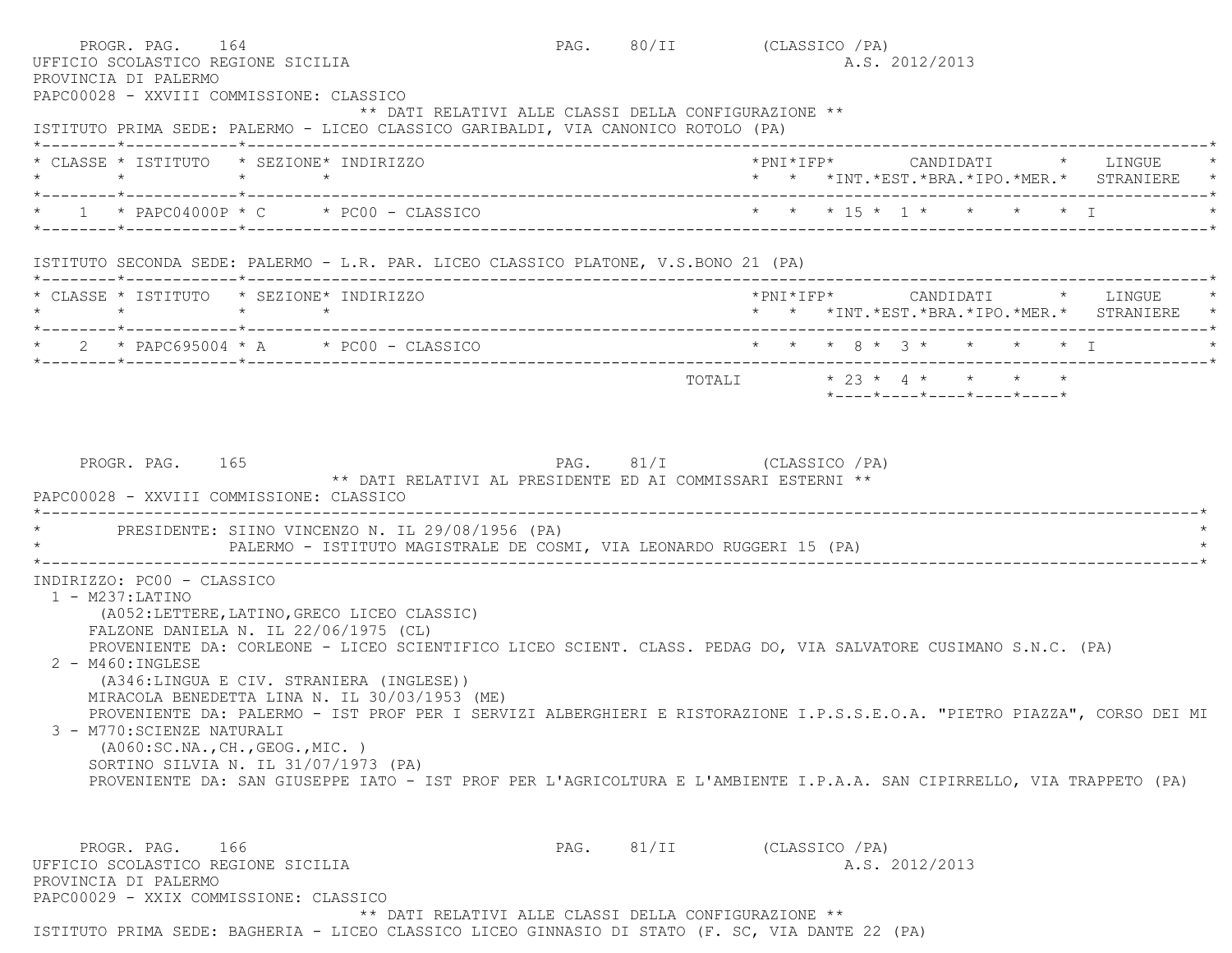PROGR. PAG. 164 PAG. 80/II (CLASSICO /PA)

UFFICIO SCOLASTICO REGIONE SICILIA A.S. 2012/2013

PROVINCIA DI PALERMO

PAPC00028 - XXVIII COMMISSIONE: CLASSICO

** DATI RELATIVI ALLE CLASSI DELLA CONFIGURAZIONE **

ISTITUTO PRIMA SEDE: PALERMO - LICEO CLASSICO GARIBALDI, VIA CANONICO ROTOLO (PA)

| CLASSE | ISTITUTO | SEZIONE | INDIRIZZO | PNI | IFP | CANDIDATI INT. | EST. | BRA. | IPO. | MER. | LINGUE STRANIERE |
|---|---|---|---|---|---|---|---|---|---|---|---|
| 1 | PAPC04000P | C | PC00 - CLASSICO | | | 15 | 1 | | | | I |

ISTITUTO SECONDA SEDE: PALERMO - L.R. PAR. LICEO CLASSICO PLATONE, V.S.BONO 21 (PA)

| CLASSE | ISTITUTO | SEZIONE | INDIRIZZO | PNI | IFP | CANDIDATI INT. | EST. | BRA. | IPO. | MER. | LINGUE STRANIERE |
|---|---|---|---|---|---|---|---|---|---|---|---|
| 2 | PAPC695004 | A | PC00 - CLASSICO | | | 8 | 3 | | | | I |
| | | | TOTALI | | | 23 | 4 | | | | |

PROGR. PAG. 165 PAG. 81/I (CLASSICO /PA)

** DATI RELATIVI AL PRESIDENTE ED AI COMMISSARI ESTERNI **

PAPC00028 - XXVIII COMMISSIONE: CLASSICO

PRESIDENTE: SIINO VINCENZO N. IL 29/08/1956 (PA)
PALERMO - ISTITUTO MAGISTRALE DE COSMI, VIA LEONARDO RUGGERI 15 (PA)

INDIRIZZO: PC00 - CLASSICO

1 - M237:LATINO
(A052:LETTERE,LATINO,GRECO LICEO CLASSIC)
FALZONE DANIELA N. IL 22/06/1975 (CL)
PROVENIENTE DA: CORLEONE - LICEO SCIENTIFICO LICEO SCIENT. CLASS. PEDAG DO, VIA SALVATORE CUSIMANO S.N.C. (PA)

2 - M460:INGLESE
(A346:LINGUA E CIV. STRANIERA (INGLESE))
MIRACOLA BENEDETTA LINA N. IL 30/03/1953 (ME)
PROVENIENTE DA: PALERMO - IST PROF PER I SERVIZI ALBERGHIERI E RISTORAZIONE I.P.S.S.E.O.A. "PIETRO PIAZZA", CORSO DEI MI

3 - M770:SCIENZE NATURALI
(A060:SC.NA.,CH.,GEOG.,MIC. )
SORTINO SILVIA N. IL 31/07/1973 (PA)
PROVENIENTE DA: SAN GIUSEPPE IATO - IST PROF PER L'AGRICOLTURA E L'AMBIENTE I.P.A.A. SAN CIPIRRELLO, VIA TRAPPETO (PA)

PROGR. PAG. 166 PAG. 81/II (CLASSICO /PA)

UFFICIO SCOLASTICO REGIONE SICILIA A.S. 2012/2013

PROVINCIA DI PALERMO

PAPC00029 - XXIX COMMISSIONE: CLASSICO

** DATI RELATIVI ALLE CLASSI DELLA CONFIGURAZIONE **

ISTITUTO PRIMA SEDE: BAGHERIA - LICEO CLASSICO LICEO GINNASIO DI STATO (F. SC, VIA DANTE 22 (PA)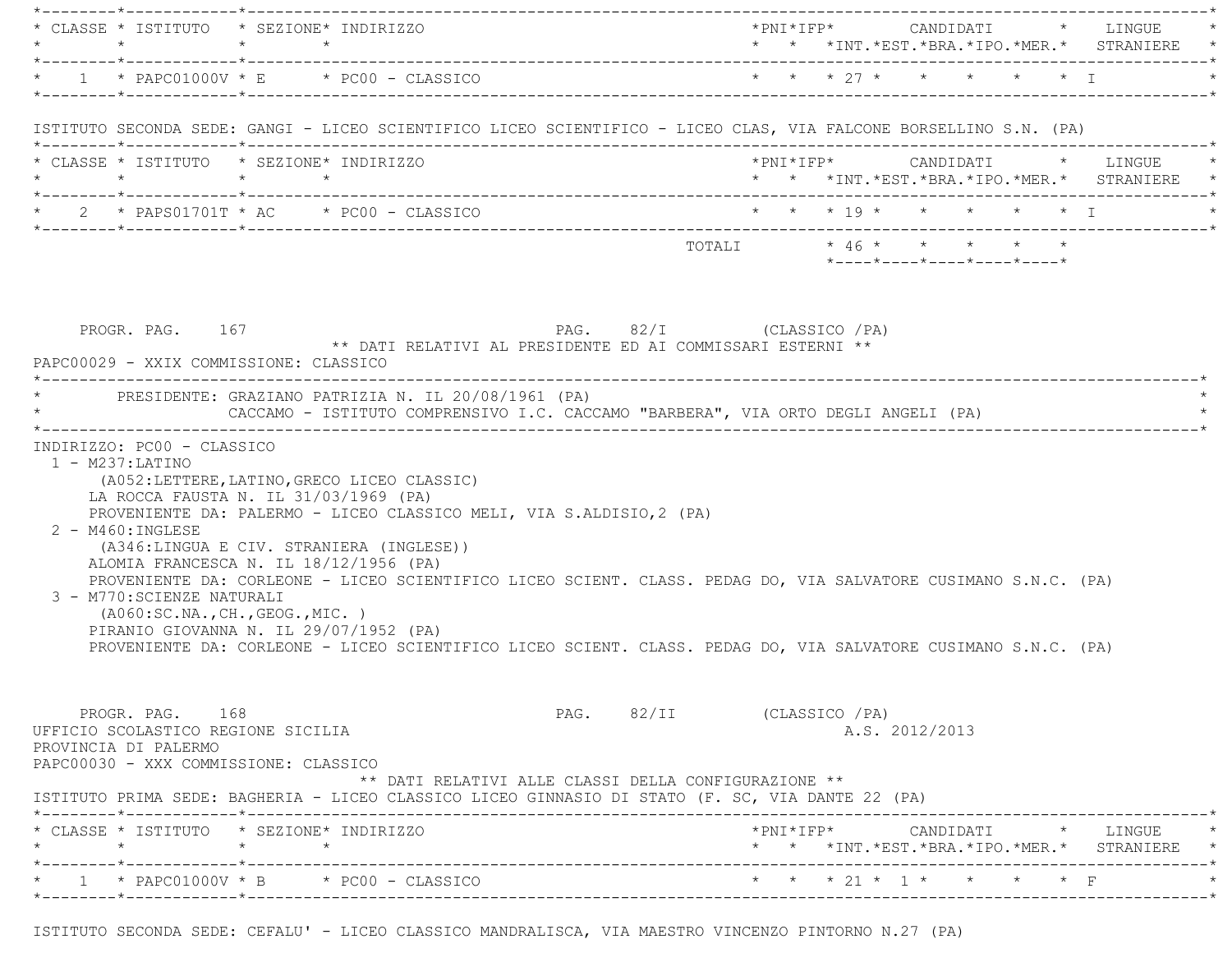| CLASSE | ISTITUTO | SEZIONE | INDIRIZZO | PNI | IFP | CANDIDATI INT. | EST. | BRA. | IPO. | MER. | LINGUE STRANIERE |
|---|---|---|---|---|---|---|---|---|---|---|---|
| 1 | PAPC01000V | E | PC00 - CLASSICO | | | 27 | | | | | I |

ISTITUTO SECONDA SEDE: GANGI - LICEO SCIENTIFICO LICEO SCIENTIFICO - LICEO CLAS, VIA FALCONE BORSELLINO S.N. (PA)

| CLASSE | ISTITUTO | SEZIONE | INDIRIZZO | PNI | IFP | CANDIDATI INT. | EST. | BRA. | IPO. | MER. | LINGUE STRANIERE |
|---|---|---|---|---|---|---|---|---|---|---|---|
| 2 | PAPS01701T | AC | PC00 - CLASSICO | | | 19 | | | | | I |
| | | | TOTALI | | | 46 | | | | | |

PROGR. PAG. 167 PAG. 82/I (CLASSICO /PA)

** DATI RELATIVI AL PRESIDENTE ED AI COMMISSARI ESTERNI **

PAPC00029 - XXIX COMMISSIONE: CLASSICO

PRESIDENTE: GRAZIANO PATRIZIA N. IL 20/08/1961 (PA)
CACCAMO - ISTITUTO COMPRENSIVO I.C. CACCAMO "BARBERA", VIA ORTO DEGLI ANGELI (PA)

INDIRIZZO: PC00 - CLASSICO

1 - M237:LATINO
(A052:LETTERE,LATINO,GRECO LICEO CLASSIC)
LA ROCCA FAUSTA N. IL 31/03/1969 (PA)
PROVENIENTE DA: PALERMO - LICEO CLASSICO MELI, VIA S.ALDISIO,2 (PA)

2 - M460:INGLESE
(A346:LINGUA E CIV. STRANIERA (INGLESE))
ALOMIA FRANCESCA N. IL 18/12/1956 (PA)
PROVENIENTE DA: CORLEONE - LICEO SCIENTIFICO LICEO SCIENT. CLASS. PEDAG DO, VIA SALVATORE CUSIMANO S.N.C. (PA)

3 - M770:SCIENZE NATURALI
(A060:SC.NA.,CH.,GEOG.,MIC. )
PIRANIO GIOVANNA N. IL 29/07/1952 (PA)
PROVENIENTE DA: CORLEONE - LICEO SCIENTIFICO LICEO SCIENT. CLASS. PEDAG DO, VIA SALVATORE CUSIMANO S.N.C. (PA)

PROGR. PAG. 168 PAG. 82/II (CLASSICO /PA)

UFFICIO SCOLASTICO REGIONE SICILIA A.S. 2012/2013

PROVINCIA DI PALERMO

PAPC00030 - XXX COMMISSIONE: CLASSICO

** DATI RELATIVI ALLE CLASSI DELLA CONFIGURAZIONE **

ISTITUTO PRIMA SEDE: BAGHERIA - LICEO CLASSICO LICEO GINNASIO DI STATO (F. SC, VIA DANTE 22 (PA)

| CLASSE | ISTITUTO | SEZIONE | INDIRIZZO | PNI | IFP | CANDIDATI INT. | EST. | BRA. | IPO. | MER. | LINGUE STRANIERE |
|---|---|---|---|---|---|---|---|---|---|---|---|
| 1 | PAPC01000V | B | PC00 - CLASSICO | | | 21 | 1 | | | | F |

ISTITUTO SECONDA SEDE: CEFALU' - LICEO CLASSICO MANDRALISCA, VIA MAESTRO VINCENZO PINTORNO N.27 (PA)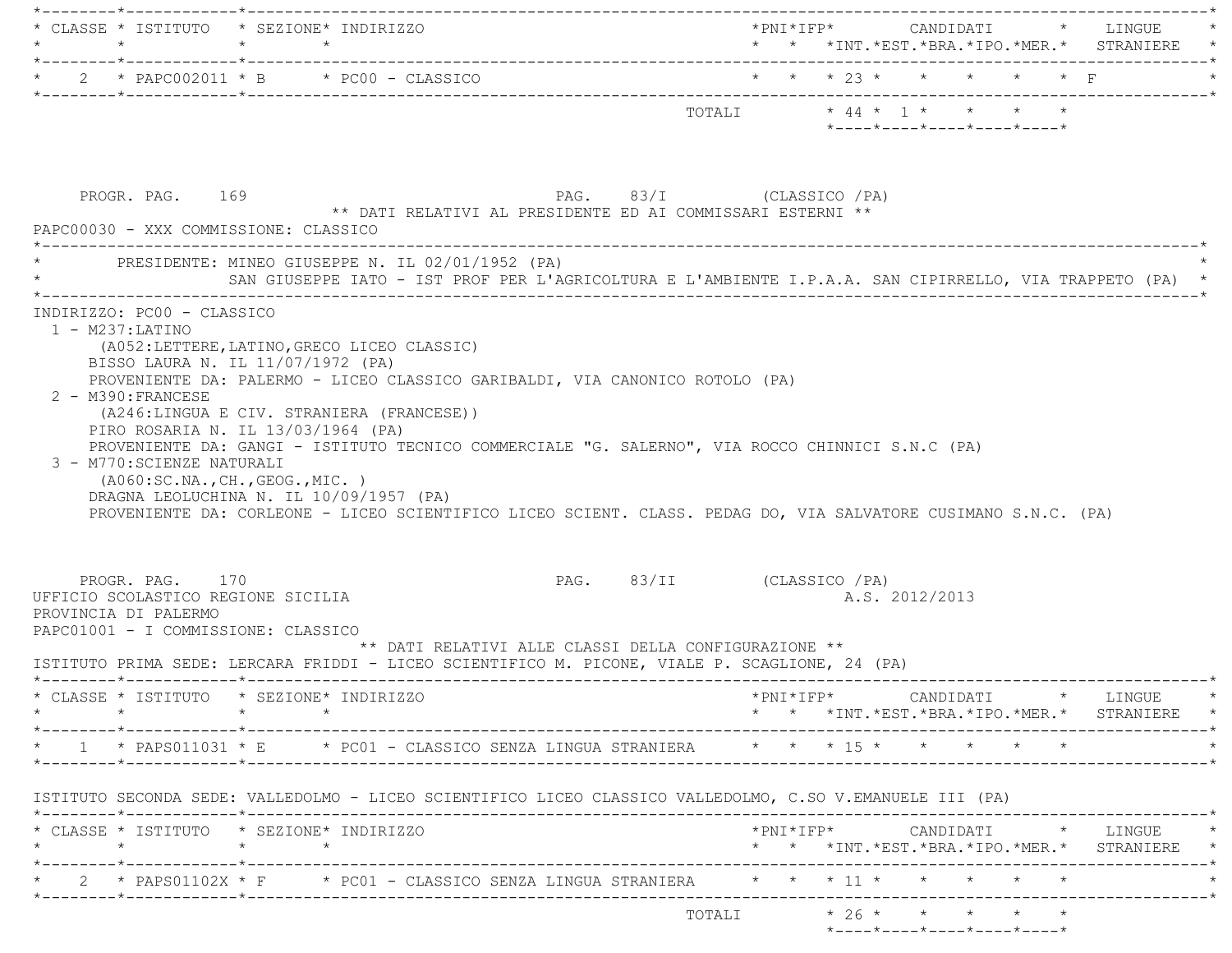| CLASSE | ISTITUTO | SEZIONE | INDIRIZZO | PNI | IFP | CANDIDATI INT. | EST. | BRA. | IPO. | MER. | LINGUE STRANIERE |
|---|---|---|---|---|---|---|---|---|---|---|---|
| 2 | PAPC002011 | B | PC00 - CLASSICO | | | 23 | | | | | F |
| | | | TOTALI | | | 44 | 1 | | | | |

PROGR. PAG. 169 PAG. 83/I (CLASSICO /PA)

** DATI RELATIVI AL PRESIDENTE ED AI COMMISSARI ESTERNI **

PAPC00030 - XXX COMMISSIONE: CLASSICO

PRESIDENTE: MINEO GIUSEPPE N. IL 02/01/1952 (PA)
SAN GIUSEPPE IATO - IST PROF PER L'AGRICOLTURA E L'AMBIENTE I.P.A.A. SAN CIPIRRELLO, VIA TRAPPETO (PA)

INDIRIZZO: PC00 - CLASSICO

1 - M237:LATINO
(A052:LETTERE,LATINO,GRECO LICEO CLASSIC)
BISSO LAURA N. IL 11/07/1972 (PA)
PROVENIENTE DA: PALERMO - LICEO CLASSICO GARIBALDI, VIA CANONICO ROTOLO (PA)

2 - M390:FRANCESE
(A246:LINGUA E CIV. STRANIERA (FRANCESE))
PIRO ROSARIA N. IL 13/03/1964 (PA)
PROVENIENTE DA: GANGI - ISTITUTO TECNICO COMMERCIALE "G. SALERNO", VIA ROCCO CHINNICI S.N.C (PA)

3 - M770:SCIENZE NATURALI
(A060:SC.NA.,CH.,GEOG.,MIC. )
DRAGNA LEOLUCHINA N. IL 10/09/1957 (PA)
PROVENIENTE DA: CORLEONE - LICEO SCIENTIFICO LICEO SCIENT. CLASS. PEDAG DO, VIA SALVATORE CUSIMANO S.N.C. (PA)

PROGR. PAG. 170 PAG. 83/II (CLASSICO /PA)

UFFICIO SCOLASTICO REGIONE SICILIA A.S. 2012/2013

PROVINCIA DI PALERMO

PAPC01001 - I COMMISSIONE: CLASSICO

** DATI RELATIVI ALLE CLASSI DELLA CONFIGURAZIONE **

ISTITUTO PRIMA SEDE: LERCARA FRIDDI - LICEO SCIENTIFICO M. PICONE, VIALE P. SCAGLIONE, 24 (PA)

| CLASSE | ISTITUTO | SEZIONE | INDIRIZZO | PNI | IFP | CANDIDATI INT. | EST. | BRA. | IPO. | MER. | LINGUE STRANIERE |
|---|---|---|---|---|---|---|---|---|---|---|---|
| 1 | PAPS011031 | E | PC01 - CLASSICO SENZA LINGUA STRANIERA | | | 15 | | | | | |

ISTITUTO SECONDA SEDE: VALLEDOLMO - LICEO SCIENTIFICO LICEO CLASSICO VALLEDOLMO, C.SO V.EMANUELE III (PA)

| CLASSE | ISTITUTO | SEZIONE | INDIRIZZO | PNI | IFP | CANDIDATI INT. | EST. | BRA. | IPO. | MER. | LINGUE STRANIERE |
|---|---|---|---|---|---|---|---|---|---|---|---|
| 2 | PAPS01102X | F | PC01 - CLASSICO SENZA LINGUA STRANIERA | | | 11 | | | | | |
| | | | TOTALI | | | 26 | | | | | |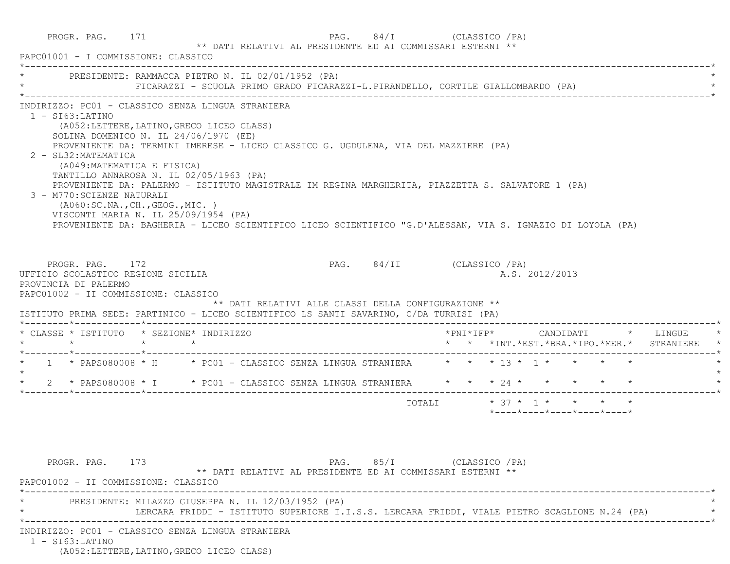PROGR. PAG. 171 PAG. 84/I (CLASSICO /PA)

** DATI RELATIVI AL PRESIDENTE ED AI COMMISSARI ESTERNI **

PAPC01001 - I COMMISSIONE: CLASSICO

PRESIDENTE: RAMMACCA PIETRO N. IL 02/01/1952 (PA)
FICARAZZI - SCUOLA PRIMO GRADO FICARAZZI-L.PIRANDELLO, CORTILE GIALLOMBARDO (PA)

INDIRIZZO: PC01 - CLASSICO SENZA LINGUA STRANIERA

1 - SI63:LATINO
(A052:LETTERE,LATINO,GRECO LICEO CLASS)
SOLINA DOMENICO N. IL 24/06/1970 (EE)
PROVENIENTE DA: TERMINI IMERESE - LICEO CLASSICO G. UGDULENA, VIA DEL MAZZIERE (PA)

2 - SL32:MATEMATICA
(A049:MATEMATICA E FISICA)
TANTILLO ANNAROSA N. IL 02/05/1963 (PA)
PROVENIENTE DA: PALERMO - ISTITUTO MAGISTRALE IM REGINA MARGHERITA, PIAZZETTA S. SALVATORE 1 (PA)

3 - M770:SCIENZE NATURALI
(A060:SC.NA.,CH.,GEOG.,MIC. )
VISCONTI MARIA N. IL 25/09/1954 (PA)
PROVENIENTE DA: BAGHERIA - LICEO SCIENTIFICO LICEO SCIENTIFICO "G.D'ALESSAN, VIA S. IGNAZIO DI LOYOLA (PA)

PROGR. PAG. 172 PAG. 84/II (CLASSICO /PA)

UFFICIO SCOLASTICO REGIONE SICILIA A.S. 2012/2013

PROVINCIA DI PALERMO

PAPC01002 - II COMMISSIONE: CLASSICO

** DATI RELATIVI ALLE CLASSI DELLA CONFIGURAZIONE **

ISTITUTO PRIMA SEDE: PARTINICO - LICEO SCIENTIFICO LS SANTI SAVARINO, C/DA TURRISI (PA)

| CLASSE | ISTITUTO | SEZIONE | INDIRIZZO | PNI | IFP | CANDIDATI INT. | EST. | BRA. | IPO. | MER. | LINGUE STRANIERE |
|---|---|---|---|---|---|---|---|---|---|---|---|
| 1 | PAPS080008 | H | PC01 - CLASSICO SENZA LINGUA STRANIERA | | | 13 | 1 | | | | |
| 2 | PAPS080008 | I | PC01 - CLASSICO SENZA LINGUA STRANIERA | | | 24 | | | | | |
| | | | TOTALI | | | 37 | 1 | | | | |

PROGR. PAG. 173 PAG. 85/I (CLASSICO /PA)

** DATI RELATIVI AL PRESIDENTE ED AI COMMISSARI ESTERNI **

PAPC01002 - II COMMISSIONE: CLASSICO

PRESIDENTE: MILAZZO GIUSEPPA N. IL 12/03/1952 (PA)
LERCARA FRIDDI - ISTITUTO SUPERIORE I.I.S.S. LERCARA FRIDDI, VIALE PIETRO SCAGLIONE N.24 (PA)

INDIRIZZO: PC01 - CLASSICO SENZA LINGUA STRANIERA

1 - SI63:LATINO
(A052:LETTERE,LATINO,GRECO LICEO CLASS)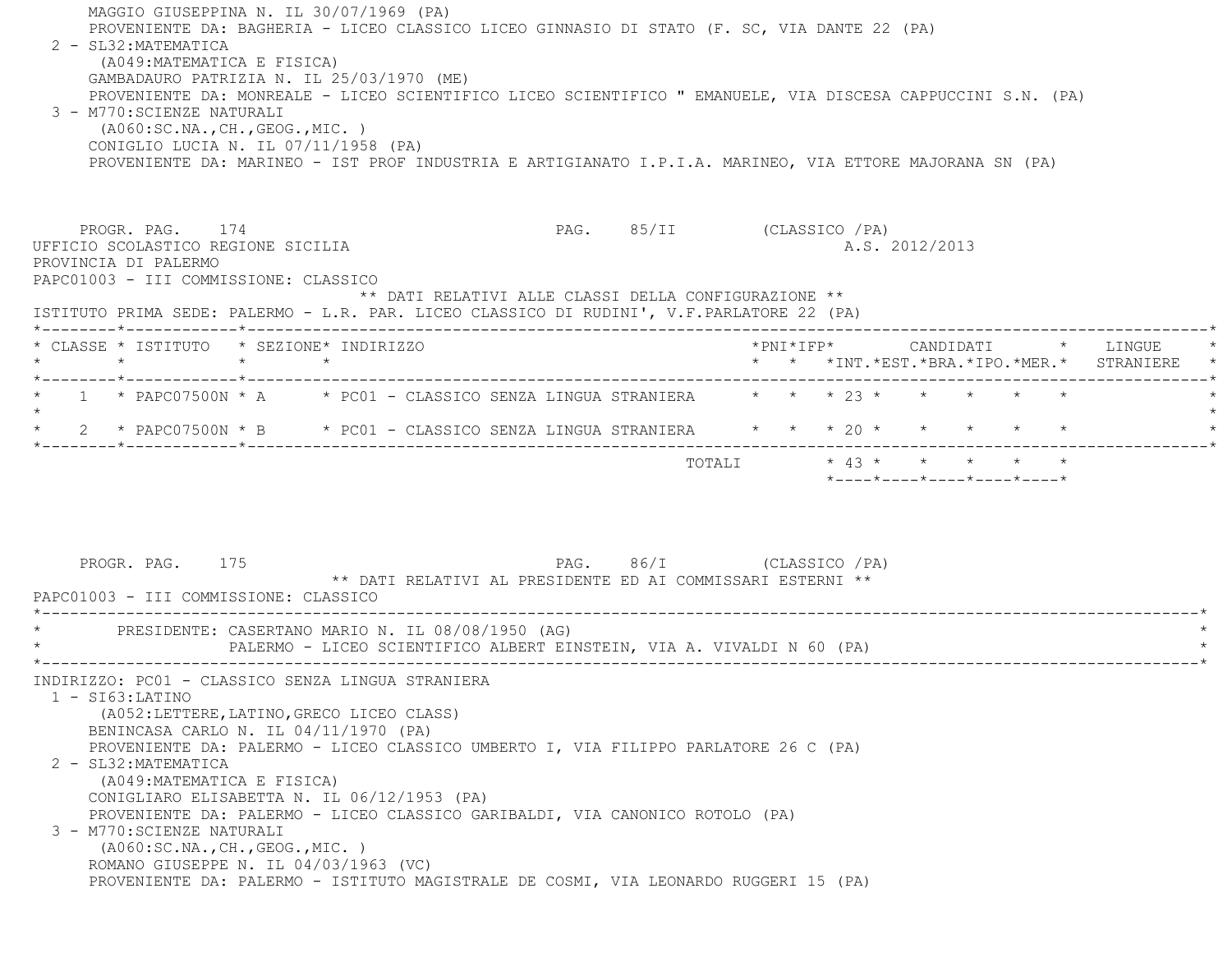MAGGIO GIUSEPPINA N. IL 30/07/1969 (PA)
PROVENIENTE DA: BAGHERIA - LICEO CLASSICO LICEO GINNASIO DI STATO (F. SC, VIA DANTE 22 (PA)

2 - SL32:MATEMATICA
(A049:MATEMATICA E FISICA)
GAMBADAURO PATRIZIA N. IL 25/03/1970 (ME)
PROVENIENTE DA: MONREALE - LICEO SCIENTIFICO LICEO SCIENTIFICO " EMANUELE, VIA DISCESA CAPPUCCINI S.N. (PA)

3 - M770:SCIENZE NATURALI
(A060:SC.NA.,CH.,GEOG.,MIC. )
CONIGLIO LUCIA N. IL 07/11/1958 (PA)
PROVENIENTE DA: MARINEO - IST PROF INDUSTRIA E ARTIGIANATO I.P.I.A. MARINEO, VIA ETTORE MAJORANA SN (PA)

PROGR. PAG. 174 PAG. 85/II (CLASSICO /PA)

UFFICIO SCOLASTICO REGIONE SICILIA A.S. 2012/2013
PROVINCIA DI PALERMO
PAPC01003 - III COMMISSIONE: CLASSICO

** DATI RELATIVI ALLE CLASSI DELLA CONFIGURAZIONE **

ISTITUTO PRIMA SEDE: PALERMO - L.R. PAR. LICEO CLASSICO DI RUDINI', V.F.PARLATORE 22 (PA)

| CLASSE | ISTITUTO | SEZIONE | INDIRIZZO | PNI | IFP | CANDIDATI INT. | EST. | BRA. | IPO. | MER. | LINGUE STRANIERE |
|---|---|---|---|---|---|---|---|---|---|---|---|
| 1 | PAPC07500N | A | PC01 - CLASSICO SENZA LINGUA STRANIERA | | | 23 | | | | | |
| 2 | PAPC07500N | B | PC01 - CLASSICO SENZA LINGUA STRANIERA | | | 20 | | | | | |
| | | | TOTALI | | | 43 | | | | | |

PROGR. PAG. 175 PAG. 86/I (CLASSICO /PA)

** DATI RELATIVI AL PRESIDENTE ED AI COMMISSARI ESTERNI **

PAPC01003 - III COMMISSIONE: CLASSICO

PRESIDENTE: CASERTANO MARIO N. IL 08/08/1950 (AG)
PALERMO - LICEO SCIENTIFICO ALBERT EINSTEIN, VIA A. VIVALDI N 60 (PA)

INDIRIZZO: PC01 - CLASSICO SENZA LINGUA STRANIERA

1 - SI63:LATINO
(A052:LETTERE,LATINO,GRECO LICEO CLASS)
BENINCASA CARLO N. IL 04/11/1970 (PA)
PROVENIENTE DA: PALERMO - LICEO CLASSICO UMBERTO I, VIA FILIPPO PARLATORE 26 C (PA)

2 - SL32:MATEMATICA
(A049:MATEMATICA E FISICA)
CONIGLIARO ELISABETTA N. IL 06/12/1953 (PA)
PROVENIENTE DA: PALERMO - LICEO CLASSICO GARIBALDI, VIA CANONICO ROTOLO (PA)

3 - M770:SCIENZE NATURALI
(A060:SC.NA.,CH.,GEOG.,MIC. )
ROMANO GIUSEPPE N. IL 04/03/1963 (VC)
PROVENIENTE DA: PALERMO - ISTITUTO MAGISTRALE DE COSMI, VIA LEONARDO RUGGERI 15 (PA)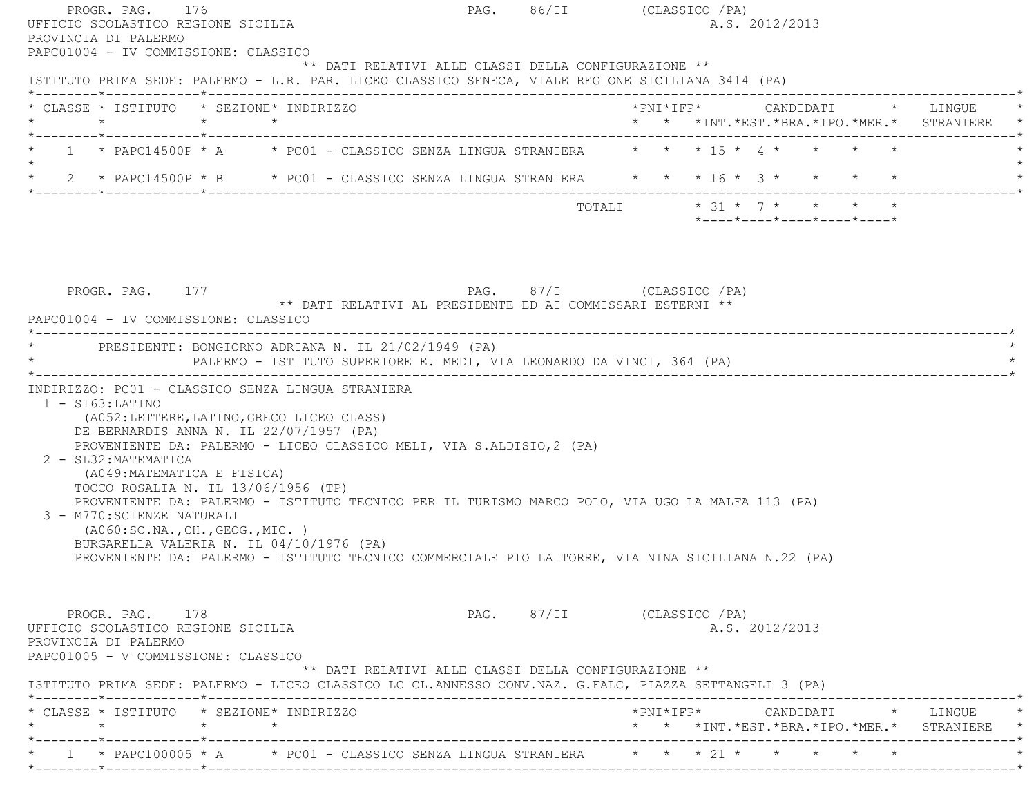UFFICIO SCOLASTICO REGIONE SICILIA

A.S. 2012/2013

PROVINCIA DI PALERMO

PAPC01004 - IV COMMISSIONE: CLASSICO

** DATI RELATIVI ALLE CLASSI DELLA CONFIGURAZIONE **

ISTITUTO PRIMA SEDE: PALERMO - L.R. PAR. LICEO CLASSICO SENECA, VIALE REGIONE SICILIANA 3414 (PA)

| CLASSE | ISTITUTO | SEZIONE | INDIRIZZO | PNI | IFP | CANDIDATI INT. | CANDIDATI EST. | CANDIDATI BRA. | CANDIDATI IPO. | CANDIDATI MER. | LINGUE STRANIERE |
|---|---|---|---|---|---|---|---|---|---|---|---|
| 1 | PAPC14500P | A | PC01 - CLASSICO SENZA LINGUA STRANIERA | | | 15 | 4 | | | | |
| 2 | PAPC14500P | B | PC01 - CLASSICO SENZA LINGUA STRANIERA | | | 16 | 3 | | | | |
| | | | TOTALI | | | 31 | 7 | | | | |

** DATI RELATIVI AL PRESIDENTE ED AI COMMISSARI ESTERNI **

PAPC01004 - IV COMMISSIONE: CLASSICO

PRESIDENTE: BONGIORNO ADRIANA N. IL 21/02/1949 (PA)
PALERMO - ISTITUTO SUPERIORE E. MEDI, VIA LEONARDO DA VINCI, 364 (PA)

INDIRIZZO: PC01 - CLASSICO SENZA LINGUA STRANIERA

1 - SI63:LATINO
(A052:LETTERE,LATINO,GRECO LICEO CLASS)
DE BERNARDIS ANNA N. IL 22/07/1957 (PA)
PROVENIENTE DA: PALERMO - LICEO CLASSICO MELI, VIA S.ALDISIO,2 (PA)

2 - SL32:MATEMATICA
(A049:MATEMATICA E FISICA)
TOCCO ROSALIA N. IL 13/06/1956 (TP)
PROVENIENTE DA: PALERMO - ISTITUTO TECNICO PER IL TURISMO MARCO POLO, VIA UGO LA MALFA 113 (PA)

3 - M770:SCIENZE NATURALI
(A060:SC.NA.,CH.,GEOG.,MIC. )
BURGARELLA VALERIA N. IL 04/10/1976 (PA)
PROVENIENTE DA: PALERMO - ISTITUTO TECNICO COMMERCIALE PIO LA TORRE, VIA NINA SICILIANA N.22 (PA)

UFFICIO SCOLASTICO REGIONE SICILIA

A.S. 2012/2013

PROVINCIA DI PALERMO

PAPC01005 - V COMMISSIONE: CLASSICO

** DATI RELATIVI ALLE CLASSI DELLA CONFIGURAZIONE **

ISTITUTO PRIMA SEDE: PALERMO - LICEO CLASSICO LC CL.ANNESSO CONV.NAZ. G.FALC, PIAZZA SETTANGELI 3 (PA)

| CLASSE | ISTITUTO | SEZIONE | INDIRIZZO | PNI | IFP | CANDIDATI INT. | CANDIDATI EST. | CANDIDATI BRA. | CANDIDATI IPO. | CANDIDATI MER. | LINGUE STRANIERE |
|---|---|---|---|---|---|---|---|---|---|---|---|
| 1 | PAPC100005 | A | PC01 - CLASSICO SENZA LINGUA STRANIERA | | | 21 | | | | | |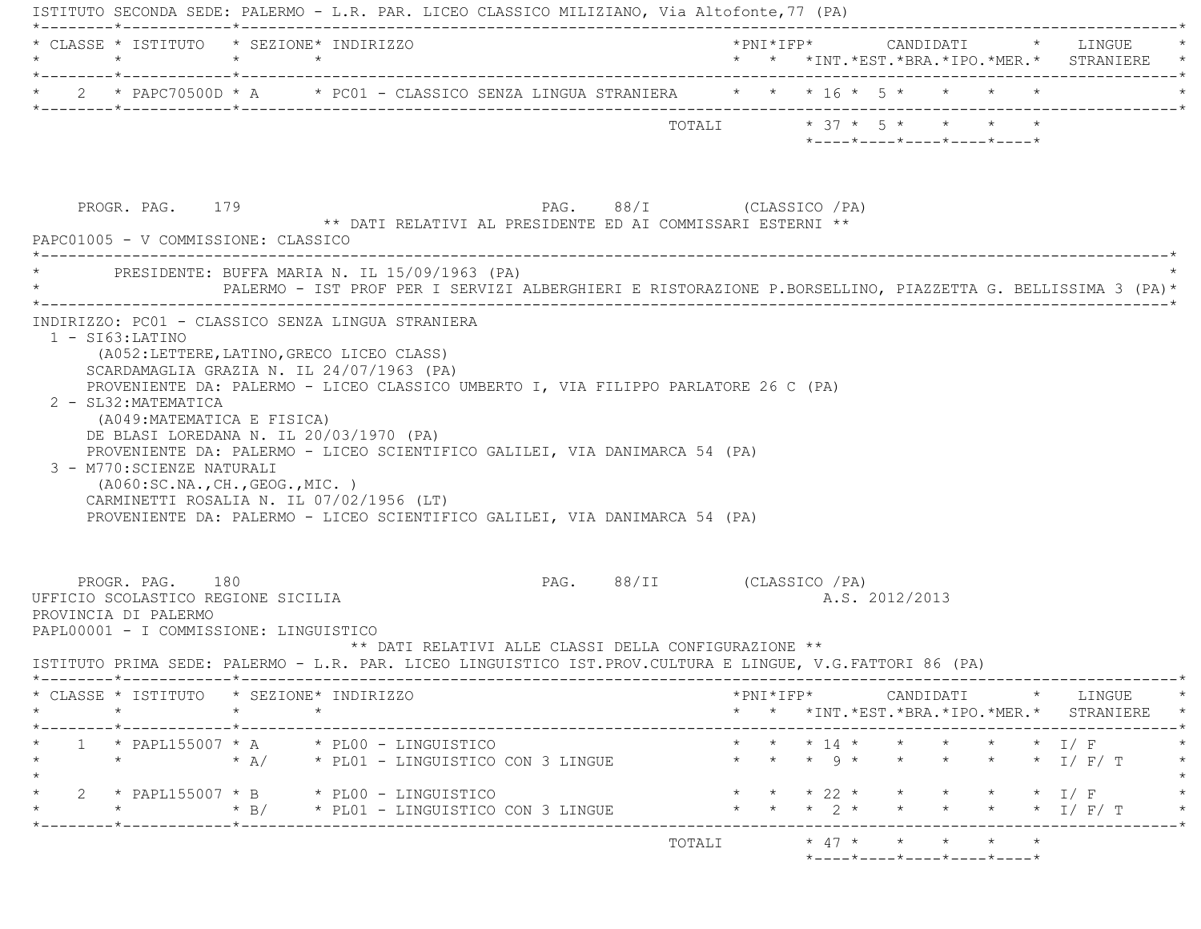ISTITUTO SECONDA SEDE: PALERMO - L.R. PAR. LICEO CLASSICO MILIZIANO, Via Altofonte,77 (PA)

| CLASSE | ISTITUTO | SEZIONE | INDIRIZZO | PNI | IFP | CANDIDATI INT. | EST. | BRA. | IPO. | MER. | LINGUE STRANIERE |
|---|---|---|---|---|---|---|---|---|---|---|---|
| 2 | PAPC70500D | A | PC01 - CLASSICO SENZA LINGUA STRANIERA | | | 16 | 5 | | | | |
| | | | TOTALI | | | 37 | 5 | | | | |

PROGR. PAG. 179 PAG. 88/I (CLASSICO /PA)

** DATI RELATIVI AL PRESIDENTE ED AI COMMISSARI ESTERNI **

PAPC01005 - V COMMISSIONE: CLASSICO

PRESIDENTE: BUFFA MARIA N. IL 15/09/1963 (PA)
PALERMO - IST PROF PER I SERVIZI ALBERGHIERI E RISTORAZIONE P.BORSELLINO, PIAZZETTA G. BELLISSIMA 3 (PA)

INDIRIZZO: PC01 - CLASSICO SENZA LINGUA STRANIERA

1 - SI63:LATINO
(A052:LETTERE,LATINO,GRECO LICEO CLASS)
SCARDAMAGLIA GRAZIA N. IL 24/07/1963 (PA)
PROVENIENTE DA: PALERMO - LICEO CLASSICO UMBERTO I, VIA FILIPPO PARLATORE 26 C (PA)

2 - SL32:MATEMATICA
(A049:MATEMATICA E FISICA)
DE BLASI LOREDANA N. IL 20/03/1970 (PA)
PROVENIENTE DA: PALERMO - LICEO SCIENTIFICO GALILEI, VIA DANIMARCA 54 (PA)

3 - M770:SCIENZE NATURALI
(A060:SC.NA.,CH.,GEOG.,MIC. )
CARMINETTI ROSALIA N. IL 07/02/1956 (LT)
PROVENIENTE DA: PALERMO - LICEO SCIENTIFICO GALILEI, VIA DANIMARCA 54 (PA)

PROGR. PAG. 180 PAG. 88/II (CLASSICO /PA)

UFFICIO SCOLASTICO REGIONE SICILIA A.S. 2012/2013

PROVINCIA DI PALERMO

PAPL00001 - I COMMISSIONE: LINGUISTICO

** DATI RELATIVI ALLE CLASSI DELLA CONFIGURAZIONE **

ISTITUTO PRIMA SEDE: PALERMO - L.R. PAR. LICEO LINGUISTICO IST.PROV.CULTURA E LINGUE, V.G.FATTORI 86 (PA)

| CLASSE | ISTITUTO | SEZIONE | INDIRIZZO | PNI | IFP | CANDIDATI INT. | EST. | BRA. | IPO. | MER. | LINGUE STRANIERE |
|---|---|---|---|---|---|---|---|---|---|---|---|
| 1 | PAPL155007 | A | PL00 - LINGUISTICO | | | 14 | | | | | I/ F |
| | | A/ | PL01 - LINGUISTICO CON 3 LINGUE | | | 9 | | | | | I/ F/ T |
| 2 | PAPL155007 | B | PL00 - LINGUISTICO | | | 22 | | | | | I/ F |
| | | B/ | PL01 - LINGUISTICO CON 3 LINGUE | | | 2 | | | | | I/ F/ T |
| | | | TOTALI | | | 47 | | | | | |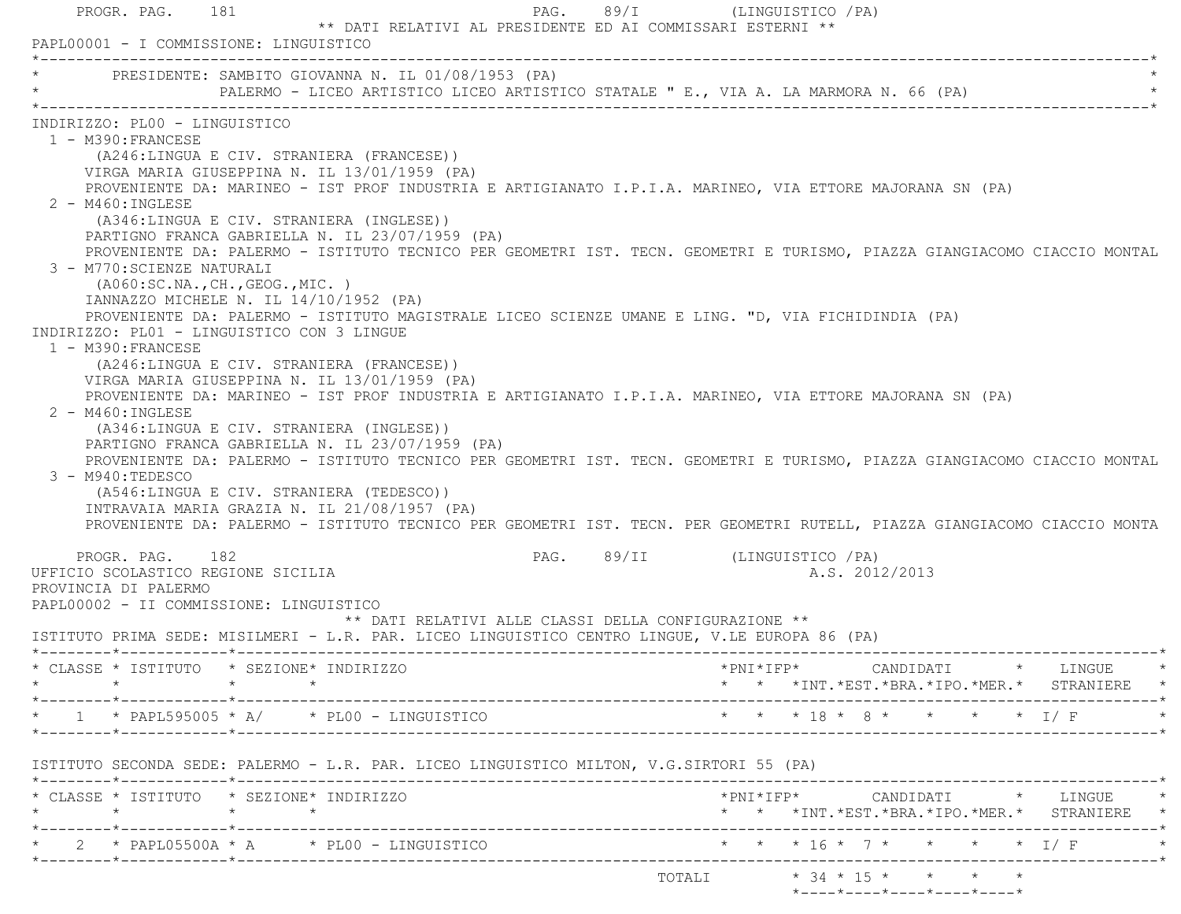** DATI RELATIVI AL PRESIDENTE ED AI COMMISSARI ESTERNI **

PAPL00001 - I COMMISSIONE: LINGUISTICO

PRESIDENTE: SAMBITO GIOVANNA N. IL 01/08/1953 (PA)
PALERMO - LICEO ARTISTICO LICEO ARTISTICO STATALE " E., VIA A. LA MARMORA N. 66 (PA)

INDIRIZZO: PL00 - LINGUISTICO

1 - M390:FRANCESE
(A246:LINGUA E CIV. STRANIERA (FRANCESE))
VIRGA MARIA GIUSEPPINA N. IL 13/01/1959 (PA)
PROVENIENTE DA: MARINEO - IST PROF INDUSTRIA E ARTIGIANATO I.P.I.A. MARINEO, VIA ETTORE MAJORANA SN (PA)

2 - M460:INGLESE
(A346:LINGUA E CIV. STRANIERA (INGLESE))
PARTIGNO FRANCA GABRIELLA N. IL 23/07/1959 (PA)
PROVENIENTE DA: PALERMO - ISTITUTO TECNICO PER GEOMETRI IST. TECN. GEOMETRI E TURISMO, PIAZZA GIANGIACOMO CIACCIO MONTAL

3 - M770:SCIENZE NATURALI
(A060:SC.NA.,CH.,GEOG.,MIC. )
IANNAZZO MICHELE N. IL 14/10/1952 (PA)
PROVENIENTE DA: PALERMO - ISTITUTO MAGISTRALE LICEO SCIENZE UMANE E LING. "D, VIA FICHIDINDIA (PA)

INDIRIZZO: PL01 - LINGUISTICO CON 3 LINGUE

1 - M390:FRANCESE
(A246:LINGUA E CIV. STRANIERA (FRANCESE))
VIRGA MARIA GIUSEPPINA N. IL 13/01/1959 (PA)
PROVENIENTE DA: MARINEO - IST PROF INDUSTRIA E ARTIGIANATO I.P.I.A. MARINEO, VIA ETTORE MAJORANA SN (PA)

2 - M460:INGLESE
(A346:LINGUA E CIV. STRANIERA (INGLESE))
PARTIGNO FRANCA GABRIELLA N. IL 23/07/1959 (PA)
PROVENIENTE DA: PALERMO - ISTITUTO TECNICO PER GEOMETRI IST. TECN. GEOMETRI E TURISMO, PIAZZA GIANGIACOMO CIACCIO MONTAL

3 - M940:TEDESCO
(A546:LINGUA E CIV. STRANIERA (TEDESCO))
INTRAVAIA MARIA GRAZIA N. IL 21/08/1957 (PA)
PROVENIENTE DA: PALERMO - ISTITUTO TECNICO PER GEOMETRI IST. TECN. PER GEOMETRI RUTELL, PIAZZA GIANGIACOMO CIACCIO MONTA

UFFICIO SCOLASTICO REGIONE SICILIA
PROVINCIA DI PALERMO
A.S. 2012/2013

PAPL00002 - II COMMISSIONE: LINGUISTICO

** DATI RELATIVI ALLE CLASSI DELLA CONFIGURAZIONE **

ISTITUTO PRIMA SEDE: MISILMERI - L.R. PAR. LICEO LINGUISTICO CENTRO LINGUE, V.LE EUROPA 86 (PA)

| CLASSE | ISTITUTO | SEZIONE | INDIRIZZO | PNI | IFP | CANDIDATI INT. | EST. | BRA. | IPO. | MER. | LINGUE STRANIERE |
|---|---|---|---|---|---|---|---|---|---|---|---|
| 1 | PAPL595005 | A/ | PL00 - LINGUISTICO | | | 18 | 8 | | | | I/ F |

ISTITUTO SECONDA SEDE: PALERMO - L.R. PAR. LICEO LINGUISTICO MILTON, V.G.SIRTORI 55 (PA)

| CLASSE | ISTITUTO | SEZIONE | INDIRIZZO | PNI | IFP | CANDIDATI INT. | EST. | BRA. | IPO. | MER. | LINGUE STRANIERE |
|---|---|---|---|---|---|---|---|---|---|---|---|
| 2 | PAPL05500A | A | PL00 - LINGUISTICO | | | 16 | 7 | | | | I/ F |
| | | | TOTALI | | | 34 | 15 | | | | |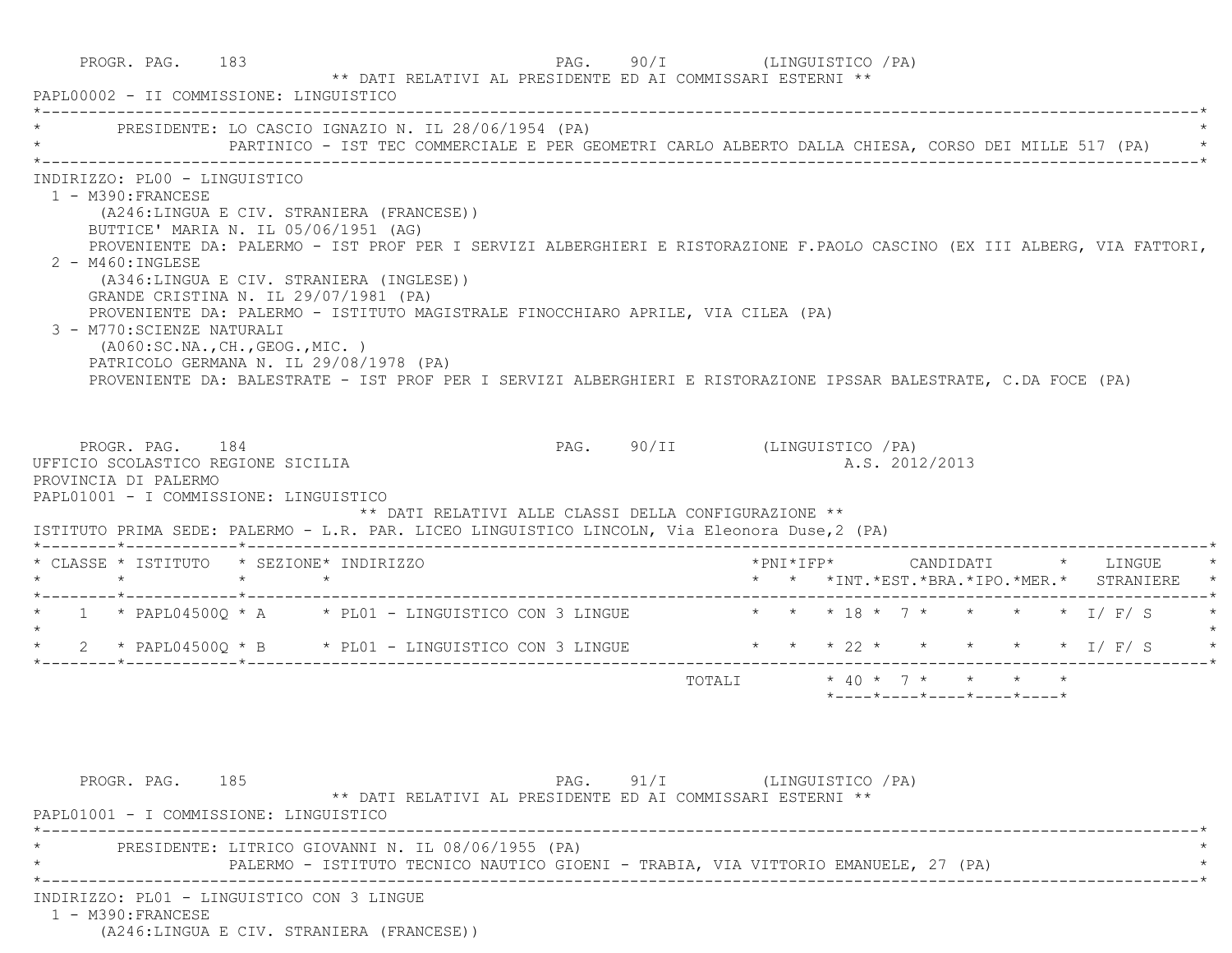PROGR. PAG. 183 PAG. 90/I (LINGUISTICO /PA)

** DATI RELATIVI AL PRESIDENTE ED AI COMMISSARI ESTERNI **

PAPL00002 - II COMMISSIONE: LINGUISTICO

PRESIDENTE: LO CASCIO IGNAZIO N. IL 28/06/1954 (PA)
PARTINICO - IST TEC COMMERCIALE E PER GEOMETRI CARLO ALBERTO DALLA CHIESA, CORSO DEI MILLE 517 (PA)

INDIRIZZO: PL00 - LINGUISTICO

1 - M390:FRANCESE
(A246:LINGUA E CIV. STRANIERA (FRANCESE))
BUTTICE' MARIA N. IL 05/06/1951 (AG)
PROVENIENTE DA: PALERMO - IST PROF PER I SERVIZI ALBERGHIERI E RISTORAZIONE F.PAOLO CASCINO (EX III ALBERG, VIA FATTORI,

2 - M460:INGLESE
(A346:LINGUA E CIV. STRANIERA (INGLESE))
GRANDE CRISTINA N. IL 29/07/1981 (PA)
PROVENIENTE DA: PALERMO - ISTITUTO MAGISTRALE FINOCCHIARO APRILE, VIA CILEA (PA)

3 - M770:SCIENZE NATURALI
(A060:SC.NA.,CH.,GEOG.,MIC. )
PATRICOLO GERMANA N. IL 29/08/1978 (PA)
PROVENIENTE DA: BALESTRATE - IST PROF PER I SERVIZI ALBERGHIERI E RISTORAZIONE IPSSAR BALESTRATE, C.DA FOCE (PA)

PROGR. PAG. 184 PAG. 90/II (LINGUISTICO /PA)

UFFICIO SCOLASTICO REGIONE SICILIA A.S. 2012/2013

PROVINCIA DI PALERMO

PAPL01001 - I COMMISSIONE: LINGUISTICO

** DATI RELATIVI ALLE CLASSI DELLA CONFIGURAZIONE **

ISTITUTO PRIMA SEDE: PALERMO - L.R. PAR. LICEO LINGUISTICO LINCOLN, Via Eleonora Duse,2 (PA)

| CLASSE | ISTITUTO | SEZIONE | INDIRIZZO | PNI | IFP | CANDIDATI INT. | EST. | BRA. | IPO. | MER. | LINGUE STRANIERE |
|---|---|---|---|---|---|---|---|---|---|---|---|
| 1 | PAPL04500Q | A | PL01 - LINGUISTICO CON 3 LINGUE | | | 18 | 7 | | | | I/ F/ S |
| 2 | PAPL04500Q | B | PL01 - LINGUISTICO CON 3 LINGUE | | | 22 | | | | | I/ F/ S |
| | | | TOTALI | | | 40 | 7 | | | | |

PROGR. PAG. 185 PAG. 91/I (LINGUISTICO /PA)

** DATI RELATIVI AL PRESIDENTE ED AI COMMISSARI ESTERNI **

PAPL01001 - I COMMISSIONE: LINGUISTICO

PRESIDENTE: LITRICO GIOVANNI N. IL 08/06/1955 (PA)
PALERMO - ISTITUTO TECNICO NAUTICO GIOENI - TRABIA, VIA VITTORIO EMANUELE, 27 (PA)

INDIRIZZO: PL01 - LINGUISTICO CON 3 LINGUE

1 - M390:FRANCESE
(A246:LINGUA E CIV. STRANIERA (FRANCESE))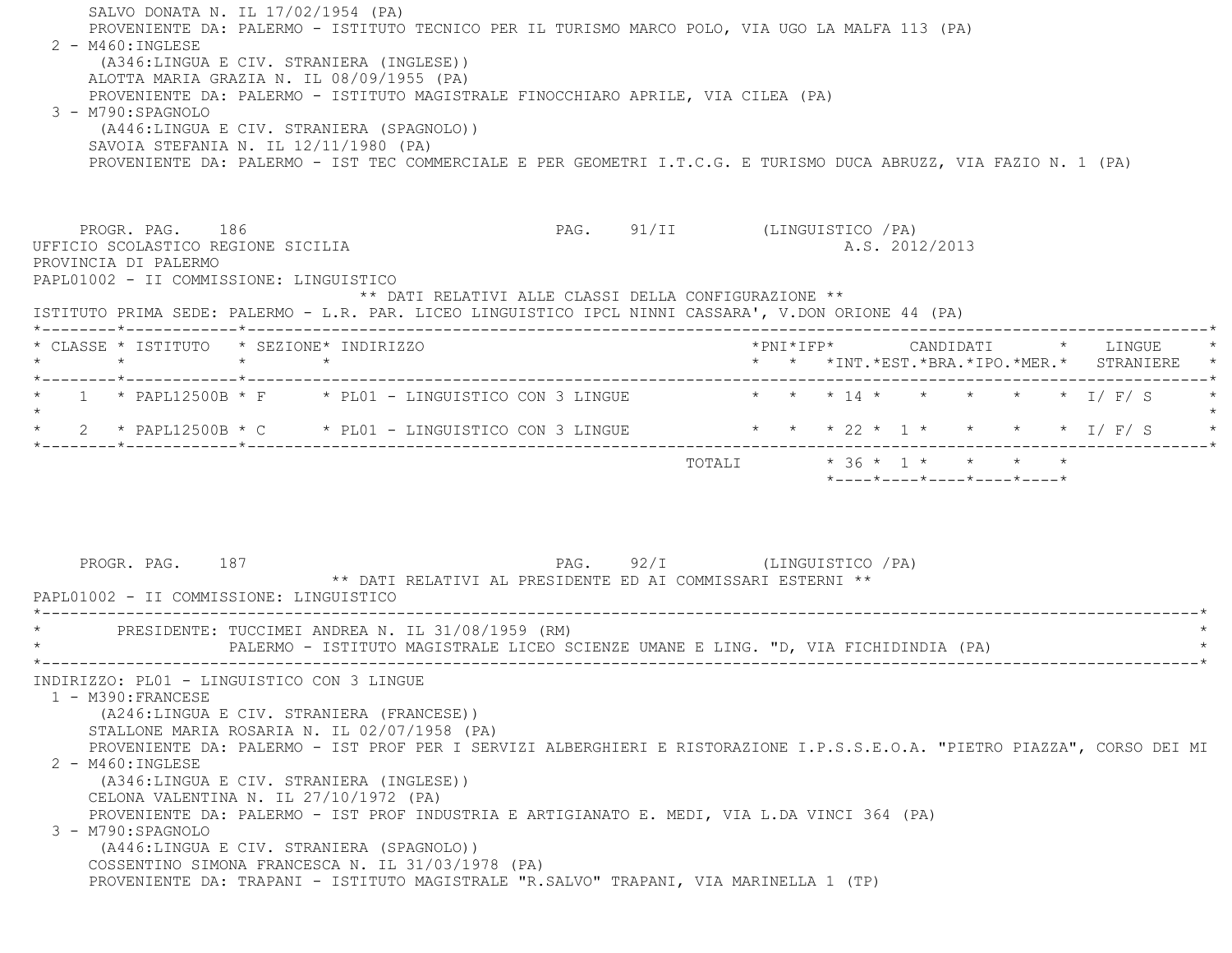SALVO DONATA N. IL 17/02/1954 (PA)
PROVENIENTE DA: PALERMO - ISTITUTO TECNICO PER IL TURISMO MARCO POLO, VIA UGO LA MALFA 113 (PA)

2 - M460:INGLESE
(A346:LINGUA E CIV. STRANIERA (INGLESE))
ALOTTA MARIA GRAZIA N. IL 08/09/1955 (PA)
PROVENIENTE DA: PALERMO - ISTITUTO MAGISTRALE FINOCCHIARO APRILE, VIA CILEA (PA)

3 - M790:SPAGNOLO
(A446:LINGUA E CIV. STRANIERA (SPAGNOLO))
SAVOIA STEFANIA N. IL 12/11/1980 (PA)
PROVENIENTE DA: PALERMO - IST TEC COMMERCIALE E PER GEOMETRI I.T.C.G. E TURISMO DUCA ABRUZZ, VIA FAZIO N. 1 (PA)

PROGR. PAG. 186 PAG. 91/II (LINGUISTICO /PA)

UFFICIO SCOLASTICO REGIONE SICILIA A.S. 2012/2013
PROVINCIA DI PALERMO
PAPL01002 - II COMMISSIONE: LINGUISTICO

** DATI RELATIVI ALLE CLASSI DELLA CONFIGURAZIONE **

ISTITUTO PRIMA SEDE: PALERMO - L.R. PAR. LICEO LINGUISTICO IPCL NINNI CASSARA', V.DON ORIONE 44 (PA)

| CLASSE | ISTITUTO | SEZIONE | INDIRIZZO | PNI | IFP | CANDIDATI INT. | EST. | BRA. | IPO. | MER. | LINGUE STRANIERE |
|---|---|---|---|---|---|---|---|---|---|---|---|
| 1 | PAPL12500B | F | PL01 - LINGUISTICO CON 3 LINGUE | | | 14 | | | | | I/ F/ S |
| 2 | PAPL12500B | C | PL01 - LINGUISTICO CON 3 LINGUE | | | 22 | 1 | | | | I/ F/ S |
| | | | TOTALI | | | 36 | 1 | | | | |

PROGR. PAG. 187 PAG. 92/I (LINGUISTICO /PA)

** DATI RELATIVI AL PRESIDENTE ED AI COMMISSARI ESTERNI **

PAPL01002 - II COMMISSIONE: LINGUISTICO

PRESIDENTE: TUCCIMEI ANDREA N. IL 31/08/1959 (RM)
PALERMO - ISTITUTO MAGISTRALE LICEO SCIENZE UMANE E LING. "D, VIA FICHIDINDIA (PA)

INDIRIZZO: PL01 - LINGUISTICO CON 3 LINGUE

1 - M390:FRANCESE
(A246:LINGUA E CIV. STRANIERA (FRANCESE))
STALLONE MARIA ROSARIA N. IL 02/07/1958 (PA)
PROVENIENTE DA: PALERMO - IST PROF PER I SERVIZI ALBERGHIERI E RISTORAZIONE I.P.S.S.E.O.A. "PIETRO PIAZZA", CORSO DEI MI

2 - M460:INGLESE
(A346:LINGUA E CIV. STRANIERA (INGLESE))
CELONA VALENTINA N. IL 27/10/1972 (PA)
PROVENIENTE DA: PALERMO - IST PROF INDUSTRIA E ARTIGIANATO E. MEDI, VIA L.DA VINCI 364 (PA)

3 - M790:SPAGNOLO
(A446:LINGUA E CIV. STRANIERA (SPAGNOLO))
COSSENTINO SIMONA FRANCESCA N. IL 31/03/1978 (PA)
PROVENIENTE DA: TRAPANI - ISTITUTO MAGISTRALE "R.SALVO" TRAPANI, VIA MARINELLA 1 (TP)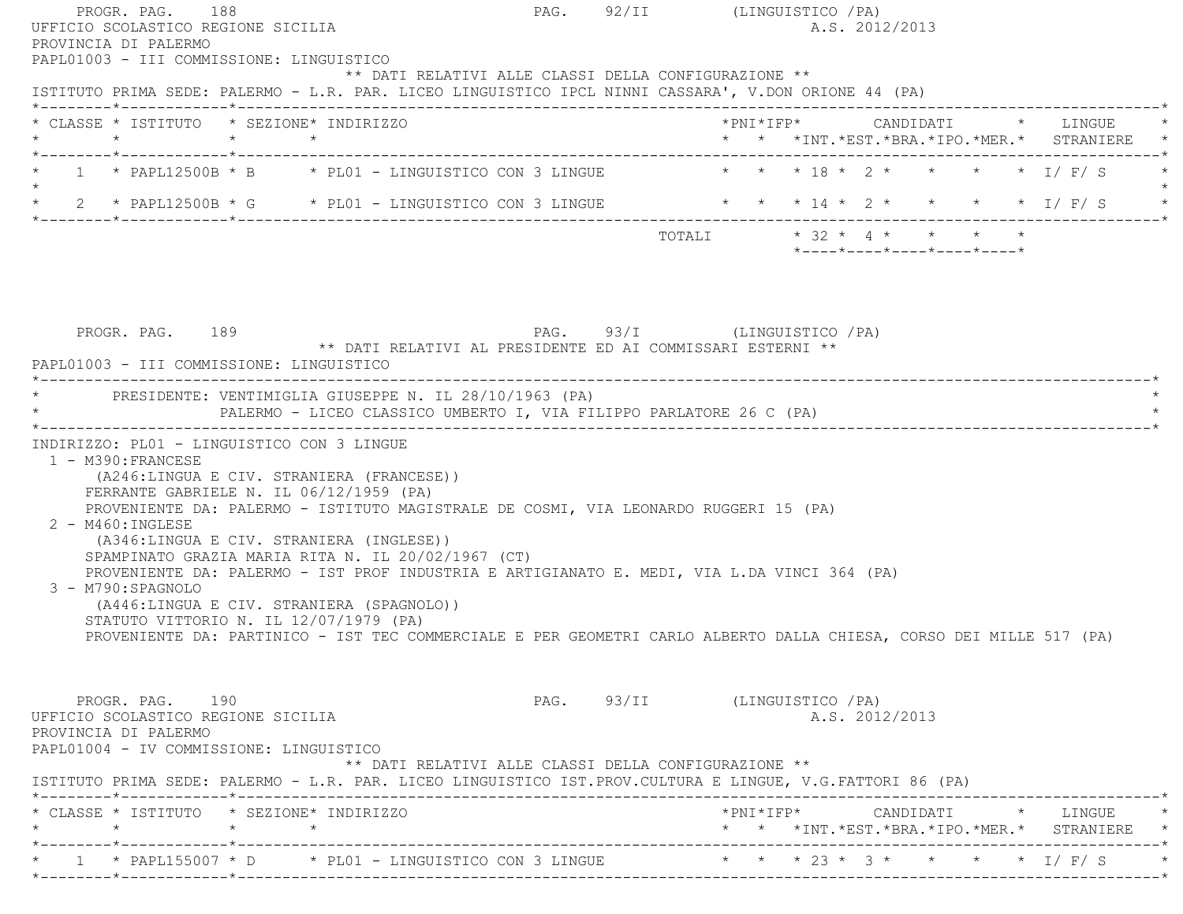UFFICIO SCOLASTICO REGIONE SICILIA A.S. 2012/2013
PROVINCIA DI PALERMO
PAPL01003 - III COMMISSIONE: LINGUISTICO

** DATI RELATIVI ALLE CLASSI DELLA CONFIGURAZIONE **

ISTITUTO PRIMA SEDE: PALERMO - L.R. PAR. LICEO LINGUISTICO IPCL NINNI CASSARA', V.DON ORIONE 44 (PA)

| CLASSE | ISTITUTO | SEZIONE | INDIRIZZO | PNI | IFP | CANDIDATI INT. | CANDIDATI EST. | CANDIDATI BRA. | CANDIDATI IPO. | CANDIDATI MER. | LINGUE STRANIERE |
|---|---|---|---|---|---|---|---|---|---|---|---|
| 1 | PAPL12500B | B | PL01 - LINGUISTICO CON 3 LINGUE | | | 18 | 2 | | | | I/ F/ S |
| 2 | PAPL12500B | G | PL01 - LINGUISTICO CON 3 LINGUE | | | 14 | 2 | | | | I/ F/ S |
| | | | TOTALI | | | 32 | 4 | | | | |

** DATI RELATIVI AL PRESIDENTE ED AI COMMISSARI ESTERNI **

PAPL01003 - III COMMISSIONE: LINGUISTICO

PRESIDENTE: VENTIMIGLIA GIUSEPPE N. IL 28/10/1963 (PA)
PALERMO - LICEO CLASSICO UMBERTO I, VIA FILIPPO PARLATORE 26 C (PA)

INDIRIZZO: PL01 - LINGUISTICO CON 3 LINGUE

1 - M390:FRANCESE
(A246:LINGUA E CIV. STRANIERA (FRANCESE))
FERRANTE GABRIELE N. IL 06/12/1959 (PA)
PROVENIENTE DA: PALERMO - ISTITUTO MAGISTRALE DE COSMI, VIA LEONARDO RUGGERI 15 (PA)

2 - M460:INGLESE
(A346:LINGUA E CIV. STRANIERA (INGLESE))
SPAMPINATO GRAZIA MARIA RITA N. IL 20/02/1967 (CT)
PROVENIENTE DA: PALERMO - IST PROF INDUSTRIA E ARTIGIANATO E. MEDI, VIA L.DA VINCI 364 (PA)

3 - M790:SPAGNOLO
(A446:LINGUA E CIV. STRANIERA (SPAGNOLO))
STATUTO VITTORIO N. IL 12/07/1979 (PA)
PROVENIENTE DA: PARTINICO - IST TEC COMMERCIALE E PER GEOMETRI CARLO ALBERTO DALLA CHIESA, CORSO DEI MILLE 517 (PA)

UFFICIO SCOLASTICO REGIONE SICILIA A.S. 2012/2013
PROVINCIA DI PALERMO
PAPL01004 - IV COMMISSIONE: LINGUISTICO

** DATI RELATIVI ALLE CLASSI DELLA CONFIGURAZIONE **

ISTITUTO PRIMA SEDE: PALERMO - L.R. PAR. LICEO LINGUISTICO IST.PROV.CULTURA E LINGUE, V.G.FATTORI 86 (PA)

| CLASSE | ISTITUTO | SEZIONE | INDIRIZZO | PNI | IFP | CANDIDATI INT. | CANDIDATI EST. | CANDIDATI BRA. | CANDIDATI IPO. | CANDIDATI MER. | LINGUE STRANIERE |
|---|---|---|---|---|---|---|---|---|---|---|---|
| 1 | PAPL155007 | D | PL01 - LINGUISTICO CON 3 LINGUE | | | 23 | 3 | | | | I/ F/ S |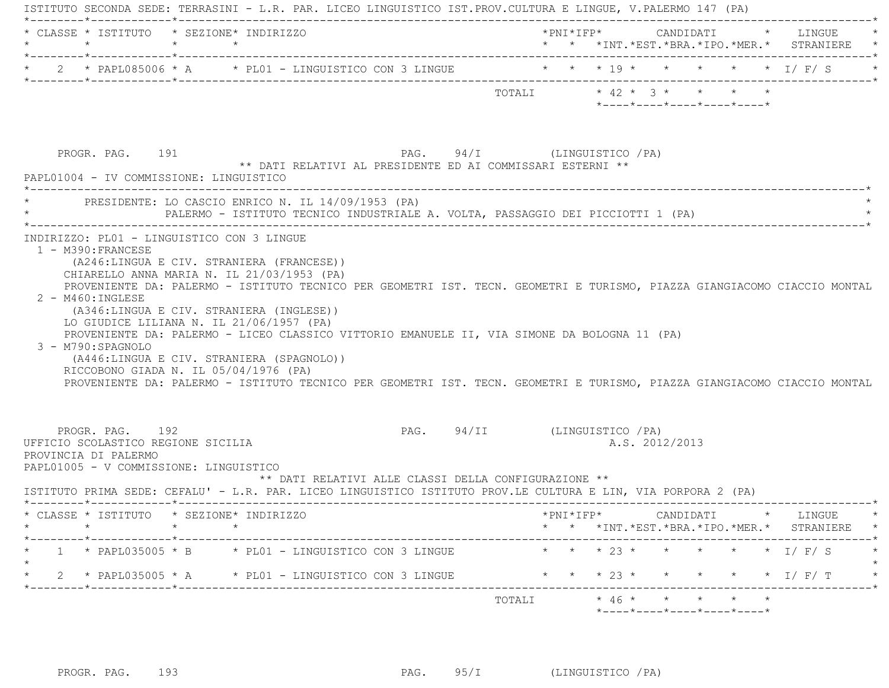ISTITUTO SECONDA SEDE: TERRASINI - L.R. PAR. LICEO LINGUISTICO IST.PROV.CULTURA E LINGUE, V.PALERMO 147 (PA)

| CLASSE | ISTITUTO | SEZIONE | INDIRIZZO | PNI | IFP | CANDIDATI INT. | EST. | BRA. | IPO. | MER. | LINGUE STRANIERE |
|---|---|---|---|---|---|---|---|---|---|---|---|
| 2 | PAPL085006 | A | PL01 - LINGUISTICO CON 3 LINGUE | | | 19 | | | | | I/ F/ S |
| | | | TOTALI | | | 42 | 3 | | | | |

PROGR. PAG. 191 PAG. 94/I (LINGUISTICO /PA)

** DATI RELATIVI AL PRESIDENTE ED AI COMMISSARI ESTERNI **

PAPL01004 - IV COMMISSIONE: LINGUISTICO

PRESIDENTE: LO CASCIO ENRICO N. IL 14/09/1953 (PA)
PALERMO - ISTITUTO TECNICO INDUSTRIALE A. VOLTA, PASSAGGIO DEI PICCIOTTI 1 (PA)

INDIRIZZO: PL01 - LINGUISTICO CON 3 LINGUE

1 - M390:FRANCESE
(A246:LINGUA E CIV. STRANIERA (FRANCESE))
CHIARELLO ANNA MARIA N. IL 21/03/1953 (PA)
PROVENIENTE DA: PALERMO - ISTITUTO TECNICO PER GEOMETRI IST. TECN. GEOMETRI E TURISMO, PIAZZA GIANGIACOMO CIACCIO MONTAL

2 - M460:INGLESE
(A346:LINGUA E CIV. STRANIERA (INGLESE))
LO GIUDICE LILIANA N. IL 21/06/1957 (PA)
PROVENIENTE DA: PALERMO - LICEO CLASSICO VITTORIO EMANUELE II, VIA SIMONE DA BOLOGNA 11 (PA)

3 - M790:SPAGNOLO
(A446:LINGUA E CIV. STRANIERA (SPAGNOLO))
RICCOBONO GIADA N. IL 05/04/1976 (PA)
PROVENIENTE DA: PALERMO - ISTITUTO TECNICO PER GEOMETRI IST. TECN. GEOMETRI E TURISMO, PIAZZA GIANGIACOMO CIACCIO MONTAL

PROGR. PAG. 192 PAG. 94/II (LINGUISTICO /PA)

UFFICIO SCOLASTICO REGIONE SICILIA A.S. 2012/2013
PROVINCIA DI PALERMO
PAPL01005 - V COMMISSIONE: LINGUISTICO

** DATI RELATIVI ALLE CLASSI DELLA CONFIGURAZIONE **

ISTITUTO PRIMA SEDE: CEFALU' - L.R. PAR. LICEO LINGUISTICO ISTITUTO PROV.LE CULTURA E LIN, VIA PORPORA 2 (PA)

| CLASSE | ISTITUTO | SEZIONE | INDIRIZZO | PNI | IFP | CANDIDATI INT. | EST. | BRA. | IPO. | MER. | LINGUE STRANIERE |
|---|---|---|---|---|---|---|---|---|---|---|---|
| 1 | PAPL035005 | B | PL01 - LINGUISTICO CON 3 LINGUE | | | 23 | | | | | I/ F/ S |
| 2 | PAPL035005 | A | PL01 - LINGUISTICO CON 3 LINGUE | | | 23 | | | | | I/ F/ T |
| | | | TOTALI | | | 46 | | | | | |

PROGR. PAG. 193 PAG. 95/I (LINGUISTICO /PA)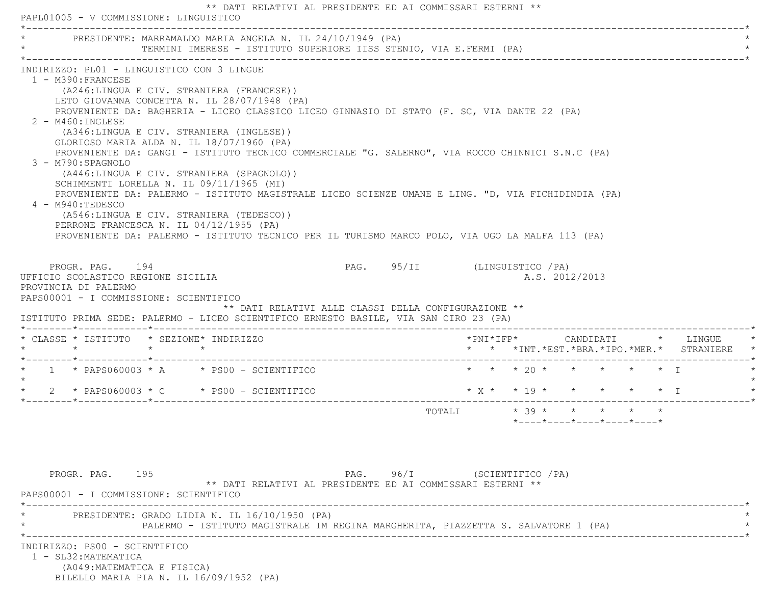** DATI RELATIVI AL PRESIDENTE ED AI COMMISSARI ESTERNI **

PAPL01005 - V COMMISSIONE: LINGUISTICO

PRESIDENTE: MARRAMALDO MARIA ANGELA N. IL 24/10/1949 (PA)
TERMINI IMERESE - ISTITUTO SUPERIORE IISS STENIO, VIA E.FERMI (PA)

INDIRIZZO: PL01 - LINGUISTICO CON 3 LINGUE

1 - M390:FRANCESE
   (A246:LINGUA E CIV. STRANIERA (FRANCESE))
   LETO GIOVANNA CONCETTA N. IL 28/07/1948 (PA)
   PROVENIENTE DA: BAGHERIA - LICEO CLASSICO LICEO GINNASIO DI STATO (F. SC, VIA DANTE 22 (PA)
2 - M460:INGLESE
   (A346:LINGUA E CIV. STRANIERA (INGLESE))
   GLORIOSO MARIA ALDA N. IL 18/07/1960 (PA)
   PROVENIENTE DA: GANGI - ISTITUTO TECNICO COMMERCIALE "G. SALERNO", VIA ROCCO CHINNICI S.N.C (PA)
3 - M790:SPAGNOLO
   (A446:LINGUA E CIV. STRANIERA (SPAGNOLO))
   SCHIMMENTI LORELLA N. IL 09/11/1965 (MI)
   PROVENIENTE DA: PALERMO - ISTITUTO MAGISTRALE LICEO SCIENZE UMANE E LING. "D, VIA FICHIDINDIA (PA)
4 - M940:TEDESCO
   (A546:LINGUA E CIV. STRANIERA (TEDESCO))
   PERRONE FRANCESCA N. IL 04/12/1955 (PA)
   PROVENIENTE DA: PALERMO - ISTITUTO TECNICO PER IL TURISMO MARCO POLO, VIA UGO LA MALFA 113 (PA)

PROGR. PAG. 194 PAG. 95/II (LINGUISTICO /PA)

UFFICIO SCOLASTICO REGIONE SICILIA A.S. 2012/2013

PROVINCIA DI PALERMO

PAPS00001 - I COMMISSIONE: SCIENTIFICO

** DATI RELATIVI ALLE CLASSI DELLA CONFIGURAZIONE **

ISTITUTO PRIMA SEDE: PALERMO - LICEO SCIENTIFICO ERNESTO BASILE, VIA SAN CIRO 23 (PA)

| CLASSE | ISTITUTO | SEZIONE | INDIRIZZO | PNI | IFP | CANDIDATI INT. | EST. | BRA. | IPO. | MER. | LINGUE STRANIERE |
|---|---|---|---|---|---|---|---|---|---|---|---|
| 1 | PAPS060003 | A | PS00 - SCIENTIFICO | | | 20 | | | | | I |
| 2 | PAPS060003 | C | PS00 - SCIENTIFICO | X | | 19 | | | | | I |
| | | | TOTALI | | | 39 | | | | | |

PROGR. PAG. 195 PAG. 96/I (SCIENTIFICO /PA)

** DATI RELATIVI AL PRESIDENTE ED AI COMMISSARI ESTERNI **

PAPS00001 - I COMMISSIONE: SCIENTIFICO

PRESIDENTE: GRADO LIDIA N. IL 16/10/1950 (PA)
PALERMO - ISTITUTO MAGISTRALE IM REGINA MARGHERITA, PIAZZETTA S. SALVATORE 1 (PA)

INDIRIZZO: PS00 - SCIENTIFICO

1 - SL32:MATEMATICA
   (A049:MATEMATICA E FISICA)
   BILELLO MARIA PIA N. IL 16/09/1952 (PA)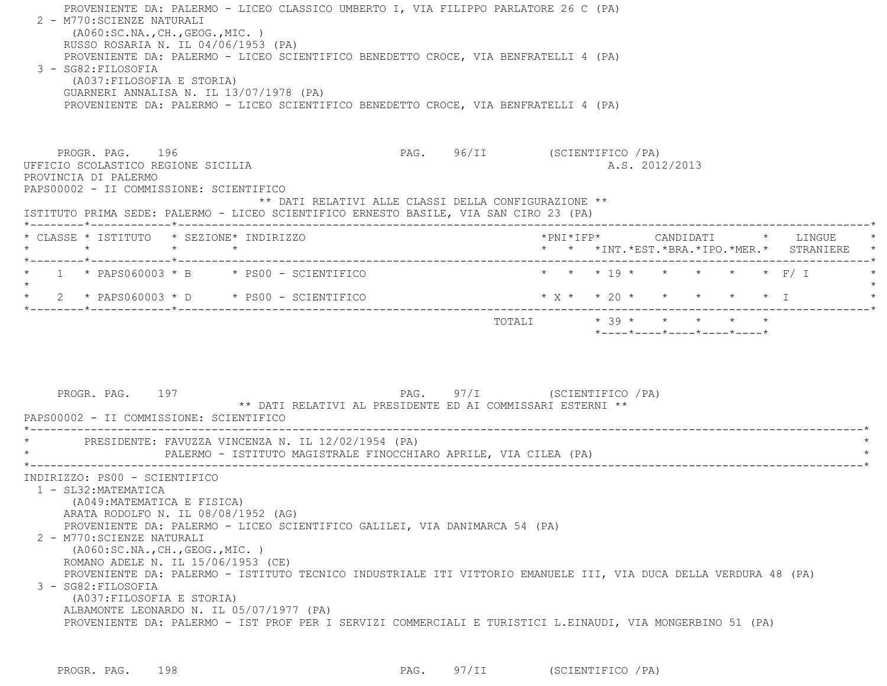PROVENIENTE DA: PALERMO - LICEO CLASSICO UMBERTO I, VIA FILIPPO PARLATORE 26 C (PA)

2 - M770:SCIENZE NATURALI
(A060:SC.NA.,CH.,GEOG.,MIC. )
RUSSO ROSARIA N. IL 04/06/1953 (PA)
PROVENIENTE DA: PALERMO - LICEO SCIENTIFICO BENEDETTO CROCE, VIA BENFRATELLI 4 (PA)

3 - SG82:FILOSOFIA
(A037:FILOSOFIA E STORIA)
GUARNERI ANNALISA N. IL 13/07/1978 (PA)
PROVENIENTE DA: PALERMO - LICEO SCIENTIFICO BENEDETTO CROCE, VIA BENFRATELLI 4 (PA)

PROGR. PAG. 196 PAG. 96/II (SCIENTIFICO /PA)

UFFICIO SCOLASTICO REGIONE SICILIA A.S. 2012/2013
PROVINCIA DI PALERMO
PAPS00002 - II COMMISSIONE: SCIENTIFICO

** DATI RELATIVI ALLE CLASSI DELLA CONFIGURAZIONE **

ISTITUTO PRIMA SEDE: PALERMO - LICEO SCIENTIFICO ERNESTO BASILE, VIA SAN CIRO 23 (PA)

| CLASSE | ISTITUTO | SEZIONE | INDIRIZZO | PNI | IFP | CANDIDATI INT. | EST. | BRA. | IPO. | MER. | LINGUE STRANIERE |
|---|---|---|---|---|---|---|---|---|---|---|---|
| 1 | PAPS060003 | B | PS00 - SCIENTIFICO | | | 19 | | | | | F/ I |
| 2 | PAPS060003 | D | PS00 - SCIENTIFICO | X | | 20 | | | | | I |
| | | | TOTALI | | | 39 | | | | | |

PROGR. PAG. 197 PAG. 97/I (SCIENTIFICO /PA)

** DATI RELATIVI AL PRESIDENTE ED AI COMMISSARI ESTERNI **

PAPS00002 - II COMMISSIONE: SCIENTIFICO

PRESIDENTE: FAVUZZA VINCENZA N. IL 12/02/1954 (PA)
PALERMO - ISTITUTO MAGISTRALE FINOCCHIARO APRILE, VIA CILEA (PA)

INDIRIZZO: PS00 - SCIENTIFICO

1 - SL32:MATEMATICA
(A049:MATEMATICA E FISICA)
ARATA RODOLFO N. IL 08/08/1952 (AG)
PROVENIENTE DA: PALERMO - LICEO SCIENTIFICO GALILEI, VIA DANIMARCA 54 (PA)

2 - M770:SCIENZE NATURALI
(A060:SC.NA.,CH.,GEOG.,MIC. )
ROMANO ADELE N. IL 15/06/1953 (CE)
PROVENIENTE DA: PALERMO - ISTITUTO TECNICO INDUSTRIALE ITI VITTORIO EMANUELE III, VIA DUCA DELLA VERDURA 48 (PA)

3 - SG82:FILOSOFIA
(A037:FILOSOFIA E STORIA)
ALBAMONTE LEONARDO N. IL 05/07/1977 (PA)
PROVENIENTE DA: PALERMO - IST PROF PER I SERVIZI COMMERCIALI E TURISTICI L.EINAUDI, VIA MONGERBINO 51 (PA)

PROGR. PAG. 198 PAG. 97/II (SCIENTIFICO /PA)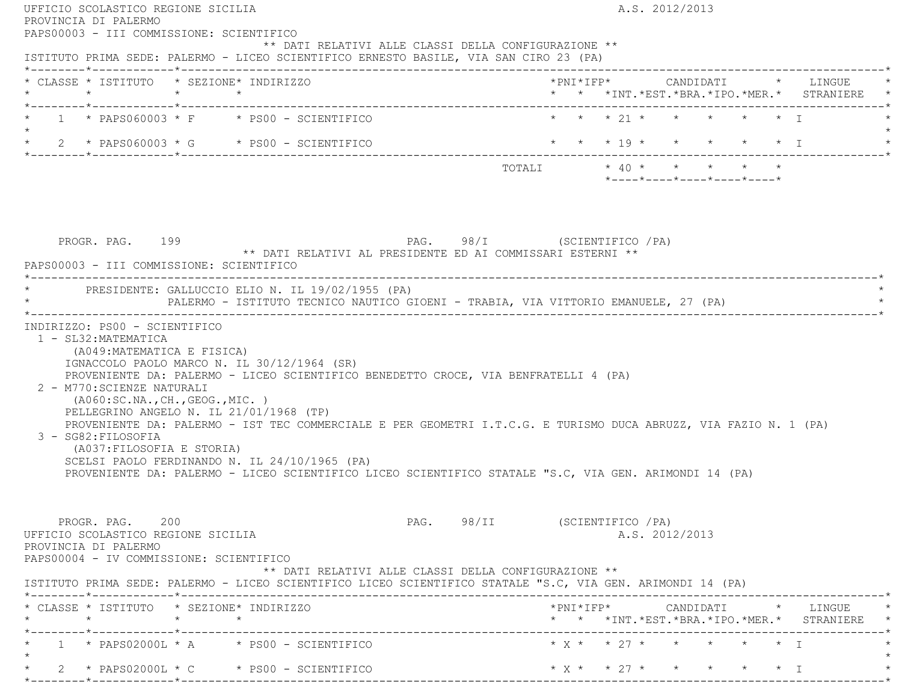UFFICIO SCOLASTICO REGIONE SICILIA A.S. 2012/2013
PROVINCIA DI PALERMO
PAPS00003 - III COMMISSIONE: SCIENTIFICO

** DATI RELATIVI ALLE CLASSI DELLA CONFIGURAZIONE **

ISTITUTO PRIMA SEDE: PALERMO - LICEO SCIENTIFICO ERNESTO BASILE, VIA SAN CIRO 23 (PA)

| CLASSE | ISTITUTO | SEZIONE | INDIRIZZO | PNI | IFP | CANDIDATI INT. | EST. | BRA. | IPO. | MER. | LINGUE STRANIERE |
|---|---|---|---|---|---|---|---|---|---|---|---|
| 1 | PAPS060003 | F | PS00 - SCIENTIFICO | | | 21 | | | | | I |
| 2 | PAPS060003 | G | PS00 - SCIENTIFICO | | | 19 | | | | | I |
| | | | TOTALI | | | 40 | | | | | |

PROGR. PAG. 199 PAG. 98/I (SCIENTIFICO /PA)

** DATI RELATIVI AL PRESIDENTE ED AI COMMISSARI ESTERNI **

PAPS00003 - III COMMISSIONE: SCIENTIFICO

PRESIDENTE: GALLUCCIO ELIO N. IL 19/02/1955 (PA)
PALERMO - ISTITUTO TECNICO NAUTICO GIOENI - TRABIA, VIA VITTORIO EMANUELE, 27 (PA)

INDIRIZZO: PS00 - SCIENTIFICO

1 - SL32:MATEMATICA
(A049:MATEMATICA E FISICA)
IGNACCOLO PAOLO MARCO N. IL 30/12/1964 (SR)
PROVENIENTE DA: PALERMO - LICEO SCIENTIFICO BENEDETTO CROCE, VIA BENFRATELLI 4 (PA)

2 - M770:SCIENZE NATURALI
(A060:SC.NA.,CH.,GEOG.,MIC. )
PELLEGRINO ANGELO N. IL 21/01/1968 (TP)
PROVENIENTE DA: PALERMO - IST TEC COMMERCIALE E PER GEOMETRI I.T.C.G. E TURISMO DUCA ABRUZZ, VIA FAZIO N. 1 (PA)

3 - SG82:FILOSOFIA
(A037:FILOSOFIA E STORIA)
SCELSI PAOLO FERDINANDO N. IL 24/10/1965 (PA)
PROVENIENTE DA: PALERMO - LICEO SCIENTIFICO LICEO SCIENTIFICO STATALE "S.C, VIA GEN. ARIMONDI 14 (PA)

PROGR. PAG. 200 PAG. 98/II (SCIENTIFICO /PA)

UFFICIO SCOLASTICO REGIONE SICILIA A.S. 2012/2013
PROVINCIA DI PALERMO
PAPS00004 - IV COMMISSIONE: SCIENTIFICO

** DATI RELATIVI ALLE CLASSI DELLA CONFIGURAZIONE **

ISTITUTO PRIMA SEDE: PALERMO - LICEO SCIENTIFICO LICEO SCIENTIFICO STATALE "S.C, VIA GEN. ARIMONDI 14 (PA)

| CLASSE | ISTITUTO | SEZIONE | INDIRIZZO | PNI | IFP | CANDIDATI INT. | EST. | BRA. | IPO. | MER. | LINGUE STRANIERE |
|---|---|---|---|---|---|---|---|---|---|---|---|
| 1 | PAPS02000L | A | PS00 - SCIENTIFICO | X | | 27 | | | | | I |
| 2 | PAPS02000L | C | PS00 - SCIENTIFICO | X | | 27 | | | | | I |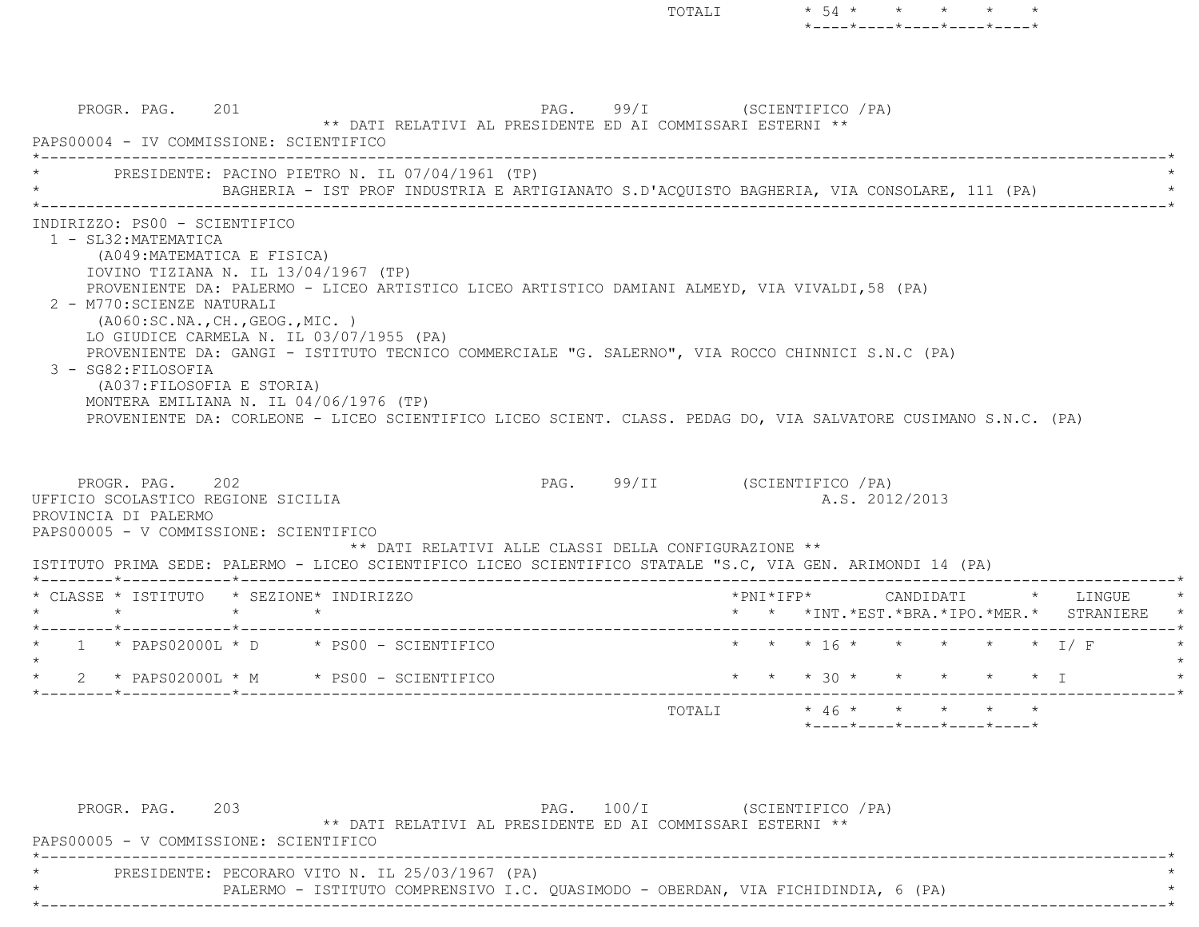| | | | | | | |
|---|---|---|---|---|---|---|
| TOTALI | 54 | | | | | |

PROGR. PAG. 201 PAG. 99/I (SCIENTIFICO /PA)

** DATI RELATIVI AL PRESIDENTE ED AI COMMISSARI ESTERNI **

PAPS00004 - IV COMMISSIONE: SCIENTIFICO

PRESIDENTE: PACINO PIETRO N. IL 07/04/1961 (TP)
BAGHERIA - IST PROF INDUSTRIA E ARTIGIANATO S.D'ACQUISTO BAGHERIA, VIA CONSOLARE, 111 (PA)

INDIRIZZO: PS00 - SCIENTIFICO

1 - SL32:MATEMATICA
(A049:MATEMATICA E FISICA)
IOVINO TIZIANA N. IL 13/04/1967 (TP)
PROVENIENTE DA: PALERMO - LICEO ARTISTICO LICEO ARTISTICO DAMIANI ALMEYD, VIA VIVALDI,58 (PA)

2 - M770:SCIENZE NATURALI
(A060:SC.NA.,CH.,GEOG.,MIC. )
LO GIUDICE CARMELA N. IL 03/07/1955 (PA)
PROVENIENTE DA: GANGI - ISTITUTO TECNICO COMMERCIALE "G. SALERNO", VIA ROCCO CHINNICI S.N.C (PA)

3 - SG82:FILOSOFIA
(A037:FILOSOFIA E STORIA)
MONTERA EMILIANA N. IL 04/06/1976 (TP)
PROVENIENTE DA: CORLEONE - LICEO SCIENTIFICO LICEO SCIENT. CLASS. PEDAG DO, VIA SALVATORE CUSIMANO S.N.C. (PA)

PROGR. PAG. 202 PAG. 99/II (SCIENTIFICO /PA)

UFFICIO SCOLASTICO REGIONE SICILIA A.S. 2012/2013

PROVINCIA DI PALERMO

PAPS00005 - V COMMISSIONE: SCIENTIFICO

** DATI RELATIVI ALLE CLASSI DELLA CONFIGURAZIONE **

ISTITUTO PRIMA SEDE: PALERMO - LICEO SCIENTIFICO LICEO SCIENTIFICO STATALE "S.C, VIA GEN. ARIMONDI 14 (PA)

| CLASSE | ISTITUTO | SEZIONE | INDIRIZZO | PNI | IFP | CANDIDATI INT. | EST. | BRA. | IPO. | MER. | LINGUE STRANIERE |
|---|---|---|---|---|---|---|---|---|---|---|---|
| 1 | PAPS02000L | D | PS00 - SCIENTIFICO | | | 16 | | | | | I/ F |
| 2 | PAPS02000L | M | PS00 - SCIENTIFICO | | | 30 | | | | | I |
| | | | TOTALI | | | 46 | | | | | |

PROGR. PAG. 203 PAG. 100/I (SCIENTIFICO /PA)

** DATI RELATIVI AL PRESIDENTE ED AI COMMISSARI ESTERNI **

PAPS00005 - V COMMISSIONE: SCIENTIFICO

PRESIDENTE: PECORARO VITO N. IL 25/03/1967 (PA)
PALERMO - ISTITUTO COMPRENSIVO I.C. QUASIMODO - OBERDAN, VIA FICHIDINDIA, 6 (PA)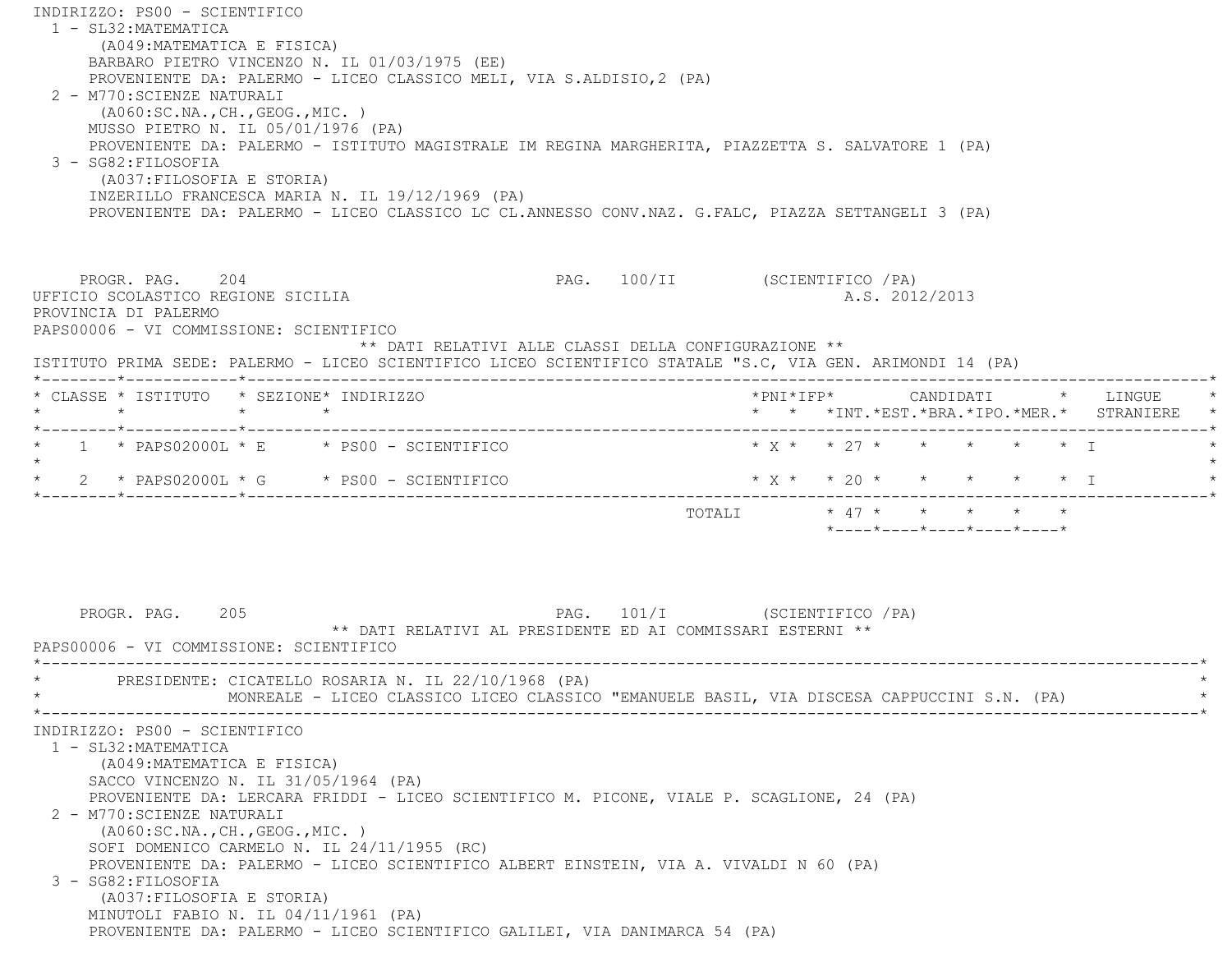INDIRIZZO: PS00 - SCIENTIFICO

1 - SL32:MATEMATICA
   (A049:MATEMATICA E FISICA)
   BARBARO PIETRO VINCENZO N. IL 01/03/1975 (EE)
   PROVENIENTE DA: PALERMO - LICEO CLASSICO MELI, VIA S.ALDISIO,2 (PA)
2 - M770:SCIENZE NATURALI
   (A060:SC.NA.,CH.,GEOG.,MIC. )
   MUSSO PIETRO N. IL 05/01/1976 (PA)
   PROVENIENTE DA: PALERMO - ISTITUTO MAGISTRALE IM REGINA MARGHERITA, PIAZZETTA S. SALVATORE 1 (PA)
3 - SG82:FILOSOFIA
   (A037:FILOSOFIA E STORIA)
   INZERILLO FRANCESCA MARIA N. IL 19/12/1969 (PA)
   PROVENIENTE DA: PALERMO - LICEO CLASSICO LC CL.ANNESSO CONV.NAZ. G.FALC, PIAZZA SETTANGELI 3 (PA)

PROGR. PAG. 204 PAG. 100/II (SCIENTIFICO /PA)

UFFICIO SCOLASTICO REGIONE SICILIA A.S. 2012/2013

PROVINCIA DI PALERMO

PAPS00006 - VI COMMISSIONE: SCIENTIFICO

** DATI RELATIVI ALLE CLASSI DELLA CONFIGURAZIONE **

ISTITUTO PRIMA SEDE: PALERMO - LICEO SCIENTIFICO LICEO SCIENTIFICO STATALE "S.C, VIA GEN. ARIMONDI 14 (PA)

| CLASSE | ISTITUTO | SEZIONE | INDIRIZZO | PNI | IFP | CANDIDATI INT. | CANDIDATI EST. | CANDIDATI BRA. | CANDIDATI IPO. | CANDIDATI MER. | LINGUE STRANIERE |
|---|---|---|---|---|---|---|---|---|---|---|---|
| 1 | PAPS02000L | E | PS00 - SCIENTIFICO | X | | 27 | | | | | I |
| 2 | PAPS02000L | G | PS00 - SCIENTIFICO | X | | 20 | | | | | I |
| | | | TOTALI | | | 47 | | | | | |

PROGR. PAG. 205 PAG. 101/I (SCIENTIFICO /PA)

** DATI RELATIVI AL PRESIDENTE ED AI COMMISSARI ESTERNI **

PAPS00006 - VI COMMISSIONE: SCIENTIFICO

PRESIDENTE: CICATELLO ROSARIA N. IL 22/10/1968 (PA)
MONREALE - LICEO CLASSICO LICEO CLASSICO "EMANUELE BASIL, VIA DISCESA CAPPUCCINI S.N. (PA)

INDIRIZZO: PS00 - SCIENTIFICO

1 - SL32:MATEMATICA
   (A049:MATEMATICA E FISICA)
   SACCO VINCENZO N. IL 31/05/1964 (PA)
   PROVENIENTE DA: LERCARA FRIDDI - LICEO SCIENTIFICO M. PICONE, VIALE P. SCAGLIONE, 24 (PA)
2 - M770:SCIENZE NATURALI
   (A060:SC.NA.,CH.,GEOG.,MIC. )
   SOFI DOMENICO CARMELO N. IL 24/11/1955 (RC)
   PROVENIENTE DA: PALERMO - LICEO SCIENTIFICO ALBERT EINSTEIN, VIA A. VIVALDI N 60 (PA)
3 - SG82:FILOSOFIA
   (A037:FILOSOFIA E STORIA)
   MINUTOLI FABIO N. IL 04/11/1961 (PA)
   PROVENIENTE DA: PALERMO - LICEO SCIENTIFICO GALILEI, VIA DANIMARCA 54 (PA)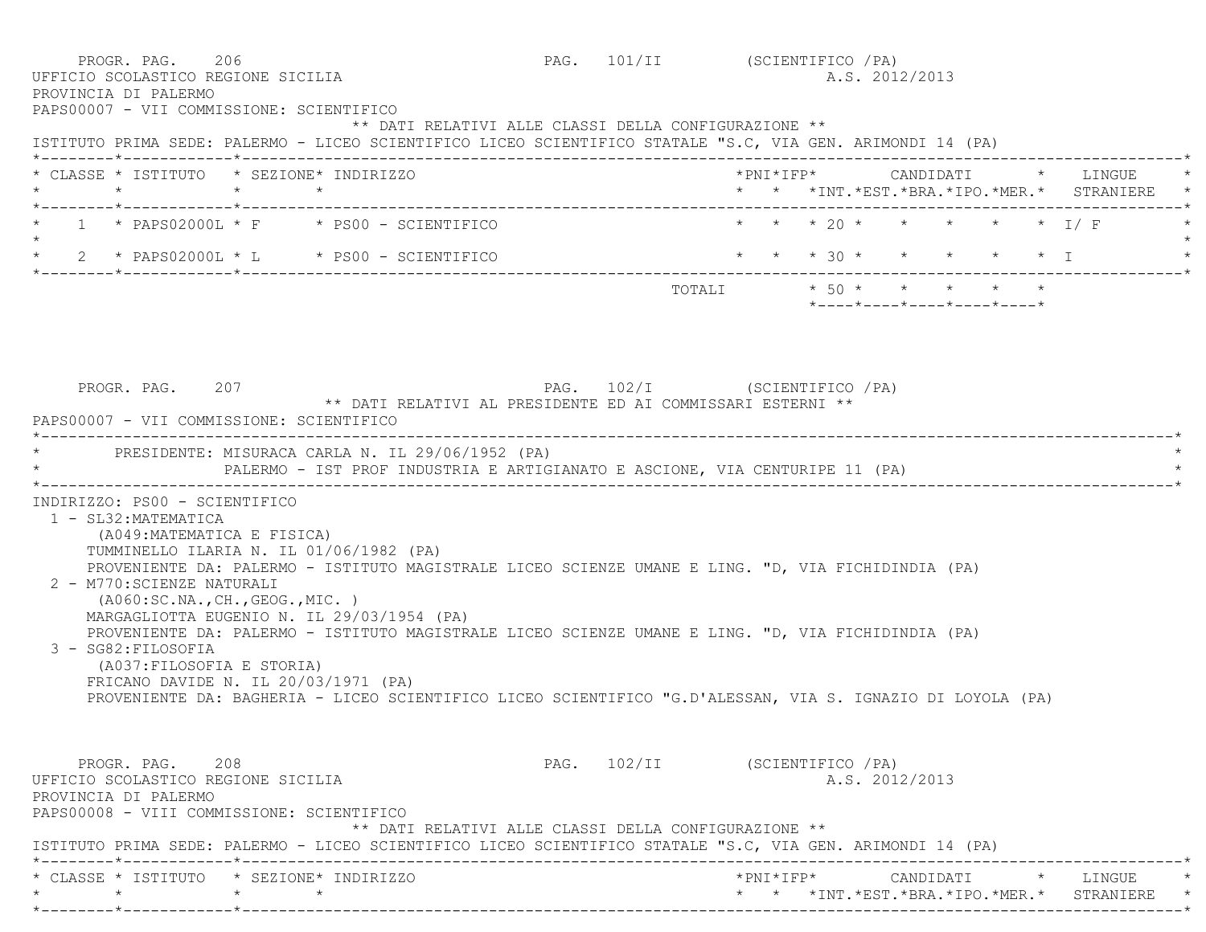PROGR. PAG. 206 PAG. 101/II (SCIENTIFICO /PA)

UFFICIO SCOLASTICO REGIONE SICILIA A.S. 2012/2013

PROVINCIA DI PALERMO

PAPS00007 - VII COMMISSIONE: SCIENTIFICO

** DATI RELATIVI ALLE CLASSI DELLA CONFIGURAZIONE **

ISTITUTO PRIMA SEDE: PALERMO - LICEO SCIENTIFICO LICEO SCIENTIFICO STATALE "S.C, VIA GEN. ARIMONDI 14 (PA)

| CLASSE | ISTITUTO | SEZIONE | INDIRIZZO | PNI | IFP | CANDIDATI INT. | EST. | BRA. | IPO. | MER. | LINGUE STRANIERE |
|---|---|---|---|---|---|---|---|---|---|---|---|
| 1 | PAPS02000L | F | PS00 - SCIENTIFICO | | | 20 | | | | | I/ F |
| 2 | PAPS02000L | L | PS00 - SCIENTIFICO | | | 30 | | | | | I |
| | | | TOTALI | | | 50 | | | | | |

PROGR. PAG. 207 PAG. 102/I (SCIENTIFICO /PA)

** DATI RELATIVI AL PRESIDENTE ED AI COMMISSARI ESTERNI **

PAPS00007 - VII COMMISSIONE: SCIENTIFICO

PRESIDENTE: MISURACA CARLA N. IL 29/06/1952 (PA)
PALERMO - IST PROF INDUSTRIA E ARTIGIANATO E ASCIONE, VIA CENTURIPE 11 (PA)

INDIRIZZO: PS00 - SCIENTIFICO

1 - SL32:MATEMATICA
(A049:MATEMATICA E FISICA)
TUMMINELLO ILARIA N. IL 01/06/1982 (PA)
PROVENIENTE DA: PALERMO - ISTITUTO MAGISTRALE LICEO SCIENZE UMANE E LING. "D, VIA FICHIDINDIA (PA)

2 - M770:SCIENZE NATURALI
(A060:SC.NA.,CH.,GEOG.,MIC. )
MARGAGLIOTTA EUGENIO N. IL 29/03/1954 (PA)
PROVENIENTE DA: PALERMO - ISTITUTO MAGISTRALE LICEO SCIENZE UMANE E LING. "D, VIA FICHIDINDIA (PA)

3 - SG82:FILOSOFIA
(A037:FILOSOFIA E STORIA)
FRICANO DAVIDE N. IL 20/03/1971 (PA)
PROVENIENTE DA: BAGHERIA - LICEO SCIENTIFICO LICEO SCIENTIFICO "G.D'ALESSAN, VIA S. IGNAZIO DI LOYOLA (PA)

PROGR. PAG. 208 PAG. 102/II (SCIENTIFICO /PA)

UFFICIO SCOLASTICO REGIONE SICILIA A.S. 2012/2013

PROVINCIA DI PALERMO

PAPS00008 - VIII COMMISSIONE: SCIENTIFICO

** DATI RELATIVI ALLE CLASSI DELLA CONFIGURAZIONE **

ISTITUTO PRIMA SEDE: PALERMO - LICEO SCIENTIFICO LICEO SCIENTIFICO STATALE "S.C, VIA GEN. ARIMONDI 14 (PA)

| CLASSE | ISTITUTO | SEZIONE | INDIRIZZO | PNI | IFP | CANDIDATI INT. | EST. | BRA. | IPO. | MER. | LINGUE STRANIERE |
|---|---|---|---|---|---|---|---|---|---|---|---|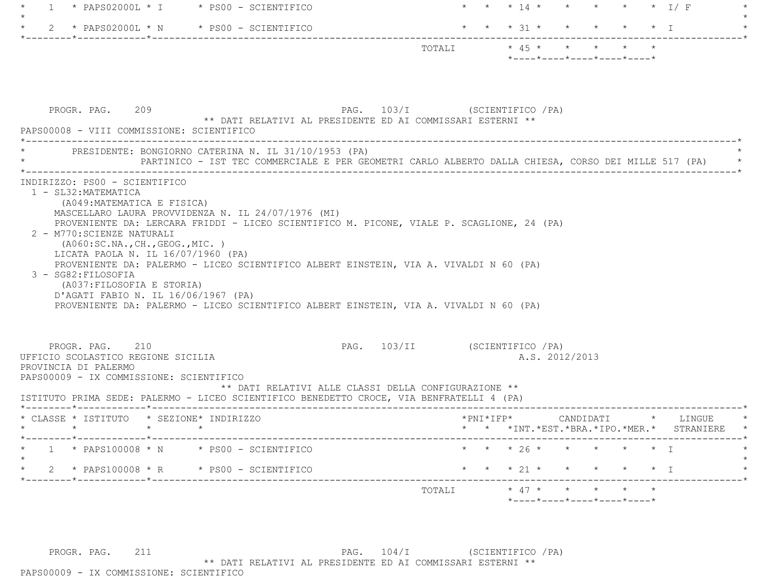| CLASSE | ISTITUTO | SEZIONE | INDIRIZZO | PNI | IFP | INT. | EST. | BRA. | IPO. | MER. | LINGUE STRANIERE |
|---|---|---|---|---|---|---|---|---|---|---|---|
| 1 | PAPS02000L | I | PS00 - SCIENTIFICO | | | 14 | | | | | I/ F |
| 2 | PAPS02000L | N | PS00 - SCIENTIFICO | | | 31 | | | | | I |
| | | | TOTALI | | | 45 | | | | | |

PROGR. PAG. 209 PAG. 103/I (SCIENTIFICO /PA)

** DATI RELATIVI AL PRESIDENTE ED AI COMMISSARI ESTERNI **

PAPS00008 - VIII COMMISSIONE: SCIENTIFICO

PRESIDENTE: BONGIORNO CATERINA N. IL 31/10/1953 (PA)
PARTINICO - IST TEC COMMERCIALE E PER GEOMETRI CARLO ALBERTO DALLA CHIESA, CORSO DEI MILLE 517 (PA)

INDIRIZZO: PS00 - SCIENTIFICO

1 - SL32:MATEMATICA
(A049:MATEMATICA E FISICA)
MASCELLARO LAURA PROVVIDENZA N. IL 24/07/1976 (MI)
PROVENIENTE DA: LERCARA FRIDDI - LICEO SCIENTIFICO M. PICONE, VIALE P. SCAGLIONE, 24 (PA)

2 - M770:SCIENZE NATURALI
(A060:SC.NA.,CH.,GEOG.,MIC. )
LICATA PAOLA N. IL 16/07/1960 (PA)
PROVENIENTE DA: PALERMO - LICEO SCIENTIFICO ALBERT EINSTEIN, VIA A. VIVALDI N 60 (PA)

3 - SG82:FILOSOFIA
(A037:FILOSOFIA E STORIA)
D'AGATI FABIO N. IL 16/06/1967 (PA)
PROVENIENTE DA: PALERMO - LICEO SCIENTIFICO ALBERT EINSTEIN, VIA A. VIVALDI N 60 (PA)

PROGR. PAG. 210 PAG. 103/II (SCIENTIFICO /PA)

UFFICIO SCOLASTICO REGIONE SICILIA A.S. 2012/2013

PROVINCIA DI PALERMO

PAPS00009 - IX COMMISSIONE: SCIENTIFICO

** DATI RELATIVI ALLE CLASSI DELLA CONFIGURAZIONE **

ISTITUTO PRIMA SEDE: PALERMO - LICEO SCIENTIFICO BENEDETTO CROCE, VIA BENFRATELLI 4 (PA)

| CLASSE | ISTITUTO | SEZIONE | INDIRIZZO | PNI | IFP | INT. | EST. | BRA. | IPO. | MER. | LINGUE STRANIERE |
|---|---|---|---|---|---|---|---|---|---|---|---|
| 1 | PAPS100008 | N | PS00 - SCIENTIFICO | | | 26 | | | | | I |
| 2 | PAPS100008 | R | PS00 - SCIENTIFICO | | | 21 | | | | | I |
| | | | TOTALI | | | 47 | | | | | |

PROGR. PAG. 211 PAG. 104/I (SCIENTIFICO /PA)

** DATI RELATIVI AL PRESIDENTE ED AI COMMISSARI ESTERNI **

PAPS00009 - IX COMMISSIONE: SCIENTIFICO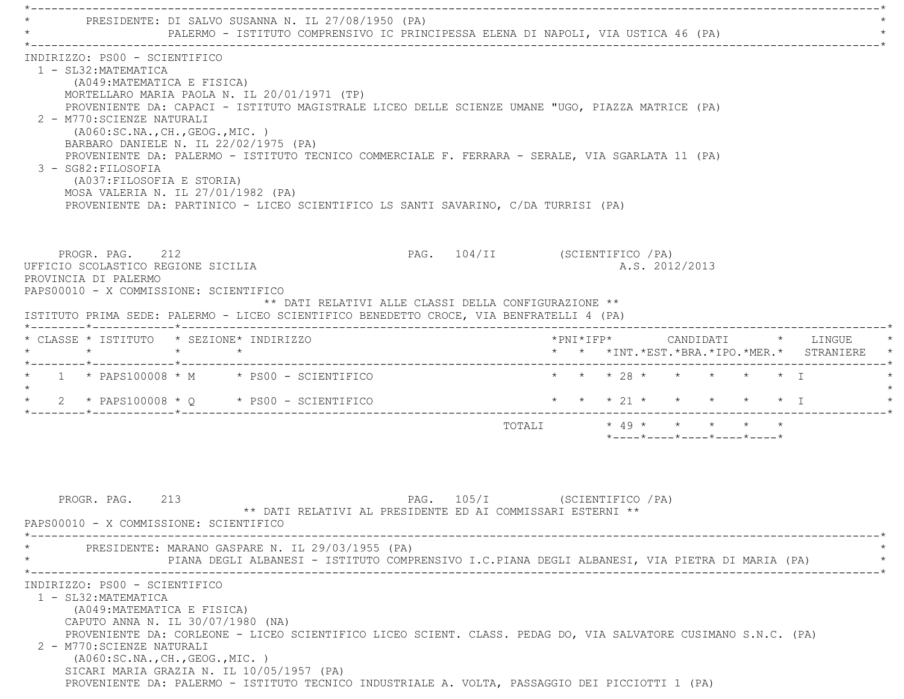PRESIDENTE: DI SALVO SUSANNA N. IL 27/08/1950 (PA)
PALERMO - ISTITUTO COMPRENSIVO IC PRINCIPESSA ELENA DI NAPOLI, VIA USTICA 46 (PA)

INDIRIZZO: PS00 - SCIENTIFICO

1 - SL32:MATEMATICA
(A049:MATEMATICA E FISICA)
MORTELLARO MARIA PAOLA N. IL 20/01/1971 (TP)
PROVENIENTE DA: CAPACI - ISTITUTO MAGISTRALE LICEO DELLE SCIENZE UMANE "UGO, PIAZZA MATRICE (PA)

2 - M770:SCIENZE NATURALI
(A060:SC.NA.,CH.,GEOG.,MIC. )
BARBARO DANIELE N. IL 22/02/1975 (PA)
PROVENIENTE DA: PALERMO - ISTITUTO TECNICO COMMERCIALE F. FERRARA - SERALE, VIA SGARLATA 11 (PA)

3 - SG82:FILOSOFIA
(A037:FILOSOFIA E STORIA)
MOSA VALERIA N. IL 27/01/1982 (PA)
PROVENIENTE DA: PARTINICO - LICEO SCIENTIFICO LS SANTI SAVARINO, C/DA TURRISI (PA)

PROGR. PAG. 212 PAG. 104/II (SCIENTIFICO /PA)

UFFICIO SCOLASTICO REGIONE SICILIA A.S. 2012/2013

PROVINCIA DI PALERMO

PAPS00010 - X COMMISSIONE: SCIENTIFICO

** DATI RELATIVI ALLE CLASSI DELLA CONFIGURAZIONE **

ISTITUTO PRIMA SEDE: PALERMO - LICEO SCIENTIFICO BENEDETTO CROCE, VIA BENFRATELLI 4 (PA)

| CLASSE | ISTITUTO | SEZIONE | INDIRIZZO | PNI | IFP | CANDIDATI INT. | EST. | BRA. | IPO. | MER. | LINGUE STRANIERE |
|---|---|---|---|---|---|---|---|---|---|---|---|
| 1 | PAPS100008 | M | PS00 - SCIENTIFICO | | | 28 | | | | | I |
| 2 | PAPS100008 | Q | PS00 - SCIENTIFICO | | | 21 | | | | | I |
| | | | TOTALI | | | 49 | | | | | |

PROGR. PAG. 213 PAG. 105/I (SCIENTIFICO /PA)

** DATI RELATIVI AL PRESIDENTE ED AI COMMISSARI ESTERNI **

PAPS00010 - X COMMISSIONE: SCIENTIFICO

PRESIDENTE: MARANO GASPARE N. IL 29/03/1955 (PA)
PIANA DEGLI ALBANESI - ISTITUTO COMPRENSIVO I.C.PIANA DEGLI ALBANESI, VIA PIETRA DI MARIA (PA)

INDIRIZZO: PS00 - SCIENTIFICO

1 - SL32:MATEMATICA
(A049:MATEMATICA E FISICA)
CAPUTO ANNA N. IL 30/07/1980 (NA)
PROVENIENTE DA: CORLEONE - LICEO SCIENTIFICO LICEO SCIENT. CLASS. PEDAG DO, VIA SALVATORE CUSIMANO S.N.C. (PA)

2 - M770:SCIENZE NATURALI
(A060:SC.NA.,CH.,GEOG.,MIC. )
SICARI MARIA GRAZIA N. IL 10/05/1957 (PA)
PROVENIENTE DA: PALERMO - ISTITUTO TECNICO INDUSTRIALE A. VOLTA, PASSAGGIO DEI PICCIOTTI 1 (PA)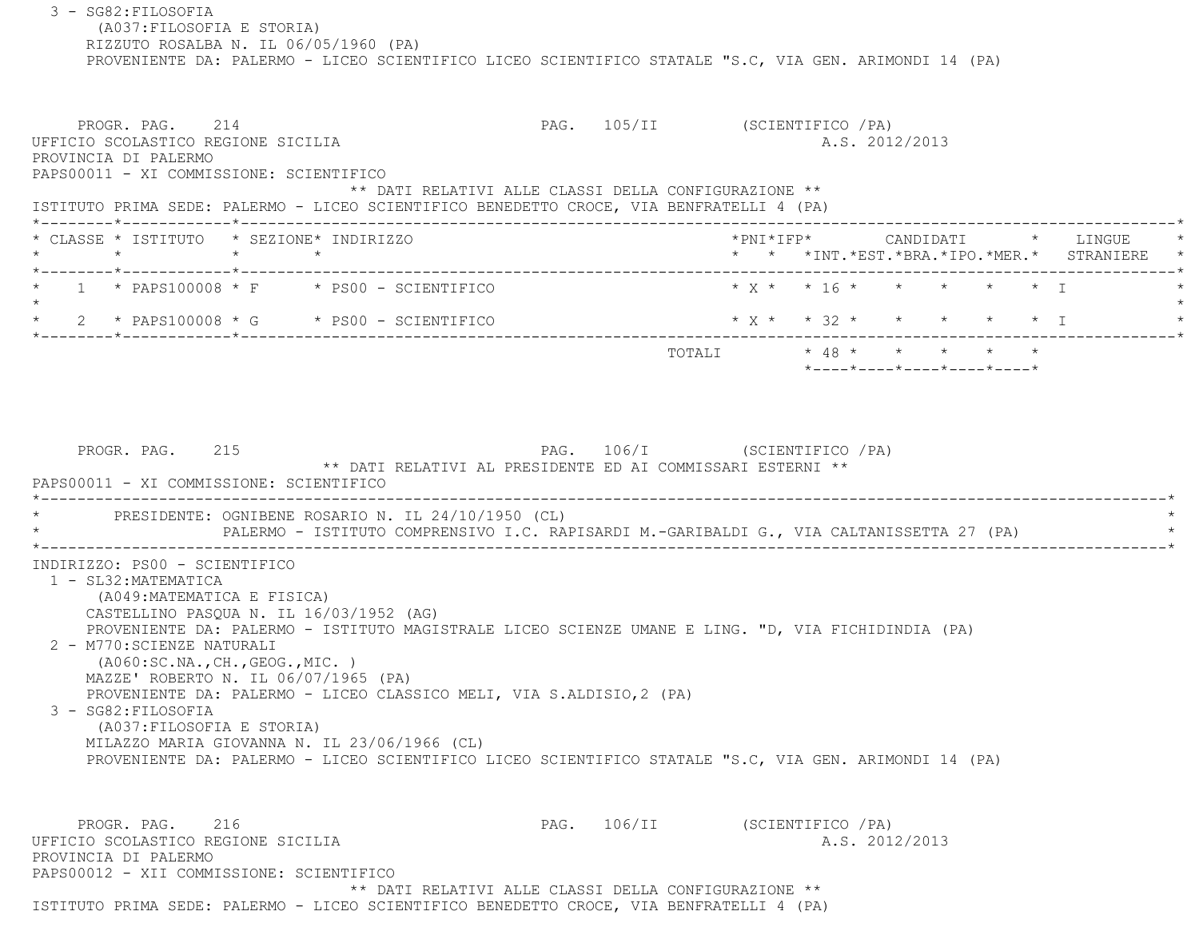3 - SG82:FILOSOFIA
(A037:FILOSOFIA E STORIA)
RIZZUTO ROSALBA N. IL 06/05/1960 (PA)
PROVENIENTE DA: PALERMO - LICEO SCIENTIFICO LICEO SCIENTIFICO STATALE "S.C, VIA GEN. ARIMONDI 14 (PA)

PROGR. PAG. 214 PAG. 105/II (SCIENTIFICO /PA)
UFFICIO SCOLASTICO REGIONE SICILIA A.S. 2012/2013
PROVINCIA DI PALERMO
PAPS00011 - XI COMMISSIONE: SCIENTIFICO

** DATI RELATIVI ALLE CLASSI DELLA CONFIGURAZIONE **

ISTITUTO PRIMA SEDE: PALERMO - LICEO SCIENTIFICO BENEDETTO CROCE, VIA BENFRATELLI 4 (PA)

| CLASSE | ISTITUTO | SEZIONE | INDIRIZZO | PNI | IFP | CANDIDATI INT. | EST. | BRA. | IPO. | MER. | LINGUE STRANIERE |
|---|---|---|---|---|---|---|---|---|---|---|---|
| 1 | PAPS100008 | F | PS00 - SCIENTIFICO | X | | 16 | | | | | I |
| 2 | PAPS100008 | G | PS00 - SCIENTIFICO | X | | 32 | | | | | I |
| | | | TOTALI | | | 48 | | | | | |

PROGR. PAG. 215 PAG. 106/I (SCIENTIFICO /PA)

** DATI RELATIVI AL PRESIDENTE ED AI COMMISSARI ESTERNI **

PAPS00011 - XI COMMISSIONE: SCIENTIFICO

PRESIDENTE: OGNIBENE ROSARIO N. IL 24/10/1950 (CL)
PALERMO - ISTITUTO COMPRENSIVO I.C. RAPISARDI M.-GARIBALDI G., VIA CALTANISSETTA 27 (PA)

INDIRIZZO: PS00 - SCIENTIFICO

1 - SL32:MATEMATICA
(A049:MATEMATICA E FISICA)
CASTELLINO PASQUA N. IL 16/03/1952 (AG)
PROVENIENTE DA: PALERMO - ISTITUTO MAGISTRALE LICEO SCIENZE UMANE E LING. "D, VIA FICHIDINDIA (PA)

2 - M770:SCIENZE NATURALI
(A060:SC.NA.,CH.,GEOG.,MIC. )
MAZZE' ROBERTO N. IL 06/07/1965 (PA)
PROVENIENTE DA: PALERMO - LICEO CLASSICO MELI, VIA S.ALDISIO,2 (PA)

3 - SG82:FILOSOFIA
(A037:FILOSOFIA E STORIA)
MILAZZO MARIA GIOVANNA N. IL 23/06/1966 (CL)
PROVENIENTE DA: PALERMO - LICEO SCIENTIFICO LICEO SCIENTIFICO STATALE "S.C, VIA GEN. ARIMONDI 14 (PA)

PROGR. PAG. 216 PAG. 106/II (SCIENTIFICO /PA)
UFFICIO SCOLASTICO REGIONE SICILIA A.S. 2012/2013
PROVINCIA DI PALERMO
PAPS00012 - XII COMMISSIONE: SCIENTIFICO

** DATI RELATIVI ALLE CLASSI DELLA CONFIGURAZIONE **

ISTITUTO PRIMA SEDE: PALERMO - LICEO SCIENTIFICO BENEDETTO CROCE, VIA BENFRATELLI 4 (PA)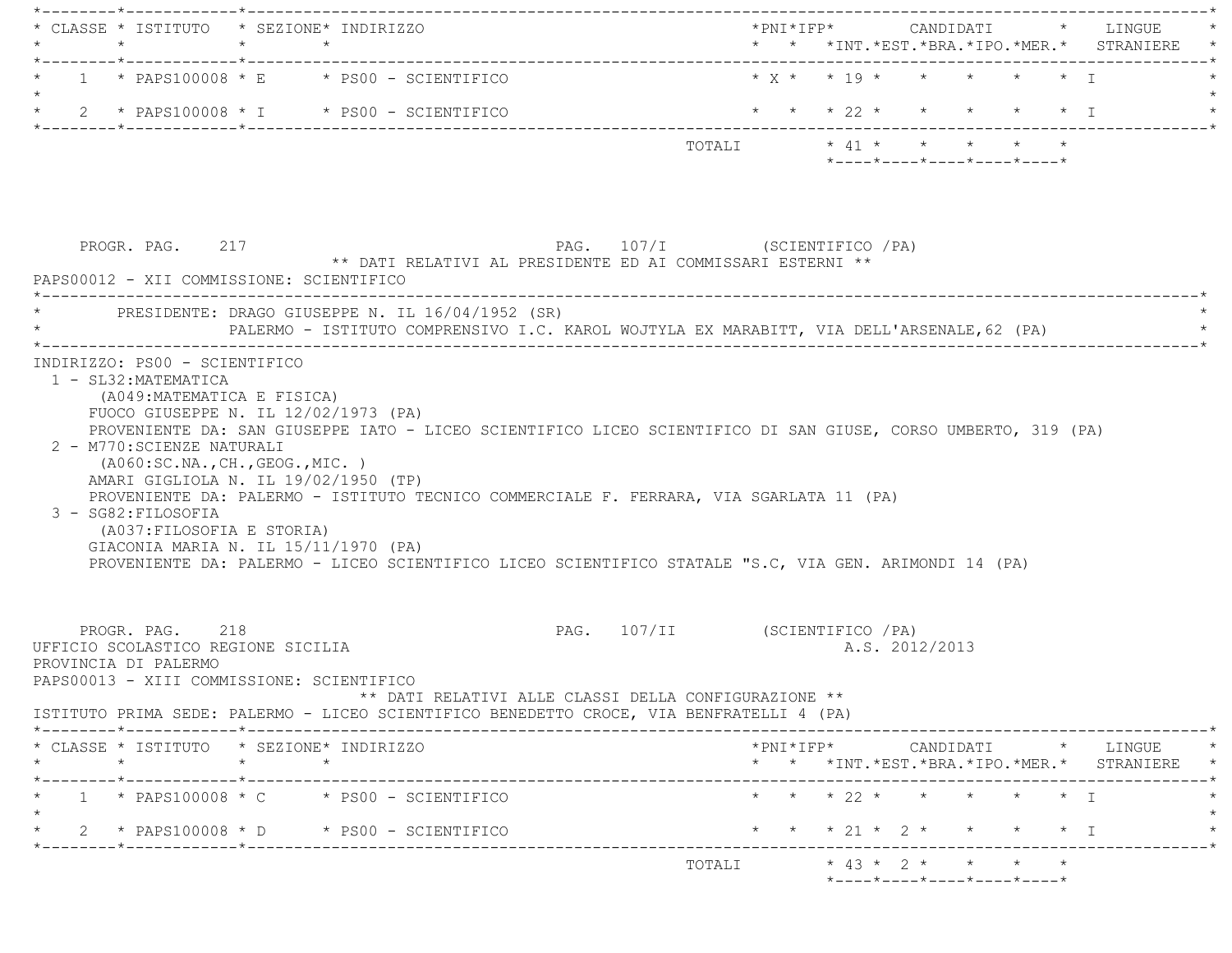| CLASSE | ISTITUTO | SEZIONE | INDIRIZZO | PNI | IFP | CANDIDATI INT. | EST. | BRA. | IPO. | MER. | LINGUE STRANIERE |
|---|---|---|---|---|---|---|---|---|---|---|---|
| 1 | PAPS100008 | E | PS00 - SCIENTIFICO | X | | 19 | | | | | I |
| 2 | PAPS100008 | I | PS00 - SCIENTIFICO | | | 22 | | | | | I |
| | | | TOTALI | | | 41 | | | | | |

PROGR. PAG. 217 PAG. 107/I (SCIENTIFICO /PA)

** DATI RELATIVI AL PRESIDENTE ED AI COMMISSARI ESTERNI **

PAPS00012 - XII COMMISSIONE: SCIENTIFICO

PRESIDENTE: DRAGO GIUSEPPE N. IL 16/04/1952 (SR)
PALERMO - ISTITUTO COMPRENSIVO I.C. KAROL WOJTYLA EX MARABITT, VIA DELL'ARSENALE,62 (PA)

INDIRIZZO: PS00 - SCIENTIFICO

1 - SL32:MATEMATICA
 (A049:MATEMATICA E FISICA)
 FUOCO GIUSEPPE N. IL 12/02/1973 (PA)
 PROVENIENTE DA: SAN GIUSEPPE IATO - LICEO SCIENTIFICO LICEO SCIENTIFICO DI SAN GIUSE, CORSO UMBERTO, 319 (PA)

2 - M770:SCIENZE NATURALI
 (A060:SC.NA.,CH.,GEOG.,MIC. )
 AMARI GIGLIOLA N. IL 19/02/1950 (TP)
 PROVENIENTE DA: PALERMO - ISTITUTO TECNICO COMMERCIALE F. FERRARA, VIA SGARLATA 11 (PA)

3 - SG82:FILOSOFIA
 (A037:FILOSOFIA E STORIA)
 GIACONIA MARIA N. IL 15/11/1970 (PA)
 PROVENIENTE DA: PALERMO - LICEO SCIENTIFICO LICEO SCIENTIFICO STATALE "S.C, VIA GEN. ARIMONDI 14 (PA)

PROGR. PAG. 218 PAG. 107/II (SCIENTIFICO /PA)

UFFICIO SCOLASTICO REGIONE SICILIA A.S. 2012/2013

PROVINCIA DI PALERMO

PAPS00013 - XIII COMMISSIONE: SCIENTIFICO

** DATI RELATIVI ALLE CLASSI DELLA CONFIGURAZIONE **

ISTITUTO PRIMA SEDE: PALERMO - LICEO SCIENTIFICO BENEDETTO CROCE, VIA BENFRATELLI 4 (PA)

| CLASSE | ISTITUTO | SEZIONE | INDIRIZZO | PNI | IFP | CANDIDATI INT. | EST. | BRA. | IPO. | MER. | LINGUE STRANIERE |
|---|---|---|---|---|---|---|---|---|---|---|---|
| 1 | PAPS100008 | C | PS00 - SCIENTIFICO | | | 22 | | | | | I |
| 2 | PAPS100008 | D | PS00 - SCIENTIFICO | | | 21 | 2 | | | | I |
| | | | TOTALI | | | 43 | 2 | | | | |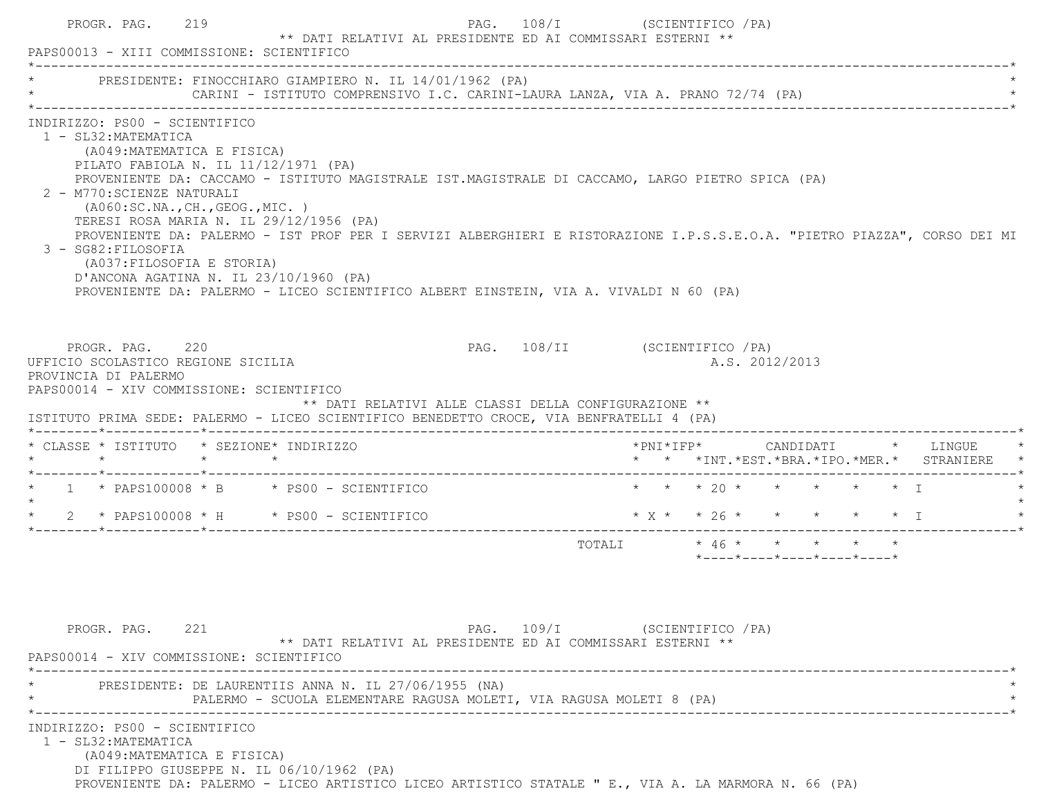PROGR. PAG. 219 PAG. 108/I (SCIENTIFICO /PA)

** DATI RELATIVI AL PRESIDENTE ED AI COMMISSARI ESTERNI **

PAPS00013 - XIII COMMISSIONE: SCIENTIFICO

PRESIDENTE: FINOCCHIARO GIAMPIERO N. IL 14/01/1962 (PA)
CARINI - ISTITUTO COMPRENSIVO I.C. CARINI-LAURA LANZA, VIA A. PRANO 72/74 (PA)

INDIRIZZO: PS00 - SCIENTIFICO

1 - SL32:MATEMATICA
(A049:MATEMATICA E FISICA)
PILATO FABIOLA N. IL 11/12/1971 (PA)
PROVENIENTE DA: CACCAMO - ISTITUTO MAGISTRALE IST.MAGISTRALE DI CACCAMO, LARGO PIETRO SPICA (PA)

2 - M770:SCIENZE NATURALI
(A060:SC.NA.,CH.,GEOG.,MIC. )
TERESI ROSA MARIA N. IL 29/12/1956 (PA)
PROVENIENTE DA: PALERMO - IST PROF PER I SERVIZI ALBERGHIERI E RISTORAZIONE I.P.S.S.E.O.A. "PIETRO PIAZZA", CORSO DEI MI

3 - SG82:FILOSOFIA
(A037:FILOSOFIA E STORIA)
D'ANCONA AGATINA N. IL 23/10/1960 (PA)
PROVENIENTE DA: PALERMO - LICEO SCIENTIFICO ALBERT EINSTEIN, VIA A. VIVALDI N 60 (PA)

PROGR. PAG. 220 PAG. 108/II (SCIENTIFICO /PA)

UFFICIO SCOLASTICO REGIONE SICILIA A.S. 2012/2013

PROVINCIA DI PALERMO

PAPS00014 - XIV COMMISSIONE: SCIENTIFICO

** DATI RELATIVI ALLE CLASSI DELLA CONFIGURAZIONE **

ISTITUTO PRIMA SEDE: PALERMO - LICEO SCIENTIFICO BENEDETTO CROCE, VIA BENFRATELLI 4 (PA)

| CLASSE | ISTITUTO | SEZIONE | INDIRIZZO | PNI | IFP | CANDIDATI INT. | EST. | BRA. | IPO. | MER. | LINGUE STRANIERE |
|---|---|---|---|---|---|---|---|---|---|---|---|
| 1 | PAPS100008 | B | PS00 - SCIENTIFICO | | | 20 | | | | | I |
| 2 | PAPS100008 | H | PS00 - SCIENTIFICO | X | | 26 | | | | | I |
| | | | TOTALI | | | 46 | | | | | |

PROGR. PAG. 221 PAG. 109/I (SCIENTIFICO /PA)

** DATI RELATIVI AL PRESIDENTE ED AI COMMISSARI ESTERNI **

PAPS00014 - XIV COMMISSIONE: SCIENTIFICO

PRESIDENTE: DE LAURENTIIS ANNA N. IL 27/06/1955 (NA)
PALERMO - SCUOLA ELEMENTARE RAGUSA MOLETI, VIA RAGUSA MOLETI 8 (PA)

INDIRIZZO: PS00 - SCIENTIFICO

1 - SL32:MATEMATICA
(A049:MATEMATICA E FISICA)
DI FILIPPO GIUSEPPE N. IL 06/10/1962 (PA)
PROVENIENTE DA: PALERMO - LICEO ARTISTICO LICEO ARTISTICO STATALE " E., VIA A. LA MARMORA N. 66 (PA)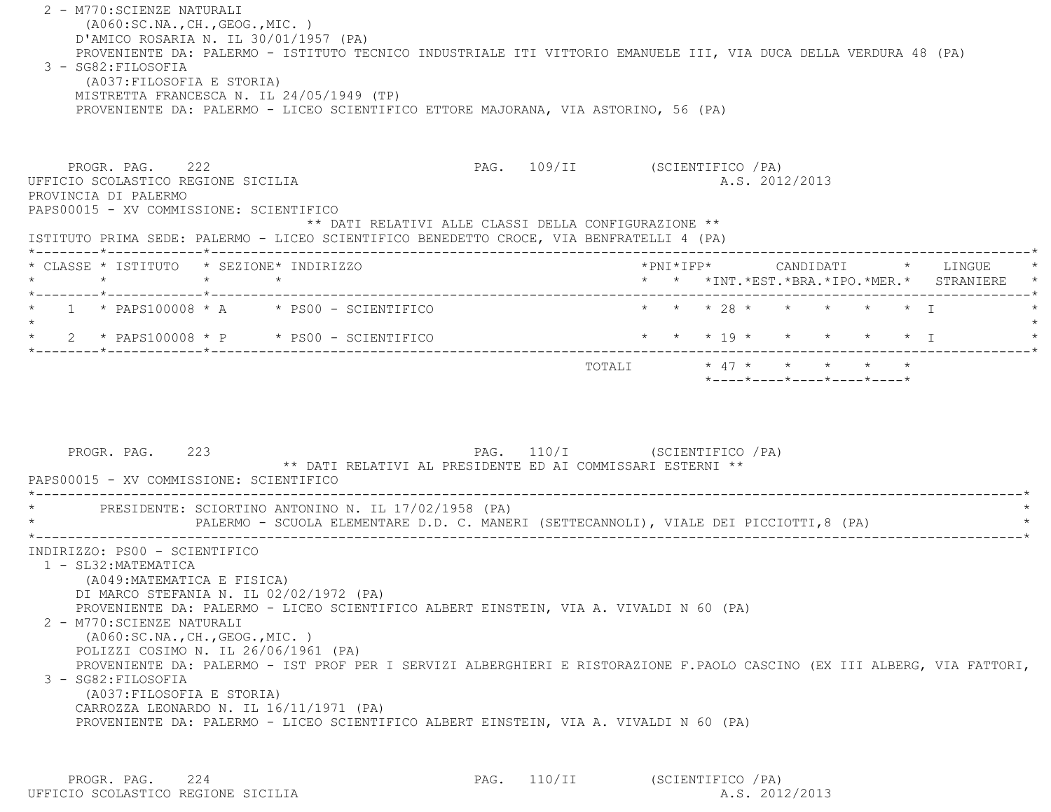2 - M770:SCIENZE NATURALI
(A060:SC.NA.,CH.,GEOG.,MIC. )
D'AMICO ROSARIA N. IL 30/01/1957 (PA)
PROVENIENTE DA: PALERMO - ISTITUTO TECNICO INDUSTRIALE ITI VITTORIO EMANUELE III, VIA DUCA DELLA VERDURA 48 (PA)
3 - SG82:FILOSOFIA
(A037:FILOSOFIA E STORIA)
MISTRETTA FRANCESCA N. IL 24/05/1949 (TP)
PROVENIENTE DA: PALERMO - LICEO SCIENTIFICO ETTORE MAJORANA, VIA ASTORINO, 56 (PA)

PROGR. PAG. 222 PAG. 109/II (SCIENTIFICO /PA)
UFFICIO SCOLASTICO REGIONE SICILIA A.S. 2012/2013
PROVINCIA DI PALERMO
PAPS00015 - XV COMMISSIONE: SCIENTIFICO

** DATI RELATIVI ALLE CLASSI DELLA CONFIGURAZIONE **

ISTITUTO PRIMA SEDE: PALERMO - LICEO SCIENTIFICO BENEDETTO CROCE, VIA BENFRATELLI 4 (PA)

| CLASSE | ISTITUTO | SEZIONE | INDIRIZZO | PNI | IFP | CANDIDATI INT. | EST. | BRA. | IPO. | MER. | LINGUE STRANIERE |
|---|---|---|---|---|---|---|---|---|---|---|---|
| 1 | PAPS100008 | A | PS00 - SCIENTIFICO | | | 28 | | | | | I |
| 2 | PAPS100008 | P | PS00 - SCIENTIFICO | | | 19 | | | | | I |
| | | | TOTALI | | | 47 | | | | | |

PROGR. PAG. 223 PAG. 110/I (SCIENTIFICO /PA)

** DATI RELATIVI AL PRESIDENTE ED AI COMMISSARI ESTERNI **

PAPS00015 - XV COMMISSIONE: SCIENTIFICO

PRESIDENTE: SCIORTINO ANTONINO N. IL 17/02/1958 (PA)
PALERMO - SCUOLA ELEMENTARE D.D. C. MANERI (SETTECANNOLI), VIALE DEI PICCIOTTI,8 (PA)

INDIRIZZO: PS00 - SCIENTIFICO
1 - SL32:MATEMATICA
(A049:MATEMATICA E FISICA)
DI MARCO STEFANIA N. IL 02/02/1972 (PA)
PROVENIENTE DA: PALERMO - LICEO SCIENTIFICO ALBERT EINSTEIN, VIA A. VIVALDI N 60 (PA)
2 - M770:SCIENZE NATURALI
(A060:SC.NA.,CH.,GEOG.,MIC. )
POLIZZI COSIMO N. IL 26/06/1961 (PA)
PROVENIENTE DA: PALERMO - IST PROF PER I SERVIZI ALBERGHIERI E RISTORAZIONE F.PAOLO CASCINO (EX III ALBERG, VIA FATTORI,
3 - SG82:FILOSOFIA
(A037:FILOSOFIA E STORIA)
CARROZZA LEONARDO N. IL 16/11/1971 (PA)
PROVENIENTE DA: PALERMO - LICEO SCIENTIFICO ALBERT EINSTEIN, VIA A. VIVALDI N 60 (PA)

PROGR. PAG. 224 PAG. 110/II (SCIENTIFICO /PA)
UFFICIO SCOLASTICO REGIONE SICILIA A.S. 2012/2013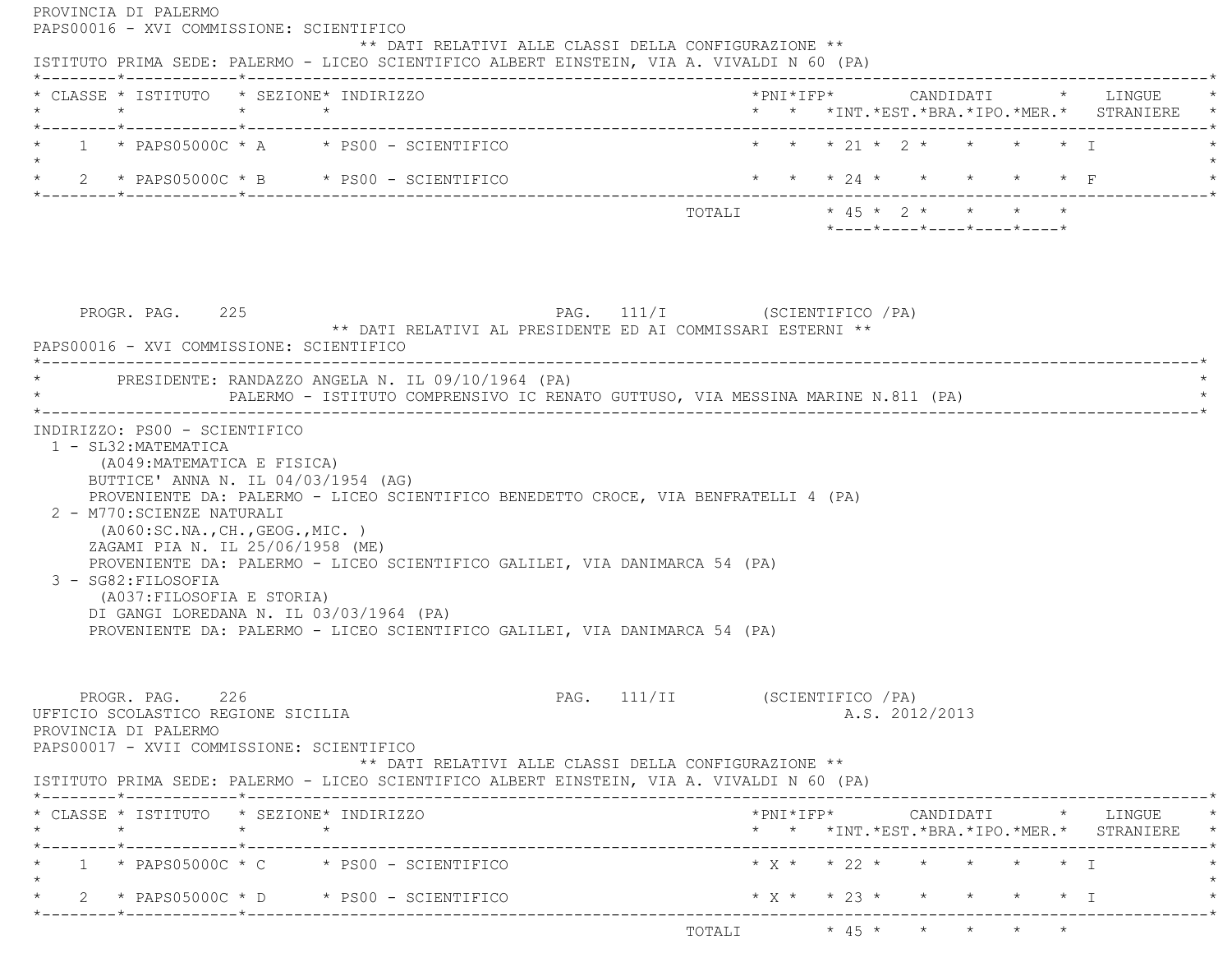PROVINCIA DI PALERMO
PAPS00016 - XVI COMMISSIONE: SCIENTIFICO

** DATI RELATIVI ALLE CLASSI DELLA CONFIGURAZIONE **

ISTITUTO PRIMA SEDE: PALERMO - LICEO SCIENTIFICO ALBERT EINSTEIN, VIA A. VIVALDI N 60 (PA)

| CLASSE | ISTITUTO | SEZIONE | INDIRIZZO | PNI | IFP | CANDIDATI INT. | CANDIDATI EST. | CANDIDATI BRA. | CANDIDATI IPO. | CANDIDATI MER. | LINGUE STRANIERE |
|---|---|---|---|---|---|---|---|---|---|---|---|
| 1 | PAPS05000C | A | PS00 - SCIENTIFICO | | | 21 | 2 | | | | I |
| 2 | PAPS05000C | B | PS00 - SCIENTIFICO | | | 24 | | | | | F |
| | | | TOTALI | | | 45 | 2 | | | | |

PROGR. PAG. 225 PAG. 111/I (SCIENTIFICO /PA)

** DATI RELATIVI AL PRESIDENTE ED AI COMMISSARI ESTERNI **

PAPS00016 - XVI COMMISSIONE: SCIENTIFICO

PRESIDENTE: RANDAZZO ANGELA N. IL 09/10/1964 (PA)
PALERMO - ISTITUTO COMPRENSIVO IC RENATO GUTTUSO, VIA MESSINA MARINE N.811 (PA)

INDIRIZZO: PS00 - SCIENTIFICO

1 - SL32:MATEMATICA
(A049:MATEMATICA E FISICA)
BUTTICE' ANNA N. IL 04/03/1954 (AG)
PROVENIENTE DA: PALERMO - LICEO SCIENTIFICO BENEDETTO CROCE, VIA BENFRATELLI 4 (PA)

2 - M770:SCIENZE NATURALI
(A060:SC.NA.,CH.,GEOG.,MIC. )
ZAGAMI PIA N. IL 25/06/1958 (ME)
PROVENIENTE DA: PALERMO - LICEO SCIENTIFICO GALILEI, VIA DANIMARCA 54 (PA)

3 - SG82:FILOSOFIA
(A037:FILOSOFIA E STORIA)
DI GANGI LOREDANA N. IL 03/03/1964 (PA)
PROVENIENTE DA: PALERMO - LICEO SCIENTIFICO GALILEI, VIA DANIMARCA 54 (PA)

PROGR. PAG. 226 PAG. 111/II (SCIENTIFICO /PA)

UFFICIO SCOLASTICO REGIONE SICILIA A.S. 2012/2013
PROVINCIA DI PALERMO
PAPS00017 - XVII COMMISSIONE: SCIENTIFICO

** DATI RELATIVI ALLE CLASSI DELLA CONFIGURAZIONE **

ISTITUTO PRIMA SEDE: PALERMO - LICEO SCIENTIFICO ALBERT EINSTEIN, VIA A. VIVALDI N 60 (PA)

| CLASSE | ISTITUTO | SEZIONE | INDIRIZZO | PNI | IFP | CANDIDATI INT. | CANDIDATI EST. | CANDIDATI BRA. | CANDIDATI IPO. | CANDIDATI MER. | LINGUE STRANIERE |
|---|---|---|---|---|---|---|---|---|---|---|---|
| 1 | PAPS05000C | C | PS00 - SCIENTIFICO | X | | 22 | | | | | I |
| 2 | PAPS05000C | D | PS00 - SCIENTIFICO | X | | 23 | | | | | I |
| | | | TOTALI | | | 45 | | | | | |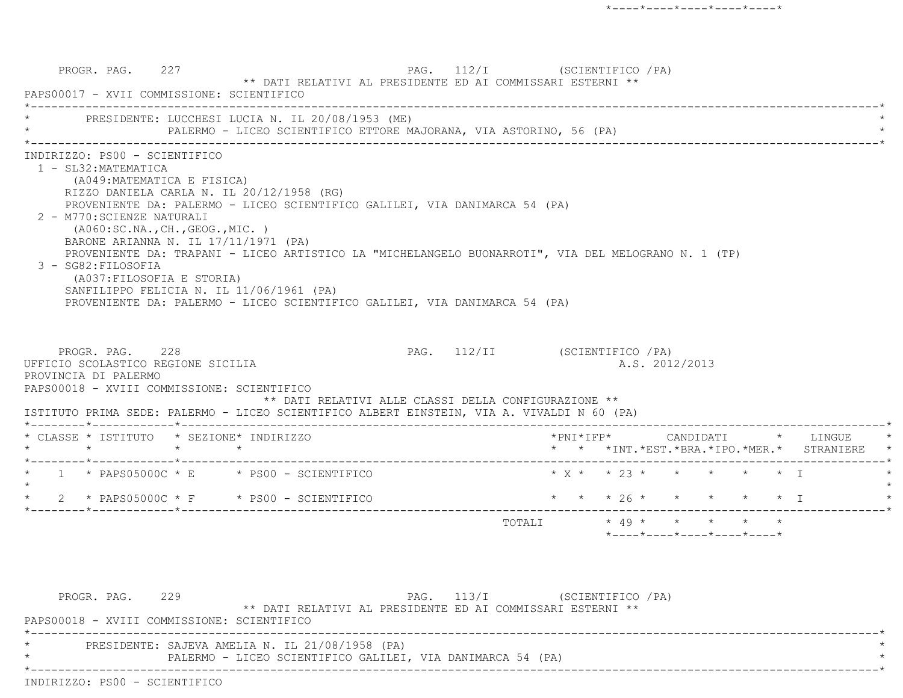PROGR. PAG. 227 PAG. 112/I (SCIENTIFICO /PA)

** DATI RELATIVI AL PRESIDENTE ED AI COMMISSARI ESTERNI **

PAPS00017 - XVII COMMISSIONE: SCIENTIFICO

PRESIDENTE: LUCCHESI LUCIA N. IL 20/08/1953 (ME)
PALERMO - LICEO SCIENTIFICO ETTORE MAJORANA, VIA ASTORINO, 56 (PA)

INDIRIZZO: PS00 - SCIENTIFICO

1 - SL32:MATEMATICA
(A049:MATEMATICA E FISICA)
RIZZO DANIELA CARLA N. IL 20/12/1958 (RG)
PROVENIENTE DA: PALERMO - LICEO SCIENTIFICO GALILEI, VIA DANIMARCA 54 (PA)

2 - M770:SCIENZE NATURALI
(A060:SC.NA.,CH.,GEOG.,MIC. )
BARONE ARIANNA N. IL 17/11/1971 (PA)
PROVENIENTE DA: TRAPANI - LICEO ARTISTICO LA "MICHELANGELO BUONARROTI", VIA DEL MELOGRANO N. 1 (TP)

3 - SG82:FILOSOFIA
(A037:FILOSOFIA E STORIA)
SANFILIPPO FELICIA N. IL 11/06/1961 (PA)
PROVENIENTE DA: PALERMO - LICEO SCIENTIFICO GALILEI, VIA DANIMARCA 54 (PA)

PROGR. PAG. 228 PAG. 112/II (SCIENTIFICO /PA)

UFFICIO SCOLASTICO REGIONE SICILIA A.S. 2012/2013

PROVINCIA DI PALERMO

PAPS00018 - XVIII COMMISSIONE: SCIENTIFICO

** DATI RELATIVI ALLE CLASSI DELLA CONFIGURAZIONE **

ISTITUTO PRIMA SEDE: PALERMO - LICEO SCIENTIFICO ALBERT EINSTEIN, VIA A. VIVALDI N 60 (PA)

| CLASSE | ISTITUTO | SEZIONE | INDIRIZZO | PNI | IFP | CANDIDATI INT. | EST. | BRA. | IPO. | MER. | LINGUE STRANIERE |
|---|---|---|---|---|---|---|---|---|---|---|---|
| 1 | PAPS05000C | E | PS00 - SCIENTIFICO | X | | 23 | | | | | I |
| 2 | PAPS05000C | F | PS00 - SCIENTIFICO | | | 26 | | | | | I |
| | | | TOTALI | | | 49 | | | | | |

PROGR. PAG. 229 PAG. 113/I (SCIENTIFICO /PA)

** DATI RELATIVI AL PRESIDENTE ED AI COMMISSARI ESTERNI **

PAPS00018 - XVIII COMMISSIONE: SCIENTIFICO

PRESIDENTE: SAJEVA AMELIA N. IL 21/08/1958 (PA)
PALERMO - LICEO SCIENTIFICO GALILEI, VIA DANIMARCA 54 (PA)

INDIRIZZO: PS00 - SCIENTIFICO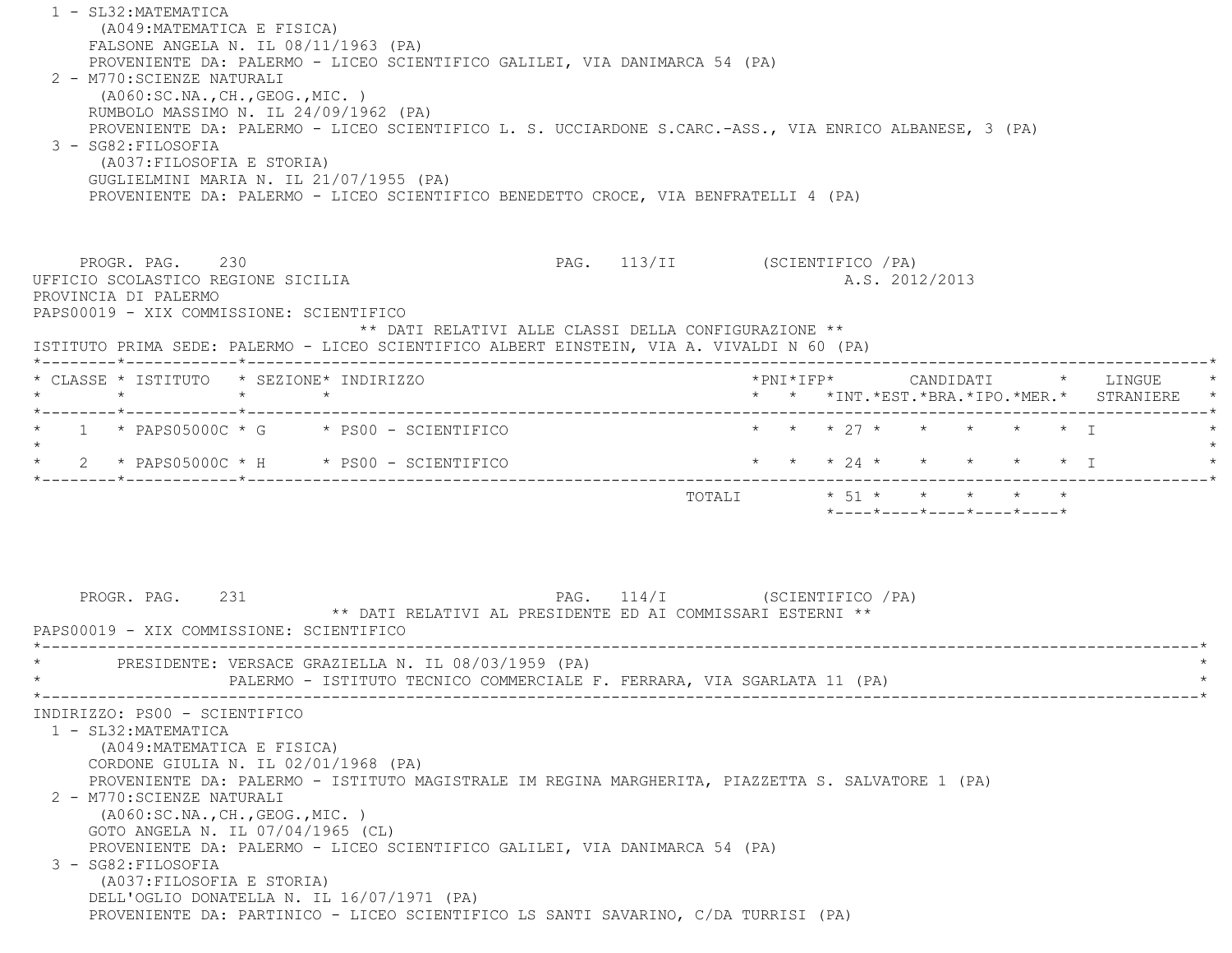1 - SL32:MATEMATICA
 (A049:MATEMATICA E FISICA)
 FALSONE ANGELA N. IL 08/11/1963 (PA)
 PROVENIENTE DA: PALERMO - LICEO SCIENTIFICO GALILEI, VIA DANIMARCA 54 (PA)

2 - M770:SCIENZE NATURALI
 (A060:SC.NA.,CH.,GEOG.,MIC. )
 RUMBOLO MASSIMO N. IL 24/09/1962 (PA)
 PROVENIENTE DA: PALERMO - LICEO SCIENTIFICO L. S. UCCIARDONE S.CARC.-ASS., VIA ENRICO ALBANESE, 3 (PA)

3 - SG82:FILOSOFIA
 (A037:FILOSOFIA E STORIA)
 GUGLIELMINI MARIA N. IL 21/07/1955 (PA)
 PROVENIENTE DA: PALERMO - LICEO SCIENTIFICO BENEDETTO CROCE, VIA BENFRATELLI 4 (PA)

PROGR. PAG. 230 PAG. 113/II (SCIENTIFICO /PA)

UFFICIO SCOLASTICO REGIONE SICILIA A.S. 2012/2013

PROVINCIA DI PALERMO

PAPS00019 - XIX COMMISSIONE: SCIENTIFICO

** DATI RELATIVI ALLE CLASSI DELLA CONFIGURAZIONE **

ISTITUTO PRIMA SEDE: PALERMO - LICEO SCIENTIFICO ALBERT EINSTEIN, VIA A. VIVALDI N 60 (PA)

| CLASSE | ISTITUTO | SEZIONE | INDIRIZZO | PNI | IFP | CANDIDATI INT. | EST. | BRA. | IPO. | MER. | LINGUE STRANIERE |
|---|---|---|---|---|---|---|---|---|---|---|---|
| 1 | PAPS05000C | G | PS00 - SCIENTIFICO | | | 27 | | | | | I |
| 2 | PAPS05000C | H | PS00 - SCIENTIFICO | | | 24 | | | | | I |
| | | | TOTALI | | | 51 | | | | | |

PROGR. PAG. 231 PAG. 114/I (SCIENTIFICO /PA)

** DATI RELATIVI AL PRESIDENTE ED AI COMMISSARI ESTERNI **

PAPS00019 - XIX COMMISSIONE: SCIENTIFICO

PRESIDENTE: VERSACE GRAZIELLA N. IL 08/03/1959 (PA)
 PALERMO - ISTITUTO TECNICO COMMERCIALE F. FERRARA, VIA SGARLATA 11 (PA)

INDIRIZZO: PS00 - SCIENTIFICO

1 - SL32:MATEMATICA
 (A049:MATEMATICA E FISICA)
 CORDONE GIULIA N. IL 02/01/1968 (PA)
 PROVENIENTE DA: PALERMO - ISTITUTO MAGISTRALE IM REGINA MARGHERITA, PIAZZETTA S. SALVATORE 1 (PA)

2 - M770:SCIENZE NATURALI
 (A060:SC.NA.,CH.,GEOG.,MIC. )
 GOTO ANGELA N. IL 07/04/1965 (CL)
 PROVENIENTE DA: PALERMO - LICEO SCIENTIFICO GALILEI, VIA DANIMARCA 54 (PA)

3 - SG82:FILOSOFIA
 (A037:FILOSOFIA E STORIA)
 DELL'OGLIO DONATELLA N. IL 16/07/1971 (PA)
 PROVENIENTE DA: PARTINICO - LICEO SCIENTIFICO LS SANTI SAVARINO, C/DA TURRISI (PA)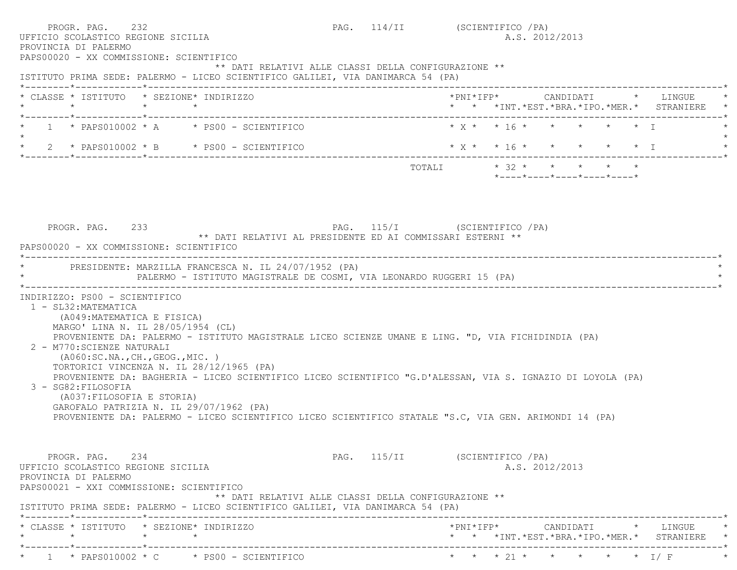UFFICIO SCOLASTICO REGIONE SICILIA A.S. 2012/2013
PROVINCIA DI PALERMO
PAPS00020 - XX COMMISSIONE: SCIENTIFICO

** DATI RELATIVI ALLE CLASSI DELLA CONFIGURAZIONE **

ISTITUTO PRIMA SEDE: PALERMO - LICEO SCIENTIFICO GALILEI, VIA DANIMARCA 54 (PA)

| CLASSE | ISTITUTO | SEZIONE | INDIRIZZO | PNI | IFP | CANDIDATI INT. | EST. | BRA. | IPO. | MER. | LINGUE STRANIERE |
|---|---|---|---|---|---|---|---|---|---|---|---|
| 1 | PAPS010002 | A | PS00 - SCIENTIFICO | X | | 16 | | | | | I |
| 2 | PAPS010002 | B | PS00 - SCIENTIFICO | X | | 16 | | | | | I |
| | | | TOTALI | | | 32 | | | | | |

** DATI RELATIVI AL PRESIDENTE ED AI COMMISSARI ESTERNI **

PAPS00020 - XX COMMISSIONE: SCIENTIFICO

PRESIDENTE: MARZILLA FRANCESCA N. IL 24/07/1952 (PA)
PALERMO - ISTITUTO MAGISTRALE DE COSMI, VIA LEONARDO RUGGERI 15 (PA)

INDIRIZZO: PS00 - SCIENTIFICO

1 - SL32:MATEMATICA
(A049:MATEMATICA E FISICA)
MARGO' LINA N. IL 28/05/1954 (CL)
PROVENIENTE DA: PALERMO - ISTITUTO MAGISTRALE LICEO SCIENZE UMANE E LING. "D, VIA FICHIDINDIA (PA)

2 - M770:SCIENZE NATURALI
(A060:SC.NA.,CH.,GEOG.,MIC. )
TORTORICI VINCENZA N. IL 28/12/1965 (PA)
PROVENIENTE DA: BAGHERIA - LICEO SCIENTIFICO LICEO SCIENTIFICO "G.D'ALESSAN, VIA S. IGNAZIO DI LOYOLA (PA)

3 - SG82:FILOSOFIA
(A037:FILOSOFIA E STORIA)
GAROFALO PATRIZIA N. IL 29/07/1962 (PA)
PROVENIENTE DA: PALERMO - LICEO SCIENTIFICO LICEO SCIENTIFICO STATALE "S.C, VIA GEN. ARIMONDI 14 (PA)

UFFICIO SCOLASTICO REGIONE SICILIA A.S. 2012/2013
PROVINCIA DI PALERMO
PAPS00021 - XXI COMMISSIONE: SCIENTIFICO

** DATI RELATIVI ALLE CLASSI DELLA CONFIGURAZIONE **

ISTITUTO PRIMA SEDE: PALERMO - LICEO SCIENTIFICO GALILEI, VIA DANIMARCA 54 (PA)

| CLASSE | ISTITUTO | SEZIONE | INDIRIZZO | PNI | IFP | CANDIDATI INT. | EST. | BRA. | IPO. | MER. | LINGUE STRANIERE |
|---|---|---|---|---|---|---|---|---|---|---|---|
| 1 | PAPS010002 | C | PS00 - SCIENTIFICO | | | 21 | | | | | I/ F |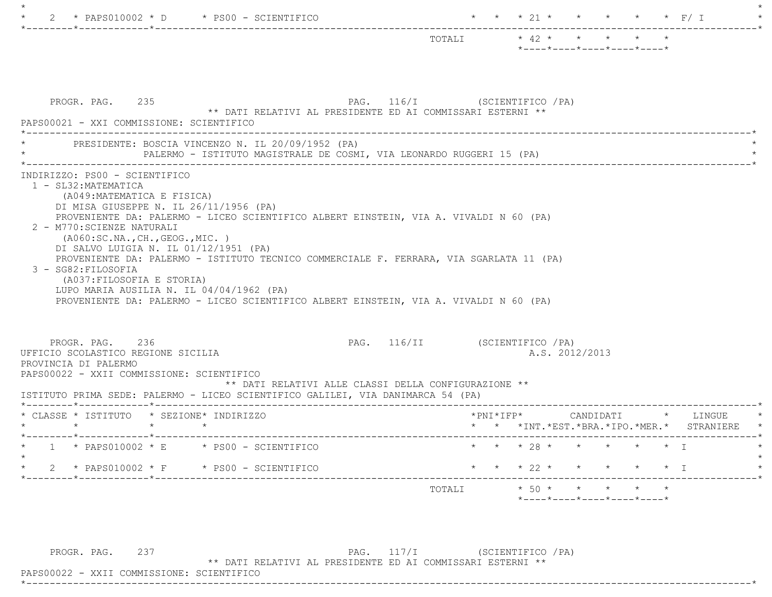| CLASSE | ISTITUTO | SEZIONE | INDIRIZZO | PNI | IFP | INT. | EST. | BRA. | IPO. | MER. | LINGUE STRANIERE |
|---|---|---|---|---|---|---|---|---|---|---|---|
| 2 | PAPS010002 | D | PS00 - SCIENTIFICO | | | 21 | | | | | F/ I |
| | | | TOTALI | | | 42 | | | | | |

PROGR. PAG. 235 PAG. 116/I (SCIENTIFICO /PA)

** DATI RELATIVI AL PRESIDENTE ED AI COMMISSARI ESTERNI **

PAPS00021 - XXI COMMISSIONE: SCIENTIFICO

PRESIDENTE: BOSCIA VINCENZO N. IL 20/09/1952 (PA)
PALERMO - ISTITUTO MAGISTRALE DE COSMI, VIA LEONARDO RUGGERI 15 (PA)

INDIRIZZO: PS00 - SCIENTIFICO

1 - SL32:MATEMATICA
(A049:MATEMATICA E FISICA)
DI MISA GIUSEPPE N. IL 26/11/1956 (PA)
PROVENIENTE DA: PALERMO - LICEO SCIENTIFICO ALBERT EINSTEIN, VIA A. VIVALDI N 60 (PA)

2 - M770:SCIENZE NATURALI
(A060:SC.NA.,CH.,GEOG.,MIC. )
DI SALVO LUIGIA N. IL 01/12/1951 (PA)
PROVENIENTE DA: PALERMO - ISTITUTO TECNICO COMMERCIALE F. FERRARA, VIA SGARLATA 11 (PA)

3 - SG82:FILOSOFIA
(A037:FILOSOFIA E STORIA)
LUPO MARIA AUSILIA N. IL 04/04/1962 (PA)
PROVENIENTE DA: PALERMO - LICEO SCIENTIFICO ALBERT EINSTEIN, VIA A. VIVALDI N 60 (PA)

PROGR. PAG. 236 PAG. 116/II (SCIENTIFICO /PA)

UFFICIO SCOLASTICO REGIONE SICILIA A.S. 2012/2013

PROVINCIA DI PALERMO

PAPS00022 - XXII COMMISSIONE: SCIENTIFICO

** DATI RELATIVI ALLE CLASSI DELLA CONFIGURAZIONE **

ISTITUTO PRIMA SEDE: PALERMO - LICEO SCIENTIFICO GALILEI, VIA DANIMARCA 54 (PA)

| CLASSE | ISTITUTO | SEZIONE | INDIRIZZO | PNI | IFP | INT. | EST. | BRA. | IPO. | MER. | LINGUE STRANIERE |
|---|---|---|---|---|---|---|---|---|---|---|---|
| 1 | PAPS010002 | E | PS00 - SCIENTIFICO | | | 28 | | | | | I |
| 2 | PAPS010002 | F | PS00 - SCIENTIFICO | | | 22 | | | | | I |
| | | | TOTALI | | | 50 | | | | | |

PROGR. PAG. 237 PAG. 117/I (SCIENTIFICO /PA)

** DATI RELATIVI AL PRESIDENTE ED AI COMMISSARI ESTERNI **

PAPS00022 - XXII COMMISSIONE: SCIENTIFICO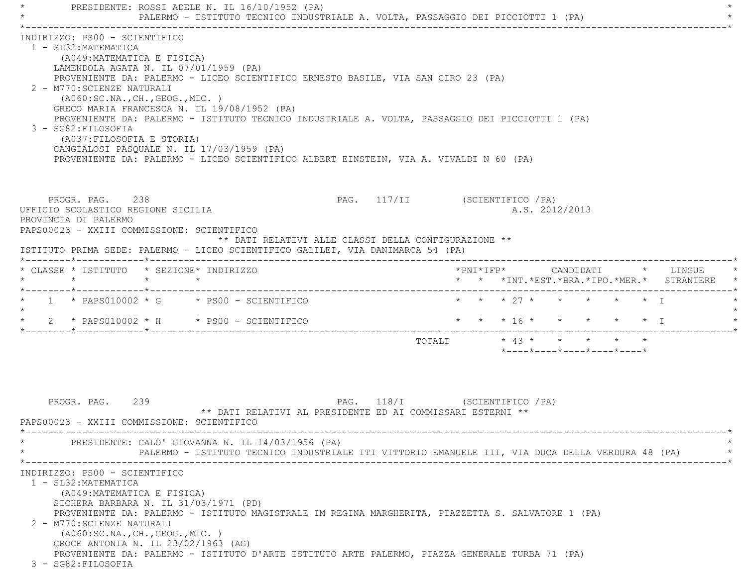PRESIDENTE: ROSSI ADELE N. IL 16/10/1952 (PA)
PALERMO - ISTITUTO TECNICO INDUSTRIALE A. VOLTA, PASSAGGIO DEI PICCIOTTI 1 (PA)

INDIRIZZO: PS00 - SCIENTIFICO

1 - SL32:MATEMATICA
(A049:MATEMATICA E FISICA)
LAMENDOLA AGATA N. IL 07/01/1959 (PA)
PROVENIENTE DA: PALERMO - LICEO SCIENTIFICO ERNESTO BASILE, VIA SAN CIRO 23 (PA)

2 - M770:SCIENZE NATURALI
(A060:SC.NA.,CH.,GEOG.,MIC. )
GRECO MARIA FRANCESCA N. IL 19/08/1952 (PA)
PROVENIENTE DA: PALERMO - ISTITUTO TECNICO INDUSTRIALE A. VOLTA, PASSAGGIO DEI PICCIOTTI 1 (PA)

3 - SG82:FILOSOFIA
(A037:FILOSOFIA E STORIA)
CANGIALOSI PASQUALE N. IL 17/03/1959 (PA)
PROVENIENTE DA: PALERMO - LICEO SCIENTIFICO ALBERT EINSTEIN, VIA A. VIVALDI N 60 (PA)

PROGR. PAG. 238 PAG. 117/II (SCIENTIFICO /PA)
UFFICIO SCOLASTICO REGIONE SICILIA A.S. 2012/2013
PROVINCIA DI PALERMO
PAPS00023 - XXIII COMMISSIONE: SCIENTIFICO

** DATI RELATIVI ALLE CLASSI DELLA CONFIGURAZIONE **

ISTITUTO PRIMA SEDE: PALERMO - LICEO SCIENTIFICO GALILEI, VIA DANIMARCA 54 (PA)

| CLASSE | ISTITUTO | SEZIONE | INDIRIZZO | PNI | IFP | CANDIDATI INT. | CANDIDATI EST. | CANDIDATI BRA. | CANDIDATI IPO. | CANDIDATI MER. | LINGUE STRANIERE |
|---|---|---|---|---|---|---|---|---|---|---|---|
| 1 | PAPS010002 | G | PS00 - SCIENTIFICO | | | 27 | | | | | I |
| 2 | PAPS010002 | H | PS00 - SCIENTIFICO | | | 16 | | | | | I |
| | | | TOTALI | | | 43 | | | | | |

PROGR. PAG. 239 PAG. 118/I (SCIENTIFICO /PA)

** DATI RELATIVI AL PRESIDENTE ED AI COMMISSARI ESTERNI **

PAPS00023 - XXIII COMMISSIONE: SCIENTIFICO

PRESIDENTE: CALO' GIOVANNA N. IL 14/03/1956 (PA)
PALERMO - ISTITUTO TECNICO INDUSTRIALE ITI VITTORIO EMANUELE III, VIA DUCA DELLA VERDURA 48 (PA)

INDIRIZZO: PS00 - SCIENTIFICO

1 - SL32:MATEMATICA
(A049:MATEMATICA E FISICA)
SICHERA BARBARA N. IL 31/03/1971 (PD)
PROVENIENTE DA: PALERMO - ISTITUTO MAGISTRALE IM REGINA MARGHERITA, PIAZZETTA S. SALVATORE 1 (PA)

2 - M770:SCIENZE NATURALI
(A060:SC.NA.,CH.,GEOG.,MIC. )
CROCE ANTONIA N. IL 23/02/1963 (AG)
PROVENIENTE DA: PALERMO - ISTITUTO D'ARTE ISTITUTO ARTE PALERMO, PIAZZA GENERALE TURBA 71 (PA)

3 - SG82:FILOSOFIA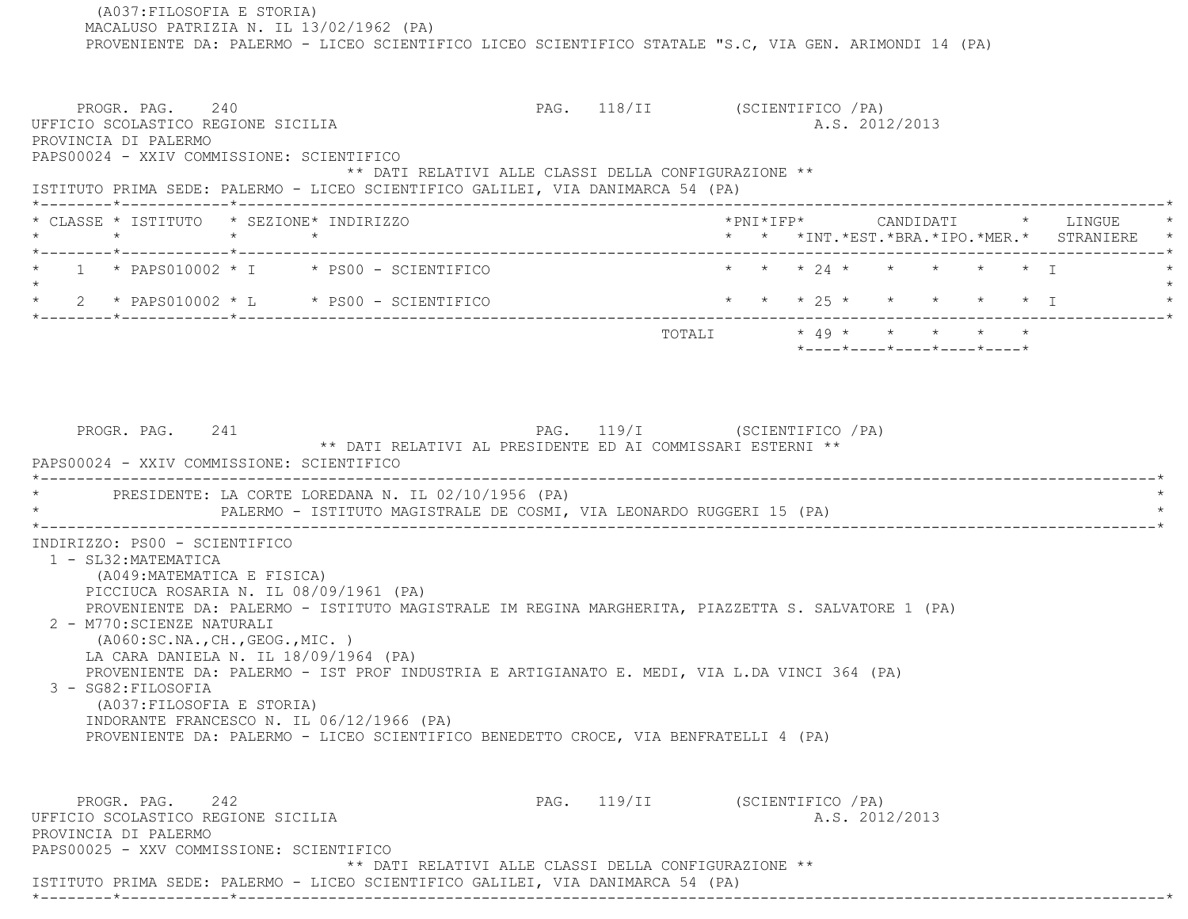(A037:FILOSOFIA E STORIA)
MACALUSO PATRIZIA N. IL 13/02/1962 (PA)
PROVENIENTE DA: PALERMO - LICEO SCIENTIFICO LICEO SCIENTIFICO STATALE "S.C, VIA GEN. ARIMONDI 14 (PA)

PROGR. PAG. 240 PAG. 118/II (SCIENTIFICO /PA)
UFFICIO SCOLASTICO REGIONE SICILIA A.S. 2012/2013
PROVINCIA DI PALERMO
PAPS00024 - XXIV COMMISSIONE: SCIENTIFICO

** DATI RELATIVI ALLE CLASSI DELLA CONFIGURAZIONE **

ISTITUTO PRIMA SEDE: PALERMO - LICEO SCIENTIFICO GALILEI, VIA DANIMARCA 54 (PA)

| CLASSE | ISTITUTO | SEZIONE | INDIRIZZO | PNI | IFP | CANDIDATI INT. | EST. | BRA. | IPO. | MER. | LINGUE STRANIERE |
|---|---|---|---|---|---|---|---|---|---|---|---|
| 1 | PAPS010002 | I | PS00 - SCIENTIFICO | | | 24 | | | | | I |
| 2 | PAPS010002 | L | PS00 - SCIENTIFICO | | | 25 | | | | | I |
| | | | TOTALI | | | 49 | | | | | |

PROGR. PAG. 241 PAG. 119/I (SCIENTIFICO /PA)

** DATI RELATIVI AL PRESIDENTE ED AI COMMISSARI ESTERNI **

PAPS00024 - XXIV COMMISSIONE: SCIENTIFICO

PRESIDENTE: LA CORTE LOREDANA N. IL 02/10/1956 (PA)
PALERMO - ISTITUTO MAGISTRALE DE COSMI, VIA LEONARDO RUGGERI 15 (PA)

INDIRIZZO: PS00 - SCIENTIFICO

1 - SL32:MATEMATICA
(A049:MATEMATICA E FISICA)
PICCIUCA ROSARIA N. IL 08/09/1961 (PA)
PROVENIENTE DA: PALERMO - ISTITUTO MAGISTRALE IM REGINA MARGHERITA, PIAZZETTA S. SALVATORE 1 (PA)

2 - M770:SCIENZE NATURALI
(A060:SC.NA.,CH.,GEOG.,MIC. )
LA CARA DANIELA N. IL 18/09/1964 (PA)
PROVENIENTE DA: PALERMO - IST PROF INDUSTRIA E ARTIGIANATO E. MEDI, VIA L.DA VINCI 364 (PA)

3 - SG82:FILOSOFIA
(A037:FILOSOFIA E STORIA)
INDORANTE FRANCESCO N. IL 06/12/1966 (PA)
PROVENIENTE DA: PALERMO - LICEO SCIENTIFICO BENEDETTO CROCE, VIA BENFRATELLI 4 (PA)

PROGR. PAG. 242 PAG. 119/II (SCIENTIFICO /PA)
UFFICIO SCOLASTICO REGIONE SICILIA A.S. 2012/2013
PROVINCIA DI PALERMO
PAPS00025 - XXV COMMISSIONE: SCIENTIFICO

** DATI RELATIVI ALLE CLASSI DELLA CONFIGURAZIONE **

ISTITUTO PRIMA SEDE: PALERMO - LICEO SCIENTIFICO GALILEI, VIA DANIMARCA 54 (PA)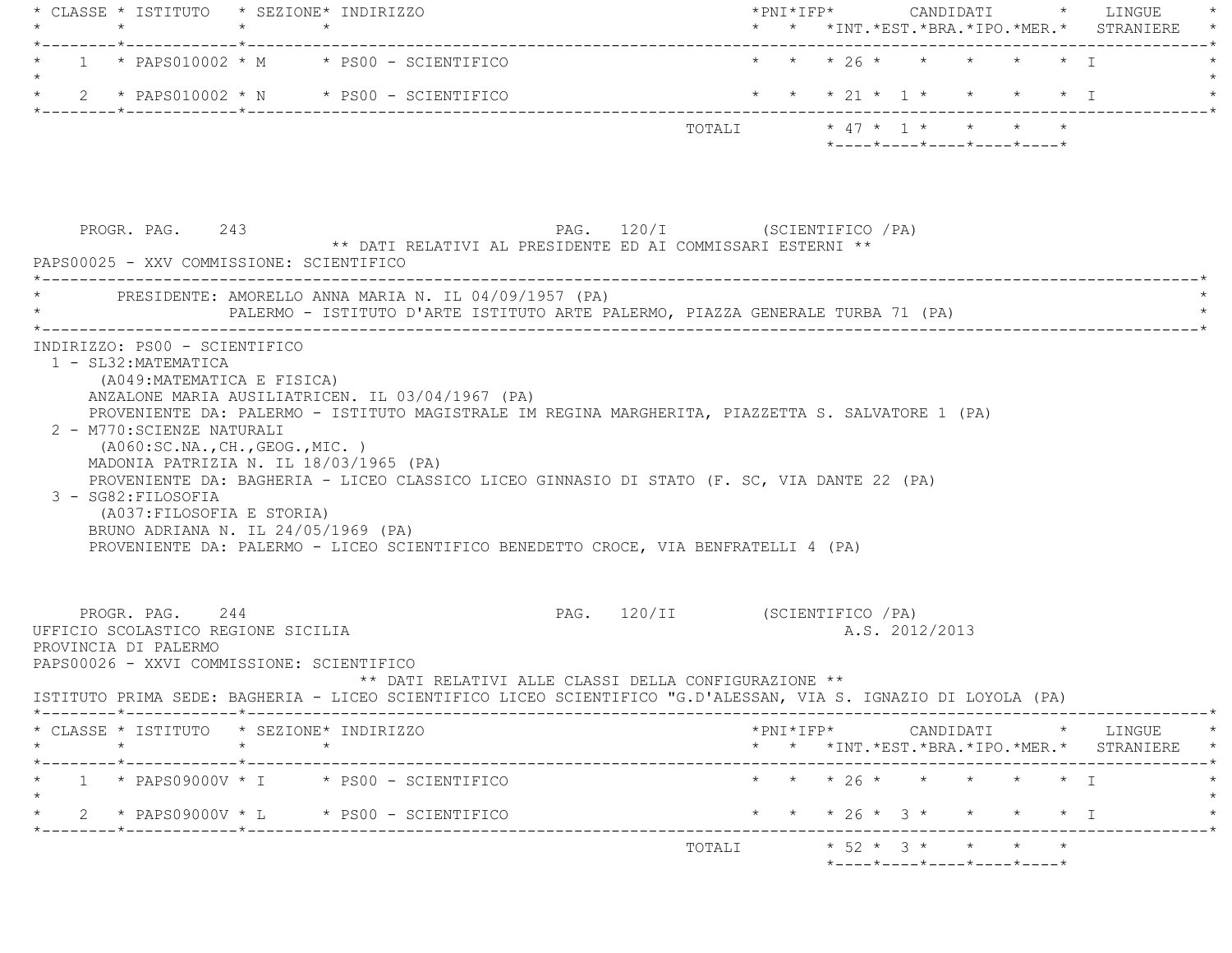| CLASSE | ISTITUTO | SEZIONE | INDIRIZZO | PNI | IFP | CANDIDATI INT. | EST. | BRA. | IPO. | MER. | LINGUE STRANIERE |
|---|---|---|---|---|---|---|---|---|---|---|---|
| 1 | PAPS010002 | M | PS00 - SCIENTIFICO | | | 26 | | | | | I |
| 2 | PAPS010002 | N | PS00 - SCIENTIFICO | | | 21 | 1 | | | | I |
| | | | TOTALI | | | 47 | 1 | | | | |

PROGR. PAG. 243 PAG. 120/I (SCIENTIFICO /PA)

** DATI RELATIVI AL PRESIDENTE ED AI COMMISSARI ESTERNI **

PAPS00025 - XXV COMMISSIONE: SCIENTIFICO

PRESIDENTE: AMORELLO ANNA MARIA N. IL 04/09/1957 (PA)
PALERMO - ISTITUTO D'ARTE ISTITUTO ARTE PALERMO, PIAZZA GENERALE TURBA 71 (PA)

INDIRIZZO: PS00 - SCIENTIFICO

1 - SL32:MATEMATICA
(A049:MATEMATICA E FISICA)
ANZALONE MARIA AUSILIATRICEN. IL 03/04/1967 (PA)
PROVENIENTE DA: PALERMO - ISTITUTO MAGISTRALE IM REGINA MARGHERITA, PIAZZETTA S. SALVATORE 1 (PA)

2 - M770:SCIENZE NATURALI
(A060:SC.NA.,CH.,GEOG.,MIC. )
MADONIA PATRIZIA N. IL 18/03/1965 (PA)
PROVENIENTE DA: BAGHERIA - LICEO CLASSICO LICEO GINNASIO DI STATO (F. SC, VIA DANTE 22 (PA)

3 - SG82:FILOSOFIA
(A037:FILOSOFIA E STORIA)
BRUNO ADRIANA N. IL 24/05/1969 (PA)
PROVENIENTE DA: PALERMO - LICEO SCIENTIFICO BENEDETTO CROCE, VIA BENFRATELLI 4 (PA)

PROGR. PAG. 244 PAG. 120/II (SCIENTIFICO /PA)

UFFICIO SCOLASTICO REGIONE SICILIA A.S. 2012/2013

PROVINCIA DI PALERMO

PAPS00026 - XXVI COMMISSIONE: SCIENTIFICO

** DATI RELATIVI ALLE CLASSI DELLA CONFIGURAZIONE **

ISTITUTO PRIMA SEDE: BAGHERIA - LICEO SCIENTIFICO LICEO SCIENTIFICO "G.D'ALESSAN, VIA S. IGNAZIO DI LOYOLA (PA)

| CLASSE | ISTITUTO | SEZIONE | INDIRIZZO | PNI | IFP | CANDIDATI INT. | EST. | BRA. | IPO. | MER. | LINGUE STRANIERE |
|---|---|---|---|---|---|---|---|---|---|---|---|
| 1 | PAPS09000V | I | PS00 - SCIENTIFICO | | | 26 | | | | | I |
| 2 | PAPS09000V | L | PS00 - SCIENTIFICO | | | 26 | 3 | | | | I |
| | | | TOTALI | | | 52 | 3 | | | | |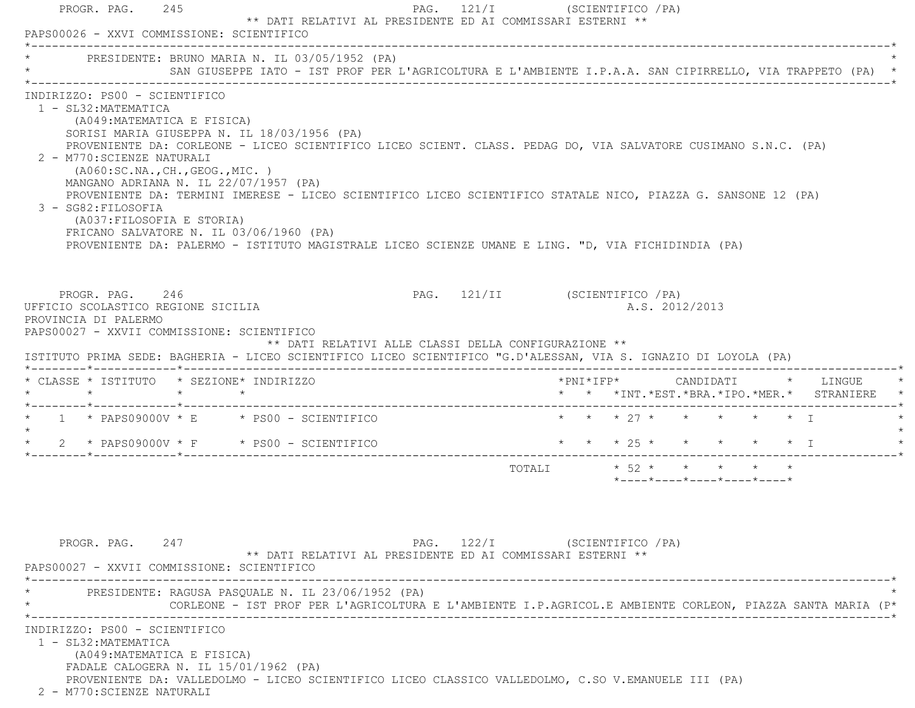PROGR. PAG. 245 PAG. 121/I (SCIENTIFICO /PA)

** DATI RELATIVI AL PRESIDENTE ED AI COMMISSARI ESTERNI **

PAPS00026 - XXVI COMMISSIONE: SCIENTIFICO

PRESIDENTE: BRUNO MARIA N. IL 03/05/1952 (PA)
SAN GIUSEPPE IATO - IST PROF PER L'AGRICOLTURA E L'AMBIENTE I.P.A.A. SAN CIPIRRELLO, VIA TRAPPETO (PA)

INDIRIZZO: PS00 - SCIENTIFICO

1 - SL32:MATEMATICA
(A049:MATEMATICA E FISICA)
SORISI MARIA GIUSEPPA N. IL 18/03/1956 (PA)
PROVENIENTE DA: CORLEONE - LICEO SCIENTIFICO LICEO SCIENT. CLASS. PEDAG DO, VIA SALVATORE CUSIMANO S.N.C. (PA)

2 - M770:SCIENZE NATURALI
(A060:SC.NA.,CH.,GEOG.,MIC. )
MANGANO ADRIANA N. IL 22/07/1957 (PA)
PROVENIENTE DA: TERMINI IMERESE - LICEO SCIENTIFICO LICEO SCIENTIFICO STATALE NICO, PIAZZA G. SANSONE 12 (PA)

3 - SG82:FILOSOFIA
(A037:FILOSOFIA E STORIA)
FRICANO SALVATORE N. IL 03/06/1960 (PA)
PROVENIENTE DA: PALERMO - ISTITUTO MAGISTRALE LICEO SCIENZE UMANE E LING. "D, VIA FICHIDINDIA (PA)

PROGR. PAG. 246 PAG. 121/II (SCIENTIFICO /PA)

UFFICIO SCOLASTICO REGIONE SICILIA A.S. 2012/2013

PROVINCIA DI PALERMO

PAPS00027 - XXVII COMMISSIONE: SCIENTIFICO

** DATI RELATIVI ALLE CLASSI DELLA CONFIGURAZIONE **

ISTITUTO PRIMA SEDE: BAGHERIA - LICEO SCIENTIFICO LICEO SCIENTIFICO "G.D'ALESSAN, VIA S. IGNAZIO DI LOYOLA (PA)

| CLASSE | ISTITUTO | SEZIONE | INDIRIZZO | PNI | IFP | CANDIDATI INT. | EST. | BRA. | IPO. | MER. | LINGUE STRANIERE |
|---|---|---|---|---|---|---|---|---|---|---|---|
| 1 | PAPS09000V | E | PS00 - SCIENTIFICO | | | 27 | | | | | I |
| 2 | PAPS09000V | F | PS00 - SCIENTIFICO | | | 25 | | | | | I |
| | | | TOTALI | | | 52 | | | | | |

PROGR. PAG. 247 PAG. 122/I (SCIENTIFICO /PA)

** DATI RELATIVI AL PRESIDENTE ED AI COMMISSARI ESTERNI **

PAPS00027 - XXVII COMMISSIONE: SCIENTIFICO

PRESIDENTE: RAGUSA PASQUALE N. IL 23/06/1952 (PA)
CORLEONE - IST PROF PER L'AGRICOLTURA E L'AMBIENTE I.P.AGRICOL.E AMBIENTE CORLEON, PIAZZA SANTA MARIA (P*

INDIRIZZO: PS00 - SCIENTIFICO

1 - SL32:MATEMATICA
(A049:MATEMATICA E FISICA)
FADALE CALOGERA N. IL 15/01/1962 (PA)
PROVENIENTE DA: VALLEDOLMO - LICEO SCIENTIFICO LICEO CLASSICO VALLEDOLMO, C.SO V.EMANUELE III (PA)

2 - M770:SCIENZE NATURALI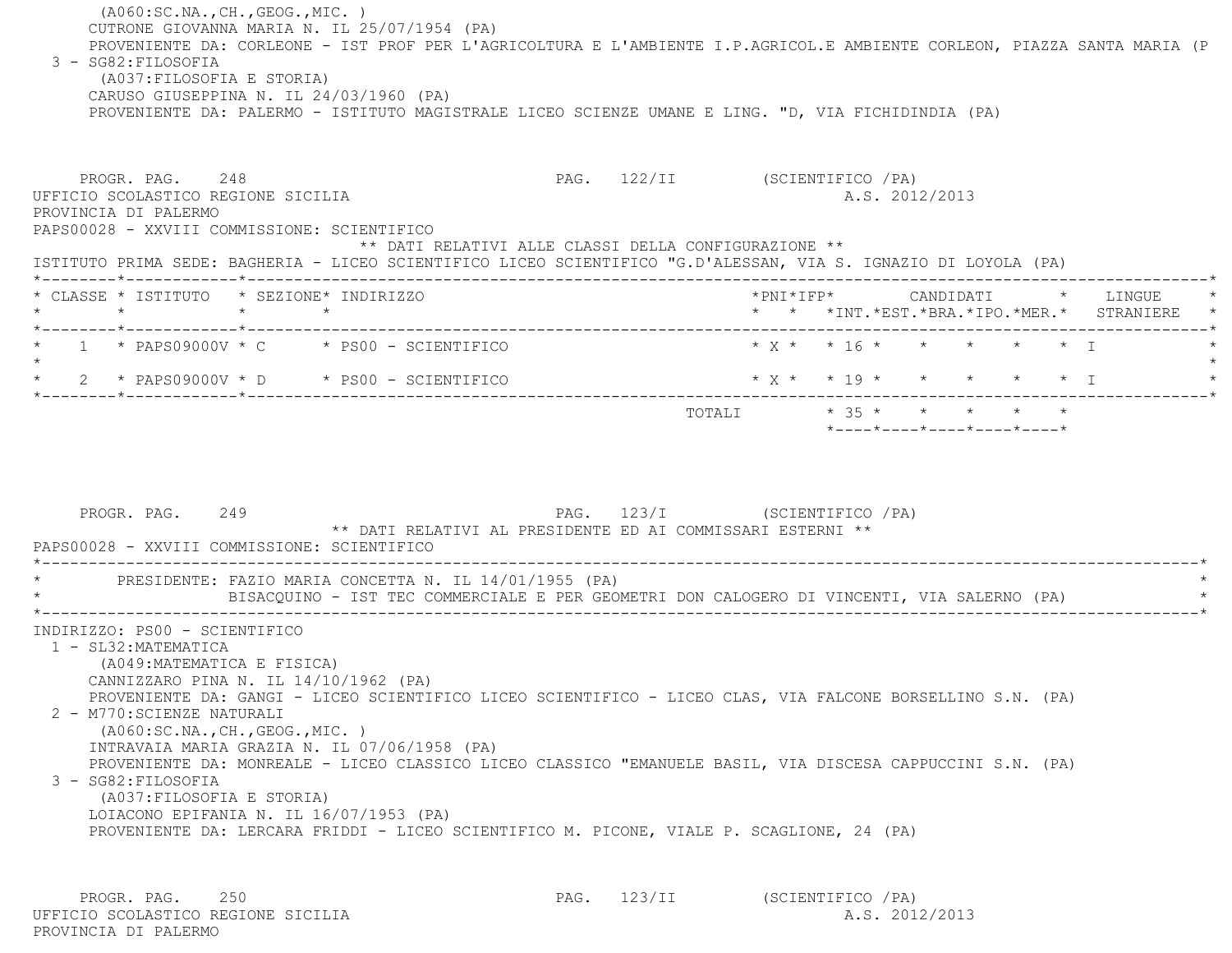(A060:SC.NA.,CH.,GEOG.,MIC. )
CUTRONE GIOVANNA MARIA N. IL 25/07/1954 (PA)
PROVENIENTE DA: CORLEONE - IST PROF PER L'AGRICOLTURA E L'AMBIENTE I.P.AGRICOL.E AMBIENTE CORLEON, PIAZZA SANTA MARIA (P

3 - SG82:FILOSOFIA
(A037:FILOSOFIA E STORIA)
CARUSO GIUSEPPINA N. IL 24/03/1960 (PA)
PROVENIENTE DA: PALERMO - ISTITUTO MAGISTRALE LICEO SCIENZE UMANE E LING. "D, VIA FICHIDINDIA (PA)

PROGR. PAG. 248 PAG. 122/II (SCIENTIFICO /PA)

UFFICIO SCOLASTICO REGIONE SICILIA A.S. 2012/2013
PROVINCIA DI PALERMO
PAPS00028 - XXVIII COMMISSIONE: SCIENTIFICO

** DATI RELATIVI ALLE CLASSI DELLA CONFIGURAZIONE **

ISTITUTO PRIMA SEDE: BAGHERIA - LICEO SCIENTIFICO LICEO SCIENTIFICO "G.D'ALESSAN, VIA S. IGNAZIO DI LOYOLA (PA)

| CLASSE | ISTITUTO | SEZIONE | INDIRIZZO | PNI | IFP | CANDIDATI INT. | EST. | BRA. | IPO. | MER. | LINGUE STRANIERE |
|---|---|---|---|---|---|---|---|---|---|---|---|
| 1 | PAPS09000V | C | PS00 - SCIENTIFICO | X | | 16 | | | | | I |
| 2 | PAPS09000V | D | PS00 - SCIENTIFICO | X | | 19 | | | | | I |
| | | | TOTALI | | | 35 | | | | | |

PROGR. PAG. 249 PAG. 123/I (SCIENTIFICO /PA)

** DATI RELATIVI AL PRESIDENTE ED AI COMMISSARI ESTERNI **

PAPS00028 - XXVIII COMMISSIONE: SCIENTIFICO

PRESIDENTE: FAZIO MARIA CONCETTA N. IL 14/01/1955 (PA)
BISACQUINO - IST TEC COMMERCIALE E PER GEOMETRI DON CALOGERO DI VINCENTI, VIA SALERNO (PA)

INDIRIZZO: PS00 - SCIENTIFICO

1 - SL32:MATEMATICA
(A049:MATEMATICA E FISICA)
CANNIZZARO PINA N. IL 14/10/1962 (PA)
PROVENIENTE DA: GANGI - LICEO SCIENTIFICO LICEO SCIENTIFICO - LICEO CLAS, VIA FALCONE BORSELLINO S.N. (PA)

2 - M770:SCIENZE NATURALI
(A060:SC.NA.,CH.,GEOG.,MIC. )
INTRAVAIA MARIA GRAZIA N. IL 07/06/1958 (PA)
PROVENIENTE DA: MONREALE - LICEO CLASSICO LICEO CLASSICO "EMANUELE BASIL, VIA DISCESA CAPPUCCINI S.N. (PA)

3 - SG82:FILOSOFIA
(A037:FILOSOFIA E STORIA)
LOIACONO EPIFANIA N. IL 16/07/1953 (PA)
PROVENIENTE DA: LERCARA FRIDDI - LICEO SCIENTIFICO M. PICONE, VIALE P. SCAGLIONE, 24 (PA)

PROGR. PAG. 250 PAG. 123/II (SCIENTIFICO /PA)

UFFICIO SCOLASTICO REGIONE SICILIA A.S. 2012/2013
PROVINCIA DI PALERMO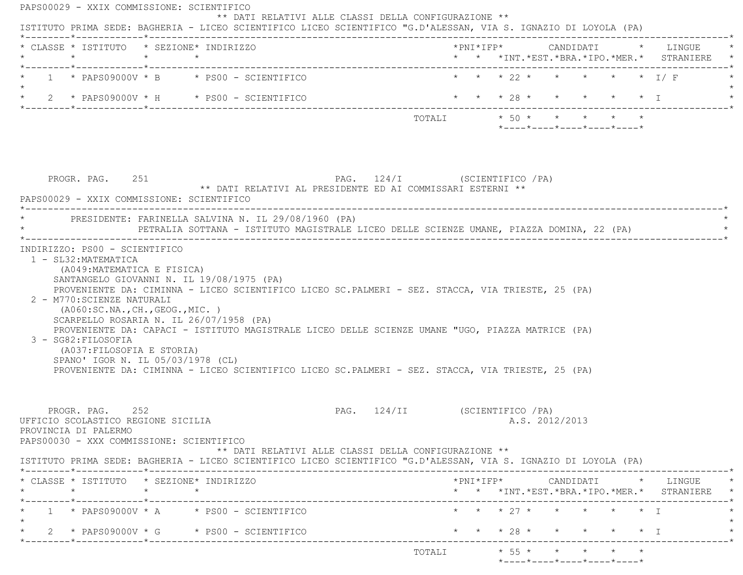PAPS00029 - XXIX COMMISSIONE: SCIENTIFICO

** DATI RELATIVI ALLE CLASSI DELLA CONFIGURAZIONE **

ISTITUTO PRIMA SEDE: BAGHERIA - LICEO SCIENTIFICO LICEO SCIENTIFICO "G.D'ALESSAN, VIA S. IGNAZIO DI LOYOLA (PA)

| CLASSE | ISTITUTO | SEZIONE | INDIRIZZO | PNI | IFP | CANDIDATI INT. | CANDIDATI EST. | CANDIDATI BRA. | CANDIDATI IPO. | CANDIDATI MER. | LINGUE STRANIERE |
|---|---|---|---|---|---|---|---|---|---|---|---|
| 1 | PAPS09000V | B | PS00 - SCIENTIFICO | | | 22 | | | | | I/ F |
| 2 | PAPS09000V | H | PS00 - SCIENTIFICO | | | 28 | | | | | I |
| | | | TOTALI | | | 50 | | | | | |

PROGR. PAG. 251 PAG. 124/I (SCIENTIFICO /PA)

** DATI RELATIVI AL PRESIDENTE ED AI COMMISSARI ESTERNI **

PAPS00029 - XXIX COMMISSIONE: SCIENTIFICO

PRESIDENTE: FARINELLA SALVINA N. IL 29/08/1960 (PA)
PETRALIA SOTTANA - ISTITUTO MAGISTRALE LICEO DELLE SCIENZE UMANE, PIAZZA DOMINA, 22 (PA)

INDIRIZZO: PS00 - SCIENTIFICO

1 - SL32:MATEMATICA
(A049:MATEMATICA E FISICA)
SANTANGELO GIOVANNI N. IL 19/08/1975 (PA)
PROVENIENTE DA: CIMINNA - LICEO SCIENTIFICO LICEO SC.PALMERI - SEZ. STACCA, VIA TRIESTE, 25 (PA)

2 - M770:SCIENZE NATURALI
(A060:SC.NA.,CH.,GEOG.,MIC. )
SCARPELLO ROSARIA N. IL 26/07/1958 (PA)
PROVENIENTE DA: CAPACI - ISTITUTO MAGISTRALE LICEO DELLE SCIENZE UMANE "UGO, PIAZZA MATRICE (PA)

3 - SG82:FILOSOFIA
(A037:FILOSOFIA E STORIA)
SPANO' IGOR N. IL 05/03/1978 (CL)
PROVENIENTE DA: CIMINNA - LICEO SCIENTIFICO LICEO SC.PALMERI - SEZ. STACCA, VIA TRIESTE, 25 (PA)

PROGR. PAG. 252 PAG. 124/II (SCIENTIFICO /PA)

UFFICIO SCOLASTICO REGIONE SICILIA A.S. 2012/2013

PROVINCIA DI PALERMO

PAPS00030 - XXX COMMISSIONE: SCIENTIFICO

** DATI RELATIVI ALLE CLASSI DELLA CONFIGURAZIONE **

ISTITUTO PRIMA SEDE: BAGHERIA - LICEO SCIENTIFICO LICEO SCIENTIFICO "G.D'ALESSAN, VIA S. IGNAZIO DI LOYOLA (PA)

| CLASSE | ISTITUTO | SEZIONE | INDIRIZZO | PNI | IFP | CANDIDATI INT. | CANDIDATI EST. | CANDIDATI BRA. | CANDIDATI IPO. | CANDIDATI MER. | LINGUE STRANIERE |
|---|---|---|---|---|---|---|---|---|---|---|---|
| 1 | PAPS09000V | A | PS00 - SCIENTIFICO | | | 27 | | | | | I |
| 2 | PAPS09000V | G | PS00 - SCIENTIFICO | | | 28 | | | | | I |
| | | | TOTALI | | | 55 | | | | | |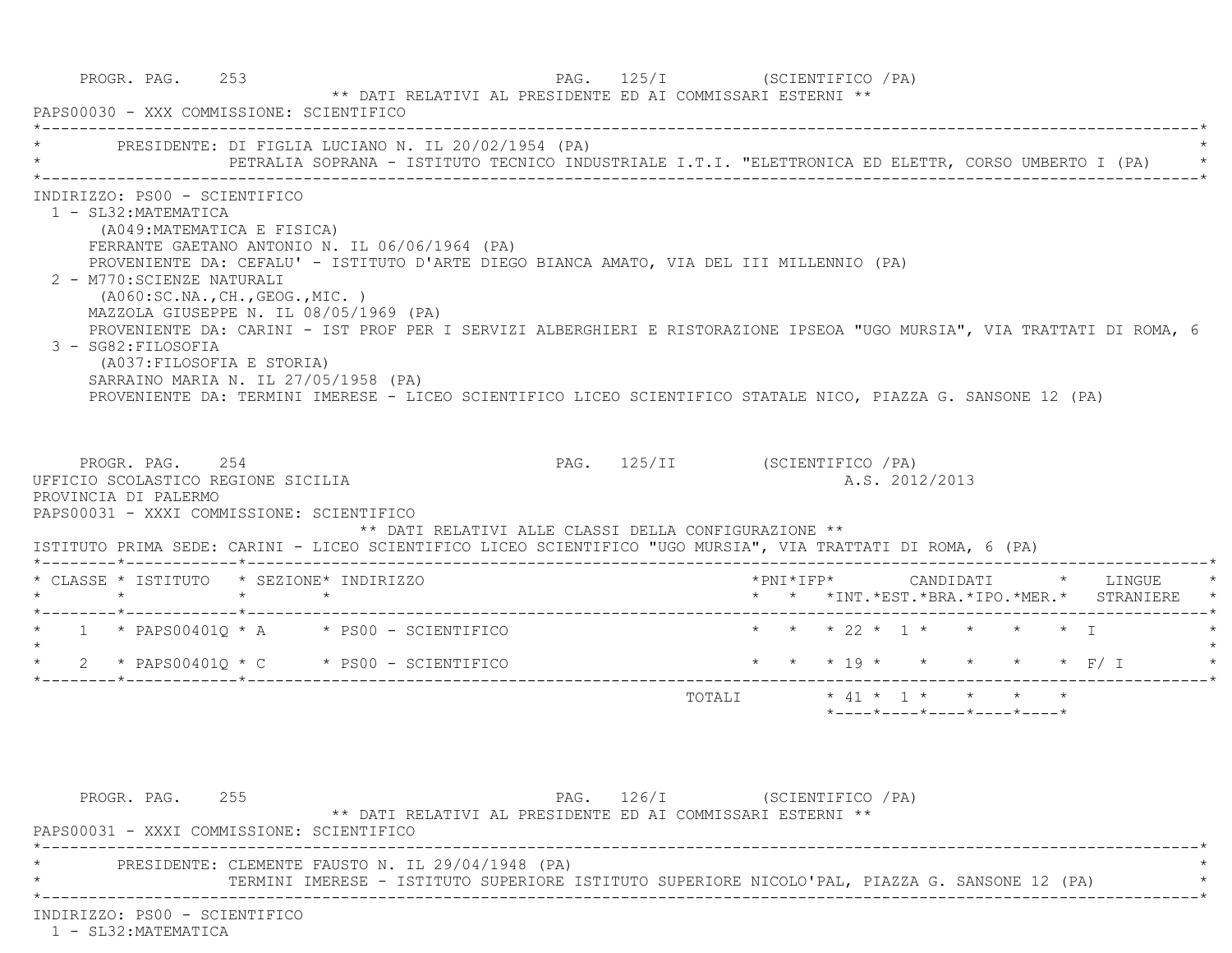PROGR. PAG. 253 — PAG. 125/I (SCIENTIFICO /PA)

** DATI RELATIVI AL PRESIDENTE ED AI COMMISSARI ESTERNI **

PAPS00030 - XXX COMMISSIONE: SCIENTIFICO

PRESIDENTE: DI FIGLIA LUCIANO N. IL 20/02/1954 (PA)
PETRALIA SOPRANA - ISTITUTO TECNICO INDUSTRIALE I.T.I. "ELETTRONICA ED ELETTR, CORSO UMBERTO I (PA)

INDIRIZZO: PS00 - SCIENTIFICO

1 - SL32:MATEMATICA
(A049:MATEMATICA E FISICA)
FERRANTE GAETANO ANTONIO N. IL 06/06/1964 (PA)
PROVENIENTE DA: CEFALU' - ISTITUTO D'ARTE DIEGO BIANCA AMATO, VIA DEL III MILLENNIO (PA)

2 - M770:SCIENZE NATURALI
(A060:SC.NA.,CH.,GEOG.,MIC. )
MAZZOLA GIUSEPPE N. IL 08/05/1969 (PA)
PROVENIENTE DA: CARINI - IST PROF PER I SERVIZI ALBERGHIERI E RISTORAZIONE IPSEOA "UGO MURSIA", VIA TRATTATI DI ROMA, 6

3 - SG82:FILOSOFIA
(A037:FILOSOFIA E STORIA)
SARRAINO MARIA N. IL 27/05/1958 (PA)
PROVENIENTE DA: TERMINI IMERESE - LICEO SCIENTIFICO LICEO SCIENTIFICO STATALE NICO, PIAZZA G. SANSONE 12 (PA)

PROGR. PAG. 254 — PAG. 125/II (SCIENTIFICO /PA)

UFFICIO SCOLASTICO REGIONE SICILIA — A.S. 2012/2013

PROVINCIA DI PALERMO

PAPS00031 - XXXI COMMISSIONE: SCIENTIFICO

** DATI RELATIVI ALLE CLASSI DELLA CONFIGURAZIONE **

ISTITUTO PRIMA SEDE: CARINI - LICEO SCIENTIFICO LICEO SCIENTIFICO "UGO MURSIA", VIA TRATTATI DI ROMA, 6 (PA)

| CLASSE | ISTITUTO | SEZIONE | INDIRIZZO | PNI | IFP | CANDIDATI INT. | EST. | BRA. | IPO. | MER. | LINGUE STRANIERE |
|---|---|---|---|---|---|---|---|---|---|---|---|
| 1 | PAPS00401Q | A | PS00 - SCIENTIFICO | | | 22 | 1 | | | | I |
| 2 | PAPS00401Q | C | PS00 - SCIENTIFICO | | | 19 | | | | | F/ I |
| | | | TOTALI | | | 41 | 1 | | | | |

PROGR. PAG. 255 — PAG. 126/I (SCIENTIFICO /PA)

** DATI RELATIVI AL PRESIDENTE ED AI COMMISSARI ESTERNI **

PAPS00031 - XXXI COMMISSIONE: SCIENTIFICO

PRESIDENTE: CLEMENTE FAUSTO N. IL 29/04/1948 (PA)
TERMINI IMERESE - ISTITUTO SUPERIORE ISTITUTO SUPERIORE NICOLO'PAL, PIAZZA G. SANSONE 12 (PA)

INDIRIZZO: PS00 - SCIENTIFICO

1 - SL32:MATEMATICA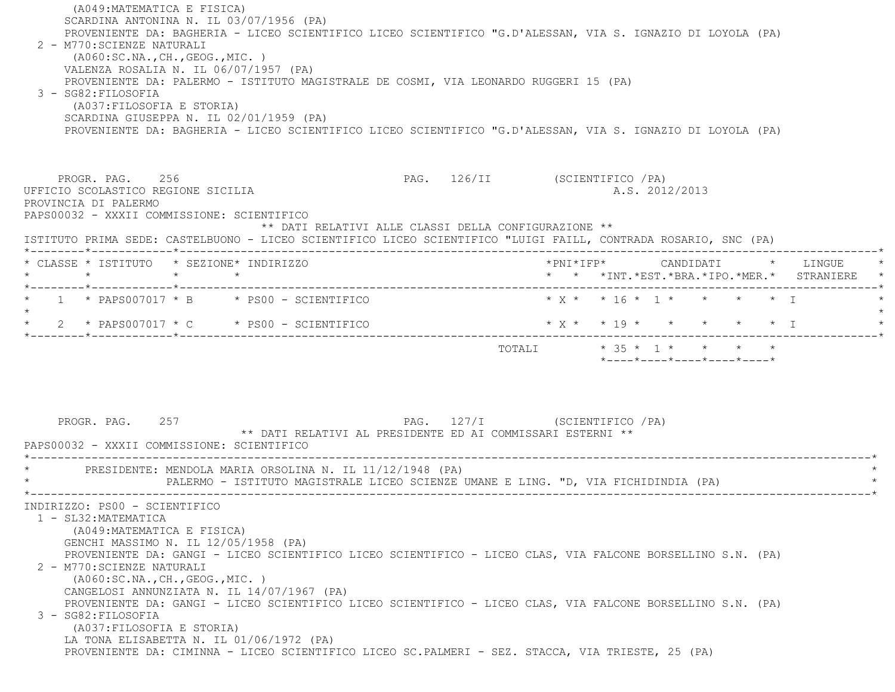(A049:MATEMATICA E FISICA)
SCARDINA ANTONINA N. IL 03/07/1956 (PA)
PROVENIENTE DA: BAGHERIA - LICEO SCIENTIFICO LICEO SCIENTIFICO "G.D'ALESSAN, VIA S. IGNAZIO DI LOYOLA (PA)

2 - M770:SCIENZE NATURALI
(A060:SC.NA.,CH.,GEOG.,MIC. )
VALENZA ROSALIA N. IL 06/07/1957 (PA)
PROVENIENTE DA: PALERMO - ISTITUTO MAGISTRALE DE COSMI, VIA LEONARDO RUGGERI 15 (PA)

3 - SG82:FILOSOFIA
(A037:FILOSOFIA E STORIA)
SCARDINA GIUSEPPA N. IL 02/01/1959 (PA)
PROVENIENTE DA: BAGHERIA - LICEO SCIENTIFICO LICEO SCIENTIFICO "G.D'ALESSAN, VIA S. IGNAZIO DI LOYOLA (PA)

PROGR. PAG. 256 PAG. 126/II (SCIENTIFICO /PA)

UFFICIO SCOLASTICO REGIONE SICILIA A.S. 2012/2013
PROVINCIA DI PALERMO
PAPS00032 - XXXII COMMISSIONE: SCIENTIFICO

** DATI RELATIVI ALLE CLASSI DELLA CONFIGURAZIONE **

ISTITUTO PRIMA SEDE: CASTELBUONO - LICEO SCIENTIFICO LICEO SCIENTIFICO "LUIGI FAILL, CONTRADA ROSARIO, SNC (PA)

| CLASSE | ISTITUTO | SEZIONE | INDIRIZZO | PNI | IFP | CANDIDATI INT. | EST. | BRA. | IPO. | MER. | LINGUE STRANIERE |
|---|---|---|---|---|---|---|---|---|---|---|---|
| 1 | PAPS007017 | B | PS00 - SCIENTIFICO | X | | 16 | 1 | | | | I |
| 2 | PAPS007017 | C | PS00 - SCIENTIFICO | X | | 19 | | | | | I |
| | | | TOTALI | | | 35 | 1 | | | | |

PROGR. PAG. 257 PAG. 127/I (SCIENTIFICO /PA)

** DATI RELATIVI AL PRESIDENTE ED AI COMMISSARI ESTERNI **

PAPS00032 - XXXII COMMISSIONE: SCIENTIFICO

PRESIDENTE: MENDOLA MARIA ORSOLINA N. IL 11/12/1948 (PA)
PALERMO - ISTITUTO MAGISTRALE LICEO SCIENZE UMANE E LING. "D, VIA FICHIDINDIA (PA)

INDIRIZZO: PS00 - SCIENTIFICO

1 - SL32:MATEMATICA
(A049:MATEMATICA E FISICA)
GENCHI MASSIMO N. IL 12/05/1958 (PA)
PROVENIENTE DA: GANGI - LICEO SCIENTIFICO LICEO SCIENTIFICO - LICEO CLAS, VIA FALCONE BORSELLINO S.N. (PA)

2 - M770:SCIENZE NATURALI
(A060:SC.NA.,CH.,GEOG.,MIC. )
CANGELOSI ANNUNZIATA N. IL 14/07/1967 (PA)
PROVENIENTE DA: GANGI - LICEO SCIENTIFICO LICEO SCIENTIFICO - LICEO CLAS, VIA FALCONE BORSELLINO S.N. (PA)

3 - SG82:FILOSOFIA
(A037:FILOSOFIA E STORIA)
LA TONA ELISABETTA N. IL 01/06/1972 (PA)
PROVENIENTE DA: CIMINNA - LICEO SCIENTIFICO LICEO SC.PALMERI - SEZ. STACCA, VIA TRIESTE, 25 (PA)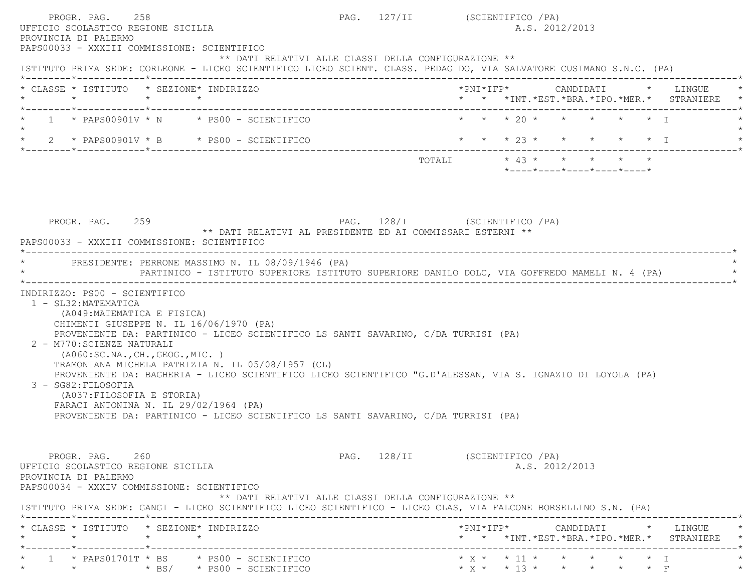UFFICIO SCOLASTICO REGIONE SICILIA — A.S. 2012/2013
PROVINCIA DI PALERMO
PAPS00033 - XXXIII COMMISSIONE: SCIENTIFICO

** DATI RELATIVI ALLE CLASSI DELLA CONFIGURAZIONE **

ISTITUTO PRIMA SEDE: CORLEONE - LICEO SCIENTIFICO LICEO SCIENT. CLASS. PEDAG DO, VIA SALVATORE CUSIMANO S.N.C. (PA)

| CLASSE | ISTITUTO | SEZIONE | INDIRIZZO | PNI | IFP | INT. | EST. | BRA. | IPO. | MER. | LINGUE STRANIERE |
|---|---|---|---|---|---|---|---|---|---|---|---|
| 1 | PAPS00901V | N | PS00 - SCIENTIFICO | | | 20 | | | | | I |
| 2 | PAPS00901V | B | PS00 - SCIENTIFICO | | | 23 | | | | | I |
| | | | TOTALI | | | 43 | | | | | |

** DATI RELATIVI AL PRESIDENTE ED AI COMMISSARI ESTERNI **

PAPS00033 - XXXIII COMMISSIONE: SCIENTIFICO

PRESIDENTE: PERRONE MASSIMO N. IL 08/09/1946 (PA)
PARTINICO - ISTITUTO SUPERIORE ISTITUTO SUPERIORE DANILO DOLC, VIA GOFFREDO MAMELI N. 4 (PA)

INDIRIZZO: PS00 - SCIENTIFICO

1 - SL32:MATEMATICA
(A049:MATEMATICA E FISICA)
CHIMENTI GIUSEPPE N. IL 16/06/1970 (PA)
PROVENIENTE DA: PARTINICO - LICEO SCIENTIFICO LS SANTI SAVARINO, C/DA TURRISI (PA)

2 - M770:SCIENZE NATURALI
(A060:SC.NA.,CH.,GEOG.,MIC. )
TRAMONTANA MICHELA PATRIZIA N. IL 05/08/1957 (CL)
PROVENIENTE DA: BAGHERIA - LICEO SCIENTIFICO LICEO SCIENTIFICO "G.D'ALESSAN, VIA S. IGNAZIO DI LOYOLA (PA)

3 - SG82:FILOSOFIA
(A037:FILOSOFIA E STORIA)
FARACI ANTONINA N. IL 29/02/1964 (PA)
PROVENIENTE DA: PARTINICO - LICEO SCIENTIFICO LS SANTI SAVARINO, C/DA TURRISI (PA)

UFFICIO SCOLASTICO REGIONE SICILIA — A.S. 2012/2013
PROVINCIA DI PALERMO
PAPS00034 - XXXIV COMMISSIONE: SCIENTIFICO

** DATI RELATIVI ALLE CLASSI DELLA CONFIGURAZIONE **

ISTITUTO PRIMA SEDE: GANGI - LICEO SCIENTIFICO LICEO SCIENTIFICO - LICEO CLAS, VIA FALCONE BORSELLINO S.N. (PA)

| CLASSE | ISTITUTO | SEZIONE | INDIRIZZO | PNI | IFP | INT. | EST. | BRA. | IPO. | MER. | LINGUE STRANIERE |
|---|---|---|---|---|---|---|---|---|---|---|---|
| 1 | PAPS01701T | BS | PS00 - SCIENTIFICO | X | | 11 | | | | | I |
| | | BS/ | PS00 - SCIENTIFICO | X | | 13 | | | | | F |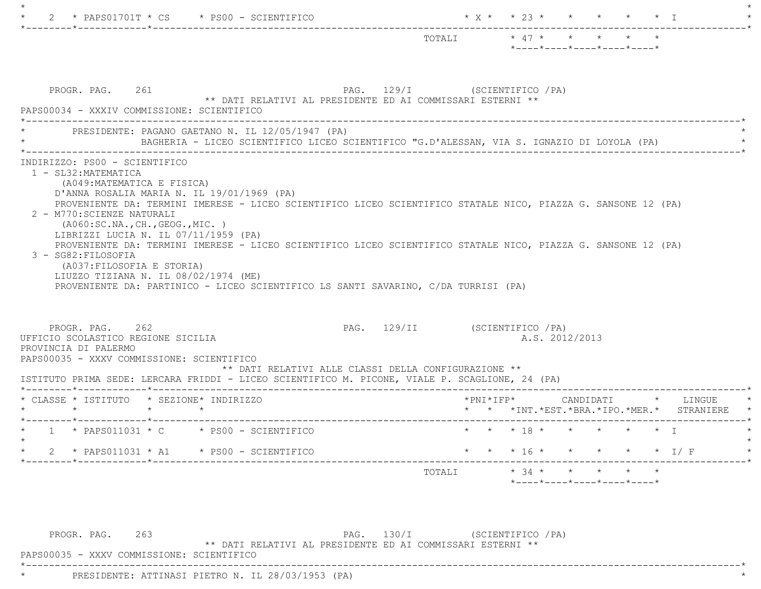| CLASSE | ISTITUTO | SEZIONE | INDIRIZZO | PNI | IFP | INT. | EST. | BRA. | IPO. | MER. | LINGUE STRANIERE |
|---|---|---|---|---|---|---|---|---|---|---|---|
| 2 | PAPS01701T | CS | PS00 - SCIENTIFICO | X | | 23 | | | | | I |
| | | | TOTALI | | | 47 | | | | | |

PROGR. PAG. 261 PAG. 129/I (SCIENTIFICO /PA)

** DATI RELATIVI AL PRESIDENTE ED AI COMMISSARI ESTERNI **

PAPS00034 - XXXIV COMMISSIONE: SCIENTIFICO

PRESIDENTE: PAGANO GAETANO N. IL 12/05/1947 (PA)
BAGHERIA - LICEO SCIENTIFICO LICEO SCIENTIFICO "G.D'ALESSAN, VIA S. IGNAZIO DI LOYOLA (PA)

INDIRIZZO: PS00 - SCIENTIFICO

1 - SL32:MATEMATICA
(A049:MATEMATICA E FISICA)
D'ANNA ROSALIA MARIA N. IL 19/01/1969 (PA)
PROVENIENTE DA: TERMINI IMERESE - LICEO SCIENTIFICO LICEO SCIENTIFICO STATALE NICO, PIAZZA G. SANSONE 12 (PA)

2 - M770:SCIENZE NATURALI
(A060:SC.NA.,CH.,GEOG.,MIC. )
LIBRIZZI LUCIA N. IL 07/11/1959 (PA)
PROVENIENTE DA: TERMINI IMERESE - LICEO SCIENTIFICO LICEO SCIENTIFICO STATALE NICO, PIAZZA G. SANSONE 12 (PA)

3 - SG82:FILOSOFIA
(A037:FILOSOFIA E STORIA)
LIUZZO TIZIANA N. IL 08/02/1974 (ME)
PROVENIENTE DA: PARTINICO - LICEO SCIENTIFICO LS SANTI SAVARINO, C/DA TURRISI (PA)

PROGR. PAG. 262 PAG. 129/II (SCIENTIFICO /PA)

UFFICIO SCOLASTICO REGIONE SICILIA A.S. 2012/2013

PROVINCIA DI PALERMO

PAPS00035 - XXXV COMMISSIONE: SCIENTIFICO

** DATI RELATIVI ALLE CLASSI DELLA CONFIGURAZIONE **

ISTITUTO PRIMA SEDE: LERCARA FRIDDI - LICEO SCIENTIFICO M. PICONE, VIALE P. SCAGLIONE, 24 (PA)

| CLASSE | ISTITUTO | SEZIONE | INDIRIZZO | PNI | IFP | INT. | EST. | BRA. | IPO. | MER. | LINGUE STRANIERE |
|---|---|---|---|---|---|---|---|---|---|---|---|
| 1 | PAPS011031 | C | PS00 - SCIENTIFICO | | | 18 | | | | | I |
| 2 | PAPS011031 | A1 | PS00 - SCIENTIFICO | | | 16 | | | | | I/ F |
| | | | TOTALI | | | 34 | | | | | |

PROGR. PAG. 263 PAG. 130/I (SCIENTIFICO /PA)

** DATI RELATIVI AL PRESIDENTE ED AI COMMISSARI ESTERNI **

PAPS00035 - XXXV COMMISSIONE: SCIENTIFICO

PRESIDENTE: ATTINASI PIETRO N. IL 28/03/1953 (PA)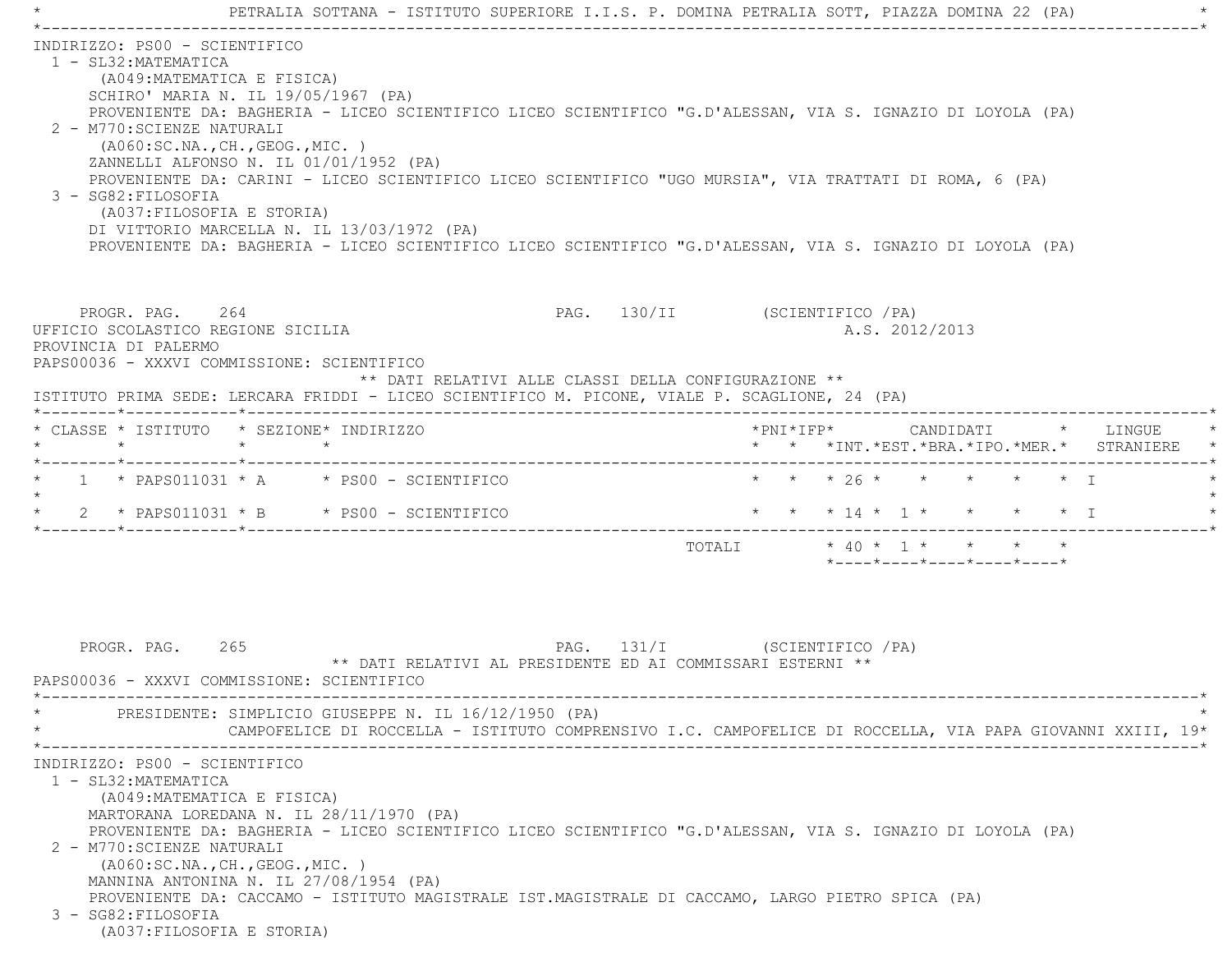PETRALIA SOTTANA - ISTITUTO SUPERIORE I.I.S. P. DOMINA PETRALIA SOTT, PIAZZA DOMINA 22 (PA)

INDIRIZZO: PS00 - SCIENTIFICO

1 - SL32:MATEMATICA
   (A049:MATEMATICA E FISICA)
   SCHIRO' MARIA N. IL 19/05/1967 (PA)
   PROVENIENTE DA: BAGHERIA - LICEO SCIENTIFICO LICEO SCIENTIFICO "G.D'ALESSAN, VIA S. IGNAZIO DI LOYOLA (PA)
2 - M770:SCIENZE NATURALI
   (A060:SC.NA.,CH.,GEOG.,MIC. )
   ZANNELLI ALFONSO N. IL 01/01/1952 (PA)
   PROVENIENTE DA: CARINI - LICEO SCIENTIFICO LICEO SCIENTIFICO "UGO MURSIA", VIA TRATTATI DI ROMA, 6 (PA)
3 - SG82:FILOSOFIA
   (A037:FILOSOFIA E STORIA)
   DI VITTORIO MARCELLA N. IL 13/03/1972 (PA)
   PROVENIENTE DA: BAGHERIA - LICEO SCIENTIFICO LICEO SCIENTIFICO "G.D'ALESSAN, VIA S. IGNAZIO DI LOYOLA (PA)

PROGR. PAG. 264 PAG. 130/II (SCIENTIFICO /PA)

UFFICIO SCOLASTICO REGIONE SICILIA A.S. 2012/2013
PROVINCIA DI PALERMO
PAPS00036 - XXXVI COMMISSIONE: SCIENTIFICO

** DATI RELATIVI ALLE CLASSI DELLA CONFIGURAZIONE **

ISTITUTO PRIMA SEDE: LERCARA FRIDDI - LICEO SCIENTIFICO M. PICONE, VIALE P. SCAGLIONE, 24 (PA)

| CLASSE | ISTITUTO | SEZIONE | INDIRIZZO | PNI | IFP | CANDIDATI INT. | CANDIDATI EST. | CANDIDATI BRA. | CANDIDATI IPO. | CANDIDATI MER. | LINGUE STRANIERE |
|---|---|---|---|---|---|---|---|---|---|---|---|
| 1 | PAPS011031 | A | PS00 - SCIENTIFICO | | | 26 | | | | | I |
| 2 | PAPS011031 | B | PS00 - SCIENTIFICO | | | 14 | 1 | | | | I |
| | | | TOTALI | | | 40 | 1 | | | | |

PROGR. PAG. 265 PAG. 131/I (SCIENTIFICO /PA)

** DATI RELATIVI AL PRESIDENTE ED AI COMMISSARI ESTERNI **

PAPS00036 - XXXVI COMMISSIONE: SCIENTIFICO

PRESIDENTE: SIMPLICIO GIUSEPPE N. IL 16/12/1950 (PA)
CAMPOFELICE DI ROCCELLA - ISTITUTO COMPRENSIVO I.C. CAMPOFELICE DI ROCCELLA, VIA PAPA GIOVANNI XXIII, 19

INDIRIZZO: PS00 - SCIENTIFICO

1 - SL32:MATEMATICA
   (A049:MATEMATICA E FISICA)
   MARTORANA LOREDANA N. IL 28/11/1970 (PA)
   PROVENIENTE DA: BAGHERIA - LICEO SCIENTIFICO LICEO SCIENTIFICO "G.D'ALESSAN, VIA S. IGNAZIO DI LOYOLA (PA)
2 - M770:SCIENZE NATURALI
   (A060:SC.NA.,CH.,GEOG.,MIC. )
   MANNINA ANTONINA N. IL 27/08/1954 (PA)
   PROVENIENTE DA: CACCAMO - ISTITUTO MAGISTRALE IST.MAGISTRALE DI CACCAMO, LARGO PIETRO SPICA (PA)
3 - SG82:FILOSOFIA
   (A037:FILOSOFIA E STORIA)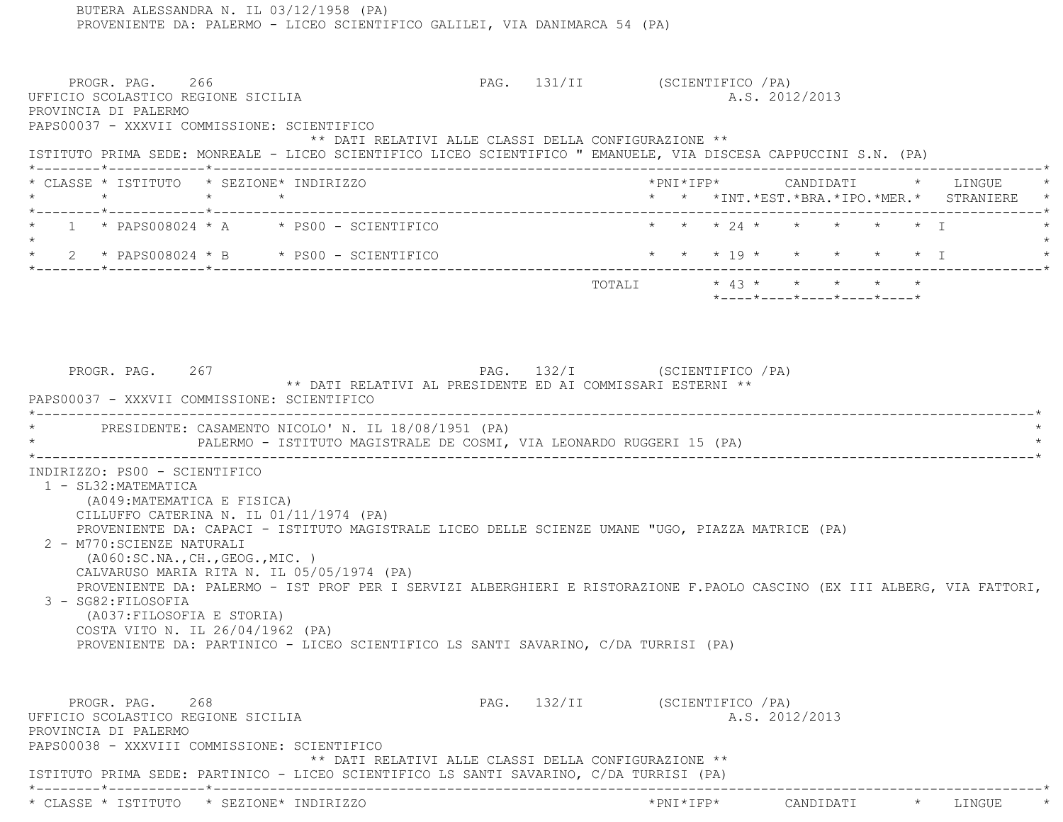BUTERA ALESSANDRA N. IL 03/12/1958 (PA)
PROVENIENTE DA: PALERMO - LICEO SCIENTIFICO GALILEI, VIA DANIMARCA 54 (PA)

PROGR. PAG. 266 PAG. 131/II (SCIENTIFICO /PA)
UFFICIO SCOLASTICO REGIONE SICILIA A.S. 2012/2013
PROVINCIA DI PALERMO
PAPS00037 - XXXVII COMMISSIONE: SCIENTIFICO

** DATI RELATIVI ALLE CLASSI DELLA CONFIGURAZIONE **

ISTITUTO PRIMA SEDE: MONREALE - LICEO SCIENTIFICO LICEO SCIENTIFICO " EMANUELE, VIA DISCESA CAPPUCCINI S.N. (PA)

| CLASSE | ISTITUTO | SEZIONE | INDIRIZZO | PNI | IFP | CANDIDATI INT. | EST. | BRA. | IPO. | MER. | LINGUE STRANIERE |
|---|---|---|---|---|---|---|---|---|---|---|---|
| 1 | PAPS008024 | A | PS00 - SCIENTIFICO | | | 24 | | | | | I |
| 2 | PAPS008024 | B | PS00 - SCIENTIFICO | | | 19 | | | | | I |
| | | | TOTALI | | | 43 | | | | | |

PROGR. PAG. 267 PAG. 132/I (SCIENTIFICO /PA)

** DATI RELATIVI AL PRESIDENTE ED AI COMMISSARI ESTERNI **

PAPS00037 - XXXVII COMMISSIONE: SCIENTIFICO

PRESIDENTE: CASAMENTO NICOLO' N. IL 18/08/1951 (PA)
PALERMO - ISTITUTO MAGISTRALE DE COSMI, VIA LEONARDO RUGGERI 15 (PA)

INDIRIZZO: PS00 - SCIENTIFICO

1 - SL32:MATEMATICA
(A049:MATEMATICA E FISICA)
CILLUFFO CATERINA N. IL 01/11/1974 (PA)
PROVENIENTE DA: CAPACI - ISTITUTO MAGISTRALE LICEO DELLE SCIENZE UMANE "UGO, PIAZZA MATRICE (PA)

2 - M770:SCIENZE NATURALI
(A060:SC.NA.,CH.,GEOG.,MIC. )
CALVARUSO MARIA RITA N. IL 05/05/1974 (PA)
PROVENIENTE DA: PALERMO - IST PROF PER I SERVIZI ALBERGHIERI E RISTORAZIONE F.PAOLO CASCINO (EX III ALBERG, VIA FATTORI,

3 - SG82:FILOSOFIA
(A037:FILOSOFIA E STORIA)
COSTA VITO N. IL 26/04/1962 (PA)
PROVENIENTE DA: PARTINICO - LICEO SCIENTIFICO LS SANTI SAVARINO, C/DA TURRISI (PA)

PROGR. PAG. 268 PAG. 132/II (SCIENTIFICO /PA)
UFFICIO SCOLASTICO REGIONE SICILIA A.S. 2012/2013
PROVINCIA DI PALERMO
PAPS00038 - XXXVIII COMMISSIONE: SCIENTIFICO

** DATI RELATIVI ALLE CLASSI DELLA CONFIGURAZIONE **

ISTITUTO PRIMA SEDE: PARTINICO - LICEO SCIENTIFICO LS SANTI SAVARINO, C/DA TURRISI (PA)

| CLASSE | ISTITUTO | SEZIONE | INDIRIZZO | PNI | IFP | CANDIDATI | LINGUE |
|---|---|---|---|---|---|---|---|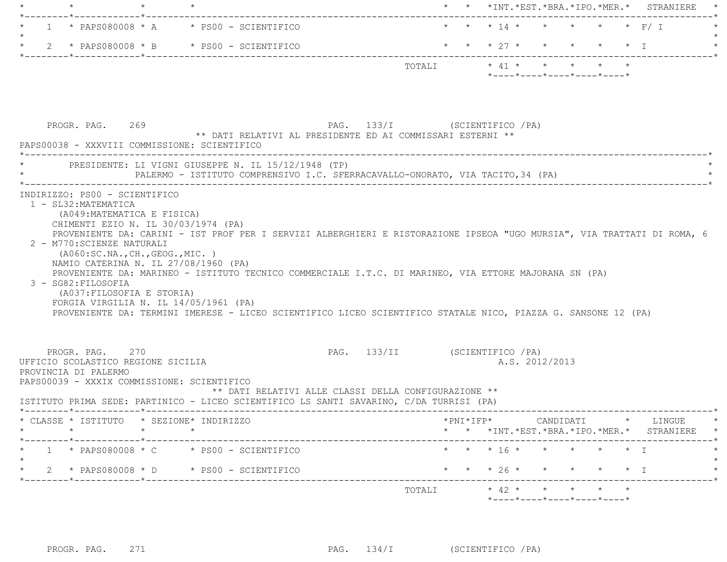| CLASSE | ISTITUTO | SEZIONE | INDIRIZZO | PNI | IFP | CANDIDATI INT. | EST. | BRA. | IPO. | MER. | LINGUE STRANIERE |
|---|---|---|---|---|---|---|---|---|---|---|---|
| 1 | PAPS080008 | A | PS00 - SCIENTIFICO | | | 14 | | | | | F/ I |
| 2 | PAPS080008 | B | PS00 - SCIENTIFICO | | | 27 | | | | | I |
| | | | TOTALI | | | 41 | | | | | |

PROGR. PAG. 269 PAG. 133/I (SCIENTIFICO /PA)

** DATI RELATIVI AL PRESIDENTE ED AI COMMISSARI ESTERNI **

PAPS00038 - XXXVIII COMMISSIONE: SCIENTIFICO

PRESIDENTE: LI VIGNI GIUSEPPE N. IL 15/12/1948 (TP)
PALERMO - ISTITUTO COMPRENSIVO I.C. SFERRACAVALLO-ONORATO, VIA TACITO,34 (PA)

INDIRIZZO: PS00 - SCIENTIFICO

1 - SL32:MATEMATICA
(A049:MATEMATICA E FISICA)
CHIMENTI EZIO N. IL 30/03/1974 (PA)
PROVENIENTE DA: CARINI - IST PROF PER I SERVIZI ALBERGHIERI E RISTORAZIONE IPSEOA "UGO MURSIA", VIA TRATTATI DI ROMA, 6

2 - M770:SCIENZE NATURALI
(A060:SC.NA.,CH.,GEOG.,MIC. )
NAMIO CATERINA N. IL 27/08/1960 (PA)
PROVENIENTE DA: MARINEO - ISTITUTO TECNICO COMMERCIALE I.T.C. DI MARINEO, VIA ETTORE MAJORANA SN (PA)

3 - SG82:FILOSOFIA
(A037:FILOSOFIA E STORIA)
FORGIA VIRGILIA N. IL 14/05/1961 (PA)
PROVENIENTE DA: TERMINI IMERESE - LICEO SCIENTIFICO LICEO SCIENTIFICO STATALE NICO, PIAZZA G. SANSONE 12 (PA)

PROGR. PAG. 270 PAG. 133/II (SCIENTIFICO /PA)

UFFICIO SCOLASTICO REGIONE SICILIA A.S. 2012/2013

PROVINCIA DI PALERMO

PAPS00039 - XXXIX COMMISSIONE: SCIENTIFICO

** DATI RELATIVI ALLE CLASSI DELLA CONFIGURAZIONE **

ISTITUTO PRIMA SEDE: PARTINICO - LICEO SCIENTIFICO LS SANTI SAVARINO, C/DA TURRISI (PA)

| CLASSE | ISTITUTO | SEZIONE | INDIRIZZO | PNI | IFP | CANDIDATI INT. | EST. | BRA. | IPO. | MER. | LINGUE STRANIERE |
|---|---|---|---|---|---|---|---|---|---|---|---|
| 1 | PAPS080008 | C | PS00 - SCIENTIFICO | | | 16 | | | | | I |
| 2 | PAPS080008 | D | PS00 - SCIENTIFICO | | | 26 | | | | | I |
| | | | TOTALI | | | 42 | | | | | |

PROGR. PAG. 271 PAG. 134/I (SCIENTIFICO /PA)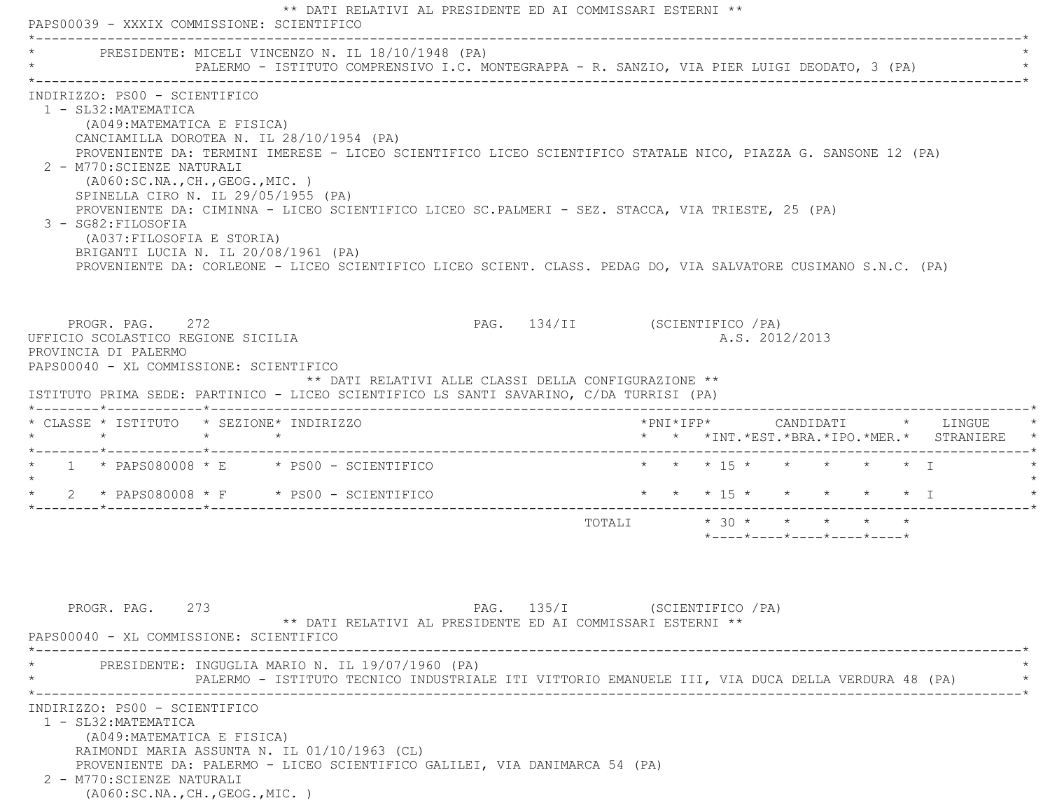** DATI RELATIVI AL PRESIDENTE ED AI COMMISSARI ESTERNI **

PAPS00039 - XXXIX COMMISSIONE: SCIENTIFICO

PRESIDENTE: MICELI VINCENZO N. IL 18/10/1948 (PA)
PALERMO - ISTITUTO COMPRENSIVO I.C. MONTEGRAPPA - R. SANZIO, VIA PIER LUIGI DEODATO, 3 (PA)

INDIRIZZO: PS00 - SCIENTIFICO

1 - SL32:MATEMATICA
(A049:MATEMATICA E FISICA)
CANCIAMILLA DOROTEA N. IL 28/10/1954 (PA)
PROVENIENTE DA: TERMINI IMERESE - LICEO SCIENTIFICO LICEO SCIENTIFICO STATALE NICO, PIAZZA G. SANSONE 12 (PA)

2 - M770:SCIENZE NATURALI
(A060:SC.NA.,CH.,GEOG.,MIC. )
SPINELLA CIRO N. IL 29/05/1955 (PA)
PROVENIENTE DA: CIMINNA - LICEO SCIENTIFICO LICEO SC.PALMERI - SEZ. STACCA, VIA TRIESTE, 25 (PA)

3 - SG82:FILOSOFIA
(A037:FILOSOFIA E STORIA)
BRIGANTI LUCIA N. IL 20/08/1961 (PA)
PROVENIENTE DA: CORLEONE - LICEO SCIENTIFICO LICEO SCIENT. CLASS. PEDAG DO, VIA SALVATORE CUSIMANO S.N.C. (PA)

UFFICIO SCOLASTICO REGIONE SICILIA — A.S. 2012/2013

PROVINCIA DI PALERMO

PAPS00040 - XL COMMISSIONE: SCIENTIFICO

** DATI RELATIVI ALLE CLASSI DELLA CONFIGURAZIONE **

ISTITUTO PRIMA SEDE: PARTINICO - LICEO SCIENTIFICO LS SANTI SAVARINO, C/DA TURRISI (PA)

| CLASSE | ISTITUTO | SEZIONE | INDIRIZZO | PNI | IFP | CANDIDATI INT. | CANDIDATI EST. | CANDIDATI BRA. | CANDIDATI IPO. | CANDIDATI MER. | LINGUE STRANIERE |
|---|---|---|---|---|---|---|---|---|---|---|---|
| 1 | PAPS080008 | E | PS00 - SCIENTIFICO | | | 15 | | | | | I |
| 2 | PAPS080008 | F | PS00 - SCIENTIFICO | | | 15 | | | | | I |
| | | | TOTALI | | | 30 | | | | | |

** DATI RELATIVI AL PRESIDENTE ED AI COMMISSARI ESTERNI **

PAPS00040 - XL COMMISSIONE: SCIENTIFICO

PRESIDENTE: INGUGLIA MARIO N. IL 19/07/1960 (PA)
PALERMO - ISTITUTO TECNICO INDUSTRIALE ITI VITTORIO EMANUELE III, VIA DUCA DELLA VERDURA 48 (PA)

INDIRIZZO: PS00 - SCIENTIFICO

1 - SL32:MATEMATICA
(A049:MATEMATICA E FISICA)
RAIMONDI MARIA ASSUNTA N. IL 01/10/1963 (CL)
PROVENIENTE DA: PALERMO - LICEO SCIENTIFICO GALILEI, VIA DANIMARCA 54 (PA)

2 - M770:SCIENZE NATURALI
(A060:SC.NA.,CH.,GEOG.,MIC. )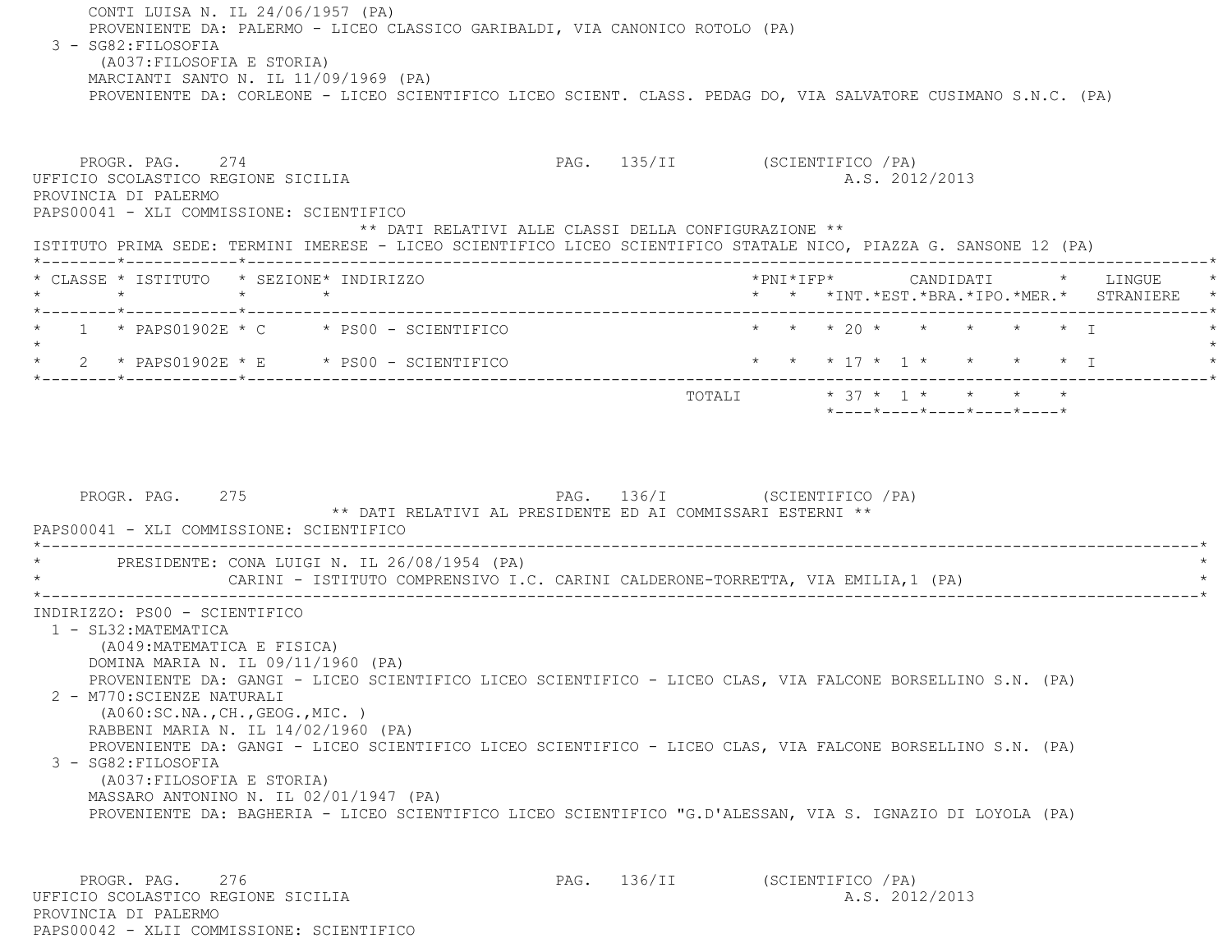CONTI LUISA N. IL 24/06/1957 (PA)
PROVENIENTE DA: PALERMO - LICEO CLASSICO GARIBALDI, VIA CANONICO ROTOLO (PA)

3 - SG82:FILOSOFIA
(A037:FILOSOFIA E STORIA)
MARCIANTI SANTO N. IL 11/09/1969 (PA)
PROVENIENTE DA: CORLEONE - LICEO SCIENTIFICO LICEO SCIENT. CLASS. PEDAG DO, VIA SALVATORE CUSIMANO S.N.C. (PA)

PROGR. PAG. 274 PAG. 135/II (SCIENTIFICO /PA)

UFFICIO SCOLASTICO REGIONE SICILIA A.S. 2012/2013

PROVINCIA DI PALERMO

PAPS00041 - XLI COMMISSIONE: SCIENTIFICO

** DATI RELATIVI ALLE CLASSI DELLA CONFIGURAZIONE **

ISTITUTO PRIMA SEDE: TERMINI IMERESE - LICEO SCIENTIFICO LICEO SCIENTIFICO STATALE NICO, PIAZZA G. SANSONE 12 (PA)

| CLASSE | ISTITUTO | SEZIONE | INDIRIZZO | PNI | IFP | CANDIDATI INT. | EST. | BRA. | IPO. | MER. | LINGUE STRANIERE |
|---|---|---|---|---|---|---|---|---|---|---|---|
| 1 | PAPS01902E | C | PS00 - SCIENTIFICO | | | 20 | | | | | I |
| 2 | PAPS01902E | E | PS00 - SCIENTIFICO | | | 17 | 1 | | | | I |
| | | | TOTALI | | | 37 | 1 | | | | |

PROGR. PAG. 275 PAG. 136/I (SCIENTIFICO /PA)

** DATI RELATIVI AL PRESIDENTE ED AI COMMISSARI ESTERNI **

PAPS00041 - XLI COMMISSIONE: SCIENTIFICO

PRESIDENTE: CONA LUIGI N. IL 26/08/1954 (PA)
CARINI - ISTITUTO COMPRENSIVO I.C. CARINI CALDERONE-TORRETTA, VIA EMILIA,1 (PA)

INDIRIZZO: PS00 - SCIENTIFICO

1 - SL32:MATEMATICA
(A049:MATEMATICA E FISICA)
DOMINA MARIA N. IL 09/11/1960 (PA)
PROVENIENTE DA: GANGI - LICEO SCIENTIFICO LICEO SCIENTIFICO - LICEO CLAS, VIA FALCONE BORSELLINO S.N. (PA)

2 - M770:SCIENZE NATURALI
(A060:SC.NA.,CH.,GEOG.,MIC. )
RABBENI MARIA N. IL 14/02/1960 (PA)
PROVENIENTE DA: GANGI - LICEO SCIENTIFICO LICEO SCIENTIFICO - LICEO CLAS, VIA FALCONE BORSELLINO S.N. (PA)

3 - SG82:FILOSOFIA
(A037:FILOSOFIA E STORIA)
MASSARO ANTONINO N. IL 02/01/1947 (PA)
PROVENIENTE DA: BAGHERIA - LICEO SCIENTIFICO LICEO SCIENTIFICO "G.D'ALESSAN, VIA S. IGNAZIO DI LOYOLA (PA)

PROGR. PAG. 276 PAG. 136/II (SCIENTIFICO /PA)

UFFICIO SCOLASTICO REGIONE SICILIA A.S. 2012/2013

PROVINCIA DI PALERMO

PAPS00042 - XLII COMMISSIONE: SCIENTIFICO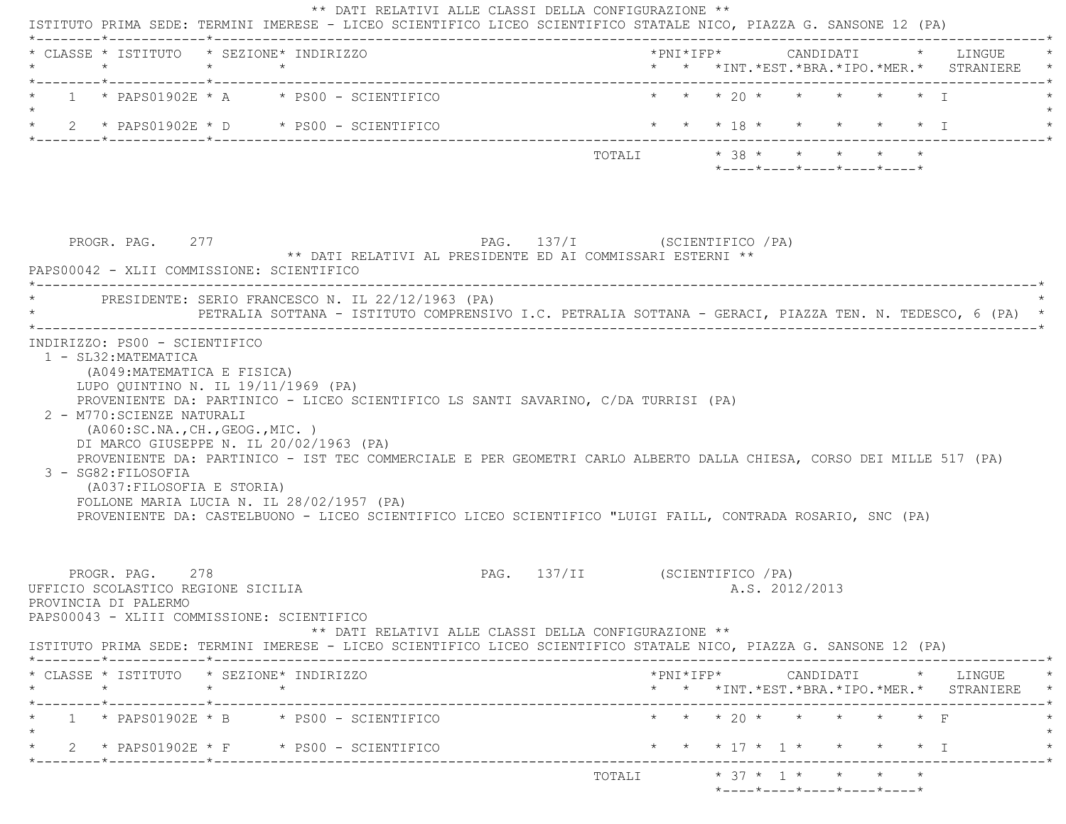** DATI RELATIVI ALLE CLASSI DELLA CONFIGURAZIONE **

ISTITUTO PRIMA SEDE: TERMINI IMERESE - LICEO SCIENTIFICO LICEO SCIENTIFICO STATALE NICO, PIAZZA G. SANSONE 12 (PA)

| CLASSE | ISTITUTO | SEZIONE | INDIRIZZO | PNI | IFP | CANDIDATI INT. | EST. | BRA. | IPO. | MER. | LINGUE STRANIERE |
|---|---|---|---|---|---|---|---|---|---|---|---|
| 1 | PAPS01902E | A | PS00 - SCIENTIFICO | | | 20 | | | | | I |
| 2 | PAPS01902E | D | PS00 - SCIENTIFICO | | | 18 | | | | | I |
| | | | TOTALI | | | 38 | | | | | |

PROGR. PAG. 277 PAG. 137/I (SCIENTIFICO /PA)

** DATI RELATIVI AL PRESIDENTE ED AI COMMISSARI ESTERNI **

PAPS00042 - XLII COMMISSIONE: SCIENTIFICO

PRESIDENTE: SERIO FRANCESCO N. IL 22/12/1963 (PA)
PETRALIA SOTTANA - ISTITUTO COMPRENSIVO I.C. PETRALIA SOTTANA - GERACI, PIAZZA TEN. N. TEDESCO, 6 (PA)

INDIRIZZO: PS00 - SCIENTIFICO

1 - SL32:MATEMATICA
(A049:MATEMATICA E FISICA)
LUPO QUINTINO N. IL 19/11/1969 (PA)
PROVENIENTE DA: PARTINICO - LICEO SCIENTIFICO LS SANTI SAVARINO, C/DA TURRISI (PA)

2 - M770:SCIENZE NATURALI
(A060:SC.NA.,CH.,GEOG.,MIC. )
DI MARCO GIUSEPPE N. IL 20/02/1963 (PA)
PROVENIENTE DA: PARTINICO - IST TEC COMMERCIALE E PER GEOMETRI CARLO ALBERTO DALLA CHIESA, CORSO DEI MILLE 517 (PA)

3 - SG82:FILOSOFIA
(A037:FILOSOFIA E STORIA)
FOLLONE MARIA LUCIA N. IL 28/02/1957 (PA)
PROVENIENTE DA: CASTELBUONO - LICEO SCIENTIFICO LICEO SCIENTIFICO "LUIGI FAILL, CONTRADA ROSARIO, SNC (PA)

PROGR. PAG. 278 PAG. 137/II (SCIENTIFICO /PA)

UFFICIO SCOLASTICO REGIONE SICILIA A.S. 2012/2013

PROVINCIA DI PALERMO

PAPS00043 - XLIII COMMISSIONE: SCIENTIFICO

** DATI RELATIVI ALLE CLASSI DELLA CONFIGURAZIONE **

ISTITUTO PRIMA SEDE: TERMINI IMERESE - LICEO SCIENTIFICO LICEO SCIENTIFICO STATALE NICO, PIAZZA G. SANSONE 12 (PA)

| CLASSE | ISTITUTO | SEZIONE | INDIRIZZO | PNI | IFP | CANDIDATI INT. | EST. | BRA. | IPO. | MER. | LINGUE STRANIERE |
|---|---|---|---|---|---|---|---|---|---|---|---|
| 1 | PAPS01902E | B | PS00 - SCIENTIFICO | | | 20 | | | | | F |
| 2 | PAPS01902E | F | PS00 - SCIENTIFICO | | | 17 | 1 | | | | I |
| | | | TOTALI | | | 37 | 1 | | | | |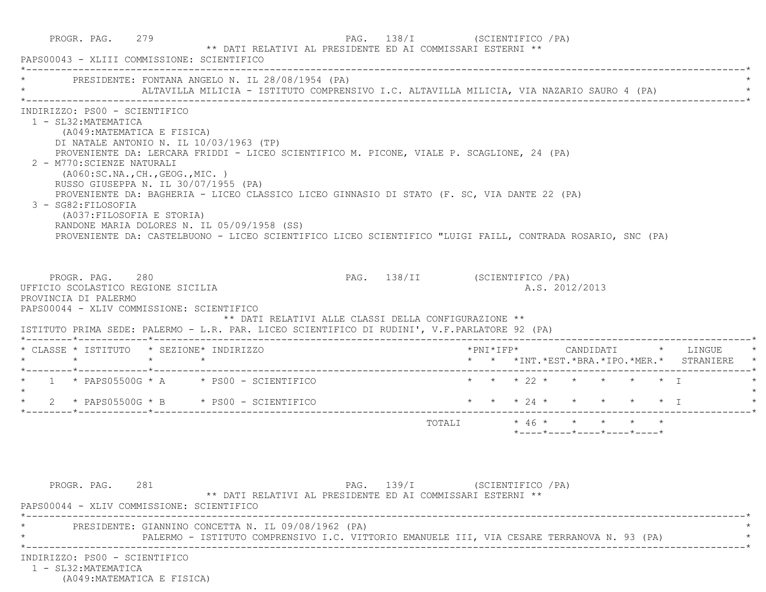PROGR. PAG. 279 PAG. 138/I (SCIENTIFICO /PA)

** DATI RELATIVI AL PRESIDENTE ED AI COMMISSARI ESTERNI **

PAPS00043 - XLIII COMMISSIONE: SCIENTIFICO

PRESIDENTE: FONTANA ANGELO N. IL 28/08/1954 (PA)
ALTAVILLA MILICIA - ISTITUTO COMPRENSIVO I.C. ALTAVILLA MILICIA, VIA NAZARIO SAURO 4 (PA)

INDIRIZZO: PS00 - SCIENTIFICO

1 - SL32:MATEMATICA
(A049:MATEMATICA E FISICA)
DI NATALE ANTONIO N. IL 10/03/1963 (TP)
PROVENIENTE DA: LERCARA FRIDDI - LICEO SCIENTIFICO M. PICONE, VIALE P. SCAGLIONE, 24 (PA)

2 - M770:SCIENZE NATURALI
(A060:SC.NA.,CH.,GEOG.,MIC. )
RUSSO GIUSEPPA N. IL 30/07/1955 (PA)
PROVENIENTE DA: BAGHERIA - LICEO CLASSICO LICEO GINNASIO DI STATO (F. SC, VIA DANTE 22 (PA)

3 - SG82:FILOSOFIA
(A037:FILOSOFIA E STORIA)
RANDONE MARIA DOLORES N. IL 05/09/1958 (SS)
PROVENIENTE DA: CASTELBUONO - LICEO SCIENTIFICO LICEO SCIENTIFICO "LUIGI FAILL, CONTRADA ROSARIO, SNC (PA)

PROGR. PAG. 280 PAG. 138/II (SCIENTIFICO /PA)

UFFICIO SCOLASTICO REGIONE SICILIA A.S. 2012/2013

PROVINCIA DI PALERMO

PAPS00044 - XLIV COMMISSIONE: SCIENTIFICO

** DATI RELATIVI ALLE CLASSI DELLA CONFIGURAZIONE **

ISTITUTO PRIMA SEDE: PALERMO - L.R. PAR. LICEO SCIENTIFICO DI RUDINI', V.F.PARLATORE 92 (PA)

| CLASSE | ISTITUTO | SEZIONE | INDIRIZZO | PNI | IFP | CANDIDATI INT. | EST. | BRA. | IPO. | MER. | LINGUE STRANIERE |
|---|---|---|---|---|---|---|---|---|---|---|---|
| 1 | PAPS05500G | A | PS00 - SCIENTIFICO | | | 22 | | | | | I |
| 2 | PAPS05500G | B | PS00 - SCIENTIFICO | | | 24 | | | | | I |
| | | | TOTALI | | | 46 | | | | | |

PROGR. PAG. 281 PAG. 139/I (SCIENTIFICO /PA)

** DATI RELATIVI AL PRESIDENTE ED AI COMMISSARI ESTERNI **

PAPS00044 - XLIV COMMISSIONE: SCIENTIFICO

PRESIDENTE: GIANNINO CONCETTA N. IL 09/08/1962 (PA)
PALERMO - ISTITUTO COMPRENSIVO I.C. VITTORIO EMANUELE III, VIA CESARE TERRANOVA N. 93 (PA)

INDIRIZZO: PS00 - SCIENTIFICO

1 - SL32:MATEMATICA
(A049:MATEMATICA E FISICA)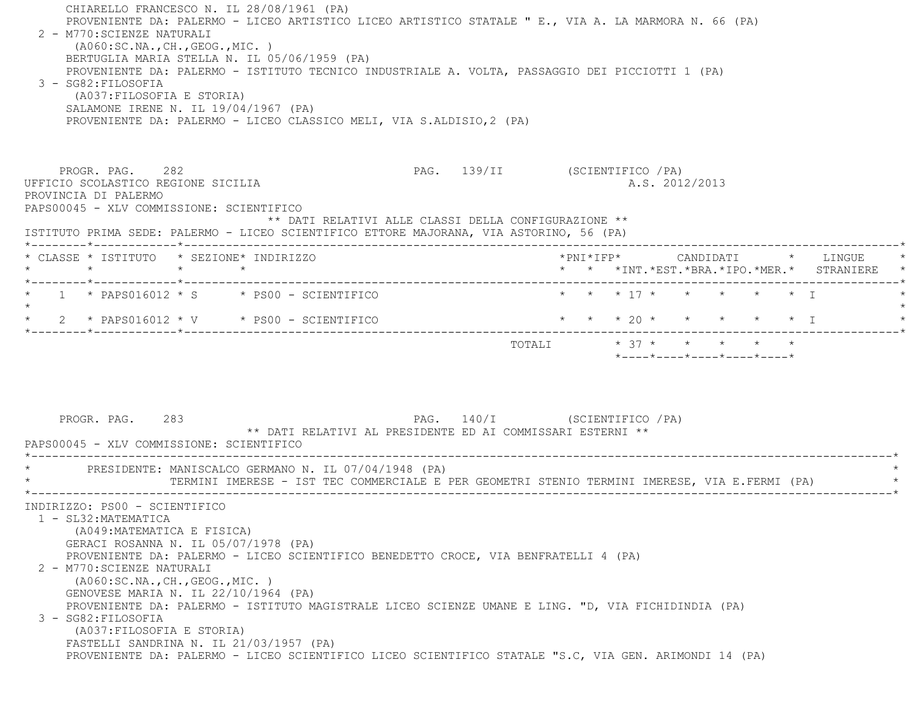CHIARELLO FRANCESCO N. IL 28/08/1961 (PA)
PROVENIENTE DA: PALERMO - LICEO ARTISTICO LICEO ARTISTICO STATALE " E., VIA A. LA MARMORA N. 66 (PA)

2 - M770:SCIENZE NATURALI
(A060:SC.NA.,CH.,GEOG.,MIC. )
BERTUGLIA MARIA STELLA N. IL 05/06/1959 (PA)
PROVENIENTE DA: PALERMO - ISTITUTO TECNICO INDUSTRIALE A. VOLTA, PASSAGGIO DEI PICCIOTTI 1 (PA)

3 - SG82:FILOSOFIA
(A037:FILOSOFIA E STORIA)
SALAMONE IRENE N. IL 19/04/1967 (PA)
PROVENIENTE DA: PALERMO - LICEO CLASSICO MELI, VIA S.ALDISIO,2 (PA)

PROGR. PAG. 282 PAG. 139/II (SCIENTIFICO /PA)

UFFICIO SCOLASTICO REGIONE SICILIA A.S. 2012/2013
PROVINCIA DI PALERMO
PAPS00045 - XLV COMMISSIONE: SCIENTIFICO

** DATI RELATIVI ALLE CLASSI DELLA CONFIGURAZIONE **

ISTITUTO PRIMA SEDE: PALERMO - LICEO SCIENTIFICO ETTORE MAJORANA, VIA ASTORINO, 56 (PA)

| CLASSE | ISTITUTO | SEZIONE | INDIRIZZO | PNI | IFP | CANDIDATI INT. | EST. | BRA. | IPO. | MER. | LINGUE STRANIERE |
|---|---|---|---|---|---|---|---|---|---|---|---|
| 1 | PAPS016012 | S | PS00 - SCIENTIFICO | | | 17 | | | | | I |
| 2 | PAPS016012 | V | PS00 - SCIENTIFICO | | | 20 | | | | | I |
| | | | TOTALI | | | 37 | | | | | |

PROGR. PAG. 283 PAG. 140/I (SCIENTIFICO /PA)

** DATI RELATIVI AL PRESIDENTE ED AI COMMISSARI ESTERNI **

PAPS00045 - XLV COMMISSIONE: SCIENTIFICO

PRESIDENTE: MANISCALCO GERMANO N. IL 07/04/1948 (PA)
TERMINI IMERESE - IST TEC COMMERCIALE E PER GEOMETRI STENIO TERMINI IMERESE, VIA E.FERMI (PA)

INDIRIZZO: PS00 - SCIENTIFICO

1 - SL32:MATEMATICA
(A049:MATEMATICA E FISICA)
GERACI ROSANNA N. IL 05/07/1978 (PA)
PROVENIENTE DA: PALERMO - LICEO SCIENTIFICO BENEDETTO CROCE, VIA BENFRATELLI 4 (PA)

2 - M770:SCIENZE NATURALI
(A060:SC.NA.,CH.,GEOG.,MIC. )
GENOVESE MARIA N. IL 22/10/1964 (PA)
PROVENIENTE DA: PALERMO - ISTITUTO MAGISTRALE LICEO SCIENZE UMANE E LING. "D, VIA FICHIDINDIA (PA)

3 - SG82:FILOSOFIA
(A037:FILOSOFIA E STORIA)
FASTELLI SANDRINA N. IL 21/03/1957 (PA)
PROVENIENTE DA: PALERMO - LICEO SCIENTIFICO LICEO SCIENTIFICO STATALE "S.C, VIA GEN. ARIMONDI 14 (PA)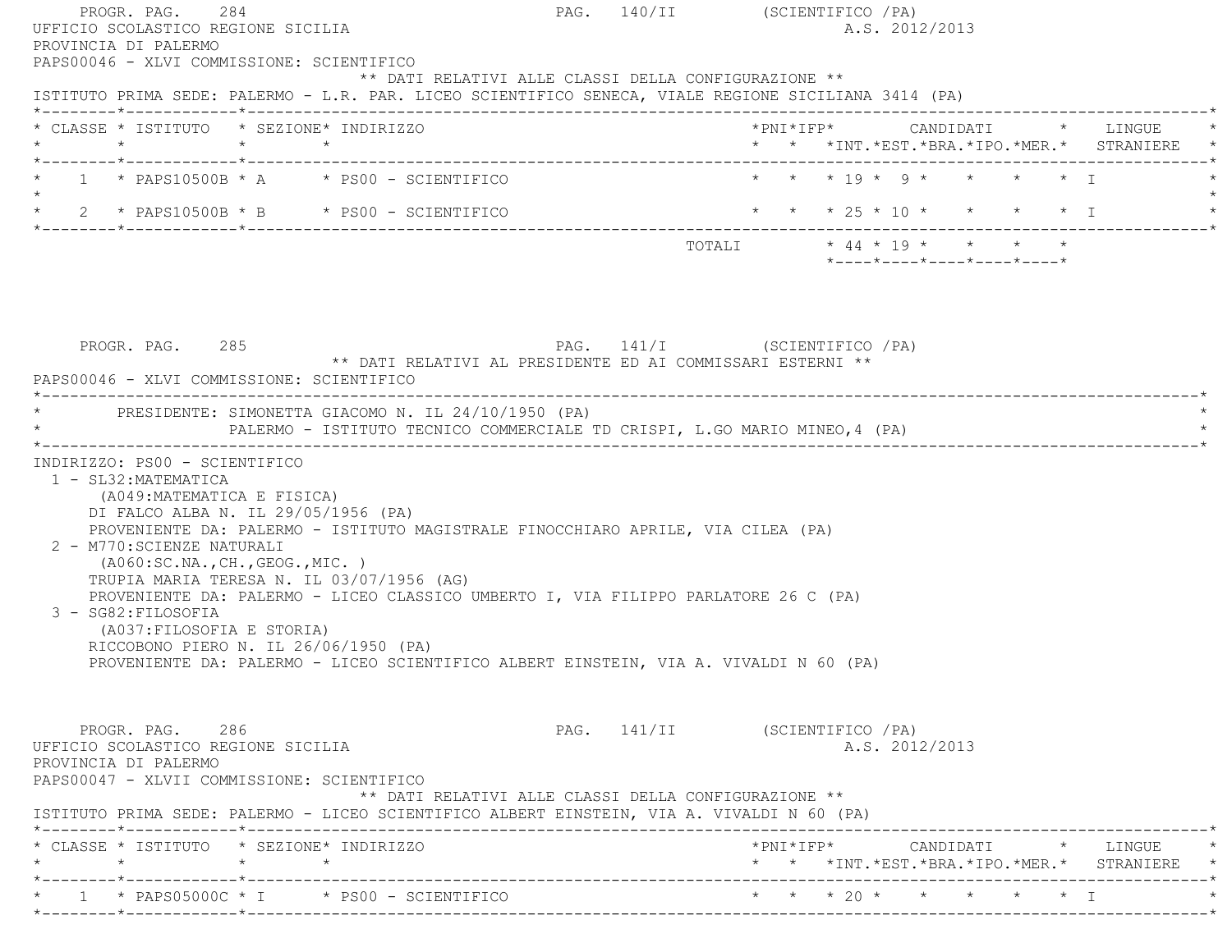UFFICIO SCOLASTICO REGIONE SICILIA A.S. 2012/2013
PROVINCIA DI PALERMO
PAPS00046 - XLVI COMMISSIONE: SCIENTIFICO

** DATI RELATIVI ALLE CLASSI DELLA CONFIGURAZIONE **

ISTITUTO PRIMA SEDE: PALERMO - L.R. PAR. LICEO SCIENTIFICO SENECA, VIALE REGIONE SICILIANA 3414 (PA)

| CLASSE | ISTITUTO | SEZIONE | INDIRIZZO | PNI | IFP | CANDIDATI INT. | CANDIDATI EST. | CANDIDATI BRA. | CANDIDATI IPO. | CANDIDATI MER. | LINGUE STRANIERE |
|---|---|---|---|---|---|---|---|---|---|---|---|
| 1 | PAPS10500B | A | PS00 - SCIENTIFICO | | | 19 | 9 | | | | I |
| 2 | PAPS10500B | B | PS00 - SCIENTIFICO | | | 25 | 10 | | | | I |
| | | | TOTALI | | | 44 | 19 | | | | |

** DATI RELATIVI AL PRESIDENTE ED AI COMMISSARI ESTERNI **

PAPS00046 - XLVI COMMISSIONE: SCIENTIFICO

PRESIDENTE: SIMONETTA GIACOMO N. IL 24/10/1950 (PA)
PALERMO - ISTITUTO TECNICO COMMERCIALE TD CRISPI, L.GO MARIO MINEO,4 (PA)

INDIRIZZO: PS00 - SCIENTIFICO

1 - SL32:MATEMATICA
(A049:MATEMATICA E FISICA)
DI FALCO ALBA N. IL 29/05/1956 (PA)
PROVENIENTE DA: PALERMO - ISTITUTO MAGISTRALE FINOCCHIARO APRILE, VIA CILEA (PA)

2 - M770:SCIENZE NATURALI
(A060:SC.NA.,CH.,GEOG.,MIC. )
TRUPIA MARIA TERESA N. IL 03/07/1956 (AG)
PROVENIENTE DA: PALERMO - LICEO CLASSICO UMBERTO I, VIA FILIPPO PARLATORE 26 C (PA)

3 - SG82:FILOSOFIA
(A037:FILOSOFIA E STORIA)
RICCOBONO PIERO N. IL 26/06/1950 (PA)
PROVENIENTE DA: PALERMO - LICEO SCIENTIFICO ALBERT EINSTEIN, VIA A. VIVALDI N 60 (PA)

UFFICIO SCOLASTICO REGIONE SICILIA A.S. 2012/2013
PROVINCIA DI PALERMO
PAPS00047 - XLVII COMMISSIONE: SCIENTIFICO

** DATI RELATIVI ALLE CLASSI DELLA CONFIGURAZIONE **

ISTITUTO PRIMA SEDE: PALERMO - LICEO SCIENTIFICO ALBERT EINSTEIN, VIA A. VIVALDI N 60 (PA)

| CLASSE | ISTITUTO | SEZIONE | INDIRIZZO | PNI | IFP | CANDIDATI INT. | CANDIDATI EST. | CANDIDATI BRA. | CANDIDATI IPO. | CANDIDATI MER. | LINGUE STRANIERE |
|---|---|---|---|---|---|---|---|---|---|---|---|
| 1 | PAPS05000C | I | PS00 - SCIENTIFICO | | | 20 | | | | | I |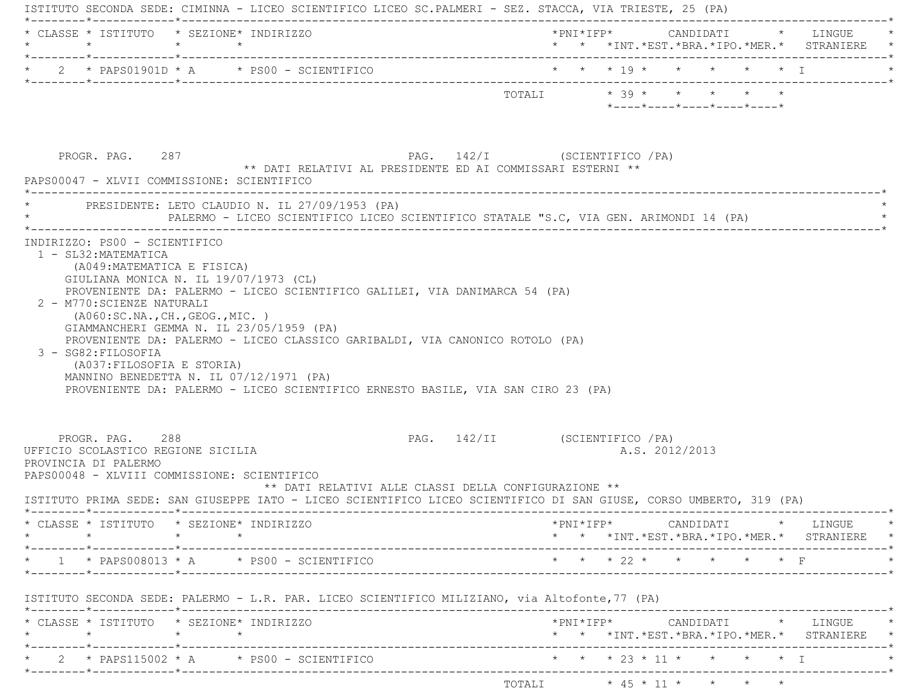ISTITUTO SECONDA SEDE: CIMINNA - LICEO SCIENTIFICO LICEO SC.PALMERI - SEZ. STACCA, VIA TRIESTE, 25 (PA)

| CLASSE | ISTITUTO | SEZIONE | INDIRIZZO | PNI | IFP | INT. | EST. | BRA. | IPO. | MER. | LINGUE STRANIERE |
|---|---|---|---|---|---|---|---|---|---|---|---|
| 2 | PAPS01901D | A | PS00 - SCIENTIFICO | | | 19 | | | | | I |
| | | | TOTALI | | | 39 | | | | | |

PROGR. PAG. 287 PAG. 142/I (SCIENTIFICO /PA)

** DATI RELATIVI AL PRESIDENTE ED AI COMMISSARI ESTERNI **

PAPS00047 - XLVII COMMISSIONE: SCIENTIFICO

PRESIDENTE: LETO CLAUDIO N. IL 27/09/1953 (PA)
PALERMO - LICEO SCIENTIFICO LICEO SCIENTIFICO STATALE "S.C, VIA GEN. ARIMONDI 14 (PA)

INDIRIZZO: PS00 - SCIENTIFICO

1 - SL32:MATEMATICA
(A049:MATEMATICA E FISICA)
GIULIANA MONICA N. IL 19/07/1973 (CL)
PROVENIENTE DA: PALERMO - LICEO SCIENTIFICO GALILEI, VIA DANIMARCA 54 (PA)

2 - M770:SCIENZE NATURALI
(A060:SC.NA.,CH.,GEOG.,MIC. )
GIAMMANCHERI GEMMA N. IL 23/05/1959 (PA)
PROVENIENTE DA: PALERMO - LICEO CLASSICO GARIBALDI, VIA CANONICO ROTOLO (PA)

3 - SG82:FILOSOFIA
(A037:FILOSOFIA E STORIA)
MANNINO BENEDETTA N. IL 07/12/1971 (PA)
PROVENIENTE DA: PALERMO - LICEO SCIENTIFICO ERNESTO BASILE, VIA SAN CIRO 23 (PA)

PROGR. PAG. 288 PAG. 142/II (SCIENTIFICO /PA)

UFFICIO SCOLASTICO REGIONE SICILIA A.S. 2012/2013

PROVINCIA DI PALERMO

PAPS00048 - XLVIII COMMISSIONE: SCIENTIFICO

** DATI RELATIVI ALLE CLASSI DELLA CONFIGURAZIONE **

ISTITUTO PRIMA SEDE: SAN GIUSEPPE IATO - LICEO SCIENTIFICO LICEO SCIENTIFICO DI SAN GIUSE, CORSO UMBERTO, 319 (PA)

| CLASSE | ISTITUTO | SEZIONE | INDIRIZZO | PNI | IFP | INT. | EST. | BRA. | IPO. | MER. | LINGUE STRANIERE |
|---|---|---|---|---|---|---|---|---|---|---|---|
| 1 | PAPS008013 | A | PS00 - SCIENTIFICO | | | 22 | | | | | F |

ISTITUTO SECONDA SEDE: PALERMO - L.R. PAR. LICEO SCIENTIFICO MILIZIANO, via Altofonte,77 (PA)

| CLASSE | ISTITUTO | SEZIONE | INDIRIZZO | PNI | IFP | INT. | EST. | BRA. | IPO. | MER. | LINGUE STRANIERE |
|---|---|---|---|---|---|---|---|---|---|---|---|
| 2 | PAPS115002 | A | PS00 - SCIENTIFICO | | | 23 | 11 | | | | I |
| | | | TOTALI | | | 45 | 11 | | | | |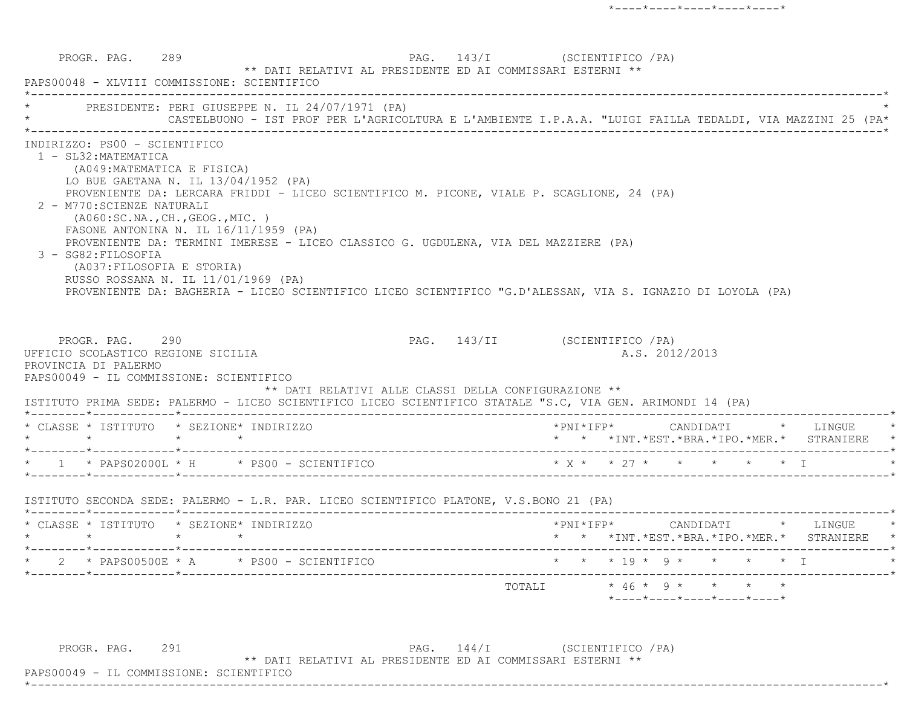PROGR. PAG. 289 PAG. 143/I (SCIENTIFICO /PA)

** DATI RELATIVI AL PRESIDENTE ED AI COMMISSARI ESTERNI **

PAPS00048 - XLVIII COMMISSIONE: SCIENTIFICO

PRESIDENTE: PERI GIUSEPPE N. IL 24/07/1971 (PA)
CASTELBUONO - IST PROF PER L'AGRICOLTURA E L'AMBIENTE I.P.A.A. "LUIGI FAILLA TEDALDI, VIA MAZZINI 25 (PA

INDIRIZZO: PS00 - SCIENTIFICO

1 - SL32:MATEMATICA
(A049:MATEMATICA E FISICA)
LO BUE GAETANA N. IL 13/04/1952 (PA)
PROVENIENTE DA: LERCARA FRIDDI - LICEO SCIENTIFICO M. PICONE, VIALE P. SCAGLIONE, 24 (PA)

2 - M770:SCIENZE NATURALI
(A060:SC.NA.,CH.,GEOG.,MIC. )
FASONE ANTONINA N. IL 16/11/1959 (PA)
PROVENIENTE DA: TERMINI IMERESE - LICEO CLASSICO G. UGDULENA, VIA DEL MAZZIERE (PA)

3 - SG82:FILOSOFIA
(A037:FILOSOFIA E STORIA)
RUSSO ROSSANA N. IL 11/01/1969 (PA)
PROVENIENTE DA: BAGHERIA - LICEO SCIENTIFICO LICEO SCIENTIFICO "G.D'ALESSAN, VIA S. IGNAZIO DI LOYOLA (PA)

PROGR. PAG. 290 PAG. 143/II (SCIENTIFICO /PA)

UFFICIO SCOLASTICO REGIONE SICILIA A.S. 2012/2013

PROVINCIA DI PALERMO

PAPS00049 - IL COMMISSIONE: SCIENTIFICO

** DATI RELATIVI ALLE CLASSI DELLA CONFIGURAZIONE **

ISTITUTO PRIMA SEDE: PALERMO - LICEO SCIENTIFICO LICEO SCIENTIFICO STATALE "S.C, VIA GEN. ARIMONDI 14 (PA)

| CLASSE | ISTITUTO | SEZIONE | INDIRIZZO | PNI | IFP | CANDIDATI INT. | EST. | BRA. | IPO. | MER. | LINGUE STRANIERE |
|---|---|---|---|---|---|---|---|---|---|---|---|
| 1 | PAPS02000L | H | PS00 - SCIENTIFICO | X | | 27 | | | | | I |

ISTITUTO SECONDA SEDE: PALERMO - L.R. PAR. LICEO SCIENTIFICO PLATONE, V.S.BONO 21 (PA)

| CLASSE | ISTITUTO | SEZIONE | INDIRIZZO | PNI | IFP | CANDIDATI INT. | EST. | BRA. | IPO. | MER. | LINGUE STRANIERE |
|---|---|---|---|---|---|---|---|---|---|---|---|
| 2 | PAPS00500E | A | PS00 - SCIENTIFICO | | | 19 | 9 | | | | I |
| | | | TOTALI | | | 46 | 9 | | | | |

PROGR. PAG. 291 PAG. 144/I (SCIENTIFICO /PA)

** DATI RELATIVI AL PRESIDENTE ED AI COMMISSARI ESTERNI **

PAPS00049 - IL COMMISSIONE: SCIENTIFICO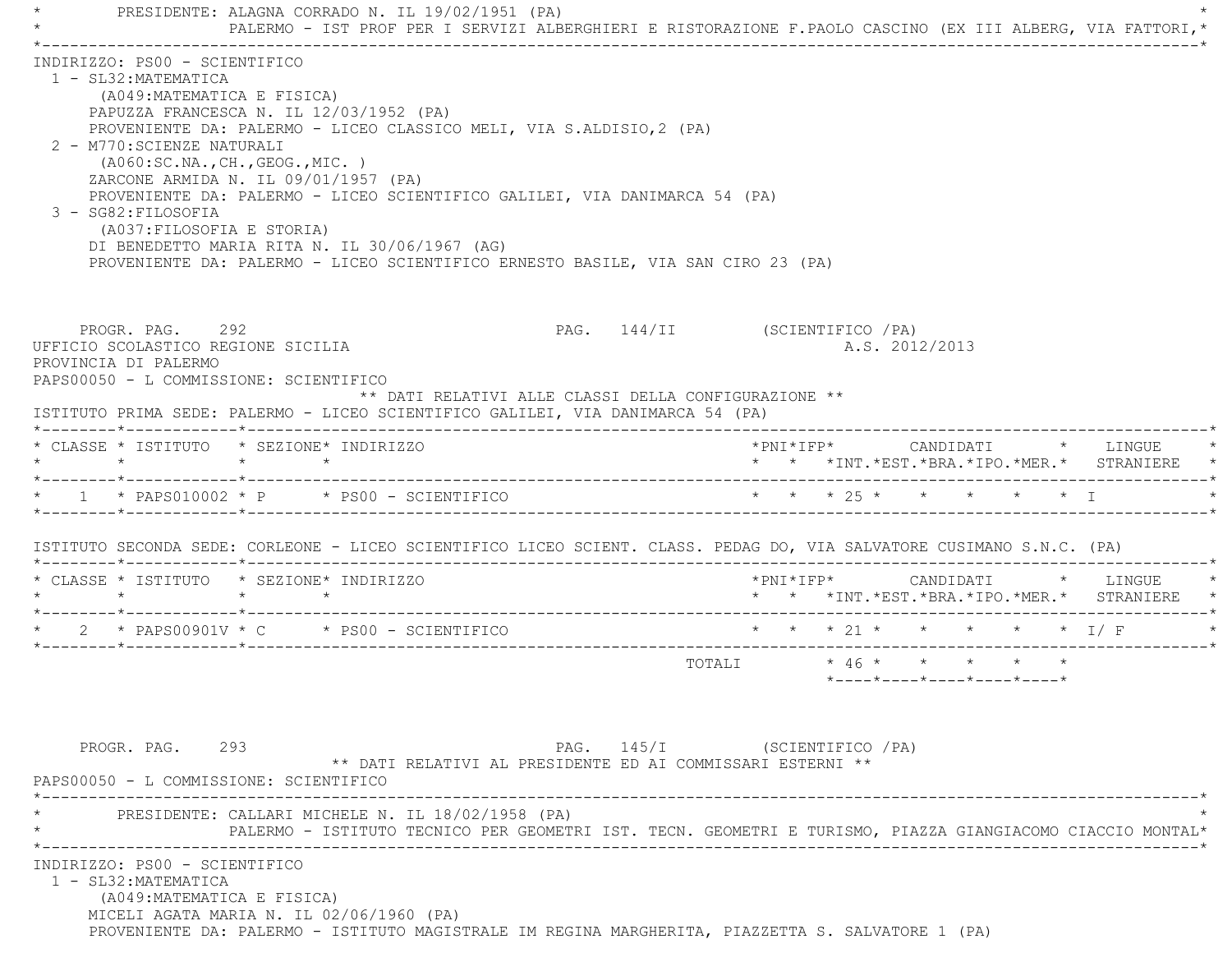PRESIDENTE: ALAGNA CORRADO N. IL 19/02/1951 (PA)
PALERMO - IST PROF PER I SERVIZI ALBERGHIERI E RISTORAZIONE F.PAOLO CASCINO (EX III ALBERG, VIA FATTORI,

INDIRIZZO: PS00 - SCIENTIFICO

1 - SL32:MATEMATICA
(A049:MATEMATICA E FISICA)
PAPUZZA FRANCESCA N. IL 12/03/1952 (PA)
PROVENIENTE DA: PALERMO - LICEO CLASSICO MELI, VIA S.ALDISIO,2 (PA)

2 - M770:SCIENZE NATURALI
(A060:SC.NA.,CH.,GEOG.,MIC. )
ZARCONE ARMIDA N. IL 09/01/1957 (PA)
PROVENIENTE DA: PALERMO - LICEO SCIENTIFICO GALILEI, VIA DANIMARCA 54 (PA)

3 - SG82:FILOSOFIA
(A037:FILOSOFIA E STORIA)
DI BENEDETTO MARIA RITA N. IL 30/06/1967 (AG)
PROVENIENTE DA: PALERMO - LICEO SCIENTIFICO ERNESTO BASILE, VIA SAN CIRO 23 (PA)

PROGR. PAG. 292 PAG. 144/II (SCIENTIFICO /PA)

UFFICIO SCOLASTICO REGIONE SICILIA A.S. 2012/2013

PROVINCIA DI PALERMO

PAPS00050 - L COMMISSIONE: SCIENTIFICO

** DATI RELATIVI ALLE CLASSI DELLA CONFIGURAZIONE **

ISTITUTO PRIMA SEDE: PALERMO - LICEO SCIENTIFICO GALILEI, VIA DANIMARCA 54 (PA)

| CLASSE | ISTITUTO | SEZIONE | INDIRIZZO | PNI | IFP | CANDIDATI INT. | EST. | BRA. | IPO. | MER. | LINGUE STRANIERE |
|---|---|---|---|---|---|---|---|---|---|---|---|
| 1 | PAPS010002 | P | PS00 - SCIENTIFICO | | | 25 | | | | | I |

ISTITUTO SECONDA SEDE: CORLEONE - LICEO SCIENTIFICO LICEO SCIENT. CLASS. PEDAG DO, VIA SALVATORE CUSIMANO S.N.C. (PA)

| CLASSE | ISTITUTO | SEZIONE | INDIRIZZO | PNI | IFP | CANDIDATI INT. | EST. | BRA. | IPO. | MER. | LINGUE STRANIERE |
|---|---|---|---|---|---|---|---|---|---|---|---|
| 2 | PAPS00901V | C | PS00 - SCIENTIFICO | | | 21 | | | | | I/ F |
| | | | TOTALI | | | 46 | | | | | |

PROGR. PAG. 293 PAG. 145/I (SCIENTIFICO /PA)

** DATI RELATIVI AL PRESIDENTE ED AI COMMISSARI ESTERNI **

PAPS00050 - L COMMISSIONE: SCIENTIFICO

PRESIDENTE: CALLARI MICHELE N. IL 18/02/1958 (PA)
PALERMO - ISTITUTO TECNICO PER GEOMETRI IST. TECN. GEOMETRI E TURISMO, PIAZZA GIANGIACOMO CIACCIO MONTAL

INDIRIZZO: PS00 - SCIENTIFICO

1 - SL32:MATEMATICA
(A049:MATEMATICA E FISICA)
MICELI AGATA MARIA N. IL 02/06/1960 (PA)
PROVENIENTE DA: PALERMO - ISTITUTO MAGISTRALE IM REGINA MARGHERITA, PIAZZETTA S. SALVATORE 1 (PA)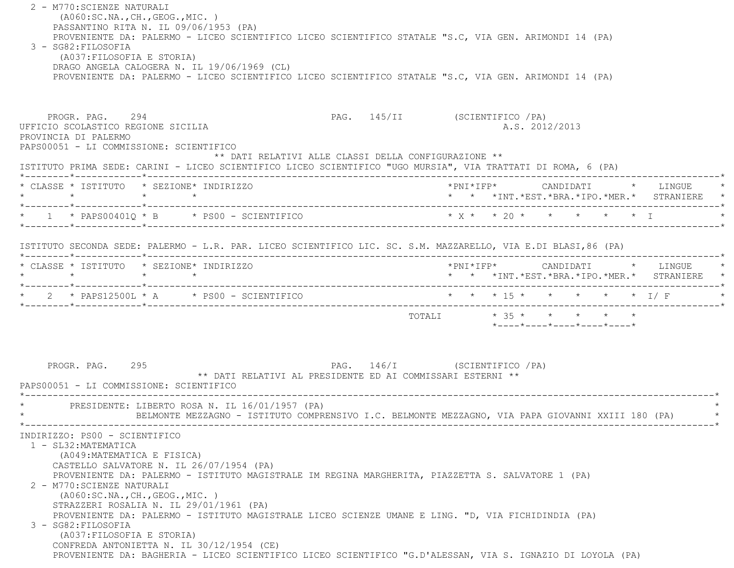2 - M770:SCIENZE NATURALI
(A060:SC.NA.,CH.,GEOG.,MIC. )
PASSANTINO RITA N. IL 09/06/1953 (PA)
PROVENIENTE DA: PALERMO - LICEO SCIENTIFICO LICEO SCIENTIFICO STATALE "S.C, VIA GEN. ARIMONDI 14 (PA)
3 - SG82:FILOSOFIA
(A037:FILOSOFIA E STORIA)
DRAGO ANGELA CALOGERA N. IL 19/06/1969 (CL)
PROVENIENTE DA: PALERMO - LICEO SCIENTIFICO LICEO SCIENTIFICO STATALE "S.C, VIA GEN. ARIMONDI 14 (PA)

PROGR. PAG. 294 PAG. 145/II (SCIENTIFICO /PA)
UFFICIO SCOLASTICO REGIONE SICILIA A.S. 2012/2013
PROVINCIA DI PALERMO
PAPS00051 - LI COMMISSIONE: SCIENTIFICO

** DATI RELATIVI ALLE CLASSI DELLA CONFIGURAZIONE **

ISTITUTO PRIMA SEDE: CARINI - LICEO SCIENTIFICO LICEO SCIENTIFICO "UGO MURSIA", VIA TRATTATI DI ROMA, 6 (PA)

| CLASSE | ISTITUTO | SEZIONE | INDIRIZZO | PNI | IFP | CANDIDATI INT. | EST. | BRA. | IPO. | MER. | LINGUE STRANIERE |
|---|---|---|---|---|---|---|---|---|---|---|---|
| 1 | PAPS00401Q | B | PS00 - SCIENTIFICO | X | | 20 | | | | | I |

ISTITUTO SECONDA SEDE: PALERMO - L.R. PAR. LICEO SCIENTIFICO LIC. SC. S.M. MAZZARELLO, VIA E.DI BLASI,86 (PA)

| CLASSE | ISTITUTO | SEZIONE | INDIRIZZO | PNI | IFP | CANDIDATI INT. | EST. | BRA. | IPO. | MER. | LINGUE STRANIERE |
|---|---|---|---|---|---|---|---|---|---|---|---|
| 2 | PAPS12500L | A | PS00 - SCIENTIFICO | | | 15 | | | | | I/ F |
| | | | TOTALI | | | 35 | | | | | |

PROGR. PAG. 295 PAG. 146/I (SCIENTIFICO /PA)

** DATI RELATIVI AL PRESIDENTE ED AI COMMISSARI ESTERNI **

PAPS00051 - LI COMMISSIONE: SCIENTIFICO

PRESIDENTE: LIBERTO ROSA N. IL 16/01/1957 (PA)
BELMONTE MEZZAGNO - ISTITUTO COMPRENSIVO I.C. BELMONTE MEZZAGNO, VIA PAPA GIOVANNI XXIII 180 (PA)

INDIRIZZO: PS00 - SCIENTIFICO
1 - SL32:MATEMATICA
(A049:MATEMATICA E FISICA)
CASTELLO SALVATORE N. IL 26/07/1954 (PA)
PROVENIENTE DA: PALERMO - ISTITUTO MAGISTRALE IM REGINA MARGHERITA, PIAZZETTA S. SALVATORE 1 (PA)
2 - M770:SCIENZE NATURALI
(A060:SC.NA.,CH.,GEOG.,MIC. )
STRAZZERI ROSALIA N. IL 29/01/1961 (PA)
PROVENIENTE DA: PALERMO - ISTITUTO MAGISTRALE LICEO SCIENZE UMANE E LING. "D, VIA FICHIDINDIA (PA)
3 - SG82:FILOSOFIA
(A037:FILOSOFIA E STORIA)
CONFREDA ANTONIETTA N. IL 30/12/1954 (CE)
PROVENIENTE DA: BAGHERIA - LICEO SCIENTIFICO LICEO SCIENTIFICO "G.D'ALESSAN, VIA S. IGNAZIO DI LOYOLA (PA)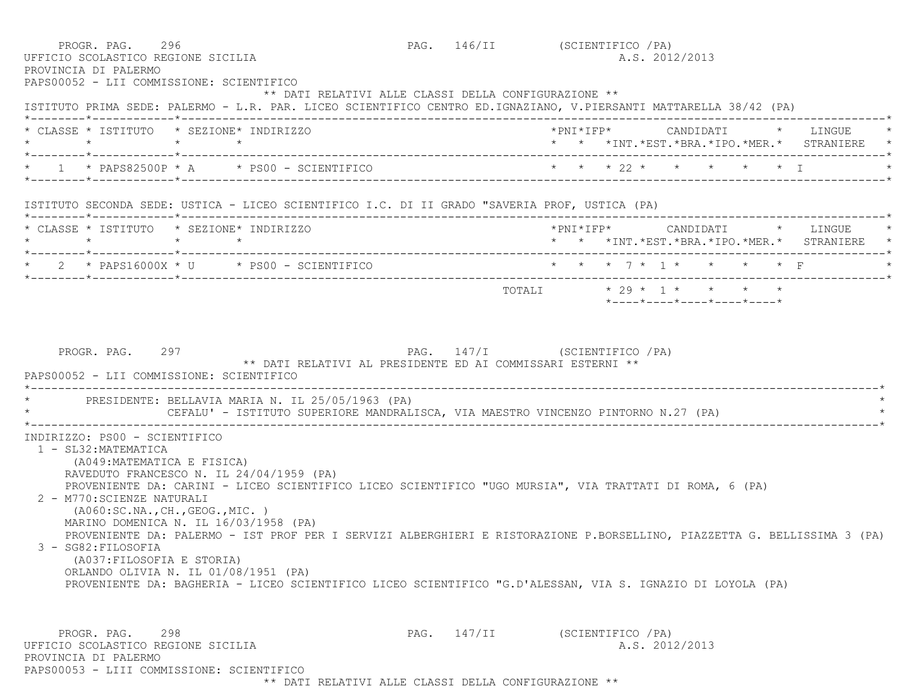PROGR. PAG. 296 PAG. 146/II (SCIENTIFICO /PA)

UFFICIO SCOLASTICO REGIONE SICILIA A.S. 2012/2013

PROVINCIA DI PALERMO

PAPS00052 - LII COMMISSIONE: SCIENTIFICO

** DATI RELATIVI ALLE CLASSI DELLA CONFIGURAZIONE **

ISTITUTO PRIMA SEDE: PALERMO - L.R. PAR. LICEO SCIENTIFICO CENTRO ED.IGNAZIANO, V.PIERSANTI MATTARELLA 38/42 (PA)

| CLASSE | ISTITUTO | SEZIONE | INDIRIZZO | PNI | IFP | CANDIDATI INT. | EST. | BRA. | IPO. | MER. | LINGUE STRANIERE |
|---|---|---|---|---|---|---|---|---|---|---|---|
| 1 | PAPS82500P | A | PS00 - SCIENTIFICO | | | 22 | | | | | I |

ISTITUTO SECONDA SEDE: USTICA - LICEO SCIENTIFICO I.C. DI II GRADO "SAVERIA PROF, USTICA (PA)

| CLASSE | ISTITUTO | SEZIONE | INDIRIZZO | PNI | IFP | CANDIDATI INT. | EST. | BRA. | IPO. | MER. | LINGUE STRANIERE |
|---|---|---|---|---|---|---|---|---|---|---|---|
| 2 | PAPS16000X | U | PS00 - SCIENTIFICO | | | 7 | 1 | | | | F |
| | | | TOTALI | | | 29 | 1 | | | | |

PROGR. PAG. 297 PAG. 147/I (SCIENTIFICO /PA)

** DATI RELATIVI AL PRESIDENTE ED AI COMMISSARI ESTERNI **

PAPS00052 - LII COMMISSIONE: SCIENTIFICO

PRESIDENTE: BELLAVIA MARIA N. IL 25/05/1963 (PA)
CEFALU' - ISTITUTO SUPERIORE MANDRALISCA, VIA MAESTRO VINCENZO PINTORNO N.27 (PA)

INDIRIZZO: PS00 - SCIENTIFICO

1 - SL32:MATEMATICA
(A049:MATEMATICA E FISICA)
RAVEDUTO FRANCESCO N. IL 24/04/1959 (PA)
PROVENIENTE DA: CARINI - LICEO SCIENTIFICO LICEO SCIENTIFICO "UGO MURSIA", VIA TRATTATI DI ROMA, 6 (PA)

2 - M770:SCIENZE NATURALI
(A060:SC.NA.,CH.,GEOG.,MIC. )
MARINO DOMENICA N. IL 16/03/1958 (PA)
PROVENIENTE DA: PALERMO - IST PROF PER I SERVIZI ALBERGHIERI E RISTORAZIONE P.BORSELLINO, PIAZZETTA G. BELLISSIMA 3 (PA)

3 - SG82:FILOSOFIA
(A037:FILOSOFIA E STORIA)
ORLANDO OLIVIA N. IL 01/08/1951 (PA)
PROVENIENTE DA: BAGHERIA - LICEO SCIENTIFICO LICEO SCIENTIFICO "G.D'ALESSAN, VIA S. IGNAZIO DI LOYOLA (PA)

PROGR. PAG. 298 PAG. 147/II (SCIENTIFICO /PA)

UFFICIO SCOLASTICO REGIONE SICILIA A.S. 2012/2013

PROVINCIA DI PALERMO

PAPS00053 - LIII COMMISSIONE: SCIENTIFICO

** DATI RELATIVI ALLE CLASSI DELLA CONFIGURAZIONE **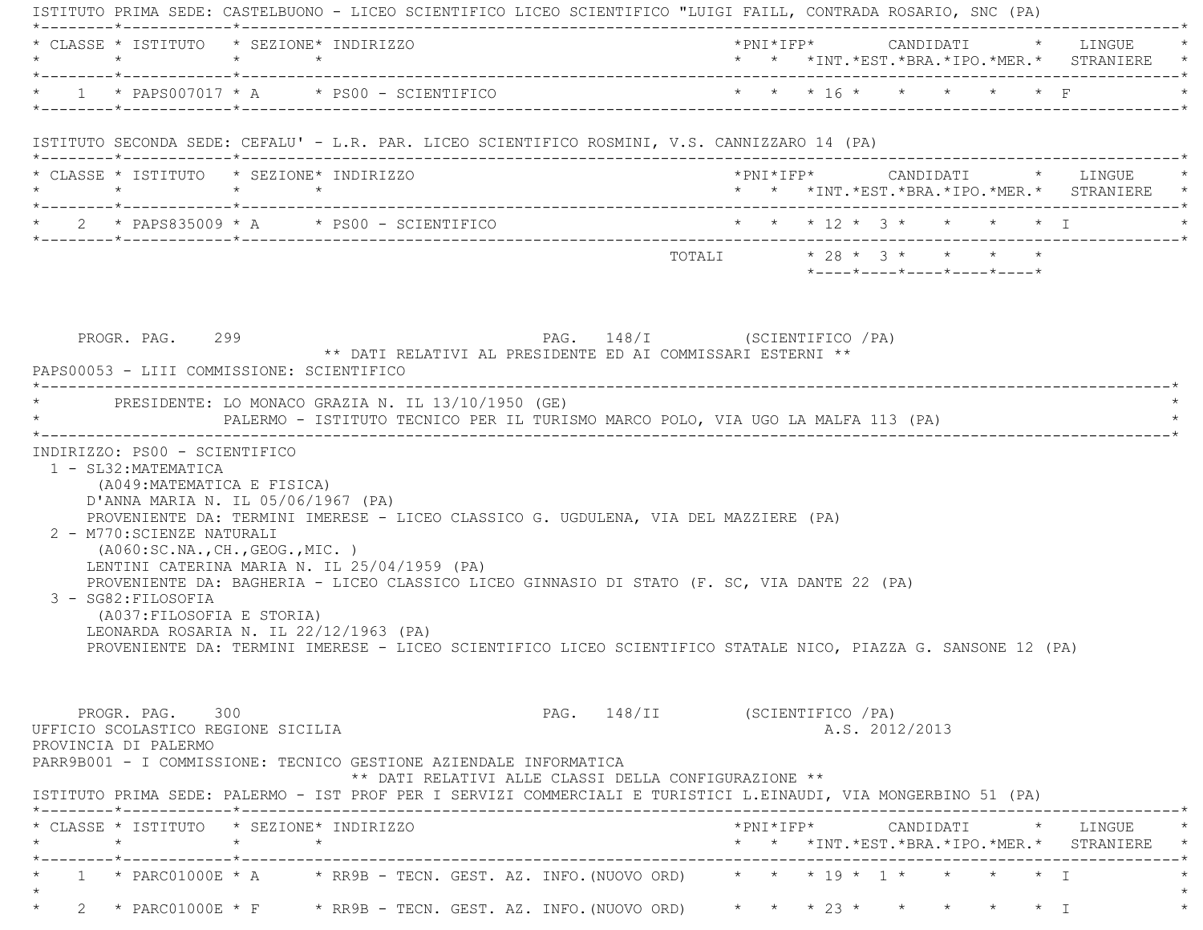ISTITUTO PRIMA SEDE: CASTELBUONO - LICEO SCIENTIFICO LICEO SCIENTIFICO "LUIGI FAILL, CONTRADA ROSARIO, SNC (PA)

| CLASSE | ISTITUTO | SEZIONE | INDIRIZZO | PNI | IFP | CANDIDATI INT. | EST. | BRA. | IPO. | MER. | LINGUE STRANIERE |
|---|---|---|---|---|---|---|---|---|---|---|---|
| 1 | PAPS007017 | A | PS00 - SCIENTIFICO | | | 16 | | | | | F |

ISTITUTO SECONDA SEDE: CEFALU' - L.R. PAR. LICEO SCIENTIFICO ROSMINI, V.S. CANNIZZARO 14 (PA)

| CLASSE | ISTITUTO | SEZIONE | INDIRIZZO | PNI | IFP | CANDIDATI INT. | EST. | BRA. | IPO. | MER. | LINGUE STRANIERE |
|---|---|---|---|---|---|---|---|---|---|---|---|
| 2 | PAPS835009 | A | PS00 - SCIENTIFICO | | | 12 | 3 | | | | I |
| | | | TOTALI | | | 28 | 3 | | | | |

PROGR. PAG. 299 PAG. 148/I (SCIENTIFICO /PA)

** DATI RELATIVI AL PRESIDENTE ED AI COMMISSARI ESTERNI **

PAPS00053 - LIII COMMISSIONE: SCIENTIFICO

PRESIDENTE: LO MONACO GRAZIA N. IL 13/10/1950 (GE)
PALERMO - ISTITUTO TECNICO PER IL TURISMO MARCO POLO, VIA UGO LA MALFA 113 (PA)

INDIRIZZO: PS00 - SCIENTIFICO

1 - SL32:MATEMATICA
(A049:MATEMATICA E FISICA)
D'ANNA MARIA N. IL 05/06/1967 (PA)
PROVENIENTE DA: TERMINI IMERESE - LICEO CLASSICO G. UGDULENA, VIA DEL MAZZIERE (PA)

2 - M770:SCIENZE NATURALI
(A060:SC.NA.,CH.,GEOG.,MIC. )
LENTINI CATERINA MARIA N. IL 25/04/1959 (PA)
PROVENIENTE DA: BAGHERIA - LICEO CLASSICO LICEO GINNASIO DI STATO (F. SC, VIA DANTE 22 (PA)

3 - SG82:FILOSOFIA
(A037:FILOSOFIA E STORIA)
LEONARDA ROSARIA N. IL 22/12/1963 (PA)
PROVENIENTE DA: TERMINI IMERESE - LICEO SCIENTIFICO LICEO SCIENTIFICO STATALE NICO, PIAZZA G. SANSONE 12 (PA)

PROGR. PAG. 300 PAG. 148/II (SCIENTIFICO /PA)

UFFICIO SCOLASTICO REGIONE SICILIA A.S. 2012/2013

PROVINCIA DI PALERMO

PARR9B001 - I COMMISSIONE: TECNICO GESTIONE AZIENDALE INFORMATICA

** DATI RELATIVI ALLE CLASSI DELLA CONFIGURAZIONE **

ISTITUTO PRIMA SEDE: PALERMO - IST PROF PER I SERVIZI COMMERCIALI E TURISTICI L.EINAUDI, VIA MONGERBINO 51 (PA)

| CLASSE | ISTITUTO | SEZIONE | INDIRIZZO | PNI | IFP | CANDIDATI INT. | EST. | BRA. | IPO. | MER. | LINGUE STRANIERE |
|---|---|---|---|---|---|---|---|---|---|---|---|
| 1 | PARC01000E | A | RR9B - TECN. GEST. AZ. INFO.(NUOVO ORD) | | | 19 | 1 | | | | I |
| 2 | PARC01000E | F | RR9B - TECN. GEST. AZ. INFO.(NUOVO ORD) | | | 23 | | | | | I |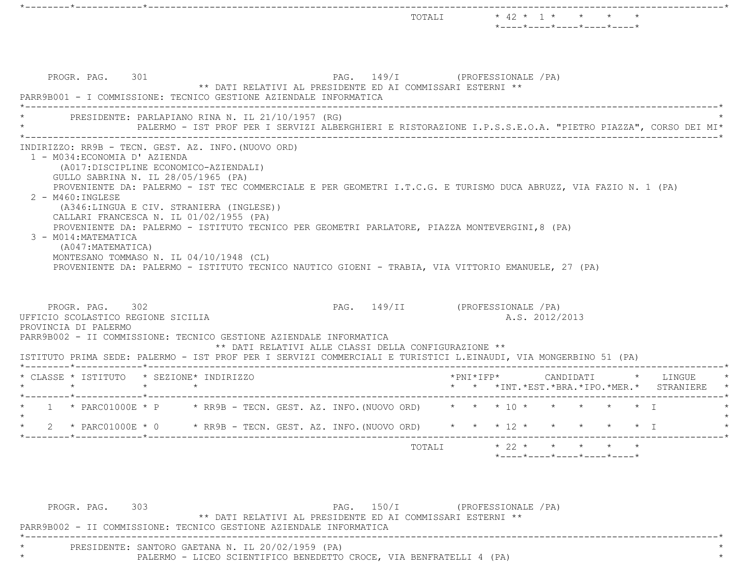| | TOTALI | 42 | 1 | | | |
|---|---|---|---|---|---|---|

PROGR. PAG. 301 PAG. 149/I (PROFESSIONALE /PA)

** DATI RELATIVI AL PRESIDENTE ED AI COMMISSARI ESTERNI **

PARR9B001 - I COMMISSIONE: TECNICO GESTIONE AZIENDALE INFORMATICA

PRESIDENTE: PARLAPIANO RINA N. IL 21/10/1957 (RG)
PALERMO - IST PROF PER I SERVIZI ALBERGHIERI E RISTORAZIONE I.P.S.S.E.O.A. "PIETRO PIAZZA", CORSO DEI MI

INDIRIZZO: RR9B - TECN. GEST. AZ. INFO.(NUOVO ORD)

1 - M034:ECONOMIA D' AZIENDA
(A017:DISCIPLINE ECONOMICO-AZIENDALI)
GULLO SABRINA N. IL 28/05/1965 (PA)
PROVENIENTE DA: PALERMO - IST TEC COMMERCIALE E PER GEOMETRI I.T.C.G. E TURISMO DUCA ABRUZZ, VIA FAZIO N. 1 (PA)

2 - M460:INGLESE
(A346:LINGUA E CIV. STRANIERA (INGLESE))
CALLARI FRANCESCA N. IL 01/02/1955 (PA)
PROVENIENTE DA: PALERMO - ISTITUTO TECNICO PER GEOMETRI PARLATORE, PIAZZA MONTEVERGINI,8 (PA)

3 - M014:MATEMATICA
(A047:MATEMATICA)
MONTESANO TOMMASO N. IL 04/10/1948 (CL)
PROVENIENTE DA: PALERMO - ISTITUTO TECNICO NAUTICO GIOENI - TRABIA, VIA VITTORIO EMANUELE, 27 (PA)

PROGR. PAG. 302 PAG. 149/II (PROFESSIONALE /PA)

UFFICIO SCOLASTICO REGIONE SICILIA A.S. 2012/2013

PROVINCIA DI PALERMO

PARR9B002 - II COMMISSIONE: TECNICO GESTIONE AZIENDALE INFORMATICA

** DATI RELATIVI ALLE CLASSI DELLA CONFIGURAZIONE **

ISTITUTO PRIMA SEDE: PALERMO - IST PROF PER I SERVIZI COMMERCIALI E TURISTICI L.EINAUDI, VIA MONGERBINO 51 (PA)

| CLASSE | ISTITUTO | SEZIONE | INDIRIZZO | PNI | IFP | CANDIDATI INT. | EST. | BRA. | IPO. | MER. | LINGUE STRANIERE |
|---|---|---|---|---|---|---|---|---|---|---|---|
| 1 | PARC01000E | P | RR9B - TECN. GEST. AZ. INFO.(NUOVO ORD) | | | 10 | | | | | I |
| 2 | PARC01000E | 0 | RR9B - TECN. GEST. AZ. INFO.(NUOVO ORD) | | | 12 | | | | | I |
| | | | TOTALI | | | 22 | | | | | |

PROGR. PAG. 303 PAG. 150/I (PROFESSIONALE /PA)

** DATI RELATIVI AL PRESIDENTE ED AI COMMISSARI ESTERNI **

PARR9B002 - II COMMISSIONE: TECNICO GESTIONE AZIENDALE INFORMATICA

PRESIDENTE: SANTORO GAETANA N. IL 20/02/1959 (PA)
PALERMO - LICEO SCIENTIFICO BENEDETTO CROCE, VIA BENFRATELLI 4 (PA)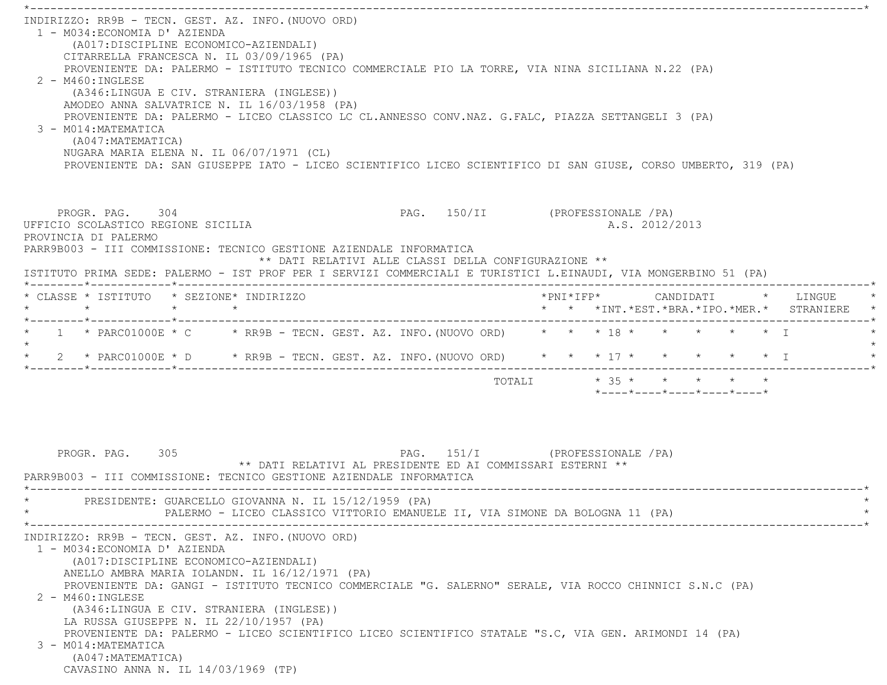INDIRIZZO: RR9B - TECN. GEST. AZ. INFO.(NUOVO ORD)

1 - M034:ECONOMIA D' AZIENDA
   (A017:DISCIPLINE ECONOMICO-AZIENDALI)
   CITARRELLA FRANCESCA N. IL 03/09/1965 (PA)
   PROVENIENTE DA: PALERMO - ISTITUTO TECNICO COMMERCIALE PIO LA TORRE, VIA NINA SICILIANA N.22 (PA)
2 - M460:INGLESE
   (A346:LINGUA E CIV. STRANIERA (INGLESE))
   AMODEO ANNA SALVATRICE N. IL 16/03/1958 (PA)
   PROVENIENTE DA: PALERMO - LICEO CLASSICO LC CL.ANNESSO CONV.NAZ. G.FALC, PIAZZA SETTANGELI 3 (PA)
3 - M014:MATEMATICA
   (A047:MATEMATICA)
   NUGARA MARIA ELENA N. IL 06/07/1971 (CL)
   PROVENIENTE DA: SAN GIUSEPPE IATO - LICEO SCIENTIFICO LICEO SCIENTIFICO DI SAN GIUSE, CORSO UMBERTO, 319 (PA)

PROGR. PAG. 304 — PAG. 150/II (PROFESSIONALE /PA)

UFFICIO SCOLASTICO REGIONE SICILIA — A.S. 2012/2013

PROVINCIA DI PALERMO

PARR9B003 - III COMMISSIONE: TECNICO GESTIONE AZIENDALE INFORMATICA

** DATI RELATIVI ALLE CLASSI DELLA CONFIGURAZIONE **

ISTITUTO PRIMA SEDE: PALERMO - IST PROF PER I SERVIZI COMMERCIALI E TURISTICI L.EINAUDI, VIA MONGERBINO 51 (PA)

| CLASSE | ISTITUTO | SEZIONE | INDIRIZZO | PNI | IFP | CANDIDATI INT. | CANDIDATI EST. | CANDIDATI BRA. | CANDIDATI IPO. | CANDIDATI MER. | LINGUE STRANIERE |
|---|---|---|---|---|---|---|---|---|---|---|---|
| 1 | PARC01000E | C | RR9B - TECN. GEST. AZ. INFO.(NUOVO ORD) | | | 18 | | | | | I |
| 2 | PARC01000E | D | RR9B - TECN. GEST. AZ. INFO.(NUOVO ORD) | | | 17 | | | | | I |
| | | | TOTALI | | | 35 | | | | | |

PROGR. PAG. 305 — PAG. 151/I (PROFESSIONALE /PA)

** DATI RELATIVI AL PRESIDENTE ED AI COMMISSARI ESTERNI **

PARR9B003 - III COMMISSIONE: TECNICO GESTIONE AZIENDALE INFORMATICA

PRESIDENTE: GUARCELLO GIOVANNA N. IL 15/12/1959 (PA)
PALERMO - LICEO CLASSICO VITTORIO EMANUELE II, VIA SIMONE DA BOLOGNA 11 (PA)

INDIRIZZO: RR9B - TECN. GEST. AZ. INFO.(NUOVO ORD)

1 - M034:ECONOMIA D' AZIENDA
   (A017:DISCIPLINE ECONOMICO-AZIENDALI)
   ANELLO AMBRA MARIA IOLANDN. IL 16/12/1971 (PA)
   PROVENIENTE DA: GANGI - ISTITUTO TECNICO COMMERCIALE "G. SALERNO" SERALE, VIA ROCCO CHINNICI S.N.C (PA)
2 - M460:INGLESE
   (A346:LINGUA E CIV. STRANIERA (INGLESE))
   LA RUSSA GIUSEPPE N. IL 22/10/1957 (PA)
   PROVENIENTE DA: PALERMO - LICEO SCIENTIFICO LICEO SCIENTIFICO STATALE "S.C, VIA GEN. ARIMONDI 14 (PA)
3 - M014:MATEMATICA
   (A047:MATEMATICA)
   CAVASINO ANNA N. IL 14/03/1969 (TP)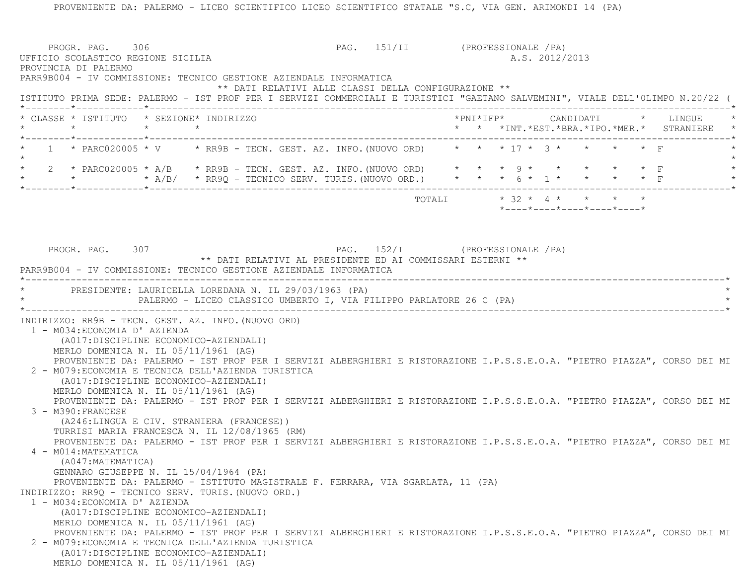PROVENIENTE DA: PALERMO - LICEO SCIENTIFICO LICEO SCIENTIFICO STATALE "S.C, VIA GEN. ARIMONDI 14 (PA)

PROGR. PAG. 306 PAG. 151/II (PROFESSIONALE /PA)

UFFICIO SCOLASTICO REGIONE SICILIA A.S. 2012/2013

PROVINCIA DI PALERMO

PARR9B004 - IV COMMISSIONE: TECNICO GESTIONE AZIENDALE INFORMATICA

** DATI RELATIVI ALLE CLASSI DELLA CONFIGURAZIONE **

ISTITUTO PRIMA SEDE: PALERMO - IST PROF PER I SERVIZI COMMERCIALI E TURISTICI "GAETANO SALVEMINI", VIALE DELL'OLIMPO N.20/22 (

| CLASSE | ISTITUTO | SEZIONE | INDIRIZZO | PNI | IFP | CANDIDATI INT. | EST. | BRA. | IPO. | MER. | LINGUE STRANIERE |
|---|---|---|---|---|---|---|---|---|---|---|---|
| 1 | PARC020005 | V | RR9B - TECN. GEST. AZ. INFO.(NUOVO ORD) | | | 17 | 3 | | | | F |
| 2 | PARC020005 | A/B | RR9B - TECN. GEST. AZ. INFO.(NUOVO ORD) | | | 9 | | | | | F |
| | | A/B/ | RR9Q - TECNICO SERV. TURIS.(NUOVO ORD.) | | | 6 | 1 | | | | F |
| | | | TOTALI | | | 32 | 4 | | | | |

PROGR. PAG. 307 PAG. 152/I (PROFESSIONALE /PA)

** DATI RELATIVI AL PRESIDENTE ED AI COMMISSARI ESTERNI **

PARR9B004 - IV COMMISSIONE: TECNICO GESTIONE AZIENDALE INFORMATICA

PRESIDENTE: LAURICELLA LOREDANA N. IL 29/03/1963 (PA)
PALERMO - LICEO CLASSICO UMBERTO I, VIA FILIPPO PARLATORE 26 C (PA)

INDIRIZZO: RR9B - TECN. GEST. AZ. INFO.(NUOVO ORD)

1 - M034:ECONOMIA D' AZIENDA
(A017:DISCIPLINE ECONOMICO-AZIENDALI)
MERLO DOMENICA N. IL 05/11/1961 (AG)
PROVENIENTE DA: PALERMO - IST PROF PER I SERVIZI ALBERGHIERI E RISTORAZIONE I.P.S.S.E.O.A. "PIETRO PIAZZA", CORSO DEI MI

2 - M079:ECONOMIA E TECNICA DELL'AZIENDA TURISTICA
(A017:DISCIPLINE ECONOMICO-AZIENDALI)
MERLO DOMENICA N. IL 05/11/1961 (AG)
PROVENIENTE DA: PALERMO - IST PROF PER I SERVIZI ALBERGHIERI E RISTORAZIONE I.P.S.S.E.O.A. "PIETRO PIAZZA", CORSO DEI MI

3 - M390:FRANCESE
(A246:LINGUA E CIV. STRANIERA (FRANCESE))
TURRISI MARIA FRANCESCA N. IL 12/08/1965 (RM)
PROVENIENTE DA: PALERMO - IST PROF PER I SERVIZI ALBERGHIERI E RISTORAZIONE I.P.S.S.E.O.A. "PIETRO PIAZZA", CORSO DEI MI

4 - M014:MATEMATICA
(A047:MATEMATICA)
GENNARO GIUSEPPE N. IL 15/04/1964 (PA)
PROVENIENTE DA: PALERMO - ISTITUTO MAGISTRALE F. FERRARA, VIA SGARLATA, 11 (PA)

INDIRIZZO: RR9Q - TECNICO SERV. TURIS.(NUOVO ORD.)

1 - M034:ECONOMIA D' AZIENDA
(A017:DISCIPLINE ECONOMICO-AZIENDALI)
MERLO DOMENICA N. IL 05/11/1961 (AG)
PROVENIENTE DA: PALERMO - IST PROF PER I SERVIZI ALBERGHIERI E RISTORAZIONE I.P.S.S.E.O.A. "PIETRO PIAZZA", CORSO DEI MI

2 - M079:ECONOMIA E TECNICA DELL'AZIENDA TURISTICA
(A017:DISCIPLINE ECONOMICO-AZIENDALI)
MERLO DOMENICA N. IL 05/11/1961 (AG)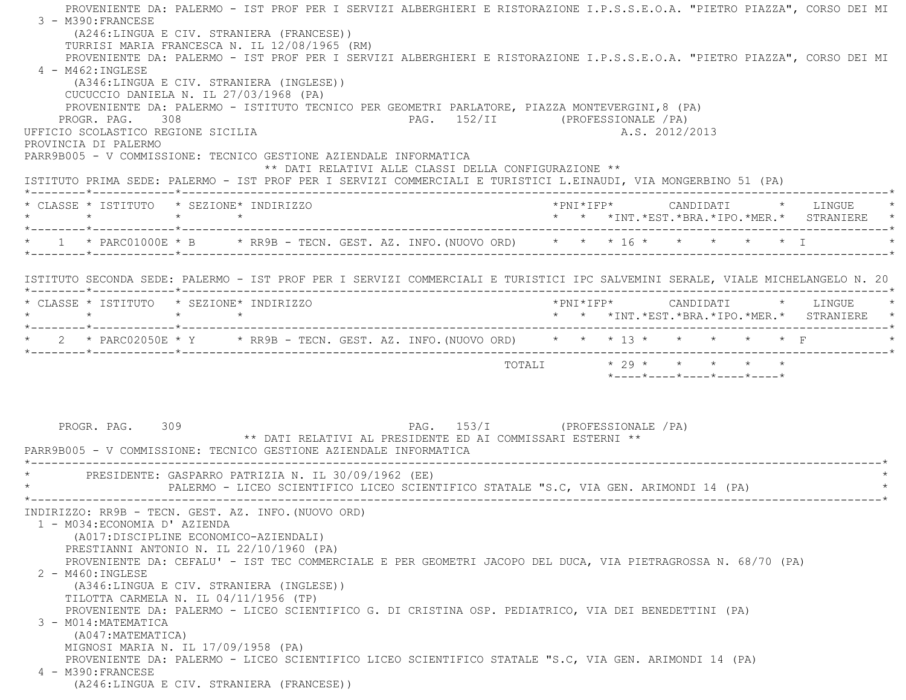PROVENIENTE DA: PALERMO - IST PROF PER I SERVIZI ALBERGHIERI E RISTORAZIONE I.P.S.S.E.O.A. "PIETRO PIAZZA", CORSO DEI MI

3 - M390:FRANCESE
(A246:LINGUA E CIV. STRANIERA (FRANCESE))
TURRISI MARIA FRANCESCA N. IL 12/08/1965 (RM)
PROVENIENTE DA: PALERMO - IST PROF PER I SERVIZI ALBERGHIERI E RISTORAZIONE I.P.S.S.E.O.A. "PIETRO PIAZZA", CORSO DEI MI

4 - M462:INGLESE
(A346:LINGUA E CIV. STRANIERA (INGLESE))
CUCUCCIO DANIELA N. IL 27/03/1968 (PA)
PROVENIENTE DA: PALERMO - ISTITUTO TECNICO PER GEOMETRI PARLATORE, PIAZZA MONTEVERGINI,8 (PA)

PROGR. PAG. 308 PAG. 152/II (PROFESSIONALE /PA)

UFFICIO SCOLASTICO REGIONE SICILIA A.S. 2012/2013
PROVINCIA DI PALERMO
PARR9B005 - V COMMISSIONE: TECNICO GESTIONE AZIENDALE INFORMATICA

** DATI RELATIVI ALLE CLASSI DELLA CONFIGURAZIONE **

ISTITUTO PRIMA SEDE: PALERMO - IST PROF PER I SERVIZI COMMERCIALI E TURISTICI L.EINAUDI, VIA MONGERBINO 51 (PA)

| CLASSE | ISTITUTO | SEZIONE | INDIRIZZO | PNI | IFP | CANDIDATI INT. | EST. | BRA. | IPO. | MER. | LINGUE STRANIERE |
|---|---|---|---|---|---|---|---|---|---|---|---|
| 1 | PARC01000E | B | RR9B - TECN. GEST. AZ. INFO.(NUOVO ORD) | | | 16 | | | | | I |

ISTITUTO SECONDA SEDE: PALERMO - IST PROF PER I SERVIZI COMMERCIALI E TURISTICI IPC SALVEMINI SERALE, VIALE MICHELANGELO N. 20

| CLASSE | ISTITUTO | SEZIONE | INDIRIZZO | PNI | IFP | CANDIDATI INT. | EST. | BRA. | IPO. | MER. | LINGUE STRANIERE |
|---|---|---|---|---|---|---|---|---|---|---|---|
| 2 | PARC02050E | Y | RR9B - TECN. GEST. AZ. INFO.(NUOVO ORD) | | | 13 | | | | | F |
| | | | TOTALI | | | 29 | | | | | |

PROGR. PAG. 309 PAG. 153/I (PROFESSIONALE /PA)

** DATI RELATIVI AL PRESIDENTE ED AI COMMISSARI ESTERNI **

PARR9B005 - V COMMISSIONE: TECNICO GESTIONE AZIENDALE INFORMATICA

PRESIDENTE: GASPARRO PATRIZIA N. IL 30/09/1962 (EE)
PALERMO - LICEO SCIENTIFICO LICEO SCIENTIFICO STATALE "S.C, VIA GEN. ARIMONDI 14 (PA)

INDIRIZZO: RR9B - TECN. GEST. AZ. INFO.(NUOVO ORD)

1 - M034:ECONOMIA D' AZIENDA
(A017:DISCIPLINE ECONOMICO-AZIENDALI)
PRESTIANNI ANTONIO N. IL 22/10/1960 (PA)
PROVENIENTE DA: CEFALU' - IST TEC COMMERCIALE E PER GEOMETRI JACOPO DEL DUCA, VIA PIETRAGROSSA N. 68/70 (PA)

2 - M460:INGLESE
(A346:LINGUA E CIV. STRANIERA (INGLESE))
TILOTTA CARMELA N. IL 04/11/1956 (TP)
PROVENIENTE DA: PALERMO - LICEO SCIENTIFICO G. DI CRISTINA OSP. PEDIATRICO, VIA DEI BENEDETTINI (PA)

3 - M014:MATEMATICA
(A047:MATEMATICA)
MIGNOSI MARIA N. IL 17/09/1958 (PA)
PROVENIENTE DA: PALERMO - LICEO SCIENTIFICO LICEO SCIENTIFICO STATALE "S.C, VIA GEN. ARIMONDI 14 (PA)

4 - M390:FRANCESE
(A246:LINGUA E CIV. STRANIERA (FRANCESE))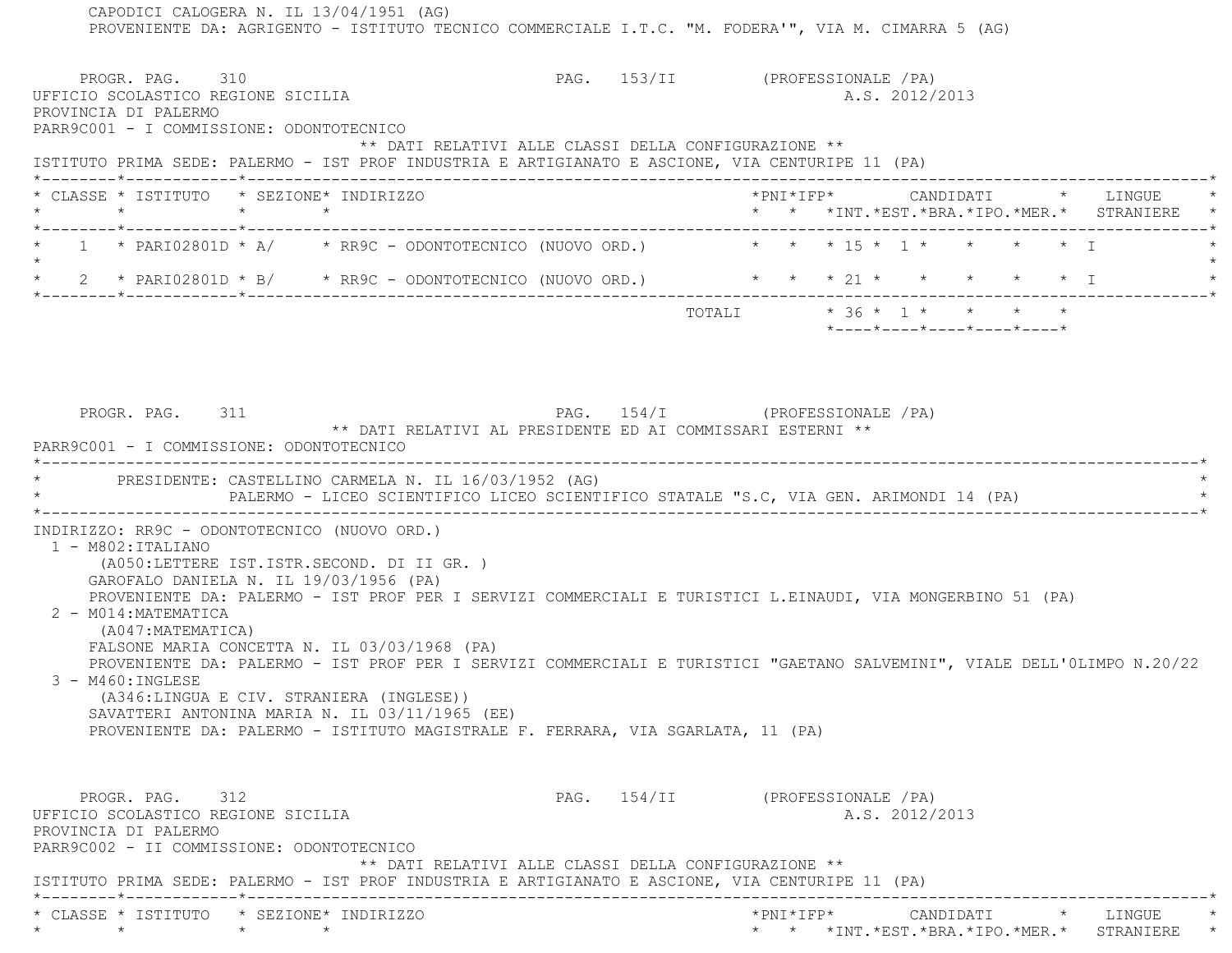CAPODICI CALOGERA N. IL 13/04/1951 (AG)
PROVENIENTE DA: AGRIGENTO - ISTITUTO TECNICO COMMERCIALE I.T.C. "M. FODERA'", VIA M. CIMARRA 5 (AG)

PROGR. PAG. 310 PAG. 153/II (PROFESSIONALE /PA)
UFFICIO SCOLASTICO REGIONE SICILIA A.S. 2012/2013
PROVINCIA DI PALERMO
PARR9C001 - I COMMISSIONE: ODONTOTECNICO

** DATI RELATIVI ALLE CLASSI DELLA CONFIGURAZIONE **

ISTITUTO PRIMA SEDE: PALERMO - IST PROF INDUSTRIA E ARTIGIANATO E ASCIONE, VIA CENTURIPE 11 (PA)

| CLASSE | ISTITUTO | SEZIONE | INDIRIZZO | PNI | IFP | CANDIDATI INT. | EST. | BRA. | IPO. | MER. | LINGUE STRANIERE |
|---|---|---|---|---|---|---|---|---|---|---|---|
| 1 | PARI02801D | A/ | RR9C - ODONTOTECNICO (NUOVO ORD.) | | | 15 | 1 | | | | I |
| 2 | PARI02801D | B/ | RR9C - ODONTOTECNICO (NUOVO ORD.) | | | 21 | | | | | I |
| | | | TOTALI | | | 36 | 1 | | | | |

PROGR. PAG. 311 PAG. 154/I (PROFESSIONALE /PA)

** DATI RELATIVI AL PRESIDENTE ED AI COMMISSARI ESTERNI **

PARR9C001 - I COMMISSIONE: ODONTOTECNICO

PRESIDENTE: CASTELLINO CARMELA N. IL 16/03/1952 (AG)
PALERMO - LICEO SCIENTIFICO LICEO SCIENTIFICO STATALE "S.C, VIA GEN. ARIMONDI 14 (PA)

INDIRIZZO: RR9C - ODONTOTECNICO (NUOVO ORD.)

1 - M802:ITALIANO
(A050:LETTERE IST.ISTR.SECOND. DI II GR. )
GAROFALO DANIELA N. IL 19/03/1956 (PA)
PROVENIENTE DA: PALERMO - IST PROF PER I SERVIZI COMMERCIALI E TURISTICI L.EINAUDI, VIA MONGERBINO 51 (PA)

2 - M014:MATEMATICA
(A047:MATEMATICA)
FALSONE MARIA CONCETTA N. IL 03/03/1968 (PA)
PROVENIENTE DA: PALERMO - IST PROF PER I SERVIZI COMMERCIALI E TURISTICI "GAETANO SALVEMINI", VIALE DELL'OLIMPO N.20/22

3 - M460:INGLESE
(A346:LINGUA E CIV. STRANIERA (INGLESE))
SAVATTERI ANTONINA MARIA N. IL 03/11/1965 (EE)
PROVENIENTE DA: PALERMO - ISTITUTO MAGISTRALE F. FERRARA, VIA SGARLATA, 11 (PA)

PROGR. PAG. 312 PAG. 154/II (PROFESSIONALE /PA)
UFFICIO SCOLASTICO REGIONE SICILIA A.S. 2012/2013
PROVINCIA DI PALERMO
PARR9C002 - II COMMISSIONE: ODONTOTECNICO

** DATI RELATIVI ALLE CLASSI DELLA CONFIGURAZIONE **

ISTITUTO PRIMA SEDE: PALERMO - IST PROF INDUSTRIA E ARTIGIANATO E ASCIONE, VIA CENTURIPE 11 (PA)

| CLASSE | ISTITUTO | SEZIONE | INDIRIZZO | PNI | IFP | CANDIDATI INT. | EST. | BRA. | IPO. | MER. | LINGUE STRANIERE |
|---|---|---|---|---|---|---|---|---|---|---|---|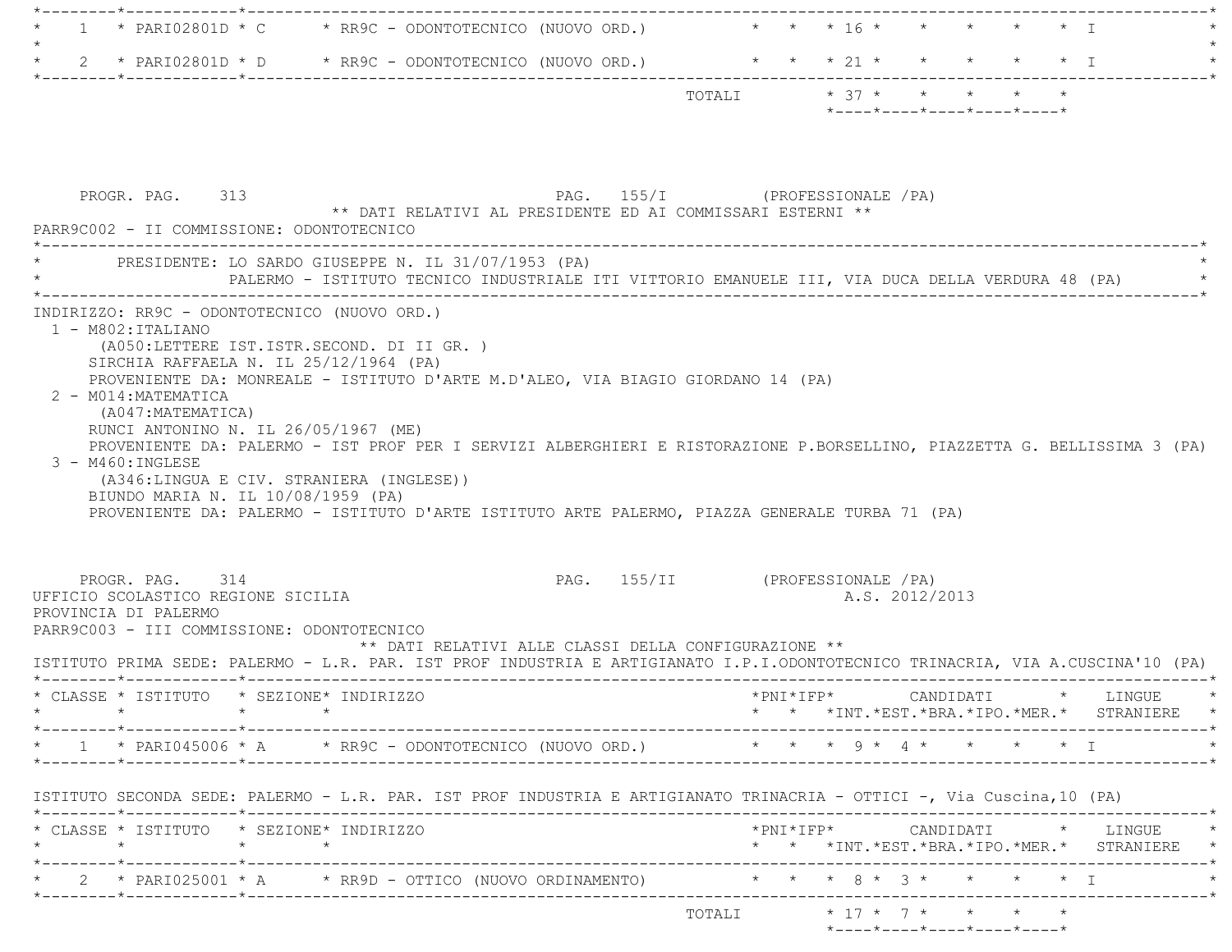| CLASSE | ISTITUTO | SEZIONE | INDIRIZZO | PNI | IFP | INT. | EST. | BRA. | IPO. | MER. | LINGUE STRANIERE |
|---|---|---|---|---|---|---|---|---|---|---|---|
| 1 | PARI02801D | C | RR9C - ODONTOTECNICO (NUOVO ORD.) | | | 16 | | | | | I |
| 2 | PARI02801D | D | RR9C - ODONTOTECNICO (NUOVO ORD.) | | | 21 | | | | | I |
| | | | TOTALI | | | 37 | | | | | |

PROGR. PAG. 313 PAG. 155/I (PROFESSIONALE /PA)

** DATI RELATIVI AL PRESIDENTE ED AI COMMISSARI ESTERNI **

PARR9C002 - II COMMISSIONE: ODONTOTECNICO

PRESIDENTE: LO SARDO GIUSEPPE N. IL 31/07/1953 (PA)
PALERMO - ISTITUTO TECNICO INDUSTRIALE ITI VITTORIO EMANUELE III, VIA DUCA DELLA VERDURA 48 (PA)

INDIRIZZO: RR9C - ODONTOTECNICO (NUOVO ORD.)

1 - M802:ITALIANO
(A050:LETTERE IST.ISTR.SECOND. DI II GR. )
SIRCHIA RAFFAELA N. IL 25/12/1964 (PA)
PROVENIENTE DA: MONREALE - ISTITUTO D'ARTE M.D'ALEO, VIA BIAGIO GIORDANO 14 (PA)

2 - M014:MATEMATICA
(A047:MATEMATICA)
RUNCI ANTONINO N. IL 26/05/1967 (ME)
PROVENIENTE DA: PALERMO - IST PROF PER I SERVIZI ALBERGHIERI E RISTORAZIONE P.BORSELLINO, PIAZZETTA G. BELLISSIMA 3 (PA)

3 - M460:INGLESE
(A346:LINGUA E CIV. STRANIERA (INGLESE))
BIUNDO MARIA N. IL 10/08/1959 (PA)
PROVENIENTE DA: PALERMO - ISTITUTO D'ARTE ISTITUTO ARTE PALERMO, PIAZZA GENERALE TURBA 71 (PA)

PROGR. PAG. 314 PAG. 155/II (PROFESSIONALE /PA)

UFFICIO SCOLASTICO REGIONE SICILIA A.S. 2012/2013

PROVINCIA DI PALERMO

PARR9C003 - III COMMISSIONE: ODONTOTECNICO

** DATI RELATIVI ALLE CLASSI DELLA CONFIGURAZIONE **

ISTITUTO PRIMA SEDE: PALERMO - L.R. PAR. IST PROF INDUSTRIA E ARTIGIANATO I.P.I.ODONTOTECNICO TRINACRIA, VIA A.CUSCINA'10 (PA)

| CLASSE | ISTITUTO | SEZIONE | INDIRIZZO | PNI | IFP | INT. | EST. | BRA. | IPO. | MER. | LINGUE STRANIERE |
|---|---|---|---|---|---|---|---|---|---|---|---|
| 1 | PARI045006 | A | RR9C - ODONTOTECNICO (NUOVO ORD.) | | | 9 | 4 | | | | I |

ISTITUTO SECONDA SEDE: PALERMO - L.R. PAR. IST PROF INDUSTRIA E ARTIGIANATO TRINACRIA - OTTICI -, Via Cuscina,10 (PA)

| CLASSE | ISTITUTO | SEZIONE | INDIRIZZO | PNI | IFP | INT. | EST. | BRA. | IPO. | MER. | LINGUE STRANIERE |
|---|---|---|---|---|---|---|---|---|---|---|---|
| 2 | PARI025001 | A | RR9D - OTTICO (NUOVO ORDINAMENTO) | | | 8 | 3 | | | | I |
| | | | TOTALI | | | 17 | 7 | | | | |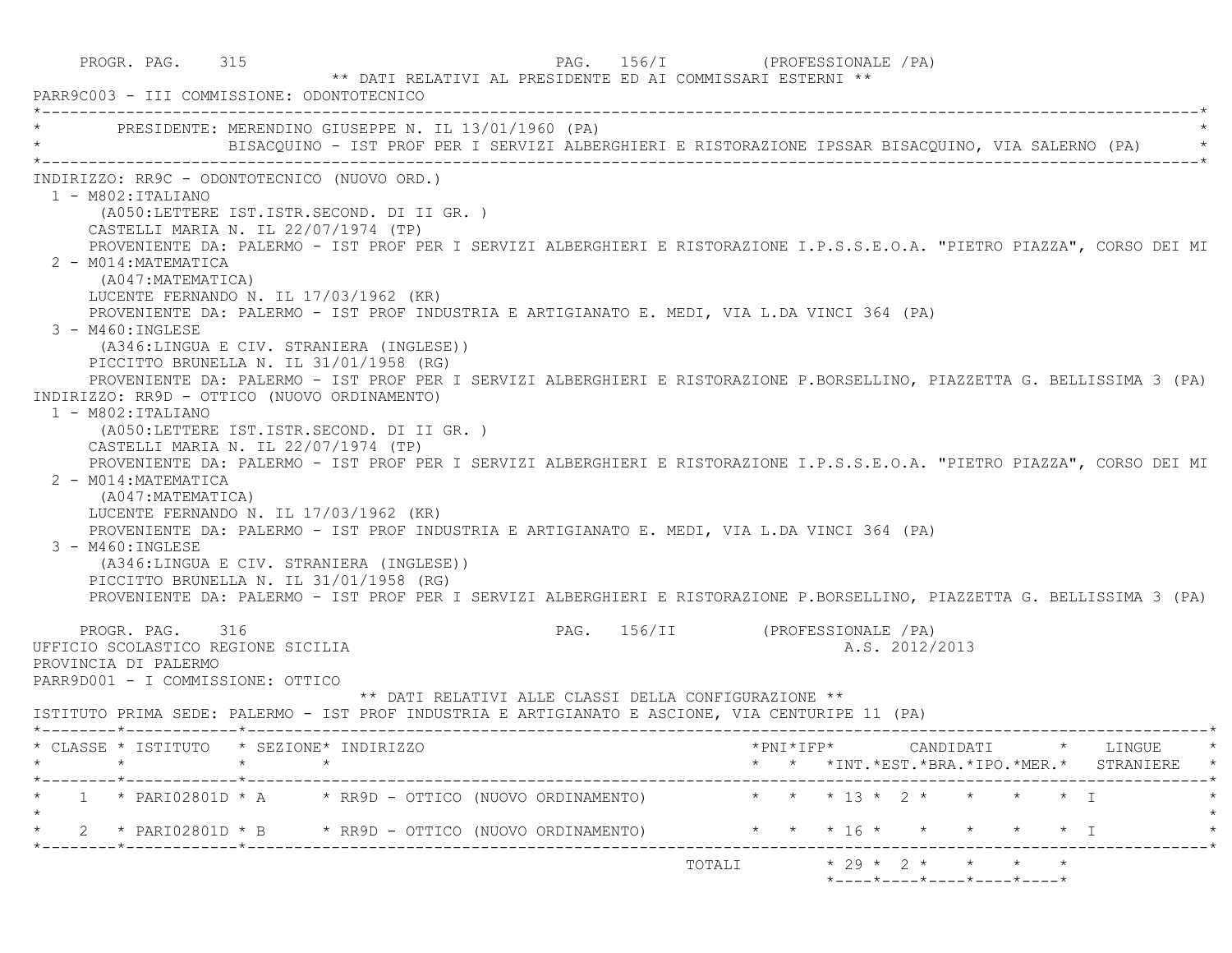PROGR. PAG. 315 PAG. 156/I (PROFESSIONALE /PA)

** DATI RELATIVI AL PRESIDENTE ED AI COMMISSARI ESTERNI **

PARR9C003 - III COMMISSIONE: ODONTOTECNICO

PRESIDENTE: MERENDINO GIUSEPPE N. IL 13/01/1960 (PA)
BISACQUINO - IST PROF PER I SERVIZI ALBERGHIERI E RISTORAZIONE IPSSAR BISACQUINO, VIA SALERNO (PA)

INDIRIZZO: RR9C - ODONTOTECNICO (NUOVO ORD.)

1 - M802:ITALIANO
(A050:LETTERE IST.ISTR.SECOND. DI II GR. )
CASTELLI MARIA N. IL 22/07/1974 (TP)
PROVENIENTE DA: PALERMO - IST PROF PER I SERVIZI ALBERGHIERI E RISTORAZIONE I.P.S.S.E.O.A. "PIETRO PIAZZA", CORSO DEI MI

2 - M014:MATEMATICA
(A047:MATEMATICA)
LUCENTE FERNANDO N. IL 17/03/1962 (KR)
PROVENIENTE DA: PALERMO - IST PROF INDUSTRIA E ARTIGIANATO E. MEDI, VIA L.DA VINCI 364 (PA)

3 - M460:INGLESE
(A346:LINGUA E CIV. STRANIERA (INGLESE))
PICCITTO BRUNELLA N. IL 31/01/1958 (RG)
PROVENIENTE DA: PALERMO - IST PROF PER I SERVIZI ALBERGHIERI E RISTORAZIONE P.BORSELLINO, PIAZZETTA G. BELLISSIMA 3 (PA)

INDIRIZZO: RR9D - OTTICO (NUOVO ORDINAMENTO)

1 - M802:ITALIANO
(A050:LETTERE IST.ISTR.SECOND. DI II GR. )
CASTELLI MARIA N. IL 22/07/1974 (TP)
PROVENIENTE DA: PALERMO - IST PROF PER I SERVIZI ALBERGHIERI E RISTORAZIONE I.P.S.S.E.O.A. "PIETRO PIAZZA", CORSO DEI MI

2 - M014:MATEMATICA
(A047:MATEMATICA)
LUCENTE FERNANDO N. IL 17/03/1962 (KR)
PROVENIENTE DA: PALERMO - IST PROF INDUSTRIA E ARTIGIANATO E. MEDI, VIA L.DA VINCI 364 (PA)

3 - M460:INGLESE
(A346:LINGUA E CIV. STRANIERA (INGLESE))
PICCITTO BRUNELLA N. IL 31/01/1958 (RG)
PROVENIENTE DA: PALERMO - IST PROF PER I SERVIZI ALBERGHIERI E RISTORAZIONE P.BORSELLINO, PIAZZETTA G. BELLISSIMA 3 (PA)

PROGR. PAG. 316 PAG. 156/II (PROFESSIONALE /PA)

UFFICIO SCOLASTICO REGIONE SICILIA A.S. 2012/2013

PROVINCIA DI PALERMO

PARR9D001 - I COMMISSIONE: OTTICO

** DATI RELATIVI ALLE CLASSI DELLA CONFIGURAZIONE **

ISTITUTO PRIMA SEDE: PALERMO - IST PROF INDUSTRIA E ARTIGIANATO E ASCIONE, VIA CENTURIPE 11 (PA)

| CLASSE | ISTITUTO | SEZIONE | INDIRIZZO | PNI | IFP | CANDIDATI INT. | CANDIDATI EST. | CANDIDATI BRA. | CANDIDATI IPO. | CANDIDATI MER. | LINGUE STRANIERE |
|---|---|---|---|---|---|---|---|---|---|---|---|
| 1 | PARI02801D | A | RR9D - OTTICO (NUOVO ORDINAMENTO) | | | 13 | 2 | | | | I |
| 2 | PARI02801D | B | RR9D - OTTICO (NUOVO ORDINAMENTO) | | | 16 | | | | | I |
| | | | TOTALI | | | 29 | 2 | | | | |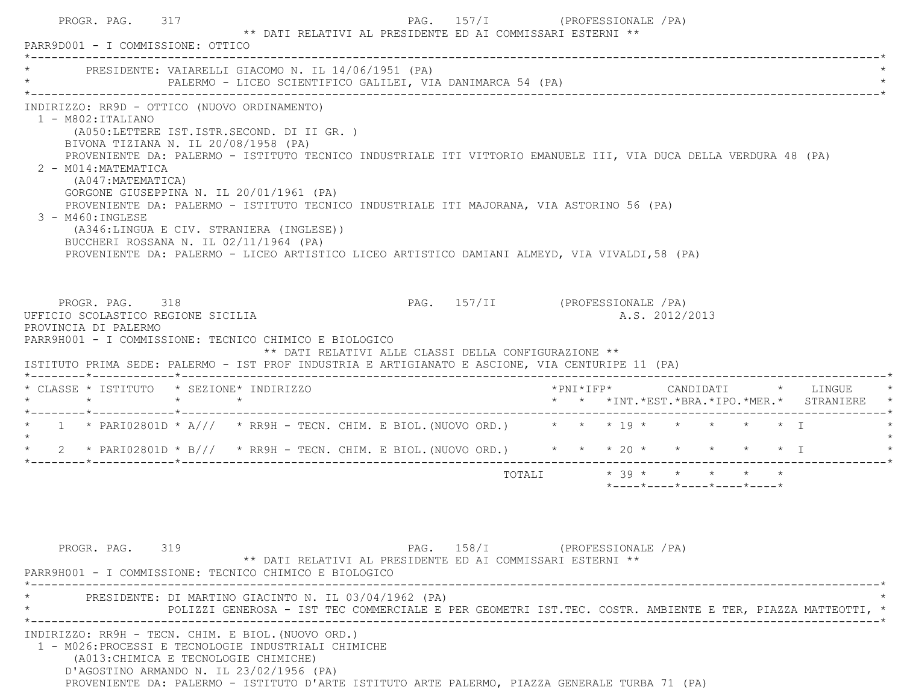PROGR. PAG. 317 PAG. 157/I (PROFESSIONALE /PA)

** DATI RELATIVI AL PRESIDENTE ED AI COMMISSARI ESTERNI **

PARR9D001 - I COMMISSIONE: OTTICO

PRESIDENTE: VAIARELLI GIACOMO N. IL 14/06/1951 (PA)
PALERMO - LICEO SCIENTIFICO GALILEI, VIA DANIMARCA 54 (PA)

INDIRIZZO: RR9D - OTTICO (NUOVO ORDINAMENTO)

1 - M802:ITALIANO
(A050:LETTERE IST.ISTR.SECOND. DI II GR. )
BIVONA TIZIANA N. IL 20/08/1958 (PA)
PROVENIENTE DA: PALERMO - ISTITUTO TECNICO INDUSTRIALE ITI VITTORIO EMANUELE III, VIA DUCA DELLA VERDURA 48 (PA)

2 - M014:MATEMATICA
(A047:MATEMATICA)
GORGONE GIUSEPPINA N. IL 20/01/1961 (PA)
PROVENIENTE DA: PALERMO - ISTITUTO TECNICO INDUSTRIALE ITI MAJORANA, VIA ASTORINO 56 (PA)

3 - M460:INGLESE
(A346:LINGUA E CIV. STRANIERA (INGLESE))
BUCCHERI ROSSANA N. IL 02/11/1964 (PA)
PROVENIENTE DA: PALERMO - LICEO ARTISTICO LICEO ARTISTICO DAMIANI ALMEYD, VIA VIVALDI,58 (PA)

PROGR. PAG. 318 PAG. 157/II (PROFESSIONALE /PA)

UFFICIO SCOLASTICO REGIONE SICILIA A.S. 2012/2013

PROVINCIA DI PALERMO

PARR9H001 - I COMMISSIONE: TECNICO CHIMICO E BIOLOGICO

** DATI RELATIVI ALLE CLASSI DELLA CONFIGURAZIONE **

ISTITUTO PRIMA SEDE: PALERMO - IST PROF INDUSTRIA E ARTIGIANATO E ASCIONE, VIA CENTURIPE 11 (PA)

| CLASSE | ISTITUTO | SEZIONE | INDIRIZZO | PNI | IFP | CANDIDATI INT. | EST. | BRA. | IPO. | MER. | LINGUE STRANIERE |
|---|---|---|---|---|---|---|---|---|---|---|---|
| 1 | PARI02801D | A/// | RR9H - TECN. CHIM. E BIOL.(NUOVO ORD.) | | | 19 | | | | | I |
| 2 | PARI02801D | B/// | RR9H - TECN. CHIM. E BIOL.(NUOVO ORD.) | | | 20 | | | | | I |
| | | | TOTALI | | | 39 | | | | | |

PROGR. PAG. 319 PAG. 158/I (PROFESSIONALE /PA)

** DATI RELATIVI AL PRESIDENTE ED AI COMMISSARI ESTERNI **

PARR9H001 - I COMMISSIONE: TECNICO CHIMICO E BIOLOGICO

PRESIDENTE: DI MARTINO GIACINTO N. IL 03/04/1962 (PA)
POLIZZI GENEROSA - IST TEC COMMERCIALE E PER GEOMETRI IST.TEC. COSTR. AMBIENTE E TER, PIAZZA MATTEOTTI,

INDIRIZZO: RR9H - TECN. CHIM. E BIOL.(NUOVO ORD.)

1 - M026:PROCESSI E TECNOLOGIE INDUSTRIALI CHIMICHE
(A013:CHIMICA E TECNOLOGIE CHIMICHE)
D'AGOSTINO ARMANDO N. IL 23/02/1956 (PA)
PROVENIENTE DA: PALERMO - ISTITUTO D'ARTE ISTITUTO ARTE PALERMO, PIAZZA GENERALE TURBA 71 (PA)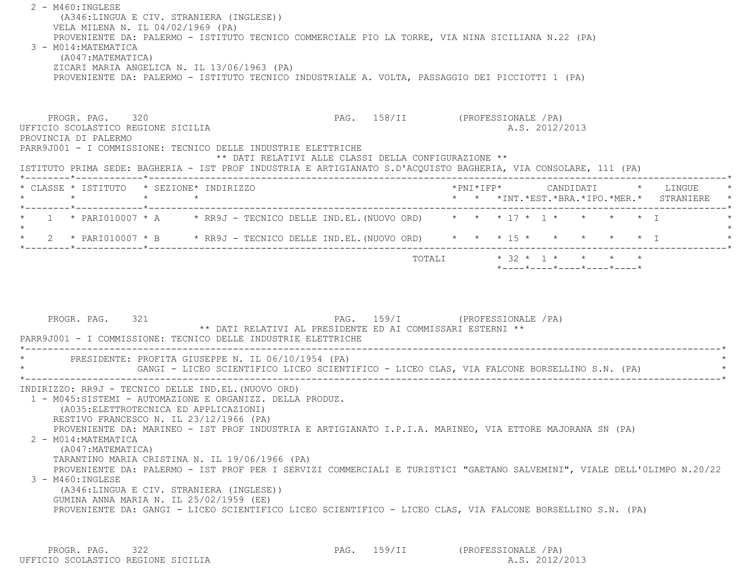2 - M460:INGLESE
(A346:LINGUA E CIV. STRANIERA (INGLESE))
VELA MILENA N. IL 04/02/1969 (PA)
PROVENIENTE DA: PALERMO - ISTITUTO TECNICO COMMERCIALE PIO LA TORRE, VIA NINA SICILIANA N.22 (PA)
3 - M014:MATEMATICA
(A047:MATEMATICA)
ZICARI MARIA ANGELICA N. IL 13/06/1963 (PA)
PROVENIENTE DA: PALERMO - ISTITUTO TECNICO INDUSTRIALE A. VOLTA, PASSAGGIO DEI PICCIOTTI 1 (PA)

PROGR. PAG. 320 PAG. 158/II (PROFESSIONALE /PA)
UFFICIO SCOLASTICO REGIONE SICILIA A.S. 2012/2013
PROVINCIA DI PALERMO
PARR9J001 - I COMMISSIONE: TECNICO DELLE INDUSTRIE ELETTRICHE
** DATI RELATIVI ALLE CLASSI DELLA CONFIGURAZIONE **
ISTITUTO PRIMA SEDE: BAGHERIA - IST PROF INDUSTRIA E ARTIGIANATO S.D'ACQUISTO BAGHERIA, VIA CONSOLARE, 111 (PA)

| CLASSE | ISTITUTO | SEZIONE | INDIRIZZO | PNI | IFP | CANDIDATI INT. | EST. | BRA. | IPO. | MER. | LINGUE STRANIERE |
|---|---|---|---|---|---|---|---|---|---|---|---|
| 1 | PARI010007 | A | RR9J - TECNICO DELLE IND.EL.(NUOVO ORD) | | | 17 | 1 | | | | I |
| 2 | PARI010007 | B | RR9J - TECNICO DELLE IND.EL.(NUOVO ORD) | | | 15 | | | | | I |
| | | | TOTALI | | | 32 | 1 | | | | |

PROGR. PAG. 321 PAG. 159/I (PROFESSIONALE /PA)
** DATI RELATIVI AL PRESIDENTE ED AI COMMISSARI ESTERNI **
PARR9J001 - I COMMISSIONE: TECNICO DELLE INDUSTRIE ELETTRICHE

PRESIDENTE: PROFITA GIUSEPPE N. IL 06/10/1954 (PA)
GANGI - LICEO SCIENTIFICO LICEO SCIENTIFICO - LICEO CLAS, VIA FALCONE BORSELLINO S.N. (PA)

INDIRIZZO: RR9J - TECNICO DELLE IND.EL.(NUOVO ORD)
1 - M045:SISTEMI - AUTOMAZIONE E ORGANIZZ. DELLA PRODUZ.
(A035:ELETTROTECNICA ED APPLICAZIONI)
RESTIVO FRANCESCO N. IL 23/12/1966 (PA)
PROVENIENTE DA: MARINEO - IST PROF INDUSTRIA E ARTIGIANATO I.P.I.A. MARINEO, VIA ETTORE MAJORANA SN (PA)
2 - M014:MATEMATICA
(A047:MATEMATICA)
TARANTINO MARIA CRISTINA N. IL 19/06/1966 (PA)
PROVENIENTE DA: PALERMO - IST PROF PER I SERVIZI COMMERCIALI E TURISTICI "GAETANO SALVEMINI", VIALE DELL'OLIMPO N.20/22
3 - M460:INGLESE
(A346:LINGUA E CIV. STRANIERA (INGLESE))
GUMINA ANNA MARIA N. IL 25/02/1959 (EE)
PROVENIENTE DA: GANGI - LICEO SCIENTIFICO LICEO SCIENTIFICO - LICEO CLAS, VIA FALCONE BORSELLINO S.N. (PA)

PROGR. PAG. 322 PAG. 159/II (PROFESSIONALE /PA)
UFFICIO SCOLASTICO REGIONE SICILIA A.S. 2012/2013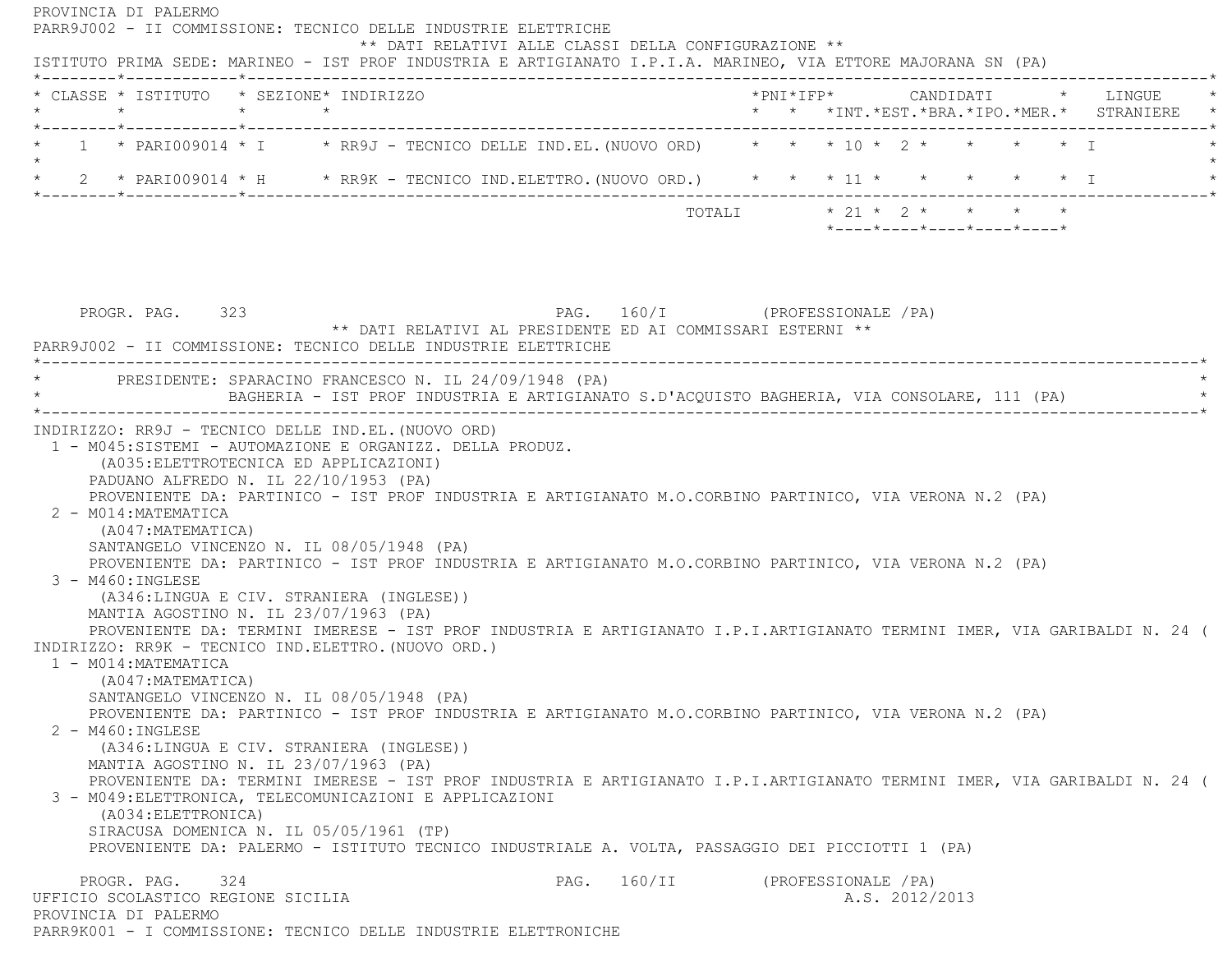PROVINCIA DI PALERMO

PARR9J002 - II COMMISSIONE: TECNICO DELLE INDUSTRIE ELETTRICHE

** DATI RELATIVI ALLE CLASSI DELLA CONFIGURAZIONE **

ISTITUTO PRIMA SEDE: MARINEO - IST PROF INDUSTRIA E ARTIGIANATO I.P.I.A. MARINEO, VIA ETTORE MAJORANA SN (PA)

| CLASSE | ISTITUTO | SEZIONE | INDIRIZZO | PNI | IFP | CANDIDATI INT. | CANDIDATI EST. | CANDIDATI BRA. | CANDIDATI IPO. | CANDIDATI MER. | LINGUE STRANIERE |
|---|---|---|---|---|---|---|---|---|---|---|---|
| 1 | PARI009014 | I | RR9J - TECNICO DELLE IND.EL.(NUOVO ORD) | | | 10 | 2 | | | | I |
| 2 | PARI009014 | H | RR9K - TECNICO IND.ELETTRO.(NUOVO ORD.) | | | 11 | | | | | I |
| | | | TOTALI | | | 21 | 2 | | | | |

PAG. 160/I (PROFESSIONALE /PA)

** DATI RELATIVI AL PRESIDENTE ED AI COMMISSARI ESTERNI **

PARR9J002 - II COMMISSIONE: TECNICO DELLE INDUSTRIE ELETTRICHE

PRESIDENTE: SPARACINO FRANCESCO N. IL 24/09/1948 (PA)
BAGHERIA - IST PROF INDUSTRIA E ARTIGIANATO S.D'ACQUISTO BAGHERIA, VIA CONSOLARE, 111 (PA)

INDIRIZZO: RR9J - TECNICO DELLE IND.EL.(NUOVO ORD)

1 - M045:SISTEMI - AUTOMAZIONE E ORGANIZZ. DELLA PRODUZ.
(A035:ELETTROTECNICA ED APPLICAZIONI)
PADUANO ALFREDO N. IL 22/10/1953 (PA)
PROVENIENTE DA: PARTINICO - IST PROF INDUSTRIA E ARTIGIANATO M.O.CORBINO PARTINICO, VIA VERONA N.2 (PA)

2 - M014:MATEMATICA
(A047:MATEMATICA)
SANTANGELO VINCENZO N. IL 08/05/1948 (PA)
PROVENIENTE DA: PARTINICO - IST PROF INDUSTRIA E ARTIGIANATO M.O.CORBINO PARTINICO, VIA VERONA N.2 (PA)

3 - M460:INGLESE
(A346:LINGUA E CIV. STRANIERA (INGLESE))
MANTIA AGOSTINO N. IL 23/07/1963 (PA)
PROVENIENTE DA: TERMINI IMERESE - IST PROF INDUSTRIA E ARTIGIANATO I.P.I.ARTIGIANATO TERMINI IMER, VIA GARIBALDI N. 24 (

INDIRIZZO: RR9K - TECNICO IND.ELETTRO.(NUOVO ORD.)

1 - M014:MATEMATICA
(A047:MATEMATICA)
SANTANGELO VINCENZO N. IL 08/05/1948 (PA)
PROVENIENTE DA: PARTINICO - IST PROF INDUSTRIA E ARTIGIANATO M.O.CORBINO PARTINICO, VIA VERONA N.2 (PA)

2 - M460:INGLESE
(A346:LINGUA E CIV. STRANIERA (INGLESE))
MANTIA AGOSTINO N. IL 23/07/1963 (PA)
PROVENIENTE DA: TERMINI IMERESE - IST PROF INDUSTRIA E ARTIGIANATO I.P.I.ARTIGIANATO TERMINI IMER, VIA GARIBALDI N. 24 (

3 - M049:ELETTRONICA, TELECOMUNICAZIONI E APPLICAZIONI
(A034:ELETTRONICA)
SIRACUSA DOMENICA N. IL 05/05/1961 (TP)
PROVENIENTE DA: PALERMO - ISTITUTO TECNICO INDUSTRIALE A. VOLTA, PASSAGGIO DEI PICCIOTTI 1 (PA)

PAG. 160/II (PROFESSIONALE /PA)

UFFICIO SCOLASTICO REGIONE SICILIA A.S. 2012/2013

PROVINCIA DI PALERMO

PARR9K001 - I COMMISSIONE: TECNICO DELLE INDUSTRIE ELETTRONICHE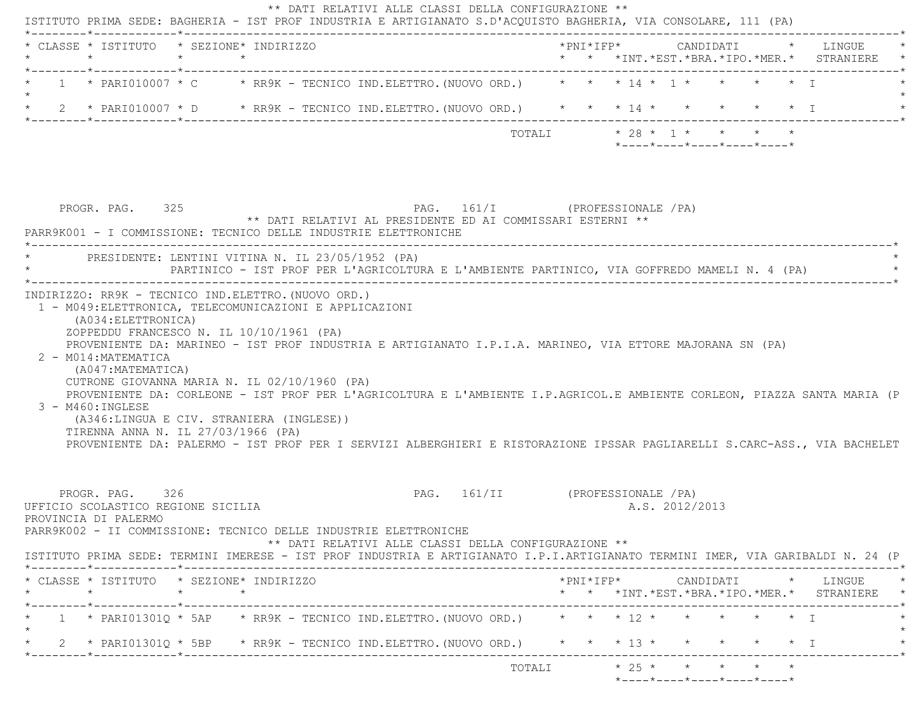** DATI RELATIVI ALLE CLASSI DELLA CONFIGURAZIONE **

ISTITUTO PRIMA SEDE: BAGHERIA - IST PROF INDUSTRIA E ARTIGIANATO S.D'ACQUISTO BAGHERIA, VIA CONSOLARE, 111 (PA)

| CLASSE | ISTITUTO | SEZIONE | INDIRIZZO | PNI | IFP | CANDIDATI INT. | EST. | BRA. | IPO. | MER. | LINGUE STRANIERE |
|---|---|---|---|---|---|---|---|---|---|---|---|
| 1 | PARI010007 | C | RR9K - TECNICO IND.ELETTRO.(NUOVO ORD.) | | | 14 | 1 | | | | I |
| 2 | PARI010007 | D | RR9K - TECNICO IND.ELETTRO.(NUOVO ORD.) | | | 14 | | | | | I |
| | | | TOTALI | | | 28 | 1 | | | | |

PROGR. PAG. 325 PAG. 161/I (PROFESSIONALE /PA)

** DATI RELATIVI AL PRESIDENTE ED AI COMMISSARI ESTERNI **

PARR9K001 - I COMMISSIONE: TECNICO DELLE INDUSTRIE ELETTRONICHE

PRESIDENTE: LENTINI VITINA N. IL 23/05/1952 (PA)
PARTINICO - IST PROF PER L'AGRICOLTURA E L'AMBIENTE PARTINICO, VIA GOFFREDO MAMELI N. 4 (PA)

INDIRIZZO: RR9K - TECNICO IND.ELETTRO.(NUOVO ORD.)

1 - M049:ELETTRONICA, TELECOMUNICAZIONI E APPLICAZIONI
(A034:ELETTRONICA)
ZOPPEDDU FRANCESCO N. IL 10/10/1961 (PA)
PROVENIENTE DA: MARINEO - IST PROF INDUSTRIA E ARTIGIANATO I.P.I.A. MARINEO, VIA ETTORE MAJORANA SN (PA)

2 - M014:MATEMATICA
(A047:MATEMATICA)
CUTRONE GIOVANNA MARIA N. IL 02/10/1960 (PA)
PROVENIENTE DA: CORLEONE - IST PROF PER L'AGRICOLTURA E L'AMBIENTE I.P.AGRICOL.E AMBIENTE CORLEON, PIAZZA SANTA MARIA (P

3 - M460:INGLESE
(A346:LINGUA E CIV. STRANIERA (INGLESE))
TIRENNA ANNA N. IL 27/03/1966 (PA)
PROVENIENTE DA: PALERMO - IST PROF PER I SERVIZI ALBERGHIERI E RISTORAZIONE IPSSAR PAGLIARELLI S.CARC-ASS., VIA BACHELET

PROGR. PAG. 326 PAG. 161/II (PROFESSIONALE /PA)

UFFICIO SCOLASTICO REGIONE SICILIA A.S. 2012/2013

PROVINCIA DI PALERMO

PARR9K002 - II COMMISSIONE: TECNICO DELLE INDUSTRIE ELETTRONICHE

** DATI RELATIVI ALLE CLASSI DELLA CONFIGURAZIONE **

ISTITUTO PRIMA SEDE: TERMINI IMERESE - IST PROF INDUSTRIA E ARTIGIANATO I.P.I.ARTIGIANATO TERMINI IMER, VIA GARIBALDI N. 24 (P

| CLASSE | ISTITUTO | SEZIONE | INDIRIZZO | PNI | IFP | CANDIDATI INT. | EST. | BRA. | IPO. | MER. | LINGUE STRANIERE |
|---|---|---|---|---|---|---|---|---|---|---|---|
| 1 | PARI01301Q | 5AP | RR9K - TECNICO IND.ELETTRO.(NUOVO ORD.) | | | 12 | | | | | I |
| 2 | PARI01301Q | 5BP | RR9K - TECNICO IND.ELETTRO.(NUOVO ORD.) | | | 13 | | | | | I |
| | | | TOTALI | | | 25 | | | | | |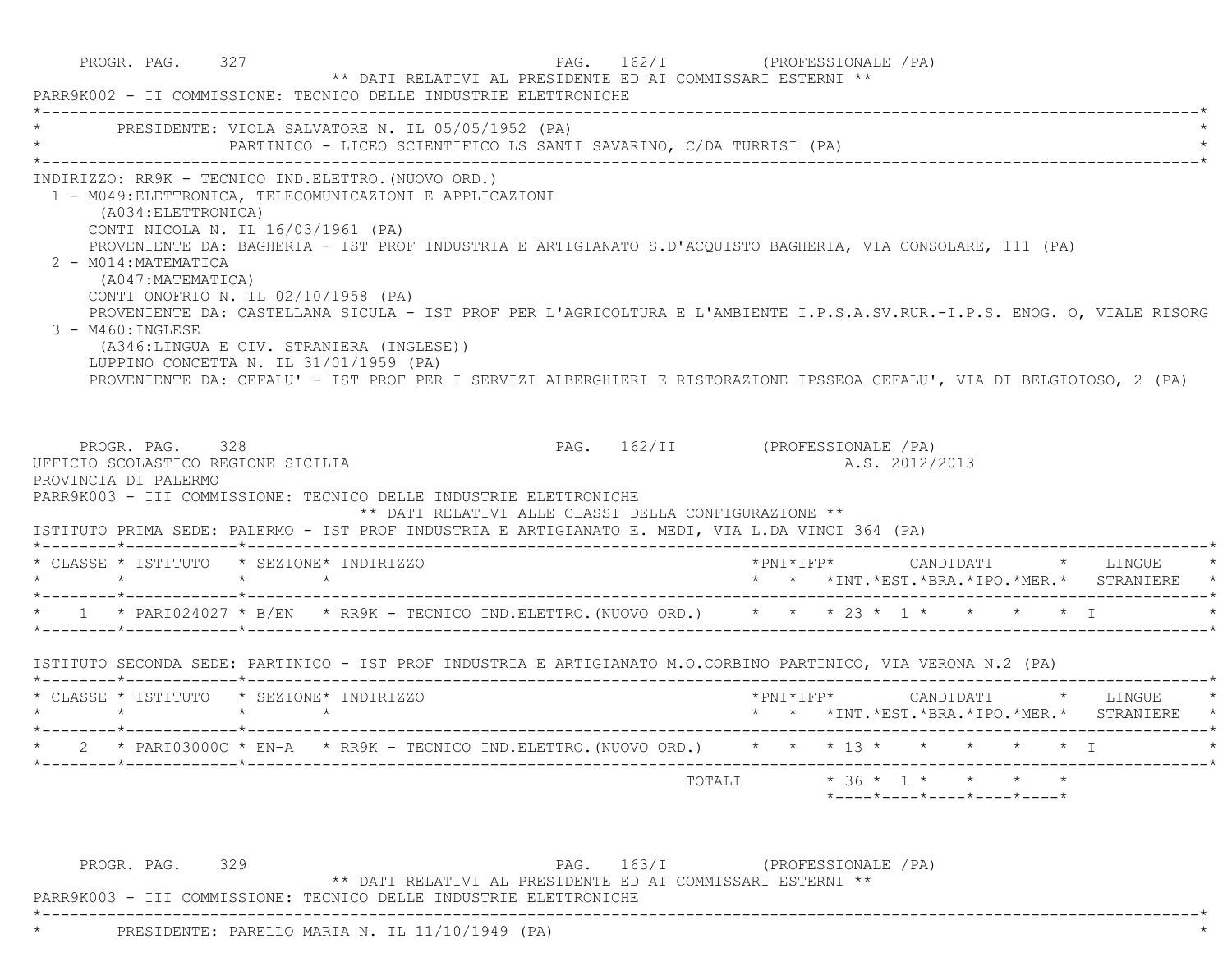PROGR. PAG. 327 PAG. 162/I (PROFESSIONALE /PA)

** DATI RELATIVI AL PRESIDENTE ED AI COMMISSARI ESTERNI **

PARR9K002 - II COMMISSIONE: TECNICO DELLE INDUSTRIE ELETTRONICHE

PRESIDENTE: VIOLA SALVATORE N. IL 05/05/1952 (PA)
PARTINICO - LICEO SCIENTIFICO LS SANTI SAVARINO, C/DA TURRISI (PA)

INDIRIZZO: RR9K - TECNICO IND.ELETTRO.(NUOVO ORD.)

1 - M049:ELETTRONICA, TELECOMUNICAZIONI E APPLICAZIONI
(A034:ELETTRONICA)
CONTI NICOLA N. IL 16/03/1961 (PA)
PROVENIENTE DA: BAGHERIA - IST PROF INDUSTRIA E ARTIGIANATO S.D'ACQUISTO BAGHERIA, VIA CONSOLARE, 111 (PA)

2 - M014:MATEMATICA
(A047:MATEMATICA)
CONTI ONOFRIO N. IL 02/10/1958 (PA)
PROVENIENTE DA: CASTELLANA SICULA - IST PROF PER L'AGRICOLTURA E L'AMBIENTE I.P.S.A.SV.RUR.-I.P.S. ENOG. O, VIALE RISORG

3 - M460:INGLESE
(A346:LINGUA E CIV. STRANIERA (INGLESE))
LUPPINO CONCETTA N. IL 31/01/1959 (PA)
PROVENIENTE DA: CEFALU' - IST PROF PER I SERVIZI ALBERGHIERI E RISTORAZIONE IPSSEOA CEFALU', VIA DI BELGIOIOSO, 2 (PA)

PROGR. PAG. 328 PAG. 162/II (PROFESSIONALE /PA)

UFFICIO SCOLASTICO REGIONE SICILIA A.S. 2012/2013

PROVINCIA DI PALERMO

PARR9K003 - III COMMISSIONE: TECNICO DELLE INDUSTRIE ELETTRONICHE

** DATI RELATIVI ALLE CLASSI DELLA CONFIGURAZIONE **

ISTITUTO PRIMA SEDE: PALERMO - IST PROF INDUSTRIA E ARTIGIANATO E. MEDI, VIA L.DA VINCI 364 (PA)

| CLASSE | ISTITUTO | SEZIONE | INDIRIZZO | PNI | IFP | CANDIDATI INT. | EST. | BRA. | IPO. | MER. | LINGUE STRANIERE |
|---|---|---|---|---|---|---|---|---|---|---|---|
| 1 | PARI024027 | B/EN | RR9K - TECNICO IND.ELETTRO.(NUOVO ORD.) | | | 23 | 1 | | | | I |

ISTITUTO SECONDA SEDE: PARTINICO - IST PROF INDUSTRIA E ARTIGIANATO M.O.CORBINO PARTINICO, VIA VERONA N.2 (PA)

| CLASSE | ISTITUTO | SEZIONE | INDIRIZZO | PNI | IFP | CANDIDATI INT. | EST. | BRA. | IPO. | MER. | LINGUE STRANIERE |
|---|---|---|---|---|---|---|---|---|---|---|---|
| 2 | PARI03000C | EN-A | RR9K - TECNICO IND.ELETTRO.(NUOVO ORD.) | | | 13 | | | | | I |
| | | | TOTALI | | | 36 | 1 | | | | |

PROGR. PAG. 329 PAG. 163/I (PROFESSIONALE /PA)

** DATI RELATIVI AL PRESIDENTE ED AI COMMISSARI ESTERNI **

PARR9K003 - III COMMISSIONE: TECNICO DELLE INDUSTRIE ELETTRONICHE

PRESIDENTE: PARELLO MARIA N. IL 11/10/1949 (PA)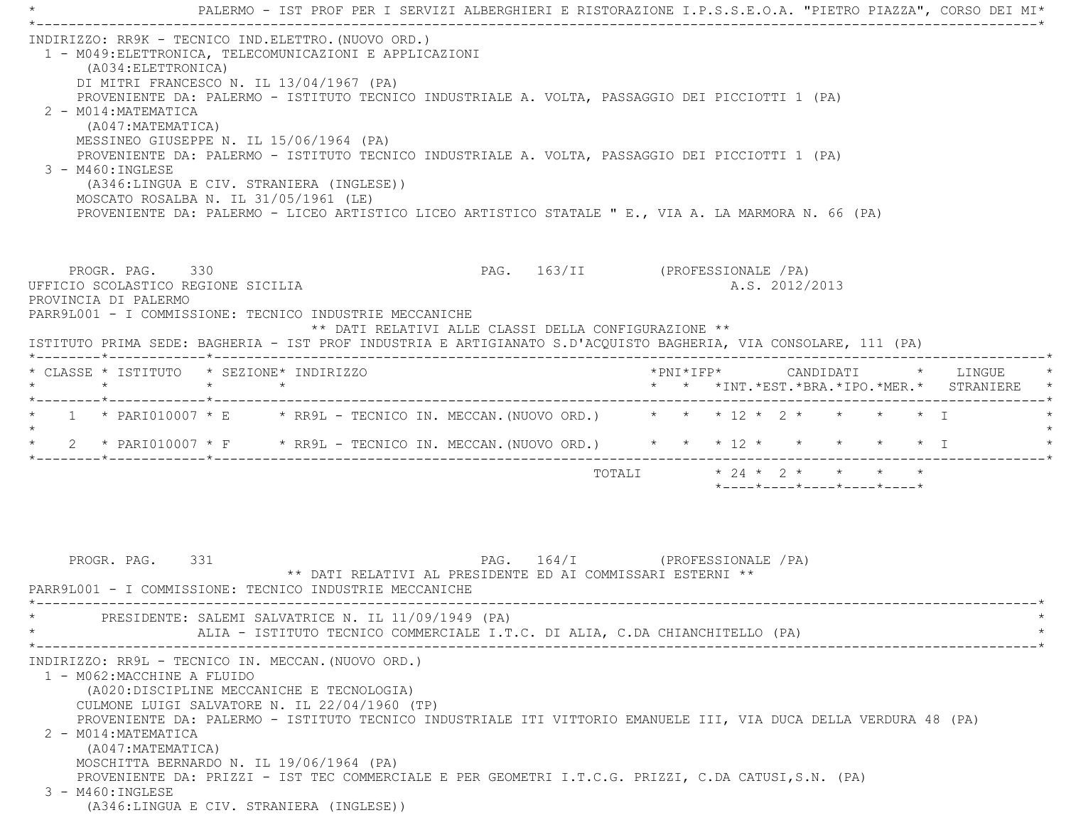PALERMO - IST PROF PER I SERVIZI ALBERGHIERI E RISTORAZIONE I.P.S.S.E.O.A. "PIETRO PIAZZA", CORSO DEI MI*

INDIRIZZO: RR9K - TECNICO IND.ELETTRO.(NUOVO ORD.)

1 - M049:ELETTRONICA, TELECOMUNICAZIONI E APPLICAZIONI
   (A034:ELETTRONICA)
   DI MITRI FRANCESCO N. IL 13/04/1967 (PA)
   PROVENIENTE DA: PALERMO - ISTITUTO TECNICO INDUSTRIALE A. VOLTA, PASSAGGIO DEI PICCIOTTI 1 (PA)

2 - M014:MATEMATICA
   (A047:MATEMATICA)
   MESSINEO GIUSEPPE N. IL 15/06/1964 (PA)
   PROVENIENTE DA: PALERMO - ISTITUTO TECNICO INDUSTRIALE A. VOLTA, PASSAGGIO DEI PICCIOTTI 1 (PA)

3 - M460:INGLESE
   (A346:LINGUA E CIV. STRANIERA (INGLESE))
   MOSCATO ROSALBA N. IL 31/05/1961 (LE)
   PROVENIENTE DA: PALERMO - LICEO ARTISTICO LICEO ARTISTICO STATALE " E., VIA A. LA MARMORA N. 66 (PA)

PROGR. PAG. 330 PAG. 163/II (PROFESSIONALE /PA)

UFFICIO SCOLASTICO REGIONE SICILIA A.S. 2012/2013

PROVINCIA DI PALERMO

PARR9L001 - I COMMISSIONE: TECNICO INDUSTRIE MECCANICHE

** DATI RELATIVI ALLE CLASSI DELLA CONFIGURAZIONE **

ISTITUTO PRIMA SEDE: BAGHERIA - IST PROF INDUSTRIA E ARTIGIANATO S.D'ACQUISTO BAGHERIA, VIA CONSOLARE, 111 (PA)

| CLASSE | ISTITUTO | SEZIONE | INDIRIZZO | PNI | IFP | CANDIDATI INT. | EST. | BRA. | IPO. | MER. | LINGUE STRANIERE |
|---|---|---|---|---|---|---|---|---|---|---|---|
| 1 | PARI010007 | E | RR9L - TECNICO IN. MECCAN.(NUOVO ORD.) | | | 12 | 2 | | | | I |
| 2 | PARI010007 | F | RR9L - TECNICO IN. MECCAN.(NUOVO ORD.) | | | 12 | | | | | I |
| | | | | | TOTALI | 24 | 2 | | | | |

PROGR. PAG. 331 PAG. 164/I (PROFESSIONALE /PA)

** DATI RELATIVI AL PRESIDENTE ED AI COMMISSARI ESTERNI **

PARR9L001 - I COMMISSIONE: TECNICO INDUSTRIE MECCANICHE

PRESIDENTE: SALEMI SALVATRICE N. IL 11/09/1949 (PA)
ALIA - ISTITUTO TECNICO COMMERCIALE I.T.C. DI ALIA, C.DA CHIANCHITELLO (PA)

INDIRIZZO: RR9L - TECNICO IN. MECCAN.(NUOVO ORD.)

1 - M062:MACCHINE A FLUIDO
   (A020:DISCIPLINE MECCANICHE E TECNOLOGIA)
   CULMONE LUIGI SALVATORE N. IL 22/04/1960 (TP)
   PROVENIENTE DA: PALERMO - ISTITUTO TECNICO INDUSTRIALE ITI VITTORIO EMANUELE III, VIA DUCA DELLA VERDURA 48 (PA)

2 - M014:MATEMATICA
   (A047:MATEMATICA)
   MOSCHITTA BERNARDO N. IL 19/06/1964 (PA)
   PROVENIENTE DA: PRIZZI - IST TEC COMMERCIALE E PER GEOMETRI I.T.C.G. PRIZZI, C.DA CATUSI,S.N. (PA)

3 - M460:INGLESE
   (A346:LINGUA E CIV. STRANIERA (INGLESE))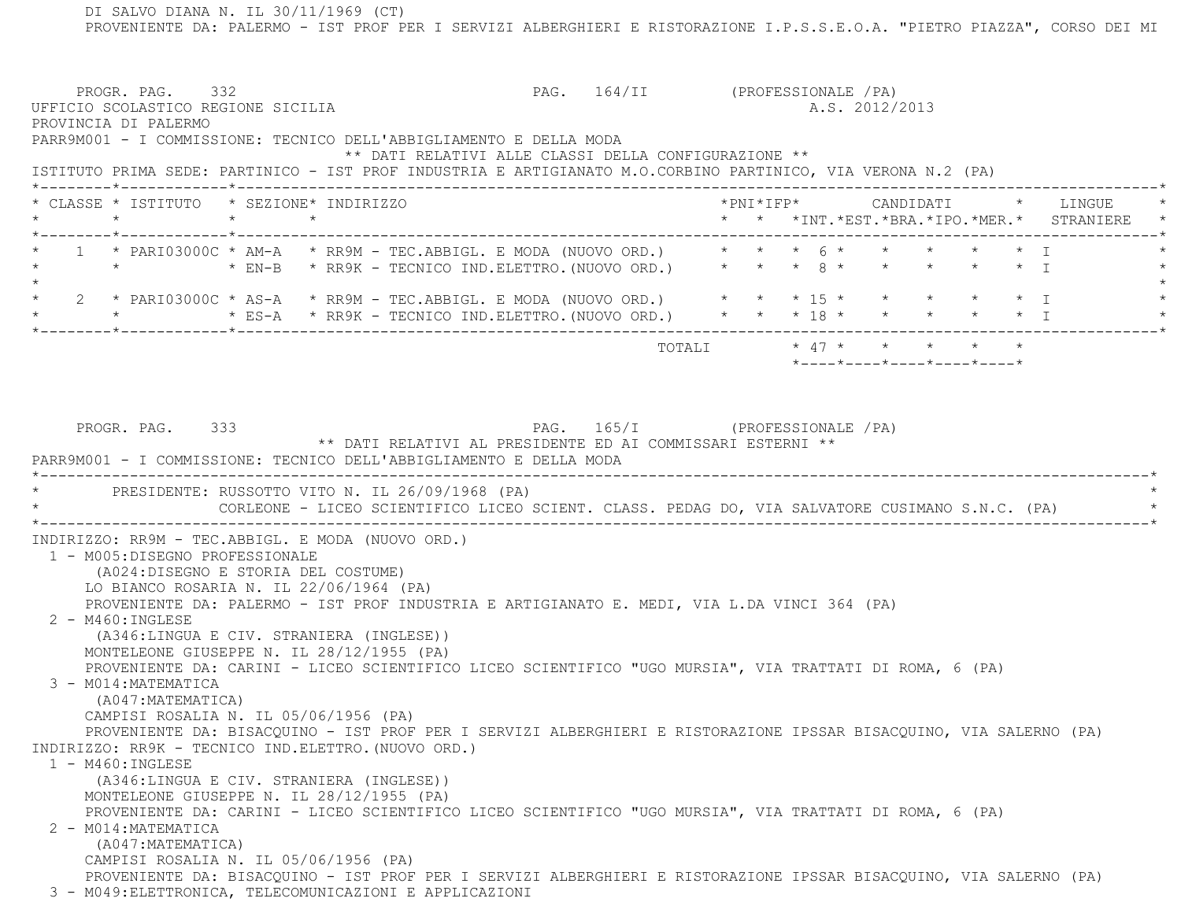DI SALVO DIANA N. IL 30/11/1969 (CT)
PROVENIENTE DA: PALERMO - IST PROF PER I SERVIZI ALBERGHIERI E RISTORAZIONE I.P.S.S.E.O.A. "PIETRO PIAZZA", CORSO DEI MI

PROGR. PAG. 332 PAG. 164/II (PROFESSIONALE /PA)
UFFICIO SCOLASTICO REGIONE SICILIA A.S. 2012/2013
PROVINCIA DI PALERMO
PARR9M001 - I COMMISSIONE: TECNICO DELL'ABBIGLIAMENTO E DELLA MODA
** DATI RELATIVI ALLE CLASSI DELLA CONFIGURAZIONE **
ISTITUTO PRIMA SEDE: PARTINICO - IST PROF INDUSTRIA E ARTIGIANATO M.O.CORBINO PARTINICO, VIA VERONA N.2 (PA)

| CLASSE | ISTITUTO | SEZIONE | INDIRIZZO | PNI | IFP | CANDIDATI INT. | EST. | BRA. | IPO. | MER. | LINGUE STRANIERE |
|---|---|---|---|---|---|---|---|---|---|---|---|
| 1 | PARI03000C | AM-A | RR9M - TEC.ABBIGL. E MODA (NUOVO ORD.) | | | 6 | | | | | I |
| | | EN-B | RR9K - TECNICO IND.ELETTRO.(NUOVO ORD.) | | | 8 | | | | | I |
| 2 | PARI03000C | AS-A | RR9M - TEC.ABBIGL. E MODA (NUOVO ORD.) | | | 15 | | | | | I |
| | | ES-A | RR9K - TECNICO IND.ELETTRO.(NUOVO ORD.) | | | 18 | | | | | I |
| | | | TOTALI | | | 47 | | | | | |

PROGR. PAG. 333 PAG. 165/I (PROFESSIONALE /PA)
** DATI RELATIVI AL PRESIDENTE ED AI COMMISSARI ESTERNI **
PARR9M001 - I COMMISSIONE: TECNICO DELL'ABBIGLIAMENTO E DELLA MODA

PRESIDENTE: RUSSOTTO VITO N. IL 26/09/1968 (PA)
CORLEONE - LICEO SCIENTIFICO LICEO SCIENT. CLASS. PEDAG DO, VIA SALVATORE CUSIMANO S.N.C. (PA)

INDIRIZZO: RR9M - TEC.ABBIGL. E MODA (NUOVO ORD.)
1 - M005:DISEGNO PROFESSIONALE
(A024:DISEGNO E STORIA DEL COSTUME)
LO BIANCO ROSARIA N. IL 22/06/1964 (PA)
PROVENIENTE DA: PALERMO - IST PROF INDUSTRIA E ARTIGIANATO E. MEDI, VIA L.DA VINCI 364 (PA)
2 - M460:INGLESE
(A346:LINGUA E CIV. STRANIERA (INGLESE))
MONTELEONE GIUSEPPE N. IL 28/12/1955 (PA)
PROVENIENTE DA: CARINI - LICEO SCIENTIFICO LICEO SCIENTIFICO "UGO MURSIA", VIA TRATTATI DI ROMA, 6 (PA)
3 - M014:MATEMATICA
(A047:MATEMATICA)
CAMPISI ROSALIA N. IL 05/06/1956 (PA)
PROVENIENTE DA: BISACQUINO - IST PROF PER I SERVIZI ALBERGHIERI E RISTORAZIONE IPSSAR BISACQUINO, VIA SALERNO (PA)
INDIRIZZO: RR9K - TECNICO IND.ELETTRO.(NUOVO ORD.)
1 - M460:INGLESE
(A346:LINGUA E CIV. STRANIERA (INGLESE))
MONTELEONE GIUSEPPE N. IL 28/12/1955 (PA)
PROVENIENTE DA: CARINI - LICEO SCIENTIFICO LICEO SCIENTIFICO "UGO MURSIA", VIA TRATTATI DI ROMA, 6 (PA)
2 - M014:MATEMATICA
(A047:MATEMATICA)
CAMPISI ROSALIA N. IL 05/06/1956 (PA)
PROVENIENTE DA: BISACQUINO - IST PROF PER I SERVIZI ALBERGHIERI E RISTORAZIONE IPSSAR BISACQUINO, VIA SALERNO (PA)
3 - M049:ELETTRONICA, TELECOMUNICAZIONI E APPLICAZIONI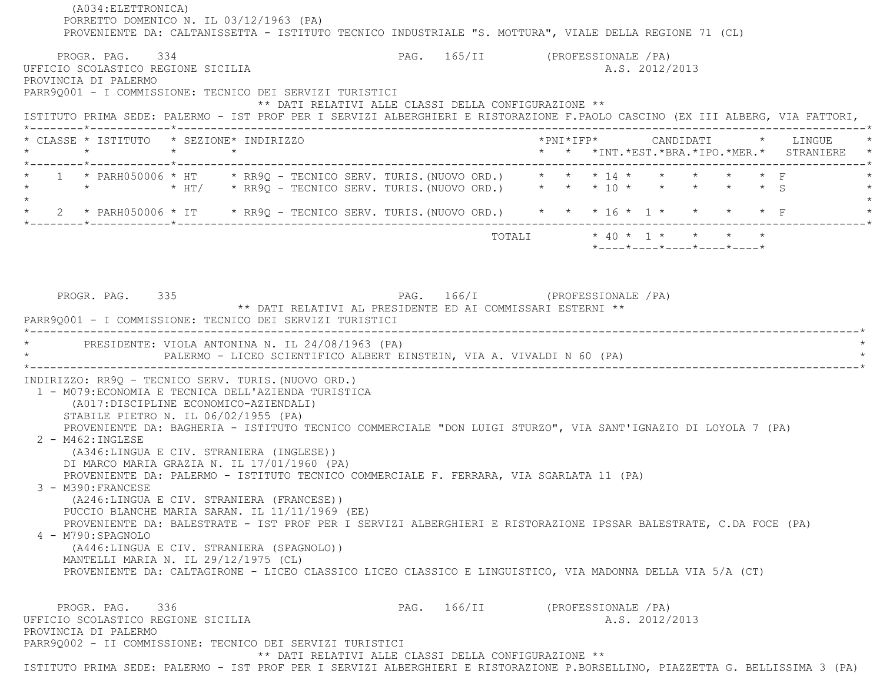(A034:ELETTRONICA)
PORRETTO DOMENICO N. IL 03/12/1963 (PA)
PROVENIENTE DA: CALTANISSETTA - ISTITUTO TECNICO INDUSTRIALE "S. MOTTURA", VIALE DELLA REGIONE 71 (CL)

PROGR. PAG. 334 PAG. 165/II (PROFESSIONALE /PA)
UFFICIO SCOLASTICO REGIONE SICILIA A.S. 2012/2013
PROVINCIA DI PALERMO
PARR9Q001 - I COMMISSIONE: TECNICO DEI SERVIZI TURISTICI
** DATI RELATIVI ALLE CLASSI DELLA CONFIGURAZIONE **
ISTITUTO PRIMA SEDE: PALERMO - IST PROF PER I SERVIZI ALBERGHIERI E RISTORAZIONE F.PAOLO CASCINO (EX III ALBERG, VIA FATTORI,

| CLASSE | ISTITUTO | SEZIONE | INDIRIZZO | PNI | IFP | CANDIDATI INT. | EST. | BRA. | IPO. | MER. | LINGUE STRANIERE |
|---|---|---|---|---|---|---|---|---|---|---|---|
| 1 | PARH050006 | HT | RR9Q - TECNICO SERV. TURIS.(NUOVO ORD.) | | | 14 | | | | | F |
| | | HT/ | RR9Q - TECNICO SERV. TURIS.(NUOVO ORD.) | | | 10 | | | | | S |
| 2 | PARH050006 | IT | RR9Q - TECNICO SERV. TURIS.(NUOVO ORD.) | | | 16 | 1 | | | | F |
| | | | TOTALI | | | 40 | 1 | | | | |

PROGR. PAG. 335 PAG. 166/I (PROFESSIONALE /PA)
** DATI RELATIVI AL PRESIDENTE ED AI COMMISSARI ESTERNI **
PARR9Q001 - I COMMISSIONE: TECNICO DEI SERVIZI TURISTICI

PRESIDENTE: VIOLA ANTONINA N. IL 24/08/1963 (PA)
PALERMO - LICEO SCIENTIFICO ALBERT EINSTEIN, VIA A. VIVALDI N 60 (PA)

INDIRIZZO: RR9Q - TECNICO SERV. TURIS.(NUOVO ORD.)

1 - M079:ECONOMIA E TECNICA DELL'AZIENDA TURISTICA
(A017:DISCIPLINE ECONOMICO-AZIENDALI)
STABILE PIETRO N. IL 06/02/1955 (PA)
PROVENIENTE DA: BAGHERIA - ISTITUTO TECNICO COMMERCIALE "DON LUIGI STURZO", VIA SANT'IGNAZIO DI LOYOLA 7 (PA)

2 - M462:INGLESE
(A346:LINGUA E CIV. STRANIERA (INGLESE))
DI MARCO MARIA GRAZIA N. IL 17/01/1960 (PA)
PROVENIENTE DA: PALERMO - ISTITUTO TECNICO COMMERCIALE F. FERRARA, VIA SGARLATA 11 (PA)

3 - M390:FRANCESE
(A246:LINGUA E CIV. STRANIERA (FRANCESE))
PUCCIO BLANCHE MARIA SARAN. IL 11/11/1969 (EE)
PROVENIENTE DA: BALESTRATE - IST PROF PER I SERVIZI ALBERGHIERI E RISTORAZIONE IPSSAR BALESTRATE, C.DA FOCE (PA)

4 - M790:SPAGNOLO
(A446:LINGUA E CIV. STRANIERA (SPAGNOLO))
MANTELLI MARIA N. IL 29/12/1975 (CL)
PROVENIENTE DA: CALTAGIRONE - LICEO CLASSICO LICEO CLASSICO E LINGUISTICO, VIA MADONNA DELLA VIA 5/A (CT)

PROGR. PAG. 336 PAG. 166/II (PROFESSIONALE /PA)
UFFICIO SCOLASTICO REGIONE SICILIA A.S. 2012/2013
PROVINCIA DI PALERMO
PARR9Q002 - II COMMISSIONE: TECNICO DEI SERVIZI TURISTICI
** DATI RELATIVI ALLE CLASSI DELLA CONFIGURAZIONE **
ISTITUTO PRIMA SEDE: PALERMO - IST PROF PER I SERVIZI ALBERGHIERI E RISTORAZIONE P.BORSELLINO, PIAZZETTA G. BELLISSIMA 3 (PA)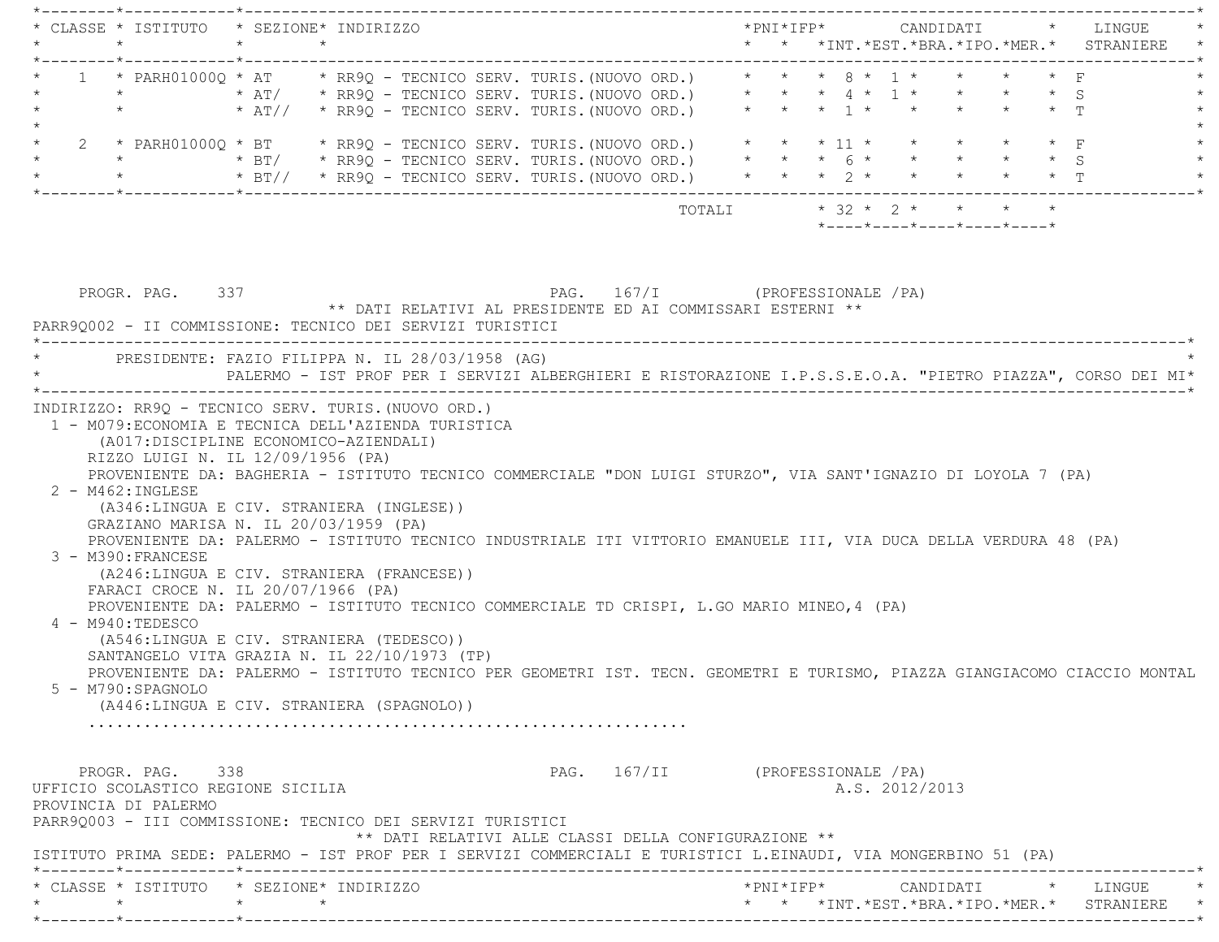| CLASSE | ISTITUTO | SEZIONE | INDIRIZZO | PNI | IFP | CANDIDATI INT. | EST. | BRA. | IPO. | MER. | LINGUE STRANIERE |
|---|---|---|---|---|---|---|---|---|---|---|---|
| 1 | PARH01000Q | AT | RR9Q - TECNICO SERV. TURIS.(NUOVO ORD.) | | | 8 | 1 | | | | F |
| | | AT/ | RR9Q - TECNICO SERV. TURIS.(NUOVO ORD.) | | | 4 | 1 | | | | S |
| | | AT// | RR9Q - TECNICO SERV. TURIS.(NUOVO ORD.) | | | 1 | | | | | T |
| 2 | PARH01000Q | BT | RR9Q - TECNICO SERV. TURIS.(NUOVO ORD.) | | | 11 | | | | | F |
| | | BT/ | RR9Q - TECNICO SERV. TURIS.(NUOVO ORD.) | | | 6 | | | | | S |
| | | BT// | RR9Q - TECNICO SERV. TURIS.(NUOVO ORD.) | | | 2 | | | | | T |
| | | | TOTALI | | | 32 | 2 | | | | |

PROGR. PAG. 337 PAG. 167/I (PROFESSIONALE /PA)

** DATI RELATIVI AL PRESIDENTE ED AI COMMISSARI ESTERNI **

PARR9Q002 - II COMMISSIONE: TECNICO DEI SERVIZI TURISTICI

PRESIDENTE: FAZIO FILIPPA N. IL 28/03/1958 (AG)
PALERMO - IST PROF PER I SERVIZI ALBERGHIERI E RISTORAZIONE I.P.S.S.E.O.A. "PIETRO PIAZZA", CORSO DEI MI*

INDIRIZZO: RR9Q - TECNICO SERV. TURIS.(NUOVO ORD.)

1 - M079:ECONOMIA E TECNICA DELL'AZIENDA TURISTICA
(A017:DISCIPLINE ECONOMICO-AZIENDALI)
RIZZO LUIGI N. IL 12/09/1956 (PA)
PROVENIENTE DA: BAGHERIA - ISTITUTO TECNICO COMMERCIALE "DON LUIGI STURZO", VIA SANT'IGNAZIO DI LOYOLA 7 (PA)

2 - M462:INGLESE
(A346:LINGUA E CIV. STRANIERA (INGLESE))
GRAZIANO MARISA N. IL 20/03/1959 (PA)
PROVENIENTE DA: PALERMO - ISTITUTO TECNICO INDUSTRIALE ITI VITTORIO EMANUELE III, VIA DUCA DELLA VERDURA 48 (PA)

3 - M390:FRANCESE
(A246:LINGUA E CIV. STRANIERA (FRANCESE))
FARACI CROCE N. IL 20/07/1966 (PA)
PROVENIENTE DA: PALERMO - ISTITUTO TECNICO COMMERCIALE TD CRISPI, L.GO MARIO MINEO,4 (PA)

4 - M940:TEDESCO
(A546:LINGUA E CIV. STRANIERA (TEDESCO))
SANTANGELO VITA GRAZIA N. IL 22/10/1973 (TP)
PROVENIENTE DA: PALERMO - ISTITUTO TECNICO PER GEOMETRI IST. TECN. GEOMETRI E TURISMO, PIAZZA GIANGIACOMO CIACCIO MONTAL

5 - M790:SPAGNOLO
(A446:LINGUA E CIV. STRANIERA (SPAGNOLO))
.................................................................

PROGR. PAG. 338 PAG. 167/II (PROFESSIONALE /PA)

UFFICIO SCOLASTICO REGIONE SICILIA A.S. 2012/2013

PROVINCIA DI PALERMO

PARR9Q003 - III COMMISSIONE: TECNICO DEI SERVIZI TURISTICI

** DATI RELATIVI ALLE CLASSI DELLA CONFIGURAZIONE **

ISTITUTO PRIMA SEDE: PALERMO - IST PROF PER I SERVIZI COMMERCIALI E TURISTICI L.EINAUDI, VIA MONGERBINO 51 (PA)

| CLASSE | ISTITUTO | SEZIONE | INDIRIZZO | PNI | IFP | CANDIDATI INT. | EST. | BRA. | IPO. | MER. | LINGUE STRANIERE |
|---|---|---|---|---|---|---|---|---|---|---|---|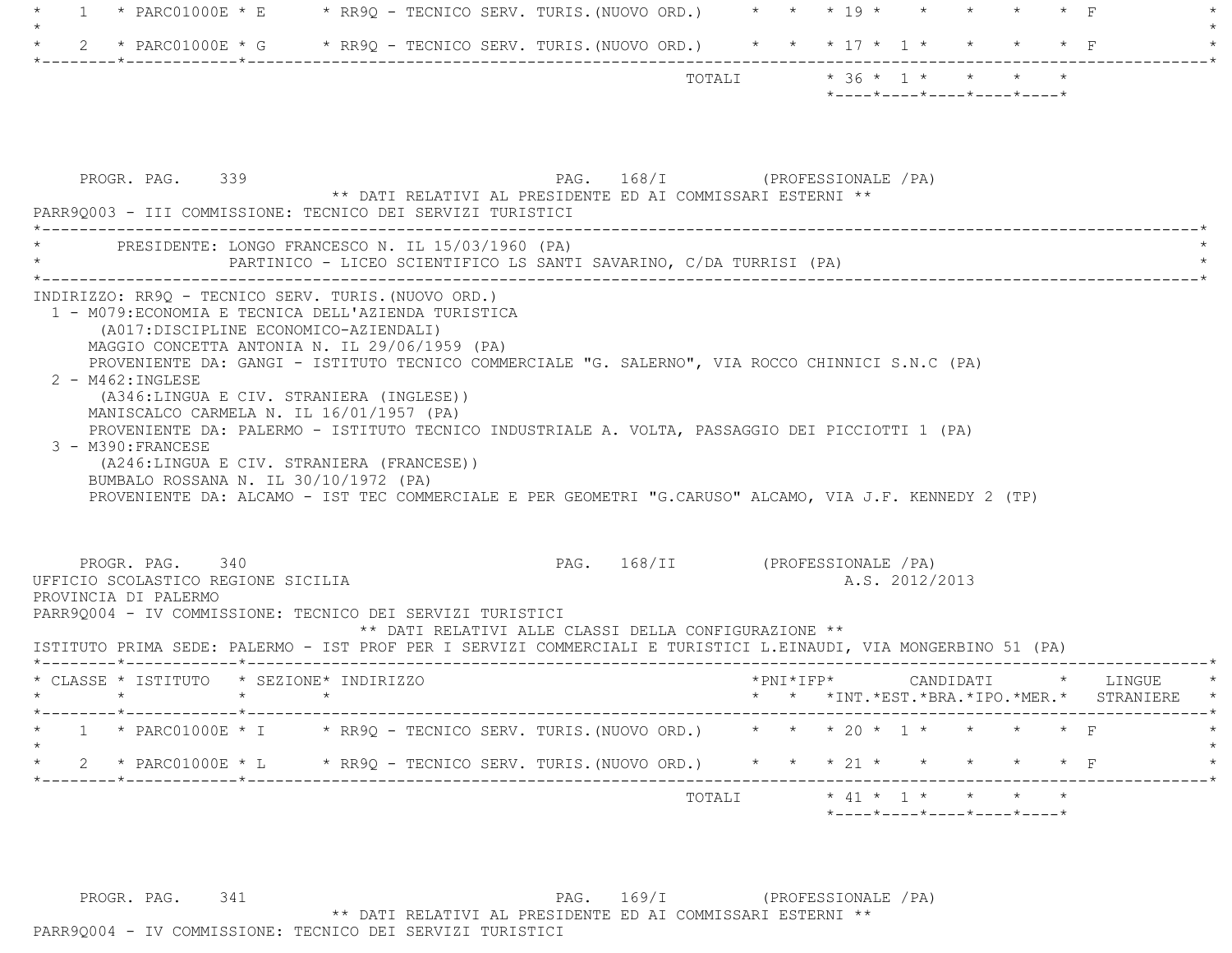| CLASSE | ISTITUTO | SEZIONE | INDIRIZZO | PNI | IFP | INT. | EST. | BRA. | IPO. | MER. | LINGUE STRANIERE |
|---|---|---|---|---|---|---|---|---|---|---|---|
| 1 | PARC01000E | E | RR9Q - TECNICO SERV. TURIS.(NUOVO ORD.) | | | 19 | | | | | F |
| 2 | PARC01000E | G | RR9Q - TECNICO SERV. TURIS.(NUOVO ORD.) | | | 17 | 1 | | | | F |
| | | | TOTALI | | | 36 | 1 | | | | |

PROGR. PAG. 339 PAG. 168/I (PROFESSIONALE /PA)

** DATI RELATIVI AL PRESIDENTE ED AI COMMISSARI ESTERNI **

PARR9Q003 - III COMMISSIONE: TECNICO DEI SERVIZI TURISTICI

PRESIDENTE: LONGO FRANCESCO N. IL 15/03/1960 (PA)
PARTINICO - LICEO SCIENTIFICO LS SANTI SAVARINO, C/DA TURRISI (PA)

INDIRIZZO: RR9Q - TECNICO SERV. TURIS.(NUOVO ORD.)

1 - M079:ECONOMIA E TECNICA DELL'AZIENDA TURISTICA
(A017:DISCIPLINE ECONOMICO-AZIENDALI)
MAGGIO CONCETTA ANTONIA N. IL 29/06/1959 (PA)
PROVENIENTE DA: GANGI - ISTITUTO TECNICO COMMERCIALE "G. SALERNO", VIA ROCCO CHINNICI S.N.C (PA)

2 - M462:INGLESE
(A346:LINGUA E CIV. STRANIERA (INGLESE))
MANISCALCO CARMELA N. IL 16/01/1957 (PA)
PROVENIENTE DA: PALERMO - ISTITUTO TECNICO INDUSTRIALE A. VOLTA, PASSAGGIO DEI PICCIOTTI 1 (PA)

3 - M390:FRANCESE
(A246:LINGUA E CIV. STRANIERA (FRANCESE))
BUMBALO ROSSANA N. IL 30/10/1972 (PA)
PROVENIENTE DA: ALCAMO - IST TEC COMMERCIALE E PER GEOMETRI "G.CARUSO" ALCAMO, VIA J.F. KENNEDY 2 (TP)

PROGR. PAG. 340 PAG. 168/II (PROFESSIONALE /PA)

UFFICIO SCOLASTICO REGIONE SICILIA A.S. 2012/2013

PROVINCIA DI PALERMO

PARR9Q004 - IV COMMISSIONE: TECNICO DEI SERVIZI TURISTICI

** DATI RELATIVI ALLE CLASSI DELLA CONFIGURAZIONE **

ISTITUTO PRIMA SEDE: PALERMO - IST PROF PER I SERVIZI COMMERCIALI E TURISTICI L.EINAUDI, VIA MONGERBINO 51 (PA)

| CLASSE | ISTITUTO | SEZIONE | INDIRIZZO | PNI | IFP | INT. | EST. | BRA. | IPO. | MER. | LINGUE STRANIERE |
|---|---|---|---|---|---|---|---|---|---|---|---|
| 1 | PARC01000E | I | RR9Q - TECNICO SERV. TURIS.(NUOVO ORD.) | | | 20 | 1 | | | | F |
| 2 | PARC01000E | L | RR9Q - TECNICO SERV. TURIS.(NUOVO ORD.) | | | 21 | | | | | F |
| | | | TOTALI | | | 41 | 1 | | | | |

PROGR. PAG. 341 PAG. 169/I (PROFESSIONALE /PA)

** DATI RELATIVI AL PRESIDENTE ED AI COMMISSARI ESTERNI **

PARR9Q004 - IV COMMISSIONE: TECNICO DEI SERVIZI TURISTICI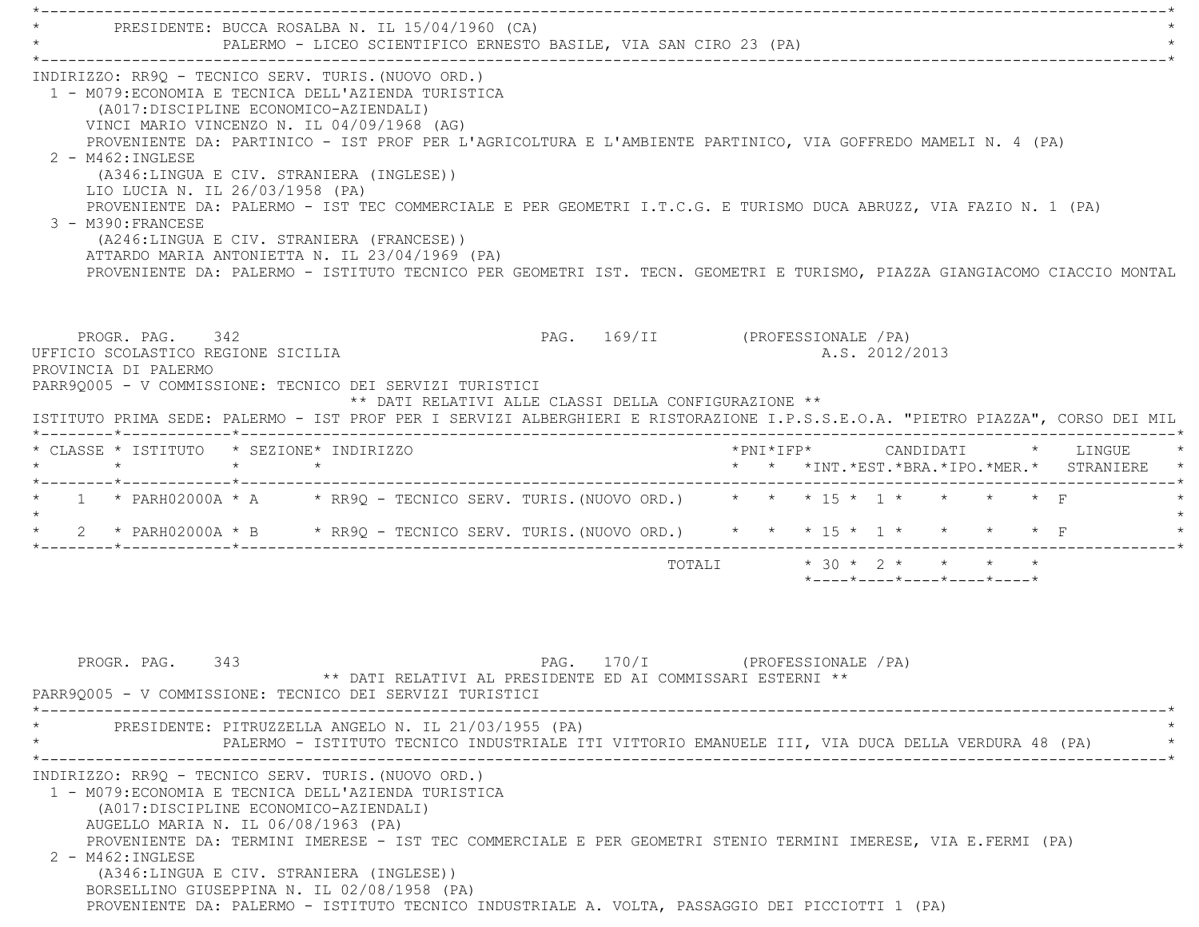PRESIDENTE: BUCCA ROSALBA N. IL 15/04/1960 (CA)
PALERMO - LICEO SCIENTIFICO ERNESTO BASILE, VIA SAN CIRO 23 (PA)

INDIRIZZO: RR9Q - TECNICO SERV. TURIS.(NUOVO ORD.)

1 - M079:ECONOMIA E TECNICA DELL'AZIENDA TURISTICA
(A017:DISCIPLINE ECONOMICO-AZIENDALI)
VINCI MARIO VINCENZO N. IL 04/09/1968 (AG)
PROVENIENTE DA: PARTINICO - IST PROF PER L'AGRICOLTURA E L'AMBIENTE PARTINICO, VIA GOFFREDO MAMELI N. 4 (PA)

2 - M462:INGLESE
(A346:LINGUA E CIV. STRANIERA (INGLESE))
LIO LUCIA N. IL 26/03/1958 (PA)
PROVENIENTE DA: PALERMO - IST TEC COMMERCIALE E PER GEOMETRI I.T.C.G. E TURISMO DUCA ABRUZZ, VIA FAZIO N. 1 (PA)

3 - M390:FRANCESE
(A246:LINGUA E CIV. STRANIERA (FRANCESE))
ATTARDO MARIA ANTONIETTA N. IL 23/04/1969 (PA)
PROVENIENTE DA: PALERMO - ISTITUTO TECNICO PER GEOMETRI IST. TECN. GEOMETRI E TURISMO, PIAZZA GIANGIACOMO CIACCIO MONTAL

PROGR. PAG. 342 PAG. 169/II (PROFESSIONALE /PA)

UFFICIO SCOLASTICO REGIONE SICILIA A.S. 2012/2013

PROVINCIA DI PALERMO

PARR9Q005 - V COMMISSIONE: TECNICO DEI SERVIZI TURISTICI

** DATI RELATIVI ALLE CLASSI DELLA CONFIGURAZIONE **

ISTITUTO PRIMA SEDE: PALERMO - IST PROF PER I SERVIZI ALBERGHIERI E RISTORAZIONE I.P.S.S.E.O.A. "PIETRO PIAZZA", CORSO DEI MIL

| CLASSE | ISTITUTO | SEZIONE | INDIRIZZO | PNI | IFP | CANDIDATI INT. | EST. | BRA. | IPO. | MER. | LINGUE STRANIERE |
|---|---|---|---|---|---|---|---|---|---|---|---|
| 1 | PARH02000A | A | RR9Q - TECNICO SERV. TURIS.(NUOVO ORD.) | | | 15 | 1 | | | | F |
| 2 | PARH02000A | B | RR9Q - TECNICO SERV. TURIS.(NUOVO ORD.) | | | 15 | 1 | | | | F |
| | | | TOTALI | | | 30 | 2 | | | | |

PROGR. PAG. 343 PAG. 170/I (PROFESSIONALE /PA)

** DATI RELATIVI AL PRESIDENTE ED AI COMMISSARI ESTERNI **

PARR9Q005 - V COMMISSIONE: TECNICO DEI SERVIZI TURISTICI

PRESIDENTE: PITRUZZELLA ANGELO N. IL 21/03/1955 (PA)
PALERMO - ISTITUTO TECNICO INDUSTRIALE ITI VITTORIO EMANUELE III, VIA DUCA DELLA VERDURA 48 (PA)

INDIRIZZO: RR9Q - TECNICO SERV. TURIS.(NUOVO ORD.)

1 - M079:ECONOMIA E TECNICA DELL'AZIENDA TURISTICA
(A017:DISCIPLINE ECONOMICO-AZIENDALI)
AUGELLO MARIA N. IL 06/08/1963 (PA)
PROVENIENTE DA: TERMINI IMERESE - IST TEC COMMERCIALE E PER GEOMETRI STENIO TERMINI IMERESE, VIA E.FERMI (PA)

2 - M462:INGLESE
(A346:LINGUA E CIV. STRANIERA (INGLESE))
BORSELLINO GIUSEPPINA N. IL 02/08/1958 (PA)
PROVENIENTE DA: PALERMO - ISTITUTO TECNICO INDUSTRIALE A. VOLTA, PASSAGGIO DEI PICCIOTTI 1 (PA)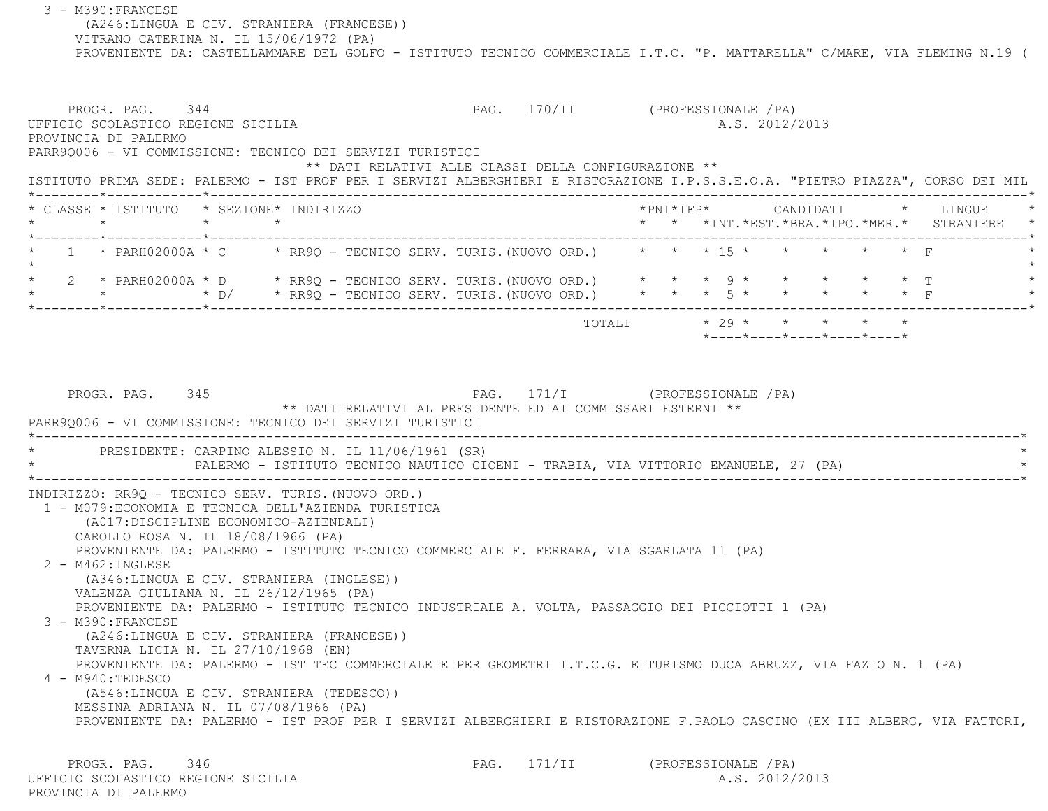3 - M390:FRANCESE
(A246:LINGUA E CIV. STRANIERA (FRANCESE))
VITRANO CATERINA N. IL 15/06/1972 (PA)
PROVENIENTE DA: CASTELLAMMARE DEL GOLFO - ISTITUTO TECNICO COMMERCIALE I.T.C. "P. MATTARELLA" C/MARE, VIA FLEMING N.19 (

PROGR. PAG. 344 PAG. 170/II (PROFESSIONALE /PA)
UFFICIO SCOLASTICO REGIONE SICILIA A.S. 2012/2013
PROVINCIA DI PALERMO
PARR9Q006 - VI COMMISSIONE: TECNICO DEI SERVIZI TURISTICI

** DATI RELATIVI ALLE CLASSI DELLA CONFIGURAZIONE **

ISTITUTO PRIMA SEDE: PALERMO - IST PROF PER I SERVIZI ALBERGHIERI E RISTORAZIONE I.P.S.S.E.O.A. "PIETRO PIAZZA", CORSO DEI MIL

| CLASSE | ISTITUTO | SEZIONE | INDIRIZZO | PNI | IFP | CANDIDATI INT. | EST. | BRA. | IPO. | MER. | LINGUE STRANIERE |
|---|---|---|---|---|---|---|---|---|---|---|---|
| 1 | PARH02000A | C | RR9Q - TECNICO SERV. TURIS.(NUOVO ORD.) | | | 15 | | | | | F |
| 2 | PARH02000A | D | RR9Q - TECNICO SERV. TURIS.(NUOVO ORD.) | | | 9 | | | | | T |
| | | D/ | RR9Q - TECNICO SERV. TURIS.(NUOVO ORD.) | | | 5 | | | | | F |
| | | | TOTALI | | | 29 | | | | | |

PROGR. PAG. 345 PAG. 171/I (PROFESSIONALE /PA)

** DATI RELATIVI AL PRESIDENTE ED AI COMMISSARI ESTERNI **

PARR9Q006 - VI COMMISSIONE: TECNICO DEI SERVIZI TURISTICI

PRESIDENTE: CARPINO ALESSIO N. IL 11/06/1961 (SR)
PALERMO - ISTITUTO TECNICO NAUTICO GIOENI - TRABIA, VIA VITTORIO EMANUELE, 27 (PA)

INDIRIZZO: RR9Q - TECNICO SERV. TURIS.(NUOVO ORD.)

1 - M079:ECONOMIA E TECNICA DELL'AZIENDA TURISTICA
(A017:DISCIPLINE ECONOMICO-AZIENDALI)
CAROLLO ROSA N. IL 18/08/1966 (PA)
PROVENIENTE DA: PALERMO - ISTITUTO TECNICO COMMERCIALE F. FERRARA, VIA SGARLATA 11 (PA)

2 - M462:INGLESE
(A346:LINGUA E CIV. STRANIERA (INGLESE))
VALENZA GIULIANA N. IL 26/12/1965 (PA)
PROVENIENTE DA: PALERMO - ISTITUTO TECNICO INDUSTRIALE A. VOLTA, PASSAGGIO DEI PICCIOTTI 1 (PA)

3 - M390:FRANCESE
(A246:LINGUA E CIV. STRANIERA (FRANCESE))
TAVERNA LICIA N. IL 27/10/1968 (EN)
PROVENIENTE DA: PALERMO - IST TEC COMMERCIALE E PER GEOMETRI I.T.C.G. E TURISMO DUCA ABRUZZ, VIA FAZIO N. 1 (PA)

4 - M940:TEDESCO
(A546:LINGUA E CIV. STRANIERA (TEDESCO))
MESSINA ADRIANA N. IL 07/08/1966 (PA)
PROVENIENTE DA: PALERMO - IST PROF PER I SERVIZI ALBERGHIERI E RISTORAZIONE F.PAOLO CASCINO (EX III ALBERG, VIA FATTORI,

PROGR. PAG. 346 PAG. 171/II (PROFESSIONALE /PA)
UFFICIO SCOLASTICO REGIONE SICILIA A.S. 2012/2013
PROVINCIA DI PALERMO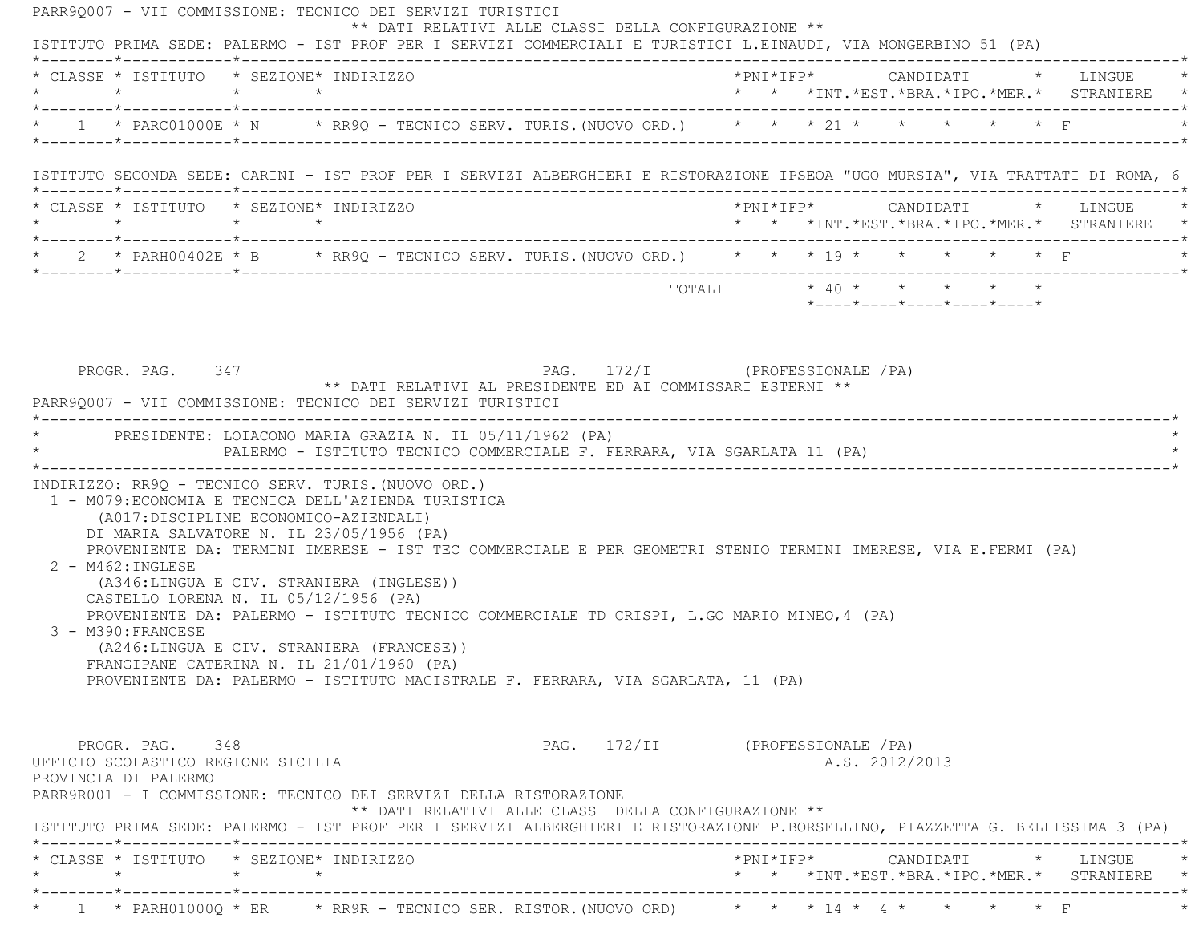PARR9Q007 - VII COMMISSIONE: TECNICO DEI SERVIZI TURISTICI

** DATI RELATIVI ALLE CLASSI DELLA CONFIGURAZIONE **

ISTITUTO PRIMA SEDE: PALERMO - IST PROF PER I SERVIZI COMMERCIALI E TURISTICI L.EINAUDI, VIA MONGERBINO 51 (PA)

| CLASSE | ISTITUTO | SEZIONE | INDIRIZZO | PNI | IFP | CANDIDATI INT. | EST. | BRA. | IPO. | MER. | LINGUE STRANIERE |
|---|---|---|---|---|---|---|---|---|---|---|---|
| 1 | PARC01000E | N | RR9Q - TECNICO SERV. TURIS.(NUOVO ORD.) | | | 21 | | | | | F |

ISTITUTO SECONDA SEDE: CARINI - IST PROF PER I SERVIZI ALBERGHIERI E RISTORAZIONE IPSEOA "UGO MURSIA", VIA TRATTATI DI ROMA, 6

| CLASSE | ISTITUTO | SEZIONE | INDIRIZZO | PNI | IFP | CANDIDATI INT. | EST. | BRA. | IPO. | MER. | LINGUE STRANIERE |
|---|---|---|---|---|---|---|---|---|---|---|---|
| 2 | PARH00402E | B | RR9Q - TECNICO SERV. TURIS.(NUOVO ORD.) | | | 19 | | | | | F |
| | | | TOTALI | | | 40 | | | | | |

PROGR. PAG. 347 PAG. 172/I (PROFESSIONALE /PA)

** DATI RELATIVI AL PRESIDENTE ED AI COMMISSARI ESTERNI **

PARR9Q007 - VII COMMISSIONE: TECNICO DEI SERVIZI TURISTICI

PRESIDENTE: LOIACONO MARIA GRAZIA N. IL 05/11/1962 (PA)
PALERMO - ISTITUTO TECNICO COMMERCIALE F. FERRARA, VIA SGARLATA 11 (PA)

INDIRIZZO: RR9Q - TECNICO SERV. TURIS.(NUOVO ORD.)

1 - M079:ECONOMIA E TECNICA DELL'AZIENDA TURISTICA
(A017:DISCIPLINE ECONOMICO-AZIENDALI)
DI MARIA SALVATORE N. IL 23/05/1956 (PA)
PROVENIENTE DA: TERMINI IMERESE - IST TEC COMMERCIALE E PER GEOMETRI STENIO TERMINI IMERESE, VIA E.FERMI (PA)

2 - M462:INGLESE
(A346:LINGUA E CIV. STRANIERA (INGLESE))
CASTELLO LORENA N. IL 05/12/1956 (PA)
PROVENIENTE DA: PALERMO - ISTITUTO TECNICO COMMERCIALE TD CRISPI, L.GO MARIO MINEO,4 (PA)

3 - M390:FRANCESE
(A246:LINGUA E CIV. STRANIERA (FRANCESE))
FRANGIPANE CATERINA N. IL 21/01/1960 (PA)
PROVENIENTE DA: PALERMO - ISTITUTO MAGISTRALE F. FERRARA, VIA SGARLATA, 11 (PA)

PROGR. PAG. 348 PAG. 172/II (PROFESSIONALE /PA)

UFFICIO SCOLASTICO REGIONE SICILIA A.S. 2012/2013

PROVINCIA DI PALERMO

PARR9R001 - I COMMISSIONE: TECNICO DEI SERVIZI DELLA RISTORAZIONE

** DATI RELATIVI ALLE CLASSI DELLA CONFIGURAZIONE **

ISTITUTO PRIMA SEDE: PALERMO - IST PROF PER I SERVIZI ALBERGHIERI E RISTORAZIONE P.BORSELLINO, PIAZZETTA G. BELLISSIMA 3 (PA)

| CLASSE | ISTITUTO | SEZIONE | INDIRIZZO | PNI | IFP | CANDIDATI INT. | EST. | BRA. | IPO. | MER. | LINGUE STRANIERE |
|---|---|---|---|---|---|---|---|---|---|---|---|
| 1 | PARH01000Q | ER | RR9R - TECNICO SER. RISTOR.(NUOVO ORD) | | | 14 | 4 | | | | F |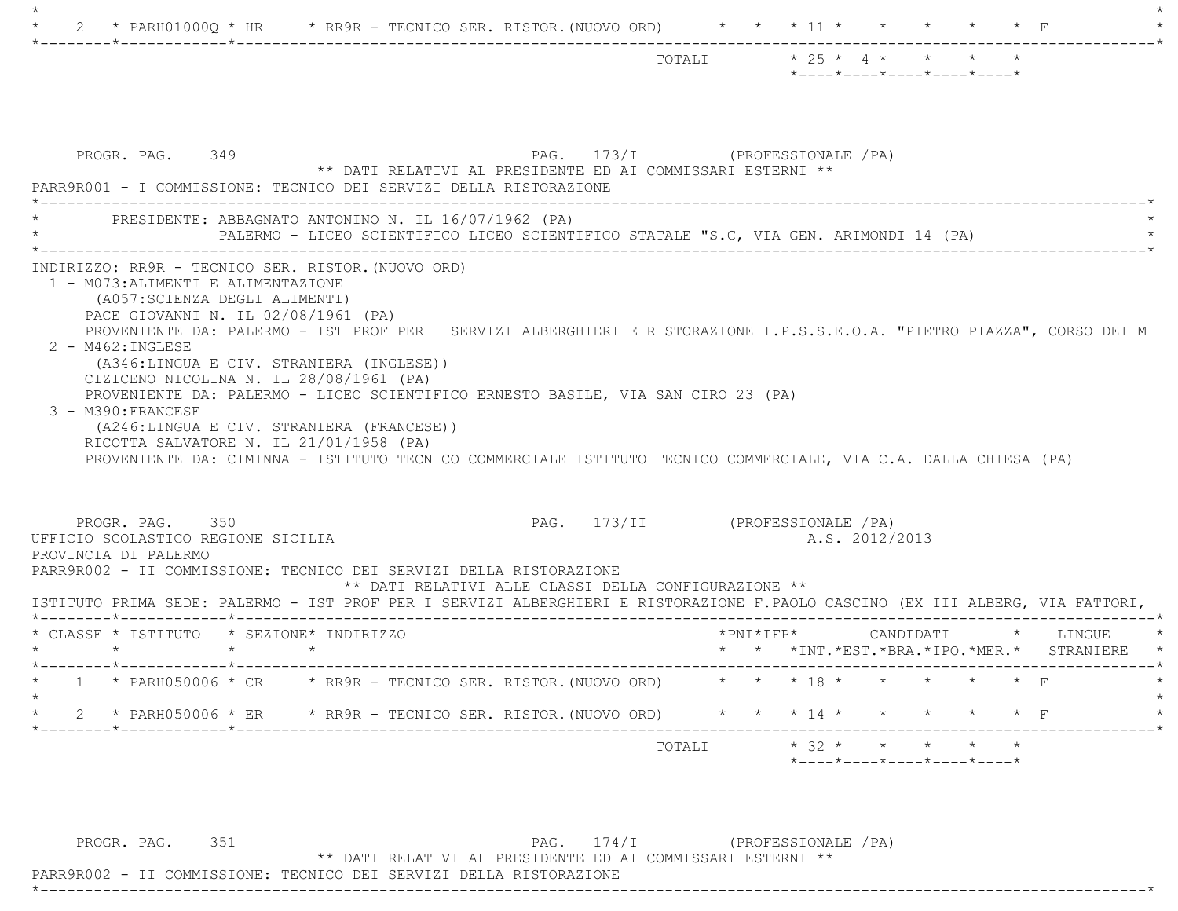| CLASSE | ISTITUTO | SEZIONE | INDIRIZZO | PNI | IFP | CANDIDATI INT. | EST. | BRA. | IPO. | MER. | LINGUE STRANIERE |
|---|---|---|---|---|---|---|---|---|---|---|---|
| 2 | PARH01000Q | HR | RR9R - TECNICO SER. RISTOR.(NUOVO ORD) | | | 11 | | | | | F |
| | | | TOTALI | | | 25 | 4 | | | | |

PROGR. PAG. 349 PAG. 173/I (PROFESSIONALE /PA)

** DATI RELATIVI AL PRESIDENTE ED AI COMMISSARI ESTERNI **

PARR9R001 - I COMMISSIONE: TECNICO DEI SERVIZI DELLA RISTORAZIONE

PRESIDENTE: ABBAGNATO ANTONINO N. IL 16/07/1962 (PA)
PALERMO - LICEO SCIENTIFICO LICEO SCIENTIFICO STATALE "S.C, VIA GEN. ARIMONDI 14 (PA)

INDIRIZZO: RR9R - TECNICO SER. RISTOR.(NUOVO ORD)

1 - M073:ALIMENTI E ALIMENTAZIONE
(A057:SCIENZA DEGLI ALIMENTI)
PACE GIOVANNI N. IL 02/08/1961 (PA)
PROVENIENTE DA: PALERMO - IST PROF PER I SERVIZI ALBERGHIERI E RISTORAZIONE I.P.S.S.E.O.A. "PIETRO PIAZZA", CORSO DEI MI

2 - M462:INGLESE
(A346:LINGUA E CIV. STRANIERA (INGLESE))
CIZICENO NICOLINA N. IL 28/08/1961 (PA)
PROVENIENTE DA: PALERMO - LICEO SCIENTIFICO ERNESTO BASILE, VIA SAN CIRO 23 (PA)

3 - M390:FRANCESE
(A246:LINGUA E CIV. STRANIERA (FRANCESE))
RICOTTA SALVATORE N. IL 21/01/1958 (PA)
PROVENIENTE DA: CIMINNA - ISTITUTO TECNICO COMMERCIALE ISTITUTO TECNICO COMMERCIALE, VIA C.A. DALLA CHIESA (PA)

PROGR. PAG. 350 PAG. 173/II (PROFESSIONALE /PA)

UFFICIO SCOLASTICO REGIONE SICILIA A.S. 2012/2013

PROVINCIA DI PALERMO

PARR9R002 - II COMMISSIONE: TECNICO DEI SERVIZI DELLA RISTORAZIONE

** DATI RELATIVI ALLE CLASSI DELLA CONFIGURAZIONE **

ISTITUTO PRIMA SEDE: PALERMO - IST PROF PER I SERVIZI ALBERGHIERI E RISTORAZIONE F.PAOLO CASCINO (EX III ALBERG, VIA FATTORI,

| CLASSE | ISTITUTO | SEZIONE | INDIRIZZO | PNI | IFP | CANDIDATI INT. | EST. | BRA. | IPO. | MER. | LINGUE STRANIERE |
|---|---|---|---|---|---|---|---|---|---|---|---|
| 1 | PARH050006 | CR | RR9R - TECNICO SER. RISTOR.(NUOVO ORD) | | | 18 | | | | | F |
| 2 | PARH050006 | ER | RR9R - TECNICO SER. RISTOR.(NUOVO ORD) | | | 14 | | | | | F |
| | | | TOTALI | | | 32 | | | | | |

PROGR. PAG. 351 PAG. 174/I (PROFESSIONALE /PA)

** DATI RELATIVI AL PRESIDENTE ED AI COMMISSARI ESTERNI **

PARR9R002 - II COMMISSIONE: TECNICO DEI SERVIZI DELLA RISTORAZIONE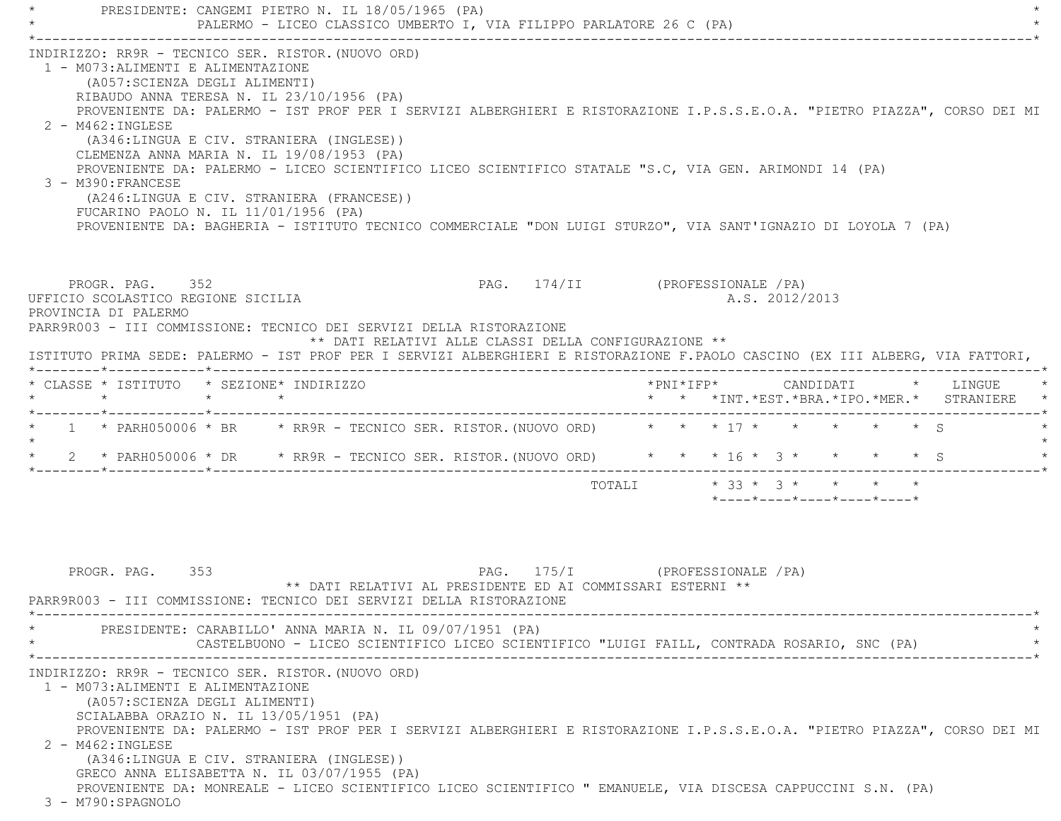PRESIDENTE: CANGEMI PIETRO N. IL 18/05/1965 (PA)
PALERMO - LICEO CLASSICO UMBERTO I, VIA FILIPPO PARLATORE 26 C (PA)

INDIRIZZO: RR9R - TECNICO SER. RISTOR.(NUOVO ORD)

1 - M073:ALIMENTI E ALIMENTAZIONE
(A057:SCIENZA DEGLI ALIMENTI)
RIBAUDO ANNA TERESA N. IL 23/10/1956 (PA)
PROVENIENTE DA: PALERMO - IST PROF PER I SERVIZI ALBERGHIERI E RISTORAZIONE I.P.S.S.E.O.A. "PIETRO PIAZZA", CORSO DEI MI

2 - M462:INGLESE
(A346:LINGUA E CIV. STRANIERA (INGLESE))
CLEMENZA ANNA MARIA N. IL 19/08/1953 (PA)
PROVENIENTE DA: PALERMO - LICEO SCIENTIFICO LICEO SCIENTIFICO STATALE "S.C, VIA GEN. ARIMONDI 14 (PA)

3 - M390:FRANCESE
(A246:LINGUA E CIV. STRANIERA (FRANCESE))
FUCARINO PAOLO N. IL 11/01/1956 (PA)
PROVENIENTE DA: BAGHERIA - ISTITUTO TECNICO COMMERCIALE "DON LUIGI STURZO", VIA SANT'IGNAZIO DI LOYOLA 7 (PA)

PROGR. PAG. 352 PAG. 174/II (PROFESSIONALE /PA)

UFFICIO SCOLASTICO REGIONE SICILIA A.S. 2012/2013

PROVINCIA DI PALERMO

PARR9R003 - III COMMISSIONE: TECNICO DEI SERVIZI DELLA RISTORAZIONE

** DATI RELATIVI ALLE CLASSI DELLA CONFIGURAZIONE **

ISTITUTO PRIMA SEDE: PALERMO - IST PROF PER I SERVIZI ALBERGHIERI E RISTORAZIONE F.PAOLO CASCINO (EX III ALBERG, VIA FATTORI,

| CLASSE | ISTITUTO | SEZIONE | INDIRIZZO | PNI | IFP | CANDIDATI INT. | CANDIDATI EST. | CANDIDATI BRA. | CANDIDATI IPO. | CANDIDATI MER. | LINGUE STRANIERE |
|---|---|---|---|---|---|---|---|---|---|---|---|
| 1 | PARH050006 | BR | RR9R - TECNICO SER. RISTOR.(NUOVO ORD) | | | 17 | | | | | S |
| 2 | PARH050006 | DR | RR9R - TECNICO SER. RISTOR.(NUOVO ORD) | | | 16 | 3 | | | | S |
| | | | TOTALI | | | 33 | 3 | | | | |

PROGR. PAG. 353 PAG. 175/I (PROFESSIONALE /PA)

** DATI RELATIVI AL PRESIDENTE ED AI COMMISSARI ESTERNI **

PARR9R003 - III COMMISSIONE: TECNICO DEI SERVIZI DELLA RISTORAZIONE

PRESIDENTE: CARABILLO' ANNA MARIA N. IL 09/07/1951 (PA)
CASTELBUONO - LICEO SCIENTIFICO LICEO SCIENTIFICO "LUIGI FAILL, CONTRADA ROSARIO, SNC (PA)

INDIRIZZO: RR9R - TECNICO SER. RISTOR.(NUOVO ORD)

1 - M073:ALIMENTI E ALIMENTAZIONE
(A057:SCIENZA DEGLI ALIMENTI)
SCIALABBA ORAZIO N. IL 13/05/1951 (PA)
PROVENIENTE DA: PALERMO - IST PROF PER I SERVIZI ALBERGHIERI E RISTORAZIONE I.P.S.S.E.O.A. "PIETRO PIAZZA", CORSO DEI MI

2 - M462:INGLESE
(A346:LINGUA E CIV. STRANIERA (INGLESE))
GRECO ANNA ELISABETTA N. IL 03/07/1955 (PA)
PROVENIENTE DA: MONREALE - LICEO SCIENTIFICO LICEO SCIENTIFICO " EMANUELE, VIA DISCESA CAPPUCCINI S.N. (PA)

3 - M790:SPAGNOLO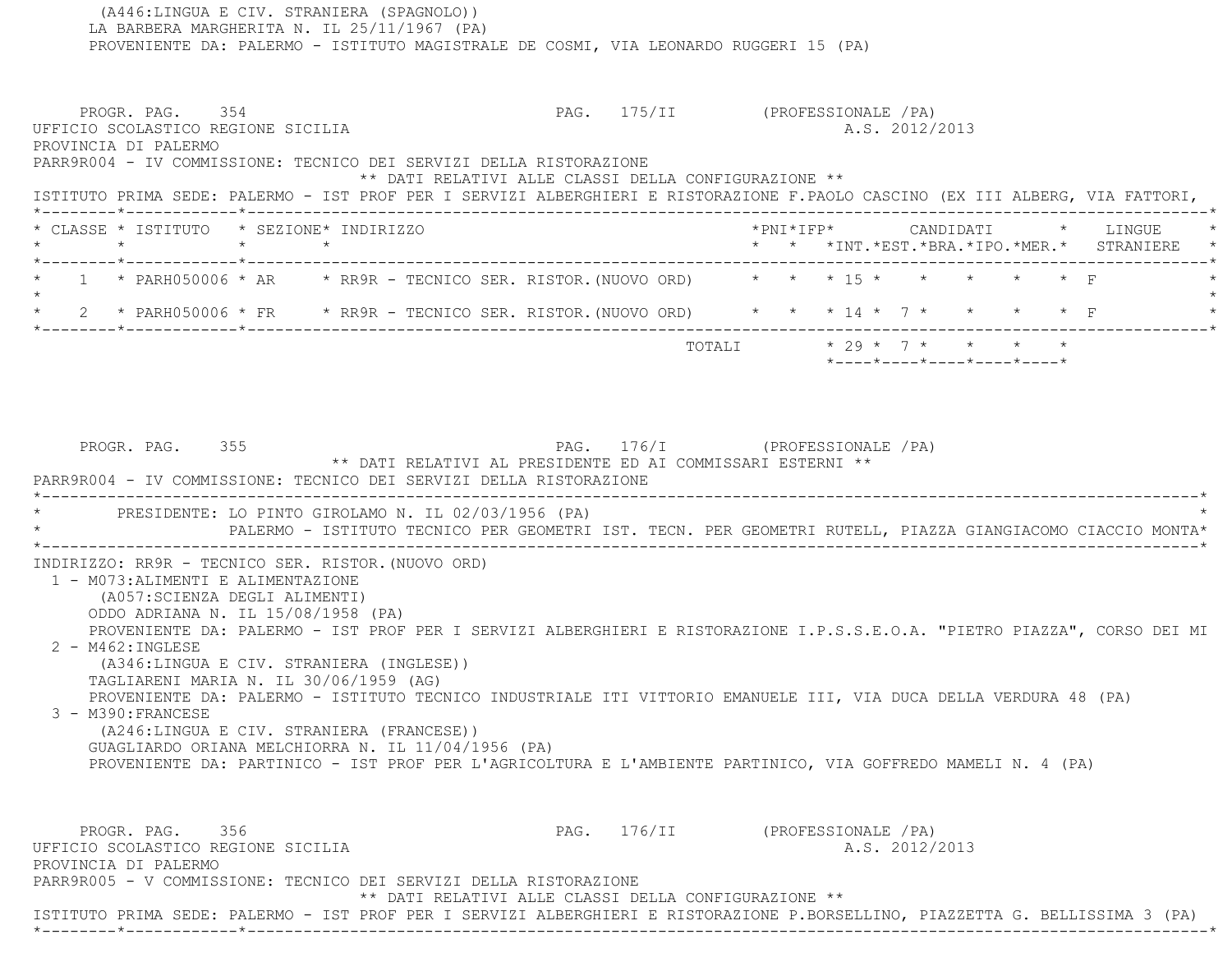(A446:LINGUA E CIV. STRANIERA (SPAGNOLO))
LA BARBERA MARGHERITA N. IL 25/11/1967 (PA)
PROVENIENTE DA: PALERMO - ISTITUTO MAGISTRALE DE COSMI, VIA LEONARDO RUGGERI 15 (PA)

PROGR. PAG. 354 PAG. 175/II (PROFESSIONALE /PA)
UFFICIO SCOLASTICO REGIONE SICILIA A.S. 2012/2013
PROVINCIA DI PALERMO
PARR9R004 - IV COMMISSIONE: TECNICO DEI SERVIZI DELLA RISTORAZIONE
** DATI RELATIVI ALLE CLASSI DELLA CONFIGURAZIONE **
ISTITUTO PRIMA SEDE: PALERMO - IST PROF PER I SERVIZI ALBERGHIERI E RISTORAZIONE F.PAOLO CASCINO (EX III ALBERG, VIA FATTORI,

| CLASSE | ISTITUTO | SEZIONE | INDIRIZZO | PNI | IFP | CANDIDATI INT. | EST. | BRA. | IPO. | MER. | LINGUE STRANIERE |
|---|---|---|---|---|---|---|---|---|---|---|---|
| 1 | PARH050006 | AR | RR9R - TECNICO SER. RISTOR.(NUOVO ORD) | | | 15 | | | | | F |
| 2 | PARH050006 | FR | RR9R - TECNICO SER. RISTOR.(NUOVO ORD) | | | 14 | 7 | | | | F |
| | | | TOTALI | | | 29 | 7 | | | | |

PROGR. PAG. 355 PAG. 176/I (PROFESSIONALE /PA)
** DATI RELATIVI AL PRESIDENTE ED AI COMMISSARI ESTERNI **
PARR9R004 - IV COMMISSIONE: TECNICO DEI SERVIZI DELLA RISTORAZIONE

PRESIDENTE: LO PINTO GIROLAMO N. IL 02/03/1956 (PA)
PALERMO - ISTITUTO TECNICO PER GEOMETRI IST. TECN. PER GEOMETRI RUTELL, PIAZZA GIANGIACOMO CIACCIO MONTA

INDIRIZZO: RR9R - TECNICO SER. RISTOR.(NUOVO ORD)

1 - M073:ALIMENTI E ALIMENTAZIONE
(A057:SCIENZA DEGLI ALIMENTI)
ODDO ADRIANA N. IL 15/08/1958 (PA)
PROVENIENTE DA: PALERMO - IST PROF PER I SERVIZI ALBERGHIERI E RISTORAZIONE I.P.S.S.E.O.A. "PIETRO PIAZZA", CORSO DEI MI

2 - M462:INGLESE
(A346:LINGUA E CIV. STRANIERA (INGLESE))
TAGLIARENI MARIA N. IL 30/06/1959 (AG)
PROVENIENTE DA: PALERMO - ISTITUTO TECNICO INDUSTRIALE ITI VITTORIO EMANUELE III, VIA DUCA DELLA VERDURA 48 (PA)

3 - M390:FRANCESE
(A246:LINGUA E CIV. STRANIERA (FRANCESE))
GUAGLIARDO ORIANA MELCHIORRA N. IL 11/04/1956 (PA)
PROVENIENTE DA: PARTINICO - IST PROF PER L'AGRICOLTURA E L'AMBIENTE PARTINICO, VIA GOFFREDO MAMELI N. 4 (PA)

PROGR. PAG. 356 PAG. 176/II (PROFESSIONALE /PA)
UFFICIO SCOLASTICO REGIONE SICILIA A.S. 2012/2013
PROVINCIA DI PALERMO
PARR9R005 - V COMMISSIONE: TECNICO DEI SERVIZI DELLA RISTORAZIONE
** DATI RELATIVI ALLE CLASSI DELLA CONFIGURAZIONE **
ISTITUTO PRIMA SEDE: PALERMO - IST PROF PER I SERVIZI ALBERGHIERI E RISTORAZIONE P.BORSELLINO, PIAZZETTA G. BELLISSIMA 3 (PA)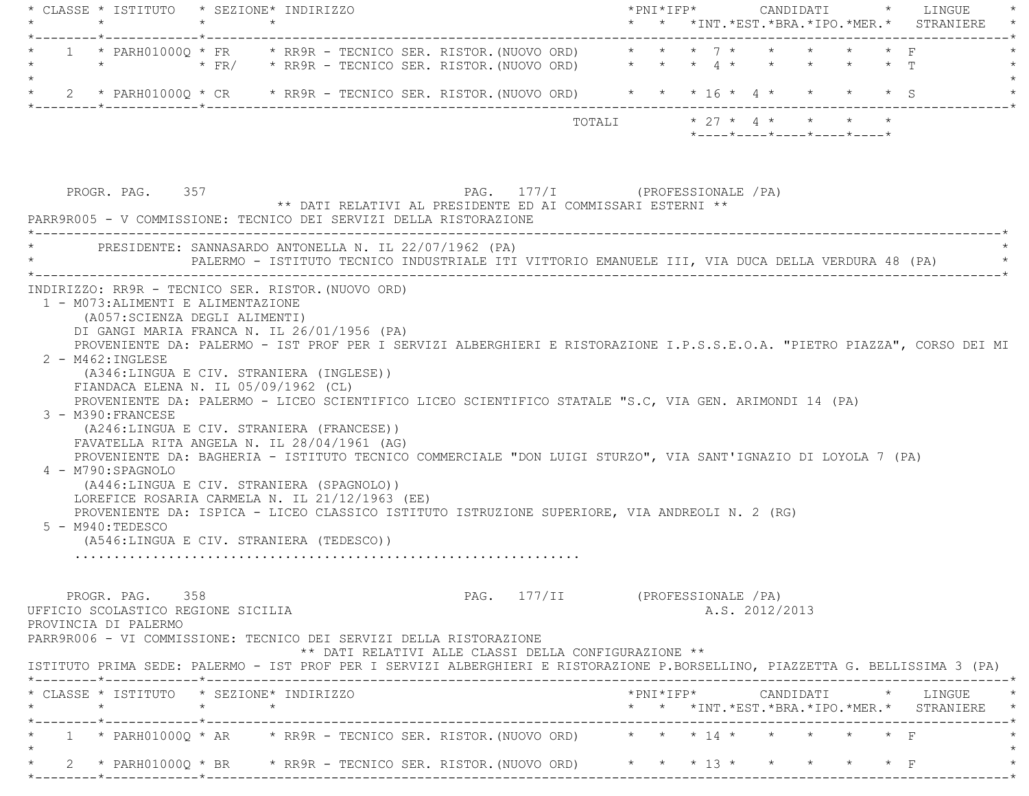| CLASSE | ISTITUTO | SEZIONE | INDIRIZZO | PNI | IFP | INT. | EST. | BRA. | IPO. | MER. | LINGUE STRANIERE |
|---|---|---|---|---|---|---|---|---|---|---|---|
| 1 | PARH01000Q | FR | RR9R - TECNICO SER. RISTOR.(NUOVO ORD) | | | 7 | | | | | F |
| | | FR/ | RR9R - TECNICO SER. RISTOR.(NUOVO ORD) | | | 4 | | | | | T |
| 2 | PARH01000Q | CR | RR9R - TECNICO SER. RISTOR.(NUOVO ORD) | | | 16 | 4 | | | | S |
| | | | TOTALI | | | 27 | 4 | | | | |

PROGR. PAG. 357 PAG. 177/I (PROFESSIONALE /PA)

** DATI RELATIVI AL PRESIDENTE ED AI COMMISSARI ESTERNI **

PARR9R005 - V COMMISSIONE: TECNICO DEI SERVIZI DELLA RISTORAZIONE

PRESIDENTE: SANNASARDO ANTONELLA N. IL 22/07/1962 (PA)
PALERMO - ISTITUTO TECNICO INDUSTRIALE ITI VITTORIO EMANUELE III, VIA DUCA DELLA VERDURA 48 (PA)

INDIRIZZO: RR9R - TECNICO SER. RISTOR.(NUOVO ORD)

1 - M073:ALIMENTI E ALIMENTAZIONE
(A057:SCIENZA DEGLI ALIMENTI)
DI GANGI MARIA FRANCA N. IL 26/01/1956 (PA)
PROVENIENTE DA: PALERMO - IST PROF PER I SERVIZI ALBERGHIERI E RISTORAZIONE I.P.S.S.E.O.A. "PIETRO PIAZZA", CORSO DEI MI

2 - M462:INGLESE
(A346:LINGUA E CIV. STRANIERA (INGLESE))
FIANDACA ELENA N. IL 05/09/1962 (CL)
PROVENIENTE DA: PALERMO - LICEO SCIENTIFICO LICEO SCIENTIFICO STATALE "S.C, VIA GEN. ARIMONDI 14 (PA)

3 - M390:FRANCESE
(A246:LINGUA E CIV. STRANIERA (FRANCESE))
FAVATELLA RITA ANGELA N. IL 28/04/1961 (AG)
PROVENIENTE DA: BAGHERIA - ISTITUTO TECNICO COMMERCIALE "DON LUIGI STURZO", VIA SANT'IGNAZIO DI LOYOLA 7 (PA)

4 - M790:SPAGNOLO
(A446:LINGUA E CIV. STRANIERA (SPAGNOLO))
LOREFICE ROSARIA CARMELA N. IL 21/12/1963 (EE)
PROVENIENTE DA: ISPICA - LICEO CLASSICO ISTITUTO ISTRUZIONE SUPERIORE, VIA ANDREOLI N. 2 (RG)

5 - M940:TEDESCO
(A546:LINGUA E CIV. STRANIERA (TEDESCO))
..................................................................

PROGR. PAG. 358 PAG. 177/II (PROFESSIONALE /PA)

UFFICIO SCOLASTICO REGIONE SICILIA A.S. 2012/2013
PROVINCIA DI PALERMO
PARR9R006 - VI COMMISSIONE: TECNICO DEI SERVIZI DELLA RISTORAZIONE

** DATI RELATIVI ALLE CLASSI DELLA CONFIGURAZIONE **

ISTITUTO PRIMA SEDE: PALERMO - IST PROF PER I SERVIZI ALBERGHIERI E RISTORAZIONE P.BORSELLINO, PIAZZETTA G. BELLISSIMA 3 (PA)

| CLASSE | ISTITUTO | SEZIONE | INDIRIZZO | PNI | IFP | INT. | EST. | BRA. | IPO. | MER. | LINGUE STRANIERE |
|---|---|---|---|---|---|---|---|---|---|---|---|
| 1 | PARH01000Q | AR | RR9R - TECNICO SER. RISTOR.(NUOVO ORD) | | | 14 | | | | | F |
| 2 | PARH01000Q | BR | RR9R - TECNICO SER. RISTOR.(NUOVO ORD) | | | 13 | | | | | F |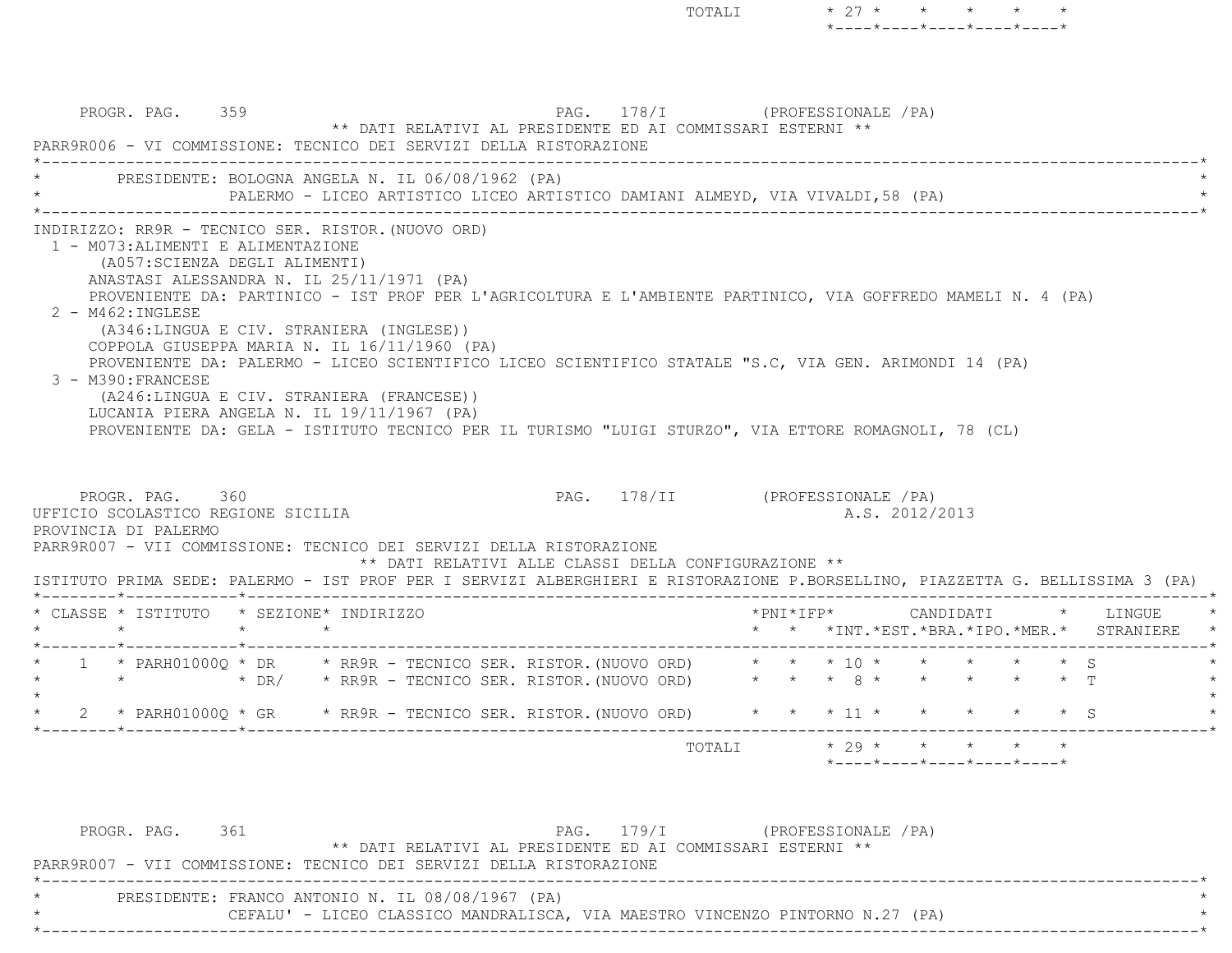| | | | | | | | | | | |
|---|---|---|---|---|---|---|---|---|---|---|
| | | | TOTALI | | | 27 | | | | |

PROGR. PAG. 359 PAG. 178/I (PROFESSIONALE /PA)

** DATI RELATIVI AL PRESIDENTE ED AI COMMISSARI ESTERNI **

PARR9R006 - VI COMMISSIONE: TECNICO DEI SERVIZI DELLA RISTORAZIONE

PRESIDENTE: BOLOGNA ANGELA N. IL 06/08/1962 (PA)
PALERMO - LICEO ARTISTICO LICEO ARTISTICO DAMIANI ALMEYD, VIA VIVALDI,58 (PA)

INDIRIZZO: RR9R - TECNICO SER. RISTOR.(NUOVO ORD)

1 - M073:ALIMENTI E ALIMENTAZIONE
(A057:SCIENZA DEGLI ALIMENTI)
ANASTASI ALESSANDRA N. IL 25/11/1971 (PA)
PROVENIENTE DA: PARTINICO - IST PROF PER L'AGRICOLTURA E L'AMBIENTE PARTINICO, VIA GOFFREDO MAMELI N. 4 (PA)

2 - M462:INGLESE
(A346:LINGUA E CIV. STRANIERA (INGLESE))
COPPOLA GIUSEPPA MARIA N. IL 16/11/1960 (PA)
PROVENIENTE DA: PALERMO - LICEO SCIENTIFICO LICEO SCIENTIFICO STATALE "S.C, VIA GEN. ARIMONDI 14 (PA)

3 - M390:FRANCESE
(A246:LINGUA E CIV. STRANIERA (FRANCESE))
LUCANIA PIERA ANGELA N. IL 19/11/1967 (PA)
PROVENIENTE DA: GELA - ISTITUTO TECNICO PER IL TURISMO "LUIGI STURZO", VIA ETTORE ROMAGNOLI, 78 (CL)

PROGR. PAG. 360 PAG. 178/II (PROFESSIONALE /PA)

UFFICIO SCOLASTICO REGIONE SICILIA A.S. 2012/2013

PROVINCIA DI PALERMO

PARR9R007 - VII COMMISSIONE: TECNICO DEI SERVIZI DELLA RISTORAZIONE

** DATI RELATIVI ALLE CLASSI DELLA CONFIGURAZIONE **

ISTITUTO PRIMA SEDE: PALERMO - IST PROF PER I SERVIZI ALBERGHIERI E RISTORAZIONE P.BORSELLINO, PIAZZETTA G. BELLISSIMA 3 (PA)

| CLASSE | ISTITUTO | SEZIONE | INDIRIZZO | PNI | IFP | CANDIDATI INT. | EST. | BRA. | IPO. | MER. | LINGUE STRANIERE |
|---|---|---|---|---|---|---|---|---|---|---|---|
| 1 | PARH01000Q | DR | RR9R - TECNICO SER. RISTOR.(NUOVO ORD) | | | 10 | | | | | S |
| | | DR/ | RR9R - TECNICO SER. RISTOR.(NUOVO ORD) | | | 8 | | | | | T |
| 2 | PARH01000Q | GR | RR9R - TECNICO SER. RISTOR.(NUOVO ORD) | | | 11 | | | | | S |
| | | | TOTALI | | | 29 | | | | | |

PROGR. PAG. 361 PAG. 179/I (PROFESSIONALE /PA)

** DATI RELATIVI AL PRESIDENTE ED AI COMMISSARI ESTERNI **

PARR9R007 - VII COMMISSIONE: TECNICO DEI SERVIZI DELLA RISTORAZIONE

PRESIDENTE: FRANCO ANTONIO N. IL 08/08/1967 (PA)
CEFALU' - LICEO CLASSICO MANDRALISCA, VIA MAESTRO VINCENZO PINTORNO N.27 (PA)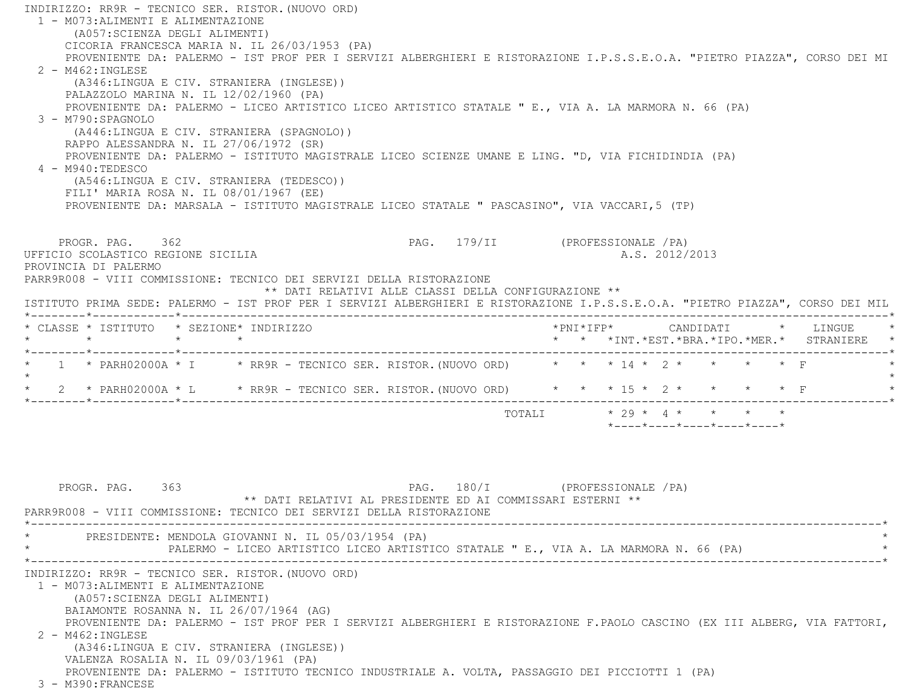INDIRIZZO: RR9R - TECNICO SER. RISTOR.(NUOVO ORD)

1 - M073:ALIMENTI E ALIMENTAZIONE
   (A057:SCIENZA DEGLI ALIMENTI)
   CICORIA FRANCESCA MARIA N. IL 26/03/1953 (PA)
   PROVENIENTE DA: PALERMO - IST PROF PER I SERVIZI ALBERGHIERI E RISTORAZIONE I.P.S.S.E.O.A. "PIETRO PIAZZA", CORSO DEI MI
2 - M462:INGLESE
   (A346:LINGUA E CIV. STRANIERA (INGLESE))
   PALAZZOLO MARINA N. IL 12/02/1960 (PA)
   PROVENIENTE DA: PALERMO - LICEO ARTISTICO LICEO ARTISTICO STATALE " E., VIA A. LA MARMORA N. 66 (PA)
3 - M790:SPAGNOLO
   (A446:LINGUA E CIV. STRANIERA (SPAGNOLO))
   RAPPO ALESSANDRA N. IL 27/06/1972 (SR)
   PROVENIENTE DA: PALERMO - ISTITUTO MAGISTRALE LICEO SCIENZE UMANE E LING. "D, VIA FICHIDINDIA (PA)
4 - M940:TEDESCO
   (A546:LINGUA E CIV. STRANIERA (TEDESCO))
   FILI' MARIA ROSA N. IL 08/01/1967 (EE)
   PROVENIENTE DA: MARSALA - ISTITUTO MAGISTRALE LICEO STATALE " PASCASINO", VIA VACCARI,5 (TP)

PROGR. PAG. 362 PAG. 179/II (PROFESSIONALE /PA)

UFFICIO SCOLASTICO REGIONE SICILIA A.S. 2012/2013

PROVINCIA DI PALERMO

PARR9R008 - VIII COMMISSIONE: TECNICO DEI SERVIZI DELLA RISTORAZIONE

** DATI RELATIVI ALLE CLASSI DELLA CONFIGURAZIONE **

ISTITUTO PRIMA SEDE: PALERMO - IST PROF PER I SERVIZI ALBERGHIERI E RISTORAZIONE I.P.S.S.E.O.A. "PIETRO PIAZZA", CORSO DEI MIL

| CLASSE | ISTITUTO | SEZIONE | INDIRIZZO | PNI | IFP | CANDIDATI INT. | EST. | BRA. | IPO. | MER. | LINGUE STRANIERE |
|---|---|---|---|---|---|---|---|---|---|---|---|
| 1 | PARH02000A | I | RR9R - TECNICO SER. RISTOR.(NUOVO ORD) | | | 14 | 2 | | | | F |
| 2 | PARH02000A | L | RR9R - TECNICO SER. RISTOR.(NUOVO ORD) | | | 15 | 2 | | | | F |
| | | | TOTALI | | | 29 | 4 | | | | |

PROGR. PAG. 363 PAG. 180/I (PROFESSIONALE /PA)

** DATI RELATIVI AL PRESIDENTE ED AI COMMISSARI ESTERNI **

PARR9R008 - VIII COMMISSIONE: TECNICO DEI SERVIZI DELLA RISTORAZIONE

PRESIDENTE: MENDOLA GIOVANNI N. IL 05/03/1954 (PA)
PALERMO - LICEO ARTISTICO LICEO ARTISTICO STATALE " E., VIA A. LA MARMORA N. 66 (PA)

INDIRIZZO: RR9R - TECNICO SER. RISTOR.(NUOVO ORD)

1 - M073:ALIMENTI E ALIMENTAZIONE
   (A057:SCIENZA DEGLI ALIMENTI)
   BAIAMONTE ROSANNA N. IL 26/07/1964 (AG)
   PROVENIENTE DA: PALERMO - IST PROF PER I SERVIZI ALBERGHIERI E RISTORAZIONE F.PAOLO CASCINO (EX III ALBERG, VIA FATTORI,
2 - M462:INGLESE
   (A346:LINGUA E CIV. STRANIERA (INGLESE))
   VALENZA ROSALIA N. IL 09/03/1961 (PA)
   PROVENIENTE DA: PALERMO - ISTITUTO TECNICO INDUSTRIALE A. VOLTA, PASSAGGIO DEI PICCIOTTI 1 (PA)
3 - M390:FRANCESE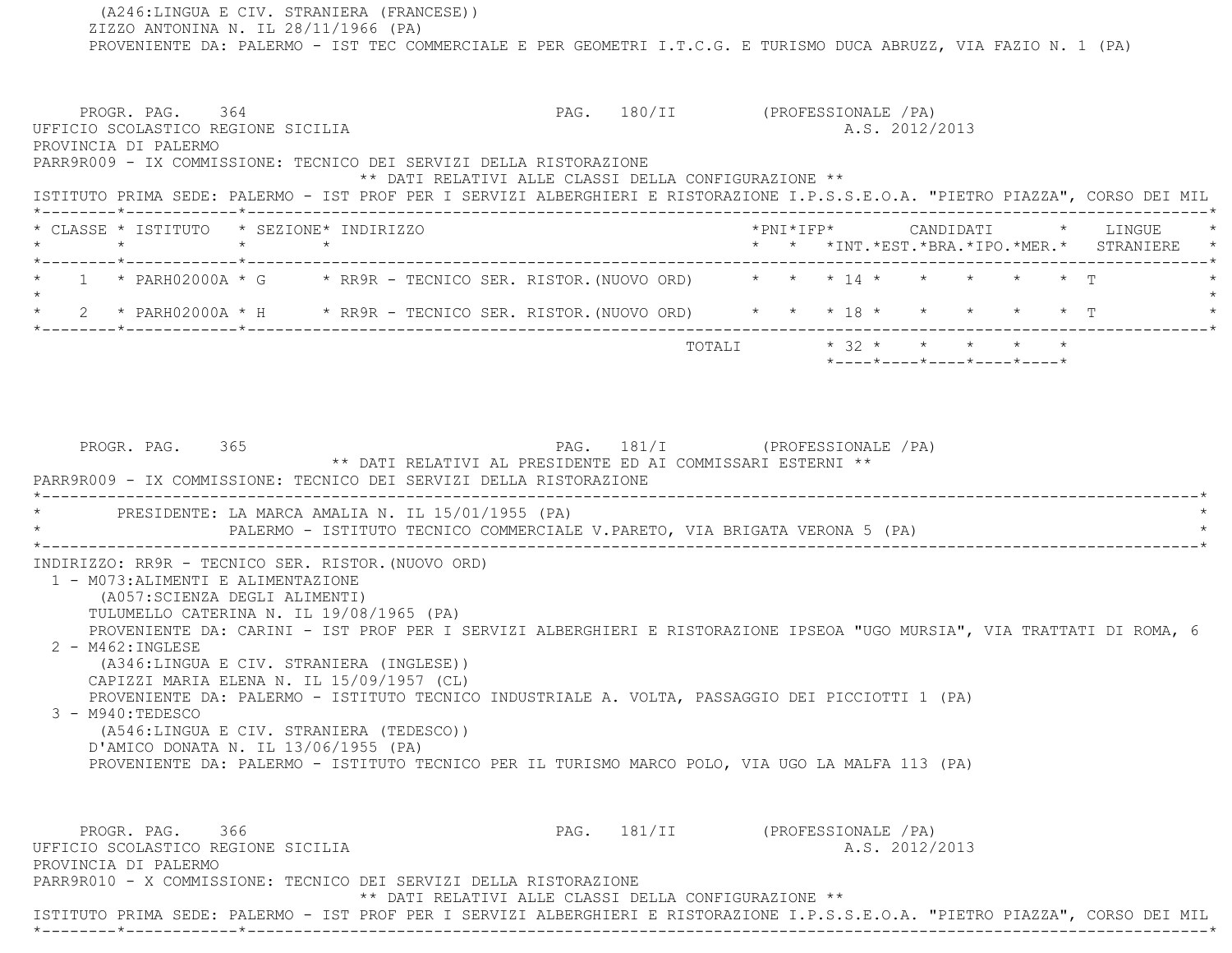(A246:LINGUA E CIV. STRANIERA (FRANCESE))
ZIZZO ANTONINA N. IL 28/11/1966 (PA)
PROVENIENTE DA: PALERMO - IST TEC COMMERCIALE E PER GEOMETRI I.T.C.G. E TURISMO DUCA ABRUZZ, VIA FAZIO N. 1 (PA)

PROGR. PAG. 364 PAG. 180/II (PROFESSIONALE /PA)
UFFICIO SCOLASTICO REGIONE SICILIA A.S. 2012/2013
PROVINCIA DI PALERMO
PARR9R009 - IX COMMISSIONE: TECNICO DEI SERVIZI DELLA RISTORAZIONE
** DATI RELATIVI ALLE CLASSI DELLA CONFIGURAZIONE **
ISTITUTO PRIMA SEDE: PALERMO - IST PROF PER I SERVIZI ALBERGHIERI E RISTORAZIONE I.P.S.S.E.O.A. "PIETRO PIAZZA", CORSO DEI MIL

| CLASSE | ISTITUTO | SEZIONE | INDIRIZZO | PNI | IFP | CANDIDATI INT. | EST. | BRA. | IPO. | MER. | LINGUE STRANIERE |
|---|---|---|---|---|---|---|---|---|---|---|---|
| 1 | PARH02000A | G | RR9R - TECNICO SER. RISTOR.(NUOVO ORD) | | | 14 | | | | | T |
| 2 | PARH02000A | H | RR9R - TECNICO SER. RISTOR.(NUOVO ORD) | | | 18 | | | | | T |
| | | | TOTALI | | | 32 | | | | | |

PROGR. PAG. 365 PAG. 181/I (PROFESSIONALE /PA)
** DATI RELATIVI AL PRESIDENTE ED AI COMMISSARI ESTERNI **
PARR9R009 - IX COMMISSIONE: TECNICO DEI SERVIZI DELLA RISTORAZIONE

PRESIDENTE: LA MARCA AMALIA N. IL 15/01/1955 (PA)
PALERMO - ISTITUTO TECNICO COMMERCIALE V.PARETO, VIA BRIGATA VERONA 5 (PA)

INDIRIZZO: RR9R - TECNICO SER. RISTOR.(NUOVO ORD)

1 - M073:ALIMENTI E ALIMENTAZIONE
(A057:SCIENZA DEGLI ALIMENTI)
TULUMELLO CATERINA N. IL 19/08/1965 (PA)
PROVENIENTE DA: CARINI - IST PROF PER I SERVIZI ALBERGHIERI E RISTORAZIONE IPSEOA "UGO MURSIA", VIA TRATTATI DI ROMA, 6

2 - M462:INGLESE
(A346:LINGUA E CIV. STRANIERA (INGLESE))
CAPIZZI MARIA ELENA N. IL 15/09/1957 (CL)
PROVENIENTE DA: PALERMO - ISTITUTO TECNICO INDUSTRIALE A. VOLTA, PASSAGGIO DEI PICCIOTTI 1 (PA)

3 - M940:TEDESCO
(A546:LINGUA E CIV. STRANIERA (TEDESCO))
D'AMICO DONATA N. IL 13/06/1955 (PA)
PROVENIENTE DA: PALERMO - ISTITUTO TECNICO PER IL TURISMO MARCO POLO, VIA UGO LA MALFA 113 (PA)

PROGR. PAG. 366 PAG. 181/II (PROFESSIONALE /PA)
UFFICIO SCOLASTICO REGIONE SICILIA A.S. 2012/2013
PROVINCIA DI PALERMO
PARR9R010 - X COMMISSIONE: TECNICO DEI SERVIZI DELLA RISTORAZIONE
** DATI RELATIVI ALLE CLASSI DELLA CONFIGURAZIONE **
ISTITUTO PRIMA SEDE: PALERMO - IST PROF PER I SERVIZI ALBERGHIERI E RISTORAZIONE I.P.S.S.E.O.A. "PIETRO PIAZZA", CORSO DEI MIL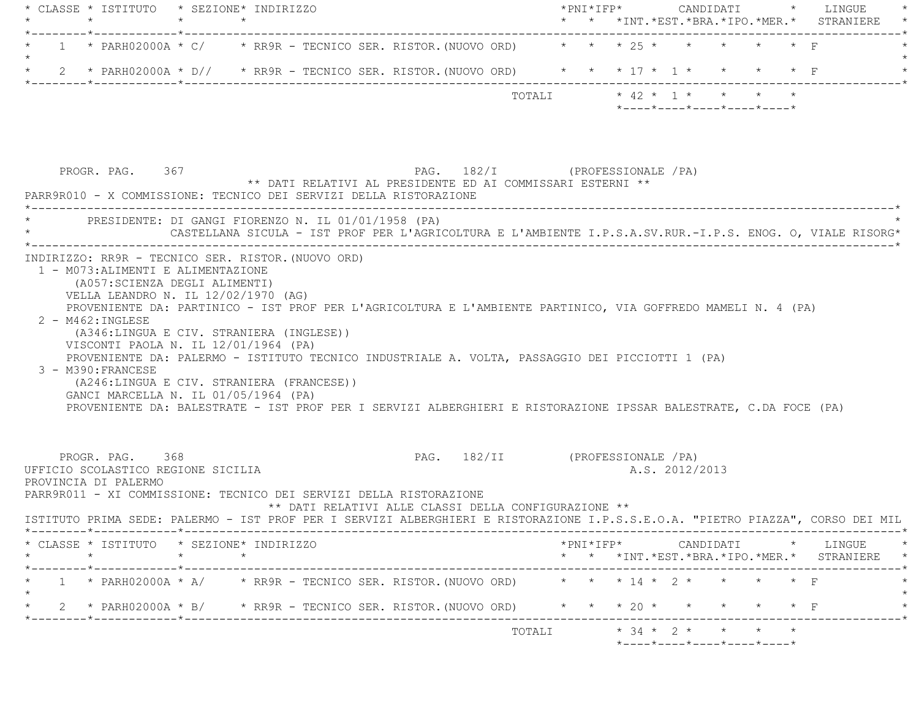| CLASSE | ISTITUTO | SEZIONE | INDIRIZZO | PNI | IFP | INT. | EST. | BRA. | IPO. | MER. | LINGUE STRANIERE |
|---|---|---|---|---|---|---|---|---|---|---|---|
| 1 | PARH02000A | C/ | RR9R - TECNICO SER. RISTOR.(NUOVO ORD) | | | 25 | | | | | F |
| 2 | PARH02000A | D// | RR9R - TECNICO SER. RISTOR.(NUOVO ORD) | | | 17 | 1 | | | | F |
| | | | TOTALI | | | 42 | 1 | | | | |

PROGR. PAG. 367 PAG. 182/I (PROFESSIONALE /PA)

** DATI RELATIVI AL PRESIDENTE ED AI COMMISSARI ESTERNI **

PARR9R010 - X COMMISSIONE: TECNICO DEI SERVIZI DELLA RISTORAZIONE

PRESIDENTE: DI GANGI FIORENZO N. IL 01/01/1958 (PA)
CASTELLANA SICULA - IST PROF PER L'AGRICOLTURA E L'AMBIENTE I.P.S.A.SV.RUR.-I.P.S. ENOG. O, VIALE RISORG*

INDIRIZZO: RR9R - TECNICO SER. RISTOR.(NUOVO ORD)

1 - M073:ALIMENTI E ALIMENTAZIONE
(A057:SCIENZA DEGLI ALIMENTI)
VELLA LEANDRO N. IL 12/02/1970 (AG)
PROVENIENTE DA: PARTINICO - IST PROF PER L'AGRICOLTURA E L'AMBIENTE PARTINICO, VIA GOFFREDO MAMELI N. 4 (PA)

2 - M462:INGLESE
(A346:LINGUA E CIV. STRANIERA (INGLESE))
VISCONTI PAOLA N. IL 12/01/1964 (PA)
PROVENIENTE DA: PALERMO - ISTITUTO TECNICO INDUSTRIALE A. VOLTA, PASSAGGIO DEI PICCIOTTI 1 (PA)

3 - M390:FRANCESE
(A246:LINGUA E CIV. STRANIERA (FRANCESE))
GANCI MARCELLA N. IL 01/05/1964 (PA)
PROVENIENTE DA: BALESTRATE - IST PROF PER I SERVIZI ALBERGHIERI E RISTORAZIONE IPSSAR BALESTRATE, C.DA FOCE (PA)

PROGR. PAG. 368 PAG. 182/II (PROFESSIONALE /PA)

UFFICIO SCOLASTICO REGIONE SICILIA A.S. 2012/2013

PROVINCIA DI PALERMO

PARR9R011 - XI COMMISSIONE: TECNICO DEI SERVIZI DELLA RISTORAZIONE

** DATI RELATIVI ALLE CLASSI DELLA CONFIGURAZIONE **

ISTITUTO PRIMA SEDE: PALERMO - IST PROF PER I SERVIZI ALBERGHIERI E RISTORAZIONE I.P.S.S.E.O.A. "PIETRO PIAZZA", CORSO DEI MIL

| CLASSE | ISTITUTO | SEZIONE | INDIRIZZO | PNI | IFP | INT. | EST. | BRA. | IPO. | MER. | LINGUE STRANIERE |
|---|---|---|---|---|---|---|---|---|---|---|---|
| 1 | PARH02000A | A/ | RR9R - TECNICO SER. RISTOR.(NUOVO ORD) | | | 14 | 2 | | | | F |
| 2 | PARH02000A | B/ | RR9R - TECNICO SER. RISTOR.(NUOVO ORD) | | | 20 | | | | | F |
| | | | TOTALI | | | 34 | 2 | | | | |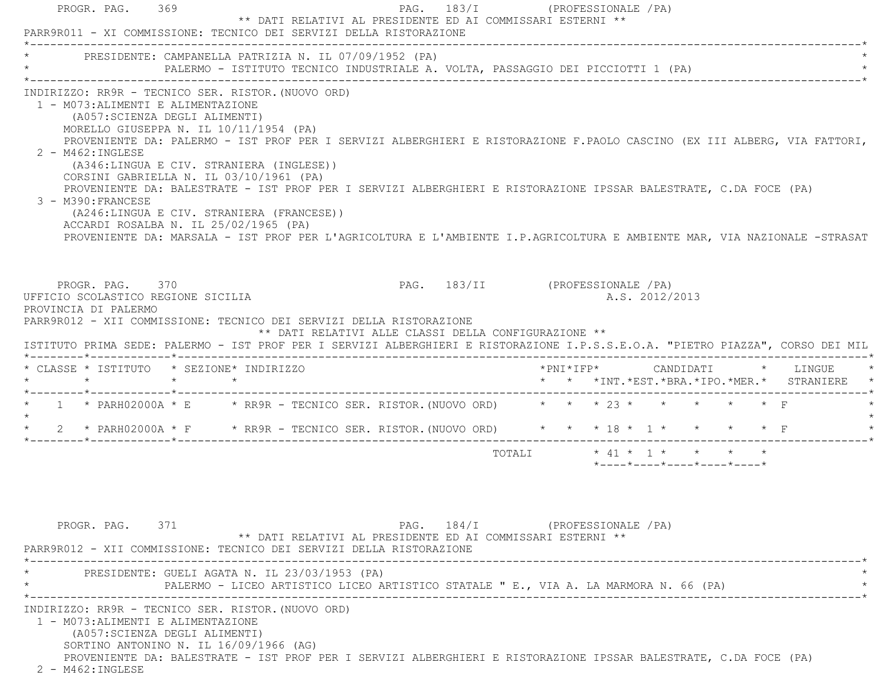PROGR. PAG. 369 PAG. 183/I (PROFESSIONALE /PA)

** DATI RELATIVI AL PRESIDENTE ED AI COMMISSARI ESTERNI **

PARR9R011 - XI COMMISSIONE: TECNICO DEI SERVIZI DELLA RISTORAZIONE

PRESIDENTE: CAMPANELLA PATRIZIA N. IL 07/09/1952 (PA)
PALERMO - ISTITUTO TECNICO INDUSTRIALE A. VOLTA, PASSAGGIO DEI PICCIOTTI 1 (PA)

INDIRIZZO: RR9R - TECNICO SER. RISTOR.(NUOVO ORD)

1 - M073:ALIMENTI E ALIMENTAZIONE
(A057:SCIENZA DEGLI ALIMENTI)
MORELLO GIUSEPPA N. IL 10/11/1954 (PA)
PROVENIENTE DA: PALERMO - IST PROF PER I SERVIZI ALBERGHIERI E RISTORAZIONE F.PAOLO CASCINO (EX III ALBERG, VIA FATTORI,

2 - M462:INGLESE
(A346:LINGUA E CIV. STRANIERA (INGLESE))
CORSINI GABRIELLA N. IL 03/10/1961 (PA)
PROVENIENTE DA: BALESTRATE - IST PROF PER I SERVIZI ALBERGHIERI E RISTORAZIONE IPSSAR BALESTRATE, C.DA FOCE (PA)

3 - M390:FRANCESE
(A246:LINGUA E CIV. STRANIERA (FRANCESE))
ACCARDI ROSALBA N. IL 25/02/1965 (PA)
PROVENIENTE DA: MARSALA - IST PROF PER L'AGRICOLTURA E L'AMBIENTE I.P.AGRICOLTURA E AMBIENTE MAR, VIA NAZIONALE -STRASAT

PROGR. PAG. 370 PAG. 183/II (PROFESSIONALE /PA)

UFFICIO SCOLASTICO REGIONE SICILIA A.S. 2012/2013

PROVINCIA DI PALERMO

PARR9R012 - XII COMMISSIONE: TECNICO DEI SERVIZI DELLA RISTORAZIONE

** DATI RELATIVI ALLE CLASSI DELLA CONFIGURAZIONE **

ISTITUTO PRIMA SEDE: PALERMO - IST PROF PER I SERVIZI ALBERGHIERI E RISTORAZIONE I.P.S.S.E.O.A. "PIETRO PIAZZA", CORSO DEI MIL

| CLASSE | ISTITUTO | SEZIONE | INDIRIZZO | PNI | IFP | CANDIDATI INT. | EST. | BRA. | IPO. | MER. | LINGUE STRANIERE |
|---|---|---|---|---|---|---|---|---|---|---|---|
| 1 | PARH02000A | E | RR9R - TECNICO SER. RISTOR.(NUOVO ORD) | | | 23 | | | | | F |
| 2 | PARH02000A | F | RR9R - TECNICO SER. RISTOR.(NUOVO ORD) | | | 18 | 1 | | | | F |
| | | | TOTALI | | | 41 | 1 | | | | |

PROGR. PAG. 371 PAG. 184/I (PROFESSIONALE /PA)

** DATI RELATIVI AL PRESIDENTE ED AI COMMISSARI ESTERNI **

PARR9R012 - XII COMMISSIONE: TECNICO DEI SERVIZI DELLA RISTORAZIONE

PRESIDENTE: GUELI AGATA N. IL 23/03/1953 (PA)
PALERMO - LICEO ARTISTICO LICEO ARTISTICO STATALE " E., VIA A. LA MARMORA N. 66 (PA)

INDIRIZZO: RR9R - TECNICO SER. RISTOR.(NUOVO ORD)

1 - M073:ALIMENTI E ALIMENTAZIONE
(A057:SCIENZA DEGLI ALIMENTI)
SORTINO ANTONINO N. IL 16/09/1966 (AG)
PROVENIENTE DA: BALESTRATE - IST PROF PER I SERVIZI ALBERGHIERI E RISTORAZIONE IPSSAR BALESTRATE, C.DA FOCE (PA)

2 - M462:INGLESE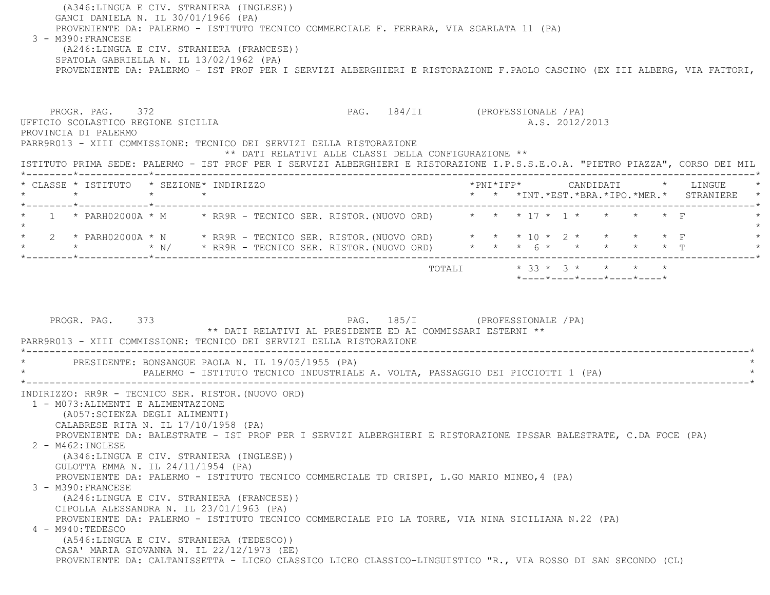(A346:LINGUA E CIV. STRANIERA (INGLESE))
GANCI DANIELA N. IL 30/01/1966 (PA)
PROVENIENTE DA: PALERMO - ISTITUTO TECNICO COMMERCIALE F. FERRARA, VIA SGARLATA 11 (PA)

3 - M390:FRANCESE
(A246:LINGUA E CIV. STRANIERA (FRANCESE))
SPATOLA GABRIELLA N. IL 13/02/1962 (PA)
PROVENIENTE DA: PALERMO - IST PROF PER I SERVIZI ALBERGHIERI E RISTORAZIONE F.PAOLO CASCINO (EX III ALBERG, VIA FATTORI,

PROGR. PAG. 372 PAG. 184/II (PROFESSIONALE /PA)

UFFICIO SCOLASTICO REGIONE SICILIA A.S. 2012/2013

PROVINCIA DI PALERMO

PARR9R013 - XIII COMMISSIONE: TECNICO DEI SERVIZI DELLA RISTORAZIONE

** DATI RELATIVI ALLE CLASSI DELLA CONFIGURAZIONE **

ISTITUTO PRIMA SEDE: PALERMO - IST PROF PER I SERVIZI ALBERGHIERI E RISTORAZIONE I.P.S.S.E.O.A. "PIETRO PIAZZA", CORSO DEI MIL

| CLASSE | ISTITUTO | SEZIONE | INDIRIZZO | PNI | IFP | CANDIDATI INT. | EST. | BRA. | IPO. | MER. | LINGUE STRANIERE |
|---|---|---|---|---|---|---|---|---|---|---|---|
| 1 | PARH02000A | M | RR9R - TECNICO SER. RISTOR.(NUOVO ORD) | | | 17 | 1 | | | | F |
| 2 | PARH02000A | N | RR9R - TECNICO SER. RISTOR.(NUOVO ORD) | | | 10 | 2 | | | | F |
| | | N/ | RR9R - TECNICO SER. RISTOR.(NUOVO ORD) | | | 6 | | | | | T |
| | | | TOTALI | | | 33 | 3 | | | | |

PROGR. PAG. 373 PAG. 185/I (PROFESSIONALE /PA)

** DATI RELATIVI AL PRESIDENTE ED AI COMMISSARI ESTERNI **

PARR9R013 - XIII COMMISSIONE: TECNICO DEI SERVIZI DELLA RISTORAZIONE

PRESIDENTE: BONSANGUE PAOLA N. IL 19/05/1955 (PA)
PALERMO - ISTITUTO TECNICO INDUSTRIALE A. VOLTA, PASSAGGIO DEI PICCIOTTI 1 (PA)

INDIRIZZO: RR9R - TECNICO SER. RISTOR.(NUOVO ORD)

1 - M073:ALIMENTI E ALIMENTAZIONE
(A057:SCIENZA DEGLI ALIMENTI)
CALABRESE RITA N. IL 17/10/1958 (PA)
PROVENIENTE DA: BALESTRATE - IST PROF PER I SERVIZI ALBERGHIERI E RISTORAZIONE IPSSAR BALESTRATE, C.DA FOCE (PA)

2 - M462:INGLESE
(A346:LINGUA E CIV. STRANIERA (INGLESE))
GULOTTA EMMA N. IL 24/11/1954 (PA)
PROVENIENTE DA: PALERMO - ISTITUTO TECNICO COMMERCIALE TD CRISPI, L.GO MARIO MINEO,4 (PA)

3 - M390:FRANCESE
(A246:LINGUA E CIV. STRANIERA (FRANCESE))
CIPOLLA ALESSANDRA N. IL 23/01/1963 (PA)
PROVENIENTE DA: PALERMO - ISTITUTO TECNICO COMMERCIALE PIO LA TORRE, VIA NINA SICILIANA N.22 (PA)

4 - M940:TEDESCO
(A546:LINGUA E CIV. STRANIERA (TEDESCO))
CASA' MARIA GIOVANNA N. IL 22/12/1973 (EE)
PROVENIENTE DA: CALTANISSETTA - LICEO CLASSICO LICEO CLASSICO-LINGUISTICO "R., VIA ROSSO DI SAN SECONDO (CL)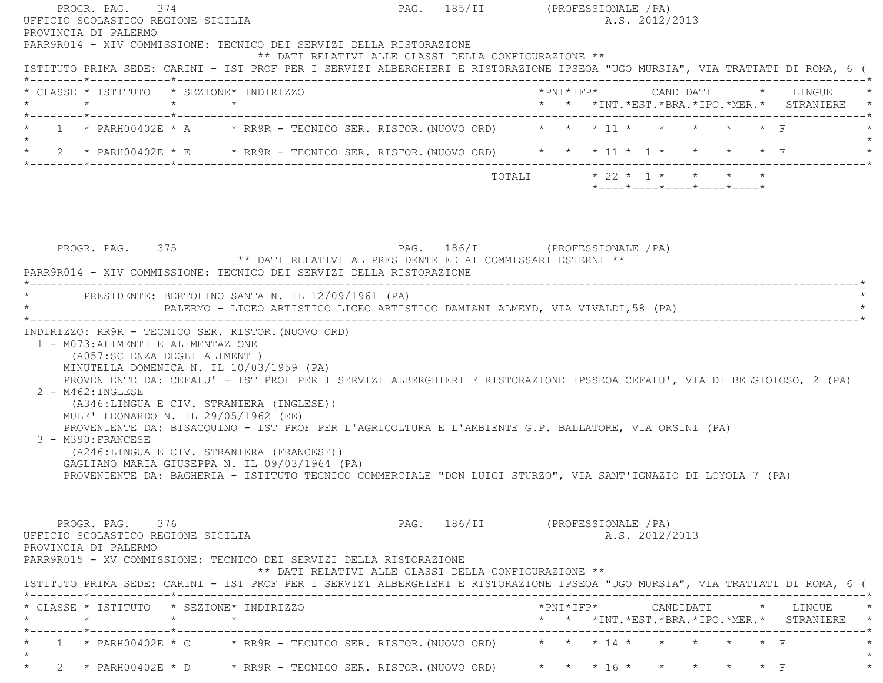UFFICIO SCOLASTICO REGIONE SICILIA A.S. 2012/2013

PROVINCIA DI PALERMO

PARR9R014 - XIV COMMISSIONE: TECNICO DEI SERVIZI DELLA RISTORAZIONE

** DATI RELATIVI ALLE CLASSI DELLA CONFIGURAZIONE **

ISTITUTO PRIMA SEDE: CARINI - IST PROF PER I SERVIZI ALBERGHIERI E RISTORAZIONE IPSEOA "UGO MURSIA", VIA TRATTATI DI ROMA, 6 (

| CLASSE | ISTITUTO | SEZIONE | INDIRIZZO | PNI | IFP | INT. | EST. | BRA. | IPO. | MER. | LINGUE STRANIERE |
|---|---|---|---|---|---|---|---|---|---|---|---|
| 1 | PARH00402E | A | RR9R - TECNICO SER. RISTOR.(NUOVO ORD) | | | 11 | | | | | F |
| 2 | PARH00402E | E | RR9R - TECNICO SER. RISTOR.(NUOVO ORD) | | | 11 | 1 | | | | F |
| | | | TOTALI | | | 22 | 1 | | | | |

** DATI RELATIVI AL PRESIDENTE ED AI COMMISSARI ESTERNI **

PARR9R014 - XIV COMMISSIONE: TECNICO DEI SERVIZI DELLA RISTORAZIONE

PRESIDENTE: BERTOLINO SANTA N. IL 12/09/1961 (PA)
PALERMO - LICEO ARTISTICO LICEO ARTISTICO DAMIANI ALMEYD, VIA VIVALDI,58 (PA)

INDIRIZZO: RR9R - TECNICO SER. RISTOR.(NUOVO ORD)

1 - M073:ALIMENTI E ALIMENTAZIONE
(A057:SCIENZA DEGLI ALIMENTI)
MINUTELLA DOMENICA N. IL 10/03/1959 (PA)
PROVENIENTE DA: CEFALU' - IST PROF PER I SERVIZI ALBERGHIERI E RISTORAZIONE IPSSEOA CEFALU', VIA DI BELGIOIOSO, 2 (PA)

2 - M462:INGLESE
(A346:LINGUA E CIV. STRANIERA (INGLESE))
MULE' LEONARDO N. IL 29/05/1962 (EE)
PROVENIENTE DA: BISACQUINO - IST PROF PER L'AGRICOLTURA E L'AMBIENTE G.P. BALLATORE, VIA ORSINI (PA)

3 - M390:FRANCESE
(A246:LINGUA E CIV. STRANIERA (FRANCESE))
GAGLIANO MARIA GIUSEPPA N. IL 09/03/1964 (PA)
PROVENIENTE DA: BAGHERIA - ISTITUTO TECNICO COMMERCIALE "DON LUIGI STURZO", VIA SANT'IGNAZIO DI LOYOLA 7 (PA)

UFFICIO SCOLASTICO REGIONE SICILIA A.S. 2012/2013

PROVINCIA DI PALERMO

PARR9R015 - XV COMMISSIONE: TECNICO DEI SERVIZI DELLA RISTORAZIONE

** DATI RELATIVI ALLE CLASSI DELLA CONFIGURAZIONE **

ISTITUTO PRIMA SEDE: CARINI - IST PROF PER I SERVIZI ALBERGHIERI E RISTORAZIONE IPSEOA "UGO MURSIA", VIA TRATTATI DI ROMA, 6 (

| CLASSE | ISTITUTO | SEZIONE | INDIRIZZO | PNI | IFP | INT. | EST. | BRA. | IPO. | MER. | LINGUE STRANIERE |
|---|---|---|---|---|---|---|---|---|---|---|---|
| 1 | PARH00402E | C | RR9R - TECNICO SER. RISTOR.(NUOVO ORD) | | | 14 | | | | | F |
| 2 | PARH00402E | D | RR9R - TECNICO SER. RISTOR.(NUOVO ORD) | | | 16 | | | | | F |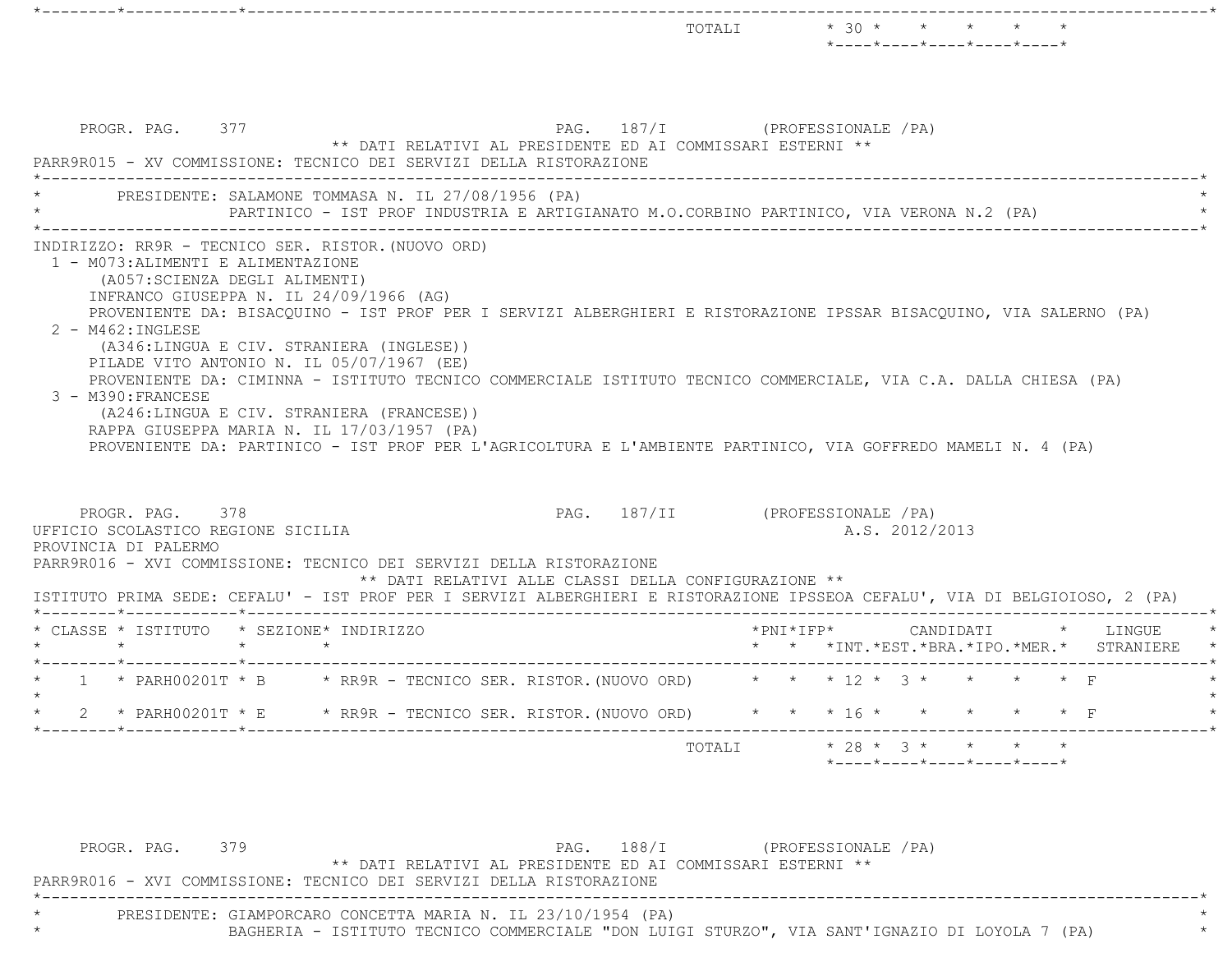| | | | | | | | | | | | | |
|---|---|---|---|---|---|---|---|---|---|---|---|---|
| | | | TOTALI | | | 30 | | | | | | |

PROGR. PAG. 377 PAG. 187/I (PROFESSIONALE /PA)

** DATI RELATIVI AL PRESIDENTE ED AI COMMISSARI ESTERNI **

PARR9R015 - XV COMMISSIONE: TECNICO DEI SERVIZI DELLA RISTORAZIONE

PRESIDENTE: SALAMONE TOMMASA N. IL 27/08/1956 (PA)
PARTINICO - IST PROF INDUSTRIA E ARTIGIANATO M.O.CORBINO PARTINICO, VIA VERONA N.2 (PA)

INDIRIZZO: RR9R - TECNICO SER. RISTOR.(NUOVO ORD)

1 - M073:ALIMENTI E ALIMENTAZIONE
(A057:SCIENZA DEGLI ALIMENTI)
INFRANCO GIUSEPPA N. IL 24/09/1966 (AG)
PROVENIENTE DA: BISACQUINO - IST PROF PER I SERVIZI ALBERGHIERI E RISTORAZIONE IPSSAR BISACQUINO, VIA SALERNO (PA)

2 - M462:INGLESE
(A346:LINGUA E CIV. STRANIERA (INGLESE))
PILADE VITO ANTONIO N. IL 05/07/1967 (EE)
PROVENIENTE DA: CIMINNA - ISTITUTO TECNICO COMMERCIALE ISTITUTO TECNICO COMMERCIALE, VIA C.A. DALLA CHIESA (PA)

3 - M390:FRANCESE
(A246:LINGUA E CIV. STRANIERA (FRANCESE))
RAPPA GIUSEPPA MARIA N. IL 17/03/1957 (PA)
PROVENIENTE DA: PARTINICO - IST PROF PER L'AGRICOLTURA E L'AMBIENTE PARTINICO, VIA GOFFREDO MAMELI N. 4 (PA)

PROGR. PAG. 378 PAG. 187/II (PROFESSIONALE /PA)

UFFICIO SCOLASTICO REGIONE SICILIA A.S. 2012/2013

PROVINCIA DI PALERMO

PARR9R016 - XVI COMMISSIONE: TECNICO DEI SERVIZI DELLA RISTORAZIONE

** DATI RELATIVI ALLE CLASSI DELLA CONFIGURAZIONE **

ISTITUTO PRIMA SEDE: CEFALU' - IST PROF PER I SERVIZI ALBERGHIERI E RISTORAZIONE IPSSEOA CEFALU', VIA DI BELGIOIOSO, 2 (PA)

| CLASSE | ISTITUTO | SEZIONE | INDIRIZZO | PNI | IFP | CANDIDATI INT. | CANDIDATI EST. | CANDIDATI BRA. | CANDIDATI IPO. | CANDIDATI MER. | LINGUE STRANIERE |
|---|---|---|---|---|---|---|---|---|---|---|---|
| 1 | PARH00201T | B | RR9R - TECNICO SER. RISTOR.(NUOVO ORD) | | | 12 | 3 | | | | F |
| 2 | PARH00201T | E | RR9R - TECNICO SER. RISTOR.(NUOVO ORD) | | | 16 | | | | | F |
| | | | TOTALI | | | 28 | 3 | | | | |

PROGR. PAG. 379 PAG. 188/I (PROFESSIONALE /PA)

** DATI RELATIVI AL PRESIDENTE ED AI COMMISSARI ESTERNI **

PARR9R016 - XVI COMMISSIONE: TECNICO DEI SERVIZI DELLA RISTORAZIONE

PRESIDENTE: GIAMPORCARO CONCETTA MARIA N. IL 23/10/1954 (PA)
BAGHERIA - ISTITUTO TECNICO COMMERCIALE "DON LUIGI STURZO", VIA SANT'IGNAZIO DI LOYOLA 7 (PA)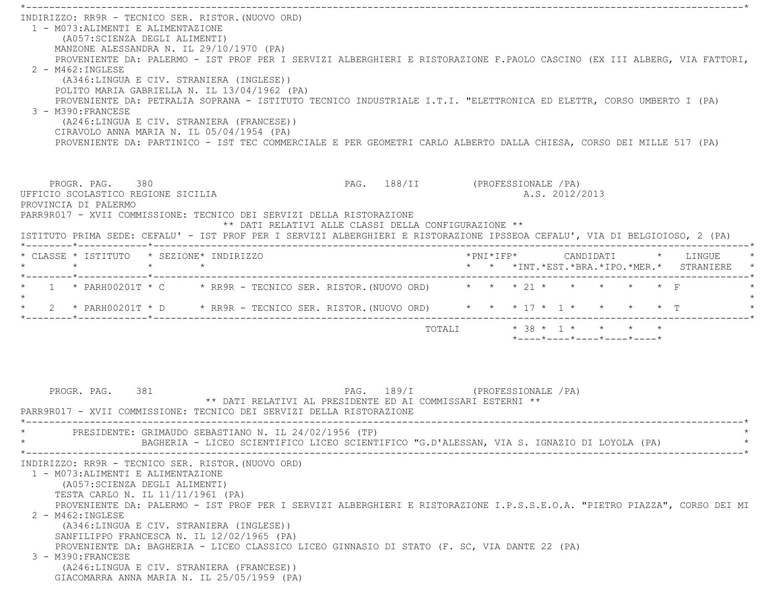INDIRIZZO: RR9R - TECNICO SER. RISTOR.(NUOVO ORD)

1 - M073:ALIMENTI E ALIMENTAZIONE
 (A057:SCIENZA DEGLI ALIMENTI)
 MANZONE ALESSANDRA N. IL 29/10/1970 (PA)
 PROVENIENTE DA: PALERMO - IST PROF PER I SERVIZI ALBERGHIERI E RISTORAZIONE F.PAOLO CASCINO (EX III ALBERG, VIA FATTORI,

2 - M462:INGLESE
 (A346:LINGUA E CIV. STRANIERA (INGLESE))
 POLITO MARIA GABRIELLA N. IL 13/04/1962 (PA)
 PROVENIENTE DA: PETRALIA SOPRANA - ISTITUTO TECNICO INDUSTRIALE I.T.I. "ELETTRONICA ED ELETTR, CORSO UMBERTO I (PA)

3 - M390:FRANCESE
 (A246:LINGUA E CIV. STRANIERA (FRANCESE))
 CIRAVOLO ANNA MARIA N. IL 05/04/1954 (PA)
 PROVENIENTE DA: PARTINICO - IST TEC COMMERCIALE E PER GEOMETRI CARLO ALBERTO DALLA CHIESA, CORSO DEI MILLE 517 (PA)

PROGR. PAG. 380 PAG. 188/II (PROFESSIONALE /PA)

UFFICIO SCOLASTICO REGIONE SICILIA A.S. 2012/2013

PROVINCIA DI PALERMO

PARR9R017 - XVII COMMISSIONE: TECNICO DEI SERVIZI DELLA RISTORAZIONE

** DATI RELATIVI ALLE CLASSI DELLA CONFIGURAZIONE **

ISTITUTO PRIMA SEDE: CEFALU' - IST PROF PER I SERVIZI ALBERGHIERI E RISTORAZIONE IPSSEOA CEFALU', VIA DI BELGIOIOSO, 2 (PA)

| CLASSE | ISTITUTO | SEZIONE | INDIRIZZO | PNI | IFP | CANDIDATI INT. | CANDIDATI EST. | CANDIDATI BRA. | CANDIDATI IPO. | CANDIDATI MER. | LINGUE STRANIERE |
|---|---|---|---|---|---|---|---|---|---|---|---|
| 1 | PARH00201T | C | RR9R - TECNICO SER. RISTOR.(NUOVO ORD) | | | 21 | | | | | F |
| 2 | PARH00201T | D | RR9R - TECNICO SER. RISTOR.(NUOVO ORD) | | | 17 | 1 | | | | T |
| | | | | | TOTALI | 38 | 1 | | | | |

PROGR. PAG. 381 PAG. 189/I (PROFESSIONALE /PA)

** DATI RELATIVI AL PRESIDENTE ED AI COMMISSARI ESTERNI **

PARR9R017 - XVII COMMISSIONE: TECNICO DEI SERVIZI DELLA RISTORAZIONE

PRESIDENTE: GRIMAUDO SEBASTIANO N. IL 24/02/1956 (TP)
 BAGHERIA - LICEO SCIENTIFICO LICEO SCIENTIFICO "G.D'ALESSAN, VIA S. IGNAZIO DI LOYOLA (PA)

INDIRIZZO: RR9R - TECNICO SER. RISTOR.(NUOVO ORD)

1 - M073:ALIMENTI E ALIMENTAZIONE
 (A057:SCIENZA DEGLI ALIMENTI)
 TESTA CARLO N. IL 11/11/1961 (PA)
 PROVENIENTE DA: PALERMO - IST PROF PER I SERVIZI ALBERGHIERI E RISTORAZIONE I.P.S.S.E.O.A. "PIETRO PIAZZA", CORSO DEI MI

2 - M462:INGLESE
 (A346:LINGUA E CIV. STRANIERA (INGLESE))
 SANFILIPPO FRANCESCA N. IL 12/02/1965 (PA)
 PROVENIENTE DA: BAGHERIA - LICEO CLASSICO LICEO GINNASIO DI STATO (F. SC, VIA DANTE 22 (PA)

3 - M390:FRANCESE
 (A246:LINGUA E CIV. STRANIERA (FRANCESE))
 GIACOMARRA ANNA MARIA N. IL 25/05/1959 (PA)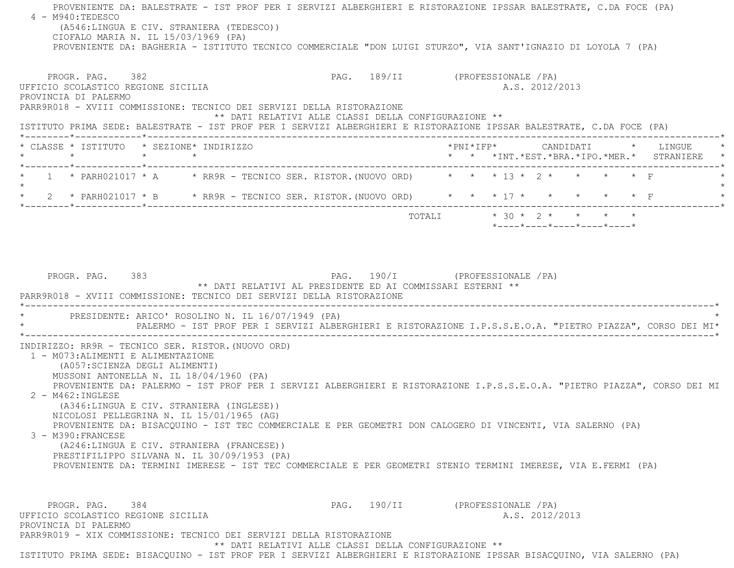PROVENIENTE DA: BALESTRATE - IST PROF PER I SERVIZI ALBERGHIERI E RISTORAZIONE IPSSAR BALESTRATE, C.DA FOCE (PA)

4 - M940:TEDESCO
(A546:LINGUA E CIV. STRANIERA (TEDESCO))
CIOFALO MARIA N. IL 15/03/1969 (PA)
PROVENIENTE DA: BAGHERIA - ISTITUTO TECNICO COMMERCIALE "DON LUIGI STURZO", VIA SANT'IGNAZIO DI LOYOLA 7 (PA)

PROGR. PAG. 382 PAG. 189/II (PROFESSIONALE /PA)

UFFICIO SCOLASTICO REGIONE SICILIA A.S. 2012/2013

PROVINCIA DI PALERMO

PARR9R018 - XVIII COMMISSIONE: TECNICO DEI SERVIZI DELLA RISTORAZIONE

** DATI RELATIVI ALLE CLASSI DELLA CONFIGURAZIONE **

ISTITUTO PRIMA SEDE: BALESTRATE - IST PROF PER I SERVIZI ALBERGHIERI E RISTORAZIONE IPSSAR BALESTRATE, C.DA FOCE (PA)

| CLASSE | ISTITUTO | SEZIONE | INDIRIZZO | PNI | IFP | CANDIDATI INT. | EST. | BRA. | IPO. | MER. | LINGUE STRANIERE |
|---|---|---|---|---|---|---|---|---|---|---|---|
| 1 | PARH021017 | A | RR9R - TECNICO SER. RISTOR.(NUOVO ORD) | | | 13 | 2 | | | | F |
| 2 | PARH021017 | B | RR9R - TECNICO SER. RISTOR.(NUOVO ORD) | | | 17 | | | | | F |
| | | | TOTALI | | | 30 | 2 | | | | |

PROGR. PAG. 383 PAG. 190/I (PROFESSIONALE /PA)

** DATI RELATIVI AL PRESIDENTE ED AI COMMISSARI ESTERNI **

PARR9R018 - XVIII COMMISSIONE: TECNICO DEI SERVIZI DELLA RISTORAZIONE

PRESIDENTE: ARICO' ROSOLINO N. IL 16/07/1949 (PA)
PALERMO - IST PROF PER I SERVIZI ALBERGHIERI E RISTORAZIONE I.P.S.S.E.O.A. "PIETRO PIAZZA", CORSO DEI MI

INDIRIZZO: RR9R - TECNICO SER. RISTOR.(NUOVO ORD)

1 - M073:ALIMENTI E ALIMENTAZIONE
(A057:SCIENZA DEGLI ALIMENTI)
MUSSONI ANTONELLA N. IL 18/04/1960 (PA)
PROVENIENTE DA: PALERMO - IST PROF PER I SERVIZI ALBERGHIERI E RISTORAZIONE I.P.S.S.E.O.A. "PIETRO PIAZZA", CORSO DEI MI

2 - M462:INGLESE
(A346:LINGUA E CIV. STRANIERA (INGLESE))
NICOLOSI PELLEGRINA N. IL 15/01/1965 (AG)
PROVENIENTE DA: BISACQUINO - IST TEC COMMERCIALE E PER GEOMETRI DON CALOGERO DI VINCENTI, VIA SALERNO (PA)

3 - M390:FRANCESE
(A246:LINGUA E CIV. STRANIERA (FRANCESE))
PRESTIFILIPPO SILVANA N. IL 30/09/1953 (PA)
PROVENIENTE DA: TERMINI IMERESE - IST TEC COMMERCIALE E PER GEOMETRI STENIO TERMINI IMERESE, VIA E.FERMI (PA)

PROGR. PAG. 384 PAG. 190/II (PROFESSIONALE /PA)

UFFICIO SCOLASTICO REGIONE SICILIA A.S. 2012/2013

PROVINCIA DI PALERMO

PARR9R019 - XIX COMMISSIONE: TECNICO DEI SERVIZI DELLA RISTORAZIONE

** DATI RELATIVI ALLE CLASSI DELLA CONFIGURAZIONE **

ISTITUTO PRIMA SEDE: BISACQUINO - IST PROF PER I SERVIZI ALBERGHIERI E RISTORAZIONE IPSSAR BISACQUINO, VIA SALERNO (PA)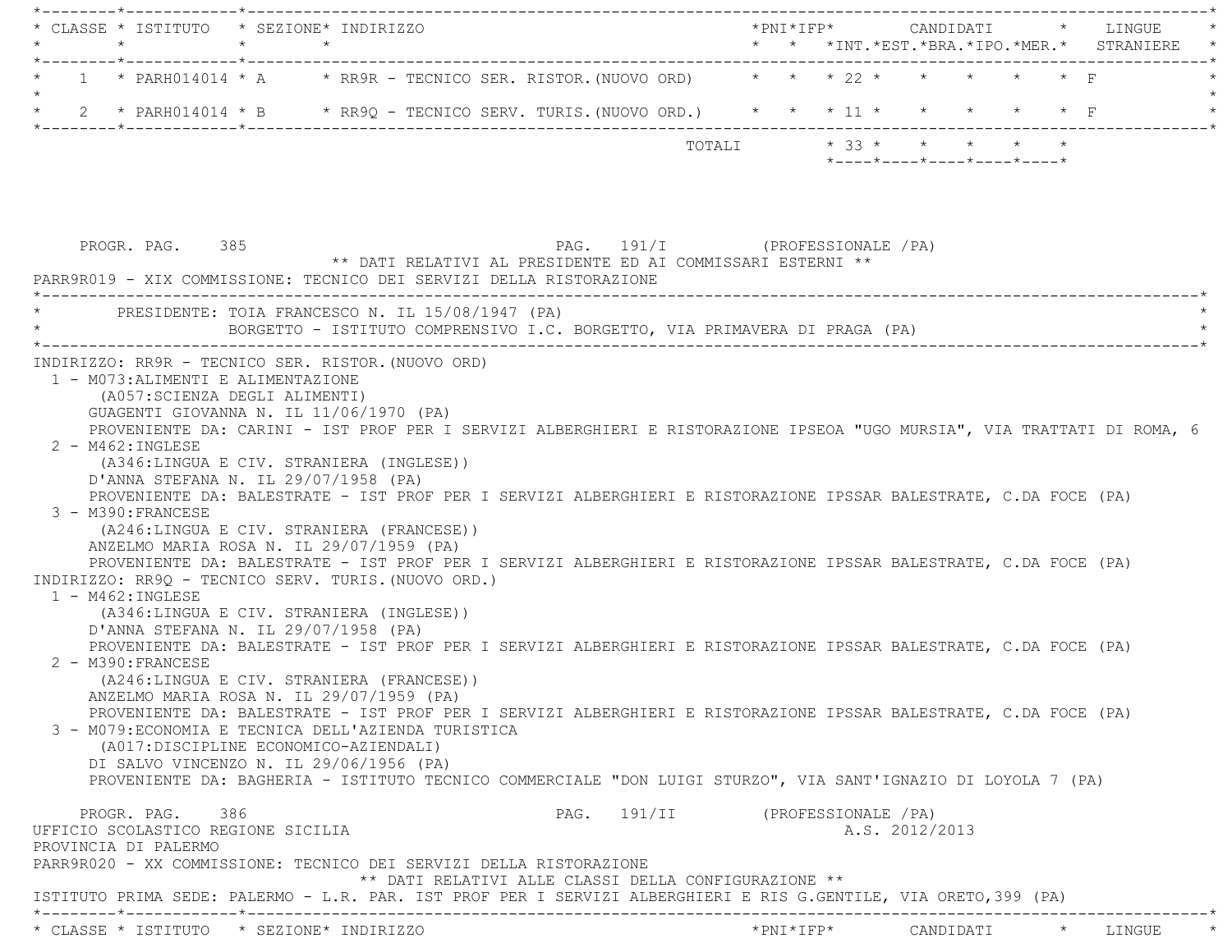| CLASSE | ISTITUTO | SEZIONE | INDIRIZZO | PNI | IFP | CANDIDATI INT. | EST. | BRA. | IPO. | MER. | LINGUE STRANIERE |
|---|---|---|---|---|---|---|---|---|---|---|---|
| 1 | PARH014014 | A | RR9R - TECNICO SER. RISTOR.(NUOVO ORD) | | | 22 | | | | | F |
| 2 | PARH014014 | B | RR9Q - TECNICO SERV. TURIS.(NUOVO ORD.) | | | 11 | | | | | F |
| | | | TOTALI | | | 33 | | | | | |

PROGR. PAG. 385 PAG. 191/I (PROFESSIONALE /PA)

** DATI RELATIVI AL PRESIDENTE ED AI COMMISSARI ESTERNI **

PARR9R019 - XIX COMMISSIONE: TECNICO DEI SERVIZI DELLA RISTORAZIONE

PRESIDENTE: TOIA FRANCESCO N. IL 15/08/1947 (PA)
BORGETTO - ISTITUTO COMPRENSIVO I.C. BORGETTO, VIA PRIMAVERA DI PRAGA (PA)

INDIRIZZO: RR9R - TECNICO SER. RISTOR.(NUOVO ORD)

1 - M073:ALIMENTI E ALIMENTAZIONE
(A057:SCIENZA DEGLI ALIMENTI)
GUAGENTI GIOVANNA N. IL 11/06/1970 (PA)
PROVENIENTE DA: CARINI - IST PROF PER I SERVIZI ALBERGHIERI E RISTORAZIONE IPSEOA "UGO MURSIA", VIA TRATTATI DI ROMA, 6

2 - M462:INGLESE
(A346:LINGUA E CIV. STRANIERA (INGLESE))
D'ANNA STEFANA N. IL 29/07/1958 (PA)
PROVENIENTE DA: BALESTRATE - IST PROF PER I SERVIZI ALBERGHIERI E RISTORAZIONE IPSSAR BALESTRATE, C.DA FOCE (PA)

3 - M390:FRANCESE
(A246:LINGUA E CIV. STRANIERA (FRANCESE))
ANZELMO MARIA ROSA N. IL 29/07/1959 (PA)
PROVENIENTE DA: BALESTRATE - IST PROF PER I SERVIZI ALBERGHIERI E RISTORAZIONE IPSSAR BALESTRATE, C.DA FOCE (PA)

INDIRIZZO: RR9Q - TECNICO SERV. TURIS.(NUOVO ORD.)

1 - M462:INGLESE
(A346:LINGUA E CIV. STRANIERA (INGLESE))
D'ANNA STEFANA N. IL 29/07/1958 (PA)
PROVENIENTE DA: BALESTRATE - IST PROF PER I SERVIZI ALBERGHIERI E RISTORAZIONE IPSSAR BALESTRATE, C.DA FOCE (PA)

2 - M390:FRANCESE
(A246:LINGUA E CIV. STRANIERA (FRANCESE))
ANZELMO MARIA ROSA N. IL 29/07/1959 (PA)
PROVENIENTE DA: BALESTRATE - IST PROF PER I SERVIZI ALBERGHIERI E RISTORAZIONE IPSSAR BALESTRATE, C.DA FOCE (PA)

3 - M079:ECONOMIA E TECNICA DELL'AZIENDA TURISTICA
(A017:DISCIPLINE ECONOMICO-AZIENDALI)
DI SALVO VINCENZO N. IL 29/06/1956 (PA)
PROVENIENTE DA: BAGHERIA - ISTITUTO TECNICO COMMERCIALE "DON LUIGI STURZO", VIA SANT'IGNAZIO DI LOYOLA 7 (PA)

PROGR. PAG. 386 PAG. 191/II (PROFESSIONALE /PA)

UFFICIO SCOLASTICO REGIONE SICILIA A.S. 2012/2013

PROVINCIA DI PALERMO

PARR9R020 - XX COMMISSIONE: TECNICO DEI SERVIZI DELLA RISTORAZIONE

** DATI RELATIVI ALLE CLASSI DELLA CONFIGURAZIONE **

ISTITUTO PRIMA SEDE: PALERMO - L.R. PAR. IST PROF PER I SERVIZI ALBERGHIERI E RIS G.GENTILE, VIA ORETO,399 (PA)

| CLASSE | ISTITUTO | SEZIONE | INDIRIZZO | PNI | IFP | CANDIDATI | LINGUE |
|---|---|---|---|---|---|---|---|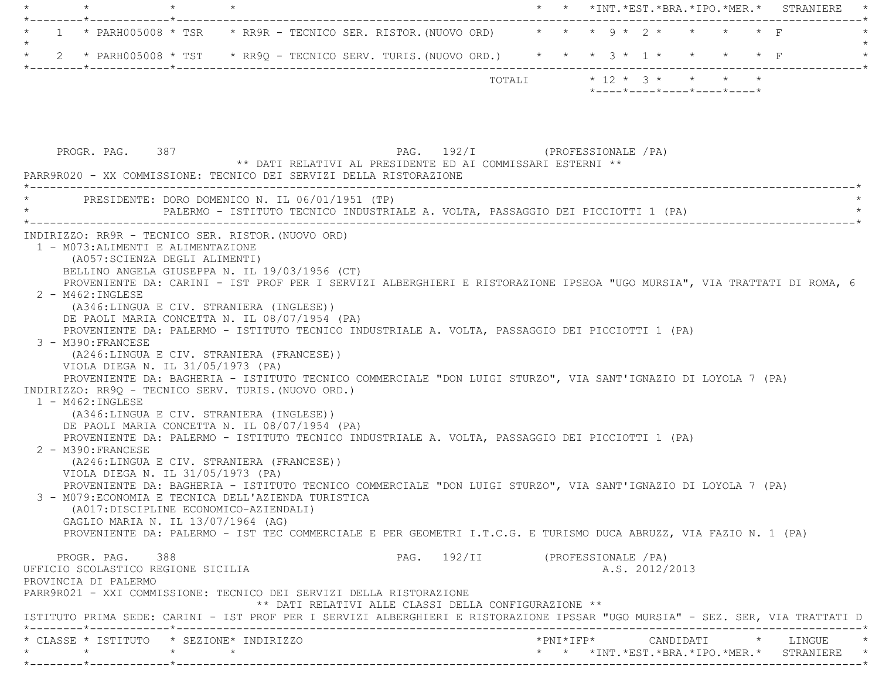| CLASSE | ISTITUTO | SEZIONE | INDIRIZZO | PNI | IFP | INT. | EST. | BRA. | IPO. | MER. | LINGUE STRANIERE |
|---|---|---|---|---|---|---|---|---|---|---|---|
| 1 | PARH005008 | TSR | RR9R - TECNICO SER. RISTOR.(NUOVO ORD) | | | 9 | 2 | | | | F |
| 2 | PARH005008 | TST | RR9Q - TECNICO SERV. TURIS.(NUOVO ORD.) | | | 3 | 1 | | | | F |
| | | | TOTALI | | | 12 | 3 | | | | |

PROGR. PAG. 387 PAG. 192/I (PROFESSIONALE /PA)

** DATI RELATIVI AL PRESIDENTE ED AI COMMISSARI ESTERNI **

PARR9R020 - XX COMMISSIONE: TECNICO DEI SERVIZI DELLA RISTORAZIONE

PRESIDENTE: DORO DOMENICO N. IL 06/01/1951 (TP)
PALERMO - ISTITUTO TECNICO INDUSTRIALE A. VOLTA, PASSAGGIO DEI PICCIOTTI 1 (PA)

INDIRIZZO: RR9R - TECNICO SER. RISTOR.(NUOVO ORD)

1 - M073:ALIMENTI E ALIMENTAZIONE
(A057:SCIENZA DEGLI ALIMENTI)
BELLINO ANGELA GIUSEPPA N. IL 19/03/1956 (CT)
PROVENIENTE DA: CARINI - IST PROF PER I SERVIZI ALBERGHIERI E RISTORAZIONE IPSEOA "UGO MURSIA", VIA TRATTATI DI ROMA, 6

2 - M462:INGLESE
(A346:LINGUA E CIV. STRANIERA (INGLESE))
DE PAOLI MARIA CONCETTA N. IL 08/07/1954 (PA)
PROVENIENTE DA: PALERMO - ISTITUTO TECNICO INDUSTRIALE A. VOLTA, PASSAGGIO DEI PICCIOTTI 1 (PA)

3 - M390:FRANCESE
(A246:LINGUA E CIV. STRANIERA (FRANCESE))
VIOLA DIEGA N. IL 31/05/1973 (PA)
PROVENIENTE DA: BAGHERIA - ISTITUTO TECNICO COMMERCIALE "DON LUIGI STURZO", VIA SANT'IGNAZIO DI LOYOLA 7 (PA)

INDIRIZZO: RR9Q - TECNICO SERV. TURIS.(NUOVO ORD.)

1 - M462:INGLESE
(A346:LINGUA E CIV. STRANIERA (INGLESE))
DE PAOLI MARIA CONCETTA N. IL 08/07/1954 (PA)
PROVENIENTE DA: PALERMO - ISTITUTO TECNICO INDUSTRIALE A. VOLTA, PASSAGGIO DEI PICCIOTTI 1 (PA)

2 - M390:FRANCESE
(A246:LINGUA E CIV. STRANIERA (FRANCESE))
VIOLA DIEGA N. IL 31/05/1973 (PA)
PROVENIENTE DA: BAGHERIA - ISTITUTO TECNICO COMMERCIALE "DON LUIGI STURZO", VIA SANT'IGNAZIO DI LOYOLA 7 (PA)

3 - M079:ECONOMIA E TECNICA DELL'AZIENDA TURISTICA
(A017:DISCIPLINE ECONOMICO-AZIENDALI)
GAGLIO MARIA N. IL 13/07/1964 (AG)
PROVENIENTE DA: PALERMO - IST TEC COMMERCIALE E PER GEOMETRI I.T.C.G. E TURISMO DUCA ABRUZZ, VIA FAZIO N. 1 (PA)

PROGR. PAG. 388 PAG. 192/II (PROFESSIONALE /PA)

UFFICIO SCOLASTICO REGIONE SICILIA A.S. 2012/2013

PROVINCIA DI PALERMO

PARR9R021 - XXI COMMISSIONE: TECNICO DEI SERVIZI DELLA RISTORAZIONE

** DATI RELATIVI ALLE CLASSI DELLA CONFIGURAZIONE **

ISTITUTO PRIMA SEDE: CARINI - IST PROF PER I SERVIZI ALBERGHIERI E RISTORAZIONE IPSSAR "UGO MURSIA" - SEZ. SER, VIA TRATTATI D

| CLASSE | ISTITUTO | SEZIONE | INDIRIZZO | PNI | IFP | INT. | EST. | BRA. | IPO. | MER. | LINGUE STRANIERE |
|---|---|---|---|---|---|---|---|---|---|---|---|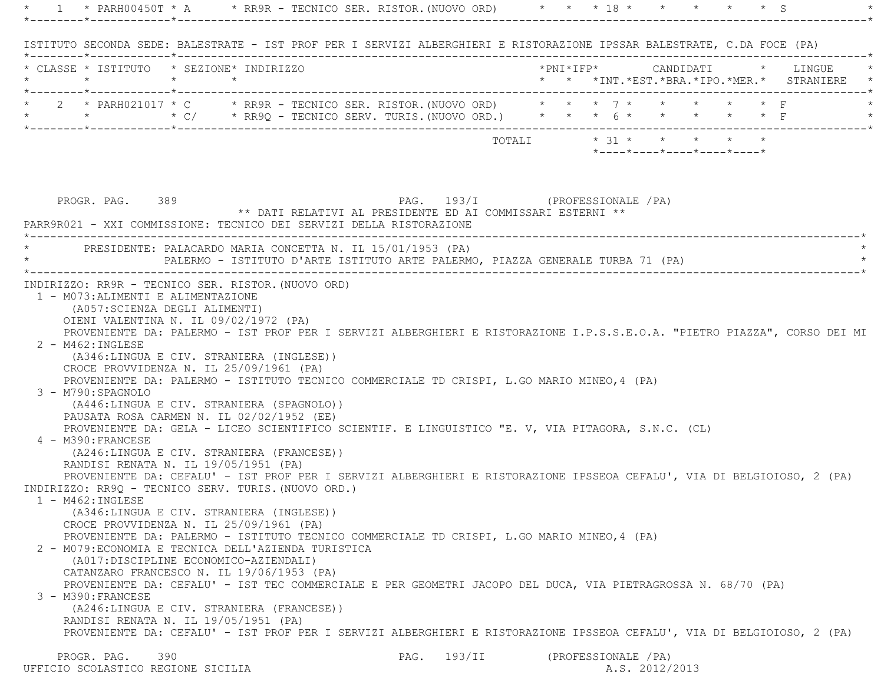| CLASSE | ISTITUTO | SEZIONE | INDIRIZZO | PNI | IFP | INT. | EST. | BRA. | IPO. | MER. | LINGUE STRANIERE |
|---|---|---|---|---|---|---|---|---|---|---|---|
| 1 | PARH00450T | A | RR9R - TECNICO SER. RISTOR.(NUOVO ORD) | | | 18 | | | | | S |

ISTITUTO SECONDA SEDE: BALESTRATE - IST PROF PER I SERVIZI ALBERGHIERI E RISTORAZIONE IPSSAR BALESTRATE, C.DA FOCE (PA)

| CLASSE | ISTITUTO | SEZIONE | INDIRIZZO | PNI | IFP | CANDIDATI INT. | EST. | BRA. | IPO. | MER. | LINGUE STRANIERE |
|---|---|---|---|---|---|---|---|---|---|---|---|
| 2 | PARH021017 | C | RR9R - TECNICO SER. RISTOR.(NUOVO ORD) | | | 7 | | | | | F |
| | | C/ | RR9Q - TECNICO SERV. TURIS.(NUOVO ORD.) | | | 6 | | | | | F |
| | | | TOTALI | | | 31 | | | | | |

PROGR. PAG. 389 PAG. 193/I (PROFESSIONALE /PA)

** DATI RELATIVI AL PRESIDENTE ED AI COMMISSARI ESTERNI **

PARR9R021 - XXI COMMISSIONE: TECNICO DEI SERVIZI DELLA RISTORAZIONE

PRESIDENTE: PALACARDO MARIA CONCETTA N. IL 15/01/1953 (PA)
PALERMO - ISTITUTO D'ARTE ISTITUTO ARTE PALERMO, PIAZZA GENERALE TURBA 71 (PA)

INDIRIZZO: RR9R - TECNICO SER. RISTOR.(NUOVO ORD)

1 - M073:ALIMENTI E ALIMENTAZIONE
(A057:SCIENZA DEGLI ALIMENTI)
OIENI VALENTINA N. IL 09/02/1972 (PA)
PROVENIENTE DA: PALERMO - IST PROF PER I SERVIZI ALBERGHIERI E RISTORAZIONE I.P.S.S.E.O.A. "PIETRO PIAZZA", CORSO DEI MI

2 - M462:INGLESE
(A346:LINGUA E CIV. STRANIERA (INGLESE))
CROCE PROVVIDENZA N. IL 25/09/1961 (PA)
PROVENIENTE DA: PALERMO - ISTITUTO TECNICO COMMERCIALE TD CRISPI, L.GO MARIO MINEO,4 (PA)

3 - M790:SPAGNOLO
(A446:LINGUA E CIV. STRANIERA (SPAGNOLO))
PAUSATA ROSA CARMEN N. IL 02/02/1952 (EE)
PROVENIENTE DA: GELA - LICEO SCIENTIFICO SCIENTIF. E LINGUISTICO "E. V, VIA PITAGORA, S.N.C. (CL)

4 - M390:FRANCESE
(A246:LINGUA E CIV. STRANIERA (FRANCESE))
RANDISI RENATA N. IL 19/05/1951 (PA)
PROVENIENTE DA: CEFALU' - IST PROF PER I SERVIZI ALBERGHIERI E RISTORAZIONE IPSSEOA CEFALU', VIA DI BELGIOIOSO, 2 (PA)

INDIRIZZO: RR9Q - TECNICO SERV. TURIS.(NUOVO ORD.)

1 - M462:INGLESE
(A346:LINGUA E CIV. STRANIERA (INGLESE))
CROCE PROVVIDENZA N. IL 25/09/1961 (PA)
PROVENIENTE DA: PALERMO - ISTITUTO TECNICO COMMERCIALE TD CRISPI, L.GO MARIO MINEO,4 (PA)

2 - M079:ECONOMIA E TECNICA DELL'AZIENDA TURISTICA
(A017:DISCIPLINE ECONOMICO-AZIENDALI)
CATANZARO FRANCESCO N. IL 19/06/1953 (PA)
PROVENIENTE DA: CEFALU' - IST TEC COMMERCIALE E PER GEOMETRI JACOPO DEL DUCA, VIA PIETRAGROSSA N. 68/70 (PA)

3 - M390:FRANCESE
(A246:LINGUA E CIV. STRANIERA (FRANCESE))
RANDISI RENATA N. IL 19/05/1951 (PA)
PROVENIENTE DA: CEFALU' - IST PROF PER I SERVIZI ALBERGHIERI E RISTORAZIONE IPSSEOA CEFALU', VIA DI BELGIOIOSO, 2 (PA)

PROGR. PAG. 390 PAG. 193/II (PROFESSIONALE /PA)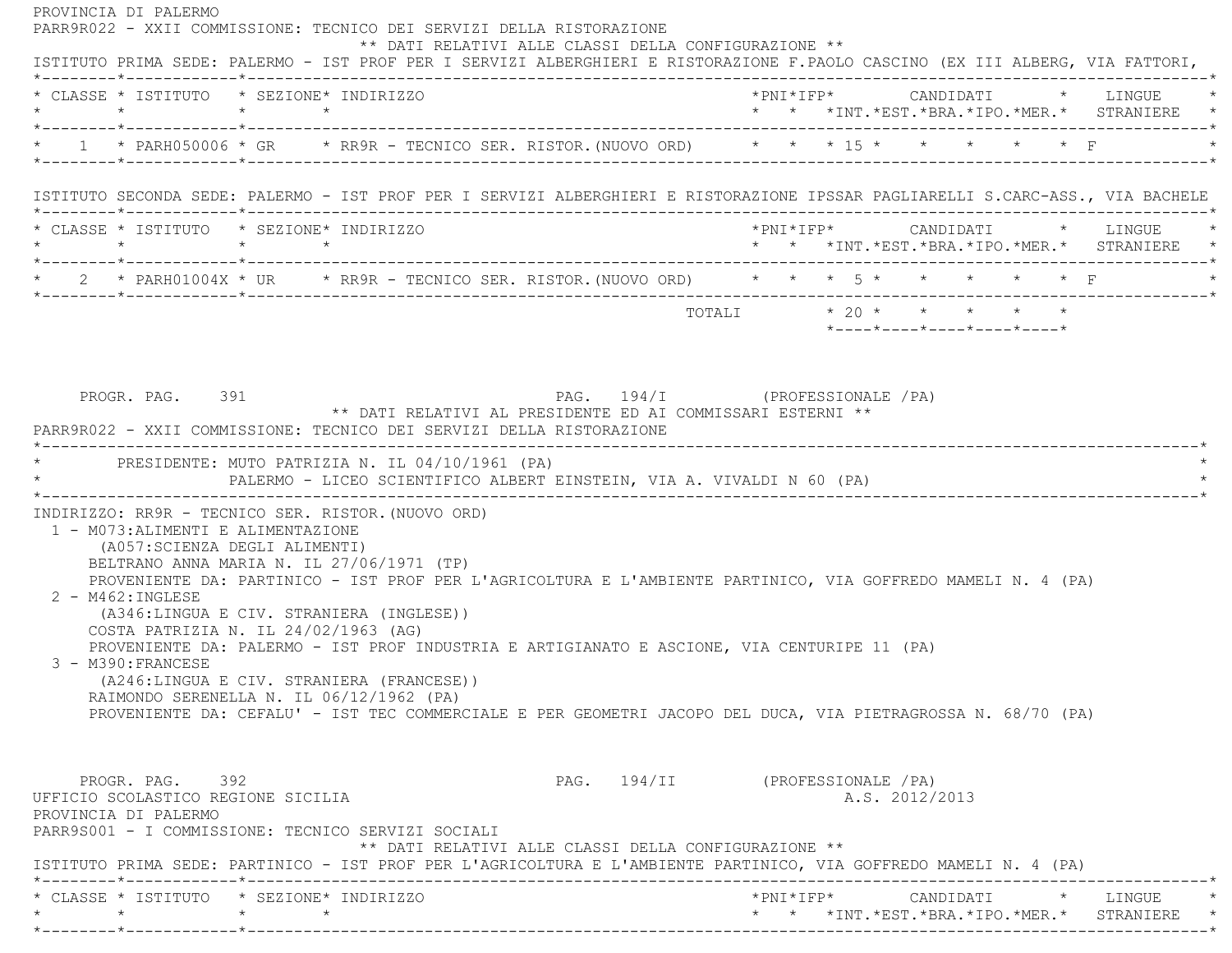PROVINCIA DI PALERMO

PARR9R022 - XXII COMMISSIONE: TECNICO DEI SERVIZI DELLA RISTORAZIONE

** DATI RELATIVI ALLE CLASSI DELLA CONFIGURAZIONE **

ISTITUTO PRIMA SEDE: PALERMO - IST PROF PER I SERVIZI ALBERGHIERI E RISTORAZIONE F.PAOLO CASCINO (EX III ALBERG, VIA FATTORI,

| CLASSE | ISTITUTO | SEZIONE | INDIRIZZO | PNI | IFP | CANDIDATI INT. | CANDIDATI EST. | CANDIDATI BRA. | CANDIDATI IPO. | CANDIDATI MER. | LINGUE STRANIERE |
|---|---|---|---|---|---|---|---|---|---|---|---|
| 1 | PARH050006 | GR | RR9R - TECNICO SER. RISTOR.(NUOVO ORD) | | | 15 | | | | | F |

ISTITUTO SECONDA SEDE: PALERMO - IST PROF PER I SERVIZI ALBERGHIERI E RISTORAZIONE IPSSAR PAGLIARELLI S.CARC-ASS., VIA BACHELE

| CLASSE | ISTITUTO | SEZIONE | INDIRIZZO | PNI | IFP | CANDIDATI INT. | CANDIDATI EST. | CANDIDATI BRA. | CANDIDATI IPO. | CANDIDATI MER. | LINGUE STRANIERE |
|---|---|---|---|---|---|---|---|---|---|---|---|
| 2 | PARH01004X | UR | RR9R - TECNICO SER. RISTOR.(NUOVO ORD) | | | 5 | | | | | F |
| | | | TOTALI | | | 20 | | | | | |

PROGR. PAG. 391 PAG. 194/I (PROFESSIONALE /PA)

** DATI RELATIVI AL PRESIDENTE ED AI COMMISSARI ESTERNI **

PARR9R022 - XXII COMMISSIONE: TECNICO DEI SERVIZI DELLA RISTORAZIONE

PRESIDENTE: MUTO PATRIZIA N. IL 04/10/1961 (PA)
PALERMO - LICEO SCIENTIFICO ALBERT EINSTEIN, VIA A. VIVALDI N 60 (PA)

INDIRIZZO: RR9R - TECNICO SER. RISTOR.(NUOVO ORD)

1 - M073:ALIMENTI E ALIMENTAZIONE
(A057:SCIENZA DEGLI ALIMENTI)
BELTRANO ANNA MARIA N. IL 27/06/1971 (TP)
PROVENIENTE DA: PARTINICO - IST PROF PER L'AGRICOLTURA E L'AMBIENTE PARTINICO, VIA GOFFREDO MAMELI N. 4 (PA)

2 - M462:INGLESE
(A346:LINGUA E CIV. STRANIERA (INGLESE))
COSTA PATRIZIA N. IL 24/02/1963 (AG)
PROVENIENTE DA: PALERMO - IST PROF INDUSTRIA E ARTIGIANATO E ASCIONE, VIA CENTURIPE 11 (PA)

3 - M390:FRANCESE
(A246:LINGUA E CIV. STRANIERA (FRANCESE))
RAIMONDO SERENELLA N. IL 06/12/1962 (PA)
PROVENIENTE DA: CEFALU' - IST TEC COMMERCIALE E PER GEOMETRI JACOPO DEL DUCA, VIA PIETRAGROSSA N. 68/70 (PA)

PROGR. PAG. 392 PAG. 194/II (PROFESSIONALE /PA)

UFFICIO SCOLASTICO REGIONE SICILIA A.S. 2012/2013

PROVINCIA DI PALERMO

PARR9S001 - I COMMISSIONE: TECNICO SERVIZI SOCIALI

** DATI RELATIVI ALLE CLASSI DELLA CONFIGURAZIONE **

ISTITUTO PRIMA SEDE: PARTINICO - IST PROF PER L'AGRICOLTURA E L'AMBIENTE PARTINICO, VIA GOFFREDO MAMELI N. 4 (PA)

| CLASSE | ISTITUTO | SEZIONE | INDIRIZZO | PNI | IFP | CANDIDATI INT. | CANDIDATI EST. | CANDIDATI BRA. | CANDIDATI IPO. | CANDIDATI MER. | LINGUE STRANIERE |
|---|---|---|---|---|---|---|---|---|---|---|---|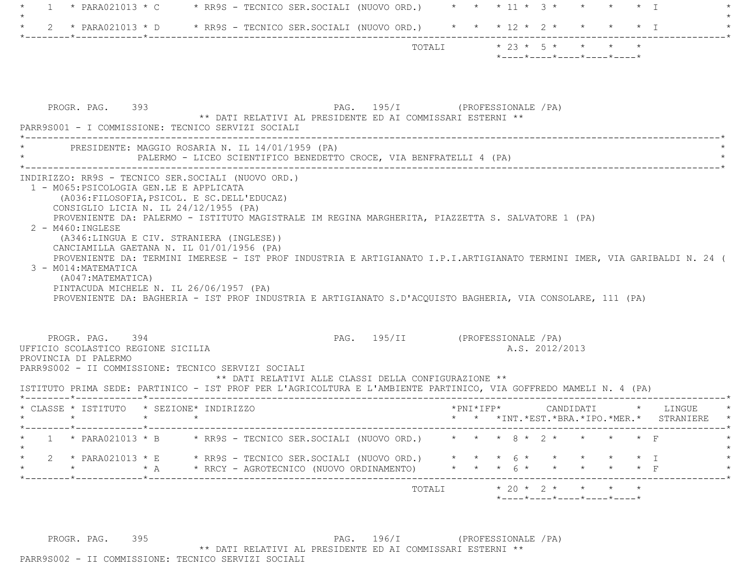| CLASSE | ISTITUTO | SEZIONE | INDIRIZZO | PNI | IFP | INT. | EST. | BRA. | IPO. | MER. | LINGUE STRANIERE |
|---|---|---|---|---|---|---|---|---|---|---|---|
| 1 | PARA021013 | C | RR9S - TECNICO SER.SOCIALI (NUOVO ORD.) | | | 11 | 3 | | | | I |
| 2 | PARA021013 | D | RR9S - TECNICO SER.SOCIALI (NUOVO ORD.) | | | 12 | 2 | | | | I |
| | | | TOTALI | | | 23 | 5 | | | | |

PROGR. PAG. 393 PAG. 195/I (PROFESSIONALE /PA)

** DATI RELATIVI AL PRESIDENTE ED AI COMMISSARI ESTERNI **

PARR9S001 - I COMMISSIONE: TECNICO SERVIZI SOCIALI

PRESIDENTE: MAGGIO ROSARIA N. IL 14/01/1959 (PA)
PALERMO - LICEO SCIENTIFICO BENEDETTO CROCE, VIA BENFRATELLI 4 (PA)

INDIRIZZO: RR9S - TECNICO SER.SOCIALI (NUOVO ORD.)

1 - M065:PSICOLOGIA GEN.LE E APPLICATA
(A036:FILOSOFIA,PSICOL. E SC.DELL'EDUCAZ)
CONSIGLIO LICIA N. IL 24/12/1955 (PA)
PROVENIENTE DA: PALERMO - ISTITUTO MAGISTRALE IM REGINA MARGHERITA, PIAZZETTA S. SALVATORE 1 (PA)

2 - M460:INGLESE
(A346:LINGUA E CIV. STRANIERA (INGLESE))
CANCIAMILLA GAETANA N. IL 01/01/1956 (PA)
PROVENIENTE DA: TERMINI IMERESE - IST PROF INDUSTRIA E ARTIGIANATO I.P.I.ARTIGIANATO TERMINI IMER, VIA GARIBALDI N. 24 (

3 - M014:MATEMATICA
(A047:MATEMATICA)
PINTACUDA MICHELE N. IL 26/06/1957 (PA)
PROVENIENTE DA: BAGHERIA - IST PROF INDUSTRIA E ARTIGIANATO S.D'ACQUISTO BAGHERIA, VIA CONSOLARE, 111 (PA)

PROGR. PAG. 394 PAG. 195/II (PROFESSIONALE /PA)

UFFICIO SCOLASTICO REGIONE SICILIA A.S. 2012/2013

PROVINCIA DI PALERMO

PARR9S002 - II COMMISSIONE: TECNICO SERVIZI SOCIALI

** DATI RELATIVI ALLE CLASSI DELLA CONFIGURAZIONE **

ISTITUTO PRIMA SEDE: PARTINICO - IST PROF PER L'AGRICOLTURA E L'AMBIENTE PARTINICO, VIA GOFFREDO MAMELI N. 4 (PA)

| CLASSE | ISTITUTO | SEZIONE | INDIRIZZO | PNI | IFP | INT. | EST. | BRA. | IPO. | MER. | LINGUE STRANIERE |
|---|---|---|---|---|---|---|---|---|---|---|---|
| 1 | PARA021013 | B | RR9S - TECNICO SER.SOCIALI (NUOVO ORD.) | | | 8 | 2 | | | | F |
| 2 | PARA021013 | E | RR9S - TECNICO SER.SOCIALI (NUOVO ORD.) | | | 6 | | | | | I |
| | | A | RRCY - AGROTECNICO (NUOVO ORDINAMENTO) | | | 6 | | | | | F |
| | | | TOTALI | | | 20 | 2 | | | | |

PROGR. PAG. 395 PAG. 196/I (PROFESSIONALE /PA)

** DATI RELATIVI AL PRESIDENTE ED AI COMMISSARI ESTERNI **

PARR9S002 - II COMMISSIONE: TECNICO SERVIZI SOCIALI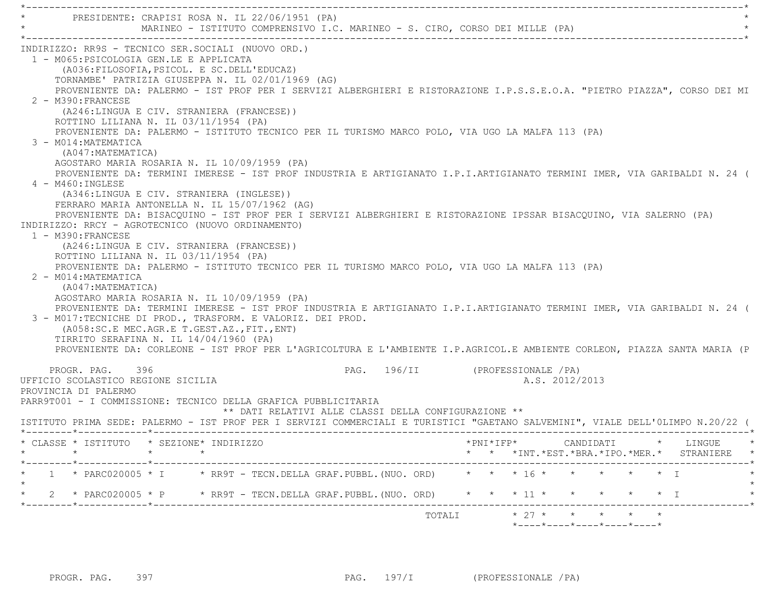PRESIDENTE: CRAPISI ROSA N. IL 22/06/1951 (PA)
MARINEO - ISTITUTO COMPRENSIVO I.C. MARINEO - S. CIRO, CORSO DEI MILLE (PA)

INDIRIZZO: RR9S - TECNICO SER.SOCIALI (NUOVO ORD.)

1 - M065:PSICOLOGIA GEN.LE E APPLICATA
(A036:FILOSOFIA,PSICOL. E SC.DELL'EDUCAZ)
TORNAMBE' PATRIZIA GIUSEPPA N. IL 02/01/1969 (AG)
PROVENIENTE DA: PALERMO - IST PROF PER I SERVIZI ALBERGHIERI E RISTORAZIONE I.P.S.S.E.O.A. "PIETRO PIAZZA", CORSO DEI MI

2 - M390:FRANCESE
(A246:LINGUA E CIV. STRANIERA (FRANCESE))
ROTTINO LILIANA N. IL 03/11/1954 (PA)
PROVENIENTE DA: PALERMO - ISTITUTO TECNICO PER IL TURISMO MARCO POLO, VIA UGO LA MALFA 113 (PA)

3 - M014:MATEMATICA
(A047:MATEMATICA)
AGOSTARO MARIA ROSARIA N. IL 10/09/1959 (PA)
PROVENIENTE DA: TERMINI IMERESE - IST PROF INDUSTRIA E ARTIGIANATO I.P.I.ARTIGIANATO TERMINI IMER, VIA GARIBALDI N. 24 (

4 - M460:INGLESE
(A346:LINGUA E CIV. STRANIERA (INGLESE))
FERRARO MARIA ANTONELLA N. IL 15/07/1962 (AG)
PROVENIENTE DA: BISACQUINO - IST PROF PER I SERVIZI ALBERGHIERI E RISTORAZIONE IPSSAR BISACQUINO, VIA SALERNO (PA)

INDIRIZZO: RRCY - AGROTECNICO (NUOVO ORDINAMENTO)

1 - M390:FRANCESE
(A246:LINGUA E CIV. STRANIERA (FRANCESE))
ROTTINO LILIANA N. IL 03/11/1954 (PA)
PROVENIENTE DA: PALERMO - ISTITUTO TECNICO PER IL TURISMO MARCO POLO, VIA UGO LA MALFA 113 (PA)

2 - M014:MATEMATICA
(A047:MATEMATICA)
AGOSTARO MARIA ROSARIA N. IL 10/09/1959 (PA)
PROVENIENTE DA: TERMINI IMERESE - IST PROF INDUSTRIA E ARTIGIANATO I.P.I.ARTIGIANATO TERMINI IMER, VIA GARIBALDI N. 24 (

3 - M017:TECNICHE DI PROD., TRASFORM. E VALORIZ. DEI PROD.
(A058:SC.E MEC.AGR.E T.GEST.AZ.,FIT.,ENT)
TIRRITO SERAFINA N. IL 14/04/1960 (PA)
PROVENIENTE DA: CORLEONE - IST PROF PER L'AGRICOLTURA E L'AMBIENTE I.P.AGRICOL.E AMBIENTE CORLEON, PIAZZA SANTA MARIA (P

UFFICIO SCOLASTICO REGIONE SICILIA — A.S. 2012/2013
PROVINCIA DI PALERMO

PARR9T001 - I COMMISSIONE: TECNICO DELLA GRAFICA PUBBLICITARIA

** DATI RELATIVI ALLE CLASSI DELLA CONFIGURAZIONE **

ISTITUTO PRIMA SEDE: PALERMO - IST PROF PER I SERVIZI COMMERCIALI E TURISTICI "GAETANO SALVEMINI", VIALE DELL'OLIMPO N.20/22 (

| CLASSE | ISTITUTO | SEZIONE | INDIRIZZO | PNI | IFP | CANDIDATI INT. | EST. | BRA. | IPO. | MER. | LINGUE STRANIERE |
|---|---|---|---|---|---|---|---|---|---|---|---|
| 1 | PARC020005 | I | RR9T - TECN.DELLA GRAF.PUBBL.(NUO. ORD) | | | 16 | | | | | I |
| 2 | PARC020005 | P | RR9T - TECN.DELLA GRAF.PUBBL.(NUO. ORD) | | | 11 | | | | | I |
| | | | TOTALI | | | 27 | | | | | |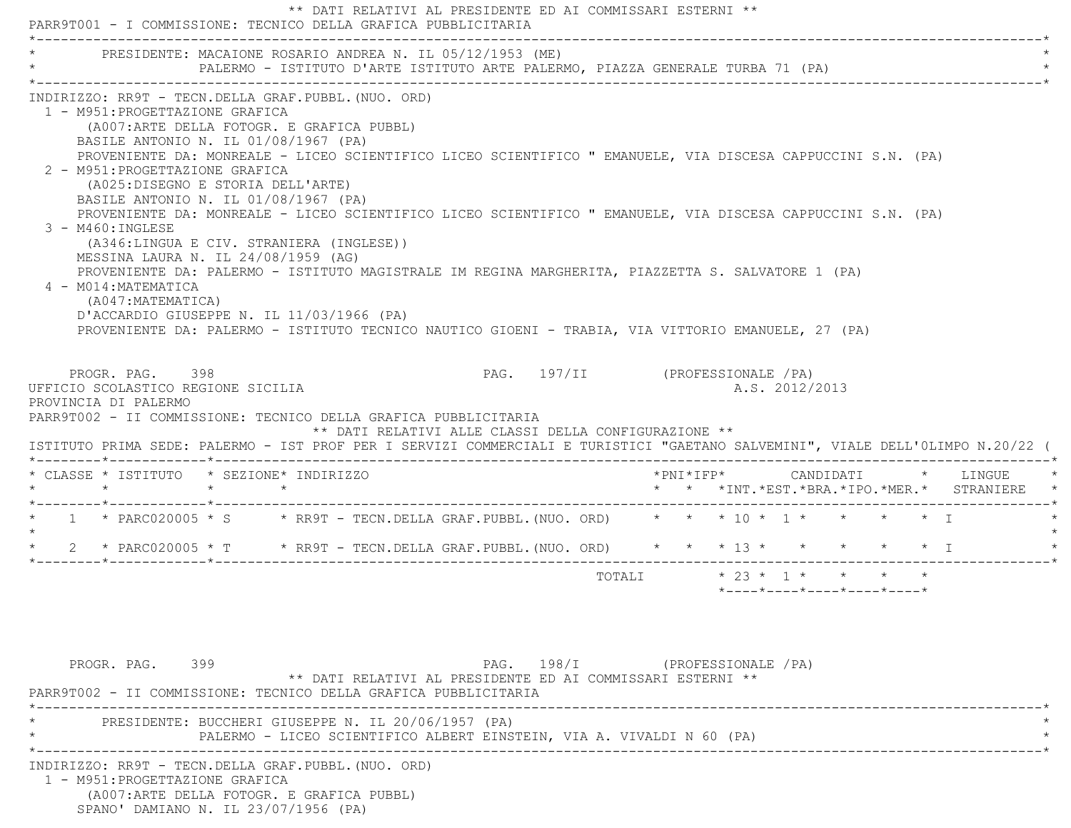** DATI RELATIVI AL PRESIDENTE ED AI COMMISSARI ESTERNI **

PARR9T001 - I COMMISSIONE: TECNICO DELLA GRAFICA PUBBLICITARIA

PRESIDENTE: MACAIONE ROSARIO ANDREA N. IL 05/12/1953 (ME)
PALERMO - ISTITUTO D'ARTE ISTITUTO ARTE PALERMO, PIAZZA GENERALE TURBA 71 (PA)

INDIRIZZO: RR9T - TECN.DELLA GRAF.PUBBL.(NUO. ORD)

1 - M951:PROGETTAZIONE GRAFICA
(A007:ARTE DELLA FOTOGR. E GRAFICA PUBBL)
BASILE ANTONIO N. IL 01/08/1967 (PA)
PROVENIENTE DA: MONREALE - LICEO SCIENTIFICO LICEO SCIENTIFICO " EMANUELE, VIA DISCESA CAPPUCCINI S.N. (PA)

2 - M951:PROGETTAZIONE GRAFICA
(A025:DISEGNO E STORIA DELL'ARTE)
BASILE ANTONIO N. IL 01/08/1967 (PA)
PROVENIENTE DA: MONREALE - LICEO SCIENTIFICO LICEO SCIENTIFICO " EMANUELE, VIA DISCESA CAPPUCCINI S.N. (PA)

3 - M460:INGLESE
(A346:LINGUA E CIV. STRANIERA (INGLESE))
MESSINA LAURA N. IL 24/08/1959 (AG)
PROVENIENTE DA: PALERMO - ISTITUTO MAGISTRALE IM REGINA MARGHERITA, PIAZZETTA S. SALVATORE 1 (PA)

4 - M014:MATEMATICA
(A047:MATEMATICA)
D'ACCARDIO GIUSEPPE N. IL 11/03/1966 (PA)
PROVENIENTE DA: PALERMO - ISTITUTO TECNICO NAUTICO GIOENI - TRABIA, VIA VITTORIO EMANUELE, 27 (PA)

PROGR. PAG. 398 PAG. 197/II (PROFESSIONALE /PA)

UFFICIO SCOLASTICO REGIONE SICILIA A.S. 2012/2013

PROVINCIA DI PALERMO

PARR9T002 - II COMMISSIONE: TECNICO DELLA GRAFICA PUBBLICITARIA

** DATI RELATIVI ALLE CLASSI DELLA CONFIGURAZIONE **

ISTITUTO PRIMA SEDE: PALERMO - IST PROF PER I SERVIZI COMMERCIALI E TURISTICI "GAETANO SALVEMINI", VIALE DELL'0LIMPO N.20/22 (

| CLASSE | ISTITUTO | SEZIONE | INDIRIZZO | PNI | IFP | CANDIDATI INT. | EST. | BRA. | IPO. | MER. | LINGUE STRANIERE |
|---|---|---|---|---|---|---|---|---|---|---|---|
| 1 | PARC020005 | S | RR9T - TECN.DELLA GRAF.PUBBL.(NUO. ORD) | | | 10 | 1 | | | | I |
| 2 | PARC020005 | T | RR9T - TECN.DELLA GRAF.PUBBL.(NUO. ORD) | | | 13 | | | | | I |
| | | | TOTALI | | | 23 | 1 | | | | |

PROGR. PAG. 399 PAG. 198/I (PROFESSIONALE /PA)

** DATI RELATIVI AL PRESIDENTE ED AI COMMISSARI ESTERNI **

PARR9T002 - II COMMISSIONE: TECNICO DELLA GRAFICA PUBBLICITARIA

PRESIDENTE: BUCCHERI GIUSEPPE N. IL 20/06/1957 (PA)
PALERMO - LICEO SCIENTIFICO ALBERT EINSTEIN, VIA A. VIVALDI N 60 (PA)

INDIRIZZO: RR9T - TECN.DELLA GRAF.PUBBL.(NUO. ORD)

1 - M951:PROGETTAZIONE GRAFICA
(A007:ARTE DELLA FOTOGR. E GRAFICA PUBBL)
SPANO' DAMIANO N. IL 23/07/1956 (PA)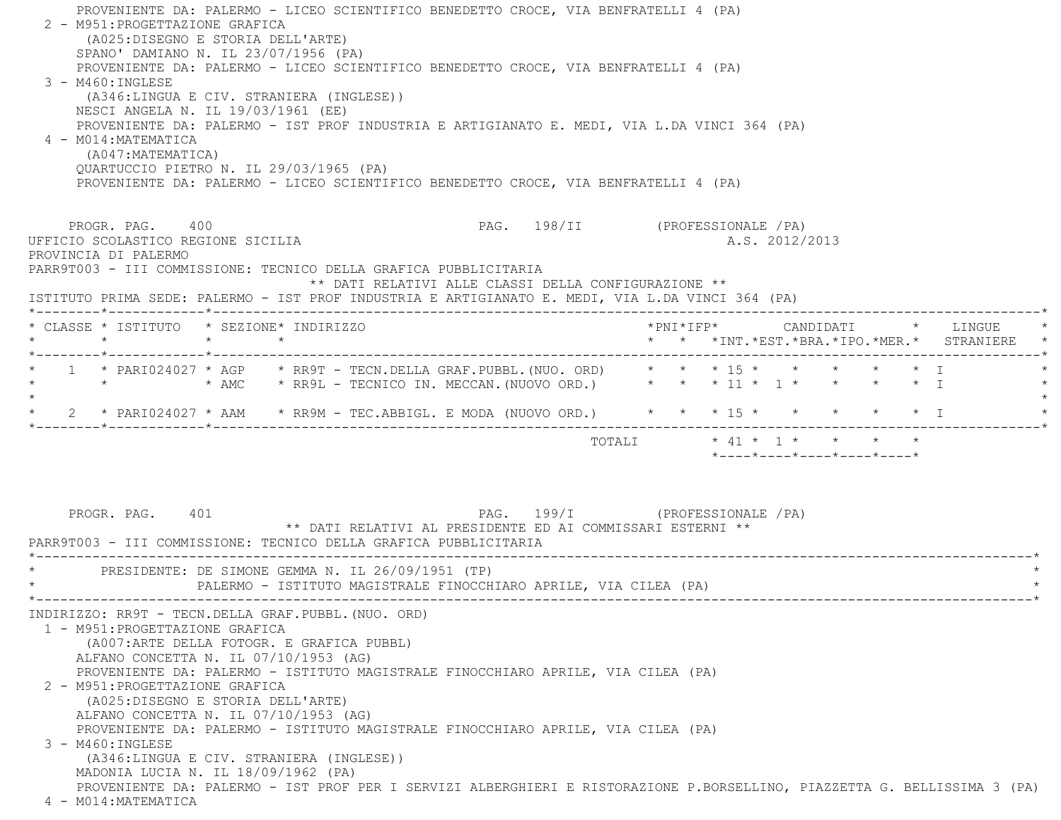PROVENIENTE DA: PALERMO - LICEO SCIENTIFICO BENEDETTO CROCE, VIA BENFRATELLI 4 (PA)

2 - M951:PROGETTAZIONE GRAFICA
(A025:DISEGNO E STORIA DELL'ARTE)
SPANO' DAMIANO N. IL 23/07/1956 (PA)
PROVENIENTE DA: PALERMO - LICEO SCIENTIFICO BENEDETTO CROCE, VIA BENFRATELLI 4 (PA)

3 - M460:INGLESE
(A346:LINGUA E CIV. STRANIERA (INGLESE))
NESCI ANGELA N. IL 19/03/1961 (EE)
PROVENIENTE DA: PALERMO - IST PROF INDUSTRIA E ARTIGIANATO E. MEDI, VIA L.DA VINCI 364 (PA)

4 - M014:MATEMATICA
(A047:MATEMATICA)
QUARTUCCIO PIETRO N. IL 29/03/1965 (PA)
PROVENIENTE DA: PALERMO - LICEO SCIENTIFICO BENEDETTO CROCE, VIA BENFRATELLI 4 (PA)

PROGR. PAG. 400 PAG. 198/II (PROFESSIONALE /PA)

UFFICIO SCOLASTICO REGIONE SICILIA A.S. 2012/2013

PROVINCIA DI PALERMO

PARR9T003 - III COMMISSIONE: TECNICO DELLA GRAFICA PUBBLICITARIA

** DATI RELATIVI ALLE CLASSI DELLA CONFIGURAZIONE **

ISTITUTO PRIMA SEDE: PALERMO - IST PROF INDUSTRIA E ARTIGIANATO E. MEDI, VIA L.DA VINCI 364 (PA)

| CLASSE | ISTITUTO | SEZIONE | INDIRIZZO | PNI | IFP | CANDIDATI INT. | EST. | BRA. | IPO. | MER. | LINGUE STRANIERE |
|---|---|---|---|---|---|---|---|---|---|---|---|
| 1 | PARI024027 | AGP | RR9T - TECN.DELLA GRAF.PUBBL.(NUO. ORD) | | | 15 | | | | | I |
| | | AMC | RR9L - TECNICO IN. MECCAN.(NUOVO ORD.) | | | 11 | 1 | | | | I |
| 2 | PARI024027 | AAM | RR9M - TEC.ABBIGL. E MODA (NUOVO ORD.) | | | 15 | | | | | I |
| | | | TOTALI | | | 41 | 1 | | | | |

PROGR. PAG. 401 PAG. 199/I (PROFESSIONALE /PA)

** DATI RELATIVI AL PRESIDENTE ED AI COMMISSARI ESTERNI **

PARR9T003 - III COMMISSIONE: TECNICO DELLA GRAFICA PUBBLICITARIA

PRESIDENTE: DE SIMONE GEMMA N. IL 26/09/1951 (TP)
PALERMO - ISTITUTO MAGISTRALE FINOCCHIARO APRILE, VIA CILEA (PA)

INDIRIZZO: RR9T - TECN.DELLA GRAF.PUBBL.(NUO. ORD)

1 - M951:PROGETTAZIONE GRAFICA
(A007:ARTE DELLA FOTOGR. E GRAFICA PUBBL)
ALFANO CONCETTA N. IL 07/10/1953 (AG)
PROVENIENTE DA: PALERMO - ISTITUTO MAGISTRALE FINOCCHIARO APRILE, VIA CILEA (PA)

2 - M951:PROGETTAZIONE GRAFICA
(A025:DISEGNO E STORIA DELL'ARTE)
ALFANO CONCETTA N. IL 07/10/1953 (AG)
PROVENIENTE DA: PALERMO - ISTITUTO MAGISTRALE FINOCCHIARO APRILE, VIA CILEA (PA)

3 - M460:INGLESE
(A346:LINGUA E CIV. STRANIERA (INGLESE))
MADONIA LUCIA N. IL 18/09/1962 (PA)
PROVENIENTE DA: PALERMO - IST PROF PER I SERVIZI ALBERGHIERI E RISTORAZIONE P.BORSELLINO, PIAZZETTA G. BELLISSIMA 3 (PA)

4 - M014:MATEMATICA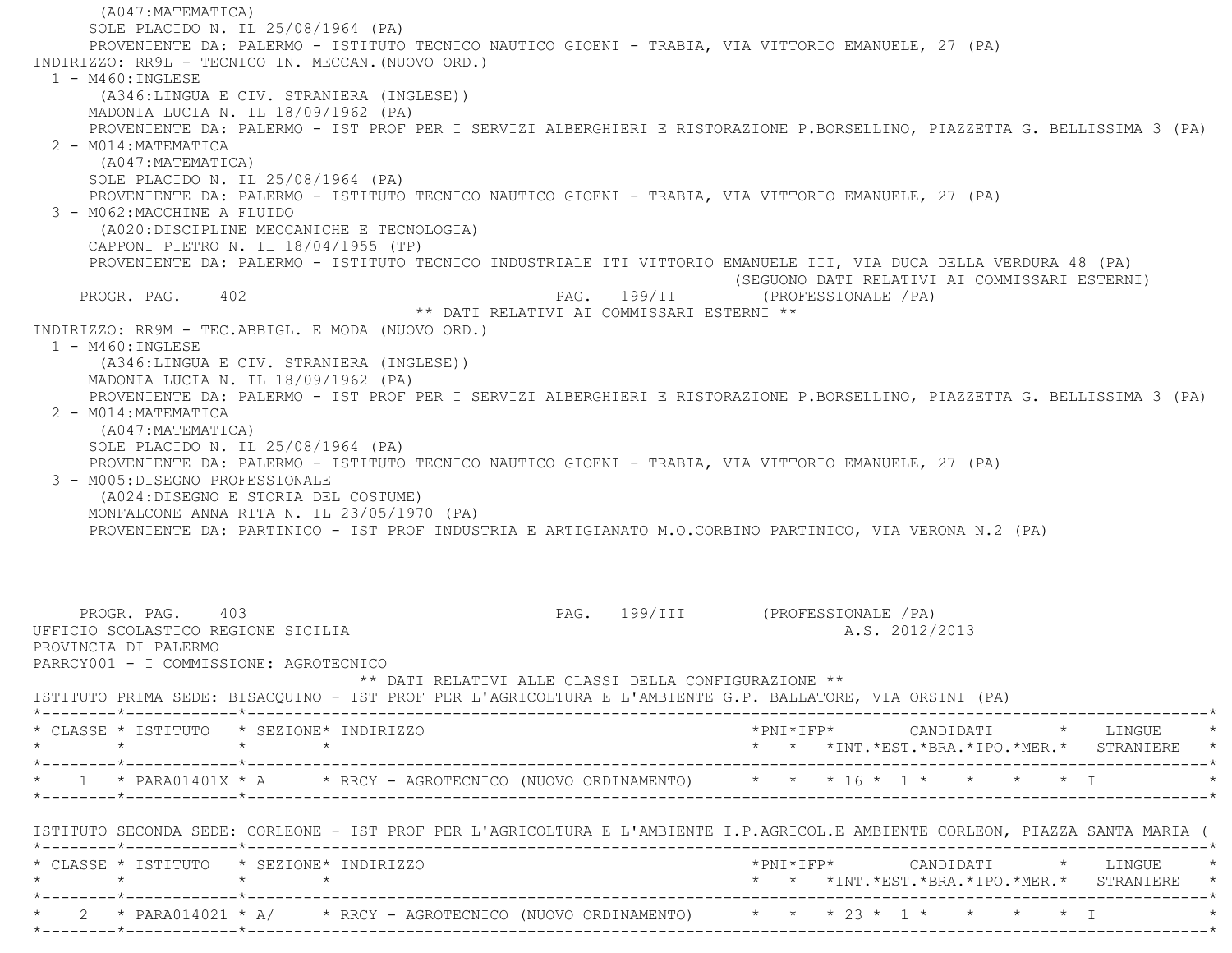(A047:MATEMATICA)
SOLE PLACIDO N. IL 25/08/1964 (PA)
PROVENIENTE DA: PALERMO - ISTITUTO TECNICO NAUTICO GIOENI - TRABIA, VIA VITTORIO EMANUELE, 27 (PA)

INDIRIZZO: RR9L - TECNICO IN. MECCAN.(NUOVO ORD.)

1 - M460:INGLESE
(A346:LINGUA E CIV. STRANIERA (INGLESE))
MADONIA LUCIA N. IL 18/09/1962 (PA)
PROVENIENTE DA: PALERMO - IST PROF PER I SERVIZI ALBERGHIERI E RISTORAZIONE P.BORSELLINO, PIAZZETTA G. BELLISSIMA 3 (PA)

2 - M014:MATEMATICA
(A047:MATEMATICA)
SOLE PLACIDO N. IL 25/08/1964 (PA)
PROVENIENTE DA: PALERMO - ISTITUTO TECNICO NAUTICO GIOENI - TRABIA, VIA VITTORIO EMANUELE, 27 (PA)

3 - M062:MACCHINE A FLUIDO
(A020:DISCIPLINE MECCANICHE E TECNOLOGIA)
CAPPONI PIETRO N. IL 18/04/1955 (TP)
PROVENIENTE DA: PALERMO - ISTITUTO TECNICO INDUSTRIALE ITI VITTORIO EMANUELE III, VIA DUCA DELLA VERDURA 48 (PA)

(SEGUONO DATI RELATIVI AI COMMISSARI ESTERNI)

PROGR. PAG. 402 PAG. 199/II (PROFESSIONALE /PA)

** DATI RELATIVI AI COMMISSARI ESTERNI **

INDIRIZZO: RR9M - TEC.ABBIGL. E MODA (NUOVO ORD.)

1 - M460:INGLESE
(A346:LINGUA E CIV. STRANIERA (INGLESE))
MADONIA LUCIA N. IL 18/09/1962 (PA)
PROVENIENTE DA: PALERMO - IST PROF PER I SERVIZI ALBERGHIERI E RISTORAZIONE P.BORSELLINO, PIAZZETTA G. BELLISSIMA 3 (PA)

2 - M014:MATEMATICA
(A047:MATEMATICA)
SOLE PLACIDO N. IL 25/08/1964 (PA)
PROVENIENTE DA: PALERMO - ISTITUTO TECNICO NAUTICO GIOENI - TRABIA, VIA VITTORIO EMANUELE, 27 (PA)

3 - M005:DISEGNO PROFESSIONALE
(A024:DISEGNO E STORIA DEL COSTUME)
MONFALCONE ANNA RITA N. IL 23/05/1970 (PA)
PROVENIENTE DA: PARTINICO - IST PROF INDUSTRIA E ARTIGIANATO M.O.CORBINO PARTINICO, VIA VERONA N.2 (PA)

PROGR. PAG. 403 PAG. 199/III (PROFESSIONALE /PA)

UFFICIO SCOLASTICO REGIONE SICILIA A.S. 2012/2013
PROVINCIA DI PALERMO
PARRCY001 - I COMMISSIONE: AGROTECNICO

** DATI RELATIVI ALLE CLASSI DELLA CONFIGURAZIONE **

ISTITUTO PRIMA SEDE: BISACQUINO - IST PROF PER L'AGRICOLTURA E L'AMBIENTE G.P. BALLATORE, VIA ORSINI (PA)

| CLASSE | ISTITUTO | SEZIONE | INDIRIZZO | PNI | IFP | CANDIDATI INT. | EST. | BRA. | IPO. | MER. | LINGUE STRANIERE |
|---|---|---|---|---|---|---|---|---|---|---|---|
| 1 | PARA01401X | A | RRCY - AGROTECNICO (NUOVO ORDINAMENTO) | | | 16 | 1 | | | | I |

ISTITUTO SECONDA SEDE: CORLEONE - IST PROF PER L'AGRICOLTURA E L'AMBIENTE I.P.AGRICOL.E AMBIENTE CORLEON, PIAZZA SANTA MARIA (

| CLASSE | ISTITUTO | SEZIONE | INDIRIZZO | PNI | IFP | CANDIDATI INT. | EST. | BRA. | IPO. | MER. | LINGUE STRANIERE |
|---|---|---|---|---|---|---|---|---|---|---|---|
| 2 | PARA014021 | A/ | RRCY - AGROTECNICO (NUOVO ORDINAMENTO) | | | 23 | 1 | | | | I |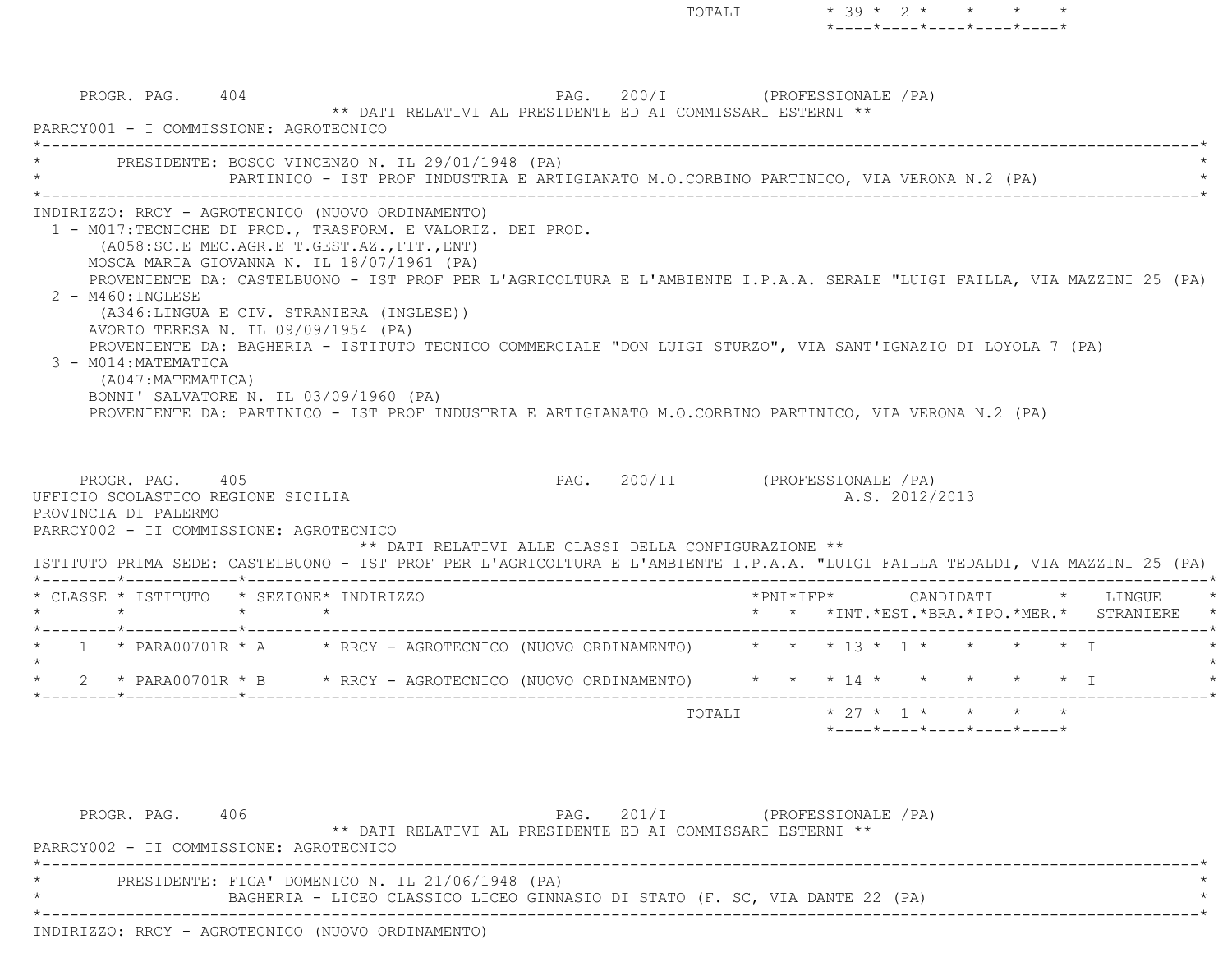| | | | | | | | | | | | |
|---|---|---|---|---|---|---|---|---|---|---|---|
| TOTALI | | | | | | 39 | 2 | | | | |

PROGR. PAG. 404 PAG. 200/I (PROFESSIONALE /PA)

** DATI RELATIVI AL PRESIDENTE ED AI COMMISSARI ESTERNI **

PARRCY001 - I COMMISSIONE: AGROTECNICO

PRESIDENTE: BOSCO VINCENZO N. IL 29/01/1948 (PA)
PARTINICO - IST PROF INDUSTRIA E ARTIGIANATO M.O.CORBINO PARTINICO, VIA VERONA N.2 (PA)

INDIRIZZO: RRCY - AGROTECNICO (NUOVO ORDINAMENTO)

1 - M017:TECNICHE DI PROD., TRASFORM. E VALORIZ. DEI PROD.
(A058:SC.E MEC.AGR.E T.GEST.AZ.,FIT.,ENT)
MOSCA MARIA GIOVANNA N. IL 18/07/1961 (PA)
PROVENIENTE DA: CASTELBUONO - IST PROF PER L'AGRICOLTURA E L'AMBIENTE I.P.A.A. SERALE "LUIGI FAILLA, VIA MAZZINI 25 (PA)

2 - M460:INGLESE
(A346:LINGUA E CIV. STRANIERA (INGLESE))
AVORIO TERESA N. IL 09/09/1954 (PA)
PROVENIENTE DA: BAGHERIA - ISTITUTO TECNICO COMMERCIALE "DON LUIGI STURZO", VIA SANT'IGNAZIO DI LOYOLA 7 (PA)

3 - M014:MATEMATICA
(A047:MATEMATICA)
BONNI' SALVATORE N. IL 03/09/1960 (PA)
PROVENIENTE DA: PARTINICO - IST PROF INDUSTRIA E ARTIGIANATO M.O.CORBINO PARTINICO, VIA VERONA N.2 (PA)

PROGR. PAG. 405 PAG. 200/II (PROFESSIONALE /PA)

UFFICIO SCOLASTICO REGIONE SICILIA A.S. 2012/2013

PROVINCIA DI PALERMO

PARRCY002 - II COMMISSIONE: AGROTECNICO

** DATI RELATIVI ALLE CLASSI DELLA CONFIGURAZIONE **

ISTITUTO PRIMA SEDE: CASTELBUONO - IST PROF PER L'AGRICOLTURA E L'AMBIENTE I.P.A.A. "LUIGI FAILLA TEDALDI, VIA MAZZINI 25 (PA)

| CLASSE | ISTITUTO | SEZIONE | INDIRIZZO | PNI | IFP | CANDIDATI INT. | CANDIDATI EST. | CANDIDATI BRA. | CANDIDATI IPO. | CANDIDATI MER. | LINGUE STRANIERE |
|---|---|---|---|---|---|---|---|---|---|---|---|
| 1 | PARA00701R | A | RRCY - AGROTECNICO (NUOVO ORDINAMENTO) | | | 13 | 1 | | | | I |
| 2 | PARA00701R | B | RRCY - AGROTECNICO (NUOVO ORDINAMENTO) | | | 14 | | | | | I |
| TOTALI | | | | | | 27 | 1 | | | | |

PROGR. PAG. 406 PAG. 201/I (PROFESSIONALE /PA)

** DATI RELATIVI AL PRESIDENTE ED AI COMMISSARI ESTERNI **

PARRCY002 - II COMMISSIONE: AGROTECNICO

PRESIDENTE: FIGA' DOMENICO N. IL 21/06/1948 (PA)
BAGHERIA - LICEO CLASSICO LICEO GINNASIO DI STATO (F. SC, VIA DANTE 22 (PA)

INDIRIZZO: RRCY - AGROTECNICO (NUOVO ORDINAMENTO)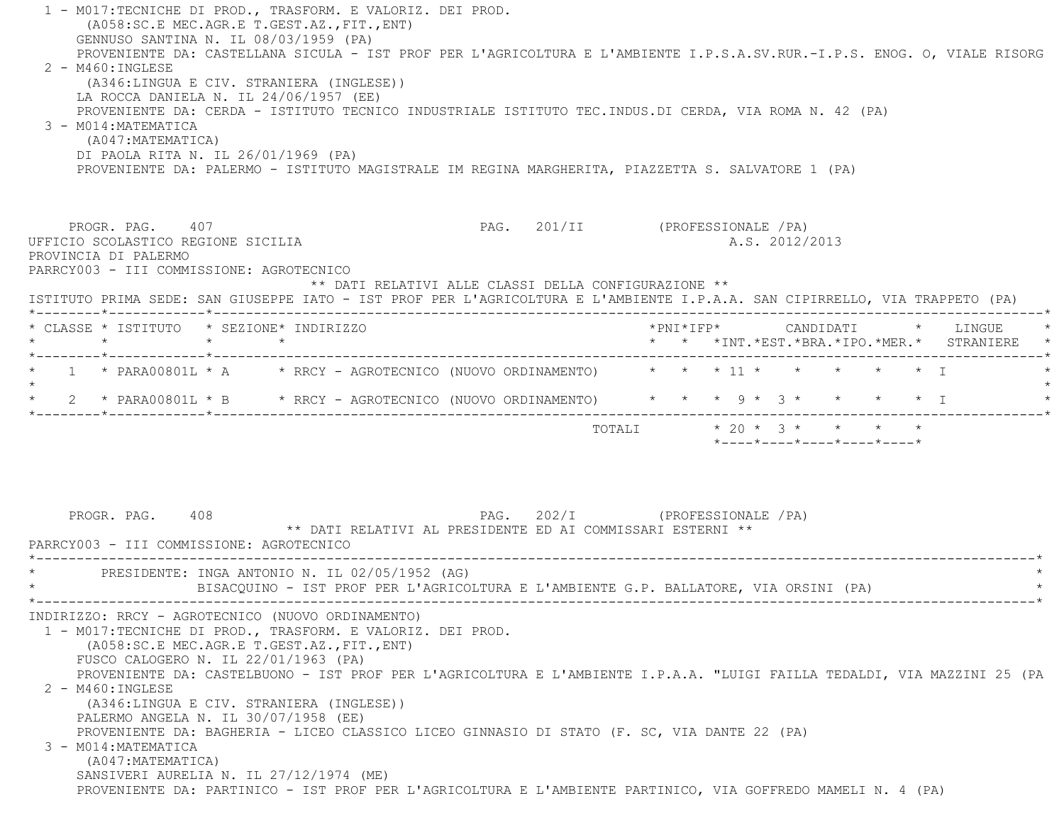1 - M017:TECNICHE DI PROD., TRASFORM. E VALORIZ. DEI PROD.
   (A058:SC.E MEC.AGR.E T.GEST.AZ.,FIT.,ENT)
   GENNUSO SANTINA N. IL 08/03/1959 (PA)
   PROVENIENTE DA: CASTELLANA SICULA - IST PROF PER L'AGRICOLTURA E L'AMBIENTE I.P.S.A.SV.RUR.-I.P.S. ENOG. O, VIALE RISORG

2 - M460:INGLESE
   (A346:LINGUA E CIV. STRANIERA (INGLESE))
   LA ROCCA DANIELA N. IL 24/06/1957 (EE)
   PROVENIENTE DA: CERDA - ISTITUTO TECNICO INDUSTRIALE ISTITUTO TEC.INDUS.DI CERDA, VIA ROMA N. 42 (PA)

3 - M014:MATEMATICA
   (A047:MATEMATICA)
   DI PAOLA RITA N. IL 26/01/1969 (PA)
   PROVENIENTE DA: PALERMO - ISTITUTO MAGISTRALE IM REGINA MARGHERITA, PIAZZETTA S. SALVATORE 1 (PA)

PROGR. PAG. 407 PAG. 201/II (PROFESSIONALE /PA)

UFFICIO SCOLASTICO REGIONE SICILIA A.S. 2012/2013

PROVINCIA DI PALERMO

PARRCY003 - III COMMISSIONE: AGROTECNICO

** DATI RELATIVI ALLE CLASSI DELLA CONFIGURAZIONE **

ISTITUTO PRIMA SEDE: SAN GIUSEPPE IATO - IST PROF PER L'AGRICOLTURA E L'AMBIENTE I.P.A.A. SAN CIPIRRELLO, VIA TRAPPETO (PA)

| CLASSE | ISTITUTO | SEZIONE | INDIRIZZO | PNI | IFP | CANDIDATI INT. | EST. | BRA. | IPO. | MER. | LINGUE STRANIERE |
|---|---|---|---|---|---|---|---|---|---|---|---|
| 1 | PARA00801L | A | RRCY - AGROTECNICO (NUOVO ORDINAMENTO) | | | 11 | | | | | I |
| 2 | PARA00801L | B | RRCY - AGROTECNICO (NUOVO ORDINAMENTO) | | | 9 | 3 | | | | I |
| | | | TOTALI | | | 20 | 3 | | | | |

PROGR. PAG. 408 PAG. 202/I (PROFESSIONALE /PA)

** DATI RELATIVI AL PRESIDENTE ED AI COMMISSARI ESTERNI **

PARRCY003 - III COMMISSIONE: AGROTECNICO

PRESIDENTE: INGA ANTONIO N. IL 02/05/1952 (AG)
BISACQUINO - IST PROF PER L'AGRICOLTURA E L'AMBIENTE G.P. BALLATORE, VIA ORSINI (PA)

INDIRIZZO: RRCY - AGROTECNICO (NUOVO ORDINAMENTO)

1 - M017:TECNICHE DI PROD., TRASFORM. E VALORIZ. DEI PROD.
   (A058:SC.E MEC.AGR.E T.GEST.AZ.,FIT.,ENT)
   FUSCO CALOGERO N. IL 22/01/1963 (PA)
   PROVENIENTE DA: CASTELBUONO - IST PROF PER L'AGRICOLTURA E L'AMBIENTE I.P.A.A. "LUIGI FAILLA TEDALDI, VIA MAZZINI 25 (PA

2 - M460:INGLESE
   (A346:LINGUA E CIV. STRANIERA (INGLESE))
   PALERMO ANGELA N. IL 30/07/1958 (EE)
   PROVENIENTE DA: BAGHERIA - LICEO CLASSICO LICEO GINNASIO DI STATO (F. SC, VIA DANTE 22 (PA)

3 - M014:MATEMATICA
   (A047:MATEMATICA)
   SANSIVERI AURELIA N. IL 27/12/1974 (ME)
   PROVENIENTE DA: PARTINICO - IST PROF PER L'AGRICOLTURA E L'AMBIENTE PARTINICO, VIA GOFFREDO MAMELI N. 4 (PA)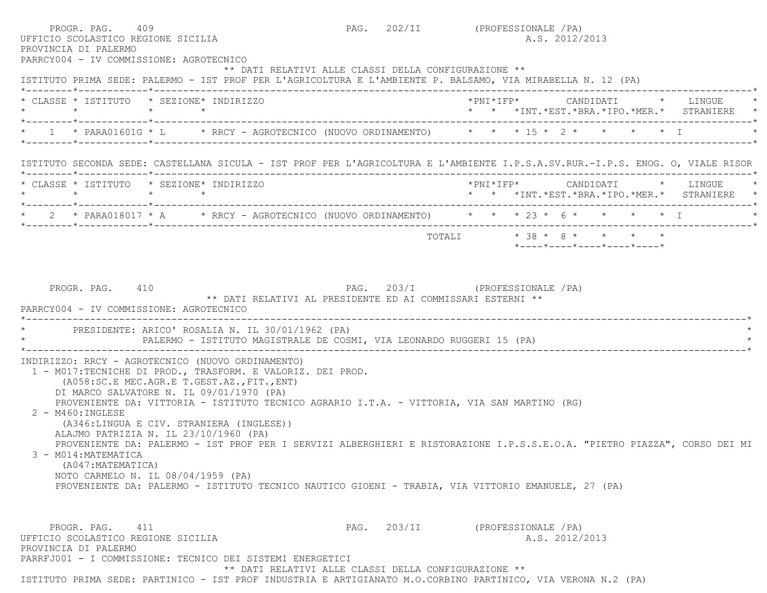PROGR. PAG. 409 PAG. 202/II (PROFESSIONALE /PA)

UFFICIO SCOLASTICO REGIONE SICILIA A.S. 2012/2013

PROVINCIA DI PALERMO

PARRCY004 - IV COMMISSIONE: AGROTECNICO

** DATI RELATIVI ALLE CLASSI DELLA CONFIGURAZIONE **

ISTITUTO PRIMA SEDE: PALERMO - IST PROF PER L'AGRICOLTURA E L'AMBIENTE P. BALSAMO, VIA MIRABELLA N. 12 (PA)

| CLASSE | ISTITUTO | SEZIONE | INDIRIZZO | PNI | IFP | CANDIDATI INT. | CANDIDATI EST. | CANDIDATI BRA. | CANDIDATI IPO. | CANDIDATI MER. | LINGUE STRANIERE |
|---|---|---|---|---|---|---|---|---|---|---|---|
| 1 | PARA01601G | L | RRCY - AGROTECNICO (NUOVO ORDINAMENTO) | | | 15 | 2 | | | | I |

ISTITUTO SECONDA SEDE: CASTELLANA SICULA - IST PROF PER L'AGRICOLTURA E L'AMBIENTE I.P.S.A.SV.RUR.-I.P.S. ENOG. O, VIALE RISOR

| CLASSE | ISTITUTO | SEZIONE | INDIRIZZO | PNI | IFP | CANDIDATI INT. | CANDIDATI EST. | CANDIDATI BRA. | CANDIDATI IPO. | CANDIDATI MER. | LINGUE STRANIERE |
|---|---|---|---|---|---|---|---|---|---|---|---|
| 2 | PARA018017 | A | RRCY - AGROTECNICO (NUOVO ORDINAMENTO) | | | 23 | 6 | | | | I |
| | | | TOTALI | | | 38 | 8 | | | | |

PROGR. PAG. 410 PAG. 203/I (PROFESSIONALE /PA)

** DATI RELATIVI AL PRESIDENTE ED AI COMMISSARI ESTERNI **

PARRCY004 - IV COMMISSIONE: AGROTECNICO

PRESIDENTE: ARICO' ROSALIA N. IL 30/01/1962 (PA)
PALERMO - ISTITUTO MAGISTRALE DE COSMI, VIA LEONARDO RUGGERI 15 (PA)

INDIRIZZO: RRCY - AGROTECNICO (NUOVO ORDINAMENTO)

1 - M017:TECNICHE DI PROD., TRASFORM. E VALORIZ. DEI PROD.
(A058:SC.E MEC.AGR.E T.GEST.AZ.,FIT.,ENT)
DI MARCO SALVATORE N. IL 09/01/1970 (PA)
PROVENIENTE DA: VITTORIA - ISTITUTO TECNICO AGRARIO I.T.A. - VITTORIA, VIA SAN MARTINO (RG)

2 - M460:INGLESE
(A346:LINGUA E CIV. STRANIERA (INGLESE))
ALAJMO PATRIZIA N. IL 23/10/1960 (PA)
PROVENIENTE DA: PALERMO - IST PROF PER I SERVIZI ALBERGHIERI E RISTORAZIONE I.P.S.S.E.O.A. "PIETRO PIAZZA", CORSO DEI MI

3 - M014:MATEMATICA
(A047:MATEMATICA)
NOTO CARMELO N. IL 08/04/1959 (PA)
PROVENIENTE DA: PALERMO - ISTITUTO TECNICO NAUTICO GIOENI - TRABIA, VIA VITTORIO EMANUELE, 27 (PA)

PROGR. PAG. 411 PAG. 203/II (PROFESSIONALE /PA)

UFFICIO SCOLASTICO REGIONE SICILIA A.S. 2012/2013

PROVINCIA DI PALERMO

PARRFJ001 - I COMMISSIONE: TECNICO DEI SISTEMI ENERGETICI

** DATI RELATIVI ALLE CLASSI DELLA CONFIGURAZIONE **

ISTITUTO PRIMA SEDE: PARTINICO - IST PROF INDUSTRIA E ARTIGIANATO M.O.CORBINO PARTINICO, VIA VERONA N.2 (PA)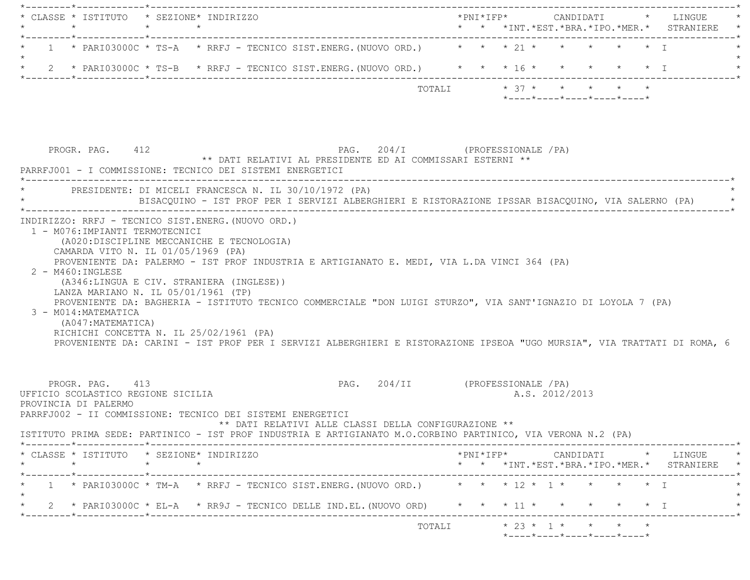| CLASSE | ISTITUTO | SEZIONE | INDIRIZZO | PNI | IFP | INT. | EST. | BRA. | IPO. | MER. | LINGUE STRANIERE |
|---|---|---|---|---|---|---|---|---|---|---|---|
| 1 | PARI03000C | TS-A | RRFJ - TECNICO SIST.ENERG.(NUOVO ORD.) | | | 21 | | | | | I |
| 2 | PARI03000C | TS-B | RRFJ - TECNICO SIST.ENERG.(NUOVO ORD.) | | | 16 | | | | | I |
| | | | TOTALI | | | 37 | | | | | |

PROGR. PAG. 412 PAG. 204/I (PROFESSIONALE /PA)

** DATI RELATIVI AL PRESIDENTE ED AI COMMISSARI ESTERNI **

PARRFJ001 - I COMMISSIONE: TECNICO DEI SISTEMI ENERGETICI

PRESIDENTE: DI MICELI FRANCESCA N. IL 30/10/1972 (PA)
BISACQUINO - IST PROF PER I SERVIZI ALBERGHIERI E RISTORAZIONE IPSSAR BISACQUINO, VIA SALERNO (PA)

INDIRIZZO: RRFJ - TECNICO SIST.ENERG.(NUOVO ORD.)

1 - M076:IMPIANTI TERMOTECNICI
(A020:DISCIPLINE MECCANICHE E TECNOLOGIA)
CAMARDA VITO N. IL 01/05/1969 (PA)
PROVENIENTE DA: PALERMO - IST PROF INDUSTRIA E ARTIGIANATO E. MEDI, VIA L.DA VINCI 364 (PA)

2 - M460:INGLESE
(A346:LINGUA E CIV. STRANIERA (INGLESE))
LANZA MARIANO N. IL 05/01/1961 (TP)
PROVENIENTE DA: BAGHERIA - ISTITUTO TECNICO COMMERCIALE "DON LUIGI STURZO", VIA SANT'IGNAZIO DI LOYOLA 7 (PA)

3 - M014:MATEMATICA
(A047:MATEMATICA)
RICHICHI CONCETTA N. IL 25/02/1961 (PA)
PROVENIENTE DA: CARINI - IST PROF PER I SERVIZI ALBERGHIERI E RISTORAZIONE IPSEOA "UGO MURSIA", VIA TRATTATI DI ROMA, 6

PROGR. PAG. 413 PAG. 204/II (PROFESSIONALE /PA)

UFFICIO SCOLASTICO REGIONE SICILIA A.S. 2012/2013

PROVINCIA DI PALERMO

PARRFJ002 - II COMMISSIONE: TECNICO DEI SISTEMI ENERGETICI

** DATI RELATIVI ALLE CLASSI DELLA CONFIGURAZIONE **

ISTITUTO PRIMA SEDE: PARTINICO - IST PROF INDUSTRIA E ARTIGIANATO M.O.CORBINO PARTINICO, VIA VERONA N.2 (PA)

| CLASSE | ISTITUTO | SEZIONE | INDIRIZZO | PNI | IFP | INT. | EST. | BRA. | IPO. | MER. | LINGUE STRANIERE |
|---|---|---|---|---|---|---|---|---|---|---|---|
| 1 | PARI03000C | TM-A | RRFJ - TECNICO SIST.ENERG.(NUOVO ORD.) | | | 12 | 1 | | | | I |
| 2 | PARI03000C | EL-A | RR9J - TECNICO DELLE IND.EL.(NUOVO ORD) | | | 11 | | | | | I |
| | | | TOTALI | | | 23 | 1 | | | | |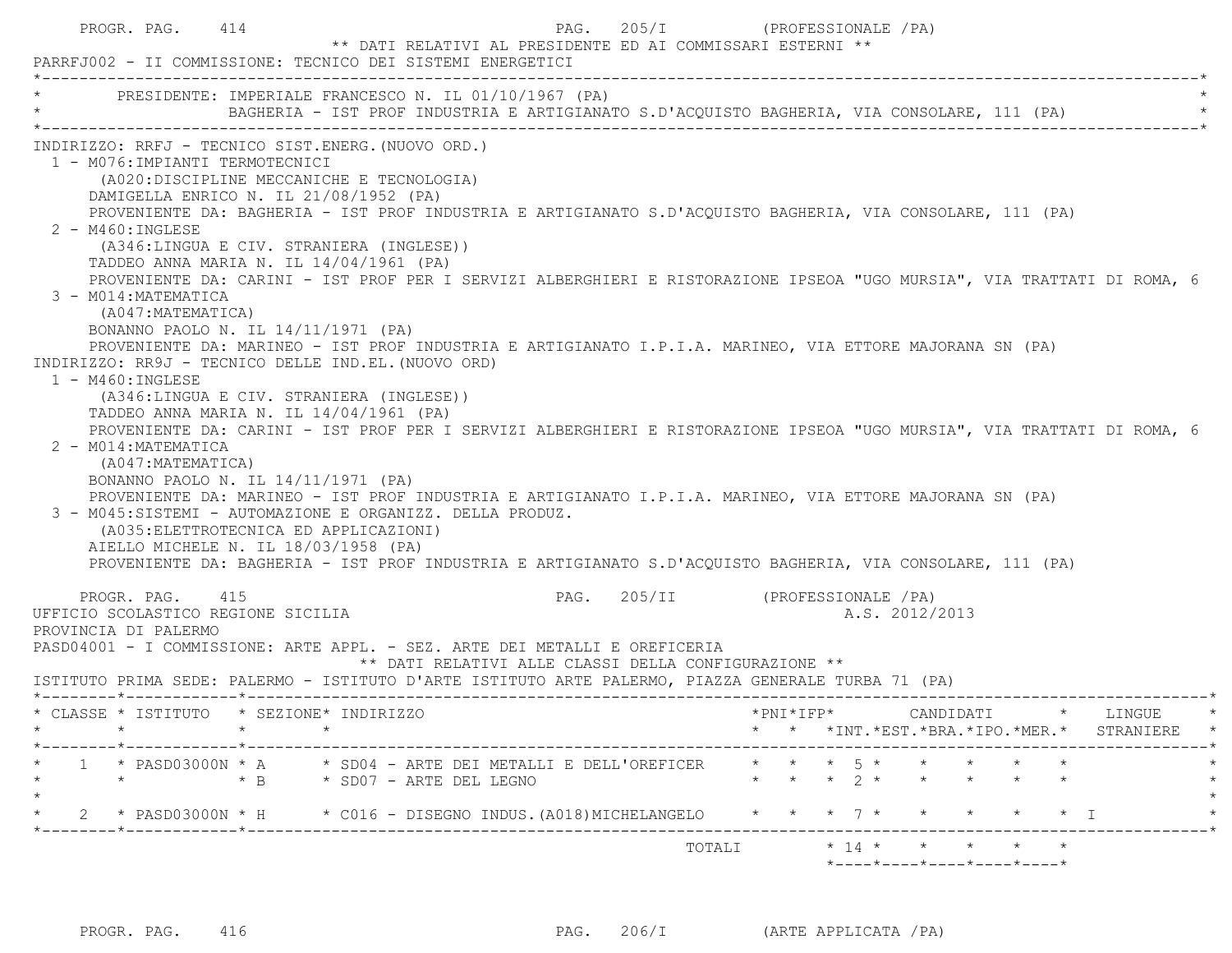** DATI RELATIVI AL PRESIDENTE ED AI COMMISSARI ESTERNI **

PARRFJ002 - II COMMISSIONE: TECNICO DEI SISTEMI ENERGETICI

PRESIDENTE: IMPERIALE FRANCESCO N. IL 01/10/1967 (PA)
BAGHERIA - IST PROF INDUSTRIA E ARTIGIANATO S.D'ACQUISTO BAGHERIA, VIA CONSOLARE, 111 (PA)

INDIRIZZO: RRFJ - TECNICO SIST.ENERG.(NUOVO ORD.)

1 - M076:IMPIANTI TERMOTECNICI
(A020:DISCIPLINE MECCANICHE E TECNOLOGIA)
DAMIGELLA ENRICO N. IL 21/08/1952 (PA)
PROVENIENTE DA: BAGHERIA - IST PROF INDUSTRIA E ARTIGIANATO S.D'ACQUISTO BAGHERIA, VIA CONSOLARE, 111 (PA)

2 - M460:INGLESE
(A346:LINGUA E CIV. STRANIERA (INGLESE))
TADDEO ANNA MARIA N. IL 14/04/1961 (PA)
PROVENIENTE DA: CARINI - IST PROF PER I SERVIZI ALBERGHIERI E RISTORAZIONE IPSEOA "UGO MURSIA", VIA TRATTATI DI ROMA, 6

3 - M014:MATEMATICA
(A047:MATEMATICA)
BONANNO PAOLO N. IL 14/11/1971 (PA)
PROVENIENTE DA: MARINEO - IST PROF INDUSTRIA E ARTIGIANATO I.P.I.A. MARINEO, VIA ETTORE MAJORANA SN (PA)

INDIRIZZO: RR9J - TECNICO DELLE IND.EL.(NUOVO ORD)

1 - M460:INGLESE
(A346:LINGUA E CIV. STRANIERA (INGLESE))
TADDEO ANNA MARIA N. IL 14/04/1961 (PA)
PROVENIENTE DA: CARINI - IST PROF PER I SERVIZI ALBERGHIERI E RISTORAZIONE IPSEOA "UGO MURSIA", VIA TRATTATI DI ROMA, 6

2 - M014:MATEMATICA
(A047:MATEMATICA)
BONANNO PAOLO N. IL 14/11/1971 (PA)
PROVENIENTE DA: MARINEO - IST PROF INDUSTRIA E ARTIGIANATO I.P.I.A. MARINEO, VIA ETTORE MAJORANA SN (PA)

3 - M045:SISTEMI - AUTOMAZIONE E ORGANIZZ. DELLA PRODUZ.
(A035:ELETTROTECNICA ED APPLICAZIONI)
AIELLO MICHELE N. IL 18/03/1958 (PA)
PROVENIENTE DA: BAGHERIA - IST PROF INDUSTRIA E ARTIGIANATO S.D'ACQUISTO BAGHERIA, VIA CONSOLARE, 111 (PA)

UFFICIO SCOLASTICO REGIONE SICILIA — A.S. 2012/2013

PROVINCIA DI PALERMO

PASD04001 - I COMMISSIONE: ARTE APPL. - SEZ. ARTE DEI METALLI E OREFICERIA

** DATI RELATIVI ALLE CLASSI DELLA CONFIGURAZIONE **

ISTITUTO PRIMA SEDE: PALERMO - ISTITUTO D'ARTE ISTITUTO ARTE PALERMO, PIAZZA GENERALE TURBA 71 (PA)

| CLASSE | ISTITUTO | SEZIONE | INDIRIZZO | PNI | IFP | CANDIDATI INT. | EST. | BRA. | IPO. | MER. | LINGUE STRANIERE |
|---|---|---|---|---|---|---|---|---|---|---|---|
| 1 | PASD03000N | A | SD04 - ARTE DEI METALLI E DELL'OREFICER | | | 5 | | | | | |
| | | B | SD07 - ARTE DEL LEGNO | | | 2 | | | | | |
| 2 | PASD03000N | H | C016 - DISEGNO INDUS.(A018)MICHELANGELO | | | 7 | | | | | I |
| | | | TOTALI | | | 14 | | | | | |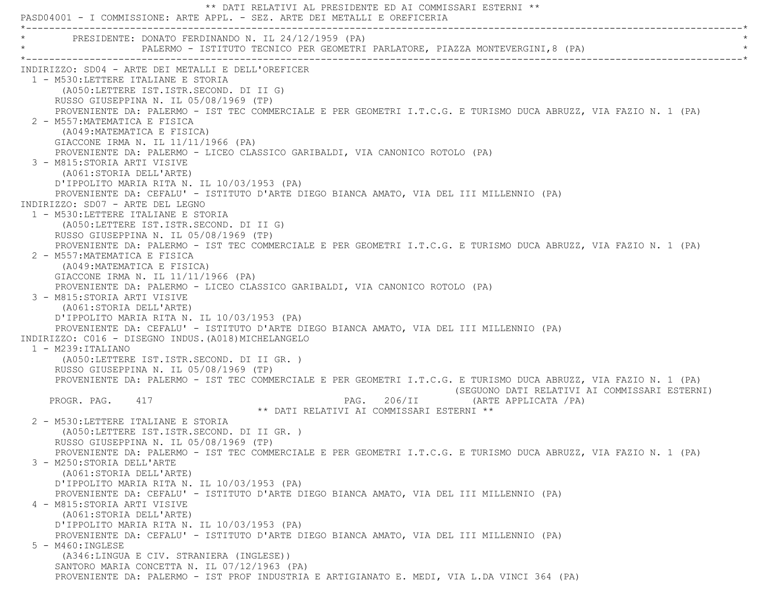** DATI RELATIVI AL PRESIDENTE ED AI COMMISSARI ESTERNI **

PASD04001 - I COMMISSIONE: ARTE APPL. - SEZ. ARTE DEI METALLI E OREFICERIA

PRESIDENTE: DONATO FERDINANDO N. IL 24/12/1959 (PA)
PALERMO - ISTITUTO TECNICO PER GEOMETRI PARLATORE, PIAZZA MONTEVERGINI,8 (PA)

INDIRIZZO: SD04 - ARTE DEI METALLI E DELL'OREFICER

1 - M530:LETTERE ITALIANE E STORIA
(A050:LETTERE IST.ISTR.SECOND. DI II G)
RUSSO GIUSEPPINA N. IL 05/08/1969 (TP)
PROVENIENTE DA: PALERMO - IST TEC COMMERCIALE E PER GEOMETRI I.T.C.G. E TURISMO DUCA ABRUZZ, VIA FAZIO N. 1 (PA)

2 - M557:MATEMATICA E FISICA
(A049:MATEMATICA E FISICA)
GIACCONE IRMA N. IL 11/11/1966 (PA)
PROVENIENTE DA: PALERMO - LICEO CLASSICO GARIBALDI, VIA CANONICO ROTOLO (PA)

3 - M815:STORIA ARTI VISIVE
(A061:STORIA DELL'ARTE)
D'IPPOLITO MARIA RITA N. IL 10/03/1953 (PA)
PROVENIENTE DA: CEFALU' - ISTITUTO D'ARTE DIEGO BIANCA AMATO, VIA DEL III MILLENNIO (PA)

INDIRIZZO: SD07 - ARTE DEL LEGNO

1 - M530:LETTERE ITALIANE E STORIA
(A050:LETTERE IST.ISTR.SECOND. DI II G)
RUSSO GIUSEPPINA N. IL 05/08/1969 (TP)
PROVENIENTE DA: PALERMO - IST TEC COMMERCIALE E PER GEOMETRI I.T.C.G. E TURISMO DUCA ABRUZZ, VIA FAZIO N. 1 (PA)

2 - M557:MATEMATICA E FISICA
(A049:MATEMATICA E FISICA)
GIACCONE IRMA N. IL 11/11/1966 (PA)
PROVENIENTE DA: PALERMO - LICEO CLASSICO GARIBALDI, VIA CANONICO ROTOLO (PA)

3 - M815:STORIA ARTI VISIVE
(A061:STORIA DELL'ARTE)
D'IPPOLITO MARIA RITA N. IL 10/03/1953 (PA)
PROVENIENTE DA: CEFALU' - ISTITUTO D'ARTE DIEGO BIANCA AMATO, VIA DEL III MILLENNIO (PA)

INDIRIZZO: C016 - DISEGNO INDUS.(A018)MICHELANGELO

1 - M239:ITALIANO
(A050:LETTERE IST.ISTR.SECOND. DI II GR. )
RUSSO GIUSEPPINA N. IL 05/08/1969 (TP)
PROVENIENTE DA: PALERMO - IST TEC COMMERCIALE E PER GEOMETRI I.T.C.G. E TURISMO DUCA ABRUZZ, VIA FAZIO N. 1 (PA)

(SEGUONO DATI RELATIVI AI COMMISSARI ESTERNI)

** DATI RELATIVI AI COMMISSARI ESTERNI **

2 - M530:LETTERE ITALIANE E STORIA
(A050:LETTERE IST.ISTR.SECOND. DI II GR. )
RUSSO GIUSEPPINA N. IL 05/08/1969 (TP)
PROVENIENTE DA: PALERMO - IST TEC COMMERCIALE E PER GEOMETRI I.T.C.G. E TURISMO DUCA ABRUZZ, VIA FAZIO N. 1 (PA)

3 - M250:STORIA DELL'ARTE
(A061:STORIA DELL'ARTE)
D'IPPOLITO MARIA RITA N. IL 10/03/1953 (PA)
PROVENIENTE DA: CEFALU' - ISTITUTO D'ARTE DIEGO BIANCA AMATO, VIA DEL III MILLENNIO (PA)

4 - M815:STORIA ARTI VISIVE
(A061:STORIA DELL'ARTE)
D'IPPOLITO MARIA RITA N. IL 10/03/1953 (PA)
PROVENIENTE DA: CEFALU' - ISTITUTO D'ARTE DIEGO BIANCA AMATO, VIA DEL III MILLENNIO (PA)

5 - M460:INGLESE
(A346:LINGUA E CIV. STRANIERA (INGLESE))
SANTORO MARIA CONCETTA N. IL 07/12/1963 (PA)
PROVENIENTE DA: PALERMO - IST PROF INDUSTRIA E ARTIGIANATO E. MEDI, VIA L.DA VINCI 364 (PA)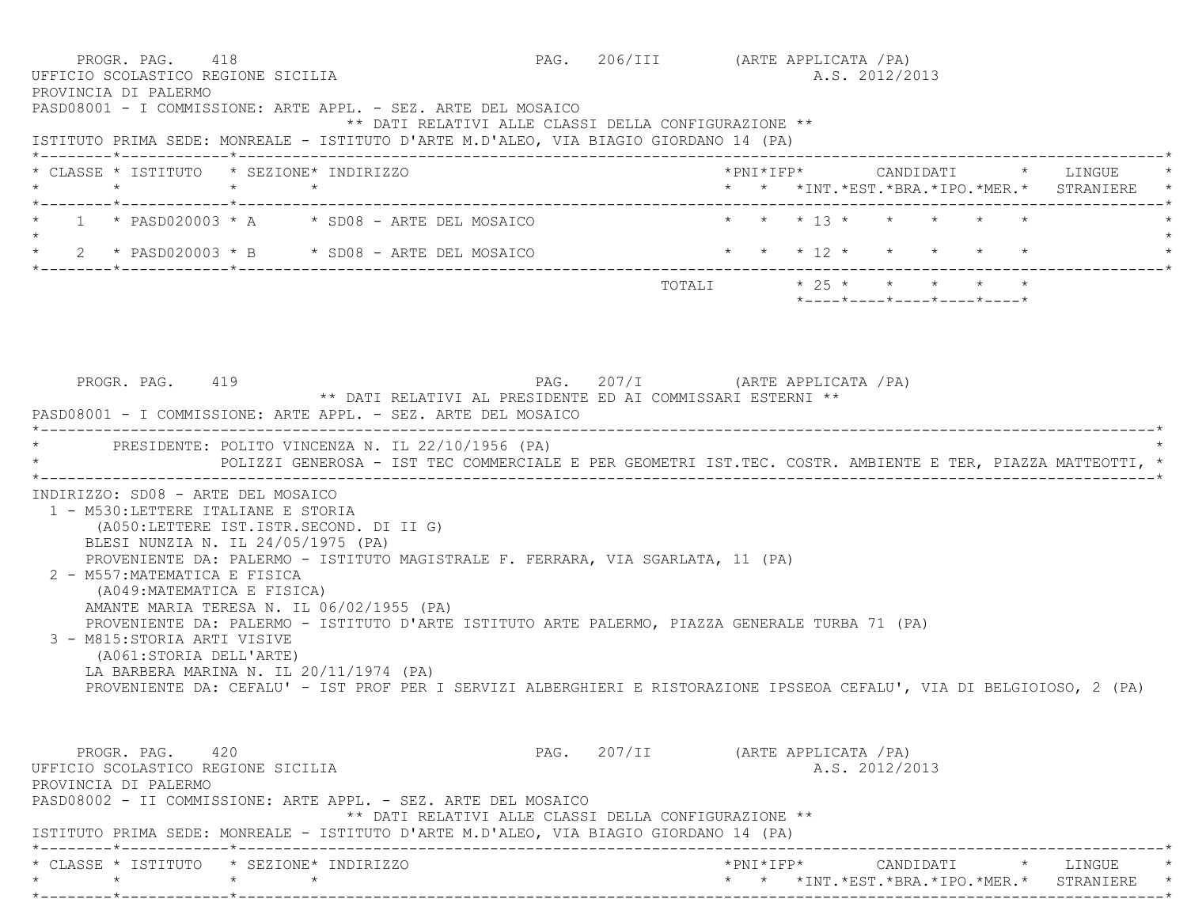PROGR. PAG. 418 PAG. 206/III (ARTE APPLICATA /PA)

UFFICIO SCOLASTICO REGIONE SICILIA A.S. 2012/2013

PROVINCIA DI PALERMO

PASD08001 - I COMMISSIONE: ARTE APPL. - SEZ. ARTE DEL MOSAICO

** DATI RELATIVI ALLE CLASSI DELLA CONFIGURAZIONE **

ISTITUTO PRIMA SEDE: MONREALE - ISTITUTO D'ARTE M.D'ALEO, VIA BIAGIO GIORDANO 14 (PA)

| CLASSE | ISTITUTO | SEZIONE | INDIRIZZO | PNI | IFP | CANDIDATI INT. | EST. | BRA. | IPO. | MER. | LINGUE STRANIERE |
|---|---|---|---|---|---|---|---|---|---|---|---|
| 1 | PASD020003 | A | SD08 - ARTE DEL MOSAICO | | | 13 | | | | | |
| 2 | PASD020003 | B | SD08 - ARTE DEL MOSAICO | | | 12 | | | | | |
| | | | TOTALI | | | 25 | | | | | |

PROGR. PAG. 419 PAG. 207/I (ARTE APPLICATA /PA)

** DATI RELATIVI AL PRESIDENTE ED AI COMMISSARI ESTERNI **

PASD08001 - I COMMISSIONE: ARTE APPL. - SEZ. ARTE DEL MOSAICO

PRESIDENTE: POLITO VINCENZA N. IL 22/10/1956 (PA)
POLIZZI GENEROSA - IST TEC COMMERCIALE E PER GEOMETRI IST.TEC. COSTR. AMBIENTE E TER, PIAZZA MATTEOTTI,

INDIRIZZO: SD08 - ARTE DEL MOSAICO

1 - M530:LETTERE ITALIANE E STORIA
(A050:LETTERE IST.ISTR.SECOND. DI II G)
BLESI NUNZIA N. IL 24/05/1975 (PA)
PROVENIENTE DA: PALERMO - ISTITUTO MAGISTRALE F. FERRARA, VIA SGARLATA, 11 (PA)

2 - M557:MATEMATICA E FISICA
(A049:MATEMATICA E FISICA)
AMANTE MARIA TERESA N. IL 06/02/1955 (PA)
PROVENIENTE DA: PALERMO - ISTITUTO D'ARTE ISTITUTO ARTE PALERMO, PIAZZA GENERALE TURBA 71 (PA)

3 - M815:STORIA ARTI VISIVE
(A061:STORIA DELL'ARTE)
LA BARBERA MARINA N. IL 20/11/1974 (PA)
PROVENIENTE DA: CEFALU' - IST PROF PER I SERVIZI ALBERGHIERI E RISTORAZIONE IPSSEOA CEFALU', VIA DI BELGIOIOSO, 2 (PA)

PROGR. PAG. 420 PAG. 207/II (ARTE APPLICATA /PA)

UFFICIO SCOLASTICO REGIONE SICILIA A.S. 2012/2013

PROVINCIA DI PALERMO

PASD08002 - II COMMISSIONE: ARTE APPL. - SEZ. ARTE DEL MOSAICO

** DATI RELATIVI ALLE CLASSI DELLA CONFIGURAZIONE **

ISTITUTO PRIMA SEDE: MONREALE - ISTITUTO D'ARTE M.D'ALEO, VIA BIAGIO GIORDANO 14 (PA)

| CLASSE | ISTITUTO | SEZIONE | INDIRIZZO | PNI | IFP | CANDIDATI INT. | EST. | BRA. | IPO. | MER. | LINGUE STRANIERE |
|---|---|---|---|---|---|---|---|---|---|---|---|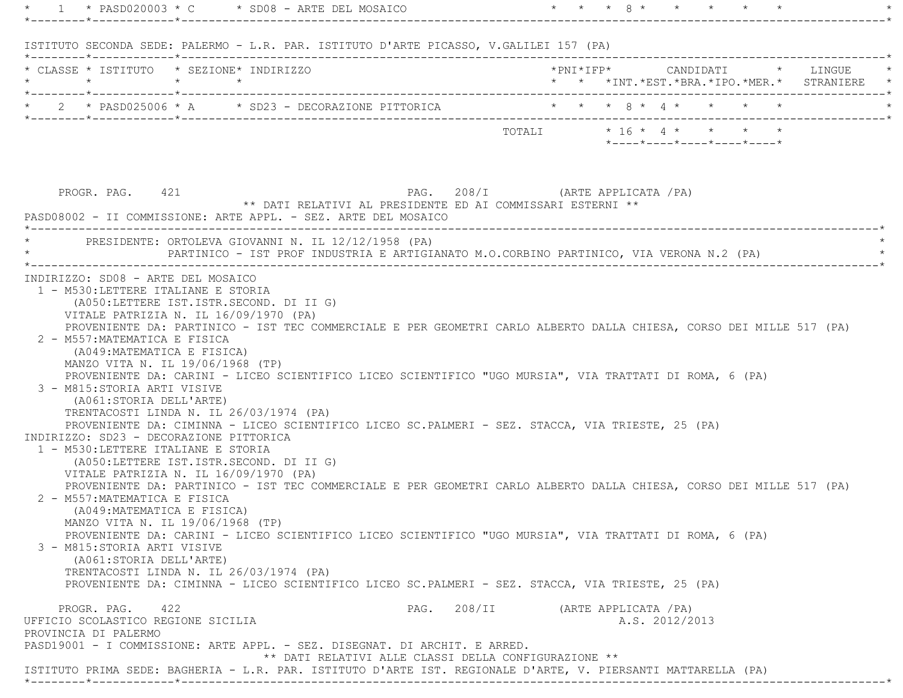| CLASSE | ISTITUTO | SEZIONE | INDIRIZZO | PNI | IFP | INT. | EST. | BRA. | IPO. | MER. | LINGUE STRANIERE |
|---|---|---|---|---|---|---|---|---|---|---|---|
| 1 | PASD020003 | C | SD08 - ARTE DEL MOSAICO | | | 8 | | | | | |

ISTITUTO SECONDA SEDE: PALERMO - L.R. PAR. ISTITUTO D'ARTE PICASSO, V.GALILEI 157 (PA)

| CLASSE | ISTITUTO | SEZIONE | INDIRIZZO | PNI | IFP | INT. | EST. | BRA. | IPO. | MER. | LINGUE STRANIERE |
|---|---|---|---|---|---|---|---|---|---|---|---|
| 2 | PASD025006 | A | SD23 - DECORAZIONE PITTORICA | | | 8 | 4 | | | | |
| | | | TOTALI | | | 16 | 4 | | | | |

PROGR. PAG. 421 PAG. 208/I (ARTE APPLICATA /PA)

** DATI RELATIVI AL PRESIDENTE ED AI COMMISSARI ESTERNI **

PASD08002 - II COMMISSIONE: ARTE APPL. - SEZ. ARTE DEL MOSAICO

PRESIDENTE: ORTOLEVA GIOVANNI N. IL 12/12/1958 (PA)
PARTINICO - IST PROF INDUSTRIA E ARTIGIANATO M.O.CORBINO PARTINICO, VIA VERONA N.2 (PA)

INDIRIZZO: SD08 - ARTE DEL MOSAICO

1 - M530:LETTERE ITALIANE E STORIA
(A050:LETTERE IST.ISTR.SECOND. DI II G)
VITALE PATRIZIA N. IL 16/09/1970 (PA)
PROVENIENTE DA: PARTINICO - IST TEC COMMERCIALE E PER GEOMETRI CARLO ALBERTO DALLA CHIESA, CORSO DEI MILLE 517 (PA)

2 - M557:MATEMATICA E FISICA
(A049:MATEMATICA E FISICA)
MANZO VITA N. IL 19/06/1968 (TP)
PROVENIENTE DA: CARINI - LICEO SCIENTIFICO LICEO SCIENTIFICO "UGO MURSIA", VIA TRATTATI DI ROMA, 6 (PA)

3 - M815:STORIA ARTI VISIVE
(A061:STORIA DELL'ARTE)
TRENTACOSTI LINDA N. IL 26/03/1974 (PA)
PROVENIENTE DA: CIMINNA - LICEO SCIENTIFICO LICEO SC.PALMERI - SEZ. STACCA, VIA TRIESTE, 25 (PA)

INDIRIZZO: SD23 - DECORAZIONE PITTORICA

1 - M530:LETTERE ITALIANE E STORIA
(A050:LETTERE IST.ISTR.SECOND. DI II G)
VITALE PATRIZIA N. IL 16/09/1970 (PA)
PROVENIENTE DA: PARTINICO - IST TEC COMMERCIALE E PER GEOMETRI CARLO ALBERTO DALLA CHIESA, CORSO DEI MILLE 517 (PA)

2 - M557:MATEMATICA E FISICA
(A049:MATEMATICA E FISICA)
MANZO VITA N. IL 19/06/1968 (TP)
PROVENIENTE DA: CARINI - LICEO SCIENTIFICO LICEO SCIENTIFICO "UGO MURSIA", VIA TRATTATI DI ROMA, 6 (PA)

3 - M815:STORIA ARTI VISIVE
(A061:STORIA DELL'ARTE)
TRENTACOSTI LINDA N. IL 26/03/1974 (PA)
PROVENIENTE DA: CIMINNA - LICEO SCIENTIFICO LICEO SC.PALMERI - SEZ. STACCA, VIA TRIESTE, 25 (PA)

PROGR. PAG. 422 PAG. 208/II (ARTE APPLICATA /PA)

UFFICIO SCOLASTICO REGIONE SICILIA A.S. 2012/2013

PROVINCIA DI PALERMO

PASD19001 - I COMMISSIONE: ARTE APPL. - SEZ. DISEGNAT. DI ARCHIT. E ARRED.

** DATI RELATIVI ALLE CLASSI DELLA CONFIGURAZIONE **

ISTITUTO PRIMA SEDE: BAGHERIA - L.R. PAR. ISTITUTO D'ARTE IST. REGIONALE D'ARTE, V. PIERSANTI MATTARELLA (PA)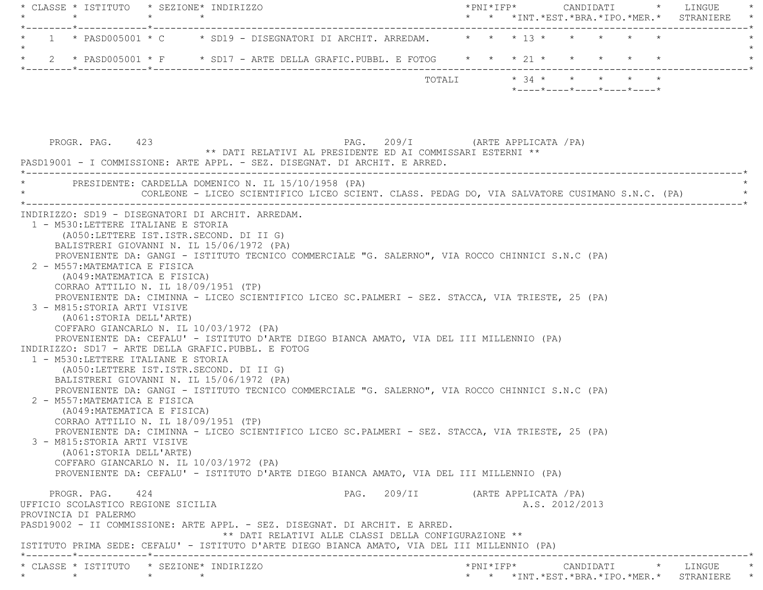| CLASSE | ISTITUTO | SEZIONE | INDIRIZZO | PNI | IFP | CANDIDATI INT. | EST. | BRA. | IPO. | MER. | LINGUE STRANIERE |
|---|---|---|---|---|---|---|---|---|---|---|---|
| 1 | PASD005001 | C | SD19 - DISEGNATORI DI ARCHIT. ARREDAM. | | | 13 | | | | | |
| 2 | PASD005001 | F | SD17 - ARTE DELLA GRAFIC.PUBBL. E FOTOG | | | 21 | | | | | |
| | | | TOTALI | | | 34 | | | | | |

PROGR. PAG. 423 PAG. 209/I (ARTE APPLICATA /PA)

** DATI RELATIVI AL PRESIDENTE ED AI COMMISSARI ESTERNI **

PASD19001 - I COMMISSIONE: ARTE APPL. - SEZ. DISEGNAT. DI ARCHIT. E ARRED.

PRESIDENTE: CARDELLA DOMENICO N. IL 15/10/1958 (PA)
CORLEONE - LICEO SCIENTIFICO LICEO SCIENT. CLASS. PEDAG DO, VIA SALVATORE CUSIMANO S.N.C. (PA)

INDIRIZZO: SD19 - DISEGNATORI DI ARCHIT. ARREDAM.

1 - M530:LETTERE ITALIANE E STORIA
(A050:LETTERE IST.ISTR.SECOND. DI II G)
BALISTRERI GIOVANNI N. IL 15/06/1972 (PA)
PROVENIENTE DA: GANGI - ISTITUTO TECNICO COMMERCIALE "G. SALERNO", VIA ROCCO CHINNICI S.N.C (PA)

2 - M557:MATEMATICA E FISICA
(A049:MATEMATICA E FISICA)
CORRAO ATTILIO N. IL 18/09/1951 (TP)
PROVENIENTE DA: CIMINNA - LICEO SCIENTIFICO LICEO SC.PALMERI - SEZ. STACCA, VIA TRIESTE, 25 (PA)

3 - M815:STORIA ARTI VISIVE
(A061:STORIA DELL'ARTE)
COFFARO GIANCARLO N. IL 10/03/1972 (PA)
PROVENIENTE DA: CEFALU' - ISTITUTO D'ARTE DIEGO BIANCA AMATO, VIA DEL III MILLENNIO (PA)

INDIRIZZO: SD17 - ARTE DELLA GRAFIC.PUBBL. E FOTOG

1 - M530:LETTERE ITALIANE E STORIA
(A050:LETTERE IST.ISTR.SECOND. DI II G)
BALISTRERI GIOVANNI N. IL 15/06/1972 (PA)
PROVENIENTE DA: GANGI - ISTITUTO TECNICO COMMERCIALE "G. SALERNO", VIA ROCCO CHINNICI S.N.C (PA)

2 - M557:MATEMATICA E FISICA
(A049:MATEMATICA E FISICA)
CORRAO ATTILIO N. IL 18/09/1951 (TP)
PROVENIENTE DA: CIMINNA - LICEO SCIENTIFICO LICEO SC.PALMERI - SEZ. STACCA, VIA TRIESTE, 25 (PA)

3 - M815:STORIA ARTI VISIVE
(A061:STORIA DELL'ARTE)
COFFARO GIANCARLO N. IL 10/03/1972 (PA)
PROVENIENTE DA: CEFALU' - ISTITUTO D'ARTE DIEGO BIANCA AMATO, VIA DEL III MILLENNIO (PA)

PROGR. PAG. 424 PAG. 209/II (ARTE APPLICATA /PA)

UFFICIO SCOLASTICO REGIONE SICILIA A.S. 2012/2013

PROVINCIA DI PALERMO

PASD19002 - II COMMISSIONE: ARTE APPL. - SEZ. DISEGNAT. DI ARCHIT. E ARRED.

** DATI RELATIVI ALLE CLASSI DELLA CONFIGURAZIONE **

ISTITUTO PRIMA SEDE: CEFALU' - ISTITUTO D'ARTE DIEGO BIANCA AMATO, VIA DEL III MILLENNIO (PA)

| CLASSE | ISTITUTO | SEZIONE | INDIRIZZO | PNI | IFP | CANDIDATI INT. | EST. | BRA. | IPO. | MER. | LINGUE STRANIERE |
|---|---|---|---|---|---|---|---|---|---|---|---|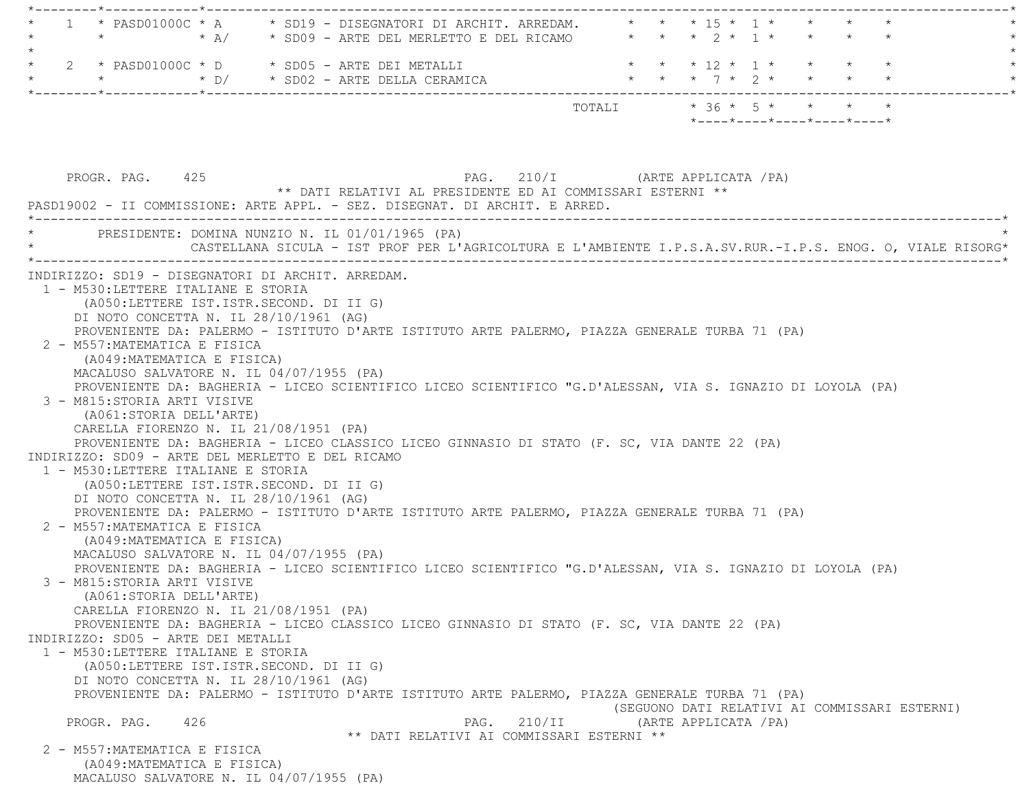| | | | | | | | | | | |
|---|---|---|---|---|---|---|---|---|---|---|
| 1 | PASD01000C | A | SD19 - DISEGNATORI DI ARCHIT. ARREDAM. | | | 15 | 1 | | | |
| | | A/ | SD09 - ARTE DEL MERLETTO E DEL RICAMO | | | 2 | 1 | | | |
| 2 | PASD01000C | D | SD05 - ARTE DEI METALLI | | | 12 | 1 | | | |
| | | D/ | SD02 - ARTE DELLA CERAMICA | | | 7 | 2 | | | |
| | | | TOTALI | | | 36 | 5 | | | |

PROGR. PAG. 425 PAG. 210/I (ARTE APPLICATA /PA)

** DATI RELATIVI AL PRESIDENTE ED AI COMMISSARI ESTERNI **

PASD19002 - II COMMISSIONE: ARTE APPL. - SEZ. DISEGNAT. DI ARCHIT. E ARRED.

PRESIDENTE: DOMINA NUNZIO N. IL 01/01/1965 (PA)
CASTELLANA SICULA - IST PROF PER L'AGRICOLTURA E L'AMBIENTE I.P.S.A.SV.RUR.-I.P.S. ENOG. O, VIALE RISORG

INDIRIZZO: SD19 - DISEGNATORI DI ARCHIT. ARREDAM.
1 - M530:LETTERE ITALIANE E STORIA
(A050:LETTERE IST.ISTR.SECOND. DI II G)
DI NOTO CONCETTA N. IL 28/10/1961 (AG)
PROVENIENTE DA: PALERMO - ISTITUTO D'ARTE ISTITUTO ARTE PALERMO, PIAZZA GENERALE TURBA 71 (PA)
2 - M557:MATEMATICA E FISICA
(A049:MATEMATICA E FISICA)
MACALUSO SALVATORE N. IL 04/07/1955 (PA)
PROVENIENTE DA: BAGHERIA - LICEO SCIENTIFICO LICEO SCIENTIFICO "G.D'ALESSAN, VIA S. IGNAZIO DI LOYOLA (PA)
3 - M815:STORIA ARTI VISIVE
(A061:STORIA DELL'ARTE)
CARELLA FIORENZO N. IL 21/08/1951 (PA)
PROVENIENTE DA: BAGHERIA - LICEO CLASSICO LICEO GINNASIO DI STATO (F. SC, VIA DANTE 22 (PA)

INDIRIZZO: SD09 - ARTE DEL MERLETTO E DEL RICAMO
1 - M530:LETTERE ITALIANE E STORIA
(A050:LETTERE IST.ISTR.SECOND. DI II G)
DI NOTO CONCETTA N. IL 28/10/1961 (AG)
PROVENIENTE DA: PALERMO - ISTITUTO D'ARTE ISTITUTO ARTE PALERMO, PIAZZA GENERALE TURBA 71 (PA)
2 - M557:MATEMATICA E FISICA
(A049:MATEMATICA E FISICA)
MACALUSO SALVATORE N. IL 04/07/1955 (PA)
PROVENIENTE DA: BAGHERIA - LICEO SCIENTIFICO LICEO SCIENTIFICO "G.D'ALESSAN, VIA S. IGNAZIO DI LOYOLA (PA)
3 - M815:STORIA ARTI VISIVE
(A061:STORIA DELL'ARTE)
CARELLA FIORENZO N. IL 21/08/1951 (PA)
PROVENIENTE DA: BAGHERIA - LICEO CLASSICO LICEO GINNASIO DI STATO (F. SC, VIA DANTE 22 (PA)

INDIRIZZO: SD05 - ARTE DEI METALLI
1 - M530:LETTERE ITALIANE E STORIA
(A050:LETTERE IST.ISTR.SECOND. DI II G)
DI NOTO CONCETTA N. IL 28/10/1961 (AG)
PROVENIENTE DA: PALERMO - ISTITUTO D'ARTE ISTITUTO ARTE PALERMO, PIAZZA GENERALE TURBA 71 (PA)

(SEGUONO DATI RELATIVI AI COMMISSARI ESTERNI)

PROGR. PAG. 426 PAG. 210/II (ARTE APPLICATA /PA)

** DATI RELATIVI AI COMMISSARI ESTERNI **

2 - M557:MATEMATICA E FISICA
(A049:MATEMATICA E FISICA)
MACALUSO SALVATORE N. IL 04/07/1955 (PA)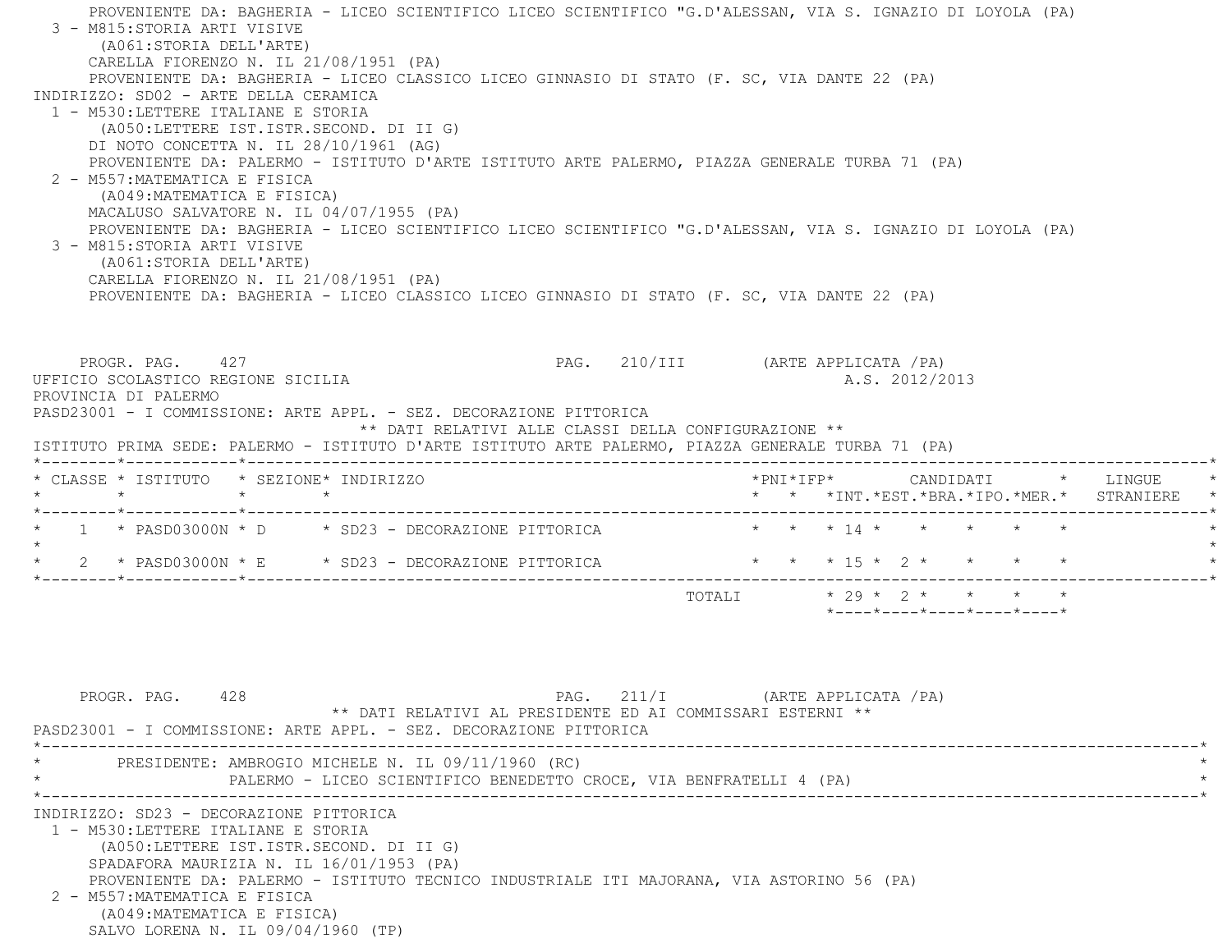PROVENIENTE DA: BAGHERIA - LICEO SCIENTIFICO LICEO SCIENTIFICO "G.D'ALESSAN, VIA S. IGNAZIO DI LOYOLA (PA)

3 - M815:STORIA ARTI VISIVE
(A061:STORIA DELL'ARTE)
CARELLA FIORENZO N. IL 21/08/1951 (PA)
PROVENIENTE DA: BAGHERIA - LICEO CLASSICO LICEO GINNASIO DI STATO (F. SC, VIA DANTE 22 (PA)

INDIRIZZO: SD02 - ARTE DELLA CERAMICA

1 - M530:LETTERE ITALIANE E STORIA
(A050:LETTERE IST.ISTR.SECOND. DI II G)
DI NOTO CONCETTA N. IL 28/10/1961 (AG)
PROVENIENTE DA: PALERMO - ISTITUTO D'ARTE ISTITUTO ARTE PALERMO, PIAZZA GENERALE TURBA 71 (PA)

2 - M557:MATEMATICA E FISICA
(A049:MATEMATICA E FISICA)
MACALUSO SALVATORE N. IL 04/07/1955 (PA)
PROVENIENTE DA: BAGHERIA - LICEO SCIENTIFICO LICEO SCIENTIFICO "G.D'ALESSAN, VIA S. IGNAZIO DI LOYOLA (PA)

3 - M815:STORIA ARTI VISIVE
(A061:STORIA DELL'ARTE)
CARELLA FIORENZO N. IL 21/08/1951 (PA)
PROVENIENTE DA: BAGHERIA - LICEO CLASSICO LICEO GINNASIO DI STATO (F. SC, VIA DANTE 22 (PA)

PROGR. PAG. 427 PAG. 210/III (ARTE APPLICATA /PA)

UFFICIO SCOLASTICO REGIONE SICILIA A.S. 2012/2013

PROVINCIA DI PALERMO

PASD23001 - I COMMISSIONE: ARTE APPL. - SEZ. DECORAZIONE PITTORICA

** DATI RELATIVI ALLE CLASSI DELLA CONFIGURAZIONE **

ISTITUTO PRIMA SEDE: PALERMO - ISTITUTO D'ARTE ISTITUTO ARTE PALERMO, PIAZZA GENERALE TURBA 71 (PA)

| CLASSE | ISTITUTO | SEZIONE | INDIRIZZO | PNI | IFP | CANDIDATI INT. | EST. | BRA. | IPO. | MER. | LINGUE STRANIERE |
|---|---|---|---|---|---|---|---|---|---|---|---|
| 1 | PASD03000N | D | SD23 - DECORAZIONE PITTORICA | | | 14 | | | | | |
| 2 | PASD03000N | E | SD23 - DECORAZIONE PITTORICA | | | 15 | 2 | | | | |
| | | | TOTALI | | | 29 | 2 | | | | |

PROGR. PAG. 428 PAG. 211/I (ARTE APPLICATA /PA)

** DATI RELATIVI AL PRESIDENTE ED AI COMMISSARI ESTERNI **

PASD23001 - I COMMISSIONE: ARTE APPL. - SEZ. DECORAZIONE PITTORICA

PRESIDENTE: AMBROGIO MICHELE N. IL 09/11/1960 (RC)
PALERMO - LICEO SCIENTIFICO BENEDETTO CROCE, VIA BENFRATELLI 4 (PA)

INDIRIZZO: SD23 - DECORAZIONE PITTORICA

1 - M530:LETTERE ITALIANE E STORIA
(A050:LETTERE IST.ISTR.SECOND. DI II G)
SPADAFORA MAURIZIA N. IL 16/01/1953 (PA)
PROVENIENTE DA: PALERMO - ISTITUTO TECNICO INDUSTRIALE ITI MAJORANA, VIA ASTORINO 56 (PA)

2 - M557:MATEMATICA E FISICA
(A049:MATEMATICA E FISICA)
SALVO LORENA N. IL 09/04/1960 (TP)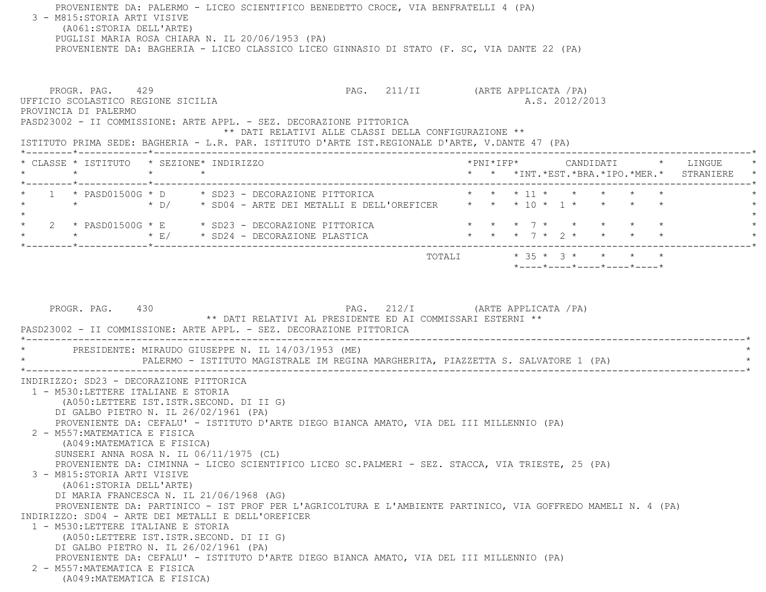PROVENIENTE DA: PALERMO - LICEO SCIENTIFICO BENEDETTO CROCE, VIA BENFRATELLI 4 (PA)

3 - M815:STORIA ARTI VISIVE
(A061:STORIA DELL'ARTE)
PUGLISI MARIA ROSA CHIARA N. IL 20/06/1953 (PA)
PROVENIENTE DA: BAGHERIA - LICEO CLASSICO LICEO GINNASIO DI STATO (F. SC, VIA DANTE 22 (PA)

PROGR. PAG. 429 PAG. 211/II (ARTE APPLICATA /PA)

UFFICIO SCOLASTICO REGIONE SICILIA A.S. 2012/2013

PROVINCIA DI PALERMO

PASD23002 - II COMMISSIONE: ARTE APPL. - SEZ. DECORAZIONE PITTORICA

** DATI RELATIVI ALLE CLASSI DELLA CONFIGURAZIONE **

ISTITUTO PRIMA SEDE: BAGHERIA - L.R. PAR. ISTITUTO D'ARTE IST.REGIONALE D'ARTE, V.DANTE 47 (PA)

| CLASSE | ISTITUTO | SEZIONE | INDIRIZZO | PNI | IFP | CANDIDATI INT. | EST. | BRA. | IPO. | MER. | LINGUE STRANIERE |
|---|---|---|---|---|---|---|---|---|---|---|---|
| 1 | PASD01500G | D | SD23 - DECORAZIONE PITTORICA | | | 11 | | | | | |
| | | D/ | SD04 - ARTE DEI METALLI E DELL'OREFICER | | | 10 | 1 | | | | |
| 2 | PASD01500G | E | SD23 - DECORAZIONE PITTORICA | | | 7 | | | | | |
| | | E/ | SD24 - DECORAZIONE PLASTICA | | | 7 | 2 | | | | |
| | | | TOTALI | | | 35 | 3 | | | | |

PROGR. PAG. 430 PAG. 212/I (ARTE APPLICATA /PA)

** DATI RELATIVI AL PRESIDENTE ED AI COMMISSARI ESTERNI **

PASD23002 - II COMMISSIONE: ARTE APPL. - SEZ. DECORAZIONE PITTORICA

PRESIDENTE: MIRAUDO GIUSEPPE N. IL 14/03/1953 (ME)
PALERMO - ISTITUTO MAGISTRALE IM REGINA MARGHERITA, PIAZZETTA S. SALVATORE 1 (PA)

INDIRIZZO: SD23 - DECORAZIONE PITTORICA

1 - M530:LETTERE ITALIANE E STORIA
(A050:LETTERE IST.ISTR.SECOND. DI II G)
DI GALBO PIETRO N. IL 26/02/1961 (PA)
PROVENIENTE DA: CEFALU' - ISTITUTO D'ARTE DIEGO BIANCA AMATO, VIA DEL III MILLENNIO (PA)

2 - M557:MATEMATICA E FISICA
(A049:MATEMATICA E FISICA)
SUNSERI ANNA ROSA N. IL 06/11/1975 (CL)
PROVENIENTE DA: CIMINNA - LICEO SCIENTIFICO LICEO SC.PALMERI - SEZ. STACCA, VIA TRIESTE, 25 (PA)

3 - M815:STORIA ARTI VISIVE
(A061:STORIA DELL'ARTE)
DI MARIA FRANCESCA N. IL 21/06/1968 (AG)
PROVENIENTE DA: PARTINICO - IST PROF PER L'AGRICOLTURA E L'AMBIENTE PARTINICO, VIA GOFFREDO MAMELI N. 4 (PA)

INDIRIZZO: SD04 - ARTE DEI METALLI E DELL'OREFICER

1 - M530:LETTERE ITALIANE E STORIA
(A050:LETTERE IST.ISTR.SECOND. DI II G)
DI GALBO PIETRO N. IL 26/02/1961 (PA)
PROVENIENTE DA: CEFALU' - ISTITUTO D'ARTE DIEGO BIANCA AMATO, VIA DEL III MILLENNIO (PA)

2 - M557:MATEMATICA E FISICA
(A049:MATEMATICA E FISICA)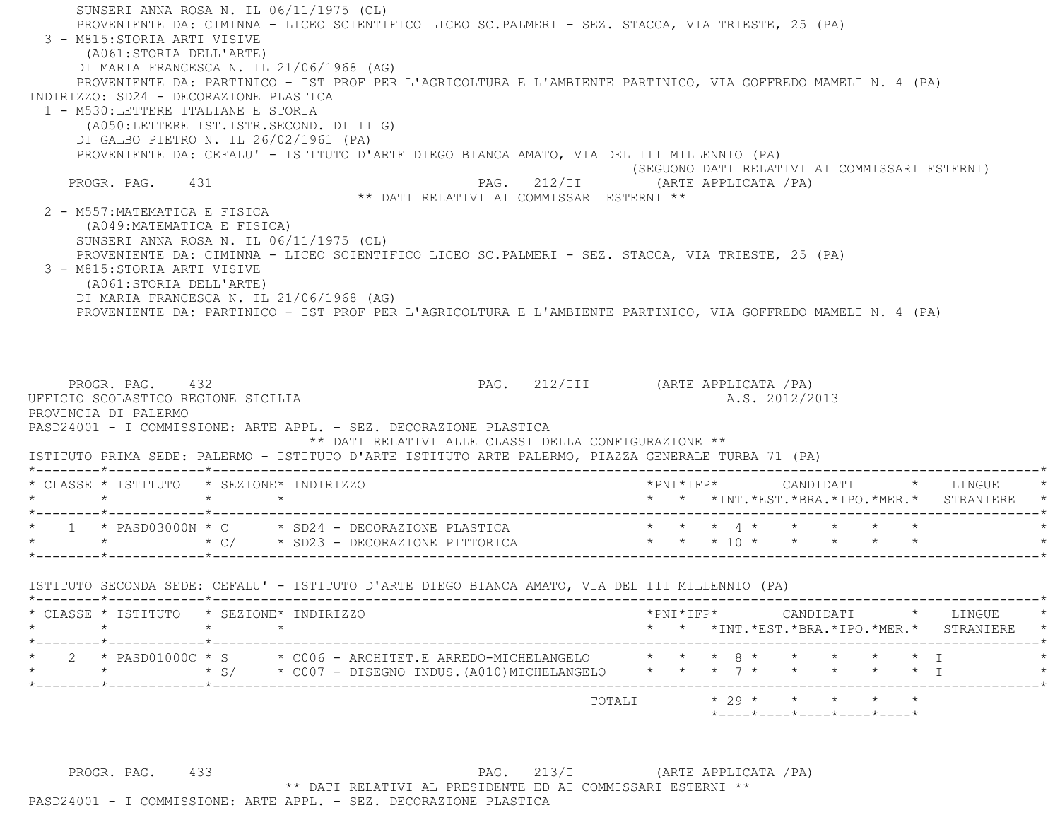SUNSERI ANNA ROSA N. IL 06/11/1975 (CL)
PROVENIENTE DA: CIMINNA - LICEO SCIENTIFICO LICEO SC.PALMERI - SEZ. STACCA, VIA TRIESTE, 25 (PA)

3 - M815:STORIA ARTI VISIVE
(A061:STORIA DELL'ARTE)
DI MARIA FRANCESCA N. IL 21/06/1968 (AG)
PROVENIENTE DA: PARTINICO - IST PROF PER L'AGRICOLTURA E L'AMBIENTE PARTINICO, VIA GOFFREDO MAMELI N. 4 (PA)

INDIRIZZO: SD24 - DECORAZIONE PLASTICA

1 - M530:LETTERE ITALIANE E STORIA
(A050:LETTERE IST.ISTR.SECOND. DI II G)
DI GALBO PIETRO N. IL 26/02/1961 (PA)
PROVENIENTE DA: CEFALU' - ISTITUTO D'ARTE DIEGO BIANCA AMATO, VIA DEL III MILLENNIO (PA)

(SEGUONO DATI RELATIVI AI COMMISSARI ESTERNI)

PROGR. PAG. 431 PAG. 212/II (ARTE APPLICATA /PA)

** DATI RELATIVI AI COMMISSARI ESTERNI **

2 - M557:MATEMATICA E FISICA
(A049:MATEMATICA E FISICA)
SUNSERI ANNA ROSA N. IL 06/11/1975 (CL)
PROVENIENTE DA: CIMINNA - LICEO SCIENTIFICO LICEO SC.PALMERI - SEZ. STACCA, VIA TRIESTE, 25 (PA)

3 - M815:STORIA ARTI VISIVE
(A061:STORIA DELL'ARTE)
DI MARIA FRANCESCA N. IL 21/06/1968 (AG)
PROVENIENTE DA: PARTINICO - IST PROF PER L'AGRICOLTURA E L'AMBIENTE PARTINICO, VIA GOFFREDO MAMELI N. 4 (PA)

PROGR. PAG. 432 PAG. 212/III (ARTE APPLICATA /PA)

UFFICIO SCOLASTICO REGIONE SICILIA A.S. 2012/2013
PROVINCIA DI PALERMO
PASD24001 - I COMMISSIONE: ARTE APPL. - SEZ. DECORAZIONE PLASTICA

** DATI RELATIVI ALLE CLASSI DELLA CONFIGURAZIONE **

ISTITUTO PRIMA SEDE: PALERMO - ISTITUTO D'ARTE ISTITUTO ARTE PALERMO, PIAZZA GENERALE TURBA 71 (PA)

| CLASSE | ISTITUTO | SEZIONE | INDIRIZZO | PNI | IFP | CANDIDATI INT. | EST. | BRA. | IPO. | MER. | LINGUE STRANIERE |
|---|---|---|---|---|---|---|---|---|---|---|---|
| 1 | PASD03000N | C | SD24 - DECORAZIONE PLASTICA | | | 4 | | | | | |
| | | C/ | SD23 - DECORAZIONE PITTORICA | | | 10 | | | | | |

ISTITUTO SECONDA SEDE: CEFALU' - ISTITUTO D'ARTE DIEGO BIANCA AMATO, VIA DEL III MILLENNIO (PA)

| CLASSE | ISTITUTO | SEZIONE | INDIRIZZO | PNI | IFP | CANDIDATI INT. | EST. | BRA. | IPO. | MER. | LINGUE STRANIERE |
|---|---|---|---|---|---|---|---|---|---|---|---|
| 2 | PASD01000C | S | C006 - ARCHITET.E ARREDO-MICHELANGELO | | | 8 | | | | | I |
| | | S/ | C007 - DISEGNO INDUS.(A010)MICHELANGELO | | | 7 | | | | | I |
| | | | TOTALI | | | 29 | | | | | |

PROGR. PAG. 433 PAG. 213/I (ARTE APPLICATA /PA)

** DATI RELATIVI AL PRESIDENTE ED AI COMMISSARI ESTERNI **

PASD24001 - I COMMISSIONE: ARTE APPL. - SEZ. DECORAZIONE PLASTICA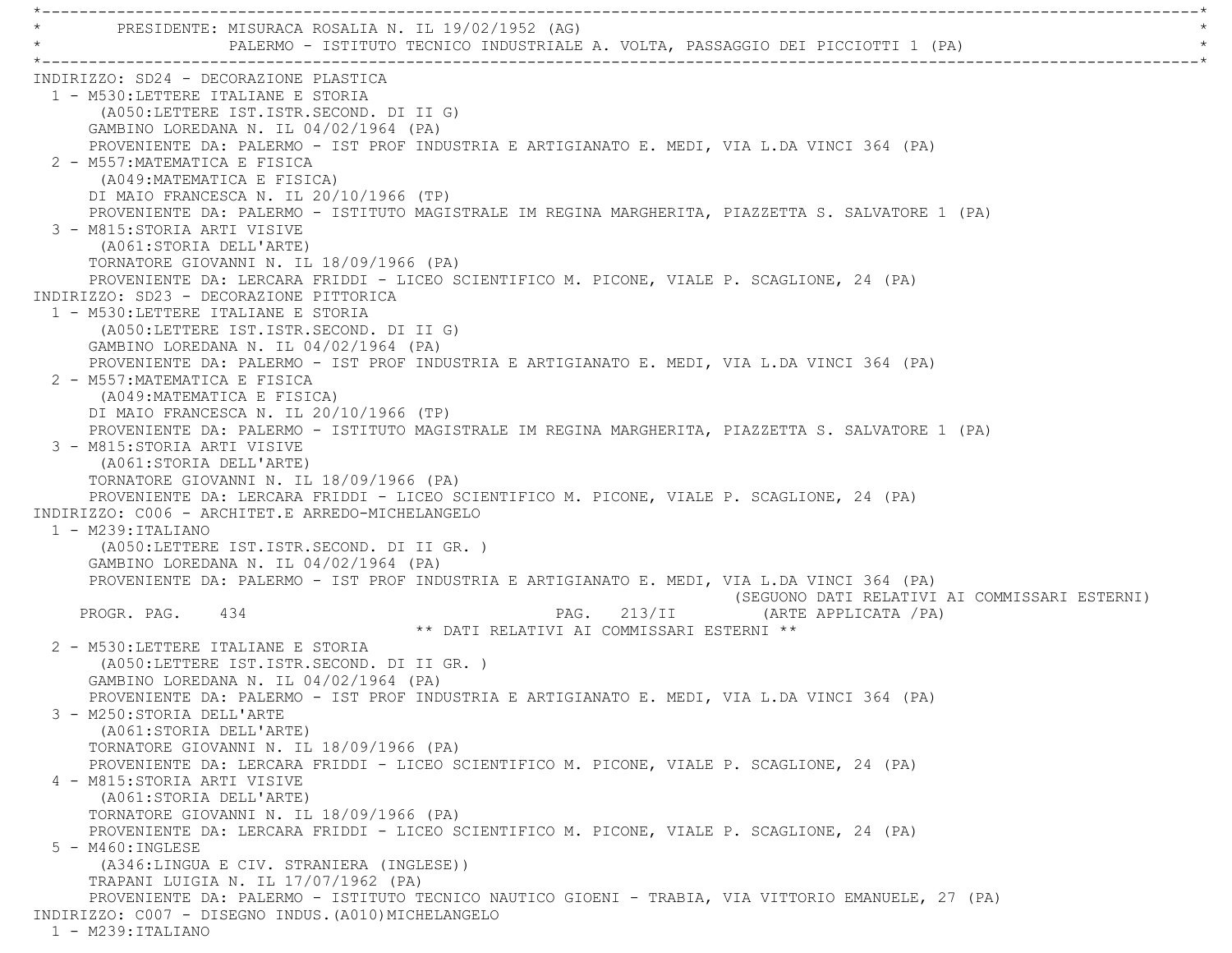```
*------------------------------------------------------------------------------------------------------------------------*
*        PRESIDENTE: MISURACA ROSALIA N. IL 19/02/1952 (AG)                                                              *
*                    PALERMO - ISTITUTO TECNICO INDUSTRIALE A. VOLTA, PASSAGGIO DEI PICCIOTTI 1 (PA)                     *
*------------------------------------------------------------------------------------------------------------------------*
INDIRIZZO: SD24 - DECORAZIONE PLASTICA
  1 - M530:LETTERE ITALIANE E STORIA
       (A050:LETTERE IST.ISTR.SECOND. DI II G)
      GAMBINO LOREDANA N. IL 04/02/1964 (PA)
      PROVENIENTE DA: PALERMO - IST PROF INDUSTRIA E ARTIGIANATO E. MEDI, VIA L.DA VINCI 364 (PA)
  2 - M557:MATEMATICA E FISICA
       (A049:MATEMATICA E FISICA)
      DI MAIO FRANCESCA N. IL 20/10/1966 (TP)
      PROVENIENTE DA: PALERMO - ISTITUTO MAGISTRALE IM REGINA MARGHERITA, PIAZZETTA S. SALVATORE 1 (PA)
  3 - M815:STORIA ARTI VISIVE
       (A061:STORIA DELL'ARTE)
      TORNATORE GIOVANNI N. IL 18/09/1966 (PA)
      PROVENIENTE DA: LERCARA FRIDDI - LICEO SCIENTIFICO M. PICONE, VIALE P. SCAGLIONE, 24 (PA)
INDIRIZZO: SD23 - DECORAZIONE PITTORICA
  1 - M530:LETTERE ITALIANE E STORIA
       (A050:LETTERE IST.ISTR.SECOND. DI II G)
      GAMBINO LOREDANA N. IL 04/02/1964 (PA)
      PROVENIENTE DA: PALERMO - IST PROF INDUSTRIA E ARTIGIANATO E. MEDI, VIA L.DA VINCI 364 (PA)
  2 - M557:MATEMATICA E FISICA
       (A049:MATEMATICA E FISICA)
      DI MAIO FRANCESCA N. IL 20/10/1966 (TP)
      PROVENIENTE DA: PALERMO - ISTITUTO MAGISTRALE IM REGINA MARGHERITA, PIAZZETTA S. SALVATORE 1 (PA)
  3 - M815:STORIA ARTI VISIVE
       (A061:STORIA DELL'ARTE)
      TORNATORE GIOVANNI N. IL 18/09/1966 (PA)
      PROVENIENTE DA: LERCARA FRIDDI - LICEO SCIENTIFICO M. PICONE, VIALE P. SCAGLIONE, 24 (PA)
INDIRIZZO: C006 - ARCHITET.E ARREDO-MICHELANGELO
  1 - M239:ITALIANO
       (A050:LETTERE IST.ISTR.SECOND. DI II GR. )
      GAMBINO LOREDANA N. IL 04/02/1964 (PA)
      PROVENIENTE DA: PALERMO - IST PROF INDUSTRIA E ARTIGIANATO E. MEDI, VIA L.DA VINCI 364 (PA)
                                                                                (SEGUONO DATI RELATIVI AI COMMISSARI ESTERNI)
                                             ** DATI RELATIVI AI COMMISSARI ESTERNI **
  2 - M530:LETTERE ITALIANE E STORIA
       (A050:LETTERE IST.ISTR.SECOND. DI II GR. )
      GAMBINO LOREDANA N. IL 04/02/1964 (PA)
      PROVENIENTE DA: PALERMO - IST PROF INDUSTRIA E ARTIGIANATO E. MEDI, VIA L.DA VINCI 364 (PA)
  3 - M250:STORIA DELL'ARTE
       (A061:STORIA DELL'ARTE)
      TORNATORE GIOVANNI N. IL 18/09/1966 (PA)
      PROVENIENTE DA: LERCARA FRIDDI - LICEO SCIENTIFICO M. PICONE, VIALE P. SCAGLIONE, 24 (PA)
  4 - M815:STORIA ARTI VISIVE
       (A061:STORIA DELL'ARTE)
      TORNATORE GIOVANNI N. IL 18/09/1966 (PA)
      PROVENIENTE DA: LERCARA FRIDDI - LICEO SCIENTIFICO M. PICONE, VIALE P. SCAGLIONE, 24 (PA)
  5 - M460:INGLESE
       (A346:LINGUA E CIV. STRANIERA (INGLESE))
      TRAPANI LUIGIA N. IL 17/07/1962 (PA)
      PROVENIENTE DA: PALERMO - ISTITUTO TECNICO NAUTICO GIOENI - TRABIA, VIA VITTORIO EMANUELE, 27 (PA)
INDIRIZZO: C007 - DISEGNO INDUS.(A010)MICHELANGELO
  1 - M239:ITALIANO
```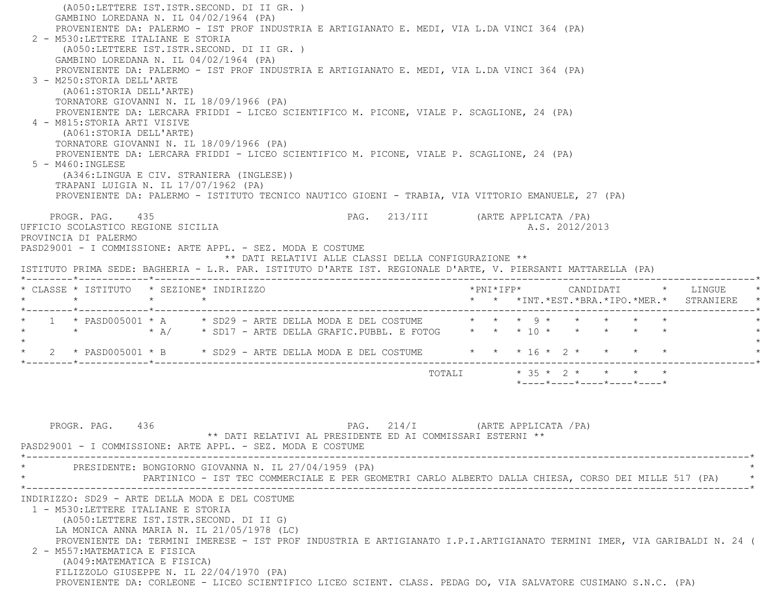(A050:LETTERE IST.ISTR.SECOND. DI II GR. )
GAMBINO LOREDANA N. IL 04/02/1964 (PA)
PROVENIENTE DA: PALERMO - IST PROF INDUSTRIA E ARTIGIANATO E. MEDI, VIA L.DA VINCI 364 (PA)

2 - M530:LETTERE ITALIANE E STORIA
(A050:LETTERE IST.ISTR.SECOND. DI II GR. )
GAMBINO LOREDANA N. IL 04/02/1964 (PA)
PROVENIENTE DA: PALERMO - IST PROF INDUSTRIA E ARTIGIANATO E. MEDI, VIA L.DA VINCI 364 (PA)

3 - M250:STORIA DELL'ARTE
(A061:STORIA DELL'ARTE)
TORNATORE GIOVANNI N. IL 18/09/1966 (PA)
PROVENIENTE DA: LERCARA FRIDDI - LICEO SCIENTIFICO M. PICONE, VIALE P. SCAGLIONE, 24 (PA)

4 - M815:STORIA ARTI VISIVE
(A061:STORIA DELL'ARTE)
TORNATORE GIOVANNI N. IL 18/09/1966 (PA)
PROVENIENTE DA: LERCARA FRIDDI - LICEO SCIENTIFICO M. PICONE, VIALE P. SCAGLIONE, 24 (PA)

5 - M460:INGLESE
(A346:LINGUA E CIV. STRANIERA (INGLESE))
TRAPANI LUIGIA N. IL 17/07/1962 (PA)
PROVENIENTE DA: PALERMO - ISTITUTO TECNICO NAUTICO GIOENI - TRABIA, VIA VITTORIO EMANUELE, 27 (PA)

PROGR. PAG. 435 PAG. 213/III (ARTE APPLICATA /PA)

UFFICIO SCOLASTICO REGIONE SICILIA A.S. 2012/2013

PROVINCIA DI PALERMO

PASD29001 - I COMMISSIONE: ARTE APPL. - SEZ. MODA E COSTUME

** DATI RELATIVI ALLE CLASSI DELLA CONFIGURAZIONE **

ISTITUTO PRIMA SEDE: BAGHERIA - L.R. PAR. ISTITUTO D'ARTE IST. REGIONALE D'ARTE, V. PIERSANTI MATTARELLA (PA)

| CLASSE | ISTITUTO | SEZIONE | INDIRIZZO | PNI | IFP | CANDIDATI INT. | CANDIDATI EST. | CANDIDATI BRA. | CANDIDATI IPO. | CANDIDATI MER. | LINGUE STRANIERE |
|---|---|---|---|---|---|---|---|---|---|---|---|
| 1 | PASD005001 | A | SD29 - ARTE DELLA MODA E DEL COSTUME | | | 9 | | | | | |
| | | A/ | SD17 - ARTE DELLA GRAFIC.PUBBL. E FOTOG | | | 10 | | | | | |
| 2 | PASD005001 | B | SD29 - ARTE DELLA MODA E DEL COSTUME | | | 16 | 2 | | | | |
| | | | TOTALI | | | 35 | 2 | | | | |

PROGR. PAG. 436 PAG. 214/I (ARTE APPLICATA /PA)

** DATI RELATIVI AL PRESIDENTE ED AI COMMISSARI ESTERNI **

PASD29001 - I COMMISSIONE: ARTE APPL. - SEZ. MODA E COSTUME

PRESIDENTE: BONGIORNO GIOVANNA N. IL 27/04/1959 (PA)
PARTINICO - IST TEC COMMERCIALE E PER GEOMETRI CARLO ALBERTO DALLA CHIESA, CORSO DEI MILLE 517 (PA)

INDIRIZZO: SD29 - ARTE DELLA MODA E DEL COSTUME

1 - M530:LETTERE ITALIANE E STORIA
(A050:LETTERE IST.ISTR.SECOND. DI II G)
LA MONICA ANNA MARIA N. IL 21/05/1978 (LC)
PROVENIENTE DA: TERMINI IMERESE - IST PROF INDUSTRIA E ARTIGIANATO I.P.I.ARTIGIANATO TERMINI IMER, VIA GARIBALDI N. 24 (

2 - M557:MATEMATICA E FISICA
(A049:MATEMATICA E FISICA)
FILIZZOLO GIUSEPPE N. IL 22/04/1970 (PA)
PROVENIENTE DA: CORLEONE - LICEO SCIENTIFICO LICEO SCIENT. CLASS. PEDAG DO, VIA SALVATORE CUSIMANO S.N.C. (PA)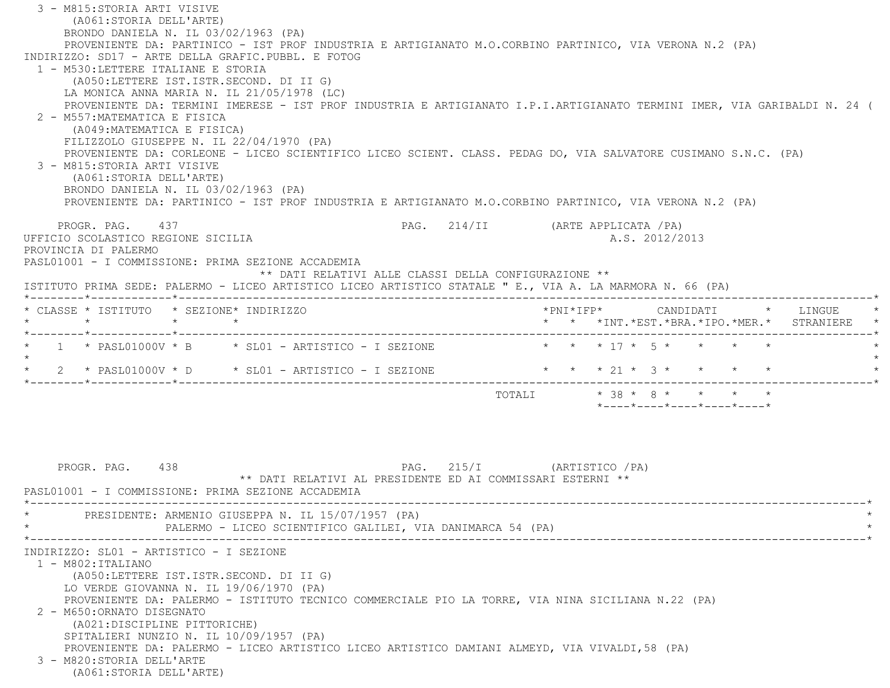3 - M815:STORIA ARTI VISIVE
(A061:STORIA DELL'ARTE)
BRONDO DANIELA N. IL 03/02/1963 (PA)
PROVENIENTE DA: PARTINICO - IST PROF INDUSTRIA E ARTIGIANATO M.O.CORBINO PARTINICO, VIA VERONA N.2 (PA)

INDIRIZZO: SD17 - ARTE DELLA GRAFIC.PUBBL. E FOTOG

1 - M530:LETTERE ITALIANE E STORIA
(A050:LETTERE IST.ISTR.SECOND. DI II G)
LA MONICA ANNA MARIA N. IL 21/05/1978 (LC)
PROVENIENTE DA: TERMINI IMERESE - IST PROF INDUSTRIA E ARTIGIANATO I.P.I.ARTIGIANATO TERMINI IMER, VIA GARIBALDI N. 24 (

2 - M557:MATEMATICA E FISICA
(A049:MATEMATICA E FISICA)
FILIZZOLO GIUSEPPE N. IL 22/04/1970 (PA)
PROVENIENTE DA: CORLEONE - LICEO SCIENTIFICO LICEO SCIENT. CLASS. PEDAG DO, VIA SALVATORE CUSIMANO S.N.C. (PA)

3 - M815:STORIA ARTI VISIVE
(A061:STORIA DELL'ARTE)
BRONDO DANIELA N. IL 03/02/1963 (PA)
PROVENIENTE DA: PARTINICO - IST PROF INDUSTRIA E ARTIGIANATO M.O.CORBINO PARTINICO, VIA VERONA N.2 (PA)

PROGR. PAG. 437 PAG. 214/II (ARTE APPLICATA /PA)

UFFICIO SCOLASTICO REGIONE SICILIA A.S. 2012/2013
PROVINCIA DI PALERMO
PASL01001 - I COMMISSIONE: PRIMA SEZIONE ACCADEMIA

** DATI RELATIVI ALLE CLASSI DELLA CONFIGURAZIONE **

ISTITUTO PRIMA SEDE: PALERMO - LICEO ARTISTICO LICEO ARTISTICO STATALE " E., VIA A. LA MARMORA N. 66 (PA)

| CLASSE | ISTITUTO | SEZIONE | INDIRIZZO | PNI | IFP | CANDIDATI INT. | CANDIDATI EST. | CANDIDATI BRA. | CANDIDATI IPO. | CANDIDATI MER. | LINGUE STRANIERE |
|---|---|---|---|---|---|---|---|---|---|---|---|
| 1 | PASL01000V | B | SL01 - ARTISTICO - I SEZIONE | | | 17 | 5 | | | | |
| 2 | PASL01000V | D | SL01 - ARTISTICO - I SEZIONE | | | 21 | 3 | | | | |
| | | | | | TOTALI | 38 | 8 | | | | |

PROGR. PAG. 438 PAG. 215/I (ARTISTICO /PA)

** DATI RELATIVI AL PRESIDENTE ED AI COMMISSARI ESTERNI **

PASL01001 - I COMMISSIONE: PRIMA SEZIONE ACCADEMIA

PRESIDENTE: ARMENIO GIUSEPPA N. IL 15/07/1957 (PA)
PALERMO - LICEO SCIENTIFICO GALILEI, VIA DANIMARCA 54 (PA)

INDIRIZZO: SL01 - ARTISTICO - I SEZIONE

1 - M802:ITALIANO
(A050:LETTERE IST.ISTR.SECOND. DI II G)
LO VERDE GIOVANNA N. IL 19/06/1970 (PA)
PROVENIENTE DA: PALERMO - ISTITUTO TECNICO COMMERCIALE PIO LA TORRE, VIA NINA SICILIANA N.22 (PA)

2 - M650:ORNATO DISEGNATO
(A021:DISCIPLINE PITTORICHE)
SPITALIERI NUNZIO N. IL 10/09/1957 (PA)
PROVENIENTE DA: PALERMO - LICEO ARTISTICO LICEO ARTISTICO DAMIANI ALMEYD, VIA VIVALDI,58 (PA)

3 - M820:STORIA DELL'ARTE
(A061:STORIA DELL'ARTE)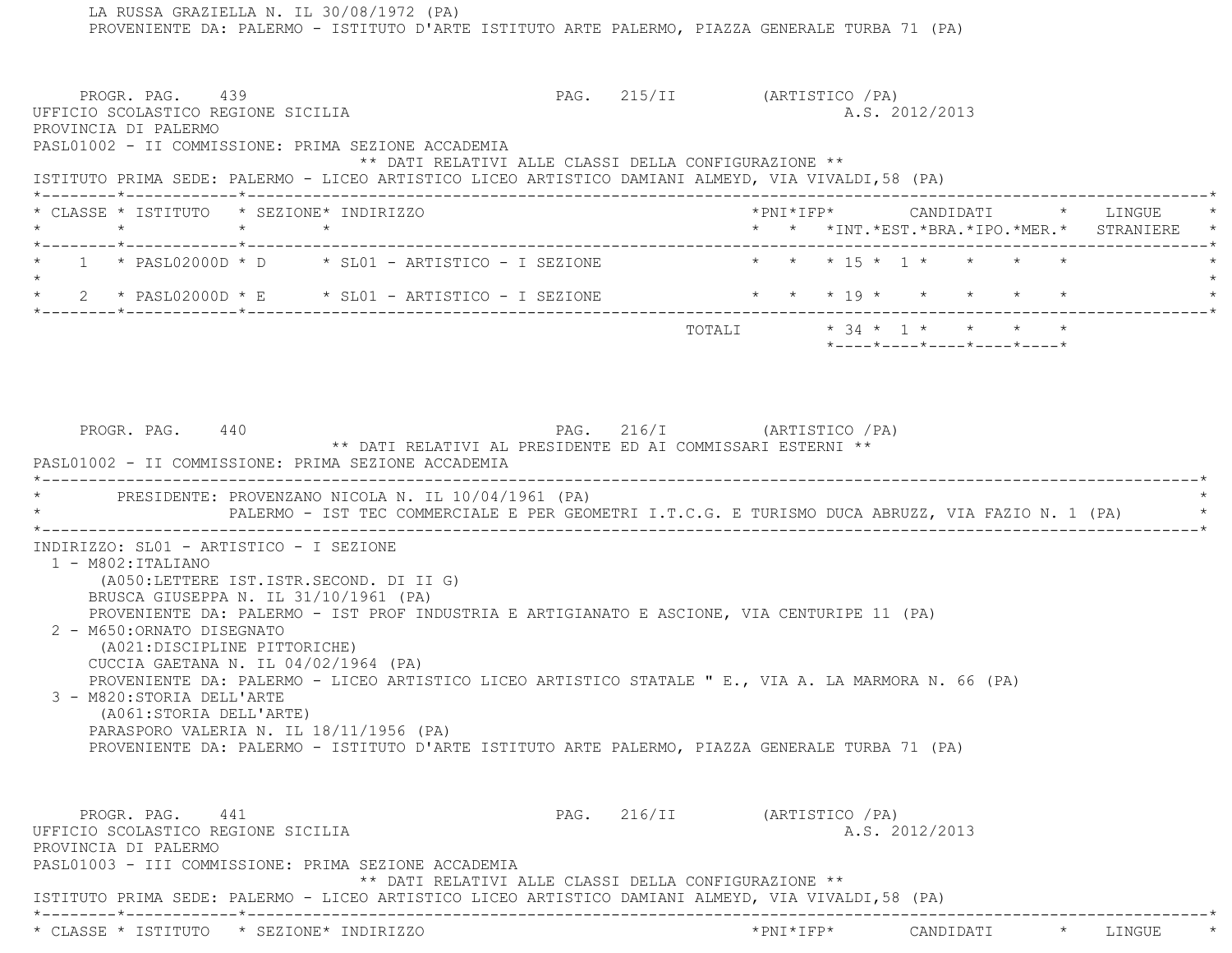LA RUSSA GRAZIELLA N. IL 30/08/1972 (PA)
PROVENIENTE DA: PALERMO - ISTITUTO D'ARTE ISTITUTO ARTE PALERMO, PIAZZA GENERALE TURBA 71 (PA)

PROGR. PAG. 439 PAG. 215/II (ARTISTICO /PA)
UFFICIO SCOLASTICO REGIONE SICILIA A.S. 2012/2013
PROVINCIA DI PALERMO
PASL01002 - II COMMISSIONE: PRIMA SEZIONE ACCADEMIA
** DATI RELATIVI ALLE CLASSI DELLA CONFIGURAZIONE **
ISTITUTO PRIMA SEDE: PALERMO - LICEO ARTISTICO LICEO ARTISTICO DAMIANI ALMEYD, VIA VIVALDI,58 (PA)

| CLASSE | ISTITUTO | SEZIONE | INDIRIZZO | PNI | IFP | CANDIDATI INT. | EST. | BRA. | IPO. | MER. | LINGUE STRANIERE |
|---|---|---|---|---|---|---|---|---|---|---|---|
| 1 | PASL02000D | D | SL01 - ARTISTICO - I SEZIONE | | | 15 | 1 | | | | |
| 2 | PASL02000D | E | SL01 - ARTISTICO - I SEZIONE | | | 19 | | | | | |
| | | | TOTALI | | | 34 | 1 | | | | |

PROGR. PAG. 440 PAG. 216/I (ARTISTICO /PA)
** DATI RELATIVI AL PRESIDENTE ED AI COMMISSARI ESTERNI **
PASL01002 - II COMMISSIONE: PRIMA SEZIONE ACCADEMIA

PRESIDENTE: PROVENZANO NICOLA N. IL 10/04/1961 (PA)
PALERMO - IST TEC COMMERCIALE E PER GEOMETRI I.T.C.G. E TURISMO DUCA ABRUZZ, VIA FAZIO N. 1 (PA)

INDIRIZZO: SL01 - ARTISTICO - I SEZIONE
1 - M802:ITALIANO
(A050:LETTERE IST.ISTR.SECOND. DI II G)
BRUSCA GIUSEPPA N. IL 31/10/1961 (PA)
PROVENIENTE DA: PALERMO - IST PROF INDUSTRIA E ARTIGIANATO E ASCIONE, VIA CENTURIPE 11 (PA)
2 - M650:ORNATO DISEGNATO
(A021:DISCIPLINE PITTORICHE)
CUCCIA GAETANA N. IL 04/02/1964 (PA)
PROVENIENTE DA: PALERMO - LICEO ARTISTICO LICEO ARTISTICO STATALE " E., VIA A. LA MARMORA N. 66 (PA)
3 - M820:STORIA DELL'ARTE
(A061:STORIA DELL'ARTE)
PARASPORO VALERIA N. IL 18/11/1956 (PA)
PROVENIENTE DA: PALERMO - ISTITUTO D'ARTE ISTITUTO ARTE PALERMO, PIAZZA GENERALE TURBA 71 (PA)

PROGR. PAG. 441 PAG. 216/II (ARTISTICO /PA)
UFFICIO SCOLASTICO REGIONE SICILIA A.S. 2012/2013
PROVINCIA DI PALERMO
PASL01003 - III COMMISSIONE: PRIMA SEZIONE ACCADEMIA
** DATI RELATIVI ALLE CLASSI DELLA CONFIGURAZIONE **
ISTITUTO PRIMA SEDE: PALERMO - LICEO ARTISTICO LICEO ARTISTICO DAMIANI ALMEYD, VIA VIVALDI,58 (PA)

| CLASSE | ISTITUTO | SEZIONE | INDIRIZZO | PNI | IFP | CANDIDATI | LINGUE |
|---|---|---|---|---|---|---|---|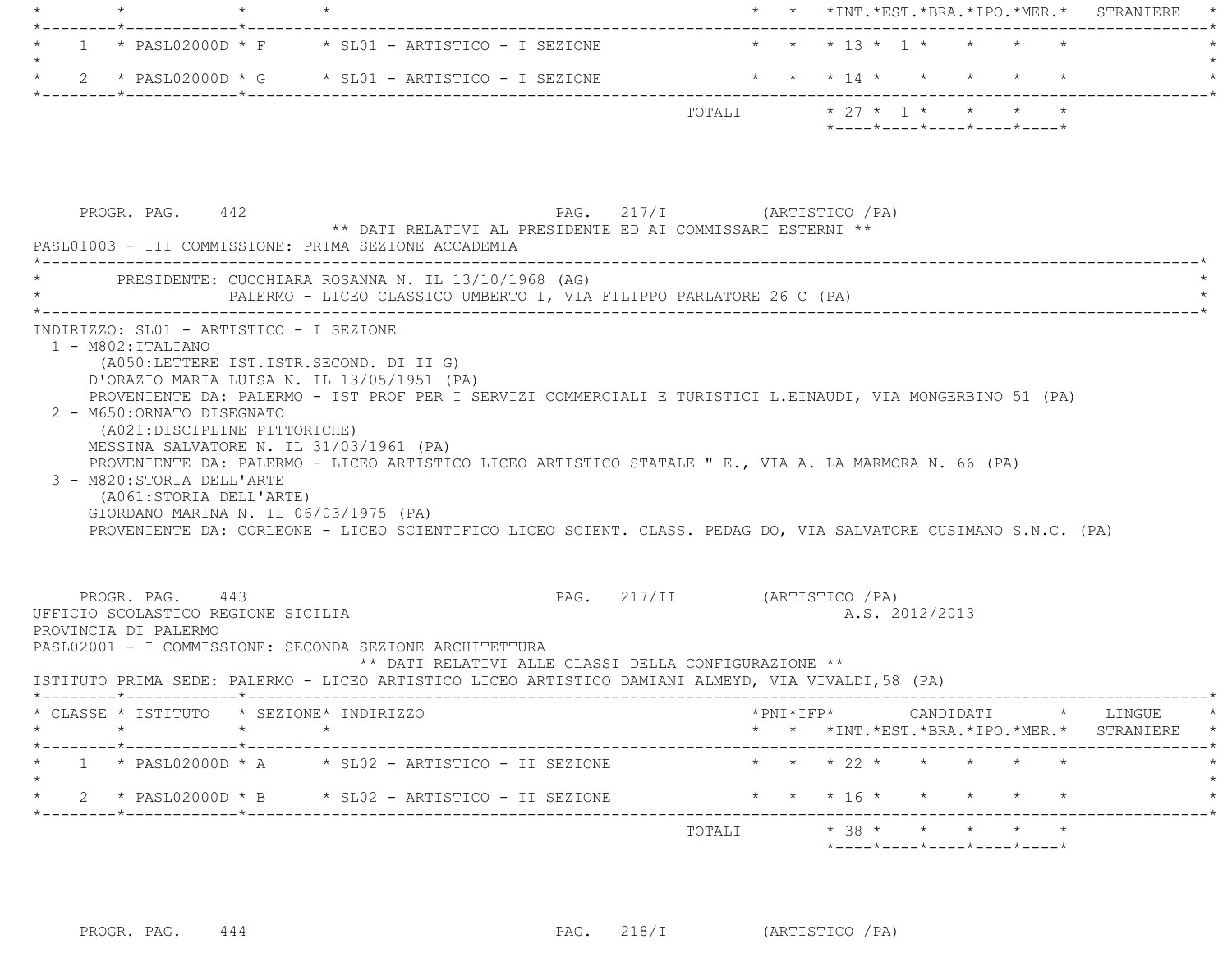| CLASSE | ISTITUTO | SEZIONE | INDIRIZZO | PNI | IFP | CANDIDATI INT. | EST. | BRA. | IPO. | MER. | LINGUE STRANIERE |
|---|---|---|---|---|---|---|---|---|---|---|---|
| 1 | PASL02000D | F | SL01 - ARTISTICO - I SEZIONE | | | 13 | 1 | | | | |
| 2 | PASL02000D | G | SL01 - ARTISTICO - I SEZIONE | | | 14 | | | | | |
| | | | TOTALI | | | 27 | 1 | | | | |

PROGR. PAG. 442 PAG. 217/I (ARTISTICO /PA)

** DATI RELATIVI AL PRESIDENTE ED AI COMMISSARI ESTERNI **

PASL01003 - III COMMISSIONE: PRIMA SEZIONE ACCADEMIA

PRESIDENTE: CUCCHIARA ROSANNA N. IL 13/10/1968 (AG)
PALERMO - LICEO CLASSICO UMBERTO I, VIA FILIPPO PARLATORE 26 C (PA)

INDIRIZZO: SL01 - ARTISTICO - I SEZIONE

1 - M802:ITALIANO
(A050:LETTERE IST.ISTR.SECOND. DI II G)
D'ORAZIO MARIA LUISA N. IL 13/05/1951 (PA)
PROVENIENTE DA: PALERMO - IST PROF PER I SERVIZI COMMERCIALI E TURISTICI L.EINAUDI, VIA MONGERBINO 51 (PA)

2 - M650:ORNATO DISEGNATO
(A021:DISCIPLINE PITTORICHE)
MESSINA SALVATORE N. IL 31/03/1961 (PA)
PROVENIENTE DA: PALERMO - LICEO ARTISTICO LICEO ARTISTICO STATALE " E., VIA A. LA MARMORA N. 66 (PA)

3 - M820:STORIA DELL'ARTE
(A061:STORIA DELL'ARTE)
GIORDANO MARINA N. IL 06/03/1975 (PA)
PROVENIENTE DA: CORLEONE - LICEO SCIENTIFICO LICEO SCIENT. CLASS. PEDAG DO, VIA SALVATORE CUSIMANO S.N.C. (PA)

PROGR. PAG. 443 PAG. 217/II (ARTISTICO /PA)

UFFICIO SCOLASTICO REGIONE SICILIA A.S. 2012/2013

PROVINCIA DI PALERMO

PASL02001 - I COMMISSIONE: SECONDA SEZIONE ARCHITETTURA

** DATI RELATIVI ALLE CLASSI DELLA CONFIGURAZIONE **

ISTITUTO PRIMA SEDE: PALERMO - LICEO ARTISTICO LICEO ARTISTICO DAMIANI ALMEYD, VIA VIVALDI,58 (PA)

| CLASSE | ISTITUTO | SEZIONE | INDIRIZZO | PNI | IFP | CANDIDATI INT. | EST. | BRA. | IPO. | MER. | LINGUE STRANIERE |
|---|---|---|---|---|---|---|---|---|---|---|---|
| 1 | PASL02000D | A | SL02 - ARTISTICO - II SEZIONE | | | 22 | | | | | |
| 2 | PASL02000D | B | SL02 - ARTISTICO - II SEZIONE | | | 16 | | | | | |
| | | | TOTALI | | | 38 | | | | | |

PROGR. PAG. 444 PAG. 218/I (ARTISTICO /PA)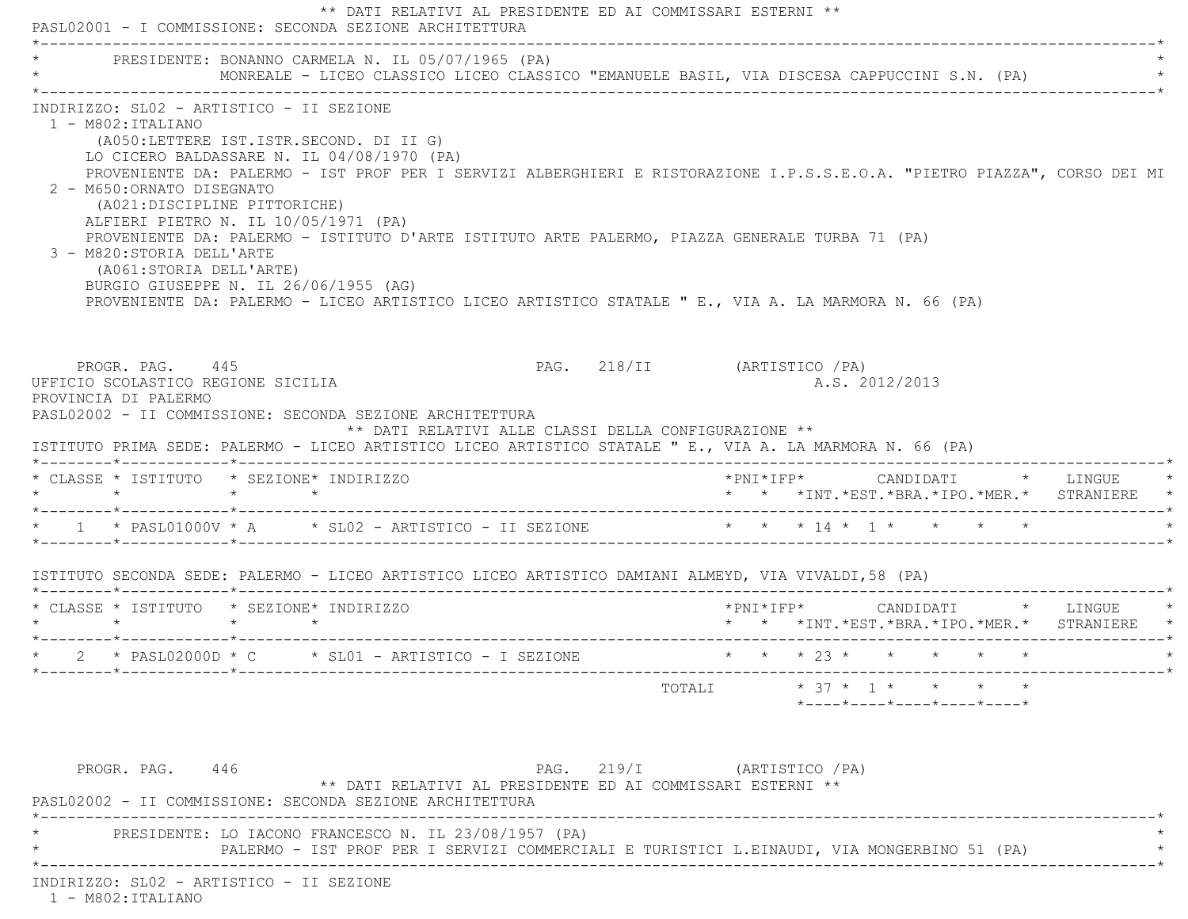** DATI RELATIVI AL PRESIDENTE ED AI COMMISSARI ESTERNI **

PASL02001 - I COMMISSIONE: SECONDA SEZIONE ARCHITETTURA

PRESIDENTE: BONANNO CARMELA N. IL 05/07/1965 (PA)
MONREALE - LICEO CLASSICO LICEO CLASSICO "EMANUELE BASIL, VIA DISCESA CAPPUCCINI S.N. (PA)

INDIRIZZO: SL02 - ARTISTICO - II SEZIONE

1 - M802:ITALIANO
(A050:LETTERE IST.ISTR.SECOND. DI II G)
LO CICERO BALDASSARE N. IL 04/08/1970 (PA)
PROVENIENTE DA: PALERMO - IST PROF PER I SERVIZI ALBERGHIERI E RISTORAZIONE I.P.S.S.E.O.A. "PIETRO PIAZZA", CORSO DEI MI

2 - M650:ORNATO DISEGNATO
(A021:DISCIPLINE PITTORICHE)
ALFIERI PIETRO N. IL 10/05/1971 (PA)
PROVENIENTE DA: PALERMO - ISTITUTO D'ARTE ISTITUTO ARTE PALERMO, PIAZZA GENERALE TURBA 71 (PA)

3 - M820:STORIA DELL'ARTE
(A061:STORIA DELL'ARTE)
BURGIO GIUSEPPE N. IL 26/06/1955 (AG)
PROVENIENTE DA: PALERMO - LICEO ARTISTICO LICEO ARTISTICO STATALE " E., VIA A. LA MARMORA N. 66 (PA)

PROGR. PAG. 445 PAG. 218/II (ARTISTICO /PA)

UFFICIO SCOLASTICO REGIONE SICILIA A.S. 2012/2013

PROVINCIA DI PALERMO

PASL02002 - II COMMISSIONE: SECONDA SEZIONE ARCHITETTURA

** DATI RELATIVI ALLE CLASSI DELLA CONFIGURAZIONE **

ISTITUTO PRIMA SEDE: PALERMO - LICEO ARTISTICO LICEO ARTISTICO STATALE " E., VIA A. LA MARMORA N. 66 (PA)

| CLASSE | ISTITUTO | SEZIONE | INDIRIZZO | PNI | IFP | CANDIDATI INT. | EST. | BRA. | IPO. | MER. | LINGUE STRANIERE |
|---|---|---|---|---|---|---|---|---|---|---|---|
| 1 | PASL01000V | A | SL02 - ARTISTICO - II SEZIONE | | | 14 | 1 | | | | |

ISTITUTO SECONDA SEDE: PALERMO - LICEO ARTISTICO LICEO ARTISTICO DAMIANI ALMEYD, VIA VIVALDI,58 (PA)

| CLASSE | ISTITUTO | SEZIONE | INDIRIZZO | PNI | IFP | CANDIDATI INT. | EST. | BRA. | IPO. | MER. | LINGUE STRANIERE |
|---|---|---|---|---|---|---|---|---|---|---|---|
| 2 | PASL02000D | C | SL01 - ARTISTICO - I SEZIONE | | | 23 | | | | | |
| | | | TOTALI | | | 37 | 1 | | | | |

PROGR. PAG. 446 PAG. 219/I (ARTISTICO /PA)

** DATI RELATIVI AL PRESIDENTE ED AI COMMISSARI ESTERNI **

PASL02002 - II COMMISSIONE: SECONDA SEZIONE ARCHITETTURA

PRESIDENTE: LO IACONO FRANCESCO N. IL 23/08/1957 (PA)
PALERMO - IST PROF PER I SERVIZI COMMERCIALI E TURISTICI L.EINAUDI, VIA MONGERBINO 51 (PA)

INDIRIZZO: SL02 - ARTISTICO - II SEZIONE

1 - M802:ITALIANO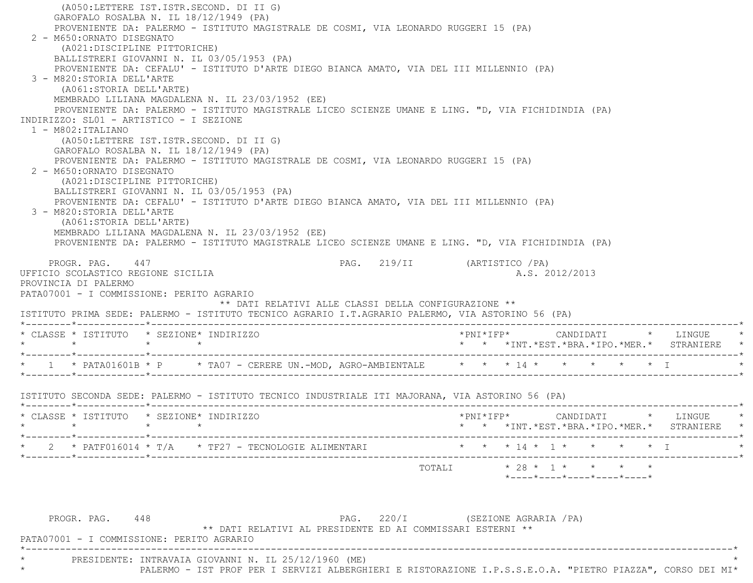(A050:LETTERE IST.ISTR.SECOND. DI II G)
GAROFALO ROSALBA N. IL 18/12/1949 (PA)
PROVENIENTE DA: PALERMO - ISTITUTO MAGISTRALE DE COSMI, VIA LEONARDO RUGGERI 15 (PA)

2 - M650:ORNATO DISEGNATO
(A021:DISCIPLINE PITTORICHE)
BALLISTRERI GIOVANNI N. IL 03/05/1953 (PA)
PROVENIENTE DA: CEFALU' - ISTITUTO D'ARTE DIEGO BIANCA AMATO, VIA DEL III MILLENNIO (PA)

3 - M820:STORIA DELL'ARTE
(A061:STORIA DELL'ARTE)
MEMBRADO LILIANA MAGDALENA N. IL 23/03/1952 (EE)
PROVENIENTE DA: PALERMO - ISTITUTO MAGISTRALE LICEO SCIENZE UMANE E LING. "D, VIA FICHIDINDIA (PA)

INDIRIZZO: SL01 - ARTISTICO - I SEZIONE

1 - M802:ITALIANO
(A050:LETTERE IST.ISTR.SECOND. DI II G)
GAROFALO ROSALBA N. IL 18/12/1949 (PA)
PROVENIENTE DA: PALERMO - ISTITUTO MAGISTRALE DE COSMI, VIA LEONARDO RUGGERI 15 (PA)

2 - M650:ORNATO DISEGNATO
(A021:DISCIPLINE PITTORICHE)
BALLISTRERI GIOVANNI N. IL 03/05/1953 (PA)
PROVENIENTE DA: CEFALU' - ISTITUTO D'ARTE DIEGO BIANCA AMATO, VIA DEL III MILLENNIO (PA)

3 - M820:STORIA DELL'ARTE
(A061:STORIA DELL'ARTE)
MEMBRADO LILIANA MAGDALENA N. IL 23/03/1952 (EE)
PROVENIENTE DA: PALERMO - ISTITUTO MAGISTRALE LICEO SCIENZE UMANE E LING. "D, VIA FICHIDINDIA (PA)

PROGR. PAG. 447 PAG. 219/II (ARTISTICO /PA)

UFFICIO SCOLASTICO REGIONE SICILIA A.S. 2012/2013

PROVINCIA DI PALERMO

PATA07001 - I COMMISSIONE: PERITO AGRARIO

** DATI RELATIVI ALLE CLASSI DELLA CONFIGURAZIONE **

ISTITUTO PRIMA SEDE: PALERMO - ISTITUTO TECNICO AGRARIO I.T.AGRARIO PALERMO, VIA ASTORINO 56 (PA)

| CLASSE | ISTITUTO | SEZIONE | INDIRIZZO | PNI | IFP | CANDIDATI INT. | EST. | BRA. | IPO. | MER. | LINGUE STRANIERE |
|---|---|---|---|---|---|---|---|---|---|---|---|
| 1 | PATA01601B | P | TA07 - CERERE UN.-MOD, AGRO-AMBIENTALE | | | 14 | | | | | I |

ISTITUTO SECONDA SEDE: PALERMO - ISTITUTO TECNICO INDUSTRIALE ITI MAJORANA, VIA ASTORINO 56 (PA)

| CLASSE | ISTITUTO | SEZIONE | INDIRIZZO | PNI | IFP | CANDIDATI INT. | EST. | BRA. | IPO. | MER. | LINGUE STRANIERE |
|---|---|---|---|---|---|---|---|---|---|---|---|
| 2 | PATF016014 | T/A | TF27 - TECNOLOGIE ALIMENTARI | | | 14 | 1 | | | | I |
| | | | TOTALI | | | 28 | 1 | | | | |

PROGR. PAG. 448 PAG. 220/I (SEZIONE AGRARIA /PA)

** DATI RELATIVI AL PRESIDENTE ED AI COMMISSARI ESTERNI **

PATA07001 - I COMMISSIONE: PERITO AGRARIO

PRESIDENTE: INTRAVAIA GIOVANNI N. IL 25/12/1960 (ME)
PALERMO - IST PROF PER I SERVIZI ALBERGHIERI E RISTORAZIONE I.P.S.S.E.O.A. "PIETRO PIAZZA", CORSO DEI MI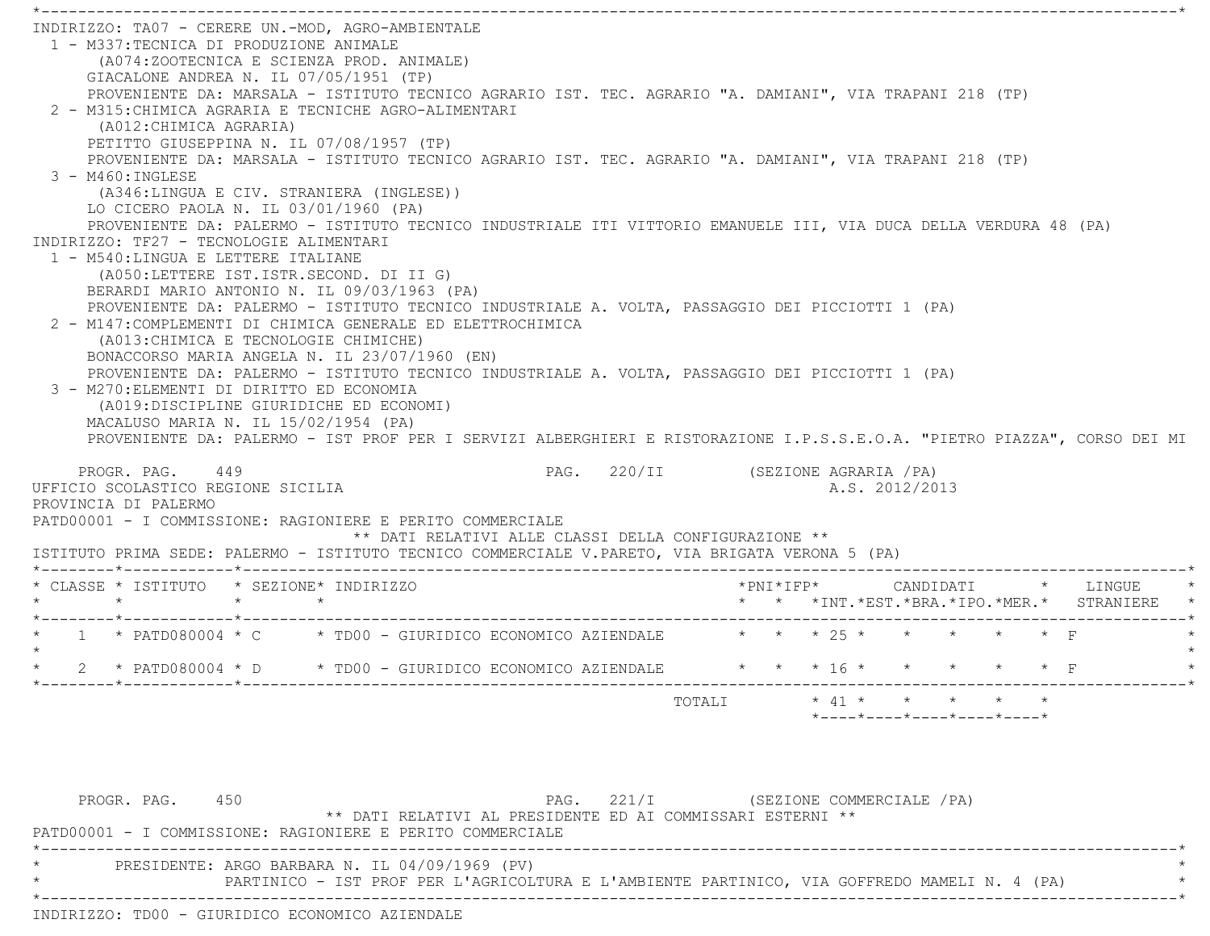INDIRIZZO: TA07 - CERERE UN.-MOD, AGRO-AMBIENTALE

1 - M337:TECNICA DI PRODUZIONE ANIMALE
   (A074:ZOOTECNICA E SCIENZA PROD. ANIMALE)
   GIACALONE ANDREA N. IL 07/05/1951 (TP)
   PROVENIENTE DA: MARSALA - ISTITUTO TECNICO AGRARIO IST. TEC. AGRARIO "A. DAMIANI", VIA TRAPANI 218 (TP)
2 - M315:CHIMICA AGRARIA E TECNICHE AGRO-ALIMENTARI
   (A012:CHIMICA AGRARIA)
   PETITTO GIUSEPPINA N. IL 07/08/1957 (TP)
   PROVENIENTE DA: MARSALA - ISTITUTO TECNICO AGRARIO IST. TEC. AGRARIO "A. DAMIANI", VIA TRAPANI 218 (TP)
3 - M460:INGLESE
   (A346:LINGUA E CIV. STRANIERA (INGLESE))
   LO CICERO PAOLA N. IL 03/01/1960 (PA)
   PROVENIENTE DA: PALERMO - ISTITUTO TECNICO INDUSTRIALE ITI VITTORIO EMANUELE III, VIA DUCA DELLA VERDURA 48 (PA)

INDIRIZZO: TF27 - TECNOLOGIE ALIMENTARI

1 - M540:LINGUA E LETTERE ITALIANE
   (A050:LETTERE IST.ISTR.SECOND. DI II G)
   BERARDI MARIO ANTONIO N. IL 09/03/1963 (PA)
   PROVENIENTE DA: PALERMO - ISTITUTO TECNICO INDUSTRIALE A. VOLTA, PASSAGGIO DEI PICCIOTTI 1 (PA)
2 - M147:COMPLEMENTI DI CHIMICA GENERALE ED ELETTROCHIMICA
   (A013:CHIMICA E TECNOLOGIE CHIMICHE)
   BONACCORSO MARIA ANGELA N. IL 23/07/1960 (EN)
   PROVENIENTE DA: PALERMO - ISTITUTO TECNICO INDUSTRIALE A. VOLTA, PASSAGGIO DEI PICCIOTTI 1 (PA)
3 - M270:ELEMENTI DI DIRITTO ED ECONOMIA
   (A019:DISCIPLINE GIURIDICHE ED ECONOMI)
   MACALUSO MARIA N. IL 15/02/1954 (PA)
   PROVENIENTE DA: PALERMO - IST PROF PER I SERVIZI ALBERGHIERI E RISTORAZIONE I.P.S.S.E.O.A. "PIETRO PIAZZA", CORSO DEI MI

UFFICIO SCOLASTICO REGIONE SICILIA — A.S. 2012/2013
PROVINCIA DI PALERMO
PATD00001 - I COMMISSIONE: RAGIONIERE E PERITO COMMERCIALE

** DATI RELATIVI ALLE CLASSI DELLA CONFIGURAZIONE **

ISTITUTO PRIMA SEDE: PALERMO - ISTITUTO TECNICO COMMERCIALE V.PARETO, VIA BRIGATA VERONA 5 (PA)

| CLASSE | ISTITUTO | SEZIONE | INDIRIZZO | PNI | IFP | CANDIDATI INT. | EST. | BRA. | IPO. | MER. | LINGUE STRANIERE |
|---|---|---|---|---|---|---|---|---|---|---|---|
| 1 | PATD080004 | C | TD00 - GIURIDICO ECONOMICO AZIENDALE | | | 25 | | | | | F |
| 2 | PATD080004 | D | TD00 - GIURIDICO ECONOMICO AZIENDALE | | | 16 | | | | | F |
| | | | TOTALI | | | 41 | | | | | |

** DATI RELATIVI AL PRESIDENTE ED AI COMMISSARI ESTERNI **

PATD00001 - I COMMISSIONE: RAGIONIERE E PERITO COMMERCIALE

PRESIDENTE: ARGO BARBARA N. IL 04/09/1969 (PV)
PARTINICO - IST PROF PER L'AGRICOLTURA E L'AMBIENTE PARTINICO, VIA GOFFREDO MAMELI N. 4 (PA)

INDIRIZZO: TD00 - GIURIDICO ECONOMICO AZIENDALE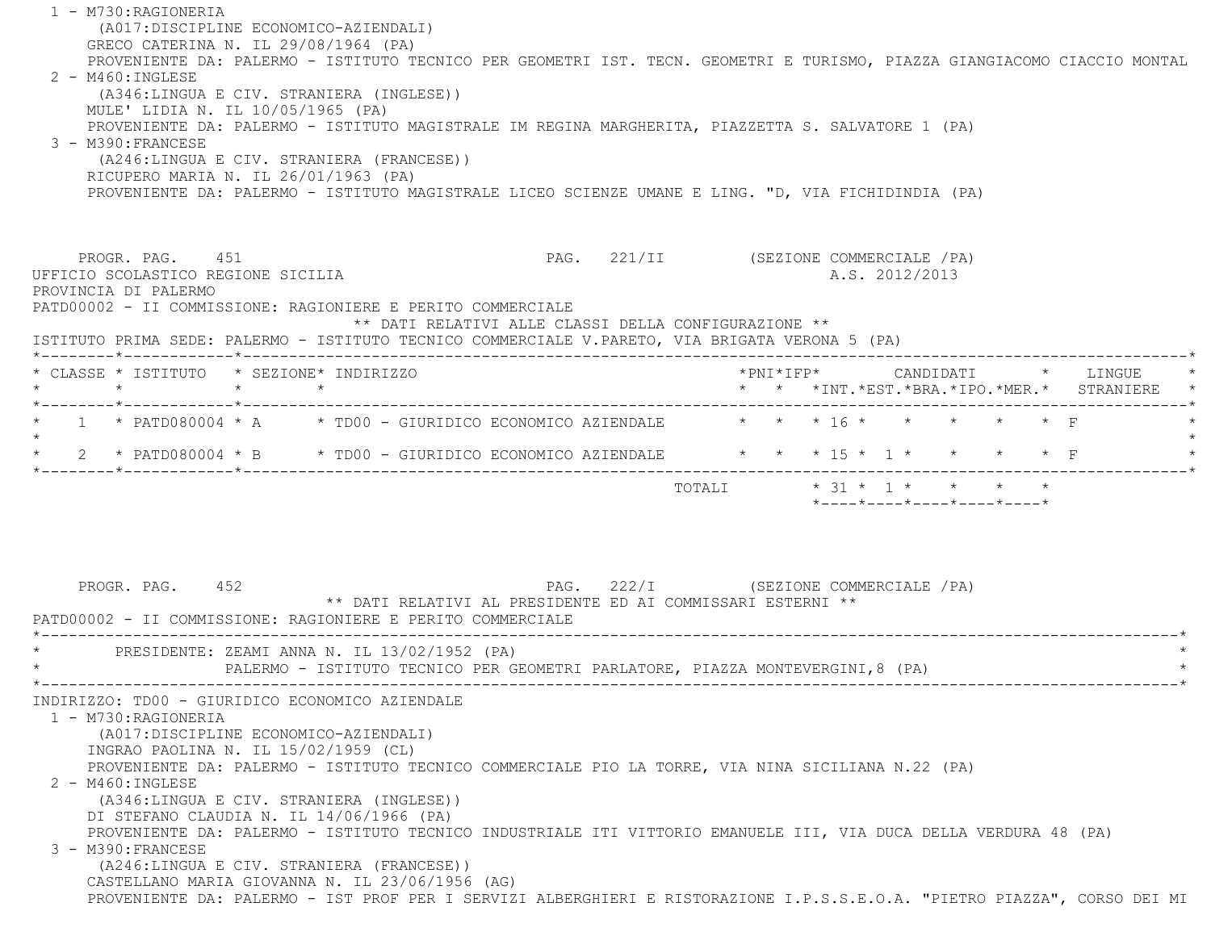1 - M730:RAGIONERIA
(A017:DISCIPLINE ECONOMICO-AZIENDALI)
GRECO CATERINA N. IL 29/08/1964 (PA)
PROVENIENTE DA: PALERMO - ISTITUTO TECNICO PER GEOMETRI IST. TECN. GEOMETRI E TURISMO, PIAZZA GIANGIACOMO CIACCIO MONTAL

2 - M460:INGLESE
(A346:LINGUA E CIV. STRANIERA (INGLESE))
MULE' LIDIA N. IL 10/05/1965 (PA)
PROVENIENTE DA: PALERMO - ISTITUTO MAGISTRALE IM REGINA MARGHERITA, PIAZZETTA S. SALVATORE 1 (PA)

3 - M390:FRANCESE
(A246:LINGUA E CIV. STRANIERA (FRANCESE))
RICUPERO MARIA N. IL 26/01/1963 (PA)
PROVENIENTE DA: PALERMO - ISTITUTO MAGISTRALE LICEO SCIENZE UMANE E LING. "D, VIA FICHIDINDIA (PA)

PROGR. PAG. 451 PAG. 221/II (SEZIONE COMMERCIALE /PA)

UFFICIO SCOLASTICO REGIONE SICILIA A.S. 2012/2013

PROVINCIA DI PALERMO

PATD00002 - II COMMISSIONE: RAGIONIERE E PERITO COMMERCIALE

** DATI RELATIVI ALLE CLASSI DELLA CONFIGURAZIONE **

ISTITUTO PRIMA SEDE: PALERMO - ISTITUTO TECNICO COMMERCIALE V.PARETO, VIA BRIGATA VERONA 5 (PA)

| CLASSE | ISTITUTO | SEZIONE | INDIRIZZO | PNI | IFP | CANDIDATI INT. | EST. | BRA. | IPO. | MER. | LINGUE STRANIERE |
|---|---|---|---|---|---|---|---|---|---|---|---|
| 1 | PATD080004 | A | TD00 - GIURIDICO ECONOMICO AZIENDALE | | | 16 | | | | | F |
| 2 | PATD080004 | B | TD00 - GIURIDICO ECONOMICO AZIENDALE | | | 15 | 1 | | | | F |
| | | | TOTALI | | | 31 | 1 | | | | |

PROGR. PAG. 452 PAG. 222/I (SEZIONE COMMERCIALE /PA)

** DATI RELATIVI AL PRESIDENTE ED AI COMMISSARI ESTERNI **

PATD00002 - II COMMISSIONE: RAGIONIERE E PERITO COMMERCIALE

PRESIDENTE: ZEAMI ANNA N. IL 13/02/1952 (PA)
PALERMO - ISTITUTO TECNICO PER GEOMETRI PARLATORE, PIAZZA MONTEVERGINI,8 (PA)

INDIRIZZO: TD00 - GIURIDICO ECONOMICO AZIENDALE

1 - M730:RAGIONERIA
(A017:DISCIPLINE ECONOMICO-AZIENDALI)
INGRAO PAOLINA N. IL 15/02/1959 (CL)
PROVENIENTE DA: PALERMO - ISTITUTO TECNICO COMMERCIALE PIO LA TORRE, VIA NINA SICILIANA N.22 (PA)

2 - M460:INGLESE
(A346:LINGUA E CIV. STRANIERA (INGLESE))
DI STEFANO CLAUDIA N. IL 14/06/1966 (PA)
PROVENIENTE DA: PALERMO - ISTITUTO TECNICO INDUSTRIALE ITI VITTORIO EMANUELE III, VIA DUCA DELLA VERDURA 48 (PA)

3 - M390:FRANCESE
(A246:LINGUA E CIV. STRANIERA (FRANCESE))
CASTELLANO MARIA GIOVANNA N. IL 23/06/1956 (AG)
PROVENIENTE DA: PALERMO - IST PROF PER I SERVIZI ALBERGHIERI E RISTORAZIONE I.P.S.S.E.O.A. "PIETRO PIAZZA", CORSO DEI MI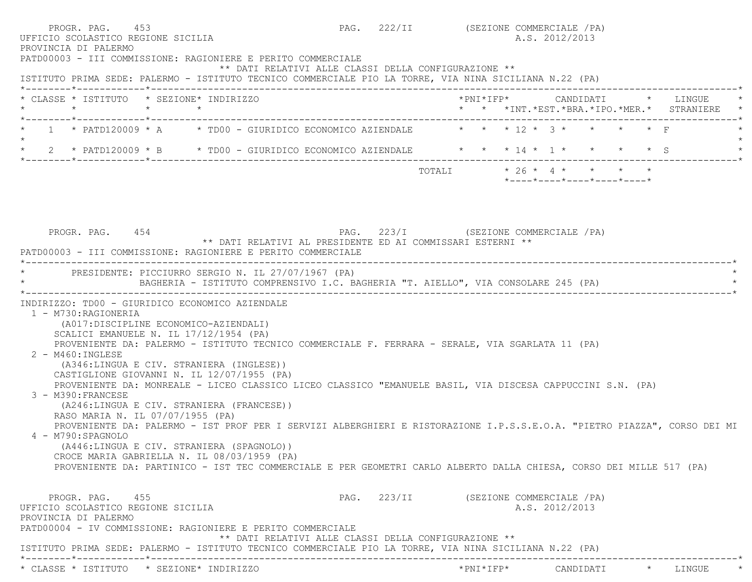PROGR. PAG. 453 PAG. 222/II (SEZIONE COMMERCIALE /PA)

UFFICIO SCOLASTICO REGIONE SICILIA A.S. 2012/2013

PROVINCIA DI PALERMO

PATD00003 - III COMMISSIONE: RAGIONIERE E PERITO COMMERCIALE

** DATI RELATIVI ALLE CLASSI DELLA CONFIGURAZIONE **

ISTITUTO PRIMA SEDE: PALERMO - ISTITUTO TECNICO COMMERCIALE PIO LA TORRE, VIA NINA SICILIANA N.22 (PA)

| CLASSE | ISTITUTO | SEZIONE | INDIRIZZO | PNI | IFP | CANDIDATI INT. | EST. | BRA. | IPO. | MER. | LINGUE STRANIERE |
|---|---|---|---|---|---|---|---|---|---|---|---|
| 1 | PATD120009 | A | TD00 - GIURIDICO ECONOMICO AZIENDALE | | | 12 | 3 | | | | F |
| 2 | PATD120009 | B | TD00 - GIURIDICO ECONOMICO AZIENDALE | | | 14 | 1 | | | | S |
| | | | TOTALI | | | 26 | 4 | | | | |

PROGR. PAG. 454 PAG. 223/I (SEZIONE COMMERCIALE /PA)

** DATI RELATIVI AL PRESIDENTE ED AI COMMISSARI ESTERNI **

PATD00003 - III COMMISSIONE: RAGIONIERE E PERITO COMMERCIALE

PRESIDENTE: PICCIURRO SERGIO N. IL 27/07/1967 (PA)
BAGHERIA - ISTITUTO COMPRENSIVO I.C. BAGHERIA "T. AIELLO", VIA CONSOLARE 245 (PA)

INDIRIZZO: TD00 - GIURIDICO ECONOMICO AZIENDALE

1 - M730:RAGIONERIA
(A017:DISCIPLINE ECONOMICO-AZIENDALI)
SCALICI EMANUELE N. IL 17/12/1954 (PA)
PROVENIENTE DA: PALERMO - ISTITUTO TECNICO COMMERCIALE F. FERRARA - SERALE, VIA SGARLATA 11 (PA)

2 - M460:INGLESE
(A346:LINGUA E CIV. STRANIERA (INGLESE))
CASTIGLIONE GIOVANNI N. IL 12/07/1955 (PA)
PROVENIENTE DA: MONREALE - LICEO CLASSICO LICEO CLASSICO "EMANUELE BASIL, VIA DISCESA CAPPUCCINI S.N. (PA)

3 - M390:FRANCESE
(A246:LINGUA E CIV. STRANIERA (FRANCESE))
RASO MARIA N. IL 07/07/1955 (PA)
PROVENIENTE DA: PALERMO - IST PROF PER I SERVIZI ALBERGHIERI E RISTORAZIONE I.P.S.S.E.O.A. "PIETRO PIAZZA", CORSO DEI MI

4 - M790:SPAGNOLO
(A446:LINGUA E CIV. STRANIERA (SPAGNOLO))
CROCE MARIA GABRIELLA N. IL 08/03/1959 (PA)
PROVENIENTE DA: PARTINICO - IST TEC COMMERCIALE E PER GEOMETRI CARLO ALBERTO DALLA CHIESA, CORSO DEI MILLE 517 (PA)

PROGR. PAG. 455 PAG. 223/II (SEZIONE COMMERCIALE /PA)

UFFICIO SCOLASTICO REGIONE SICILIA A.S. 2012/2013

PROVINCIA DI PALERMO

PATD00004 - IV COMMISSIONE: RAGIONIERE E PERITO COMMERCIALE

** DATI RELATIVI ALLE CLASSI DELLA CONFIGURAZIONE **

ISTITUTO PRIMA SEDE: PALERMO - ISTITUTO TECNICO COMMERCIALE PIO LA TORRE, VIA NINA SICILIANA N.22 (PA)

| CLASSE | ISTITUTO | SEZIONE | INDIRIZZO | PNI | IFP | CANDIDATI | LINGUE |
|---|---|---|---|---|---|---|---|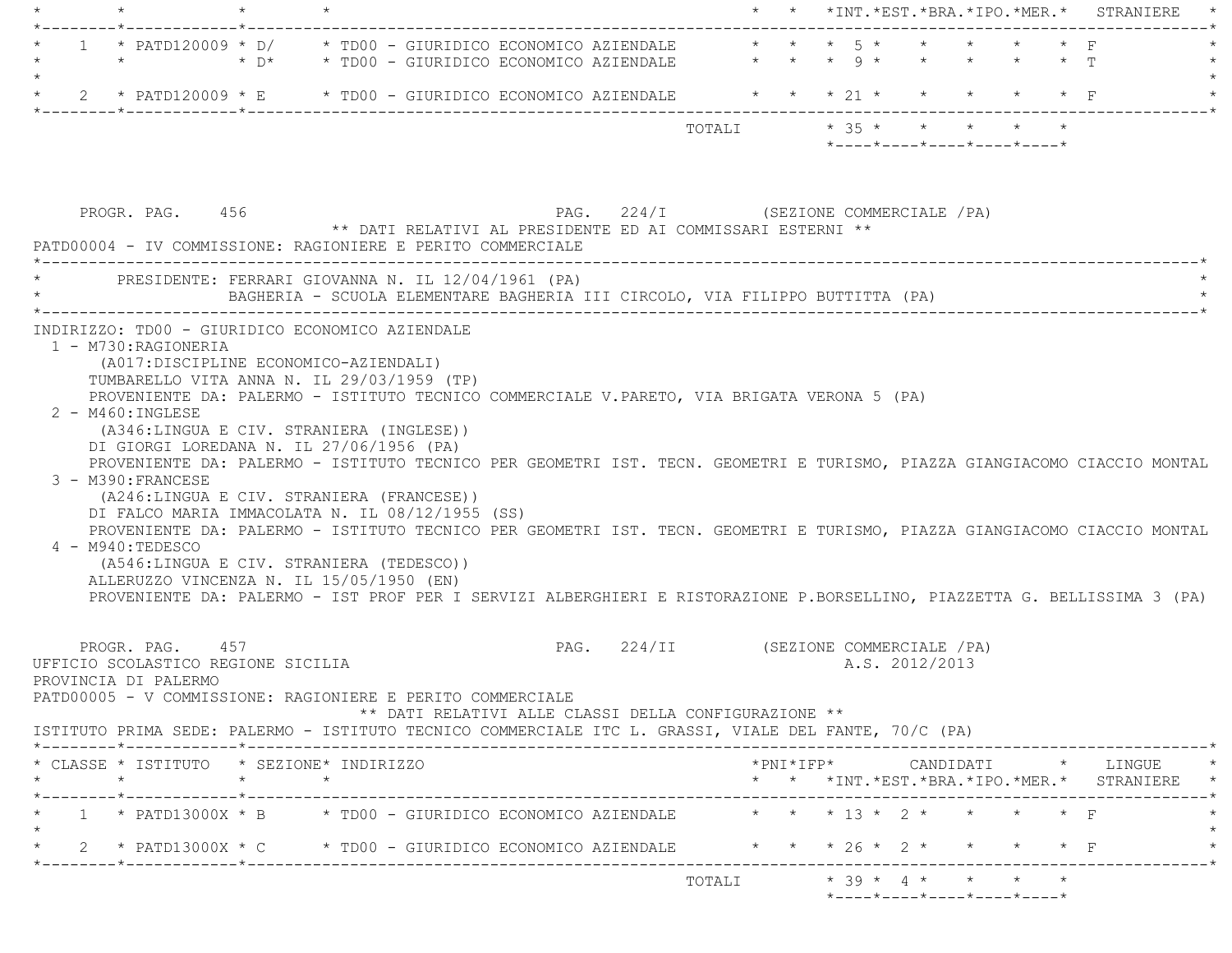| CLASSE | ISTITUTO | SEZIONE | INDIRIZZO | PNI | IFP | INT. | EST. | BRA. | IPO. | MER. | LINGUE STRANIERE |
|---|---|---|---|---|---|---|---|---|---|---|---|
| 1 | PATD120009 | D/ | TD00 - GIURIDICO ECONOMICO AZIENDALE | | | 5 | | | | | F |
| | | D* | TD00 - GIURIDICO ECONOMICO AZIENDALE | | | 9 | | | | | T |
| 2 | PATD120009 | E | TD00 - GIURIDICO ECONOMICO AZIENDALE | | | 21 | | | | | F |
| | | | TOTALI | | | 35 | | | | | |

PROGR. PAG. 456 PAG. 224/I (SEZIONE COMMERCIALE /PA)

** DATI RELATIVI AL PRESIDENTE ED AI COMMISSARI ESTERNI **

PATD00004 - IV COMMISSIONE: RAGIONIERE E PERITO COMMERCIALE

PRESIDENTE: FERRARI GIOVANNA N. IL 12/04/1961 (PA)
BAGHERIA - SCUOLA ELEMENTARE BAGHERIA III CIRCOLO, VIA FILIPPO BUTTITTA (PA)

INDIRIZZO: TD00 - GIURIDICO ECONOMICO AZIENDALE

1 - M730:RAGIONERIA
(A017:DISCIPLINE ECONOMICO-AZIENDALI)
TUMBARELLO VITA ANNA N. IL 29/03/1959 (TP)
PROVENIENTE DA: PALERMO - ISTITUTO TECNICO COMMERCIALE V.PARETO, VIA BRIGATA VERONA 5 (PA)

2 - M460:INGLESE
(A346:LINGUA E CIV. STRANIERA (INGLESE))
DI GIORGI LOREDANA N. IL 27/06/1956 (PA)
PROVENIENTE DA: PALERMO - ISTITUTO TECNICO PER GEOMETRI IST. TECN. GEOMETRI E TURISMO, PIAZZA GIANGIACOMO CIACCIO MONTAL

3 - M390:FRANCESE
(A246:LINGUA E CIV. STRANIERA (FRANCESE))
DI FALCO MARIA IMMACOLATA N. IL 08/12/1955 (SS)
PROVENIENTE DA: PALERMO - ISTITUTO TECNICO PER GEOMETRI IST. TECN. GEOMETRI E TURISMO, PIAZZA GIANGIACOMO CIACCIO MONTAL

4 - M940:TEDESCO
(A546:LINGUA E CIV. STRANIERA (TEDESCO))
ALLERUZZO VINCENZA N. IL 15/05/1950 (EN)
PROVENIENTE DA: PALERMO - IST PROF PER I SERVIZI ALBERGHIERI E RISTORAZIONE P.BORSELLINO, PIAZZETTA G. BELLISSIMA 3 (PA)

PROGR. PAG. 457 PAG. 224/II (SEZIONE COMMERCIALE /PA)

UFFICIO SCOLASTICO REGIONE SICILIA A.S. 2012/2013

PROVINCIA DI PALERMO

PATD00005 - V COMMISSIONE: RAGIONIERE E PERITO COMMERCIALE

** DATI RELATIVI ALLE CLASSI DELLA CONFIGURAZIONE **

ISTITUTO PRIMA SEDE: PALERMO - ISTITUTO TECNICO COMMERCIALE ITC L. GRASSI, VIALE DEL FANTE, 70/C (PA)

| CLASSE | ISTITUTO | SEZIONE | INDIRIZZO | PNI | IFP | INT. | EST. | BRA. | IPO. | MER. | LINGUE STRANIERE |
|---|---|---|---|---|---|---|---|---|---|---|---|
| 1 | PATD13000X | B | TD00 - GIURIDICO ECONOMICO AZIENDALE | | | 13 | 2 | | | | F |
| 2 | PATD13000X | C | TD00 - GIURIDICO ECONOMICO AZIENDALE | | | 26 | 2 | | | | F |
| | | | TOTALI | | | 39 | 4 | | | | |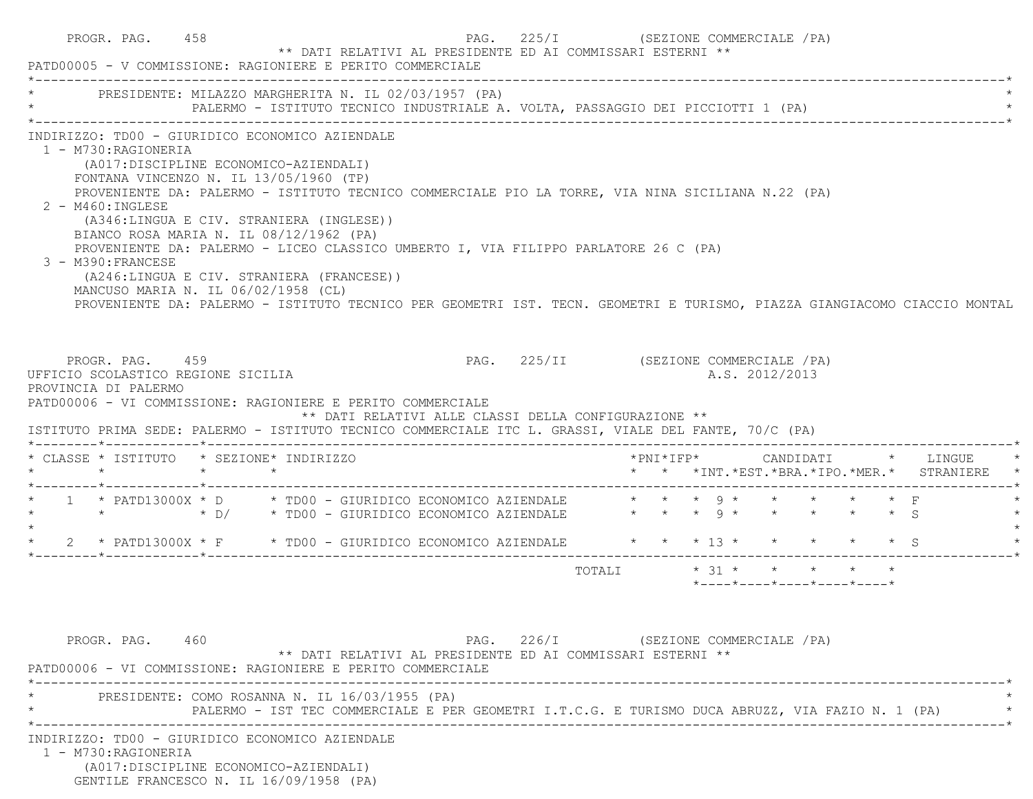PROGR. PAG. 458 PAG. 225/I (SEZIONE COMMERCIALE /PA)

** DATI RELATIVI AL PRESIDENTE ED AI COMMISSARI ESTERNI **

PATD00005 - V COMMISSIONE: RAGIONIERE E PERITO COMMERCIALE

PRESIDENTE: MILAZZO MARGHERITA N. IL 02/03/1957 (PA)
PALERMO - ISTITUTO TECNICO INDUSTRIALE A. VOLTA, PASSAGGIO DEI PICCIOTTI 1 (PA)

INDIRIZZO: TD00 - GIURIDICO ECONOMICO AZIENDALE

1 - M730:RAGIONERIA
(A017:DISCIPLINE ECONOMICO-AZIENDALI)
FONTANA VINCENZO N. IL 13/05/1960 (TP)
PROVENIENTE DA: PALERMO - ISTITUTO TECNICO COMMERCIALE PIO LA TORRE, VIA NINA SICILIANA N.22 (PA)

2 - M460:INGLESE
(A346:LINGUA E CIV. STRANIERA (INGLESE))
BIANCO ROSA MARIA N. IL 08/12/1962 (PA)
PROVENIENTE DA: PALERMO - LICEO CLASSICO UMBERTO I, VIA FILIPPO PARLATORE 26 C (PA)

3 - M390:FRANCESE
(A246:LINGUA E CIV. STRANIERA (FRANCESE))
MANCUSO MARIA N. IL 06/02/1958 (CL)
PROVENIENTE DA: PALERMO - ISTITUTO TECNICO PER GEOMETRI IST. TECN. GEOMETRI E TURISMO, PIAZZA GIANGIACOMO CIACCIO MONTAL

PROGR. PAG. 459 PAG. 225/II (SEZIONE COMMERCIALE /PA)

UFFICIO SCOLASTICO REGIONE SICILIA A.S. 2012/2013

PROVINCIA DI PALERMO

PATD00006 - VI COMMISSIONE: RAGIONIERE E PERITO COMMERCIALE

** DATI RELATIVI ALLE CLASSI DELLA CONFIGURAZIONE **

ISTITUTO PRIMA SEDE: PALERMO - ISTITUTO TECNICO COMMERCIALE ITC L. GRASSI, VIALE DEL FANTE, 70/C (PA)

| CLASSE | ISTITUTO | SEZIONE | INDIRIZZO | PNI | IFP | CANDIDATI INT. | EST. | BRA. | IPO. | MER. | LINGUE STRANIERE |
|---|---|---|---|---|---|---|---|---|---|---|---|
| 1 | PATD13000X | D | TD00 - GIURIDICO ECONOMICO AZIENDALE | | | 9 | | | | | F |
| | | D/ | TD00 - GIURIDICO ECONOMICO AZIENDALE | | | 9 | | | | | S |
| 2 | PATD13000X | F | TD00 - GIURIDICO ECONOMICO AZIENDALE | | | 13 | | | | | S |
| | | | TOTALI | | | 31 | | | | | |

PROGR. PAG. 460 PAG. 226/I (SEZIONE COMMERCIALE /PA)

** DATI RELATIVI AL PRESIDENTE ED AI COMMISSARI ESTERNI **

PATD00006 - VI COMMISSIONE: RAGIONIERE E PERITO COMMERCIALE

PRESIDENTE: COMO ROSANNA N. IL 16/03/1955 (PA)
PALERMO - IST TEC COMMERCIALE E PER GEOMETRI I.T.C.G. E TURISMO DUCA ABRUZZ, VIA FAZIO N. 1 (PA)

INDIRIZZO: TD00 - GIURIDICO ECONOMICO AZIENDALE

1 - M730:RAGIONERIA
(A017:DISCIPLINE ECONOMICO-AZIENDALI)
GENTILE FRANCESCO N. IL 16/09/1958 (PA)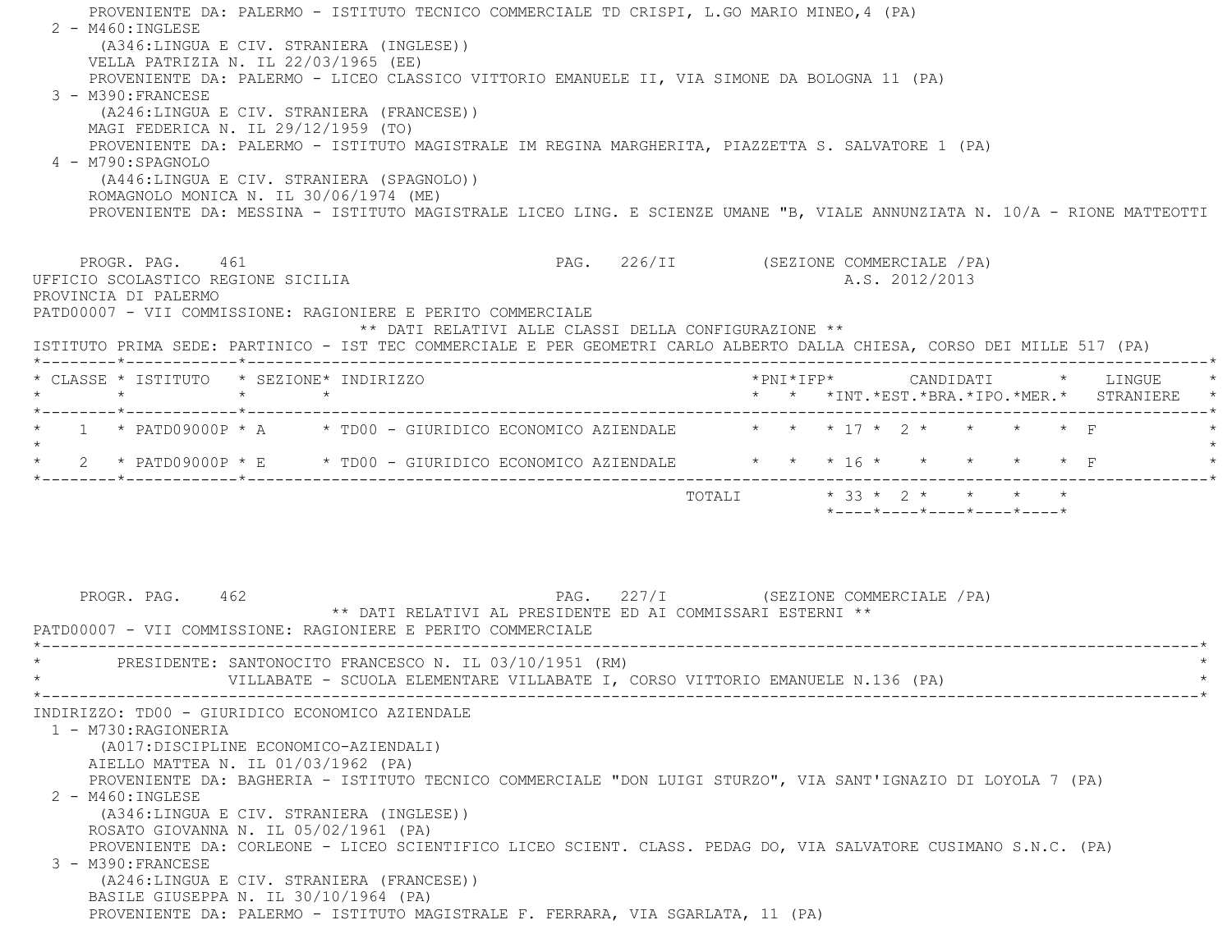PROVENIENTE DA: PALERMO - ISTITUTO TECNICO COMMERCIALE TD CRISPI, L.GO MARIO MINEO,4 (PA)

2 - M460:INGLESE
(A346:LINGUA E CIV. STRANIERA (INGLESE))
VELLA PATRIZIA N. IL 22/03/1965 (EE)
PROVENIENTE DA: PALERMO - LICEO CLASSICO VITTORIO EMANUELE II, VIA SIMONE DA BOLOGNA 11 (PA)

3 - M390:FRANCESE
(A246:LINGUA E CIV. STRANIERA (FRANCESE))
MAGI FEDERICA N. IL 29/12/1959 (TO)
PROVENIENTE DA: PALERMO - ISTITUTO MAGISTRALE IM REGINA MARGHERITA, PIAZZETTA S. SALVATORE 1 (PA)

4 - M790:SPAGNOLO
(A446:LINGUA E CIV. STRANIERA (SPAGNOLO))
ROMAGNOLO MONICA N. IL 30/06/1974 (ME)
PROVENIENTE DA: MESSINA - ISTITUTO MAGISTRALE LICEO LING. E SCIENZE UMANE "B, VIALE ANNUNZIATA N. 10/A - RIONE MATTEOTTI

PROGR. PAG. 461 PAG. 226/II (SEZIONE COMMERCIALE /PA)

UFFICIO SCOLASTICO REGIONE SICILIA A.S. 2012/2013

PROVINCIA DI PALERMO

PATD00007 - VII COMMISSIONE: RAGIONIERE E PERITO COMMERCIALE

** DATI RELATIVI ALLE CLASSI DELLA CONFIGURAZIONE **

ISTITUTO PRIMA SEDE: PARTINICO - IST TEC COMMERCIALE E PER GEOMETRI CARLO ALBERTO DALLA CHIESA, CORSO DEI MILLE 517 (PA)

| CLASSE | ISTITUTO | SEZIONE | INDIRIZZO | PNI | IFP | CANDIDATI INT. | EST. | BRA. | IPO. | MER. | LINGUE STRANIERE |
|---|---|---|---|---|---|---|---|---|---|---|---|
| 1 | PATD09000P | A | TD00 - GIURIDICO ECONOMICO AZIENDALE | | | 17 | 2 | | | | F |
| 2 | PATD09000P | E | TD00 - GIURIDICO ECONOMICO AZIENDALE | | | 16 | | | | | F |
| | | | TOTALI | | | 33 | 2 | | | | |

PROGR. PAG. 462 PAG. 227/I (SEZIONE COMMERCIALE /PA)

** DATI RELATIVI AL PRESIDENTE ED AI COMMISSARI ESTERNI **

PATD00007 - VII COMMISSIONE: RAGIONIERE E PERITO COMMERCIALE

PRESIDENTE: SANTONOCITO FRANCESCO N. IL 03/10/1951 (RM)
VILLABATE - SCUOLA ELEMENTARE VILLABATE I, CORSO VITTORIO EMANUELE N.136 (PA)

INDIRIZZO: TD00 - GIURIDICO ECONOMICO AZIENDALE

1 - M730:RAGIONERIA
(A017:DISCIPLINE ECONOMICO-AZIENDALI)
AIELLO MATTEA N. IL 01/03/1962 (PA)
PROVENIENTE DA: BAGHERIA - ISTITUTO TECNICO COMMERCIALE "DON LUIGI STURZO", VIA SANT'IGNAZIO DI LOYOLA 7 (PA)

2 - M460:INGLESE
(A346:LINGUA E CIV. STRANIERA (INGLESE))
ROSATO GIOVANNA N. IL 05/02/1961 (PA)
PROVENIENTE DA: CORLEONE - LICEO SCIENTIFICO LICEO SCIENT. CLASS. PEDAG DO, VIA SALVATORE CUSIMANO S.N.C. (PA)

3 - M390:FRANCESE
(A246:LINGUA E CIV. STRANIERA (FRANCESE))
BASILE GIUSEPPA N. IL 30/10/1964 (PA)
PROVENIENTE DA: PALERMO - ISTITUTO MAGISTRALE F. FERRARA, VIA SGARLATA, 11 (PA)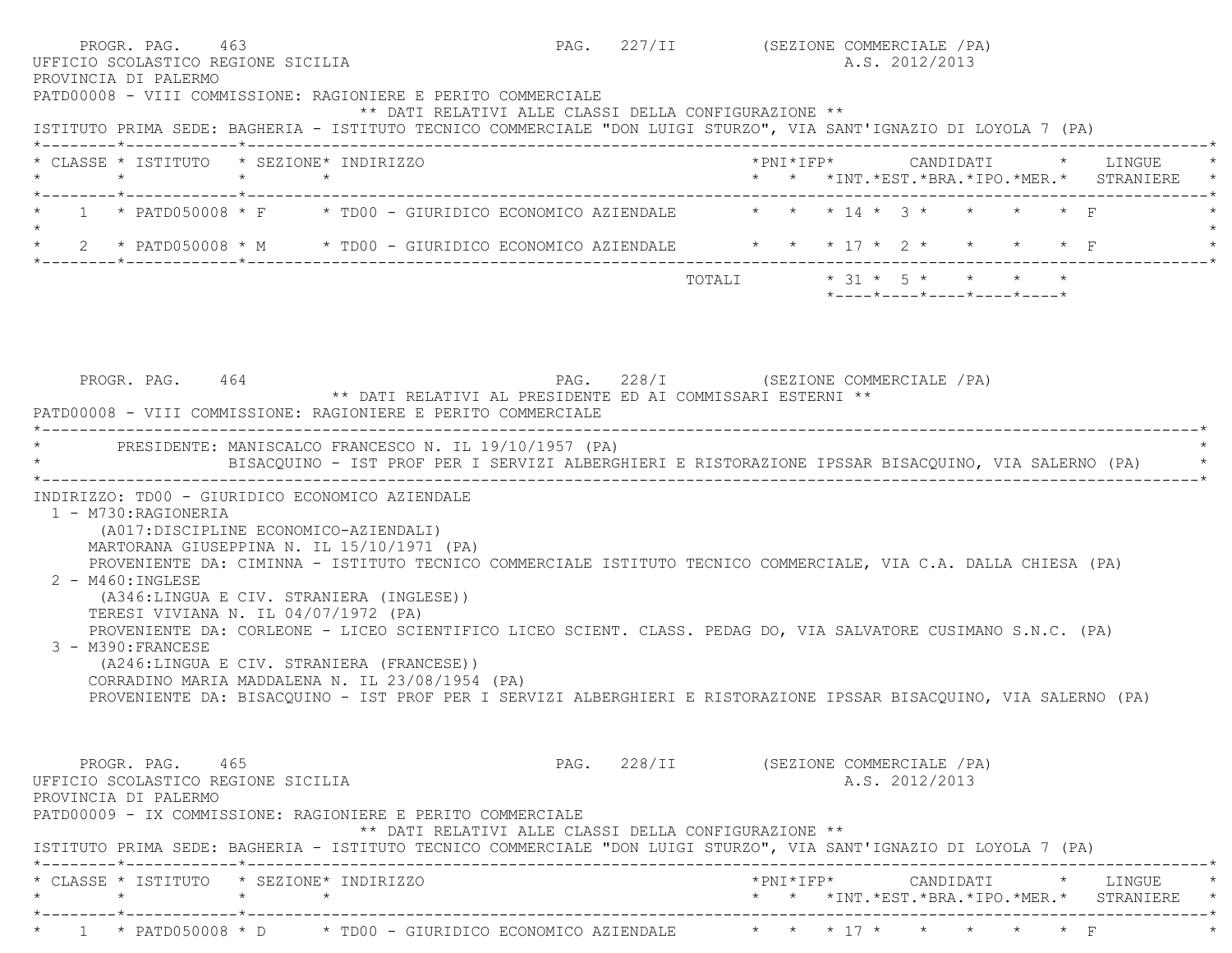PROGR. PAG. 463 PAG. 227/II (SEZIONE COMMERCIALE /PA)

UFFICIO SCOLASTICO REGIONE SICILIA A.S. 2012/2013

PROVINCIA DI PALERMO

PATD00008 - VIII COMMISSIONE: RAGIONIERE E PERITO COMMERCIALE

** DATI RELATIVI ALLE CLASSI DELLA CONFIGURAZIONE **

ISTITUTO PRIMA SEDE: BAGHERIA - ISTITUTO TECNICO COMMERCIALE "DON LUIGI STURZO", VIA SANT'IGNAZIO DI LOYOLA 7 (PA)

| CLASSE | ISTITUTO | SEZIONE | INDIRIZZO | PNI | IFP | CANDIDATI INT. | EST. | BRA. | IPO. | MER. | LINGUE STRANIERE |
|---|---|---|---|---|---|---|---|---|---|---|---|
| 1 | PATD050008 | F | TD00 - GIURIDICO ECONOMICO AZIENDALE | | | 14 | 3 | | | | F |
| 2 | PATD050008 | M | TD00 - GIURIDICO ECONOMICO AZIENDALE | | | 17 | 2 | | | | F |
| | | | TOTALI | | | 31 | 5 | | | | |

PROGR. PAG. 464 PAG. 228/I (SEZIONE COMMERCIALE /PA)

** DATI RELATIVI AL PRESIDENTE ED AI COMMISSARI ESTERNI **

PATD00008 - VIII COMMISSIONE: RAGIONIERE E PERITO COMMERCIALE

PRESIDENTE: MANISCALCO FRANCESCO N. IL 19/10/1957 (PA)
BISACQUINO - IST PROF PER I SERVIZI ALBERGHIERI E RISTORAZIONE IPSSAR BISACQUINO, VIA SALERNO (PA)

INDIRIZZO: TD00 - GIURIDICO ECONOMICO AZIENDALE

1 - M730:RAGIONERIA
(A017:DISCIPLINE ECONOMICO-AZIENDALI)
MARTORANA GIUSEPPINA N. IL 15/10/1971 (PA)
PROVENIENTE DA: CIMINNA - ISTITUTO TECNICO COMMERCIALE ISTITUTO TECNICO COMMERCIALE, VIA C.A. DALLA CHIESA (PA)

2 - M460:INGLESE
(A346:LINGUA E CIV. STRANIERA (INGLESE))
TERESI VIVIANA N. IL 04/07/1972 (PA)
PROVENIENTE DA: CORLEONE - LICEO SCIENTIFICO LICEO SCIENT. CLASS. PEDAG DO, VIA SALVATORE CUSIMANO S.N.C. (PA)

3 - M390:FRANCESE
(A246:LINGUA E CIV. STRANIERA (FRANCESE))
CORRADINO MARIA MADDALENA N. IL 23/08/1954 (PA)
PROVENIENTE DA: BISACQUINO - IST PROF PER I SERVIZI ALBERGHIERI E RISTORAZIONE IPSSAR BISACQUINO, VIA SALERNO (PA)

PROGR. PAG. 465 PAG. 228/II (SEZIONE COMMERCIALE /PA)

UFFICIO SCOLASTICO REGIONE SICILIA A.S. 2012/2013

PROVINCIA DI PALERMO

PATD00009 - IX COMMISSIONE: RAGIONIERE E PERITO COMMERCIALE

** DATI RELATIVI ALLE CLASSI DELLA CONFIGURAZIONE **

ISTITUTO PRIMA SEDE: BAGHERIA - ISTITUTO TECNICO COMMERCIALE "DON LUIGI STURZO", VIA SANT'IGNAZIO DI LOYOLA 7 (PA)

| CLASSE | ISTITUTO | SEZIONE | INDIRIZZO | PNI | IFP | CANDIDATI INT. | EST. | BRA. | IPO. | MER. | LINGUE STRANIERE |
|---|---|---|---|---|---|---|---|---|---|---|---|
| 1 | PATD050008 | D | TD00 - GIURIDICO ECONOMICO AZIENDALE | | | 17 | | | | | F |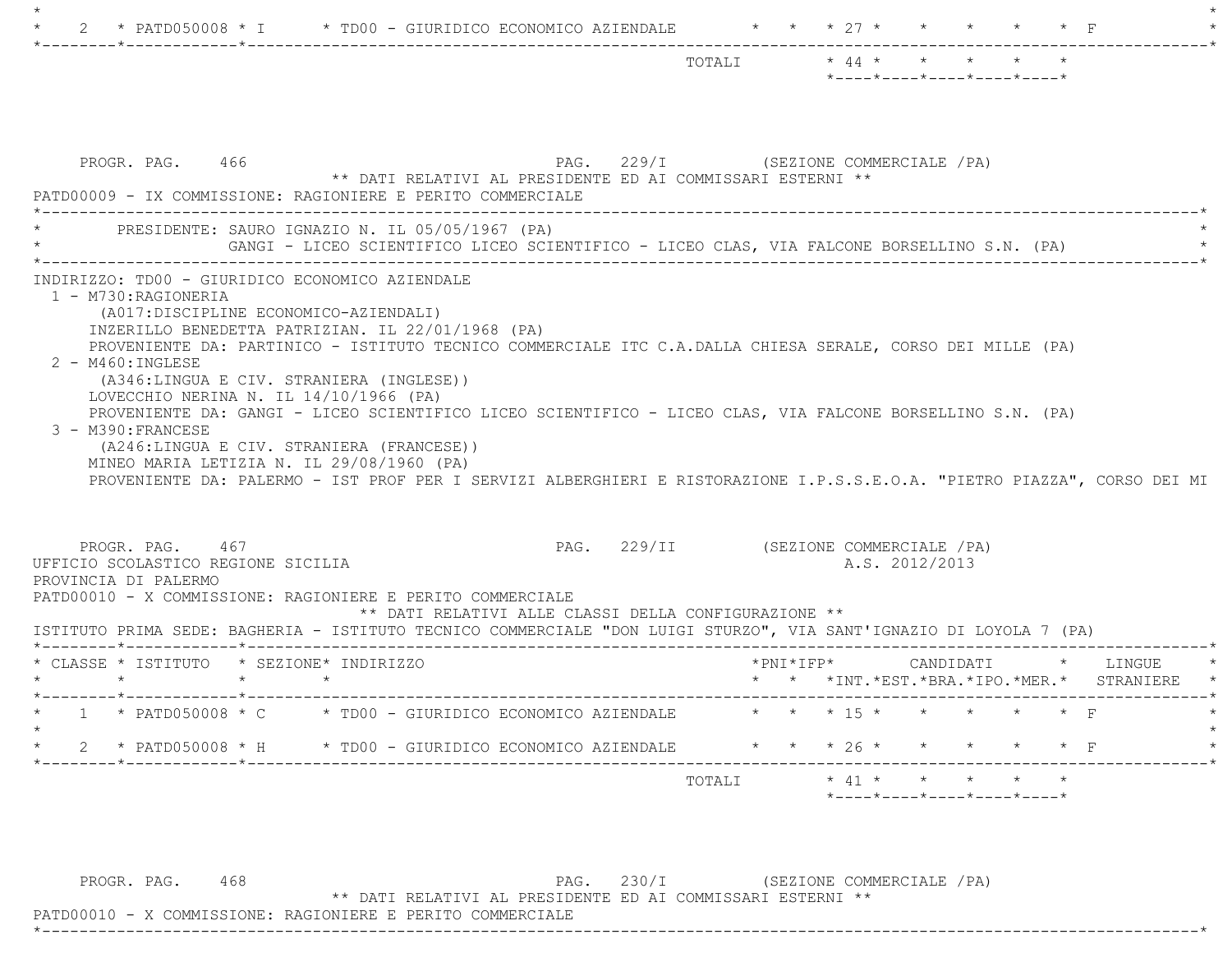| CLASSE | ISTITUTO | SEZIONE | INDIRIZZO | PNI | IFP | CANDIDATI INT. | EST. | BRA. | IPO. | MER. | LINGUE STRANIERE |
|---|---|---|---|---|---|---|---|---|---|---|---|
| 2 | PATD050008 | I | TD00 - GIURIDICO ECONOMICO AZIENDALE | | | 27 | | | | | F |
| | | | TOTALI | | | 44 | | | | | |

PROGR. PAG. 466 PAG. 229/I (SEZIONE COMMERCIALE /PA)

** DATI RELATIVI AL PRESIDENTE ED AI COMMISSARI ESTERNI **

PATD00009 - IX COMMISSIONE: RAGIONIERE E PERITO COMMERCIALE

PRESIDENTE: SAURO IGNAZIO N. IL 05/05/1967 (PA)
GANGI - LICEO SCIENTIFICO LICEO SCIENTIFICO - LICEO CLAS, VIA FALCONE BORSELLINO S.N. (PA)

INDIRIZZO: TD00 - GIURIDICO ECONOMICO AZIENDALE

1 - M730:RAGIONERIA
(A017:DISCIPLINE ECONOMICO-AZIENDALI)
INZERILLO BENEDETTA PATRIZIAN. IL 22/01/1968 (PA)
PROVENIENTE DA: PARTINICO - ISTITUTO TECNICO COMMERCIALE ITC C.A.DALLA CHIESA SERALE, CORSO DEI MILLE (PA)

2 - M460:INGLESE
(A346:LINGUA E CIV. STRANIERA (INGLESE))
LOVECCHIO NERINA N. IL 14/10/1966 (PA)
PROVENIENTE DA: GANGI - LICEO SCIENTIFICO LICEO SCIENTIFICO - LICEO CLAS, VIA FALCONE BORSELLINO S.N. (PA)

3 - M390:FRANCESE
(A246:LINGUA E CIV. STRANIERA (FRANCESE))
MINEO MARIA LETIZIA N. IL 29/08/1960 (PA)
PROVENIENTE DA: PALERMO - IST PROF PER I SERVIZI ALBERGHIERI E RISTORAZIONE I.P.S.S.E.O.A. "PIETRO PIAZZA", CORSO DEI MI

PROGR. PAG. 467 PAG. 229/II (SEZIONE COMMERCIALE /PA)

UFFICIO SCOLASTICO REGIONE SICILIA A.S. 2012/2013

PROVINCIA DI PALERMO

PATD00010 - X COMMISSIONE: RAGIONIERE E PERITO COMMERCIALE

** DATI RELATIVI ALLE CLASSI DELLA CONFIGURAZIONE **

ISTITUTO PRIMA SEDE: BAGHERIA - ISTITUTO TECNICO COMMERCIALE "DON LUIGI STURZO", VIA SANT'IGNAZIO DI LOYOLA 7 (PA)

| CLASSE | ISTITUTO | SEZIONE | INDIRIZZO | PNI | IFP | CANDIDATI INT. | EST. | BRA. | IPO. | MER. | LINGUE STRANIERE |
|---|---|---|---|---|---|---|---|---|---|---|---|
| 1 | PATD050008 | C | TD00 - GIURIDICO ECONOMICO AZIENDALE | | | 15 | | | | | F |
| 2 | PATD050008 | H | TD00 - GIURIDICO ECONOMICO AZIENDALE | | | 26 | | | | | F |
| | | | TOTALI | | | 41 | | | | | |

PROGR. PAG. 468 PAG. 230/I (SEZIONE COMMERCIALE /PA)

** DATI RELATIVI AL PRESIDENTE ED AI COMMISSARI ESTERNI **

PATD00010 - X COMMISSIONE: RAGIONIERE E PERITO COMMERCIALE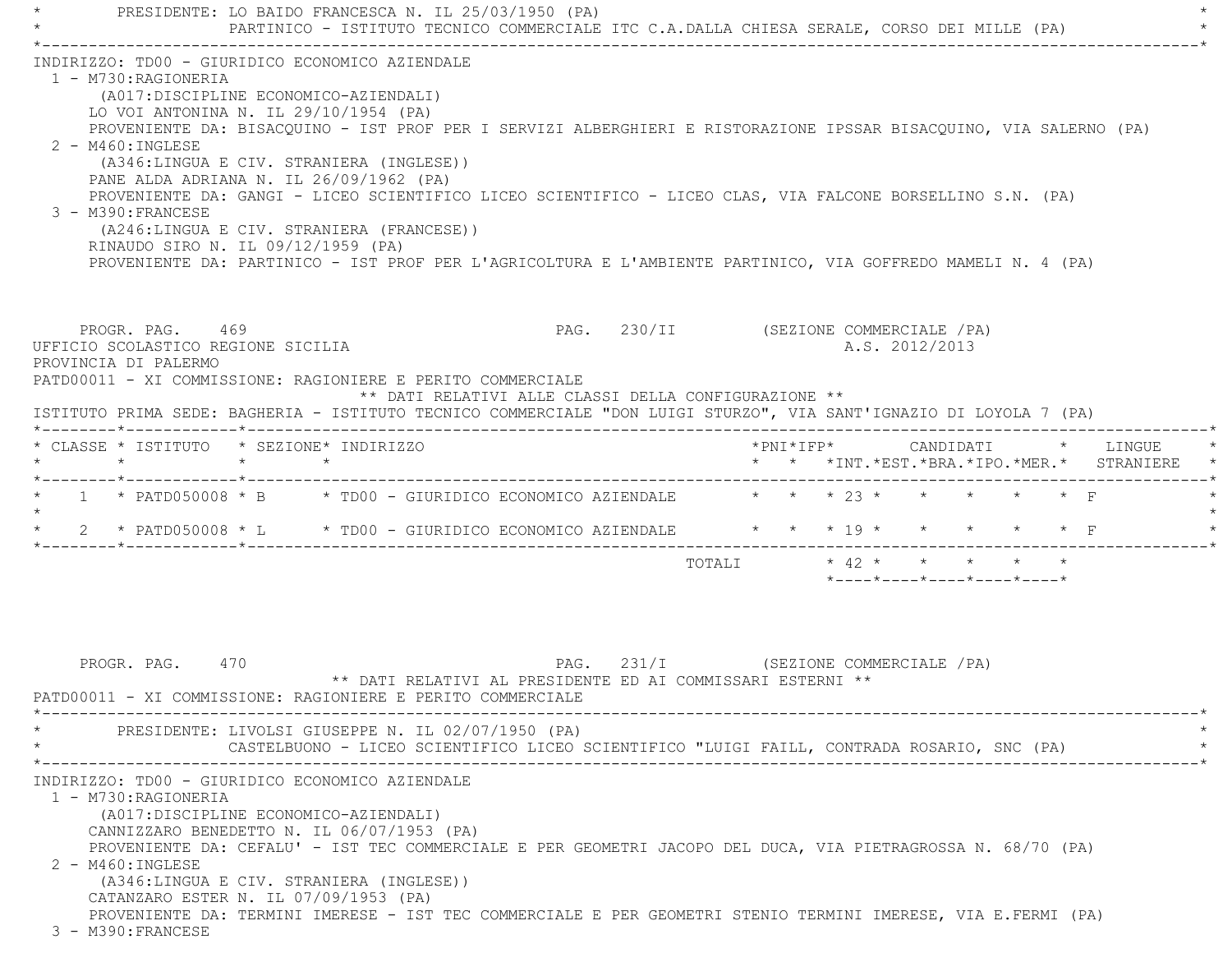PRESIDENTE: LO BAIDO FRANCESCA N. IL 25/03/1950 (PA)
PARTINICO - ISTITUTO TECNICO COMMERCIALE ITC C.A.DALLA CHIESA SERALE, CORSO DEI MILLE (PA)

INDIRIZZO: TD00 - GIURIDICO ECONOMICO AZIENDALE

1 - M730:RAGIONERIA
(A017:DISCIPLINE ECONOMICO-AZIENDALI)
LO VOI ANTONINA N. IL 29/10/1954 (PA)
PROVENIENTE DA: BISACQUINO - IST PROF PER I SERVIZI ALBERGHIERI E RISTORAZIONE IPSSAR BISACQUINO, VIA SALERNO (PA)

2 - M460:INGLESE
(A346:LINGUA E CIV. STRANIERA (INGLESE))
PANE ALDA ADRIANA N. IL 26/09/1962 (PA)
PROVENIENTE DA: GANGI - LICEO SCIENTIFICO LICEO SCIENTIFICO - LICEO CLAS, VIA FALCONE BORSELLINO S.N. (PA)

3 - M390:FRANCESE
(A246:LINGUA E CIV. STRANIERA (FRANCESE))
RINAUDO SIRO N. IL 09/12/1959 (PA)
PROVENIENTE DA: PARTINICO - IST PROF PER L'AGRICOLTURA E L'AMBIENTE PARTINICO, VIA GOFFREDO MAMELI N. 4 (PA)

PROGR. PAG. 469 PAG. 230/II (SEZIONE COMMERCIALE /PA)

UFFICIO SCOLASTICO REGIONE SICILIA A.S. 2012/2013
PROVINCIA DI PALERMO
PATD00011 - XI COMMISSIONE: RAGIONIERE E PERITO COMMERCIALE

** DATI RELATIVI ALLE CLASSI DELLA CONFIGURAZIONE **

ISTITUTO PRIMA SEDE: BAGHERIA - ISTITUTO TECNICO COMMERCIALE "DON LUIGI STURZO", VIA SANT'IGNAZIO DI LOYOLA 7 (PA)

| CLASSE | ISTITUTO | SEZIONE | INDIRIZZO | PNI | IFP | CANDIDATI INT. | EST. | BRA. | IPO. | MER. | LINGUE STRANIERE |
|---|---|---|---|---|---|---|---|---|---|---|---|
| 1 | PATD050008 | B | TD00 - GIURIDICO ECONOMICO AZIENDALE | | | 23 | | | | | F |
| 2 | PATD050008 | L | TD00 - GIURIDICO ECONOMICO AZIENDALE | | | 19 | | | | | F |
| | | | TOTALI | | | 42 | | | | | |

PROGR. PAG. 470 PAG. 231/I (SEZIONE COMMERCIALE /PA)

** DATI RELATIVI AL PRESIDENTE ED AI COMMISSARI ESTERNI **

PATD00011 - XI COMMISSIONE: RAGIONIERE E PERITO COMMERCIALE

PRESIDENTE: LIVOLSI GIUSEPPE N. IL 02/07/1950 (PA)
CASTELBUONO - LICEO SCIENTIFICO LICEO SCIENTIFICO "LUIGI FAILL, CONTRADA ROSARIO, SNC (PA)

INDIRIZZO: TD00 - GIURIDICO ECONOMICO AZIENDALE

1 - M730:RAGIONERIA
(A017:DISCIPLINE ECONOMICO-AZIENDALI)
CANNIZZARO BENEDETTO N. IL 06/07/1953 (PA)
PROVENIENTE DA: CEFALU' - IST TEC COMMERCIALE E PER GEOMETRI JACOPO DEL DUCA, VIA PIETRAGROSSA N. 68/70 (PA)

2 - M460:INGLESE
(A346:LINGUA E CIV. STRANIERA (INGLESE))
CATANZARO ESTER N. IL 07/09/1953 (PA)
PROVENIENTE DA: TERMINI IMERESE - IST TEC COMMERCIALE E PER GEOMETRI STENIO TERMINI IMERESE, VIA E.FERMI (PA)

3 - M390:FRANCESE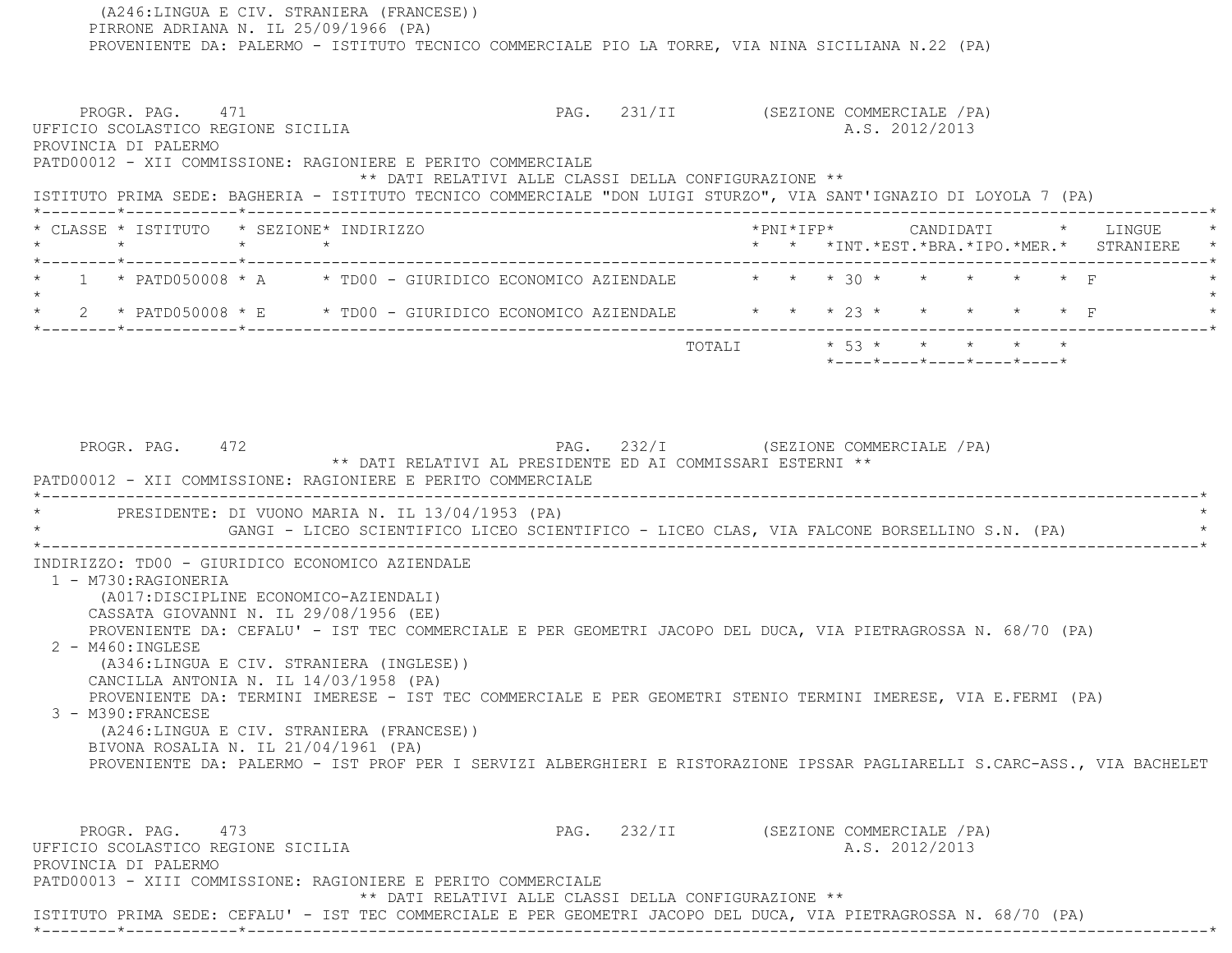(A246:LINGUA E CIV. STRANIERA (FRANCESE))
PIRRONE ADRIANA N. IL 25/09/1966 (PA)
PROVENIENTE DA: PALERMO - ISTITUTO TECNICO COMMERCIALE PIO LA TORRE, VIA NINA SICILIANA N.22 (PA)

PROGR. PAG. 471 PAG. 231/II (SEZIONE COMMERCIALE /PA)

UFFICIO SCOLASTICO REGIONE SICILIA A.S. 2012/2013

PROVINCIA DI PALERMO

PATD00012 - XII COMMISSIONE: RAGIONIERE E PERITO COMMERCIALE

** DATI RELATIVI ALLE CLASSI DELLA CONFIGURAZIONE **

ISTITUTO PRIMA SEDE: BAGHERIA - ISTITUTO TECNICO COMMERCIALE "DON LUIGI STURZO", VIA SANT'IGNAZIO DI LOYOLA 7 (PA)

| CLASSE | ISTITUTO | SEZIONE | INDIRIZZO | PNI | IFP | CANDIDATI INT. | EST. | BRA. | IPO. | MER. | LINGUE STRANIERE |
|---|---|---|---|---|---|---|---|---|---|---|---|
| 1 | PATD050008 | A | TD00 - GIURIDICO ECONOMICO AZIENDALE | | | 30 | | | | | F |
| 2 | PATD050008 | E | TD00 - GIURIDICO ECONOMICO AZIENDALE | | | 23 | | | | | F |
| | | | TOTALI | | | 53 | | | | | |

PROGR. PAG. 472 PAG. 232/I (SEZIONE COMMERCIALE /PA)

** DATI RELATIVI AL PRESIDENTE ED AI COMMISSARI ESTERNI **

PATD00012 - XII COMMISSIONE: RAGIONIERE E PERITO COMMERCIALE

PRESIDENTE: DI VUONO MARIA N. IL 13/04/1953 (PA)
GANGI - LICEO SCIENTIFICO LICEO SCIENTIFICO - LICEO CLAS, VIA FALCONE BORSELLINO S.N. (PA)

INDIRIZZO: TD00 - GIURIDICO ECONOMICO AZIENDALE

1 - M730:RAGIONERIA
(A017:DISCIPLINE ECONOMICO-AZIENDALI)
CASSATA GIOVANNI N. IL 29/08/1956 (EE)
PROVENIENTE DA: CEFALU' - IST TEC COMMERCIALE E PER GEOMETRI JACOPO DEL DUCA, VIA PIETRAGROSSA N. 68/70 (PA)

2 - M460:INGLESE
(A346:LINGUA E CIV. STRANIERA (INGLESE))
CANCILLA ANTONIA N. IL 14/03/1958 (PA)
PROVENIENTE DA: TERMINI IMERESE - IST TEC COMMERCIALE E PER GEOMETRI STENIO TERMINI IMERESE, VIA E.FERMI (PA)

3 - M390:FRANCESE
(A246:LINGUA E CIV. STRANIERA (FRANCESE))
BIVONA ROSALIA N. IL 21/04/1961 (PA)
PROVENIENTE DA: PALERMO - IST PROF PER I SERVIZI ALBERGHIERI E RISTORAZIONE IPSSAR PAGLIARELLI S.CARC-ASS., VIA BACHELET

PROGR. PAG. 473 PAG. 232/II (SEZIONE COMMERCIALE /PA)

UFFICIO SCOLASTICO REGIONE SICILIA A.S. 2012/2013

PROVINCIA DI PALERMO

PATD00013 - XIII COMMISSIONE: RAGIONIERE E PERITO COMMERCIALE

** DATI RELATIVI ALLE CLASSI DELLA CONFIGURAZIONE **

ISTITUTO PRIMA SEDE: CEFALU' - IST TEC COMMERCIALE E PER GEOMETRI JACOPO DEL DUCA, VIA PIETRAGROSSA N. 68/70 (PA)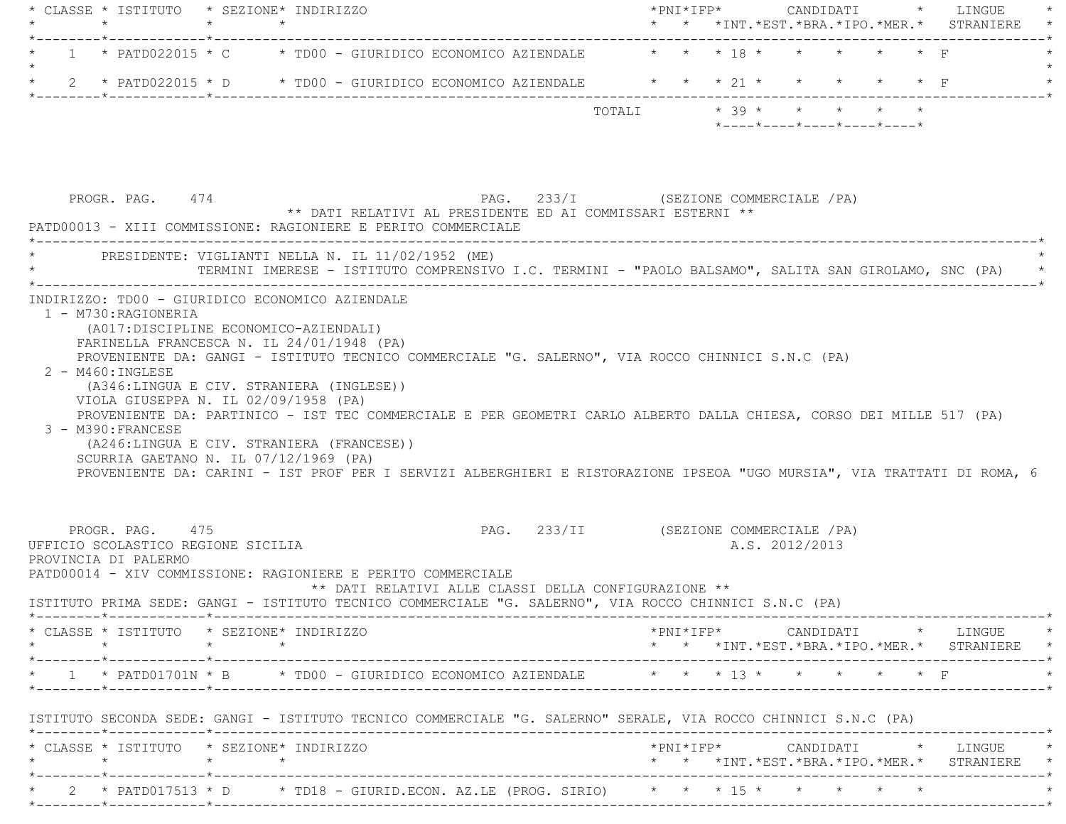| CLASSE | ISTITUTO | SEZIONE | INDIRIZZO | PNI | IFP | CANDIDATI INT. | EST. | BRA. | IPO. | MER. | LINGUE STRANIERE |
|---|---|---|---|---|---|---|---|---|---|---|---|
| 1 | PATD022015 | C | TD00 - GIURIDICO ECONOMICO AZIENDALE | | | 18 | | | | | F |
| 2 | PATD022015 | D | TD00 - GIURIDICO ECONOMICO AZIENDALE | | | 21 | | | | | F |
| | | | TOTALI | | | 39 | | | | | |

PROGR. PAG. 474 PAG. 233/I (SEZIONE COMMERCIALE /PA)

** DATI RELATIVI AL PRESIDENTE ED AI COMMISSARI ESTERNI **

PATD00013 - XIII COMMISSIONE: RAGIONIERE E PERITO COMMERCIALE

PRESIDENTE: VIGLIANTI NELLA N. IL 11/02/1952 (ME)
TERMINI IMERESE - ISTITUTO COMPRENSIVO I.C. TERMINI - "PAOLO BALSAMO", SALITA SAN GIROLAMO, SNC (PA)

INDIRIZZO: TD00 - GIURIDICO ECONOMICO AZIENDALE

1 - M730:RAGIONERIA
(A017:DISCIPLINE ECONOMICO-AZIENDALI)
FARINELLA FRANCESCA N. IL 24/01/1948 (PA)
PROVENIENTE DA: GANGI - ISTITUTO TECNICO COMMERCIALE "G. SALERNO", VIA ROCCO CHINNICI S.N.C (PA)

2 - M460:INGLESE
(A346:LINGUA E CIV. STRANIERA (INGLESE))
VIOLA GIUSEPPA N. IL 02/09/1958 (PA)
PROVENIENTE DA: PARTINICO - IST TEC COMMERCIALE E PER GEOMETRI CARLO ALBERTO DALLA CHIESA, CORSO DEI MILLE 517 (PA)

3 - M390:FRANCESE
(A246:LINGUA E CIV. STRANIERA (FRANCESE))
SCURRIA GAETANO N. IL 07/12/1969 (PA)
PROVENIENTE DA: CARINI - IST PROF PER I SERVIZI ALBERGHIERI E RISTORAZIONE IPSEOA "UGO MURSIA", VIA TRATTATI DI ROMA, 6

PROGR. PAG. 475 PAG. 233/II (SEZIONE COMMERCIALE /PA)

UFFICIO SCOLASTICO REGIONE SICILIA A.S. 2012/2013

PROVINCIA DI PALERMO

PATD00014 - XIV COMMISSIONE: RAGIONIERE E PERITO COMMERCIALE

** DATI RELATIVI ALLE CLASSI DELLA CONFIGURAZIONE **

ISTITUTO PRIMA SEDE: GANGI - ISTITUTO TECNICO COMMERCIALE "G. SALERNO", VIA ROCCO CHINNICI S.N.C (PA)

| CLASSE | ISTITUTO | SEZIONE | INDIRIZZO | PNI | IFP | CANDIDATI INT. | EST. | BRA. | IPO. | MER. | LINGUE STRANIERE |
|---|---|---|---|---|---|---|---|---|---|---|---|
| 1 | PATD01701N | B | TD00 - GIURIDICO ECONOMICO AZIENDALE | | | 13 | | | | | F |

ISTITUTO SECONDA SEDE: GANGI - ISTITUTO TECNICO COMMERCIALE "G. SALERNO" SERALE, VIA ROCCO CHINNICI S.N.C (PA)

| CLASSE | ISTITUTO | SEZIONE | INDIRIZZO | PNI | IFP | CANDIDATI INT. | EST. | BRA. | IPO. | MER. | LINGUE STRANIERE |
|---|---|---|---|---|---|---|---|---|---|---|---|
| 2 | PATD017513 | D | TD18 - GIURID.ECON. AZ.LE (PROG. SIRIO) | | | 15 | | | | | |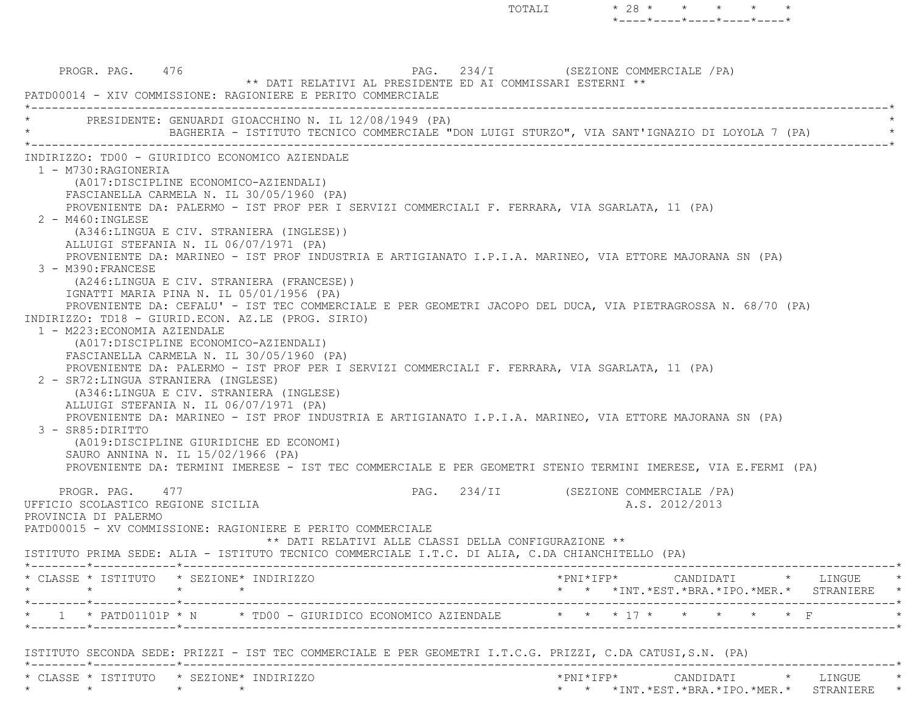| | | | | | | | | |
|---|---|---|---|---|---|---|---|---|
| TOTALI | 28 | | | | | | | |

PROGR. PAG. 476 PAG. 234/I (SEZIONE COMMERCIALE /PA)

** DATI RELATIVI AL PRESIDENTE ED AI COMMISSARI ESTERNI **

PATD00014 - XIV COMMISSIONE: RAGIONIERE E PERITO COMMERCIALE

PRESIDENTE: GENUARDI GIOACCHINO N. IL 12/08/1949 (PA)
BAGHERIA - ISTITUTO TECNICO COMMERCIALE "DON LUIGI STURZO", VIA SANT'IGNAZIO DI LOYOLA 7 (PA)

INDIRIZZO: TD00 - GIURIDICO ECONOMICO AZIENDALE

1 - M730:RAGIONERIA
(A017:DISCIPLINE ECONOMICO-AZIENDALI)
FASCIANELLA CARMELA N. IL 30/05/1960 (PA)
PROVENIENTE DA: PALERMO - IST PROF PER I SERVIZI COMMERCIALI F. FERRARA, VIA SGARLATA, 11 (PA)

2 - M460:INGLESE
(A346:LINGUA E CIV. STRANIERA (INGLESE))
ALLUIGI STEFANIA N. IL 06/07/1971 (PA)
PROVENIENTE DA: MARINEO - IST PROF INDUSTRIA E ARTIGIANATO I.P.I.A. MARINEO, VIA ETTORE MAJORANA SN (PA)

3 - M390:FRANCESE
(A246:LINGUA E CIV. STRANIERA (FRANCESE))
IGNATTI MARIA PINA N. IL 05/01/1956 (PA)
PROVENIENTE DA: CEFALU' - IST TEC COMMERCIALE E PER GEOMETRI JACOPO DEL DUCA, VIA PIETRAGROSSA N. 68/70 (PA)

INDIRIZZO: TD18 - GIURID.ECON. AZ.LE (PROG. SIRIO)

1 - M223:ECONOMIA AZIENDALE
(A017:DISCIPLINE ECONOMICO-AZIENDALI)
FASCIANELLA CARMELA N. IL 30/05/1960 (PA)
PROVENIENTE DA: PALERMO - IST PROF PER I SERVIZI COMMERCIALI F. FERRARA, VIA SGARLATA, 11 (PA)

2 - SR72:LINGUA STRANIERA (INGLESE)
(A346:LINGUA E CIV. STRANIERA (INGLESE)
ALLUIGI STEFANIA N. IL 06/07/1971 (PA)
PROVENIENTE DA: MARINEO - IST PROF INDUSTRIA E ARTIGIANATO I.P.I.A. MARINEO, VIA ETTORE MAJORANA SN (PA)

3 - SR85:DIRITTO
(A019:DISCIPLINE GIURIDICHE ED ECONOMI)
SAURO ANNINA N. IL 15/02/1966 (PA)
PROVENIENTE DA: TERMINI IMERESE - IST TEC COMMERCIALE E PER GEOMETRI STENIO TERMINI IMERESE, VIA E.FERMI (PA)

PROGR. PAG. 477 PAG. 234/II (SEZIONE COMMERCIALE /PA)

UFFICIO SCOLASTICO REGIONE SICILIA A.S. 2012/2013

PROVINCIA DI PALERMO

PATD00015 - XV COMMISSIONE: RAGIONIERE E PERITO COMMERCIALE

** DATI RELATIVI ALLE CLASSI DELLA CONFIGURAZIONE **

ISTITUTO PRIMA SEDE: ALIA - ISTITUTO TECNICO COMMERCIALE I.T.C. DI ALIA, C.DA CHIANCHITELLO (PA)

| CLASSE | ISTITUTO | SEZIONE | INDIRIZZO | PNI | IFP | CANDIDATI INT. | EST. | BRA. | IPO. | MER. | LINGUE STRANIERE |
|---|---|---|---|---|---|---|---|---|---|---|---|
| 1 | PATD01101P | N | TD00 - GIURIDICO ECONOMICO AZIENDALE | | | 17 | | | | | F |

ISTITUTO SECONDA SEDE: PRIZZI - IST TEC COMMERCIALE E PER GEOMETRI I.T.C.G. PRIZZI, C.DA CATUSI,S.N. (PA)

| CLASSE | ISTITUTO | SEZIONE | INDIRIZZO | PNI | IFP | CANDIDATI INT. | EST. | BRA. | IPO. | MER. | LINGUE STRANIERE |
|---|---|---|---|---|---|---|---|---|---|---|---|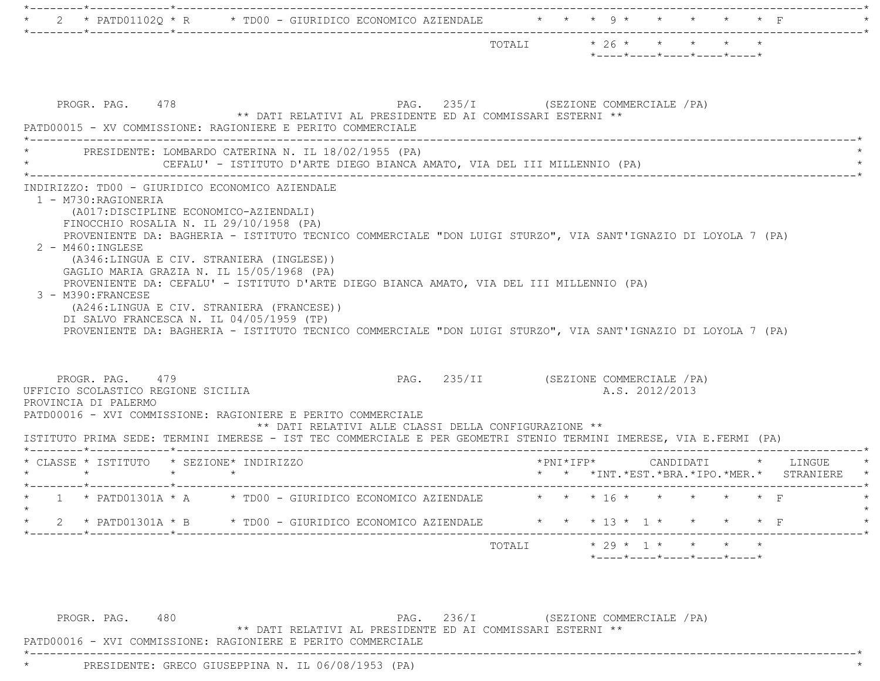| CLASSE | ISTITUTO | SEZIONE | INDIRIZZO | PNI | IFP | INT. | EST. | BRA. | IPO. | MER. | LINGUE STRANIERE |
|---|---|---|---|---|---|---|---|---|---|---|---|
| 2 | PATD01102Q | R | TD00 - GIURIDICO ECONOMICO AZIENDALE | | | 9 | | | | | F |
| | | | TOTALI | | | 26 | | | | | |

PROGR. PAG. 478 PAG. 235/I (SEZIONE COMMERCIALE /PA)

** DATI RELATIVI AL PRESIDENTE ED AI COMMISSARI ESTERNI **

PATD00015 - XV COMMISSIONE: RAGIONIERE E PERITO COMMERCIALE

PRESIDENTE: LOMBARDO CATERINA N. IL 18/02/1955 (PA)
CEFALU' - ISTITUTO D'ARTE DIEGO BIANCA AMATO, VIA DEL III MILLENNIO (PA)

INDIRIZZO: TD00 - GIURIDICO ECONOMICO AZIENDALE

1 - M730:RAGIONERIA
(A017:DISCIPLINE ECONOMICO-AZIENDALI)
FINOCCHIO ROSALIA N. IL 29/10/1958 (PA)
PROVENIENTE DA: BAGHERIA - ISTITUTO TECNICO COMMERCIALE "DON LUIGI STURZO", VIA SANT'IGNAZIO DI LOYOLA 7 (PA)

2 - M460:INGLESE
(A346:LINGUA E CIV. STRANIERA (INGLESE))
GAGLIO MARIA GRAZIA N. IL 15/05/1968 (PA)
PROVENIENTE DA: CEFALU' - ISTITUTO D'ARTE DIEGO BIANCA AMATO, VIA DEL III MILLENNIO (PA)

3 - M390:FRANCESE
(A246:LINGUA E CIV. STRANIERA (FRANCESE))
DI SALVO FRANCESCA N. IL 04/05/1959 (TP)
PROVENIENTE DA: BAGHERIA - ISTITUTO TECNICO COMMERCIALE "DON LUIGI STURZO", VIA SANT'IGNAZIO DI LOYOLA 7 (PA)

PROGR. PAG. 479 PAG. 235/II (SEZIONE COMMERCIALE /PA)

UFFICIO SCOLASTICO REGIONE SICILIA A.S. 2012/2013

PROVINCIA DI PALERMO

PATD00016 - XVI COMMISSIONE: RAGIONIERE E PERITO COMMERCIALE

** DATI RELATIVI ALLE CLASSI DELLA CONFIGURAZIONE **

ISTITUTO PRIMA SEDE: TERMINI IMERESE - IST TEC COMMERCIALE E PER GEOMETRI STENIO TERMINI IMERESE, VIA E.FERMI (PA)

| CLASSE | ISTITUTO | SEZIONE | INDIRIZZO | PNI | IFP | INT. | EST. | BRA. | IPO. | MER. | LINGUE STRANIERE |
|---|---|---|---|---|---|---|---|---|---|---|---|
| 1 | PATD01301A | A | TD00 - GIURIDICO ECONOMICO AZIENDALE | | | 16 | | | | | F |
| 2 | PATD01301A | B | TD00 - GIURIDICO ECONOMICO AZIENDALE | | | 13 | 1 | | | | F |
| | | | TOTALI | | | 29 | 1 | | | | |

PROGR. PAG. 480 PAG. 236/I (SEZIONE COMMERCIALE /PA)

** DATI RELATIVI AL PRESIDENTE ED AI COMMISSARI ESTERNI **

PATD00016 - XVI COMMISSIONE: RAGIONIERE E PERITO COMMERCIALE

PRESIDENTE: GRECO GIUSEPPINA N. IL 06/08/1953 (PA)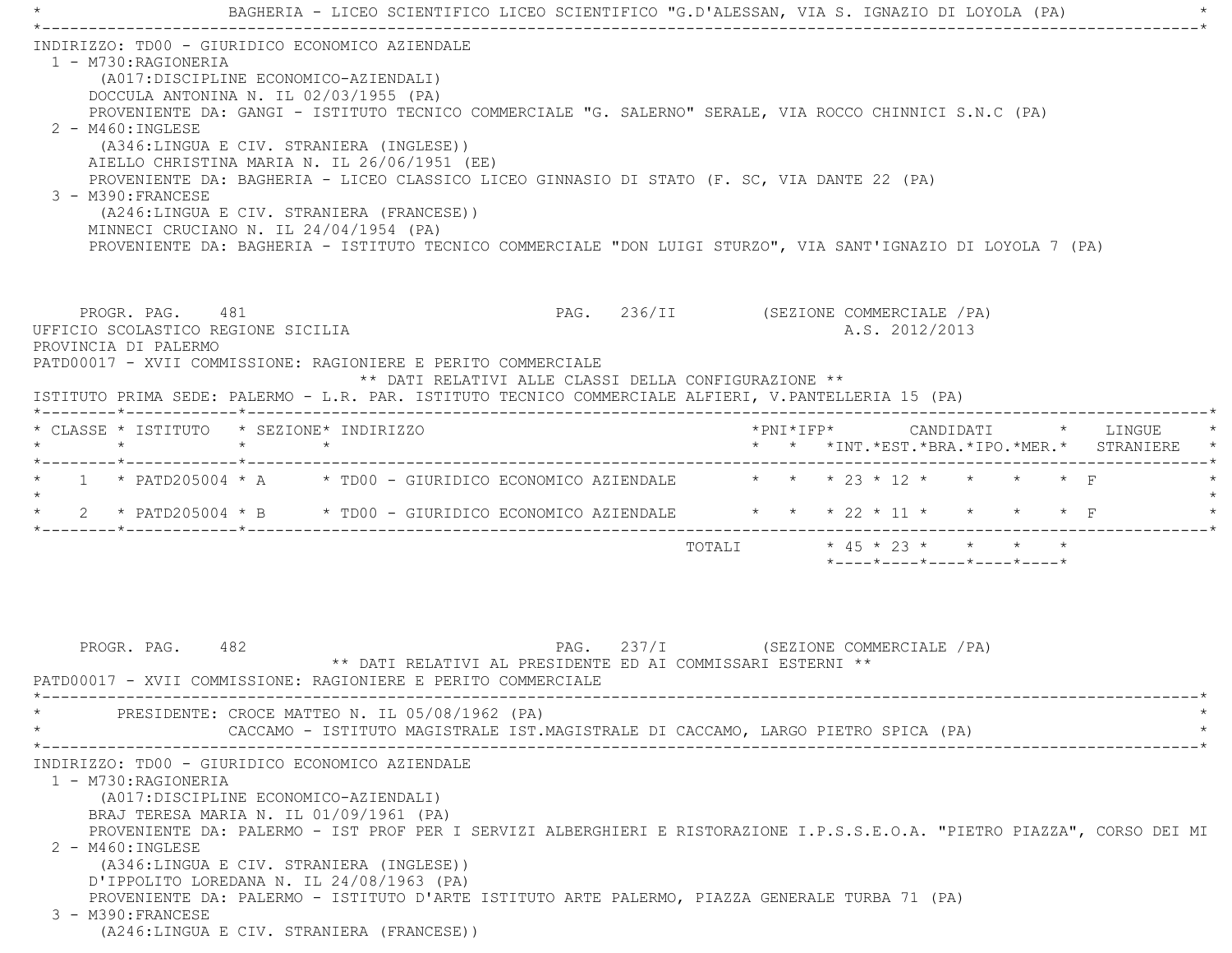BAGHERIA - LICEO SCIENTIFICO LICEO SCIENTIFICO "G.D'ALESSAN, VIA S. IGNAZIO DI LOYOLA (PA)

INDIRIZZO: TD00 - GIURIDICO ECONOMICO AZIENDALE

1 - M730:RAGIONERIA
(A017:DISCIPLINE ECONOMICO-AZIENDALI)
DOCCULA ANTONINA N. IL 02/03/1955 (PA)
PROVENIENTE DA: GANGI - ISTITUTO TECNICO COMMERCIALE "G. SALERNO" SERALE, VIA ROCCO CHINNICI S.N.C (PA)

2 - M460:INGLESE
(A346:LINGUA E CIV. STRANIERA (INGLESE))
AIELLO CHRISTINA MARIA N. IL 26/06/1951 (EE)
PROVENIENTE DA: BAGHERIA - LICEO CLASSICO LICEO GINNASIO DI STATO (F. SC, VIA DANTE 22 (PA)

3 - M390:FRANCESE
(A246:LINGUA E CIV. STRANIERA (FRANCESE))
MINNECI CRUCIANO N. IL 24/04/1954 (PA)
PROVENIENTE DA: BAGHERIA - ISTITUTO TECNICO COMMERCIALE "DON LUIGI STURZO", VIA SANT'IGNAZIO DI LOYOLA 7 (PA)

PROGR. PAG. 481 PAG. 236/II (SEZIONE COMMERCIALE /PA)

UFFICIO SCOLASTICO REGIONE SICILIA A.S. 2012/2013

PROVINCIA DI PALERMO

PATD00017 - XVII COMMISSIONE: RAGIONIERE E PERITO COMMERCIALE

** DATI RELATIVI ALLE CLASSI DELLA CONFIGURAZIONE **

ISTITUTO PRIMA SEDE: PALERMO - L.R. PAR. ISTITUTO TECNICO COMMERCIALE ALFIERI, V.PANTELLERIA 15 (PA)

| CLASSE | ISTITUTO | SEZIONE | INDIRIZZO | PNI | IFP | CANDIDATI INT. | EST. | BRA. | IPO. | MER. | LINGUE STRANIERE |
|---|---|---|---|---|---|---|---|---|---|---|---|
| 1 | PATD205004 | A | TD00 - GIURIDICO ECONOMICO AZIENDALE | | | 23 | 12 | | | | F |
| 2 | PATD205004 | B | TD00 - GIURIDICO ECONOMICO AZIENDALE | | | 22 | 11 | | | | F |
| | | | TOTALI | | | 45 | 23 | | | | |

PROGR. PAG. 482 PAG. 237/I (SEZIONE COMMERCIALE /PA)

** DATI RELATIVI AL PRESIDENTE ED AI COMMISSARI ESTERNI **

PATD00017 - XVII COMMISSIONE: RAGIONIERE E PERITO COMMERCIALE

PRESIDENTE: CROCE MATTEO N. IL 05/08/1962 (PA)
CACCAMO - ISTITUTO MAGISTRALE IST.MAGISTRALE DI CACCAMO, LARGO PIETRO SPICA (PA)

INDIRIZZO: TD00 - GIURIDICO ECONOMICO AZIENDALE

1 - M730:RAGIONERIA
(A017:DISCIPLINE ECONOMICO-AZIENDALI)
BRAJ TERESA MARIA N. IL 01/09/1961 (PA)
PROVENIENTE DA: PALERMO - IST PROF PER I SERVIZI ALBERGHIERI E RISTORAZIONE I.P.S.S.E.O.A. "PIETRO PIAZZA", CORSO DEI MI

2 - M460:INGLESE
(A346:LINGUA E CIV. STRANIERA (INGLESE))
D'IPPOLITO LOREDANA N. IL 24/08/1963 (PA)
PROVENIENTE DA: PALERMO - ISTITUTO D'ARTE ISTITUTO ARTE PALERMO, PIAZZA GENERALE TURBA 71 (PA)

3 - M390:FRANCESE
(A246:LINGUA E CIV. STRANIERA (FRANCESE))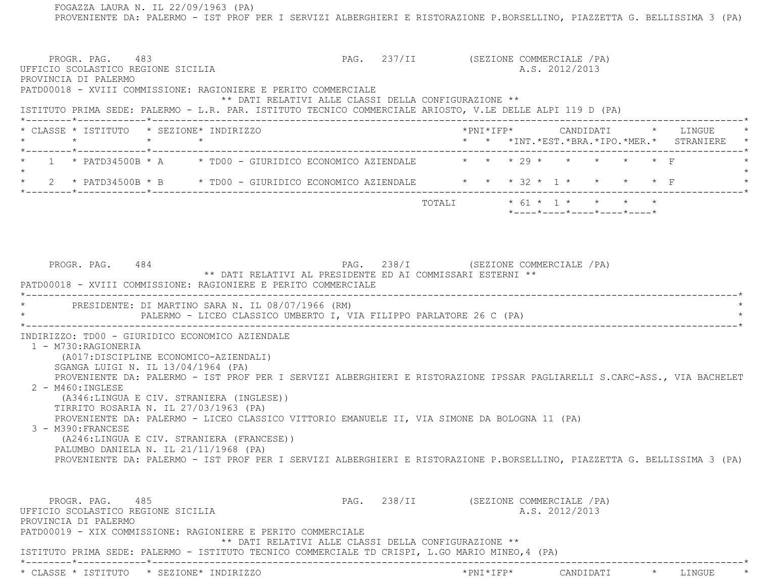FOGAZZA LAURA N. IL 22/09/1963 (PA)
PROVENIENTE DA: PALERMO - IST PROF PER I SERVIZI ALBERGHIERI E RISTORAZIONE P.BORSELLINO, PIAZZETTA G. BELLISSIMA 3 (PA)

PROGR. PAG. 483 PAG. 237/II (SEZIONE COMMERCIALE /PA)
UFFICIO SCOLASTICO REGIONE SICILIA A.S. 2012/2013
PROVINCIA DI PALERMO
PATD00018 - XVIII COMMISSIONE: RAGIONIERE E PERITO COMMERCIALE
** DATI RELATIVI ALLE CLASSI DELLA CONFIGURAZIONE **
ISTITUTO PRIMA SEDE: PALERMO - L.R. PAR. ISTITUTO TECNICO COMMERCIALE ARIOSTO, V.LE DELLE ALPI 119 D (PA)

| CLASSE | ISTITUTO | SEZIONE | INDIRIZZO | PNI | IFP | CANDIDATI INT. | EST. | BRA. | IPO. | MER. | LINGUE STRANIERE |
|---|---|---|---|---|---|---|---|---|---|---|---|
| 1 | PATD34500B | A | TD00 - GIURIDICO ECONOMICO AZIENDALE | | | 29 | | | | | F |
| 2 | PATD34500B | B | TD00 - GIURIDICO ECONOMICO AZIENDALE | | | 32 | 1 | | | | F |
| | | | TOTALI | | | 61 | 1 | | | | |

PROGR. PAG. 484 PAG. 238/I (SEZIONE COMMERCIALE /PA)
** DATI RELATIVI AL PRESIDENTE ED AI COMMISSARI ESTERNI **
PATD00018 - XVIII COMMISSIONE: RAGIONIERE E PERITO COMMERCIALE

PRESIDENTE: DI MARTINO SARA N. IL 08/07/1966 (RM)
PALERMO - LICEO CLASSICO UMBERTO I, VIA FILIPPO PARLATORE 26 C (PA)

INDIRIZZO: TD00 - GIURIDICO ECONOMICO AZIENDALE
1 - M730:RAGIONERIA
(A017:DISCIPLINE ECONOMICO-AZIENDALI)
SGANGA LUIGI N. IL 13/04/1964 (PA)
PROVENIENTE DA: PALERMO - IST PROF PER I SERVIZI ALBERGHIERI E RISTORAZIONE IPSSAR PAGLIARELLI S.CARC-ASS., VIA BACHELET
2 - M460:INGLESE
(A346:LINGUA E CIV. STRANIERA (INGLESE))
TIRRITO ROSARIA N. IL 27/03/1963 (PA)
PROVENIENTE DA: PALERMO - LICEO CLASSICO VITTORIO EMANUELE II, VIA SIMONE DA BOLOGNA 11 (PA)
3 - M390:FRANCESE
(A246:LINGUA E CIV. STRANIERA (FRANCESE))
PALUMBO DANIELA N. IL 21/11/1968 (PA)
PROVENIENTE DA: PALERMO - IST PROF PER I SERVIZI ALBERGHIERI E RISTORAZIONE P.BORSELLINO, PIAZZETTA G. BELLISSIMA 3 (PA)

PROGR. PAG. 485 PAG. 238/II (SEZIONE COMMERCIALE /PA)
UFFICIO SCOLASTICO REGIONE SICILIA A.S. 2012/2013
PROVINCIA DI PALERMO
PATD00019 - XIX COMMISSIONE: RAGIONIERE E PERITO COMMERCIALE
** DATI RELATIVI ALLE CLASSI DELLA CONFIGURAZIONE **
ISTITUTO PRIMA SEDE: PALERMO - ISTITUTO TECNICO COMMERCIALE TD CRISPI, L.GO MARIO MINEO,4 (PA)

| CLASSE | ISTITUTO | SEZIONE | INDIRIZZO | PNI | IFP | CANDIDATI | LINGUE |
|---|---|---|---|---|---|---|---|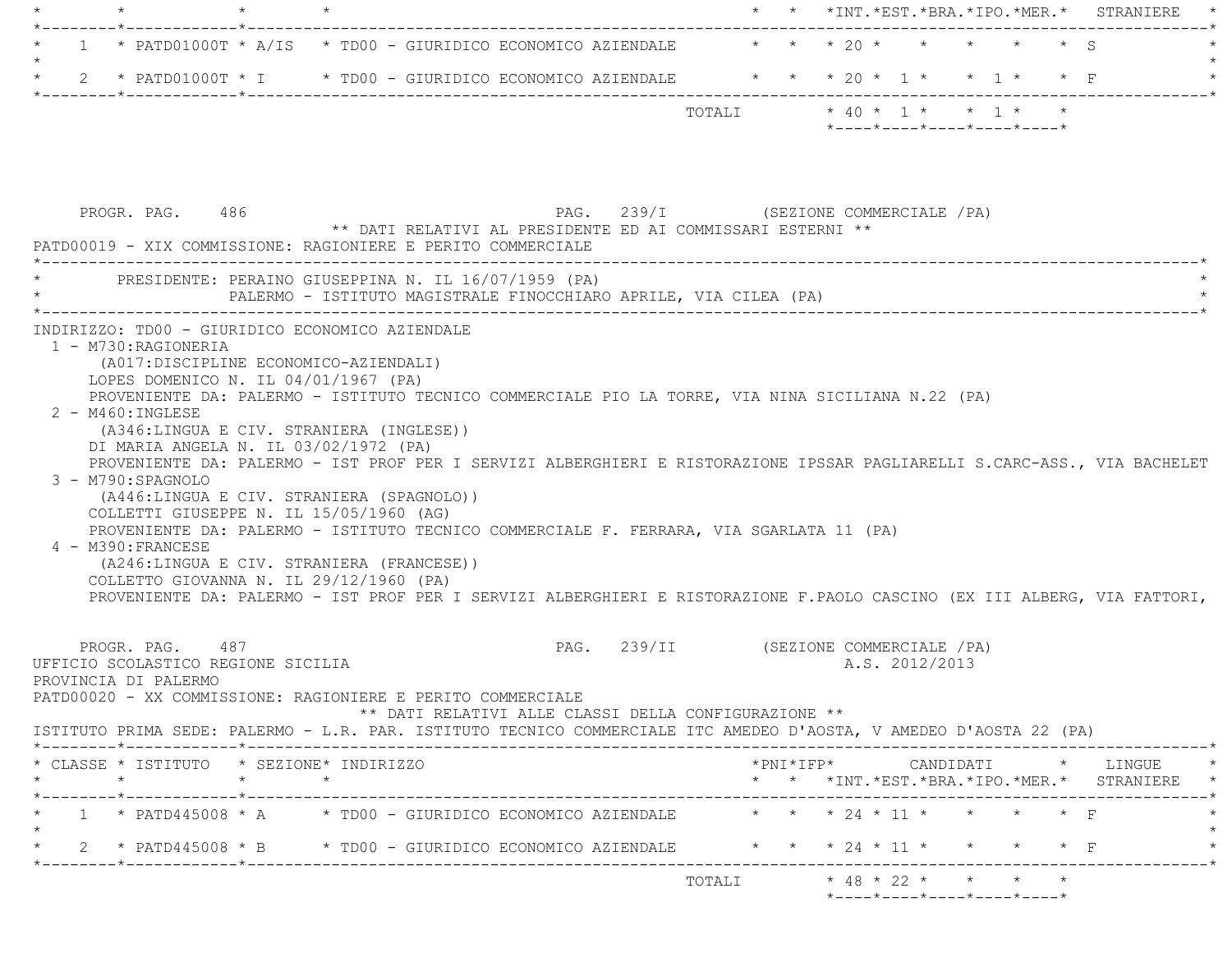| CLASSE | ISTITUTO | SEZIONE | INDIRIZZO | PNI | IFP | CANDIDATI INT. | EST. | BRA. | IPO. | MER. | LINGUE STRANIERE |
|---|---|---|---|---|---|---|---|---|---|---|---|
| 1 | PATD01000T | A/IS | TD00 - GIURIDICO ECONOMICO AZIENDALE | | | 20 | | | | | S |
| 2 | PATD01000T | I | TD00 - GIURIDICO ECONOMICO AZIENDALE | | | 20 | 1 | | 1 | | F |
| | | | TOTALI | | | 40 | 1 | | 1 | | |

PROGR. PAG. 486 PAG. 239/I (SEZIONE COMMERCIALE /PA)

** DATI RELATIVI AL PRESIDENTE ED AI COMMISSARI ESTERNI **

PATD00019 - XIX COMMISSIONE: RAGIONIERE E PERITO COMMERCIALE

PRESIDENTE: PERAINO GIUSEPPINA N. IL 16/07/1959 (PA)
PALERMO - ISTITUTO MAGISTRALE FINOCCHIARO APRILE, VIA CILEA (PA)

INDIRIZZO: TD00 - GIURIDICO ECONOMICO AZIENDALE

1 - M730:RAGIONERIA
(A017:DISCIPLINE ECONOMICO-AZIENDALI)
LOPES DOMENICO N. IL 04/01/1967 (PA)
PROVENIENTE DA: PALERMO - ISTITUTO TECNICO COMMERCIALE PIO LA TORRE, VIA NINA SICILIANA N.22 (PA)

2 - M460:INGLESE
(A346:LINGUA E CIV. STRANIERA (INGLESE))
DI MARIA ANGELA N. IL 03/02/1972 (PA)
PROVENIENTE DA: PALERMO - IST PROF PER I SERVIZI ALBERGHIERI E RISTORAZIONE IPSSAR PAGLIARELLI S.CARC-ASS., VIA BACHELET

3 - M790:SPAGNOLO
(A446:LINGUA E CIV. STRANIERA (SPAGNOLO))
COLLETTI GIUSEPPE N. IL 15/05/1960 (AG)
PROVENIENTE DA: PALERMO - ISTITUTO TECNICO COMMERCIALE F. FERRARA, VIA SGARLATA 11 (PA)

4 - M390:FRANCESE
(A246:LINGUA E CIV. STRANIERA (FRANCESE))
COLLETTO GIOVANNA N. IL 29/12/1960 (PA)
PROVENIENTE DA: PALERMO - IST PROF PER I SERVIZI ALBERGHIERI E RISTORAZIONE F.PAOLO CASCINO (EX III ALBERG, VIA FATTORI,

PROGR. PAG. 487 PAG. 239/II (SEZIONE COMMERCIALE /PA)

UFFICIO SCOLASTICO REGIONE SICILIA A.S. 2012/2013

PROVINCIA DI PALERMO

PATD00020 - XX COMMISSIONE: RAGIONIERE E PERITO COMMERCIALE

** DATI RELATIVI ALLE CLASSI DELLA CONFIGURAZIONE **

ISTITUTO PRIMA SEDE: PALERMO - L.R. PAR. ISTITUTO TECNICO COMMERCIALE ITC AMEDEO D'AOSTA, V AMEDEO D'AOSTA 22 (PA)

| CLASSE | ISTITUTO | SEZIONE | INDIRIZZO | PNI | IFP | CANDIDATI INT. | EST. | BRA. | IPO. | MER. | LINGUE STRANIERE |
|---|---|---|---|---|---|---|---|---|---|---|---|
| 1 | PATD445008 | A | TD00 - GIURIDICO ECONOMICO AZIENDALE | | | 24 | 11 | | | | F |
| 2 | PATD445008 | B | TD00 - GIURIDICO ECONOMICO AZIENDALE | | | 24 | 11 | | | | F |
| | | | TOTALI | | | 48 | 22 | | | | |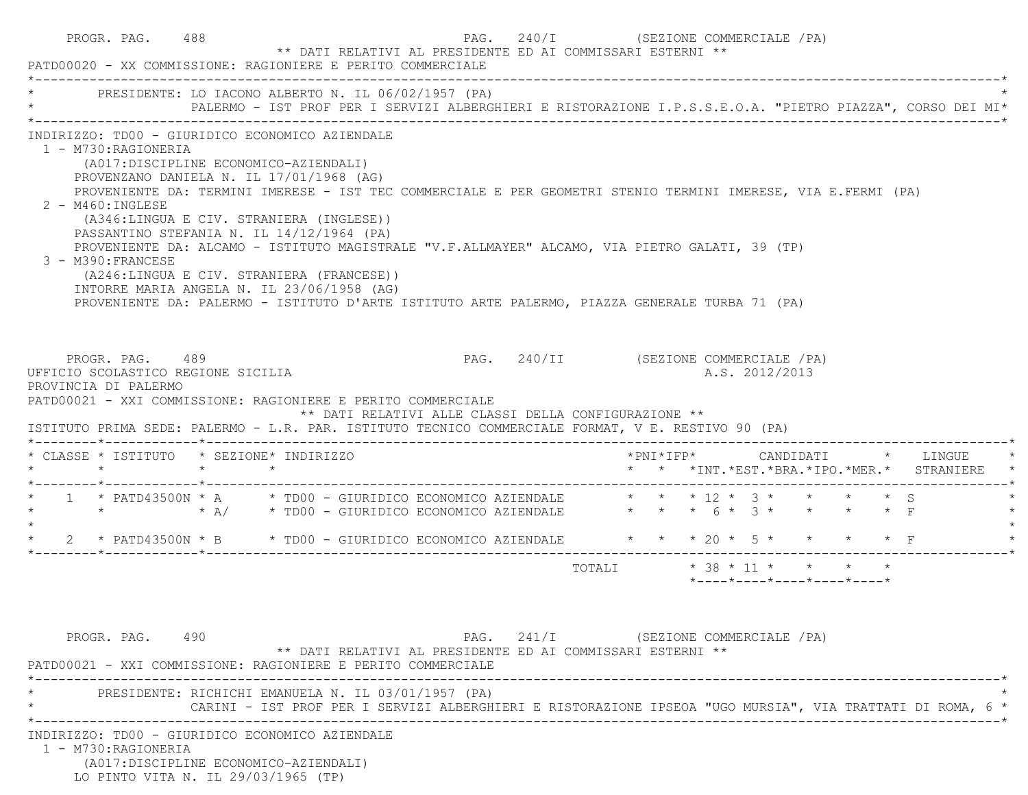PROGR. PAG. 488 PAG. 240/I (SEZIONE COMMERCIALE /PA)

** DATI RELATIVI AL PRESIDENTE ED AI COMMISSARI ESTERNI **

PATD00020 - XX COMMISSIONE: RAGIONIERE E PERITO COMMERCIALE

PRESIDENTE: LO IACONO ALBERTO N. IL 06/02/1957 (PA)
PALERMO - IST PROF PER I SERVIZI ALBERGHIERI E RISTORAZIONE I.P.S.S.E.O.A. "PIETRO PIAZZA", CORSO DEI MI*

INDIRIZZO: TD00 - GIURIDICO ECONOMICO AZIENDALE

1 - M730:RAGIONERIA
(A017:DISCIPLINE ECONOMICO-AZIENDALI)
PROVENZANO DANIELA N. IL 17/01/1968 (AG)
PROVENIENTE DA: TERMINI IMERESE - IST TEC COMMERCIALE E PER GEOMETRI STENIO TERMINI IMERESE, VIA E.FERMI (PA)

2 - M460:INGLESE
(A346:LINGUA E CIV. STRANIERA (INGLESE))
PASSANTINO STEFANIA N. IL 14/12/1964 (PA)
PROVENIENTE DA: ALCAMO - ISTITUTO MAGISTRALE "V.F.ALLMAYER" ALCAMO, VIA PIETRO GALATI, 39 (TP)

3 - M390:FRANCESE
(A246:LINGUA E CIV. STRANIERA (FRANCESE))
INTORRE MARIA ANGELA N. IL 23/06/1958 (AG)
PROVENIENTE DA: PALERMO - ISTITUTO D'ARTE ISTITUTO ARTE PALERMO, PIAZZA GENERALE TURBA 71 (PA)

PROGR. PAG. 489 PAG. 240/II (SEZIONE COMMERCIALE /PA)

UFFICIO SCOLASTICO REGIONE SICILIA A.S. 2012/2013

PROVINCIA DI PALERMO

PATD00021 - XXI COMMISSIONE: RAGIONIERE E PERITO COMMERCIALE

** DATI RELATIVI ALLE CLASSI DELLA CONFIGURAZIONE **

ISTITUTO PRIMA SEDE: PALERMO - L.R. PAR. ISTITUTO TECNICO COMMERCIALE FORMAT, V E. RESTIVO 90 (PA)

| CLASSE | ISTITUTO | SEZIONE | INDIRIZZO | PNI | IFP | CANDIDATI INT. | CANDIDATI EST. | CANDIDATI BRA. | CANDIDATI IPO. | CANDIDATI MER. | LINGUE STRANIERE |
|---|---|---|---|---|---|---|---|---|---|---|---|
| 1 | PATD43500N | A | TD00 - GIURIDICO ECONOMICO AZIENDALE | | | 12 | 3 | | | | S |
| | | A/ | TD00 - GIURIDICO ECONOMICO AZIENDALE | | | 6 | 3 | | | | F |
| 2 | PATD43500N | B | TD00 - GIURIDICO ECONOMICO AZIENDALE | | | 20 | 5 | | | | F |
| | | | TOTALI | | | 38 | 11 | | | | |

PROGR. PAG. 490 PAG. 241/I (SEZIONE COMMERCIALE /PA)

** DATI RELATIVI AL PRESIDENTE ED AI COMMISSARI ESTERNI **

PATD00021 - XXI COMMISSIONE: RAGIONIERE E PERITO COMMERCIALE

PRESIDENTE: RICHICHI EMANUELA N. IL 03/01/1957 (PA)
CARINI - IST PROF PER I SERVIZI ALBERGHIERI E RISTORAZIONE IPSEOA "UGO MURSIA", VIA TRATTATI DI ROMA, 6

INDIRIZZO: TD00 - GIURIDICO ECONOMICO AZIENDALE

1 - M730:RAGIONERIA
(A017:DISCIPLINE ECONOMICO-AZIENDALI)
LO PINTO VITA N. IL 29/03/1965 (TP)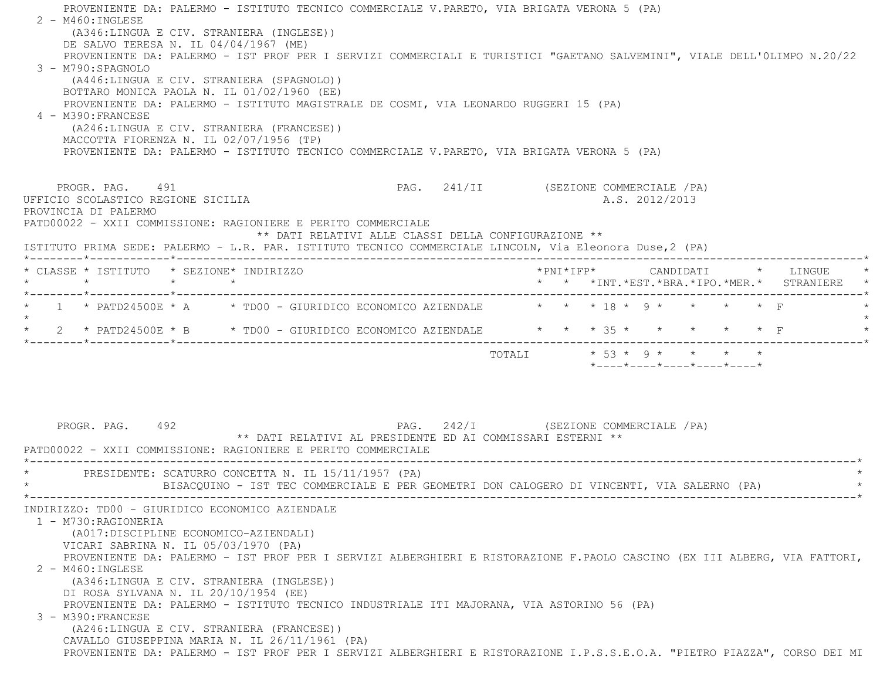PROVENIENTE DA: PALERMO - ISTITUTO TECNICO COMMERCIALE V.PARETO, VIA BRIGATA VERONA 5 (PA)

2 - M460:INGLESE
(A346:LINGUA E CIV. STRANIERA (INGLESE))
DE SALVO TERESA N. IL 04/04/1967 (ME)
PROVENIENTE DA: PALERMO - IST PROF PER I SERVIZI COMMERCIALI E TURISTICI "GAETANO SALVEMINI", VIALE DELL'0LIMPO N.20/22

3 - M790:SPAGNOLO
(A446:LINGUA E CIV. STRANIERA (SPAGNOLO))
BOTTARO MONICA PAOLA N. IL 01/02/1960 (EE)
PROVENIENTE DA: PALERMO - ISTITUTO MAGISTRALE DE COSMI, VIA LEONARDO RUGGERI 15 (PA)

4 - M390:FRANCESE
(A246:LINGUA E CIV. STRANIERA (FRANCESE))
MACCOTTA FIORENZA N. IL 02/07/1956 (TP)
PROVENIENTE DA: PALERMO - ISTITUTO TECNICO COMMERCIALE V.PARETO, VIA BRIGATA VERONA 5 (PA)

PROGR. PAG. 491 PAG. 241/II (SEZIONE COMMERCIALE /PA)

UFFICIO SCOLASTICO REGIONE SICILIA A.S. 2012/2013
PROVINCIA DI PALERMO
PATD00022 - XXII COMMISSIONE: RAGIONIERE E PERITO COMMERCIALE

** DATI RELATIVI ALLE CLASSI DELLA CONFIGURAZIONE **

ISTITUTO PRIMA SEDE: PALERMO - L.R. PAR. ISTITUTO TECNICO COMMERCIALE LINCOLN, Via Eleonora Duse,2 (PA)

| CLASSE | ISTITUTO | SEZIONE | INDIRIZZO | PNI | IFP | CANDIDATI INT. | EST. | BRA. | IPO. | MER. | LINGUE STRANIERE |
|---|---|---|---|---|---|---|---|---|---|---|---|
| 1 | PATD24500E | A | TD00 - GIURIDICO ECONOMICO AZIENDALE | | | 18 | 9 | | | | F |
| 2 | PATD24500E | B | TD00 - GIURIDICO ECONOMICO AZIENDALE | | | 35 | | | | | F |
| | | | TOTALI | | | 53 | 9 | | | | |

PROGR. PAG. 492 PAG. 242/I (SEZIONE COMMERCIALE /PA)

** DATI RELATIVI AL PRESIDENTE ED AI COMMISSARI ESTERNI **

PATD00022 - XXII COMMISSIONE: RAGIONIERE E PERITO COMMERCIALE

PRESIDENTE: SCATURRO CONCETTA N. IL 15/11/1957 (PA)
BISACQUINO - IST TEC COMMERCIALE E PER GEOMETRI DON CALOGERO DI VINCENTI, VIA SALERNO (PA)

INDIRIZZO: TD00 - GIURIDICO ECONOMICO AZIENDALE

1 - M730:RAGIONERIA
(A017:DISCIPLINE ECONOMICO-AZIENDALI)
VICARI SABRINA N. IL 05/03/1970 (PA)
PROVENIENTE DA: PALERMO - IST PROF PER I SERVIZI ALBERGHIERI E RISTORAZIONE F.PAOLO CASCINO (EX III ALBERG, VIA FATTORI,

2 - M460:INGLESE
(A346:LINGUA E CIV. STRANIERA (INGLESE))
DI ROSA SYLVANA N. IL 20/10/1954 (EE)
PROVENIENTE DA: PALERMO - ISTITUTO TECNICO INDUSTRIALE ITI MAJORANA, VIA ASTORINO 56 (PA)

3 - M390:FRANCESE
(A246:LINGUA E CIV. STRANIERA (FRANCESE))
CAVALLO GIUSEPPINA MARIA N. IL 26/11/1961 (PA)
PROVENIENTE DA: PALERMO - IST PROF PER I SERVIZI ALBERGHIERI E RISTORAZIONE I.P.S.S.E.O.A. "PIETRO PIAZZA", CORSO DEI MI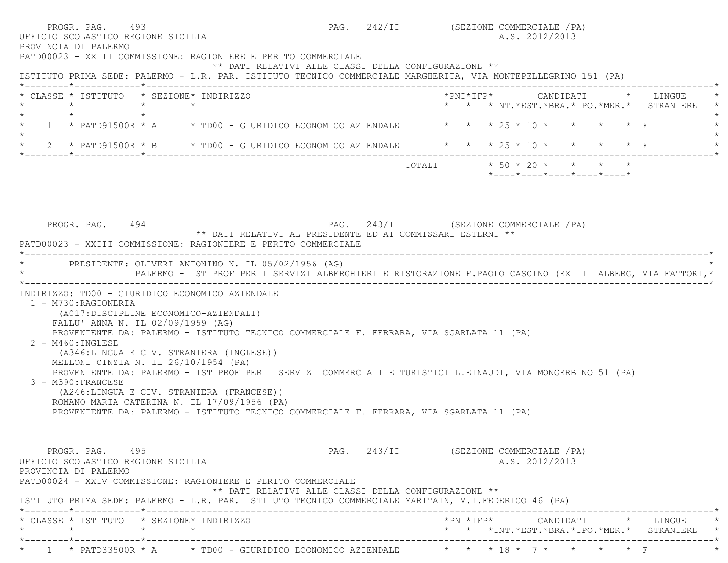PROGR. PAG. 493 PAG. 242/II (SEZIONE COMMERCIALE /PA)

UFFICIO SCOLASTICO REGIONE SICILIA A.S. 2012/2013

PROVINCIA DI PALERMO

PATD00023 - XXIII COMMISSIONE: RAGIONIERE E PERITO COMMERCIALE

** DATI RELATIVI ALLE CLASSI DELLA CONFIGURAZIONE **

ISTITUTO PRIMA SEDE: PALERMO - L.R. PAR. ISTITUTO TECNICO COMMERCIALE MARGHERITA, VIA MONTEPELLEGRINO 151 (PA)

| CLASSE | ISTITUTO | SEZIONE | INDIRIZZO | PNI | IFP | CANDIDATI INT. | EST. | BRA. | IPO. | MER. | LINGUE STRANIERE |
|---|---|---|---|---|---|---|---|---|---|---|---|
| 1 | PATD91500R | A | TD00 - GIURIDICO ECONOMICO AZIENDALE | | | 25 | 10 | | | | F |
| 2 | PATD91500R | B | TD00 - GIURIDICO ECONOMICO AZIENDALE | | | 25 | 10 | | | | F |
| | | | TOTALI | | | 50 | 20 | | | | |

PROGR. PAG. 494 PAG. 243/I (SEZIONE COMMERCIALE /PA)

** DATI RELATIVI AL PRESIDENTE ED AI COMMISSARI ESTERNI **

PATD00023 - XXIII COMMISSIONE: RAGIONIERE E PERITO COMMERCIALE

PRESIDENTE: OLIVERI ANTONINO N. IL 05/02/1956 (AG)
PALERMO - IST PROF PER I SERVIZI ALBERGHIERI E RISTORAZIONE F.PAOLO CASCINO (EX III ALBERG, VIA FATTORI,

INDIRIZZO: TD00 - GIURIDICO ECONOMICO AZIENDALE

1 - M730:RAGIONERIA
(A017:DISCIPLINE ECONOMICO-AZIENDALI)
FALLU' ANNA N. IL 02/09/1959 (AG)
PROVENIENTE DA: PALERMO - ISTITUTO TECNICO COMMERCIALE F. FERRARA, VIA SGARLATA 11 (PA)

2 - M460:INGLESE
(A346:LINGUA E CIV. STRANIERA (INGLESE))
MELLONI CINZIA N. IL 26/10/1954 (PA)
PROVENIENTE DA: PALERMO - IST PROF PER I SERVIZI COMMERCIALI E TURISTICI L.EINAUDI, VIA MONGERBINO 51 (PA)

3 - M390:FRANCESE
(A246:LINGUA E CIV. STRANIERA (FRANCESE))
ROMANO MARIA CATERINA N. IL 17/09/1956 (PA)
PROVENIENTE DA: PALERMO - ISTITUTO TECNICO COMMERCIALE F. FERRARA, VIA SGARLATA 11 (PA)

PROGR. PAG. 495 PAG. 243/II (SEZIONE COMMERCIALE /PA)

UFFICIO SCOLASTICO REGIONE SICILIA A.S. 2012/2013

PROVINCIA DI PALERMO

PATD00024 - XXIV COMMISSIONE: RAGIONIERE E PERITO COMMERCIALE

** DATI RELATIVI ALLE CLASSI DELLA CONFIGURAZIONE **

ISTITUTO PRIMA SEDE: PALERMO - L.R. PAR. ISTITUTO TECNICO COMMERCIALE MARITAIN, V.I.FEDERICO 46 (PA)

| CLASSE | ISTITUTO | SEZIONE | INDIRIZZO | PNI | IFP | CANDIDATI INT. | EST. | BRA. | IPO. | MER. | LINGUE STRANIERE |
|---|---|---|---|---|---|---|---|---|---|---|---|
| 1 | PATD33500R | A | TD00 - GIURIDICO ECONOMICO AZIENDALE | | | 18 | 7 | | | | F |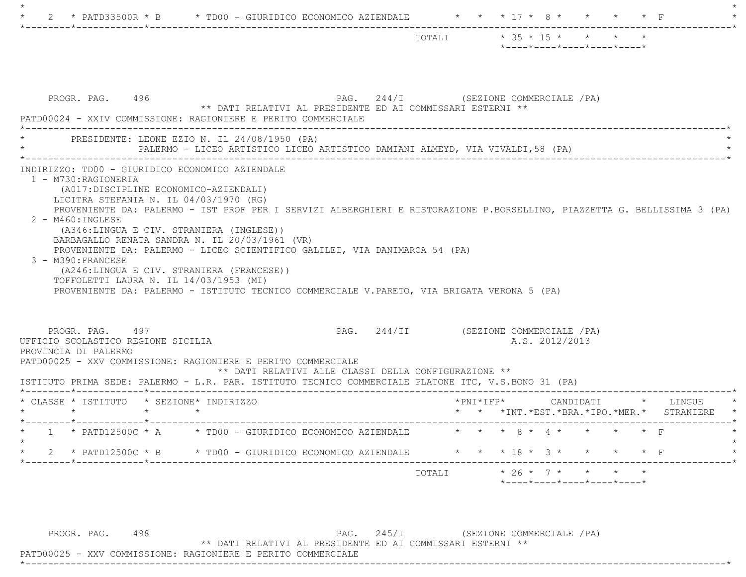| CLASSE | ISTITUTO | SEZIONE | INDIRIZZO | PNI | IFP | INT. | EST. | BRA. | IPO. | MER. | LINGUE STRANIERE |
|---|---|---|---|---|---|---|---|---|---|---|---|
| 2 | PATD33500R | B | TD00 - GIURIDICO ECONOMICO AZIENDALE | | | 17 | 8 | | | | F |
| | | | TOTALI | | | 35 | 15 | | | | |

PROGR. PAG. 496 PAG. 244/I (SEZIONE COMMERCIALE /PA)

** DATI RELATIVI AL PRESIDENTE ED AI COMMISSARI ESTERNI **

PATD00024 - XXIV COMMISSIONE: RAGIONIERE E PERITO COMMERCIALE

PRESIDENTE: LEONE EZIO N. IL 24/08/1950 (PA)
PALERMO - LICEO ARTISTICO LICEO ARTISTICO DAMIANI ALMEYD, VIA VIVALDI,58 (PA)

INDIRIZZO: TD00 - GIURIDICO ECONOMICO AZIENDALE

1 - M730:RAGIONERIA
(A017:DISCIPLINE ECONOMICO-AZIENDALI)
LICITRA STEFANIA N. IL 04/03/1970 (RG)
PROVENIENTE DA: PALERMO - IST PROF PER I SERVIZI ALBERGHIERI E RISTORAZIONE P.BORSELLINO, PIAZZETTA G. BELLISSIMA 3 (PA)

2 - M460:INGLESE
(A346:LINGUA E CIV. STRANIERA (INGLESE))
BARBAGALLO RENATA SANDRA N. IL 20/03/1961 (VR)
PROVENIENTE DA: PALERMO - LICEO SCIENTIFICO GALILEI, VIA DANIMARCA 54 (PA)

3 - M390:FRANCESE
(A246:LINGUA E CIV. STRANIERA (FRANCESE))
TOFFOLETTI LAURA N. IL 14/03/1953 (MI)
PROVENIENTE DA: PALERMO - ISTITUTO TECNICO COMMERCIALE V.PARETO, VIA BRIGATA VERONA 5 (PA)

PROGR. PAG. 497 PAG. 244/II (SEZIONE COMMERCIALE /PA)

UFFICIO SCOLASTICO REGIONE SICILIA A.S. 2012/2013

PROVINCIA DI PALERMO

PATD00025 - XXV COMMISSIONE: RAGIONIERE E PERITO COMMERCIALE

** DATI RELATIVI ALLE CLASSI DELLA CONFIGURAZIONE **

ISTITUTO PRIMA SEDE: PALERMO - L.R. PAR. ISTITUTO TECNICO COMMERCIALE PLATONE ITC, V.S.BONO 31 (PA)

| CLASSE | ISTITUTO | SEZIONE | INDIRIZZO | PNI | IFP | INT. | EST. | BRA. | IPO. | MER. | LINGUE STRANIERE |
|---|---|---|---|---|---|---|---|---|---|---|---|
| 1 | PATD12500C | A | TD00 - GIURIDICO ECONOMICO AZIENDALE | | | 8 | 4 | | | | F |
| 2 | PATD12500C | B | TD00 - GIURIDICO ECONOMICO AZIENDALE | | | 18 | 3 | | | | F |
| | | | TOTALI | | | 26 | 7 | | | | |

PROGR. PAG. 498 PAG. 245/I (SEZIONE COMMERCIALE /PA)

** DATI RELATIVI AL PRESIDENTE ED AI COMMISSARI ESTERNI **

PATD00025 - XXV COMMISSIONE: RAGIONIERE E PERITO COMMERCIALE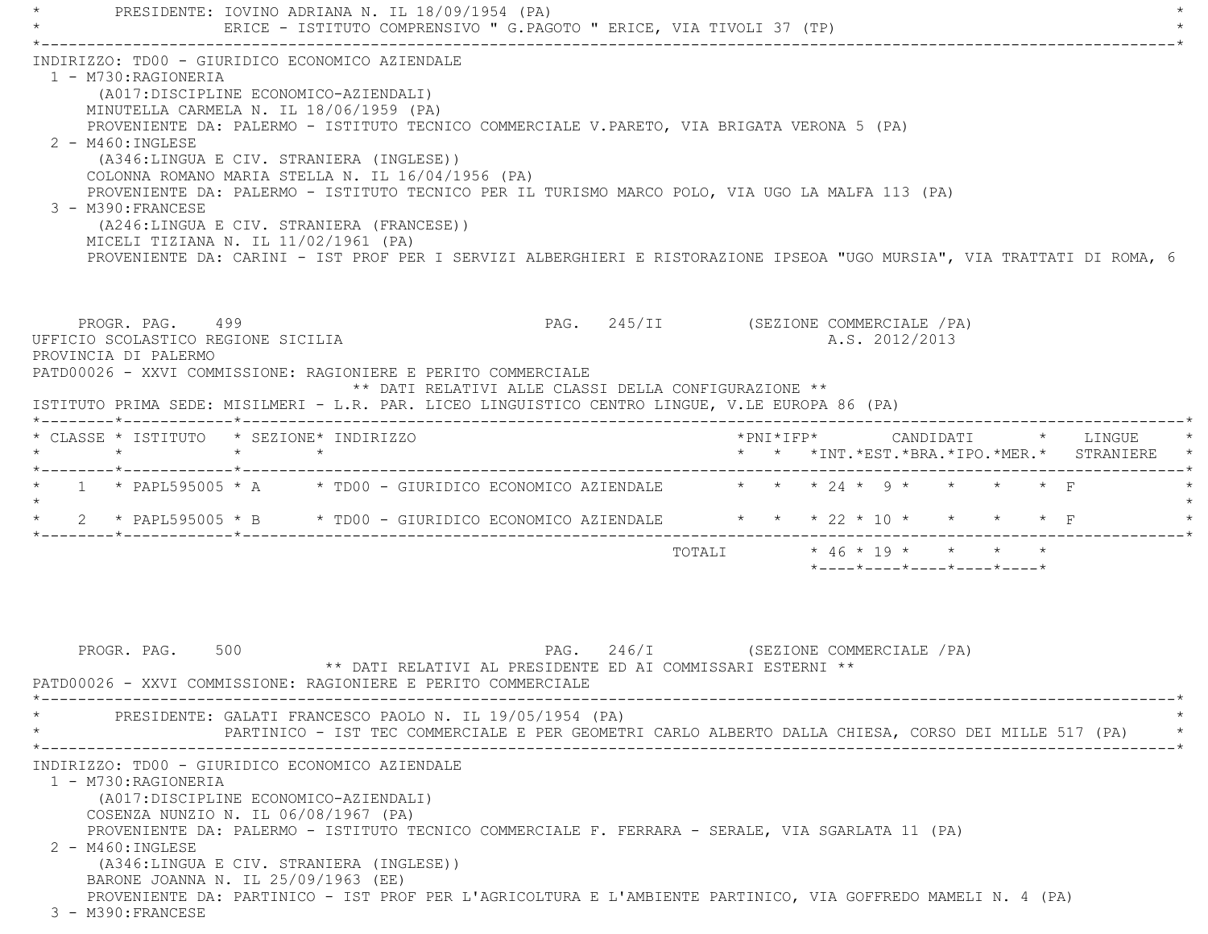PRESIDENTE: IOVINO ADRIANA N. IL 18/09/1954 (PA)
ERICE - ISTITUTO COMPRENSIVO " G.PAGOTO " ERICE, VIA TIVOLI 37 (TP)

INDIRIZZO: TD00 - GIURIDICO ECONOMICO AZIENDALE

1 - M730:RAGIONERIA
(A017:DISCIPLINE ECONOMICO-AZIENDALI)
MINUTELLA CARMELA N. IL 18/06/1959 (PA)
PROVENIENTE DA: PALERMO - ISTITUTO TECNICO COMMERCIALE V.PARETO, VIA BRIGATA VERONA 5 (PA)

2 - M460:INGLESE
(A346:LINGUA E CIV. STRANIERA (INGLESE))
COLONNA ROMANO MARIA STELLA N. IL 16/04/1956 (PA)
PROVENIENTE DA: PALERMO - ISTITUTO TECNICO PER IL TURISMO MARCO POLO, VIA UGO LA MALFA 113 (PA)

3 - M390:FRANCESE
(A246:LINGUA E CIV. STRANIERA (FRANCESE))
MICELI TIZIANA N. IL 11/02/1961 (PA)
PROVENIENTE DA: CARINI - IST PROF PER I SERVIZI ALBERGHIERI E RISTORAZIONE IPSEOA "UGO MURSIA", VIA TRATTATI DI ROMA, 6

PROGR. PAG. 499 PAG. 245/II (SEZIONE COMMERCIALE /PA)

UFFICIO SCOLASTICO REGIONE SICILIA A.S. 2012/2013

PROVINCIA DI PALERMO

PATD00026 - XXVI COMMISSIONE: RAGIONIERE E PERITO COMMERCIALE

** DATI RELATIVI ALLE CLASSI DELLA CONFIGURAZIONE **

ISTITUTO PRIMA SEDE: MISILMERI - L.R. PAR. LICEO LINGUISTICO CENTRO LINGUE, V.LE EUROPA 86 (PA)

| CLASSE | ISTITUTO | SEZIONE | INDIRIZZO | PNI | IFP | CANDIDATI INT. | EST. | BRA. | IPO. | MER. | LINGUE STRANIERE |
|---|---|---|---|---|---|---|---|---|---|---|---|
| 1 | PAPL595005 | A | TD00 - GIURIDICO ECONOMICO AZIENDALE | | | 24 | 9 | | | | F |
| 2 | PAPL595005 | B | TD00 - GIURIDICO ECONOMICO AZIENDALE | | | 22 | 10 | | | | F |
| | | | TOTALI | | | 46 | 19 | | | | |

PROGR. PAG. 500 PAG. 246/I (SEZIONE COMMERCIALE /PA)

** DATI RELATIVI AL PRESIDENTE ED AI COMMISSARI ESTERNI **

PATD00026 - XXVI COMMISSIONE: RAGIONIERE E PERITO COMMERCIALE

PRESIDENTE: GALATI FRANCESCO PAOLO N. IL 19/05/1954 (PA)
PARTINICO - IST TEC COMMERCIALE E PER GEOMETRI CARLO ALBERTO DALLA CHIESA, CORSO DEI MILLE 517 (PA)

INDIRIZZO: TD00 - GIURIDICO ECONOMICO AZIENDALE

1 - M730:RAGIONERIA
(A017:DISCIPLINE ECONOMICO-AZIENDALI)
COSENZA NUNZIO N. IL 06/08/1967 (PA)
PROVENIENTE DA: PALERMO - ISTITUTO TECNICO COMMERCIALE F. FERRARA - SERALE, VIA SGARLATA 11 (PA)

2 - M460:INGLESE
(A346:LINGUA E CIV. STRANIERA (INGLESE))
BARONE JOANNA N. IL 25/09/1963 (EE)
PROVENIENTE DA: PARTINICO - IST PROF PER L'AGRICOLTURA E L'AMBIENTE PARTINICO, VIA GOFFREDO MAMELI N. 4 (PA)

3 - M390:FRANCESE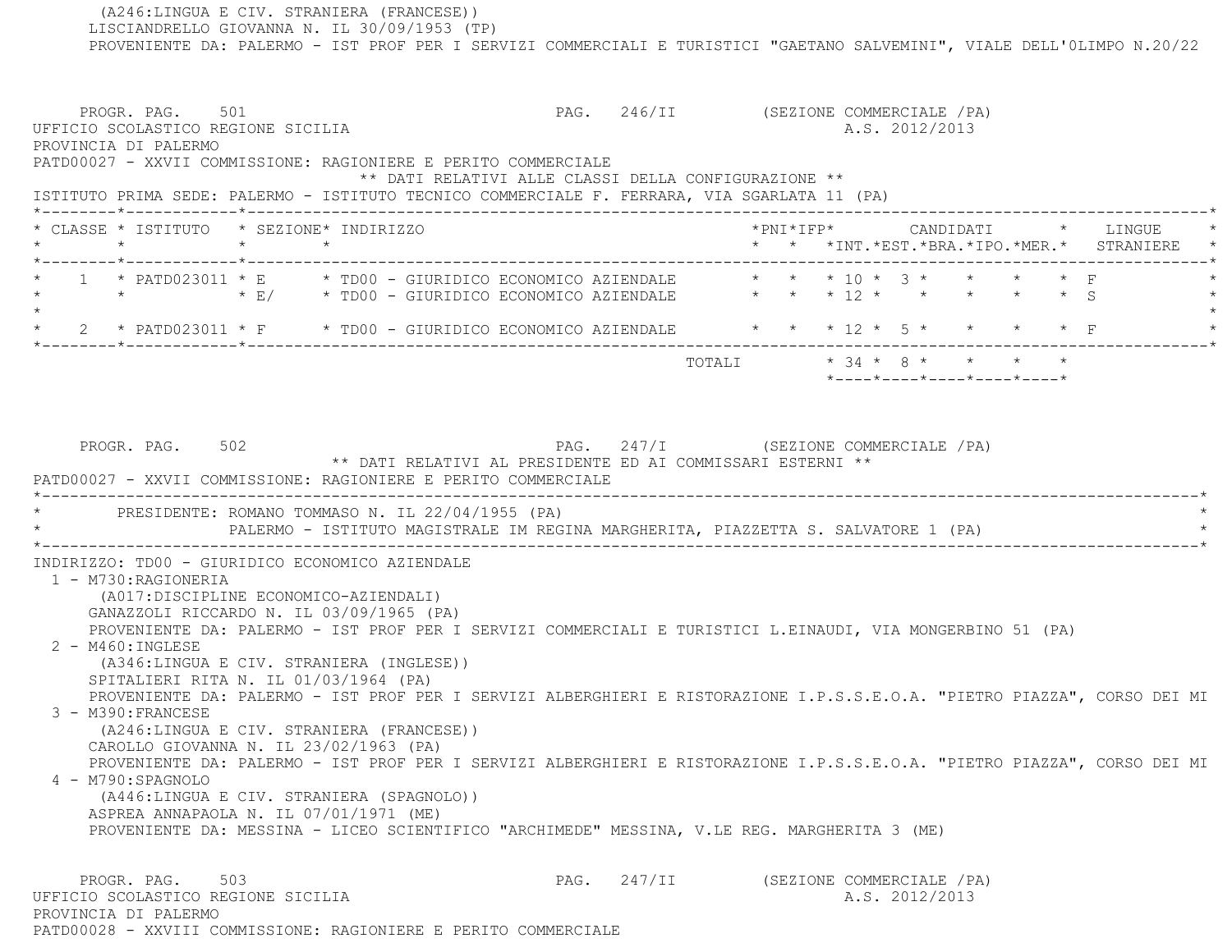(A246:LINGUA E CIV. STRANIERA (FRANCESE))
LISCIANDRELLO GIOVANNA N. IL 30/09/1953 (TP)
PROVENIENTE DA: PALERMO - IST PROF PER I SERVIZI COMMERCIALI E TURISTICI "GAETANO SALVEMINI", VIALE DELL'0LIMPO N.20/22

PROGR. PAG. 501 PAG. 246/II (SEZIONE COMMERCIALE /PA)
UFFICIO SCOLASTICO REGIONE SICILIA A.S. 2012/2013
PROVINCIA DI PALERMO
PATD00027 - XXVII COMMISSIONE: RAGIONIERE E PERITO COMMERCIALE

** DATI RELATIVI ALLE CLASSI DELLA CONFIGURAZIONE **

ISTITUTO PRIMA SEDE: PALERMO - ISTITUTO TECNICO COMMERCIALE F. FERRARA, VIA SGARLATA 11 (PA)

| CLASSE | ISTITUTO | SEZIONE | INDIRIZZO | PNI | IFP | CANDIDATI INT. | EST. | BRA. | IPO. | MER. | LINGUE STRANIERE |
|---|---|---|---|---|---|---|---|---|---|---|---|
| 1 | PATD023011 | E | TD00 - GIURIDICO ECONOMICO AZIENDALE | | | 10 | 3 | | | | F |
| | | E/ | TD00 - GIURIDICO ECONOMICO AZIENDALE | | | 12 | | | | | S |
| 2 | PATD023011 | F | TD00 - GIURIDICO ECONOMICO AZIENDALE | | | 12 | 5 | | | | F |
| | | | TOTALI | | | 34 | 8 | | | | |

PROGR. PAG. 502 PAG. 247/I (SEZIONE COMMERCIALE /PA)

** DATI RELATIVI AL PRESIDENTE ED AI COMMISSARI ESTERNI **

PATD00027 - XXVII COMMISSIONE: RAGIONIERE E PERITO COMMERCIALE

PRESIDENTE: ROMANO TOMMASO N. IL 22/04/1955 (PA)
PALERMO - ISTITUTO MAGISTRALE IM REGINA MARGHERITA, PIAZZETTA S. SALVATORE 1 (PA)

INDIRIZZO: TD00 - GIURIDICO ECONOMICO AZIENDALE

1 - M730:RAGIONERIA
(A017:DISCIPLINE ECONOMICO-AZIENDALI)
GANAZZOLI RICCARDO N. IL 03/09/1965 (PA)
PROVENIENTE DA: PALERMO - IST PROF PER I SERVIZI COMMERCIALI E TURISTICI L.EINAUDI, VIA MONGERBINO 51 (PA)

2 - M460:INGLESE
(A346:LINGUA E CIV. STRANIERA (INGLESE))
SPITALIERI RITA N. IL 01/03/1964 (PA)
PROVENIENTE DA: PALERMO - IST PROF PER I SERVIZI ALBERGHIERI E RISTORAZIONE I.P.S.S.E.O.A. "PIETRO PIAZZA", CORSO DEI MI

3 - M390:FRANCESE
(A246:LINGUA E CIV. STRANIERA (FRANCESE))
CAROLLO GIOVANNA N. IL 23/02/1963 (PA)
PROVENIENTE DA: PALERMO - IST PROF PER I SERVIZI ALBERGHIERI E RISTORAZIONE I.P.S.S.E.O.A. "PIETRO PIAZZA", CORSO DEI MI

4 - M790:SPAGNOLO
(A446:LINGUA E CIV. STRANIERA (SPAGNOLO))
ASPREA ANNAPAOLA N. IL 07/01/1971 (ME)
PROVENIENTE DA: MESSINA - LICEO SCIENTIFICO "ARCHIMEDE" MESSINA, V.LE REG. MARGHERITA 3 (ME)

PROGR. PAG. 503 PAG. 247/II (SEZIONE COMMERCIALE /PA)
UFFICIO SCOLASTICO REGIONE SICILIA A.S. 2012/2013
PROVINCIA DI PALERMO
PATD00028 - XXVIII COMMISSIONE: RAGIONIERE E PERITO COMMERCIALE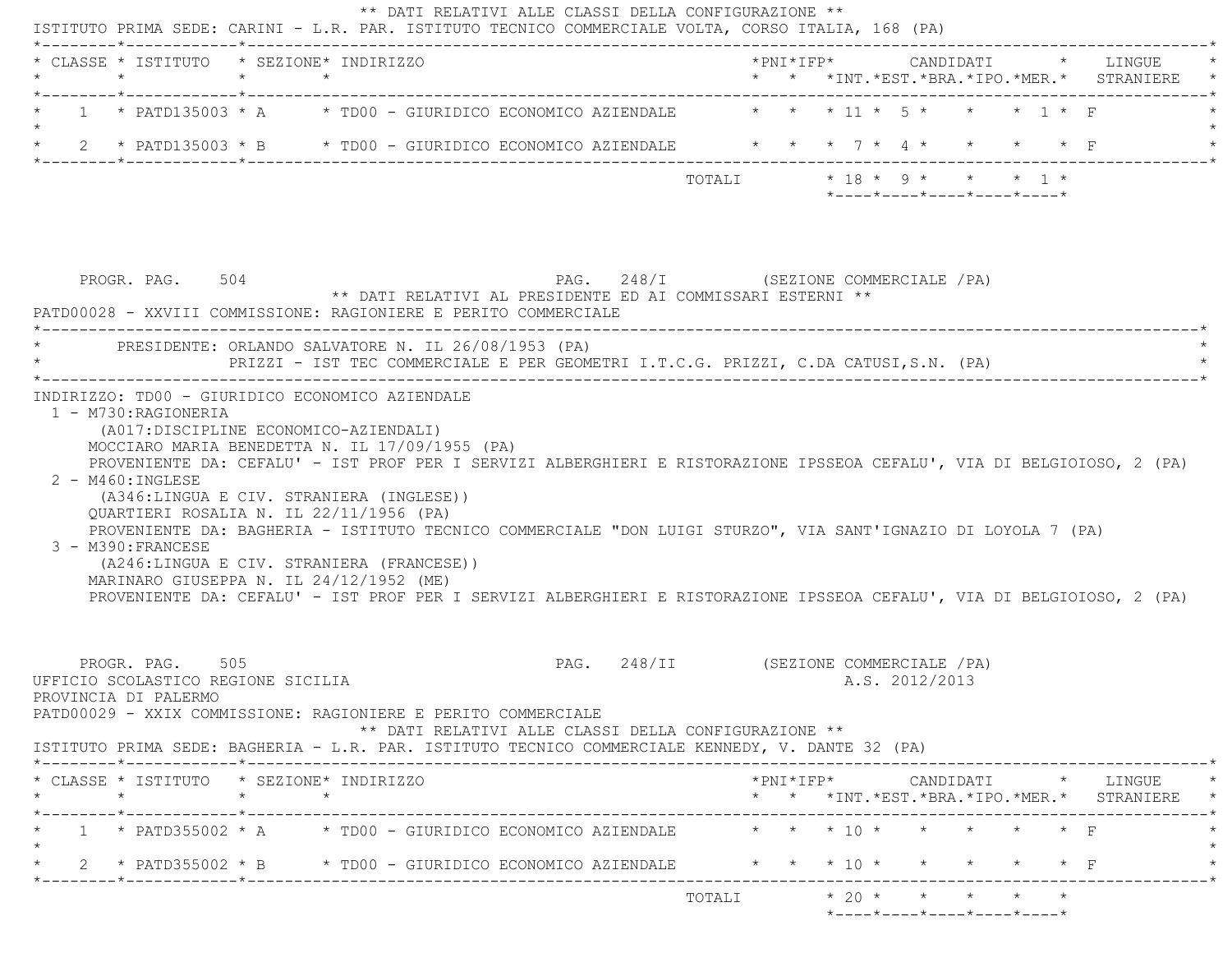** DATI RELATIVI ALLE CLASSI DELLA CONFIGURAZIONE **

ISTITUTO PRIMA SEDE: CARINI - L.R. PAR. ISTITUTO TECNICO COMMERCIALE VOLTA, CORSO ITALIA, 168 (PA)

| CLASSE | ISTITUTO | SEZIONE | INDIRIZZO | PNI | IFP | CANDIDATI INT. | CANDIDATI EST. | CANDIDATI BRA. | CANDIDATI IPO. | CANDIDATI MER. | LINGUE STRANIERE |
|---|---|---|---|---|---|---|---|---|---|---|---|
| 1 | PATD135003 | A | TD00 - GIURIDICO ECONOMICO AZIENDALE | | | 11 | 5 | | | 1 | F |
| 2 | PATD135003 | B | TD00 - GIURIDICO ECONOMICO AZIENDALE | | | 7 | 4 | | | | F |
| | | | TOTALI | | | 18 | 9 | | | 1 | |

PROGR. PAG. 504 PAG. 248/I (SEZIONE COMMERCIALE /PA)

** DATI RELATIVI AL PRESIDENTE ED AI COMMISSARI ESTERNI **

PATD00028 - XXVIII COMMISSIONE: RAGIONIERE E PERITO COMMERCIALE

PRESIDENTE: ORLANDO SALVATORE N. IL 26/08/1953 (PA)
PRIZZI - IST TEC COMMERCIALE E PER GEOMETRI I.T.C.G. PRIZZI, C.DA CATUSI,S.N. (PA)

INDIRIZZO: TD00 - GIURIDICO ECONOMICO AZIENDALE

1 - M730:RAGIONERIA
(A017:DISCIPLINE ECONOMICO-AZIENDALI)
MOCCIARO MARIA BENEDETTA N. IL 17/09/1955 (PA)
PROVENIENTE DA: CEFALU' - IST PROF PER I SERVIZI ALBERGHIERI E RISTORAZIONE IPSSEOA CEFALU', VIA DI BELGIOIOSO, 2 (PA)

2 - M460:INGLESE
(A346:LINGUA E CIV. STRANIERA (INGLESE))
QUARTIERI ROSALIA N. IL 22/11/1956 (PA)
PROVENIENTE DA: BAGHERIA - ISTITUTO TECNICO COMMERCIALE "DON LUIGI STURZO", VIA SANT'IGNAZIO DI LOYOLA 7 (PA)

3 - M390:FRANCESE
(A246:LINGUA E CIV. STRANIERA (FRANCESE))
MARINARO GIUSEPPA N. IL 24/12/1952 (ME)
PROVENIENTE DA: CEFALU' - IST PROF PER I SERVIZI ALBERGHIERI E RISTORAZIONE IPSSEOA CEFALU', VIA DI BELGIOIOSO, 2 (PA)

PROGR. PAG. 505 PAG. 248/II (SEZIONE COMMERCIALE /PA)

UFFICIO SCOLASTICO REGIONE SICILIA A.S. 2012/2013

PROVINCIA DI PALERMO

PATD00029 - XXIX COMMISSIONE: RAGIONIERE E PERITO COMMERCIALE

** DATI RELATIVI ALLE CLASSI DELLA CONFIGURAZIONE **

ISTITUTO PRIMA SEDE: BAGHERIA - L.R. PAR. ISTITUTO TECNICO COMMERCIALE KENNEDY, V. DANTE 32 (PA)

| CLASSE | ISTITUTO | SEZIONE | INDIRIZZO | PNI | IFP | CANDIDATI INT. | CANDIDATI EST. | CANDIDATI BRA. | CANDIDATI IPO. | CANDIDATI MER. | LINGUE STRANIERE |
|---|---|---|---|---|---|---|---|---|---|---|---|
| 1 | PATD355002 | A | TD00 - GIURIDICO ECONOMICO AZIENDALE | | | 10 | | | | | F |
| 2 | PATD355002 | B | TD00 - GIURIDICO ECONOMICO AZIENDALE | | | 10 | | | | | F |
| | | | TOTALI | | | 20 | | | | | |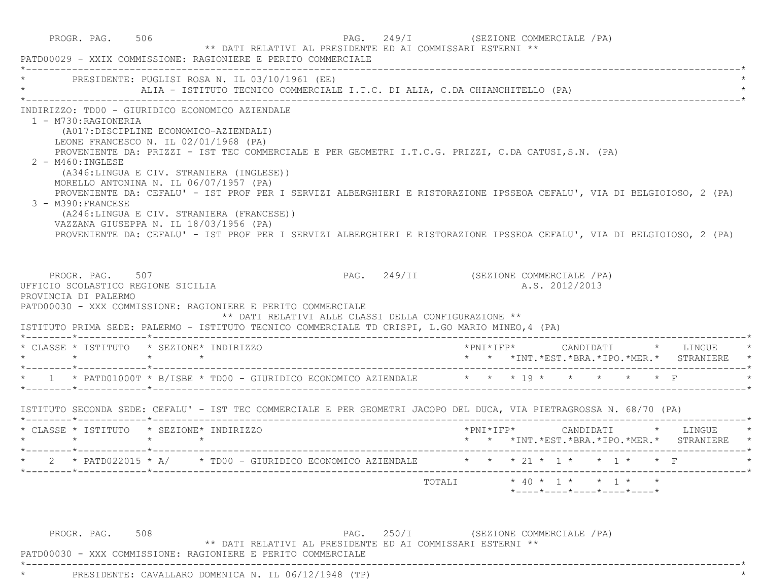PROGR. PAG. 506 PAG. 249/I (SEZIONE COMMERCIALE /PA)

** DATI RELATIVI AL PRESIDENTE ED AI COMMISSARI ESTERNI **

PATD00029 - XXIX COMMISSIONE: RAGIONIERE E PERITO COMMERCIALE

PRESIDENTE: PUGLISI ROSA N. IL 03/10/1961 (EE)
ALIA - ISTITUTO TECNICO COMMERCIALE I.T.C. DI ALIA, C.DA CHIANCHITELLO (PA)

INDIRIZZO: TD00 - GIURIDICO ECONOMICO AZIENDALE

1 - M730:RAGIONERIA
(A017:DISCIPLINE ECONOMICO-AZIENDALI)
LEONE FRANCESCO N. IL 02/01/1968 (PA)
PROVENIENTE DA: PRIZZI - IST TEC COMMERCIALE E PER GEOMETRI I.T.C.G. PRIZZI, C.DA CATUSI,S.N. (PA)

2 - M460:INGLESE
(A346:LINGUA E CIV. STRANIERA (INGLESE))
MORELLO ANTONINA N. IL 06/07/1957 (PA)
PROVENIENTE DA: CEFALU' - IST PROF PER I SERVIZI ALBERGHIERI E RISTORAZIONE IPSSEOA CEFALU', VIA DI BELGIOIOSO, 2 (PA)

3 - M390:FRANCESE
(A246:LINGUA E CIV. STRANIERA (FRANCESE))
VAZZANA GIUSEPPA N. IL 18/03/1956 (PA)
PROVENIENTE DA: CEFALU' - IST PROF PER I SERVIZI ALBERGHIERI E RISTORAZIONE IPSSEOA CEFALU', VIA DI BELGIOIOSO, 2 (PA)

PROGR. PAG. 507 PAG. 249/II (SEZIONE COMMERCIALE /PA)

UFFICIO SCOLASTICO REGIONE SICILIA A.S. 2012/2013

PROVINCIA DI PALERMO

PATD00030 - XXX COMMISSIONE: RAGIONIERE E PERITO COMMERCIALE

** DATI RELATIVI ALLE CLASSI DELLA CONFIGURAZIONE **

ISTITUTO PRIMA SEDE: PALERMO - ISTITUTO TECNICO COMMERCIALE TD CRISPI, L.GO MARIO MINEO,4 (PA)

| CLASSE | ISTITUTO | SEZIONE | INDIRIZZO | PNI | IFP | CANDIDATI INT. | EST. | BRA. | IPO. | MER. | LINGUE STRANIERE |
|---|---|---|---|---|---|---|---|---|---|---|---|
| 1 | PATD01000T | B/ISBE | TD00 - GIURIDICO ECONOMICO AZIENDALE | | | 19 | | | | | F |

ISTITUTO SECONDA SEDE: CEFALU' - IST TEC COMMERCIALE E PER GEOMETRI JACOPO DEL DUCA, VIA PIETRAGROSSA N. 68/70 (PA)

| CLASSE | ISTITUTO | SEZIONE | INDIRIZZO | PNI | IFP | CANDIDATI INT. | EST. | BRA. | IPO. | MER. | LINGUE STRANIERE |
|---|---|---|---|---|---|---|---|---|---|---|---|
| 2 | PATD022015 | A/ | TD00 - GIURIDICO ECONOMICO AZIENDALE | | | 21 | 1 | | 1 | | F |
| | | | TOTALI | | | 40 | 1 | | 1 | | |

PROGR. PAG. 508 PAG. 250/I (SEZIONE COMMERCIALE /PA)

** DATI RELATIVI AL PRESIDENTE ED AI COMMISSARI ESTERNI **

PATD00030 - XXX COMMISSIONE: RAGIONIERE E PERITO COMMERCIALE

PRESIDENTE: CAVALLARO DOMENICA N. IL 06/12/1948 (TP)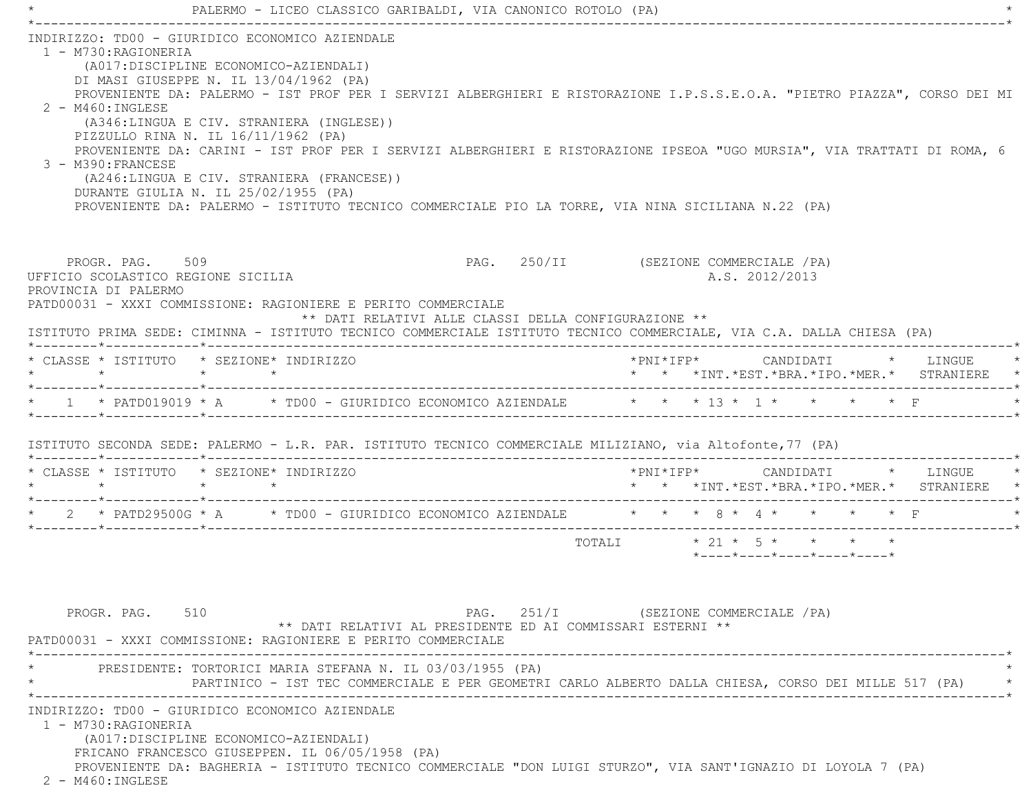PALERMO - LICEO CLASSICO GARIBALDI, VIA CANONICO ROTOLO (PA)

INDIRIZZO: TD00 - GIURIDICO ECONOMICO AZIENDALE

1 - M730:RAGIONERIA
   (A017:DISCIPLINE ECONOMICO-AZIENDALI)
   DI MASI GIUSEPPE N. IL 13/04/1962 (PA)
   PROVENIENTE DA: PALERMO - IST PROF PER I SERVIZI ALBERGHIERI E RISTORAZIONE I.P.S.S.E.O.A. "PIETRO PIAZZA", CORSO DEI MI

2 - M460:INGLESE
   (A346:LINGUA E CIV. STRANIERA (INGLESE))
   PIZZULLO RINA N. IL 16/11/1962 (PA)
   PROVENIENTE DA: CARINI - IST PROF PER I SERVIZI ALBERGHIERI E RISTORAZIONE IPSEOA "UGO MURSIA", VIA TRATTATI DI ROMA, 6

3 - M390:FRANCESE
   (A246:LINGUA E CIV. STRANIERA (FRANCESE))
   DURANTE GIULIA N. IL 25/02/1955 (PA)
   PROVENIENTE DA: PALERMO - ISTITUTO TECNICO COMMERCIALE PIO LA TORRE, VIA NINA SICILIANA N.22 (PA)

PROGR. PAG. 509 PAG. 250/II (SEZIONE COMMERCIALE /PA)

UFFICIO SCOLASTICO REGIONE SICILIA A.S. 2012/2013

PROVINCIA DI PALERMO

PATD00031 - XXXI COMMISSIONE: RAGIONIERE E PERITO COMMERCIALE

** DATI RELATIVI ALLE CLASSI DELLA CONFIGURAZIONE **

ISTITUTO PRIMA SEDE: CIMINNA - ISTITUTO TECNICO COMMERCIALE ISTITUTO TECNICO COMMERCIALE, VIA C.A. DALLA CHIESA (PA)

| CLASSE | ISTITUTO | SEZIONE | INDIRIZZO | PNI | IFP | CANDIDATI INT. | EST. | BRA. | IPO. | MER. | LINGUE STRANIERE |
|---|---|---|---|---|---|---|---|---|---|---|---|
| 1 | PATD019019 | A | TD00 - GIURIDICO ECONOMICO AZIENDALE | | | 13 | 1 | | | | F |

ISTITUTO SECONDA SEDE: PALERMO - L.R. PAR. ISTITUTO TECNICO COMMERCIALE MILIZIANO, via Altofonte,77 (PA)

| CLASSE | ISTITUTO | SEZIONE | INDIRIZZO | PNI | IFP | CANDIDATI INT. | EST. | BRA. | IPO. | MER. | LINGUE STRANIERE |
|---|---|---|---|---|---|---|---|---|---|---|---|
| 2 | PATD29500G | A | TD00 - GIURIDICO ECONOMICO AZIENDALE | | | 8 | 4 | | | | F |
| | | | TOTALI | | | 21 | 5 | | | | |

PROGR. PAG. 510 PAG. 251/I (SEZIONE COMMERCIALE /PA)

** DATI RELATIVI AL PRESIDENTE ED AI COMMISSARI ESTERNI **

PATD00031 - XXXI COMMISSIONE: RAGIONIERE E PERITO COMMERCIALE

PRESIDENTE: TORTORICI MARIA STEFANA N. IL 03/03/1955 (PA)
PARTINICO - IST TEC COMMERCIALE E PER GEOMETRI CARLO ALBERTO DALLA CHIESA, CORSO DEI MILLE 517 (PA)

INDIRIZZO: TD00 - GIURIDICO ECONOMICO AZIENDALE

1 - M730:RAGIONERIA
   (A017:DISCIPLINE ECONOMICO-AZIENDALI)
   FRICANO FRANCESCO GIUSEPPEN. IL 06/05/1958 (PA)
   PROVENIENTE DA: BAGHERIA - ISTITUTO TECNICO COMMERCIALE "DON LUIGI STURZO", VIA SANT'IGNAZIO DI LOYOLA 7 (PA)

2 - M460:INGLESE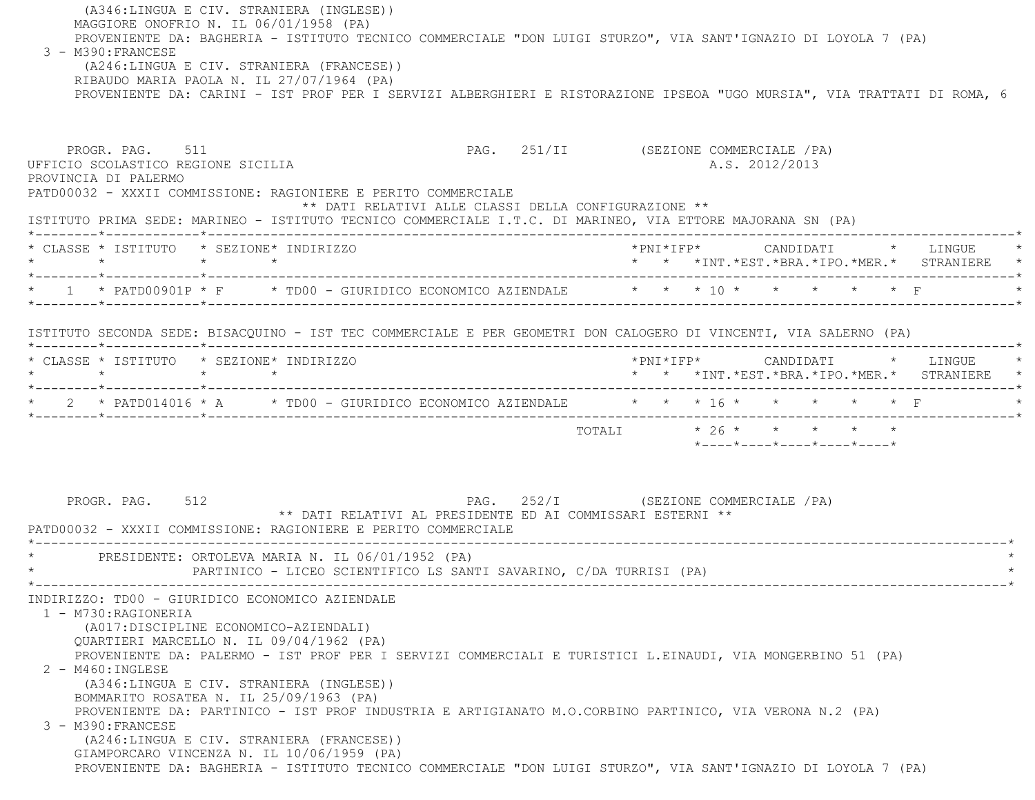(A346:LINGUA E CIV. STRANIERA (INGLESE))
MAGGIORE ONOFRIO N. IL 06/01/1958 (PA)
PROVENIENTE DA: BAGHERIA - ISTITUTO TECNICO COMMERCIALE "DON LUIGI STURZO", VIA SANT'IGNAZIO DI LOYOLA 7 (PA)

3 - M390:FRANCESE
(A246:LINGUA E CIV. STRANIERA (FRANCESE))
RIBAUDO MARIA PAOLA N. IL 27/07/1964 (PA)
PROVENIENTE DA: CARINI - IST PROF PER I SERVIZI ALBERGHIERI E RISTORAZIONE IPSEOA "UGO MURSIA", VIA TRATTATI DI ROMA, 6

PROGR. PAG. 511 — PAG. 251/II (SEZIONE COMMERCIALE /PA)
UFFICIO SCOLASTICO REGIONE SICILIA — A.S. 2012/2013
PROVINCIA DI PALERMO
PATD00032 - XXXII COMMISSIONE: RAGIONIERE E PERITO COMMERCIALE

** DATI RELATIVI ALLE CLASSI DELLA CONFIGURAZIONE **

ISTITUTO PRIMA SEDE: MARINEO - ISTITUTO TECNICO COMMERCIALE I.T.C. DI MARINEO, VIA ETTORE MAJORANA SN (PA)

| CLASSE | ISTITUTO | SEZIONE | INDIRIZZO | PNI | IFP | CANDIDATI INT. | EST. | BRA. | IPO. | MER. | LINGUE STRANIERE |
|---|---|---|---|---|---|---|---|---|---|---|---|
| 1 | PATD00901P | F | TD00 - GIURIDICO ECONOMICO AZIENDALE | | | 10 | | | | | F |

ISTITUTO SECONDA SEDE: BISACQUINO - IST TEC COMMERCIALE E PER GEOMETRI DON CALOGERO DI VINCENTI, VIA SALERNO (PA)

| CLASSE | ISTITUTO | SEZIONE | INDIRIZZO | PNI | IFP | CANDIDATI INT. | EST. | BRA. | IPO. | MER. | LINGUE STRANIERE |
|---|---|---|---|---|---|---|---|---|---|---|---|
| 2 | PATD014016 | A | TD00 - GIURIDICO ECONOMICO AZIENDALE | | | 16 | | | | | F |
| | | | TOTALI | | | 26 | | | | | |

PROGR. PAG. 512 — PAG. 252/I (SEZIONE COMMERCIALE /PA)

** DATI RELATIVI AL PRESIDENTE ED AI COMMISSARI ESTERNI **

PATD00032 - XXXII COMMISSIONE: RAGIONIERE E PERITO COMMERCIALE

PRESIDENTE: ORTOLEVA MARIA N. IL 06/01/1952 (PA)
PARTINICO - LICEO SCIENTIFICO LS SANTI SAVARINO, C/DA TURRISI (PA)

INDIRIZZO: TD00 - GIURIDICO ECONOMICO AZIENDALE

1 - M730:RAGIONERIA
(A017:DISCIPLINE ECONOMICO-AZIENDALI)
QUARTIERI MARCELLO N. IL 09/04/1962 (PA)
PROVENIENTE DA: PALERMO - IST PROF PER I SERVIZI COMMERCIALI E TURISTICI L.EINAUDI, VIA MONGERBINO 51 (PA)

2 - M460:INGLESE
(A346:LINGUA E CIV. STRANIERA (INGLESE))
BOMMARITO ROSATEA N. IL 25/09/1963 (PA)
PROVENIENTE DA: PARTINICO - IST PROF INDUSTRIA E ARTIGIANATO M.O.CORBINO PARTINICO, VIA VERONA N.2 (PA)

3 - M390:FRANCESE
(A246:LINGUA E CIV. STRANIERA (FRANCESE))
GIAMPORCARO VINCENZA N. IL 10/06/1959 (PA)
PROVENIENTE DA: BAGHERIA - ISTITUTO TECNICO COMMERCIALE "DON LUIGI STURZO", VIA SANT'IGNAZIO DI LOYOLA 7 (PA)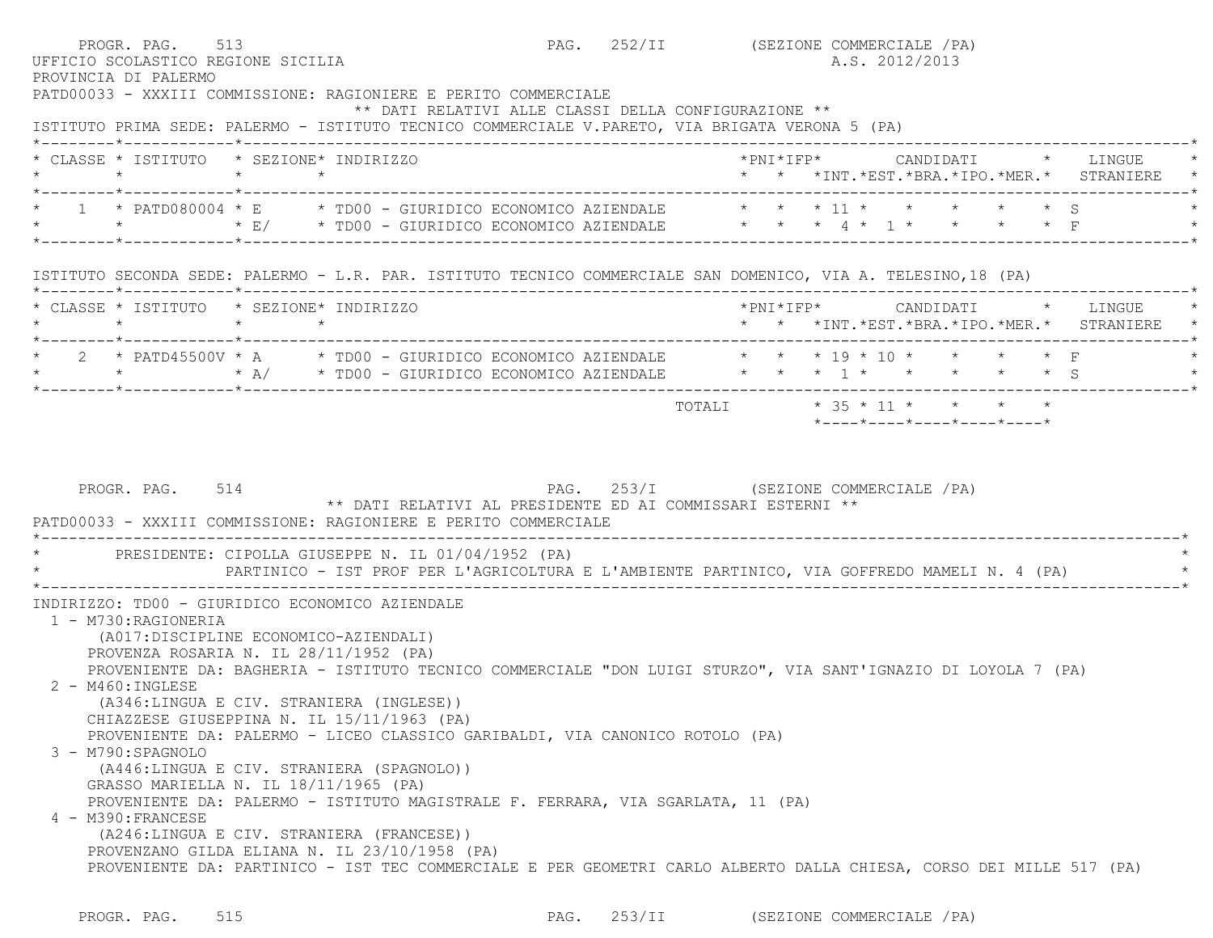PROGR. PAG. 513 PAG. 252/II (SEZIONE COMMERCIALE /PA)

UFFICIO SCOLASTICO REGIONE SICILIA A.S. 2012/2013

PROVINCIA DI PALERMO

PATD00033 - XXXIII COMMISSIONE: RAGIONIERE E PERITO COMMERCIALE

** DATI RELATIVI ALLE CLASSI DELLA CONFIGURAZIONE **

ISTITUTO PRIMA SEDE: PALERMO - ISTITUTO TECNICO COMMERCIALE V.PARETO, VIA BRIGATA VERONA 5 (PA)

| CLASSE | ISTITUTO | SEZIONE | INDIRIZZO | PNI | IFP | CANDIDATI INT. | EST. | BRA. | IPO. | MER. | LINGUE STRANIERE |
|---|---|---|---|---|---|---|---|---|---|---|---|
| 1 | PATD080004 | E | TD00 - GIURIDICO ECONOMICO AZIENDALE | | | 11 | | | | | S |
| | | E/ | TD00 - GIURIDICO ECONOMICO AZIENDALE | | | 4 | 1 | | | | F |

ISTITUTO SECONDA SEDE: PALERMO - L.R. PAR. ISTITUTO TECNICO COMMERCIALE SAN DOMENICO, VIA A. TELESINO,18 (PA)

| CLASSE | ISTITUTO | SEZIONE | INDIRIZZO | PNI | IFP | CANDIDATI INT. | EST. | BRA. | IPO. | MER. | LINGUE STRANIERE |
|---|---|---|---|---|---|---|---|---|---|---|---|
| 2 | PATD45500V | A | TD00 - GIURIDICO ECONOMICO AZIENDALE | | | 19 | 10 | | | | F |
| | | A/ | TD00 - GIURIDICO ECONOMICO AZIENDALE | | | 1 | | | | | S |
| | | | TOTALI | | | 35 | 11 | | | | |

PROGR. PAG. 514 PAG. 253/I (SEZIONE COMMERCIALE /PA)

** DATI RELATIVI AL PRESIDENTE ED AI COMMISSARI ESTERNI **

PATD00033 - XXXIII COMMISSIONE: RAGIONIERE E PERITO COMMERCIALE

PRESIDENTE: CIPOLLA GIUSEPPE N. IL 01/04/1952 (PA)
PARTINICO - IST PROF PER L'AGRICOLTURA E L'AMBIENTE PARTINICO, VIA GOFFREDO MAMELI N. 4 (PA)

INDIRIZZO: TD00 - GIURIDICO ECONOMICO AZIENDALE

1 - M730:RAGIONERIA
(A017:DISCIPLINE ECONOMICO-AZIENDALI)
PROVENZA ROSARIA N. IL 28/11/1952 (PA)
PROVENIENTE DA: BAGHERIA - ISTITUTO TECNICO COMMERCIALE "DON LUIGI STURZO", VIA SANT'IGNAZIO DI LOYOLA 7 (PA)

2 - M460:INGLESE
(A346:LINGUA E CIV. STRANIERA (INGLESE))
CHIAZZESE GIUSEPPINA N. IL 15/11/1963 (PA)
PROVENIENTE DA: PALERMO - LICEO CLASSICO GARIBALDI, VIA CANONICO ROTOLO (PA)

3 - M790:SPAGNOLO
(A446:LINGUA E CIV. STRANIERA (SPAGNOLO))
GRASSO MARIELLA N. IL 18/11/1965 (PA)
PROVENIENTE DA: PALERMO - ISTITUTO MAGISTRALE F. FERRARA, VIA SGARLATA, 11 (PA)

4 - M390:FRANCESE
(A246:LINGUA E CIV. STRANIERA (FRANCESE))
PROVENZANO GILDA ELIANA N. IL 23/10/1958 (PA)
PROVENIENTE DA: PARTINICO - IST TEC COMMERCIALE E PER GEOMETRI CARLO ALBERTO DALLA CHIESA, CORSO DEI MILLE 517 (PA)

PROGR. PAG. 515 PAG. 253/II (SEZIONE COMMERCIALE /PA)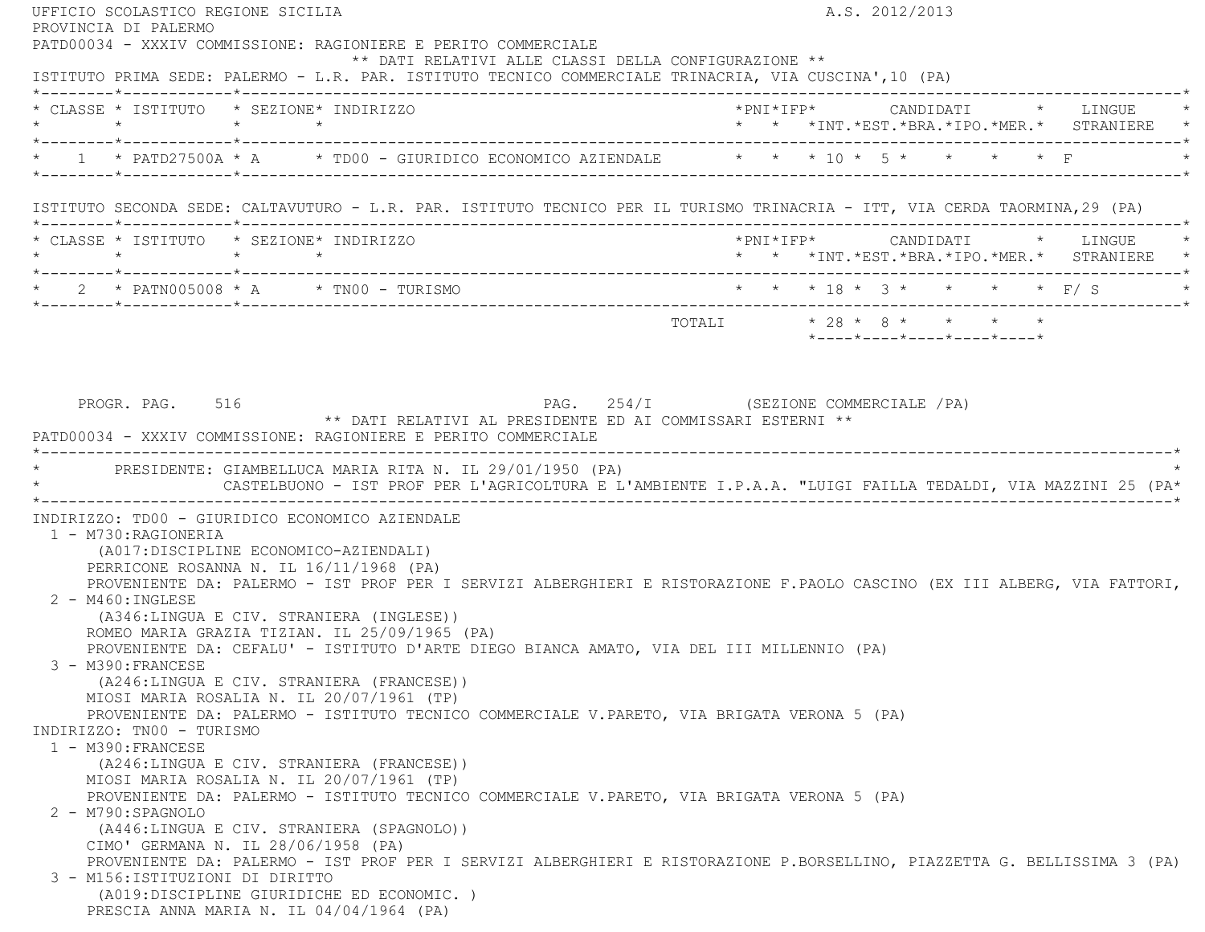UFFICIO SCOLASTICO REGIONE SICILIA A.S. 2012/2013
PROVINCIA DI PALERMO
PATD00034 - XXXIV COMMISSIONE: RAGIONIERE E PERITO COMMERCIALE

** DATI RELATIVI ALLE CLASSI DELLA CONFIGURAZIONE **

ISTITUTO PRIMA SEDE: PALERMO - L.R. PAR. ISTITUTO TECNICO COMMERCIALE TRINACRIA, VIA CUSCINA',10 (PA)

| CLASSE | ISTITUTO | SEZIONE | INDIRIZZO | PNI | IFP | CANDIDATI INT. | EST. | BRA. | IPO. | MER. | LINGUE STRANIERE |
|---|---|---|---|---|---|---|---|---|---|---|---|
| 1 | PATD27500A | A | TD00 - GIURIDICO ECONOMICO AZIENDALE | | | 10 | 5 | | | | F |

ISTITUTO SECONDA SEDE: CALTAVUTURO - L.R. PAR. ISTITUTO TECNICO PER IL TURISMO TRINACRIA - ITT, VIA CERDA TAORMINA,29 (PA)

| CLASSE | ISTITUTO | SEZIONE | INDIRIZZO | PNI | IFP | CANDIDATI INT. | EST. | BRA. | IPO. | MER. | LINGUE STRANIERE |
|---|---|---|---|---|---|---|---|---|---|---|---|
| 2 | PATN005008 | A | TN00 - TURISMO | | | 18 | 3 | | | | F/ S |
| | | | TOTALI | | | 28 | 8 | | | | |

PROGR. PAG. 516 PAG. 254/I (SEZIONE COMMERCIALE /PA)

** DATI RELATIVI AL PRESIDENTE ED AI COMMISSARI ESTERNI **

PATD00034 - XXXIV COMMISSIONE: RAGIONIERE E PERITO COMMERCIALE

PRESIDENTE: GIAMBELLUCA MARIA RITA N. IL 29/01/1950 (PA)
CASTELBUONO - IST PROF PER L'AGRICOLTURA E L'AMBIENTE I.P.A.A. "LUIGI FAILLA TEDALDI, VIA MAZZINI 25 (PA

INDIRIZZO: TD00 - GIURIDICO ECONOMICO AZIENDALE

1 - M730:RAGIONERIA
(A017:DISCIPLINE ECONOMICO-AZIENDALI)
PERRICONE ROSANNA N. IL 16/11/1968 (PA)
PROVENIENTE DA: PALERMO - IST PROF PER I SERVIZI ALBERGHIERI E RISTORAZIONE F.PAOLO CASCINO (EX III ALBERG, VIA FATTORI,

2 - M460:INGLESE
(A346:LINGUA E CIV. STRANIERA (INGLESE))
ROMEO MARIA GRAZIA TIZIAN. N. IL 25/09/1965 (PA)
PROVENIENTE DA: CEFALU' - ISTITUTO D'ARTE DIEGO BIANCA AMATO, VIA DEL III MILLENNIO (PA)

3 - M390:FRANCESE
(A246:LINGUA E CIV. STRANIERA (FRANCESE))
MIOSI MARIA ROSALIA N. IL 20/07/1961 (TP)
PROVENIENTE DA: PALERMO - ISTITUTO TECNICO COMMERCIALE V.PARETO, VIA BRIGATA VERONA 5 (PA)

INDIRIZZO: TN00 - TURISMO

1 - M390:FRANCESE
(A246:LINGUA E CIV. STRANIERA (FRANCESE))
MIOSI MARIA ROSALIA N. IL 20/07/1961 (TP)
PROVENIENTE DA: PALERMO - ISTITUTO TECNICO COMMERCIALE V.PARETO, VIA BRIGATA VERONA 5 (PA)

2 - M790:SPAGNOLO
(A446:LINGUA E CIV. STRANIERA (SPAGNOLO))
CIMO' GERMANA N. IL 28/06/1958 (PA)
PROVENIENTE DA: PALERMO - IST PROF PER I SERVIZI ALBERGHIERI E RISTORAZIONE P.BORSELLINO, PIAZZETTA G. BELLISSIMA 3 (PA)

3 - M156:ISTITUZIONI DI DIRITTO
(A019:DISCIPLINE GIURIDICHE ED ECONOMIC. )
PRESCIA ANNA MARIA N. IL 04/04/1964 (PA)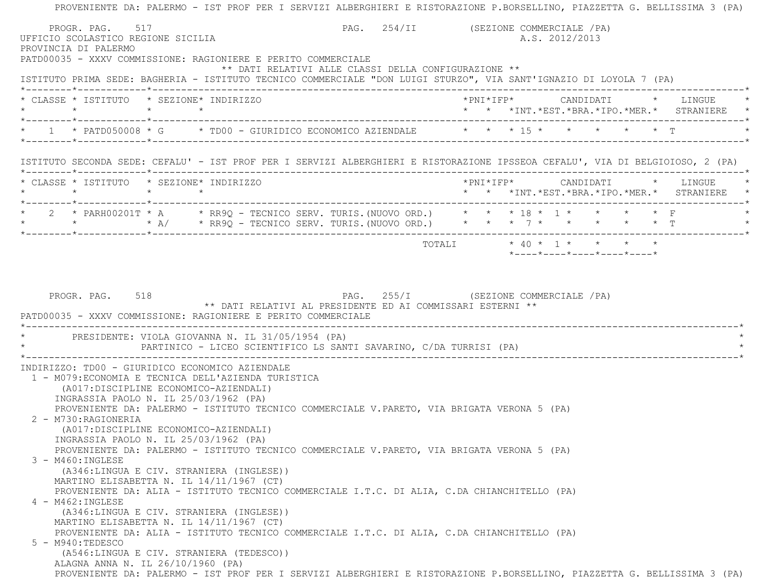PROVENIENTE DA: PALERMO - IST PROF PER I SERVIZI ALBERGHIERI E RISTORAZIONE P.BORSELLINO, PIAZZETTA G. BELLISSIMA 3 (PA)

PROGR. PAG. 517 PAG. 254/II (SEZIONE COMMERCIALE /PA)

UFFICIO SCOLASTICO REGIONE SICILIA A.S. 2012/2013

PROVINCIA DI PALERMO

PATD00035 - XXXV COMMISSIONE: RAGIONIERE E PERITO COMMERCIALE

** DATI RELATIVI ALLE CLASSI DELLA CONFIGURAZIONE **

ISTITUTO PRIMA SEDE: BAGHERIA - ISTITUTO TECNICO COMMERCIALE "DON LUIGI STURZO", VIA SANT'IGNAZIO DI LOYOLA 7 (PA)

| CLASSE | ISTITUTO | SEZIONE | INDIRIZZO | PNI | IFP | CANDIDATI INT. | EST. | BRA. | IPO. | MER. | LINGUE STRANIERE |
|---|---|---|---|---|---|---|---|---|---|---|---|
| 1 | PATD050008 | G | TD00 - GIURIDICO ECONOMICO AZIENDALE | | | 15 | | | | | T |

ISTITUTO SECONDA SEDE: CEFALU' - IST PROF PER I SERVIZI ALBERGHIERI E RISTORAZIONE IPSSEOA CEFALU', VIA DI BELGIOIOSO, 2 (PA)

| CLASSE | ISTITUTO | SEZIONE | INDIRIZZO | PNI | IFP | CANDIDATI INT. | EST. | BRA. | IPO. | MER. | LINGUE STRANIERE |
|---|---|---|---|---|---|---|---|---|---|---|---|
| 2 | PARH00201T | A | RR9Q - TECNICO SERV. TURIS.(NUOVO ORD.) | | | 18 | 1 | | | | F |
| | | A/ | RR9Q - TECNICO SERV. TURIS.(NUOVO ORD.) | | | 7 | | | | | T |
| | | | TOTALI | | | 40 | 1 | | | | |

PROGR. PAG. 518 PAG. 255/I (SEZIONE COMMERCIALE /PA)

** DATI RELATIVI AL PRESIDENTE ED AI COMMISSARI ESTERNI **

PATD00035 - XXXV COMMISSIONE: RAGIONIERE E PERITO COMMERCIALE

PRESIDENTE: VIOLA GIOVANNA N. IL 31/05/1954 (PA)
PARTINICO - LICEO SCIENTIFICO LS SANTI SAVARINO, C/DA TURRISI (PA)

INDIRIZZO: TD00 - GIURIDICO ECONOMICO AZIENDALE

1 - M079:ECONOMIA E TECNICA DELL'AZIENDA TURISTICA
(A017:DISCIPLINE ECONOMICO-AZIENDALI)
INGRASSIA PAOLO N. IL 25/03/1962 (PA)
PROVENIENTE DA: PALERMO - ISTITUTO TECNICO COMMERCIALE V.PARETO, VIA BRIGATA VERONA 5 (PA)

2 - M730:RAGIONERIA
(A017:DISCIPLINE ECONOMICO-AZIENDALI)
INGRASSIA PAOLO N. IL 25/03/1962 (PA)
PROVENIENTE DA: PALERMO - ISTITUTO TECNICO COMMERCIALE V.PARETO, VIA BRIGATA VERONA 5 (PA)

3 - M460:INGLESE
(A346:LINGUA E CIV. STRANIERA (INGLESE))
MARTINO ELISABETTA N. IL 14/11/1967 (CT)
PROVENIENTE DA: ALIA - ISTITUTO TECNICO COMMERCIALE I.T.C. DI ALIA, C.DA CHIANCHITELLO (PA)

4 - M462:INGLESE
(A346:LINGUA E CIV. STRANIERA (INGLESE))
MARTINO ELISABETTA N. IL 14/11/1967 (CT)
PROVENIENTE DA: ALIA - ISTITUTO TECNICO COMMERCIALE I.T.C. DI ALIA, C.DA CHIANCHITELLO (PA)

5 - M940:TEDESCO
(A546:LINGUA E CIV. STRANIERA (TEDESCO))
ALAGNA ANNA N. IL 26/10/1960 (PA)
PROVENIENTE DA: PALERMO - IST PROF PER I SERVIZI ALBERGHIERI E RISTORAZIONE P.BORSELLINO, PIAZZETTA G. BELLISSIMA 3 (PA)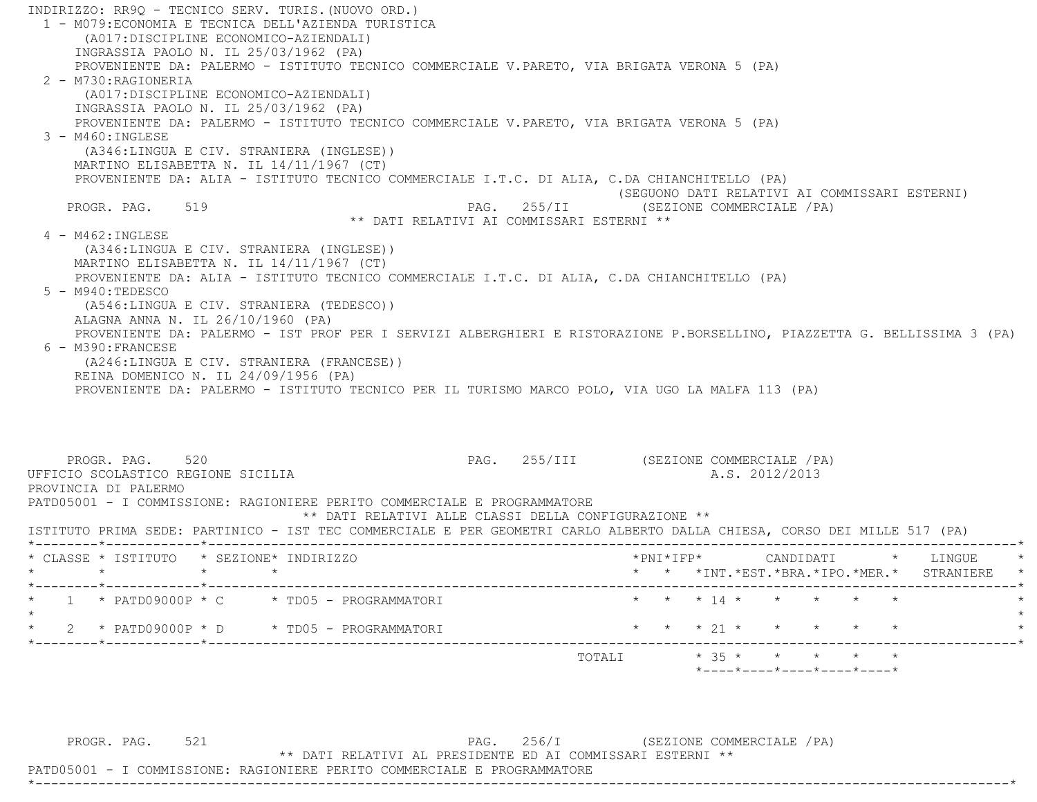INDIRIZZO: RR9Q - TECNICO SERV. TURIS.(NUOVO ORD.)

1 - M079:ECONOMIA E TECNICA DELL'AZIENDA TURISTICA
(A017:DISCIPLINE ECONOMICO-AZIENDALI)
INGRASSIA PAOLO N. IL 25/03/1962 (PA)
PROVENIENTE DA: PALERMO - ISTITUTO TECNICO COMMERCIALE V.PARETO, VIA BRIGATA VERONA 5 (PA)

2 - M730:RAGIONERIA
(A017:DISCIPLINE ECONOMICO-AZIENDALI)
INGRASSIA PAOLO N. IL 25/03/1962 (PA)
PROVENIENTE DA: PALERMO - ISTITUTO TECNICO COMMERCIALE V.PARETO, VIA BRIGATA VERONA 5 (PA)

3 - M460:INGLESE
(A346:LINGUA E CIV. STRANIERA (INGLESE))
MARTINO ELISABETTA N. IL 14/11/1967 (CT)
PROVENIENTE DA: ALIA - ISTITUTO TECNICO COMMERCIALE I.T.C. DI ALIA, C.DA CHIANCHITELLO (PA)

(SEGUONO DATI RELATIVI AI COMMISSARI ESTERNI)

PROGR. PAG. 519 PAG. 255/II (SEZIONE COMMERCIALE /PA)

** DATI RELATIVI AI COMMISSARI ESTERNI **

4 - M462:INGLESE
(A346:LINGUA E CIV. STRANIERA (INGLESE))
MARTINO ELISABETTA N. IL 14/11/1967 (CT)
PROVENIENTE DA: ALIA - ISTITUTO TECNICO COMMERCIALE I.T.C. DI ALIA, C.DA CHIANCHITELLO (PA)

5 - M940:TEDESCO
(A546:LINGUA E CIV. STRANIERA (TEDESCO))
ALAGNA ANNA N. IL 26/10/1960 (PA)
PROVENIENTE DA: PALERMO - IST PROF PER I SERVIZI ALBERGHIERI E RISTORAZIONE P.BORSELLINO, PIAZZETTA G. BELLISSIMA 3 (PA)

6 - M390:FRANCESE
(A246:LINGUA E CIV. STRANIERA (FRANCESE))
REINA DOMENICO N. IL 24/09/1956 (PA)
PROVENIENTE DA: PALERMO - ISTITUTO TECNICO PER IL TURISMO MARCO POLO, VIA UGO LA MALFA 113 (PA)

PROGR. PAG. 520 PAG. 255/III (SEZIONE COMMERCIALE /PA)

UFFICIO SCOLASTICO REGIONE SICILIA A.S. 2012/2013

PROVINCIA DI PALERMO

PATD05001 - I COMMISSIONE: RAGIONIERE PERITO COMMERCIALE E PROGRAMMATORE

** DATI RELATIVI ALLE CLASSI DELLA CONFIGURAZIONE **

ISTITUTO PRIMA SEDE: PARTINICO - IST TEC COMMERCIALE E PER GEOMETRI CARLO ALBERTO DALLA CHIESA, CORSO DEI MILLE 517 (PA)

| CLASSE | ISTITUTO | SEZIONE | INDIRIZZO | PNI | IFP | CANDIDATI INT. | EST. | BRA. | IPO. | MER. | LINGUE STRANIERE |
|---|---|---|---|---|---|---|---|---|---|---|---|
| 1 | PATD09000P | C | TD05 - PROGRAMMATORI | | | 14 | | | | | |
| 2 | PATD09000P | D | TD05 - PROGRAMMATORI | | | 21 | | | | | |
| | | | TOTALI | | | 35 | | | | | |

PROGR. PAG. 521 PAG. 256/I (SEZIONE COMMERCIALE /PA)

** DATI RELATIVI AL PRESIDENTE ED AI COMMISSARI ESTERNI **

PATD05001 - I COMMISSIONE: RAGIONIERE PERITO COMMERCIALE E PROGRAMMATORE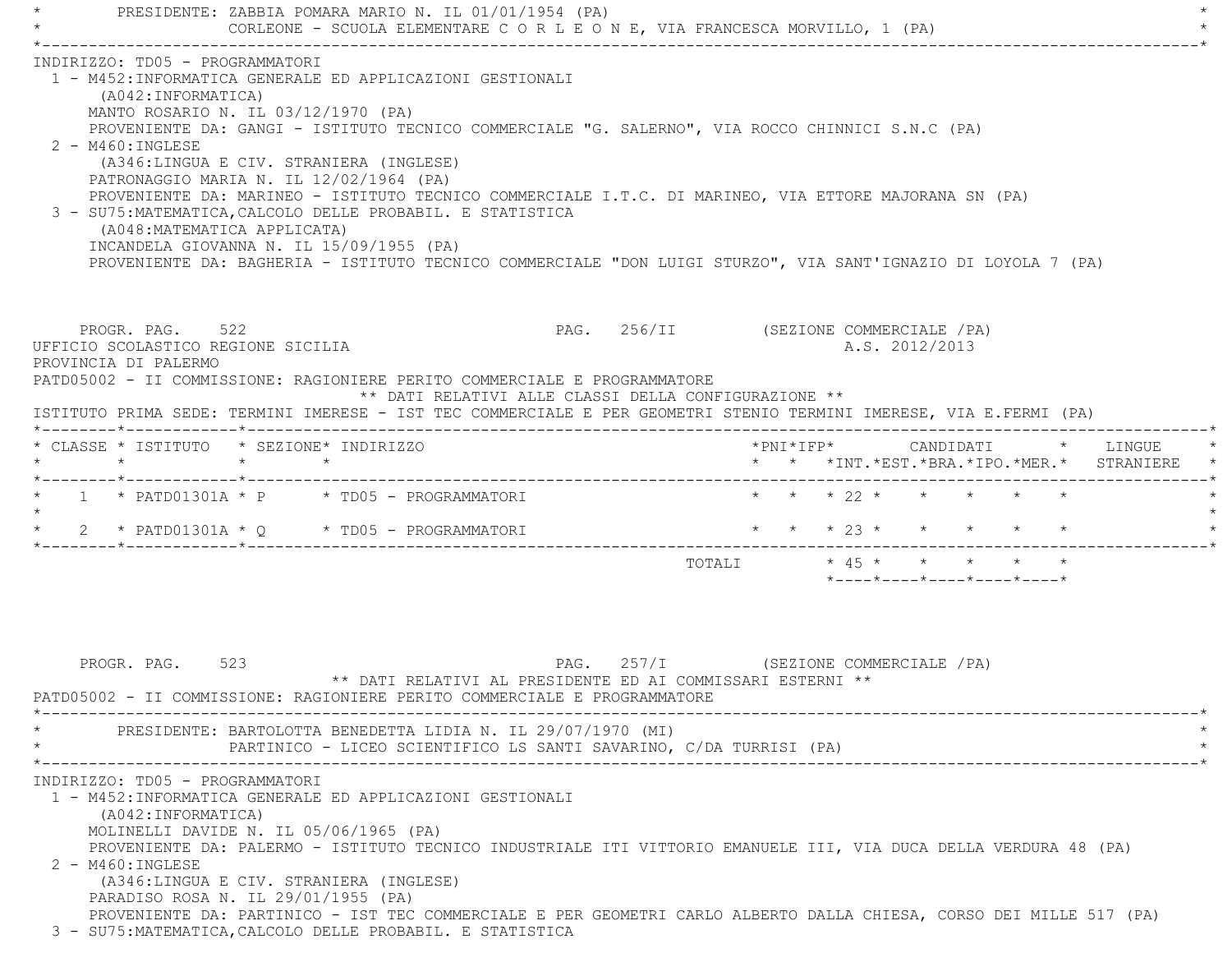PRESIDENTE: ZABBIA POMARA MARIO N. IL 01/01/1954 (PA)
CORLEONE - SCUOLA ELEMENTARE C O R L E O N E, VIA FRANCESCA MORVILLO, 1 (PA)

INDIRIZZO: TD05 - PROGRAMMATORI

1 - M452:INFORMATICA GENERALE ED APPLICAZIONI GESTIONALI
(A042:INFORMATICA)
MANTO ROSARIO N. IL 03/12/1970 (PA)
PROVENIENTE DA: GANGI - ISTITUTO TECNICO COMMERCIALE "G. SALERNO", VIA ROCCO CHINNICI S.N.C (PA)

2 - M460:INGLESE
(A346:LINGUA E CIV. STRANIERA (INGLESE)
PATRONAGGIO MARIA N. IL 12/02/1964 (PA)
PROVENIENTE DA: MARINEO - ISTITUTO TECNICO COMMERCIALE I.T.C. DI MARINEO, VIA ETTORE MAJORANA SN (PA)

3 - SU75:MATEMATICA,CALCOLO DELLE PROBABIL. E STATISTICA
(A048:MATEMATICA APPLICATA)
INCANDELA GIOVANNA N. IL 15/09/1955 (PA)
PROVENIENTE DA: BAGHERIA - ISTITUTO TECNICO COMMERCIALE "DON LUIGI STURZO", VIA SANT'IGNAZIO DI LOYOLA 7 (PA)

PROGR. PAG. 522 PAG. 256/II (SEZIONE COMMERCIALE /PA)

UFFICIO SCOLASTICO REGIONE SICILIA A.S. 2012/2013
PROVINCIA DI PALERMO
PATD05002 - II COMMISSIONE: RAGIONIERE PERITO COMMERCIALE E PROGRAMMATORE

** DATI RELATIVI ALLE CLASSI DELLA CONFIGURAZIONE **

ISTITUTO PRIMA SEDE: TERMINI IMERESE - IST TEC COMMERCIALE E PER GEOMETRI STENIO TERMINI IMERESE, VIA E.FERMI (PA)

| CLASSE | ISTITUTO | SEZIONE | INDIRIZZO | PNI | IFP | CANDIDATI INT. | EST. | BRA. | IPO. | MER. | LINGUE STRANIERE |
|---|---|---|---|---|---|---|---|---|---|---|---|
| 1 | PATD01301A | P | TD05 - PROGRAMMATORI | | | 22 | | | | | |
| 2 | PATD01301A | Q | TD05 - PROGRAMMATORI | | | 23 | | | | | |
| | | | TOTALI | | | 45 | | | | | |

PROGR. PAG. 523 PAG. 257/I (SEZIONE COMMERCIALE /PA)

** DATI RELATIVI AL PRESIDENTE ED AI COMMISSARI ESTERNI **

PATD05002 - II COMMISSIONE: RAGIONIERE PERITO COMMERCIALE E PROGRAMMATORE

PRESIDENTE: BARTOLOTTA BENEDETTA LIDIA N. IL 29/07/1970 (MI)
PARTINICO - LICEO SCIENTIFICO LS SANTI SAVARINO, C/DA TURRISI (PA)

INDIRIZZO: TD05 - PROGRAMMATORI

1 - M452:INFORMATICA GENERALE ED APPLICAZIONI GESTIONALI
(A042:INFORMATICA)
MOLINELLI DAVIDE N. IL 05/06/1965 (PA)
PROVENIENTE DA: PALERMO - ISTITUTO TECNICO INDUSTRIALE ITI VITTORIO EMANUELE III, VIA DUCA DELLA VERDURA 48 (PA)

2 - M460:INGLESE
(A346:LINGUA E CIV. STRANIERA (INGLESE)
PARADISO ROSA N. IL 29/01/1955 (PA)
PROVENIENTE DA: PARTINICO - IST TEC COMMERCIALE E PER GEOMETRI CARLO ALBERTO DALLA CHIESA, CORSO DEI MILLE 517 (PA)

3 - SU75:MATEMATICA,CALCOLO DELLE PROBABIL. E STATISTICA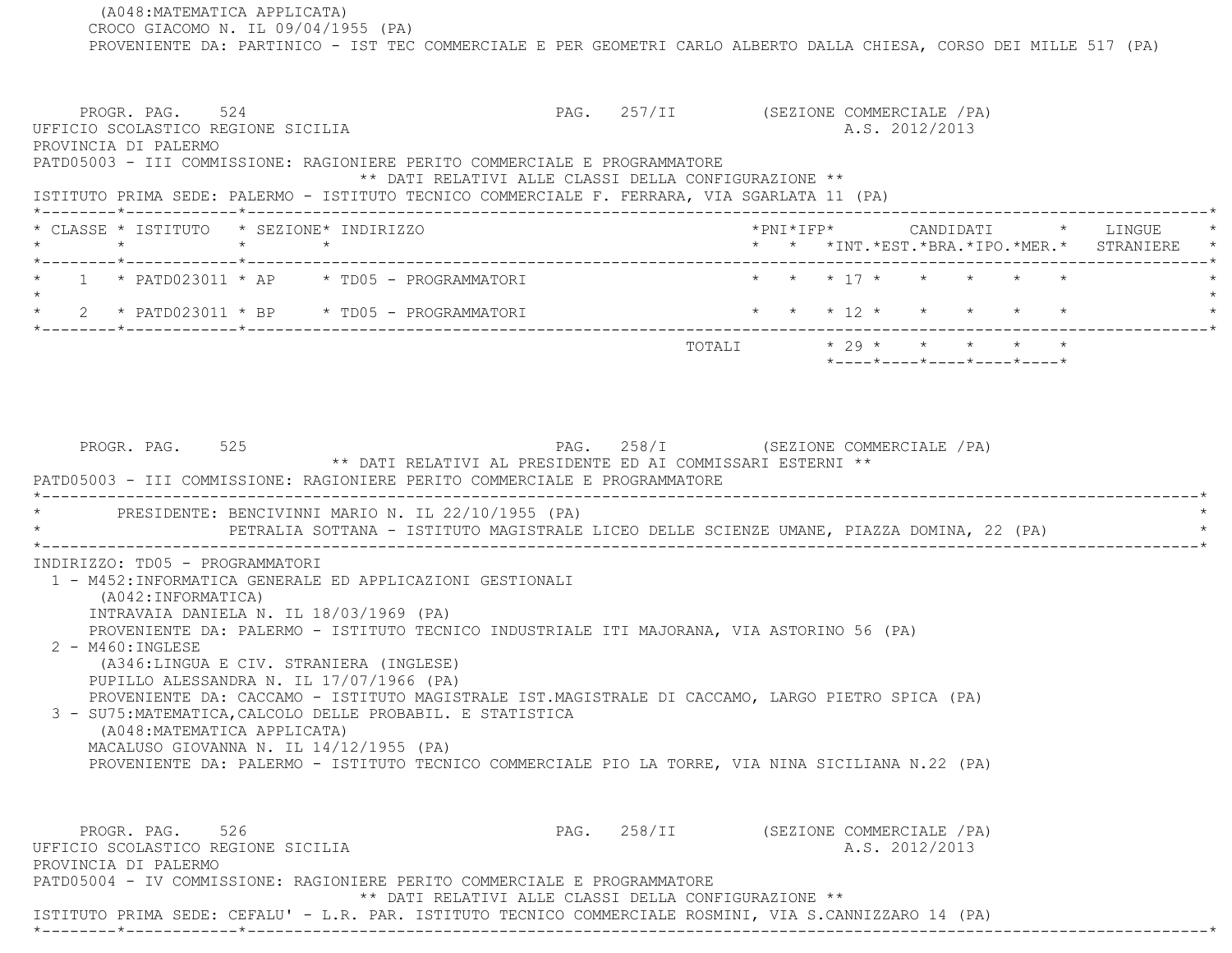(A048:MATEMATICA APPLICATA)
CROCO GIACOMO N. IL 09/04/1955 (PA)
PROVENIENTE DA: PARTINICO - IST TEC COMMERCIALE E PER GEOMETRI CARLO ALBERTO DALLA CHIESA, CORSO DEI MILLE 517 (PA)

PROGR. PAG. 524 PAG. 257/II (SEZIONE COMMERCIALE /PA)
UFFICIO SCOLASTICO REGIONE SICILIA A.S. 2012/2013
PROVINCIA DI PALERMO
PATD05003 - III COMMISSIONE: RAGIONIERE PERITO COMMERCIALE E PROGRAMMATORE
** DATI RELATIVI ALLE CLASSI DELLA CONFIGURAZIONE **
ISTITUTO PRIMA SEDE: PALERMO - ISTITUTO TECNICO COMMERCIALE F. FERRARA, VIA SGARLATA 11 (PA)

| CLASSE | ISTITUTO | SEZIONE | INDIRIZZO | PNI | IFP | CANDIDATI INT. | EST. | BRA. | IPO. | MER. | LINGUE STRANIERE |
|---|---|---|---|---|---|---|---|---|---|---|---|
| 1 | PATD023011 | AP | TD05 - PROGRAMMATORI | | | 17 | | | | | |
| 2 | PATD023011 | BP | TD05 - PROGRAMMATORI | | | 12 | | | | | |
| | | | TOTALI | | | 29 | | | | | |

PROGR. PAG. 525 PAG. 258/I (SEZIONE COMMERCIALE /PA)
** DATI RELATIVI AL PRESIDENTE ED AI COMMISSARI ESTERNI **
PATD05003 - III COMMISSIONE: RAGIONIERE PERITO COMMERCIALE E PROGRAMMATORE

PRESIDENTE: BENCIVINNI MARIO N. IL 22/10/1955 (PA)
PETRALIA SOTTANA - ISTITUTO MAGISTRALE LICEO DELLE SCIENZE UMANE, PIAZZA DOMINA, 22 (PA)

INDIRIZZO: TD05 - PROGRAMMATORI
1 - M452:INFORMATICA GENERALE ED APPLICAZIONI GESTIONALI
(A042:INFORMATICA)
INTRAVAIA DANIELA N. IL 18/03/1969 (PA)
PROVENIENTE DA: PALERMO - ISTITUTO TECNICO INDUSTRIALE ITI MAJORANA, VIA ASTORINO 56 (PA)
2 - M460:INGLESE
(A346:LINGUA E CIV. STRANIERA (INGLESE)
PUPILLO ALESSANDRA N. IL 17/07/1966 (PA)
PROVENIENTE DA: CACCAMO - ISTITUTO MAGISTRALE IST.MAGISTRALE DI CACCAMO, LARGO PIETRO SPICA (PA)
3 - SU75:MATEMATICA,CALCOLO DELLE PROBABIL. E STATISTICA
(A048:MATEMATICA APPLICATA)
MACALUSO GIOVANNA N. IL 14/12/1955 (PA)
PROVENIENTE DA: PALERMO - ISTITUTO TECNICO COMMERCIALE PIO LA TORRE, VIA NINA SICILIANA N.22 (PA)

PROGR. PAG. 526 PAG. 258/II (SEZIONE COMMERCIALE /PA)
UFFICIO SCOLASTICO REGIONE SICILIA A.S. 2012/2013
PROVINCIA DI PALERMO
PATD05004 - IV COMMISSIONE: RAGIONIERE PERITO COMMERCIALE E PROGRAMMATORE
** DATI RELATIVI ALLE CLASSI DELLA CONFIGURAZIONE **
ISTITUTO PRIMA SEDE: CEFALU' - L.R. PAR. ISTITUTO TECNICO COMMERCIALE ROSMINI, VIA S.CANNIZZARO 14 (PA)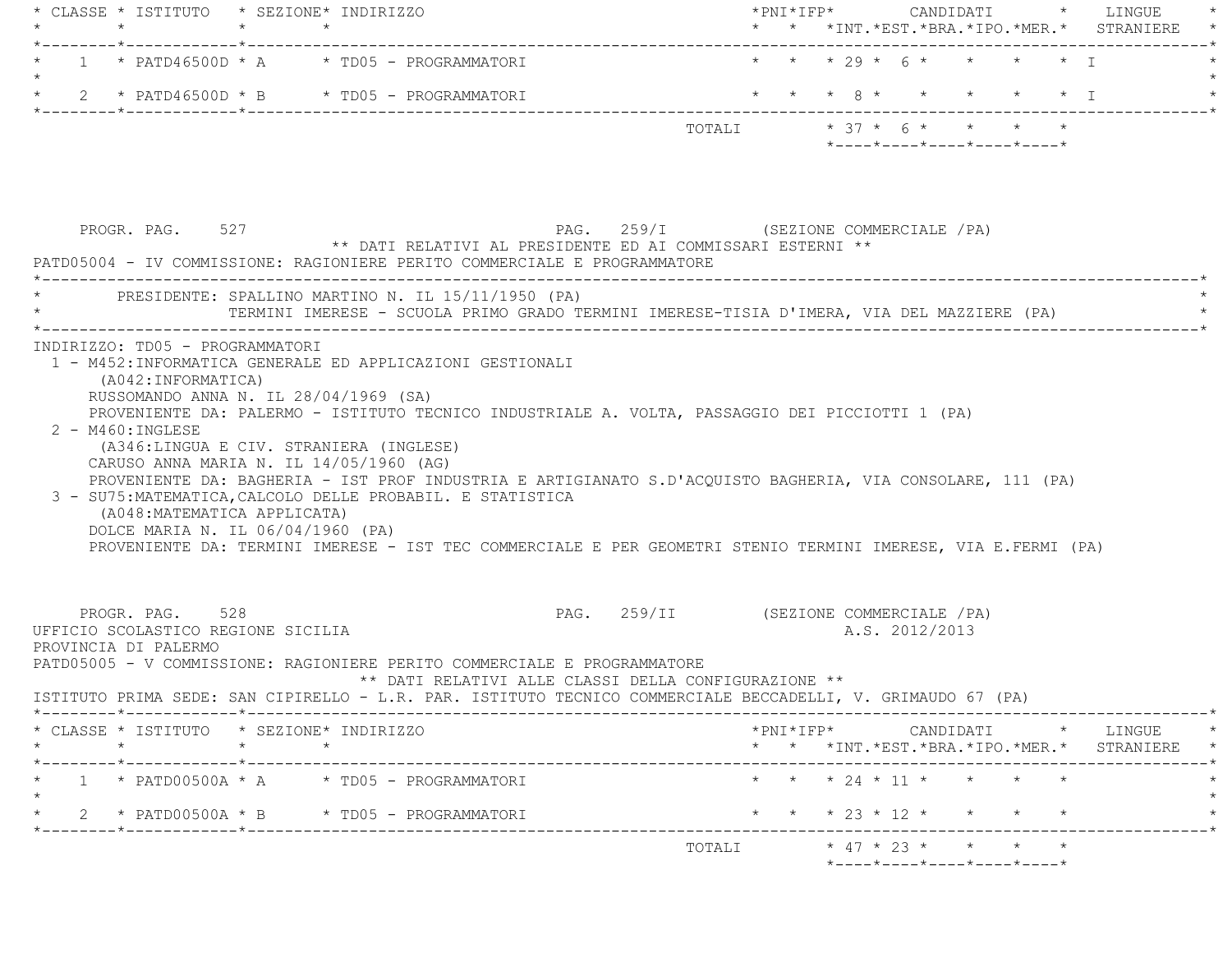| CLASSE | ISTITUTO | SEZIONE | INDIRIZZO | PNI | IFP | CANDIDATI INT. | CANDIDATI EST. | CANDIDATI BRA. | CANDIDATI IPO. | CANDIDATI MER. | LINGUE STRANIERE |
|---|---|---|---|---|---|---|---|---|---|---|---|
| 1 | PATD46500D | A | TD05 - PROGRAMMATORI | | | 29 | 6 | | | | I |
| 2 | PATD46500D | B | TD05 - PROGRAMMATORI | | | 8 | | | | | I |
| | | | TOTALI | | | 37 | 6 | | | | |

PROGR. PAG. 527 PAG. 259/I (SEZIONE COMMERCIALE /PA)

** DATI RELATIVI AL PRESIDENTE ED AI COMMISSARI ESTERNI **

PATD05004 - IV COMMISSIONE: RAGIONIERE PERITO COMMERCIALE E PROGRAMMATORE

PRESIDENTE: SPALLINO MARTINO N. IL 15/11/1950 (PA)
TERMINI IMERESE - SCUOLA PRIMO GRADO TERMINI IMERESE-TISIA D'IMERA, VIA DEL MAZZIERE (PA)

INDIRIZZO: TD05 - PROGRAMMATORI

1 - M452:INFORMATICA GENERALE ED APPLICAZIONI GESTIONALI
(A042:INFORMATICA)
RUSSOMANDO ANNA N. IL 28/04/1969 (SA)
PROVENIENTE DA: PALERMO - ISTITUTO TECNICO INDUSTRIALE A. VOLTA, PASSAGGIO DEI PICCIOTTI 1 (PA)

2 - M460:INGLESE
(A346:LINGUA E CIV. STRANIERA (INGLESE)
CARUSO ANNA MARIA N. IL 14/05/1960 (AG)
PROVENIENTE DA: BAGHERIA - IST PROF INDUSTRIA E ARTIGIANATO S.D'ACQUISTO BAGHERIA, VIA CONSOLARE, 111 (PA)

3 - SU75:MATEMATICA,CALCOLO DELLE PROBABIL. E STATISTICA
(A048:MATEMATICA APPLICATA)
DOLCE MARIA N. IL 06/04/1960 (PA)
PROVENIENTE DA: TERMINI IMERESE - IST TEC COMMERCIALE E PER GEOMETRI STENIO TERMINI IMERESE, VIA E.FERMI (PA)

PROGR. PAG. 528 PAG. 259/II (SEZIONE COMMERCIALE /PA)

UFFICIO SCOLASTICO REGIONE SICILIA A.S. 2012/2013

PROVINCIA DI PALERMO

PATD05005 - V COMMISSIONE: RAGIONIERE PERITO COMMERCIALE E PROGRAMMATORE

** DATI RELATIVI ALLE CLASSI DELLA CONFIGURAZIONE **

ISTITUTO PRIMA SEDE: SAN CIPIRELLO - L.R. PAR. ISTITUTO TECNICO COMMERCIALE BECCADELLI, V. GRIMAUDO 67 (PA)

| CLASSE | ISTITUTO | SEZIONE | INDIRIZZO | PNI | IFP | CANDIDATI INT. | CANDIDATI EST. | CANDIDATI BRA. | CANDIDATI IPO. | CANDIDATI MER. | LINGUE STRANIERE |
|---|---|---|---|---|---|---|---|---|---|---|---|
| 1 | PATD00500A | A | TD05 - PROGRAMMATORI | | | 24 | 11 | | | | |
| 2 | PATD00500A | B | TD05 - PROGRAMMATORI | | | 23 | 12 | | | | |
| | | | TOTALI | | | 47 | 23 | | | | |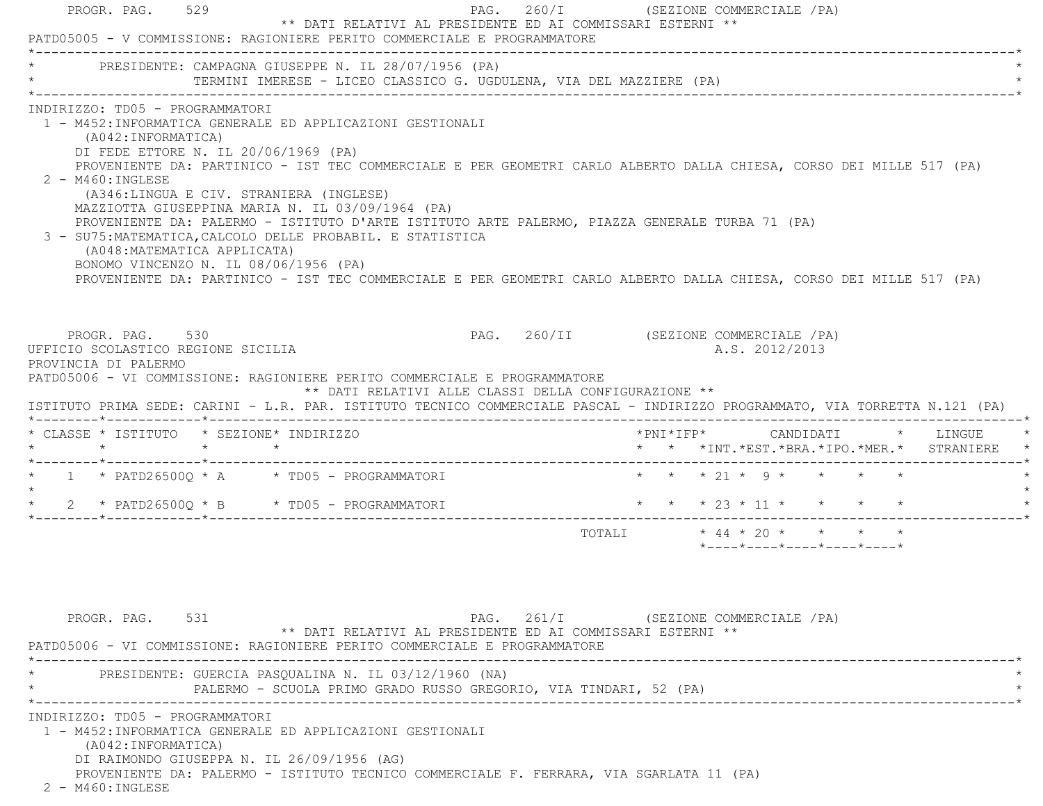PROGR. PAG. 529 PAG. 260/I (SEZIONE COMMERCIALE /PA)

** DATI RELATIVI AL PRESIDENTE ED AI COMMISSARI ESTERNI **

PATD05005 - V COMMISSIONE: RAGIONIERE PERITO COMMERCIALE E PROGRAMMATORE

PRESIDENTE: CAMPAGNA GIUSEPPE N. IL 28/07/1956 (PA)
TERMINI IMERESE - LICEO CLASSICO G. UGDULENA, VIA DEL MAZZIERE (PA)

INDIRIZZO: TD05 - PROGRAMMATORI

1 - M452:INFORMATICA GENERALE ED APPLICAZIONI GESTIONALI
(A042:INFORMATICA)
DI FEDE ETTORE N. IL 20/06/1969 (PA)
PROVENIENTE DA: PARTINICO - IST TEC COMMERCIALE E PER GEOMETRI CARLO ALBERTO DALLA CHIESA, CORSO DEI MILLE 517 (PA)

2 - M460:INGLESE
(A346:LINGUA E CIV. STRANIERA (INGLESE)
MAZZIOTTA GIUSEPPINA MARIA N. IL 03/09/1964 (PA)
PROVENIENTE DA: PALERMO - ISTITUTO D'ARTE ISTITUTO ARTE PALERMO, PIAZZA GENERALE TURBA 71 (PA)

3 - SU75:MATEMATICA,CALCOLO DELLE PROBABIL. E STATISTICA
(A048:MATEMATICA APPLICATA)
BONOMO VINCENZO N. IL 08/06/1956 (PA)
PROVENIENTE DA: PARTINICO - IST TEC COMMERCIALE E PER GEOMETRI CARLO ALBERTO DALLA CHIESA, CORSO DEI MILLE 517 (PA)

PROGR. PAG. 530 PAG. 260/II (SEZIONE COMMERCIALE /PA)

UFFICIO SCOLASTICO REGIONE SICILIA A.S. 2012/2013

PROVINCIA DI PALERMO

PATD05006 - VI COMMISSIONE: RAGIONIERE PERITO COMMERCIALE E PROGRAMMATORE

** DATI RELATIVI ALLE CLASSI DELLA CONFIGURAZIONE **

ISTITUTO PRIMA SEDE: CARINI - L.R. PAR. ISTITUTO TECNICO COMMERCIALE PASCAL - INDIRIZZO PROGRAMMATO, VIA TORRETTA N.121 (PA)

| CLASSE | ISTITUTO | SEZIONE | INDIRIZZO | PNI | IFP | CANDIDATI INT. | CANDIDATI EST. | CANDIDATI BRA. | CANDIDATI IPO. | CANDIDATI MER. | LINGUE STRANIERE |
|---|---|---|---|---|---|---|---|---|---|---|---|
| 1 | PATD26500Q | A | TD05 - PROGRAMMATORI | | | 21 | 9 | | | | |
| 2 | PATD26500Q | B | TD05 - PROGRAMMATORI | | | 23 | 11 | | | | |
| | | | TOTALI | | | 44 | 20 | | | | |

PROGR. PAG. 531 PAG. 261/I (SEZIONE COMMERCIALE /PA)

** DATI RELATIVI AL PRESIDENTE ED AI COMMISSARI ESTERNI **

PATD05006 - VI COMMISSIONE: RAGIONIERE PERITO COMMERCIALE E PROGRAMMATORE

PRESIDENTE: GUERCIA PASQUALINA N. IL 03/12/1960 (NA)
PALERMO - SCUOLA PRIMO GRADO RUSSO GREGORIO, VIA TINDARI, 52 (PA)

INDIRIZZO: TD05 - PROGRAMMATORI

1 - M452:INFORMATICA GENERALE ED APPLICAZIONI GESTIONALI
(A042:INFORMATICA)
DI RAIMONDO GIUSEPPA N. IL 26/09/1956 (AG)
PROVENIENTE DA: PALERMO - ISTITUTO TECNICO COMMERCIALE F. FERRARA, VIA SGARLATA 11 (PA)

2 - M460:INGLESE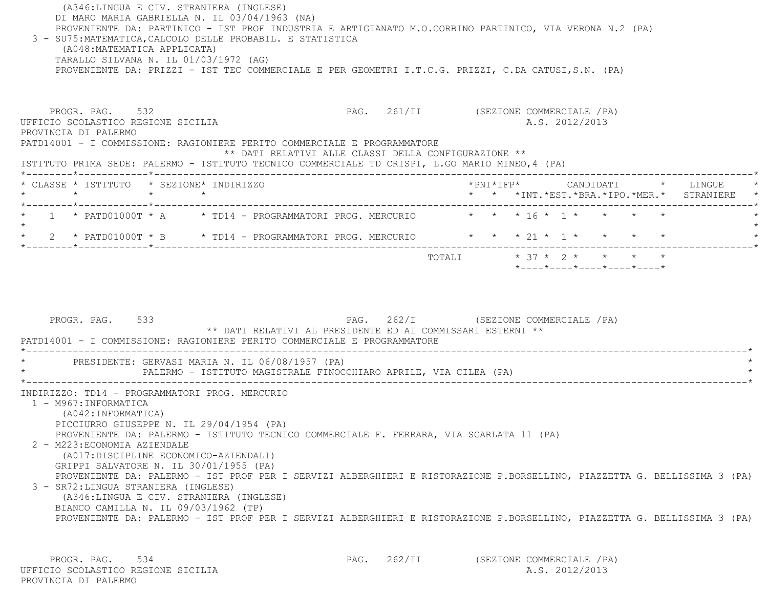(A346:LINGUA E CIV. STRANIERA (INGLESE)
DI MARO MARIA GABRIELLA N. IL 03/04/1963 (NA)
PROVENIENTE DA: PARTINICO - IST PROF INDUSTRIA E ARTIGIANATO M.O.CORBINO PARTINICO, VIA VERONA N.2 (PA)

3 - SU75:MATEMATICA,CALCOLO DELLE PROBABIL. E STATISTICA
(A048:MATEMATICA APPLICATA)
TARALLO SILVANA N. IL 01/03/1972 (AG)
PROVENIENTE DA: PRIZZI - IST TEC COMMERCIALE E PER GEOMETRI I.T.C.G. PRIZZI, C.DA CATUSI,S.N. (PA)

PROGR. PAG. 532 PAG. 261/II (SEZIONE COMMERCIALE /PA)
UFFICIO SCOLASTICO REGIONE SICILIA A.S. 2012/2013
PROVINCIA DI PALERMO
PATD14001 - I COMMISSIONE: RAGIONIERE PERITO COMMERCIALE E PROGRAMMATORE

** DATI RELATIVI ALLE CLASSI DELLA CONFIGURAZIONE **

ISTITUTO PRIMA SEDE: PALERMO - ISTITUTO TECNICO COMMERCIALE TD CRISPI, L.GO MARIO MINEO,4 (PA)

| CLASSE | ISTITUTO | SEZIONE | INDIRIZZO | PNI | IFP | CANDIDATI INT. | EST. | BRA. | IPO. | MER. | LINGUE STRANIERE |
|---|---|---|---|---|---|---|---|---|---|---|---|
| 1 | PATD01000T | A | TD14 - PROGRAMMATORI PROG. MERCURIO | | | 16 | 1 | | | | |
| 2 | PATD01000T | B | TD14 - PROGRAMMATORI PROG. MERCURIO | | | 21 | 1 | | | | |
| | | | TOTALI | | | 37 | 2 | | | | |

PROGR. PAG. 533 PAG. 262/I (SEZIONE COMMERCIALE /PA)

** DATI RELATIVI AL PRESIDENTE ED AI COMMISSARI ESTERNI **

PATD14001 - I COMMISSIONE: RAGIONIERE PERITO COMMERCIALE E PROGRAMMATORE

PRESIDENTE: GERVASI MARIA N. IL 06/08/1957 (PA)
PALERMO - ISTITUTO MAGISTRALE FINOCCHIARO APRILE, VIA CILEA (PA)

INDIRIZZO: TD14 - PROGRAMMATORI PROG. MERCURIO

1 - M967:INFORMATICA
(A042:INFORMATICA)
PICCIURRO GIUSEPPE N. IL 29/04/1954 (PA)
PROVENIENTE DA: PALERMO - ISTITUTO TECNICO COMMERCIALE F. FERRARA, VIA SGARLATA 11 (PA)

2 - M223:ECONOMIA AZIENDALE
(A017:DISCIPLINE ECONOMICO-AZIENDALI)
GRIPPI SALVATORE N. IL 30/01/1955 (PA)
PROVENIENTE DA: PALERMO - IST PROF PER I SERVIZI ALBERGHIERI E RISTORAZIONE P.BORSELLINO, PIAZZETTA G. BELLISSIMA 3 (PA)

3 - SR72:LINGUA STRANIERA (INGLESE)
(A346:LINGUA E CIV. STRANIERA (INGLESE)
BIANCO CAMILLA N. IL 09/03/1962 (TP)
PROVENIENTE DA: PALERMO - IST PROF PER I SERVIZI ALBERGHIERI E RISTORAZIONE P.BORSELLINO, PIAZZETTA G. BELLISSIMA 3 (PA)

PROGR. PAG. 534 PAG. 262/II (SEZIONE COMMERCIALE /PA)
UFFICIO SCOLASTICO REGIONE SICILIA A.S. 2012/2013
PROVINCIA DI PALERMO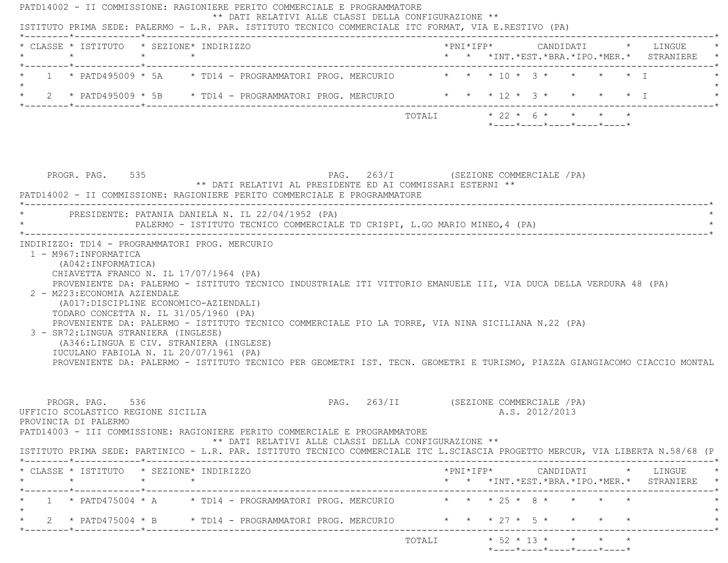PATD14002 - II COMMISSIONE: RAGIONIERE PERITO COMMERCIALE E PROGRAMMATORE

** DATI RELATIVI ALLE CLASSI DELLA CONFIGURAZIONE **

ISTITUTO PRIMA SEDE: PALERMO - L.R. PAR. ISTITUTO TECNICO COMMERCIALE ITC FORMAT, VIA E.RESTIVO (PA)

| CLASSE | ISTITUTO | SEZIONE | INDIRIZZO | PNI | IFP | CANDIDATI INT. | CANDIDATI EST. | CANDIDATI BRA. | CANDIDATI IPO. | CANDIDATI MER. | LINGUE STRANIERE |
|---|---|---|---|---|---|---|---|---|---|---|---|
| 1 | PATD495009 | 5A | TD14 - PROGRAMMATORI PROG. MERCURIO | | | 10 | 3 | | | | I |
| 2 | PATD495009 | 5B | TD14 - PROGRAMMATORI PROG. MERCURIO | | | 12 | 3 | | | | I |
| | | | TOTALI | | | 22 | 6 | | | | |

PROGR. PAG. 535 PAG. 263/I (SEZIONE COMMERCIALE /PA)

** DATI RELATIVI AL PRESIDENTE ED AI COMMISSARI ESTERNI **

PATD14002 - II COMMISSIONE: RAGIONIERE PERITO COMMERCIALE E PROGRAMMATORE

PRESIDENTE: PATANIA DANIELA N. IL 22/04/1952 (PA)
PALERMO - ISTITUTO TECNICO COMMERCIALE TD CRISPI, L.GO MARIO MINEO,4 (PA)

INDIRIZZO: TD14 - PROGRAMMATORI PROG. MERCURIO

1 - M967:INFORMATICA
(A042:INFORMATICA)
CHIAVETTA FRANCO N. IL 17/07/1964 (PA)
PROVENIENTE DA: PALERMO - ISTITUTO TECNICO INDUSTRIALE ITI VITTORIO EMANUELE III, VIA DUCA DELLA VERDURA 48 (PA)

2 - M223:ECONOMIA AZIENDALE
(A017:DISCIPLINE ECONOMICO-AZIENDALI)
TODARO CONCETTA N. IL 31/05/1960 (PA)
PROVENIENTE DA: PALERMO - ISTITUTO TECNICO COMMERCIALE PIO LA TORRE, VIA NINA SICILIANA N.22 (PA)

3 - SR72:LINGUA STRANIERA (INGLESE)
(A346:LINGUA E CIV. STRANIERA (INGLESE)
IUCULANO FABIOLA N. IL 20/07/1961 (PA)
PROVENIENTE DA: PALERMO - ISTITUTO TECNICO PER GEOMETRI IST. TECN. GEOMETRI E TURISMO, PIAZZA GIANGIACOMO CIACCIO MONTAL

PROGR. PAG. 536 PAG. 263/II (SEZIONE COMMERCIALE /PA)

UFFICIO SCOLASTICO REGIONE SICILIA A.S. 2012/2013

PROVINCIA DI PALERMO

PATD14003 - III COMMISSIONE: RAGIONIERE PERITO COMMERCIALE E PROGRAMMATORE

** DATI RELATIVI ALLE CLASSI DELLA CONFIGURAZIONE **

ISTITUTO PRIMA SEDE: PARTINICO - L.R. PAR. ISTITUTO TECNICO COMMERCIALE ITC L.SCIASCIA PROGETTO MERCUR, VIA LIBERTA N.58/68 (P

| CLASSE | ISTITUTO | SEZIONE | INDIRIZZO | PNI | IFP | CANDIDATI INT. | CANDIDATI EST. | CANDIDATI BRA. | CANDIDATI IPO. | CANDIDATI MER. | LINGUE STRANIERE |
|---|---|---|---|---|---|---|---|---|---|---|---|
| 1 | PATD475004 | A | TD14 - PROGRAMMATORI PROG. MERCURIO | | | 25 | 8 | | | | |
| 2 | PATD475004 | B | TD14 - PROGRAMMATORI PROG. MERCURIO | | | 27 | 5 | | | | |
| | | | TOTALI | | | 52 | 13 | | | | |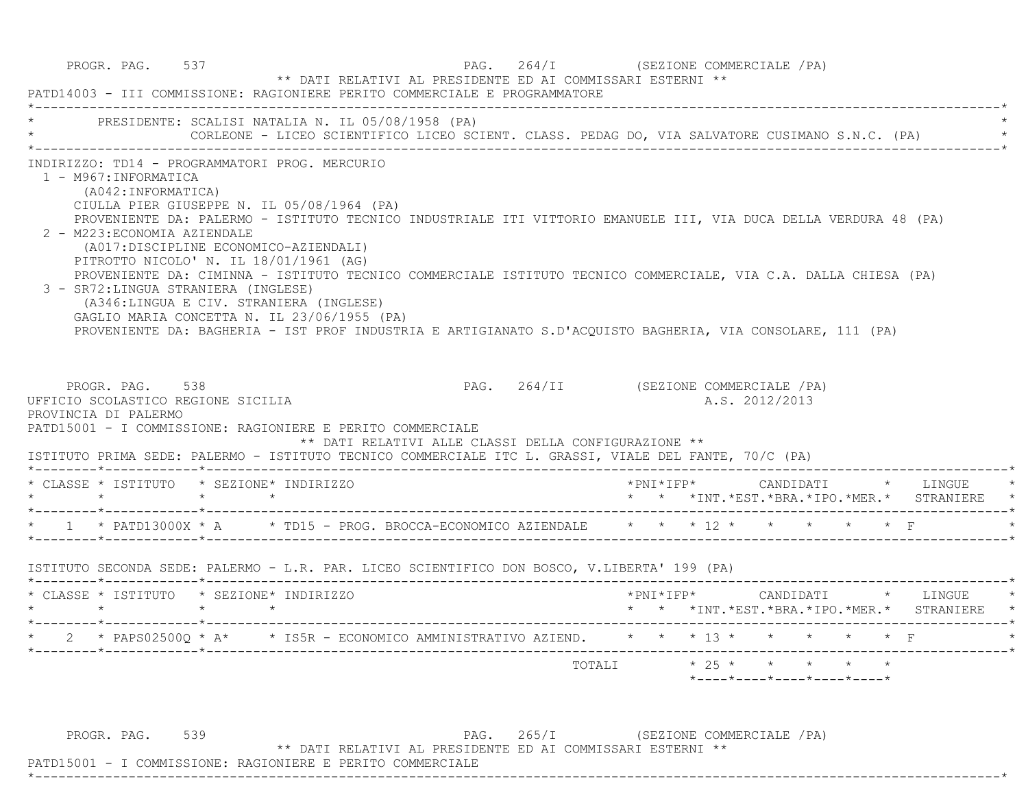PROGR. PAG. 537 PAG. 264/I (SEZIONE COMMERCIALE /PA)

** DATI RELATIVI AL PRESIDENTE ED AI COMMISSARI ESTERNI **

PATD14003 - III COMMISSIONE: RAGIONIERE PERITO COMMERCIALE E PROGRAMMATORE

PRESIDENTE: SCALISI NATALIA N. IL 05/08/1958 (PA)
CORLEONE - LICEO SCIENTIFICO LICEO SCIENT. CLASS. PEDAG DO, VIA SALVATORE CUSIMANO S.N.C. (PA)

INDIRIZZO: TD14 - PROGRAMMATORI PROG. MERCURIO

1 - M967:INFORMATICA
   (A042:INFORMATICA)
   CIULLA PIER GIUSEPPE N. IL 05/08/1964 (PA)
   PROVENIENTE DA: PALERMO - ISTITUTO TECNICO INDUSTRIALE ITI VITTORIO EMANUELE III, VIA DUCA DELLA VERDURA 48 (PA)
2 - M223:ECONOMIA AZIENDALE
   (A017:DISCIPLINE ECONOMICO-AZIENDALI)
   PITROTTO NICOLO' N. IL 18/01/1961 (AG)
   PROVENIENTE DA: CIMINNA - ISTITUTO TECNICO COMMERCIALE ISTITUTO TECNICO COMMERCIALE, VIA C.A. DALLA CHIESA (PA)
3 - SR72:LINGUA STRANIERA (INGLESE)
   (A346:LINGUA E CIV. STRANIERA (INGLESE)
   GAGLIO MARIA CONCETTA N. IL 23/06/1955 (PA)
   PROVENIENTE DA: BAGHERIA - IST PROF INDUSTRIA E ARTIGIANATO S.D'ACQUISTO BAGHERIA, VIA CONSOLARE, 111 (PA)

PROGR. PAG. 538 PAG. 264/II (SEZIONE COMMERCIALE /PA)

UFFICIO SCOLASTICO REGIONE SICILIA A.S. 2012/2013

PROVINCIA DI PALERMO

PATD15001 - I COMMISSIONE: RAGIONIERE E PERITO COMMERCIALE

** DATI RELATIVI ALLE CLASSI DELLA CONFIGURAZIONE **

ISTITUTO PRIMA SEDE: PALERMO - ISTITUTO TECNICO COMMERCIALE ITC L. GRASSI, VIALE DEL FANTE, 70/C (PA)

| CLASSE | ISTITUTO | SEZIONE | INDIRIZZO | PNI | IFP | CANDIDATI INT. | EST. | BRA. | IPO. | MER. | LINGUE STRANIERE |
|---|---|---|---|---|---|---|---|---|---|---|---|
| 1 | PATD13000X | A | TD15 - PROG. BROCCA-ECONOMICO AZIENDALE | | | 12 | | | | | F |

ISTITUTO SECONDA SEDE: PALERMO - L.R. PAR. LICEO SCIENTIFICO DON BOSCO, V.LIBERTA' 199 (PA)

| CLASSE | ISTITUTO | SEZIONE | INDIRIZZO | PNI | IFP | CANDIDATI INT. | EST. | BRA. | IPO. | MER. | LINGUE STRANIERE |
|---|---|---|---|---|---|---|---|---|---|---|---|
| 2 | PAPS02500Q | A* | IS5R - ECONOMICO AMMINISTRATIVO AZIEND. | | | 13 | | | | | F |
| | | | TOTALI | | | 25 | | | | | |

PROGR. PAG. 539 PAG. 265/I (SEZIONE COMMERCIALE /PA)

** DATI RELATIVI AL PRESIDENTE ED AI COMMISSARI ESTERNI **

PATD15001 - I COMMISSIONE: RAGIONIERE E PERITO COMMERCIALE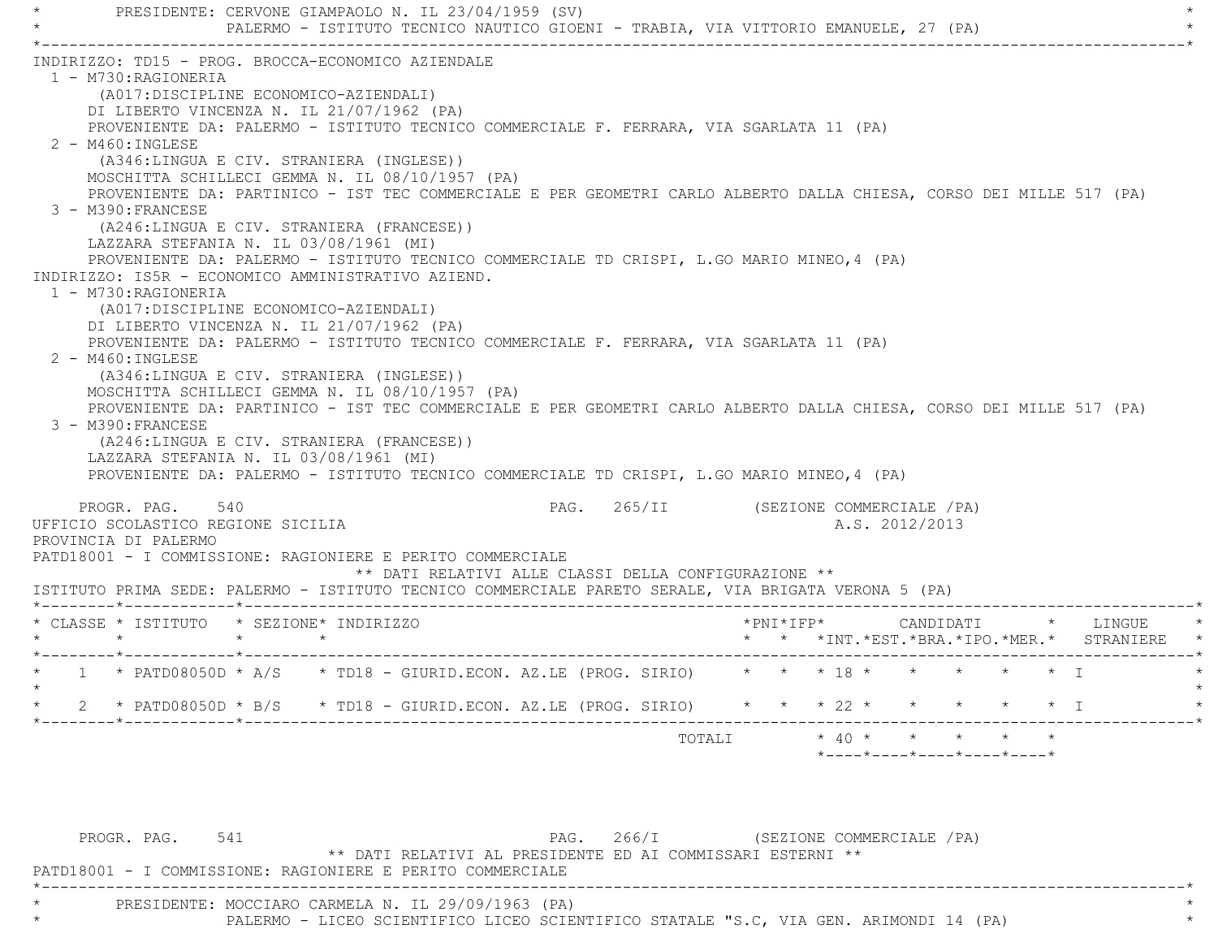PRESIDENTE: CERVONE GIAMPAOLO N. IL 23/04/1959 (SV)
PALERMO - ISTITUTO TECNICO NAUTICO GIOENI - TRABIA, VIA VITTORIO EMANUELE, 27 (PA)

INDIRIZZO: TD15 - PROG. BROCCA-ECONOMICO AZIENDALE

1 - M730:RAGIONERIA
(A017:DISCIPLINE ECONOMICO-AZIENDALI)
DI LIBERTO VINCENZA N. IL 21/07/1962 (PA)
PROVENIENTE DA: PALERMO - ISTITUTO TECNICO COMMERCIALE F. FERRARA, VIA SGARLATA 11 (PA)

2 - M460:INGLESE
(A346:LINGUA E CIV. STRANIERA (INGLESE))
MOSCHITTA SCHILLECI GEMMA N. IL 08/10/1957 (PA)
PROVENIENTE DA: PARTINICO - IST TEC COMMERCIALE E PER GEOMETRI CARLO ALBERTO DALLA CHIESA, CORSO DEI MILLE 517 (PA)

3 - M390:FRANCESE
(A246:LINGUA E CIV. STRANIERA (FRANCESE))
LAZZARA STEFANIA N. IL 03/08/1961 (MI)
PROVENIENTE DA: PALERMO - ISTITUTO TECNICO COMMERCIALE TD CRISPI, L.GO MARIO MINEO,4 (PA)

INDIRIZZO: IS5R - ECONOMICO AMMINISTRATIVO AZIEND.

1 - M730:RAGIONERIA
(A017:DISCIPLINE ECONOMICO-AZIENDALI)
DI LIBERTO VINCENZA N. IL 21/07/1962 (PA)
PROVENIENTE DA: PALERMO - ISTITUTO TECNICO COMMERCIALE F. FERRARA, VIA SGARLATA 11 (PA)

2 - M460:INGLESE
(A346:LINGUA E CIV. STRANIERA (INGLESE))
MOSCHITTA SCHILLECI GEMMA N. IL 08/10/1957 (PA)
PROVENIENTE DA: PARTINICO - IST TEC COMMERCIALE E PER GEOMETRI CARLO ALBERTO DALLA CHIESA, CORSO DEI MILLE 517 (PA)

3 - M390:FRANCESE
(A246:LINGUA E CIV. STRANIERA (FRANCESE))
LAZZARA STEFANIA N. IL 03/08/1961 (MI)
PROVENIENTE DA: PALERMO - ISTITUTO TECNICO COMMERCIALE TD CRISPI, L.GO MARIO MINEO,4 (PA)

PROGR. PAG. 540 PAG. 265/II (SEZIONE COMMERCIALE /PA)

UFFICIO SCOLASTICO REGIONE SICILIA A.S. 2012/2013
PROVINCIA DI PALERMO
PATD18001 - I COMMISSIONE: RAGIONIERE E PERITO COMMERCIALE

** DATI RELATIVI ALLE CLASSI DELLA CONFIGURAZIONE **

ISTITUTO PRIMA SEDE: PALERMO - ISTITUTO TECNICO COMMERCIALE PARETO SERALE, VIA BRIGATA VERONA 5 (PA)

| CLASSE | ISTITUTO | SEZIONE | INDIRIZZO | PNI | IFP | CANDIDATI INT. | CANDIDATI EST. | CANDIDATI BRA. | CANDIDATI IPO. | CANDIDATI MER. | LINGUE STRANIERE |
|---|---|---|---|---|---|---|---|---|---|---|---|
| 1 | PATD08050D | A/S | TD18 - GIURID.ECON. AZ.LE (PROG. SIRIO) | | | 18 | | | | | I |
| 2 | PATD08050D | B/S | TD18 - GIURID.ECON. AZ.LE (PROG. SIRIO) | | | 22 | | | | | I |
| | | | TOTALI | | | 40 | | | | | |

PROGR. PAG. 541 PAG. 266/I (SEZIONE COMMERCIALE /PA)

** DATI RELATIVI AL PRESIDENTE ED AI COMMISSARI ESTERNI **

PATD18001 - I COMMISSIONE: RAGIONIERE E PERITO COMMERCIALE

PRESIDENTE: MOCCIARO CARMELA N. IL 29/09/1963 (PA)
PALERMO - LICEO SCIENTIFICO LICEO SCIENTIFICO STATALE "S.C, VIA GEN. ARIMONDI 14 (PA)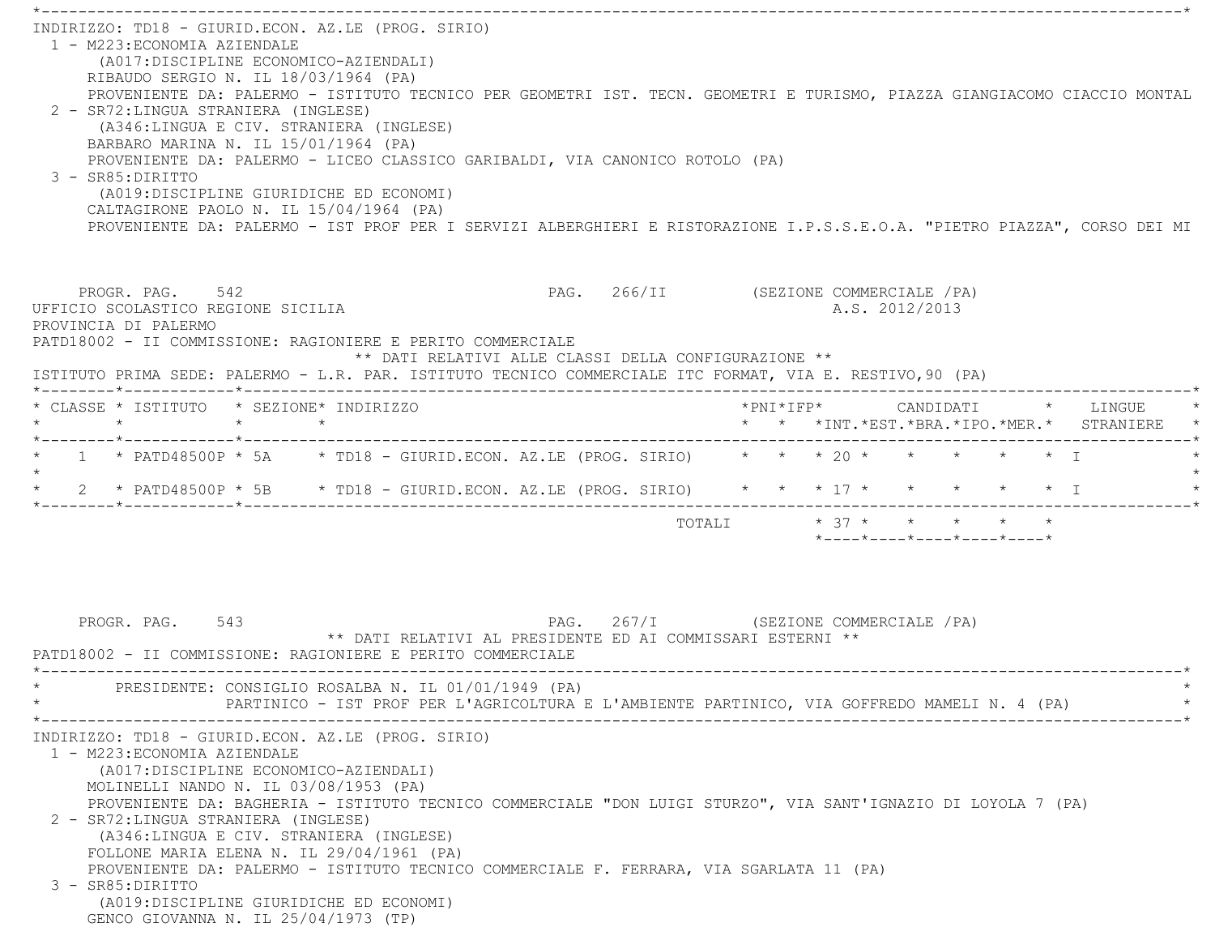INDIRIZZO: TD18 - GIURID.ECON. AZ.LE (PROG. SIRIO)

1 - M223:ECONOMIA AZIENDALE
   (A017:DISCIPLINE ECONOMICO-AZIENDALI)
   RIBAUDO SERGIO N. IL 18/03/1964 (PA)
   PROVENIENTE DA: PALERMO - ISTITUTO TECNICO PER GEOMETRI IST. TECN. GEOMETRI E TURISMO, PIAZZA GIANGIACOMO CIACCIO MONTAL

2 - SR72:LINGUA STRANIERA (INGLESE)
   (A346:LINGUA E CIV. STRANIERA (INGLESE)
   BARBARO MARINA N. IL 15/01/1964 (PA)
   PROVENIENTE DA: PALERMO - LICEO CLASSICO GARIBALDI, VIA CANONICO ROTOLO (PA)

3 - SR85:DIRITTO
   (A019:DISCIPLINE GIURIDICHE ED ECONOMI)
   CALTAGIRONE PAOLO N. IL 15/04/1964 (PA)
   PROVENIENTE DA: PALERMO - IST PROF PER I SERVIZI ALBERGHIERI E RISTORAZIONE I.P.S.S.E.O.A. "PIETRO PIAZZA", CORSO DEI MI

PROGR. PAG. 542 PAG. 266/II (SEZIONE COMMERCIALE /PA)

UFFICIO SCOLASTICO REGIONE SICILIA A.S. 2012/2013

PROVINCIA DI PALERMO

PATD18002 - II COMMISSIONE: RAGIONIERE E PERITO COMMERCIALE

** DATI RELATIVI ALLE CLASSI DELLA CONFIGURAZIONE **

ISTITUTO PRIMA SEDE: PALERMO - L.R. PAR. ISTITUTO TECNICO COMMERCIALE ITC FORMAT, VIA E. RESTIVO,90 (PA)

| CLASSE | ISTITUTO | SEZIONE | INDIRIZZO | PNI | IFP | CANDIDATI INT. | EST. | BRA. | IPO. | MER. | LINGUE STRANIERE |
|---|---|---|---|---|---|---|---|---|---|---|---|
| 1 | PATD48500P | 5A | TD18 - GIURID.ECON. AZ.LE (PROG. SIRIO) | | | 20 | | | | | I |
| 2 | PATD48500P | 5B | TD18 - GIURID.ECON. AZ.LE (PROG. SIRIO) | | | 17 | | | | | I |
| | | | TOTALI | | | 37 | | | | | |

PROGR. PAG. 543 PAG. 267/I (SEZIONE COMMERCIALE /PA)

** DATI RELATIVI AL PRESIDENTE ED AI COMMISSARI ESTERNI **

PATD18002 - II COMMISSIONE: RAGIONIERE E PERITO COMMERCIALE

PRESIDENTE: CONSIGLIO ROSALBA N. IL 01/01/1949 (PA)
PARTINICO - IST PROF PER L'AGRICOLTURA E L'AMBIENTE PARTINICO, VIA GOFFREDO MAMELI N. 4 (PA)

INDIRIZZO: TD18 - GIURID.ECON. AZ.LE (PROG. SIRIO)

1 - M223:ECONOMIA AZIENDALE
   (A017:DISCIPLINE ECONOMICO-AZIENDALI)
   MOLINELLI NANDO N. IL 03/08/1953 (PA)
   PROVENIENTE DA: BAGHERIA - ISTITUTO TECNICO COMMERCIALE "DON LUIGI STURZO", VIA SANT'IGNAZIO DI LOYOLA 7 (PA)

2 - SR72:LINGUA STRANIERA (INGLESE)
   (A346:LINGUA E CIV. STRANIERA (INGLESE)
   FOLLONE MARIA ELENA N. IL 29/04/1961 (PA)
   PROVENIENTE DA: PALERMO - ISTITUTO TECNICO COMMERCIALE F. FERRARA, VIA SGARLATA 11 (PA)

3 - SR85:DIRITTO
   (A019:DISCIPLINE GIURIDICHE ED ECONOMI)
   GENCO GIOVANNA N. IL 25/04/1973 (TP)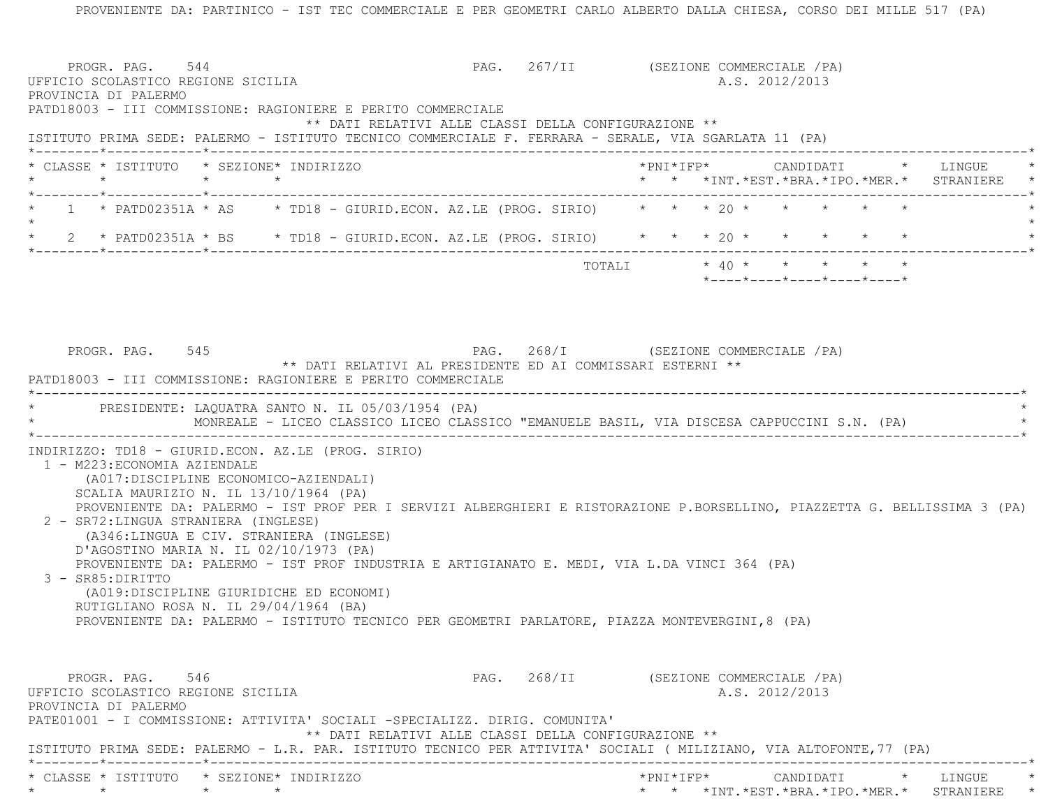PROVENIENTE DA: PARTINICO - IST TEC COMMERCIALE E PER GEOMETRI CARLO ALBERTO DALLA CHIESA, CORSO DEI MILLE 517 (PA)

PROGR. PAG. 544 PAG. 267/II (SEZIONE COMMERCIALE /PA)

UFFICIO SCOLASTICO REGIONE SICILIA A.S. 2012/2013

PROVINCIA DI PALERMO

PATD18003 - III COMMISSIONE: RAGIONIERE E PERITO COMMERCIALE

** DATI RELATIVI ALLE CLASSI DELLA CONFIGURAZIONE **

ISTITUTO PRIMA SEDE: PALERMO - ISTITUTO TECNICO COMMERCIALE F. FERRARA - SERALE, VIA SGARLATA 11 (PA)

| CLASSE | ISTITUTO | SEZIONE | INDIRIZZO | PNI | IFP | CANDIDATI INT. | EST. | BRA. | IPO. | MER. | LINGUE STRANIERE |
|---|---|---|---|---|---|---|---|---|---|---|---|
| 1 | PATD02351A | AS | TD18 - GIURID.ECON. AZ.LE (PROG. SIRIO) | | | 20 | | | | | |
| 2 | PATD02351A | BS | TD18 - GIURID.ECON. AZ.LE (PROG. SIRIO) | | | 20 | | | | | |
| | | | TOTALI | | | 40 | | | | | |

PROGR. PAG. 545 PAG. 268/I (SEZIONE COMMERCIALE /PA)

** DATI RELATIVI AL PRESIDENTE ED AI COMMISSARI ESTERNI **

PATD18003 - III COMMISSIONE: RAGIONIERE E PERITO COMMERCIALE

PRESIDENTE: LAQUATRA SANTO N. IL 05/03/1954 (PA)
MONREALE - LICEO CLASSICO LICEO CLASSICO "EMANUELE BASIL, VIA DISCESA CAPPUCCINI S.N. (PA)

INDIRIZZO: TD18 - GIURID.ECON. AZ.LE (PROG. SIRIO)

1 - M223:ECONOMIA AZIENDALE
(A017:DISCIPLINE ECONOMICO-AZIENDALI)
SCALIA MAURIZIO N. IL 13/10/1964 (PA)
PROVENIENTE DA: PALERMO - IST PROF PER I SERVIZI ALBERGHIERI E RISTORAZIONE P.BORSELLINO, PIAZZETTA G. BELLISSIMA 3 (PA)

2 - SR72:LINGUA STRANIERA (INGLESE)
(A346:LINGUA E CIV. STRANIERA (INGLESE)
D'AGOSTINO MARIA N. IL 02/10/1973 (PA)
PROVENIENTE DA: PALERMO - IST PROF INDUSTRIA E ARTIGIANATO E. MEDI, VIA L.DA VINCI 364 (PA)

3 - SR85:DIRITTO
(A019:DISCIPLINE GIURIDICHE ED ECONOMI)
RUTIGLIANO ROSA N. IL 29/04/1964 (BA)
PROVENIENTE DA: PALERMO - ISTITUTO TECNICO PER GEOMETRI PARLATORE, PIAZZA MONTEVERGINI,8 (PA)

PROGR. PAG. 546 PAG. 268/II (SEZIONE COMMERCIALE /PA)

UFFICIO SCOLASTICO REGIONE SICILIA A.S. 2012/2013

PROVINCIA DI PALERMO

PATE01001 - I COMMISSIONE: ATTIVITA' SOCIALI -SPECIALIZZ. DIRIG. COMUNITA'

** DATI RELATIVI ALLE CLASSI DELLA CONFIGURAZIONE **

ISTITUTO PRIMA SEDE: PALERMO - L.R. PAR. ISTITUTO TECNICO PER ATTIVITA' SOCIALI ( MILIZIANO, VIA ALTOFONTE,77 (PA)

| CLASSE | ISTITUTO | SEZIONE | INDIRIZZO | PNI | IFP | CANDIDATI INT. | EST. | BRA. | IPO. | MER. | LINGUE STRANIERE |
|---|---|---|---|---|---|---|---|---|---|---|---|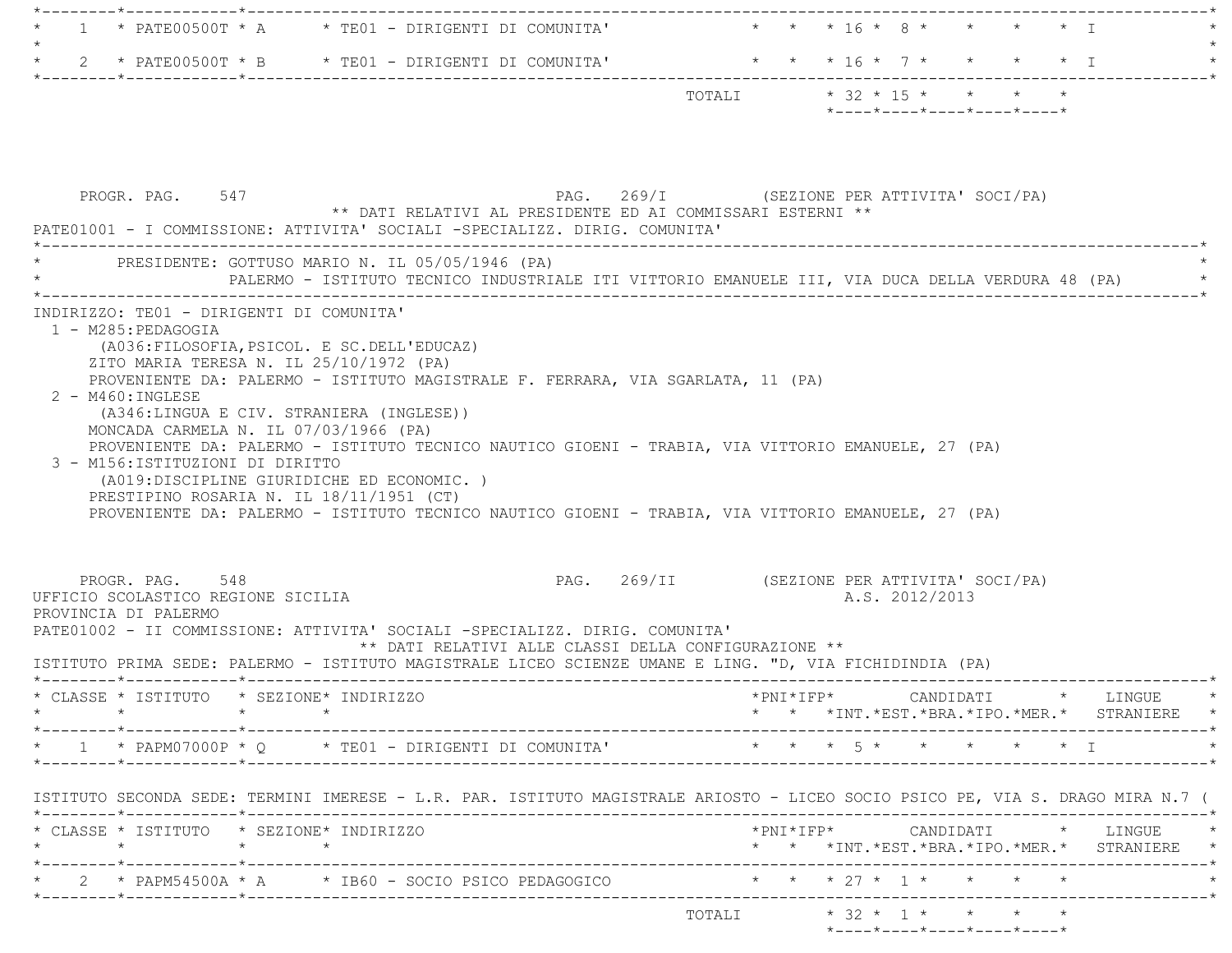| CLASSE | ISTITUTO | SEZIONE | INDIRIZZO | PNI | IFP | INT. | EST. | BRA. | IPO. | MER. | LINGUE STRANIERE |
|---|---|---|---|---|---|---|---|---|---|---|---|
| 1 | PATE00500T | A | TE01 - DIRIGENTI DI COMUNITA' | | | 16 | 8 | | | | I |
| 2 | PATE00500T | B | TE01 - DIRIGENTI DI COMUNITA' | | | 16 | 7 | | | | I |
| | | | TOTALI | | | 32 | 15 | | | | |

PROGR. PAG. 547 PAG. 269/I (SEZIONE PER ATTIVITA' SOCI/PA)

** DATI RELATIVI AL PRESIDENTE ED AI COMMISSARI ESTERNI **

PATE01001 - I COMMISSIONE: ATTIVITA' SOCIALI -SPECIALIZZ. DIRIG. COMUNITA'

PRESIDENTE: GOTTUSO MARIO N. IL 05/05/1946 (PA)
PALERMO - ISTITUTO TECNICO INDUSTRIALE ITI VITTORIO EMANUELE III, VIA DUCA DELLA VERDURA 48 (PA)

INDIRIZZO: TE01 - DIRIGENTI DI COMUNITA'

1 - M285:PEDAGOGIA
(A036:FILOSOFIA,PSICOL. E SC.DELL'EDUCAZ)
ZITO MARIA TERESA N. IL 25/10/1972 (PA)
PROVENIENTE DA: PALERMO - ISTITUTO MAGISTRALE F. FERRARA, VIA SGARLATA, 11 (PA)

2 - M460:INGLESE
(A346:LINGUA E CIV. STRANIERA (INGLESE))
MONCADA CARMELA N. IL 07/03/1966 (PA)
PROVENIENTE DA: PALERMO - ISTITUTO TECNICO NAUTICO GIOENI - TRABIA, VIA VITTORIO EMANUELE, 27 (PA)

3 - M156:ISTITUZIONI DI DIRITTO
(A019:DISCIPLINE GIURIDICHE ED ECONOMIC. )
PRESTIPINO ROSARIA N. IL 18/11/1951 (CT)
PROVENIENTE DA: PALERMO - ISTITUTO TECNICO NAUTICO GIOENI - TRABIA, VIA VITTORIO EMANUELE, 27 (PA)

PROGR. PAG. 548 PAG. 269/II (SEZIONE PER ATTIVITA' SOCI/PA)

UFFICIO SCOLASTICO REGIONE SICILIA A.S. 2012/2013

PROVINCIA DI PALERMO

PATE01002 - II COMMISSIONE: ATTIVITA' SOCIALI -SPECIALIZZ. DIRIG. COMUNITA'

** DATI RELATIVI ALLE CLASSI DELLA CONFIGURAZIONE **

ISTITUTO PRIMA SEDE: PALERMO - ISTITUTO MAGISTRALE LICEO SCIENZE UMANE E LING. "D, VIA FICHIDINDIA (PA)

| CLASSE | ISTITUTO | SEZIONE | INDIRIZZO | PNI | IFP | INT. | EST. | BRA. | IPO. | MER. | LINGUE STRANIERE |
|---|---|---|---|---|---|---|---|---|---|---|---|
| 1 | PAPM07000P | Q | TE01 - DIRIGENTI DI COMUNITA' | | | 5 | | | | | I |

ISTITUTO SECONDA SEDE: TERMINI IMERESE - L.R. PAR. ISTITUTO MAGISTRALE ARIOSTO - LICEO SOCIO PSICO PE, VIA S. DRAGO MIRA N.7 (

| CLASSE | ISTITUTO | SEZIONE | INDIRIZZO | PNI | IFP | INT. | EST. | BRA. | IPO. | MER. | LINGUE STRANIERE |
|---|---|---|---|---|---|---|---|---|---|---|---|
| 2 | PAPM54500A | A | IB60 - SOCIO PSICO PEDAGOGICO | | | 27 | 1 | | | | |
| | | | TOTALI | | | 32 | 1 | | | | |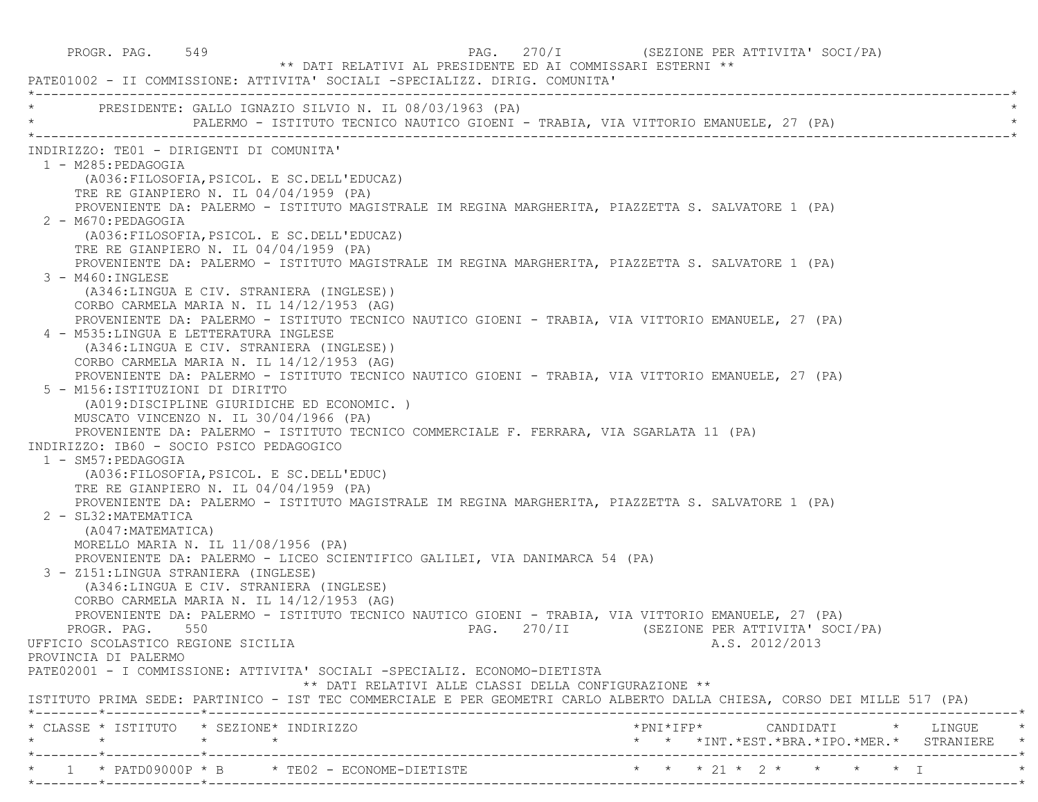** DATI RELATIVI AL PRESIDENTE ED AI COMMISSARI ESTERNI **

PATE01002 - II COMMISSIONE: ATTIVITA' SOCIALI -SPECIALIZZ. DIRIG. COMUNITA'

PRESIDENTE: GALLO IGNAZIO SILVIO N. IL 08/03/1963 (PA)
PALERMO - ISTITUTO TECNICO NAUTICO GIOENI - TRABIA, VIA VITTORIO EMANUELE, 27 (PA)

INDIRIZZO: TE01 - DIRIGENTI DI COMUNITA'

1 - M285:PEDAGOGIA
(A036:FILOSOFIA,PSICOL. E SC.DELL'EDUCAZ)
TRE RE GIANPIERO N. IL 04/04/1959 (PA)
PROVENIENTE DA: PALERMO - ISTITUTO MAGISTRALE IM REGINA MARGHERITA, PIAZZETTA S. SALVATORE 1 (PA)

2 - M670:PEDAGOGIA
(A036:FILOSOFIA,PSICOL. E SC.DELL'EDUCAZ)
TRE RE GIANPIERO N. IL 04/04/1959 (PA)
PROVENIENTE DA: PALERMO - ISTITUTO MAGISTRALE IM REGINA MARGHERITA, PIAZZETTA S. SALVATORE 1 (PA)

3 - M460:INGLESE
(A346:LINGUA E CIV. STRANIERA (INGLESE))
CORBO CARMELA MARIA N. IL 14/12/1953 (AG)
PROVENIENTE DA: PALERMO - ISTITUTO TECNICO NAUTICO GIOENI - TRABIA, VIA VITTORIO EMANUELE, 27 (PA)

4 - M535:LINGUA E LETTERATURA INGLESE
(A346:LINGUA E CIV. STRANIERA (INGLESE))
CORBO CARMELA MARIA N. IL 14/12/1953 (AG)
PROVENIENTE DA: PALERMO - ISTITUTO TECNICO NAUTICO GIOENI - TRABIA, VIA VITTORIO EMANUELE, 27 (PA)

5 - M156:ISTITUZIONI DI DIRITTO
(A019:DISCIPLINE GIURIDICHE ED ECONOMIC. )
MUSCATO VINCENZO N. IL 30/04/1966 (PA)
PROVENIENTE DA: PALERMO - ISTITUTO TECNICO COMMERCIALE F. FERRARA, VIA SGARLATA 11 (PA)

INDIRIZZO: IB60 - SOCIO PSICO PEDAGOGICO

1 - SM57:PEDAGOGIA
(A036:FILOSOFIA,PSICOL. E SC.DELL'EDUC)
TRE RE GIANPIERO N. IL 04/04/1959 (PA)
PROVENIENTE DA: PALERMO - ISTITUTO MAGISTRALE IM REGINA MARGHERITA, PIAZZETTA S. SALVATORE 1 (PA)

2 - SL32:MATEMATICA
(A047:MATEMATICA)
MORELLO MARIA N. IL 11/08/1956 (PA)
PROVENIENTE DA: PALERMO - LICEO SCIENTIFICO GALILEI, VIA DANIMARCA 54 (PA)

3 - Z151:LINGUA STRANIERA (INGLESE)
(A346:LINGUA E CIV. STRANIERA (INGLESE)
CORBO CARMELA MARIA N. IL 14/12/1953 (AG)
PROVENIENTE DA: PALERMO - ISTITUTO TECNICO NAUTICO GIOENI - TRABIA, VIA VITTORIO EMANUELE, 27 (PA)

PROGR. PAG. 550 PAG. 270/II (SEZIONE PER ATTIVITA' SOCI/PA)

UFFICIO SCOLASTICO REGIONE SICILIA A.S. 2012/2013

PROVINCIA DI PALERMO

PATE02001 - I COMMISSIONE: ATTIVITA' SOCIALI -SPECIALIZ. ECONOMO-DIETISTA

** DATI RELATIVI ALLE CLASSI DELLA CONFIGURAZIONE **

ISTITUTO PRIMA SEDE: PARTINICO - IST TEC COMMERCIALE E PER GEOMETRI CARLO ALBERTO DALLA CHIESA, CORSO DEI MILLE 517 (PA)

| CLASSE | ISTITUTO | SEZIONE | INDIRIZZO | PNI | IFP | CANDIDATI INT. | EST. | BRA. | IPO. | MER. | LINGUE STRANIERE |
|---|---|---|---|---|---|---|---|---|---|---|---|
| 1 | PATD09000P | B | TE02 - ECONOME-DIETISTE | | | 21 | 2 | | | | I |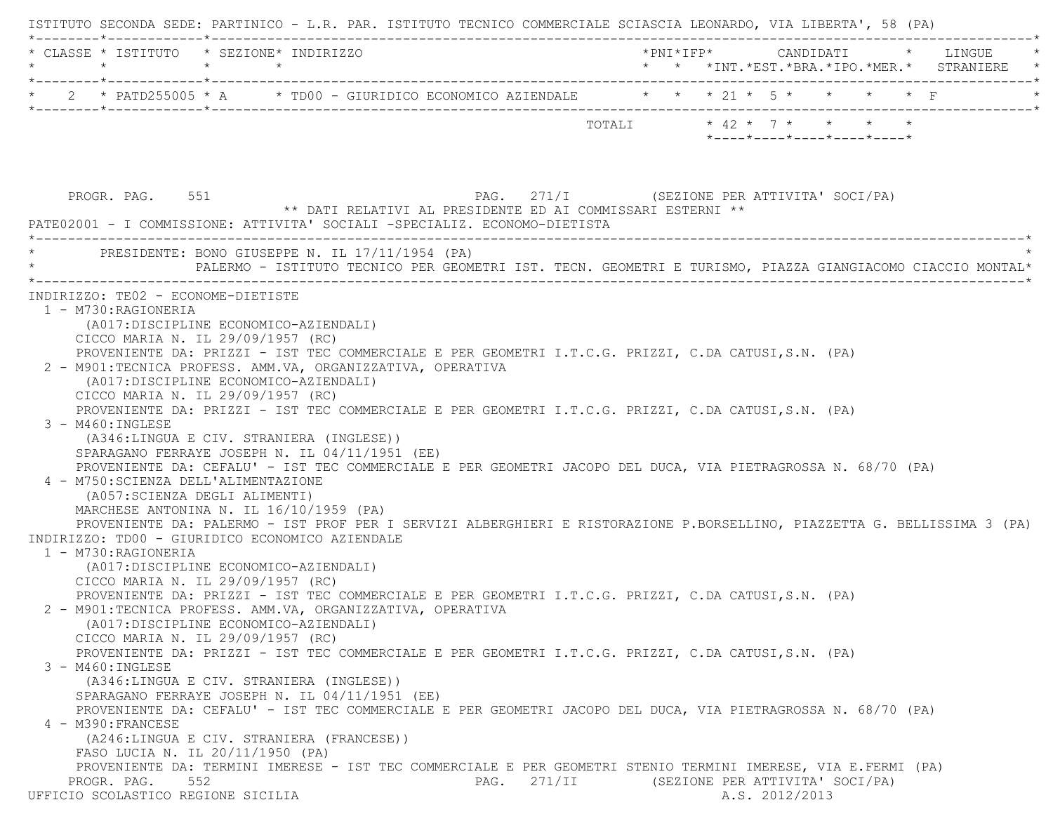ISTITUTO SECONDA SEDE: PARTINICO - L.R. PAR. ISTITUTO TECNICO COMMERCIALE SCIASCIA LEONARDO, VIA LIBERTA', 58 (PA)

| CLASSE | ISTITUTO | SEZIONE | INDIRIZZO | PNI | IFP | CANDIDATI INT. | CANDIDATI EST. | CANDIDATI BRA. | CANDIDATI IPO. | CANDIDATI MER. | LINGUE STRANIERE |
|---|---|---|---|---|---|---|---|---|---|---|---|
| 2 | PATD255005 | A | TD00 - GIURIDICO ECONOMICO AZIENDALE | | | 21 | 5 | | | | F |
| | | | TOTALI | | | 42 | 7 | | | | |

PROGR. PAG. 551 PAG. 271/I (SEZIONE PER ATTIVITA' SOCI/PA)

** DATI RELATIVI AL PRESIDENTE ED AI COMMISSARI ESTERNI **

PATE02001 - I COMMISSIONE: ATTIVITA' SOCIALI -SPECIALIZ. ECONOMO-DIETISTA

PRESIDENTE: BONO GIUSEPPE N. IL 17/11/1954 (PA)
PALERMO - ISTITUTO TECNICO PER GEOMETRI IST. TECN. GEOMETRI E TURISMO, PIAZZA GIANGIACOMO CIACCIO MONTAL

INDIRIZZO: TE02 - ECONOME-DIETISTE

1 - M730:RAGIONERIA
(A017:DISCIPLINE ECONOMICO-AZIENDALI)
CICCO MARIA N. IL 29/09/1957 (RC)
PROVENIENTE DA: PRIZZI - IST TEC COMMERCIALE E PER GEOMETRI I.T.C.G. PRIZZI, C.DA CATUSI,S.N. (PA)

2 - M901:TECNICA PROFESS. AMM.VA, ORGANIZZATIVA, OPERATIVA
(A017:DISCIPLINE ECONOMICO-AZIENDALI)
CICCO MARIA N. IL 29/09/1957 (RC)
PROVENIENTE DA: PRIZZI - IST TEC COMMERCIALE E PER GEOMETRI I.T.C.G. PRIZZI, C.DA CATUSI,S.N. (PA)

3 - M460:INGLESE
(A346:LINGUA E CIV. STRANIERA (INGLESE))
SPARAGANO FERRAYE JOSEPH N. IL 04/11/1951 (EE)
PROVENIENTE DA: CEFALU' - IST TEC COMMERCIALE E PER GEOMETRI JACOPO DEL DUCA, VIA PIETRAGROSSA N. 68/70 (PA)

4 - M750:SCIENZA DELL'ALIMENTAZIONE
(A057:SCIENZA DEGLI ALIMENTI)
MARCHESE ANTONINA N. IL 16/10/1959 (PA)
PROVENIENTE DA: PALERMO - IST PROF PER I SERVIZI ALBERGHIERI E RISTORAZIONE P.BORSELLINO, PIAZZETTA G. BELLISSIMA 3 (PA)

INDIRIZZO: TD00 - GIURIDICO ECONOMICO AZIENDALE

1 - M730:RAGIONERIA
(A017:DISCIPLINE ECONOMICO-AZIENDALI)
CICCO MARIA N. IL 29/09/1957 (RC)
PROVENIENTE DA: PRIZZI - IST TEC COMMERCIALE E PER GEOMETRI I.T.C.G. PRIZZI, C.DA CATUSI,S.N. (PA)

2 - M901:TECNICA PROFESS. AMM.VA, ORGANIZZATIVA, OPERATIVA
(A017:DISCIPLINE ECONOMICO-AZIENDALI)
CICCO MARIA N. IL 29/09/1957 (RC)
PROVENIENTE DA: PRIZZI - IST TEC COMMERCIALE E PER GEOMETRI I.T.C.G. PRIZZI, C.DA CATUSI,S.N. (PA)

3 - M460:INGLESE
(A346:LINGUA E CIV. STRANIERA (INGLESE))
SPARAGANO FERRAYE JOSEPH N. IL 04/11/1951 (EE)
PROVENIENTE DA: CEFALU' - IST TEC COMMERCIALE E PER GEOMETRI JACOPO DEL DUCA, VIA PIETRAGROSSA N. 68/70 (PA)

4 - M390:FRANCESE
(A246:LINGUA E CIV. STRANIERA (FRANCESE))
FASO LUCIA N. IL 20/11/1950 (PA)
PROVENIENTE DA: TERMINI IMERESE - IST TEC COMMERCIALE E PER GEOMETRI STENIO TERMINI IMERESE, VIA E.FERMI (PA)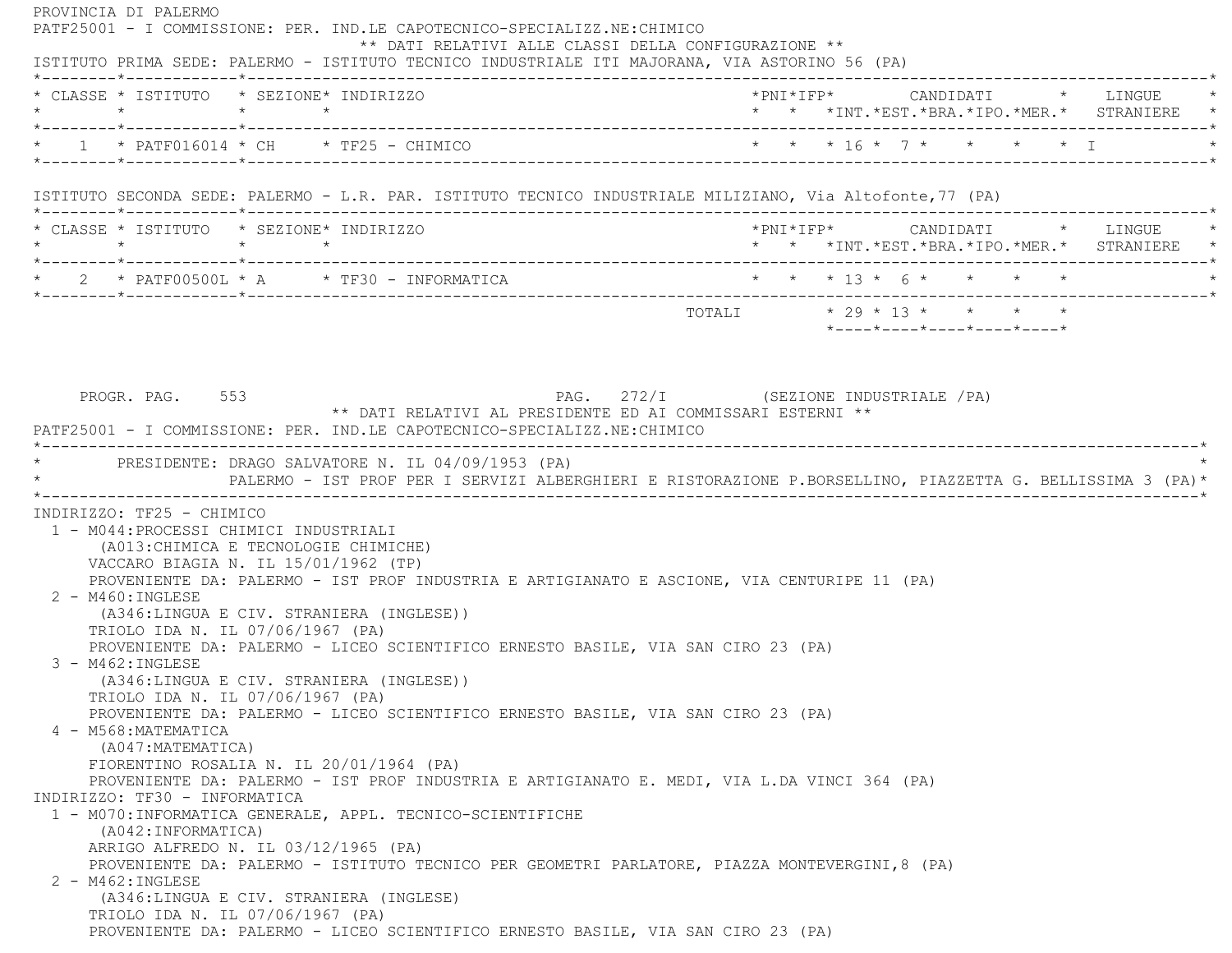PROVINCIA DI PALERMO

PATF25001 - I COMMISSIONE: PER. IND.LE CAPOTECNICO-SPECIALIZZ.NE:CHIMICO

** DATI RELATIVI ALLE CLASSI DELLA CONFIGURAZIONE **

ISTITUTO PRIMA SEDE: PALERMO - ISTITUTO TECNICO INDUSTRIALE ITI MAJORANA, VIA ASTORINO 56 (PA)

| CLASSE | ISTITUTO | SEZIONE | INDIRIZZO | PNI | IFP | CANDIDATI INT. | CANDIDATI EST. | CANDIDATI BRA. | CANDIDATI IPO. | CANDIDATI MER. | LINGUE STRANIERE |
|---|---|---|---|---|---|---|---|---|---|---|---|
| 1 | PATF016014 | CH | TF25 - CHIMICO | | | 16 | 7 | | | | I |

ISTITUTO SECONDA SEDE: PALERMO - L.R. PAR. ISTITUTO TECNICO INDUSTRIALE MILIZIANO, Via Altofonte,77 (PA)

| CLASSE | ISTITUTO | SEZIONE | INDIRIZZO | PNI | IFP | CANDIDATI INT. | CANDIDATI EST. | CANDIDATI BRA. | CANDIDATI IPO. | CANDIDATI MER. | LINGUE STRANIERE |
|---|---|---|---|---|---|---|---|---|---|---|---|
| 2 | PATF00500L | A | TF30 - INFORMATICA | | | 13 | 6 | | | | |
| | | | TOTALI | | | 29 | 13 | | | | |

PROGR. PAG. 553 PAG. 272/I (SEZIONE INDUSTRIALE /PA)

** DATI RELATIVI AL PRESIDENTE ED AI COMMISSARI ESTERNI **

PATF25001 - I COMMISSIONE: PER. IND.LE CAPOTECNICO-SPECIALIZZ.NE:CHIMICO

PRESIDENTE: DRAGO SALVATORE N. IL 04/09/1953 (PA)
PALERMO - IST PROF PER I SERVIZI ALBERGHIERI E RISTORAZIONE P.BORSELLINO, PIAZZETTA G. BELLISSIMA 3 (PA)

INDIRIZZO: TF25 - CHIMICO

1 - M044:PROCESSI CHIMICI INDUSTRIALI
(A013:CHIMICA E TECNOLOGIE CHIMICHE)
VACCARO BIAGIA N. IL 15/01/1962 (TP)
PROVENIENTE DA: PALERMO - IST PROF INDUSTRIA E ARTIGIANATO E ASCIONE, VIA CENTURIPE 11 (PA)

2 - M460:INGLESE
(A346:LINGUA E CIV. STRANIERA (INGLESE))
TRIOLO IDA N. IL 07/06/1967 (PA)
PROVENIENTE DA: PALERMO - LICEO SCIENTIFICO ERNESTO BASILE, VIA SAN CIRO 23 (PA)

3 - M462:INGLESE
(A346:LINGUA E CIV. STRANIERA (INGLESE))
TRIOLO IDA N. IL 07/06/1967 (PA)
PROVENIENTE DA: PALERMO - LICEO SCIENTIFICO ERNESTO BASILE, VIA SAN CIRO 23 (PA)

4 - M568:MATEMATICA
(A047:MATEMATICA)
FIORENTINO ROSALIA N. IL 20/01/1964 (PA)
PROVENIENTE DA: PALERMO - IST PROF INDUSTRIA E ARTIGIANATO E. MEDI, VIA L.DA VINCI 364 (PA)

INDIRIZZO: TF30 - INFORMATICA

1 - M070:INFORMATICA GENERALE, APPL. TECNICO-SCIENTIFICHE
(A042:INFORMATICA)
ARRIGO ALFREDO N. IL 03/12/1965 (PA)
PROVENIENTE DA: PALERMO - ISTITUTO TECNICO PER GEOMETRI PARLATORE, PIAZZA MONTEVERGINI,8 (PA)

2 - M462:INGLESE
(A346:LINGUA E CIV. STRANIERA (INGLESE)
TRIOLO IDA N. IL 07/06/1967 (PA)
PROVENIENTE DA: PALERMO - LICEO SCIENTIFICO ERNESTO BASILE, VIA SAN CIRO 23 (PA)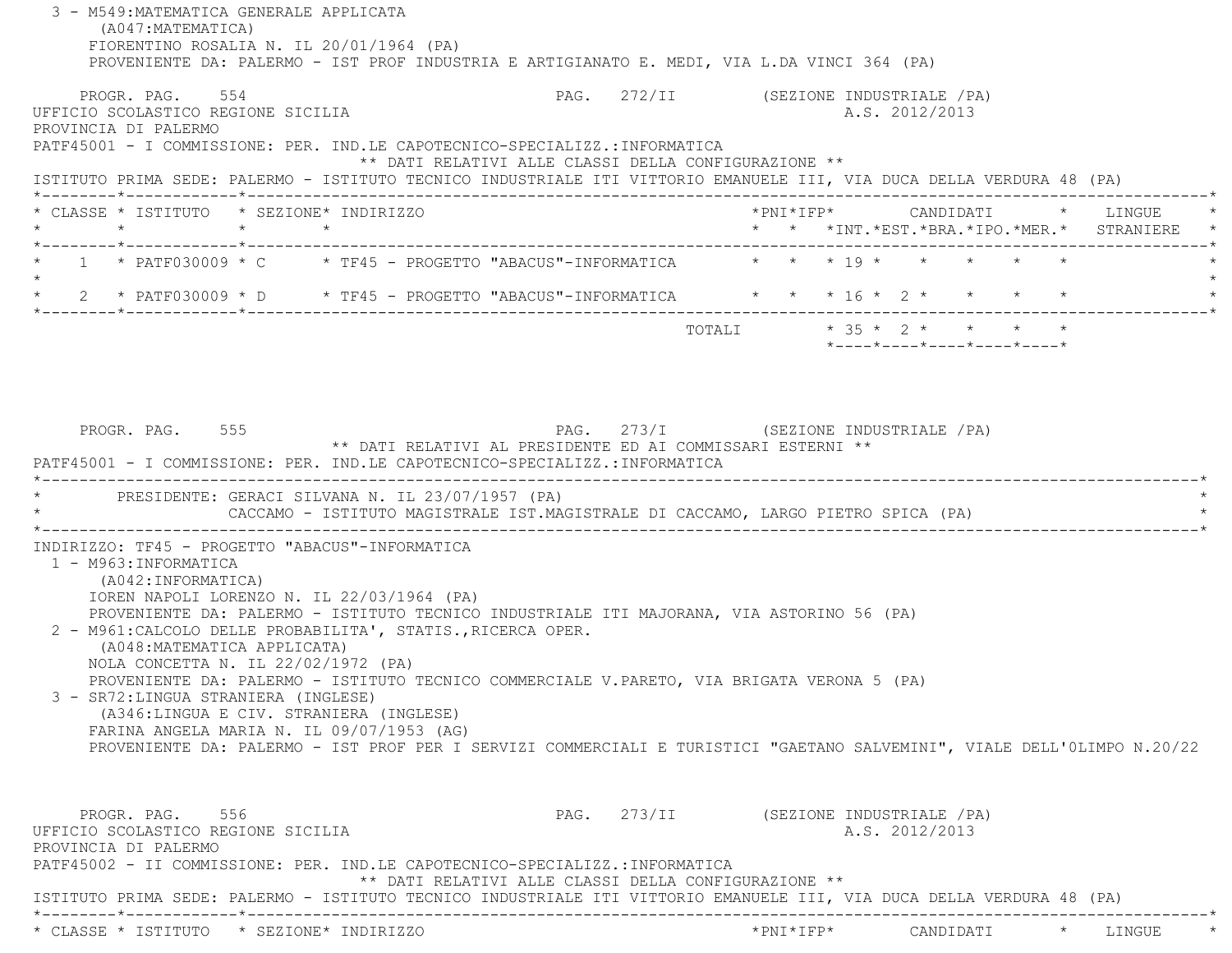3 - M549:MATEMATICA GENERALE APPLICATA
(A047:MATEMATICA)
FIORENTINO ROSALIA N. IL 20/01/1964 (PA)
PROVENIENTE DA: PALERMO - IST PROF INDUSTRIA E ARTIGIANATO E. MEDI, VIA L.DA VINCI 364 (PA)

PROGR. PAG. 554 PAG. 272/II (SEZIONE INDUSTRIALE /PA)

UFFICIO SCOLASTICO REGIONE SICILIA A.S. 2012/2013

PROVINCIA DI PALERMO

PATF45001 - I COMMISSIONE: PER. IND.LE CAPOTECNICO-SPECIALIZZ.:INFORMATICA

** DATI RELATIVI ALLE CLASSI DELLA CONFIGURAZIONE **

ISTITUTO PRIMA SEDE: PALERMO - ISTITUTO TECNICO INDUSTRIALE ITI VITTORIO EMANUELE III, VIA DUCA DELLA VERDURA 48 (PA)

| CLASSE | ISTITUTO | SEZIONE | INDIRIZZO | PNI | IFP | CANDIDATI INT. | EST. | BRA. | IPO. | MER. | LINGUE STRANIERE |
|---|---|---|---|---|---|---|---|---|---|---|---|
| 1 | PATF030009 | C | TF45 - PROGETTO "ABACUS"-INFORMATICA | | | 19 | | | | | |
| 2 | PATF030009 | D | TF45 - PROGETTO "ABACUS"-INFORMATICA | | | 16 | 2 | | | | |
| | | | TOTALI | | | 35 | 2 | | | | |

PROGR. PAG. 555 PAG. 273/I (SEZIONE INDUSTRIALE /PA)

** DATI RELATIVI AL PRESIDENTE ED AI COMMISSARI ESTERNI **

PATF45001 - I COMMISSIONE: PER. IND.LE CAPOTECNICO-SPECIALIZZ.:INFORMATICA

PRESIDENTE: GERACI SILVANA N. IL 23/07/1957 (PA)
CACCAMO - ISTITUTO MAGISTRALE IST.MAGISTRALE DI CACCAMO, LARGO PIETRO SPICA (PA)

INDIRIZZO: TF45 - PROGETTO "ABACUS"-INFORMATICA

1 - M963:INFORMATICA
(A042:INFORMATICA)
IOREN NAPOLI LORENZO N. IL 22/03/1964 (PA)
PROVENIENTE DA: PALERMO - ISTITUTO TECNICO INDUSTRIALE ITI MAJORANA, VIA ASTORINO 56 (PA)

2 - M961:CALCOLO DELLE PROBABILITA', STATIS.,RICERCA OPER.
(A048:MATEMATICA APPLICATA)
NOLA CONCETTA N. IL 22/02/1972 (PA)
PROVENIENTE DA: PALERMO - ISTITUTO TECNICO COMMERCIALE V.PARETO, VIA BRIGATA VERONA 5 (PA)

3 - SR72:LINGUA STRANIERA (INGLESE)
(A346:LINGUA E CIV. STRANIERA (INGLESE)
FARINA ANGELA MARIA N. IL 09/07/1953 (AG)
PROVENIENTE DA: PALERMO - IST PROF PER I SERVIZI COMMERCIALI E TURISTICI "GAETANO SALVEMINI", VIALE DELL'0LIMPO N.20/22

PROGR. PAG. 556 PAG. 273/II (SEZIONE INDUSTRIALE /PA)

UFFICIO SCOLASTICO REGIONE SICILIA A.S. 2012/2013

PROVINCIA DI PALERMO

PATF45002 - II COMMISSIONE: PER. IND.LE CAPOTECNICO-SPECIALIZZ.:INFORMATICA

** DATI RELATIVI ALLE CLASSI DELLA CONFIGURAZIONE **

ISTITUTO PRIMA SEDE: PALERMO - ISTITUTO TECNICO INDUSTRIALE ITI VITTORIO EMANUELE III, VIA DUCA DELLA VERDURA 48 (PA)

| CLASSE | ISTITUTO | SEZIONE | INDIRIZZO | PNI | IFP | CANDIDATI | LINGUE |
|---|---|---|---|---|---|---|---|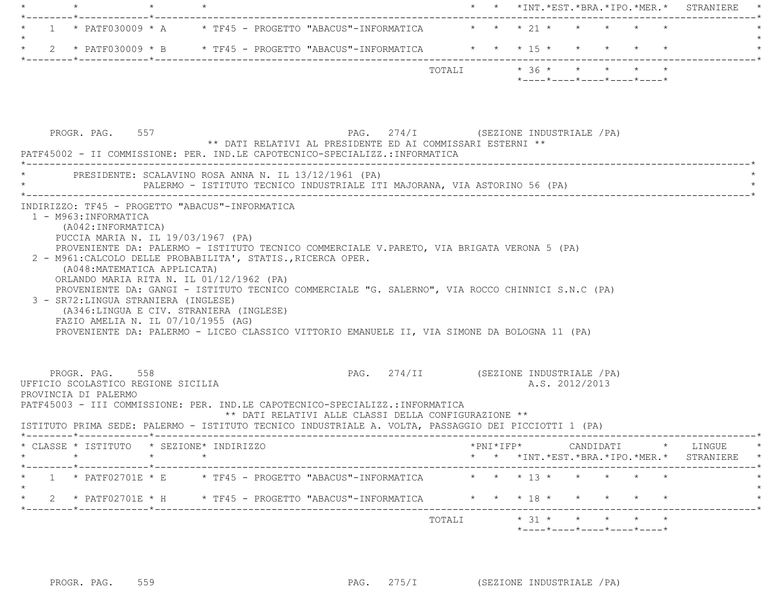| CLASSE | ISTITUTO | SEZIONE | INDIRIZZO | PNI | IFP | CANDIDATI INT. | EST. | BRA. | IPO. | MER. | LINGUE STRANIERE |
|---|---|---|---|---|---|---|---|---|---|---|---|
| 1 | PATF030009 | A | TF45 - PROGETTO "ABACUS"-INFORMATICA | | | 21 | | | | | |
| 2 | PATF030009 | B | TF45 - PROGETTO "ABACUS"-INFORMATICA | | | 15 | | | | | |
| | | | TOTALI | | | 36 | | | | | |

PROGR. PAG. 557 PAG. 274/I (SEZIONE INDUSTRIALE /PA)

** DATI RELATIVI AL PRESIDENTE ED AI COMMISSARI ESTERNI **

PATF45002 - II COMMISSIONE: PER. IND.LE CAPOTECNICO-SPECIALIZZ.:INFORMATICA

PRESIDENTE: SCALAVINO ROSA ANNA N. IL 13/12/1961 (PA)
PALERMO - ISTITUTO TECNICO INDUSTRIALE ITI MAJORANA, VIA ASTORINO 56 (PA)

INDIRIZZO: TF45 - PROGETTO "ABACUS"-INFORMATICA

1 - M963:INFORMATICA
(A042:INFORMATICA)
PUCCIA MARIA N. IL 19/03/1967 (PA)
PROVENIENTE DA: PALERMO - ISTITUTO TECNICO COMMERCIALE V.PARETO, VIA BRIGATA VERONA 5 (PA)

2 - M961:CALCOLO DELLE PROBABILITA', STATIS.,RICERCA OPER.
(A048:MATEMATICA APPLICATA)
ORLANDO MARIA RITA N. IL 01/12/1962 (PA)
PROVENIENTE DA: GANGI - ISTITUTO TECNICO COMMERCIALE "G. SALERNO", VIA ROCCO CHINNICI S.N.C (PA)

3 - SR72:LINGUA STRANIERA (INGLESE)
(A346:LINGUA E CIV. STRANIERA (INGLESE)
FAZIO AMELIA N. IL 07/10/1955 (AG)
PROVENIENTE DA: PALERMO - LICEO CLASSICO VITTORIO EMANUELE II, VIA SIMONE DA BOLOGNA 11 (PA)

PROGR. PAG. 558 PAG. 274/II (SEZIONE INDUSTRIALE /PA)

UFFICIO SCOLASTICO REGIONE SICILIA A.S. 2012/2013

PROVINCIA DI PALERMO

PATF45003 - III COMMISSIONE: PER. IND.LE CAPOTECNICO-SPECIALIZZ.:INFORMATICA

** DATI RELATIVI ALLE CLASSI DELLA CONFIGURAZIONE **

ISTITUTO PRIMA SEDE: PALERMO - ISTITUTO TECNICO INDUSTRIALE A. VOLTA, PASSAGGIO DEI PICCIOTTI 1 (PA)

| CLASSE | ISTITUTO | SEZIONE | INDIRIZZO | PNI | IFP | CANDIDATI INT. | EST. | BRA. | IPO. | MER. | LINGUE STRANIERE |
|---|---|---|---|---|---|---|---|---|---|---|---|
| 1 | PATF02701E | E | TF45 - PROGETTO "ABACUS"-INFORMATICA | | | 13 | | | | | |
| 2 | PATF02701E | H | TF45 - PROGETTO "ABACUS"-INFORMATICA | | | 18 | | | | | |
| | | | TOTALI | | | 31 | | | | | |

PROGR. PAG. 559 PAG. 275/I (SEZIONE INDUSTRIALE /PA)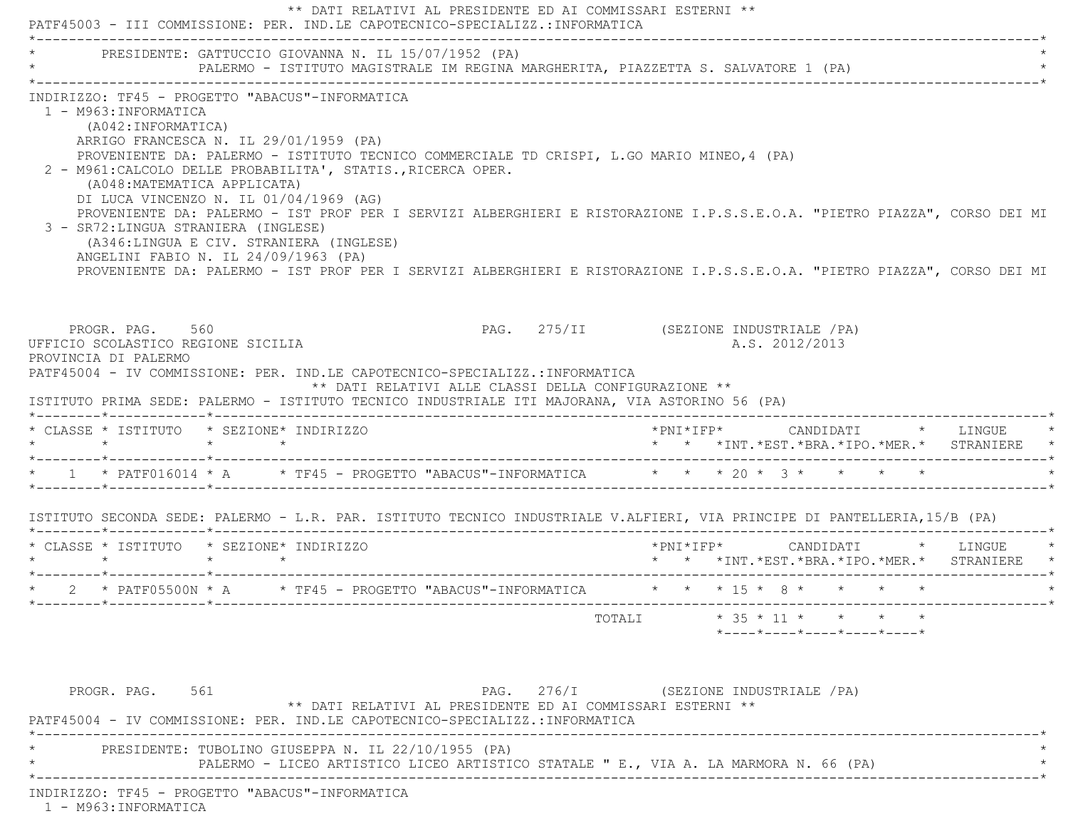** DATI RELATIVI AL PRESIDENTE ED AI COMMISSARI ESTERNI **

PATF45003 - III COMMISSIONE: PER. IND.LE CAPOTECNICO-SPECIALIZZ.:INFORMATICA

PRESIDENTE: GATTUCCIO GIOVANNA N. IL 15/07/1952 (PA)
PALERMO - ISTITUTO MAGISTRALE IM REGINA MARGHERITA, PIAZZETTA S. SALVATORE 1 (PA)

INDIRIZZO: TF45 - PROGETTO "ABACUS"-INFORMATICA

1 - M963:INFORMATICA
(A042:INFORMATICA)
ARRIGO FRANCESCA N. IL 29/01/1959 (PA)
PROVENIENTE DA: PALERMO - ISTITUTO TECNICO COMMERCIALE TD CRISPI, L.GO MARIO MINEO,4 (PA)

2 - M961:CALCOLO DELLE PROBABILITA', STATIS.,RICERCA OPER.
(A048:MATEMATICA APPLICATA)
DI LUCA VINCENZO N. IL 01/04/1969 (AG)
PROVENIENTE DA: PALERMO - IST PROF PER I SERVIZI ALBERGHIERI E RISTORAZIONE I.P.S.S.E.O.A. "PIETRO PIAZZA", CORSO DEI MI

3 - SR72:LINGUA STRANIERA (INGLESE)
(A346:LINGUA E CIV. STRANIERA (INGLESE)
ANGELINI FABIO N. IL 24/09/1963 (PA)
PROVENIENTE DA: PALERMO - IST PROF PER I SERVIZI ALBERGHIERI E RISTORAZIONE I.P.S.S.E.O.A. "PIETRO PIAZZA", CORSO DEI MI

PROGR. PAG. 560 PAG. 275/II (SEZIONE INDUSTRIALE /PA)

UFFICIO SCOLASTICO REGIONE SICILIA A.S. 2012/2013

PROVINCIA DI PALERMO

PATF45004 - IV COMMISSIONE: PER. IND.LE CAPOTECNICO-SPECIALIZZ.:INFORMATICA

** DATI RELATIVI ALLE CLASSI DELLA CONFIGURAZIONE **

ISTITUTO PRIMA SEDE: PALERMO - ISTITUTO TECNICO INDUSTRIALE ITI MAJORANA, VIA ASTORINO 56 (PA)

| CLASSE | ISTITUTO | SEZIONE | INDIRIZZO | PNI | IFP | CANDIDATI INT. | EST. | BRA. | IPO. | MER. | LINGUE STRANIERE |
|---|---|---|---|---|---|---|---|---|---|---|---|
| 1 | PATF016014 | A | TF45 - PROGETTO "ABACUS"-INFORMATICA | | | 20 | 3 | | | | |

ISTITUTO SECONDA SEDE: PALERMO - L.R. PAR. ISTITUTO TECNICO INDUSTRIALE V.ALFIERI, VIA PRINCIPE DI PANTELLERIA,15/B (PA)

| CLASSE | ISTITUTO | SEZIONE | INDIRIZZO | PNI | IFP | CANDIDATI INT. | EST. | BRA. | IPO. | MER. | LINGUE STRANIERE |
|---|---|---|---|---|---|---|---|---|---|---|---|
| 2 | PATF05500N | A | TF45 - PROGETTO "ABACUS"-INFORMATICA | | | 15 | 8 | | | | |
| | | | TOTALI | | | 35 | 11 | | | | |

PROGR. PAG. 561 PAG. 276/I (SEZIONE INDUSTRIALE /PA)

** DATI RELATIVI AL PRESIDENTE ED AI COMMISSARI ESTERNI **

PATF45004 - IV COMMISSIONE: PER. IND.LE CAPOTECNICO-SPECIALIZZ.:INFORMATICA

PRESIDENTE: TUBOLINO GIUSEPPA N. IL 22/10/1955 (PA)
PALERMO - LICEO ARTISTICO LICEO ARTISTICO STATALE " E., VIA A. LA MARMORA N. 66 (PA)

INDIRIZZO: TF45 - PROGETTO "ABACUS"-INFORMATICA

1 - M963:INFORMATICA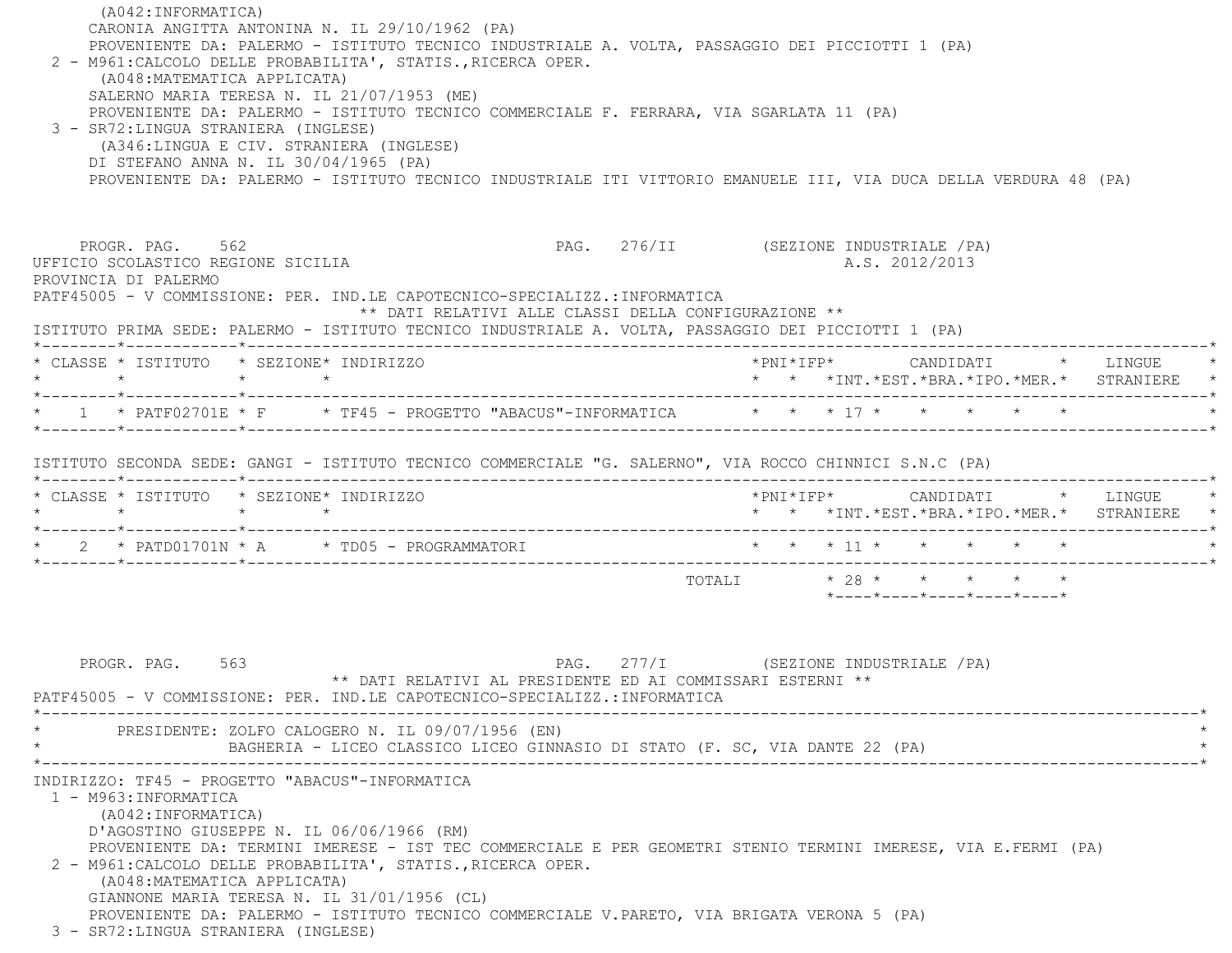(A042:INFORMATICA)
CARONIA ANGITTA ANTONINA N. IL 29/10/1962 (PA)
PROVENIENTE DA: PALERMO - ISTITUTO TECNICO INDUSTRIALE A. VOLTA, PASSAGGIO DEI PICCIOTTI 1 (PA)

2 - M961:CALCOLO DELLE PROBABILITA', STATIS.,RICERCA OPER.
(A048:MATEMATICA APPLICATA)
SALERNO MARIA TERESA N. IL 21/07/1953 (ME)
PROVENIENTE DA: PALERMO - ISTITUTO TECNICO COMMERCIALE F. FERRARA, VIA SGARLATA 11 (PA)

3 - SR72:LINGUA STRANIERA (INGLESE)
(A346:LINGUA E CIV. STRANIERA (INGLESE)
DI STEFANO ANNA N. IL 30/04/1965 (PA)
PROVENIENTE DA: PALERMO - ISTITUTO TECNICO INDUSTRIALE ITI VITTORIO EMANUELE III, VIA DUCA DELLA VERDURA 48 (PA)

PROGR. PAG. 562 PAG. 276/II (SEZIONE INDUSTRIALE /PA)

UFFICIO SCOLASTICO REGIONE SICILIA A.S. 2012/2013
PROVINCIA DI PALERMO
PATF45005 - V COMMISSIONE: PER. IND.LE CAPOTECNICO-SPECIALIZZ.:INFORMATICA

** DATI RELATIVI ALLE CLASSI DELLA CONFIGURAZIONE **

ISTITUTO PRIMA SEDE: PALERMO - ISTITUTO TECNICO INDUSTRIALE A. VOLTA, PASSAGGIO DEI PICCIOTTI 1 (PA)

| CLASSE | ISTITUTO | SEZIONE | INDIRIZZO | PNI | IFP | CANDIDATI INT. | EST. | BRA. | IPO. | MER. | LINGUE STRANIERE |
|---|---|---|---|---|---|---|---|---|---|---|---|
| 1 | PATF02701E | F | TF45 - PROGETTO "ABACUS"-INFORMATICA | | | 17 | | | | | |

ISTITUTO SECONDA SEDE: GANGI - ISTITUTO TECNICO COMMERCIALE "G. SALERNO", VIA ROCCO CHINNICI S.N.C (PA)

| CLASSE | ISTITUTO | SEZIONE | INDIRIZZO | PNI | IFP | CANDIDATI INT. | EST. | BRA. | IPO. | MER. | LINGUE STRANIERE |
|---|---|---|---|---|---|---|---|---|---|---|---|
| 2 | PATD01701N | A | TD05 - PROGRAMMATORI | | | 11 | | | | | |
| | | | TOTALI | | | 28 | | | | | |

PROGR. PAG. 563 PAG. 277/I (SEZIONE INDUSTRIALE /PA)

** DATI RELATIVI AL PRESIDENTE ED AI COMMISSARI ESTERNI **

PATF45005 - V COMMISSIONE: PER. IND.LE CAPOTECNICO-SPECIALIZZ.:INFORMATICA

PRESIDENTE: ZOLFO CALOGERO N. IL 09/07/1956 (EN)
BAGHERIA - LICEO CLASSICO LICEO GINNASIO DI STATO (F. SC, VIA DANTE 22 (PA)

INDIRIZZO: TF45 - PROGETTO "ABACUS"-INFORMATICA

1 - M963:INFORMATICA
(A042:INFORMATICA)
D'AGOSTINO GIUSEPPE N. IL 06/06/1966 (RM)
PROVENIENTE DA: TERMINI IMERESE - IST TEC COMMERCIALE E PER GEOMETRI STENIO TERMINI IMERESE, VIA E.FERMI (PA)

2 - M961:CALCOLO DELLE PROBABILITA', STATIS.,RICERCA OPER.
(A048:MATEMATICA APPLICATA)
GIANNONE MARIA TERESA N. IL 31/01/1956 (CL)
PROVENIENTE DA: PALERMO - ISTITUTO TECNICO COMMERCIALE V.PARETO, VIA BRIGATA VERONA 5 (PA)

3 - SR72:LINGUA STRANIERA (INGLESE)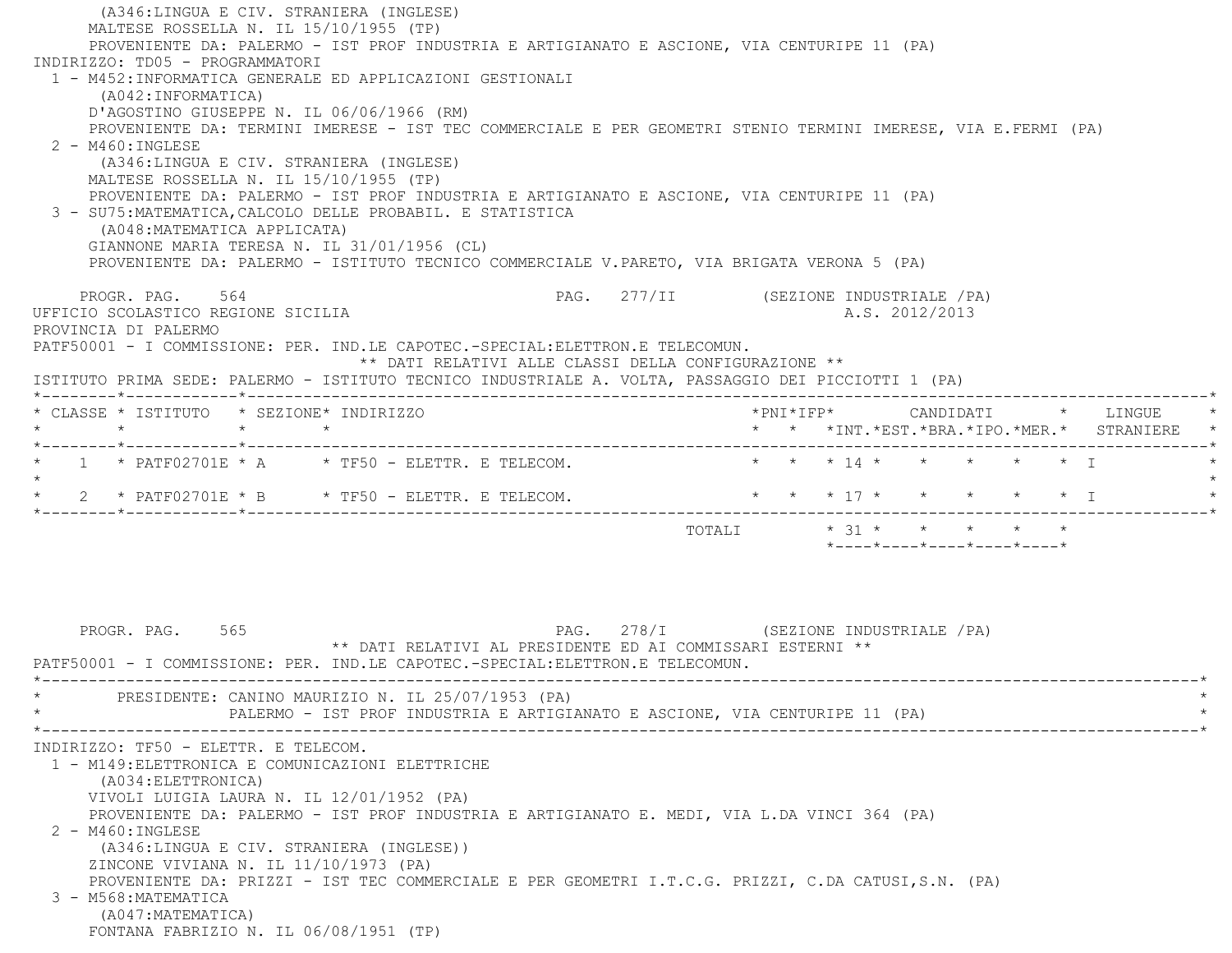(A346:LINGUA E CIV. STRANIERA (INGLESE)
MALTESE ROSSELLA N. IL 15/10/1955 (TP)
PROVENIENTE DA: PALERMO - IST PROF INDUSTRIA E ARTIGIANATO E ASCIONE, VIA CENTURIPE 11 (PA)

INDIRIZZO: TD05 - PROGRAMMATORI

1 - M452:INFORMATICA GENERALE ED APPLICAZIONI GESTIONALI
(A042:INFORMATICA)
D'AGOSTINO GIUSEPPE N. IL 06/06/1966 (RM)
PROVENIENTE DA: TERMINI IMERESE - IST TEC COMMERCIALE E PER GEOMETRI STENIO TERMINI IMERESE, VIA E.FERMI (PA)

2 - M460:INGLESE
(A346:LINGUA E CIV. STRANIERA (INGLESE)
MALTESE ROSSELLA N. IL 15/10/1955 (TP)
PROVENIENTE DA: PALERMO - IST PROF INDUSTRIA E ARTIGIANATO E ASCIONE, VIA CENTURIPE 11 (PA)

3 - SU75:MATEMATICA,CALCOLO DELLE PROBABIL. E STATISTICA
(A048:MATEMATICA APPLICATA)
GIANNONE MARIA TERESA N. IL 31/01/1956 (CL)
PROVENIENTE DA: PALERMO - ISTITUTO TECNICO COMMERCIALE V.PARETO, VIA BRIGATA VERONA 5 (PA)

PROGR. PAG. 564 PAG. 277/II (SEZIONE INDUSTRIALE /PA)

UFFICIO SCOLASTICO REGIONE SICILIA A.S. 2012/2013

PROVINCIA DI PALERMO

PATF50001 - I COMMISSIONE: PER. IND.LE CAPOTEC.-SPECIAL:ELETTRON.E TELECOMUN.

** DATI RELATIVI ALLE CLASSI DELLA CONFIGURAZIONE **

ISTITUTO PRIMA SEDE: PALERMO - ISTITUTO TECNICO INDUSTRIALE A. VOLTA, PASSAGGIO DEI PICCIOTTI 1 (PA)

| CLASSE | ISTITUTO | SEZIONE | INDIRIZZO | PNI | IFP | CANDIDATI INT. | EST. | BRA. | IPO. | MER. | LINGUE STRANIERE |
|---|---|---|---|---|---|---|---|---|---|---|---|
| 1 | PATF02701E | A | TF50 - ELETTR. E TELECOM. | | | 14 | | | | | I |
| 2 | PATF02701E | B | TF50 - ELETTR. E TELECOM. | | | 17 | | | | | I |
| | | | TOTALI | | | 31 | | | | | |

PROGR. PAG. 565 PAG. 278/I (SEZIONE INDUSTRIALE /PA)

** DATI RELATIVI AL PRESIDENTE ED AI COMMISSARI ESTERNI **

PATF50001 - I COMMISSIONE: PER. IND.LE CAPOTEC.-SPECIAL:ELETTRON.E TELECOMUN.

PRESIDENTE: CANINO MAURIZIO N. IL 25/07/1953 (PA)
PALERMO - IST PROF INDUSTRIA E ARTIGIANATO E ASCIONE, VIA CENTURIPE 11 (PA)

INDIRIZZO: TF50 - ELETTR. E TELECOM.

1 - M149:ELETTRONICA E COMUNICAZIONI ELETTRICHE
(A034:ELETTRONICA)
VIVOLI LUIGIA LAURA N. IL 12/01/1952 (PA)
PROVENIENTE DA: PALERMO - IST PROF INDUSTRIA E ARTIGIANATO E. MEDI, VIA L.DA VINCI 364 (PA)

2 - M460:INGLESE
(A346:LINGUA E CIV. STRANIERA (INGLESE))
ZINCONE VIVIANA N. IL 11/10/1973 (PA)
PROVENIENTE DA: PRIZZI - IST TEC COMMERCIALE E PER GEOMETRI I.T.C.G. PRIZZI, C.DA CATUSI,S.N. (PA)

3 - M568:MATEMATICA
(A047:MATEMATICA)
FONTANA FABRIZIO N. IL 06/08/1951 (TP)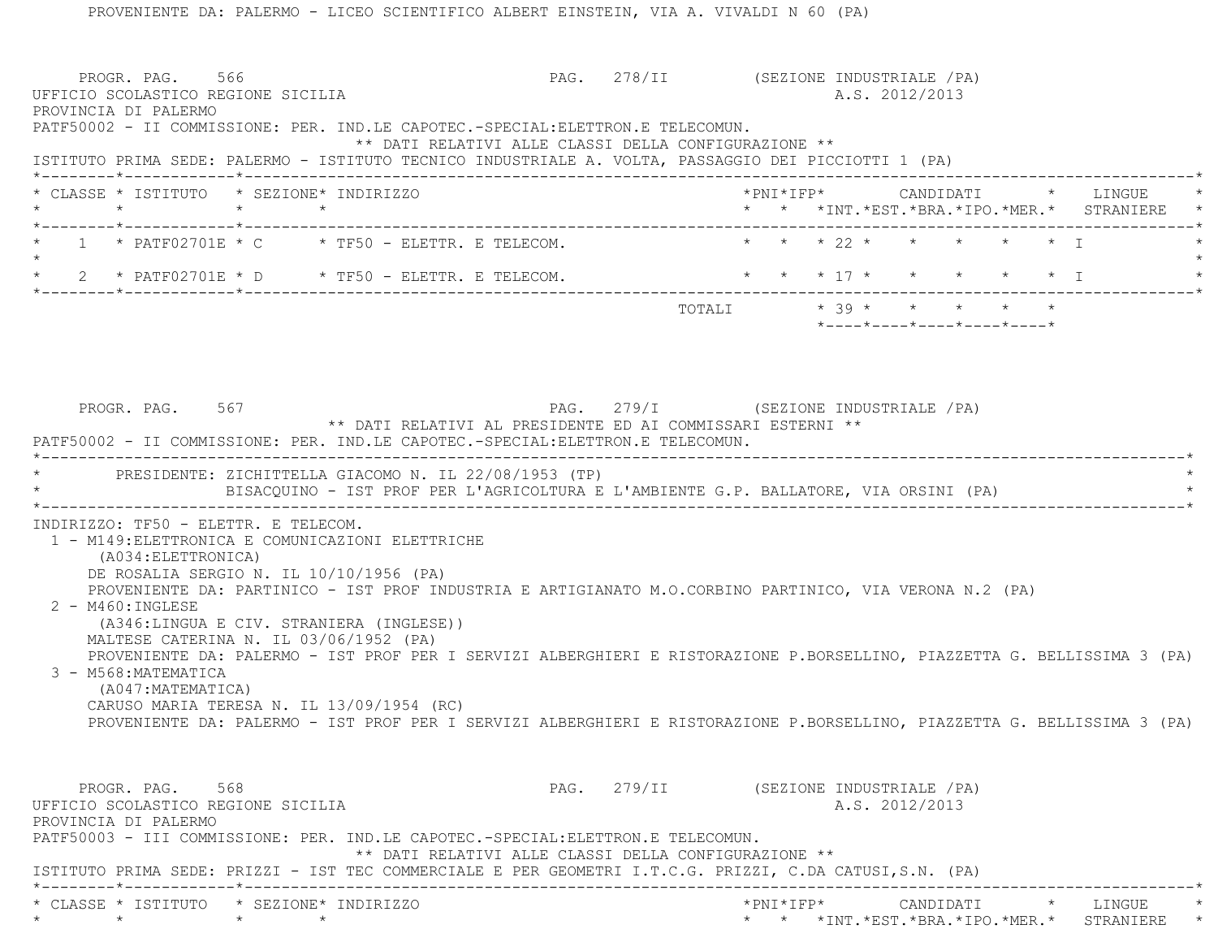PROVENIENTE DA: PALERMO - LICEO SCIENTIFICO ALBERT EINSTEIN, VIA A. VIVALDI N 60 (PA)

PROGR. PAG. 566 PAG. 278/II (SEZIONE INDUSTRIALE /PA)

UFFICIO SCOLASTICO REGIONE SICILIA A.S. 2012/2013

PROVINCIA DI PALERMO

PATF50002 - II COMMISSIONE: PER. IND.LE CAPOTEC.-SPECIAL:ELETTRON.E TELECOMUN.

** DATI RELATIVI ALLE CLASSI DELLA CONFIGURAZIONE **

ISTITUTO PRIMA SEDE: PALERMO - ISTITUTO TECNICO INDUSTRIALE A. VOLTA, PASSAGGIO DEI PICCIOTTI 1 (PA)

| CLASSE | ISTITUTO | SEZIONE | INDIRIZZO | PNI | IFP | CANDIDATI INT. | EST. | BRA. | IPO. | MER. | LINGUE STRANIERE |
|---|---|---|---|---|---|---|---|---|---|---|---|
| 1 | PATF02701E | C | TF50 - ELETTR. E TELECOM. | | | 22 | | | | | I |
| 2 | PATF02701E | D | TF50 - ELETTR. E TELECOM. | | | 17 | | | | | I |
| | | | TOTALI | | | 39 | | | | | |

PROGR. PAG. 567 PAG. 279/I (SEZIONE INDUSTRIALE /PA)

** DATI RELATIVI AL PRESIDENTE ED AI COMMISSARI ESTERNI **

PATF50002 - II COMMISSIONE: PER. IND.LE CAPOTEC.-SPECIAL:ELETTRON.E TELECOMUN.

PRESIDENTE: ZICHITTELLA GIACOMO N. IL 22/08/1953 (TP)
BISACQUINO - IST PROF PER L'AGRICOLTURA E L'AMBIENTE G.P. BALLATORE, VIA ORSINI (PA)

INDIRIZZO: TF50 - ELETTR. E TELECOM.

1 - M149:ELETTRONICA E COMUNICAZIONI ELETTRICHE
(A034:ELETTRONICA)
DE ROSALIA SERGIO N. IL 10/10/1956 (PA)
PROVENIENTE DA: PARTINICO - IST PROF INDUSTRIA E ARTIGIANATO M.O.CORBINO PARTINICO, VIA VERONA N.2 (PA)

2 - M460:INGLESE
(A346:LINGUA E CIV. STRANIERA (INGLESE))
MALTESE CATERINA N. IL 03/06/1952 (PA)
PROVENIENTE DA: PALERMO - IST PROF PER I SERVIZI ALBERGHIERI E RISTORAZIONE P.BORSELLINO, PIAZZETTA G. BELLISSIMA 3 (PA)

3 - M568:MATEMATICA
(A047:MATEMATICA)
CARUSO MARIA TERESA N. IL 13/09/1954 (RC)
PROVENIENTE DA: PALERMO - IST PROF PER I SERVIZI ALBERGHIERI E RISTORAZIONE P.BORSELLINO, PIAZZETTA G. BELLISSIMA 3 (PA)

PROGR. PAG. 568 PAG. 279/II (SEZIONE INDUSTRIALE /PA)

UFFICIO SCOLASTICO REGIONE SICILIA A.S. 2012/2013

PROVINCIA DI PALERMO

PATF50003 - III COMMISSIONE: PER. IND.LE CAPOTEC.-SPECIAL:ELETTRON.E TELECOMUN.

** DATI RELATIVI ALLE CLASSI DELLA CONFIGURAZIONE **

ISTITUTO PRIMA SEDE: PRIZZI - IST TEC COMMERCIALE E PER GEOMETRI I.T.C.G. PRIZZI, C.DA CATUSI,S.N. (PA)

| CLASSE | ISTITUTO | SEZIONE | INDIRIZZO | PNI | IFP | CANDIDATI INT. | EST. | BRA. | IPO. | MER. | LINGUE STRANIERE |
|---|---|---|---|---|---|---|---|---|---|---|---|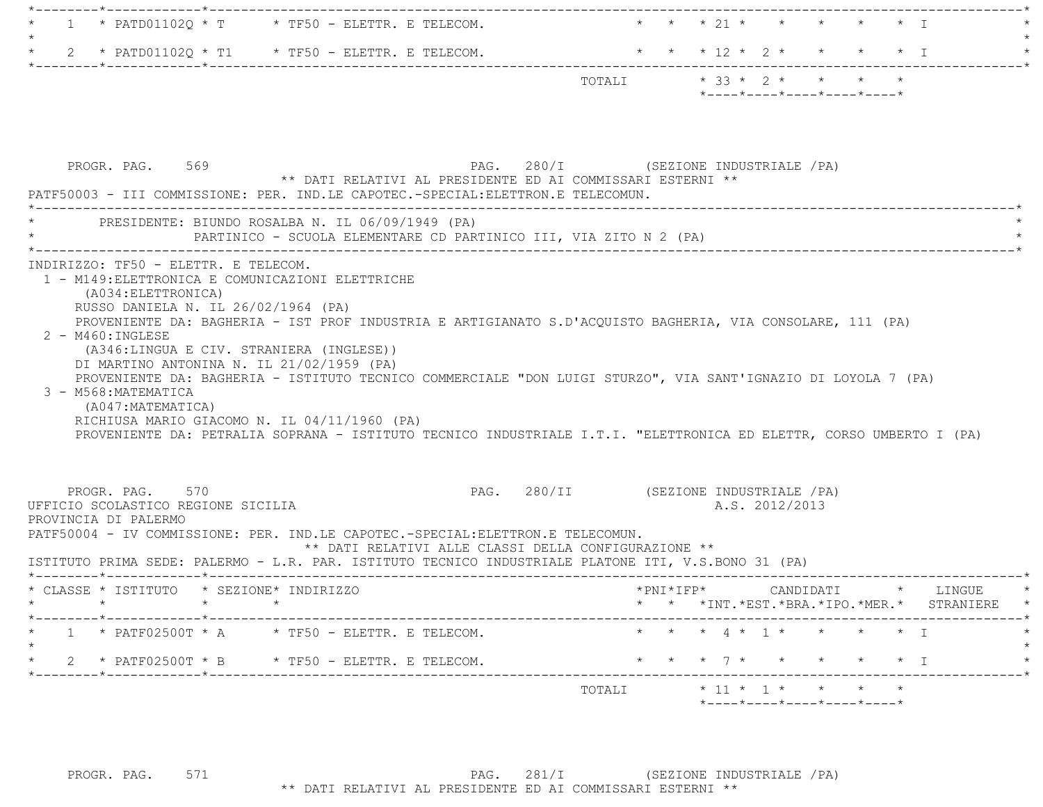| CLASSE | ISTITUTO | SEZIONE | INDIRIZZO | PNI | IFP | INT. | EST. | BRA. | IPO. | MER. | LINGUE STRANIERE |
|---|---|---|---|---|---|---|---|---|---|---|---|
| 1 | PATD01102Q | T | TF50 - ELETTR. E TELECOM. | | | 21 | | | | | I |
| 2 | PATD01102Q | T1 | TF50 - ELETTR. E TELECOM. | | | 12 | 2 | | | | I |
| | | | TOTALI | | | 33 | 2 | | | | |

PROGR. PAG. 569 PAG. 280/I (SEZIONE INDUSTRIALE /PA)

** DATI RELATIVI AL PRESIDENTE ED AI COMMISSARI ESTERNI **

PATF50003 - III COMMISSIONE: PER. IND.LE CAPOTEC.-SPECIAL:ELETTRON.E TELECOMUN.

PRESIDENTE: BIUNDO ROSALBA N. IL 06/09/1949 (PA)
PARTINICO - SCUOLA ELEMENTARE CD PARTINICO III, VIA ZITO N 2 (PA)

INDIRIZZO: TF50 - ELETTR. E TELECOM.

1 - M149:ELETTRONICA E COMUNICAZIONI ELETTRICHE
(A034:ELETTRONICA)
RUSSO DANIELA N. IL 26/02/1964 (PA)
PROVENIENTE DA: BAGHERIA - IST PROF INDUSTRIA E ARTIGIANATO S.D'ACQUISTO BAGHERIA, VIA CONSOLARE, 111 (PA)

2 - M460:INGLESE
(A346:LINGUA E CIV. STRANIERA (INGLESE))
DI MARTINO ANTONINA N. IL 21/02/1959 (PA)
PROVENIENTE DA: BAGHERIA - ISTITUTO TECNICO COMMERCIALE "DON LUIGI STURZO", VIA SANT'IGNAZIO DI LOYOLA 7 (PA)

3 - M568:MATEMATICA
(A047:MATEMATICA)
RICHIUSA MARIO GIACOMO N. IL 04/11/1960 (PA)
PROVENIENTE DA: PETRALIA SOPRANA - ISTITUTO TECNICO INDUSTRIALE I.T.I. "ELETTRONICA ED ELETTR, CORSO UMBERTO I (PA)

PROGR. PAG. 570 PAG. 280/II (SEZIONE INDUSTRIALE /PA)

UFFICIO SCOLASTICO REGIONE SICILIA A.S. 2012/2013

PROVINCIA DI PALERMO

PATF50004 - IV COMMISSIONE: PER. IND.LE CAPOTEC.-SPECIAL:ELETTRON.E TELECOMUN.

** DATI RELATIVI ALLE CLASSI DELLA CONFIGURAZIONE **

ISTITUTO PRIMA SEDE: PALERMO - L.R. PAR. ISTITUTO TECNICO INDUSTRIALE PLATONE ITI, V.S.BONO 31 (PA)

| CLASSE | ISTITUTO | SEZIONE | INDIRIZZO | PNI | IFP | INT. | EST. | BRA. | IPO. | MER. | LINGUE STRANIERE |
|---|---|---|---|---|---|---|---|---|---|---|---|
| 1 | PATF02500T | A | TF50 - ELETTR. E TELECOM. | | | 4 | 1 | | | | I |
| 2 | PATF02500T | B | TF50 - ELETTR. E TELECOM. | | | 7 | | | | | I |
| | | | TOTALI | | | 11 | 1 | | | | |

PROGR. PAG. 571 PAG. 281/I (SEZIONE INDUSTRIALE /PA)

** DATI RELATIVI AL PRESIDENTE ED AI COMMISSARI ESTERNI **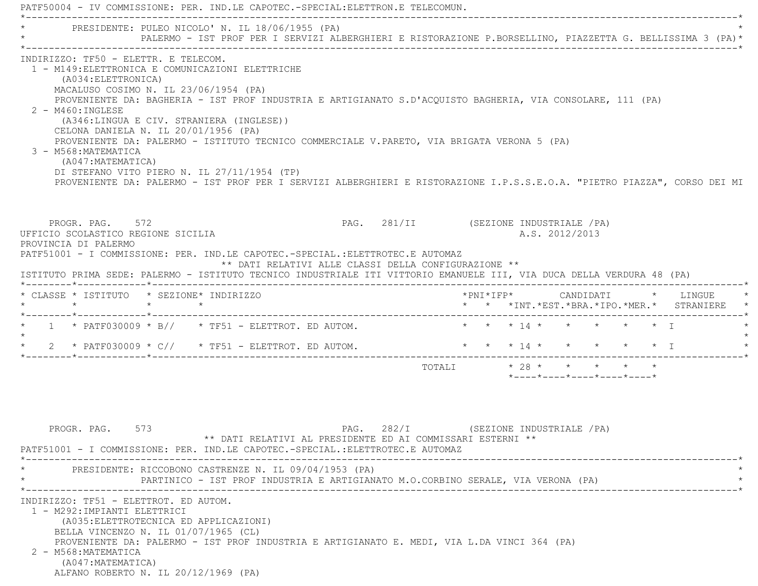PATF50004 - IV COMMISSIONE: PER. IND.LE CAPOTEC.-SPECIAL:ELETTRON.E TELECOMUN.

PRESIDENTE: PULEO NICOLO' N. IL 18/06/1955 (PA)
PALERMO - IST PROF PER I SERVIZI ALBERGHIERI E RISTORAZIONE P.BORSELLINO, PIAZZETTA G. BELLISSIMA 3 (PA)

INDIRIZZO: TF50 - ELETTR. E TELECOM.

1 - M149:ELETTRONICA E COMUNICAZIONI ELETTRICHE
(A034:ELETTRONICA)
MACALUSO COSIMO N. IL 23/06/1954 (PA)
PROVENIENTE DA: BAGHERIA - IST PROF INDUSTRIA E ARTIGIANATO S.D'ACQUISTO BAGHERIA, VIA CONSOLARE, 111 (PA)

2 - M460:INGLESE
(A346:LINGUA E CIV. STRANIERA (INGLESE))
CELONA DANIELA N. IL 20/01/1956 (PA)
PROVENIENTE DA: PALERMO - ISTITUTO TECNICO COMMERCIALE V.PARETO, VIA BRIGATA VERONA 5 (PA)

3 - M568:MATEMATICA
(A047:MATEMATICA)
DI STEFANO VITO PIERO N. IL 27/11/1954 (TP)
PROVENIENTE DA: PALERMO - IST PROF PER I SERVIZI ALBERGHIERI E RISTORAZIONE I.P.S.S.E.O.A. "PIETRO PIAZZA", CORSO DEI MI

PROGR. PAG. 572 PAG. 281/II (SEZIONE INDUSTRIALE /PA)
UFFICIO SCOLASTICO REGIONE SICILIA A.S. 2012/2013
PROVINCIA DI PALERMO
PATF51001 - I COMMISSIONE: PER. IND.LE CAPOTEC.-SPECIAL.:ELETTROTEC.E AUTOMAZ

** DATI RELATIVI ALLE CLASSI DELLA CONFIGURAZIONE **

ISTITUTO PRIMA SEDE: PALERMO - ISTITUTO TECNICO INDUSTRIALE ITI VITTORIO EMANUELE III, VIA DUCA DELLA VERDURA 48 (PA)

| CLASSE | ISTITUTO | SEZIONE | INDIRIZZO | PNI | IFP | CANDIDATI INT. | EST. | BRA. | IPO. | MER. | LINGUE STRANIERE |
|---|---|---|---|---|---|---|---|---|---|---|---|
| 1 | PATF030009 | B// | TF51 - ELETTROT. ED AUTOM. | | | 14 | | | | | I |
| 2 | PATF030009 | C// | TF51 - ELETTROT. ED AUTOM. | | | 14 | | | | | I |
| | | | | | TOTALI | 28 | | | | | |

PROGR. PAG. 573 PAG. 282/I (SEZIONE INDUSTRIALE /PA)

** DATI RELATIVI AL PRESIDENTE ED AI COMMISSARI ESTERNI **

PATF51001 - I COMMISSIONE: PER. IND.LE CAPOTEC.-SPECIAL.:ELETTROTEC.E AUTOMAZ

PRESIDENTE: RICCOBONO CASTRENZE N. IL 09/04/1953 (PA)
PARTINICO - IST PROF INDUSTRIA E ARTIGIANATO M.O.CORBINO SERALE, VIA VERONA (PA)

INDIRIZZO: TF51 - ELETTROT. ED AUTOM.

1 - M292:IMPIANTI ELETTRICI
(A035:ELETTROTECNICA ED APPLICAZIONI)
BELLA VINCENZO N. IL 01/07/1965 (CL)
PROVENIENTE DA: PALERMO - IST PROF INDUSTRIA E ARTIGIANATO E. MEDI, VIA L.DA VINCI 364 (PA)

2 - M568:MATEMATICA
(A047:MATEMATICA)
ALFANO ROBERTO N. IL 20/12/1969 (PA)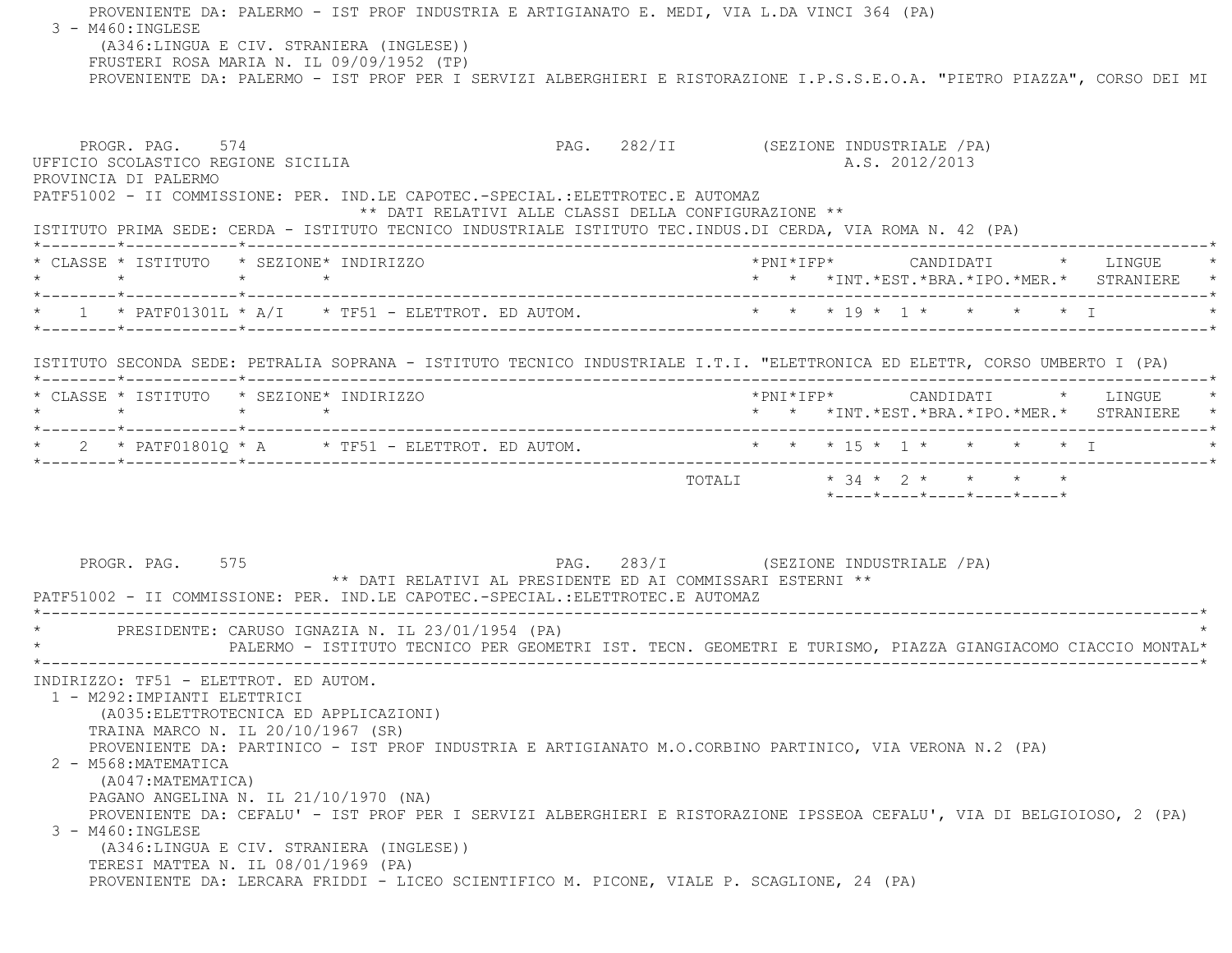PROVENIENTE DA: PALERMO - IST PROF INDUSTRIA E ARTIGIANATO E. MEDI, VIA L.DA VINCI 364 (PA)

3 - M460:INGLESE
(A346:LINGUA E CIV. STRANIERA (INGLESE))
FRUSTERI ROSA MARIA N. IL 09/09/1952 (TP)
PROVENIENTE DA: PALERMO - IST PROF PER I SERVIZI ALBERGHIERI E RISTORAZIONE I.P.S.S.E.O.A. "PIETRO PIAZZA", CORSO DEI MI

PROGR. PAG. 574 PAG. 282/II (SEZIONE INDUSTRIALE /PA)
UFFICIO SCOLASTICO REGIONE SICILIA A.S. 2012/2013
PROVINCIA DI PALERMO
PATF51002 - II COMMISSIONE: PER. IND.LE CAPOTEC.-SPECIAL.:ELETTROTEC.E AUTOMAZ

** DATI RELATIVI ALLE CLASSI DELLA CONFIGURAZIONE **

ISTITUTO PRIMA SEDE: CERDA - ISTITUTO TECNICO INDUSTRIALE ISTITUTO TEC.INDUS.DI CERDA, VIA ROMA N. 42 (PA)

| CLASSE | ISTITUTO | SEZIONE | INDIRIZZO | PNI | IFP | CANDIDATI INT. | EST. | BRA. | IPO. | MER. | LINGUE STRANIERE |
|---|---|---|---|---|---|---|---|---|---|---|---|
| 1 | PATF01301L | A/I | TF51 - ELETTROT. ED AUTOM. | | | 19 | 1 | | | | I |

ISTITUTO SECONDA SEDE: PETRALIA SOPRANA - ISTITUTO TECNICO INDUSTRIALE I.T.I. "ELETTRONICA ED ELETTR, CORSO UMBERTO I (PA)

| CLASSE | ISTITUTO | SEZIONE | INDIRIZZO | PNI | IFP | CANDIDATI INT. | EST. | BRA. | IPO. | MER. | LINGUE STRANIERE |
|---|---|---|---|---|---|---|---|---|---|---|---|
| 2 | PATF01801Q | A | TF51 - ELETTROT. ED AUTOM. | | | 15 | 1 | | | | I |
| | | | TOTALI | | | 34 | 2 | | | | |

PROGR. PAG. 575 PAG. 283/I (SEZIONE INDUSTRIALE /PA)

** DATI RELATIVI AL PRESIDENTE ED AI COMMISSARI ESTERNI **

PATF51002 - II COMMISSIONE: PER. IND.LE CAPOTEC.-SPECIAL.:ELETTROTEC.E AUTOMAZ

PRESIDENTE: CARUSO IGNAZIA N. IL 23/01/1954 (PA)
PALERMO - ISTITUTO TECNICO PER GEOMETRI IST. TECN. GEOMETRI E TURISMO, PIAZZA GIANGIACOMO CIACCIO MONTAL

INDIRIZZO: TF51 - ELETTROT. ED AUTOM.

1 - M292:IMPIANTI ELETTRICI
(A035:ELETTROTECNICA ED APPLICAZIONI)
TRAINA MARCO N. IL 20/10/1967 (SR)
PROVENIENTE DA: PARTINICO - IST PROF INDUSTRIA E ARTIGIANATO M.O.CORBINO PARTINICO, VIA VERONA N.2 (PA)

2 - M568:MATEMATICA
(A047:MATEMATICA)
PAGANO ANGELINA N. IL 21/10/1970 (NA)
PROVENIENTE DA: CEFALU' - IST PROF PER I SERVIZI ALBERGHIERI E RISTORAZIONE IPSSEOA CEFALU', VIA DI BELGIOIOSO, 2 (PA)

3 - M460:INGLESE
(A346:LINGUA E CIV. STRANIERA (INGLESE))
TERESI MATTEA N. IL 08/01/1969 (PA)
PROVENIENTE DA: LERCARA FRIDDI - LICEO SCIENTIFICO M. PICONE, VIALE P. SCAGLIONE, 24 (PA)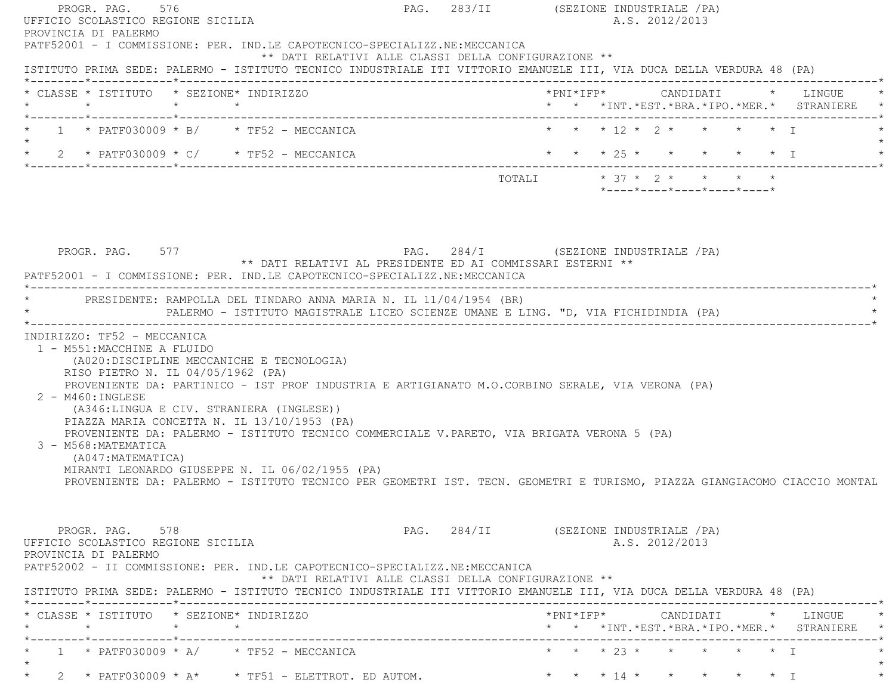PROGR. PAG. 576 PAG. 283/II (SEZIONE INDUSTRIALE /PA)

UFFICIO SCOLASTICO REGIONE SICILIA A.S. 2012/2013

PROVINCIA DI PALERMO

PATF52001 - I COMMISSIONE: PER. IND.LE CAPOTECNICO-SPECIALIZZ.NE:MECCANICA

** DATI RELATIVI ALLE CLASSI DELLA CONFIGURAZIONE **

ISTITUTO PRIMA SEDE: PALERMO - ISTITUTO TECNICO INDUSTRIALE ITI VITTORIO EMANUELE III, VIA DUCA DELLA VERDURA 48 (PA)

| CLASSE | ISTITUTO | SEZIONE | INDIRIZZO | PNI | IFP | CANDIDATI INT. | CANDIDATI EST. | CANDIDATI BRA. | CANDIDATI IPO. | CANDIDATI MER. | LINGUE STRANIERE |
|---|---|---|---|---|---|---|---|---|---|---|---|
| 1 | PATF030009 | B/ | TF52 - MECCANICA | | | 12 | 2 | | | | I |
| 2 | PATF030009 | C/ | TF52 - MECCANICA | | | 25 | | | | | I |
| | | | TOTALI | | | 37 | 2 | | | | |

PROGR. PAG. 577 PAG. 284/I (SEZIONE INDUSTRIALE /PA)

** DATI RELATIVI AL PRESIDENTE ED AI COMMISSARI ESTERNI **

PATF52001 - I COMMISSIONE: PER. IND.LE CAPOTECNICO-SPECIALIZZ.NE:MECCANICA

PRESIDENTE: RAMPOLLA DEL TINDARO ANNA MARIA N. IL 11/04/1954 (BR)
PALERMO - ISTITUTO MAGISTRALE LICEO SCIENZE UMANE E LING. "D, VIA FICHIDINDIA (PA)

INDIRIZZO: TF52 - MECCANICA

1 - M551:MACCHINE A FLUIDO
(A020:DISCIPLINE MECCANICHE E TECNOLOGIA)
RISO PIETRO N. IL 04/05/1962 (PA)
PROVENIENTE DA: PARTINICO - IST PROF INDUSTRIA E ARTIGIANATO M.O.CORBINO SERALE, VIA VERONA (PA)

2 - M460:INGLESE
(A346:LINGUA E CIV. STRANIERA (INGLESE))
PIAZZA MARIA CONCETTA N. IL 13/10/1953 (PA)
PROVENIENTE DA: PALERMO - ISTITUTO TECNICO COMMERCIALE V.PARETO, VIA BRIGATA VERONA 5 (PA)

3 - M568:MATEMATICA
(A047:MATEMATICA)
MIRANTI LEONARDO GIUSEPPE N. IL 06/02/1955 (PA)
PROVENIENTE DA: PALERMO - ISTITUTO TECNICO PER GEOMETRI IST. TECN. GEOMETRI E TURISMO, PIAZZA GIANGIACOMO CIACCIO MONTAL

PROGR. PAG. 578 PAG. 284/II (SEZIONE INDUSTRIALE /PA)

UFFICIO SCOLASTICO REGIONE SICILIA A.S. 2012/2013

PROVINCIA DI PALERMO

PATF52002 - II COMMISSIONE: PER. IND.LE CAPOTECNICO-SPECIALIZZ.NE:MECCANICA

** DATI RELATIVI ALLE CLASSI DELLA CONFIGURAZIONE **

ISTITUTO PRIMA SEDE: PALERMO - ISTITUTO TECNICO INDUSTRIALE ITI VITTORIO EMANUELE III, VIA DUCA DELLA VERDURA 48 (PA)

| CLASSE | ISTITUTO | SEZIONE | INDIRIZZO | PNI | IFP | CANDIDATI INT. | CANDIDATI EST. | CANDIDATI BRA. | CANDIDATI IPO. | CANDIDATI MER. | LINGUE STRANIERE |
|---|---|---|---|---|---|---|---|---|---|---|---|
| 1 | PATF030009 | A/ | TF52 - MECCANICA | | | 23 | | | | | I |
| 2 | PATF030009 | A* | TF51 - ELETTROT. ED AUTOM. | | | 14 | | | | | I |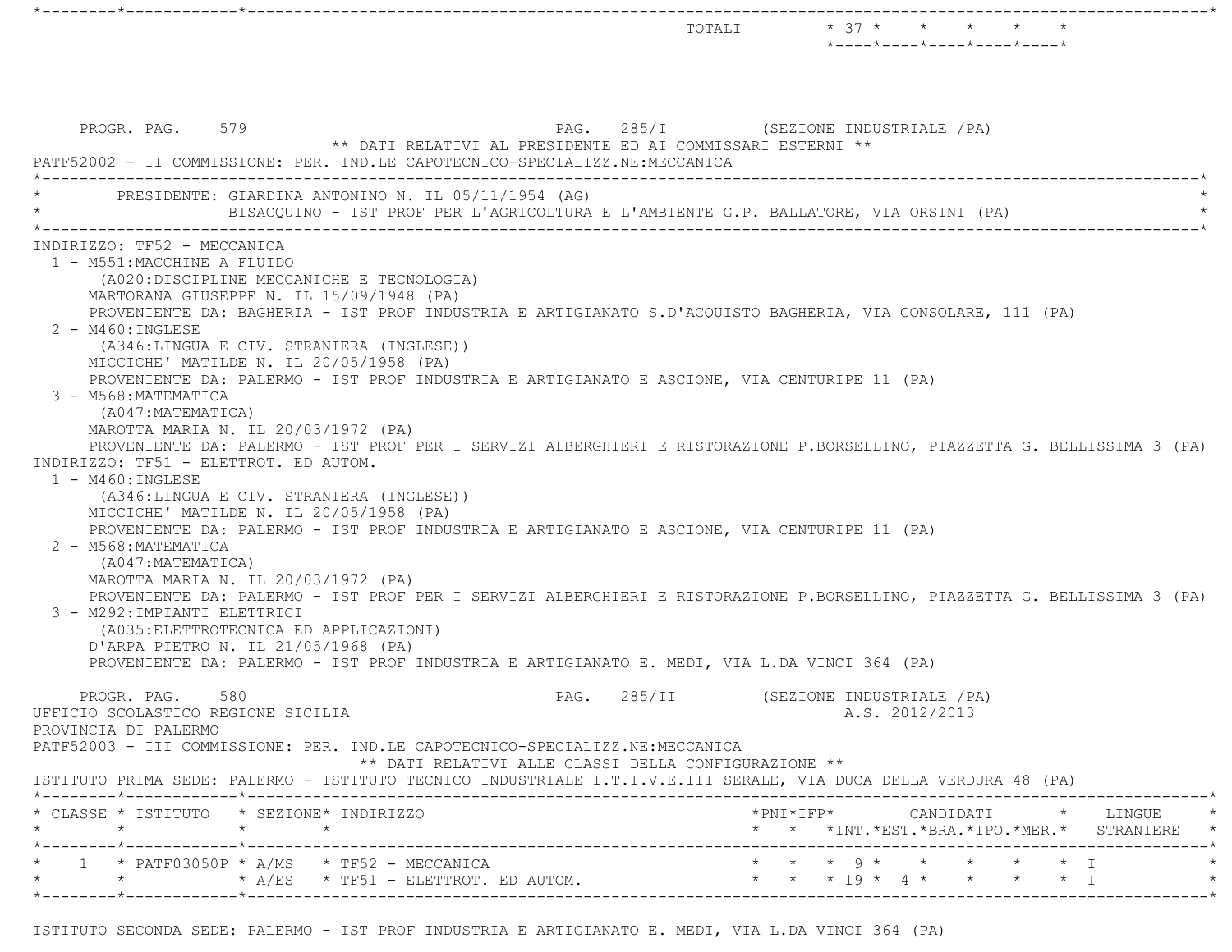| | | | | | | | | | | |
|---|---|---|---|---|---|---|---|---|---|---|
| | | | TOTALI | | | 37 | | | | |

PROGR. PAG. 579 PAG. 285/I (SEZIONE INDUSTRIALE /PA)

** DATI RELATIVI AL PRESIDENTE ED AI COMMISSARI ESTERNI **

PATF52002 - II COMMISSIONE: PER. IND.LE CAPOTECNICO-SPECIALIZZ.NE:MECCANICA

PRESIDENTE: GIARDINA ANTONINO N. IL 05/11/1954 (AG)
BISACQUINO - IST PROF PER L'AGRICOLTURA E L'AMBIENTE G.P. BALLATORE, VIA ORSINI (PA)

INDIRIZZO: TF52 - MECCANICA
- 1 - M551:MACCHINE A FLUIDO
  (A020:DISCIPLINE MECCANICHE E TECNOLOGIA)
  MARTORANA GIUSEPPE N. IL 15/09/1948 (PA)
  PROVENIENTE DA: BAGHERIA - IST PROF INDUSTRIA E ARTIGIANATO S.D'ACQUISTO BAGHERIA, VIA CONSOLARE, 111 (PA)
- 2 - M460:INGLESE
  (A346:LINGUA E CIV. STRANIERA (INGLESE))
  MICCICHE' MATILDE N. IL 20/05/1958 (PA)
  PROVENIENTE DA: PALERMO - IST PROF INDUSTRIA E ARTIGIANATO E ASCIONE, VIA CENTURIPE 11 (PA)
- 3 - M568:MATEMATICA
  (A047:MATEMATICA)
  MAROTTA MARIA N. IL 20/03/1972 (PA)
  PROVENIENTE DA: PALERMO - IST PROF PER I SERVIZI ALBERGHIERI E RISTORAZIONE P.BORSELLINO, PIAZZETTA G. BELLISSIMA 3 (PA)

INDIRIZZO: TF51 - ELETTROT. ED AUTOM.
- 1 - M460:INGLESE
  (A346:LINGUA E CIV. STRANIERA (INGLESE))
  MICCICHE' MATILDE N. IL 20/05/1958 (PA)
  PROVENIENTE DA: PALERMO - IST PROF INDUSTRIA E ARTIGIANATO E ASCIONE, VIA CENTURIPE 11 (PA)
- 2 - M568:MATEMATICA
  (A047:MATEMATICA)
  MAROTTA MARIA N. IL 20/03/1972 (PA)
  PROVENIENTE DA: PALERMO - IST PROF PER I SERVIZI ALBERGHIERI E RISTORAZIONE P.BORSELLINO, PIAZZETTA G. BELLISSIMA 3 (PA)
- 3 - M292:IMPIANTI ELETTRICI
  (A035:ELETTROTECNICA ED APPLICAZIONI)
  D'ARPA PIETRO N. IL 21/05/1968 (PA)
  PROVENIENTE DA: PALERMO - IST PROF INDUSTRIA E ARTIGIANATO E. MEDI, VIA L.DA VINCI 364 (PA)

PROGR. PAG. 580 PAG. 285/II (SEZIONE INDUSTRIALE /PA)

UFFICIO SCOLASTICO REGIONE SICILIA A.S. 2012/2013

PROVINCIA DI PALERMO

PATF52003 - III COMMISSIONE: PER. IND.LE CAPOTECNICO-SPECIALIZZ.NE:MECCANICA

** DATI RELATIVI ALLE CLASSI DELLA CONFIGURAZIONE **

ISTITUTO PRIMA SEDE: PALERMO - ISTITUTO TECNICO INDUSTRIALE I.T.I.V.E.III SERALE, VIA DUCA DELLA VERDURA 48 (PA)

| CLASSE | ISTITUTO | SEZIONE | INDIRIZZO | PNI | IFP | CANDIDATI INT. | CANDIDATI EST. | CANDIDATI BRA. | CANDIDATI IPO. | CANDIDATI MER. | LINGUE STRANIERE |
|---|---|---|---|---|---|---|---|---|---|---|---|
| 1 | PATF03050P | A/MS | TF52 - MECCANICA | | | 9 | | | | | I |
| | | A/ES | TF51 - ELETTROT. ED AUTOM. | | | 19 | 4 | | | | I |

ISTITUTO SECONDA SEDE: PALERMO - IST PROF INDUSTRIA E ARTIGIANATO E. MEDI, VIA L.DA VINCI 364 (PA)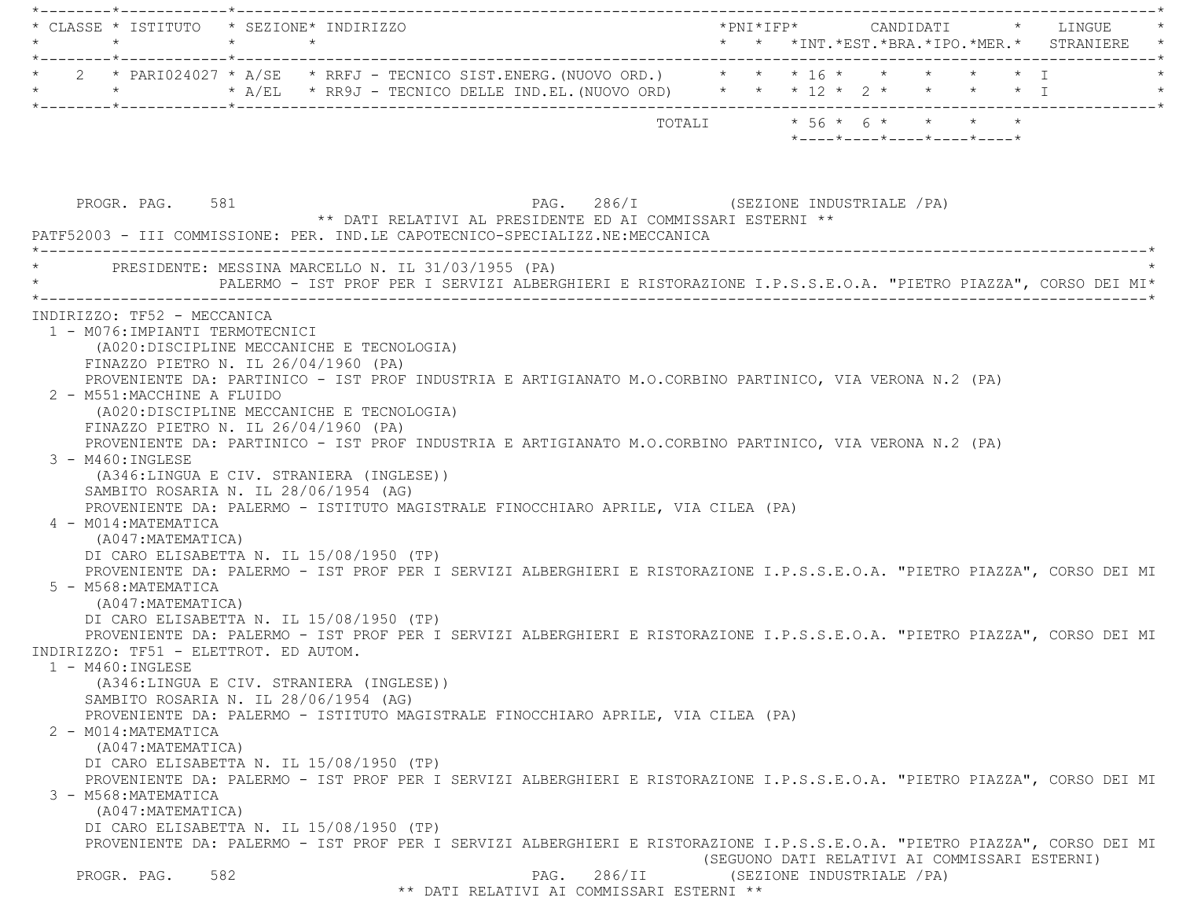| CLASSE | ISTITUTO | SEZIONE | INDIRIZZO | PNI | IFP | CANDIDATI INT. | CANDIDATI EST. | CANDIDATI BRA. | CANDIDATI IPO. | CANDIDATI MER. | LINGUE STRANIERE |
|---|---|---|---|---|---|---|---|---|---|---|---|
| 2 | PARI024027 | A/SE | RRFJ - TECNICO SIST.ENERG.(NUOVO ORD.) | | | 16 | | | | | I |
| | | A/EL | RR9J - TECNICO DELLE IND.EL.(NUOVO ORD) | | | 12 | 2 | | | | I |
| | | | TOTALI | | | 56 | 6 | | | | |

PROGR. PAG. 581 PAG. 286/I (SEZIONE INDUSTRIALE /PA)

** DATI RELATIVI AL PRESIDENTE ED AI COMMISSARI ESTERNI **

PATF52003 - III COMMISSIONE: PER. IND.LE CAPOTECNICO-SPECIALIZZ.NE:MECCANICA

PRESIDENTE: MESSINA MARCELLO N. IL 31/03/1955 (PA)
PALERMO - IST PROF PER I SERVIZI ALBERGHIERI E RISTORAZIONE I.P.S.S.E.O.A. "PIETRO PIAZZA", CORSO DEI MI

INDIRIZZO: TF52 - MECCANICA

1 - M076:IMPIANTI TERMOTECNICI
(A020:DISCIPLINE MECCANICHE E TECNOLOGIA)
FINAZZO PIETRO N. IL 26/04/1960 (PA)
PROVENIENTE DA: PARTINICO - IST PROF INDUSTRIA E ARTIGIANATO M.O.CORBINO PARTINICO, VIA VERONA N.2 (PA)

2 - M551:MACCHINE A FLUIDO
(A020:DISCIPLINE MECCANICHE E TECNOLOGIA)
FINAZZO PIETRO N. IL 26/04/1960 (PA)
PROVENIENTE DA: PARTINICO - IST PROF INDUSTRIA E ARTIGIANATO M.O.CORBINO PARTINICO, VIA VERONA N.2 (PA)

3 - M460:INGLESE
(A346:LINGUA E CIV. STRANIERA (INGLESE))
SAMBITO ROSARIA N. IL 28/06/1954 (AG)
PROVENIENTE DA: PALERMO - ISTITUTO MAGISTRALE FINOCCHIARO APRILE, VIA CILEA (PA)

4 - M014:MATEMATICA
(A047:MATEMATICA)
DI CARO ELISABETTA N. IL 15/08/1950 (TP)
PROVENIENTE DA: PALERMO - IST PROF PER I SERVIZI ALBERGHIERI E RISTORAZIONE I.P.S.S.E.O.A. "PIETRO PIAZZA", CORSO DEI MI

5 - M568:MATEMATICA
(A047:MATEMATICA)
DI CARO ELISABETTA N. IL 15/08/1950 (TP)
PROVENIENTE DA: PALERMO - IST PROF PER I SERVIZI ALBERGHIERI E RISTORAZIONE I.P.S.S.E.O.A. "PIETRO PIAZZA", CORSO DEI MI

INDIRIZZO: TF51 - ELETTROT. ED AUTOM.

1 - M460:INGLESE
(A346:LINGUA E CIV. STRANIERA (INGLESE))
SAMBITO ROSARIA N. IL 28/06/1954 (AG)
PROVENIENTE DA: PALERMO - ISTITUTO MAGISTRALE FINOCCHIARO APRILE, VIA CILEA (PA)

2 - M014:MATEMATICA
(A047:MATEMATICA)
DI CARO ELISABETTA N. IL 15/08/1950 (TP)
PROVENIENTE DA: PALERMO - IST PROF PER I SERVIZI ALBERGHIERI E RISTORAZIONE I.P.S.S.E.O.A. "PIETRO PIAZZA", CORSO DEI MI

3 - M568:MATEMATICA
(A047:MATEMATICA)
DI CARO ELISABETTA N. IL 15/08/1950 (TP)
PROVENIENTE DA: PALERMO - IST PROF PER I SERVIZI ALBERGHIERI E RISTORAZIONE I.P.S.S.E.O.A. "PIETRO PIAZZA", CORSO DEI MI

(SEGUONO DATI RELATIVI AI COMMISSARI ESTERNI)

PROGR. PAG. 582 PAG. 286/II (SEZIONE INDUSTRIALE /PA)

** DATI RELATIVI AI COMMISSARI ESTERNI **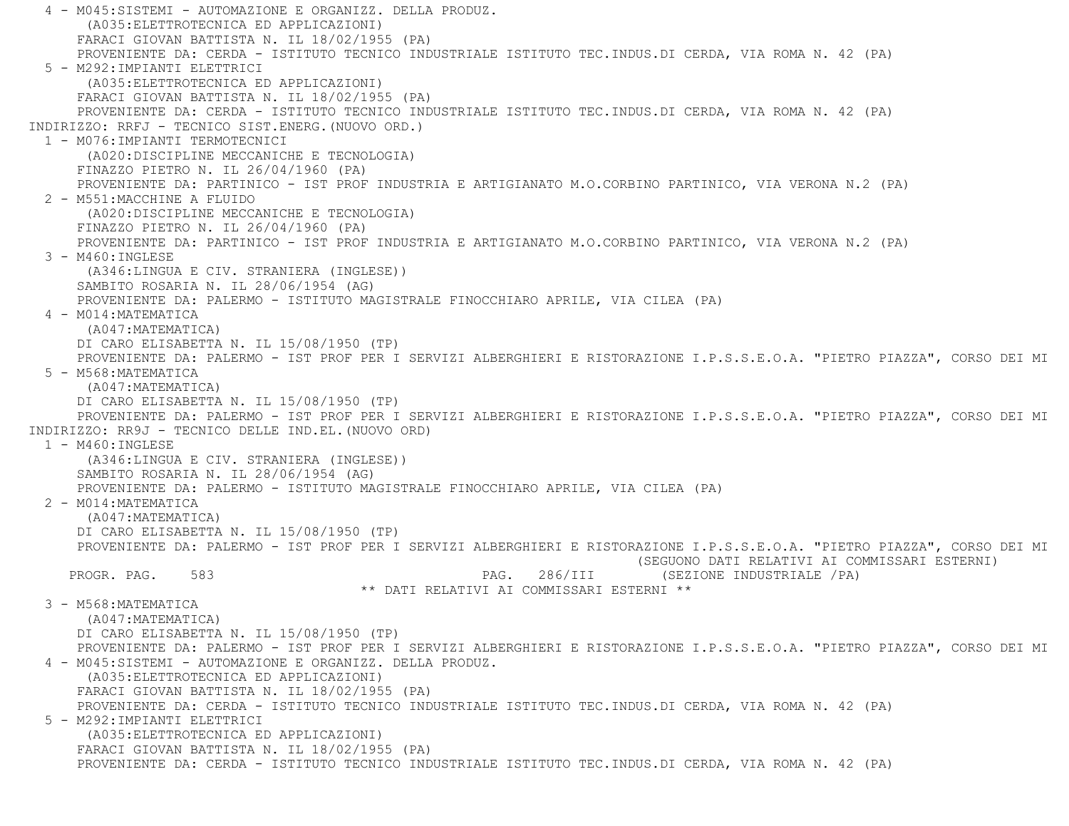4 - M045:SISTEMI - AUTOMAZIONE E ORGANIZZ. DELLA PRODUZ.
(A035:ELETTROTECNICA ED APPLICAZIONI)
FARACI GIOVAN BATTISTA N. IL 18/02/1955 (PA)
PROVENIENTE DA: CERDA - ISTITUTO TECNICO INDUSTRIALE ISTITUTO TEC.INDUS.DI CERDA, VIA ROMA N. 42 (PA)

5 - M292:IMPIANTI ELETTRICI
(A035:ELETTROTECNICA ED APPLICAZIONI)
FARACI GIOVAN BATTISTA N. IL 18/02/1955 (PA)
PROVENIENTE DA: CERDA - ISTITUTO TECNICO INDUSTRIALE ISTITUTO TEC.INDUS.DI CERDA, VIA ROMA N. 42 (PA)

INDIRIZZO: RRFJ - TECNICO SIST.ENERG.(NUOVO ORD.)

1 - M076:IMPIANTI TERMOTECNICI
(A020:DISCIPLINE MECCANICHE E TECNOLOGIA)
FINAZZO PIETRO N. IL 26/04/1960 (PA)
PROVENIENTE DA: PARTINICO - IST PROF INDUSTRIA E ARTIGIANATO M.O.CORBINO PARTINICO, VIA VERONA N.2 (PA)

2 - M551:MACCHINE A FLUIDO
(A020:DISCIPLINE MECCANICHE E TECNOLOGIA)
FINAZZO PIETRO N. IL 26/04/1960 (PA)
PROVENIENTE DA: PARTINICO - IST PROF INDUSTRIA E ARTIGIANATO M.O.CORBINO PARTINICO, VIA VERONA N.2 (PA)

3 - M460:INGLESE
(A346:LINGUA E CIV. STRANIERA (INGLESE))
SAMBITO ROSARIA N. IL 28/06/1954 (AG)
PROVENIENTE DA: PALERMO - ISTITUTO MAGISTRALE FINOCCHIARO APRILE, VIA CILEA (PA)

4 - M014:MATEMATICA
(A047:MATEMATICA)
DI CARO ELISABETTA N. IL 15/08/1950 (TP)
PROVENIENTE DA: PALERMO - IST PROF PER I SERVIZI ALBERGHIERI E RISTORAZIONE I.P.S.S.E.O.A. "PIETRO PIAZZA", CORSO DEI MI

5 - M568:MATEMATICA
(A047:MATEMATICA)
DI CARO ELISABETTA N. IL 15/08/1950 (TP)
PROVENIENTE DA: PALERMO - IST PROF PER I SERVIZI ALBERGHIERI E RISTORAZIONE I.P.S.S.E.O.A. "PIETRO PIAZZA", CORSO DEI MI

INDIRIZZO: RR9J - TECNICO DELLE IND.EL.(NUOVO ORD)

1 - M460:INGLESE
(A346:LINGUA E CIV. STRANIERA (INGLESE))
SAMBITO ROSARIA N. IL 28/06/1954 (AG)
PROVENIENTE DA: PALERMO - ISTITUTO MAGISTRALE FINOCCHIARO APRILE, VIA CILEA (PA)

2 - M014:MATEMATICA
(A047:MATEMATICA)
DI CARO ELISABETTA N. IL 15/08/1950 (TP)
PROVENIENTE DA: PALERMO - IST PROF PER I SERVIZI ALBERGHIERI E RISTORAZIONE I.P.S.S.E.O.A. "PIETRO PIAZZA", CORSO DEI MI

(SEGUONO DATI RELATIVI AI COMMISSARI ESTERNI)

PROGR. PAG. 583 PAG. 286/III (SEZIONE INDUSTRIALE /PA)

** DATI RELATIVI AI COMMISSARI ESTERNI **

3 - M568:MATEMATICA
(A047:MATEMATICA)
DI CARO ELISABETTA N. IL 15/08/1950 (TP)
PROVENIENTE DA: PALERMO - IST PROF PER I SERVIZI ALBERGHIERI E RISTORAZIONE I.P.S.S.E.O.A. "PIETRO PIAZZA", CORSO DEI MI

4 - M045:SISTEMI - AUTOMAZIONE E ORGANIZZ. DELLA PRODUZ.
(A035:ELETTROTECNICA ED APPLICAZIONI)
FARACI GIOVAN BATTISTA N. IL 18/02/1955 (PA)
PROVENIENTE DA: CERDA - ISTITUTO TECNICO INDUSTRIALE ISTITUTO TEC.INDUS.DI CERDA, VIA ROMA N. 42 (PA)

5 - M292:IMPIANTI ELETTRICI
(A035:ELETTROTECNICA ED APPLICAZIONI)
FARACI GIOVAN BATTISTA N. IL 18/02/1955 (PA)
PROVENIENTE DA: CERDA - ISTITUTO TECNICO INDUSTRIALE ISTITUTO TEC.INDUS.DI CERDA, VIA ROMA N. 42 (PA)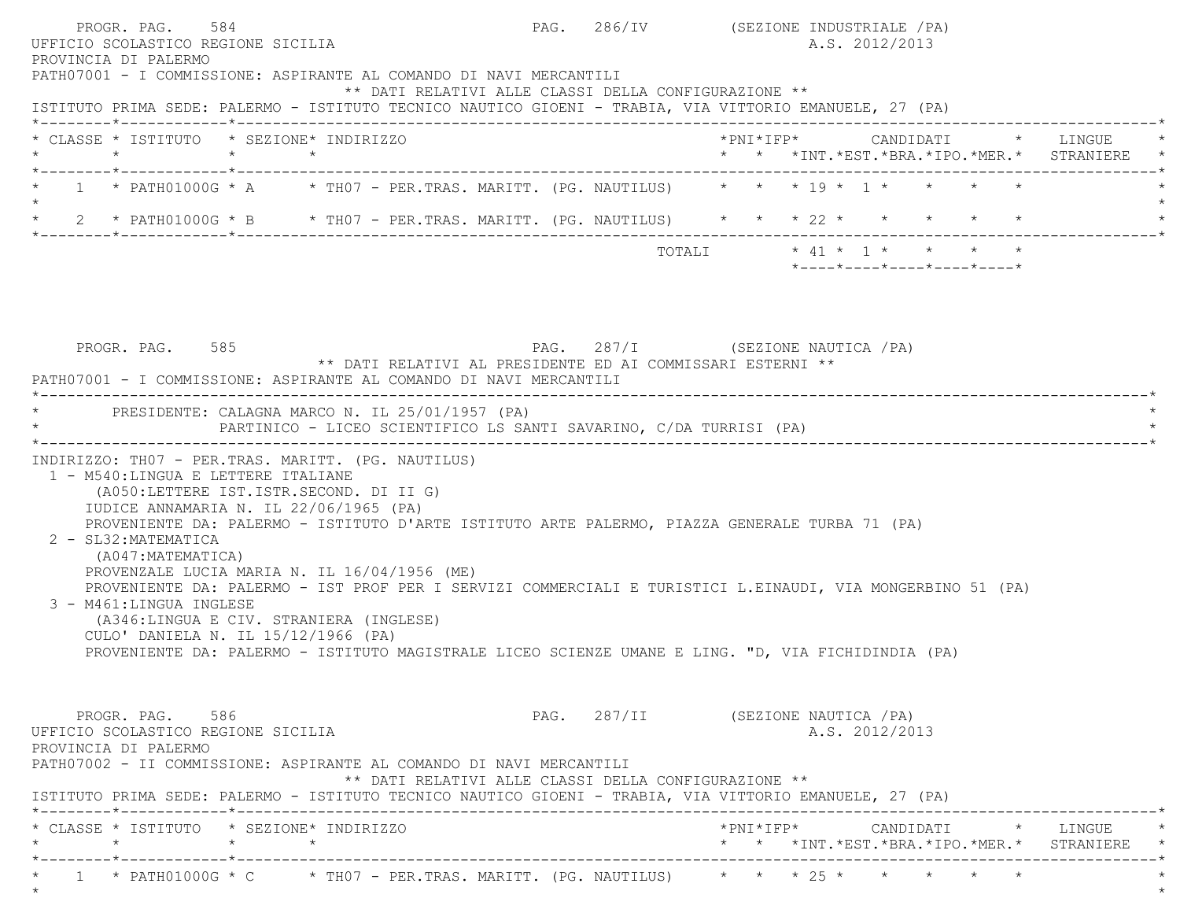PROGR. PAG. 584 PAG. 286/IV (SEZIONE INDUSTRIALE /PA)

UFFICIO SCOLASTICO REGIONE SICILIA A.S. 2012/2013

PROVINCIA DI PALERMO

PATH07001 - I COMMISSIONE: ASPIRANTE AL COMANDO DI NAVI MERCANTILI

** DATI RELATIVI ALLE CLASSI DELLA CONFIGURAZIONE **

ISTITUTO PRIMA SEDE: PALERMO - ISTITUTO TECNICO NAUTICO GIOENI - TRABIA, VIA VITTORIO EMANUELE, 27 (PA)

| CLASSE | ISTITUTO | SEZIONE | INDIRIZZO | PNI | IFP | CANDIDATI INT. | EST. | BRA. | IPO. | MER. | LINGUE STRANIERE |
|---|---|---|---|---|---|---|---|---|---|---|---|
| 1 | PATH01000G | A | TH07 - PER.TRAS. MARITT. (PG. NAUTILUS) | | | 19 | 1 | | | | |
| 2 | PATH01000G | B | TH07 - PER.TRAS. MARITT. (PG. NAUTILUS) | | | 22 | | | | | |
| | | | TOTALI | | | 41 | 1 | | | | |

PROGR. PAG. 585 PAG. 287/I (SEZIONE NAUTICA /PA)

** DATI RELATIVI AL PRESIDENTE ED AI COMMISSARI ESTERNI **

PATH07001 - I COMMISSIONE: ASPIRANTE AL COMANDO DI NAVI MERCANTILI

PRESIDENTE: CALAGNA MARCO N. IL 25/01/1957 (PA)
PARTINICO - LICEO SCIENTIFICO LS SANTI SAVARINO, C/DA TURRISI (PA)

INDIRIZZO: TH07 - PER.TRAS. MARITT. (PG. NAUTILUS)

1 - M540:LINGUA E LETTERE ITALIANE
(A050:LETTERE IST.ISTR.SECOND. DI II G)
IUDICE ANNAMARIA N. IL 22/06/1965 (PA)
PROVENIENTE DA: PALERMO - ISTITUTO D'ARTE ISTITUTO ARTE PALERMO, PIAZZA GENERALE TURBA 71 (PA)

2 - SL32:MATEMATICA
(A047:MATEMATICA)
PROVENZALE LUCIA MARIA N. IL 16/04/1956 (ME)
PROVENIENTE DA: PALERMO - IST PROF PER I SERVIZI COMMERCIALI E TURISTICI L.EINAUDI, VIA MONGERBINO 51 (PA)

3 - M461:LINGUA INGLESE
(A346:LINGUA E CIV. STRANIERA (INGLESE)
CULO' DANIELA N. IL 15/12/1966 (PA)
PROVENIENTE DA: PALERMO - ISTITUTO MAGISTRALE LICEO SCIENZE UMANE E LING. "D, VIA FICHIDINDIA (PA)

PROGR. PAG. 586 PAG. 287/II (SEZIONE NAUTICA /PA)

UFFICIO SCOLASTICO REGIONE SICILIA A.S. 2012/2013

PROVINCIA DI PALERMO

PATH07002 - II COMMISSIONE: ASPIRANTE AL COMANDO DI NAVI MERCANTILI

** DATI RELATIVI ALLE CLASSI DELLA CONFIGURAZIONE **

ISTITUTO PRIMA SEDE: PALERMO - ISTITUTO TECNICO NAUTICO GIOENI - TRABIA, VIA VITTORIO EMANUELE, 27 (PA)

| CLASSE | ISTITUTO | SEZIONE | INDIRIZZO | PNI | IFP | CANDIDATI INT. | EST. | BRA. | IPO. | MER. | LINGUE STRANIERE |
|---|---|---|---|---|---|---|---|---|---|---|---|
| 1 | PATH01000G | C | TH07 - PER.TRAS. MARITT. (PG. NAUTILUS) | | | 25 | | | | | |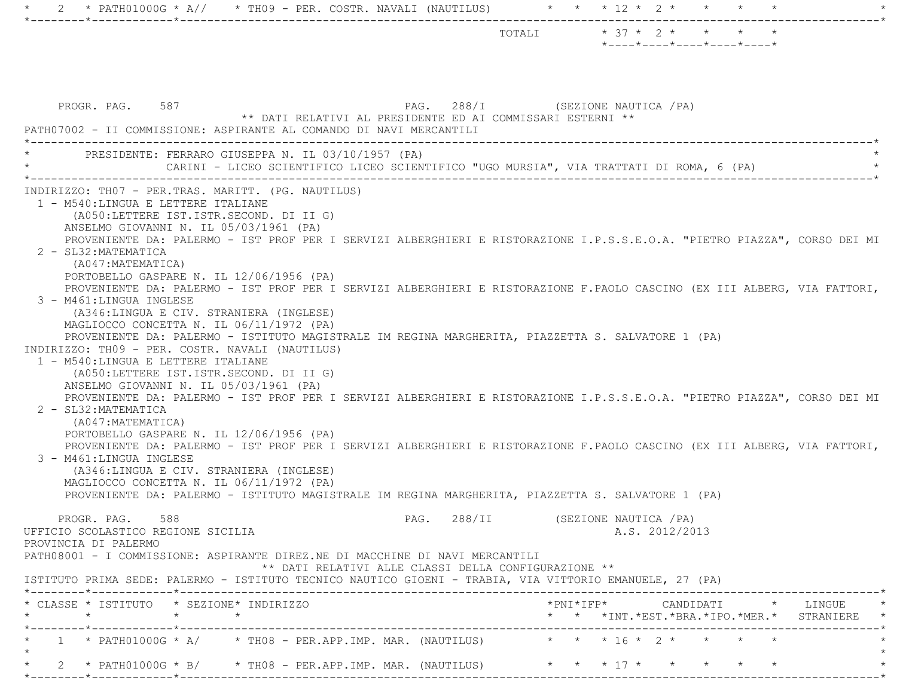| CLASSE | ISTITUTO | SEZIONE | INDIRIZZO | PNI | IFP | CANDIDATI INT. | CANDIDATI EST. | CANDIDATI BRA. | CANDIDATI IPO. | CANDIDATI MER. | LINGUE STRANIERE |
|---|---|---|---|---|---|---|---|---|---|---|---|
| 2 | PATH01000G | A// | TH09 - PER. COSTR. NAVALI (NAUTILUS) | | | 12 | 2 | | | | |
| | | | TOTALI | | | 37 | 2 | | | | |

PROGR. PAG. 587 PAG. 288/I (SEZIONE NAUTICA /PA)

** DATI RELATIVI AL PRESIDENTE ED AI COMMISSARI ESTERNI **

PATH07002 - II COMMISSIONE: ASPIRANTE AL COMANDO DI NAVI MERCANTILI

PRESIDENTE: FERRARO GIUSEPPA N. IL 03/10/1957 (PA)
CARINI - LICEO SCIENTIFICO LICEO SCIENTIFICO "UGO MURSIA", VIA TRATTATI DI ROMA, 6 (PA)

INDIRIZZO: TH07 - PER.TRAS. MARITT. (PG. NAUTILUS)

1 - M540:LINGUA E LETTERE ITALIANE
(A050:LETTERE IST.ISTR.SECOND. DI II G)
ANSELMO GIOVANNI N. IL 05/03/1961 (PA)
PROVENIENTE DA: PALERMO - IST PROF PER I SERVIZI ALBERGHIERI E RISTORAZIONE I.P.S.S.E.O.A. "PIETRO PIAZZA", CORSO DEI MI

2 - SL32:MATEMATICA
(A047:MATEMATICA)
PORTOBELLO GASPARE N. IL 12/06/1956 (PA)
PROVENIENTE DA: PALERMO - IST PROF PER I SERVIZI ALBERGHIERI E RISTORAZIONE F.PAOLO CASCINO (EX III ALBERG, VIA FATTORI,

3 - M461:LINGUA INGLESE
(A346:LINGUA E CIV. STRANIERA (INGLESE)
MAGLIOCCO CONCETTA N. IL 06/11/1972 (PA)
PROVENIENTE DA: PALERMO - ISTITUTO MAGISTRALE IM REGINA MARGHERITA, PIAZZETTA S. SALVATORE 1 (PA)

INDIRIZZO: TH09 - PER. COSTR. NAVALI (NAUTILUS)

1 - M540:LINGUA E LETTERE ITALIANE
(A050:LETTERE IST.ISTR.SECOND. DI II G)
ANSELMO GIOVANNI N. IL 05/03/1961 (PA)
PROVENIENTE DA: PALERMO - IST PROF PER I SERVIZI ALBERGHIERI E RISTORAZIONE I.P.S.S.E.O.A. "PIETRO PIAZZA", CORSO DEI MI

2 - SL32:MATEMATICA
(A047:MATEMATICA)
PORTOBELLO GASPARE N. IL 12/06/1956 (PA)
PROVENIENTE DA: PALERMO - IST PROF PER I SERVIZI ALBERGHIERI E RISTORAZIONE F.PAOLO CASCINO (EX III ALBERG, VIA FATTORI,

3 - M461:LINGUA INGLESE
(A346:LINGUA E CIV. STRANIERA (INGLESE)
MAGLIOCCO CONCETTA N. IL 06/11/1972 (PA)
PROVENIENTE DA: PALERMO - ISTITUTO MAGISTRALE IM REGINA MARGHERITA, PIAZZETTA S. SALVATORE 1 (PA)

PROGR. PAG. 588 PAG. 288/II (SEZIONE NAUTICA /PA)

UFFICIO SCOLASTICO REGIONE SICILIA A.S. 2012/2013

PROVINCIA DI PALERMO

PATH08001 - I COMMISSIONE: ASPIRANTE DIREZ.NE DI MACCHINE DI NAVI MERCANTILI

** DATI RELATIVI ALLE CLASSI DELLA CONFIGURAZIONE **

ISTITUTO PRIMA SEDE: PALERMO - ISTITUTO TECNICO NAUTICO GIOENI - TRABIA, VIA VITTORIO EMANUELE, 27 (PA)

| CLASSE | ISTITUTO | SEZIONE | INDIRIZZO | PNI | IFP | CANDIDATI INT. | CANDIDATI EST. | CANDIDATI BRA. | CANDIDATI IPO. | CANDIDATI MER. | LINGUE STRANIERE |
|---|---|---|---|---|---|---|---|---|---|---|---|
| 1 | PATH01000G | A/ | TH08 - PER.APP.IMP. MAR. (NAUTILUS) | | | 16 | 2 | | | | |
| 2 | PATH01000G | B/ | TH08 - PER.APP.IMP. MAR. (NAUTILUS) | | | 17 | | | | | |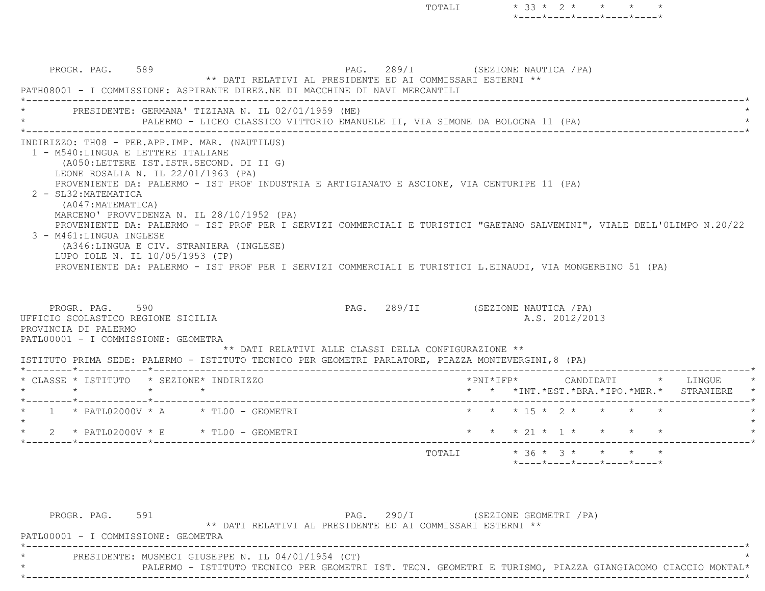| | | | | | | | | | |
|---|---|---|---|---|---|---|---|---|---|
| TOTALI | 33 | 2 | | | | | | | |

PROGR. PAG. 589 PAG. 289/I (SEZIONE NAUTICA /PA)

** DATI RELATIVI AL PRESIDENTE ED AI COMMISSARI ESTERNI **

PATH08001 - I COMMISSIONE: ASPIRANTE DIREZ.NE DI MACCHINE DI NAVI MERCANTILI

PRESIDENTE: GERMANA' TIZIANA N. IL 02/01/1959 (ME)
PALERMO - LICEO CLASSICO VITTORIO EMANUELE II, VIA SIMONE DA BOLOGNA 11 (PA)

INDIRIZZO: TH08 - PER.APP.IMP. MAR. (NAUTILUS)

1 - M540:LINGUA E LETTERE ITALIANE
 (A050:LETTERE IST.ISTR.SECOND. DI II G)
 LEONE ROSALIA N. IL 22/01/1963 (PA)
 PROVENIENTE DA: PALERMO - IST PROF INDUSTRIA E ARTIGIANATO E ASCIONE, VIA CENTURIPE 11 (PA)

2 - SL32:MATEMATICA
 (A047:MATEMATICA)
 MARCENO' PROVVIDENZA N. IL 28/10/1952 (PA)
 PROVENIENTE DA: PALERMO - IST PROF PER I SERVIZI COMMERCIALI E TURISTICI "GAETANO SALVEMINI", VIALE DELL'0LIMPO N.20/22

3 - M461:LINGUA INGLESE
 (A346:LINGUA E CIV. STRANIERA (INGLESE)
 LUPO IOLE N. IL 10/05/1953 (TP)
 PROVENIENTE DA: PALERMO - IST PROF PER I SERVIZI COMMERCIALI E TURISTICI L.EINAUDI, VIA MONGERBINO 51 (PA)

PROGR. PAG. 590 PAG. 289/II (SEZIONE NAUTICA /PA)

UFFICIO SCOLASTICO REGIONE SICILIA A.S. 2012/2013

PROVINCIA DI PALERMO

PATL00001 - I COMMISSIONE: GEOMETRA

** DATI RELATIVI ALLE CLASSI DELLA CONFIGURAZIONE **

ISTITUTO PRIMA SEDE: PALERMO - ISTITUTO TECNICO PER GEOMETRI PARLATORE, PIAZZA MONTEVERGINI,8 (PA)

| CLASSE | ISTITUTO | SEZIONE | INDIRIZZO | PNI | IFP | CANDIDATI INT. | EST. | BRA. | IPO. | MER. | LINGUE STRANIERE |
|---|---|---|---|---|---|---|---|---|---|---|---|
| 1 | PATL02000V | A | TL00 - GEOMETRI | | | 15 | 2 | | | | |
| 2 | PATL02000V | E | TL00 - GEOMETRI | | | 21 | 1 | | | | |
| | | | TOTALI | | | 36 | 3 | | | | |

PROGR. PAG. 591 PAG. 290/I (SEZIONE GEOMETRI /PA)

** DATI RELATIVI AL PRESIDENTE ED AI COMMISSARI ESTERNI **

PATL00001 - I COMMISSIONE: GEOMETRA

PRESIDENTE: MUSMECI GIUSEPPE N. IL 04/01/1954 (CT)
PALERMO - ISTITUTO TECNICO PER GEOMETRI IST. TECN. GEOMETRI E TURISMO, PIAZZA GIANGIACOMO CIACCIO MONTAL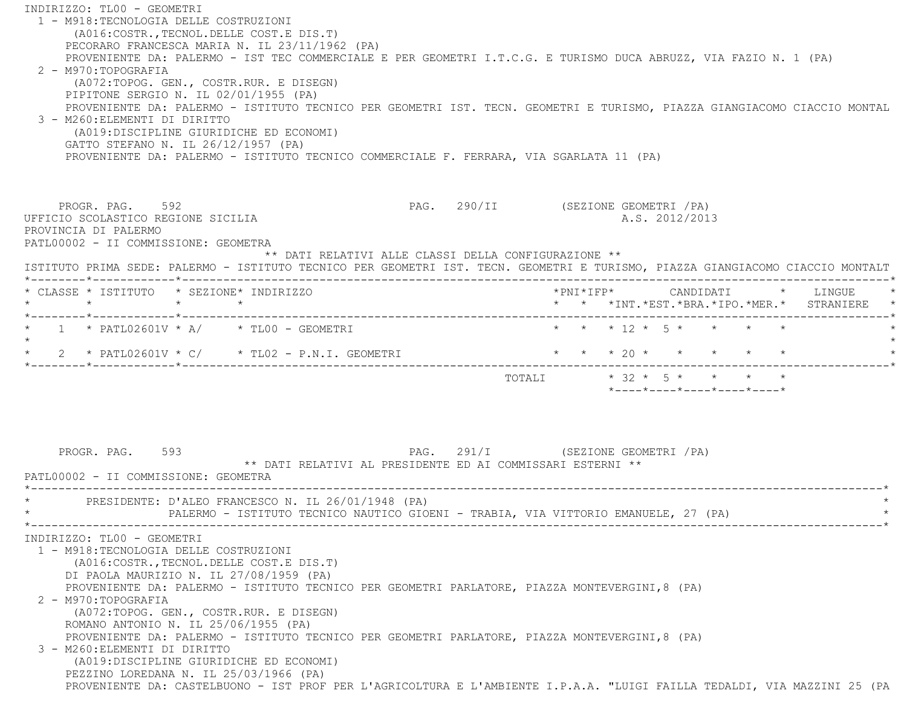INDIRIZZO: TL00 - GEOMETRI

1 - M918:TECNOLOGIA DELLE COSTRUZIONI
 (A016:COSTR.,TECNOL.DELLE COST.E DIS.T)
 PECORARO FRANCESCA MARIA N. IL 23/11/1962 (PA)
 PROVENIENTE DA: PALERMO - IST TEC COMMERCIALE E PER GEOMETRI I.T.C.G. E TURISMO DUCA ABRUZZ, VIA FAZIO N. 1 (PA)
2 - M970:TOPOGRAFIA
 (A072:TOPOG. GEN., COSTR.RUR. E DISEGN)
 PIPITONE SERGIO N. IL 02/01/1955 (PA)
 PROVENIENTE DA: PALERMO - ISTITUTO TECNICO PER GEOMETRI IST. TECN. GEOMETRI E TURISMO, PIAZZA GIANGIACOMO CIACCIO MONTAL
3 - M260:ELEMENTI DI DIRITTO
 (A019:DISCIPLINE GIURIDICHE ED ECONOMI)
 GATTO STEFANO N. IL 26/12/1957 (PA)
 PROVENIENTE DA: PALERMO - ISTITUTO TECNICO COMMERCIALE F. FERRARA, VIA SGARLATA 11 (PA)

PROGR. PAG. 592 PAG. 290/II (SEZIONE GEOMETRI /PA)

UFFICIO SCOLASTICO REGIONE SICILIA A.S. 2012/2013

PROVINCIA DI PALERMO

PATL00002 - II COMMISSIONE: GEOMETRA

** DATI RELATIVI ALLE CLASSI DELLA CONFIGURAZIONE **

ISTITUTO PRIMA SEDE: PALERMO - ISTITUTO TECNICO PER GEOMETRI IST. TECN. GEOMETRI E TURISMO, PIAZZA GIANGIACOMO CIACCIO MONTALT

| CLASSE | ISTITUTO | SEZIONE | INDIRIZZO | PNI | IFP | CANDIDATI INT. | CANDIDATI EST. | CANDIDATI BRA. | CANDIDATI IPO. | CANDIDATI MER. | LINGUE STRANIERE |
|---|---|---|---|---|---|---|---|---|---|---|---|
| 1 | PATL02601V | A/ | TL00 - GEOMETRI | | | 12 | 5 | | | | |
| 2 | PATL02601V | C/ | TL02 - P.N.I. GEOMETRI | | | 20 | | | | | |
| | | | TOTALI | | | 32 | 5 | | | | |

PROGR. PAG. 593 PAG. 291/I (SEZIONE GEOMETRI /PA)

** DATI RELATIVI AL PRESIDENTE ED AI COMMISSARI ESTERNI **

PATL00002 - II COMMISSIONE: GEOMETRA

PRESIDENTE: D'ALEO FRANCESCO N. IL 26/01/1948 (PA)
 PALERMO - ISTITUTO TECNICO NAUTICO GIOENI - TRABIA, VIA VITTORIO EMANUELE, 27 (PA)

INDIRIZZO: TL00 - GEOMETRI

1 - M918:TECNOLOGIA DELLE COSTRUZIONI
 (A016:COSTR.,TECNOL.DELLE COST.E DIS.T)
 DI PAOLA MAURIZIO N. IL 27/08/1959 (PA)
 PROVENIENTE DA: PALERMO - ISTITUTO TECNICO PER GEOMETRI PARLATORE, PIAZZA MONTEVERGINI,8 (PA)
2 - M970:TOPOGRAFIA
 (A072:TOPOG. GEN., COSTR.RUR. E DISEGN)
 ROMANO ANTONIO N. IL 25/06/1955 (PA)
 PROVENIENTE DA: PALERMO - ISTITUTO TECNICO PER GEOMETRI PARLATORE, PIAZZA MONTEVERGINI,8 (PA)
3 - M260:ELEMENTI DI DIRITTO
 (A019:DISCIPLINE GIURIDICHE ED ECONOMI)
 PEZZINO LOREDANA N. IL 25/03/1966 (PA)
 PROVENIENTE DA: CASTELBUONO - IST PROF PER L'AGRICOLTURA E L'AMBIENTE I.P.A.A. "LUIGI FAILLA TEDALDI, VIA MAZZINI 25 (PA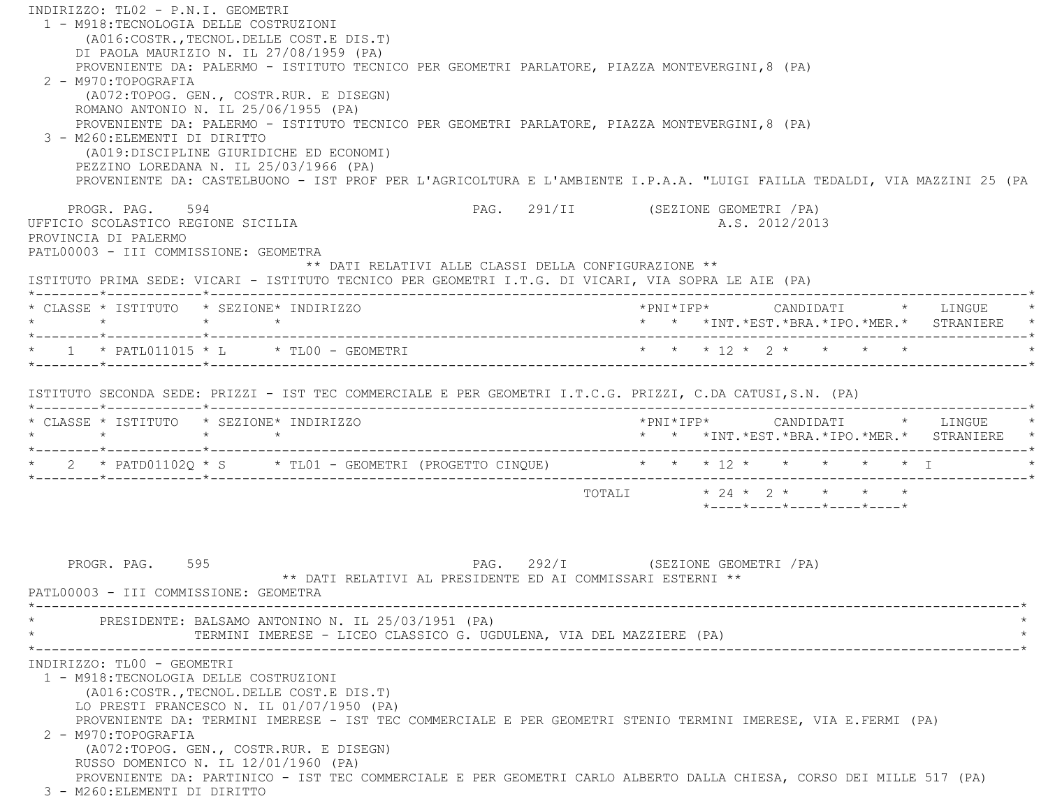INDIRIZZO: TL02 - P.N.I. GEOMETRI

1 - M918:TECNOLOGIA DELLE COSTRUZIONI
   (A016:COSTR.,TECNOL.DELLE COST.E DIS.T)
   DI PAOLA MAURIZIO N. IL 27/08/1959 (PA)
   PROVENIENTE DA: PALERMO - ISTITUTO TECNICO PER GEOMETRI PARLATORE, PIAZZA MONTEVERGINI,8 (PA)
2 - M970:TOPOGRAFIA
   (A072:TOPOG. GEN., COSTR.RUR. E DISEGN)
   ROMANO ANTONIO N. IL 25/06/1955 (PA)
   PROVENIENTE DA: PALERMO - ISTITUTO TECNICO PER GEOMETRI PARLATORE, PIAZZA MONTEVERGINI,8 (PA)
3 - M260:ELEMENTI DI DIRITTO
   (A019:DISCIPLINE GIURIDICHE ED ECONOMI)
   PEZZINO LOREDANA N. IL 25/03/1966 (PA)
   PROVENIENTE DA: CASTELBUONO - IST PROF PER L'AGRICOLTURA E L'AMBIENTE I.P.A.A. "LUIGI FAILLA TEDALDI, VIA MAZZINI 25 (PA

PROGR. PAG. 594 PAG. 291/II (SEZIONE GEOMETRI /PA)

UFFICIO SCOLASTICO REGIONE SICILIA A.S. 2012/2013

PROVINCIA DI PALERMO

PATL00003 - III COMMISSIONE: GEOMETRA

** DATI RELATIVI ALLE CLASSI DELLA CONFIGURAZIONE **

ISTITUTO PRIMA SEDE: VICARI - ISTITUTO TECNICO PER GEOMETRI I.T.G. DI VICARI, VIA SOPRA LE AIE (PA)

| CLASSE | ISTITUTO | SEZIONE | INDIRIZZO | PNI | IFP | CANDIDATI INT. | EST. | BRA. | IPO. | MER. | LINGUE STRANIERE |
|---|---|---|---|---|---|---|---|---|---|---|---|
| 1 | PATL011015 | L | TL00 - GEOMETRI | | | 12 | 2 | | | | |

ISTITUTO SECONDA SEDE: PRIZZI - IST TEC COMMERCIALE E PER GEOMETRI I.T.C.G. PRIZZI, C.DA CATUSI,S.N. (PA)

| CLASSE | ISTITUTO | SEZIONE | INDIRIZZO | PNI | IFP | CANDIDATI INT. | EST. | BRA. | IPO. | MER. | LINGUE STRANIERE |
|---|---|---|---|---|---|---|---|---|---|---|---|
| 2 | PATD01102Q | S | TL01 - GEOMETRI (PROGETTO CINQUE) | | | 12 | | | | | I |
| | | | TOTALI | | | 24 | 2 | | | | |

PROGR. PAG. 595 PAG. 292/I (SEZIONE GEOMETRI /PA)

** DATI RELATIVI AL PRESIDENTE ED AI COMMISSARI ESTERNI **

PATL00003 - III COMMISSIONE: GEOMETRA

PRESIDENTE: BALSAMO ANTONINO N. IL 25/03/1951 (PA)
TERMINI IMERESE - LICEO CLASSICO G. UGDULENA, VIA DEL MAZZIERE (PA)

INDIRIZZO: TL00 - GEOMETRI

1 - M918:TECNOLOGIA DELLE COSTRUZIONI
   (A016:COSTR.,TECNOL.DELLE COST.E DIS.T)
   LO PRESTI FRANCESCO N. IL 01/07/1950 (PA)
   PROVENIENTE DA: TERMINI IMERESE - IST TEC COMMERCIALE E PER GEOMETRI STENIO TERMINI IMERESE, VIA E.FERMI (PA)
2 - M970:TOPOGRAFIA
   (A072:TOPOG. GEN., COSTR.RUR. E DISEGN)
   RUSSO DOMENICO N. IL 12/01/1960 (PA)
   PROVENIENTE DA: PARTINICO - IST TEC COMMERCIALE E PER GEOMETRI CARLO ALBERTO DALLA CHIESA, CORSO DEI MILLE 517 (PA)
3 - M260:ELEMENTI DI DIRITTO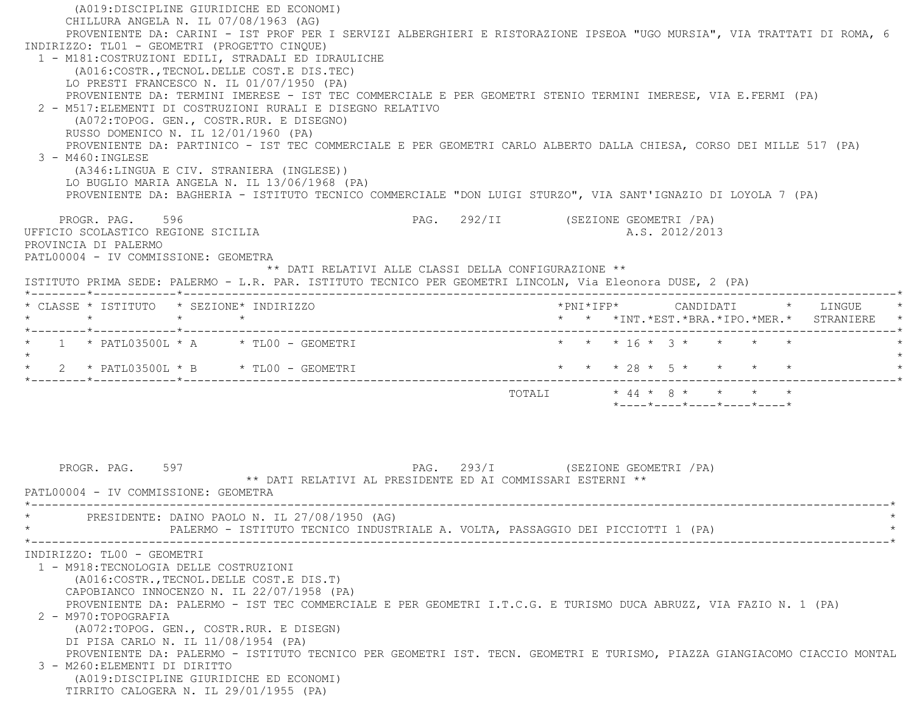(A019:DISCIPLINE GIURIDICHE ED ECONOMI)
CHILLURA ANGELA N. IL 07/08/1963 (AG)
PROVENIENTE DA: CARINI - IST PROF PER I SERVIZI ALBERGHIERI E RISTORAZIONE IPSEOA "UGO MURSIA", VIA TRATTATI DI ROMA, 6

INDIRIZZO: TL01 - GEOMETRI (PROGETTO CINQUE)

1 - M181:COSTRUZIONI EDILI, STRADALI ED IDRAULICHE
(A016:COSTR.,TECNOL.DELLE COST.E DIS.TEC)
LO PRESTI FRANCESCO N. IL 01/07/1950 (PA)
PROVENIENTE DA: TERMINI IMERESE - IST TEC COMMERCIALE E PER GEOMETRI STENIO TERMINI IMERESE, VIA E.FERMI (PA)

2 - M517:ELEMENTI DI COSTRUZIONI RURALI E DISEGNO RELATIVO
(A072:TOPOG. GEN., COSTR.RUR. E DISEGNO)
RUSSO DOMENICO N. IL 12/01/1960 (PA)
PROVENIENTE DA: PARTINICO - IST TEC COMMERCIALE E PER GEOMETRI CARLO ALBERTO DALLA CHIESA, CORSO DEI MILLE 517 (PA)

3 - M460:INGLESE
(A346:LINGUA E CIV. STRANIERA (INGLESE))
LO BUGLIO MARIA ANGELA N. IL 13/06/1968 (PA)
PROVENIENTE DA: BAGHERIA - ISTITUTO TECNICO COMMERCIALE "DON LUIGI STURZO", VIA SANT'IGNAZIO DI LOYOLA 7 (PA)

PROGR. PAG. 596 PAG. 292/II (SEZIONE GEOMETRI /PA)

UFFICIO SCOLASTICO REGIONE SICILIA A.S. 2012/2013

PROVINCIA DI PALERMO

PATL00004 - IV COMMISSIONE: GEOMETRA

** DATI RELATIVI ALLE CLASSI DELLA CONFIGURAZIONE **

ISTITUTO PRIMA SEDE: PALERMO - L.R. PAR. ISTITUTO TECNICO PER GEOMETRI LINCOLN, Via Eleonora DUSE, 2 (PA)

| CLASSE | ISTITUTO | SEZIONE | INDIRIZZO | PNI | IFP | CANDIDATI INT. | EST. | BRA. | IPO. | MER. | LINGUE STRANIERE |
|---|---|---|---|---|---|---|---|---|---|---|---|
| 1 | PATL03500L | A | TL00 - GEOMETRI | | | 16 | 3 | | | | |
| 2 | PATL03500L | B | TL00 - GEOMETRI | | | 28 | 5 | | | | |
| | | | TOTALI | | | 44 | 8 | | | | |

PROGR. PAG. 597 PAG. 293/I (SEZIONE GEOMETRI /PA)

** DATI RELATIVI AL PRESIDENTE ED AI COMMISSARI ESTERNI **

PATL00004 - IV COMMISSIONE: GEOMETRA

PRESIDENTE: DAINO PAOLO N. IL 27/08/1950 (AG)
PALERMO - ISTITUTO TECNICO INDUSTRIALE A. VOLTA, PASSAGGIO DEI PICCIOTTI 1 (PA)

INDIRIZZO: TL00 - GEOMETRI

1 - M918:TECNOLOGIA DELLE COSTRUZIONI
(A016:COSTR.,TECNOL.DELLE COST.E DIS.T)
CAPOBIANCO INNOCENZO N. IL 22/07/1958 (PA)
PROVENIENTE DA: PALERMO - IST TEC COMMERCIALE E PER GEOMETRI I.T.C.G. E TURISMO DUCA ABRUZZ, VIA FAZIO N. 1 (PA)

2 - M970:TOPOGRAFIA
(A072:TOPOG. GEN., COSTR.RUR. E DISEGN)
DI PISA CARLO N. IL 11/08/1954 (PA)
PROVENIENTE DA: PALERMO - ISTITUTO TECNICO PER GEOMETRI IST. TECN. GEOMETRI E TURISMO, PIAZZA GIANGIACOMO CIACCIO MONTAL

3 - M260:ELEMENTI DI DIRITTO
(A019:DISCIPLINE GIURIDICHE ED ECONOMI)
TIRRITO CALOGERA N. IL 29/01/1955 (PA)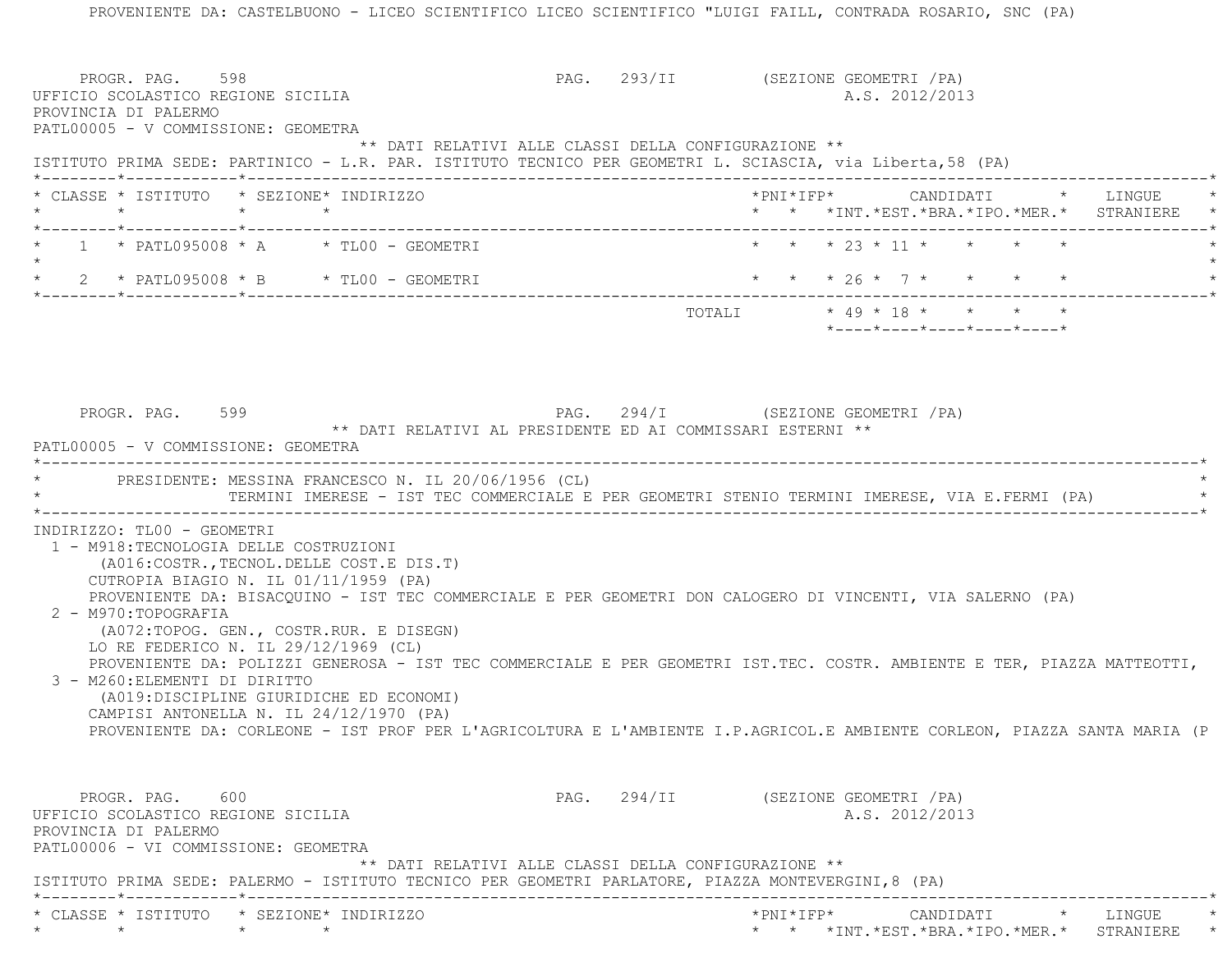PROVENIENTE DA: CASTELBUONO - LICEO SCIENTIFICO LICEO SCIENTIFICO "LUIGI FAILL, CONTRADA ROSARIO, SNC (PA)

PROGR. PAG. 598 PAG. 293/II (SEZIONE GEOMETRI /PA)

UFFICIO SCOLASTICO REGIONE SICILIA A.S. 2012/2013

PROVINCIA DI PALERMO

PATL00005 - V COMMISSIONE: GEOMETRA

** DATI RELATIVI ALLE CLASSI DELLA CONFIGURAZIONE **

ISTITUTO PRIMA SEDE: PARTINICO - L.R. PAR. ISTITUTO TECNICO PER GEOMETRI L. SCIASCIA, via Liberta,58 (PA)

| CLASSE | ISTITUTO | SEZIONE | INDIRIZZO | PNI | IFP | CANDIDATI INT. | EST. | BRA. | IPO. | MER. | LINGUE STRANIERE |
|---|---|---|---|---|---|---|---|---|---|---|---|
| 1 | PATL095008 | A | TL00 - GEOMETRI | | | 23 | 11 | | | | |
| 2 | PATL095008 | B | TL00 - GEOMETRI | | | 26 | 7 | | | | |
| | | | TOTALI | | | 49 | 18 | | | | |

PROGR. PAG. 599 PAG. 294/I (SEZIONE GEOMETRI /PA)

** DATI RELATIVI AL PRESIDENTE ED AI COMMISSARI ESTERNI **

PATL00005 - V COMMISSIONE: GEOMETRA

PRESIDENTE: MESSINA FRANCESCO N. IL 20/06/1956 (CL)
TERMINI IMERESE - IST TEC COMMERCIALE E PER GEOMETRI STENIO TERMINI IMERESE, VIA E.FERMI (PA)

INDIRIZZO: TL00 - GEOMETRI

1 - M918:TECNOLOGIA DELLE COSTRUZIONI
(A016:COSTR.,TECNOL.DELLE COST.E DIS.T)
CUTROPIA BIAGIO N. IL 01/11/1959 (PA)
PROVENIENTE DA: BISACQUINO - IST TEC COMMERCIALE E PER GEOMETRI DON CALOGERO DI VINCENTI, VIA SALERNO (PA)

2 - M970:TOPOGRAFIA
(A072:TOPOG. GEN., COSTR.RUR. E DISEGN)
LO RE FEDERICO N. IL 29/12/1969 (CL)
PROVENIENTE DA: POLIZZI GENEROSA - IST TEC COMMERCIALE E PER GEOMETRI IST.TEC. COSTR. AMBIENTE E TER, PIAZZA MATTEOTTI,

3 - M260:ELEMENTI DI DIRITTO
(A019:DISCIPLINE GIURIDICHE ED ECONOMI)
CAMPISI ANTONELLA N. IL 24/12/1970 (PA)
PROVENIENTE DA: CORLEONE - IST PROF PER L'AGRICOLTURA E L'AMBIENTE I.P.AGRICOL.E AMBIENTE CORLEON, PIAZZA SANTA MARIA (P

PROGR. PAG. 600 PAG. 294/II (SEZIONE GEOMETRI /PA)

UFFICIO SCOLASTICO REGIONE SICILIA A.S. 2012/2013

PROVINCIA DI PALERMO

PATL00006 - VI COMMISSIONE: GEOMETRA

** DATI RELATIVI ALLE CLASSI DELLA CONFIGURAZIONE **

ISTITUTO PRIMA SEDE: PALERMO - ISTITUTO TECNICO PER GEOMETRI PARLATORE, PIAZZA MONTEVERGINI,8 (PA)

| CLASSE | ISTITUTO | SEZIONE | INDIRIZZO | PNI | IFP | CANDIDATI INT. | EST. | BRA. | IPO. | MER. | LINGUE STRANIERE |
|---|---|---|---|---|---|---|---|---|---|---|---|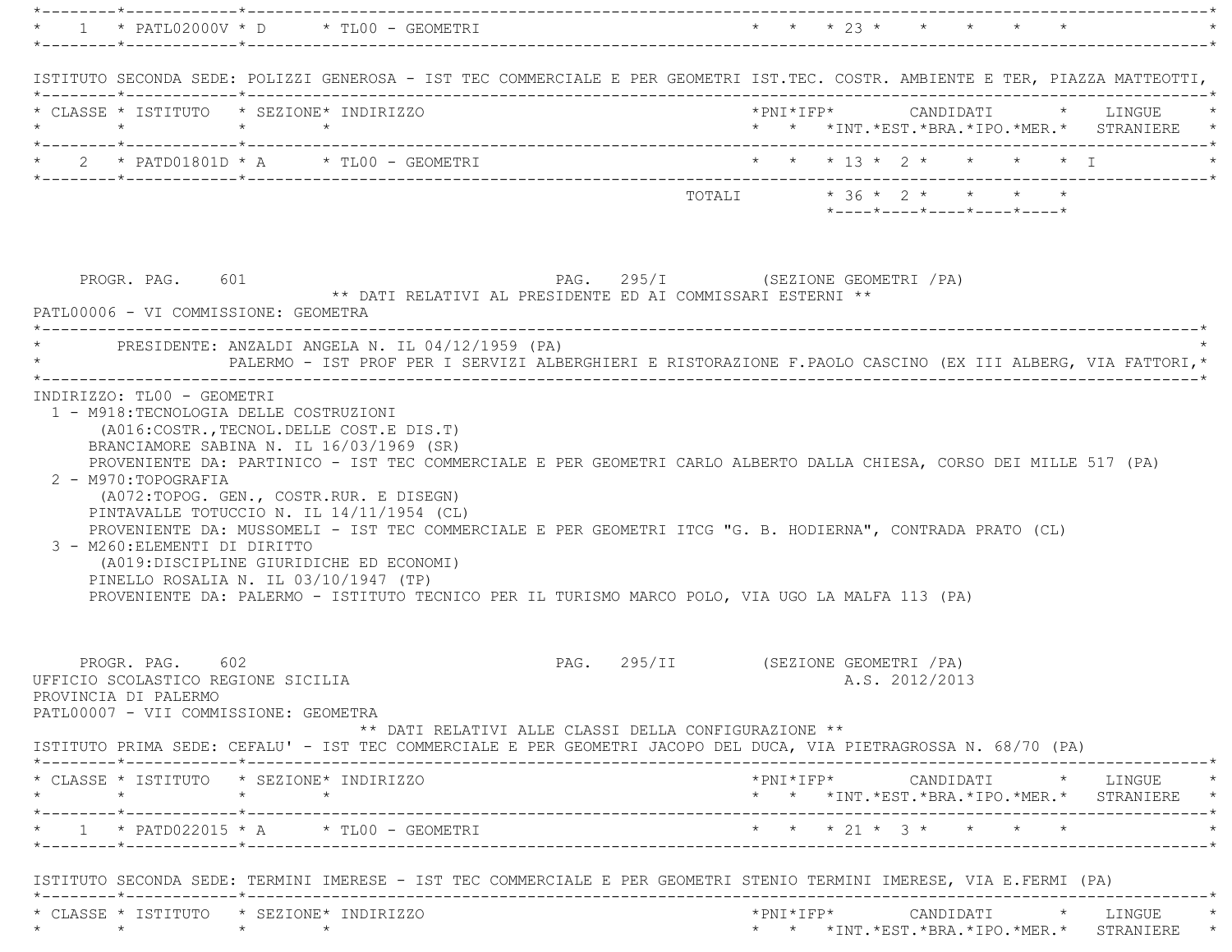| CLASSE | ISTITUTO | SEZIONE | INDIRIZZO | PNI | IFP | INT. | EST. | BRA. | IPO. | MER. | LINGUE STRANIERE |
|---|---|---|---|---|---|---|---|---|---|---|---|
| 1 | PATL02000V | D | TL00 - GEOMETRI | | | 23 | | | | | |

ISTITUTO SECONDA SEDE: POLIZZI GENEROSA - IST TEC COMMERCIALE E PER GEOMETRI IST.TEC. COSTR. AMBIENTE E TER, PIAZZA MATTEOTTI,

| CLASSE | ISTITUTO | SEZIONE | INDIRIZZO | PNI | IFP | INT. | EST. | BRA. | IPO. | MER. | LINGUE STRANIERE |
|---|---|---|---|---|---|---|---|---|---|---|---|
| 2 | PATD01801D | A | TL00 - GEOMETRI | | | 13 | 2 | | | | I |
| | | | TOTALI | | | 36 | 2 | | | | |

PROGR. PAG. 601 PAG. 295/I (SEZIONE GEOMETRI /PA)

** DATI RELATIVI AL PRESIDENTE ED AI COMMISSARI ESTERNI **

PATL00006 - VI COMMISSIONE: GEOMETRA

PRESIDENTE: ANZALDI ANGELA N. IL 04/12/1959 (PA)
PALERMO - IST PROF PER I SERVIZI ALBERGHIERI E RISTORAZIONE F.PAOLO CASCINO (EX III ALBERG, VIA FATTORI,

INDIRIZZO: TL00 - GEOMETRI

1 - M918:TECNOLOGIA DELLE COSTRUZIONI
(A016:COSTR.,TECNOL.DELLE COST.E DIS.T)
BRANCIAMORE SABINA N. IL 16/03/1969 (SR)
PROVENIENTE DA: PARTINICO - IST TEC COMMERCIALE E PER GEOMETRI CARLO ALBERTO DALLA CHIESA, CORSO DEI MILLE 517 (PA)

2 - M970:TOPOGRAFIA
(A072:TOPOG. GEN., COSTR.RUR. E DISEGN)
PINTAVALLE TOTUCCIO N. IL 14/11/1954 (CL)
PROVENIENTE DA: MUSSOMELI - IST TEC COMMERCIALE E PER GEOMETRI ITCG "G. B. HODIERNA", CONTRADA PRATO (CL)

3 - M260:ELEMENTI DI DIRITTO
(A019:DISCIPLINE GIURIDICHE ED ECONOMI)
PINELLO ROSALIA N. IL 03/10/1947 (TP)
PROVENIENTE DA: PALERMO - ISTITUTO TECNICO PER IL TURISMO MARCO POLO, VIA UGO LA MALFA 113 (PA)

PROGR. PAG. 602 PAG. 295/II (SEZIONE GEOMETRI /PA)

UFFICIO SCOLASTICO REGIONE SICILIA A.S. 2012/2013

PROVINCIA DI PALERMO

PATL00007 - VII COMMISSIONE: GEOMETRA

** DATI RELATIVI ALLE CLASSI DELLA CONFIGURAZIONE **

ISTITUTO PRIMA SEDE: CEFALU' - IST TEC COMMERCIALE E PER GEOMETRI JACOPO DEL DUCA, VIA PIETRAGROSSA N. 68/70 (PA)

| CLASSE | ISTITUTO | SEZIONE | INDIRIZZO | PNI | IFP | INT. | EST. | BRA. | IPO. | MER. | LINGUE STRANIERE |
|---|---|---|---|---|---|---|---|---|---|---|---|
| 1 | PATD022015 | A | TL00 - GEOMETRI | | | 21 | 3 | | | | |

ISTITUTO SECONDA SEDE: TERMINI IMERESE - IST TEC COMMERCIALE E PER GEOMETRI STENIO TERMINI IMERESE, VIA E.FERMI (PA)

| CLASSE | ISTITUTO | SEZIONE | INDIRIZZO | PNI | IFP | INT. | EST. | BRA. | IPO. | MER. | LINGUE STRANIERE |
|---|---|---|---|---|---|---|---|---|---|---|---|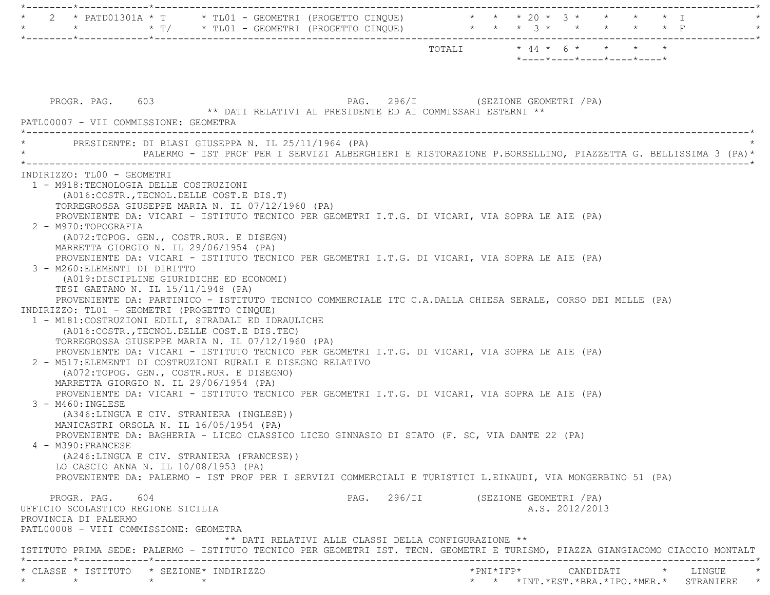| CLASSE | ISTITUTO | SEZIONE | INDIRIZZO | PNI | IFP | INT. | EST. | BRA. | IPO. | MER. | LINGUE STRANIERE |
|---|---|---|---|---|---|---|---|---|---|---|---|
| 2 | PATD01301A | T | TL01 - GEOMETRI (PROGETTO CINQUE) | | | 20 | 3 | | | | I |
| | | T/ | TL01 - GEOMETRI (PROGETTO CINQUE) | | | | 3 | | | | F |
| | | | TOTALI | | | 44 | 6 | | | | |

PROGR. PAG. 603 PAG. 296/I (SEZIONE GEOMETRI /PA)

** DATI RELATIVI AL PRESIDENTE ED AI COMMISSARI ESTERNI **

PATL00007 - VII COMMISSIONE: GEOMETRA

PRESIDENTE: DI BLASI GIUSEPPA N. IL 25/11/1964 (PA)
PALERMO - IST PROF PER I SERVIZI ALBERGHIERI E RISTORAZIONE P.BORSELLINO, PIAZZETTA G. BELLISSIMA 3 (PA)

INDIRIZZO: TL00 - GEOMETRI

1 - M918:TECNOLOGIA DELLE COSTRUZIONI
(A016:COSTR.,TECNOL.DELLE COST.E DIS.T)
TORREGROSSA GIUSEPPE MARIA N. IL 07/12/1960 (PA)
PROVENIENTE DA: VICARI - ISTITUTO TECNICO PER GEOMETRI I.T.G. DI VICARI, VIA SOPRA LE AIE (PA)

2 - M970:TOPOGRAFIA
(A072:TOPOG. GEN., COSTR.RUR. E DISEGN)
MARRETTA GIORGIO N. IL 29/06/1954 (PA)
PROVENIENTE DA: VICARI - ISTITUTO TECNICO PER GEOMETRI I.T.G. DI VICARI, VIA SOPRA LE AIE (PA)

3 - M260:ELEMENTI DI DIRITTO
(A019:DISCIPLINE GIURIDICHE ED ECONOMI)
TESI GAETANO N. IL 15/11/1948 (PA)
PROVENIENTE DA: PARTINICO - ISTITUTO TECNICO COMMERCIALE ITC C.A.DALLA CHIESA SERALE, CORSO DEI MILLE (PA)

INDIRIZZO: TL01 - GEOMETRI (PROGETTO CINQUE)

1 - M181:COSTRUZIONI EDILI, STRADALI ED IDRAULICHE
(A016:COSTR.,TECNOL.DELLE COST.E DIS.TEC)
TORREGROSSA GIUSEPPE MARIA N. IL 07/12/1960 (PA)
PROVENIENTE DA: VICARI - ISTITUTO TECNICO PER GEOMETRI I.T.G. DI VICARI, VIA SOPRA LE AIE (PA)

2 - M517:ELEMENTI DI COSTRUZIONI RURALI E DISEGNO RELATIVO
(A072:TOPOG. GEN., COSTR.RUR. E DISEGNO)
MARRETTA GIORGIO N. IL 29/06/1954 (PA)
PROVENIENTE DA: VICARI - ISTITUTO TECNICO PER GEOMETRI I.T.G. DI VICARI, VIA SOPRA LE AIE (PA)

3 - M460:INGLESE
(A346:LINGUA E CIV. STRANIERA (INGLESE))
MANICASTRI ORSOLA N. IL 16/05/1954 (PA)
PROVENIENTE DA: BAGHERIA - LICEO CLASSICO LICEO GINNASIO DI STATO (F. SC, VIA DANTE 22 (PA)

4 - M390:FRANCESE
(A246:LINGUA E CIV. STRANIERA (FRANCESE))
LO CASCIO ANNA N. IL 10/08/1953 (PA)
PROVENIENTE DA: PALERMO - IST PROF PER I SERVIZI COMMERCIALI E TURISTICI L.EINAUDI, VIA MONGERBINO 51 (PA)

PROGR. PAG. 604 PAG. 296/II (SEZIONE GEOMETRI /PA)

UFFICIO SCOLASTICO REGIONE SICILIA A.S. 2012/2013

PROVINCIA DI PALERMO

PATL00008 - VIII COMMISSIONE: GEOMETRA

** DATI RELATIVI ALLE CLASSI DELLA CONFIGURAZIONE **

ISTITUTO PRIMA SEDE: PALERMO - ISTITUTO TECNICO PER GEOMETRI IST. TECN. GEOMETRI E TURISMO, PIAZZA GIANGIACOMO CIACCIO MONTALT

| CLASSE | ISTITUTO | SEZIONE | INDIRIZZO | PNI | IFP | INT. | EST. | BRA. | IPO. | MER. | LINGUE STRANIERE |
|---|---|---|---|---|---|---|---|---|---|---|---|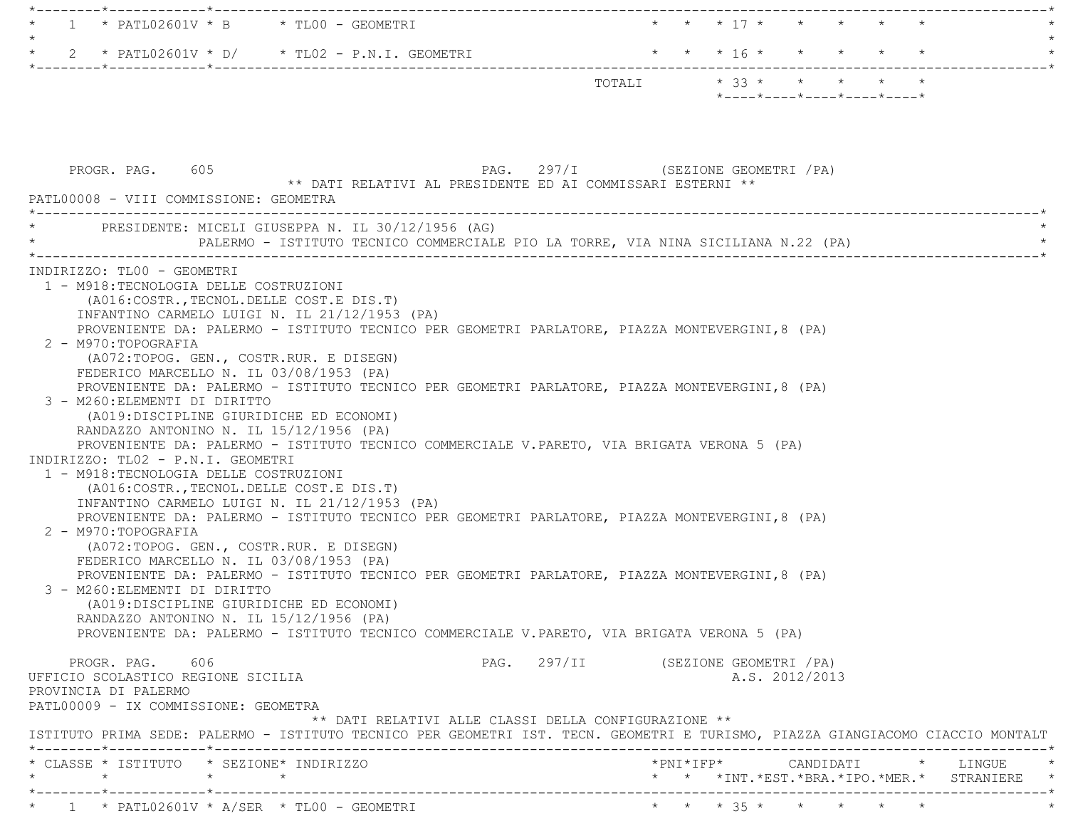| CLASSE | ISTITUTO | SEZIONE | INDIRIZZO | PNI | IFP | INT. | EST. | BRA. | IPO. | MER. | LINGUE STRANIERE |
|---|---|---|---|---|---|---|---|---|---|---|---|
| 1 | PATL02601V | B | TL00 - GEOMETRI | | | 17 | | | | | |
| 2 | PATL02601V | D/ | TL02 - P.N.I. GEOMETRI | | | 16 | | | | | |
| | | | TOTALI | | | 33 | | | | | |

PROGR. PAG. 605 PAG. 297/I (SEZIONE GEOMETRI /PA)

** DATI RELATIVI AL PRESIDENTE ED AI COMMISSARI ESTERNI **

PATL00008 - VIII COMMISSIONE: GEOMETRA

PRESIDENTE: MICELI GIUSEPPA N. IL 30/12/1956 (AG)
PALERMO - ISTITUTO TECNICO COMMERCIALE PIO LA TORRE, VIA NINA SICILIANA N.22 (PA)

INDIRIZZO: TL00 - GEOMETRI

1 - M918:TECNOLOGIA DELLE COSTRUZIONI
(A016:COSTR.,TECNOL.DELLE COST.E DIS.T)
INFANTINO CARMELO LUIGI N. IL 21/12/1953 (PA)
PROVENIENTE DA: PALERMO - ISTITUTO TECNICO PER GEOMETRI PARLATORE, PIAZZA MONTEVERGINI,8 (PA)

2 - M970:TOPOGRAFIA
(A072:TOPOG. GEN., COSTR.RUR. E DISEGN)
FEDERICO MARCELLO N. IL 03/08/1953 (PA)
PROVENIENTE DA: PALERMO - ISTITUTO TECNICO PER GEOMETRI PARLATORE, PIAZZA MONTEVERGINI,8 (PA)

3 - M260:ELEMENTI DI DIRITTO
(A019:DISCIPLINE GIURIDICHE ED ECONOMI)
RANDAZZO ANTONINO N. IL 15/12/1956 (PA)
PROVENIENTE DA: PALERMO - ISTITUTO TECNICO COMMERCIALE V.PARETO, VIA BRIGATA VERONA 5 (PA)

INDIRIZZO: TL02 - P.N.I. GEOMETRI

1 - M918:TECNOLOGIA DELLE COSTRUZIONI
(A016:COSTR.,TECNOL.DELLE COST.E DIS.T)
INFANTINO CARMELO LUIGI N. IL 21/12/1953 (PA)
PROVENIENTE DA: PALERMO - ISTITUTO TECNICO PER GEOMETRI PARLATORE, PIAZZA MONTEVERGINI,8 (PA)

2 - M970:TOPOGRAFIA
(A072:TOPOG. GEN., COSTR.RUR. E DISEGN)
FEDERICO MARCELLO N. IL 03/08/1953 (PA)
PROVENIENTE DA: PALERMO - ISTITUTO TECNICO PER GEOMETRI PARLATORE, PIAZZA MONTEVERGINI,8 (PA)

3 - M260:ELEMENTI DI DIRITTO
(A019:DISCIPLINE GIURIDICHE ED ECONOMI)
RANDAZZO ANTONINO N. IL 15/12/1956 (PA)
PROVENIENTE DA: PALERMO - ISTITUTO TECNICO COMMERCIALE V.PARETO, VIA BRIGATA VERONA 5 (PA)

PROGR. PAG. 606 PAG. 297/II (SEZIONE GEOMETRI /PA)

UFFICIO SCOLASTICO REGIONE SICILIA A.S. 2012/2013

PROVINCIA DI PALERMO

PATL00009 - IX COMMISSIONE: GEOMETRA

** DATI RELATIVI ALLE CLASSI DELLA CONFIGURAZIONE **

ISTITUTO PRIMA SEDE: PALERMO - ISTITUTO TECNICO PER GEOMETRI IST. TECN. GEOMETRI E TURISMO, PIAZZA GIANGIACOMO CIACCIO MONTALT

| CLASSE | ISTITUTO | SEZIONE | INDIRIZZO | PNI | IFP | INT. | EST. | BRA. | IPO. | MER. | LINGUE STRANIERE |
|---|---|---|---|---|---|---|---|---|---|---|---|
| 1 | PATL02601V | A/SER | TL00 - GEOMETRI | | | 35 | | | | | |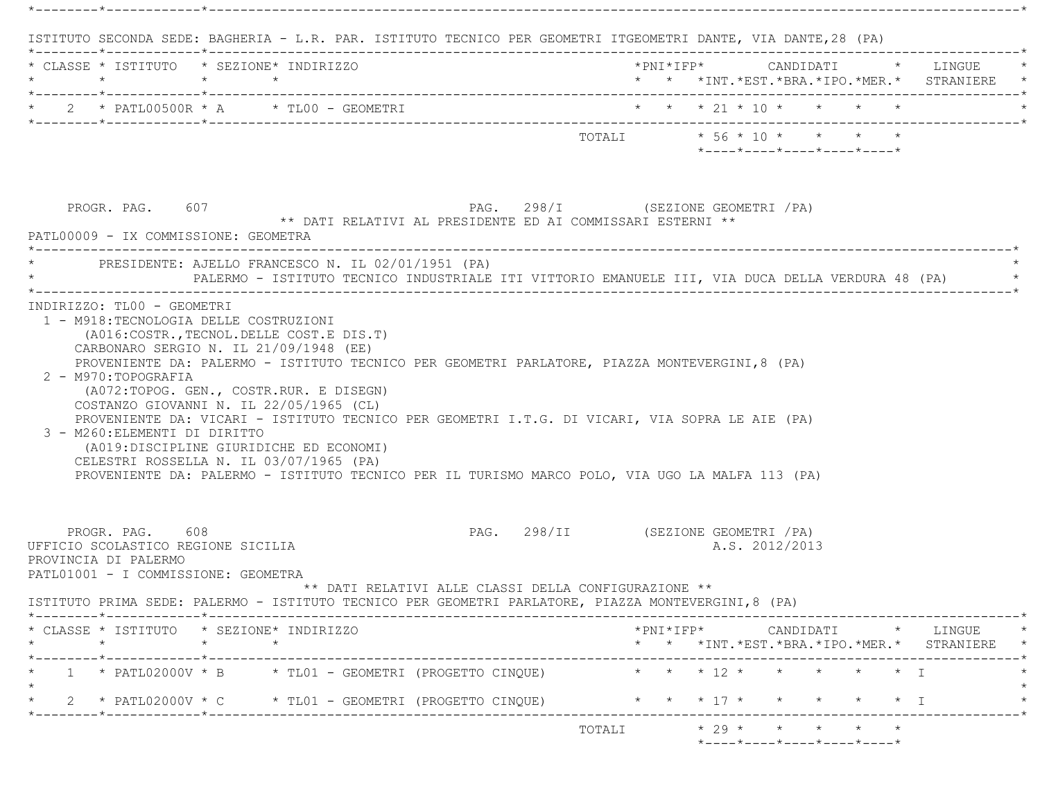ISTITUTO SECONDA SEDE: BAGHERIA - L.R. PAR. ISTITUTO TECNICO PER GEOMETRI ITGEOMETRI DANTE, VIA DANTE,28 (PA)

| CLASSE | ISTITUTO | SEZIONE | INDIRIZZO | PNI | IFP | CANDIDATI INT. | CANDIDATI EST. | CANDIDATI BRA. | CANDIDATI IPO. | CANDIDATI MER. | LINGUE STRANIERE |
|---|---|---|---|---|---|---|---|---|---|---|---|
| 2 | PATL00500R | A | TL00 - GEOMETRI | | | 21 | 10 | | | | |
| | | | TOTALI | | | 56 | 10 | | | | |

PROGR. PAG. 607 PAG. 298/I (SEZIONE GEOMETRI /PA)

** DATI RELATIVI AL PRESIDENTE ED AI COMMISSARI ESTERNI **

PATL00009 - IX COMMISSIONE: GEOMETRA

PRESIDENTE: AJELLO FRANCESCO N. IL 02/01/1951 (PA)
PALERMO - ISTITUTO TECNICO INDUSTRIALE ITI VITTORIO EMANUELE III, VIA DUCA DELLA VERDURA 48 (PA)

INDIRIZZO: TL00 - GEOMETRI

1 - M918:TECNOLOGIA DELLE COSTRUZIONI
(A016:COSTR.,TECNOL.DELLE COST.E DIS.T)
CARBONARO SERGIO N. IL 21/09/1948 (EE)
PROVENIENTE DA: PALERMO - ISTITUTO TECNICO PER GEOMETRI PARLATORE, PIAZZA MONTEVERGINI,8 (PA)

2 - M970:TOPOGRAFIA
(A072:TOPOG. GEN., COSTR.RUR. E DISEGN)
COSTANZO GIOVANNI N. IL 22/05/1965 (CL)
PROVENIENTE DA: VICARI - ISTITUTO TECNICO PER GEOMETRI I.T.G. DI VICARI, VIA SOPRA LE AIE (PA)

3 - M260:ELEMENTI DI DIRITTO
(A019:DISCIPLINE GIURIDICHE ED ECONOMI)
CELESTRI ROSSELLA N. IL 03/07/1965 (PA)
PROVENIENTE DA: PALERMO - ISTITUTO TECNICO PER IL TURISMO MARCO POLO, VIA UGO LA MALFA 113 (PA)

PROGR. PAG. 608 PAG. 298/II (SEZIONE GEOMETRI /PA)

UFFICIO SCOLASTICO REGIONE SICILIA A.S. 2012/2013

PROVINCIA DI PALERMO

PATL01001 - I COMMISSIONE: GEOMETRA

** DATI RELATIVI ALLE CLASSI DELLA CONFIGURAZIONE **

ISTITUTO PRIMA SEDE: PALERMO - ISTITUTO TECNICO PER GEOMETRI PARLATORE, PIAZZA MONTEVERGINI,8 (PA)

| CLASSE | ISTITUTO | SEZIONE | INDIRIZZO | PNI | IFP | CANDIDATI INT. | CANDIDATI EST. | CANDIDATI BRA. | CANDIDATI IPO. | CANDIDATI MER. | LINGUE STRANIERE |
|---|---|---|---|---|---|---|---|---|---|---|---|
| 1 | PATL02000V | B | TL01 - GEOMETRI (PROGETTO CINQUE) | | | 12 | | | | | I |
| 2 | PATL02000V | C | TL01 - GEOMETRI (PROGETTO CINQUE) | | | 17 | | | | | I |
| | | | TOTALI | | | 29 | | | | | |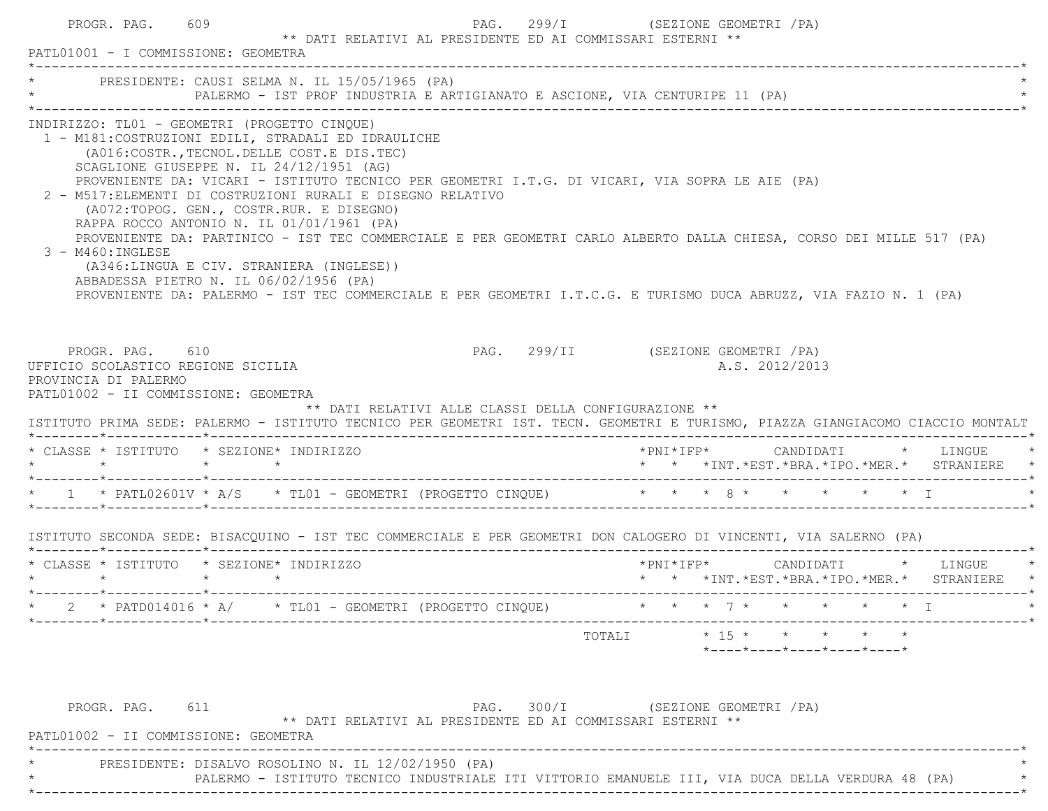PROGR. PAG. 609 PAG. 299/I (SEZIONE GEOMETRI /PA)

** DATI RELATIVI AL PRESIDENTE ED AI COMMISSARI ESTERNI **

PATL01001 - I COMMISSIONE: GEOMETRA

PRESIDENTE: CAUSI SELMA N. IL 15/05/1965 (PA)
PALERMO - IST PROF INDUSTRIA E ARTIGIANATO E ASCIONE, VIA CENTURIPE 11 (PA)

INDIRIZZO: TL01 - GEOMETRI (PROGETTO CINQUE)

1 - M181:COSTRUZIONI EDILI, STRADALI ED IDRAULICHE
(A016:COSTR.,TECNOL.DELLE COST.E DIS.TEC)
SCAGLIONE GIUSEPPE N. IL 24/12/1951 (AG)
PROVENIENTE DA: VICARI - ISTITUTO TECNICO PER GEOMETRI I.T.G. DI VICARI, VIA SOPRA LE AIE (PA)

2 - M517:ELEMENTI DI COSTRUZIONI RURALI E DISEGNO RELATIVO
(A072:TOPOG. GEN., COSTR.RUR. E DISEGNO)
RAPPA ROCCO ANTONIO N. IL 01/01/1961 (PA)
PROVENIENTE DA: PARTINICO - IST TEC COMMERCIALE E PER GEOMETRI CARLO ALBERTO DALLA CHIESA, CORSO DEI MILLE 517 (PA)

3 - M460:INGLESE
(A346:LINGUA E CIV. STRANIERA (INGLESE))
ABBADESSA PIETRO N. IL 06/02/1956 (PA)
PROVENIENTE DA: PALERMO - IST TEC COMMERCIALE E PER GEOMETRI I.T.C.G. E TURISMO DUCA ABRUZZ, VIA FAZIO N. 1 (PA)

PROGR. PAG. 610 PAG. 299/II (SEZIONE GEOMETRI /PA)

UFFICIO SCOLASTICO REGIONE SICILIA A.S. 2012/2013

PROVINCIA DI PALERMO

PATL01002 - II COMMISSIONE: GEOMETRA

** DATI RELATIVI ALLE CLASSI DELLA CONFIGURAZIONE **

ISTITUTO PRIMA SEDE: PALERMO - ISTITUTO TECNICO PER GEOMETRI IST. TECN. GEOMETRI E TURISMO, PIAZZA GIANGIACOMO CIACCIO MONTALT

| CLASSE | ISTITUTO | SEZIONE | INDIRIZZO | PNI | IFP | CANDIDATI INT. | EST. | BRA. | IPO. | MER. | LINGUE STRANIERE |
|---|---|---|---|---|---|---|---|---|---|---|---|
| 1 | PATL02601V | A/S | TL01 - GEOMETRI (PROGETTO CINQUE) | | | 8 | | | | | I |

ISTITUTO SECONDA SEDE: BISACQUINO - IST TEC COMMERCIALE E PER GEOMETRI DON CALOGERO DI VINCENTI, VIA SALERNO (PA)

| CLASSE | ISTITUTO | SEZIONE | INDIRIZZO | PNI | IFP | CANDIDATI INT. | EST. | BRA. | IPO. | MER. | LINGUE STRANIERE |
|---|---|---|---|---|---|---|---|---|---|---|---|
| 2 | PATD014016 | A/ | TL01 - GEOMETRI (PROGETTO CINQUE) | | | 7 | | | | | I |
| | | | TOTALI | | | 15 | | | | | |

PROGR. PAG. 611 PAG. 300/I (SEZIONE GEOMETRI /PA)

** DATI RELATIVI AL PRESIDENTE ED AI COMMISSARI ESTERNI **

PATL01002 - II COMMISSIONE: GEOMETRA

PRESIDENTE: DISALVO ROSOLINO N. IL 12/02/1950 (PA)
PALERMO - ISTITUTO TECNICO INDUSTRIALE ITI VITTORIO EMANUELE III, VIA DUCA DELLA VERDURA 48 (PA)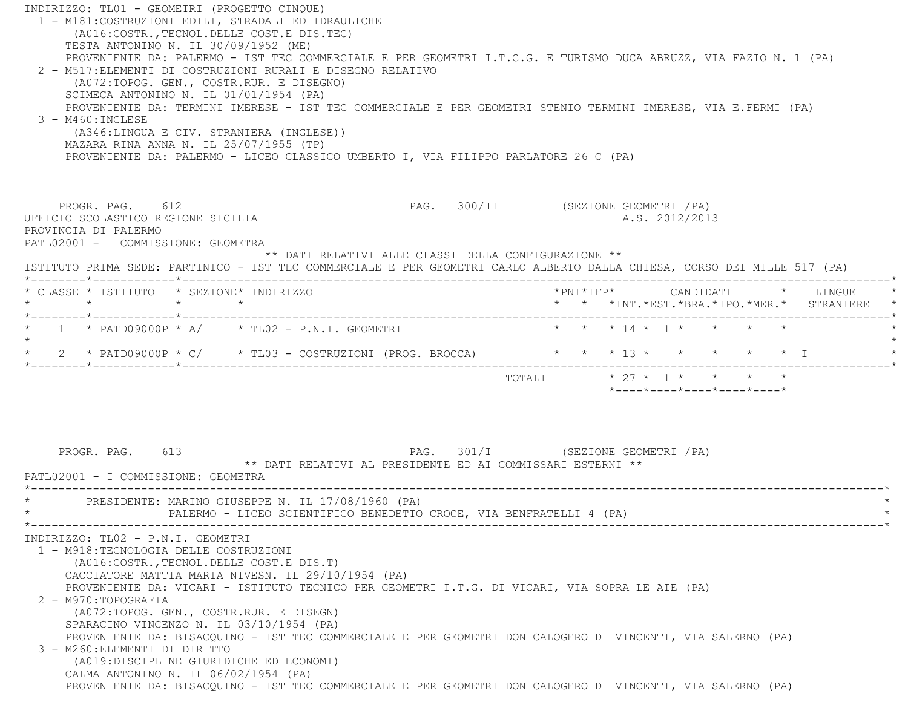INDIRIZZO: TL01 - GEOMETRI (PROGETTO CINQUE)

1 - M181:COSTRUZIONI EDILI, STRADALI ED IDRAULICHE
   (A016:COSTR.,TECNOL.DELLE COST.E DIS.TEC)
   TESTA ANTONINO N. IL 30/09/1952 (ME)
   PROVENIENTE DA: PALERMO - IST TEC COMMERCIALE E PER GEOMETRI I.T.C.G. E TURISMO DUCA ABRUZZ, VIA FAZIO N. 1 (PA)
2 - M517:ELEMENTI DI COSTRUZIONI RURALI E DISEGNO RELATIVO
   (A072:TOPOG. GEN., COSTR.RUR. E DISEGNO)
   SCIMECA ANTONINO N. IL 01/01/1954 (PA)
   PROVENIENTE DA: TERMINI IMERESE - IST TEC COMMERCIALE E PER GEOMETRI STENIO TERMINI IMERESE, VIA E.FERMI (PA)
3 - M460:INGLESE
   (A346:LINGUA E CIV. STRANIERA (INGLESE))
   MAZARA RINA ANNA N. IL 25/07/1955 (TP)
   PROVENIENTE DA: PALERMO - LICEO CLASSICO UMBERTO I, VIA FILIPPO PARLATORE 26 C (PA)

PROGR. PAG. 612 PAG. 300/II (SEZIONE GEOMETRI /PA)
UFFICIO SCOLASTICO REGIONE SICILIA A.S. 2012/2013
PROVINCIA DI PALERMO
PATL02001 - I COMMISSIONE: GEOMETRA

** DATI RELATIVI ALLE CLASSI DELLA CONFIGURAZIONE **

ISTITUTO PRIMA SEDE: PARTINICO - IST TEC COMMERCIALE E PER GEOMETRI CARLO ALBERTO DALLA CHIESA, CORSO DEI MILLE 517 (PA)

| CLASSE | ISTITUTO | SEZIONE | INDIRIZZO | PNI | IFP | CANDIDATI INT. | EST. | BRA. | IPO. | MER. | LINGUE STRANIERE |
|---|---|---|---|---|---|---|---|---|---|---|---|
| 1 | PATD09000P | A/ | TL02 - P.N.I. GEOMETRI | | | 14 | 1 | | | | |
| 2 | PATD09000P | C/ | TL03 - COSTRUZIONI (PROG. BROCCA) | | | 13 | | | | | I |
| | | | TOTALI | | | 27 | 1 | | | | |

PROGR. PAG. 613 PAG. 301/I (SEZIONE GEOMETRI /PA)

** DATI RELATIVI AL PRESIDENTE ED AI COMMISSARI ESTERNI **

PATL02001 - I COMMISSIONE: GEOMETRA

PRESIDENTE: MARINO GIUSEPPE N. IL 17/08/1960 (PA)
PALERMO - LICEO SCIENTIFICO BENEDETTO CROCE, VIA BENFRATELLI 4 (PA)

INDIRIZZO: TL02 - P.N.I. GEOMETRI

1 - M918:TECNOLOGIA DELLE COSTRUZIONI
   (A016:COSTR.,TECNOL.DELLE COST.E DIS.T)
   CACCIATORE MATTIA MARIA NIVESN. IL 29/10/1954 (PA)
   PROVENIENTE DA: VICARI - ISTITUTO TECNICO PER GEOMETRI I.T.G. DI VICARI, VIA SOPRA LE AIE (PA)
2 - M970:TOPOGRAFIA
   (A072:TOPOG. GEN., COSTR.RUR. E DISEGN)
   SPARACINO VINCENZO N. IL 03/10/1954 (PA)
   PROVENIENTE DA: BISACQUINO - IST TEC COMMERCIALE E PER GEOMETRI DON CALOGERO DI VINCENTI, VIA SALERNO (PA)
3 - M260:ELEMENTI DI DIRITTO
   (A019:DISCIPLINE GIURIDICHE ED ECONOMI)
   CALMA ANTONINO N. IL 06/02/1954 (PA)
   PROVENIENTE DA: BISACQUINO - IST TEC COMMERCIALE E PER GEOMETRI DON CALOGERO DI VINCENTI, VIA SALERNO (PA)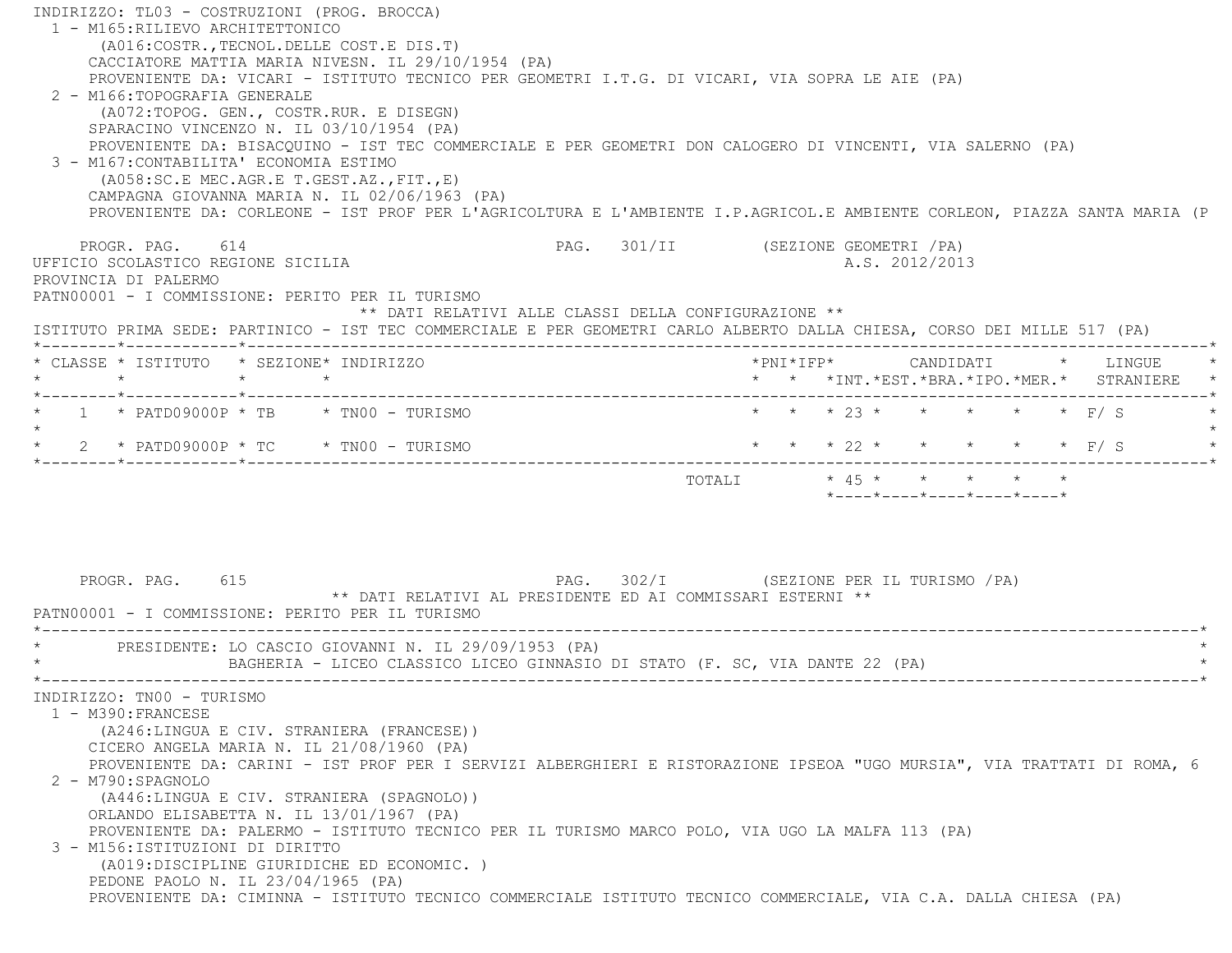INDIRIZZO: TL03 - COSTRUZIONI (PROG. BROCCA)

1 - M165:RILIEVO ARCHITETTONICO
   (A016:COSTR.,TECNOL.DELLE COST.E DIS.T)
   CACCIATORE MATTIA MARIA NIVESN. IL 29/10/1954 (PA)
   PROVENIENTE DA: VICARI - ISTITUTO TECNICO PER GEOMETRI I.T.G. DI VICARI, VIA SOPRA LE AIE (PA)

2 - M166:TOPOGRAFIA GENERALE
   (A072:TOPOG. GEN., COSTR.RUR. E DISEGN)
   SPARACINO VINCENZO N. IL 03/10/1954 (PA)
   PROVENIENTE DA: BISACQUINO - IST TEC COMMERCIALE E PER GEOMETRI DON CALOGERO DI VINCENTI, VIA SALERNO (PA)

3 - M167:CONTABILITA' ECONOMIA ESTIMO
   (A058:SC.E MEC.AGR.E T.GEST.AZ.,FIT.,E)
   CAMPAGNA GIOVANNA MARIA N. IL 02/06/1963 (PA)
   PROVENIENTE DA: CORLEONE - IST PROF PER L'AGRICOLTURA E L'AMBIENTE I.P.AGRICOL.E AMBIENTE CORLEON, PIAZZA SANTA MARIA (P

PROGR. PAG. 614 PAG. 301/II (SEZIONE GEOMETRI /PA)

UFFICIO SCOLASTICO REGIONE SICILIA A.S. 2012/2013

PROVINCIA DI PALERMO

PATN00001 - I COMMISSIONE: PERITO PER IL TURISMO

** DATI RELATIVI ALLE CLASSI DELLA CONFIGURAZIONE **

ISTITUTO PRIMA SEDE: PARTINICO - IST TEC COMMERCIALE E PER GEOMETRI CARLO ALBERTO DALLA CHIESA, CORSO DEI MILLE 517 (PA)

| CLASSE | ISTITUTO | SEZIONE | INDIRIZZO | PNI | IFP | CANDIDATI INT. | EST. | BRA. | IPO. | MER. | LINGUE STRANIERE |
|---|---|---|---|---|---|---|---|---|---|---|---|
| 1 | PATD09000P | TB | TN00 - TURISMO | | | 23 | | | | | F/ S |
| 2 | PATD09000P | TC | TN00 - TURISMO | | | 22 | | | | | F/ S |
| | | | TOTALI | | | 45 | | | | | |

PROGR. PAG. 615 PAG. 302/I (SEZIONE PER IL TURISMO /PA)

** DATI RELATIVI AL PRESIDENTE ED AI COMMISSARI ESTERNI **

PATN00001 - I COMMISSIONE: PERITO PER IL TURISMO

PRESIDENTE: LO CASCIO GIOVANNI N. IL 29/09/1953 (PA)
BAGHERIA - LICEO CLASSICO LICEO GINNASIO DI STATO (F. SC, VIA DANTE 22 (PA)

INDIRIZZO: TN00 - TURISMO

1 - M390:FRANCESE
   (A246:LINGUA E CIV. STRANIERA (FRANCESE))
   CICERO ANGELA MARIA N. IL 21/08/1960 (PA)
   PROVENIENTE DA: CARINI - IST PROF PER I SERVIZI ALBERGHIERI E RISTORAZIONE IPSEOA "UGO MURSIA", VIA TRATTATI DI ROMA, 6

2 - M790:SPAGNOLO
   (A446:LINGUA E CIV. STRANIERA (SPAGNOLO))
   ORLANDO ELISABETTA N. IL 13/01/1967 (PA)
   PROVENIENTE DA: PALERMO - ISTITUTO TECNICO PER IL TURISMO MARCO POLO, VIA UGO LA MALFA 113 (PA)

3 - M156:ISTITUZIONI DI DIRITTO
   (A019:DISCIPLINE GIURIDICHE ED ECONOMIC. )
   PEDONE PAOLO N. IL 23/04/1965 (PA)
   PROVENIENTE DA: CIMINNA - ISTITUTO TECNICO COMMERCIALE ISTITUTO TECNICO COMMERCIALE, VIA C.A. DALLA CHIESA (PA)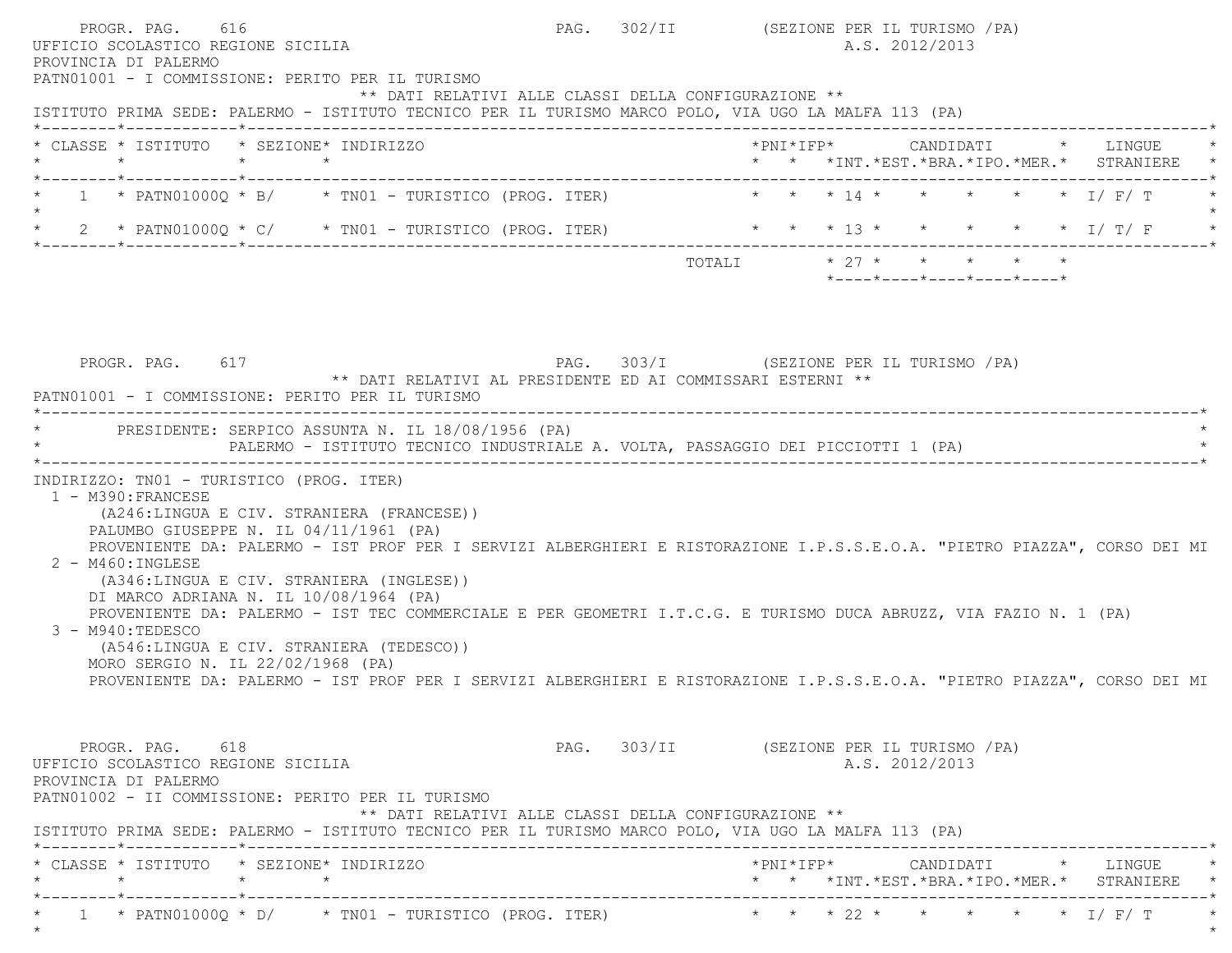PROGR. PAG. 616 PAG. 302/II (SEZIONE PER IL TURISMO /PA)

UFFICIO SCOLASTICO REGIONE SICILIA A.S. 2012/2013

PROVINCIA DI PALERMO

PATN01001 - I COMMISSIONE: PERITO PER IL TURISMO

** DATI RELATIVI ALLE CLASSI DELLA CONFIGURAZIONE **

ISTITUTO PRIMA SEDE: PALERMO - ISTITUTO TECNICO PER IL TURISMO MARCO POLO, VIA UGO LA MALFA 113 (PA)

| CLASSE | ISTITUTO | SEZIONE | INDIRIZZO | PNI | IFP | CANDIDATI INT. | CANDIDATI EST. | CANDIDATI BRA. | CANDIDATI IPO. | CANDIDATI MER. | LINGUE STRANIERE |
|---|---|---|---|---|---|---|---|---|---|---|---|
| 1 | PATN01000Q | B/ | TN01 - TURISTICO (PROG. ITER) | | | 14 | | | | | I/ F/ T |
| 2 | PATN01000Q | C/ | TN01 - TURISTICO (PROG. ITER) | | | 13 | | | | | I/ T/ F |
| | | | TOTALI | | | 27 | | | | | |

PROGR. PAG. 617 PAG. 303/I (SEZIONE PER IL TURISMO /PA)

** DATI RELATIVI AL PRESIDENTE ED AI COMMISSARI ESTERNI **

PATN01001 - I COMMISSIONE: PERITO PER IL TURISMO

PRESIDENTE: SERPICO ASSUNTA N. IL 18/08/1956 (PA)
PALERMO - ISTITUTO TECNICO INDUSTRIALE A. VOLTA, PASSAGGIO DEI PICCIOTTI 1 (PA)

INDIRIZZO: TN01 - TURISTICO (PROG. ITER)

1 - M390:FRANCESE
(A246:LINGUA E CIV. STRANIERA (FRANCESE))
PALUMBO GIUSEPPE N. IL 04/11/1961 (PA)
PROVENIENTE DA: PALERMO - IST PROF PER I SERVIZI ALBERGHIERI E RISTORAZIONE I.P.S.S.E.O.A. "PIETRO PIAZZA", CORSO DEI MI

2 - M460:INGLESE
(A346:LINGUA E CIV. STRANIERA (INGLESE))
DI MARCO ADRIANA N. IL 10/08/1964 (PA)
PROVENIENTE DA: PALERMO - IST TEC COMMERCIALE E PER GEOMETRI I.T.C.G. E TURISMO DUCA ABRUZZ, VIA FAZIO N. 1 (PA)

3 - M940:TEDESCO
(A546:LINGUA E CIV. STRANIERA (TEDESCO))
MORO SERGIO N. IL 22/02/1968 (PA)
PROVENIENTE DA: PALERMO - IST PROF PER I SERVIZI ALBERGHIERI E RISTORAZIONE I.P.S.S.E.O.A. "PIETRO PIAZZA", CORSO DEI MI

PROGR. PAG. 618 PAG. 303/II (SEZIONE PER IL TURISMO /PA)

UFFICIO SCOLASTICO REGIONE SICILIA A.S. 2012/2013

PROVINCIA DI PALERMO

PATN01002 - II COMMISSIONE: PERITO PER IL TURISMO

** DATI RELATIVI ALLE CLASSI DELLA CONFIGURAZIONE **

ISTITUTO PRIMA SEDE: PALERMO - ISTITUTO TECNICO PER IL TURISMO MARCO POLO, VIA UGO LA MALFA 113 (PA)

| CLASSE | ISTITUTO | SEZIONE | INDIRIZZO | PNI | IFP | CANDIDATI INT. | CANDIDATI EST. | CANDIDATI BRA. | CANDIDATI IPO. | CANDIDATI MER. | LINGUE STRANIERE |
|---|---|---|---|---|---|---|---|---|---|---|---|
| 1 | PATN01000Q | D/ | TN01 - TURISTICO (PROG. ITER) | | | 22 | | | | | I/ F/ T |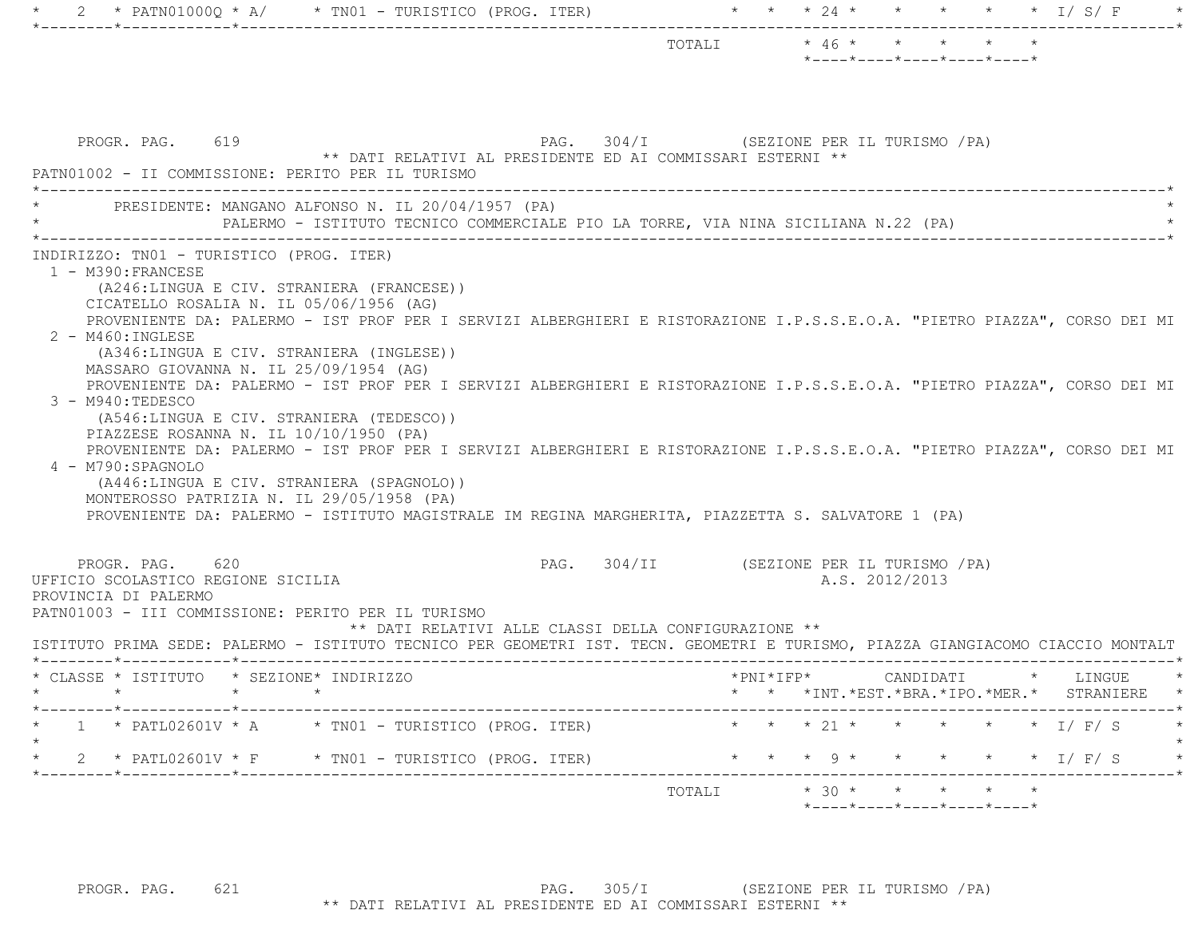| CLASSE | ISTITUTO | SEZIONE | INDIRIZZO | PNI | IFP | INT. | EST. | BRA. | IPO. | MER. | LINGUE STRANIERE |
|---|---|---|---|---|---|---|---|---|---|---|---|
| 2 | PATN01000Q | A/ | TN01 - TURISTICO (PROG. ITER) | | | 24 | | | | | I/ S/ F |
| | | | TOTALI | | | 46 | | | | | |

PROGR. PAG. 619 PAG. 304/I (SEZIONE PER IL TURISMO /PA)

** DATI RELATIVI AL PRESIDENTE ED AI COMMISSARI ESTERNI **

PATN01002 - II COMMISSIONE: PERITO PER IL TURISMO

PRESIDENTE: MANGANO ALFONSO N. IL 20/04/1957 (PA)
PALERMO - ISTITUTO TECNICO COMMERCIALE PIO LA TORRE, VIA NINA SICILIANA N.22 (PA)

INDIRIZZO: TN01 - TURISTICO (PROG. ITER)

1 - M390:FRANCESE
(A246:LINGUA E CIV. STRANIERA (FRANCESE))
CICATELLO ROSALIA N. IL 05/06/1956 (AG)
PROVENIENTE DA: PALERMO - IST PROF PER I SERVIZI ALBERGHIERI E RISTORAZIONE I.P.S.S.E.O.A. "PIETRO PIAZZA", CORSO DEI MI

2 - M460:INGLESE
(A346:LINGUA E CIV. STRANIERA (INGLESE))
MASSARO GIOVANNA N. IL 25/09/1954 (AG)
PROVENIENTE DA: PALERMO - IST PROF PER I SERVIZI ALBERGHIERI E RISTORAZIONE I.P.S.S.E.O.A. "PIETRO PIAZZA", CORSO DEI MI

3 - M940:TEDESCO
(A546:LINGUA E CIV. STRANIERA (TEDESCO))
PIAZZESE ROSANNA N. IL 10/10/1950 (PA)
PROVENIENTE DA: PALERMO - IST PROF PER I SERVIZI ALBERGHIERI E RISTORAZIONE I.P.S.S.E.O.A. "PIETRO PIAZZA", CORSO DEI MI

4 - M790:SPAGNOLO
(A446:LINGUA E CIV. STRANIERA (SPAGNOLO))
MONTEROSSO PATRIZIA N. IL 29/05/1958 (PA)
PROVENIENTE DA: PALERMO - ISTITUTO MAGISTRALE IM REGINA MARGHERITA, PIAZZETTA S. SALVATORE 1 (PA)

PROGR. PAG. 620 PAG. 304/II (SEZIONE PER IL TURISMO /PA)

UFFICIO SCOLASTICO REGIONE SICILIA A.S. 2012/2013

PROVINCIA DI PALERMO

PATN01003 - III COMMISSIONE: PERITO PER IL TURISMO

** DATI RELATIVI ALLE CLASSI DELLA CONFIGURAZIONE **

ISTITUTO PRIMA SEDE: PALERMO - ISTITUTO TECNICO PER GEOMETRI IST. TECN. GEOMETRI E TURISMO, PIAZZA GIANGIACOMO CIACCIO MONTALT

| CLASSE | ISTITUTO | SEZIONE | INDIRIZZO | PNI | IFP | INT. | EST. | BRA. | IPO. | MER. | LINGUE STRANIERE |
|---|---|---|---|---|---|---|---|---|---|---|---|
| 1 | PATL02601V | A | TN01 - TURISTICO (PROG. ITER) | | | 21 | | | | | I/ F/ S |
| 2 | PATL02601V | F | TN01 - TURISTICO (PROG. ITER) | | | 9 | | | | | I/ F/ S |
| | | | TOTALI | | | 30 | | | | | |

PROGR. PAG. 621 PAG. 305/I (SEZIONE PER IL TURISMO /PA)

** DATI RELATIVI AL PRESIDENTE ED AI COMMISSARI ESTERNI **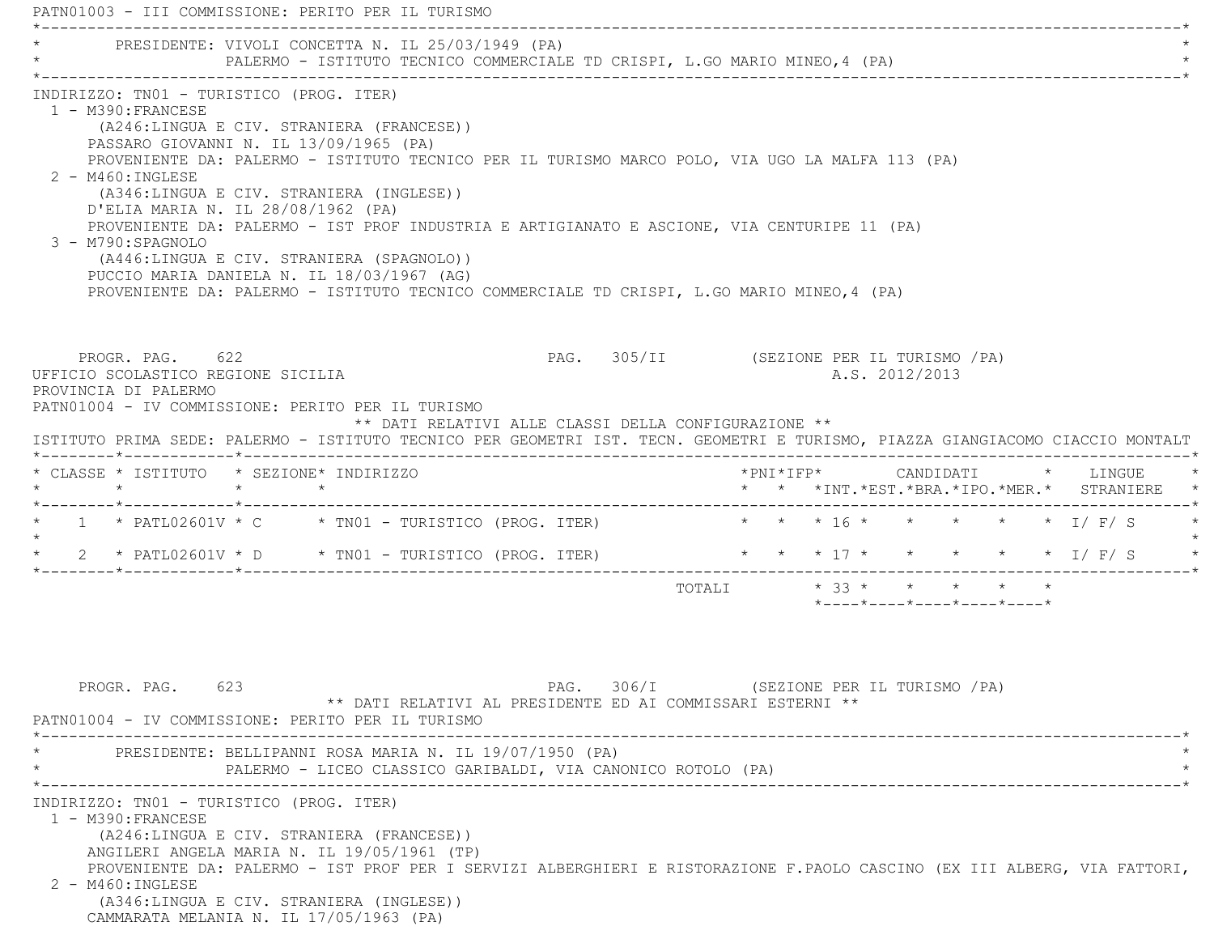PATN01003 - III COMMISSIONE: PERITO PER IL TURISMO

PRESIDENTE: VIVOLI CONCETTA N. IL 25/03/1949 (PA)
PALERMO - ISTITUTO TECNICO COMMERCIALE TD CRISPI, L.GO MARIO MINEO,4 (PA)

INDIRIZZO: TN01 - TURISTICO (PROG. ITER)

1 - M390:FRANCESE
(A246:LINGUA E CIV. STRANIERA (FRANCESE))
PASSARO GIOVANNI N. IL 13/09/1965 (PA)
PROVENIENTE DA: PALERMO - ISTITUTO TECNICO PER IL TURISMO MARCO POLO, VIA UGO LA MALFA 113 (PA)

2 - M460:INGLESE
(A346:LINGUA E CIV. STRANIERA (INGLESE))
D'ELIA MARIA N. IL 28/08/1962 (PA)
PROVENIENTE DA: PALERMO - IST PROF INDUSTRIA E ARTIGIANATO E ASCIONE, VIA CENTURIPE 11 (PA)

3 - M790:SPAGNOLO
(A446:LINGUA E CIV. STRANIERA (SPAGNOLO))
PUCCIO MARIA DANIELA N. IL 18/03/1967 (AG)
PROVENIENTE DA: PALERMO - ISTITUTO TECNICO COMMERCIALE TD CRISPI, L.GO MARIO MINEO,4 (PA)

PROGR. PAG. 622 PAG. 305/II (SEZIONE PER IL TURISMO /PA)
UFFICIO SCOLASTICO REGIONE SICILIA A.S. 2012/2013
PROVINCIA DI PALERMO

PATN01004 - IV COMMISSIONE: PERITO PER IL TURISMO

** DATI RELATIVI ALLE CLASSI DELLA CONFIGURAZIONE **

ISTITUTO PRIMA SEDE: PALERMO - ISTITUTO TECNICO PER GEOMETRI IST. TECN. GEOMETRI E TURISMO, PIAZZA GIANGIACOMO CIACCIO MONTALT

| CLASSE | ISTITUTO | SEZIONE | INDIRIZZO | PNI | IFP | CANDIDATI INT. | EST. | BRA. | IPO. | MER. | LINGUE STRANIERE |
|---|---|---|---|---|---|---|---|---|---|---|---|
| 1 | PATL02601V | C | TN01 - TURISTICO (PROG. ITER) | | | 16 | | | | | I/ F/ S |
| 2 | PATL02601V | D | TN01 - TURISTICO (PROG. ITER) | | | 17 | | | | | I/ F/ S |
| | | | TOTALI | | | 33 | | | | | |

PROGR. PAG. 623 PAG. 306/I (SEZIONE PER IL TURISMO /PA)

** DATI RELATIVI AL PRESIDENTE ED AI COMMISSARI ESTERNI **

PATN01004 - IV COMMISSIONE: PERITO PER IL TURISMO

PRESIDENTE: BELLIPANNI ROSA MARIA N. IL 19/07/1950 (PA)
PALERMO - LICEO CLASSICO GARIBALDI, VIA CANONICO ROTOLO (PA)

INDIRIZZO: TN01 - TURISTICO (PROG. ITER)

1 - M390:FRANCESE
(A246:LINGUA E CIV. STRANIERA (FRANCESE))
ANGILERI ANGELA MARIA N. IL 19/05/1961 (TP)
PROVENIENTE DA: PALERMO - IST PROF PER I SERVIZI ALBERGHIERI E RISTORAZIONE F.PAOLO CASCINO (EX III ALBERG, VIA FATTORI,

2 - M460:INGLESE
(A346:LINGUA E CIV. STRANIERA (INGLESE))
CAMMARATA MELANIA N. IL 17/05/1963 (PA)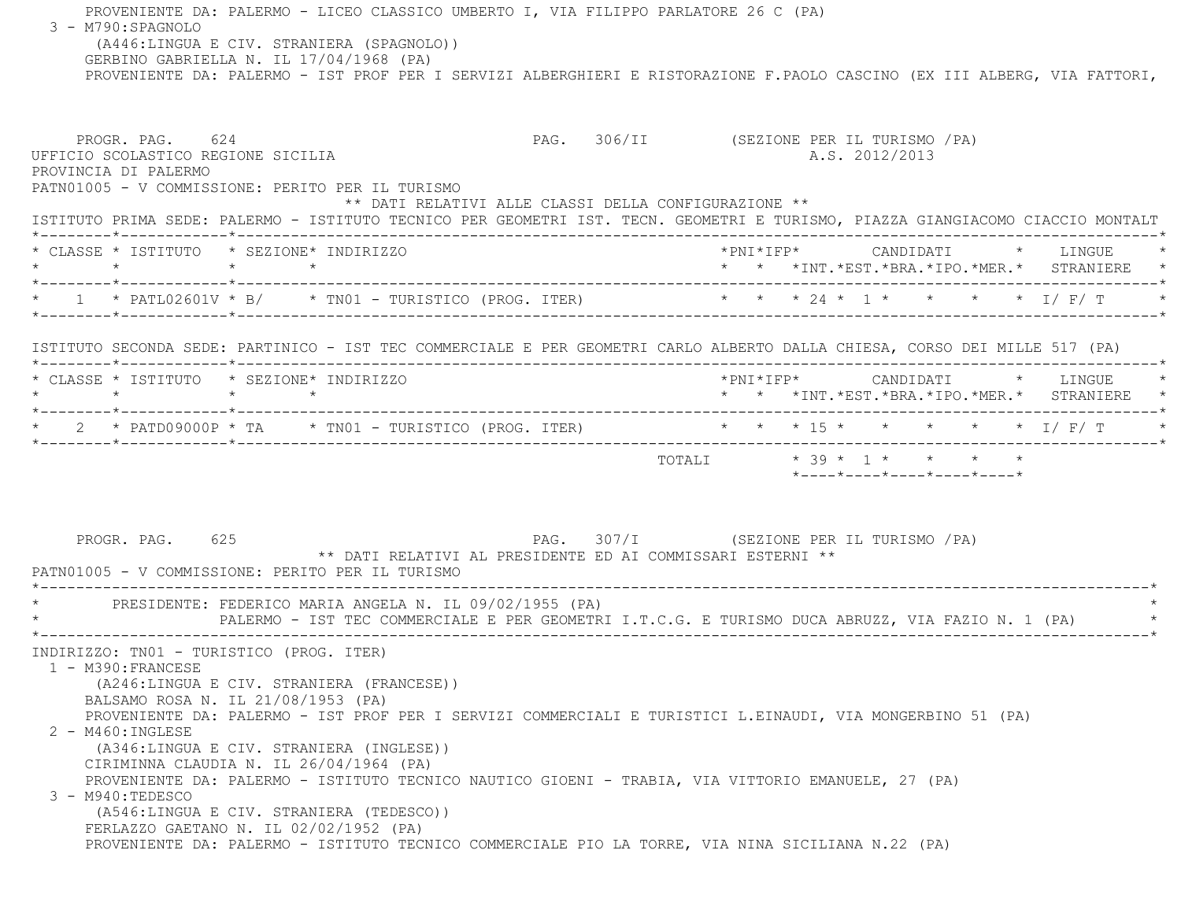PROVENIENTE DA: PALERMO - LICEO CLASSICO UMBERTO I, VIA FILIPPO PARLATORE 26 C (PA)

3 - M790:SPAGNOLO
(A446:LINGUA E CIV. STRANIERA (SPAGNOLO))
GERBINO GABRIELLA N. IL 17/04/1968 (PA)
PROVENIENTE DA: PALERMO - IST PROF PER I SERVIZI ALBERGHIERI E RISTORAZIONE F.PAOLO CASCINO (EX III ALBERG, VIA FATTORI,

PROGR. PAG. 624 PAG. 306/II (SEZIONE PER IL TURISMO /PA)

UFFICIO SCOLASTICO REGIONE SICILIA A.S. 2012/2013

PROVINCIA DI PALERMO

PATN01005 - V COMMISSIONE: PERITO PER IL TURISMO

** DATI RELATIVI ALLE CLASSI DELLA CONFIGURAZIONE **

ISTITUTO PRIMA SEDE: PALERMO - ISTITUTO TECNICO PER GEOMETRI IST. TECN. GEOMETRI E TURISMO, PIAZZA GIANGIACOMO CIACCIO MONTALT

| CLASSE | ISTITUTO | SEZIONE | INDIRIZZO | PNI | IFP | CANDIDATI INT. | EST. | BRA. | IPO. | MER. | LINGUE STRANIERE |
|---|---|---|---|---|---|---|---|---|---|---|---|
| 1 | PATL02601V | B/ | TN01 - TURISTICO (PROG. ITER) | | | 24 | 1 | | | | I/ F/ T |

ISTITUTO SECONDA SEDE: PARTINICO - IST TEC COMMERCIALE E PER GEOMETRI CARLO ALBERTO DALLA CHIESA, CORSO DEI MILLE 517 (PA)

| CLASSE | ISTITUTO | SEZIONE | INDIRIZZO | PNI | IFP | CANDIDATI INT. | EST. | BRA. | IPO. | MER. | LINGUE STRANIERE |
|---|---|---|---|---|---|---|---|---|---|---|---|
| 2 | PATD09000P | TA | TN01 - TURISTICO (PROG. ITER) | | | 15 | | | | | I/ F/ T |
| | | | TOTALI | | | 39 | 1 | | | | |

PROGR. PAG. 625 PAG. 307/I (SEZIONE PER IL TURISMO /PA)

** DATI RELATIVI AL PRESIDENTE ED AI COMMISSARI ESTERNI **

PATN01005 - V COMMISSIONE: PERITO PER IL TURISMO

PRESIDENTE: FEDERICO MARIA ANGELA N. IL 09/02/1955 (PA)
PALERMO - IST TEC COMMERCIALE E PER GEOMETRI I.T.C.G. E TURISMO DUCA ABRUZZ, VIA FAZIO N. 1 (PA)

INDIRIZZO: TN01 - TURISTICO (PROG. ITER)

1 - M390:FRANCESE
(A246:LINGUA E CIV. STRANIERA (FRANCESE))
BALSAMO ROSA N. IL 21/08/1953 (PA)
PROVENIENTE DA: PALERMO - IST PROF PER I SERVIZI COMMERCIALI E TURISTICI L.EINAUDI, VIA MONGERBINO 51 (PA)

2 - M460:INGLESE
(A346:LINGUA E CIV. STRANIERA (INGLESE))
CIRIMINNA CLAUDIA N. IL 26/04/1964 (PA)
PROVENIENTE DA: PALERMO - ISTITUTO TECNICO NAUTICO GIOENI - TRABIA, VIA VITTORIO EMANUELE, 27 (PA)

3 - M940:TEDESCO
(A546:LINGUA E CIV. STRANIERA (TEDESCO))
FERLAZZO GAETANO N. IL 02/02/1952 (PA)
PROVENIENTE DA: PALERMO - ISTITUTO TECNICO COMMERCIALE PIO LA TORRE, VIA NINA SICILIANA N.22 (PA)